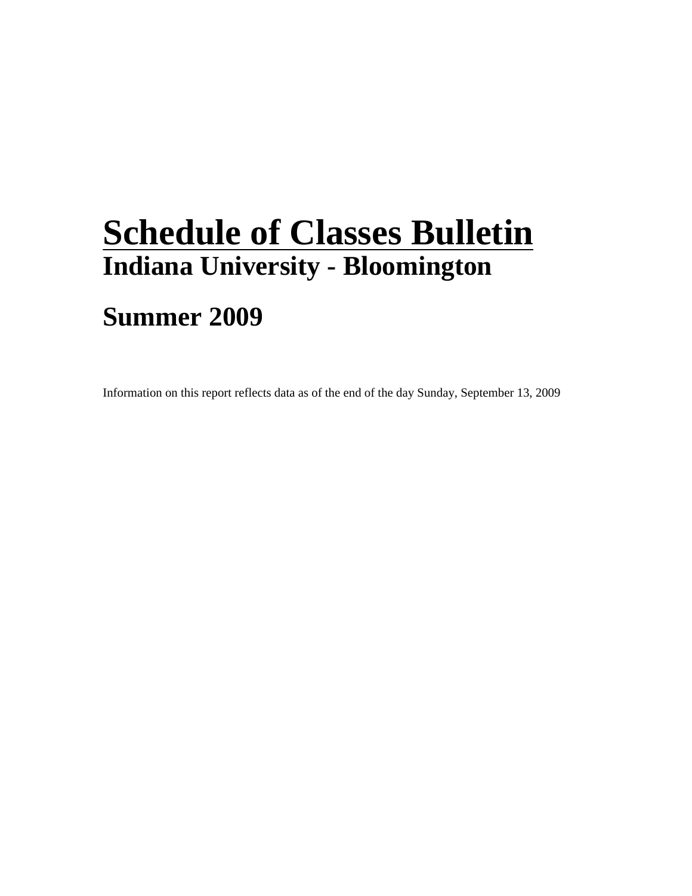# Schedule of Classes Bulletin

## Indiana University - Bloomington

## Summer 2009

Information on this report reflects data as of the end of the day Sunday, September 13, 2009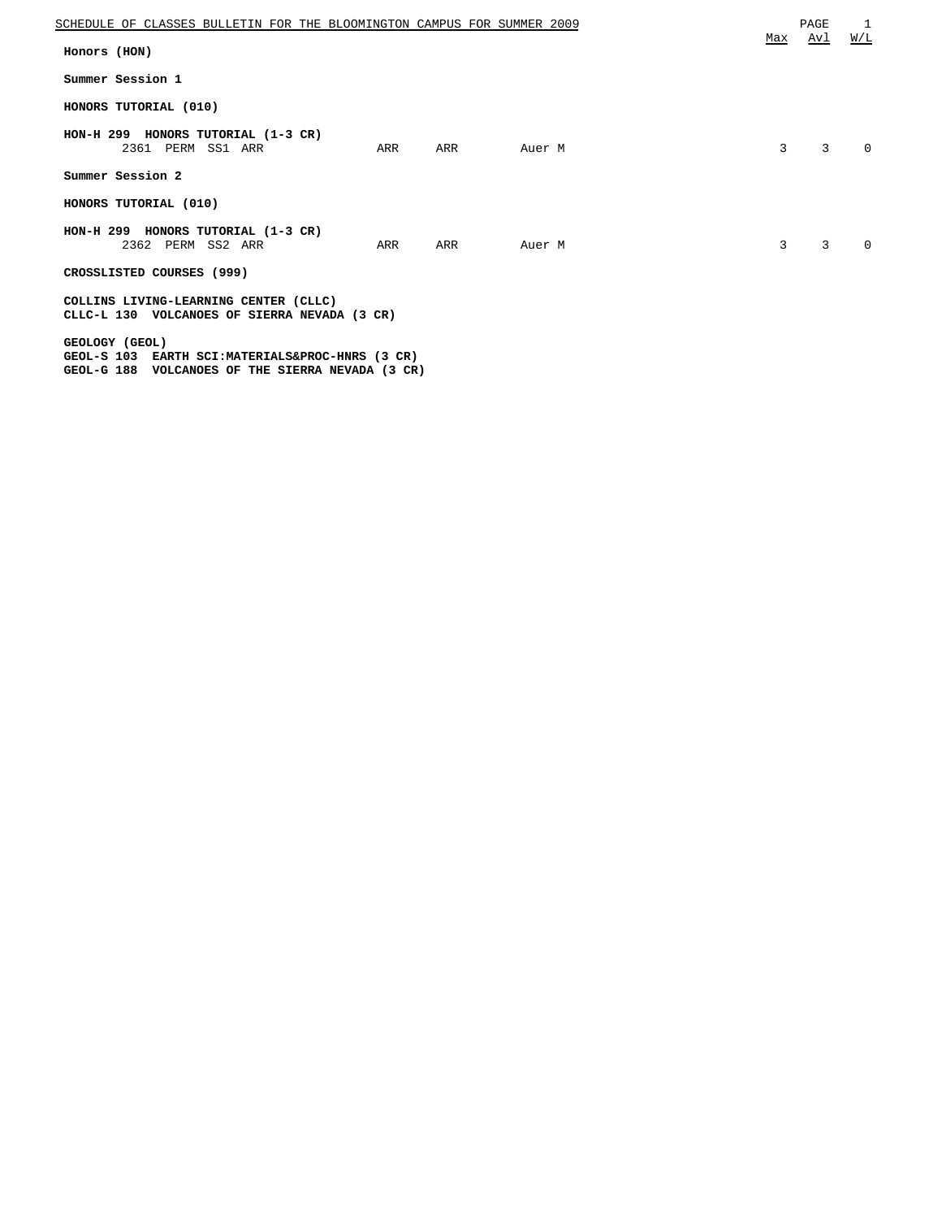## Honors (HON)

### Summer Session 1

**HONORS TUTORIAL (010)**

**HON-H 299 HONORS TUTORIAL (1-3 CR)**

| Class | | Session | Days | Time | Room | Instructor | Max | Avl | W/L |
|---|---|---|---|---|---|---|---|---|---|
| 2361 | PERM | SS1 | ARR | ARR | ARR | Auer M | 3 | 3 | 0 |

### Summer Session 2

**HONORS TUTORIAL (010)**

**HON-H 299 HONORS TUTORIAL (1-3 CR)**

| Class | | Session | Days | Time | Room | Instructor | Max | Avl | W/L |
|---|---|---|---|---|---|---|---|---|---|
| 2362 | PERM | SS2 | ARR | ARR | ARR | Auer M | 3 | 3 | 0 |

**CROSSLISTED COURSES (999)**

**COLLINS LIVING-LEARNING CENTER (CLLC)**
**CLLC-L 130 VOLCANOES OF SIERRA NEVADA (3 CR)**

**GEOLOGY (GEOL)**
**GEOL-S 103 EARTH SCI:MATERIALS&PROC-HNRS (3 CR)**
**GEOL-G 188 VOLCANOES OF THE SIERRA NEVADA (3 CR)**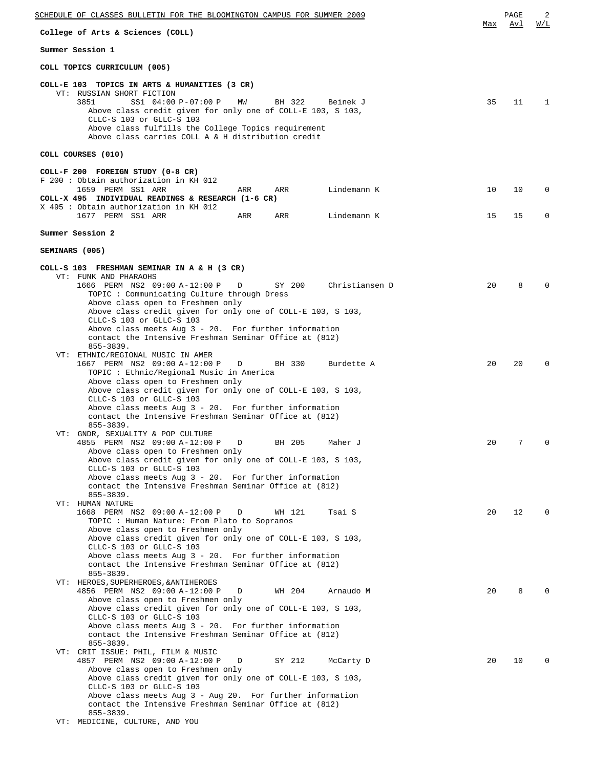## College of Arts & Sciences (COLL)

### Summer Session 1

#### COLL TOPICS CURRICULUM (005)

**COLL-E 103 TOPICS IN ARTS & HUMANITIES (3 CR)**

VT: RUSSIAN SHORT FICTION

| Class | Session | Time | Days | Room | Instructor | Max | Avl | W/L |
|---|---|---|---|---|---|---|---|---|
| 3851 | SS1 | 04:00 P-07:00 P | MW | BH 322 | Beinek J | 35 | 11 | 1 |

Above class credit given for only one of COLL-E 103, S 103, CLLC-S 103 or GLLC-S 103
Above class fulfills the College Topics requirement
Above class carries COLL A & H distribution credit

#### COLL COURSES (010)

**COLL-F 200 FOREIGN STUDY (0-8 CR)**

F 200 : Obtain authorization in KH 012

| Class | Session | Time | Days | Room | Instructor | Max | Avl | W/L |
|---|---|---|---|---|---|---|---|---|
| 1659 PERM | SS1 | ARR | ARR | ARR | Lindemann K | 10 | 10 | 0 |

**COLL-X 495 INDIVIDUAL READINGS & RESEARCH (1-6 CR)**

X 495 : Obtain authorization in KH 012

| Class | Session | Time | Days | Room | Instructor | Max | Avl | W/L |
|---|---|---|---|---|---|---|---|---|
| 1677 PERM | SS1 | ARR | ARR | ARR | Lindemann K | 15 | 15 | 0 |

### Summer Session 2

#### SEMINARS (005)

**COLL-S 103 FRESHMAN SEMINAR IN A & H (3 CR)**

VT: FUNK AND PHARAOHS

| Class | Session | Time | Days | Room | Instructor | Max | Avl | W/L |
|---|---|---|---|---|---|---|---|---|
| 1666 PERM | NS2 | 09:00 A-12:00 P | D | SY 200 | Christiansen D | 20 | 8 | 0 |

TOPIC : Communicating Culture through Dress
Above class open to Freshmen only
Above class credit given for only one of COLL-E 103, S 103, CLLC-S 103 or GLLC-S 103
Above class meets Aug 3 - 20. For further information contact the Intensive Freshman Seminar Office at (812) 855-3839.

VT: ETHNIC/REGIONAL MUSIC IN AMER

| Class | Session | Time | Days | Room | Instructor | Max | Avl | W/L |
|---|---|---|---|---|---|---|---|---|
| 1667 PERM | NS2 | 09:00 A-12:00 P | D | BH 330 | Burdette A | 20 | 20 | 0 |

TOPIC : Ethnic/Regional Music in America
Above class open to Freshmen only
Above class credit given for only one of COLL-E 103, S 103, CLLC-S 103 or GLLC-S 103
Above class meets Aug 3 - 20. For further information contact the Intensive Freshman Seminar Office at (812) 855-3839.

VT: GNDR, SEXUALITY & POP CULTURE

| Class | Session | Time | Days | Room | Instructor | Max | Avl | W/L |
|---|---|---|---|---|---|---|---|---|
| 4855 PERM | NS2 | 09:00 A-12:00 P | D | BH 205 | Maher J | 20 | 7 | 0 |

Above class open to Freshmen only
Above class credit given for only one of COLL-E 103, S 103, CLLC-S 103 or GLLC-S 103
Above class meets Aug 3 - 20. For further information contact the Intensive Freshman Seminar Office at (812) 855-3839.

VT: HUMAN NATURE

| Class | Session | Time | Days | Room | Instructor | Max | Avl | W/L |
|---|---|---|---|---|---|---|---|---|
| 1668 PERM | NS2 | 09:00 A-12:00 P | D | WH 121 | Tsai S | 20 | 12 | 0 |

TOPIC : Human Nature: From Plato to Sopranos
Above class open to Freshmen only
Above class credit given for only one of COLL-E 103, S 103, CLLC-S 103 or GLLC-S 103
Above class meets Aug 3 - 20. For further information contact the Intensive Freshman Seminar Office at (812) 855-3839.

VT: HEROES,SUPERHEROES,&ANTIHEROES

| Class | Session | Time | Days | Room | Instructor | Max | Avl | W/L |
|---|---|---|---|---|---|---|---|---|
| 4856 PERM | NS2 | 09:00 A-12:00 P | D | WH 204 | Arnaudo M | 20 | 8 | 0 |

Above class open to Freshmen only
Above class credit given for only one of COLL-E 103, S 103, CLLC-S 103 or GLLC-S 103
Above class meets Aug 3 - 20. For further information contact the Intensive Freshman Seminar Office at (812) 855-3839.

VT: CRIT ISSUE: PHIL, FILM & MUSIC

| Class | Session | Time | Days | Room | Instructor | Max | Avl | W/L |
|---|---|---|---|---|---|---|---|---|
| 4857 PERM | NS2 | 09:00 A-12:00 P | D | SY 212 | McCarty D | 20 | 10 | 0 |

Above class open to Freshmen only
Above class credit given for only one of COLL-E 103, S 103, CLLC-S 103 or GLLC-S 103
Above class meets Aug 3 - Aug 20. For further information contact the Intensive Freshman Seminar Office at (812) 855-3839.

VT: MEDICINE, CULTURE, AND YOU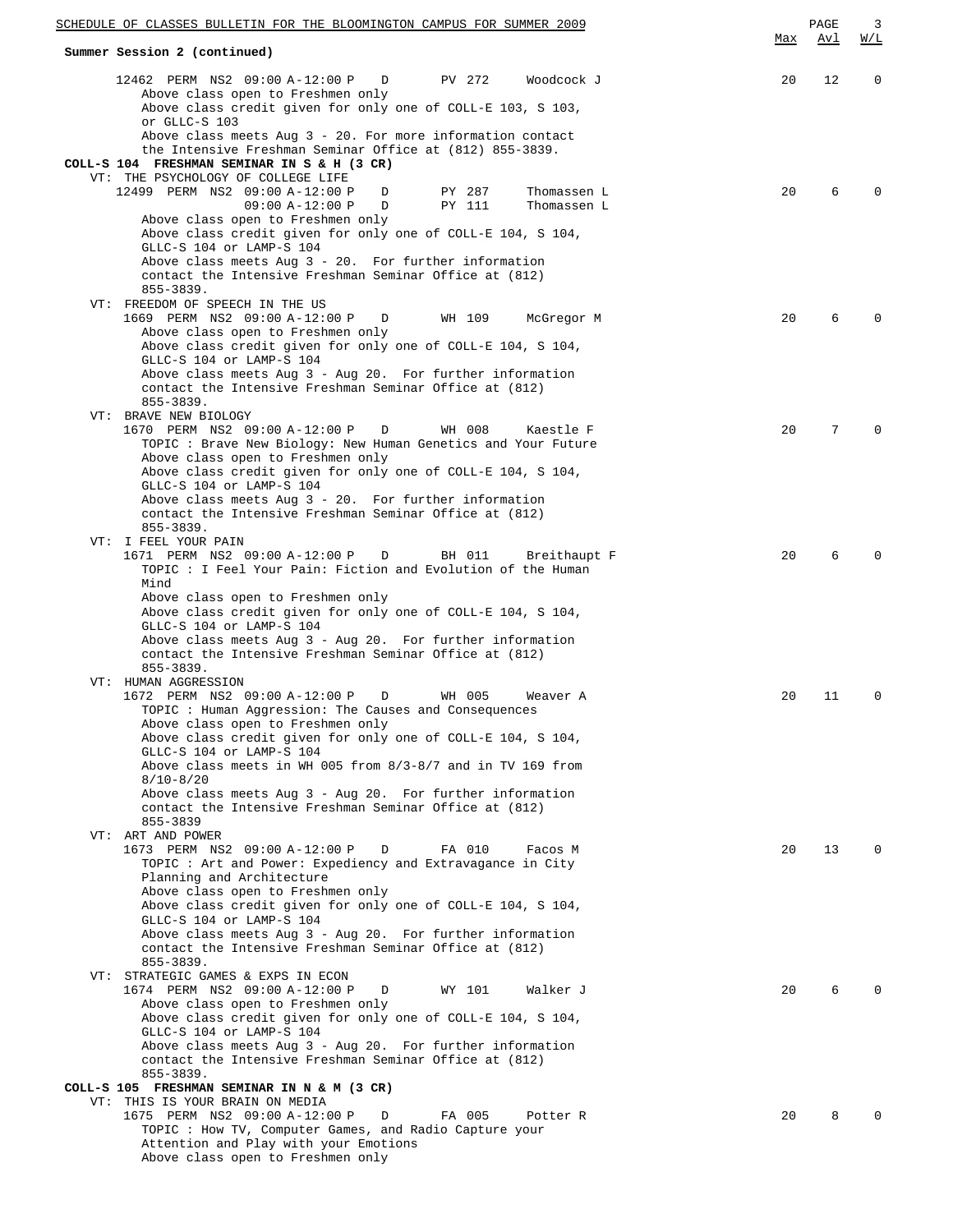**Summary Session 2 (continued)**

| Class | | | | | Room | Instructor | Max | Avl | W/L |
|---|---|---|---|---|---|---|---|---|---|
| 12462 | PERM | NS2 | 09:00 A-12:00 P | D | PV 272 | Woodcock J | 20 | 12 | 0 |

Above class open to Freshmen only
Above class credit given for only one of COLL-E 103, S 103, or GLLC-S 103
Above class meets Aug 3 - 20. For more information contact the Intensive Freshman Seminar Office at (812) 855-3839.

**COLL-S 104 FRESHMAN SEMINAR IN S & H (3 CR)**

VT: THE PSYCHOLOGY OF COLLEGE LIFE

| Class | | | | | Room | Instructor | Max | Avl | W/L |
|---|---|---|---|---|---|---|---|---|---|
| 12499 | PERM | NS2 | 09:00 A-12:00 P | D | PY 287 | Thomassen L | 20 | 6 | 0 |
| | | | 09:00 A-12:00 P | D | PY 111 | Thomassen L | | | |

Above class open to Freshmen only
Above class credit given for only one of COLL-E 104, S 104, GLLC-S 104 or LAMP-S 104
Above class meets Aug 3 - 20. For further information contact the Intensive Freshman Seminar Office at (812) 855-3839.

VT: FREEDOM OF SPEECH IN THE US

| Class | | | | | Room | Instructor | Max | Avl | W/L |
|---|---|---|---|---|---|---|---|---|---|
| 1669 | PERM | NS2 | 09:00 A-12:00 P | D | WH 109 | McGregor M | 20 | 6 | 0 |

Above class open to Freshmen only
Above class credit given for only one of COLL-E 104, S 104, GLLC-S 104 or LAMP-S 104
Above class meets Aug 3 - Aug 20. For further information contact the Intensive Freshman Seminar Office at (812) 855-3839.

VT: BRAVE NEW BIOLOGY

| Class | | | | | Room | Instructor | Max | Avl | W/L |
|---|---|---|---|---|---|---|---|---|---|
| 1670 | PERM | NS2 | 09:00 A-12:00 P | D | WH 008 | Kaestle F | 20 | 7 | 0 |

TOPIC : Brave New Biology: New Human Genetics and Your Future
Above class open to Freshmen only
Above class credit given for only one of COLL-E 104, S 104, GLLC-S 104 or LAMP-S 104
Above class meets Aug 3 - 20. For further information contact the Intensive Freshman Seminar Office at (812) 855-3839.

VT: I FEEL YOUR PAIN

| Class | | | | | Room | Instructor | Max | Avl | W/L |
|---|---|---|---|---|---|---|---|---|---|
| 1671 | PERM | NS2 | 09:00 A-12:00 P | D | BH 011 | Breithaupt F | 20 | 6 | 0 |

TOPIC : I Feel Your Pain: Fiction and Evolution of the Human Mind
Above class open to Freshmen only
Above class credit given for only one of COLL-E 104, S 104, GLLC-S 104 or LAMP-S 104
Above class meets Aug 3 - Aug 20. For further information contact the Intensive Freshman Seminar Office at (812) 855-3839.

VT: HUMAN AGGRESSION

| Class | | | | | Room | Instructor | Max | Avl | W/L |
|---|---|---|---|---|---|---|---|---|---|
| 1672 | PERM | NS2 | 09:00 A-12:00 P | D | WH 005 | Weaver A | 20 | 11 | 0 |

TOPIC : Human Aggression: The Causes and Consequences
Above class open to Freshmen only
Above class credit given for only one of COLL-E 104, S 104, GLLC-S 104 or LAMP-S 104
Above class meets in WH 005 from 8/3-8/7 and in TV 169 from 8/10-8/20
Above class meets Aug 3 - Aug 20. For further information contact the Intensive Freshman Seminar Office at (812) 855-3839

VT: ART AND POWER

| Class | | | | | Room | Instructor | Max | Avl | W/L |
|---|---|---|---|---|---|---|---|---|---|
| 1673 | PERM | NS2 | 09:00 A-12:00 P | D | FA 010 | Facos M | 20 | 13 | 0 |

TOPIC : Art and Power: Expediency and Extravagance in City Planning and Architecture
Above class open to Freshmen only
Above class credit given for only one of COLL-E 104, S 104, GLLC-S 104 or LAMP-S 104
Above class meets Aug 3 - Aug 20. For further information contact the Intensive Freshman Seminar Office at (812) 855-3839.

VT: STRATEGIC GAMES & EXPS IN ECON

| Class | | | | | Room | Instructor | Max | Avl | W/L |
|---|---|---|---|---|---|---|---|---|---|
| 1674 | PERM | NS2 | 09:00 A-12:00 P | D | WY 101 | Walker J | 20 | 6 | 0 |

Above class open to Freshmen only
Above class credit given for only one of COLL-E 104, S 104, GLLC-S 104 or LAMP-S 104
Above class meets Aug 3 - Aug 20. For further information contact the Intensive Freshman Seminar Office at (812) 855-3839.

**COLL-S 105 FRESHMAN SEMINAR IN N & M (3 CR)**

VT: THIS IS YOUR BRAIN ON MEDIA

| Class | | | | | Room | Instructor | Max | Avl | W/L |
|---|---|---|---|---|---|---|---|---|---|
| 1675 | PERM | NS2 | 09:00 A-12:00 P | D | FA 005 | Potter R | 20 | 8 | 0 |

TOPIC : How TV, Computer Games, and Radio Capture your Attention and Play with your Emotions
Above class open to Freshmen only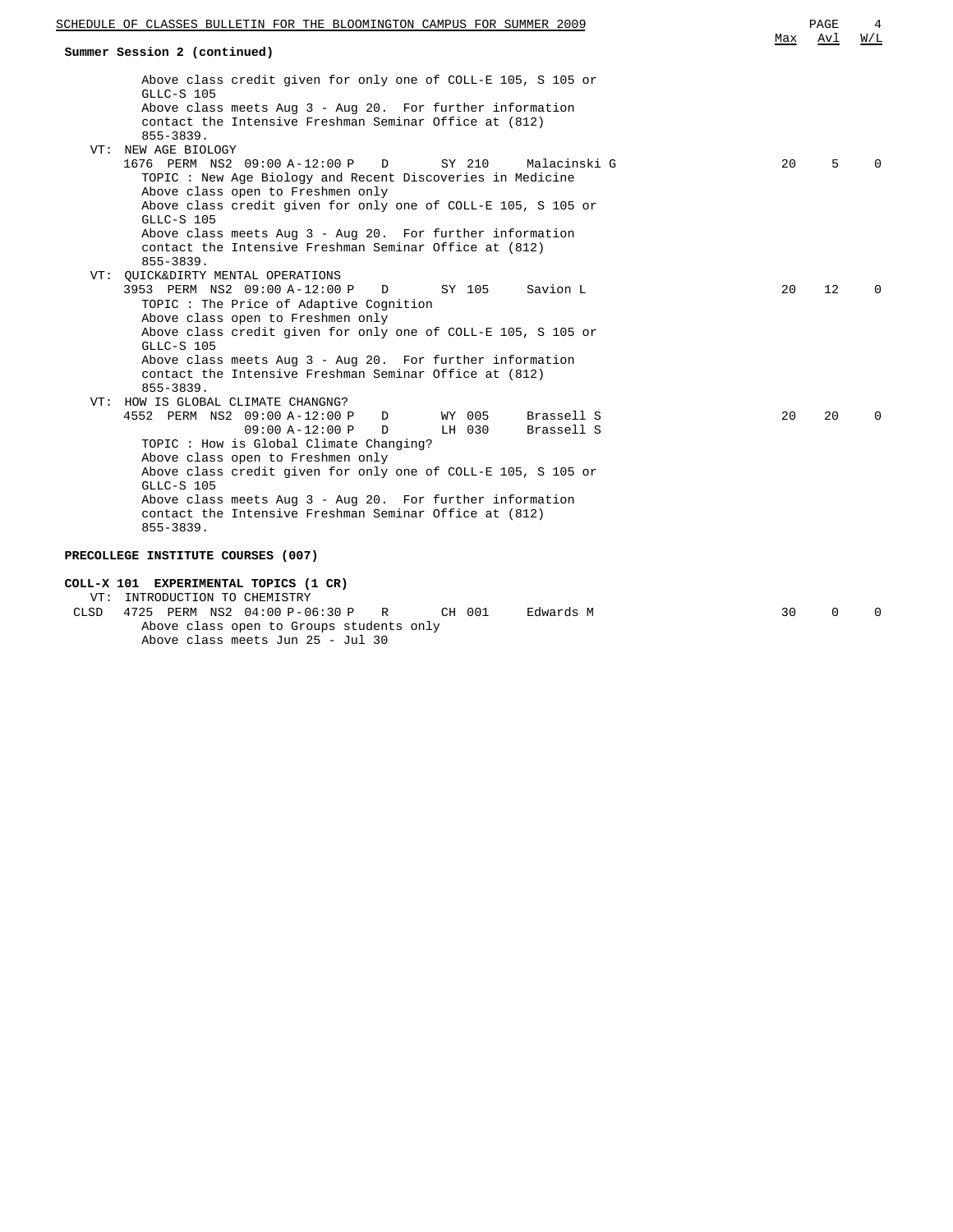**Summary Session 2 (continued)**

| | Max | Avl | W/L |
|---|---|---|---|
| Above class credit given for only one of COLL-E 105, S 105 or GLLC-S 105<br>Above class meets Aug 3 - Aug 20. For further information contact the Intensive Freshman Seminar Office at (812) 855-3839. | | | |
| VT: NEW AGE BIOLOGY | | | |
| 1676 PERM NS2 09:00 A-12:00 P D SY 210 Malacinski G | 20 | 5 | 0 |
| TOPIC : New Age Biology and Recent Discoveries in Medicine<br>Above class open to Freshmen only<br>Above class credit given for only one of COLL-E 105, S 105 or GLLC-S 105<br>Above class meets Aug 3 - Aug 20. For further information contact the Intensive Freshman Seminar Office at (812) 855-3839. | | | |
| VT: QUICK&DIRTY MENTAL OPERATIONS | | | |
| 3953 PERM NS2 09:00 A-12:00 P D SY 105 Savion L | 20 | 12 | 0 |
| TOPIC : The Price of Adaptive Cognition<br>Above class open to Freshmen only<br>Above class credit given for only one of COLL-E 105, S 105 or GLLC-S 105<br>Above class meets Aug 3 - Aug 20. For further information contact the Intensive Freshman Seminar Office at (812) 855-3839. | | | |
| VT: HOW IS GLOBAL CLIMATE CHANGNG? | | | |
| 4552 PERM NS2 09:00 A-12:00 P D WY 005 Brassell S<br>09:00 A-12:00 P D LH 030 Brassell S | 20 | 20 | 0 |
| TOPIC : How is Global Climate Changing?<br>Above class open to Freshmen only<br>Above class credit given for only one of COLL-E 105, S 105 or GLLC-S 105<br>Above class meets Aug 3 - Aug 20. For further information contact the Intensive Freshman Seminar Office at (812) 855-3839. | | | |

**PRECOLLEGE INSTITUTE COURSES (007)**

**COLL-X 101 EXPERIMENTAL TOPICS (1 CR)**

| | Max | Avl | W/L |
|---|---|---|---|
| VT: INTRODUCTION TO CHEMISTRY | | | |
| CLSD 4725 PERM NS2 04:00 P-06:30 P R CH 001 Edwards M | 30 | 0 | 0 |
| Above class open to Groups students only<br>Above class meets Jun 25 - Jul 30 | | | |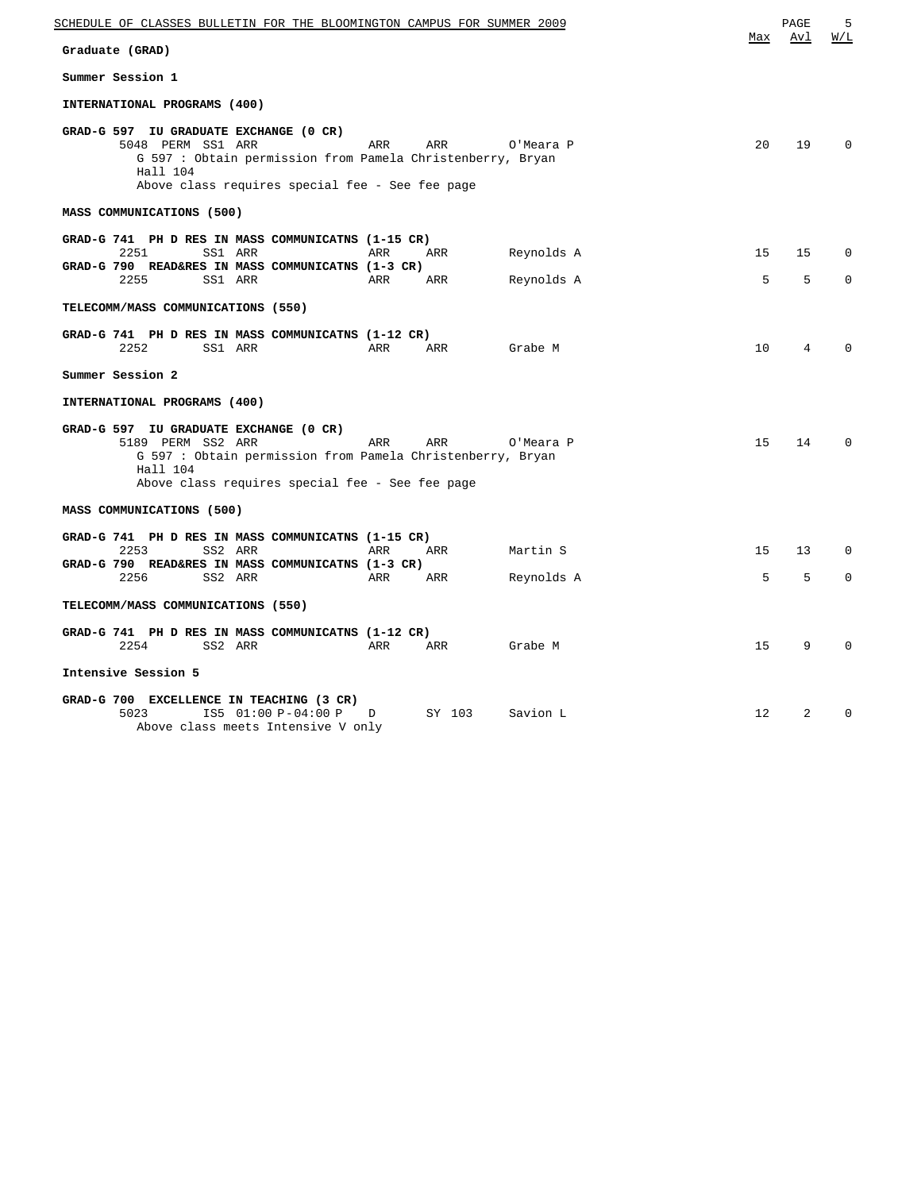## Graduate (GRAD)

### Summer Session 1

**INTERNATIONAL PROGRAMS (400)**

**GRAD-G 597 IU GRADUATE EXCHANGE (0 CR)**

| Class | Notes | Session | Time | Days | Location | Instructor | Max | Avl | W/L |
|---|---|---|---|---|---|---|---|---|---|
| 5048 | PERM | SS1 | ARR | ARR | ARR | O'Meara P | 20 | 19 | 0 |

G 597 : Obtain permission from Pamela Christenberry, Bryan Hall 104
Above class requires special fee - See fee page

**MASS COMMUNICATIONS (500)**

| Course | Class | Session | Time | Days | Location | Instructor | Max | Avl | W/L |
|---|---|---|---|---|---|---|---|---|---|
| **GRAD-G 741 PH D RES IN MASS COMMUNICATNS (1-15 CR)** | 2251 | SS1 | ARR | ARR | ARR | Reynolds A | 15 | 15 | 0 |
| **GRAD-G 790 READ&RES IN MASS COMMUNICATNS (1-3 CR)** | 2255 | SS1 | ARR | ARR | ARR | Reynolds A | 5 | 5 | 0 |

**TELECOMM/MASS COMMUNICATIONS (550)**

| Course | Class | Session | Time | Days | Location | Instructor | Max | Avl | W/L |
|---|---|---|---|---|---|---|---|---|---|
| **GRAD-G 741 PH D RES IN MASS COMMUNICATNS (1-12 CR)** | 2252 | SS1 | ARR | ARR | ARR | Grabe M | 10 | 4 | 0 |

### Summer Session 2

**INTERNATIONAL PROGRAMS (400)**

**GRAD-G 597 IU GRADUATE EXCHANGE (0 CR)**

| Class | Notes | Session | Time | Days | Location | Instructor | Max | Avl | W/L |
|---|---|---|---|---|---|---|---|---|---|
| 5189 | PERM | SS2 | ARR | ARR | ARR | O'Meara P | 15 | 14 | 0 |

G 597 : Obtain permission from Pamela Christenberry, Bryan Hall 104
Above class requires special fee - See fee page

**MASS COMMUNICATIONS (500)**

| Course | Class | Session | Time | Days | Location | Instructor | Max | Avl | W/L |
|---|---|---|---|---|---|---|---|---|---|
| **GRAD-G 741 PH D RES IN MASS COMMUNICATNS (1-15 CR)** | 2253 | SS2 | ARR | ARR | ARR | Martin S | 15 | 13 | 0 |
| **GRAD-G 790 READ&RES IN MASS COMMUNICATNS (1-3 CR)** | 2256 | SS2 | ARR | ARR | ARR | Reynolds A | 5 | 5 | 0 |

**TELECOMM/MASS COMMUNICATIONS (550)**

| Course | Class | Session | Time | Days | Location | Instructor | Max | Avl | W/L |
|---|---|---|---|---|---|---|---|---|---|
| **GRAD-G 741 PH D RES IN MASS COMMUNICATNS (1-12 CR)** | 2254 | SS2 | ARR | ARR | ARR | Grabe M | 15 | 9 | 0 |

### Intensive Session 5

**GRAD-G 700 EXCELLENCE IN TEACHING (3 CR)**

| Class | Session | Time | Days | Location | Instructor | Max | Avl | W/L |
|---|---|---|---|---|---|---|---|---|
| 5023 | IS5 | 01:00 P-04:00 P | D | SY 103 | Savion L | 12 | 2 | 0 |

Above class meets Intensive V only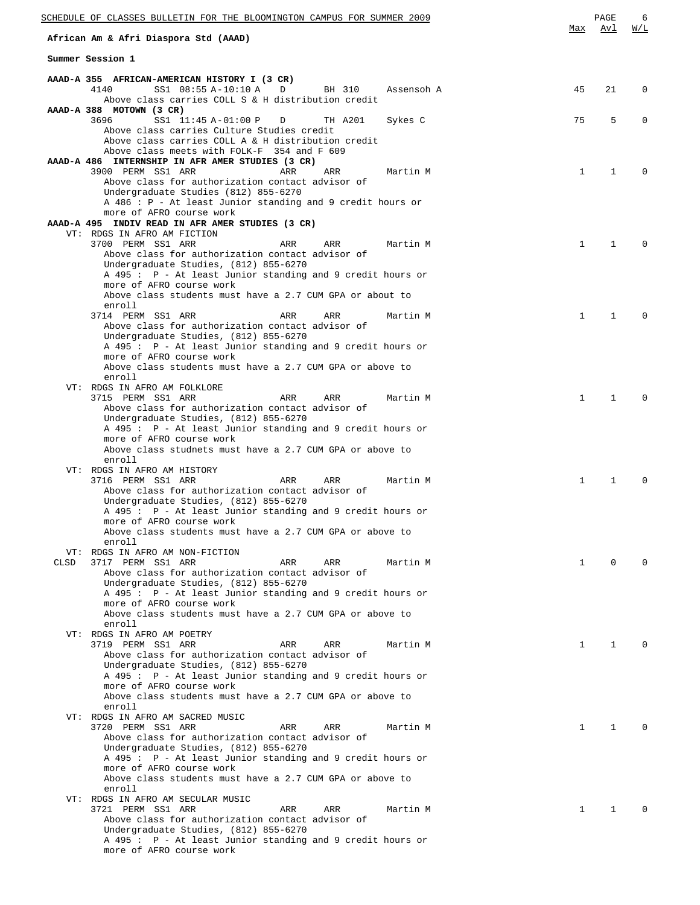## African Am & Afri Diaspora Std (AAAD)

### Summer Session 1

| Course / Class | Max | Avl | W/L |
|---|---|---|---|
| **AAAD-A 355 AFRICAN-AMERICAN HISTORY I (3 CR)** | | | |
| 4140 SS1 08:55 A-10:10 A D BH 310 Assensoh A | 45 | 21 | 0 |
| Above class carries COLL S & H distribution credit | | | |
| **AAAD-A 388 MOTOWN (3 CR)** | | | |
| 3696 SS1 11:45 A-01:00 P D TH A201 Sykes C | 75 | 5 | 0 |
| Above class carries Culture Studies credit | | | |
| Above class carries COLL A & H distribution credit | | | |
| Above class meets with FOLK-F 354 and F 609 | | | |
| **AAAD-A 486 INTERNSHIP IN AFR AMER STUDIES (3 CR)** | | | |
| 3900 PERM SS1 ARR ARR ARR Martin M | 1 | 1 | 0 |
| Above class for authorization contact advisor of Undergraduate Studies (812) 855-6270 | | | |
| A 486 : P - At least Junior standing and 9 credit hours or more of AFRO course work | | | |
| **AAAD-A 495 INDIV READ IN AFR AMER STUDIES (3 CR)** | | | |
| VT: RDGS IN AFRO AM FICTION | | | |
| 3700 PERM SS1 ARR ARR ARR Martin M | 1 | 1 | 0 |
| Above class for authorization contact advisor of Undergraduate Studies, (812) 855-6270 | | | |
| A 495 : P - At least Junior standing and 9 credit hours or more of AFRO course work | | | |
| Above class students must have a 2.7 CUM GPA or about to enroll | | | |
| 3714 PERM SS1 ARR ARR ARR Martin M | 1 | 1 | 0 |
| Above class for authorization contact advisor of Undergraduate Studies, (812) 855-6270 | | | |
| A 495 : P - At least Junior standing and 9 credit hours or more of AFRO course work | | | |
| Above class students must have a 2.7 CUM GPA or above to enroll | | | |
| VT: RDGS IN AFRO AM FOLKLORE | | | |
| 3715 PERM SS1 ARR ARR ARR Martin M | 1 | 1 | 0 |
| Above class for authorization contact advisor of Undergraduate Studies, (812) 855-6270 | | | |
| A 495 : P - At least Junior standing and 9 credit hours or more of AFRO course work | | | |
| Above class studnets must have a 2.7 CUM GPA or above to enroll | | | |
| VT: RDGS IN AFRO AM HISTORY | | | |
| 3716 PERM SS1 ARR ARR ARR Martin M | 1 | 1 | 0 |
| Above class for authorization contact advisor of Undergraduate Studies, (812) 855-6270 | | | |
| A 495 : P - At least Junior standing and 9 credit hours or more of AFRO course work | | | |
| Above class students must have a 2.7 CUM GPA or above to enroll | | | |
| VT: RDGS IN AFRO AM NON-FICTION | | | |
| CLSD 3717 PERM SS1 ARR ARR ARR Martin M | 1 | 0 | 0 |
| Above class for authorization contact advisor of Undergraduate Studies, (812) 855-6270 | | | |
| A 495 : P - At least Junior standing and 9 credit hours or more of AFRO course work | | | |
| Above class students must have a 2.7 CUM GPA or above to enroll | | | |
| VT: RDGS IN AFRO AM POETRY | | | |
| 3719 PERM SS1 ARR ARR ARR Martin M | 1 | 1 | 0 |
| Above class for authorization contact advisor of Undergraduate Studies, (812) 855-6270 | | | |
| A 495 : P - At least Junior standing and 9 credit hours or more of AFRO course work | | | |
| Above class students must have a 2.7 CUM GPA or above to enroll | | | |
| VT: RDGS IN AFRO AM SACRED MUSIC | | | |
| 3720 PERM SS1 ARR ARR ARR Martin M | 1 | 1 | 0 |
| Above class for authorization contact advisor of Undergraduate Studies, (812) 855-6270 | | | |
| A 495 : P - At least Junior standing and 9 credit hours or more of AFRO course work | | | |
| Above class students must have a 2.7 CUM GPA or above to enroll | | | |
| VT: RDGS IN AFRO AM SECULAR MUSIC | | | |
| 3721 PERM SS1 ARR ARR ARR Martin M | 1 | 1 | 0 |
| Above class for authorization contact advisor of Undergraduate Studies, (812) 855-6270 | | | |
| A 495 : P - At least Junior standing and 9 credit hours or more of AFRO course work | | | |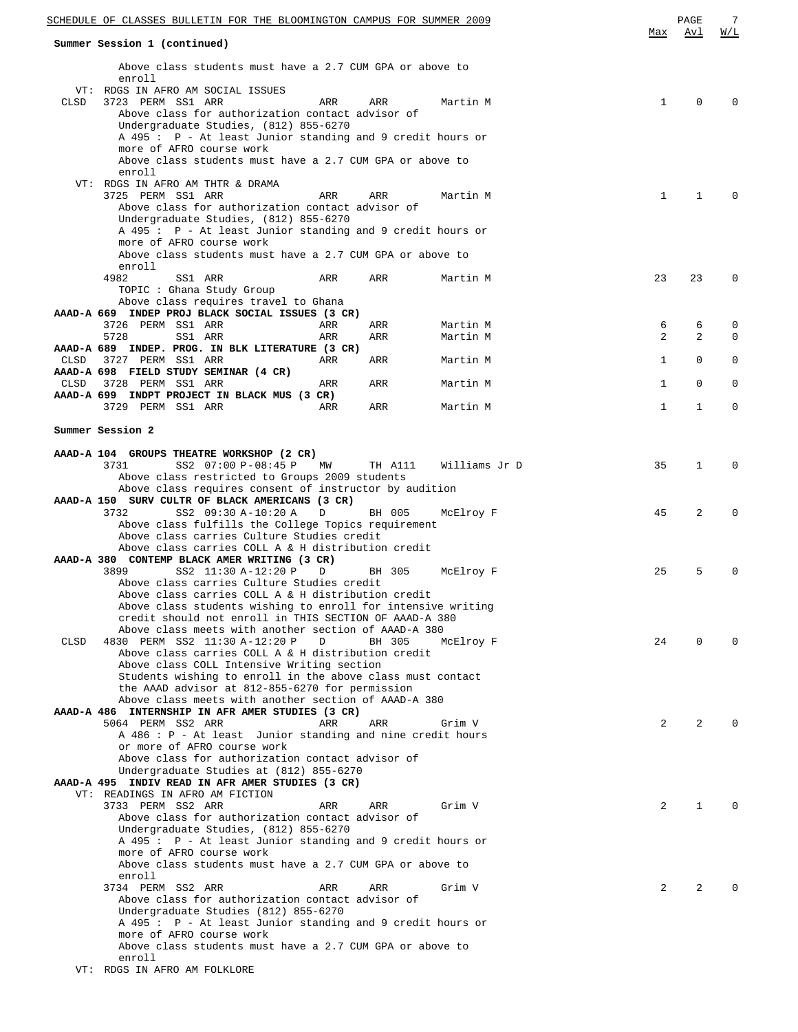## Summer Session 1 (continued)

| | Class | | | Time | Days | Room | Instructor | Max | Avl | W/L |
|---|---|---|---|---|---|---|---|---|---|---|
| | | | | | | | | | | |

Above class students must have a 2.7 CUM GPA or above to enroll

VT: RDGS IN AFRO AM SOCIAL ISSUES

| | Class | | | Time | Days | Room | Instructor | Max | Avl | W/L |
|---|---|---|---|---|---|---|---|---|---|---|
| CLSD | 3723 | PERM | SS1 | ARR | ARR | ARR | Martin M | 1 | 0 | 0 |

Above class for authorization contact advisor of Undergraduate Studies, (812) 855-6270
A 495 : P - At least Junior standing and 9 credit hours or more of AFRO course work
Above class students must have a 2.7 CUM GPA or above to enroll

VT: RDGS IN AFRO AM THTR & DRAMA

| | Class | | | Time | Days | Room | Instructor | Max | Avl | W/L |
|---|---|---|---|---|---|---|---|---|---|---|
| | 3725 | PERM | SS1 | ARR | ARR | ARR | Martin M | 1 | 1 | 0 |

Above class for authorization contact advisor of Undergraduate Studies, (812) 855-6270
A 495 : P - At least Junior standing and 9 credit hours or more of AFRO course work
Above class students must have a 2.7 CUM GPA or above to enroll

| | Class | | | Time | Days | Room | Instructor | Max | Avl | W/L |
|---|---|---|---|---|---|---|---|---|---|---|
| | 4982 | | SS1 | ARR | ARR | ARR | Martin M | 23 | 23 | 0 |

TOPIC : Ghana Study Group
Above class requires travel to Ghana

**AAAD-A 669 INDEP PROJ BLACK SOCIAL ISSUES (3 CR)**

| | Class | | | Time | Days | Room | Instructor | Max | Avl | W/L |
|---|---|---|---|---|---|---|---|---|---|---|
| | 3726 | PERM | SS1 | ARR | ARR | ARR | Martin M | 6 | 6 | 0 |
| | 5728 | | SS1 | ARR | ARR | ARR | Martin M | 2 | 2 | 0 |

**AAAD-A 689 INDEP. PROG. IN BLK LITERATURE (3 CR)**

| | Class | | | Time | Days | Room | Instructor | Max | Avl | W/L |
|---|---|---|---|---|---|---|---|---|---|---|
| CLSD | 3727 | PERM | SS1 | ARR | ARR | ARR | Martin M | 1 | 0 | 0 |

**AAAD-A 698 FIELD STUDY SEMINAR (4 CR)**

| | Class | | | Time | Days | Room | Instructor | Max | Avl | W/L |
|---|---|---|---|---|---|---|---|---|---|---|
| CLSD | 3728 | PERM | SS1 | ARR | ARR | ARR | Martin M | 1 | 0 | 0 |

**AAAD-A 699 INDPT PROJECT IN BLACK MUS (3 CR)**

| | Class | | | Time | Days | Room | Instructor | Max | Avl | W/L |
|---|---|---|---|---|---|---|---|---|---|---|
| | 3729 | PERM | SS1 | ARR | ARR | ARR | Martin M | 1 | 1 | 0 |

## Summer Session 2

**AAAD-A 104 GROUPS THEATRE WORKSHOP (2 CR)**

| | Class | | | Time | Days | Room | Instructor | Max | Avl | W/L |
|---|---|---|---|---|---|---|---|---|---|---|
| | 3731 | | SS2 | 07:00 P-08:45 P | MW | TH A111 | Williams Jr D | 35 | 1 | 0 |

Above class restricted to Groups 2009 students
Above class requires consent of instructor by audition

**AAAD-A 150 SURV CULTR OF BLACK AMERICANS (3 CR)**

| | Class | | | Time | Days | Room | Instructor | Max | Avl | W/L |
|---|---|---|---|---|---|---|---|---|---|---|
| | 3732 | | SS2 | 09:30 A-10:20 A | D | BH 005 | McElroy F | 45 | 2 | 0 |

Above class fulfills the College Topics requirement
Above class carries Culture Studies credit
Above class carries COLL A & H distribution credit

**AAAD-A 380 CONTEMP BLACK AMER WRITING (3 CR)**

| | Class | | | Time | Days | Room | Instructor | Max | Avl | W/L |
|---|---|---|---|---|---|---|---|---|---|---|
| | 3899 | | SS2 | 11:30 A-12:20 P | D | BH 305 | McElroy F | 25 | 5 | 0 |

Above class carries Culture Studies credit
Above class carries COLL A & H distribution credit
Above class students wishing to enroll for intensive writing credit should not enroll in THIS SECTION OF AAAD-A 380
Above class meets with another section of AAAD-A 380

| | Class | | | Time | Days | Room | Instructor | Max | Avl | W/L |
|---|---|---|---|---|---|---|---|---|---|---|
| CLSD | 4830 | PERM | SS2 | 11:30 A-12:20 P | D | BH 305 | McElroy F | 24 | 0 | 0 |

Above class carries COLL A & H distribution credit
Above class COLL Intensive Writing section
Students wishing to enroll in the above class must contact the AAAD advisor at 812-855-6270 for permission
Above class meets with another section of AAAD-A 380

**AAAD-A 486 INTERNSHIP IN AFR AMER STUDIES (3 CR)**

| | Class | | | Time | Days | Room | Instructor | Max | Avl | W/L |
|---|---|---|---|---|---|---|---|---|---|---|
| | 5064 | PERM | SS2 | ARR | ARR | ARR | Grim V | 2 | 2 | 0 |

A 486 : P - At least Junior standing and nine credit hours or more of AFRO course work
Above class for authorization contact advisor of Undergraduate Studies at (812) 855-6270

**AAAD-A 495 INDIV READ IN AFR AMER STUDIES (3 CR)**

VT: READINGS IN AFRO AM FICTION

| | Class | | | Time | Days | Room | Instructor | Max | Avl | W/L |
|---|---|---|---|---|---|---|---|---|---|---|
| | 3733 | PERM | SS2 | ARR | ARR | ARR | Grim V | 2 | 1 | 0 |

Above class for authorization contact advisor of Undergraduate Studies, (812) 855-6270
A 495 : P - At least Junior standing and 9 credit hours or more of AFRO course work
Above class students must have a 2.7 CUM GPA or above to enroll

| | Class | | | Time | Days | Room | Instructor | Max | Avl | W/L |
|---|---|---|---|---|---|---|---|---|---|---|
| | 3734 | PERM | SS2 | ARR | ARR | ARR | Grim V | 2 | 2 | 0 |

Above class for authorization contact advisor of Undergraduate Studies (812) 855-6270
A 495 : P - At least Junior standing and 9 credit hours or more of AFRO course work
Above class students must have a 2.7 CUM GPA or above to enroll

VT: RDGS IN AFRO AM FOLKLORE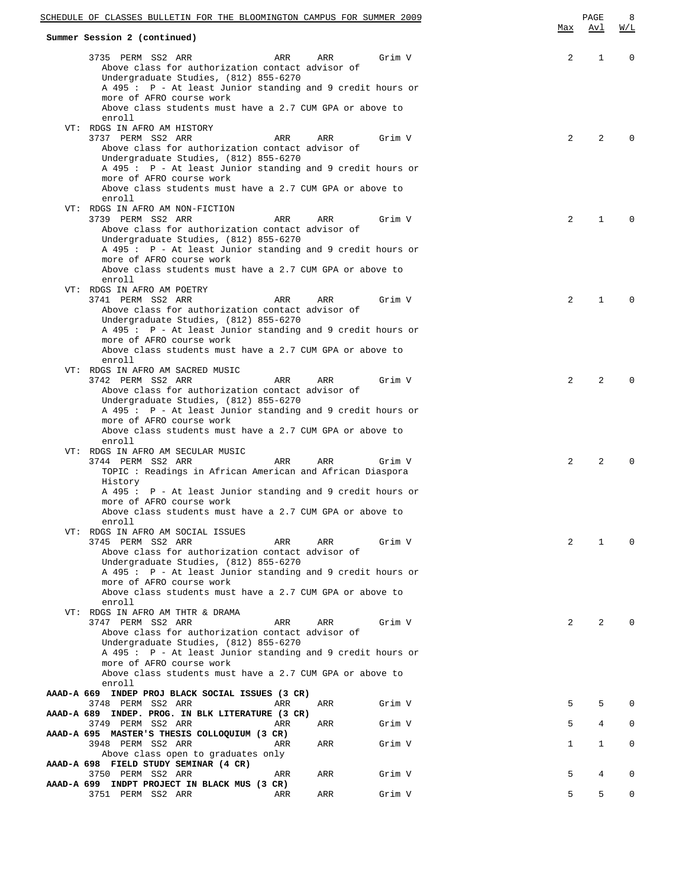**Summer Session 2 (continued)**

| Class | Type | Session | Time | Days | Room | Instructor | Max | Avl | W/L |
|---|---|---|---|---|---|---|---|---|---|
| 3735 | PERM | SS2 | ARR | ARR | ARR | Grim V | 2 | 1 | 0 |

Above class for authorization contact advisor of Undergraduate Studies, (812) 855-6270
A 495 : P - At least Junior standing and 9 credit hours or more of AFRO course work
Above class students must have a 2.7 CUM GPA or above to enroll

VT: RDGS IN AFRO AM HISTORY

| Class | Type | Session | Time | Days | Room | Instructor | Max | Avl | W/L |
|---|---|---|---|---|---|---|---|---|---|
| 3737 | PERM | SS2 | ARR | ARR | ARR | Grim V | 2 | 2 | 0 |

Above class for authorization contact advisor of Undergraduate Studies, (812) 855-6270
A 495 : P - At least Junior standing and 9 credit hours or more of AFRO course work
Above class students must have a 2.7 CUM GPA or above to enroll

VT: RDGS IN AFRO AM NON-FICTION

| Class | Type | Session | Time | Days | Room | Instructor | Max | Avl | W/L |
|---|---|---|---|---|---|---|---|---|---|
| 3739 | PERM | SS2 | ARR | ARR | ARR | Grim V | 2 | 1 | 0 |

Above class for authorization contact advisor of Undergraduate Studies, (812) 855-6270
A 495 : P - At least Junior standing and 9 credit hours or more of AFRO course work
Above class students must have a 2.7 CUM GPA or above to enroll

VT: RDGS IN AFRO AM POETRY

| Class | Type | Session | Time | Days | Room | Instructor | Max | Avl | W/L |
|---|---|---|---|---|---|---|---|---|---|
| 3741 | PERM | SS2 | ARR | ARR | ARR | Grim V | 2 | 1 | 0 |

Above class for authorization contact advisor of Undergraduate Studies, (812) 855-6270
A 495 : P - At least Junior standing and 9 credit hours or more of AFRO course work
Above class students must have a 2.7 CUM GPA or above to enroll

VT: RDGS IN AFRO AM SACRED MUSIC

| Class | Type | Session | Time | Days | Room | Instructor | Max | Avl | W/L |
|---|---|---|---|---|---|---|---|---|---|
| 3742 | PERM | SS2 | ARR | ARR | ARR | Grim V | 2 | 2 | 0 |

Above class for authorization contact advisor of Undergraduate Studies, (812) 855-6270
A 495 : P - At least Junior standing and 9 credit hours or more of AFRO course work
Above class students must have a 2.7 CUM GPA or above to enroll

VT: RDGS IN AFRO AM SECULAR MUSIC

| Class | Type | Session | Time | Days | Room | Instructor | Max | Avl | W/L |
|---|---|---|---|---|---|---|---|---|---|
| 3744 | PERM | SS2 | ARR | ARR | ARR | Grim V | 2 | 2 | 0 |

TOPIC : Readings in African American and African Diaspora History
A 495 : P - At least Junior standing and 9 credit hours or more of AFRO course work
Above class students must have a 2.7 CUM GPA or above to enroll

VT: RDGS IN AFRO AM SOCIAL ISSUES

| Class | Type | Session | Time | Days | Room | Instructor | Max | Avl | W/L |
|---|---|---|---|---|---|---|---|---|---|
| 3745 | PERM | SS2 | ARR | ARR | ARR | Grim V | 2 | 1 | 0 |

Above class for authorization contact advisor of Undergraduate Studies, (812) 855-6270
A 495 : P - At least Junior standing and 9 credit hours or more of AFRO course work
Above class students must have a 2.7 CUM GPA or above to enroll

VT: RDGS IN AFRO AM THTR & DRAMA

| Class | Type | Session | Time | Days | Room | Instructor | Max | Avl | W/L |
|---|---|---|---|---|---|---|---|---|---|
| 3747 | PERM | SS2 | ARR | ARR | ARR | Grim V | 2 | 2 | 0 |

Above class for authorization contact advisor of Undergraduate Studies, (812) 855-6270
A 495 : P - At least Junior standing and 9 credit hours or more of AFRO course work
Above class students must have a 2.7 CUM GPA or above to enroll

**AAAD-A 669 INDEP PROJ BLACK SOCIAL ISSUES (3 CR)**

| Class | Type | Session | Time | Days | Room | Instructor | Max | Avl | W/L |
|---|---|---|---|---|---|---|---|---|---|
| 3748 | PERM | SS2 | ARR | ARR | ARR | Grim V | 5 | 5 | 0 |

**AAAD-A 689 INDEP. PROG. IN BLK LITERATURE (3 CR)**

| Class | Type | Session | Time | Days | Room | Instructor | Max | Avl | W/L |
|---|---|---|---|---|---|---|---|---|---|
| 3749 | PERM | SS2 | ARR | ARR | ARR | Grim V | 5 | 4 | 0 |

**AAAD-A 695 MASTER'S THESIS COLLOQUIUM (3 CR)**

| Class | Type | Session | Time | Days | Room | Instructor | Max | Avl | W/L |
|---|---|---|---|---|---|---|---|---|---|
| 3948 | PERM | SS2 | ARR | ARR | ARR | Grim V | 1 | 1 | 0 |

Above class open to graduates only

**AAAD-A 698 FIELD STUDY SEMINAR (4 CR)**

| Class | Type | Session | Time | Days | Room | Instructor | Max | Avl | W/L |
|---|---|---|---|---|---|---|---|---|---|
| 3750 | PERM | SS2 | ARR | ARR | ARR | Grim V | 5 | 4 | 0 |

**AAAD-A 699 INDPT PROJECT IN BLACK MUS (3 CR)**

| Class | Type | Session | Time | Days | Room | Instructor | Max | Avl | W/L |
|---|---|---|---|---|---|---|---|---|---|
| 3751 | PERM | SS2 | ARR | ARR | ARR | Grim V | 5 | 5 | 0 |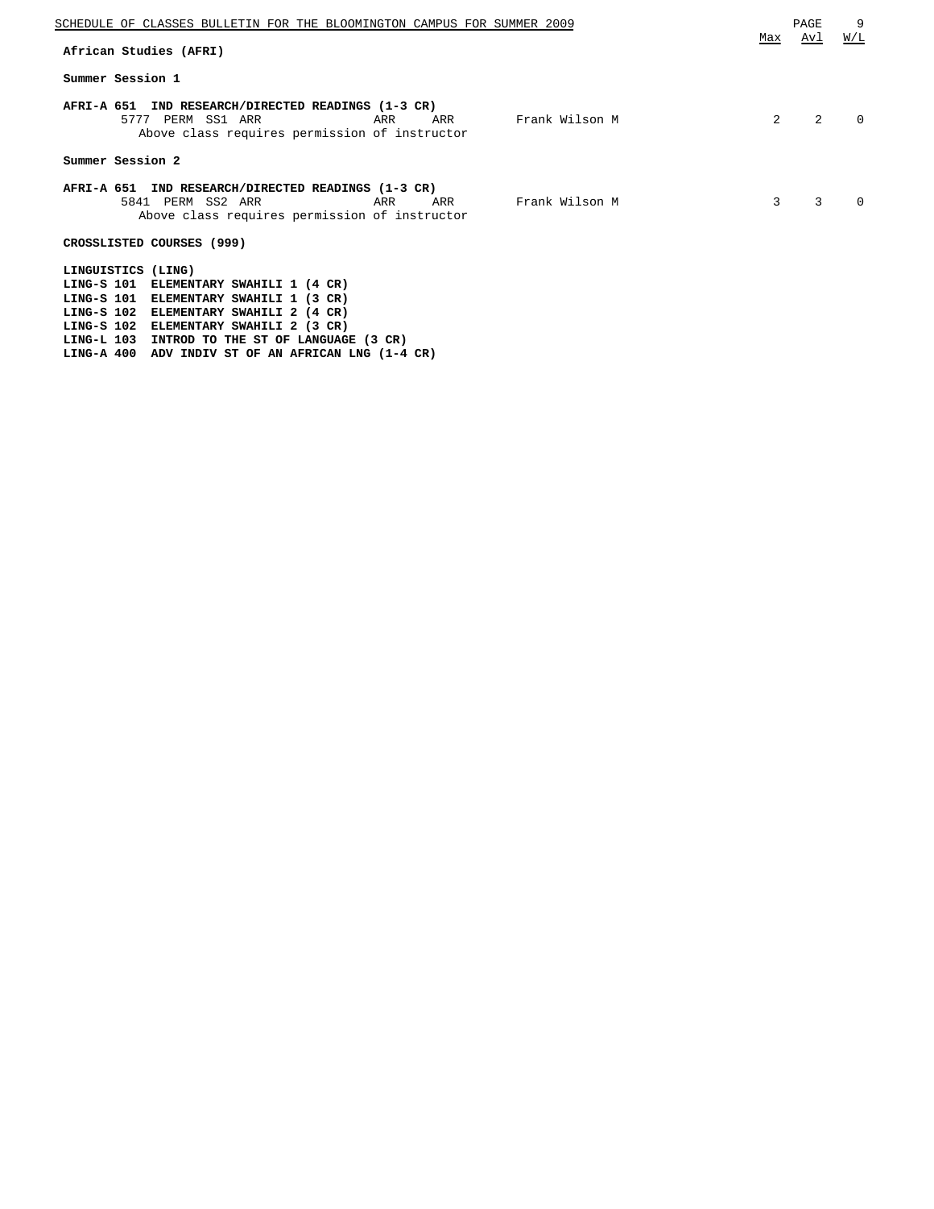## African Studies (AFRI)

### Summer Session 1

**AFRI-A 651 IND RESEARCH/DIRECTED READINGS (1-3 CR)**

| Class | Type | Session | Days | Time | Room | Instructor | Max | Avl | W/L |
|---|---|---|---|---|---|---|---|---|---|
| 5777 | PERM | SS1 | ARR | ARR | ARR | Frank Wilson M | 2 | 2 | 0 |

Above class requires permission of instructor

### Summer Session 2

**AFRI-A 651 IND RESEARCH/DIRECTED READINGS (1-3 CR)**

| Class | Type | Session | Days | Time | Room | Instructor | Max | Avl | W/L |
|---|---|---|---|---|---|---|---|---|---|
| 5841 | PERM | SS2 | ARR | ARR | ARR | Frank Wilson M | 3 | 3 | 0 |

Above class requires permission of instructor

### CROSSLISTED COURSES (999)

**LINGUISTICS (LING)**

**LING-S 101 ELEMENTARY SWAHILI 1 (4 CR)**
**LING-S 101 ELEMENTARY SWAHILI 1 (3 CR)**
**LING-S 102 ELEMENTARY SWAHILI 2 (4 CR)**
**LING-S 102 ELEMENTARY SWAHILI 2 (3 CR)**
**LING-L 103 INTROD TO THE ST OF LANGUAGE (3 CR)**
**LING-A 400 ADV INDIV ST OF AN AFRICAN LNG (1-4 CR)**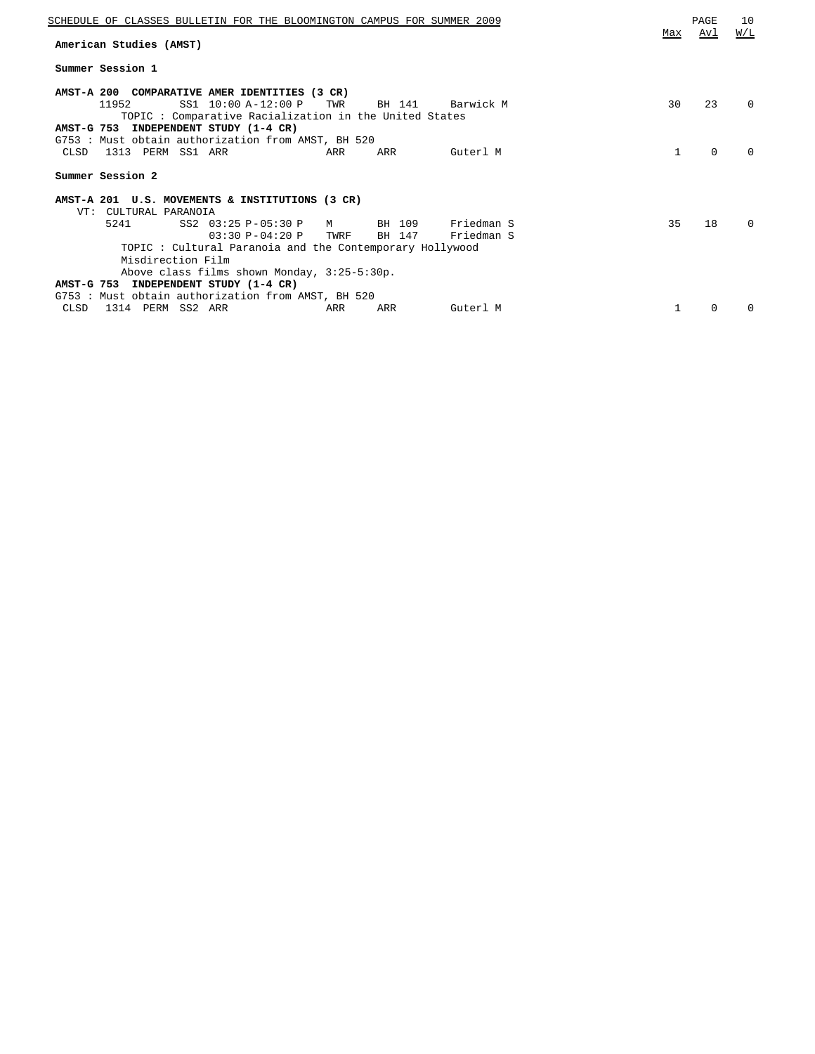## American Studies (AMST)

### Summer Session 1

**AMST-A 200 COMPARATIVE AMER IDENTITIES (3 CR)**

| Status | Class | Notes | Session | Time | Days | Room | Instructor | Max | Avl | W/L |
|---|---|---|---|---|---|---|---|---|---|---|
| | 11952 | | SS1 | 10:00 A-12:00 P | TWR | BH 141 | Barwick M | 30 | 23 | 0 |

TOPIC : Comparative Racialization in the United States

**AMST-G 753 INDEPENDENT STUDY (1-4 CR)**

G753 : Must obtain authorization from AMST, BH 520

| Status | Class | Notes | Session | Time | Days | Room | Instructor | Max | Avl | W/L |
|---|---|---|---|---|---|---|---|---|---|---|
| CLSD | 1313 | PERM | SS1 | ARR | ARR | ARR | Guterl M | 1 | 0 | 0 |

### Summer Session 2

**AMST-A 201 U.S. MOVEMENTS & INSTITUTIONS (3 CR)**

VT: CULTURAL PARANOIA

| Status | Class | Notes | Session | Time | Days | Room | Instructor | Max | Avl | W/L |
|---|---|---|---|---|---|---|---|---|---|---|
| | 5241 | | SS2 | 03:25 P-05:30 P | M | BH 109 | Friedman S | 35 | 18 | 0 |
| | | | | 03:30 P-04:20 P | TWRF | BH 147 | Friedman S | | | |

TOPIC : Cultural Paranoia and the Contemporary Hollywood Misdirection Film

Above class films shown Monday, 3:25-5:30p.

**AMST-G 753 INDEPENDENT STUDY (1-4 CR)**

G753 : Must obtain authorization from AMST, BH 520

| Status | Class | Notes | Session | Time | Days | Room | Instructor | Max | Avl | W/L |
|---|---|---|---|---|---|---|---|---|---|---|
| CLSD | 1314 | PERM | SS2 | ARR | ARR | ARR | Guterl M | 1 | 0 | 0 |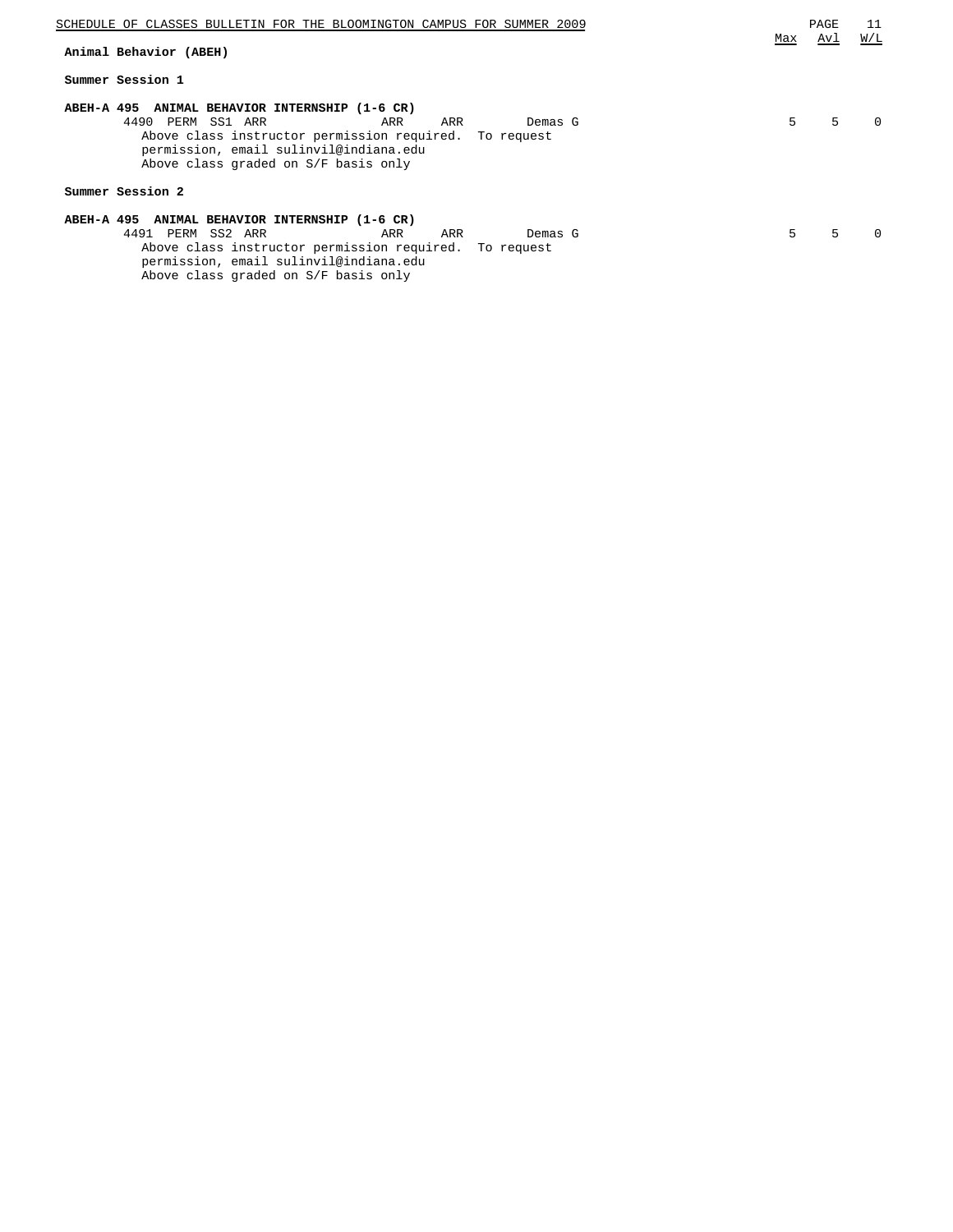## Animal Behavior (ABEH)

### Summer Session 1

**ABEH-A 495 ANIMAL BEHAVIOR INTERNSHIP (1-6 CR)**

| Class | Type | Session | Time | Days | Room | Instructor | Max | Avl | W/L |
|---|---|---|---|---|---|---|---|---|---|
| 4490 | PERM | SS1 | ARR | ARR | ARR | Demas G | 5 | 5 | 0 |

Above class instructor permission required. To request permission, email sulinvil@indiana.edu
Above class graded on S/F basis only

### Summer Session 2

**ABEH-A 495 ANIMAL BEHAVIOR INTERNSHIP (1-6 CR)**

| Class | Type | Session | Time | Days | Room | Instructor | Max | Avl | W/L |
|---|---|---|---|---|---|---|---|---|---|
| 4491 | PERM | SS2 | ARR | ARR | ARR | Demas G | 5 | 5 | 0 |

Above class instructor permission required. To request permission, email sulinvil@indiana.edu
Above class graded on S/F basis only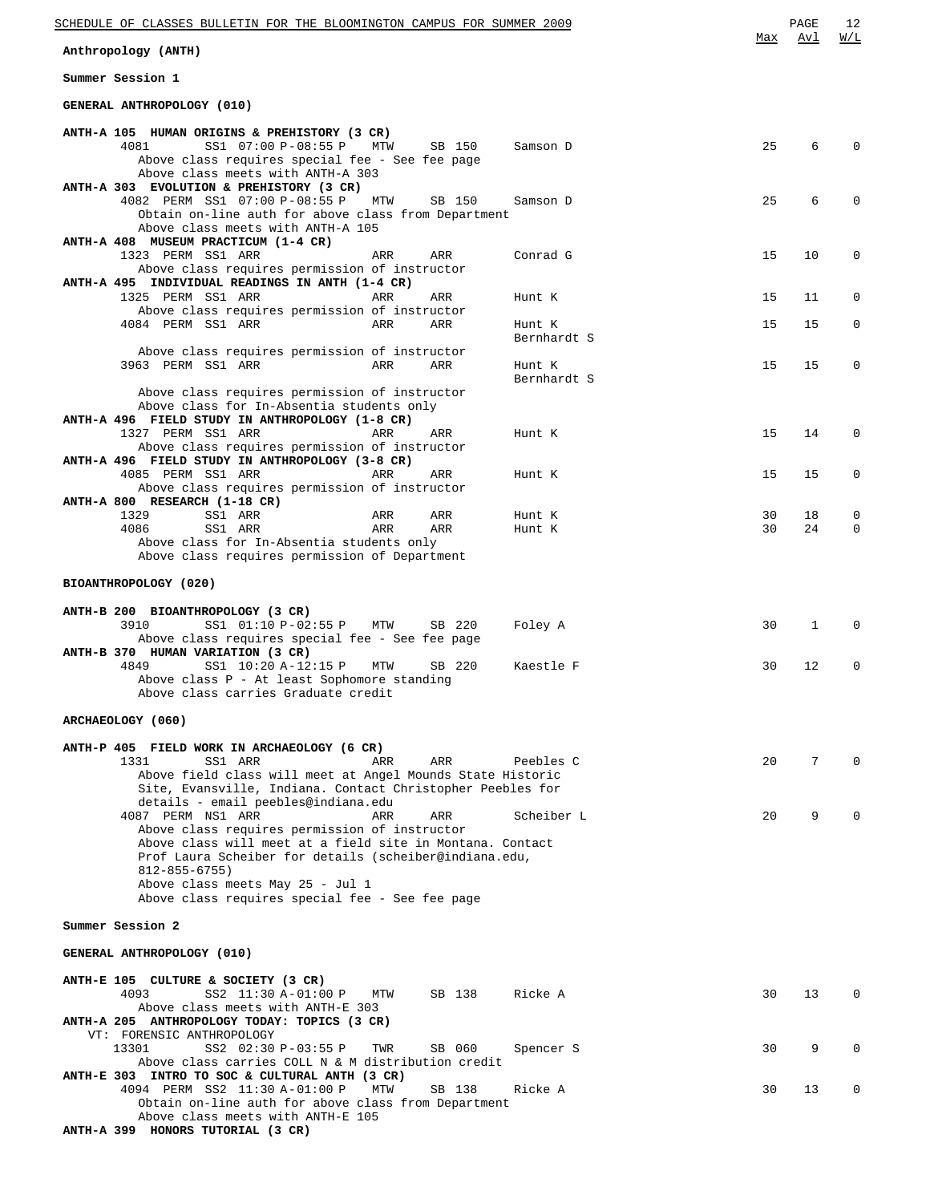## Anthropology (ANTH)

### Summer Session 1

#### GENERAL ANTHROPOLOGY (010)

| Course / Class | Session | Time | Days | Room | Instructor | Max | Avl | W/L |
|---|---|---|---|---|---|---|---|---|
| **ANTH-A 105 HUMAN ORIGINS & PREHISTORY (3 CR)** | | | | | | | | |
| 4081 | SS1 | 07:00 P-08:55 P | MTW | SB 150 | Samson D | 25 | 6 | 0 |
| Above class requires special fee - See fee page | | | | | | | | |
| Above class meets with ANTH-A 303 | | | | | | | | |
| **ANTH-A 303 EVOLUTION & PREHISTORY (3 CR)** | | | | | | | | |
| 4082 PERM | SS1 | 07:00 P-08:55 P | MTW | SB 150 | Samson D | 25 | 6 | 0 |
| Obtain on-line auth for above class from Department | | | | | | | | |
| Above class meets with ANTH-A 105 | | | | | | | | |
| **ANTH-A 408 MUSEUM PRACTICUM (1-4 CR)** | | | | | | | | |
| 1323 PERM | SS1 | ARR | ARR | ARR | Conrad G | 15 | 10 | 0 |
| Above class requires permission of instructor | | | | | | | | |
| **ANTH-A 495 INDIVIDUAL READINGS IN ANTH (1-4 CR)** | | | | | | | | |
| 1325 PERM | SS1 | ARR | ARR | ARR | Hunt K | 15 | 11 | 0 |
| Above class requires permission of instructor | | | | | | | | |
| 4084 PERM | SS1 | ARR | ARR | ARR | Hunt K, Bernhardt S | 15 | 15 | 0 |
| Above class requires permission of instructor | | | | | | | | |
| 3963 PERM | SS1 | ARR | ARR | ARR | Hunt K, Bernhardt S | 15 | 15 | 0 |
| Above class requires permission of instructor | | | | | | | | |
| Above class for In-Absentia students only | | | | | | | | |
| **ANTH-A 496 FIELD STUDY IN ANTHROPOLOGY (1-8 CR)** | | | | | | | | |
| 1327 PERM | SS1 | ARR | ARR | ARR | Hunt K | 15 | 14 | 0 |
| Above class requires permission of instructor | | | | | | | | |
| **ANTH-A 496 FIELD STUDY IN ANTHROPOLOGY (3-8 CR)** | | | | | | | | |
| 4085 PERM | SS1 | ARR | ARR | ARR | Hunt K | 15 | 15 | 0 |
| Above class requires permission of instructor | | | | | | | | |
| **ANTH-A 800 RESEARCH (1-18 CR)** | | | | | | | | |
| 1329 | SS1 | ARR | ARR | ARR | Hunt K | 30 | 18 | 0 |
| 4086 | SS1 | ARR | ARR | ARR | Hunt K | 30 | 24 | 0 |
| Above class for In-Absentia students only | | | | | | | | |
| Above class requires permission of Department | | | | | | | | |

#### BIOANTHROPOLOGY (020)

| Course / Class | Session | Time | Days | Room | Instructor | Max | Avl | W/L |
|---|---|---|---|---|---|---|---|---|
| **ANTH-B 200 BIOANTHROPOLOGY (3 CR)** | | | | | | | | |
| 3910 | SS1 | 01:10 P-02:55 P | MTW | SB 220 | Foley A | 30 | 1 | 0 |
| Above class requires special fee - See fee page | | | | | | | | |
| **ANTH-B 370 HUMAN VARIATION (3 CR)** | | | | | | | | |
| 4849 | SS1 | 10:20 A-12:15 P | MTW | SB 220 | Kaestle F | 30 | 12 | 0 |
| Above class P - At least Sophomore standing | | | | | | | | |
| Above class carries Graduate credit | | | | | | | | |

#### ARCHAEOLOGY (060)

| Course / Class | Session | Time | Days | Room | Instructor | Max | Avl | W/L |
|---|---|---|---|---|---|---|---|---|
| **ANTH-P 405 FIELD WORK IN ARCHAEOLOGY (6 CR)** | | | | | | | | |
| 1331 | SS1 | ARR | ARR | ARR | Peebles C | 20 | 7 | 0 |
| Above field class will meet at Angel Mounds State Historic Site, Evansville, Indiana. Contact Christopher Peebles for details - email peebles@indiana.edu | | | | | | | | |
| 4087 PERM | NS1 | ARR | ARR | ARR | Scheiber L | 20 | 9 | 0 |
| Above class requires permission of instructor | | | | | | | | |
| Above class will meet at a field site in Montana. Contact Prof Laura Scheiber for details (scheiber@indiana.edu, 812-855-6755) | | | | | | | | |
| Above class meets May 25 - Jul 1 | | | | | | | | |
| Above class requires special fee - See fee page | | | | | | | | |

### Summer Session 2

#### GENERAL ANTHROPOLOGY (010)

| Course / Class | Session | Time | Days | Room | Instructor | Max | Avl | W/L |
|---|---|---|---|---|---|---|---|---|
| **ANTH-E 105 CULTURE & SOCIETY (3 CR)** | | | | | | | | |
| 4093 | SS2 | 11:30 A-01:00 P | MTW | SB 138 | Ricke A | 30 | 13 | 0 |
| Above class meets with ANTH-E 303 | | | | | | | | |
| **ANTH-A 205 ANTHROPOLOGY TODAY: TOPICS (3 CR)** | | | | | | | | |
| VT: FORENSIC ANTHROPOLOGY | | | | | | | | |
| 13301 | SS2 | 02:30 P-03:55 P | TWR | SB 060 | Spencer S | 30 | 9 | 0 |
| Above class carries COLL N & M distribution credit | | | | | | | | |
| **ANTH-E 303 INTRO TO SOC & CULTURAL ANTH (3 CR)** | | | | | | | | |
| 4094 PERM | SS2 | 11:30 A-01:00 P | MTW | SB 138 | Ricke A | 30 | 13 | 0 |
| Obtain on-line auth for above class from Department | | | | | | | | |
| Above class meets with ANTH-E 105 | | | | | | | | |
| **ANTH-A 399 HONORS TUTORIAL (3 CR)** | | | | | | | | |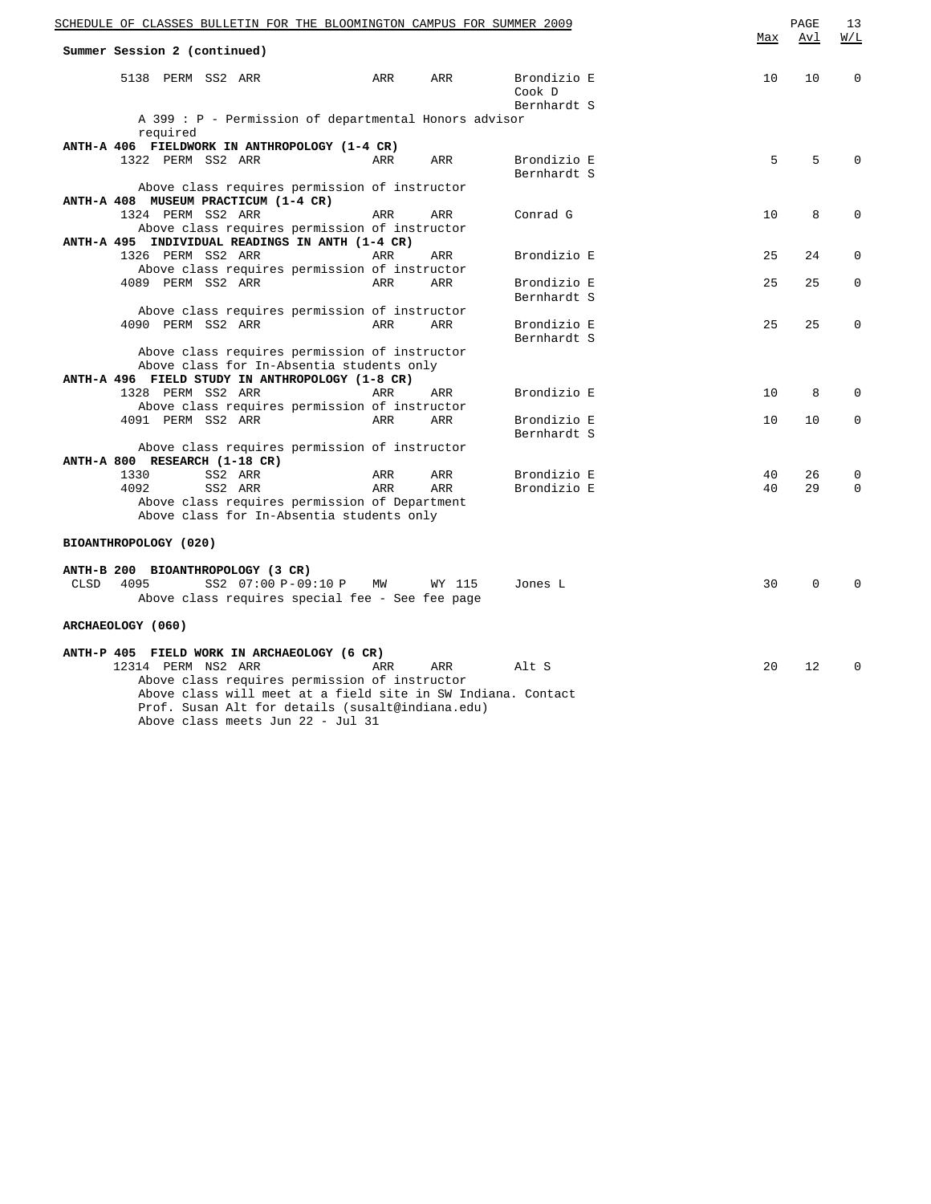**Summer Session 2 (continued)**

| | Class | Perm | Session | Time | Days | Room | Instructor | Max | Avl | W/L |
|---|---|---|---|---|---|---|---|---|---|---|
| | 5138 | PERM | SS2 | ARR | ARR | ARR | Brondizio E<br>Cook D<br>Bernhardt S | 10 | 10 | 0 |

A 399 : P - Permission of departmental Honors advisor required

**ANTH-A 406 FIELDWORK IN ANTHROPOLOGY (1-4 CR)**

| | Class | Perm | Session | Time | Days | Room | Instructor | Max | Avl | W/L |
|---|---|---|---|---|---|---|---|---|---|---|
| | 1322 | PERM | SS2 | ARR | ARR | ARR | Brondizio E<br>Bernhardt S | 5 | 5 | 0 |

Above class requires permission of instructor

**ANTH-A 408 MUSEUM PRACTICUM (1-4 CR)**

| | Class | Perm | Session | Time | Days | Room | Instructor | Max | Avl | W/L |
|---|---|---|---|---|---|---|---|---|---|---|
| | 1324 | PERM | SS2 | ARR | ARR | ARR | Conrad G | 10 | 8 | 0 |

Above class requires permission of instructor

**ANTH-A 495 INDIVIDUAL READINGS IN ANTH (1-4 CR)**

| | Class | Perm | Session | Time | Days | Room | Instructor | Max | Avl | W/L |
|---|---|---|---|---|---|---|---|---|---|---|
| | 1326 | PERM | SS2 | ARR | ARR | ARR | Brondizio E | 25 | 24 | 0 |

Above class requires permission of instructor

| | Class | Perm | Session | Time | Days | Room | Instructor | Max | Avl | W/L |
|---|---|---|---|---|---|---|---|---|---|---|
| | 4089 | PERM | SS2 | ARR | ARR | ARR | Brondizio E<br>Bernhardt S | 25 | 25 | 0 |

Above class requires permission of instructor

| | Class | Perm | Session | Time | Days | Room | Instructor | Max | Avl | W/L |
|---|---|---|---|---|---|---|---|---|---|---|
| | 4090 | PERM | SS2 | ARR | ARR | ARR | Brondizio E<br>Bernhardt S | 25 | 25 | 0 |

Above class requires permission of instructor
Above class for In-Absentia students only

**ANTH-A 496 FIELD STUDY IN ANTHROPOLOGY (1-8 CR)**

| | Class | Perm | Session | Time | Days | Room | Instructor | Max | Avl | W/L |
|---|---|---|---|---|---|---|---|---|---|---|
| | 1328 | PERM | SS2 | ARR | ARR | ARR | Brondizio E | 10 | 8 | 0 |

Above class requires permission of instructor

| | Class | Perm | Session | Time | Days | Room | Instructor | Max | Avl | W/L |
|---|---|---|---|---|---|---|---|---|---|---|
| | 4091 | PERM | SS2 | ARR | ARR | ARR | Brondizio E<br>Bernhardt S | 10 | 10 | 0 |

Above class requires permission of instructor

**ANTH-A 800 RESEARCH (1-18 CR)**

| | Class | Perm | Session | Time | Days | Room | Instructor | Max | Avl | W/L |
|---|---|---|---|---|---|---|---|---|---|---|
| | 1330 | | SS2 | ARR | ARR | ARR | Brondizio E | 40 | 26 | 0 |
| | 4092 | | SS2 | ARR | ARR | ARR | Brondizio E | 40 | 29 | 0 |

Above class requires permission of Department
Above class for In-Absentia students only

**BIOANTHROPOLOGY (020)**

**ANTH-B 200 BIOANTHROPOLOGY (3 CR)**

| | Class | Perm | Session | Time | Days | Room | Instructor | Max | Avl | W/L |
|---|---|---|---|---|---|---|---|---|---|---|
| CLSD | 4095 | | SS2 | 07:00 P-09:10 P | MW | WY 115 | Jones L | 30 | 0 | 0 |

Above class requires special fee - See fee page

**ARCHAEOLOGY (060)**

**ANTH-P 405 FIELD WORK IN ARCHAEOLOGY (6 CR)**

| | Class | Perm | Session | Time | Days | Room | Instructor | Max | Avl | W/L |
|---|---|---|---|---|---|---|---|---|---|---|
| | 12314 | PERM | NS2 | ARR | ARR | ARR | Alt S | 20 | 12 | 0 |

Above class requires permission of instructor
Above class will meet at a field site in SW Indiana. Contact Prof. Susan Alt for details (susalt@indiana.edu)
Above class meets Jun 22 - Jul 31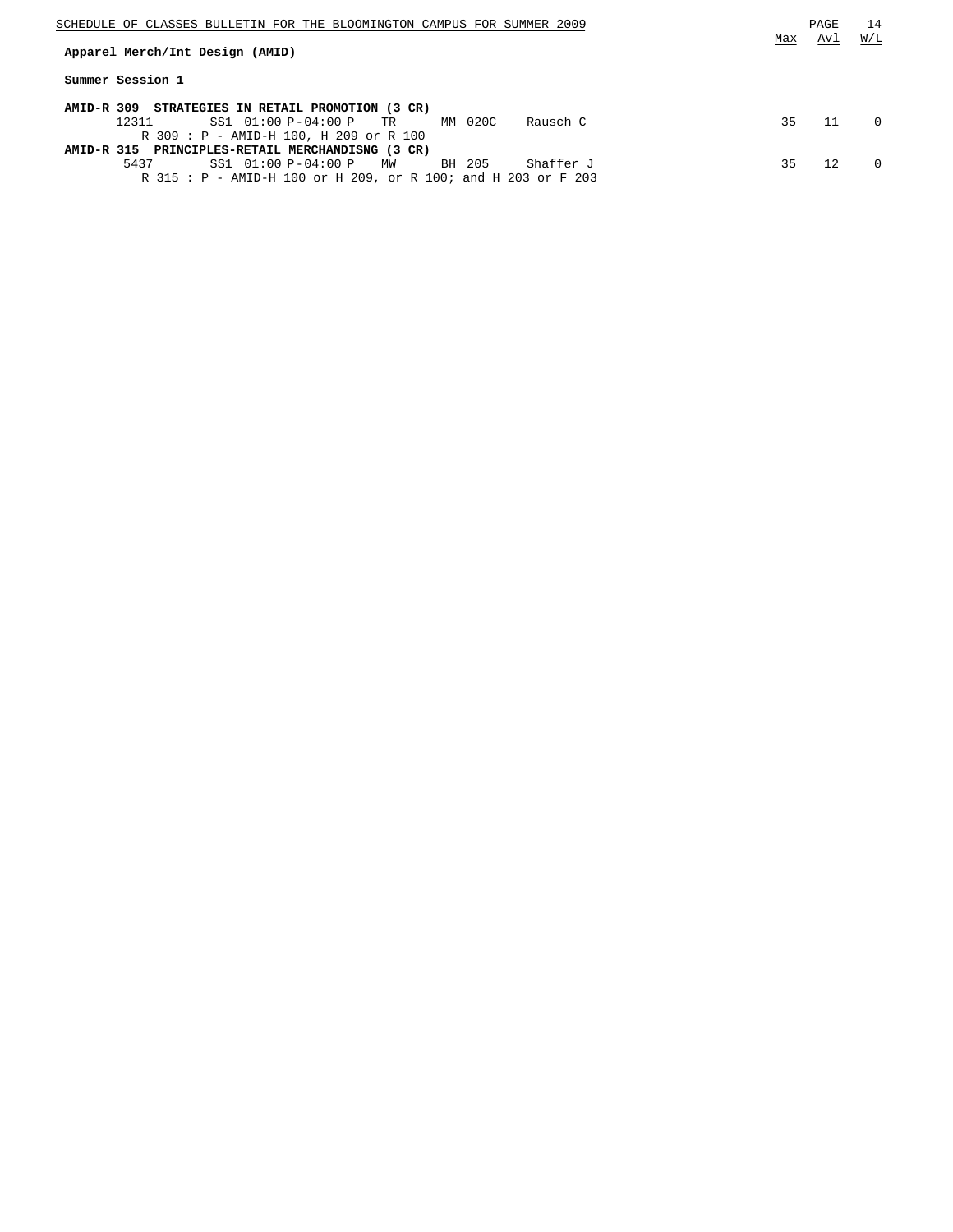## Apparel Merch/Int Design (AMID)

### Summer Session 1

**AMID-R 309 STRATEGIES IN RETAIL PROMOTION (3 CR)**

| Class # | Session | Time | Days | Room | Instructor | Max | Avl | W/L |
|---|---|---|---|---|---|---|---|---|
| 12311 | SS1 | 01:00 P-04:00 P | TR | MM 020C | Rausch C | 35 | 11 | 0 |

R 309 : P - AMID-H 100, H 209 or R 100

**AMID-R 315 PRINCIPLES-RETAIL MERCHANDISNG (3 CR)**

| Class # | Session | Time | Days | Room | Instructor | Max | Avl | W/L |
|---|---|---|---|---|---|---|---|---|
| 5437 | SS1 | 01:00 P-04:00 P | MW | BH 205 | Shaffer J | 35 | 12 | 0 |

R 315 : P - AMID-H 100 or H 209, or R 100; and H 203 or F 203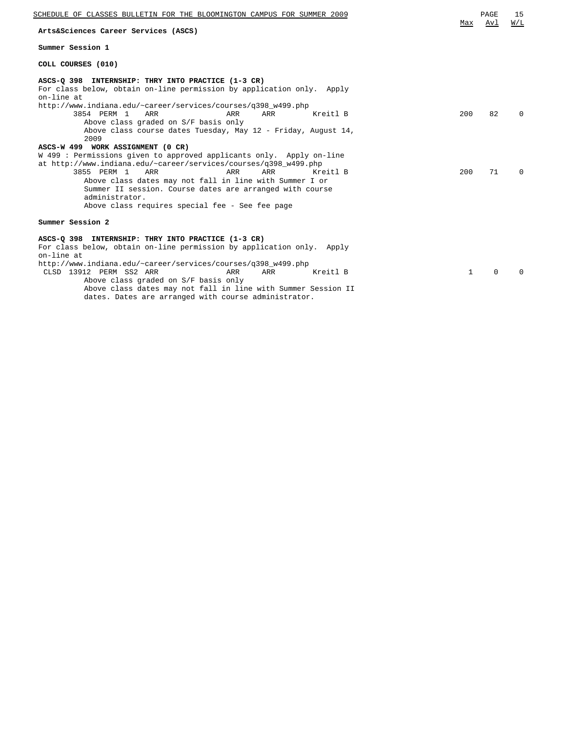## Arts&Sciences Career Services (ASCS)

### Summer Session 1

**COLL COURSES (010)**

**ASCS-Q 398 INTERNSHIP: THRY INTO PRACTICE (1-3 CR)**

For class below, obtain on-line permission by application only. Apply on-line at http://www.indiana.edu/~career/services/courses/q398_w499.php

| Class | | Sess | Time | Days | Room | Instructor | Max | Avl | W/L |
|---|---|---|---|---|---|---|---|---|---|
| 3854 | PERM | 1 | ARR | ARR | ARR | Kreitl B | 200 | 82 | 0 |

Above class graded on S/F basis only
Above class course dates Tuesday, May 12 - Friday, August 14, 2009

**ASCS-W 499 WORK ASSIGNMENT (0 CR)**

W 499 : Permissions given to approved applicants only. Apply on-line at http://www.indiana.edu/~career/services/courses/q398_w499.php

| Class | | Sess | Time | Days | Room | Instructor | Max | Avl | W/L |
|---|---|---|---|---|---|---|---|---|---|
| 3855 | PERM | 1 | ARR | ARR | ARR | Kreitl B | 200 | 71 | 0 |

Above class dates may not fall in line with Summer I or Summer II session. Course dates are arranged with course administrator.
Above class requires special fee - See fee page

### Summer Session 2

**ASCS-Q 398 INTERNSHIP: THRY INTO PRACTICE (1-3 CR)**

For class below, obtain on-line permission by application only. Apply on-line at http://www.indiana.edu/~career/services/courses/q398_w499.php

| Class | | Sess | Time | Days | Room | Instructor | Max | Avl | W/L |
|---|---|---|---|---|---|---|---|---|---|
| CLSD 13912 | PERM | SS2 | ARR | ARR | ARR | Kreitl B | 1 | 0 | 0 |

Above class graded on S/F basis only
Above class dates may not fall in line with Summer Session II dates. Dates are arranged with course administrator.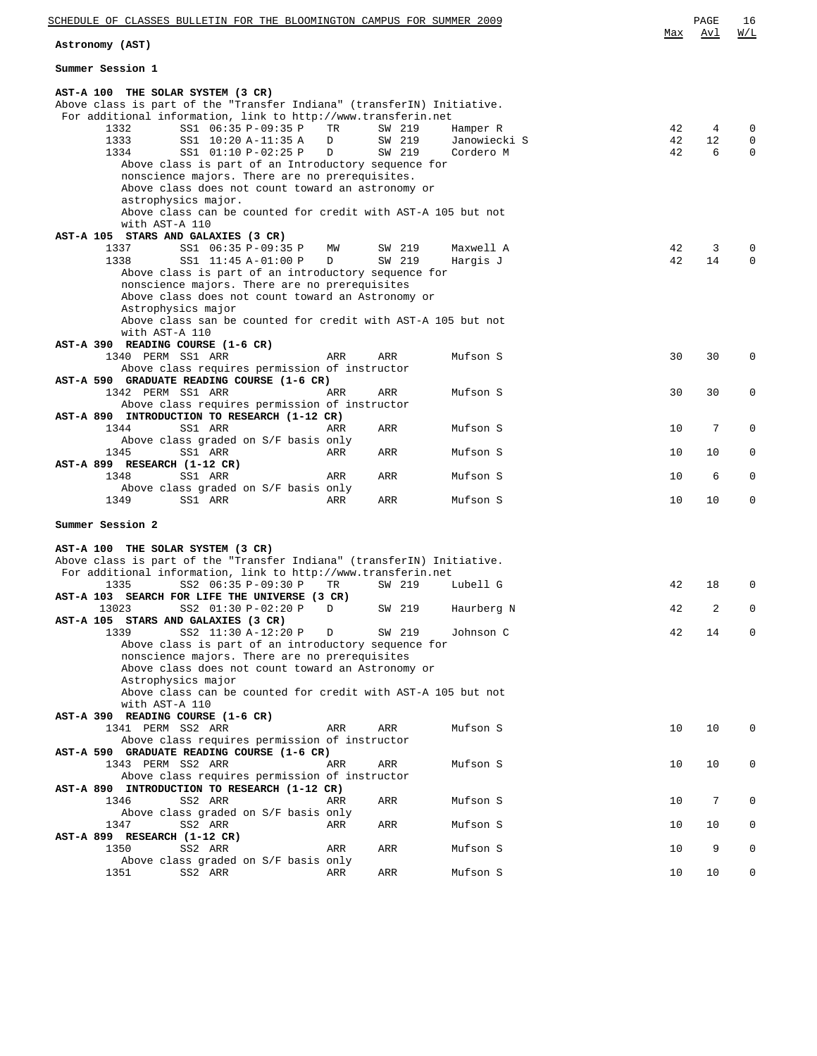## Astronomy (AST)

### Summer Session 1

**AST-A 100 THE SOLAR SYSTEM (3 CR)**

Above class is part of the "Transfer Indiana" (transferIN) Initiative.
For additional information, link to http://www.transferin.net

| Class | Perm | Session | Time | Days | Room | Instructor | Max | Avl | W/L |
|---|---|---|---|---|---|---|---|---|---|
| 1332 | | SS1 | 06:35 P-09:35 P | TR | SW 219 | Hamper R | 42 | 4 | 0 |
| 1333 | | SS1 | 10:20 A-11:35 A | D | SW 219 | Janowiecki S | 42 | 12 | 0 |
| 1334 | | SS1 | 01:10 P-02:25 P | D | SW 219 | Cordero M | 42 | 6 | 0 |

Above class is part of an Introductory sequence for nonscience majors. There are no prerequisites.
Above class does not count toward an astronomy or astrophysics major.
Above class can be counted for credit with AST-A 105 but not with AST-A 110

**AST-A 105 STARS AND GALAXIES (3 CR)**

| Class | Perm | Session | Time | Days | Room | Instructor | Max | Avl | W/L |
|---|---|---|---|---|---|---|---|---|---|
| 1337 | | SS1 | 06:35 P-09:35 P | MW | SW 219 | Maxwell A | 42 | 3 | 0 |
| 1338 | | SS1 | 11:45 A-01:00 P | D | SW 219 | Hargis J | 42 | 14 | 0 |

Above class is part of an introductory sequence for nonscience majors. There are no prerequisites
Above class does not count toward an Astronomy or Astrophysics major
Above class san be counted for credit with AST-A 105 but not with AST-A 110

**AST-A 390 READING COURSE (1-6 CR)**

| Class | Perm | Session | Time | Days | Room | Instructor | Max | Avl | W/L |
|---|---|---|---|---|---|---|---|---|---|
| 1340 | PERM | SS1 | ARR | ARR | ARR | Mufson S | 30 | 30 | 0 |

Above class requires permission of instructor

**AST-A 590 GRADUATE READING COURSE (1-6 CR)**

| Class | Perm | Session | Time | Days | Room | Instructor | Max | Avl | W/L |
|---|---|---|---|---|---|---|---|---|---|
| 1342 | PERM | SS1 | ARR | ARR | ARR | Mufson S | 30 | 30 | 0 |

Above class requires permission of instructor

**AST-A 890 INTRODUCTION TO RESEARCH (1-12 CR)**

| Class | Perm | Session | Time | Days | Room | Instructor | Max | Avl | W/L |
|---|---|---|---|---|---|---|---|---|---|
| 1344 | | SS1 | ARR | ARR | ARR | Mufson S | 10 | 7 | 0 |

Above class graded on S/F basis only

| Class | Perm | Session | Time | Days | Room | Instructor | Max | Avl | W/L |
|---|---|---|---|---|---|---|---|---|---|
| 1345 | | SS1 | ARR | ARR | ARR | Mufson S | 10 | 10 | 0 |

**AST-A 899 RESEARCH (1-12 CR)**

| Class | Perm | Session | Time | Days | Room | Instructor | Max | Avl | W/L |
|---|---|---|---|---|---|---|---|---|---|
| 1348 | | SS1 | ARR | ARR | ARR | Mufson S | 10 | 6 | 0 |

Above class graded on S/F basis only

| Class | Perm | Session | Time | Days | Room | Instructor | Max | Avl | W/L |
|---|---|---|---|---|---|---|---|---|---|
| 1349 | | SS1 | ARR | ARR | ARR | Mufson S | 10 | 10 | 0 |

### Summer Session 2

**AST-A 100 THE SOLAR SYSTEM (3 CR)**

Above class is part of the "Transfer Indiana" (transferIN) Initiative.
For additional information, link to http://www.transferin.net

| Class | Perm | Session | Time | Days | Room | Instructor | Max | Avl | W/L |
|---|---|---|---|---|---|---|---|---|---|
| 1335 | | SS2 | 06:35 P-09:30 P | TR | SW 219 | Lubell G | 42 | 18 | 0 |

**AST-A 103 SEARCH FOR LIFE THE UNIVERSE (3 CR)**

| Class | Perm | Session | Time | Days | Room | Instructor | Max | Avl | W/L |
|---|---|---|---|---|---|---|---|---|---|
| 13023 | | SS2 | 01:30 P-02:20 P | D | SW 219 | Haurberg N | 42 | 2 | 0 |

**AST-A 105 STARS AND GALAXIES (3 CR)**

| Class | Perm | Session | Time | Days | Room | Instructor | Max | Avl | W/L |
|---|---|---|---|---|---|---|---|---|---|
| 1339 | | SS2 | 11:30 A-12:20 P | D | SW 219 | Johnson C | 42 | 14 | 0 |

Above class is part of an introductory sequence for nonscience majors. There are no prerequisites
Above class does not count toward an Astronomy or Astrophysics major
Above class can be counted for credit with AST-A 105 but not with AST-A 110

**AST-A 390 READING COURSE (1-6 CR)**

| Class | Perm | Session | Time | Days | Room | Instructor | Max | Avl | W/L |
|---|---|---|---|---|---|---|---|---|---|
| 1341 | PERM | SS2 | ARR | ARR | ARR | Mufson S | 10 | 10 | 0 |

Above class requires permission of instructor

**AST-A 590 GRADUATE READING COURSE (1-6 CR)**

| Class | Perm | Session | Time | Days | Room | Instructor | Max | Avl | W/L |
|---|---|---|---|---|---|---|---|---|---|
| 1343 | PERM | SS2 | ARR | ARR | ARR | Mufson S | 10 | 10 | 0 |

Above class requires permission of instructor

**AST-A 890 INTRODUCTION TO RESEARCH (1-12 CR)**

| Class | Perm | Session | Time | Days | Room | Instructor | Max | Avl | W/L |
|---|---|---|---|---|---|---|---|---|---|
| 1346 | | SS2 | ARR | ARR | ARR | Mufson S | 10 | 7 | 0 |

Above class graded on S/F basis only

| Class | Perm | Session | Time | Days | Room | Instructor | Max | Avl | W/L |
|---|---|---|---|---|---|---|---|---|---|
| 1347 | | SS2 | ARR | ARR | ARR | Mufson S | 10 | 10 | 0 |

**AST-A 899 RESEARCH (1-12 CR)**

| Class | Perm | Session | Time | Days | Room | Instructor | Max | Avl | W/L |
|---|---|---|---|---|---|---|---|---|---|
| 1350 | | SS2 | ARR | ARR | ARR | Mufson S | 10 | 9 | 0 |

Above class graded on S/F basis only

| Class | Perm | Session | Time | Days | Room | Instructor | Max | Avl | W/L |
|---|---|---|---|---|---|---|---|---|---|
| 1351 | | SS2 | ARR | ARR | ARR | Mufson S | 10 | 10 | 0 |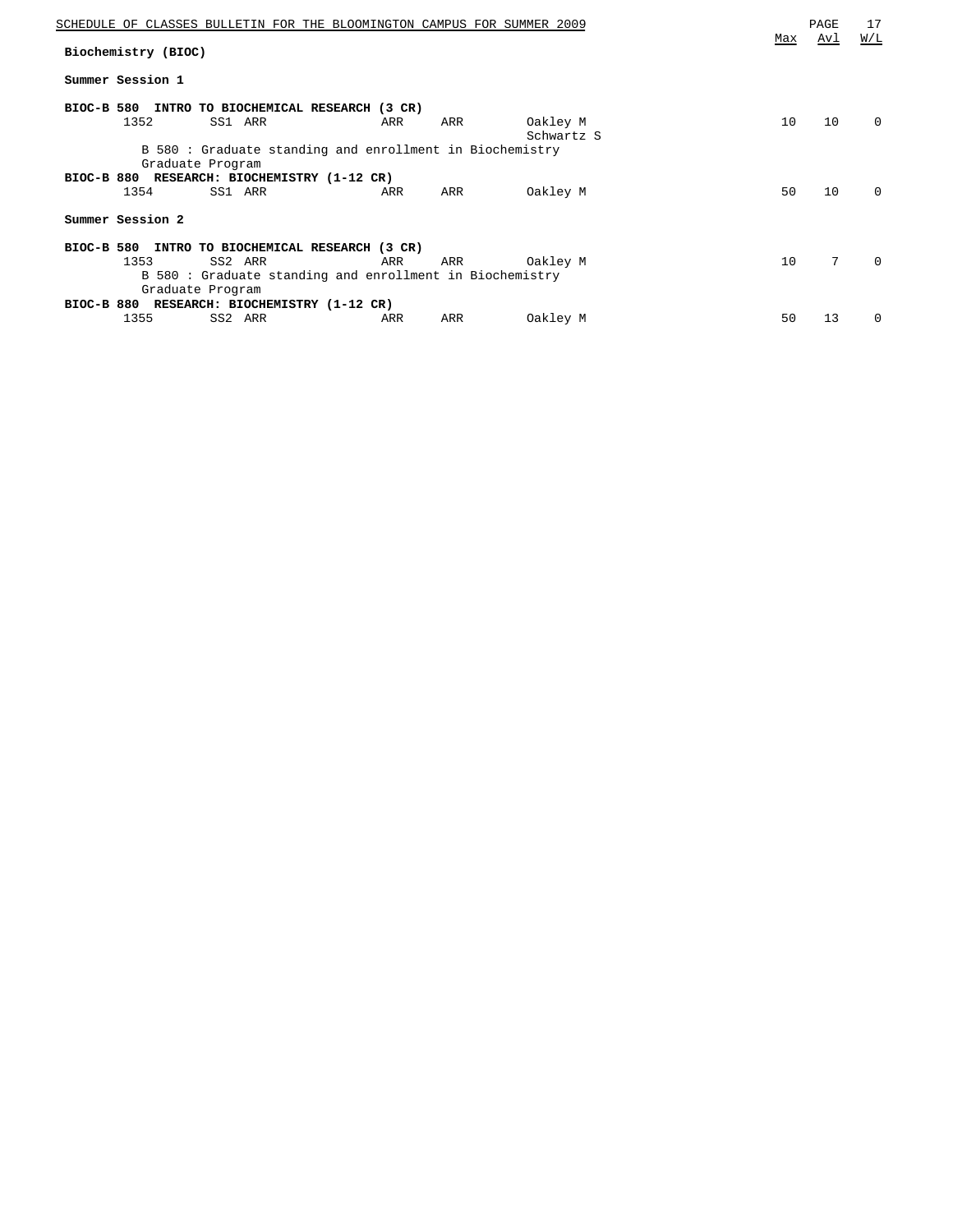## Biochemistry (BIOC)

### Summer Session 1

**BIOC-B 580 INTRO TO BIOCHEMICAL RESEARCH (3 CR)**

| Class | Session | Days/Time | | | Instructor | Max | Avl | W/L |
|---|---|---|---|---|---|---|---|---|
| 1352 | SS1 | ARR | ARR | ARR | Oakley M<br>Schwartz S | 10 | 10 | 0 |

B 580 : Graduate standing and enrollment in Biochemistry Graduate Program

**BIOC-B 880 RESEARCH: BIOCHEMISTRY (1-12 CR)**

| Class | Session | Days/Time | | | Instructor | Max | Avl | W/L |
|---|---|---|---|---|---|---|---|---|
| 1354 | SS1 | ARR | ARR | ARR | Oakley M | 50 | 10 | 0 |

### Summer Session 2

**BIOC-B 580 INTRO TO BIOCHEMICAL RESEARCH (3 CR)**

| Class | Session | Days/Time | | | Instructor | Max | Avl | W/L |
|---|---|---|---|---|---|---|---|---|
| 1353 | SS2 | ARR | ARR | ARR | Oakley M | 10 | 7 | 0 |

B 580 : Graduate standing and enrollment in Biochemistry Graduate Program

**BIOC-B 880 RESEARCH: BIOCHEMISTRY (1-12 CR)**

| Class | Session | Days/Time | | | Instructor | Max | Avl | W/L |
|---|---|---|---|---|---|---|---|---|
| 1355 | SS2 | ARR | ARR | ARR | Oakley M | 50 | 13 | 0 |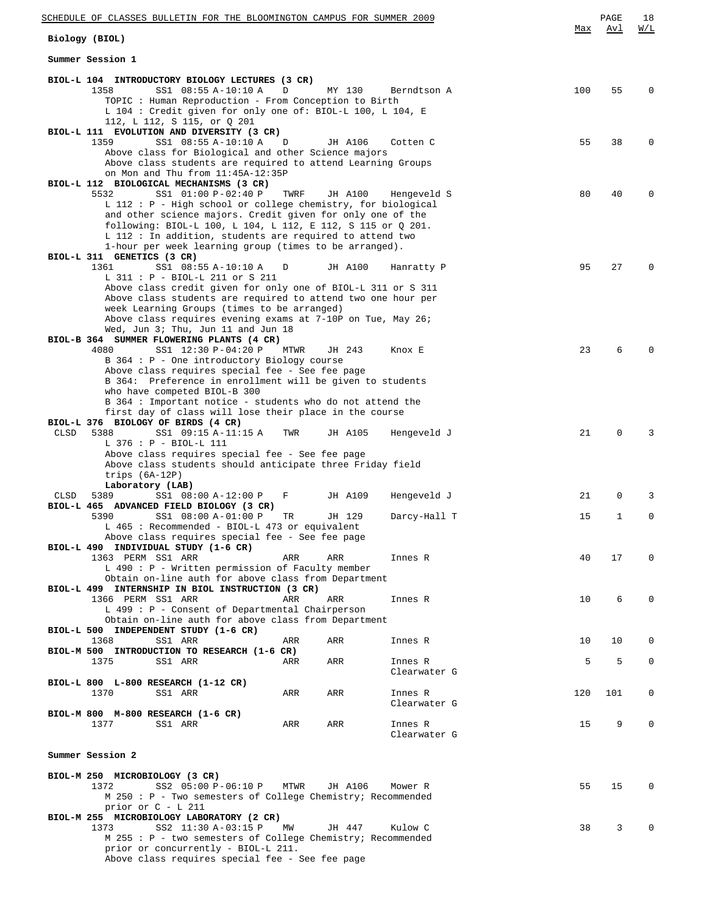## Biology (BIOL)

### Summer Session 1

| Class | | Session / Time | Days | Room | Instructor | Max | Avl | W/L |
|---|---|---|---|---|---|---|---|---|
| **BIOL-L 104 INTRODUCTORY BIOLOGY LECTURES (3 CR)** | | | | | | | | |
| 1358 | | SS1 08:55 A-10:10 A | D | MY 130 | Berndtson A | 100 | 55 | 0 |
| **BIOL-L 111 EVOLUTION AND DIVERSITY (3 CR)** | | | | | | | | |
| 1359 | | SS1 08:55 A-10:10 A | D | JH A106 | Cotten C | 55 | 38 | 0 |
| **BIOL-L 112 BIOLOGICAL MECHANISMS (3 CR)** | | | | | | | | |
| 5532 | | SS1 01:00 P-02:40 P | TWRF | JH A100 | Hengeveld S | 80 | 40 | 0 |
| **BIOL-L 311 GENETICS (3 CR)** | | | | | | | | |
| 1361 | | SS1 08:55 A-10:10 A | D | JH A100 | Hanratty P | 95 | 27 | 0 |
| **BIOL-B 364 SUMMER FLOWERING PLANTS (4 CR)** | | | | | | | | |
| 4080 | | SS1 12:30 P-04:20 P | MTWR | JH 243 | Knox E | 23 | 6 | 0 |
| **BIOL-L 376 BIOLOGY OF BIRDS (4 CR)** | | | | | | | | |
| CLSD 5388 | | SS1 09:15 A-11:15 A | TWR | JH A105 | Hengeveld J | 21 | 0 | 3 |
| CLSD 5389 | Laboratory (LAB) | SS1 08:00 A-12:00 P | F | JH A109 | Hengeveld J | 21 | 0 | 3 |
| **BIOL-L 465 ADVANCED FIELD BIOLOGY (3 CR)** | | | | | | | | |
| 5390 | | SS1 08:00 A-01:00 P | TR | JH 129 | Darcy-Hall T | 15 | 1 | 0 |
| **BIOL-L 490 INDIVIDUAL STUDY (1-6 CR)** | | | | | | | | |
| 1363 | PERM | SS1 ARR | ARR | ARR | Innes R | 40 | 17 | 0 |
| **BIOL-L 499 INTERNSHIP IN BIOL INSTRUCTION (3 CR)** | | | | | | | | |
| 1366 | PERM | SS1 ARR | ARR | ARR | Innes R | 10 | 6 | 0 |
| **BIOL-L 500 INDEPENDENT STUDY (1-6 CR)** | | | | | | | | |
| 1368 | | SS1 ARR | ARR | ARR | Innes R | 10 | 10 | 0 |
| **BIOL-M 500 INTRODUCTION TO RESEARCH (1-6 CR)** | | | | | | | | |
| 1375 | | SS1 ARR | ARR | ARR | Innes R, Clearwater G | 5 | 5 | 0 |
| **BIOL-L 800 L-800 RESEARCH (1-12 CR)** | | | | | | | | |
| 1370 | | SS1 ARR | ARR | ARR | Innes R, Clearwater G | 120 | 101 | 0 |
| **BIOL-M 800 M-800 RESEARCH (1-6 CR)** | | | | | | | | |
| 1377 | | SS1 ARR | ARR | ARR | Innes R, Clearwater G | 15 | 9 | 0 |

Notes:

- **BIOL-L 104 (1358)**: TOPIC : Human Reproduction - From Conception to Birth. L 104 : Credit given for only one of: BIOL-L 100, L 104, E 112, L 112, S 115, or Q 201
- **BIOL-L 111 (1359)**: Above class for Biological and other Science majors. Above class students are required to attend Learning Groups on Mon and Thu from 11:45A-12:35P
- **BIOL-L 112 (5532)**: L 112 : P - High school or college chemistry, for biological and other science majors. Credit given for only one of the following: BIOL-L 100, L 104, L 112, E 112, S 115 or Q 201. L 112 : In addition, students are required to attend two 1-hour per week learning group (times to be arranged).
- **BIOL-L 311 (1361)**: L 311 : P - BIOL-L 211 or S 211. Above class credit given for only one of BIOL-L 311 or S 311. Above class students are required to attend two one hour per week Learning Groups (times to be arranged). Above class requires evening exams at 7-10P on Tue, May 26; Wed, Jun 3; Thu, Jun 11 and Jun 18
- **BIOL-B 364 (4080)**: B 364 : P - One introductory Biology course. Above class requires special fee - See fee page. B 364: Preference in enrollment will be given to students who have competed BIOL-B 300. B 364 : Important notice - students who do not attend the first day of class will lose their place in the course
- **BIOL-L 376 (5388)**: L 376 : P - BIOL-L 111. Above class requires special fee - See fee page. Above class students should anticipate three Friday field trips (6A-12P)
- **BIOL-L 465 (5390)**: L 465 : Recommended - BIOL-L 473 or equivalent. Above class requires special fee - See fee page
- **BIOL-L 490 (1363)**: L 490 : P - Written permission of Faculty member. Obtain on-line auth for above class from Department
- **BIOL-L 499 (1366)**: L 499 : P - Consent of Departmental Chairperson. Obtain on-line auth for above class from Department

### Summer Session 2

| Class | Session / Time | Days | Room | Instructor | Max | Avl | W/L |
|---|---|---|---|---|---|---|---|
| **BIOL-M 250 MICROBIOLOGY (3 CR)** | | | | | | | |
| 1372 | SS2 05:00 P-06:10 P | MTWR | JH A106 | Mower R | 55 | 15 | 0 |
| **BIOL-M 255 MICROBIOLOGY LABORATORY (2 CR)** | | | | | | | |
| 1373 | SS2 11:30 A-03:15 P | MW | JH 447 | Kulow C | 38 | 3 | 0 |

Notes:

- **BIOL-M 250 (1372)**: M 250 : P - Two semesters of College Chemistry; Recommended prior or C - L 211
- **BIOL-M 255 (1373)**: M 255 : P - two semesters of College Chemistry; Recommended prior or concurrently - BIOL-L 211. Above class requires special fee - See fee page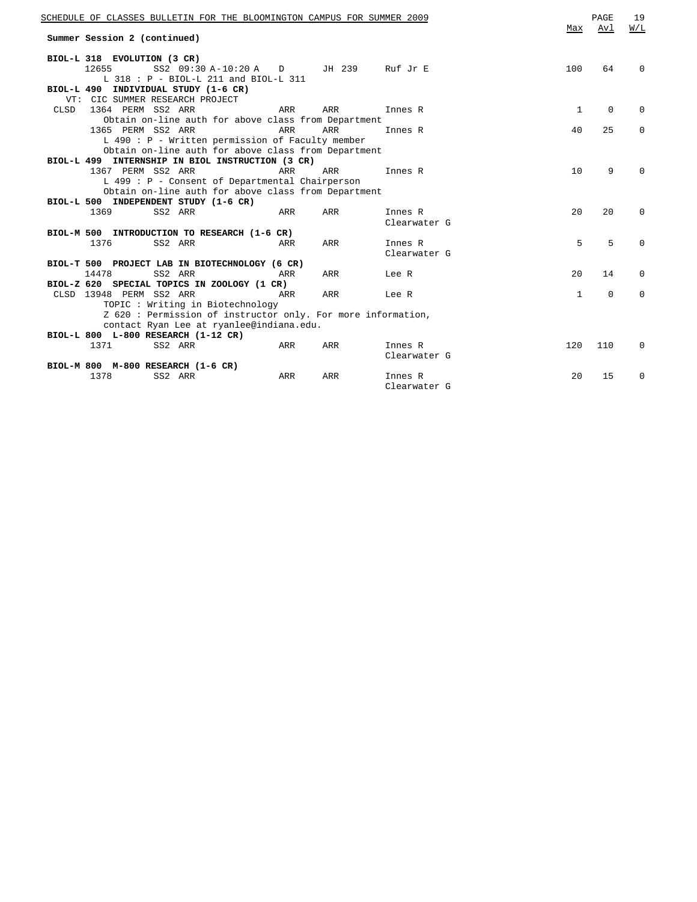**Summary Session 2 (continued)**

| | | | | | | | Max | Avl | W/L |
|---|---|---|---|---|---|---|---|---|---|
| **BIOL-L 318 EVOLUTION (3 CR)** | | | | | | | | | |
| | 12655 | | SS2 09:30 A-10:20 A | D | JH 239 | Ruf Jr E | 100 | 64 | 0 |
| | L 318 : P - BIOL-L 211 and BIOL-L 311 | | | | | | | | |
| **BIOL-L 490 INDIVIDUAL STUDY (1-6 CR)** | | | | | | | | | |
| | VT: CIC SUMMER RESEARCH PROJECT | | | | | | | | |
| CLSD | 1364 | PERM | SS2 ARR | ARR | ARR | Innes R | 1 | 0 | 0 |
| | Obtain on-line auth for above class from Department | | | | | | | | |
| | 1365 | PERM | SS2 ARR | ARR | ARR | Innes R | 40 | 25 | 0 |
| | L 490 : P - Written permission of Faculty member | | | | | | | | |
| | Obtain on-line auth for above class from Department | | | | | | | | |
| **BIOL-L 499 INTERNSHIP IN BIOL INSTRUCTION (3 CR)** | | | | | | | | | |
| | 1367 | PERM | SS2 ARR | ARR | ARR | Innes R | 10 | 9 | 0 |
| | L 499 : P - Consent of Departmental Chairperson | | | | | | | | |
| | Obtain on-line auth for above class from Department | | | | | | | | |
| **BIOL-L 500 INDEPENDENT STUDY (1-6 CR)** | | | | | | | | | |
| | 1369 | | SS2 ARR | ARR | ARR | Innes R<br>Clearwater G | 20 | 20 | 0 |
| **BIOL-M 500 INTRODUCTION TO RESEARCH (1-6 CR)** | | | | | | | | | |
| | 1376 | | SS2 ARR | ARR | ARR | Innes R<br>Clearwater G | 5 | 5 | 0 |
| **BIOL-T 500 PROJECT LAB IN BIOTECHNOLOGY (6 CR)** | | | | | | | | | |
| | 14478 | | SS2 ARR | ARR | ARR | Lee R | 20 | 14 | 0 |
| **BIOL-Z 620 SPECIAL TOPICS IN ZOOLOGY (1 CR)** | | | | | | | | | |
| CLSD | 13948 | PERM | SS2 ARR | ARR | ARR | Lee R | 1 | 0 | 0 |
| | TOPIC : Writing in Biotechnology | | | | | | | | |
| | Z 620 : Permission of instructor only. For more information, contact Ryan Lee at ryanlee@indiana.edu. | | | | | | | | |
| **BIOL-L 800 L-800 RESEARCH (1-12 CR)** | | | | | | | | | |
| | 1371 | | SS2 ARR | ARR | ARR | Innes R<br>Clearwater G | 120 | 110 | 0 |
| **BIOL-M 800 M-800 RESEARCH (1-6 CR)** | | | | | | | | | |
| | 1378 | | SS2 ARR | ARR | ARR | Innes R<br>Clearwater G | 20 | 15 | 0 |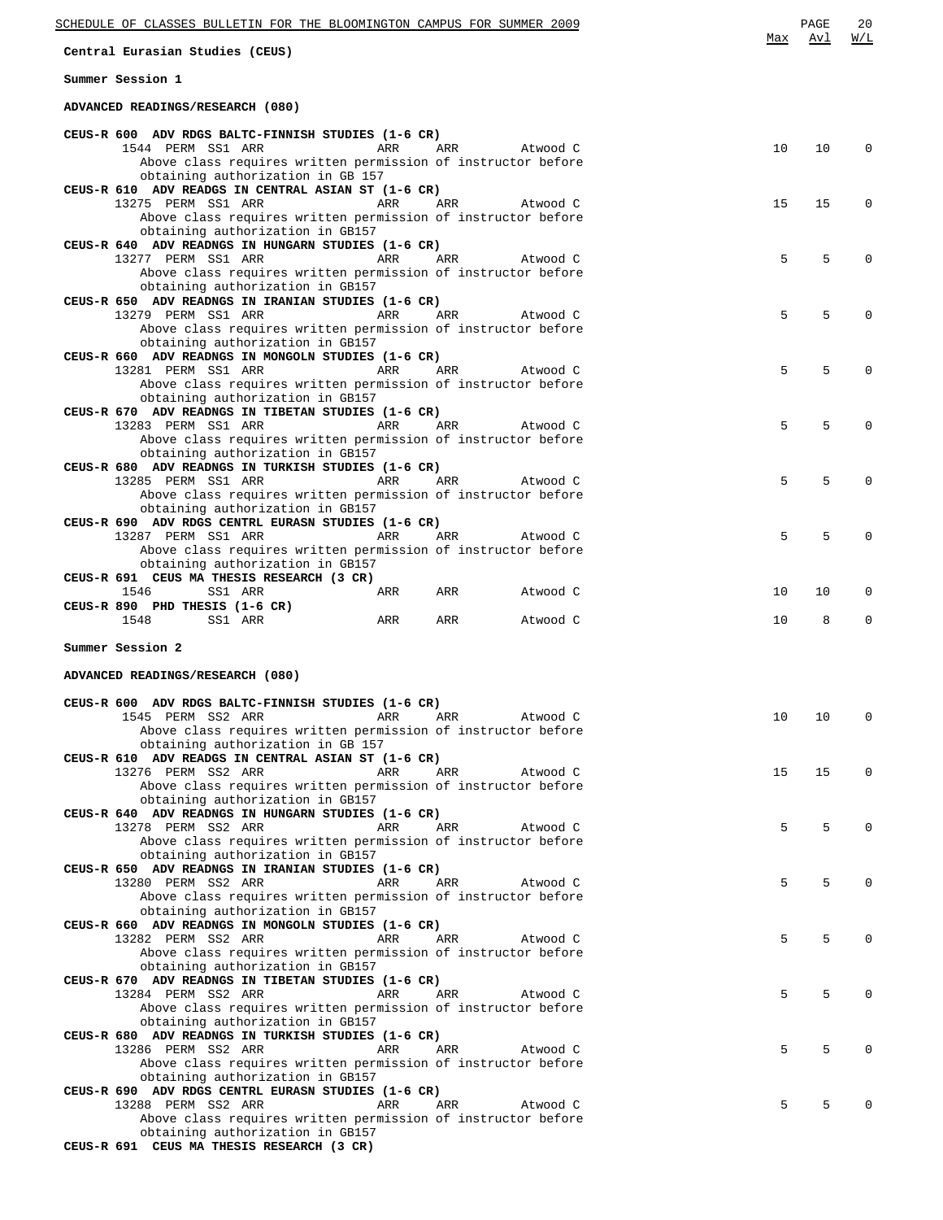## Central Eurasian Studies (CEUS)

### Summer Session 1

#### ADVANCED READINGS/RESEARCH (080)

| Course / Class | Days/Time | Room | Instructor | Max | Avl | W/L |
|---|---|---|---|---|---|---|
| **CEUS-R 600 ADV RDGS BALTC-FINNISH STUDIES (1-6 CR)** | | | | | | |
| 1544 PERM SS1 ARR | ARR | ARR | Atwood C | 10 | 10 | 0 |
| Above class requires written permission of instructor before obtaining authorization in GB 157 | | | | | | |
| **CEUS-R 610 ADV READGS IN CENTRAL ASIAN ST (1-6 CR)** | | | | | | |
| 13275 PERM SS1 ARR | ARR | ARR | Atwood C | 15 | 15 | 0 |
| Above class requires written permission of instructor before obtaining authorization in GB157 | | | | | | |
| **CEUS-R 640 ADV READNGS IN HUNGARN STUDIES (1-6 CR)** | | | | | | |
| 13277 PERM SS1 ARR | ARR | ARR | Atwood C | 5 | 5 | 0 |
| Above class requires written permission of instructor before obtaining authorization in GB157 | | | | | | |
| **CEUS-R 650 ADV READNGS IN IRANIAN STUDIES (1-6 CR)** | | | | | | |
| 13279 PERM SS1 ARR | ARR | ARR | Atwood C | 5 | 5 | 0 |
| Above class requires written permission of instructor before obtaining authorization in GB157 | | | | | | |
| **CEUS-R 660 ADV READNGS IN MONGOLN STUDIES (1-6 CR)** | | | | | | |
| 13281 PERM SS1 ARR | ARR | ARR | Atwood C | 5 | 5 | 0 |
| Above class requires written permission of instructor before obtaining authorization in GB157 | | | | | | |
| **CEUS-R 670 ADV READNGS IN TIBETAN STUDIES (1-6 CR)** | | | | | | |
| 13283 PERM SS1 ARR | ARR | ARR | Atwood C | 5 | 5 | 0 |
| Above class requires written permission of instructor before obtaining authorization in GB157 | | | | | | |
| **CEUS-R 680 ADV READNGS IN TURKISH STUDIES (1-6 CR)** | | | | | | |
| 13285 PERM SS1 ARR | ARR | ARR | Atwood C | 5 | 5 | 0 |
| Above class requires written permission of instructor before obtaining authorization in GB157 | | | | | | |
| **CEUS-R 690 ADV RDGS CENTRL EURASN STUDIES (1-6 CR)** | | | | | | |
| 13287 PERM SS1 ARR | ARR | ARR | Atwood C | 5 | 5 | 0 |
| Above class requires written permission of instructor before obtaining authorization in GB157 | | | | | | |
| **CEUS-R 691 CEUS MA THESIS RESEARCH (3 CR)** | | | | | | |
| 1546 SS1 ARR | ARR | ARR | Atwood C | 10 | 10 | 0 |
| **CEUS-R 890 PHD THESIS (1-6 CR)** | | | | | | |
| 1548 SS1 ARR | ARR | ARR | Atwood C | 10 | 8 | 0 |

### Summer Session 2

#### ADVANCED READINGS/RESEARCH (080)

| Course / Class | Days/Time | Room | Instructor | Max | Avl | W/L |
|---|---|---|---|---|---|---|
| **CEUS-R 600 ADV RDGS BALTC-FINNISH STUDIES (1-6 CR)** | | | | | | |
| 1545 PERM SS2 ARR | ARR | ARR | Atwood C | 10 | 10 | 0 |
| Above class requires written permission of instructor before obtaining authorization in GB 157 | | | | | | |
| **CEUS-R 610 ADV READGS IN CENTRAL ASIAN ST (1-6 CR)** | | | | | | |
| 13276 PERM SS2 ARR | ARR | ARR | Atwood C | 15 | 15 | 0 |
| Above class requires written permission of instructor before obtaining authorization in GB157 | | | | | | |
| **CEUS-R 640 ADV READNGS IN HUNGARN STUDIES (1-6 CR)** | | | | | | |
| 13278 PERM SS2 ARR | ARR | ARR | Atwood C | 5 | 5 | 0 |
| Above class requires written permission of instructor before obtaining authorization in GB157 | | | | | | |
| **CEUS-R 650 ADV READNGS IN IRANIAN STUDIES (1-6 CR)** | | | | | | |
| 13280 PERM SS2 ARR | ARR | ARR | Atwood C | 5 | 5 | 0 |
| Above class requires written permission of instructor before obtaining authorization in GB157 | | | | | | |
| **CEUS-R 660 ADV READNGS IN MONGOLN STUDIES (1-6 CR)** | | | | | | |
| 13282 PERM SS2 ARR | ARR | ARR | Atwood C | 5 | 5 | 0 |
| Above class requires written permission of instructor before obtaining authorization in GB157 | | | | | | |
| **CEUS-R 670 ADV READNGS IN TIBETAN STUDIES (1-6 CR)** | | | | | | |
| 13284 PERM SS2 ARR | ARR | ARR | Atwood C | 5 | 5 | 0 |
| Above class requires written permission of instructor before obtaining authorization in GB157 | | | | | | |
| **CEUS-R 680 ADV READNGS IN TURKISH STUDIES (1-6 CR)** | | | | | | |
| 13286 PERM SS2 ARR | ARR | ARR | Atwood C | 5 | 5 | 0 |
| Above class requires written permission of instructor before obtaining authorization in GB157 | | | | | | |
| **CEUS-R 690 ADV RDGS CENTRL EURASN STUDIES (1-6 CR)** | | | | | | |
| 13288 PERM SS2 ARR | ARR | ARR | Atwood C | 5 | 5 | 0 |
| Above class requires written permission of instructor before obtaining authorization in GB157 | | | | | | |
| **CEUS-R 691 CEUS MA THESIS RESEARCH (3 CR)** | | | | | | |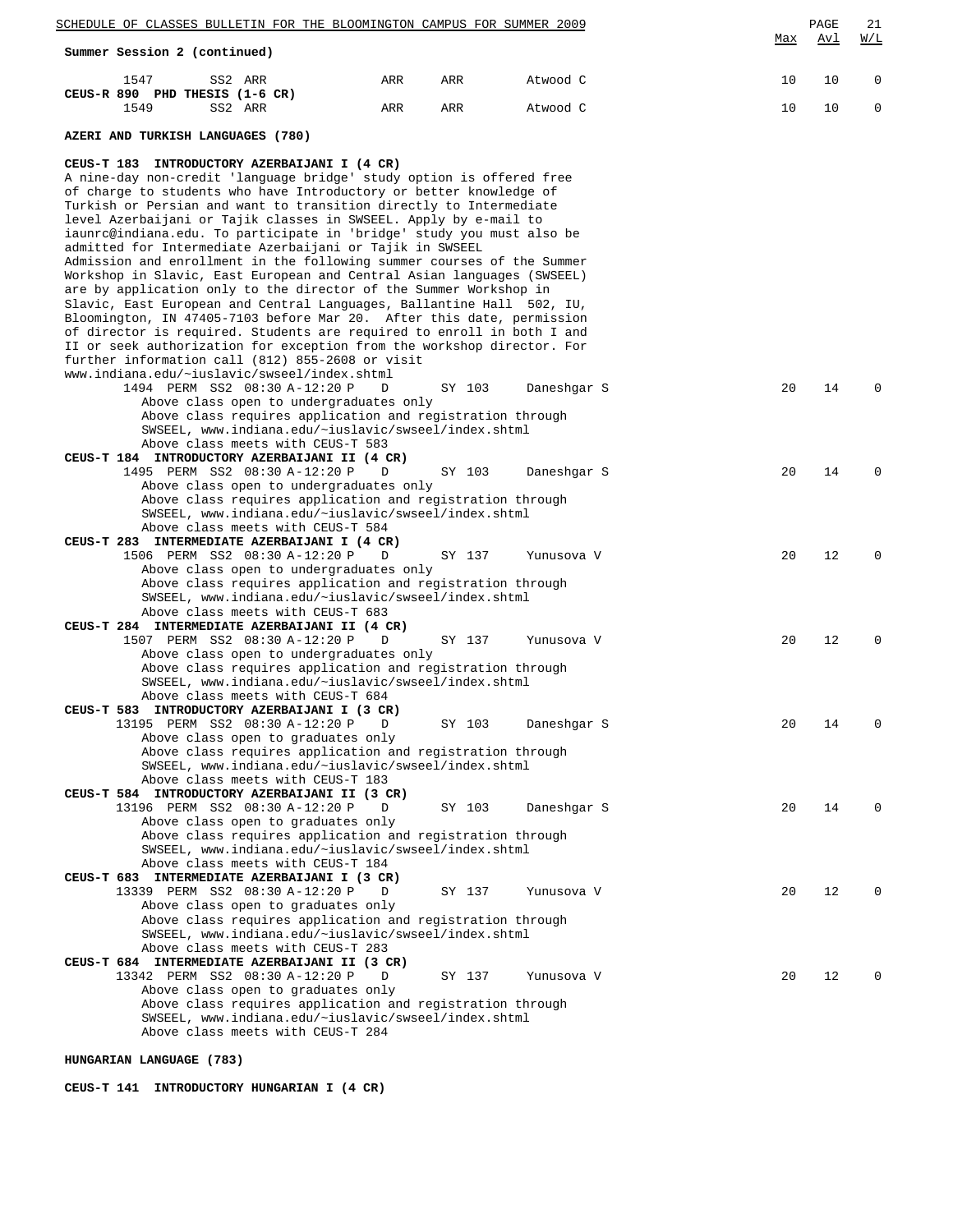Summer Session 2 (continued)

| | | | | | | | Max | Avl | W/L |
|---|---|---|---|---|---|---|---|---|---|
| 1547 | | SS2 ARR | | ARR | ARR | Atwood C | 10 | 10 | 0 |

**CEUS-R 890 PHD THESIS (1-6 CR)**

| | | | | | | | Max | Avl | W/L |
|---|---|---|---|---|---|---|---|---|---|
| 1549 | | SS2 ARR | | ARR | ARR | Atwood C | 10 | 10 | 0 |

## AZERI AND TURKISH LANGUAGES (780)

**CEUS-T 183 INTRODUCTORY AZERBAIJANI I (4 CR)**

A nine-day non-credit 'language bridge' study option is offered free of charge to students who have Introductory or better knowledge of Turkish or Persian and want to transition directly to Intermediate level Azerbaijani or Tajik classes in SWSEEL. Apply by e-mail to iaunrc@indiana.edu. To participate in 'bridge' study you must also be admitted for Intermediate Azerbaijani or Tajik in SWSEEL
Admission and enrollment in the following summer courses of the Summer Workshop in Slavic, East European and Central Asian languages (SWSEEL) are by application only to the director of the Summer Workshop in Slavic, East European and Central Languages, Ballantine Hall 502, IU, Bloomington, IN 47405-7103 before Mar 20. After this date, permission of director is required. Students are required to enroll in both I and II or seek authorization for exception from the workshop director. For further information call (812) 855-2608 or visit www.indiana.edu/~iuslavic/swseel/index.shtml

| | | | | | | | Max | Avl | W/L |
|---|---|---|---|---|---|---|---|---|---|
| 1494 | PERM | SS2 | 08:30 A-12:20 P | D | SY 103 | Daneshgar S | 20 | 14 | 0 |

Above class open to undergraduates only
Above class requires application and registration through SWSEEL, www.indiana.edu/~iuslavic/swseel/index.shtml
Above class meets with CEUS-T 583

**CEUS-T 184 INTRODUCTORY AZERBAIJANI II (4 CR)**

| | | | | | | | Max | Avl | W/L |
|---|---|---|---|---|---|---|---|---|---|
| 1495 | PERM | SS2 | 08:30 A-12:20 P | D | SY 103 | Daneshgar S | 20 | 14 | 0 |

Above class open to undergraduates only
Above class requires application and registration through SWSEEL, www.indiana.edu/~iuslavic/swseel/index.shtml
Above class meets with CEUS-T 584

**CEUS-T 283 INTERMEDIATE AZERBAIJANI I (4 CR)**

| | | | | | | | Max | Avl | W/L |
|---|---|---|---|---|---|---|---|---|---|
| 1506 | PERM | SS2 | 08:30 A-12:20 P | D | SY 137 | Yunusova V | 20 | 12 | 0 |

Above class open to undergraduates only
Above class requires application and registration through SWSEEL, www.indiana.edu/~iuslavic/swseel/index.shtml
Above class meets with CEUS-T 683

**CEUS-T 284 INTERMEDIATE AZERBAIJANI II (4 CR)**

| | | | | | | | Max | Avl | W/L |
|---|---|---|---|---|---|---|---|---|---|
| 1507 | PERM | SS2 | 08:30 A-12:20 P | D | SY 137 | Yunusova V | 20 | 12 | 0 |

Above class open to undergraduates only
Above class requires application and registration through SWSEEL, www.indiana.edu/~iuslavic/swseel/index.shtml
Above class meets with CEUS-T 684

**CEUS-T 583 INTRODUCTORY AZERBAIJANI I (3 CR)**

| | | | | | | | Max | Avl | W/L |
|---|---|---|---|---|---|---|---|---|---|
| 13195 | PERM | SS2 | 08:30 A-12:20 P | D | SY 103 | Daneshgar S | 20 | 14 | 0 |

Above class open to graduates only
Above class requires application and registration through SWSEEL, www.indiana.edu/~iuslavic/swseel/index.shtml
Above class meets with CEUS-T 183

**CEUS-T 584 INTRODUCTORY AZERBAIJANI II (3 CR)**

| | | | | | | | Max | Avl | W/L |
|---|---|---|---|---|---|---|---|---|---|
| 13196 | PERM | SS2 | 08:30 A-12:20 P | D | SY 103 | Daneshgar S | 20 | 14 | 0 |

Above class open to graduates only
Above class requires application and registration through SWSEEL, www.indiana.edu/~iuslavic/swseel/index.shtml
Above class meets with CEUS-T 184

**CEUS-T 683 INTERMEDIATE AZERBAIJANI I (3 CR)**

| | | | | | | | Max | Avl | W/L |
|---|---|---|---|---|---|---|---|---|---|
| 13339 | PERM | SS2 | 08:30 A-12:20 P | D | SY 137 | Yunusova V | 20 | 12 | 0 |

Above class open to graduates only
Above class requires application and registration through SWSEEL, www.indiana.edu/~iuslavic/swseel/index.shtml
Above class meets with CEUS-T 283

**CEUS-T 684 INTERMEDIATE AZERBAIJANI II (3 CR)**

| | | | | | | | Max | Avl | W/L |
|---|---|---|---|---|---|---|---|---|---|
| 13342 | PERM | SS2 | 08:30 A-12:20 P | D | SY 137 | Yunusova V | 20 | 12 | 0 |

Above class open to graduates only
Above class requires application and registration through SWSEEL, www.indiana.edu/~iuslavic/swseel/index.shtml
Above class meets with CEUS-T 284

## HUNGARIAN LANGUAGE (783)

**CEUS-T 141 INTRODUCTORY HUNGARIAN I (4 CR)**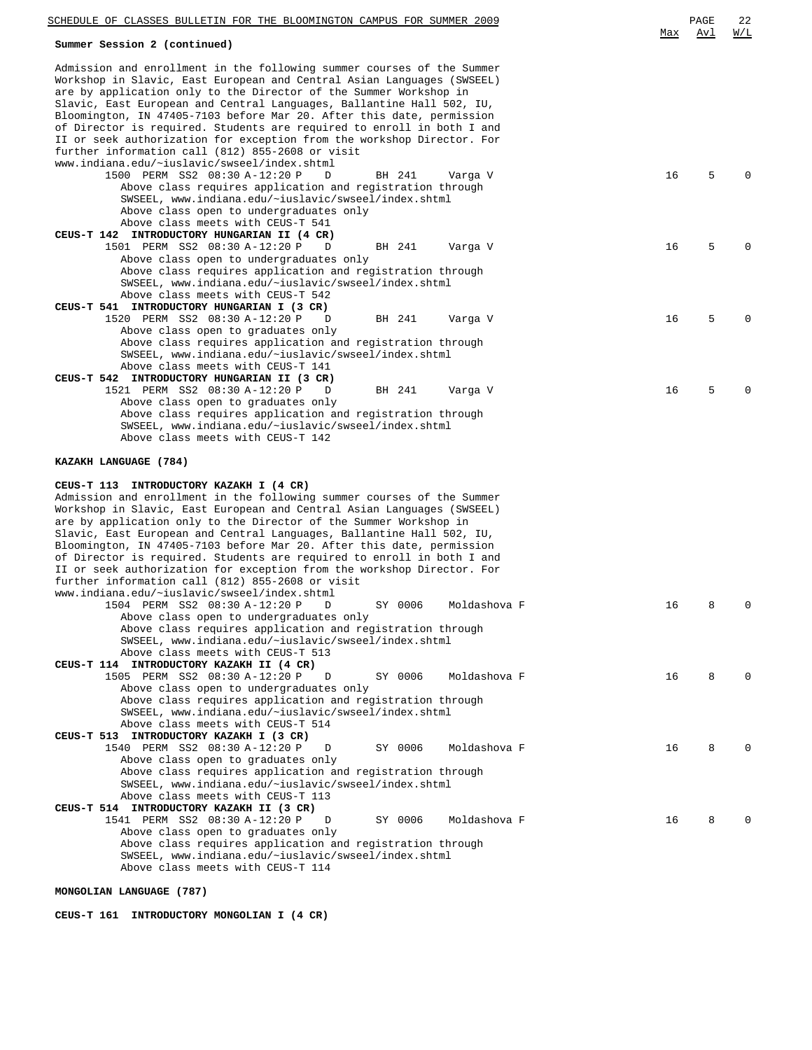**Summer Session 2 (continued)**

| | Max | Avl | W/L |
|---|---|---|---|

Admission and enrollment in the following summer courses of the Summer Workshop in Slavic, East European and Central Asian Languages (SWSEEL) are by application only to the Director of the Summer Workshop in Slavic, East European and Central Languages, Ballantine Hall 502, IU, Bloomington, IN 47405-7103 before Mar 20. After this date, permission of Director is required. Students are required to enroll in both I and II or seek authorization for exception from the workshop Director. For further information call (812) 855-2608 or visit www.indiana.edu/~iuslavic/swseel/index.shtml

| Class | Section | Session | Time | Days | Room | Instructor | Max | Avl | W/L |
|---|---|---|---|---|---|---|---|---|---|
| 1500 | PERM | SS2 | 08:30 A-12:20 P | D | BH 241 | Varga V | 16 | 5 | 0 |

Above class requires application and registration through SWSEEL, www.indiana.edu/~iuslavic/swseel/index.shtml
Above class open to undergraduates only
Above class meets with CEUS-T 541

**CEUS-T 142 INTRODUCTORY HUNGARIAN II (4 CR)**

| Class | Section | Session | Time | Days | Room | Instructor | Max | Avl | W/L |
|---|---|---|---|---|---|---|---|---|---|
| 1501 | PERM | SS2 | 08:30 A-12:20 P | D | BH 241 | Varga V | 16 | 5 | 0 |

Above class open to undergraduates only
Above class requires application and registration through SWSEEL, www.indiana.edu/~iuslavic/swseel/index.shtml
Above class meets with CEUS-T 542

**CEUS-T 541 INTRODUCTORY HUNGARIAN I (3 CR)**

| Class | Section | Session | Time | Days | Room | Instructor | Max | Avl | W/L |
|---|---|---|---|---|---|---|---|---|---|
| 1520 | PERM | SS2 | 08:30 A-12:20 P | D | BH 241 | Varga V | 16 | 5 | 0 |

Above class open to graduates only
Above class requires application and registration through SWSEEL, www.indiana.edu/~iuslavic/swseel/index.shtml
Above class meets with CEUS-T 141

**CEUS-T 542 INTRODUCTORY HUNGARIAN II (3 CR)**

| Class | Section | Session | Time | Days | Room | Instructor | Max | Avl | W/L |
|---|---|---|---|---|---|---|---|---|---|
| 1521 | PERM | SS2 | 08:30 A-12:20 P | D | BH 241 | Varga V | 16 | 5 | 0 |

Above class open to graduates only
Above class requires application and registration through SWSEEL, www.indiana.edu/~iuslavic/swseel/index.shtml
Above class meets with CEUS-T 142

**KAZAKH LANGUAGE (784)**

**CEUS-T 113 INTRODUCTORY KAZAKH I (4 CR)**

Admission and enrollment in the following summer courses of the Summer Workshop in Slavic, East European and Central Asian Languages (SWSEEL) are by application only to the Director of the Summer Workshop in Slavic, East European and Central Languages, Ballantine Hall 502, IU, Bloomington, IN 47405-7103 before Mar 20. After this date, permission of Director is required. Students are required to enroll in both I and II or seek authorization for exception from the workshop Director. For further information call (812) 855-2608 or visit www.indiana.edu/~iuslavic/swseel/index.shtml

| Class | Section | Session | Time | Days | Room | Instructor | Max | Avl | W/L |
|---|---|---|---|---|---|---|---|---|---|
| 1504 | PERM | SS2 | 08:30 A-12:20 P | D | SY 0006 | Moldashova F | 16 | 8 | 0 |

Above class open to undergraduates only
Above class requires application and registration through SWSEEL, www.indiana.edu/~iuslavic/swseel/index.shtml
Above class meets with CEUS-T 513

**CEUS-T 114 INTRODUCTORY KAZAKH II (4 CR)**

| Class | Section | Session | Time | Days | Room | Instructor | Max | Avl | W/L |
|---|---|---|---|---|---|---|---|---|---|
| 1505 | PERM | SS2 | 08:30 A-12:20 P | D | SY 0006 | Moldashova F | 16 | 8 | 0 |

Above class open to undergraduates only
Above class requires application and registration through SWSEEL, www.indiana.edu/~iuslavic/swseel/index.shtml
Above class meets with CEUS-T 514

**CEUS-T 513 INTRODUCTORY KAZAKH I (3 CR)**

| Class | Section | Session | Time | Days | Room | Instructor | Max | Avl | W/L |
|---|---|---|---|---|---|---|---|---|---|
| 1540 | PERM | SS2 | 08:30 A-12:20 P | D | SY 0006 | Moldashova F | 16 | 8 | 0 |

Above class open to graduates only
Above class requires application and registration through SWSEEL, www.indiana.edu/~iuslavic/swseel/index.shtml
Above class meets with CEUS-T 113

**CEUS-T 514 INTRODUCTORY KAZAKH II (3 CR)**

| Class | Section | Session | Time | Days | Room | Instructor | Max | Avl | W/L |
|---|---|---|---|---|---|---|---|---|---|
| 1541 | PERM | SS2 | 08:30 A-12:20 P | D | SY 0006 | Moldashova F | 16 | 8 | 0 |

Above class open to graduates only
Above class requires application and registration through SWSEEL, www.indiana.edu/~iuslavic/swseel/index.shtml
Above class meets with CEUS-T 114

**MONGOLIAN LANGUAGE (787)**

**CEUS-T 161 INTRODUCTORY MONGOLIAN I (4 CR)**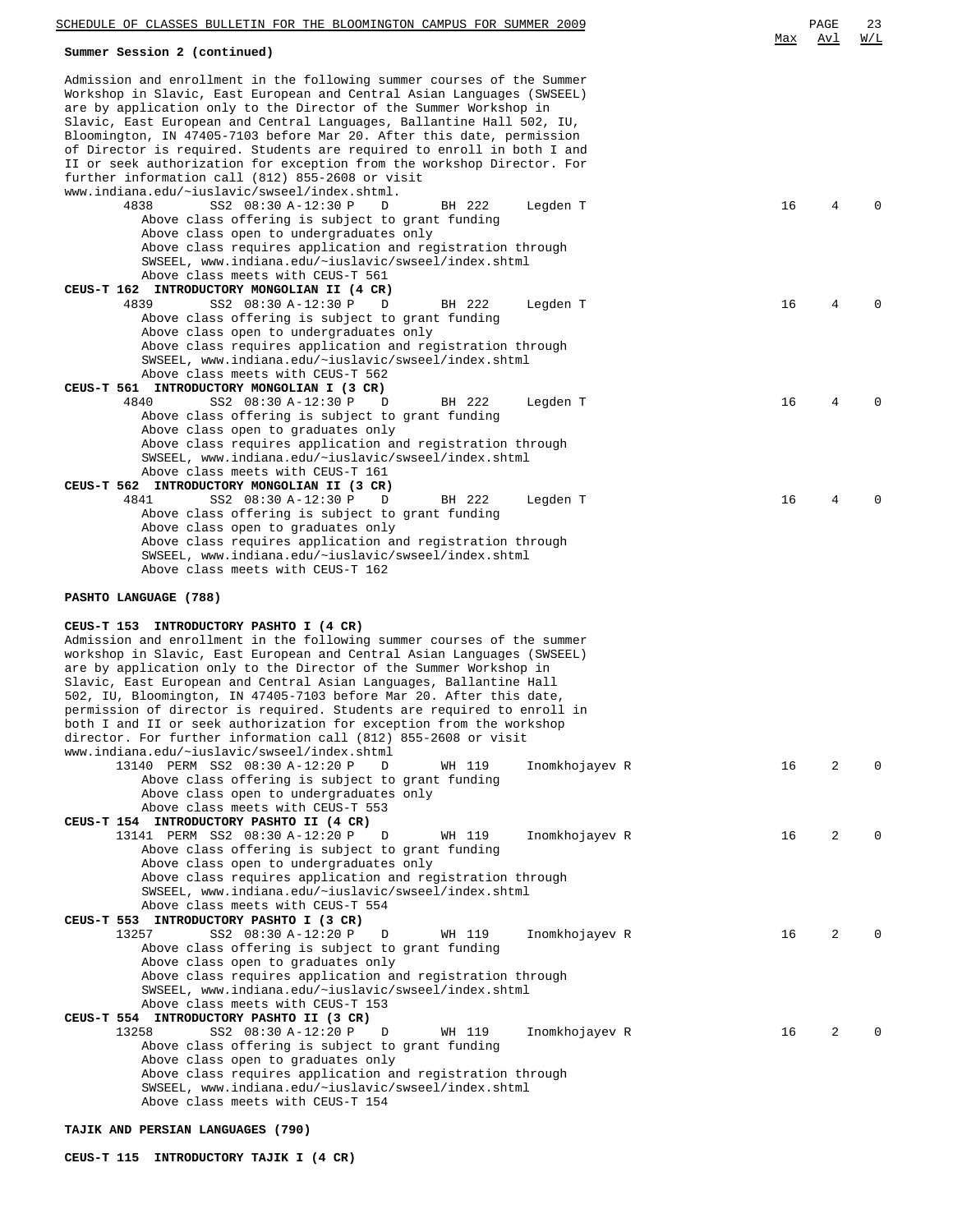**Summer Session 2 (continued)**

Admission and enrollment in the following summer courses of the Summer Workshop in Slavic, East European and Central Asian Languages (SWSEEL) are by application only to the Director of the Summer Workshop in Slavic, East European and Central Languages, Ballantine Hall 502, IU, Bloomington, IN 47405-7103 before Mar 20. After this date, permission of Director is required. Students are required to enroll in both I and II or seek authorization for exception from the workshop Director. For further information call (812) 855-2608 or visit www.indiana.edu/~iuslavic/swseel/index.shtml.

| Class | | Session | Time | Days | Room | Instructor | Max | Avl | W/L |
|---|---|---|---|---|---|---|---|---|---|
| 4838 | | SS2 | 08:30 A-12:30 P | D | BH 222 | Legden T | 16 | 4 | 0 |

Above class offering is subject to grant funding
Above class open to undergraduates only
Above class requires application and registration through SWSEEL, www.indiana.edu/~iuslavic/swseel/index.shtml
Above class meets with CEUS-T 561

**CEUS-T 162 INTRODUCTORY MONGOLIAN II (4 CR)**

| Class | | Session | Time | Days | Room | Instructor | Max | Avl | W/L |
|---|---|---|---|---|---|---|---|---|---|
| 4839 | | SS2 | 08:30 A-12:30 P | D | BH 222 | Legden T | 16 | 4 | 0 |

Above class offering is subject to grant funding
Above class open to undergraduates only
Above class requires application and registration through SWSEEL, www.indiana.edu/~iuslavic/swseel/index.shtml
Above class meets with CEUS-T 562

**CEUS-T 561 INTRODUCTORY MONGOLIAN I (3 CR)**

| Class | | Session | Time | Days | Room | Instructor | Max | Avl | W/L |
|---|---|---|---|---|---|---|---|---|---|
| 4840 | | SS2 | 08:30 A-12:30 P | D | BH 222 | Legden T | 16 | 4 | 0 |

Above class offering is subject to grant funding
Above class open to graduates only
Above class requires application and registration through SWSEEL, www.indiana.edu/~iuslavic/swseel/index.shtml
Above class meets with CEUS-T 161

**CEUS-T 562 INTRODUCTORY MONGOLIAN II (3 CR)**

| Class | | Session | Time | Days | Room | Instructor | Max | Avl | W/L |
|---|---|---|---|---|---|---|---|---|---|
| 4841 | | SS2 | 08:30 A-12:30 P | D | BH 222 | Legden T | 16 | 4 | 0 |

Above class offering is subject to grant funding
Above class open to graduates only
Above class requires application and registration through SWSEEL, www.indiana.edu/~iuslavic/swseel/index.shtml
Above class meets with CEUS-T 162

**PASHTO LANGUAGE (788)**

**CEUS-T 153 INTRODUCTORY PASHTO I (4 CR)**

Admission and enrollment in the following summer courses of the summer workshop in Slavic, East European and Central Asian Languages (SWSEEL) are by application only to the Director of the Summer Workshop in Slavic, East European and Central Asian Languages, Ballantine Hall 502, IU, Bloomington, IN 47405-7103 before Mar 20. After this date, permission of director is required. Students are required to enroll in both I and II or seek authorization for exception from the workshop director. For further information call (812) 855-2608 or visit www.indiana.edu/~iuslavic/swseel/index.shtml

| Class | | Session | Time | Days | Room | Instructor | Max | Avl | W/L |
|---|---|---|---|---|---|---|---|---|---|
| 13140 | PERM | SS2 | 08:30 A-12:20 P | D | WH 119 | Inomkhojayev R | 16 | 2 | 0 |

Above class offering is subject to grant funding
Above class open to undergraduates only
Above class meets with CEUS-T 553

**CEUS-T 154 INTRODUCTORY PASHTO II (4 CR)**

| Class | | Session | Time | Days | Room | Instructor | Max | Avl | W/L |
|---|---|---|---|---|---|---|---|---|---|
| 13141 | PERM | SS2 | 08:30 A-12:20 P | D | WH 119 | Inomkhojayev R | 16 | 2 | 0 |

Above class offering is subject to grant funding
Above class open to undergraduates only
Above class requires application and registration through SWSEEL, www.indiana.edu/~iuslavic/swseel/index.shtml
Above class meets with CEUS-T 554

**CEUS-T 553 INTRODUCTORY PASHTO I (3 CR)**

| Class | | Session | Time | Days | Room | Instructor | Max | Avl | W/L |
|---|---|---|---|---|---|---|---|---|---|
| 13257 | | SS2 | 08:30 A-12:20 P | D | WH 119 | Inomkhojayev R | 16 | 2 | 0 |

Above class offering is subject to grant funding
Above class open to graduates only
Above class requires application and registration through SWSEEL, www.indiana.edu/~iuslavic/swseel/index.shtml
Above class meets with CEUS-T 153

**CEUS-T 554 INTRODUCTORY PASHTO II (3 CR)**

| Class | | Session | Time | Days | Room | Instructor | Max | Avl | W/L |
|---|---|---|---|---|---|---|---|---|---|
| 13258 | | SS2 | 08:30 A-12:20 P | D | WH 119 | Inomkhojayev R | 16 | 2 | 0 |

Above class offering is subject to grant funding
Above class open to graduates only
Above class requires application and registration through SWSEEL, www.indiana.edu/~iuslavic/swseel/index.shtml
Above class meets with CEUS-T 154

**TAJIK AND PERSIAN LANGUAGES (790)**

**CEUS-T 115 INTRODUCTORY TAJIK I (4 CR)**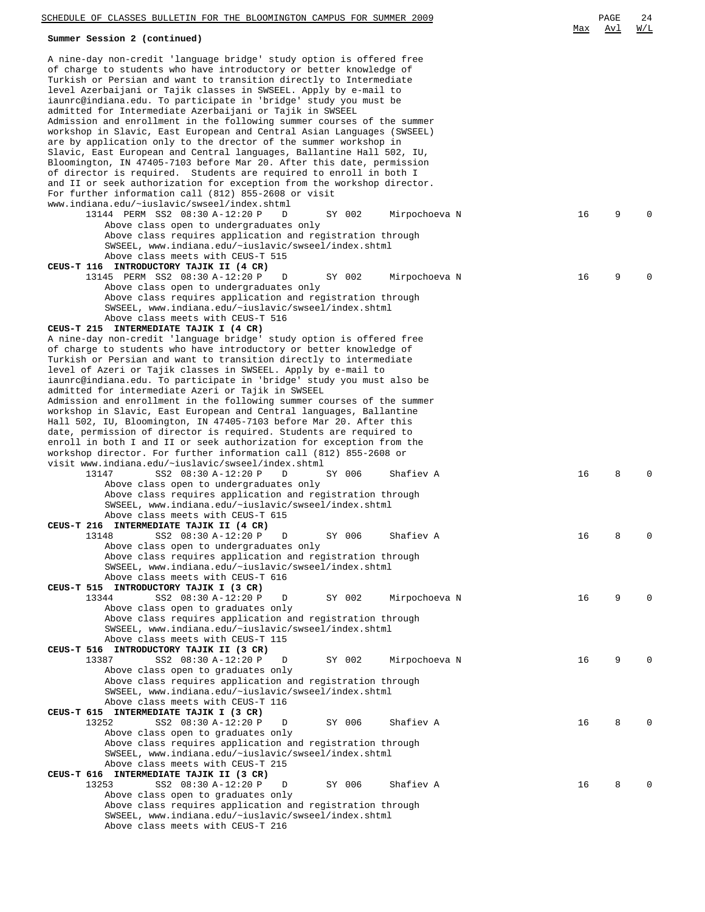**Summer Session 2 (continued)**

A nine-day non-credit 'language bridge' study option is offered free of charge to students who have introductory or better knowledge of Turkish or Persian and want to transition directly to Intermediate level Azerbaijani or Tajik classes in SWSEEL. Apply by e-mail to iaunrc@indiana.edu. To participate in 'bridge' study you must be admitted for Intermediate Azerbaijani or Tajik in SWSEEL
Admission and enrollment in the following summer courses of the summer workshop in Slavic, East European and Central Asian Languages (SWSEEL) are by application only to the dirctor of the summer workshop in Slavic, East European and Central languages, Ballantine Hall 502, IU, Bloomington, IN 47405-7103 before Mar 20. After this date, permission of director is required. Students are required to enroll in both I and II or seek authorization for exception from the workshop director.
For further information call (812) 855-2608 or visit www.indiana.edu/~iuslavic/swseel/index.shtml

| Class | | Session | Time | Days | Room | Instructor | Max | Avl | W/L |
|---|---|---|---|---|---|---|---|---|---|
| 13144 | PERM | SS2 | 08:30 A-12:20 P | D | SY 002 | Mirpochoeva N | 16 | 9 | 0 |

Above class open to undergraduates only
Above class requires application and registration through SWSEEL, www.indiana.edu/~iuslavic/swseel/index.shtml
Above class meets with CEUS-T 515

**CEUS-T 116 INTRODUCTORY TAJIK II (4 CR)**

| Class | | Session | Time | Days | Room | Instructor | Max | Avl | W/L |
|---|---|---|---|---|---|---|---|---|---|
| 13145 | PERM | SS2 | 08:30 A-12:20 P | D | SY 002 | Mirpochoeva N | 16 | 9 | 0 |

Above class open to undergraduates only
Above class requires application and registration through SWSEEL, www.indiana.edu/~iuslavic/swseel/index.shtml
Above class meets with CEUS-T 516

**CEUS-T 215 INTERMEDIATE TAJIK I (4 CR)**

A nine-day non-credit 'language bridge' study option is offered free of charge to students who have introductory or better knowledge of Turkish or Persian and want to transition directly to intermediate level of Azeri or Tajik classes in SWSEEL. Apply by e-mail to iaunrc@indiana.edu. To participate in 'bridge' study you must also be admitted for intermediate Azeri or Tajik in SWSEEL
Admission and enrollment in the following summer courses of the summer workshop in Slavic, East European and Central languages, Ballantine Hall 502, IU, Bloomington, IN 47405-7103 before Mar 20. After this date, permission of director is required. Students are required to enroll in both I and II or seek authorization for exception from the workshop director. For further information call (812) 855-2608 or visit www.indiana.edu/~iuslavic/swseel/index.shtml

| Class | | Session | Time | Days | Room | Instructor | Max | Avl | W/L |
|---|---|---|---|---|---|---|---|---|---|
| 13147 | | SS2 | 08:30 A-12:20 P | D | SY 006 | Shafiev A | 16 | 8 | 0 |

Above class open to undergraduates only
Above class requires application and registration through SWSEEL, www.indiana.edu/~iuslavic/swseel/index.shtml
Above class meets with CEUS-T 615

**CEUS-T 216 INTERMEDIATE TAJIK II (4 CR)**

| Class | | Session | Time | Days | Room | Instructor | Max | Avl | W/L |
|---|---|---|---|---|---|---|---|---|---|
| 13148 | | SS2 | 08:30 A-12:20 P | D | SY 006 | Shafiev A | 16 | 8 | 0 |

Above class open to undergraduates only
Above class requires application and registration through SWSEEL, www.indiana.edu/~iuslavic/swseel/index.shtml
Above class meets with CEUS-T 616

**CEUS-T 515 INTRODUCTORY TAJIK I (3 CR)**

| Class | | Session | Time | Days | Room | Instructor | Max | Avl | W/L |
|---|---|---|---|---|---|---|---|---|---|
| 13344 | | SS2 | 08:30 A-12:20 P | D | SY 002 | Mirpochoeva N | 16 | 9 | 0 |

Above class open to graduates only
Above class requires application and registration through SWSEEL, www.indiana.edu/~iuslavic/swseel/index.shtml
Above class meets with CEUS-T 115

**CEUS-T 516 INTRODUCTORY TAJIK II (3 CR)**

| Class | | Session | Time | Days | Room | Instructor | Max | Avl | W/L |
|---|---|---|---|---|---|---|---|---|---|
| 13387 | | SS2 | 08:30 A-12:20 P | D | SY 002 | Mirpochoeva N | 16 | 9 | 0 |

Above class open to graduates only
Above class requires application and registration through SWSEEL, www.indiana.edu/~iuslavic/swseel/index.shtml
Above class meets with CEUS-T 116

**CEUS-T 615 INTERMEDIATE TAJIK I (3 CR)**

| Class | | Session | Time | Days | Room | Instructor | Max | Avl | W/L |
|---|---|---|---|---|---|---|---|---|---|
| 13252 | | SS2 | 08:30 A-12:20 P | D | SY 006 | Shafiev A | 16 | 8 | 0 |

Above class open to graduates only
Above class requires application and registration through SWSEEL, www.indiana.edu/~iuslavic/swseel/index.shtml
Above class meets with CEUS-T 215

**CEUS-T 616 INTERMEDIATE TAJIK II (3 CR)**

| Class | | Session | Time | Days | Room | Instructor | Max | Avl | W/L |
|---|---|---|---|---|---|---|---|---|---|
| 13253 | | SS2 | 08:30 A-12:20 P | D | SY 006 | Shafiev A | 16 | 8 | 0 |

Above class open to graduates only
Above class requires application and registration through SWSEEL, www.indiana.edu/~iuslavic/swseel/index.shtml
Above class meets with CEUS-T 216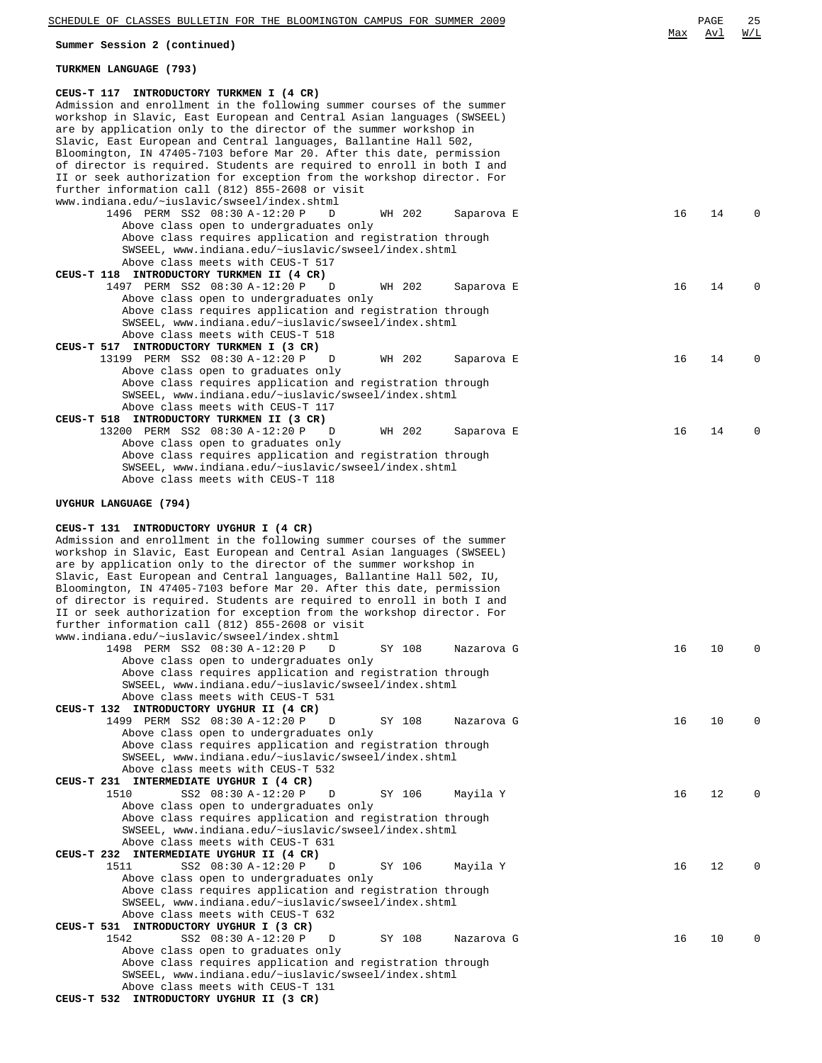Summary Session 2 (continued)

Max Avl W/L

**Summer Session 2 (continued)**

## TURKMEN LANGUAGE (793)

**CEUS-T 117 INTRODUCTORY TURKMEN I (4 CR)**

Admission and enrollment in the following summer courses of the summer workshop in Slavic, East European and Central Asian languages (SWSEEL) are by application only to the director of the summer workshop in Slavic, East European and Central languages, Ballantine Hall 502, Bloomington, IN 47405-7103 before Mar 20. After this date, permission of director is required. Students are required to enroll in both I and II or seek authorization for exception from the workshop director. For further information call (812) 855-2608 or visit www.indiana.edu/~iuslavic/swseel/index.shtml

| Class | Perm | Session | Time | Days | Room | Instructor | Max | Avl | W/L |
|---|---|---|---|---|---|---|---|---|---|
| 1496 | PERM | SS2 | 08:30 A-12:20 P | D | WH 202 | Saparova E | 16 | 14 | 0 |

Above class open to undergraduates only
Above class requires application and registration through SWSEEL, www.indiana.edu/~iuslavic/swseel/index.shtml
Above class meets with CEUS-T 517

**CEUS-T 118 INTRODUCTORY TURKMEN II (4 CR)**

| Class | Perm | Session | Time | Days | Room | Instructor | Max | Avl | W/L |
|---|---|---|---|---|---|---|---|---|---|
| 1497 | PERM | SS2 | 08:30 A-12:20 P | D | WH 202 | Saparova E | 16 | 14 | 0 |

Above class open to undergraduates only
Above class requires application and registration through SWSEEL, www.indiana.edu/~iuslavic/swseel/index.shtml
Above class meets with CEUS-T 518

**CEUS-T 517 INTRODUCTORY TURKMEN I (3 CR)**

| Class | Perm | Session | Time | Days | Room | Instructor | Max | Avl | W/L |
|---|---|---|---|---|---|---|---|---|---|
| 13199 | PERM | SS2 | 08:30 A-12:20 P | D | WH 202 | Saparova E | 16 | 14 | 0 |

Above class open to graduates only
Above class requires application and registration through SWSEEL, www.indiana.edu/~iuslavic/swseel/index.shtml
Above class meets with CEUS-T 117

**CEUS-T 518 INTRODUCTORY TURKMEN II (3 CR)**

| Class | Perm | Session | Time | Days | Room | Instructor | Max | Avl | W/L |
|---|---|---|---|---|---|---|---|---|---|
| 13200 | PERM | SS2 | 08:30 A-12:20 P | D | WH 202 | Saparova E | 16 | 14 | 0 |

Above class open to graduates only
Above class requires application and registration through SWSEEL, www.indiana.edu/~iuslavic/swseel/index.shtml
Above class meets with CEUS-T 118

## UYGHUR LANGUAGE (794)

**CEUS-T 131 INTRODUCTORY UYGHUR I (4 CR)**

Admission and enrollment in the following summer courses of the summer workshop in Slavic, East European and Central Asian languages (SWSEEL) are by application only to the director of the summer workshop in Slavic, East European and Central languages, Ballantine Hall 502, IU, Bloomington, IN 47405-7103 before Mar 20. After this date, permission of director is required. Students are required to enroll in both I and II or seek authorization for exception from the workshop director. For further information call (812) 855-2608 or visit www.indiana.edu/~iuslavic/swseel/index.shtml

| Class | Perm | Session | Time | Days | Room | Instructor | Max | Avl | W/L |
|---|---|---|---|---|---|---|---|---|---|
| 1498 | PERM | SS2 | 08:30 A-12:20 P | D | SY 108 | Nazarova G | 16 | 10 | 0 |

Above class open to undergraduates only
Above class requires application and registration through SWSEEL, www.indiana.edu/~iuslavic/swseel/index.shtml
Above class meets with CEUS-T 531

**CEUS-T 132 INTRODUCTORY UYGHUR II (4 CR)**

| Class | Perm | Session | Time | Days | Room | Instructor | Max | Avl | W/L |
|---|---|---|---|---|---|---|---|---|---|
| 1499 | PERM | SS2 | 08:30 A-12:20 P | D | SY 108 | Nazarova G | 16 | 10 | 0 |

Above class open to undergraduates only
Above class requires application and registration through SWSEEL, www.indiana.edu/~iuslavic/swseel/index.shtml
Above class meets with CEUS-T 532

**CEUS-T 231 INTERMEDIATE UYGHUR I (4 CR)**

| Class | Perm | Session | Time | Days | Room | Instructor | Max | Avl | W/L |
|---|---|---|---|---|---|---|---|---|---|
| 1510 | | SS2 | 08:30 A-12:20 P | D | SY 106 | Mayila Y | 16 | 12 | 0 |

Above class open to undergraduates only
Above class requires application and registration through SWSEEL, www.indiana.edu/~iuslavic/swseel/index.shtml
Above class meets with CEUS-T 631

**CEUS-T 232 INTERMEDIATE UYGHUR II (4 CR)**

| Class | Perm | Session | Time | Days | Room | Instructor | Max | Avl | W/L |
|---|---|---|---|---|---|---|---|---|---|
| 1511 | | SS2 | 08:30 A-12:20 P | D | SY 106 | Mayila Y | 16 | 12 | 0 |

Above class open to undergraduates only
Above class requires application and registration through SWSEEL, www.indiana.edu/~iuslavic/swseel/index.shtml
Above class meets with CEUS-T 632

**CEUS-T 531 INTRODUCTORY UYGHUR I (3 CR)**

| Class | Perm | Session | Time | Days | Room | Instructor | Max | Avl | W/L |
|---|---|---|---|---|---|---|---|---|---|
| 1542 | | SS2 | 08:30 A-12:20 P | D | SY 108 | Nazarova G | 16 | 10 | 0 |

Above class open to graduates only
Above class requires application and registration through SWSEEL, www.indiana.edu/~iuslavic/swseel/index.shtml
Above class meets with CEUS-T 131

**CEUS-T 532 INTRODUCTORY UYGHUR II (3 CR)**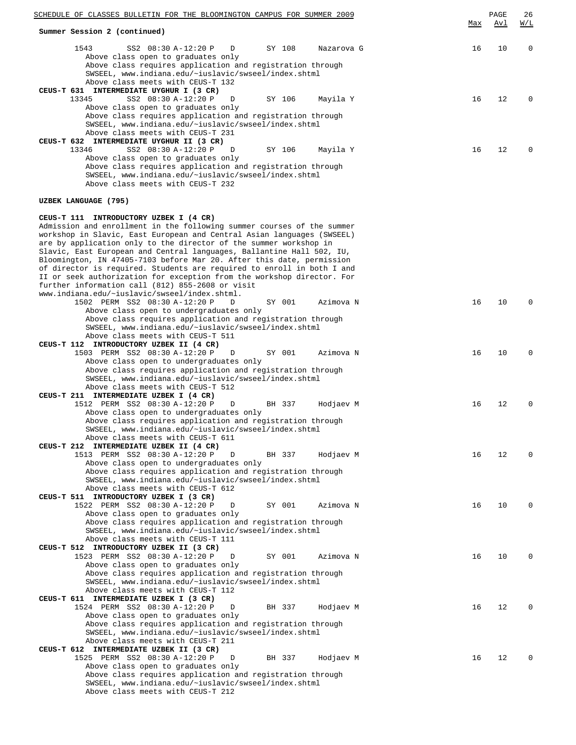**Summary Session 2 (continued)**

| | Max | Avl | W/L |
|---|---|---|---|
| 1543 SS2 08:30 A-12:20 P D SY 108 Nazarova G | 16 | 10 | 0 |

Above class open to graduates only
Above class requires application and registration through SWSEEL, www.indiana.edu/~iuslavic/swseel/index.shtml
Above class meets with CEUS-T 132

**CEUS-T 631 INTERMEDIATE UYGHUR I (3 CR)**

| | Max | Avl | W/L |
|---|---|---|---|
| 13345 SS2 08:30 A-12:20 P D SY 106 Mayila Y | 16 | 12 | 0 |

Above class open to graduates only
Above class requires application and registration through SWSEEL, www.indiana.edu/~iuslavic/swseel/index.shtml
Above class meets with CEUS-T 231

**CEUS-T 632 INTERMEDIATE UYGHUR II (3 CR)**

| | Max | Avl | W/L |
|---|---|---|---|
| 13346 SS2 08:30 A-12:20 P D SY 106 Mayila Y | 16 | 12 | 0 |

Above class open to graduates only
Above class requires application and registration through SWSEEL, www.indiana.edu/~iuslavic/swseel/index.shtml
Above class meets with CEUS-T 232

## UZBEK LANGUAGE (795)

**CEUS-T 111 INTRODUCTORY UZBEK I (4 CR)**

Admission and enrollment in the following summer courses of the summer workshop in Slavic, East European and Central Asian languages (SWSEEL) are by application only to the director of the summer workshop in Slavic, East European and Central languages, Ballantine Hall 502, IU, Bloomington, IN 47405-7103 before Mar 20. After this date, permission of director is required. Students are required to enroll in both I and II or seek authorization for exception from the workshop director. For further information call (812) 855-2608 or visit www.indiana.edu/~iuslavic/swseel/index.shtml.

| | Max | Avl | W/L |
|---|---|---|---|
| 1502 PERM SS2 08:30 A-12:20 P D SY 001 Azimova N | 16 | 10 | 0 |

Above class open to undergraduates only
Above class requires application and registration through SWSEEL, www.indiana.edu/~iuslavic/swseel/index.shtml
Above class meets with CEUS-T 511

**CEUS-T 112 INTRODUCTORY UZBEK II (4 CR)**

| | Max | Avl | W/L |
|---|---|---|---|
| 1503 PERM SS2 08:30 A-12:20 P D SY 001 Azimova N | 16 | 10 | 0 |

Above class open to undergraduates only
Above class requires application and registration through SWSEEL, www.indiana.edu/~iuslavic/swseel/index.shtml
Above class meets with CEUS-T 512

**CEUS-T 211 INTERMEDIATE UZBEK I (4 CR)**

| | Max | Avl | W/L |
|---|---|---|---|
| 1512 PERM SS2 08:30 A-12:20 P D BH 337 Hodjaev M | 16 | 12 | 0 |

Above class open to undergraduates only
Above class requires application and registration through SWSEEL, www.indiana.edu/~iuslavic/swseel/index.shtml
Above class meets with CEUS-T 611

**CEUS-T 212 INTERMEDIATE UZBEK II (4 CR)**

| | Max | Avl | W/L |
|---|---|---|---|
| 1513 PERM SS2 08:30 A-12:20 P D BH 337 Hodjaev M | 16 | 12 | 0 |

Above class open to undergraduates only
Above class requires application and registration through SWSEEL, www.indiana.edu/~iuslavic/swseel/index.shtml
Above class meets with CEUS-T 612

**CEUS-T 511 INTRODUCTORY UZBEK I (3 CR)**

| | Max | Avl | W/L |
|---|---|---|---|
| 1522 PERM SS2 08:30 A-12:20 P D SY 001 Azimova N | 16 | 10 | 0 |

Above class open to graduates only
Above class requires application and registration through SWSEEL, www.indiana.edu/~iuslavic/swseel/index.shtml
Above class meets with CEUS-T 111

**CEUS-T 512 INTRODUCTORY UZBEK II (3 CR)**

| | Max | Avl | W/L |
|---|---|---|---|
| 1523 PERM SS2 08:30 A-12:20 P D SY 001 Azimova N | 16 | 10 | 0 |

Above class open to graduates only
Above class requires application and registration through SWSEEL, www.indiana.edu/~iuslavic/swseel/index.shtml
Above class meets with CEUS-T 112

**CEUS-T 611 INTERMEDIATE UZBEK I (3 CR)**

| | Max | Avl | W/L |
|---|---|---|---|
| 1524 PERM SS2 08:30 A-12:20 P D BH 337 Hodjaev M | 16 | 12 | 0 |

Above class open to graduates only
Above class requires application and registration through SWSEEL, www.indiana.edu/~iuslavic/swseel/index.shtml
Above class meets with CEUS-T 211

**CEUS-T 612 INTERMEDIATE UZBEK II (3 CR)**

| | Max | Avl | W/L |
|---|---|---|---|
| 1525 PERM SS2 08:30 A-12:20 P D BH 337 Hodjaev M | 16 | 12 | 0 |

Above class open to graduates only
Above class requires application and registration through SWSEEL, www.indiana.edu/~iuslavic/swseel/index.shtml
Above class meets with CEUS-T 212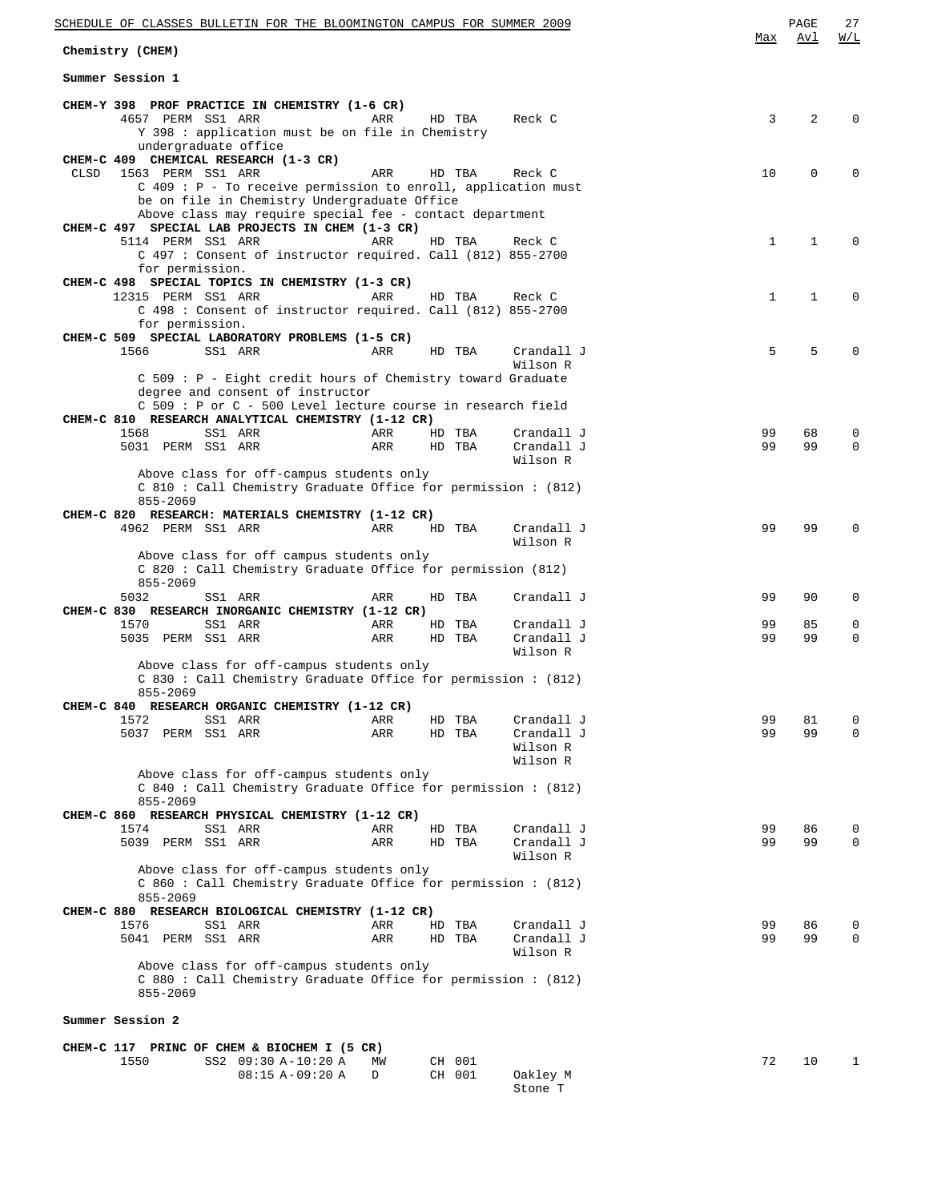## Chemistry (CHEM)

### Summer Session 1

| Course / Class | Flags | Session | Time | Days | Bldg | Room | Instructor | Max | Avl | W/L |
|---|---|---|---|---|---|---|---|---|---|---|
| **CHEM-Y 398 PROF PRACTICE IN CHEMISTRY (1-6 CR)** | | | | | | | | | | |
| 4657 | PERM | SS1 | ARR | ARR | HD | TBA | Reck C | 3 | 2 | 0 |
| Y 398 : application must be on file in Chemistry undergraduate office | | | | | | | | | | |
| **CHEM-C 409 CHEMICAL RESEARCH (1-3 CR)** | | | | | | | | | | |
| CLSD 1563 | PERM | SS1 | ARR | ARR | HD | TBA | Reck C | 10 | 0 | 0 |
| C 409 : P - To receive permission to enroll, application must be on file in Chemistry Undergraduate Office | | | | | | | | | | |
| Above class may require special fee - contact department | | | | | | | | | | |
| **CHEM-C 497 SPECIAL LAB PROJECTS IN CHEM (1-3 CR)** | | | | | | | | | | |
| 5114 | PERM | SS1 | ARR | ARR | HD | TBA | Reck C | 1 | 1 | 0 |
| C 497 : Consent of instructor required. Call (812) 855-2700 for permission. | | | | | | | | | | |
| **CHEM-C 498 SPECIAL TOPICS IN CHEMISTRY (1-3 CR)** | | | | | | | | | | |
| 12315 | PERM | SS1 | ARR | ARR | HD | TBA | Reck C | 1 | 1 | 0 |
| C 498 : Consent of instructor required. Call (812) 855-2700 for permission. | | | | | | | | | | |
| **CHEM-C 509 SPECIAL LABORATORY PROBLEMS (1-5 CR)** | | | | | | | | | | |
| 1566 | | SS1 | ARR | ARR | HD | TBA | Crandall J, Wilson R | 5 | 5 | 0 |
| C 509 : P - Eight credit hours of Chemistry toward Graduate degree and consent of instructor | | | | | | | | | | |
| C 509 : P or C - 500 Level lecture course in research field | | | | | | | | | | |
| **CHEM-C 810 RESEARCH ANALYTICAL CHEMISTRY (1-12 CR)** | | | | | | | | | | |
| 1568 | | SS1 | ARR | ARR | HD | TBA | Crandall J | 99 | 68 | 0 |
| 5031 | PERM | SS1 | ARR | ARR | HD | TBA | Crandall J, Wilson R | 99 | 99 | 0 |
| Above class for off-campus students only | | | | | | | | | | |
| C 810 : Call Chemistry Graduate Office for permission : (812) 855-2069 | | | | | | | | | | |
| **CHEM-C 820 RESEARCH: MATERIALS CHEMISTRY (1-12 CR)** | | | | | | | | | | |
| 4962 | PERM | SS1 | ARR | ARR | HD | TBA | Crandall J, Wilson R | 99 | 99 | 0 |
| Above class for off campus students only | | | | | | | | | | |
| C 820 : Call Chemistry Graduate Office for permission (812) 855-2069 | | | | | | | | | | |
| 5032 | | SS1 | ARR | ARR | HD | TBA | Crandall J | 99 | 90 | 0 |
| **CHEM-C 830 RESEARCH INORGANIC CHEMISTRY (1-12 CR)** | | | | | | | | | | |
| 1570 | | SS1 | ARR | ARR | HD | TBA | Crandall J | 99 | 85 | 0 |
| 5035 | PERM | SS1 | ARR | ARR | HD | TBA | Crandall J, Wilson R | 99 | 99 | 0 |
| Above class for off-campus students only | | | | | | | | | | |
| C 830 : Call Chemistry Graduate Office for permission : (812) 855-2069 | | | | | | | | | | |
| **CHEM-C 840 RESEARCH ORGANIC CHEMISTRY (1-12 CR)** | | | | | | | | | | |
| 1572 | | SS1 | ARR | ARR | HD | TBA | Crandall J | 99 | 81 | 0 |
| 5037 | PERM | SS1 | ARR | ARR | HD | TBA | Crandall J, Wilson R, Wilson R | 99 | 99 | 0 |
| Above class for off-campus students only | | | | | | | | | | |
| C 840 : Call Chemistry Graduate Office for permission : (812) 855-2069 | | | | | | | | | | |
| **CHEM-C 860 RESEARCH PHYSICAL CHEMISTRY (1-12 CR)** | | | | | | | | | | |
| 1574 | | SS1 | ARR | ARR | HD | TBA | Crandall J | 99 | 86 | 0 |
| 5039 | PERM | SS1 | ARR | ARR | HD | TBA | Crandall J, Wilson R | 99 | 99 | 0 |
| Above class for off-campus students only | | | | | | | | | | |
| C 860 : Call Chemistry Graduate Office for permission : (812) 855-2069 | | | | | | | | | | |
| **CHEM-C 880 RESEARCH BIOLOGICAL CHEMISTRY (1-12 CR)** | | | | | | | | | | |
| 1576 | | SS1 | ARR | ARR | HD | TBA | Crandall J | 99 | 86 | 0 |
| 5041 | PERM | SS1 | ARR | ARR | HD | TBA | Crandall J, Wilson R | 99 | 99 | 0 |
| Above class for off-campus students only | | | | | | | | | | |
| C 880 : Call Chemistry Graduate Office for permission : (812) 855-2069 | | | | | | | | | | |

### Summer Session 2

| Course / Class | Flags | Session | Time | Days | Bldg | Room | Instructor | Max | Avl | W/L |
|---|---|---|---|---|---|---|---|---|---|---|
| **CHEM-C 117 PRINC OF CHEM & BIOCHEM I (5 CR)** | | | | | | | | | | |
| 1550 | | SS2 | 09:30 A-10:20 A | MW | CH | 001 | | 72 | 10 | 1 |
| | | | 08:15 A-09:20 A | D | CH | 001 | Oakley M, Stone T | | | |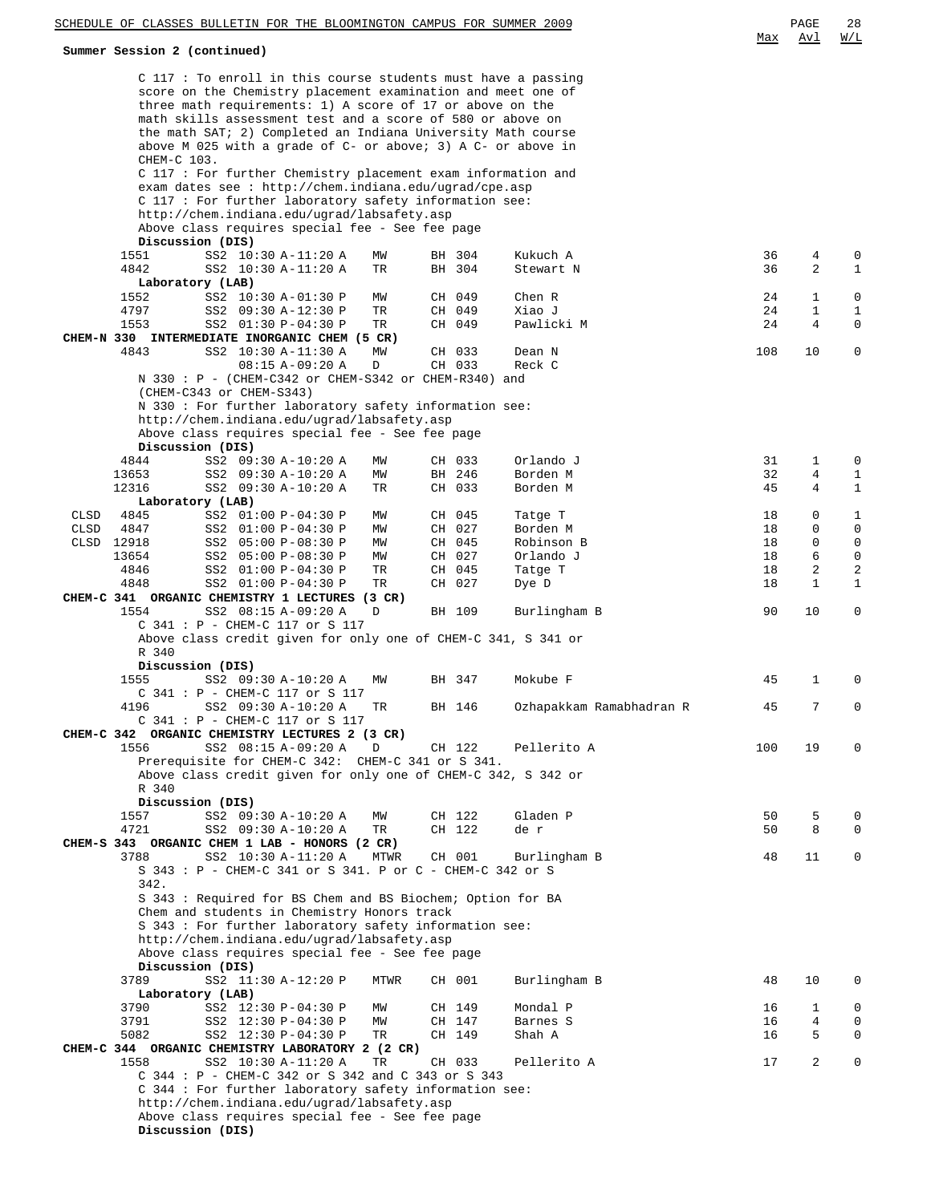Summary Session 2 (continued)

C 117 : To enroll in this course students must have a passing score on the Chemistry placement examination and meet one of three math requirements: 1) A score of 17 or above on the math skills assessment test and a score of 580 or above on the math SAT; 2) Completed an Indiana University Math course above M 025 with a grade of C- or above; 3) A C- or above in CHEM-C 103.
C 117 : For further Chemistry placement exam information and exam dates see : http://chem.indiana.edu/ugrad/cpe.asp
C 117 : For further laboratory safety information see: http://chem.indiana.edu/ugrad/labsafety.asp
Above class requires special fee - See fee page

**Discussion (DIS)**

| | Class | Session | Time | Days | Room | Instructor | Max | Avl | W/L |
|---|---|---|---|---|---|---|---|---|---|
| | 1551 | SS2 | 10:30 A-11:20 A | MW | BH 304 | Kukuch A | 36 | 4 | 0 |
| | 4842 | SS2 | 10:30 A-11:20 A | TR | BH 304 | Stewart N | 36 | 2 | 1 |

**Laboratory (LAB)**

| | Class | Session | Time | Days | Room | Instructor | Max | Avl | W/L |
|---|---|---|---|---|---|---|---|---|---|
| | 1552 | SS2 | 10:30 A-01:30 P | MW | CH 049 | Chen R | 24 | 1 | 0 |
| | 4797 | SS2 | 09:30 A-12:30 P | TR | CH 049 | Xiao J | 24 | 1 | 1 |
| | 1553 | SS2 | 01:30 P-04:30 P | TR | CH 049 | Pawlicki M | 24 | 4 | 0 |

**CHEM-N 330 INTERMEDIATE INORGANIC CHEM (5 CR)**

| | Class | Session | Time | Days | Room | Instructor | Max | Avl | W/L |
|---|---|---|---|---|---|---|---|---|---|
| | 4843 | SS2 | 10:30 A-11:30 A | MW | CH 033 | Dean N | 108 | 10 | 0 |
| | | | 08:15 A-09:20 A | D | CH 033 | Reck C | | | |

N 330 : P - (CHEM-C342 or CHEM-S342 or CHEM-R340) and (CHEM-C343 or CHEM-S343)
N 330 : For further laboratory safety information see: http://chem.indiana.edu/ugrad/labsafety.asp
Above class requires special fee - See fee page

**Discussion (DIS)**

| | Class | Session | Time | Days | Room | Instructor | Max | Avl | W/L |
|---|---|---|---|---|---|---|---|---|---|
| | 4844 | SS2 | 09:30 A-10:20 A | MW | CH 033 | Orlando J | 31 | 1 | 0 |
| | 13653 | SS2 | 09:30 A-10:20 A | MW | BH 246 | Borden M | 32 | 4 | 1 |
| | 12316 | SS2 | 09:30 A-10:20 A | TR | CH 033 | Borden M | 45 | 4 | 1 |

**Laboratory (LAB)**

| | Class | Session | Time | Days | Room | Instructor | Max | Avl | W/L |
|---|---|---|---|---|---|---|---|---|---|
| CLSD | 4845 | SS2 | 01:00 P-04:30 P | MW | CH 045 | Tatge T | 18 | 0 | 1 |
| CLSD | 4847 | SS2 | 01:00 P-04:30 P | MW | CH 027 | Borden M | 18 | 0 | 0 |
| CLSD | 12918 | SS2 | 05:00 P-08:30 P | MW | CH 045 | Robinson B | 18 | 0 | 0 |
| | 13654 | SS2 | 05:00 P-08:30 P | MW | CH 027 | Orlando J | 18 | 6 | 0 |
| | 4846 | SS2 | 01:00 P-04:30 P | TR | CH 045 | Tatge T | 18 | 2 | 2 |
| | 4848 | SS2 | 01:00 P-04:30 P | TR | CH 027 | Dye D | 18 | 1 | 1 |

**CHEM-C 341 ORGANIC CHEMISTRY 1 LECTURES (3 CR)**

| | Class | Session | Time | Days | Room | Instructor | Max | Avl | W/L |
|---|---|---|---|---|---|---|---|---|---|
| | 1554 | SS2 | 08:15 A-09:20 A | D | BH 109 | Burlingham B | 90 | 10 | 0 |

C 341 : P - CHEM-C 117 or S 117
Above class credit given for only one of CHEM-C 341, S 341 or R 340

**Discussion (DIS)**

| | Class | Session | Time | Days | Room | Instructor | Max | Avl | W/L |
|---|---|---|---|---|---|---|---|---|---|
| | 1555 | SS2 | 09:30 A-10:20 A | MW | BH 347 | Mokube F | 45 | 1 | 0 |

C 341 : P - CHEM-C 117 or S 117

| | Class | Session | Time | Days | Room | Instructor | Max | Avl | W/L |
|---|---|---|---|---|---|---|---|---|---|
| | 4196 | SS2 | 09:30 A-10:20 A | TR | BH 146 | Ozhapakkam Ramabhadran R | 45 | 7 | 0 |

C 341 : P - CHEM-C 117 or S 117

**CHEM-C 342 ORGANIC CHEMISTRY LECTURES 2 (3 CR)**

| | Class | Session | Time | Days | Room | Instructor | Max | Avl | W/L |
|---|---|---|---|---|---|---|---|---|---|
| | 1556 | SS2 | 08:15 A-09:20 A | D | CH 122 | Pellerito A | 100 | 19 | 0 |

Prerequisite for CHEM-C 342: CHEM-C 341 or S 341.
Above class credit given for only one of CHEM-C 342, S 342 or R 340

**Discussion (DIS)**

| | Class | Session | Time | Days | Room | Instructor | Max | Avl | W/L |
|---|---|---|---|---|---|---|---|---|---|
| | 1557 | SS2 | 09:30 A-10:20 A | MW | CH 122 | Gladen P | 50 | 5 | 0 |
| | 4721 | SS2 | 09:30 A-10:20 A | TR | CH 122 | de r | 50 | 8 | 0 |

**CHEM-S 343 ORGANIC CHEM 1 LAB - HONORS (2 CR)**

| | Class | Session | Time | Days | Room | Instructor | Max | Avl | W/L |
|---|---|---|---|---|---|---|---|---|---|
| | 3788 | SS2 | 10:30 A-11:20 A | MTWR | CH 001 | Burlingham B | 48 | 11 | 0 |

S 343 : P - CHEM-C 341 or S 341. P or C - CHEM-C 342 or S 342.
S 343 : Required for BS Chem and BS Biochem; Option for BA Chem and students in Chemistry Honors track
S 343 : For further laboratory safety information see: http://chem.indiana.edu/ugrad/labsafety.asp
Above class requires special fee - See fee page

**Discussion (DIS)**

| | Class | Session | Time | Days | Room | Instructor | Max | Avl | W/L |
|---|---|---|---|---|---|---|---|---|---|
| | 3789 | SS2 | 11:30 A-12:20 P | MTWR | CH 001 | Burlingham B | 48 | 10 | 0 |

**Laboratory (LAB)**

| | Class | Session | Time | Days | Room | Instructor | Max | Avl | W/L |
|---|---|---|---|---|---|---|---|---|---|
| | 3790 | SS2 | 12:30 P-04:30 P | MW | CH 149 | Mondal P | 16 | 1 | 0 |
| | 3791 | SS2 | 12:30 P-04:30 P | MW | CH 147 | Barnes S | 16 | 4 | 0 |
| | 5082 | SS2 | 12:30 P-04:30 P | TR | CH 149 | Shah A | 16 | 5 | 0 |

**CHEM-C 344 ORGANIC CHEMISTRY LABORATORY 2 (2 CR)**

| | Class | Session | Time | Days | Room | Instructor | Max | Avl | W/L |
|---|---|---|---|---|---|---|---|---|---|
| | 1558 | SS2 | 10:30 A-11:20 A | TR | CH 033 | Pellerito A | 17 | 2 | 0 |

C 344 : P - CHEM-C 342 or S 342 and C 343 or S 343
C 344 : For further laboratory safety information see: http://chem.indiana.edu/ugrad/labsafety.asp
Above class requires special fee - See fee page

**Discussion (DIS)**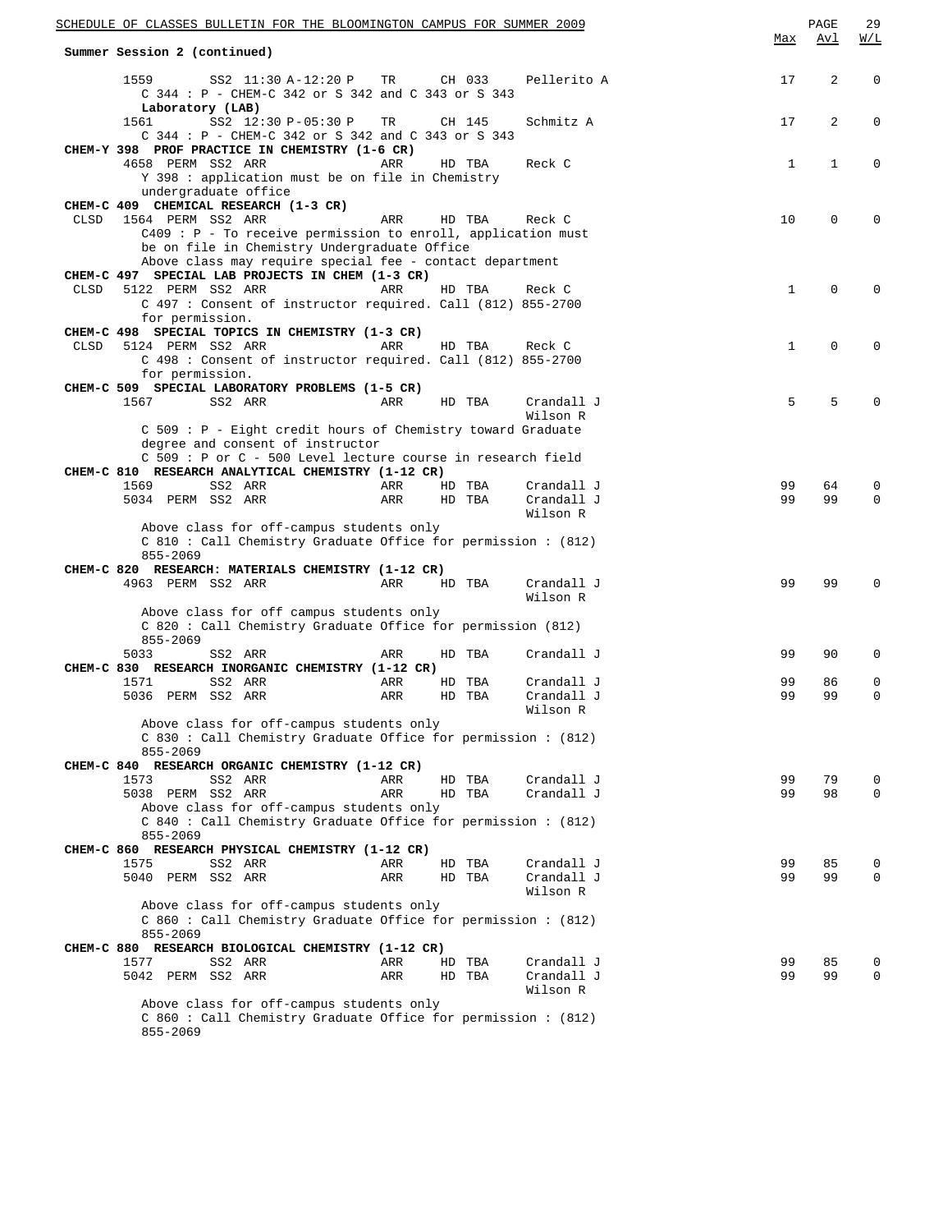**Summary Session 2 (continued)**

```
     1559       SS2 11:30 A-12:20 P   TR     CH 033    Pellerito A          17    2    0
        C 344 : P - CHEM-C 342 or S 342 and C 343 or S 343
        Laboratory (LAB)
     1561       SS2 12:30 P-05:30 P   TR     CH 145    Schmitz A            17    2    0
        C 344 : P - CHEM-C 342 or S 342 and C 343 or S 343
CHEM-Y 398  PROF PRACTICE IN CHEMISTRY (1-6 CR)
     4658 PERM SS2 ARR               ARR    HD TBA    Reck C                1    1    0
        Y 398 : application must be on file in Chemistry
        undergraduate office
CHEM-C 409  CHEMICAL RESEARCH (1-3 CR)
CLSD 1564 PERM SS2 ARR               ARR    HD TBA    Reck C               10    0    0
        C409 : P - To receive permission to enroll, application must
        be on file in Chemistry Undergraduate Office
        Above class may require special fee - contact department
CHEM-C 497  SPECIAL LAB PROJECTS IN CHEM (1-3 CR)
CLSD 5122 PERM SS2 ARR               ARR    HD TBA    Reck C                1    0    0
        C 497 : Consent of instructor required. Call (812) 855-2700
        for permission.
CHEM-C 498  SPECIAL TOPICS IN CHEMISTRY (1-3 CR)
CLSD 5124 PERM SS2 ARR               ARR    HD TBA    Reck C                1    0    0
        C 498 : Consent of instructor required. Call (812) 855-2700
        for permission.
CHEM-C 509  SPECIAL LABORATORY PROBLEMS (1-5 CR)
     1567       SS2 ARR              ARR    HD TBA    Crandall J            5    5    0
                                                      Wilson R
        C 509 : P - Eight credit hours of Chemistry toward Graduate
        degree and consent of instructor
        C 509 : P or C - 500 Level lecture course in research field
CHEM-C 810  RESEARCH ANALYTICAL CHEMISTRY (1-12 CR)
     1569       SS2 ARR              ARR    HD TBA    Crandall J           99   64    0
     5034 PERM SS2 ARR               ARR    HD TBA    Crandall J           99   99    0
                                                      Wilson R
        Above class for off-campus students only
        C 810 : Call Chemistry Graduate Office for permission : (812)
        855-2069
CHEM-C 820  RESEARCH: MATERIALS CHEMISTRY (1-12 CR)
     4963 PERM SS2 ARR               ARR    HD TBA    Crandall J           99   99    0
                                                      Wilson R
        Above class for off campus students only
        C 820 : Call Chemistry Graduate Office for permission (812)
        855-2069
     5033       SS2 ARR              ARR    HD TBA    Crandall J           99   90    0
CHEM-C 830  RESEARCH INORGANIC CHEMISTRY (1-12 CR)
     1571       SS2 ARR              ARR    HD TBA    Crandall J           99   86    0
     5036 PERM SS2 ARR               ARR    HD TBA    Crandall J           99   99    0
                                                      Wilson R
        Above class for off-campus students only
        C 830 : Call Chemistry Graduate Office for permission : (812)
        855-2069
CHEM-C 840  RESEARCH ORGANIC CHEMISTRY (1-12 CR)
     1573       SS2 ARR              ARR    HD TBA    Crandall J           99   79    0
     5038 PERM SS2 ARR               ARR    HD TBA    Crandall J           99   98    0
        Above class for off-campus students only
        C 840 : Call Chemistry Graduate Office for permission : (812)
        855-2069
CHEM-C 860  RESEARCH PHYSICAL CHEMISTRY (1-12 CR)
     1575       SS2 ARR              ARR    HD TBA    Crandall J           99   85    0
     5040 PERM SS2 ARR               ARR    HD TBA    Crandall J           99   99    0
                                                      Wilson R
        Above class for off-campus students only
        C 860 : Call Chemistry Graduate Office for permission : (812)
        855-2069
CHEM-C 880  RESEARCH BIOLOGICAL CHEMISTRY (1-12 CR)
     1577       SS2 ARR              ARR    HD TBA    Crandall J           99   85    0
     5042 PERM SS2 ARR               ARR    HD TBA    Crandall J           99   99    0
                                                      Wilson R
        Above class for off-campus students only
        C 860 : Call Chemistry Graduate Office for permission : (812)
        855-2069
```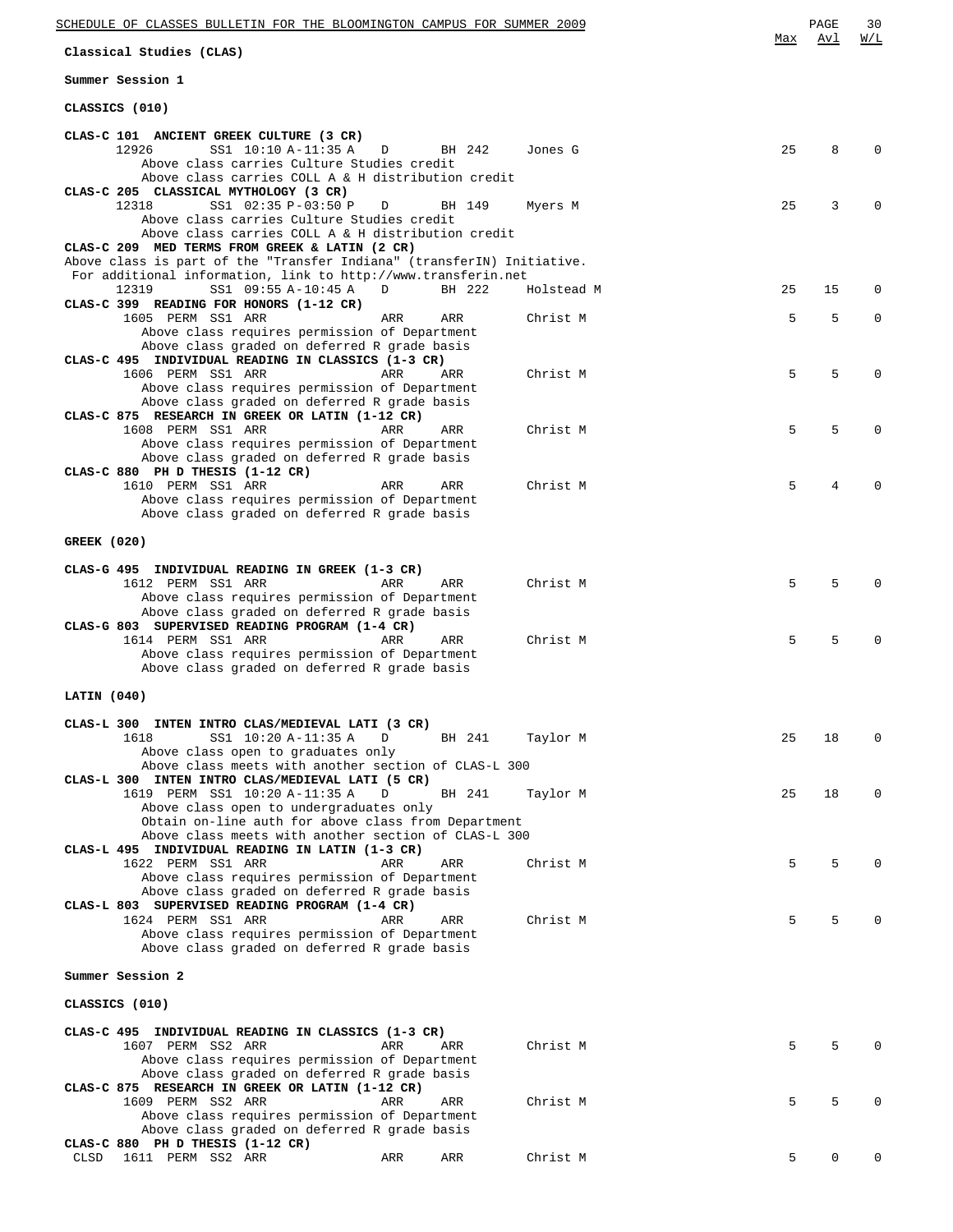## Classical Studies (CLAS)

### Summer Session 1

#### CLASSICS (010)

| Course / Class | Max | Avl | W/L |
|---|---|---|---|
| **CLAS-C 101 ANCIENT GREEK CULTURE (3 CR)** | | | |
| 12926 SS1 10:10 A-11:35 A D BH 242 Jones G | 25 | 8 | 0 |
| Above class carries Culture Studies credit | | | |
| Above class carries COLL A & H distribution credit | | | |
| **CLAS-C 205 CLASSICAL MYTHOLOGY (3 CR)** | | | |
| 12318 SS1 02:35 P-03:50 P D BH 149 Myers M | 25 | 3 | 0 |
| Above class carries Culture Studies credit | | | |
| Above class carries COLL A & H distribution credit | | | |
| **CLAS-C 209 MED TERMS FROM GREEK & LATIN (2 CR)** | | | |
| Above class is part of the "Transfer Indiana" (transferIN) Initiative. For additional information, link to http://www.transferin.net | | | |
| 12319 SS1 09:55 A-10:45 A D BH 222 Holstead M | 25 | 15 | 0 |
| **CLAS-C 399 READING FOR HONORS (1-12 CR)** | | | |
| 1605 PERM SS1 ARR ARR ARR Christ M | 5 | 5 | 0 |
| Above class requires permission of Department | | | |
| Above class graded on deferred R grade basis | | | |
| **CLAS-C 495 INDIVIDUAL READING IN CLASSICS (1-3 CR)** | | | |
| 1606 PERM SS1 ARR ARR ARR Christ M | 5 | 5 | 0 |
| Above class requires permission of Department | | | |
| Above class graded on deferred R grade basis | | | |
| **CLAS-C 875 RESEARCH IN GREEK OR LATIN (1-12 CR)** | | | |
| 1608 PERM SS1 ARR ARR ARR Christ M | 5 | 5 | 0 |
| Above class requires permission of Department | | | |
| Above class graded on deferred R grade basis | | | |
| **CLAS-C 880 PH D THESIS (1-12 CR)** | | | |
| 1610 PERM SS1 ARR ARR ARR Christ M | 5 | 4 | 0 |
| Above class requires permission of Department | | | |
| Above class graded on deferred R grade basis | | | |

#### GREEK (020)

| Course / Class | Max | Avl | W/L |
|---|---|---|---|
| **CLAS-G 495 INDIVIDUAL READING IN GREEK (1-3 CR)** | | | |
| 1612 PERM SS1 ARR ARR ARR Christ M | 5 | 5 | 0 |
| Above class requires permission of Department | | | |
| Above class graded on deferred R grade basis | | | |
| **CLAS-G 803 SUPERVISED READING PROGRAM (1-4 CR)** | | | |
| 1614 PERM SS1 ARR ARR ARR Christ M | 5 | 5 | 0 |
| Above class requires permission of Department | | | |
| Above class graded on deferred R grade basis | | | |

#### LATIN (040)

| Course / Class | Max | Avl | W/L |
|---|---|---|---|
| **CLAS-L 300 INTEN INTRO CLAS/MEDIEVAL LATI (3 CR)** | | | |
| 1618 SS1 10:20 A-11:35 A D BH 241 Taylor M | 25 | 18 | 0 |
| Above class open to graduates only | | | |
| Above class meets with another section of CLAS-L 300 | | | |
| **CLAS-L 300 INTEN INTRO CLAS/MEDIEVAL LATI (5 CR)** | | | |
| 1619 PERM SS1 10:20 A-11:35 A D BH 241 Taylor M | 25 | 18 | 0 |
| Above class open to undergraduates only | | | |
| Obtain on-line auth for above class from Department | | | |
| Above class meets with another section of CLAS-L 300 | | | |
| **CLAS-L 495 INDIVIDUAL READING IN LATIN (1-3 CR)** | | | |
| 1622 PERM SS1 ARR ARR ARR Christ M | 5 | 5 | 0 |
| Above class requires permission of Department | | | |
| Above class graded on deferred R grade basis | | | |
| **CLAS-L 803 SUPERVISED READING PROGRAM (1-4 CR)** | | | |
| 1624 PERM SS1 ARR ARR ARR Christ M | 5 | 5 | 0 |
| Above class requires permission of Department | | | |
| Above class graded on deferred R grade basis | | | |

### Summer Session 2

#### CLASSICS (010)

| Course / Class | Max | Avl | W/L |
|---|---|---|---|
| **CLAS-C 495 INDIVIDUAL READING IN CLASSICS (1-3 CR)** | | | |
| 1607 PERM SS2 ARR ARR ARR Christ M | 5 | 5 | 0 |
| Above class requires permission of Department | | | |
| Above class graded on deferred R grade basis | | | |
| **CLAS-C 875 RESEARCH IN GREEK OR LATIN (1-12 CR)** | | | |
| 1609 PERM SS2 ARR ARR ARR Christ M | 5 | 5 | 0 |
| Above class requires permission of Department | | | |
| Above class graded on deferred R grade basis | | | |
| **CLAS-C 880 PH D THESIS (1-12 CR)** | | | |
| CLSD 1611 PERM SS2 ARR ARR ARR Christ M | 5 | 0 | 0 |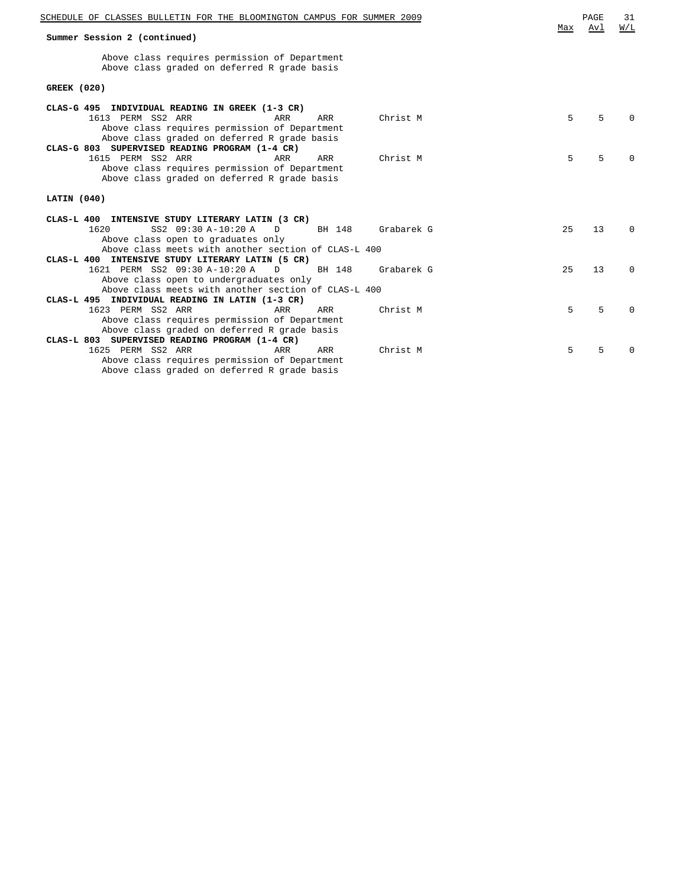**Summary Session 2 (continued)**

Above class requires permission of Department
Above class graded on deferred R grade basis

**GREEK (020)**

| Course / Section | | | | | | Max | Avl | W/L |
|---|---|---|---|---|---|---|---|---|
| **CLAS-G 495 INDIVIDUAL READING IN GREEK (1-3 CR)** | | | | | | | | |
| 1613 PERM SS2 ARR | ARR | ARR | | Christ M | | 5 | 5 | 0 |
| Above class requires permission of Department | | | | | | | | |
| Above class graded on deferred R grade basis | | | | | | | | |
| **CLAS-G 803 SUPERVISED READING PROGRAM (1-4 CR)** | | | | | | | | |
| 1615 PERM SS2 ARR | ARR | ARR | | Christ M | | 5 | 5 | 0 |
| Above class requires permission of Department | | | | | | | | |
| Above class graded on deferred R grade basis | | | | | | | | |

**LATIN (040)**

| Course / Section | | | | | | Max | Avl | W/L |
|---|---|---|---|---|---|---|---|---|
| **CLAS-L 400 INTENSIVE STUDY LITERARY LATIN (3 CR)** | | | | | | | | |
| 1620 SS2 | 09:30 A-10:20 A | D | BH 148 | Grabarek G | | 25 | 13 | 0 |
| Above class open to graduates only | | | | | | | | |
| Above class meets with another section of CLAS-L 400 | | | | | | | | |
| **CLAS-L 400 INTENSIVE STUDY LITERARY LATIN (5 CR)** | | | | | | | | |
| 1621 PERM SS2 | 09:30 A-10:20 A | D | BH 148 | Grabarek G | | 25 | 13 | 0 |
| Above class open to undergraduates only | | | | | | | | |
| Above class meets with another section of CLAS-L 400 | | | | | | | | |
| **CLAS-L 495 INDIVIDUAL READING IN LATIN (1-3 CR)** | | | | | | | | |
| 1623 PERM SS2 ARR | | ARR | ARR | Christ M | | 5 | 5 | 0 |
| Above class requires permission of Department | | | | | | | | |
| Above class graded on deferred R grade basis | | | | | | | | |
| **CLAS-L 803 SUPERVISED READING PROGRAM (1-4 CR)** | | | | | | | | |
| 1625 PERM SS2 ARR | | ARR | ARR | Christ M | | 5 | 5 | 0 |
| Above class requires permission of Department | | | | | | | | |
| Above class graded on deferred R grade basis | | | | | | | | |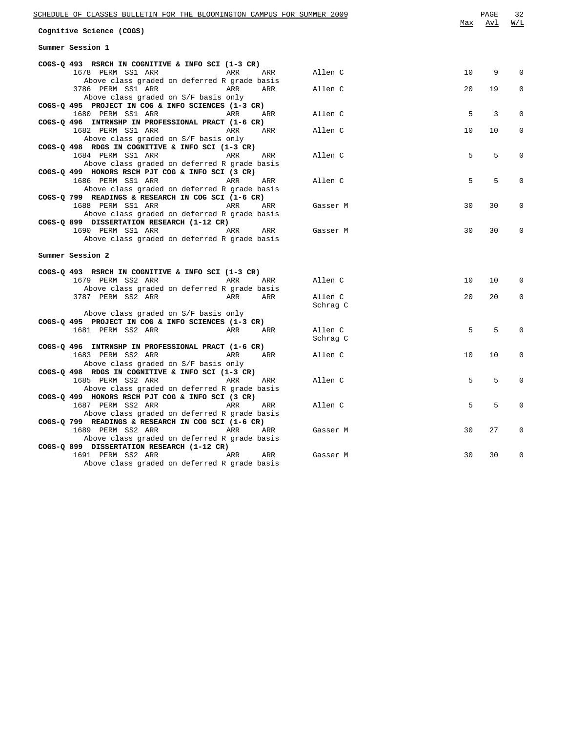## Cognitive Science (COGS)

### Summer Session 1

| Course | Class | Type | Session | Days | Time | Room | Instructor | Max | Avl | W/L |
|---|---|---|---|---|---|---|---|---|---|---|
| **COGS-Q 493 RSRCH IN COGNITIVE & INFO SCI (1-3 CR)** | | | | | | | | | | |
| | 1678 | PERM | SS1 | ARR | ARR | ARR | Allen C | 10 | 9 | 0 |
| | Above class graded on deferred R grade basis | | | | | | | | | |
| | 3786 | PERM | SS1 | ARR | ARR | ARR | Allen C | 20 | 19 | 0 |
| | Above class graded on S/F basis only | | | | | | | | | |
| **COGS-Q 495 PROJECT IN COG & INFO SCIENCES (1-3 CR)** | | | | | | | | | | |
| | 1680 | PERM | SS1 | ARR | ARR | ARR | Allen C | 5 | 3 | 0 |
| **COGS-Q 496 INTRNSHP IN PROFESSIONAL PRACT (1-6 CR)** | | | | | | | | | | |
| | 1682 | PERM | SS1 | ARR | ARR | ARR | Allen C | 10 | 10 | 0 |
| | Above class graded on S/F basis only | | | | | | | | | |
| **COGS-Q 498 RDGS IN COGNITIVE & INFO SCI (1-3 CR)** | | | | | | | | | | |
| | 1684 | PERM | SS1 | ARR | ARR | ARR | Allen C | 5 | 5 | 0 |
| | Above class graded on deferred R grade basis | | | | | | | | | |
| **COGS-Q 499 HONORS RSCH PJT COG & INFO SCI (3 CR)** | | | | | | | | | | |
| | 1686 | PERM | SS1 | ARR | ARR | ARR | Allen C | 5 | 5 | 0 |
| | Above class graded on deferred R grade basis | | | | | | | | | |
| **COGS-Q 799 READINGS & RESEARCH IN COG SCI (1-6 CR)** | | | | | | | | | | |
| | 1688 | PERM | SS1 | ARR | ARR | ARR | Gasser M | 30 | 30 | 0 |
| | Above class graded on deferred R grade basis | | | | | | | | | |
| **COGS-Q 899 DISSERTATION RESEARCH (1-12 CR)** | | | | | | | | | | |
| | 1690 | PERM | SS1 | ARR | ARR | ARR | Gasser M | 30 | 30 | 0 |
| | Above class graded on deferred R grade basis | | | | | | | | | |

### Summer Session 2

| Course | Class | Type | Session | Days | Time | Room | Instructor | Max | Avl | W/L |
|---|---|---|---|---|---|---|---|---|---|---|
| **COGS-Q 493 RSRCH IN COGNITIVE & INFO SCI (1-3 CR)** | | | | | | | | | | |
| | 1679 | PERM | SS2 | ARR | ARR | ARR | Allen C | 10 | 10 | 0 |
| | Above class graded on deferred R grade basis | | | | | | | | | |
| | 3787 | PERM | SS2 | ARR | ARR | ARR | Allen C<br>Schrag C | 20 | 20 | 0 |
| | Above class graded on S/F basis only | | | | | | | | | |
| **COGS-Q 495 PROJECT IN COG & INFO SCIENCES (1-3 CR)** | | | | | | | | | | |
| | 1681 | PERM | SS2 | ARR | ARR | ARR | Allen C<br>Schrag C | 5 | 5 | 0 |
| **COGS-Q 496 INTRNSHP IN PROFESSIONAL PRACT (1-6 CR)** | | | | | | | | | | |
| | 1683 | PERM | SS2 | ARR | ARR | ARR | Allen C | 10 | 10 | 0 |
| | Above class graded on S/F basis only | | | | | | | | | |
| **COGS-Q 498 RDGS IN COGNITIVE & INFO SCI (1-3 CR)** | | | | | | | | | | |
| | 1685 | PERM | SS2 | ARR | ARR | ARR | Allen C | 5 | 5 | 0 |
| | Above class graded on deferred R grade basis | | | | | | | | | |
| **COGS-Q 499 HONORS RSCH PJT COG & INFO SCI (3 CR)** | | | | | | | | | | |
| | 1687 | PERM | SS2 | ARR | ARR | ARR | Allen C | 5 | 5 | 0 |
| | Above class graded on deferred R grade basis | | | | | | | | | |
| **COGS-Q 799 READINGS & RESEARCH IN COG SCI (1-6 CR)** | | | | | | | | | | |
| | 1689 | PERM | SS2 | ARR | ARR | ARR | Gasser M | 30 | 27 | 0 |
| | Above class graded on deferred R grade basis | | | | | | | | | |
| **COGS-Q 899 DISSERTATION RESEARCH (1-12 CR)** | | | | | | | | | | |
| | 1691 | PERM | SS2 | ARR | ARR | ARR | Gasser M | 30 | 30 | 0 |
| | Above class graded on deferred R grade basis | | | | | | | | | |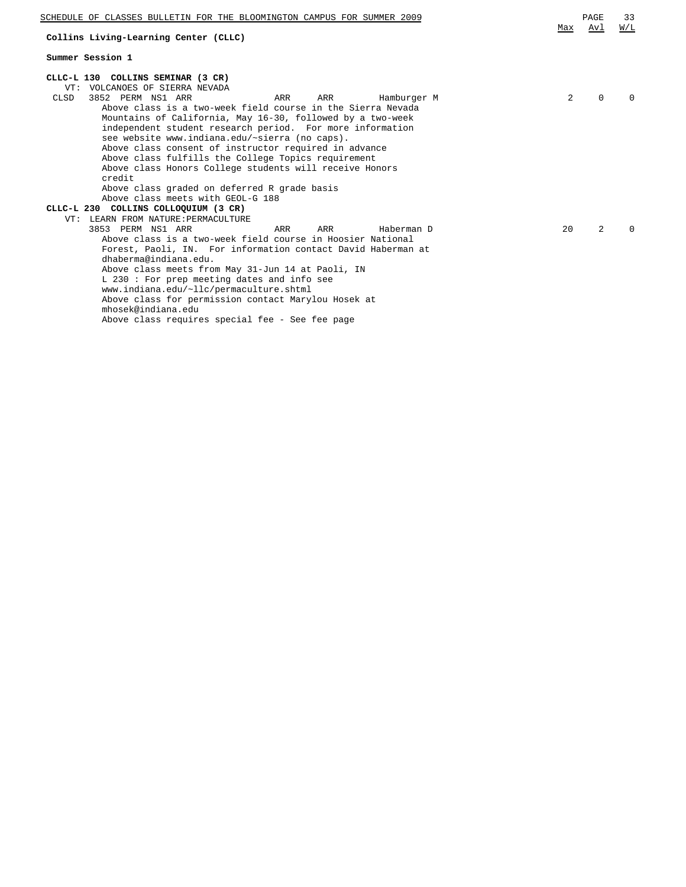## Collins Living-Learning Center (CLLC)

### Summer Session 1

| | | | | | Max | Avl | W/L |
|---|---|---|---|---|---|---|---|
| **CLLC-L 130 COLLINS SEMINAR (3 CR)** | | | | | | | |
| VT: VOLCANOES OF SIERRA NEVADA | | | | | | | |
| CLSD 3852 PERM NS1 ARR | ARR | ARR | Hamburger M | | 2 | 0 | 0 |

Above class is a two-week field course in the Sierra Nevada Mountains of California, May 16-30, followed by a two-week independent student research period. For more information see website www.indiana.edu/~sierra (no caps).
Above class consent of instructor required in advance
Above class fulfills the College Topics requirement
Above class Honors College students will receive Honors credit
Above class graded on deferred R grade basis
Above class meets with GEOL-G 188

| | | | | | Max | Avl | W/L |
|---|---|---|---|---|---|---|---|
| **CLLC-L 230 COLLINS COLLOQUIUM (3 CR)** | | | | | | | |
| VT: LEARN FROM NATURE:PERMACULTURE | | | | | | | |
| 3853 PERM NS1 ARR | ARR | ARR | Haberman D | | 20 | 2 | 0 |

Above class is a two-week field course in Hoosier National Forest, Paoli, IN. For information contact David Haberman at dhaberma@indiana.edu.
Above class meets from May 31-Jun 14 at Paoli, IN
L 230 : For prep meeting dates and info see www.indiana.edu/~llc/permaculture.shtml
Above class for permission contact Marylou Hosek at mhosek@indiana.edu
Above class requires special fee - See fee page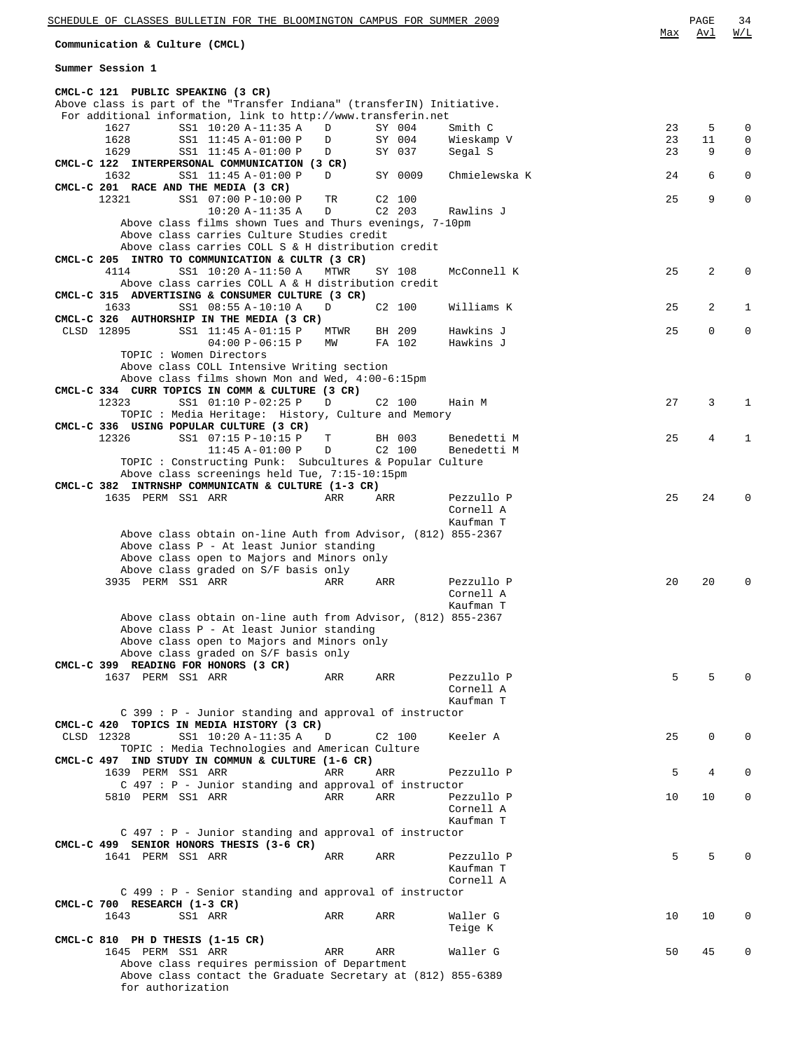**Communication & Culture (CMCL)**

**Summer Session 1**

**CMCL-C 121 PUBLIC SPEAKING (3 CR)**

Above class is part of the "Transfer Indiana" (transferIN) Initiative.
For additional information, link to http://www.transferin.net

| Class | Session | Time | Days | Room | Instructor | Max | Avl | W/L |
|---|---|---|---|---|---|---|---|---|
| 1627 | SS1 | 10:20 A-11:35 A | D | SY 004 | Smith C | 23 | 5 | 0 |
| 1628 | SS1 | 11:45 A-01:00 P | D | SY 004 | Wieskamp V | 23 | 11 | 0 |
| 1629 | SS1 | 11:45 A-01:00 P | D | SY 037 | Segal S | 23 | 9 | 0 |

**CMCL-C 122 INTERPERSONAL COMMUNICATION (3 CR)**

| Class | Session | Time | Days | Room | Instructor | Max | Avl | W/L |
|---|---|---|---|---|---|---|---|---|
| 1632 | SS1 | 11:45 A-01:00 P | D | SY 0009 | Chmielewska K | 24 | 6 | 0 |

**CMCL-C 201 RACE AND THE MEDIA (3 CR)**

| Class | Session | Time | Days | Room | Instructor | Max | Avl | W/L |
|---|---|---|---|---|---|---|---|---|
| 12321 | SS1 | 07:00 P-10:00 P | TR | C2 100 | | 25 | 9 | 0 |
| | | 10:20 A-11:35 A | D | C2 203 | Rawlins J | | | |

Above class films shown Tues and Thurs evenings, 7-10pm
Above class carries Culture Studies credit
Above class carries COLL S & H distribution credit

**CMCL-C 205 INTRO TO COMMUNICATION & CULTR (3 CR)**

| Class | Session | Time | Days | Room | Instructor | Max | Avl | W/L |
|---|---|---|---|---|---|---|---|---|
| 4114 | SS1 | 10:20 A-11:50 A | MTWR | SY 108 | McConnell K | 25 | 2 | 0 |

Above class carries COLL A & H distribution credit

**CMCL-C 315 ADVERTISING & CONSUMER CULTURE (3 CR)**

| Class | Session | Time | Days | Room | Instructor | Max | Avl | W/L |
|---|---|---|---|---|---|---|---|---|
| 1633 | SS1 | 08:55 A-10:10 A | D | C2 100 | Williams K | 25 | 2 | 1 |

**CMCL-C 326 AUTHORSHIP IN THE MEDIA (3 CR)**

| Class | Session | Time | Days | Room | Instructor | Max | Avl | W/L |
|---|---|---|---|---|---|---|---|---|
| CLSD 12895 | SS1 | 11:45 A-01:15 P | MTWR | BH 209 | Hawkins J | 25 | 0 | 0 |
| | | 04:00 P-06:15 P | MW | FA 102 | Hawkins J | | | |

TOPIC : Women Directors
Above class COLL Intensive Writing section
Above class films shown Mon and Wed, 4:00-6:15pm

**CMCL-C 334 CURR TOPICS IN COMM & CULTURE (3 CR)**

| Class | Session | Time | Days | Room | Instructor | Max | Avl | W/L |
|---|---|---|---|---|---|---|---|---|
| 12323 | SS1 | 01:10 P-02:25 P | D | C2 100 | Hain M | 27 | 3 | 1 |

TOPIC : Media Heritage: History, Culture and Memory

**CMCL-C 336 USING POPULAR CULTURE (3 CR)**

| Class | Session | Time | Days | Room | Instructor | Max | Avl | W/L |
|---|---|---|---|---|---|---|---|---|
| 12326 | SS1 | 07:15 P-10:15 P | T | BH 003 | Benedetti M | 25 | 4 | 1 |
| | | 11:45 A-01:00 P | D | C2 100 | Benedetti M | | | |

TOPIC : Constructing Punk: Subcultures & Popular Culture
Above class screenings held Tue, 7:15-10:15pm

**CMCL-C 382 INTRNSHP COMMUNICATN & CULTURE (1-3 CR)**

| Class | Session | Time | Days | Room | Instructor | Max | Avl | W/L |
|---|---|---|---|---|---|---|---|---|
| 1635 PERM | SS1 | ARR | ARR | ARR | Pezzullo P, Cornell A, Kaufman T | 25 | 24 | 0 |

Above class obtain on-line Auth from Advisor, (812) 855-2367
Above class P - At least Junior standing
Above class open to Majors and Minors only
Above class graded on S/F basis only

| Class | Session | Time | Days | Room | Instructor | Max | Avl | W/L |
|---|---|---|---|---|---|---|---|---|
| 3935 PERM | SS1 | ARR | ARR | ARR | Pezzullo P, Cornell A, Kaufman T | 20 | 20 | 0 |

Above class obtain on-line auth from Advisor, (812) 855-2367
Above class P - At least Junior standing
Above class open to Majors and Minors only
Above class graded on S/F basis only

**CMCL-C 399 READING FOR HONORS (3 CR)**

| Class | Session | Time | Days | Room | Instructor | Max | Avl | W/L |
|---|---|---|---|---|---|---|---|---|
| 1637 PERM | SS1 | ARR | ARR | ARR | Pezzullo P, Cornell A, Kaufman T | 5 | 5 | 0 |

C 399 : P - Junior standing and approval of instructor

**CMCL-C 420 TOPICS IN MEDIA HISTORY (3 CR)**

| Class | Session | Time | Days | Room | Instructor | Max | Avl | W/L |
|---|---|---|---|---|---|---|---|---|
| CLSD 12328 | SS1 | 10:20 A-11:35 A | D | C2 100 | Keeler A | 25 | 0 | 0 |

TOPIC : Media Technologies and American Culture

**CMCL-C 497 IND STUDY IN COMMUN & CULTURE (1-6 CR)**

| Class | Session | Time | Days | Room | Instructor | Max | Avl | W/L |
|---|---|---|---|---|---|---|---|---|
| 1639 PERM | SS1 | ARR | ARR | ARR | Pezzullo P | 5 | 4 | 0 |

C 497 : P - Junior standing and approval of instructor

| Class | Session | Time | Days | Room | Instructor | Max | Avl | W/L |
|---|---|---|---|---|---|---|---|---|
| 5810 PERM | SS1 | ARR | ARR | ARR | Pezzullo P, Cornell A, Kaufman T | 10 | 10 | 0 |

C 497 : P - Junior standing and approval of instructor

**CMCL-C 499 SENIOR HONORS THESIS (3-6 CR)**

| Class | Session | Time | Days | Room | Instructor | Max | Avl | W/L |
|---|---|---|---|---|---|---|---|---|
| 1641 PERM | SS1 | ARR | ARR | ARR | Pezzullo P, Kaufman T, Cornell A | 5 | 5 | 0 |

C 499 : P - Senior standing and approval of instructor

**CMCL-C 700 RESEARCH (1-3 CR)**

| Class | Session | Time | Days | Room | Instructor | Max | Avl | W/L |
|---|---|---|---|---|---|---|---|---|
| 1643 | SS1 | ARR | ARR | ARR | Waller G, Teige K | 10 | 10 | 0 |

**CMCL-C 810 PH D THESIS (1-15 CR)**

| Class | Session | Time | Days | Room | Instructor | Max | Avl | W/L |
|---|---|---|---|---|---|---|---|---|
| 1645 PERM | SS1 | ARR | ARR | ARR | Waller G | 50 | 45 | 0 |

Above class requires permission of Department
Above class contact the Graduate Secretary at (812) 855-6389 for authorization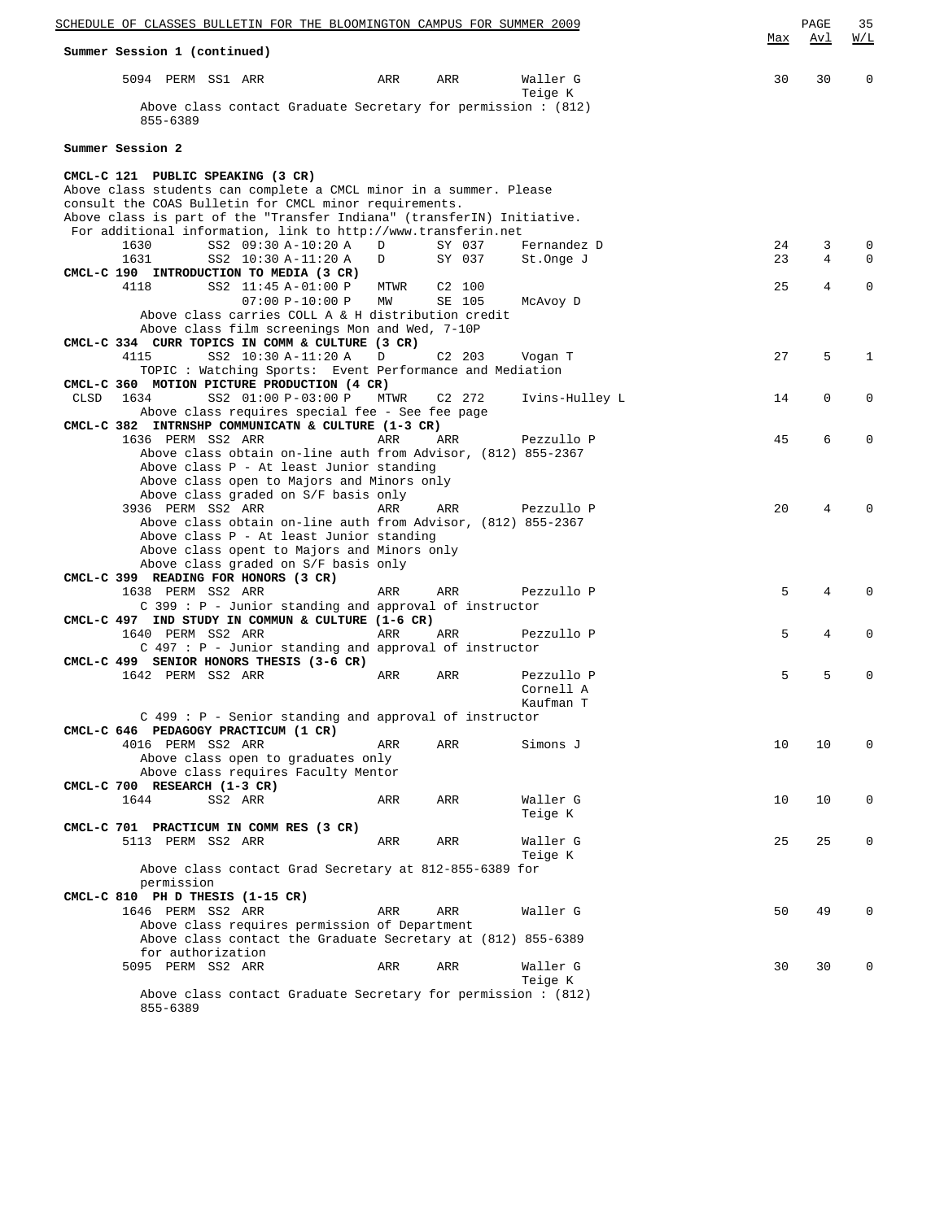**Summary Session 1 (continued)**

| Class | | Session | Time | Days | Room | Instructor | Max | Avl | W/L |
|---|---|---|---|---|---|---|---|---|---|
| 5094 | PERM | SS1 | ARR | ARR | ARR | Waller G<br>Teige K | 30 | 30 | 0 |

Above class contact Graduate Secretary for permission : (812) 855-6389

## Summer Session 2

### CMCL-C 121 PUBLIC SPEAKING (3 CR)

Above class students can complete a CMCL minor in a summer. Please consult the COAS Bulletin for CMCL minor requirements.
Above class is part of the "Transfer Indiana" (transferIN) Initiative.
For additional information, link to http://www.transferin.net

| Class | | Session | Time | Days | Room | Instructor | Max | Avl | W/L |
|---|---|---|---|---|---|---|---|---|---|
| 1630 | | SS2 | 09:30 A-10:20 A | D | SY 037 | Fernandez D | 24 | 3 | 0 |
| 1631 | | SS2 | 10:30 A-11:20 A | D | SY 037 | St.Onge J | 23 | 4 | 0 |

### CMCL-C 190 INTRODUCTION TO MEDIA (3 CR)

| Class | | Session | Time | Days | Room | Instructor | Max | Avl | W/L |
|---|---|---|---|---|---|---|---|---|---|
| 4118 | | SS2 | 11:45 A-01:00 P | MTWR | C2 100 | | 25 | 4 | 0 |
| | | | 07:00 P-10:00 P | MW | SE 105 | McAvoy D | | | |

Above class carries COLL A & H distribution credit
Above class film screenings Mon and Wed, 7-10P

### CMCL-C 334 CURR TOPICS IN COMM & CULTURE (3 CR)

| Class | | Session | Time | Days | Room | Instructor | Max | Avl | W/L |
|---|---|---|---|---|---|---|---|---|---|
| 4115 | | SS2 | 10:30 A-11:20 A | D | C2 203 | Vogan T | 27 | 5 | 1 |

TOPIC : Watching Sports: Event Performance and Mediation

### CMCL-C 360 MOTION PICTURE PRODUCTION (4 CR)

| Class | | Session | Time | Days | Room | Instructor | Max | Avl | W/L |
|---|---|---|---|---|---|---|---|---|---|
| CLSD 1634 | | SS2 | 01:00 P-03:00 P | MTWR | C2 272 | Ivins-Hulley L | 14 | 0 | 0 |

Above class requires special fee - See fee page

### CMCL-C 382 INTRNSHP COMMUNICATN & CULTURE (1-3 CR)

| Class | | Session | Time | Days | Room | Instructor | Max | Avl | W/L |
|---|---|---|---|---|---|---|---|---|---|
| 1636 | PERM | SS2 | ARR | ARR | ARR | Pezzullo P | 45 | 6 | 0 |

Above class obtain on-line auth from Advisor, (812) 855-2367
Above class P - At least Junior standing
Above class open to Majors and Minors only
Above class graded on S/F basis only

| Class | | Session | Time | Days | Room | Instructor | Max | Avl | W/L |
|---|---|---|---|---|---|---|---|---|---|
| 3936 | PERM | SS2 | ARR | ARR | ARR | Pezzullo P | 20 | 4 | 0 |

Above class obtain on-line auth from Advisor, (812) 855-2367
Above class P - At least Junior standing
Above class opent to Majors and Minors only
Above class graded on S/F basis only

### CMCL-C 399 READING FOR HONORS (3 CR)

| Class | | Session | Time | Days | Room | Instructor | Max | Avl | W/L |
|---|---|---|---|---|---|---|---|---|---|
| 1638 | PERM | SS2 | ARR | ARR | ARR | Pezzullo P | 5 | 4 | 0 |

C 399 : P - Junior standing and approval of instructor

### CMCL-C 497 IND STUDY IN COMMUN & CULTURE (1-6 CR)

| Class | | Session | Time | Days | Room | Instructor | Max | Avl | W/L |
|---|---|---|---|---|---|---|---|---|---|
| 1640 | PERM | SS2 | ARR | ARR | ARR | Pezzullo P | 5 | 4 | 0 |

C 497 : P - Junior standing and approval of instructor

### CMCL-C 499 SENIOR HONORS THESIS (3-6 CR)

| Class | | Session | Time | Days | Room | Instructor | Max | Avl | W/L |
|---|---|---|---|---|---|---|---|---|---|
| 1642 | PERM | SS2 | ARR | ARR | ARR | Pezzullo P<br>Cornell A<br>Kaufman T | 5 | 5 | 0 |

C 499 : P - Senior standing and approval of instructor

### CMCL-C 646 PEDAGOGY PRACTICUM (1 CR)

| Class | | Session | Time | Days | Room | Instructor | Max | Avl | W/L |
|---|---|---|---|---|---|---|---|---|---|
| 4016 | PERM | SS2 | ARR | ARR | ARR | Simons J | 10 | 10 | 0 |

Above class open to graduates only
Above class requires Faculty Mentor

### CMCL-C 700 RESEARCH (1-3 CR)

| Class | | Session | Time | Days | Room | Instructor | Max | Avl | W/L |
|---|---|---|---|---|---|---|---|---|---|
| 1644 | | SS2 | ARR | ARR | ARR | Waller G<br>Teige K | 10 | 10 | 0 |

### CMCL-C 701 PRACTICUM IN COMM RES (3 CR)

| Class | | Session | Time | Days | Room | Instructor | Max | Avl | W/L |
|---|---|---|---|---|---|---|---|---|---|
| 5113 | PERM | SS2 | ARR | ARR | ARR | Waller G<br>Teige K | 25 | 25 | 0 |

Above class contact Grad Secretary at 812-855-6389 for permission

### CMCL-C 810 PH D THESIS (1-15 CR)

| Class | | Session | Time | Days | Room | Instructor | Max | Avl | W/L |
|---|---|---|---|---|---|---|---|---|---|
| 1646 | PERM | SS2 | ARR | ARR | ARR | Waller G | 50 | 49 | 0 |

Above class requires permission of Department
Above class contact the Graduate Secretary at (812) 855-6389 for authorization

| Class | | Session | Time | Days | Room | Instructor | Max | Avl | W/L |
|---|---|---|---|---|---|---|---|---|---|
| 5095 | PERM | SS2 | ARR | ARR | ARR | Waller G<br>Teige K | 30 | 30 | 0 |

Above class contact Graduate Secretary for permission : (812) 855-6389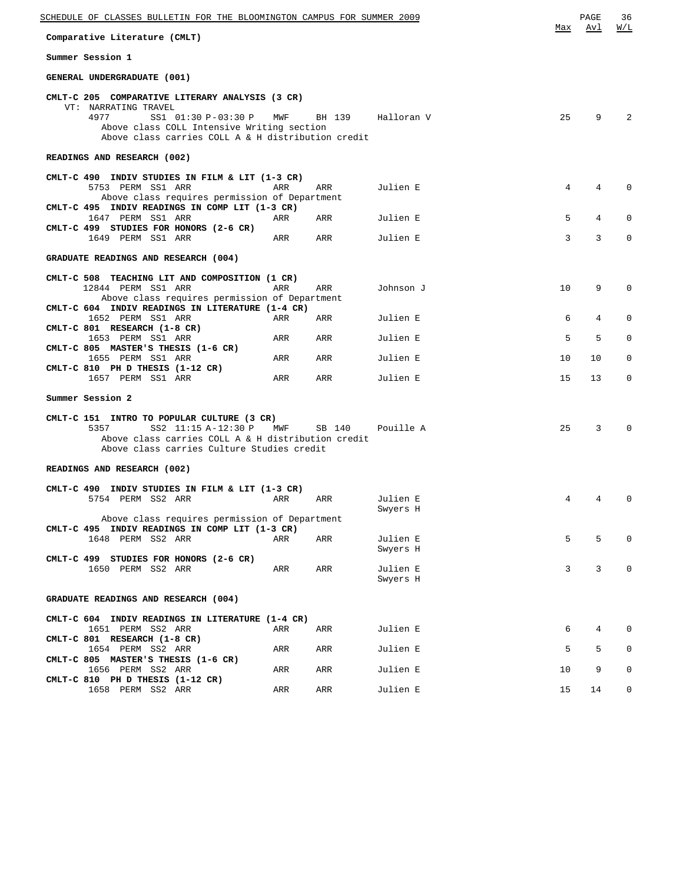# Comparative Literature (CMLT)

## Summer Session 1

### GENERAL UNDERGRADUATE (001)

| Course / Class | Session | Time | Days | Room | Instructor | Max | Avl | W/L |
|---|---|---|---|---|---|---|---|---|
| **CMLT-C 205 COMPARATIVE LITERARY ANALYSIS (3 CR)** | | | | | | | | |
| VT: NARRATING TRAVEL | | | | | | | | |
| 4977 | SS1 | 01:30 P-03:30 P | MWF | BH 139 | Halloran V | 25 | 9 | 2 |

Above class COLL Intensive Writing section
Above class carries COLL A & H distribution credit

### READINGS AND RESEARCH (002)

| Course / Class | Session | Time | Days | Room | Instructor | Max | Avl | W/L |
|---|---|---|---|---|---|---|---|---|
| **CMLT-C 490 INDIV STUDIES IN FILM & LIT (1-3 CR)** | | | | | | | | |
| 5753 PERM | SS1 | ARR | ARR | ARR | Julien E | 4 | 4 | 0 |
| Above class requires permission of Department | | | | | | | | |
| **CMLT-C 495 INDIV READINGS IN COMP LIT (1-3 CR)** | | | | | | | | |
| 1647 PERM | SS1 | ARR | ARR | ARR | Julien E | 5 | 4 | 0 |
| **CMLT-C 499 STUDIES FOR HONORS (2-6 CR)** | | | | | | | | |
| 1649 PERM | SS1 | ARR | ARR | ARR | Julien E | 3 | 3 | 0 |

### GRADUATE READINGS AND RESEARCH (004)

| Course / Class | Session | Time | Days | Room | Instructor | Max | Avl | W/L |
|---|---|---|---|---|---|---|---|---|
| **CMLT-C 508 TEACHING LIT AND COMPOSITION (1 CR)** | | | | | | | | |
| 12844 PERM | SS1 | ARR | ARR | ARR | Johnson J | 10 | 9 | 0 |
| Above class requires permission of Department | | | | | | | | |
| **CMLT-C 604 INDIV READINGS IN LITERATURE (1-4 CR)** | | | | | | | | |
| 1652 PERM | SS1 | ARR | ARR | ARR | Julien E | 6 | 4 | 0 |
| **CMLT-C 801 RESEARCH (1-8 CR)** | | | | | | | | |
| 1653 PERM | SS1 | ARR | ARR | ARR | Julien E | 5 | 5 | 0 |
| **CMLT-C 805 MASTER'S THESIS (1-6 CR)** | | | | | | | | |
| 1655 PERM | SS1 | ARR | ARR | ARR | Julien E | 10 | 10 | 0 |
| **CMLT-C 810 PH D THESIS (1-12 CR)** | | | | | | | | |
| 1657 PERM | SS1 | ARR | ARR | ARR | Julien E | 15 | 13 | 0 |

## Summer Session 2

| Course / Class | Session | Time | Days | Room | Instructor | Max | Avl | W/L |
|---|---|---|---|---|---|---|---|---|
| **CMLT-C 151 INTRO TO POPULAR CULTURE (3 CR)** | | | | | | | | |
| 5357 | SS2 | 11:15 A-12:30 P | MWF | SB 140 | Pouille A | 25 | 3 | 0 |

Above class carries COLL A & H distribution credit
Above class carries Culture Studies credit

### READINGS AND RESEARCH (002)

| Course / Class | Session | Time | Days | Room | Instructor | Max | Avl | W/L |
|---|---|---|---|---|---|---|---|---|
| **CMLT-C 490 INDIV STUDIES IN FILM & LIT (1-3 CR)** | | | | | | | | |
| 5754 PERM | SS2 | ARR | ARR | ARR | Julien E, Swyers H | 4 | 4 | 0 |
| Above class requires permission of Department | | | | | | | | |
| **CMLT-C 495 INDIV READINGS IN COMP LIT (1-3 CR)** | | | | | | | | |
| 1648 PERM | SS2 | ARR | ARR | ARR | Julien E, Swyers H | 5 | 5 | 0 |
| **CMLT-C 499 STUDIES FOR HONORS (2-6 CR)** | | | | | | | | |
| 1650 PERM | SS2 | ARR | ARR | ARR | Julien E, Swyers H | 3 | 3 | 0 |

### GRADUATE READINGS AND RESEARCH (004)

| Course / Class | Session | Time | Days | Room | Instructor | Max | Avl | W/L |
|---|---|---|---|---|---|---|---|---|
| **CMLT-C 604 INDIV READINGS IN LITERATURE (1-4 CR)** | | | | | | | | |
| 1651 PERM | SS2 | ARR | ARR | ARR | Julien E | 6 | 4 | 0 |
| **CMLT-C 801 RESEARCH (1-8 CR)** | | | | | | | | |
| 1654 PERM | SS2 | ARR | ARR | ARR | Julien E | 5 | 5 | 0 |
| **CMLT-C 805 MASTER'S THESIS (1-6 CR)** | | | | | | | | |
| 1656 PERM | SS2 | ARR | ARR | ARR | Julien E | 10 | 9 | 0 |
| **CMLT-C 810 PH D THESIS (1-12 CR)** | | | | | | | | |
| 1658 PERM | SS2 | ARR | ARR | ARR | Julien E | 15 | 14 | 0 |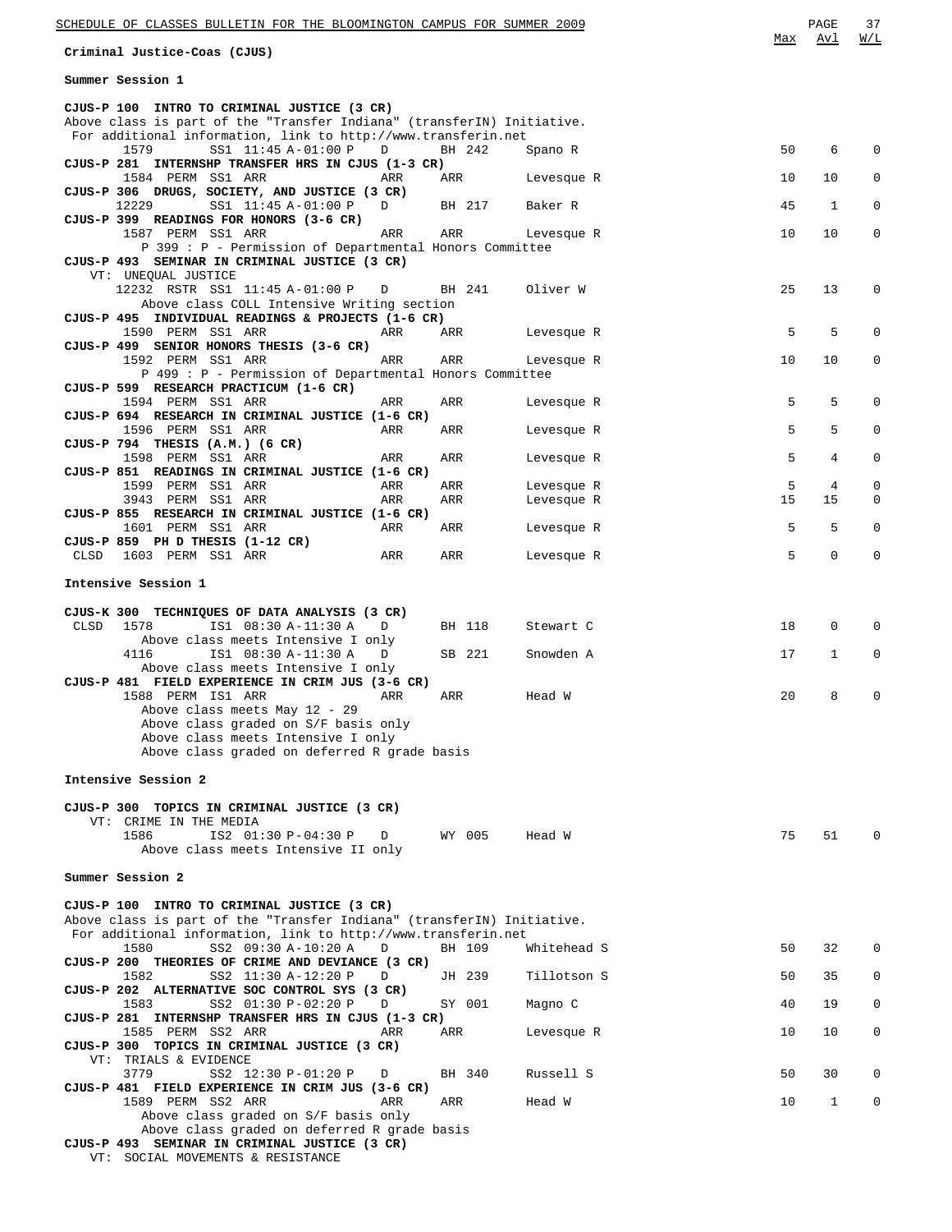## Criminal Justice-Coas (CJUS)

### Summer Session 1

| Course / Section | Max | Avl | W/L |
|---|---|---|---|
| **CJUS-P 100 INTRO TO CRIMINAL JUSTICE (3 CR)** | | | |
| Above class is part of the "Transfer Indiana" (transferIN) Initiative. For additional information, link to http://www.transferin.net | | | |
| 1579 SS1 11:45 A-01:00 P D BH 242 Spano R | 50 | 6 | 0 |
| **CJUS-P 281 INTERNSHP TRANSFER HRS IN CJUS (1-3 CR)** | | | |
| 1584 PERM SS1 ARR ARR ARR Levesque R | 10 | 10 | 0 |
| **CJUS-P 306 DRUGS, SOCIETY, AND JUSTICE (3 CR)** | | | |
| 12229 SS1 11:45 A-01:00 P D BH 217 Baker R | 45 | 1 | 0 |
| **CJUS-P 399 READINGS FOR HONORS (3-6 CR)** | | | |
| 1587 PERM SS1 ARR ARR ARR Levesque R | 10 | 10 | 0 |
| P 399 : P - Permission of Departmental Honors Committee | | | |
| **CJUS-P 493 SEMINAR IN CRIMINAL JUSTICE (3 CR)** | | | |
| VT: UNEQUAL JUSTICE | | | |
| 12232 RSTR SS1 11:45 A-01:00 P D BH 241 Oliver W | 25 | 13 | 0 |
| Above class COLL Intensive Writing section | | | |
| **CJUS-P 495 INDIVIDUAL READINGS & PROJECTS (1-6 CR)** | | | |
| 1590 PERM SS1 ARR ARR ARR Levesque R | 5 | 5 | 0 |
| **CJUS-P 499 SENIOR HONORS THESIS (3-6 CR)** | | | |
| 1592 PERM SS1 ARR ARR ARR Levesque R | 10 | 10 | 0 |
| P 499 : P - Permission of Departmental Honors Committee | | | |
| **CJUS-P 599 RESEARCH PRACTICUM (1-6 CR)** | | | |
| 1594 PERM SS1 ARR ARR ARR Levesque R | 5 | 5 | 0 |
| **CJUS-P 694 RESEARCH IN CRIMINAL JUSTICE (1-6 CR)** | | | |
| 1596 PERM SS1 ARR ARR ARR Levesque R | 5 | 5 | 0 |
| **CJUS-P 794 THESIS (A.M.) (6 CR)** | | | |
| 1598 PERM SS1 ARR ARR ARR Levesque R | 5 | 4 | 0 |
| **CJUS-P 851 READINGS IN CRIMINAL JUSTICE (1-6 CR)** | | | |
| 1599 PERM SS1 ARR ARR ARR Levesque R | 5 | 4 | 0 |
| 3943 PERM SS1 ARR ARR ARR Levesque R | 15 | 15 | 0 |
| **CJUS-P 855 RESEARCH IN CRIMINAL JUSTICE (1-6 CR)** | | | |
| 1601 PERM SS1 ARR ARR ARR Levesque R | 5 | 5 | 0 |
| **CJUS-P 859 PH D THESIS (1-12 CR)** | | | |
| CLSD 1603 PERM SS1 ARR ARR ARR Levesque R | 5 | 0 | 0 |

### Intensive Session 1

| Course / Section | Max | Avl | W/L |
|---|---|---|---|
| **CJUS-K 300 TECHNIQUES OF DATA ANALYSIS (3 CR)** | | | |
| CLSD 1578 IS1 08:30 A-11:30 A D BH 118 Stewart C | 18 | 0 | 0 |
| Above class meets Intensive I only | | | |
| 4116 IS1 08:30 A-11:30 A D SB 221 Snowden A | 17 | 1 | 0 |
| Above class meets Intensive I only | | | |
| **CJUS-P 481 FIELD EXPERIENCE IN CRIM JUS (3-6 CR)** | | | |
| 1588 PERM IS1 ARR ARR ARR Head W | 20 | 8 | 0 |
| Above class meets May 12 - 29 | | | |
| Above class graded on S/F basis only | | | |
| Above class meets Intensive I only | | | |
| Above class graded on deferred R grade basis | | | |

### Intensive Session 2

| Course / Section | Max | Avl | W/L |
|---|---|---|---|
| **CJUS-P 300 TOPICS IN CRIMINAL JUSTICE (3 CR)** | | | |
| VT: CRIME IN THE MEDIA | | | |
| 1586 IS2 01:30 P-04:30 P D WY 005 Head W | 75 | 51 | 0 |
| Above class meets Intensive II only | | | |

### Summer Session 2

| Course / Section | Max | Avl | W/L |
|---|---|---|---|
| **CJUS-P 100 INTRO TO CRIMINAL JUSTICE (3 CR)** | | | |
| Above class is part of the "Transfer Indiana" (transferIN) Initiative. For additional information, link to http://www.transferin.net | | | |
| 1580 SS2 09:30 A-10:20 A D BH 109 Whitehead S | 50 | 32 | 0 |
| **CJUS-P 200 THEORIES OF CRIME AND DEVIANCE (3 CR)** | | | |
| 1582 SS2 11:30 A-12:20 P D JH 239 Tillotson S | 50 | 35 | 0 |
| **CJUS-P 202 ALTERNATIVE SOC CONTROL SYS (3 CR)** | | | |
| 1583 SS2 01:30 P-02:20 P D SY 001 Magno C | 40 | 19 | 0 |
| **CJUS-P 281 INTERNSHP TRANSFER HRS IN CJUS (1-3 CR)** | | | |
| 1585 PERM SS2 ARR ARR ARR Levesque R | 10 | 10 | 0 |
| **CJUS-P 300 TOPICS IN CRIMINAL JUSTICE (3 CR)** | | | |
| VT: TRIALS & EVIDENCE | | | |
| 3779 SS2 12:30 P-01:20 P D BH 340 Russell S | 50 | 30 | 0 |
| **CJUS-P 481 FIELD EXPERIENCE IN CRIM JUS (3-6 CR)** | | | |
| 1589 PERM SS2 ARR ARR ARR Head W | 10 | 1 | 0 |
| Above class graded on S/F basis only | | | |
| Above class graded on deferred R grade basis | | | |
| **CJUS-P 493 SEMINAR IN CRIMINAL JUSTICE (3 CR)** | | | |
| VT: SOCIAL MOVEMENTS & RESISTANCE | | | |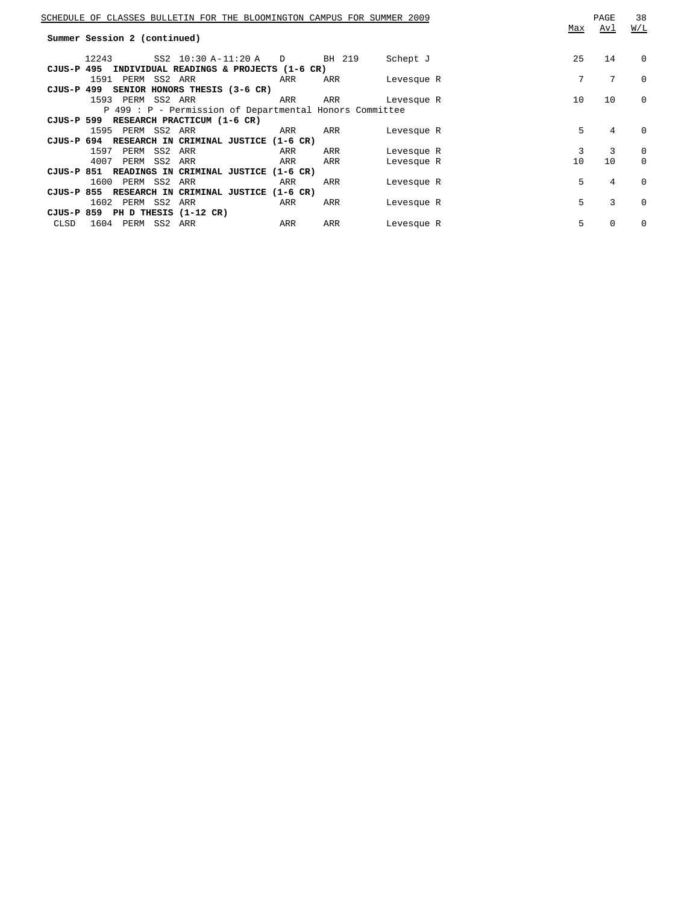**Summary Session 2 (continued)**

| | Class | Perm | Session | Time | Days | Room | Instructor | Max | Avl | W/L |
|---|---|---|---|---|---|---|---|---|---|---|
| | 12243 | | SS2 | 10:30 A-11:20 A | D | BH 219 | Schept J | 25 | 14 | 0 |
| **CJUS-P 495 INDIVIDUAL READINGS & PROJECTS (1-6 CR)** | | | | | | | | | | |
| | 1591 | PERM | SS2 | ARR | ARR | ARR | Levesque R | 7 | 7 | 0 |
| **CJUS-P 499 SENIOR HONORS THESIS (3-6 CR)** | | | | | | | | | | |
| | 1593 | PERM | SS2 | ARR | ARR | ARR | Levesque R | 10 | 10 | 0 |
| | P 499 : P - Permission of Departmental Honors Committee | | | | | | | | | |
| **CJUS-P 599 RESEARCH PRACTICUM (1-6 CR)** | | | | | | | | | | |
| | 1595 | PERM | SS2 | ARR | ARR | ARR | Levesque R | 5 | 4 | 0 |
| **CJUS-P 694 RESEARCH IN CRIMINAL JUSTICE (1-6 CR)** | | | | | | | | | | |
| | 1597 | PERM | SS2 | ARR | ARR | ARR | Levesque R | 3 | 3 | 0 |
| | 4007 | PERM | SS2 | ARR | ARR | ARR | Levesque R | 10 | 10 | 0 |
| **CJUS-P 851 READINGS IN CRIMINAL JUSTICE (1-6 CR)** | | | | | | | | | | |
| | 1600 | PERM | SS2 | ARR | ARR | ARR | Levesque R | 5 | 4 | 0 |
| **CJUS-P 855 RESEARCH IN CRIMINAL JUSTICE (1-6 CR)** | | | | | | | | | | |
| | 1602 | PERM | SS2 | ARR | ARR | ARR | Levesque R | 5 | 3 | 0 |
| **CJUS-P 859 PH D THESIS (1-12 CR)** | | | | | | | | | | |
| CLSD | 1604 | PERM | SS2 | ARR | ARR | ARR | Levesque R | 5 | 0 | 0 |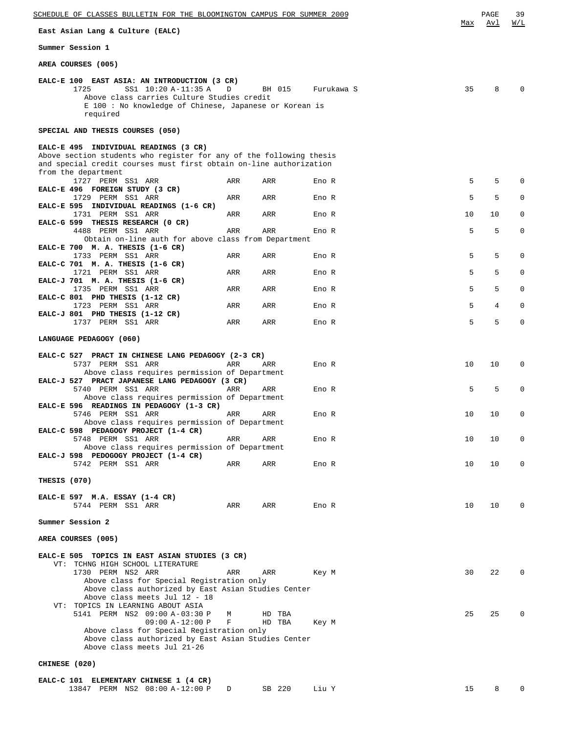## East Asian Lang & Culture (EALC)

### Summer Session 1

#### AREA COURSES (005)

**EALC-E 100 EAST ASIA: AN INTRODUCTION (3 CR)**

| Class | Perm | Session | Time | Days | Room | Instructor | Max | Avl | W/L |
|---|---|---|---|---|---|---|---|---|---|
| 1725 | | SS1 | 10:20 A-11:35 A | D | BH 015 | Furukawa S | 35 | 8 | 0 |

Above class carries Culture Studies credit
E 100 : No knowledge of Chinese, Japanese or Korean is required

#### SPECIAL AND THESIS COURSES (050)

**EALC-E 495 INDIVIDUAL READINGS (3 CR)**
Above section students who register for any of the following thesis and special credit courses must first obtain on-line authorization from the department

| Course | Class | Perm | Session | Time | Days | Room | Instructor | Max | Avl | W/L |
|---|---|---|---|---|---|---|---|---|---|---|
| EALC-E 495 INDIVIDUAL READINGS (3 CR) | 1727 | PERM | SS1 | ARR | ARR | ARR | Eno R | 5 | 5 | 0 |
| EALC-E 496 FOREIGN STUDY (3 CR) | 1729 | PERM | SS1 | ARR | ARR | ARR | Eno R | 5 | 5 | 0 |
| EALC-E 595 INDIVIDUAL READINGS (1-6 CR) | 1731 | PERM | SS1 | ARR | ARR | ARR | Eno R | 10 | 10 | 0 |
| EALC-G 599 THESIS RESEARCH (0 CR) | 4488 | PERM | SS1 | ARR | ARR | ARR | Eno R | 5 | 5 | 0 |

Obtain on-line auth for above class from Department

| Course | Class | Perm | Session | Time | Days | Room | Instructor | Max | Avl | W/L |
|---|---|---|---|---|---|---|---|---|---|---|
| EALC-E 700 M. A. THESIS (1-6 CR) | 1733 | PERM | SS1 | ARR | ARR | ARR | Eno R | 5 | 5 | 0 |
| EALC-C 701 M. A. THESIS (1-6 CR) | 1721 | PERM | SS1 | ARR | ARR | ARR | Eno R | 5 | 5 | 0 |
| EALC-J 701 M. A. THESIS (1-6 CR) | 1735 | PERM | SS1 | ARR | ARR | ARR | Eno R | 5 | 5 | 0 |
| EALC-C 801 PHD THESIS (1-12 CR) | 1723 | PERM | SS1 | ARR | ARR | ARR | Eno R | 5 | 4 | 0 |
| EALC-J 801 PHD THESIS (1-12 CR) | 1737 | PERM | SS1 | ARR | ARR | ARR | Eno R | 5 | 5 | 0 |

#### LANGUAGE PEDAGOGY (060)

**EALC-C 527 PRACT IN CHINESE LANG PEDAGOGY (2-3 CR)**

| Class | Perm | Session | Time | Days | Room | Instructor | Max | Avl | W/L |
|---|---|---|---|---|---|---|---|---|---|
| 5737 | PERM | SS1 | ARR | ARR | ARR | Eno R | 10 | 10 | 0 |

Above class requires permission of Department

**EALC-J 527 PRACT JAPANESE LANG PEDAGOGY (3 CR)**

| Class | Perm | Session | Time | Days | Room | Instructor | Max | Avl | W/L |
|---|---|---|---|---|---|---|---|---|---|
| 5740 | PERM | SS1 | ARR | ARR | ARR | Eno R | 5 | 5 | 0 |

Above class requires permission of Department

**EALC-E 596 READINGS IN PEDAGOGY (1-3 CR)**

| Class | Perm | Session | Time | Days | Room | Instructor | Max | Avl | W/L |
|---|---|---|---|---|---|---|---|---|---|
| 5746 | PERM | SS1 | ARR | ARR | ARR | Eno R | 10 | 10 | 0 |

Above class requires permission of Department

**EALC-C 598 PEDAGOGY PROJECT (1-4 CR)**

| Class | Perm | Session | Time | Days | Room | Instructor | Max | Avl | W/L |
|---|---|---|---|---|---|---|---|---|---|
| 5748 | PERM | SS1 | ARR | ARR | ARR | Eno R | 10 | 10 | 0 |

Above class requires permission of Department

**EALC-J 598 PEDOGOGY PROJECT (1-4 CR)**

| Class | Perm | Session | Time | Days | Room | Instructor | Max | Avl | W/L |
|---|---|---|---|---|---|---|---|---|---|
| 5742 | PERM | SS1 | ARR | ARR | ARR | Eno R | 10 | 10 | 0 |

#### THESIS (070)

**EALC-E 597 M.A. ESSAY (1-4 CR)**

| Class | Perm | Session | Time | Days | Room | Instructor | Max | Avl | W/L |
|---|---|---|---|---|---|---|---|---|---|
| 5744 | PERM | SS1 | ARR | ARR | ARR | Eno R | 10 | 10 | 0 |

### Summer Session 2

#### AREA COURSES (005)

**EALC-E 505 TOPICS IN EAST ASIAN STUDIES (3 CR)**

VT: TCHNG HIGH SCHOOL LITERATURE

| Class | Perm | Session | Time | Days | Room | Instructor | Max | Avl | W/L |
|---|---|---|---|---|---|---|---|---|---|
| 1730 | PERM | NS2 | ARR | ARR | ARR | Key M | 30 | 22 | 0 |

Above class for Special Registration only
Above class authorized by East Asian Studies Center
Above class meets Jul 12 - 18

VT: TOPICS IN LEARNING ABOUT ASIA

| Class | Perm | Session | Time | Days | Room | Instructor | Max | Avl | W/L |
|---|---|---|---|---|---|---|---|---|---|
| 5141 | PERM | NS2 | 09:00 A-03:30 P | M | HD TBA | | 25 | 25 | 0 |
| | | | 09:00 A-12:00 P | F | HD TBA | Key M | | | |

Above class for Special Registration only
Above class authorized by East Asian Studies Center
Above class meets Jul 21-26

#### CHINESE (020)

**EALC-C 101 ELEMENTARY CHINESE 1 (4 CR)**

| Class | Perm | Session | Time | Days | Room | Instructor | Max | Avl | W/L |
|---|---|---|---|---|---|---|---|---|---|
| 13847 | PERM | NS2 | 08:00 A-12:00 P | D | SB 220 | Liu Y | 15 | 8 | 0 |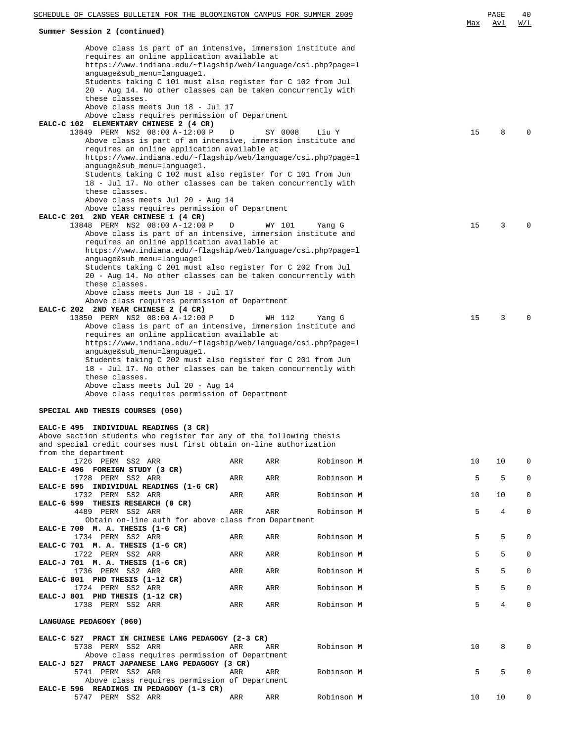**Summary Session 2 (continued)**

| | Max | Avl | W/L |
|---|---|---|---|

Above class is part of an intensive, immersion institute and requires an online application available at https://www.indiana.edu/~flagship/web/language/csi.php?page=language&sub_menu=language1.
Students taking C 101 must also register for C 102 from Jul 20 - Aug 14. No other classes can be taken concurrently with these classes.
Above class meets Jun 18 - Jul 17
Above class requires permission of Department

**EALC-C 102 ELEMENTARY CHINESE 2 (4 CR)**

| Class | | | Time | Days | Room | Instructor | Max | Avl | W/L |
|---|---|---|---|---|---|---|---|---|---|
| 13849 | PERM | NS2 | 08:00 A-12:00 P | D | SY 0008 | Liu Y | 15 | 8 | 0 |

Above class is part of an intensive, immersion institute and requires an online application available at https://www.indiana.edu/~flagship/web/language/csi.php?page=language&sub_menu=language1.
Students taking C 102 must also register for C 101 from Jun 18 - Jul 17. No other classes can be taken concurrently with these classes.
Above class meets Jul 20 - Aug 14
Above class requires permission of Department

**EALC-C 201 2ND YEAR CHINESE 1 (4 CR)**

| Class | | | Time | Days | Room | Instructor | Max | Avl | W/L |
|---|---|---|---|---|---|---|---|---|---|
| 13848 | PERM | NS2 | 08:00 A-12:00 P | D | WY 101 | Yang G | 15 | 3 | 0 |

Above class is part of an intensive, immersion institute and requires an online application available at https://www.indiana.edu/~flagship/web/language/csi.php?page=language&sub_menu=language1
Students taking C 201 must also register for C 202 from Jul 20 - Aug 14. No other classes can be taken concurrently with these classes.
Above class meets Jun 18 - Jul 17
Above class requires permission of Department

**EALC-C 202 2ND YEAR CHINESE 2 (4 CR)**

| Class | | | Time | Days | Room | Instructor | Max | Avl | W/L |
|---|---|---|---|---|---|---|---|---|---|
| 13850 | PERM | NS2 | 08:00 A-12:00 P | D | WH 112 | Yang G | 15 | 3 | 0 |

Above class is part of an intensive, immersion institute and requires an online application available at https://www.indiana.edu/~flagship/web/language/csi.php?page=language&sub_menu=language1.
Students taking C 202 must also register for C 201 from Jun 18 - Jul 17. No other classes can be taken concurrently with these classes.
Above class meets Jul 20 - Aug 14
Above class requires permission of Department

**SPECIAL AND THESIS COURSES (050)**

**EALC-E 495 INDIVIDUAL READINGS (3 CR)**
Above section students who register for any of the following thesis and special credit courses must first obtain on-line authorization from the department

| Course / Class | | | | Days | Room | Instructor | Max | Avl | W/L |
|---|---|---|---|---|---|---|---|---|---|
| 1726 | PERM | SS2 | ARR | ARR | ARR | Robinson M | 10 | 10 | 0 |
| **EALC-E 496 FOREIGN STUDY (3 CR)** | | | | | | | | | |
| 1728 | PERM | SS2 | ARR | ARR | ARR | Robinson M | 5 | 5 | 0 |
| **EALC-E 595 INDIVIDUAL READINGS (1-6 CR)** | | | | | | | | | |
| 1732 | PERM | SS2 | ARR | ARR | ARR | Robinson M | 10 | 10 | 0 |
| **EALC-G 599 THESIS RESEARCH (0 CR)** | | | | | | | | | |
| 4489 | PERM | SS2 | ARR | ARR | ARR | Robinson M | 5 | 4 | 0 |
| Obtain on-line auth for above class from Department | | | | | | | | | |
| **EALC-E 700 M. A. THESIS (1-6 CR)** | | | | | | | | | |
| 1734 | PERM | SS2 | ARR | ARR | ARR | Robinson M | 5 | 5 | 0 |
| **EALC-C 701 M. A. THESIS (1-6 CR)** | | | | | | | | | |
| 1722 | PERM | SS2 | ARR | ARR | ARR | Robinson M | 5 | 5 | 0 |
| **EALC-J 701 M. A. THESIS (1-6 CR)** | | | | | | | | | |
| 1736 | PERM | SS2 | ARR | ARR | ARR | Robinson M | 5 | 5 | 0 |
| **EALC-C 801 PHD THESIS (1-12 CR)** | | | | | | | | | |
| 1724 | PERM | SS2 | ARR | ARR | ARR | Robinson M | 5 | 5 | 0 |
| **EALC-J 801 PHD THESIS (1-12 CR)** | | | | | | | | | |
| 1738 | PERM | SS2 | ARR | ARR | ARR | Robinson M | 5 | 4 | 0 |

**LANGUAGE PEDAGOGY (060)**

| Course / Class | | | | Days | Room | Instructor | Max | Avl | W/L |
|---|---|---|---|---|---|---|---|---|---|
| **EALC-C 527 PRACT IN CHINESE LANG PEDAGOGY (2-3 CR)** | | | | | | | | | |
| 5738 | PERM | SS2 | ARR | ARR | ARR | Robinson M | 10 | 8 | 0 |
| Above class requires permission of Department | | | | | | | | | |
| **EALC-J 527 PRACT JAPANESE LANG PEDAGOGY (3 CR)** | | | | | | | | | |
| 5741 | PERM | SS2 | ARR | ARR | ARR | Robinson M | 5 | 5 | 0 |
| Above class requires permission of Department | | | | | | | | | |
| **EALC-E 596 READINGS IN PEDAGOGY (1-3 CR)** | | | | | | | | | |
| 5747 | PERM | SS2 | ARR | ARR | ARR | Robinson M | 10 | 10 | 0 |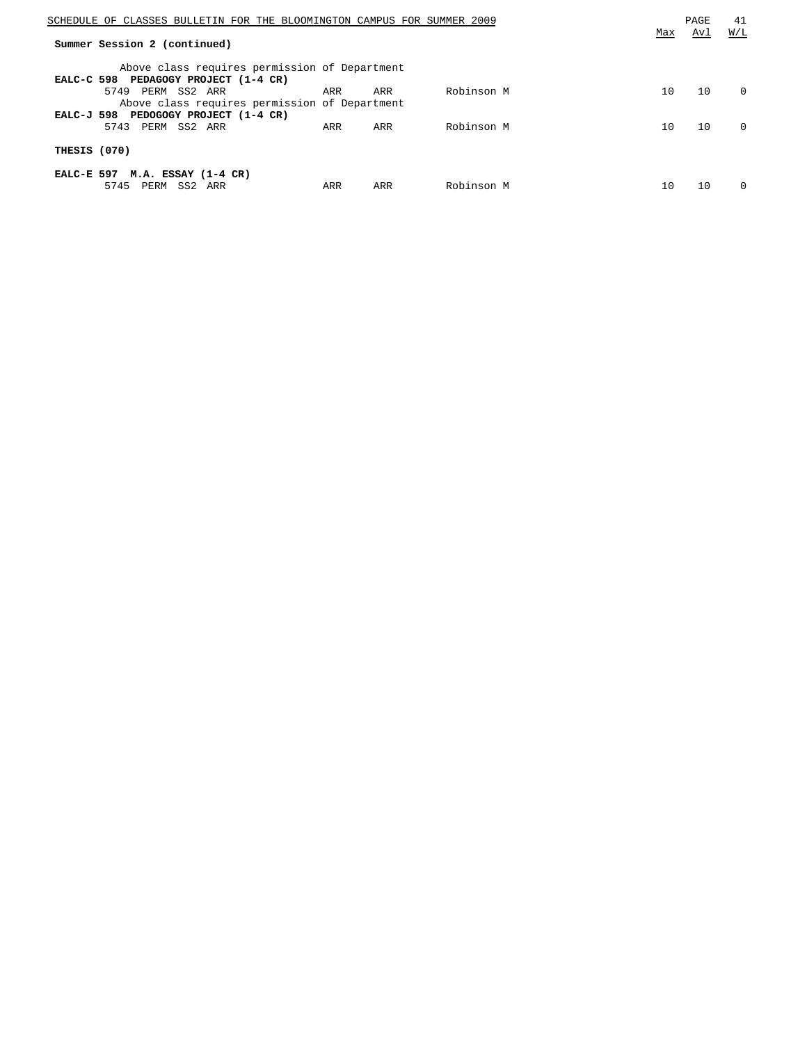**Summary Session 2 (continued)**

Above class requires permission of Department

**EALC-C 598 PEDAGOGY PROJECT (1-4 CR)**

| | | | | | Max | Avl | W/L |
|---|---|---|---|---|---|---|---|
| 5749 PERM SS2 ARR | ARR | ARR | Robinson M | | 10 | 10 | 0 |

Above class requires permission of Department

**EALC-J 598 PEDOGOGY PROJECT (1-4 CR)**

| | | | | | Max | Avl | W/L |
|---|---|---|---|---|---|---|---|
| 5743 PERM SS2 ARR | ARR | ARR | Robinson M | | 10 | 10 | 0 |

**THESIS (070)**

**EALC-E 597 M.A. ESSAY (1-4 CR)**

| | | | | | Max | Avl | W/L |
|---|---|---|---|---|---|---|---|
| 5745 PERM SS2 ARR | ARR | ARR | Robinson M | | 10 | 10 | 0 |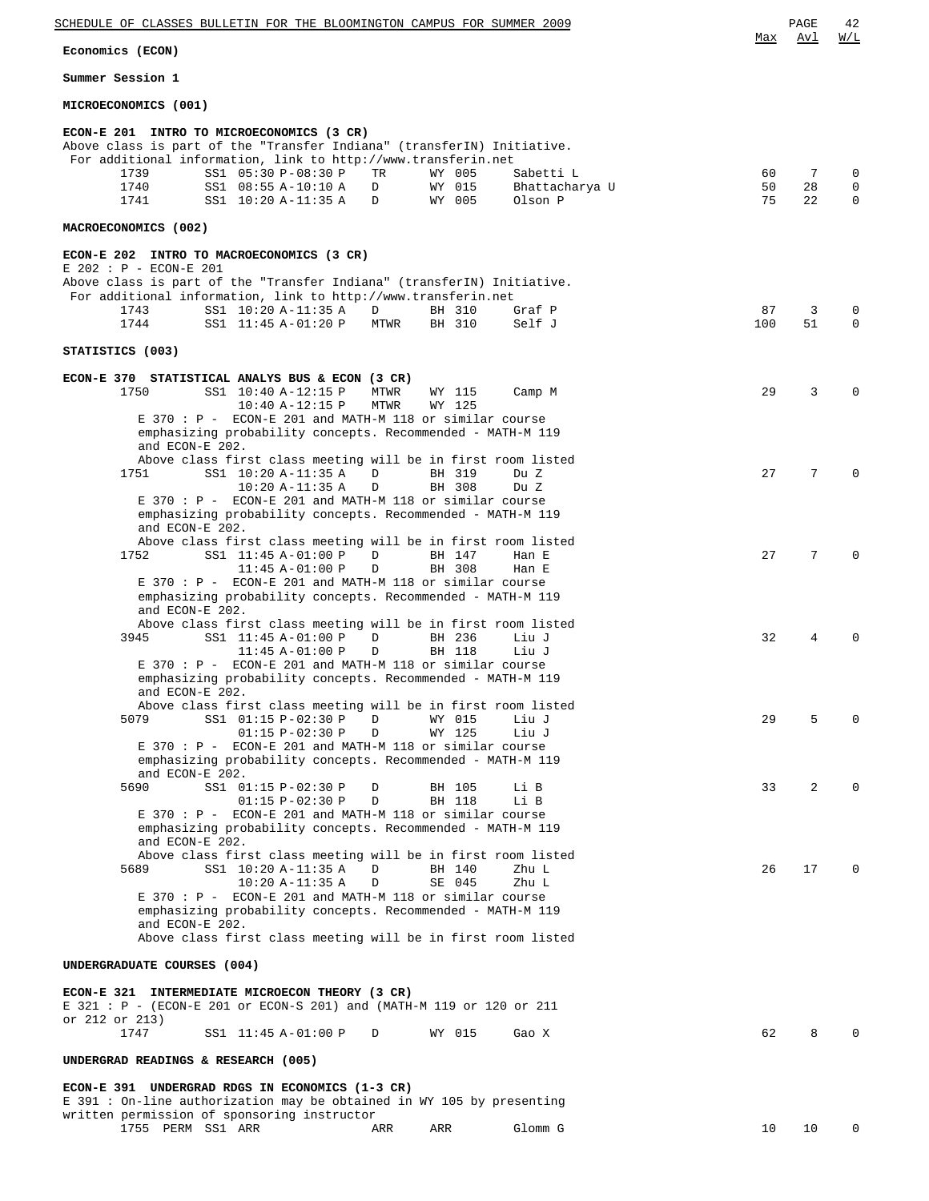## Economics (ECON)

### Summer Session 1

#### MICROECONOMICS (001)

**ECON-E 201 INTRO TO MICROECONOMICS (3 CR)**
Above class is part of the "Transfer Indiana" (transferIN) Initiative.
For additional information, link to http://www.transferin.net

| Class | Session | Time | Days | Room | Instructor | Max | Avl | W/L |
|---|---|---|---|---|---|---|---|---|
| 1739 | SS1 | 05:30 P-08:30 P | TR | WY 005 | Sabetti L | 60 | 7 | 0 |
| 1740 | SS1 | 08:55 A-10:10 A | D | WY 015 | Bhattacharya U | 50 | 28 | 0 |
| 1741 | SS1 | 10:20 A-11:35 A | D | WY 005 | Olson P | 75 | 22 | 0 |

#### MACROECONOMICS (002)

**ECON-E 202 INTRO TO MACROECONOMICS (3 CR)**
E 202 : P - ECON-E 201
Above class is part of the "Transfer Indiana" (transferIN) Initiative.
For additional information, link to http://www.transferin.net

| Class | Session | Time | Days | Room | Instructor | Max | Avl | W/L |
|---|---|---|---|---|---|---|---|---|
| 1743 | SS1 | 10:20 A-11:35 A | D | BH 310 | Graf P | 87 | 3 | 0 |
| 1744 | SS1 | 11:45 A-01:20 P | MTWR | BH 310 | Self J | 100 | 51 | 0 |

#### STATISTICS (003)

**ECON-E 370 STATISTICAL ANALYS BUS & ECON (3 CR)**

| Class | Session | Time | Days | Room | Instructor | Max | Avl | W/L |
|---|---|---|---|---|---|---|---|---|
| 1750 | SS1 | 10:40 A-12:15 P | MTWR | WY 115 | Camp M | 29 | 3 | 0 |
| | | 10:40 A-12:15 P | MTWR | WY 125 | | | | |

E 370 : P - ECON-E 201 and MATH-M 118 or similar course emphasizing probability concepts. Recommended - MATH-M 119 and ECON-E 202.
Above class first class meeting will be in first room listed

| Class | Session | Time | Days | Room | Instructor | Max | Avl | W/L |
|---|---|---|---|---|---|---|---|---|
| 1751 | SS1 | 10:20 A-11:35 A | D | BH 319 | Du Z | 27 | 7 | 0 |
| | | 10:20 A-11:35 A | D | BH 308 | Du Z | | | |

E 370 : P - ECON-E 201 and MATH-M 118 or similar course emphasizing probability concepts. Recommended - MATH-M 119 and ECON-E 202.
Above class first class meeting will be in first room listed

| Class | Session | Time | Days | Room | Instructor | Max | Avl | W/L |
|---|---|---|---|---|---|---|---|---|
| 1752 | SS1 | 11:45 A-01:00 P | D | BH 147 | Han E | 27 | 7 | 0 |
| | | 11:45 A-01:00 P | D | BH 308 | Han E | | | |

E 370 : P - ECON-E 201 and MATH-M 118 or similar course emphasizing probability concepts. Recommended - MATH-M 119 and ECON-E 202.
Above class first class meeting will be in first room listed

| Class | Session | Time | Days | Room | Instructor | Max | Avl | W/L |
|---|---|---|---|---|---|---|---|---|
| 3945 | SS1 | 11:45 A-01:00 P | D | BH 236 | Liu J | 32 | 4 | 0 |
| | | 11:45 A-01:00 P | D | BH 118 | Liu J | | | |

E 370 : P - ECON-E 201 and MATH-M 118 or similar course emphasizing probability concepts. Recommended - MATH-M 119 and ECON-E 202.
Above class first class meeting will be in first room listed

| Class | Session | Time | Days | Room | Instructor | Max | Avl | W/L |
|---|---|---|---|---|---|---|---|---|
| 5079 | SS1 | 01:15 P-02:30 P | D | WY 015 | Liu J | 29 | 5 | 0 |
| | | 01:15 P-02:30 P | D | WY 125 | Liu J | | | |

E 370 : P - ECON-E 201 and MATH-M 118 or similar course emphasizing probability concepts. Recommended - MATH-M 119 and ECON-E 202.

| Class | Session | Time | Days | Room | Instructor | Max | Avl | W/L |
|---|---|---|---|---|---|---|---|---|
| 5690 | SS1 | 01:15 P-02:30 P | D | BH 105 | Li B | 33 | 2 | 0 |
| | | 01:15 P-02:30 P | D | BH 118 | Li B | | | |

E 370 : P - ECON-E 201 and MATH-M 118 or similar course emphasizing probability concepts. Recommended - MATH-M 119 and ECON-E 202.
Above class first class meeting will be in first room listed

| Class | Session | Time | Days | Room | Instructor | Max | Avl | W/L |
|---|---|---|---|---|---|---|---|---|
| 5689 | SS1 | 10:20 A-11:35 A | D | BH 140 | Zhu L | 26 | 17 | 0 |
| | | 10:20 A-11:35 A | D | SE 045 | Zhu L | | | |

E 370 : P - ECON-E 201 and MATH-M 118 or similar course emphasizing probability concepts. Recommended - MATH-M 119 and ECON-E 202.
Above class first class meeting will be in first room listed

#### UNDERGRADUATE COURSES (004)

**ECON-E 321 INTERMEDIATE MICROECON THEORY (3 CR)**
E 321 : P - (ECON-E 201 or ECON-S 201) and (MATH-M 119 or 120 or 211 or 212 or 213)

| Class | Session | Time | Days | Room | Instructor | Max | Avl | W/L |
|---|---|---|---|---|---|---|---|---|
| 1747 | SS1 | 11:45 A-01:00 P | D | WY 015 | Gao X | 62 | 8 | 0 |

#### UNDERGRAD READINGS & RESEARCH (005)

**ECON-E 391 UNDERGRAD RDGS IN ECONOMICS (1-3 CR)**
E 391 : On-line authorization may be obtained in WY 105 by presenting written permission of sponsoring instructor

| Class | Session | Time | Days | Room | Instructor | Max | Avl | W/L |
|---|---|---|---|---|---|---|---|---|
| 1755 PERM | SS1 | ARR | ARR | ARR | Glomm G | 10 | 10 | 0 |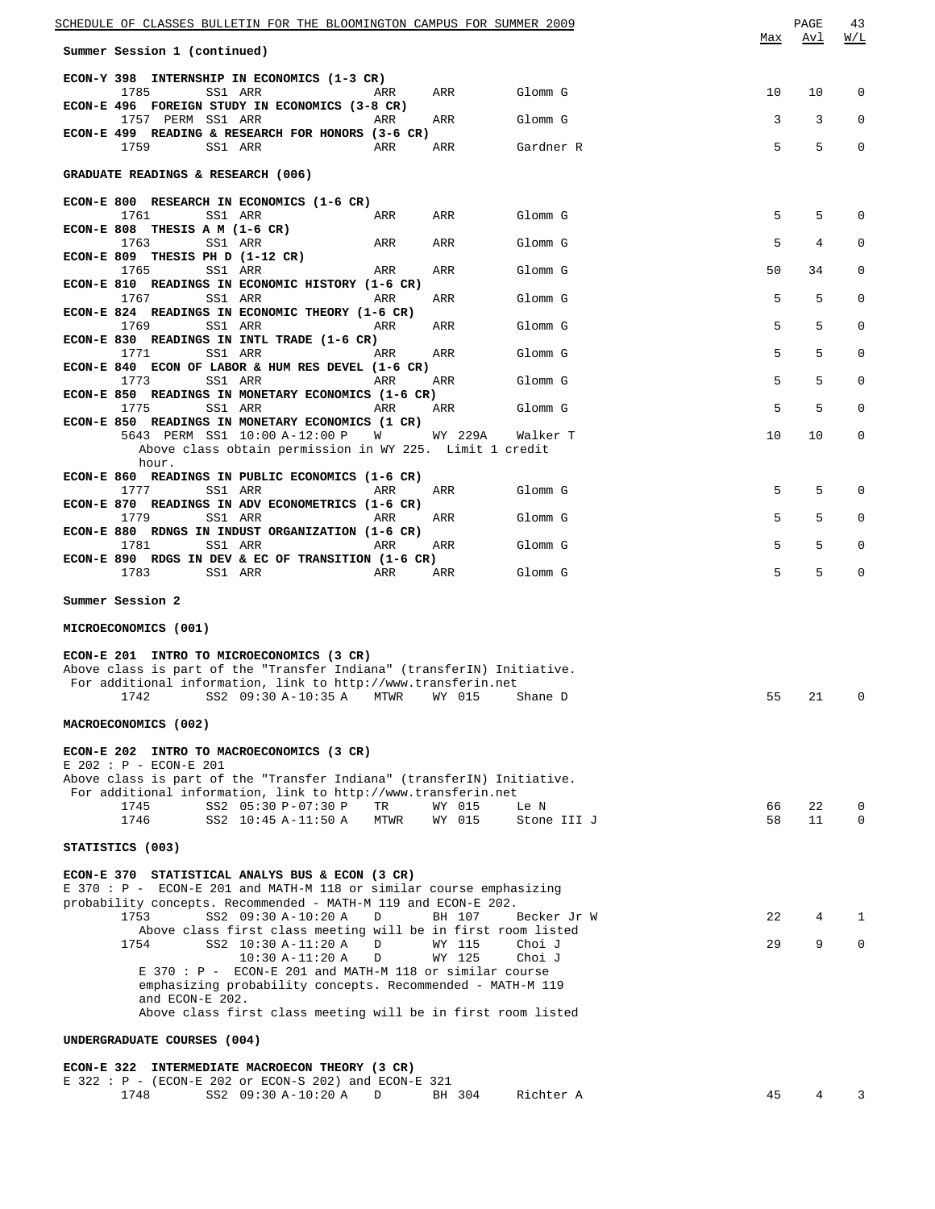Summer Session 1 (continued)

| | Max | Avl | W/L |
|---|---|---|---|

**ECON-Y 398 INTERNSHIP IN ECONOMICS (1-3 CR)**

| Class | | Session | Time | Days | Room | Instructor | Max | Avl | W/L |
|---|---|---|---|---|---|---|---|---|---|
| 1785 | | SS1 | ARR | ARR | ARR | Glomm G | 10 | 10 | 0 |

**ECON-E 496 FOREIGN STUDY IN ECONOMICS (3-8 CR)**

| Class | | Session | Time | Days | Room | Instructor | Max | Avl | W/L |
|---|---|---|---|---|---|---|---|---|---|
| 1757 | PERM | SS1 | ARR | ARR | ARR | Glomm G | 3 | 3 | 0 |

**ECON-E 499 READING & RESEARCH FOR HONORS (3-6 CR)**

| Class | | Session | Time | Days | Room | Instructor | Max | Avl | W/L |
|---|---|---|---|---|---|---|---|---|---|
| 1759 | | SS1 | ARR | ARR | ARR | Gardner R | 5 | 5 | 0 |

## GRADUATE READINGS & RESEARCH (006)

**ECON-E 800 RESEARCH IN ECONOMICS (1-6 CR)**

| Class | | Session | Time | Days | Room | Instructor | Max | Avl | W/L |
|---|---|---|---|---|---|---|---|---|---|
| 1761 | | SS1 | ARR | ARR | ARR | Glomm G | 5 | 5 | 0 |

**ECON-E 808 THESIS A M (1-6 CR)**

| Class | | Session | Time | Days | Room | Instructor | Max | Avl | W/L |
|---|---|---|---|---|---|---|---|---|---|
| 1763 | | SS1 | ARR | ARR | ARR | Glomm G | 5 | 4 | 0 |

**ECON-E 809 THESIS PH D (1-12 CR)**

| Class | | Session | Time | Days | Room | Instructor | Max | Avl | W/L |
|---|---|---|---|---|---|---|---|---|---|
| 1765 | | SS1 | ARR | ARR | ARR | Glomm G | 50 | 34 | 0 |

**ECON-E 810 READINGS IN ECONOMIC HISTORY (1-6 CR)**

| Class | | Session | Time | Days | Room | Instructor | Max | Avl | W/L |
|---|---|---|---|---|---|---|---|---|---|
| 1767 | | SS1 | ARR | ARR | ARR | Glomm G | 5 | 5 | 0 |

**ECON-E 824 READINGS IN ECONOMIC THEORY (1-6 CR)**

| Class | | Session | Time | Days | Room | Instructor | Max | Avl | W/L |
|---|---|---|---|---|---|---|---|---|---|
| 1769 | | SS1 | ARR | ARR | ARR | Glomm G | 5 | 5 | 0 |

**ECON-E 830 READINGS IN INTL TRADE (1-6 CR)**

| Class | | Session | Time | Days | Room | Instructor | Max | Avl | W/L |
|---|---|---|---|---|---|---|---|---|---|
| 1771 | | SS1 | ARR | ARR | ARR | Glomm G | 5 | 5 | 0 |

**ECON-E 840 ECON OF LABOR & HUM RES DEVEL (1-6 CR)**

| Class | | Session | Time | Days | Room | Instructor | Max | Avl | W/L |
|---|---|---|---|---|---|---|---|---|---|
| 1773 | | SS1 | ARR | ARR | ARR | Glomm G | 5 | 5 | 0 |

**ECON-E 850 READINGS IN MONETARY ECONOMICS (1-6 CR)**

| Class | | Session | Time | Days | Room | Instructor | Max | Avl | W/L |
|---|---|---|---|---|---|---|---|---|---|
| 1775 | | SS1 | ARR | ARR | ARR | Glomm G | 5 | 5 | 0 |

**ECON-E 850 READINGS IN MONETARY ECONOMICS (1 CR)**

| Class | | Session | Time | Days | Room | Instructor | Max | Avl | W/L |
|---|---|---|---|---|---|---|---|---|---|
| 5643 | PERM | SS1 | 10:00 A-12:00 P | W | WY 229A | Walker T | 10 | 10 | 0 |

Above class obtain permission in WY 225. Limit 1 credit hour.

**ECON-E 860 READINGS IN PUBLIC ECONOMICS (1-6 CR)**

| Class | | Session | Time | Days | Room | Instructor | Max | Avl | W/L |
|---|---|---|---|---|---|---|---|---|---|
| 1777 | | SS1 | ARR | ARR | ARR | Glomm G | 5 | 5 | 0 |

**ECON-E 870 READINGS IN ADV ECONOMETRICS (1-6 CR)**

| Class | | Session | Time | Days | Room | Instructor | Max | Avl | W/L |
|---|---|---|---|---|---|---|---|---|---|
| 1779 | | SS1 | ARR | ARR | ARR | Glomm G | 5 | 5 | 0 |

**ECON-E 880 RDNGS IN INDUST ORGANIZATION (1-6 CR)**

| Class | | Session | Time | Days | Room | Instructor | Max | Avl | W/L |
|---|---|---|---|---|---|---|---|---|---|
| 1781 | | SS1 | ARR | ARR | ARR | Glomm G | 5 | 5 | 0 |

**ECON-E 890 RDGS IN DEV & EC OF TRANSITION (1-6 CR)**

| Class | | Session | Time | Days | Room | Instructor | Max | Avl | W/L |
|---|---|---|---|---|---|---|---|---|---|
| 1783 | | SS1 | ARR | ARR | ARR | Glomm G | 5 | 5 | 0 |

# Summer Session 2

## MICROECONOMICS (001)

**ECON-E 201 INTRO TO MICROECONOMICS (3 CR)**

Above class is part of the "Transfer Indiana" (transferIN) Initiative.
For additional information, link to http://www.transferin.net

| Class | | Session | Time | Days | Room | Instructor | Max | Avl | W/L |
|---|---|---|---|---|---|---|---|---|---|
| 1742 | | SS2 | 09:30 A-10:35 A | MTWR | WY 015 | Shane D | 55 | 21 | 0 |

## MACROECONOMICS (002)

**ECON-E 202 INTRO TO MACROECONOMICS (3 CR)**

E 202 : P - ECON-E 201
Above class is part of the "Transfer Indiana" (transferIN) Initiative.
For additional information, link to http://www.transferin.net

| Class | | Session | Time | Days | Room | Instructor | Max | Avl | W/L |
|---|---|---|---|---|---|---|---|---|---|
| 1745 | | SS2 | 05:30 P-07:30 P | TR | WY 015 | Le N | 66 | 22 | 0 |
| 1746 | | SS2 | 10:45 A-11:50 A | MTWR | WY 015 | Stone III J | 58 | 11 | 0 |

## STATISTICS (003)

**ECON-E 370 STATISTICAL ANALYS BUS & ECON (3 CR)**

E 370 : P - ECON-E 201 and MATH-M 118 or similar course emphasizing probability concepts. Recommended - MATH-M 119 and ECON-E 202.

| Class | | Session | Time | Days | Room | Instructor | Max | Avl | W/L |
|---|---|---|---|---|---|---|---|---|---|
| 1753 | | SS2 | 09:30 A-10:20 A | D | BH 107 | Becker Jr W | 22 | 4 | 1 |

Above class first class meeting will be in first room listed

| Class | | Session | Time | Days | Room | Instructor | Max | Avl | W/L |
|---|---|---|---|---|---|---|---|---|---|
| 1754 | | SS2 | 10:30 A-11:20 A | D | WY 115 | Choi J | 29 | 9 | 0 |
| | | | 10:30 A-11:20 A | D | WY 125 | Choi J | | | |

E 370 : P - ECON-E 201 and MATH-M 118 or similar course emphasizing probability concepts. Recommended - MATH-M 119 and ECON-E 202.
Above class first class meeting will be in first room listed

## UNDERGRADUATE COURSES (004)

**ECON-E 322 INTERMEDIATE MACROECON THEORY (3 CR)**

E 322 : P - (ECON-E 202 or ECON-S 202) and ECON-E 321

| Class | | Session | Time | Days | Room | Instructor | Max | Avl | W/L |
|---|---|---|---|---|---|---|---|---|---|
| 1748 | | SS2 | 09:30 A-10:20 A | D | BH 304 | Richter A | 45 | 4 | 3 |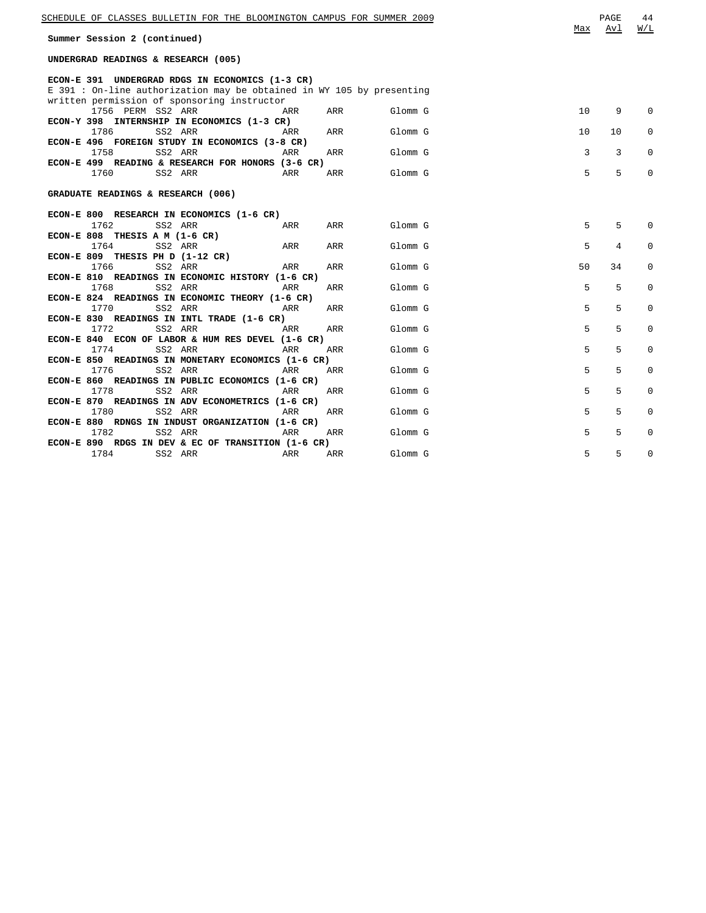Summer Session 2 (continued)

**UNDERGRAD READINGS & RESEARCH (005)**

**ECON-E 391 UNDERGRAD RDGS IN ECONOMICS (1-3 CR)**
E 391 : On-line authorization may be obtained in WY 105 by presenting written permission of sponsoring instructor

| Class | Note | Session | Time | Days | Room | Instructor | Max | Avl | W/L |
|---|---|---|---|---|---|---|---|---|---|
| 1756 | PERM | SS2 | ARR | ARR | ARR | Glomm G | 10 | 9 | 0 |

**ECON-Y 398 INTERNSHIP IN ECONOMICS (1-3 CR)**

| Class | Note | Session | Time | Days | Room | Instructor | Max | Avl | W/L |
|---|---|---|---|---|---|---|---|---|---|
| 1786 | | SS2 | ARR | ARR | ARR | Glomm G | 10 | 10 | 0 |

**ECON-E 496 FOREIGN STUDY IN ECONOMICS (3-8 CR)**

| Class | Note | Session | Time | Days | Room | Instructor | Max | Avl | W/L |
|---|---|---|---|---|---|---|---|---|---|
| 1758 | | SS2 | ARR | ARR | ARR | Glomm G | 3 | 3 | 0 |

**ECON-E 499 READING & RESEARCH FOR HONORS (3-6 CR)**

| Class | Note | Session | Time | Days | Room | Instructor | Max | Avl | W/L |
|---|---|---|---|---|---|---|---|---|---|
| 1760 | | SS2 | ARR | ARR | ARR | Glomm G | 5 | 5 | 0 |

**GRADUATE READINGS & RESEARCH (006)**

**ECON-E 800 RESEARCH IN ECONOMICS (1-6 CR)**

| Class | Note | Session | Time | Days | Room | Instructor | Max | Avl | W/L |
|---|---|---|---|---|---|---|---|---|---|
| 1762 | | SS2 | ARR | ARR | ARR | Glomm G | 5 | 5 | 0 |

**ECON-E 808 THESIS A M (1-6 CR)**

| Class | Note | Session | Time | Days | Room | Instructor | Max | Avl | W/L |
|---|---|---|---|---|---|---|---|---|---|
| 1764 | | SS2 | ARR | ARR | ARR | Glomm G | 5 | 4 | 0 |

**ECON-E 809 THESIS PH D (1-12 CR)**

| Class | Note | Session | Time | Days | Room | Instructor | Max | Avl | W/L |
|---|---|---|---|---|---|---|---|---|---|
| 1766 | | SS2 | ARR | ARR | ARR | Glomm G | 50 | 34 | 0 |

**ECON-E 810 READINGS IN ECONOMIC HISTORY (1-6 CR)**

| Class | Note | Session | Time | Days | Room | Instructor | Max | Avl | W/L |
|---|---|---|---|---|---|---|---|---|---|
| 1768 | | SS2 | ARR | ARR | ARR | Glomm G | 5 | 5 | 0 |

**ECON-E 824 READINGS IN ECONOMIC THEORY (1-6 CR)**

| Class | Note | Session | Time | Days | Room | Instructor | Max | Avl | W/L |
|---|---|---|---|---|---|---|---|---|---|
| 1770 | | SS2 | ARR | ARR | ARR | Glomm G | 5 | 5 | 0 |

**ECON-E 830 READINGS IN INTL TRADE (1-6 CR)**

| Class | Note | Session | Time | Days | Room | Instructor | Max | Avl | W/L |
|---|---|---|---|---|---|---|---|---|---|
| 1772 | | SS2 | ARR | ARR | ARR | Glomm G | 5 | 5 | 0 |

**ECON-E 840 ECON OF LABOR & HUM RES DEVEL (1-6 CR)**

| Class | Note | Session | Time | Days | Room | Instructor | Max | Avl | W/L |
|---|---|---|---|---|---|---|---|---|---|
| 1774 | | SS2 | ARR | ARR | ARR | Glomm G | 5 | 5 | 0 |

**ECON-E 850 READINGS IN MONETARY ECONOMICS (1-6 CR)**

| Class | Note | Session | Time | Days | Room | Instructor | Max | Avl | W/L |
|---|---|---|---|---|---|---|---|---|---|
| 1776 | | SS2 | ARR | ARR | ARR | Glomm G | 5 | 5 | 0 |

**ECON-E 860 READINGS IN PUBLIC ECONOMICS (1-6 CR)**

| Class | Note | Session | Time | Days | Room | Instructor | Max | Avl | W/L |
|---|---|---|---|---|---|---|---|---|---|
| 1778 | | SS2 | ARR | ARR | ARR | Glomm G | 5 | 5 | 0 |

**ECON-E 870 READINGS IN ADV ECONOMETRICS (1-6 CR)**

| Class | Note | Session | Time | Days | Room | Instructor | Max | Avl | W/L |
|---|---|---|---|---|---|---|---|---|---|
| 1780 | | SS2 | ARR | ARR | ARR | Glomm G | 5 | 5 | 0 |

**ECON-E 880 RDNGS IN INDUST ORGANIZATION (1-6 CR)**

| Class | Note | Session | Time | Days | Room | Instructor | Max | Avl | W/L |
|---|---|---|---|---|---|---|---|---|---|
| 1782 | | SS2 | ARR | ARR | ARR | Glomm G | 5 | 5 | 0 |

**ECON-E 890 RDGS IN DEV & EC OF TRANSITION (1-6 CR)**

| Class | Note | Session | Time | Days | Room | Instructor | Max | Avl | W/L |
|---|---|---|---|---|---|---|---|---|---|
| 1784 | | SS2 | ARR | ARR | ARR | Glomm G | 5 | 5 | 0 |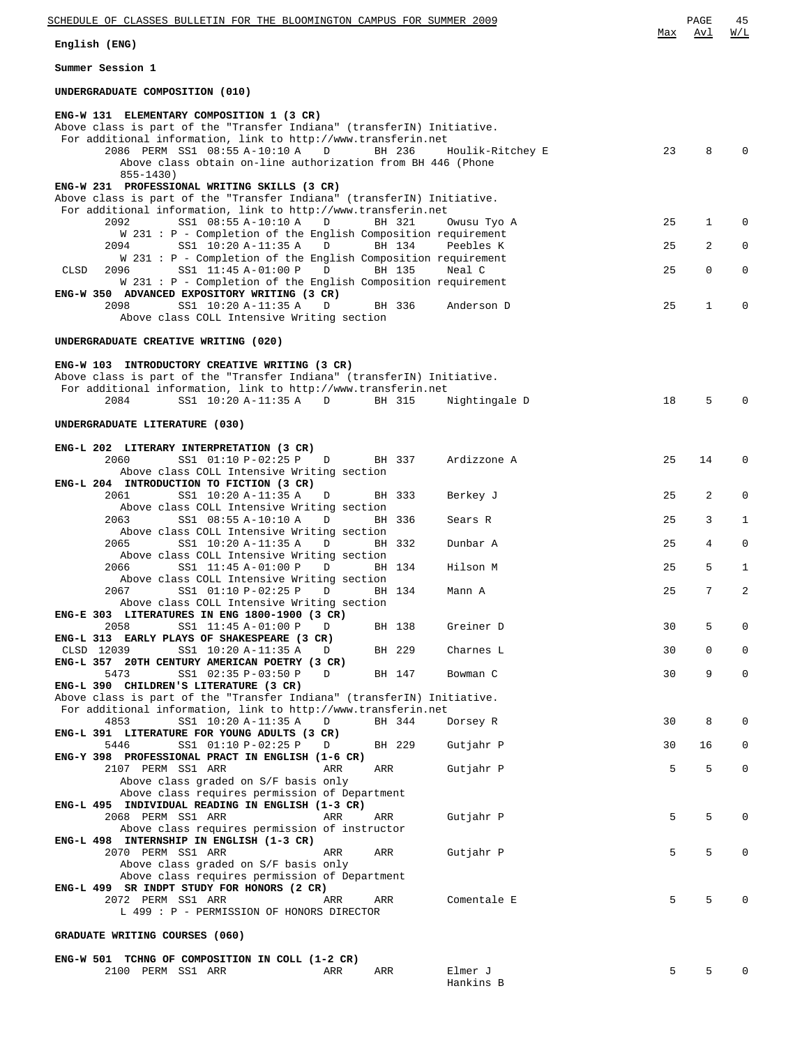**English (ENG)**

**Summer Session 1**

**UNDERGRADUATE COMPOSITION (010)**

| | | | | | | Max | Avl | W/L |
|---|---|---|---|---|---|---|---|---|
| **ENG-W 131 ELEMENTARY COMPOSITION 1 (3 CR)** | | | | | | | | |
| Above class is part of the "Transfer Indiana" (transferIN) Initiative. For additional information, link to http://www.transferin.net | | | | | | | | |
| 2086 PERM | SS1 | 08:55 A-10:10 A | D | BH 236 | Houlik-Ritchey E | 23 | 8 | 0 |
| Above class obtain on-line authorization from BH 446 (Phone 855-1430) | | | | | | | | |
| **ENG-W 231 PROFESSIONAL WRITING SKILLS (3 CR)** | | | | | | | | |
| Above class is part of the "Transfer Indiana" (transferIN) Initiative. For additional information, link to http://www.transferin.net | | | | | | | | |
| 2092 | SS1 | 08:55 A-10:10 A | D | BH 321 | Owusu Tyo A | 25 | 1 | 0 |
| W 231 : P - Completion of the English Composition requirement | | | | | | | | |
| 2094 | SS1 | 10:20 A-11:35 A | D | BH 134 | Peebles K | 25 | 2 | 0 |
| W 231 : P - Completion of the English Composition requirement | | | | | | | | |
| CLSD 2096 | SS1 | 11:45 A-01:00 P | D | BH 135 | Neal C | 25 | 0 | 0 |
| W 231 : P - Completion of the English Composition requirement | | | | | | | | |
| **ENG-W 350 ADVANCED EXPOSITORY WRITING (3 CR)** | | | | | | | | |
| 2098 | SS1 | 10:20 A-11:35 A | D | BH 336 | Anderson D | 25 | 1 | 0 |
| Above class COLL Intensive Writing section | | | | | | | | |

**UNDERGRADUATE CREATIVE WRITING (020)**

| | | | | | | Max | Avl | W/L |
|---|---|---|---|---|---|---|---|---|
| **ENG-W 103 INTRODUCTORY CREATIVE WRITING (3 CR)** | | | | | | | | |
| Above class is part of the "Transfer Indiana" (transferIN) Initiative. For additional information, link to http://www.transferin.net | | | | | | | | |
| 2084 | SS1 | 10:20 A-11:35 A | D | BH 315 | Nightingale D | 18 | 5 | 0 |

**UNDERGRADUATE LITERATURE (030)**

| | | | | | | Max | Avl | W/L |
|---|---|---|---|---|---|---|---|---|
| **ENG-L 202 LITERARY INTERPRETATION (3 CR)** | | | | | | | | |
| 2060 | SS1 | 01:10 P-02:25 P | D | BH 337 | Ardizzone A | 25 | 14 | 0 |
| Above class COLL Intensive Writing section | | | | | | | | |
| **ENG-L 204 INTRODUCTION TO FICTION (3 CR)** | | | | | | | | |
| 2061 | SS1 | 10:20 A-11:35 A | D | BH 333 | Berkey J | 25 | 2 | 0 |
| Above class COLL Intensive Writing section | | | | | | | | |
| 2063 | SS1 | 08:55 A-10:10 A | D | BH 336 | Sears R | 25 | 3 | 1 |
| Above class COLL Intensive Writing section | | | | | | | | |
| 2065 | SS1 | 10:20 A-11:35 A | D | BH 332 | Dunbar A | 25 | 4 | 0 |
| Above class COLL Intensive Writing section | | | | | | | | |
| 2066 | SS1 | 11:45 A-01:00 P | D | BH 134 | Hilson M | 25 | 5 | 1 |
| Above class COLL Intensive Writing section | | | | | | | | |
| 2067 | SS1 | 01:10 P-02:25 P | D | BH 134 | Mann A | 25 | 7 | 2 |
| Above class COLL Intensive Writing section | | | | | | | | |
| **ENG-E 303 LITERATURES IN ENG 1800-1900 (3 CR)** | | | | | | | | |
| 2058 | SS1 | 11:45 A-01:00 P | D | BH 138 | Greiner D | 30 | 5 | 0 |
| **ENG-L 313 EARLY PLAYS OF SHAKESPEARE (3 CR)** | | | | | | | | |
| CLSD 12039 | SS1 | 10:20 A-11:35 A | D | BH 229 | Charnes L | 30 | 0 | 0 |
| **ENG-L 357 20TH CENTURY AMERICAN POETRY (3 CR)** | | | | | | | | |
| 5473 | SS1 | 02:35 P-03:50 P | D | BH 147 | Bowman C | 30 | 9 | 0 |
| **ENG-L 390 CHILDREN'S LITERATURE (3 CR)** | | | | | | | | |
| Above class is part of the "Transfer Indiana" (transferIN) Initiative. For additional information, link to http://www.transferin.net | | | | | | | | |
| 4853 | SS1 | 10:20 A-11:35 A | D | BH 344 | Dorsey R | 30 | 8 | 0 |
| **ENG-L 391 LITERATURE FOR YOUNG ADULTS (3 CR)** | | | | | | | | |
| 5446 | SS1 | 01:10 P-02:25 P | D | BH 229 | Gutjahr P | 30 | 16 | 0 |
| **ENG-Y 398 PROFESSIONAL PRACT IN ENGLISH (1-6 CR)** | | | | | | | | |
| 2107 PERM | SS1 | ARR | ARR | ARR | Gutjahr P | 5 | 5 | 0 |
| Above class graded on S/F basis only | | | | | | | | |
| Above class requires permission of Department | | | | | | | | |
| **ENG-L 495 INDIVIDUAL READING IN ENGLISH (1-3 CR)** | | | | | | | | |
| 2068 PERM | SS1 | ARR | ARR | ARR | Gutjahr P | 5 | 5 | 0 |
| Above class requires permission of instructor | | | | | | | | |
| **ENG-L 498 INTERNSHIP IN ENGLISH (1-3 CR)** | | | | | | | | |
| 2070 PERM | SS1 | ARR | ARR | ARR | Gutjahr P | 5 | 5 | 0 |
| Above class graded on S/F basis only | | | | | | | | |
| Above class requires permission of Department | | | | | | | | |
| **ENG-L 499 SR INDPT STUDY FOR HONORS (2 CR)** | | | | | | | | |
| 2072 PERM | SS1 | ARR | ARR | ARR | Comentale E | 5 | 5 | 0 |
| L 499 : P - PERMISSION OF HONORS DIRECTOR | | | | | | | | |

**GRADUATE WRITING COURSES (060)**

| | | | | | | Max | Avl | W/L |
|---|---|---|---|---|---|---|---|---|
| **ENG-W 501 TCHNG OF COMPOSITION IN COLL (1-2 CR)** | | | | | | | | |
| 2100 PERM | SS1 | ARR | ARR | ARR | Elmer J<br>Hankins B | 5 | 5 | 0 |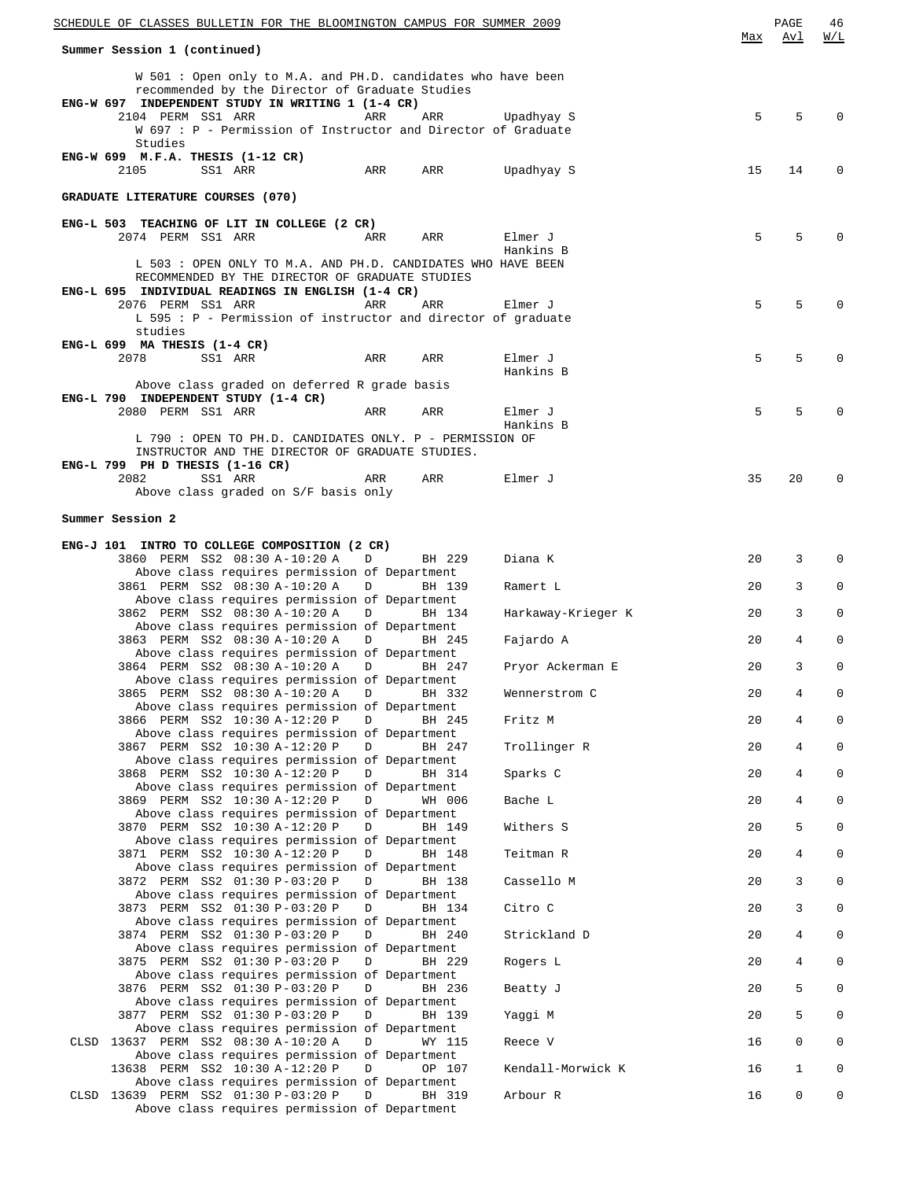Summary Session 1 (continued)

W 501 : Open only to M.A. and PH.D. candidates who have been recommended by the Director of Graduate Studies

**ENG-W 697 INDEPENDENT STUDY IN WRITING 1 (1-4 CR)**

| | Class | Perm | Session | Time | Days | Room | Instructor | Max | Avl | W/L |
|---|---|---|---|---|---|---|---|---|---|---|
| | 2104 | PERM | SS1 | ARR | ARR | ARR | Upadhyay S | 5 | 5 | 0 |

W 697 : P - Permission of Instructor and Director of Graduate Studies

**ENG-W 699 M.F.A. THESIS (1-12 CR)**

| | Class | Perm | Session | Time | Days | Room | Instructor | Max | Avl | W/L |
|---|---|---|---|---|---|---|---|---|---|---|
| | 2105 | | SS1 | ARR | ARR | ARR | Upadhyay S | 15 | 14 | 0 |

**GRADUATE LITERATURE COURSES (070)**

**ENG-L 503 TEACHING OF LIT IN COLLEGE (2 CR)**

| | Class | Perm | Session | Time | Days | Room | Instructor | Max | Avl | W/L |
|---|---|---|---|---|---|---|---|---|---|---|
| | 2074 | PERM | SS1 | ARR | ARR | ARR | Elmer J, Hankins B | 5 | 5 | 0 |

L 503 : OPEN ONLY TO M.A. AND PH.D. CANDIDATES WHO HAVE BEEN RECOMMENDED BY THE DIRECTOR OF GRADUATE STUDIES

**ENG-L 695 INDIVIDUAL READINGS IN ENGLISH (1-4 CR)**

| | Class | Perm | Session | Time | Days | Room | Instructor | Max | Avl | W/L |
|---|---|---|---|---|---|---|---|---|---|---|
| | 2076 | PERM | SS1 | ARR | ARR | ARR | Elmer J | 5 | 5 | 0 |

L 595 : P - Permission of instructor and director of graduate studies

**ENG-L 699 MA THESIS (1-4 CR)**

| | Class | Perm | Session | Time | Days | Room | Instructor | Max | Avl | W/L |
|---|---|---|---|---|---|---|---|---|---|---|
| | 2078 | | SS1 | ARR | ARR | ARR | Elmer J, Hankins B | 5 | 5 | 0 |

Above class graded on deferred R grade basis

**ENG-L 790 INDEPENDENT STUDY (1-4 CR)**

| | Class | Perm | Session | Time | Days | Room | Instructor | Max | Avl | W/L |
|---|---|---|---|---|---|---|---|---|---|---|
| | 2080 | PERM | SS1 | ARR | ARR | ARR | Elmer J, Hankins B | 5 | 5 | 0 |

L 790 : OPEN TO PH.D. CANDIDATES ONLY. P - PERMISSION OF INSTRUCTOR AND THE DIRECTOR OF GRADUATE STUDIES.

**ENG-L 799 PH D THESIS (1-16 CR)**

| | Class | Perm | Session | Time | Days | Room | Instructor | Max | Avl | W/L |
|---|---|---|---|---|---|---|---|---|---|---|
| | 2082 | | SS1 | ARR | ARR | ARR | Elmer J | 35 | 20 | 0 |

Above class graded on S/F basis only

**Summer Session 2**

**ENG-J 101 INTRO TO COLLEGE COMPOSITION (2 CR)**

All sections below: Above class requires permission of Department

| | Class | Perm | Session | Time | Days | Room | Instructor | Max | Avl | W/L |
|---|---|---|---|---|---|---|---|---|---|---|
| | 3860 | PERM | SS2 | 08:30 A-10:20 A | D | BH 229 | Diana K | 20 | 3 | 0 |
| | 3861 | PERM | SS2 | 08:30 A-10:20 A | D | BH 139 | Ramert L | 20 | 3 | 0 |
| | 3862 | PERM | SS2 | 08:30 A-10:20 A | D | BH 134 | Harkaway-Krieger K | 20 | 3 | 0 |
| | 3863 | PERM | SS2 | 08:30 A-10:20 A | D | BH 245 | Fajardo A | 20 | 4 | 0 |
| | 3864 | PERM | SS2 | 08:30 A-10:20 A | D | BH 247 | Pryor Ackerman E | 20 | 3 | 0 |
| | 3865 | PERM | SS2 | 08:30 A-10:20 A | D | BH 332 | Wennerstrom C | 20 | 4 | 0 |
| | 3866 | PERM | SS2 | 10:30 A-12:20 P | D | BH 245 | Fritz M | 20 | 4 | 0 |
| | 3867 | PERM | SS2 | 10:30 A-12:20 P | D | BH 247 | Trollinger R | 20 | 4 | 0 |
| | 3868 | PERM | SS2 | 10:30 A-12:20 P | D | BH 314 | Sparks C | 20 | 4 | 0 |
| | 3869 | PERM | SS2 | 10:30 A-12:20 P | D | WH 006 | Bache L | 20 | 4 | 0 |
| | 3870 | PERM | SS2 | 10:30 A-12:20 P | D | BH 149 | Withers S | 20 | 5 | 0 |
| | 3871 | PERM | SS2 | 10:30 A-12:20 P | D | BH 148 | Teitman R | 20 | 4 | 0 |
| | 3872 | PERM | SS2 | 01:30 P-03:20 P | D | BH 138 | Cassello M | 20 | 3 | 0 |
| | 3873 | PERM | SS2 | 01:30 P-03:20 P | D | BH 134 | Citro C | 20 | 3 | 0 |
| | 3874 | PERM | SS2 | 01:30 P-03:20 P | D | BH 240 | Strickland D | 20 | 4 | 0 |
| | 3875 | PERM | SS2 | 01:30 P-03:20 P | D | BH 229 | Rogers L | 20 | 4 | 0 |
| | 3876 | PERM | SS2 | 01:30 P-03:20 P | D | BH 236 | Beatty J | 20 | 5 | 0 |
| | 3877 | PERM | SS2 | 01:30 P-03:20 P | D | BH 139 | Yaggi M | 20 | 5 | 0 |
| CLSD | 13637 | PERM | SS2 | 08:30 A-10:20 A | D | WY 115 | Reece V | 16 | 0 | 0 |
| | 13638 | PERM | SS2 | 10:30 A-12:20 P | D | OP 107 | Kendall-Morwick K | 16 | 1 | 0 |
| CLSD | 13639 | PERM | SS2 | 01:30 P-03:20 P | D | BH 319 | Arbour R | 16 | 0 | 0 |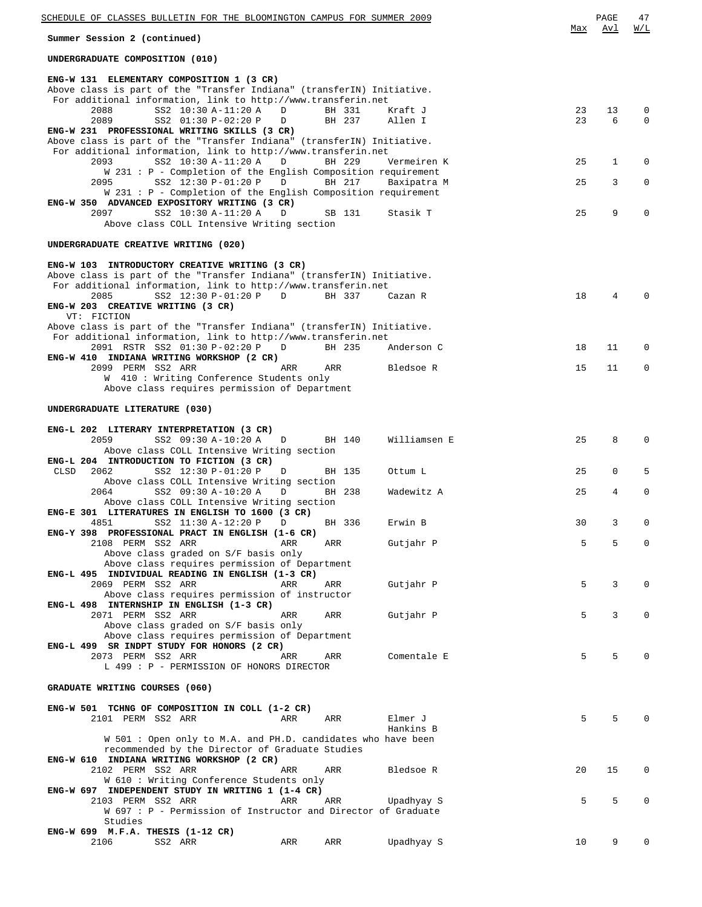**Summer Session 2 (continued)**

## UNDERGRADUATE COMPOSITION (010)

### ENG-W 131 ELEMENTARY COMPOSITION 1 (3 CR)

Above class is part of the "Transfer Indiana" (transferIN) Initiative.
For additional information, link to http://www.transferin.net

| Class | Session | Time | Type | Room | Instructor | Max | Avl | W/L |
|---|---|---|---|---|---|---|---|---|
| 2088 | SS2 | 10:30 A-11:20 A | D | BH 331 | Kraft J | 23 | 13 | 0 |
| 2089 | SS2 | 01:30 P-02:20 P | D | BH 237 | Allen I | 23 | 6 | 0 |

### ENG-W 231 PROFESSIONAL WRITING SKILLS (3 CR)

Above class is part of the "Transfer Indiana" (transferIN) Initiative.
For additional information, link to http://www.transferin.net

| Class | Session | Time | Type | Room | Instructor | Max | Avl | W/L |
|---|---|---|---|---|---|---|---|---|
| 2093 | SS2 | 10:30 A-11:20 A | D | BH 229 | Vermeiren K | 25 | 1 | 0 |
| 2095 | SS2 | 12:30 P-01:20 P | D | BH 217 | Baxipatra M | 25 | 3 | 0 |

2093: W 231 : P - Completion of the English Composition requirement
2095: W 231 : P - Completion of the English Composition requirement

### ENG-W 350 ADVANCED EXPOSITORY WRITING (3 CR)

| Class | Session | Time | Type | Room | Instructor | Max | Avl | W/L |
|---|---|---|---|---|---|---|---|---|
| 2097 | SS2 | 10:30 A-11:20 A | D | SB 131 | Stasik T | 25 | 9 | 0 |

Above class COLL Intensive Writing section

## UNDERGRADUATE CREATIVE WRITING (020)

### ENG-W 103 INTRODUCTORY CREATIVE WRITING (3 CR)

Above class is part of the "Transfer Indiana" (transferIN) Initiative.
For additional information, link to http://www.transferin.net

| Class | Session | Time | Type | Room | Instructor | Max | Avl | W/L |
|---|---|---|---|---|---|---|---|---|
| 2085 | SS2 | 12:30 P-01:20 P | D | BH 337 | Cazan R | 18 | 4 | 0 |

### ENG-W 203 CREATIVE WRITING (3 CR)

VT: FICTION

Above class is part of the "Transfer Indiana" (transferIN) Initiative.
For additional information, link to http://www.transferin.net

| Class | Session | Time | Type | Room | Instructor | Max | Avl | W/L |
|---|---|---|---|---|---|---|---|---|
| 2091 RSTR | SS2 | 01:30 P-02:20 P | D | BH 235 | Anderson C | 18 | 11 | 0 |

### ENG-W 410 INDIANA WRITING WORKSHOP (2 CR)

| Class | Session | Time | Type | Room | Instructor | Max | Avl | W/L |
|---|---|---|---|---|---|---|---|---|
| 2099 PERM | SS2 | ARR | ARR | ARR | Bledsoe R | 15 | 11 | 0 |

W 410 : Writing Conference Students only
Above class requires permission of Department

## UNDERGRADUATE LITERATURE (030)

### ENG-L 202 LITERARY INTERPRETATION (3 CR)

| Class | Session | Time | Type | Room | Instructor | Max | Avl | W/L |
|---|---|---|---|---|---|---|---|---|
| 2059 | SS2 | 09:30 A-10:20 A | D | BH 140 | Williamsen E | 25 | 8 | 0 |

Above class COLL Intensive Writing section

### ENG-L 204 INTRODUCTION TO FICTION (3 CR)

| Class | Session | Time | Type | Room | Instructor | Max | Avl | W/L |
|---|---|---|---|---|---|---|---|---|
| CLSD 2062 | SS2 | 12:30 P-01:20 P | D | BH 135 | Ottum L | 25 | 0 | 5 |
| 2064 | SS2 | 09:30 A-10:20 A | D | BH 238 | Wadewitz A | 25 | 4 | 0 |

2062: Above class COLL Intensive Writing section
2064: Above class COLL Intensive Writing section

### ENG-E 301 LITERATURES IN ENGLISH TO 1600 (3 CR)

| Class | Session | Time | Type | Room | Instructor | Max | Avl | W/L |
|---|---|---|---|---|---|---|---|---|
| 4851 | SS2 | 11:30 A-12:20 P | D | BH 336 | Erwin B | 30 | 3 | 0 |

### ENG-Y 398 PROFESSIONAL PRACT IN ENGLISH (1-6 CR)

| Class | Session | Time | Type | Room | Instructor | Max | Avl | W/L |
|---|---|---|---|---|---|---|---|---|
| 2108 PERM | SS2 | ARR | ARR | ARR | Gutjahr P | 5 | 5 | 0 |

Above class graded on S/F basis only
Above class requires permission of Department

### ENG-L 495 INDIVIDUAL READING IN ENGLISH (1-3 CR)

| Class | Session | Time | Type | Room | Instructor | Max | Avl | W/L |
|---|---|---|---|---|---|---|---|---|
| 2069 PERM | SS2 | ARR | ARR | ARR | Gutjahr P | 5 | 3 | 0 |

Above class requires permission of instructor

### ENG-L 498 INTERNSHIP IN ENGLISH (1-3 CR)

| Class | Session | Time | Type | Room | Instructor | Max | Avl | W/L |
|---|---|---|---|---|---|---|---|---|
| 2071 PERM | SS2 | ARR | ARR | ARR | Gutjahr P | 5 | 3 | 0 |

Above class graded on S/F basis only
Above class requires permission of Department

### ENG-L 499 SR INDPT STUDY FOR HONORS (2 CR)

| Class | Session | Time | Type | Room | Instructor | Max | Avl | W/L |
|---|---|---|---|---|---|---|---|---|
| 2073 PERM | SS2 | ARR | ARR | ARR | Comentale E | 5 | 5 | 0 |

L 499 : P - PERMISSION OF HONORS DIRECTOR

## GRADUATE WRITING COURSES (060)

### ENG-W 501 TCHNG OF COMPOSITION IN COLL (1-2 CR)

| Class | Session | Time | Type | Room | Instructor | Max | Avl | W/L |
|---|---|---|---|---|---|---|---|---|
| 2101 PERM | SS2 | ARR | ARR | ARR | Elmer J, Hankins B | 5 | 5 | 0 |

W 501 : Open only to M.A. and PH.D. candidates who have been recommended by the Director of Graduate Studies

### ENG-W 610 INDIANA WRITING WORKSHOP (2 CR)

| Class | Session | Time | Type | Room | Instructor | Max | Avl | W/L |
|---|---|---|---|---|---|---|---|---|
| 2102 PERM | SS2 | ARR | ARR | ARR | Bledsoe R | 20 | 15 | 0 |

W 610 : Writing Conference Students only

### ENG-W 697 INDEPENDENT STUDY IN WRITING 1 (1-4 CR)

| Class | Session | Time | Type | Room | Instructor | Max | Avl | W/L |
|---|---|---|---|---|---|---|---|---|
| 2103 PERM | SS2 | ARR | ARR | ARR | Upadhyay S | 5 | 5 | 0 |

W 697 : P - Permission of Instructor and Director of Graduate Studies

### ENG-W 699 M.F.A. THESIS (1-12 CR)

| Class | Session | Time | Type | Room | Instructor | Max | Avl | W/L |
|---|---|---|---|---|---|---|---|---|
| 2106 | SS2 | ARR | ARR | ARR | Upadhyay S | 10 | 9 | 0 |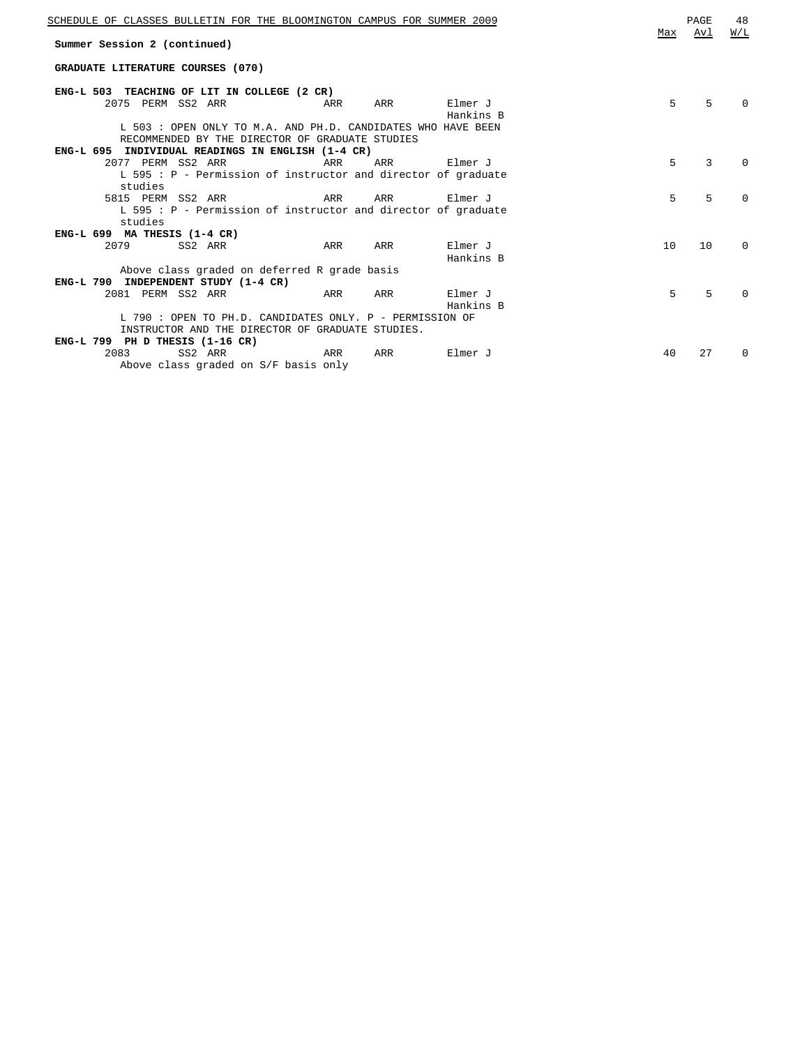**Summer Session 2 (continued)**

**GRADUATE LITERATURE COURSES (070)**

| Course / Class | Type | Session | Days/Time | Room | Bldg | Instructor | Max | Avl | W/L |
|---|---|---|---|---|---|---|---|---|---|
| **ENG-L 503 TEACHING OF LIT IN COLLEGE (2 CR)** | | | | | | | | | |
| 2075 | PERM | SS2 | ARR | ARR | ARR | Elmer J, Hankins B | 5 | 5 | 0 |
| L 503 : OPEN ONLY TO M.A. AND PH.D. CANDIDATES WHO HAVE BEEN RECOMMENDED BY THE DIRECTOR OF GRADUATE STUDIES | | | | | | | | | |
| **ENG-L 695 INDIVIDUAL READINGS IN ENGLISH (1-4 CR)** | | | | | | | | | |
| 2077 | PERM | SS2 | ARR | ARR | ARR | Elmer J | 5 | 3 | 0 |
| L 595 : P - Permission of instructor and director of graduate studies | | | | | | | | | |
| 5815 | PERM | SS2 | ARR | ARR | ARR | Elmer J | 5 | 5 | 0 |
| L 595 : P - Permission of instructor and director of graduate studies | | | | | | | | | |
| **ENG-L 699 MA THESIS (1-4 CR)** | | | | | | | | | |
| 2079 | | SS2 | ARR | ARR | ARR | Elmer J, Hankins B | 10 | 10 | 0 |
| Above class graded on deferred R grade basis | | | | | | | | | |
| **ENG-L 790 INDEPENDENT STUDY (1-4 CR)** | | | | | | | | | |
| 2081 | PERM | SS2 | ARR | ARR | ARR | Elmer J, Hankins B | 5 | 5 | 0 |
| L 790 : OPEN TO PH.D. CANDIDATES ONLY. P - PERMISSION OF INSTRUCTOR AND THE DIRECTOR OF GRADUATE STUDIES. | | | | | | | | | |
| **ENG-L 799 PH D THESIS (1-16 CR)** | | | | | | | | | |
| 2083 | | SS2 | ARR | ARR | ARR | Elmer J | 40 | 27 | 0 |
| Above class graded on S/F basis only | | | | | | | | | |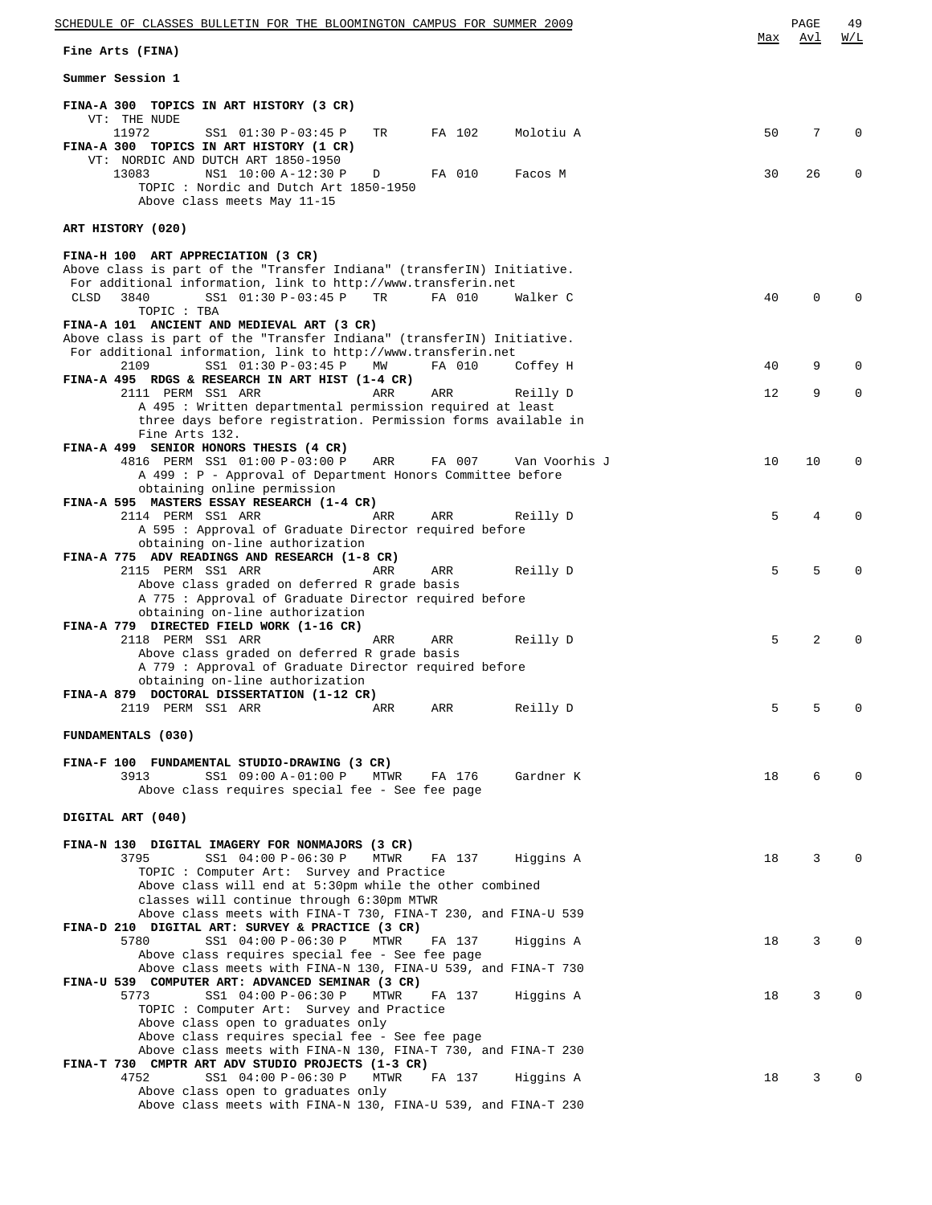Fine Arts (FINA)

Summer Session 1

| | Max | Avl | W/L |
|---|---|---|---|
| **FINA-A 300 TOPICS IN ART HISTORY (3 CR)** | | | |
| VT: THE NUDE | | | |
| 11972 SS1 01:30 P-03:45 P TR FA 102 Molotiu A | 50 | 7 | 0 |
| **FINA-A 300 TOPICS IN ART HISTORY (1 CR)** | | | |
| VT: NORDIC AND DUTCH ART 1850-1950 | | | |
| 13083 NS1 10:00 A-12:30 P D FA 010 Facos M | 30 | 26 | 0 |
| TOPIC : Nordic and Dutch Art 1850-1950 | | | |
| Above class meets May 11-15 | | | |

**ART HISTORY (020)**

| | Max | Avl | W/L |
|---|---|---|---|
| **FINA-H 100 ART APPRECIATION (3 CR)** | | | |
| Above class is part of the "Transfer Indiana" (transferIN) Initiative. For additional information, link to http://www.transferin.net | | | |
| CLSD 3840 SS1 01:30 P-03:45 P TR FA 010 Walker C | 40 | 0 | 0 |
| TOPIC : TBA | | | |
| **FINA-A 101 ANCIENT AND MEDIEVAL ART (3 CR)** | | | |
| Above class is part of the "Transfer Indiana" (transferIN) Initiative. For additional information, link to http://www.transferin.net | | | |
| 2109 SS1 01:30 P-03:45 P MW FA 010 Coffey H | 40 | 9 | 0 |
| **FINA-A 495 RDGS & RESEARCH IN ART HIST (1-4 CR)** | | | |
| 2111 PERM SS1 ARR ARR ARR Reilly D | 12 | 9 | 0 |
| A 495 : Written departmental permission required at least three days before registration. Permission forms available in Fine Arts 132. | | | |
| **FINA-A 499 SENIOR HONORS THESIS (4 CR)** | | | |
| 4816 PERM SS1 01:00 P-03:00 P ARR FA 007 Van Voorhis J | 10 | 10 | 0 |
| A 499 : P - Approval of Department Honors Committee before obtaining online permission | | | |
| **FINA-A 595 MASTERS ESSAY RESEARCH (1-4 CR)** | | | |
| 2114 PERM SS1 ARR ARR ARR Reilly D | 5 | 4 | 0 |
| A 595 : Approval of Graduate Director required before obtaining on-line authorization | | | |
| **FINA-A 775 ADV READINGS AND RESEARCH (1-8 CR)** | | | |
| 2115 PERM SS1 ARR ARR ARR Reilly D | 5 | 5 | 0 |
| Above class graded on deferred R grade basis | | | |
| A 775 : Approval of Graduate Director required before obtaining on-line authorization | | | |
| **FINA-A 779 DIRECTED FIELD WORK (1-16 CR)** | | | |
| 2118 PERM SS1 ARR ARR ARR Reilly D | 5 | 2 | 0 |
| Above class graded on deferred R grade basis | | | |
| A 779 : Approval of Graduate Director required before obtaining on-line authorization | | | |
| **FINA-A 879 DOCTORAL DISSERTATION (1-12 CR)** | | | |
| 2119 PERM SS1 ARR ARR ARR Reilly D | 5 | 5 | 0 |

**FUNDAMENTALS (030)**

| | Max | Avl | W/L |
|---|---|---|---|
| **FINA-F 100 FUNDAMENTAL STUDIO-DRAWING (3 CR)** | | | |
| 3913 SS1 09:00 A-01:00 P MTWR FA 176 Gardner K | 18 | 6 | 0 |
| Above class requires special fee - See fee page | | | |

**DIGITAL ART (040)**

| | Max | Avl | W/L |
|---|---|---|---|
| **FINA-N 130 DIGITAL IMAGERY FOR NONMAJORS (3 CR)** | | | |
| 3795 SS1 04:00 P-06:30 P MTWR FA 137 Higgins A | 18 | 3 | 0 |
| TOPIC : Computer Art: Survey and Practice | | | |
| Above class will end at 5:30pm while the other combined classes will continue through 6:30pm MTWR | | | |
| Above class meets with FINA-T 730, FINA-T 230, and FINA-U 539 | | | |
| **FINA-D 210 DIGITAL ART: SURVEY & PRACTICE (3 CR)** | | | |
| 5780 SS1 04:00 P-06:30 P MTWR FA 137 Higgins A | 18 | 3 | 0 |
| Above class requires special fee - See fee page | | | |
| Above class meets with FINA-N 130, FINA-U 539, and FINA-T 730 | | | |
| **FINA-U 539 COMPUTER ART: ADVANCED SEMINAR (3 CR)** | | | |
| 5773 SS1 04:00 P-06:30 P MTWR FA 137 Higgins A | 18 | 3 | 0 |
| TOPIC : Computer Art: Survey and Practice | | | |
| Above class open to graduates only | | | |
| Above class requires special fee - See fee page | | | |
| Above class meets with FINA-N 130, FINA-T 730, and FINA-T 230 | | | |
| **FINA-T 730 CMPTR ART ADV STUDIO PROJECTS (1-3 CR)** | | | |
| 4752 SS1 04:00 P-06:30 P MTWR FA 137 Higgins A | 18 | 3 | 0 |
| Above class open to graduates only | | | |
| Above class meets with FINA-N 130, FINA-U 539, and FINA-T 230 | | | |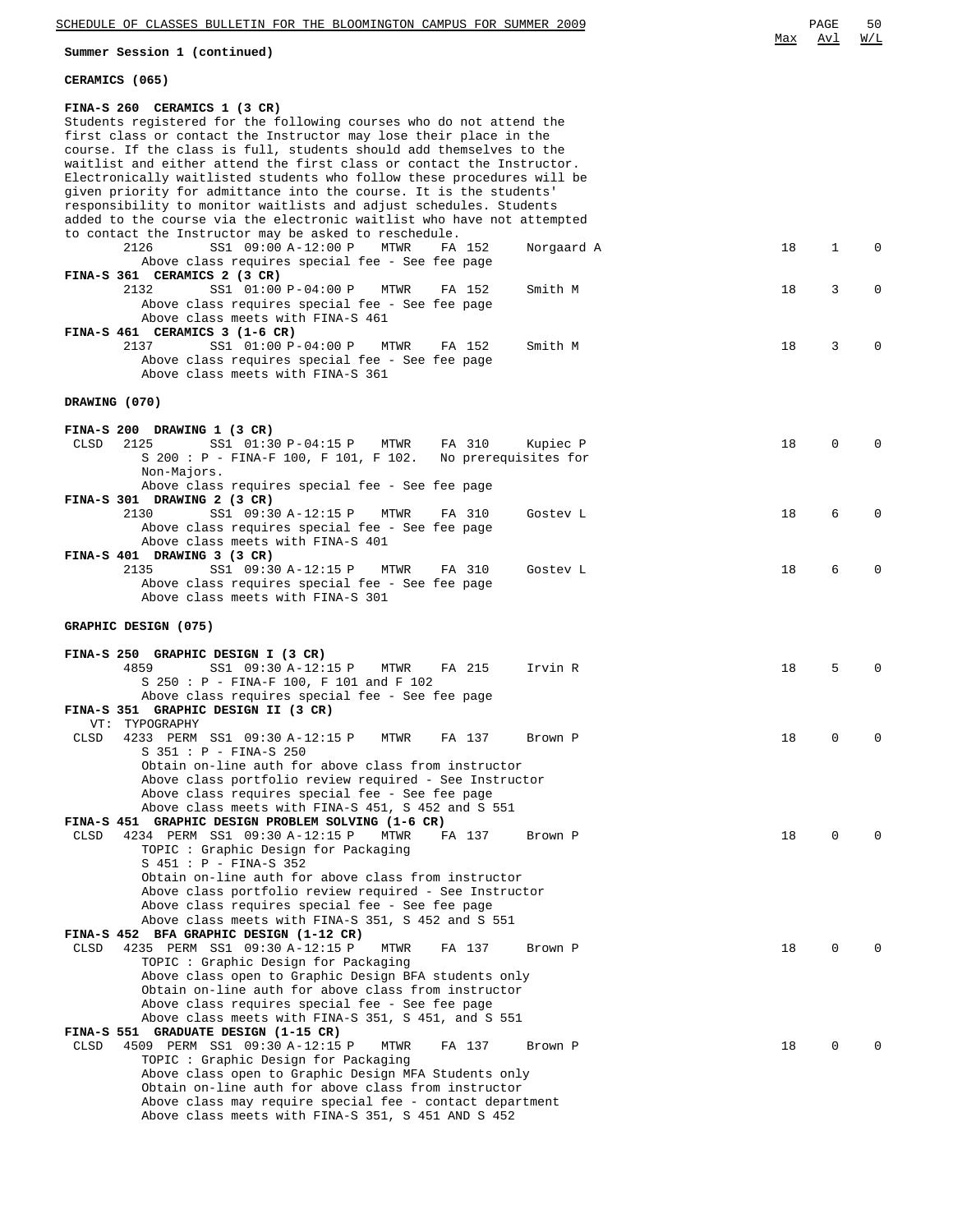**Summary Session 1 (continued)**

| | | | | | | | | Max | Avl | W/L |
|---|---|---|---|---|---|---|---|---|---|---|

**CERAMICS (065)**

**FINA-S 260 CERAMICS 1 (3 CR)**

Students registered for the following courses who do not attend the first class or contact the Instructor may lose their place in the course. If the class is full, students should add themselves to the waitlist and either attend the first class or contact the Instructor. Electronically waitlisted students who follow these procedures will be given priority for admittance into the course. It is the students' responsibility to monitor waitlists and adjust schedules. Students added to the course via the electronic waitlist who have not attempted to contact the Instructor may be asked to reschedule.

| Status | Class | Session | Time | Days | Room | Instructor | Max | Avl | W/L |
|---|---|---|---|---|---|---|---|---|---|
| | 2126 | SS1 | 09:00 A-12:00 P | MTWR | FA 152 | Norgaard A | 18 | 1 | 0 |

Above class requires special fee - See fee page

**FINA-S 361 CERAMICS 2 (3 CR)**

| Status | Class | Session | Time | Days | Room | Instructor | Max | Avl | W/L |
|---|---|---|---|---|---|---|---|---|---|
| | 2132 | SS1 | 01:00 P-04:00 P | MTWR | FA 152 | Smith M | 18 | 3 | 0 |

Above class requires special fee - See fee page
Above class meets with FINA-S 461

**FINA-S 461 CERAMICS 3 (1-6 CR)**

| Status | Class | Session | Time | Days | Room | Instructor | Max | Avl | W/L |
|---|---|---|---|---|---|---|---|---|---|
| | 2137 | SS1 | 01:00 P-04:00 P | MTWR | FA 152 | Smith M | 18 | 3 | 0 |

Above class requires special fee - See fee page
Above class meets with FINA-S 361

**DRAWING (070)**

**FINA-S 200 DRAWING 1 (3 CR)**

| Status | Class | Session | Time | Days | Room | Instructor | Max | Avl | W/L |
|---|---|---|---|---|---|---|---|---|---|
| CLSD | 2125 | SS1 | 01:30 P-04:15 P | MTWR | FA 310 | Kupiec P | 18 | 0 | 0 |

S 200 : P - FINA-F 100, F 101, F 102. No prerequisites for Non-Majors.
Above class requires special fee - See fee page

**FINA-S 301 DRAWING 2 (3 CR)**

| Status | Class | Session | Time | Days | Room | Instructor | Max | Avl | W/L |
|---|---|---|---|---|---|---|---|---|---|
| | 2130 | SS1 | 09:30 A-12:15 P | MTWR | FA 310 | Gostev L | 18 | 6 | 0 |

Above class requires special fee - See fee page
Above class meets with FINA-S 401

**FINA-S 401 DRAWING 3 (3 CR)**

| Status | Class | Session | Time | Days | Room | Instructor | Max | Avl | W/L |
|---|---|---|---|---|---|---|---|---|---|
| | 2135 | SS1 | 09:30 A-12:15 P | MTWR | FA 310 | Gostev L | 18 | 6 | 0 |

Above class requires special fee - See fee page
Above class meets with FINA-S 301

**GRAPHIC DESIGN (075)**

**FINA-S 250 GRAPHIC DESIGN I (3 CR)**

| Status | Class | Session | Time | Days | Room | Instructor | Max | Avl | W/L |
|---|---|---|---|---|---|---|---|---|---|
| | 4859 | SS1 | 09:30 A-12:15 P | MTWR | FA 215 | Irvin R | 18 | 5 | 0 |

S 250 : P - FINA-F 100, F 101 and F 102
Above class requires special fee - See fee page

**FINA-S 351 GRAPHIC DESIGN II (3 CR)**

VT: TYPOGRAPHY

| Status | Class | Session | Time | Days | Room | Instructor | Max | Avl | W/L |
|---|---|---|---|---|---|---|---|---|---|
| CLSD | 4233 PERM | SS1 | 09:30 A-12:15 P | MTWR | FA 137 | Brown P | 18 | 0 | 0 |

S 351 : P - FINA-S 250
Obtain on-line auth for above class from instructor
Above class portfolio review required - See Instructor
Above class requires special fee - See fee page
Above class meets with FINA-S 451, S 452 and S 551

**FINA-S 451 GRAPHIC DESIGN PROBLEM SOLVING (1-6 CR)**

| Status | Class | Session | Time | Days | Room | Instructor | Max | Avl | W/L |
|---|---|---|---|---|---|---|---|---|---|
| CLSD | 4234 PERM | SS1 | 09:30 A-12:15 P | MTWR | FA 137 | Brown P | 18 | 0 | 0 |

TOPIC : Graphic Design for Packaging
S 451 : P - FINA-S 352
Obtain on-line auth for above class from instructor
Above class portfolio review required - See Instructor
Above class requires special fee - See fee page
Above class meets with FINA-S 351, S 452 and S 551

**FINA-S 452 BFA GRAPHIC DESIGN (1-12 CR)**

| Status | Class | Session | Time | Days | Room | Instructor | Max | Avl | W/L |
|---|---|---|---|---|---|---|---|---|---|
| CLSD | 4235 PERM | SS1 | 09:30 A-12:15 P | MTWR | FA 137 | Brown P | 18 | 0 | 0 |

TOPIC : Graphic Design for Packaging
Above class open to Graphic Design BFA students only
Obtain on-line auth for above class from instructor
Above class requires special fee - See fee page
Above class meets with FINA-S 351, S 451, and S 551

**FINA-S 551 GRADUATE DESIGN (1-15 CR)**

| Status | Class | Session | Time | Days | Room | Instructor | Max | Avl | W/L |
|---|---|---|---|---|---|---|---|---|---|
| CLSD | 4509 PERM | SS1 | 09:30 A-12:15 P | MTWR | FA 137 | Brown P | 18 | 0 | 0 |

TOPIC : Graphic Design for Packaging
Above class open to Graphic Design MFA Students only
Obtain on-line auth for above class from instructor
Above class may require special fee - contact department
Above class meets with FINA-S 351, S 451 AND S 452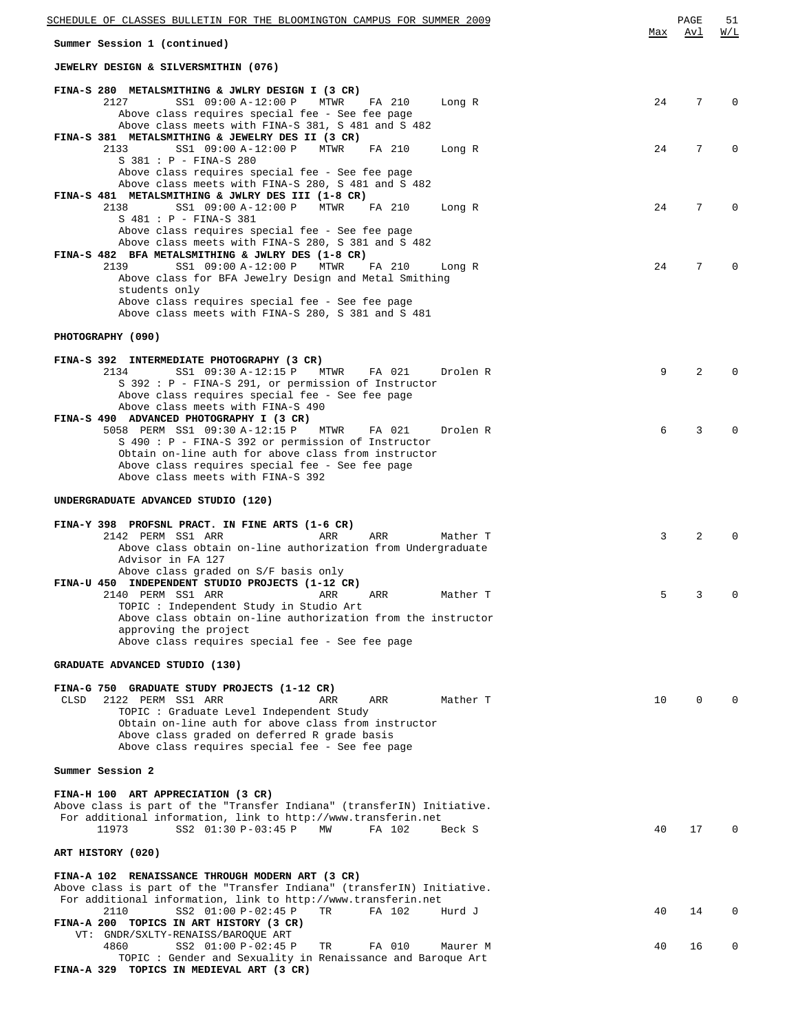Summer Session 1 (continued)

| | Max | Avl | W/L |
|---|---|---|---|

### JEWELRY DESIGN & SILVERSMITHIN (076)

**FINA-S 280 METALSMITHING & JWLRY DESIGN I (3 CR)**

```
     2127        SS1 09:00 A-12:00 P   MTWR    FA 210      Long R            24    7    0
       Above class requires special fee - See fee page
       Above class meets with FINA-S 381, S 481 and S 482
```

**FINA-S 381 METALSMITHING & JEWELRY DES II (3 CR)**

```
     2133        SS1 09:00 A-12:00 P   MTWR    FA 210      Long R            24    7    0
       S 381 : P - FINA-S 280
       Above class requires special fee - See fee page
       Above class meets with FINA-S 280, S 481 and S 482
```

**FINA-S 481 METALSMITHING & JWLRY DES III (1-8 CR)**

```
     2138        SS1 09:00 A-12:00 P   MTWR    FA 210      Long R            24    7    0
       S 481 : P - FINA-S 381
       Above class requires special fee - See fee page
       Above class meets with FINA-S 280, S 381 and S 482
```

**FINA-S 482 BFA METALSMITHING & JWLRY DES (1-8 CR)**

```
     2139        SS1 09:00 A-12:00 P   MTWR    FA 210      Long R            24    7    0
       Above class for BFA Jewelry Design and Metal Smithing
       students only
       Above class requires special fee - See fee page
       Above class meets with FINA-S 280, S 381 and S 481
```

### PHOTOGRAPHY (090)

**FINA-S 392 INTERMEDIATE PHOTOGRAPHY (3 CR)**

```
     2134        SS1 09:30 A-12:15 P   MTWR    FA 021      Drolen R           9    2    0
       S 392 : P - FINA-S 291, or permission of Instructor
       Above class requires special fee - See fee page
       Above class meets with FINA-S 490
```

**FINA-S 490 ADVANCED PHOTOGRAPHY I (3 CR)**

```
     5058 PERM   SS1 09:30 A-12:15 P   MTWR    FA 021      Drolen R           6    3    0
       S 490 : P - FINA-S 392 or permission of Instructor
       Obtain on-line auth for above class from instructor
       Above class requires special fee - See fee page
       Above class meets with FINA-S 392
```

### UNDERGRADUATE ADVANCED STUDIO (120)

**FINA-Y 398 PROFSNL PRACT. IN FINE ARTS (1-6 CR)**

```
     2142 PERM   SS1 ARR               ARR     ARR         Mather T           3    2    0
       Above class obtain on-line authorization from Undergraduate
       Advisor in FA 127
       Above class graded on S/F basis only
```

**FINA-U 450 INDEPENDENT STUDIO PROJECTS (1-12 CR)**

```
     2140 PERM   SS1 ARR               ARR     ARR         Mather T           5    3    0
       TOPIC : Independent Study in Studio Art
       Above class obtain on-line authorization from the instructor
       approving the project
       Above class requires special fee - See fee page
```

### GRADUATE ADVANCED STUDIO (130)

**FINA-G 750 GRADUATE STUDY PROJECTS (1-12 CR)**

```
CLSD 2122 PERM   SS1 ARR               ARR     ARR         Mather T          10    0    0
       TOPIC : Graduate Level Independent Study
       Obtain on-line auth for above class from instructor
       Above class graded on deferred R grade basis
       Above class requires special fee - See fee page
```

## Summer Session 2

**FINA-H 100 ART APPRECIATION (3 CR)**

Above class is part of the "Transfer Indiana" (transferIN) Initiative.
For additional information, link to http://www.transferin.net

```
     11973       SS2 01:30 P-03:45 P   MW      FA 102      Beck S            40   17    0
```

### ART HISTORY (020)

**FINA-A 102 RENAISSANCE THROUGH MODERN ART (3 CR)**

Above class is part of the "Transfer Indiana" (transferIN) Initiative.
For additional information, link to http://www.transferin.net

```
     2110        SS2 01:00 P-02:45 P   TR      FA 102      Hurd J            40   14    0
```

**FINA-A 200 TOPICS IN ART HISTORY (3 CR)**

```
   VT: GNDR/SXLTY-RENAISS/BAROQUE ART
     4860        SS2 01:00 P-02:45 P   TR      FA 010      Maurer M          40   16    0
       TOPIC : Gender and Sexuality in Renaissance and Baroque Art
```

**FINA-A 329 TOPICS IN MEDIEVAL ART (3 CR)**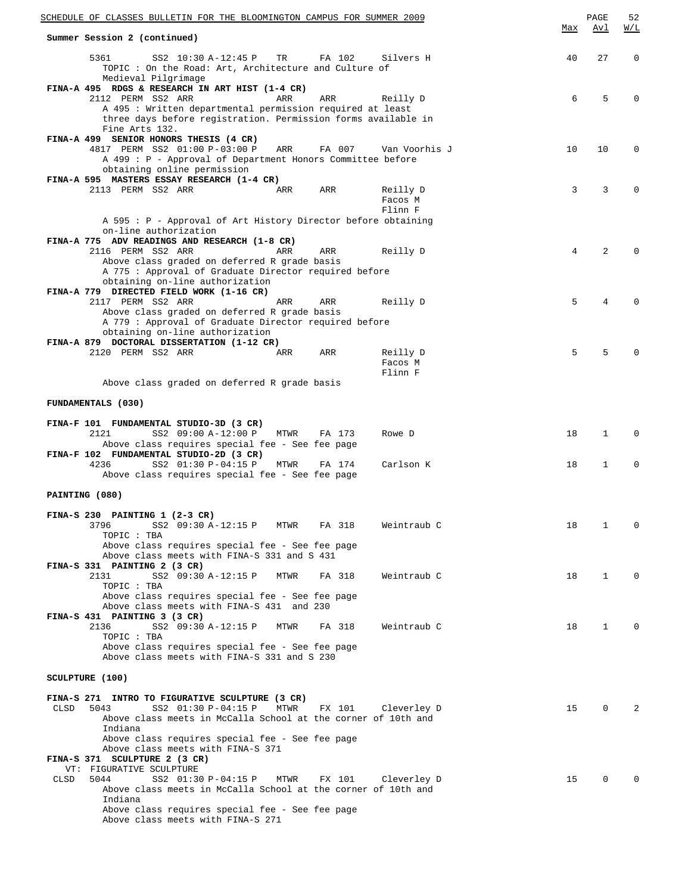## Summer Session 2 (continued)

| | Class | | Session | Time | Days | Room | Instructor | Max | Avl | W/L |
|---|---|---|---|---|---|---|---|---|---|---|
| | 5361 | | SS2 | 10:30 A-12:45 P | TR | FA 102 | Silvers H | 40 | 27 | 0 |

TOPIC : On the Road: Art, Architecture and Culture of Medieval Pilgrimage

**FINA-A 495 RDGS & RESEARCH IN ART HIST (1-4 CR)**

| | Class | | Session | Time | Days | Room | Instructor | Max | Avl | W/L |
|---|---|---|---|---|---|---|---|---|---|---|
| | 2112 | PERM | SS2 | ARR | ARR | ARR | Reilly D | 6 | 5 | 0 |

A 495 : Written departmental permission required at least three days before registration. Permission forms available in Fine Arts 132.

**FINA-A 499 SENIOR HONORS THESIS (4 CR)**

| | Class | | Session | Time | Days | Room | Instructor | Max | Avl | W/L |
|---|---|---|---|---|---|---|---|---|---|---|
| | 4817 | PERM | SS2 | 01:00 P-03:00 P | ARR | FA 007 | Van Voorhis J | 10 | 10 | 0 |

A 499 : P - Approval of Department Honors Committee before obtaining online permission

**FINA-A 595 MASTERS ESSAY RESEARCH (1-4 CR)**

| | Class | | Session | Time | Days | Room | Instructor | Max | Avl | W/L |
|---|---|---|---|---|---|---|---|---|---|---|
| | 2113 | PERM | SS2 | ARR | ARR | ARR | Reilly D<br>Facos M<br>Flinn F | 3 | 3 | 0 |

A 595 : P - Approval of Art History Director before obtaining on-line authorization

**FINA-A 775 ADV READINGS AND RESEARCH (1-8 CR)**

| | Class | | Session | Time | Days | Room | Instructor | Max | Avl | W/L |
|---|---|---|---|---|---|---|---|---|---|---|
| | 2116 | PERM | SS2 | ARR | ARR | ARR | Reilly D | 4 | 2 | 0 |

Above class graded on deferred R grade basis
A 775 : Approval of Graduate Director required before obtaining on-line authorization

**FINA-A 779 DIRECTED FIELD WORK (1-16 CR)**

| | Class | | Session | Time | Days | Room | Instructor | Max | Avl | W/L |
|---|---|---|---|---|---|---|---|---|---|---|
| | 2117 | PERM | SS2 | ARR | ARR | ARR | Reilly D | 5 | 4 | 0 |

Above class graded on deferred R grade basis
A 779 : Approval of Graduate Director required before obtaining on-line authorization

**FINA-A 879 DOCTORAL DISSERTATION (1-12 CR)**

| | Class | | Session | Time | Days | Room | Instructor | Max | Avl | W/L |
|---|---|---|---|---|---|---|---|---|---|---|
| | 2120 | PERM | SS2 | ARR | ARR | ARR | Reilly D<br>Facos M<br>Flinn F | 5 | 5 | 0 |

Above class graded on deferred R grade basis

## FUNDAMENTALS (030)

**FINA-F 101 FUNDAMENTAL STUDIO-3D (3 CR)**

| | Class | | Session | Time | Days | Room | Instructor | Max | Avl | W/L |
|---|---|---|---|---|---|---|---|---|---|---|
| | 2121 | | SS2 | 09:00 A-12:00 P | MTWR | FA 173 | Rowe D | 18 | 1 | 0 |

Above class requires special fee - See fee page

**FINA-F 102 FUNDAMENTAL STUDIO-2D (3 CR)**

| | Class | | Session | Time | Days | Room | Instructor | Max | Avl | W/L |
|---|---|---|---|---|---|---|---|---|---|---|
| | 4236 | | SS2 | 01:30 P-04:15 P | MTWR | FA 174 | Carlson K | 18 | 1 | 0 |

Above class requires special fee - See fee page

## PAINTING (080)

**FINA-S 230 PAINTING 1 (2-3 CR)**

| | Class | | Session | Time | Days | Room | Instructor | Max | Avl | W/L |
|---|---|---|---|---|---|---|---|---|---|---|
| | 3796 | | SS2 | 09:30 A-12:15 P | MTWR | FA 318 | Weintraub C | 18 | 1 | 0 |

TOPIC : TBA
Above class requires special fee - See fee page
Above class meets with FINA-S 331 and S 431

**FINA-S 331 PAINTING 2 (3 CR)**

| | Class | | Session | Time | Days | Room | Instructor | Max | Avl | W/L |
|---|---|---|---|---|---|---|---|---|---|---|
| | 2131 | | SS2 | 09:30 A-12:15 P | MTWR | FA 318 | Weintraub C | 18 | 1 | 0 |

TOPIC : TBA
Above class requires special fee - See fee page
Above class meets with FINA-S 431 and 230

**FINA-S 431 PAINTING 3 (3 CR)**

| | Class | | Session | Time | Days | Room | Instructor | Max | Avl | W/L |
|---|---|---|---|---|---|---|---|---|---|---|
| | 2136 | | SS2 | 09:30 A-12:15 P | MTWR | FA 318 | Weintraub C | 18 | 1 | 0 |

TOPIC : TBA
Above class requires special fee - See fee page
Above class meets with FINA-S 331 and S 230

## SCULPTURE (100)

**FINA-S 271 INTRO TO FIGURATIVE SCULPTURE (3 CR)**

| | Class | | Session | Time | Days | Room | Instructor | Max | Avl | W/L |
|---|---|---|---|---|---|---|---|---|---|---|
| CLSD | 5043 | | SS2 | 01:30 P-04:15 P | MTWR | FX 101 | Cleverley D | 15 | 0 | 2 |

Above class meets in McCalla School at the corner of 10th and Indiana
Above class requires special fee - See fee page
Above class meets with FINA-S 371

**FINA-S 371 SCULPTURE 2 (3 CR)**
VT: FIGURATIVE SCULPTURE

| | Class | | Session | Time | Days | Room | Instructor | Max | Avl | W/L |
|---|---|---|---|---|---|---|---|---|---|---|
| CLSD | 5044 | | SS2 | 01:30 P-04:15 P | MTWR | FX 101 | Cleverley D | 15 | 0 | 0 |

Above class meets in McCalla School at the corner of 10th and Indiana
Above class requires special fee - See fee page
Above class meets with FINA-S 271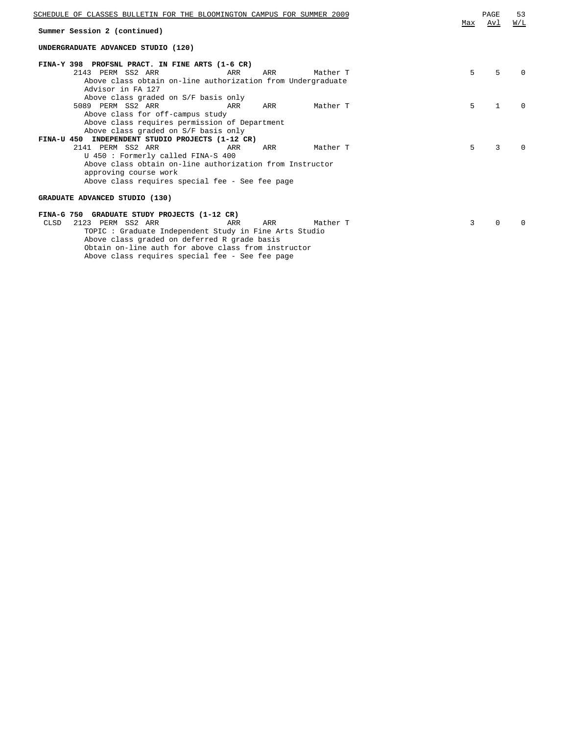**Summer Session 2 (continued)**

## UNDERGRADUATE ADVANCED STUDIO (120)

### FINA-Y 398 PROFSNL PRACT. IN FINE ARTS (1-6 CR)

| Status | Class | Type | Session | Time | Days | Room | Instructor | Max | Avl | W/L |
|---|---|---|---|---|---|---|---|---|---|---|
| | 2143 | PERM | SS2 | ARR | ARR | ARR | Mather T | 5 | 5 | 0 |

Above class obtain on-line authorization from Undergraduate Advisor in FA 127
Above class graded on S/F basis only

| Status | Class | Type | Session | Time | Days | Room | Instructor | Max | Avl | W/L |
|---|---|---|---|---|---|---|---|---|---|---|
| | 5089 | PERM | SS2 | ARR | ARR | ARR | Mather T | 5 | 1 | 0 |

Above class for off-campus study
Above class requires permission of Department
Above class graded on S/F basis only

### FINA-U 450 INDEPENDENT STUDIO PROJECTS (1-12 CR)

| Status | Class | Type | Session | Time | Days | Room | Instructor | Max | Avl | W/L |
|---|---|---|---|---|---|---|---|---|---|---|
| | 2141 | PERM | SS2 | ARR | ARR | ARR | Mather T | 5 | 3 | 0 |

U 450 : Formerly called FINA-S 400
Above class obtain on-line authorization from Instructor approving course work
Above class requires special fee - See fee page

## GRADUATE ADVANCED STUDIO (130)

### FINA-G 750 GRADUATE STUDY PROJECTS (1-12 CR)

| Status | Class | Type | Session | Time | Days | Room | Instructor | Max | Avl | W/L |
|---|---|---|---|---|---|---|---|---|---|---|
| CLSD | 2123 | PERM | SS2 | ARR | ARR | ARR | Mather T | 3 | 0 | 0 |

TOPIC : Graduate Independent Study in Fine Arts Studio
Above class graded on deferred R grade basis
Obtain on-line auth for above class from instructor
Above class requires special fee - See fee page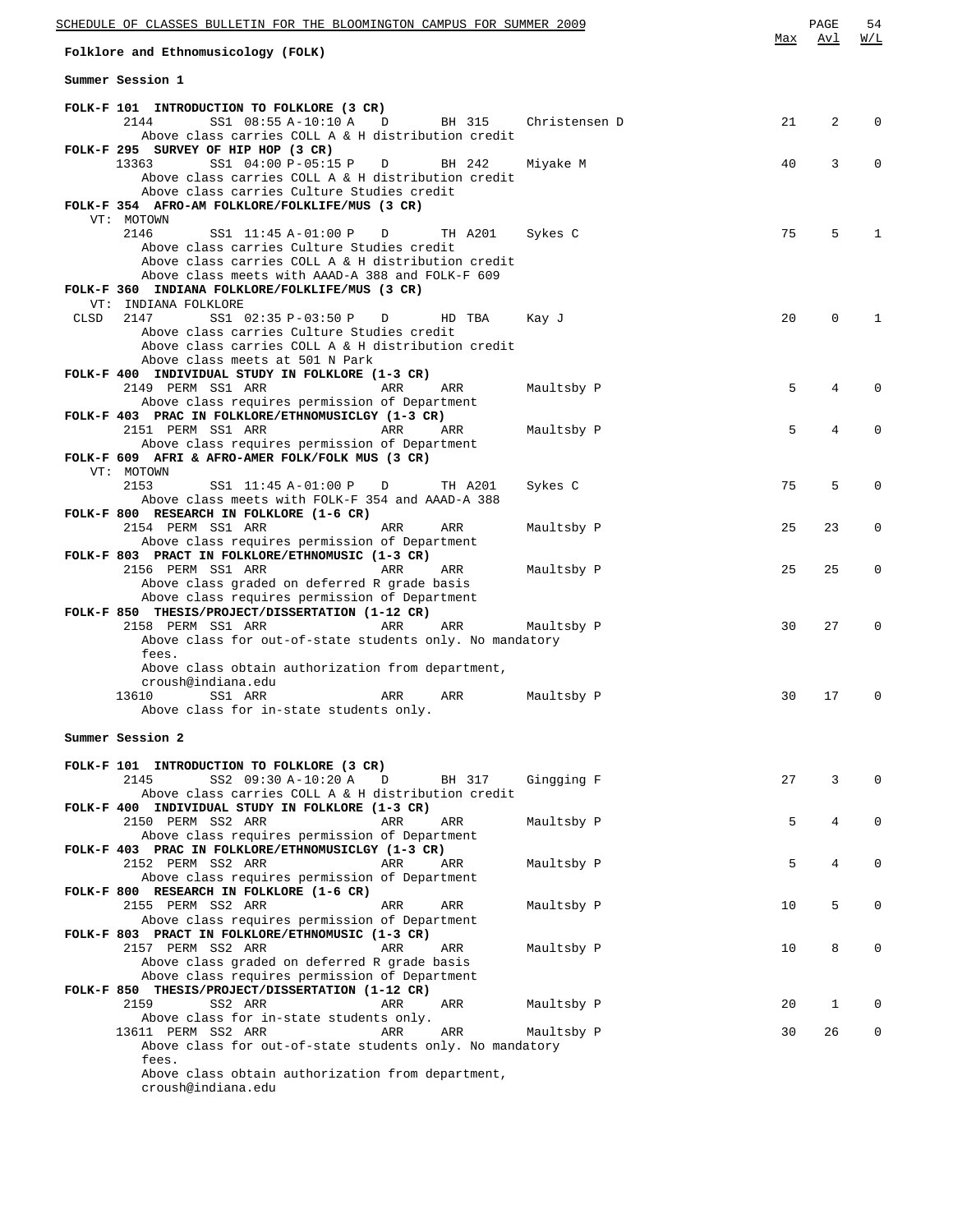## Folklore and Ethnomusicology (FOLK)

### Summer Session 1

| | Class | Session / Time | | Bldg/Room | Instructor | Max | Avl | W/L |
|---|---|---|---|---|---|---|---|---|
| **FOLK-F 101 INTRODUCTION TO FOLKLORE (3 CR)** | | | | | | | | |
| | 2144 | SS1 08:55 A-10:10 A | D | BH 315 | Christensen D | 21 | 2 | 0 |
| | Above class carries COLL A & H distribution credit | | | | | | | |
| **FOLK-F 295 SURVEY OF HIP HOP (3 CR)** | | | | | | | | |
| | 13363 | SS1 04:00 P-05:15 P | D | BH 242 | Miyake M | 40 | 3 | 0 |
| | Above class carries COLL A & H distribution credit | | | | | | | |
| | Above class carries Culture Studies credit | | | | | | | |
| **FOLK-F 354 AFRO-AM FOLKLORE/FOLKLIFE/MUS (3 CR)** | | | | | | | | |
| | VT: MOTOWN | | | | | | | |
| | 2146 | SS1 11:45 A-01:00 P | D | TH A201 | Sykes C | 75 | 5 | 1 |
| | Above class carries Culture Studies credit | | | | | | | |
| | Above class carries COLL A & H distribution credit | | | | | | | |
| | Above class meets with AAAD-A 388 and FOLK-F 609 | | | | | | | |
| **FOLK-F 360 INDIANA FOLKLORE/FOLKLIFE/MUS (3 CR)** | | | | | | | | |
| | VT: INDIANA FOLKLORE | | | | | | | |
| CLSD | 2147 | SS1 02:35 P-03:50 P | D | HD TBA | Kay J | 20 | 0 | 1 |
| | Above class carries Culture Studies credit | | | | | | | |
| | Above class carries COLL A & H distribution credit | | | | | | | |
| | Above class meets at 501 N Park | | | | | | | |
| **FOLK-F 400 INDIVIDUAL STUDY IN FOLKLORE (1-3 CR)** | | | | | | | | |
| | 2149 PERM | SS1 ARR | ARR | ARR | Maultsby P | 5 | 4 | 0 |
| | Above class requires permission of Department | | | | | | | |
| **FOLK-F 403 PRAC IN FOLKLORE/ETHNOMUSICLGY (1-3 CR)** | | | | | | | | |
| | 2151 PERM | SS1 ARR | ARR | ARR | Maultsby P | 5 | 4 | 0 |
| | Above class requires permission of Department | | | | | | | |
| **FOLK-F 609 AFRI & AFRO-AMER FOLK/FOLK MUS (3 CR)** | | | | | | | | |
| | VT: MOTOWN | | | | | | | |
| | 2153 | SS1 11:45 A-01:00 P | D | TH A201 | Sykes C | 75 | 5 | 0 |
| | Above class meets with FOLK-F 354 and AAAD-A 388 | | | | | | | |
| **FOLK-F 800 RESEARCH IN FOLKLORE (1-6 CR)** | | | | | | | | |
| | 2154 PERM | SS1 ARR | ARR | ARR | Maultsby P | 25 | 23 | 0 |
| | Above class requires permission of Department | | | | | | | |
| **FOLK-F 803 PRACT IN FOLKLORE/ETHNOMUSIC (1-3 CR)** | | | | | | | | |
| | 2156 PERM | SS1 ARR | ARR | ARR | Maultsby P | 25 | 25 | 0 |
| | Above class graded on deferred R grade basis | | | | | | | |
| | Above class requires permission of Department | | | | | | | |
| **FOLK-F 850 THESIS/PROJECT/DISSERTATION (1-12 CR)** | | | | | | | | |
| | 2158 PERM | SS1 ARR | ARR | ARR | Maultsby P | 30 | 27 | 0 |
| | Above class for out-of-state students only. No mandatory fees. | | | | | | | |
| | Above class obtain authorization from department, croush@indiana.edu | | | | | | | |
| | 13610 | SS1 ARR | ARR | ARR | Maultsby P | 30 | 17 | 0 |
| | Above class for in-state students only. | | | | | | | |

### Summer Session 2

| | Class | Session / Time | | Bldg/Room | Instructor | Max | Avl | W/L |
|---|---|---|---|---|---|---|---|---|
| **FOLK-F 101 INTRODUCTION TO FOLKLORE (3 CR)** | | | | | | | | |
| | 2145 | SS2 09:30 A-10:20 A | D | BH 317 | Gingging F | 27 | 3 | 0 |
| | Above class carries COLL A & H distribution credit | | | | | | | |
| **FOLK-F 400 INDIVIDUAL STUDY IN FOLKLORE (1-3 CR)** | | | | | | | | |
| | 2150 PERM | SS2 ARR | ARR | ARR | Maultsby P | 5 | 4 | 0 |
| | Above class requires permission of Department | | | | | | | |
| **FOLK-F 403 PRAC IN FOLKLORE/ETHNOMUSICLGY (1-3 CR)** | | | | | | | | |
| | 2152 PERM | SS2 ARR | ARR | ARR | Maultsby P | 5 | 4 | 0 |
| | Above class requires permission of Department | | | | | | | |
| **FOLK-F 800 RESEARCH IN FOLKLORE (1-6 CR)** | | | | | | | | |
| | 2155 PERM | SS2 ARR | ARR | ARR | Maultsby P | 10 | 5 | 0 |
| | Above class requires permission of Department | | | | | | | |
| **FOLK-F 803 PRACT IN FOLKLORE/ETHNOMUSIC (1-3 CR)** | | | | | | | | |
| | 2157 PERM | SS2 ARR | ARR | ARR | Maultsby P | 10 | 8 | 0 |
| | Above class graded on deferred R grade basis | | | | | | | |
| | Above class requires permission of Department | | | | | | | |
| **FOLK-F 850 THESIS/PROJECT/DISSERTATION (1-12 CR)** | | | | | | | | |
| | 2159 | SS2 ARR | ARR | ARR | Maultsby P | 20 | 1 | 0 |
| | Above class for in-state students only. | | | | | | | |
| | 13611 PERM | SS2 ARR | ARR | ARR | Maultsby P | 30 | 26 | 0 |
| | Above class for out-of-state students only. No mandatory fees. | | | | | | | |
| | Above class obtain authorization from department, croush@indiana.edu | | | | | | | |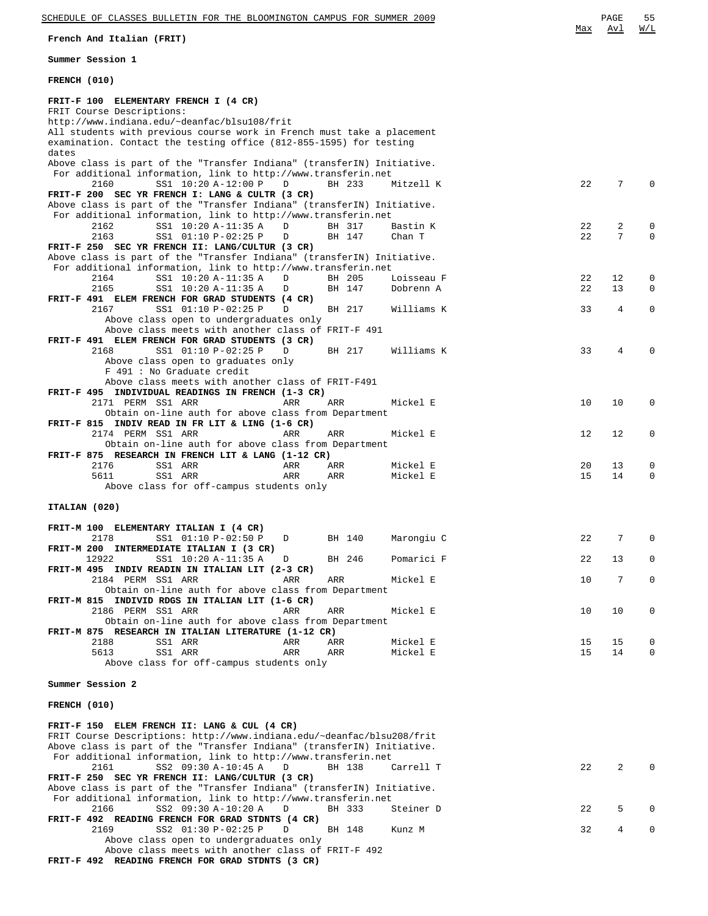**French And Italian (FRIT)**

**Summer Session 1**

**FRENCH (010)**

**FRIT-F 100 ELEMENTARY FRENCH I (4 CR)**

FRIT Course Descriptions:
http://www.indiana.edu/~deanfac/blsu108/frit
All students with previous course work in French must take a placement examination. Contact the testing office (812-855-1595) for testing dates
Above class is part of the "Transfer Indiana" (transferIN) Initiative.
For additional information, link to http://www.transferin.net

| Class | | Session | Time | Type | Room | Instructor | Max | Avl | W/L |
|---|---|---|---|---|---|---|---|---|---|
| 2160 | | SS1 | 10:20 A-12:00 P | D | BH 233 | Mitzell K | 22 | 7 | 0 |

**FRIT-F 200 SEC YR FRENCH I: LANG & CULTR (3 CR)**

Above class is part of the "Transfer Indiana" (transferIN) Initiative.
For additional information, link to http://www.transferin.net

| Class | | Session | Time | Type | Room | Instructor | Max | Avl | W/L |
|---|---|---|---|---|---|---|---|---|---|
| 2162 | | SS1 | 10:20 A-11:35 A | D | BH 317 | Bastin K | 22 | 2 | 0 |
| 2163 | | SS1 | 01:10 P-02:25 P | D | BH 147 | Chan T | 22 | 7 | 0 |

**FRIT-F 250 SEC YR FRENCH II: LANG/CULTUR (3 CR)**

Above class is part of the "Transfer Indiana" (transferIN) Initiative.
For additional information, link to http://www.transferin.net

| Class | | Session | Time | Type | Room | Instructor | Max | Avl | W/L |
|---|---|---|---|---|---|---|---|---|---|
| 2164 | | SS1 | 10:20 A-11:35 A | D | BH 205 | Loisseau F | 22 | 12 | 0 |
| 2165 | | SS1 | 10:20 A-11:35 A | D | BH 147 | Dobrenn A | 22 | 13 | 0 |

**FRIT-F 491 ELEM FRENCH FOR GRAD STUDENTS (4 CR)**

| Class | | Session | Time | Type | Room | Instructor | Max | Avl | W/L |
|---|---|---|---|---|---|---|---|---|---|
| 2167 | | SS1 | 01:10 P-02:25 P | D | BH 217 | Williams K | 33 | 4 | 0 |

Above class open to undergraduates only
Above class meets with another class of FRIT-F 491

**FRIT-F 491 ELEM FRENCH FOR GRAD STUDENTS (3 CR)**

| Class | | Session | Time | Type | Room | Instructor | Max | Avl | W/L |
|---|---|---|---|---|---|---|---|---|---|
| 2168 | | SS1 | 01:10 P-02:25 P | D | BH 217 | Williams K | 33 | 4 | 0 |

Above class open to graduates only
F 491 : No Graduate credit
Above class meets with another class of FRIT-F491

**FRIT-F 495 INDIVIDUAL READINGS IN FRENCH (1-3 CR)**

| Class | | Session | Time | Type | Room | Instructor | Max | Avl | W/L |
|---|---|---|---|---|---|---|---|---|---|
| 2171 | PERM | SS1 | ARR | ARR | ARR | Mickel E | 10 | 10 | 0 |

Obtain on-line auth for above class from Department

**FRIT-F 815 INDIV READ IN FR LIT & LING (1-6 CR)**

| Class | | Session | Time | Type | Room | Instructor | Max | Avl | W/L |
|---|---|---|---|---|---|---|---|---|---|
| 2174 | PERM | SS1 | ARR | ARR | ARR | Mickel E | 12 | 12 | 0 |

Obtain on-line auth for above class from Department

**FRIT-F 875 RESEARCH IN FRENCH LIT & LANG (1-12 CR)**

| Class | | Session | Time | Type | Room | Instructor | Max | Avl | W/L |
|---|---|---|---|---|---|---|---|---|---|
| 2176 | | SS1 | ARR | ARR | ARR | Mickel E | 20 | 13 | 0 |
| 5611 | | SS1 | ARR | ARR | ARR | Mickel E | 15 | 14 | 0 |

Above class for off-campus students only

**ITALIAN (020)**

**FRIT-M 100 ELEMENTARY ITALIAN I (4 CR)**

| Class | | Session | Time | Type | Room | Instructor | Max | Avl | W/L |
|---|---|---|---|---|---|---|---|---|---|
| 2178 | | SS1 | 01:10 P-02:50 P | D | BH 140 | Marongiu C | 22 | 7 | 0 |

**FRIT-M 200 INTERMEDIATE ITALIAN I (3 CR)**

| Class | | Session | Time | Type | Room | Instructor | Max | Avl | W/L |
|---|---|---|---|---|---|---|---|---|---|
| 12922 | | SS1 | 10:20 A-11:35 A | D | BH 246 | Pomarici F | 22 | 13 | 0 |

**FRIT-M 495 INDIV READIN IN ITALIAN LIT (2-3 CR)**

| Class | | Session | Time | Type | Room | Instructor | Max | Avl | W/L |
|---|---|---|---|---|---|---|---|---|---|
| 2184 | PERM | SS1 | ARR | ARR | ARR | Mickel E | 10 | 7 | 0 |

Obtain on-line auth for above class from Department

**FRIT-M 815 INDIVID RDGS IN ITALIAN LIT (1-6 CR)**

| Class | | Session | Time | Type | Room | Instructor | Max | Avl | W/L |
|---|---|---|---|---|---|---|---|---|---|
| 2186 | PERM | SS1 | ARR | ARR | ARR | Mickel E | 10 | 10 | 0 |

Obtain on-line auth for above class from Department

**FRIT-M 875 RESEARCH IN ITALIAN LITERATURE (1-12 CR)**

| Class | | Session | Time | Type | Room | Instructor | Max | Avl | W/L |
|---|---|---|---|---|---|---|---|---|---|
| 2188 | | SS1 | ARR | ARR | ARR | Mickel E | 15 | 15 | 0 |
| 5613 | | SS1 | ARR | ARR | ARR | Mickel E | 15 | 14 | 0 |

Above class for off-campus students only

**Summer Session 2**

**FRENCH (010)**

**FRIT-F 150 ELEM FRENCH II: LANG & CUL (4 CR)**

FRIT Course Descriptions: http://www.indiana.edu/~deanfac/blsu208/frit
Above class is part of the "Transfer Indiana" (transferIN) Initiative.
For additional information, link to http://www.transferin.net

| Class | | Session | Time | Type | Room | Instructor | Max | Avl | W/L |
|---|---|---|---|---|---|---|---|---|---|
| 2161 | | SS2 | 09:30 A-10:45 A | D | BH 138 | Carrell T | 22 | 2 | 0 |

**FRIT-F 250 SEC YR FRENCH II: LANG/CULTUR (3 CR)**

Above class is part of the "Transfer Indiana" (transferIN) Initiative.
For additional information, link to http://www.transferin.net

| Class | | Session | Time | Type | Room | Instructor | Max | Avl | W/L |
|---|---|---|---|---|---|---|---|---|---|
| 2166 | | SS2 | 09:30 A-10:20 A | D | BH 333 | Steiner D | 22 | 5 | 0 |

**FRIT-F 492 READING FRENCH FOR GRAD STDNTS (4 CR)**

| Class | | Session | Time | Type | Room | Instructor | Max | Avl | W/L |
|---|---|---|---|---|---|---|---|---|---|
| 2169 | | SS2 | 01:30 P-02:25 P | D | BH 148 | Kunz M | 32 | 4 | 0 |

Above class open to undergraduates only
Above class meets with another class of FRIT-F 492

**FRIT-F 492 READING FRENCH FOR GRAD STDNTS (3 CR)**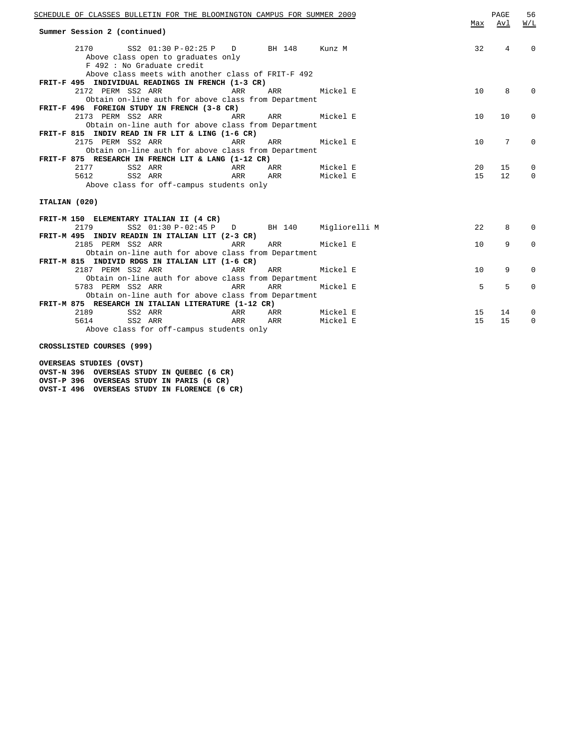**Summary Session 2 (continued)**

| Class | Perm | Session | Time | Days | Room | Instructor | Max | Avl | W/L |
|---|---|---|---|---|---|---|---|---|---|
| 2170 | | SS2 | 01:30 P-02:25 P | D | BH 148 | Kunz M | 32 | 4 | 0 |

Above class open to graduates only
F 492 : No Graduate credit
Above class meets with another class of FRIT-F 492

**FRIT-F 495 INDIVIDUAL READINGS IN FRENCH (1-3 CR)**

| Class | Perm | Session | Time | Days | Room | Instructor | Max | Avl | W/L |
|---|---|---|---|---|---|---|---|---|---|
| 2172 | PERM | SS2 | ARR | ARR | ARR | Mickel E | 10 | 8 | 0 |

Obtain on-line auth for above class from Department

**FRIT-F 496 FOREIGN STUDY IN FRENCH (3-8 CR)**

| Class | Perm | Session | Time | Days | Room | Instructor | Max | Avl | W/L |
|---|---|---|---|---|---|---|---|---|---|
| 2173 | PERM | SS2 | ARR | ARR | ARR | Mickel E | 10 | 10 | 0 |

Obtain on-line auth for above class from Department

**FRIT-F 815 INDIV READ IN FR LIT & LING (1-6 CR)**

| Class | Perm | Session | Time | Days | Room | Instructor | Max | Avl | W/L |
|---|---|---|---|---|---|---|---|---|---|
| 2175 | PERM | SS2 | ARR | ARR | ARR | Mickel E | 10 | 7 | 0 |

Obtain on-line auth for above class from Department

**FRIT-F 875 RESEARCH IN FRENCH LIT & LANG (1-12 CR)**

| Class | Perm | Session | Time | Days | Room | Instructor | Max | Avl | W/L |
|---|---|---|---|---|---|---|---|---|---|
| 2177 | | SS2 | ARR | ARR | ARR | Mickel E | 20 | 15 | 0 |
| 5612 | | SS2 | ARR | ARR | ARR | Mickel E | 15 | 12 | 0 |

Above class for off-campus students only

**ITALIAN (020)**

**FRIT-M 150 ELEMENTARY ITALIAN II (4 CR)**

| Class | Perm | Session | Time | Days | Room | Instructor | Max | Avl | W/L |
|---|---|---|---|---|---|---|---|---|---|
| 2179 | | SS2 | 01:30 P-02:45 P | D | BH 140 | Migliorelli M | 22 | 8 | 0 |

**FRIT-M 495 INDIV READIN IN ITALIAN LIT (2-3 CR)**

| Class | Perm | Session | Time | Days | Room | Instructor | Max | Avl | W/L |
|---|---|---|---|---|---|---|---|---|---|
| 2185 | PERM | SS2 | ARR | ARR | ARR | Mickel E | 10 | 9 | 0 |

Obtain on-line auth for above class from Department

**FRIT-M 815 INDIVID RDGS IN ITALIAN LIT (1-6 CR)**

| Class | Perm | Session | Time | Days | Room | Instructor | Max | Avl | W/L |
|---|---|---|---|---|---|---|---|---|---|
| 2187 | PERM | SS2 | ARR | ARR | ARR | Mickel E | 10 | 9 | 0 |

Obtain on-line auth for above class from Department

| Class | Perm | Session | Time | Days | Room | Instructor | Max | Avl | W/L |
|---|---|---|---|---|---|---|---|---|---|
| 5783 | PERM | SS2 | ARR | ARR | ARR | Mickel E | 5 | 5 | 0 |

Obtain on-line auth for above class from Department

**FRIT-M 875 RESEARCH IN ITALIAN LITERATURE (1-12 CR)**

| Class | Perm | Session | Time | Days | Room | Instructor | Max | Avl | W/L |
|---|---|---|---|---|---|---|---|---|---|
| 2189 | | SS2 | ARR | ARR | ARR | Mickel E | 15 | 14 | 0 |
| 5614 | | SS2 | ARR | ARR | ARR | Mickel E | 15 | 15 | 0 |

Above class for off-campus students only

**CROSSLISTED COURSES (999)**

**OVERSEAS STUDIES (OVST)**
**OVST-N 396 OVERSEAS STUDY IN QUEBEC (6 CR)**
**OVST-P 396 OVERSEAS STUDY IN PARIS (6 CR)**
**OVST-I 496 OVERSEAS STUDY IN FLORENCE (6 CR)**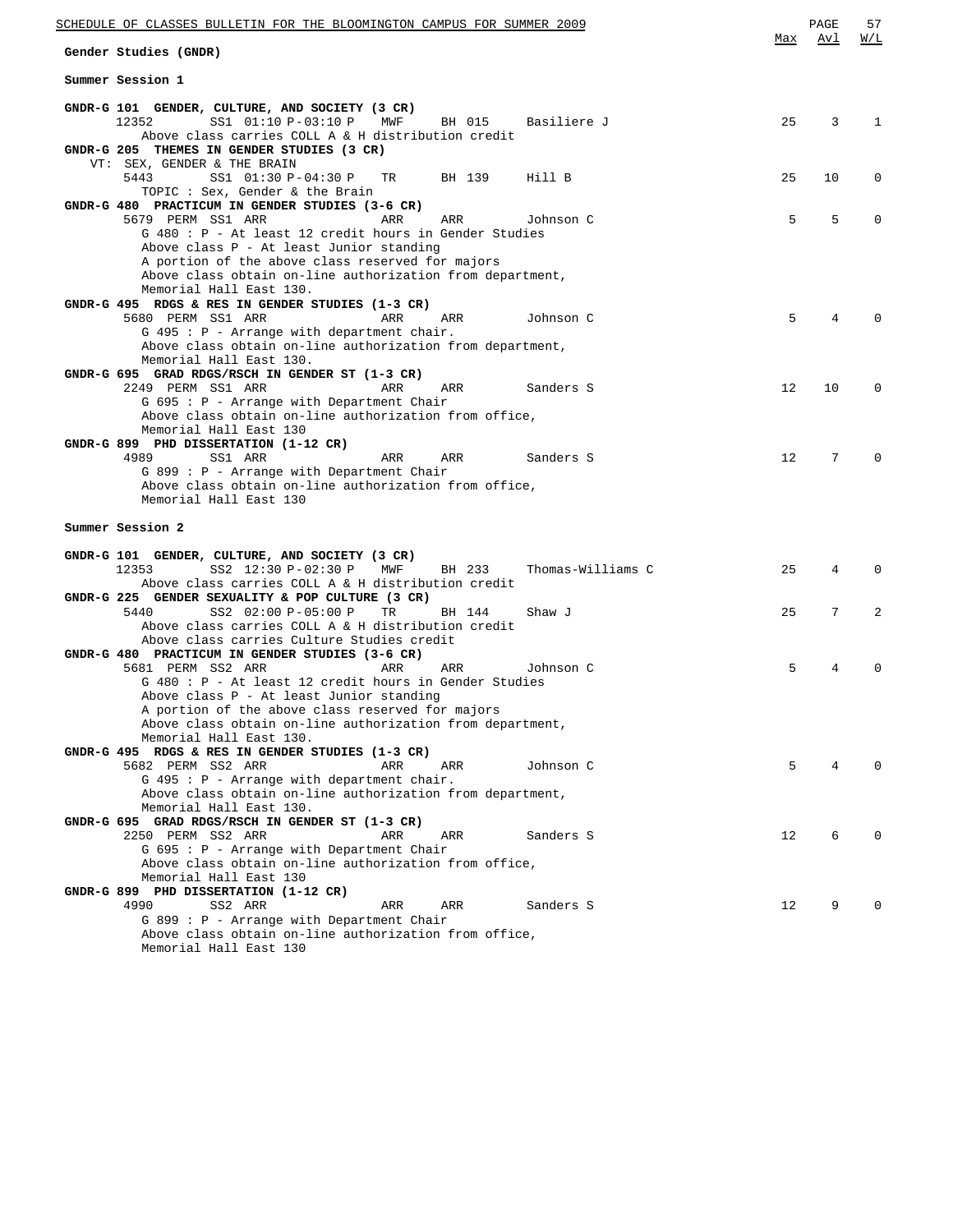## Gender Studies (GNDR)

### Summer Session 1

| Course / Class | Session | Time | Days | Room | Instructor | Max | Avl | W/L |
|---|---|---|---|---|---|---|---|---|
| **GNDR-G 101 GENDER, CULTURE, AND SOCIETY (3 CR)** | | | | | | | | |
| 12352 | SS1 | 01:10 P-03:10 P | MWF | BH 015 | Basiliere J | 25 | 3 | 1 |
| Above class carries COLL A & H distribution credit | | | | | | | | |
| **GNDR-G 205 THEMES IN GENDER STUDIES (3 CR)** | | | | | | | | |
| VT: SEX, GENDER & THE BRAIN | | | | | | | | |
| 5443 | SS1 | 01:30 P-04:30 P | TR | BH 139 | Hill B | 25 | 10 | 0 |
| TOPIC : Sex, Gender & the Brain | | | | | | | | |
| **GNDR-G 480 PRACTICUM IN GENDER STUDIES (3-6 CR)** | | | | | | | | |
| 5679 PERM | SS1 | ARR | ARR | ARR | Johnson C | 5 | 5 | 0 |
| G 480 : P - At least 12 credit hours in Gender Studies<br>Above class P - At least Junior standing<br>A portion of the above class reserved for majors<br>Above class obtain on-line authorization from department,<br>Memorial Hall East 130. | | | | | | | | |
| **GNDR-G 495 RDGS & RES IN GENDER STUDIES (1-3 CR)** | | | | | | | | |
| 5680 PERM | SS1 | ARR | ARR | ARR | Johnson C | 5 | 4 | 0 |
| G 495 : P - Arrange with department chair.<br>Above class obtain on-line authorization from department,<br>Memorial Hall East 130. | | | | | | | | |
| **GNDR-G 695 GRAD RDGS/RSCH IN GENDER ST (1-3 CR)** | | | | | | | | |
| 2249 PERM | SS1 | ARR | ARR | ARR | Sanders S | 12 | 10 | 0 |
| G 695 : P - Arrange with Department Chair<br>Above class obtain on-line authorization from office,<br>Memorial Hall East 130 | | | | | | | | |
| **GNDR-G 899 PHD DISSERTATION (1-12 CR)** | | | | | | | | |
| 4989 | SS1 | ARR | ARR | ARR | Sanders S | 12 | 7 | 0 |
| G 899 : P - Arrange with Department Chair<br>Above class obtain on-line authorization from office,<br>Memorial Hall East 130 | | | | | | | | |

### Summer Session 2

| Course / Class | Session | Time | Days | Room | Instructor | Max | Avl | W/L |
|---|---|---|---|---|---|---|---|---|
| **GNDR-G 101 GENDER, CULTURE, AND SOCIETY (3 CR)** | | | | | | | | |
| 12353 | SS2 | 12:30 P-02:30 P | MWF | BH 233 | Thomas-Williams C | 25 | 4 | 0 |
| Above class carries COLL A & H distribution credit | | | | | | | | |
| **GNDR-G 225 GENDER SEXUALITY & POP CULTURE (3 CR)** | | | | | | | | |
| 5440 | SS2 | 02:00 P-05:00 P | TR | BH 144 | Shaw J | 25 | 7 | 2 |
| Above class carries COLL A & H distribution credit<br>Above class carries Culture Studies credit | | | | | | | | |
| **GNDR-G 480 PRACTICUM IN GENDER STUDIES (3-6 CR)** | | | | | | | | |
| 5681 PERM | SS2 | ARR | ARR | ARR | Johnson C | 5 | 4 | 0 |
| G 480 : P - At least 12 credit hours in Gender Studies<br>Above class P - At least Junior standing<br>A portion of the above class reserved for majors<br>Above class obtain on-line authorization from department,<br>Memorial Hall East 130. | | | | | | | | |
| **GNDR-G 495 RDGS & RES IN GENDER STUDIES (1-3 CR)** | | | | | | | | |
| 5682 PERM | SS2 | ARR | ARR | ARR | Johnson C | 5 | 4 | 0 |
| G 495 : P - Arrange with department chair.<br>Above class obtain on-line authorization from department,<br>Memorial Hall East 130. | | | | | | | | |
| **GNDR-G 695 GRAD RDGS/RSCH IN GENDER ST (1-3 CR)** | | | | | | | | |
| 2250 PERM | SS2 | ARR | ARR | ARR | Sanders S | 12 | 6 | 0 |
| G 695 : P - Arrange with Department Chair<br>Above class obtain on-line authorization from office,<br>Memorial Hall East 130 | | | | | | | | |
| **GNDR-G 899 PHD DISSERTATION (1-12 CR)** | | | | | | | | |
| 4990 | SS2 | ARR | ARR | ARR | Sanders S | 12 | 9 | 0 |
| G 899 : P - Arrange with Department Chair<br>Above class obtain on-line authorization from office,<br>Memorial Hall East 130 | | | | | | | | |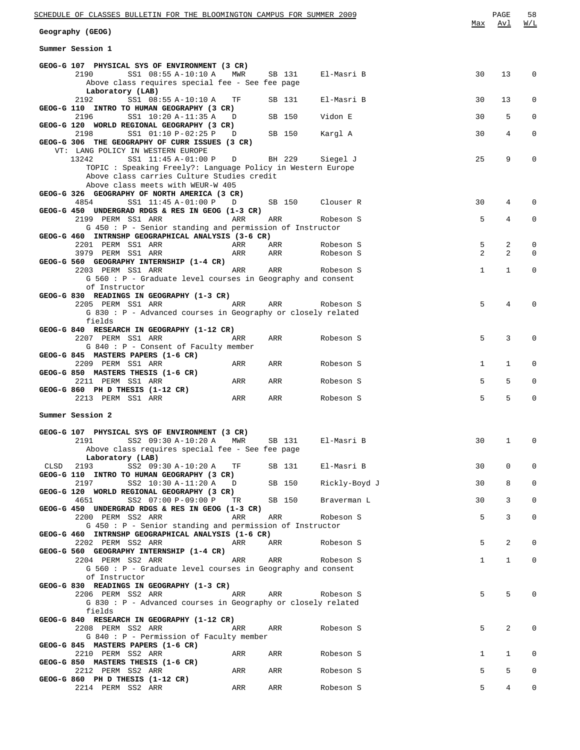## Geography (GEOG)

### Summer Session 1

| Course / Class | Session | Time | Days | Room | Instructor | Max | Avl | W/L |
|---|---|---|---|---|---|---|---|---|
| **GEOG-G 107 PHYSICAL SYS OF ENVIRONMENT (3 CR)** | | | | | | | | |
| 2190 | SS1 | 08:55 A-10:10 A | MWR | SB 131 | El-Masri B | 30 | 13 | 0 |
| Above class requires special fee - See fee page | | | | | | | | |
| **Laboratory (LAB)** | | | | | | | | |
| 2192 | SS1 | 08:55 A-10:10 A | TF | SB 131 | El-Masri B | 30 | 13 | 0 |
| **GEOG-G 110 INTRO TO HUMAN GEOGRAPHY (3 CR)** | | | | | | | | |
| 2196 | SS1 | 10:20 A-11:35 A | D | SB 150 | Vidon E | 30 | 5 | 0 |
| **GEOG-G 120 WORLD REGIONAL GEOGRAPHY (3 CR)** | | | | | | | | |
| 2198 | SS1 | 01:10 P-02:25 P | D | SB 150 | Kargl A | 30 | 4 | 0 |
| **GEOG-G 306 THE GEOGRAPHY OF CURR ISSUES (3 CR)** | | | | | | | | |
| VT: LANG POLICY IN WESTERN EUROPE | | | | | | | | |
| 13242 | SS1 | 11:45 A-01:00 P | D | BH 229 | Siegel J | 25 | 9 | 0 |
| TOPIC : Speaking Freely?: Language Policy in Western Europe | | | | | | | | |
| Above class carries Culture Studies credit | | | | | | | | |
| Above class meets with WEUR-W 405 | | | | | | | | |
| **GEOG-G 326 GEOGRAPHY OF NORTH AMERICA (3 CR)** | | | | | | | | |
| 4854 | SS1 | 11:45 A-01:00 P | D | SB 150 | Clouser R | 30 | 4 | 0 |
| **GEOG-G 450 UNDERGRAD RDGS & RES IN GEOG (1-3 CR)** | | | | | | | | |
| 2199 PERM | SS1 | ARR | ARR | ARR | Robeson S | 5 | 4 | 0 |
| G 450 : P - Senior standing and permission of Instructor | | | | | | | | |
| **GEOG-G 460 INTRNSHP GEOGRAPHICAL ANALYSIS (3-6 CR)** | | | | | | | | |
| 2201 PERM | SS1 | ARR | ARR | ARR | Robeson S | 5 | 2 | 0 |
| 3979 PERM | SS1 | ARR | ARR | ARR | Robeson S | 2 | 2 | 0 |
| **GEOG-G 560 GEOGRAPHY INTERNSHIP (1-4 CR)** | | | | | | | | |
| 2203 PERM | SS1 | ARR | ARR | ARR | Robeson S | 1 | 1 | 0 |
| G 560 : P - Graduate level courses in Geography and consent of Instructor | | | | | | | | |
| **GEOG-G 830 READINGS IN GEOGRAPHY (1-3 CR)** | | | | | | | | |
| 2205 PERM | SS1 | ARR | ARR | ARR | Robeson S | 5 | 4 | 0 |
| G 830 : P - Advanced courses in Geography or closely related fields | | | | | | | | |
| **GEOG-G 840 RESEARCH IN GEOGRAPHY (1-12 CR)** | | | | | | | | |
| 2207 PERM | SS1 | ARR | ARR | ARR | Robeson S | 5 | 3 | 0 |
| G 840 : P - Consent of Faculty member | | | | | | | | |
| **GEOG-G 845 MASTERS PAPERS (1-6 CR)** | | | | | | | | |
| 2209 PERM | SS1 | ARR | ARR | ARR | Robeson S | 1 | 1 | 0 |
| **GEOG-G 850 MASTERS THESIS (1-6 CR)** | | | | | | | | |
| 2211 PERM | SS1 | ARR | ARR | ARR | Robeson S | 5 | 5 | 0 |
| **GEOG-G 860 PH D THESIS (1-12 CR)** | | | | | | | | |
| 2213 PERM | SS1 | ARR | ARR | ARR | Robeson S | 5 | 5 | 0 |

### Summer Session 2

| Course / Class | Session | Time | Days | Room | Instructor | Max | Avl | W/L |
|---|---|---|---|---|---|---|---|---|
| **GEOG-G 107 PHYSICAL SYS OF ENVIRONMENT (3 CR)** | | | | | | | | |
| 2191 | SS2 | 09:30 A-10:20 A | MWR | SB 131 | El-Masri B | 30 | 1 | 0 |
| Above class requires special fee - See fee page | | | | | | | | |
| **Laboratory (LAB)** | | | | | | | | |
| CLSD 2193 | SS2 | 09:30 A-10:20 A | TF | SB 131 | El-Masri B | 30 | 0 | 0 |
| **GEOG-G 110 INTRO TO HUMAN GEOGRAPHY (3 CR)** | | | | | | | | |
| 2197 | SS2 | 10:30 A-11:20 A | D | SB 150 | Rickly-Boyd J | 30 | 8 | 0 |
| **GEOG-G 120 WORLD REGIONAL GEOGRAPHY (3 CR)** | | | | | | | | |
| 4651 | SS2 | 07:00 P-09:00 P | TR | SB 150 | Braverman L | 30 | 3 | 0 |
| **GEOG-G 450 UNDERGRAD RDGS & RES IN GEOG (1-3 CR)** | | | | | | | | |
| 2200 PERM | SS2 | ARR | ARR | ARR | Robeson S | 5 | 3 | 0 |
| G 450 : P - Senior standing and permission of Instructor | | | | | | | | |
| **GEOG-G 460 INTRNSHP GEOGRAPHICAL ANALYSIS (1-6 CR)** | | | | | | | | |
| 2202 PERM | SS2 | ARR | ARR | ARR | Robeson S | 5 | 2 | 0 |
| **GEOG-G 560 GEOGRAPHY INTERNSHIP (1-4 CR)** | | | | | | | | |
| 2204 PERM | SS2 | ARR | ARR | ARR | Robeson S | 1 | 1 | 0 |
| G 560 : P - Graduate level courses in Geography and consent of Instructor | | | | | | | | |
| **GEOG-G 830 READINGS IN GEOGRAPHY (1-3 CR)** | | | | | | | | |
| 2206 PERM | SS2 | ARR | ARR | ARR | Robeson S | 5 | 5 | 0 |
| G 830 : P - Advanced courses in Geography or closely related fields | | | | | | | | |
| **GEOG-G 840 RESEARCH IN GEOGRAPHY (1-12 CR)** | | | | | | | | |
| 2208 PERM | SS2 | ARR | ARR | ARR | Robeson S | 5 | 2 | 0 |
| G 840 : P - Permission of Faculty member | | | | | | | | |
| **GEOG-G 845 MASTERS PAPERS (1-6 CR)** | | | | | | | | |
| 2210 PERM | SS2 | ARR | ARR | ARR | Robeson S | 1 | 1 | 0 |
| **GEOG-G 850 MASTERS THESIS (1-6 CR)** | | | | | | | | |
| 2212 PERM | SS2 | ARR | ARR | ARR | Robeson S | 5 | 5 | 0 |
| **GEOG-G 860 PH D THESIS (1-12 CR)** | | | | | | | | |
| 2214 PERM | SS2 | ARR | ARR | ARR | Robeson S | 5 | 4 | 0 |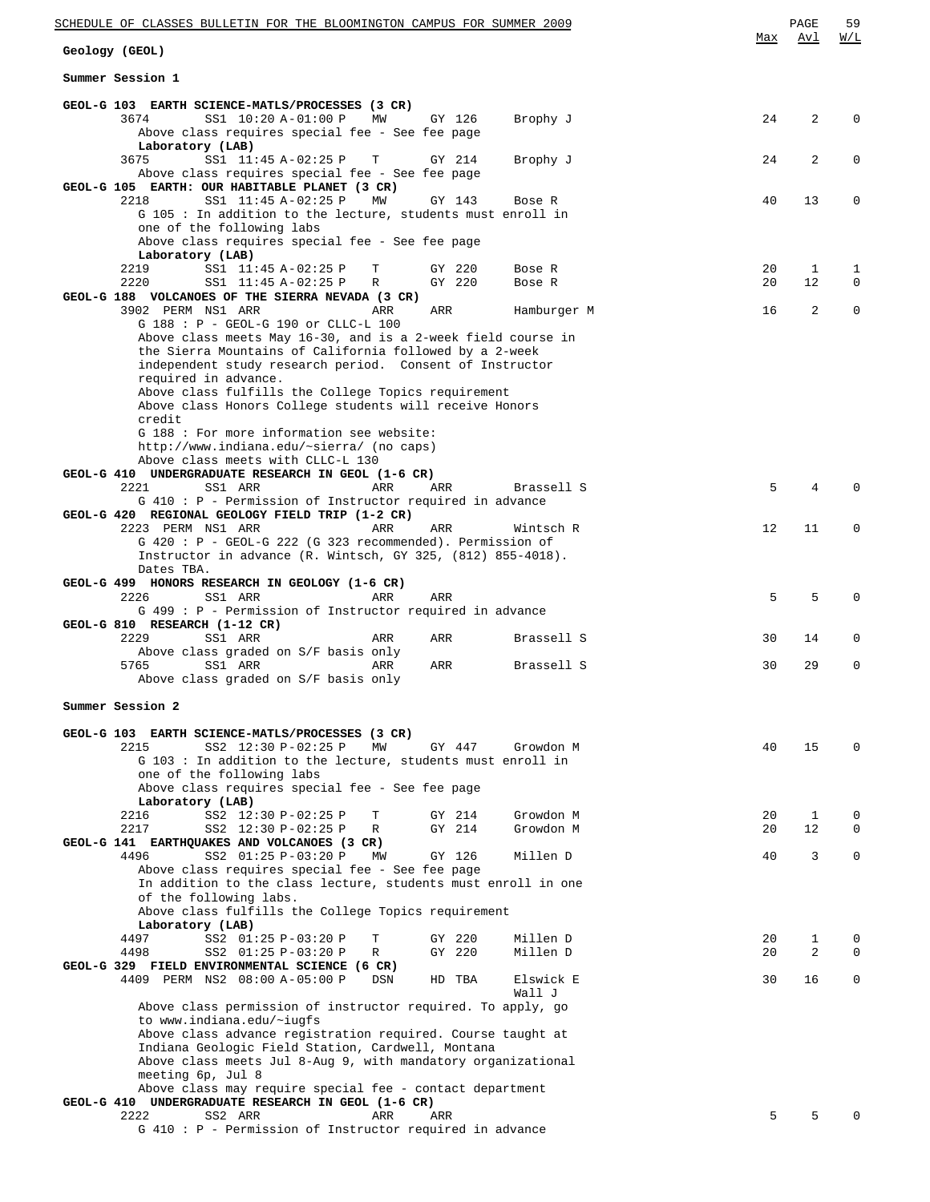## Geology (GEOL)

| | Max | Avl | W/L |
|---|---|---|---|

### Summer Session 1

**GEOL-G 103 EARTH SCIENCE-MATLS/PROCESSES (3 CR)**

| Class | Session | Time | Days | Room | Instructor | Max | Avl | W/L |
|---|---|---|---|---|---|---|---|---|
| 3674 | SS1 | 10:20 A-01:00 P | MW | GY 126 | Brophy J | 24 | 2 | 0 |

Above class requires special fee - See fee page

Laboratory (LAB)

| Class | Session | Time | Days | Room | Instructor | Max | Avl | W/L |
|---|---|---|---|---|---|---|---|---|
| 3675 | SS1 | 11:45 A-02:25 P | T | GY 214 | Brophy J | 24 | 2 | 0 |

Above class requires special fee - See fee page

**GEOL-G 105 EARTH: OUR HABITABLE PLANET (3 CR)**

| Class | Session | Time | Days | Room | Instructor | Max | Avl | W/L |
|---|---|---|---|---|---|---|---|---|
| 2218 | SS1 | 11:45 A-02:25 P | MW | GY 143 | Bose R | 40 | 13 | 0 |

G 105 : In addition to the lecture, students must enroll in one of the following labs

Above class requires special fee - See fee page

Laboratory (LAB)

| Class | Session | Time | Days | Room | Instructor | Max | Avl | W/L |
|---|---|---|---|---|---|---|---|---|
| 2219 | SS1 | 11:45 A-02:25 P | T | GY 220 | Bose R | 20 | 1 | 1 |
| 2220 | SS1 | 11:45 A-02:25 P | R | GY 220 | Bose R | 20 | 12 | 0 |

**GEOL-G 188 VOLCANOES OF THE SIERRA NEVADA (3 CR)**

| Class | Session | Time | Days | Room | Instructor | Max | Avl | W/L |
|---|---|---|---|---|---|---|---|---|
| 3902 PERM | NS1 | ARR | ARR | ARR | Hamburger M | 16 | 2 | 0 |

G 188 : P - GEOL-G 190 or CLLC-L 100

Above class meets May 16-30, and is a 2-week field course in the Sierra Mountains of California followed by a 2-week independent study research period. Consent of Instructor required in advance.

Above class fulfills the College Topics requirement

Above class Honors College students will receive Honors credit

G 188 : For more information see website: http://www.indiana.edu/~sierra/ (no caps)

Above class meets with CLLC-L 130

**GEOL-G 410 UNDERGRADUATE RESEARCH IN GEOL (1-6 CR)**

| Class | Session | Time | Days | Room | Instructor | Max | Avl | W/L |
|---|---|---|---|---|---|---|---|---|
| 2221 | SS1 | ARR | ARR | ARR | Brassell S | 5 | 4 | 0 |

G 410 : P - Permission of Instructor required in advance

**GEOL-G 420 REGIONAL GEOLOGY FIELD TRIP (1-2 CR)**

| Class | Session | Time | Days | Room | Instructor | Max | Avl | W/L |
|---|---|---|---|---|---|---|---|---|
| 2223 PERM | NS1 | ARR | ARR | ARR | Wintsch R | 12 | 11 | 0 |

G 420 : P - GEOL-G 222 (G 323 recommended). Permission of Instructor in advance (R. Wintsch, GY 325, (812) 855-4018). Dates TBA.

**GEOL-G 499 HONORS RESEARCH IN GEOLOGY (1-6 CR)**

| Class | Session | Time | Days | Room | Instructor | Max | Avl | W/L |
|---|---|---|---|---|---|---|---|---|
| 2226 | SS1 | ARR | ARR | ARR | | 5 | 5 | 0 |

G 499 : P - Permission of Instructor required in advance

**GEOL-G 810 RESEARCH (1-12 CR)**

| Class | Session | Time | Days | Room | Instructor | Max | Avl | W/L |
|---|---|---|---|---|---|---|---|---|
| 2229 | SS1 | ARR | ARR | ARR | Brassell S | 30 | 14 | 0 |

Above class graded on S/F basis only

| Class | Session | Time | Days | Room | Instructor | Max | Avl | W/L |
|---|---|---|---|---|---|---|---|---|
| 5765 | SS1 | ARR | ARR | ARR | Brassell S | 30 | 29 | 0 |

Above class graded on S/F basis only

### Summer Session 2

**GEOL-G 103 EARTH SCIENCE-MATLS/PROCESSES (3 CR)**

| Class | Session | Time | Days | Room | Instructor | Max | Avl | W/L |
|---|---|---|---|---|---|---|---|---|
| 2215 | SS2 | 12:30 P-02:25 P | MW | GY 447 | Growdon M | 40 | 15 | 0 |

G 103 : In addition to the lecture, students must enroll in one of the following labs

Above class requires special fee - See fee page

Laboratory (LAB)

| Class | Session | Time | Days | Room | Instructor | Max | Avl | W/L |
|---|---|---|---|---|---|---|---|---|
| 2216 | SS2 | 12:30 P-02:25 P | T | GY 214 | Growdon M | 20 | 1 | 0 |
| 2217 | SS2 | 12:30 P-02:25 P | R | GY 214 | Growdon M | 20 | 12 | 0 |

**GEOL-G 141 EARTHQUAKES AND VOLCANOES (3 CR)**

| Class | Session | Time | Days | Room | Instructor | Max | Avl | W/L |
|---|---|---|---|---|---|---|---|---|
| 4496 | SS2 | 01:25 P-03:20 P | MW | GY 126 | Millen D | 40 | 3 | 0 |

Above class requires special fee - See fee page

In addition to the class lecture, students must enroll in one of the following labs.

Above class fulfills the College Topics requirement

Laboratory (LAB)

| Class | Session | Time | Days | Room | Instructor | Max | Avl | W/L |
|---|---|---|---|---|---|---|---|---|
| 4497 | SS2 | 01:25 P-03:20 P | T | GY 220 | Millen D | 20 | 1 | 0 |
| 4498 | SS2 | 01:25 P-03:20 P | R | GY 220 | Millen D | 20 | 2 | 0 |

**GEOL-G 329 FIELD ENVIRONMENTAL SCIENCE (6 CR)**

| Class | Session | Time | Days | Room | Instructor | Max | Avl | W/L |
|---|---|---|---|---|---|---|---|---|
| 4409 PERM | NS2 | 08:00 A-05:00 P | DSN | HD TBA | Elswick E, Wall J | 30 | 16 | 0 |

Above class permission of instructor required. To apply, go to www.indiana.edu/~iugfs

Above class advance registration required. Course taught at Indiana Geologic Field Station, Cardwell, Montana

Above class meets Jul 8-Aug 9, with mandatory organizational meeting 6p, Jul 8

Above class may require special fee - contact department

**GEOL-G 410 UNDERGRADUATE RESEARCH IN GEOL (1-6 CR)**

| Class | Session | Time | Days | Room | Instructor | Max | Avl | W/L |
|---|---|---|---|---|---|---|---|---|
| 2222 | SS2 | ARR | ARR | ARR | | 5 | 5 | 0 |

G 410 : P - Permission of Instructor required in advance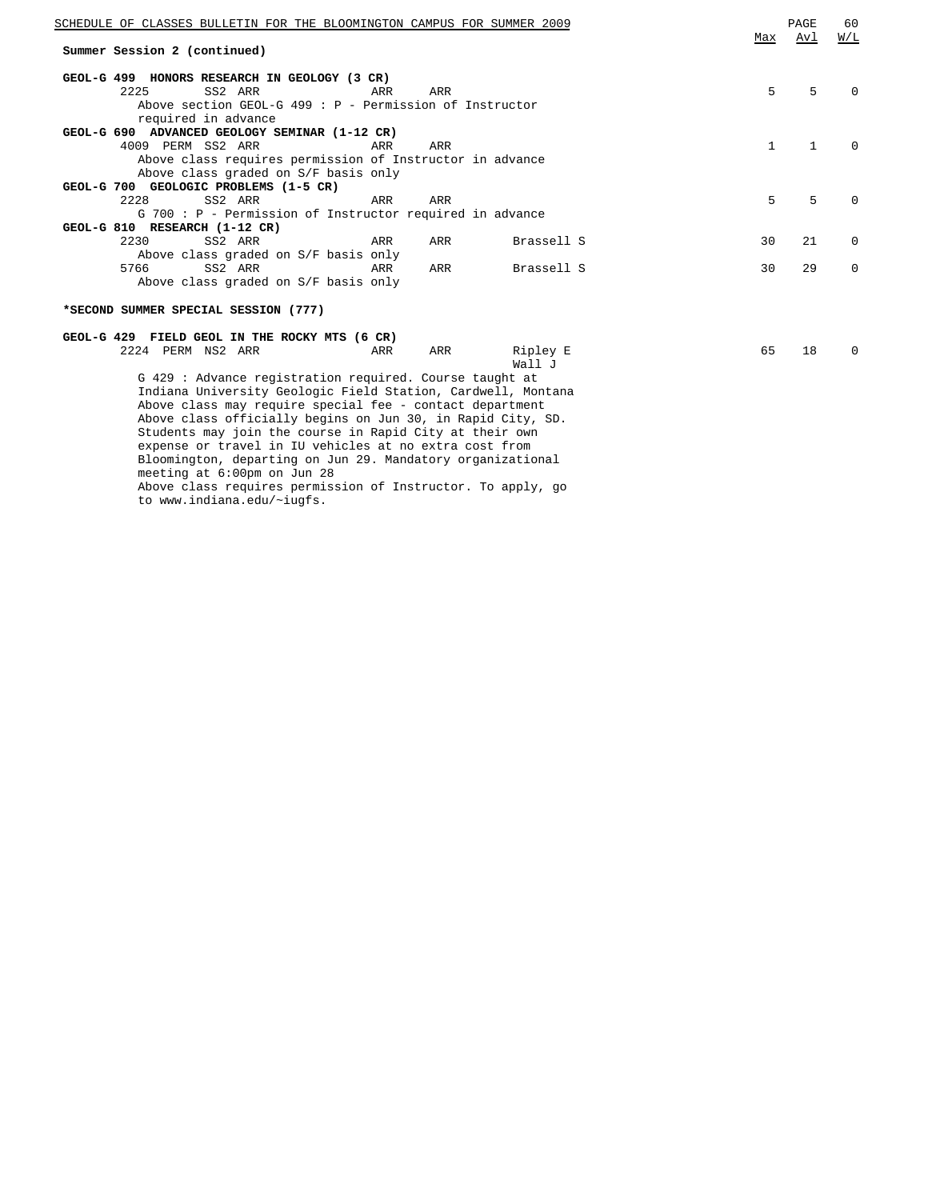**Summary Session 2 (continued)**

| Course / Section | | | | | | Max | Avl | W/L |
|---|---|---|---|---|---|---|---|---|
| **GEOL-G 499 HONORS RESEARCH IN GEOLOGY (3 CR)** | | | | | | | | |
| 2225 | | SS2 ARR | ARR | ARR | | 5 | 5 | 0 |
| Above section GEOL-G 499 : P - Permission of Instructor required in advance | | | | | | | | |
| **GEOL-G 690 ADVANCED GEOLOGY SEMINAR (1-12 CR)** | | | | | | | | |
| 4009 | PERM | SS2 ARR | ARR | ARR | | 1 | 1 | 0 |
| Above class requires permission of Instructor in advance | | | | | | | | |
| Above class graded on S/F basis only | | | | | | | | |
| **GEOL-G 700 GEOLOGIC PROBLEMS (1-5 CR)** | | | | | | | | |
| 2228 | | SS2 ARR | ARR | ARR | | 5 | 5 | 0 |
| G 700 : P - Permission of Instructor required in advance | | | | | | | | |
| **GEOL-G 810 RESEARCH (1-12 CR)** | | | | | | | | |
| 2230 | | SS2 ARR | ARR | ARR | Brassell S | 30 | 21 | 0 |
| Above class graded on S/F basis only | | | | | | | | |
| 5766 | | SS2 ARR | ARR | ARR | Brassell S | 30 | 29 | 0 |
| Above class graded on S/F basis only | | | | | | | | |

**\*SECOND SUMMER SPECIAL SESSION (777)**

| Course / Section | | | | | | Max | Avl | W/L |
|---|---|---|---|---|---|---|---|---|
| **GEOL-G 429 FIELD GEOL IN THE ROCKY MTS (6 CR)** | | | | | | | | |
| 2224 | PERM | NS2 ARR | ARR | ARR | Ripley E<br>Wall J | 65 | 18 | 0 |

G 429 : Advance registration required. Course taught at Indiana University Geologic Field Station, Cardwell, Montana
Above class may require special fee - contact department
Above class officially begins on Jun 30, in Rapid City, SD. Students may join the course in Rapid City at their own expense or travel in IU vehicles at no extra cost from Bloomington, departing on Jun 29. Mandatory organizational meeting at 6:00pm on Jun 28
Above class requires permission of Instructor. To apply, go to www.indiana.edu/~iugfs.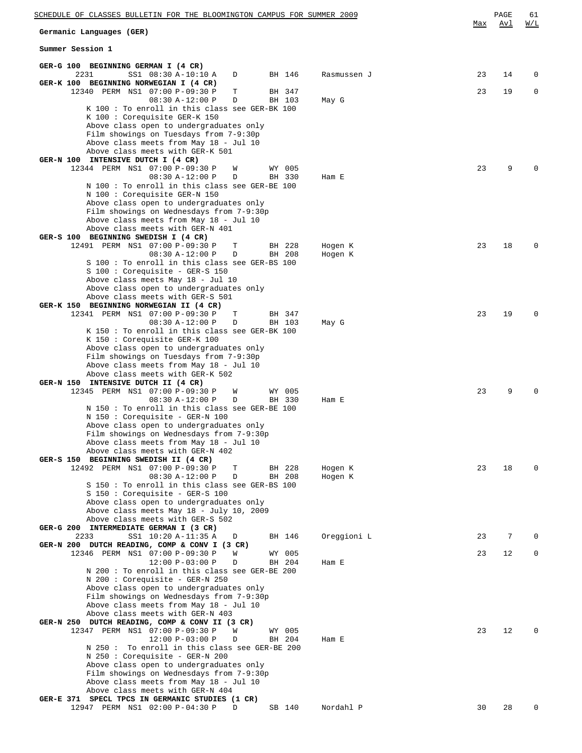## Germanic Languages (GER)

### Summer Session 1

| Course / Class | Section | Time | Days | Room | Instructor | Max | Avl | W/L |
|---|---|---|---|---|---|---|---|---|
| **GER-G 100 BEGINNING GERMAN I (4 CR)** | | | | | | | | |
| 2231 | SS1 | 08:30 A-10:10 A | D | BH 146 | Rasmussen J | 23 | 14 | 0 |
| **GER-K 100 BEGINNING NORWEGIAN I (4 CR)** | | | | | | | | |
| 12340 PERM | NS1 | 07:00 P-09:30 P | T | BH 347 | | 23 | 19 | 0 |
| | | 08:30 A-12:00 P | D | BH 103 | May G | | | |

K 100 : To enroll in this class see GER-BK 100
K 100 : Corequisite GER-K 150
Above class open to undergraduates only
Film showings on Tuesdays from 7-9:30p
Above class meets from May 18 - Jul 10
Above class meets with GER-K 501

| Course / Class | Section | Time | Days | Room | Instructor | Max | Avl | W/L |
|---|---|---|---|---|---|---|---|---|
| **GER-N 100 INTENSIVE DUTCH I (4 CR)** | | | | | | | | |
| 12344 PERM | NS1 | 07:00 P-09:30 P | W | WY 005 | | 23 | 9 | 0 |
| | | 08:30 A-12:00 P | D | BH 330 | Ham E | | | |

N 100 : To enroll in this class see GER-BE 100
N 100 : Corequisite GER-N 150
Above class open to undergraduates only
Film showings on Wednesdays from 7-9:30p
Above class meets from May 18 - Jul 10
Above class meets with GER-N 401

| Course / Class | Section | Time | Days | Room | Instructor | Max | Avl | W/L |
|---|---|---|---|---|---|---|---|---|
| **GER-S 100 BEGINNING SWEDISH I (4 CR)** | | | | | | | | |
| 12491 PERM | NS1 | 07:00 P-09:30 P | T | BH 228 | Hogen K | 23 | 18 | 0 |
| | | 08:30 A-12:00 P | D | BH 208 | Hogen K | | | |

S 100 : To enroll in this class see GER-BS 100
S 100 : Corequisite - GER-S 150
Above class meets May 18 - Jul 10
Above class open to undergraduates only
Above class meets with GER-S 501

| Course / Class | Section | Time | Days | Room | Instructor | Max | Avl | W/L |
|---|---|---|---|---|---|---|---|---|
| **GER-K 150 BEGINNING NORWEGIAN II (4 CR)** | | | | | | | | |
| 12341 PERM | NS1 | 07:00 P-09:30 P | T | BH 347 | | 23 | 19 | 0 |
| | | 08:30 A-12:00 P | D | BH 103 | May G | | | |

K 150 : To enroll in this class see GER-BK 100
K 150 : Corequisite GER-K 100
Above class open to undergraduates only
Film showings on Tuesdays from 7-9:30p
Above class meets from May 18 - Jul 10
Above class meets with GER-K 502

| Course / Class | Section | Time | Days | Room | Instructor | Max | Avl | W/L |
|---|---|---|---|---|---|---|---|---|
| **GER-N 150 INTENSIVE DUTCH II (4 CR)** | | | | | | | | |
| 12345 PERM | NS1 | 07:00 P-09:30 P | W | WY 005 | | 23 | 9 | 0 |
| | | 08:30 A-12:00 P | D | BH 330 | Ham E | | | |

N 150 : To enroll in this class see GER-BE 100
N 150 : Corequisite - GER-N 100
Above class open to undergraduates only
Film showings on Wednesdays from 7-9:30p
Above class meets from May 18 - Jul 10
Above class meets with GER-N 402

| Course / Class | Section | Time | Days | Room | Instructor | Max | Avl | W/L |
|---|---|---|---|---|---|---|---|---|
| **GER-S 150 BEGINNING SWEDISH II (4 CR)** | | | | | | | | |
| 12492 PERM | NS1 | 07:00 P-09:30 P | T | BH 228 | Hogen K | 23 | 18 | 0 |
| | | 08:30 A-12:00 P | D | BH 208 | Hogen K | | | |

S 150 : To enroll in this class see GER-BS 100
S 150 : Corequisite - GER-S 100
Above class open to undergraduates only
Above class meets May 18 - July 10, 2009
Above class meets with GER-S 502

| Course / Class | Section | Time | Days | Room | Instructor | Max | Avl | W/L |
|---|---|---|---|---|---|---|---|---|
| **GER-G 200 INTERMEDIATE GERMAN I (3 CR)** | | | | | | | | |
| 2233 | SS1 | 10:20 A-11:35 A | D | BH 146 | Oreggioni L | 23 | 7 | 0 |
| **GER-N 200 DUTCH READING, COMP & CONV I (3 CR)** | | | | | | | | |
| 12346 PERM | NS1 | 07:00 P-09:30 P | W | WY 005 | | 23 | 12 | 0 |
| | | 12:00 P-03:00 P | D | BH 204 | Ham E | | | |

N 200 : To enroll in this class see GER-BE 200
N 200 : Corequisite - GER-N 250
Above class open to undergraduates only
Film showings on Wednesdays from 7-9:30p
Above class meets from May 18 - Jul 10
Above class meets with GER-N 403

| Course / Class | Section | Time | Days | Room | Instructor | Max | Avl | W/L |
|---|---|---|---|---|---|---|---|---|
| **GER-N 250 DUTCH READING, COMP & CONV II (3 CR)** | | | | | | | | |
| 12347 PERM | NS1 | 07:00 P-09:30 P | W | WY 005 | | 23 | 12 | 0 |
| | | 12:00 P-03:00 P | D | BH 204 | Ham E | | | |

N 250 : To enroll in this class see GER-BE 200
N 250 : Corequisite - GER-N 200
Above class open to undergraduates only
Film showings on Wednesdays from 7-9:30p
Above class meets from May 18 - Jul 10
Above class meets with GER-N 404

| Course / Class | Section | Time | Days | Room | Instructor | Max | Avl | W/L |
|---|---|---|---|---|---|---|---|---|
| **GER-E 371 SPECL TPCS IN GERMANIC STUDIES (1 CR)** | | | | | | | | |
| 12947 PERM | NS1 | 02:00 P-04:30 P | D | SB 140 | Nordahl P | 30 | 28 | 0 |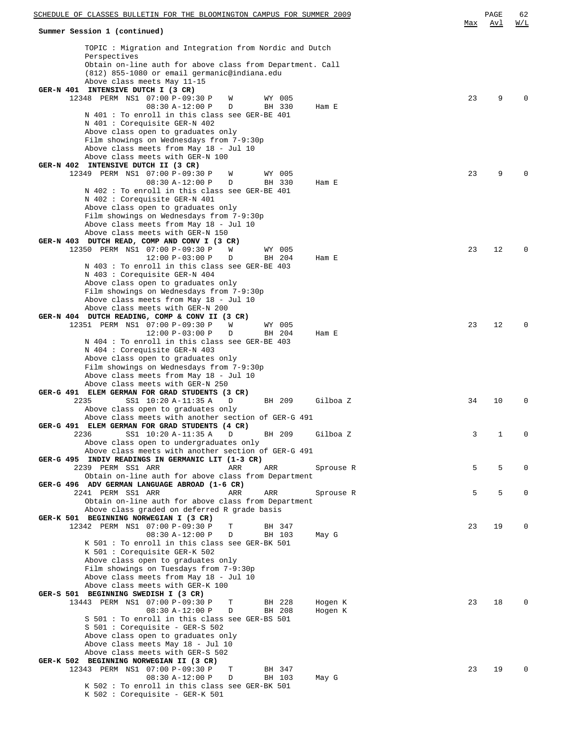SCHEDULE OF CLASSES BULLETIN FOR THE BLOOMINGTON CAMPUS FOR SUMMER 2009

**Summer Session 1 (continued)**

```
                                                                   Max  Avl  W/L
     TOPIC : Migration and Integration from Nordic and Dutch
     Perspectives
     Obtain on-line auth for above class from Department. Call
     (812) 855-1080 or email germanic@indiana.edu
     Above class meets May 11-15
GER-N 401  INTENSIVE DUTCH I (3 CR)
   12348  PERM  NS1  07:00 P-09:30 P   W      WY 005                23    9    0
                     08:30 A-12:00 P   D      BH 330    Ham E
     N 401 : To enroll in this class see GER-BE 401
     N 401 : Corequisite GER-N 402
     Above class open to graduates only
     Film showings on Wednesdays from 7-9:30p
     Above class meets from May 18 - Jul 10
     Above class meets with GER-N 100
GER-N 402  INTENSIVE DUTCH II (3 CR)
   12349  PERM  NS1  07:00 P-09:30 P   W      WY 005                23    9    0
                     08:30 A-12:00 P   D      BH 330    Ham E
     N 402 : To enroll in this class see GER-BE 401
     N 402 : Corequisite GER-N 401
     Above class open to graduates only
     Film showings on Wednesdays from 7-9:30p
     Above class meets from May 18 - Jul 10
     Above class meets with GER-N 150
GER-N 403  DUTCH READ, COMP AND CONV I (3 CR)
   12350  PERM  NS1  07:00 P-09:30 P   W      WY 005                23   12    0
                     12:00 P-03:00 P   D      BH 204    Ham E
     N 403 : To enroll in this class see GER-BE 403
     N 403 : Corequisite GER-N 404
     Above class open to graduates only
     Film showings on Wednesdays from 7-9:30p
     Above class meets from May 18 - Jul 10
     Above class meets with GER-N 200
GER-N 404  DUTCH READING, COMP & CONV II (3 CR)
   12351  PERM  NS1  07:00 P-09:30 P   W      WY 005                23   12    0
                     12:00 P-03:00 P   D      BH 204    Ham E
     N 404 : To enroll in this class see GER-BE 403
     N 404 : Corequisite GER-N 403
     Above class open to graduates only
     Film showings on Wednesdays from 7-9:30p
     Above class meets from May 18 - Jul 10
     Above class meets with GER-N 250
GER-G 491  ELEM GERMAN FOR GRAD STUDENTS (3 CR)
   2235         SS1  10:20 A-11:35 A   D      BH 209    Gilboa Z    34   10    0
     Above class open to graduates only
     Above class meets with another section of GER-G 491
GER-G 491  ELEM GERMAN FOR GRAD STUDENTS (4 CR)
   2236         SS1  10:20 A-11:35 A   D      BH 209    Gilboa Z     3    1    0
     Above class open to undergraduates only
     Above class meets with another section of GER-G 491
GER-G 495  INDIV READINGS IN GERMANIC LIT (1-3 CR)
   2239   PERM  SS1  ARR               ARR    ARR       Sprouse R    5    5    0
     Obtain on-line auth for above class from Department
GER-G 496  ADV GERMAN LANGUAGE ABROAD (1-6 CR)
   2241   PERM  SS1  ARR               ARR    ARR       Sprouse R    5    5    0
     Obtain on-line auth for above class from Department
     Above class graded on deferred R grade basis
GER-K 501  BEGINNING NORWEGIAN I (3 CR)
   12342  PERM  NS1  07:00 P-09:30 P   T      BH 347                23   19    0
                     08:30 A-12:00 P   D      BH 103    May G
     K 501 : To enroll in this class see GER-BK 501
     K 501 : Corequisite GER-K 502
     Above class open to graduates only
     Film showings on Tuesdays from 7-9:30p
     Above class meets from May 18 - Jul 10
     Above class meets with GER-K 100
GER-S 501  BEGINNING SWEDISH I (3 CR)
   13443  PERM  NS1  07:00 P-09:30 P   T      BH 228    Hogen K     23   18    0
                     08:30 A-12:00 P   D      BH 208    Hogen K
     S 501 : To enroll in this class see GER-BS 501
     S 501 : Corequisite - GER-S 502
     Above class open to graduates only
     Above class meets May 18 - Jul 10
     Above class meets with GER-S 502
GER-K 502  BEGINNING NORWEGIAN II (3 CR)
   12343  PERM  NS1  07:00 P-09:30 P   T      BH 347                23   19    0
                     08:30 A-12:00 P   D      BH 103    May G
     K 502 : To enroll in this class see GER-BK 501
     K 502 : Corequisite - GER-K 501
```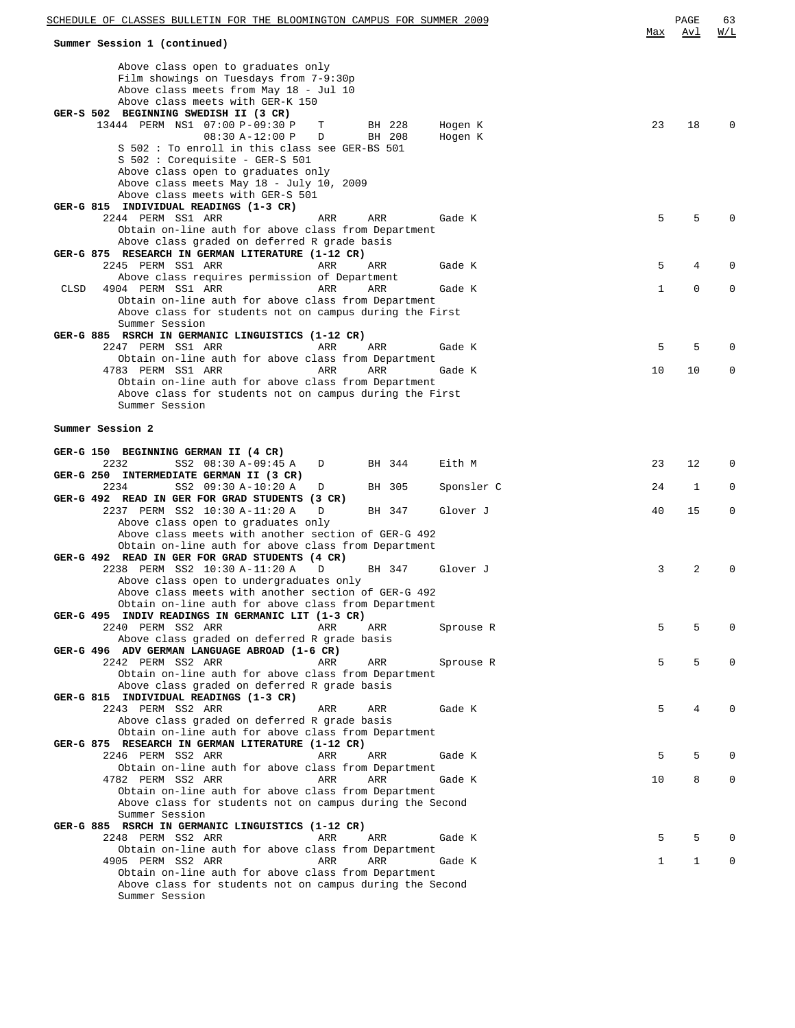**Summer Session 1 (continued)**

Above class open to graduates only
Film showings on Tuesdays from 7-9:30p
Above class meets from May 18 - Jul 10
Above class meets with GER-K 150

**GER-S 502 BEGINNING SWEDISH II (3 CR)**

| | Class | | Session | Time | Days | Room | Instructor | Max | Avl | W/L |
|---|---|---|---|---|---|---|---|---|---|---|
| | 13444 | PERM | NS1 | 07:00 P-09:30 P | T | BH 228 | Hogen K | 23 | 18 | 0 |
| | | | | 08:30 A-12:00 P | D | BH 208 | Hogen K | | | |

S 502 : To enroll in this class see GER-BS 501
S 502 : Corequisite - GER-S 501
Above class open to graduates only
Above class meets May 18 - July 10, 2009
Above class meets with GER-S 501

**GER-G 815 INDIVIDUAL READINGS (1-3 CR)**

| | Class | | Session | Time | Days | Room | Instructor | Max | Avl | W/L |
|---|---|---|---|---|---|---|---|---|---|---|
| | 2244 | PERM | SS1 | ARR | ARR | ARR | Gade K | 5 | 5 | 0 |

Obtain on-line auth for above class from Department
Above class graded on deferred R grade basis

**GER-G 875 RESEARCH IN GERMAN LITERATURE (1-12 CR)**

| | Class | | Session | Time | Days | Room | Instructor | Max | Avl | W/L |
|---|---|---|---|---|---|---|---|---|---|---|
| | 2245 | PERM | SS1 | ARR | ARR | ARR | Gade K | 5 | 4 | 0 |

Above class requires permission of Department

| | Class | | Session | Time | Days | Room | Instructor | Max | Avl | W/L |
|---|---|---|---|---|---|---|---|---|---|---|
| CLSD | 4904 | PERM | SS1 | ARR | ARR | ARR | Gade K | 1 | 0 | 0 |

Obtain on-line auth for above class from Department
Above class for students not on campus during the First Summer Session

**GER-G 885 RSRCH IN GERMANIC LINGUISTICS (1-12 CR)**

| | Class | | Session | Time | Days | Room | Instructor | Max | Avl | W/L |
|---|---|---|---|---|---|---|---|---|---|---|
| | 2247 | PERM | SS1 | ARR | ARR | ARR | Gade K | 5 | 5 | 0 |

Obtain on-line auth for above class from Department

| | Class | | Session | Time | Days | Room | Instructor | Max | Avl | W/L |
|---|---|---|---|---|---|---|---|---|---|---|
| | 4783 | PERM | SS1 | ARR | ARR | ARR | Gade K | 10 | 10 | 0 |

Obtain on-line auth for above class from Department
Above class for students not on campus during the First Summer Session

**Summer Session 2**

**GER-G 150 BEGINNING GERMAN II (4 CR)**

| | Class | | Session | Time | Days | Room | Instructor | Max | Avl | W/L |
|---|---|---|---|---|---|---|---|---|---|---|
| | 2232 | | SS2 | 08:30 A-09:45 A | D | BH 344 | Eith M | 23 | 12 | 0 |

**GER-G 250 INTERMEDIATE GERMAN II (3 CR)**

| | Class | | Session | Time | Days | Room | Instructor | Max | Avl | W/L |
|---|---|---|---|---|---|---|---|---|---|---|
| | 2234 | | SS2 | 09:30 A-10:20 A | D | BH 305 | Sponsler C | 24 | 1 | 0 |

**GER-G 492 READ IN GER FOR GRAD STUDENTS (3 CR)**

| | Class | | Session | Time | Days | Room | Instructor | Max | Avl | W/L |
|---|---|---|---|---|---|---|---|---|---|---|
| | 2237 | PERM | SS2 | 10:30 A-11:20 A | D | BH 347 | Glover J | 40 | 15 | 0 |

Above class open to graduates only
Above class meets with another section of GER-G 492
Obtain on-line auth for above class from Department

**GER-G 492 READ IN GER FOR GRAD STUDENTS (4 CR)**

| | Class | | Session | Time | Days | Room | Instructor | Max | Avl | W/L |
|---|---|---|---|---|---|---|---|---|---|---|
| | 2238 | PERM | SS2 | 10:30 A-11:20 A | D | BH 347 | Glover J | 3 | 2 | 0 |

Above class open to undergraduates only
Above class meets with another section of GER-G 492
Obtain on-line auth for above class from Department

**GER-G 495 INDIV READINGS IN GERMANIC LIT (1-3 CR)**

| | Class | | Session | Time | Days | Room | Instructor | Max | Avl | W/L |
|---|---|---|---|---|---|---|---|---|---|---|
| | 2240 | PERM | SS2 | ARR | ARR | ARR | Sprouse R | 5 | 5 | 0 |

Above class graded on deferred R grade basis

**GER-G 496 ADV GERMAN LANGUAGE ABROAD (1-6 CR)**

| | Class | | Session | Time | Days | Room | Instructor | Max | Avl | W/L |
|---|---|---|---|---|---|---|---|---|---|---|
| | 2242 | PERM | SS2 | ARR | ARR | ARR | Sprouse R | 5 | 5 | 0 |

Obtain on-line auth for above class from Department
Above class graded on deferred R grade basis

**GER-G 815 INDIVIDUAL READINGS (1-3 CR)**

| | Class | | Session | Time | Days | Room | Instructor | Max | Avl | W/L |
|---|---|---|---|---|---|---|---|---|---|---|
| | 2243 | PERM | SS2 | ARR | ARR | ARR | Gade K | 5 | 4 | 0 |

Above class graded on deferred R grade basis
Obtain on-line auth for above class from Department

**GER-G 875 RESEARCH IN GERMAN LITERATURE (1-12 CR)**

| | Class | | Session | Time | Days | Room | Instructor | Max | Avl | W/L |
|---|---|---|---|---|---|---|---|---|---|---|
| | 2246 | PERM | SS2 | ARR | ARR | ARR | Gade K | 5 | 5 | 0 |

Obtain on-line auth for above class from Department

| | Class | | Session | Time | Days | Room | Instructor | Max | Avl | W/L |
|---|---|---|---|---|---|---|---|---|---|---|
| | 4782 | PERM | SS2 | ARR | ARR | ARR | Gade K | 10 | 8 | 0 |

Obtain on-line auth for above class from Department
Above class for students not on campus during the Second Summer Session

**GER-G 885 RSRCH IN GERMANIC LINGUISTICS (1-12 CR)**

| | Class | | Session | Time | Days | Room | Instructor | Max | Avl | W/L |
|---|---|---|---|---|---|---|---|---|---|---|
| | 2248 | PERM | SS2 | ARR | ARR | ARR | Gade K | 5 | 5 | 0 |

Obtain on-line auth for above class from Department

| | Class | | Session | Time | Days | Room | Instructor | Max | Avl | W/L |
|---|---|---|---|---|---|---|---|---|---|---|
| | 4905 | PERM | SS2 | ARR | ARR | ARR | Gade K | 1 | 1 | 0 |

Obtain on-line auth for above class from Department
Above class for students not on campus during the Second Summer Session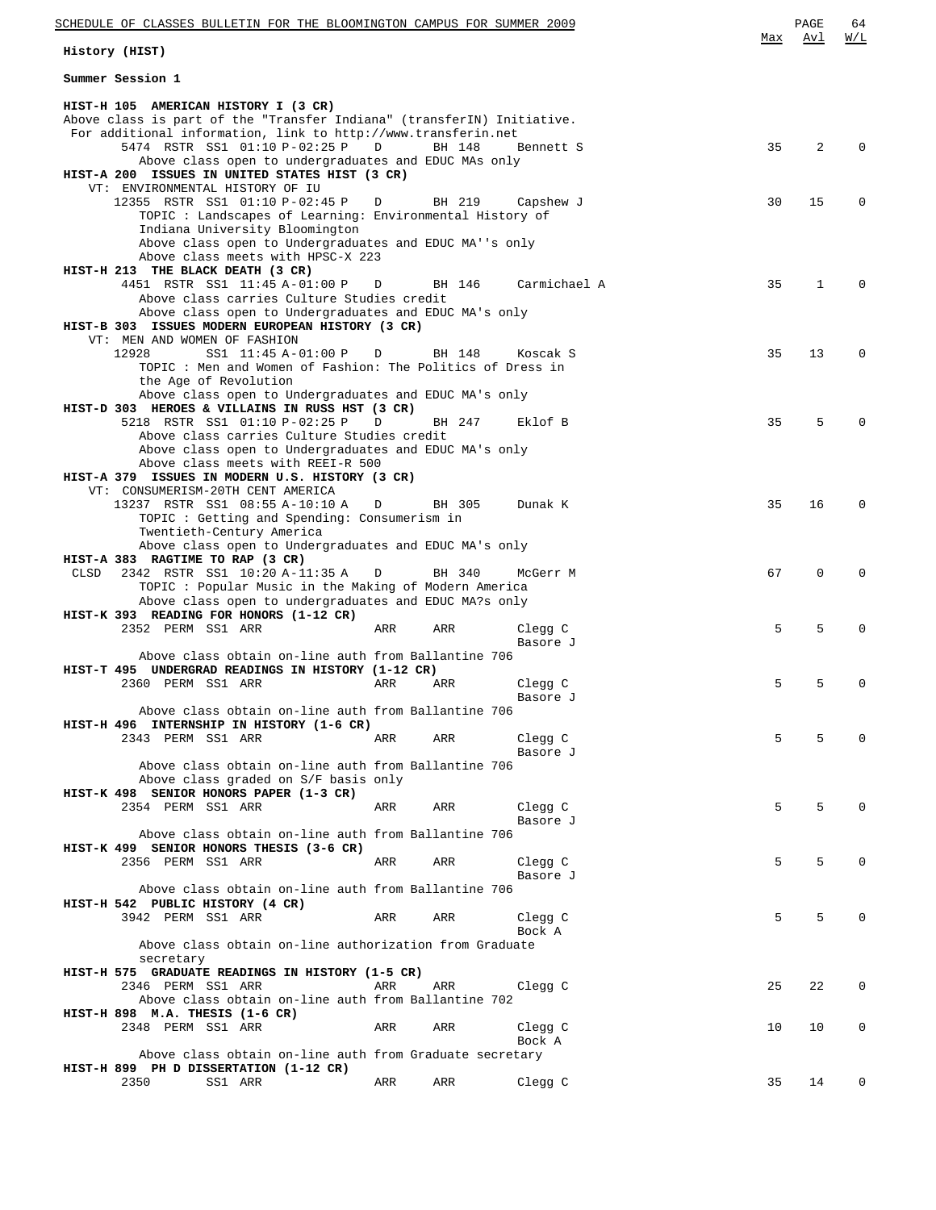## History (HIST)

### Summer Session 1

**HIST-H 105 AMERICAN HISTORY I (3 CR)**
Above class is part of the "Transfer Indiana" (transferIN) Initiative.
For additional information, link to http://www.transferin.net

| Class | Restriction | Session | Time | Days | Room | Instructor | Max | Avl | W/L |
|---|---|---|---|---|---|---|---|---|---|
| 5474 | RSTR | SS1 | 01:10 P-02:25 P | D | BH 148 | Bennett S | 35 | 2 | 0 |

Above class open to undergraduates and EDUC MAs only

**HIST-A 200 ISSUES IN UNITED STATES HIST (3 CR)**
VT: ENVIRONMENTAL HISTORY OF IU

| Class | Restriction | Session | Time | Days | Room | Instructor | Max | Avl | W/L |
|---|---|---|---|---|---|---|---|---|---|
| 12355 | RSTR | SS1 | 01:10 P-02:45 P | D | BH 219 | Capshew J | 30 | 15 | 0 |

TOPIC : Landscapes of Learning: Environmental History of Indiana University Bloomington
Above class open to Undergraduates and EDUC MA''s only
Above class meets with HPSC-X 223

**HIST-H 213 THE BLACK DEATH (3 CR)**

| Class | Restriction | Session | Time | Days | Room | Instructor | Max | Avl | W/L |
|---|---|---|---|---|---|---|---|---|---|
| 4451 | RSTR | SS1 | 11:45 A-01:00 P | D | BH 146 | Carmichael A | 35 | 1 | 0 |

Above class carries Culture Studies credit
Above class open to Undergraduates and EDUC MA's only

**HIST-B 303 ISSUES MODERN EUROPEAN HISTORY (3 CR)**
VT: MEN AND WOMEN OF FASHION

| Class | Restriction | Session | Time | Days | Room | Instructor | Max | Avl | W/L |
|---|---|---|---|---|---|---|---|---|---|
| 12928 | | SS1 | 11:45 A-01:00 P | D | BH 148 | Koscak S | 35 | 13 | 0 |

TOPIC : Men and Women of Fashion: The Politics of Dress in the Age of Revolution
Above class open to Undergraduates and EDUC MA's only

**HIST-D 303 HEROES & VILLAINS IN RUSS HST (3 CR)**

| Class | Restriction | Session | Time | Days | Room | Instructor | Max | Avl | W/L |
|---|---|---|---|---|---|---|---|---|---|
| 5218 | RSTR | SS1 | 01:10 P-02:25 P | D | BH 247 | Eklof B | 35 | 5 | 0 |

Above class carries Culture Studies credit
Above class open to Undergraduates and EDUC MA's only
Above class meets with REEI-R 500

**HIST-A 379 ISSUES IN MODERN U.S. HISTORY (3 CR)**
VT: CONSUMERISM-20TH CENT AMERICA

| Class | Restriction | Session | Time | Days | Room | Instructor | Max | Avl | W/L |
|---|---|---|---|---|---|---|---|---|---|
| 13237 | RSTR | SS1 | 08:55 A-10:10 A | D | BH 305 | Dunak K | 35 | 16 | 0 |

TOPIC : Getting and Spending: Consumerism in Twentieth-Century America
Above class open to Undergraduates and EDUC MA's only

**HIST-A 383 RAGTIME TO RAP (3 CR)**

| Class | Restriction | Session | Time | Days | Room | Instructor | Max | Avl | W/L |
|---|---|---|---|---|---|---|---|---|---|
| CLSD 2342 | RSTR | SS1 | 10:20 A-11:35 A | D | BH 340 | McGerr M | 67 | 0 | 0 |

TOPIC : Popular Music in the Making of Modern America
Above class open to undergraduates and EDUC MA?s only

**HIST-K 393 READING FOR HONORS (1-12 CR)**

| Class | Restriction | Session | Time | Days | Room | Instructor | Max | Avl | W/L |
|---|---|---|---|---|---|---|---|---|---|
| 2352 | PERM | SS1 | ARR | ARR | ARR | Clegg C, Basore J | 5 | 5 | 0 |

Above class obtain on-line auth from Ballantine 706

**HIST-T 495 UNDERGRAD READINGS IN HISTORY (1-12 CR)**

| Class | Restriction | Session | Time | Days | Room | Instructor | Max | Avl | W/L |
|---|---|---|---|---|---|---|---|---|---|
| 2360 | PERM | SS1 | ARR | ARR | ARR | Clegg C, Basore J | 5 | 5 | 0 |

Above class obtain on-line auth from Ballantine 706

**HIST-H 496 INTERNSHIP IN HISTORY (1-6 CR)**

| Class | Restriction | Session | Time | Days | Room | Instructor | Max | Avl | W/L |
|---|---|---|---|---|---|---|---|---|---|
| 2343 | PERM | SS1 | ARR | ARR | ARR | Clegg C, Basore J | 5 | 5 | 0 |

Above class obtain on-line auth from Ballantine 706
Above class graded on S/F basis only

**HIST-K 498 SENIOR HONORS PAPER (1-3 CR)**

| Class | Restriction | Session | Time | Days | Room | Instructor | Max | Avl | W/L |
|---|---|---|---|---|---|---|---|---|---|
| 2354 | PERM | SS1 | ARR | ARR | ARR | Clegg C, Basore J | 5 | 5 | 0 |

Above class obtain on-line auth from Ballantine 706

**HIST-K 499 SENIOR HONORS THESIS (3-6 CR)**

| Class | Restriction | Session | Time | Days | Room | Instructor | Max | Avl | W/L |
|---|---|---|---|---|---|---|---|---|---|
| 2356 | PERM | SS1 | ARR | ARR | ARR | Clegg C, Basore J | 5 | 5 | 0 |

Above class obtain on-line auth from Ballantine 706

**HIST-H 542 PUBLIC HISTORY (4 CR)**

| Class | Restriction | Session | Time | Days | Room | Instructor | Max | Avl | W/L |
|---|---|---|---|---|---|---|---|---|---|
| 3942 | PERM | SS1 | ARR | ARR | ARR | Clegg C, Bock A | 5 | 5 | 0 |

Above class obtain on-line authorization from Graduate secretary

**HIST-H 575 GRADUATE READINGS IN HISTORY (1-5 CR)**

| Class | Restriction | Session | Time | Days | Room | Instructor | Max | Avl | W/L |
|---|---|---|---|---|---|---|---|---|---|
| 2346 | PERM | SS1 | ARR | ARR | ARR | Clegg C | 25 | 22 | 0 |

Above class obtain on-line auth from Ballantine 702

**HIST-H 898 M.A. THESIS (1-6 CR)**

| Class | Restriction | Session | Time | Days | Room | Instructor | Max | Avl | W/L |
|---|---|---|---|---|---|---|---|---|---|
| 2348 | PERM | SS1 | ARR | ARR | ARR | Clegg C, Bock A | 10 | 10 | 0 |

Above class obtain on-line auth from Graduate secretary

**HIST-H 899 PH D DISSERTATION (1-12 CR)**

| Class | Restriction | Session | Time | Days | Room | Instructor | Max | Avl | W/L |
|---|---|---|---|---|---|---|---|---|---|
| 2350 | | SS1 | ARR | ARR | ARR | Clegg C | 35 | 14 | 0 |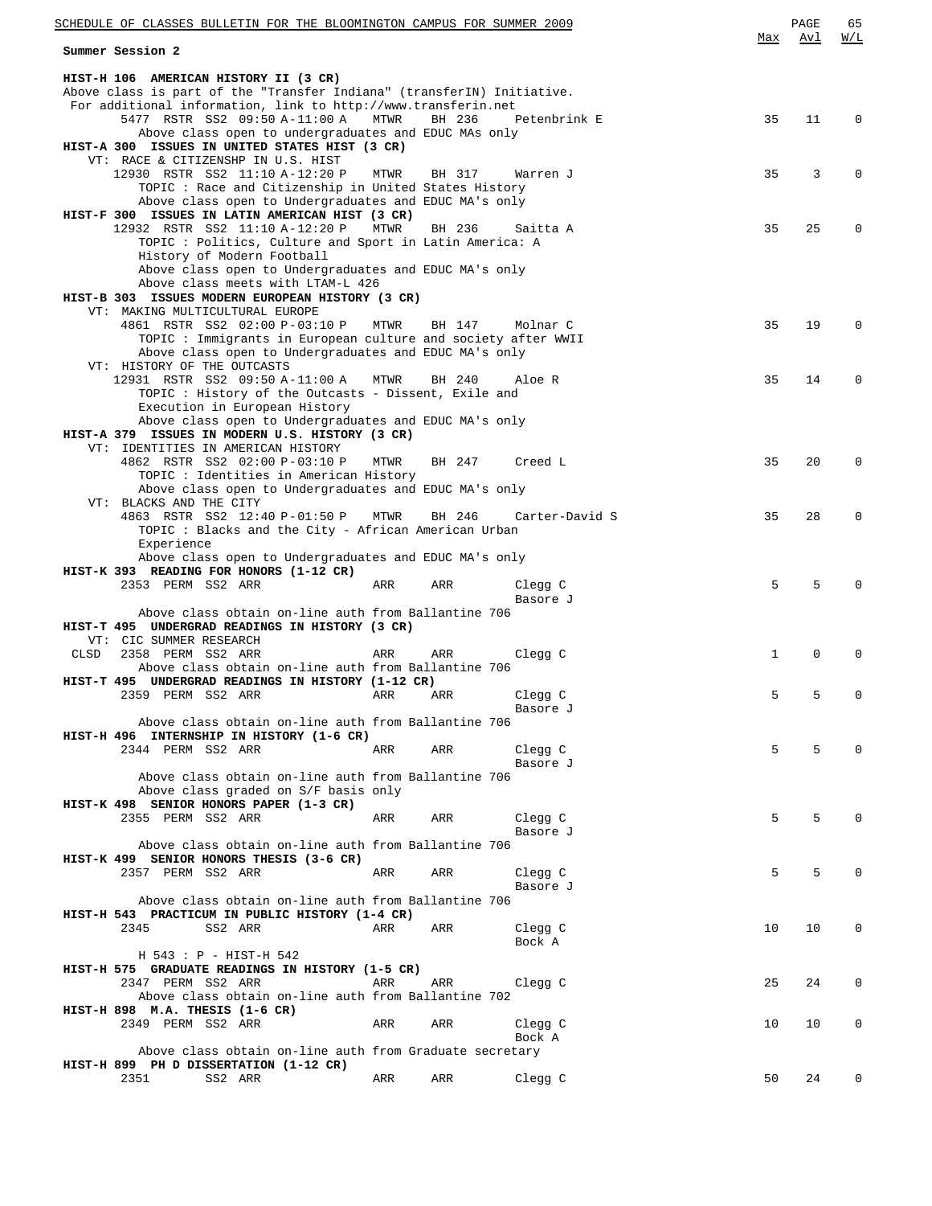**Summary Session 2**

| | Max | Avl | W/L |
|---|---|---|---|
| **HIST-H 106 AMERICAN HISTORY II (3 CR)** | | | |
| Above class is part of the "Transfer Indiana" (transferIN) Initiative. For additional information, link to http://www.transferin.net | | | |
| 5477 RSTR SS2 09:50 A-11:00 A MTWR BH 236 Petenbrink E | 35 | 11 | 0 |
| Above class open to undergraduates and EDUC MAs only | | | |
| **HIST-A 300 ISSUES IN UNITED STATES HIST (3 CR)** | | | |
| VT: RACE & CITIZENSHP IN U.S. HIST | | | |
| 12930 RSTR SS2 11:10 A-12:20 P MTWR BH 317 Warren J | 35 | 3 | 0 |
| TOPIC : Race and Citizenship in United States History | | | |
| Above class open to Undergraduates and EDUC MA's only | | | |
| **HIST-F 300 ISSUES IN LATIN AMERICAN HIST (3 CR)** | | | |
| 12932 RSTR SS2 11:10 A-12:20 P MTWR BH 236 Saitta A | 35 | 25 | 0 |
| TOPIC : Politics, Culture and Sport in Latin America: A History of Modern Football | | | |
| Above class open to Undergraduates and EDUC MA's only | | | |
| Above class meets with LTAM-L 426 | | | |
| **HIST-B 303 ISSUES MODERN EUROPEAN HISTORY (3 CR)** | | | |
| VT: MAKING MULTICULTURAL EUROPE | | | |
| 4861 RSTR SS2 02:00 P-03:10 P MTWR BH 147 Molnar C | 35 | 19 | 0 |
| TOPIC : Immigrants in European culture and society after WWII | | | |
| Above class open to Undergraduates and EDUC MA's only | | | |
| VT: HISTORY OF THE OUTCASTS | | | |
| 12931 RSTR SS2 09:50 A-11:00 A MTWR BH 240 Aloe R | 35 | 14 | 0 |
| TOPIC : History of the Outcasts - Dissent, Exile and Execution in European History | | | |
| Above class open to Undergraduates and EDUC MA's only | | | |
| **HIST-A 379 ISSUES IN MODERN U.S. HISTORY (3 CR)** | | | |
| VT: IDENTITIES IN AMERICAN HISTORY | | | |
| 4862 RSTR SS2 02:00 P-03:10 P MTWR BH 247 Creed L | 35 | 20 | 0 |
| TOPIC : Identities in American History | | | |
| Above class open to Undergraduates and EDUC MA's only | | | |
| VT: BLACKS AND THE CITY | | | |
| 4863 RSTR SS2 12:40 P-01:50 P MTWR BH 246 Carter-David S | 35 | 28 | 0 |
| TOPIC : Blacks and the City - African American Urban Experience | | | |
| Above class open to Undergraduates and EDUC MA's only | | | |
| **HIST-K 393 READING FOR HONORS (1-12 CR)** | | | |
| 2353 PERM SS2 ARR ARR ARR Clegg C, Basore J | 5 | 5 | 0 |
| Above class obtain on-line auth from Ballantine 706 | | | |
| **HIST-T 495 UNDERGRAD READINGS IN HISTORY (3 CR)** | | | |
| VT: CIC SUMMER RESEARCH | | | |
| CLSD 2358 PERM SS2 ARR ARR ARR Clegg C | 1 | 0 | 0 |
| Above class obtain on-line auth from Ballantine 706 | | | |
| **HIST-T 495 UNDERGRAD READINGS IN HISTORY (1-12 CR)** | | | |
| 2359 PERM SS2 ARR ARR ARR Clegg C, Basore J | 5 | 5 | 0 |
| Above class obtain on-line auth from Ballantine 706 | | | |
| **HIST-H 496 INTERNSHIP IN HISTORY (1-6 CR)** | | | |
| 2344 PERM SS2 ARR ARR ARR Clegg C, Basore J | 5 | 5 | 0 |
| Above class obtain on-line auth from Ballantine 706 | | | |
| Above class graded on S/F basis only | | | |
| **HIST-K 498 SENIOR HONORS PAPER (1-3 CR)** | | | |
| 2355 PERM SS2 ARR ARR ARR Clegg C, Basore J | 5 | 5 | 0 |
| Above class obtain on-line auth from Ballantine 706 | | | |
| **HIST-K 499 SENIOR HONORS THESIS (3-6 CR)** | | | |
| 2357 PERM SS2 ARR ARR ARR Clegg C, Basore J | 5 | 5 | 0 |
| Above class obtain on-line auth from Ballantine 706 | | | |
| **HIST-H 543 PRACTICUM IN PUBLIC HISTORY (1-4 CR)** | | | |
| 2345 SS2 ARR ARR ARR Clegg C, Bock A | 10 | 10 | 0 |
| H 543 : P - HIST-H 542 | | | |
| **HIST-H 575 GRADUATE READINGS IN HISTORY (1-5 CR)** | | | |
| 2347 PERM SS2 ARR ARR ARR Clegg C | 25 | 24 | 0 |
| Above class obtain on-line auth from Ballantine 702 | | | |
| **HIST-H 898 M.A. THESIS (1-6 CR)** | | | |
| 2349 PERM SS2 ARR ARR ARR Clegg C, Bock A | 10 | 10 | 0 |
| Above class obtain on-line auth from Graduate secretary | | | |
| **HIST-H 899 PH D DISSERTATION (1-12 CR)** | | | |
| 2351 SS2 ARR ARR ARR Clegg C | 50 | 24 | 0 |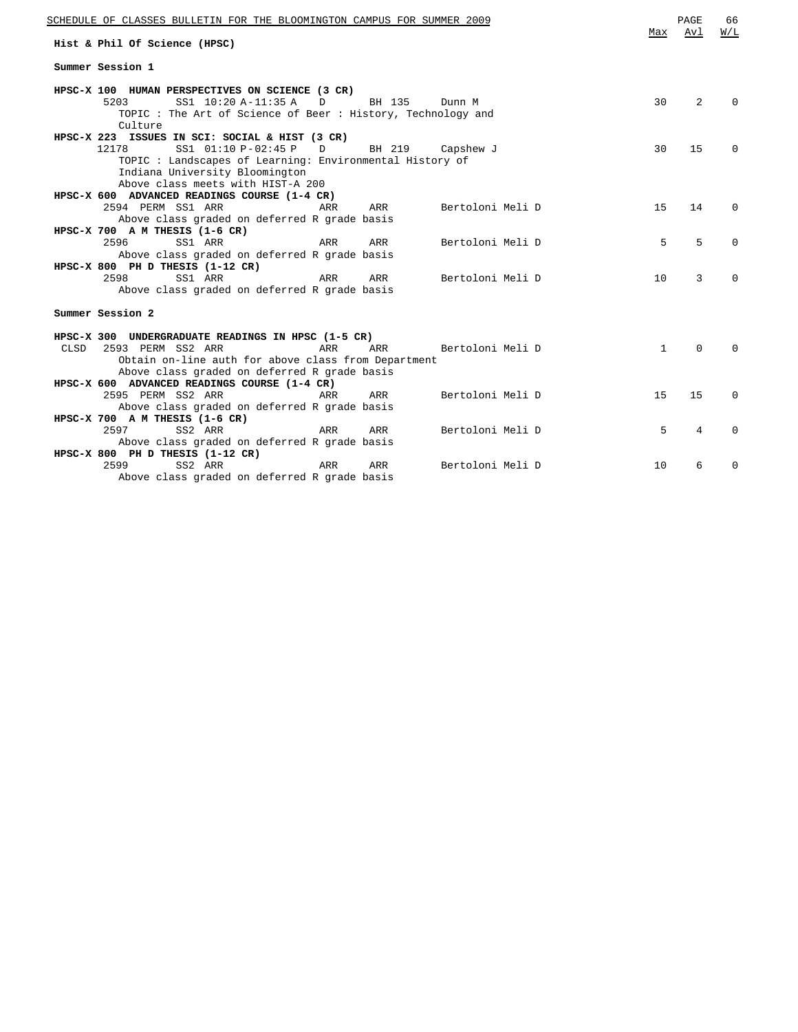## Hist & Phil Of Science (HPSC)

### Summer Session 1

| Course / Class | Session | Time | Days | Room | Instructor | Max | Avl | W/L |
|---|---|---|---|---|---|---|---|---|
| **HPSC-X 100 HUMAN PERSPECTIVES ON SCIENCE (3 CR)** | | | | | | | | |
| 5203 | SS1 | 10:20 A-11:35 A | D | BH 135 | Dunn M | 30 | 2 | 0 |
| TOPIC : The Art of Science of Beer : History, Technology and Culture | | | | | | | | |
| **HPSC-X 223 ISSUES IN SCI: SOCIAL & HIST (3 CR)** | | | | | | | | |
| 12178 | SS1 | 01:10 P-02:45 P | D | BH 219 | Capshew J | 30 | 15 | 0 |
| TOPIC : Landscapes of Learning: Environmental History of Indiana University Bloomington | | | | | | | | |
| Above class meets with HIST-A 200 | | | | | | | | |
| **HPSC-X 600 ADVANCED READINGS COURSE (1-4 CR)** | | | | | | | | |
| 2594 PERM | SS1 | ARR | ARR | ARR | Bertoloni Meli D | 15 | 14 | 0 |
| Above class graded on deferred R grade basis | | | | | | | | |
| **HPSC-X 700 A M THESIS (1-6 CR)** | | | | | | | | |
| 2596 | SS1 | ARR | ARR | ARR | Bertoloni Meli D | 5 | 5 | 0 |
| Above class graded on deferred R grade basis | | | | | | | | |
| **HPSC-X 800 PH D THESIS (1-12 CR)** | | | | | | | | |
| 2598 | SS1 | ARR | ARR | ARR | Bertoloni Meli D | 10 | 3 | 0 |
| Above class graded on deferred R grade basis | | | | | | | | |

### Summer Session 2

| Course / Class | Session | Time | Days | Room | Instructor | Max | Avl | W/L |
|---|---|---|---|---|---|---|---|---|
| **HPSC-X 300 UNDERGRADUATE READINGS IN HPSC (1-5 CR)** | | | | | | | | |
| CLSD 2593 PERM | SS2 | ARR | ARR | ARR | Bertoloni Meli D | 1 | 0 | 0 |
| Obtain on-line auth for above class from Department | | | | | | | | |
| Above class graded on deferred R grade basis | | | | | | | | |
| **HPSC-X 600 ADVANCED READINGS COURSE (1-4 CR)** | | | | | | | | |
| 2595 PERM | SS2 | ARR | ARR | ARR | Bertoloni Meli D | 15 | 15 | 0 |
| Above class graded on deferred R grade basis | | | | | | | | |
| **HPSC-X 700 A M THESIS (1-6 CR)** | | | | | | | | |
| 2597 | SS2 | ARR | ARR | ARR | Bertoloni Meli D | 5 | 4 | 0 |
| Above class graded on deferred R grade basis | | | | | | | | |
| **HPSC-X 800 PH D THESIS (1-12 CR)** | | | | | | | | |
| 2599 | SS2 | ARR | ARR | ARR | Bertoloni Meli D | 10 | 6 | 0 |
| Above class graded on deferred R grade basis | | | | | | | | |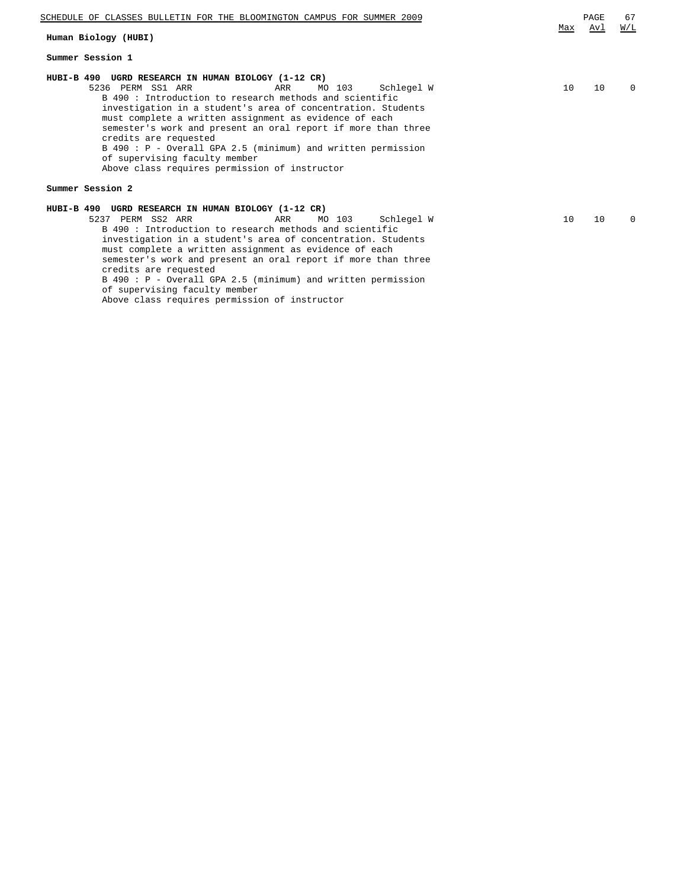## Human Biology (HUBI)

### Summer Session 1

**HUBI-B 490 UGRD RESEARCH IN HUMAN BIOLOGY (1-12 CR)**

| Class | Type | Session | Time | Days | Room | Instructor | Max | Avl | W/L |
|---|---|---|---|---|---|---|---|---|---|
| 5236 | PERM | SS1 | ARR | ARR | MO 103 | Schlegel W | 10 | 10 | 0 |

B 490 : Introduction to research methods and scientific investigation in a student's area of concentration. Students must complete a written assignment as evidence of each semester's work and present an oral report if more than three credits are requested

B 490 : P - Overall GPA 2.5 (minimum) and written permission of supervising faculty member

Above class requires permission of instructor

### Summer Session 2

**HUBI-B 490 UGRD RESEARCH IN HUMAN BIOLOGY (1-12 CR)**

| Class | Type | Session | Time | Days | Room | Instructor | Max | Avl | W/L |
|---|---|---|---|---|---|---|---|---|---|
| 5237 | PERM | SS2 | ARR | ARR | MO 103 | Schlegel W | 10 | 10 | 0 |

B 490 : Introduction to research methods and scientific investigation in a student's area of concentration. Students must complete a written assignment as evidence of each semester's work and present an oral report if more than three credits are requested

B 490 : P - Overall GPA 2.5 (minimum) and written permission of supervising faculty member

Above class requires permission of instructor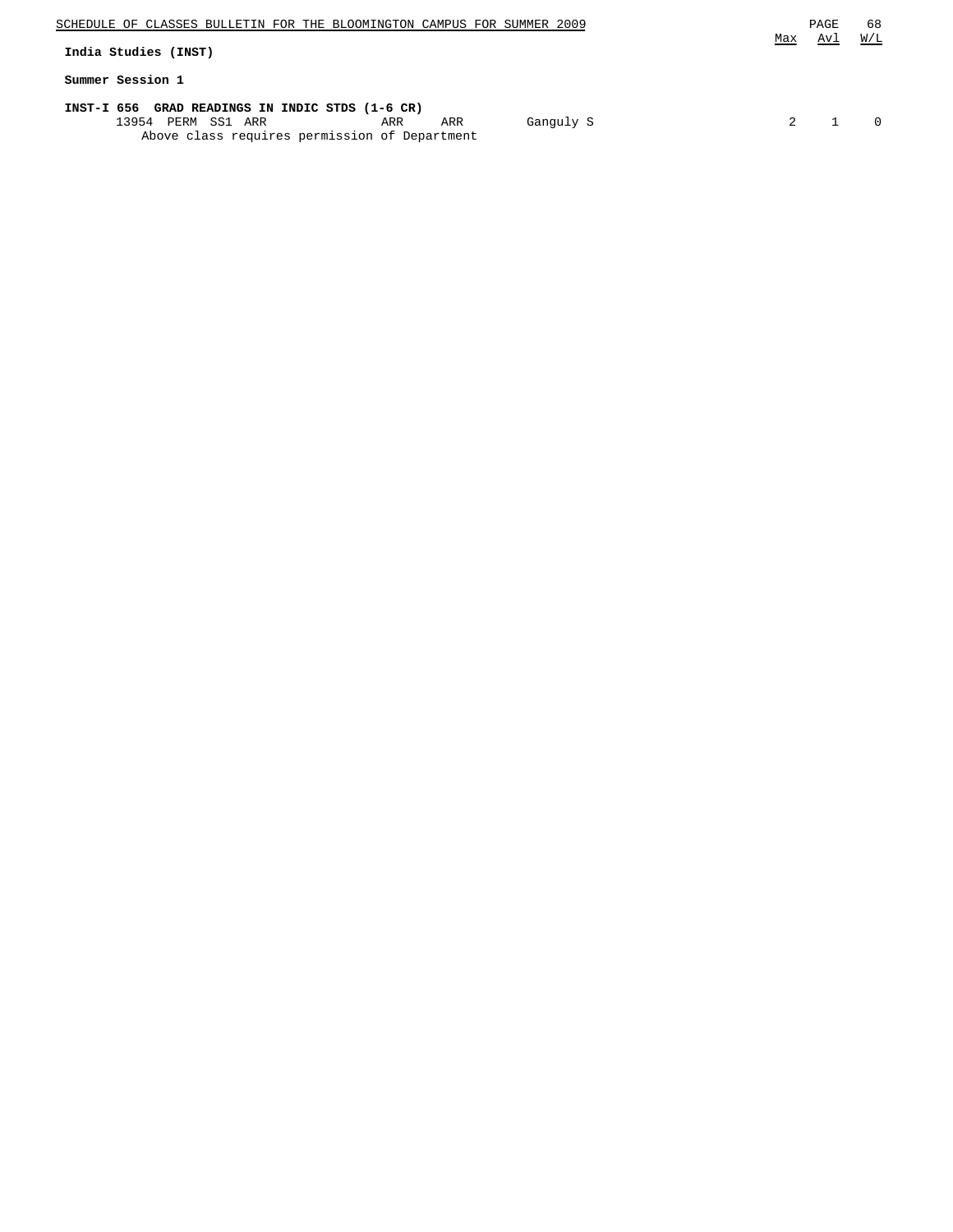## India Studies (INST)

### Summer Session 1

**INST-I 656 GRAD READINGS IN INDIC STDS (1-6 CR)**

| Class # | | Session | Time | Days | Room | Instructor | Max | Avl | W/L |
|---|---|---|---|---|---|---|---|---|---|
| 13954 | PERM | SS1 | ARR | ARR | ARR | Ganguly S | 2 | 1 | 0 |

Above class requires permission of Department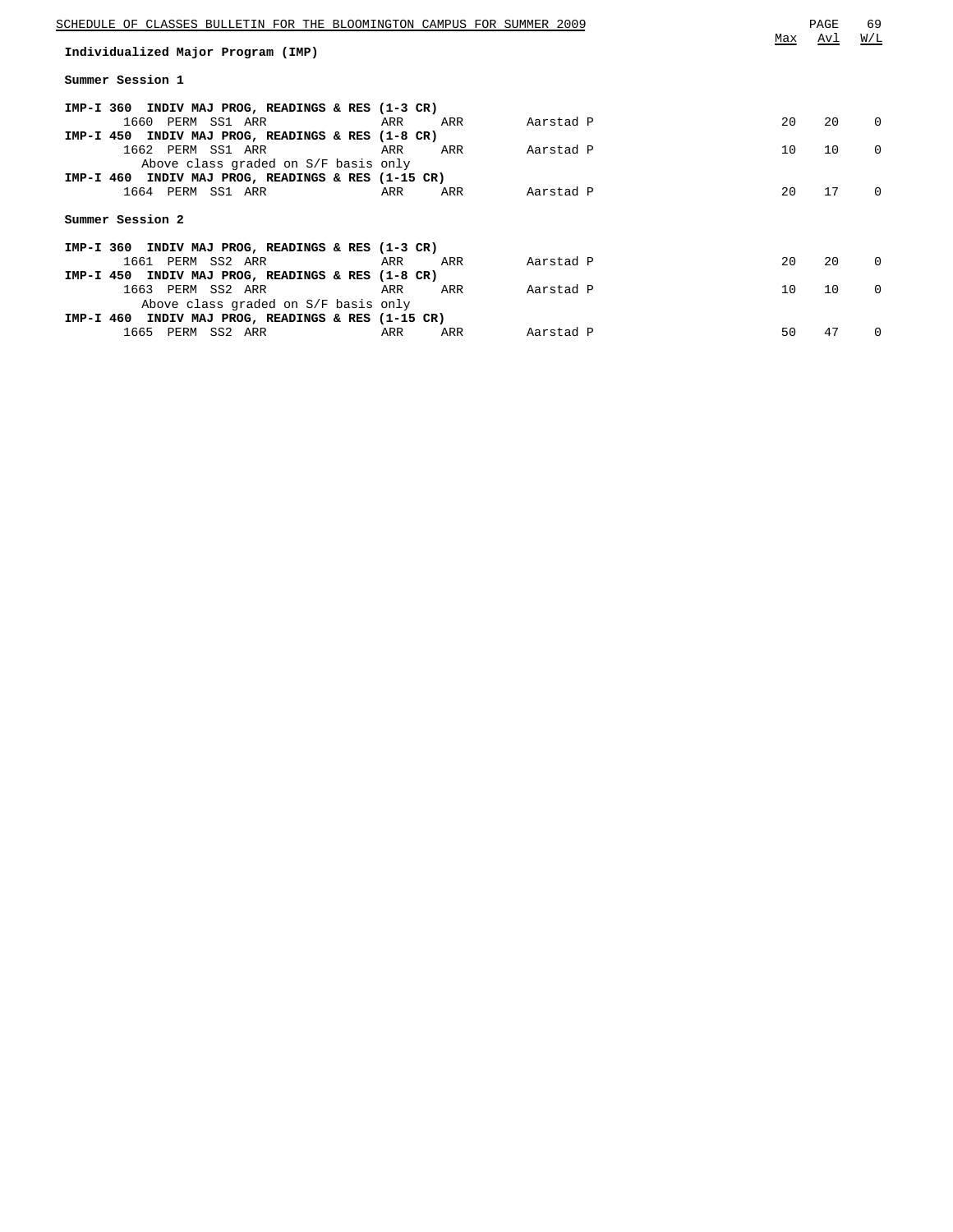## Individualized Major Program (IMP)

### Summer Session 1

| Course / Class | | | | | | | Max | Avl | W/L |
|---|---|---|---|---|---|---|---|---|---|
| **IMP-I 360 INDIV MAJ PROG, READINGS & RES (1-3 CR)** | | | | | | | | | |
| 1660 | PERM | SS1 ARR | ARR | ARR | Aarstad P | | 20 | 20 | 0 |
| **IMP-I 450 INDIV MAJ PROG, READINGS & RES (1-8 CR)** | | | | | | | | | |
| 1662 | PERM | SS1 ARR | ARR | ARR | Aarstad P | | 10 | 10 | 0 |
| Above class graded on S/F basis only | | | | | | | | | |
| **IMP-I 460 INDIV MAJ PROG, READINGS & RES (1-15 CR)** | | | | | | | | | |
| 1664 | PERM | SS1 ARR | ARR | ARR | Aarstad P | | 20 | 17 | 0 |

### Summer Session 2

| Course / Class | | | | | | | Max | Avl | W/L |
|---|---|---|---|---|---|---|---|---|---|
| **IMP-I 360 INDIV MAJ PROG, READINGS & RES (1-3 CR)** | | | | | | | | | |
| 1661 | PERM | SS2 ARR | ARR | ARR | Aarstad P | | 20 | 20 | 0 |
| **IMP-I 450 INDIV MAJ PROG, READINGS & RES (1-8 CR)** | | | | | | | | | |
| 1663 | PERM | SS2 ARR | ARR | ARR | Aarstad P | | 10 | 10 | 0 |
| Above class graded on S/F basis only | | | | | | | | | |
| **IMP-I 460 INDIV MAJ PROG, READINGS & RES (1-15 CR)** | | | | | | | | | |
| 1665 | PERM | SS2 ARR | ARR | ARR | Aarstad P | | 50 | 47 | 0 |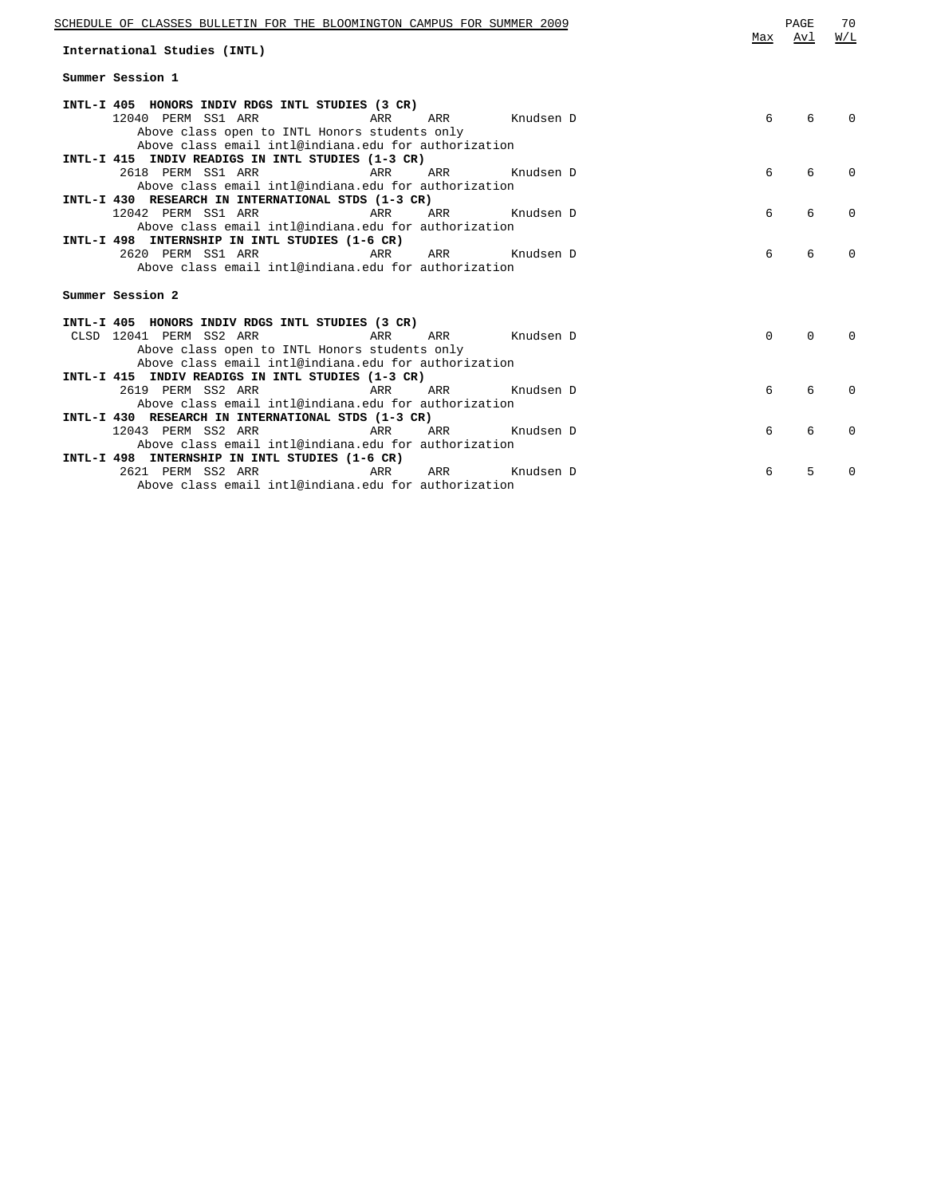## International Studies (INTL)

### Summer Session 1

| Course / Class | Type | Session | Days | Time | Room | Instructor | Max | Avl | W/L |
|---|---|---|---|---|---|---|---|---|---|
| **INTL-I 405 HONORS INDIV RDGS INTL STUDIES (3 CR)** | | | | | | | | | |
| 12040 | PERM | SS1 | ARR | ARR | ARR | Knudsen D | 6 | 6 | 0 |
| Above class open to INTL Honors students only | | | | | | | | | |
| Above class email intl@indiana.edu for authorization | | | | | | | | | |
| **INTL-I 415 INDIV READIGS IN INTL STUDIES (1-3 CR)** | | | | | | | | | |
| 2618 | PERM | SS1 | ARR | ARR | ARR | Knudsen D | 6 | 6 | 0 |
| Above class email intl@indiana.edu for authorization | | | | | | | | | |
| **INTL-I 430 RESEARCH IN INTERNATIONAL STDS (1-3 CR)** | | | | | | | | | |
| 12042 | PERM | SS1 | ARR | ARR | ARR | Knudsen D | 6 | 6 | 0 |
| Above class email intl@indiana.edu for authorization | | | | | | | | | |
| **INTL-I 498 INTERNSHIP IN INTL STUDIES (1-6 CR)** | | | | | | | | | |
| 2620 | PERM | SS1 | ARR | ARR | ARR | Knudsen D | 6 | 6 | 0 |
| Above class email intl@indiana.edu for authorization | | | | | | | | | |

### Summer Session 2

| Course / Class | Type | Session | Days | Time | Room | Instructor | Max | Avl | W/L |
|---|---|---|---|---|---|---|---|---|---|
| **INTL-I 405 HONORS INDIV RDGS INTL STUDIES (3 CR)** | | | | | | | | | |
| CLSD 12041 | PERM | SS2 | ARR | ARR | ARR | Knudsen D | 0 | 0 | 0 |
| Above class open to INTL Honors students only | | | | | | | | | |
| Above class email intl@indiana.edu for authorization | | | | | | | | | |
| **INTL-I 415 INDIV READIGS IN INTL STUDIES (1-3 CR)** | | | | | | | | | |
| 2619 | PERM | SS2 | ARR | ARR | ARR | Knudsen D | 6 | 6 | 0 |
| Above class email intl@indiana.edu for authorization | | | | | | | | | |
| **INTL-I 430 RESEARCH IN INTERNATIONAL STDS (1-3 CR)** | | | | | | | | | |
| 12043 | PERM | SS2 | ARR | ARR | ARR | Knudsen D | 6 | 6 | 0 |
| Above class email intl@indiana.edu for authorization | | | | | | | | | |
| **INTL-I 498 INTERNSHIP IN INTL STUDIES (1-6 CR)** | | | | | | | | | |
| 2621 | PERM | SS2 | ARR | ARR | ARR | Knudsen D | 6 | 5 | 0 |
| Above class email intl@indiana.edu for authorization | | | | | | | | | |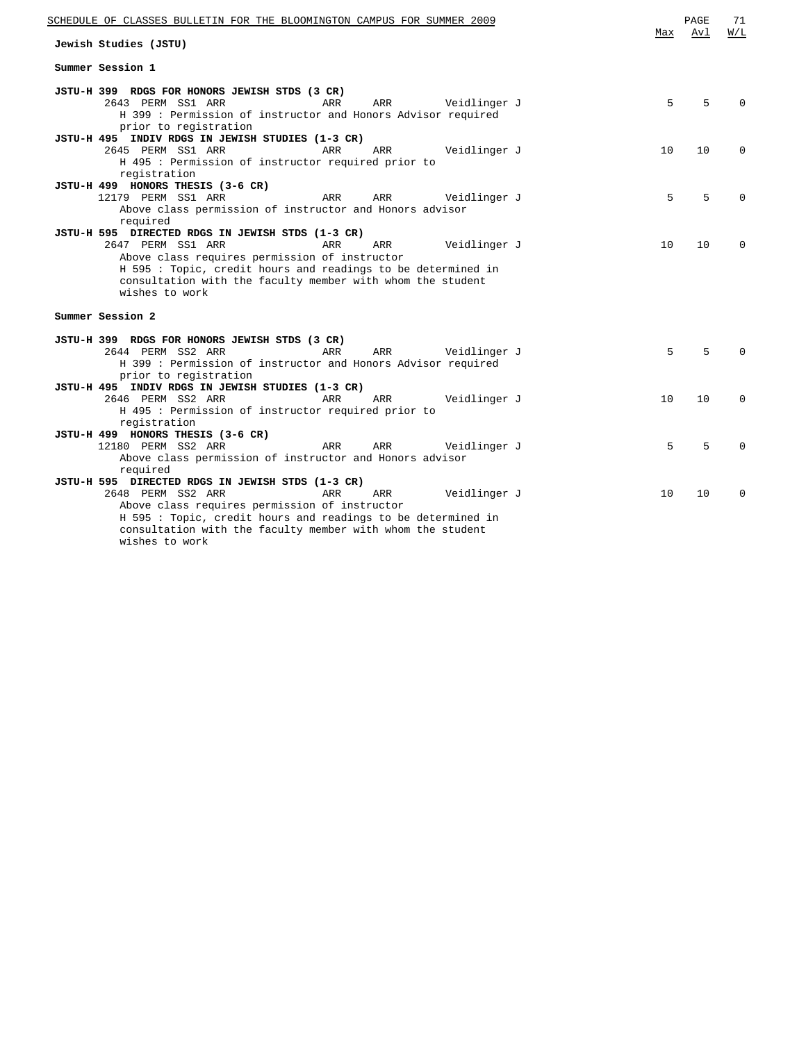## Jewish Studies (JSTU)

### Summer Session 1

| Course / Class | Max | Avl | W/L |
|---|---|---|---|
| **JSTU-H 399 RDGS FOR HONORS JEWISH STDS (3 CR)** | | | |
| 2643 PERM SS1 ARR ARR ARR Veidlinger J<br>H 399 : Permission of instructor and Honors Advisor required prior to registration | 5 | 5 | 0 |
| **JSTU-H 495 INDIV RDGS IN JEWISH STUDIES (1-3 CR)** | | | |
| 2645 PERM SS1 ARR ARR ARR Veidlinger J<br>H 495 : Permission of instructor required prior to registration | 10 | 10 | 0 |
| **JSTU-H 499 HONORS THESIS (3-6 CR)** | | | |
| 12179 PERM SS1 ARR ARR ARR Veidlinger J<br>Above class permission of instructor and Honors advisor required | 5 | 5 | 0 |
| **JSTU-H 595 DIRECTED RDGS IN JEWISH STDS (1-3 CR)** | | | |
| 2647 PERM SS1 ARR ARR ARR Veidlinger J<br>Above class requires permission of instructor<br>H 595 : Topic, credit hours and readings to be determined in consultation with the faculty member with whom the student wishes to work | 10 | 10 | 0 |

### Summer Session 2

| Course / Class | Max | Avl | W/L |
|---|---|---|---|
| **JSTU-H 399 RDGS FOR HONORS JEWISH STDS (3 CR)** | | | |
| 2644 PERM SS2 ARR ARR ARR Veidlinger J<br>H 399 : Permission of instructor and Honors Advisor required prior to registration | 5 | 5 | 0 |
| **JSTU-H 495 INDIV RDGS IN JEWISH STUDIES (1-3 CR)** | | | |
| 2646 PERM SS2 ARR ARR ARR Veidlinger J<br>H 495 : Permission of instructor required prior to registration | 10 | 10 | 0 |
| **JSTU-H 499 HONORS THESIS (3-6 CR)** | | | |
| 12180 PERM SS2 ARR ARR ARR Veidlinger J<br>Above class permission of instructor and Honors advisor required | 5 | 5 | 0 |
| **JSTU-H 595 DIRECTED RDGS IN JEWISH STDS (1-3 CR)** | | | |
| 2648 PERM SS2 ARR ARR ARR Veidlinger J<br>Above class requires permission of instructor<br>H 595 : Topic, credit hours and readings to be determined in consultation with the faculty member with whom the student wishes to work | 10 | 10 | 0 |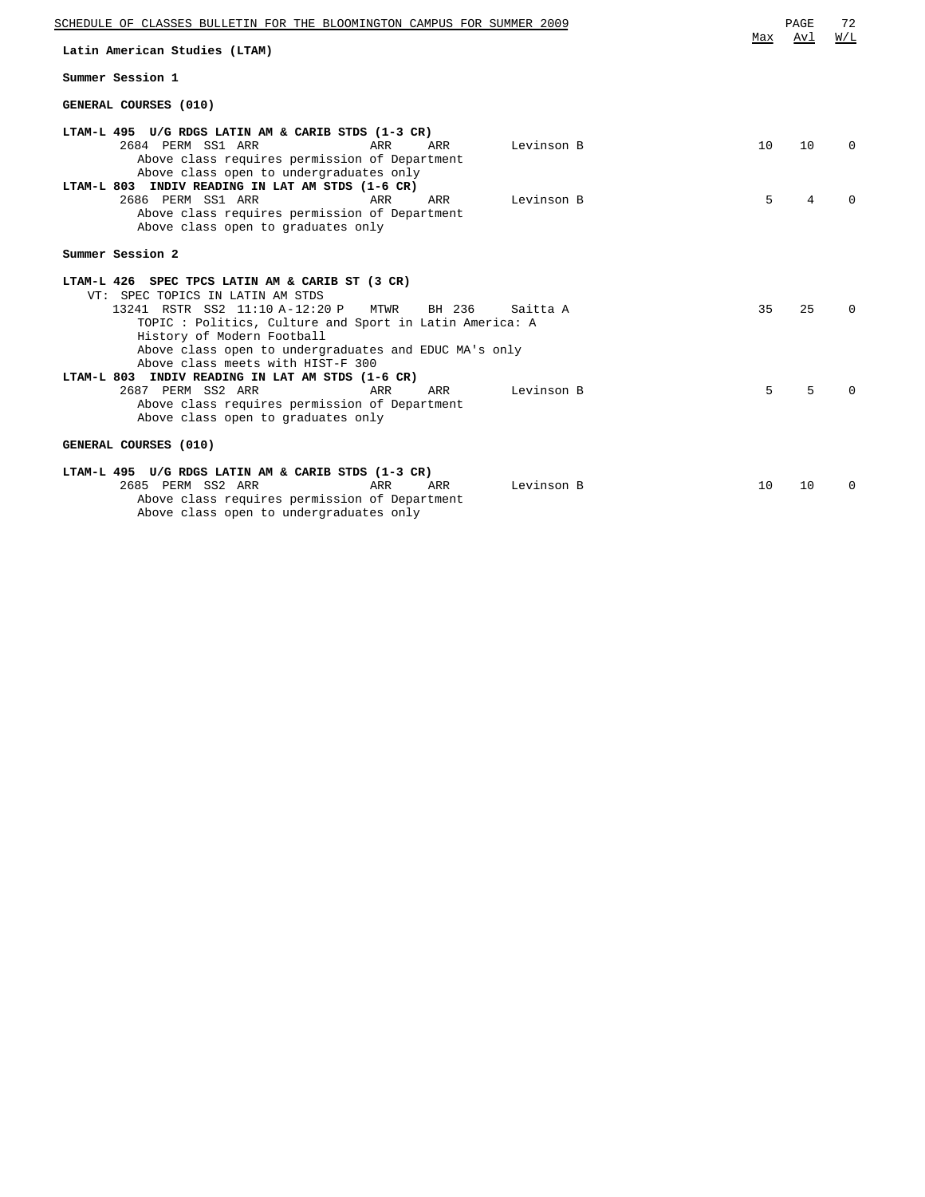## Latin American Studies (LTAM)

### Summer Session 1

#### GENERAL COURSES (010)

| Course / Class | Session / Time | Days | Room | Instructor | Max | Avl | W/L |
|---|---|---|---|---|---|---|---|
| **LTAM-L 495 U/G RDGS LATIN AM & CARIB STDS (1-3 CR)** | | | | | | | |
| 2684 PERM | SS1 ARR | ARR | ARR | Levinson B | 10 | 10 | 0 |
| Above class requires permission of Department<br>Above class open to undergraduates only | | | | | | | |
| **LTAM-L 803 INDIV READING IN LAT AM STDS (1-6 CR)** | | | | | | | |
| 2686 PERM | SS1 ARR | ARR | ARR | Levinson B | 5 | 4 | 0 |
| Above class requires permission of Department<br>Above class open to graduates only | | | | | | | |

### Summer Session 2

| Course / Class | Session / Time | Days | Room | Instructor | Max | Avl | W/L |
|---|---|---|---|---|---|---|---|
| **LTAM-L 426 SPEC TPCS LATIN AM & CARIB ST (3 CR)**<br>VT: SPEC TOPICS IN LATIN AM STDS | | | | | | | |
| 13241 RSTR | SS2 11:10 A-12:20 P | MTWR | BH 236 | Saitta A | 35 | 25 | 0 |
| TOPIC : Politics, Culture and Sport in Latin America: A History of Modern Football<br>Above class open to undergraduates and EDUC MA's only<br>Above class meets with HIST-F 300 | | | | | | | |
| **LTAM-L 803 INDIV READING IN LAT AM STDS (1-6 CR)** | | | | | | | |
| 2687 PERM | SS2 ARR | ARR | ARR | Levinson B | 5 | 5 | 0 |
| Above class requires permission of Department<br>Above class open to graduates only | | | | | | | |

#### GENERAL COURSES (010)

| Course / Class | Session / Time | Days | Room | Instructor | Max | Avl | W/L |
|---|---|---|---|---|---|---|---|
| **LTAM-L 495 U/G RDGS LATIN AM & CARIB STDS (1-3 CR)** | | | | | | | |
| 2685 PERM | SS2 ARR | ARR | ARR | Levinson B | 10 | 10 | 0 |
| Above class requires permission of Department<br>Above class open to undergraduates only | | | | | | | |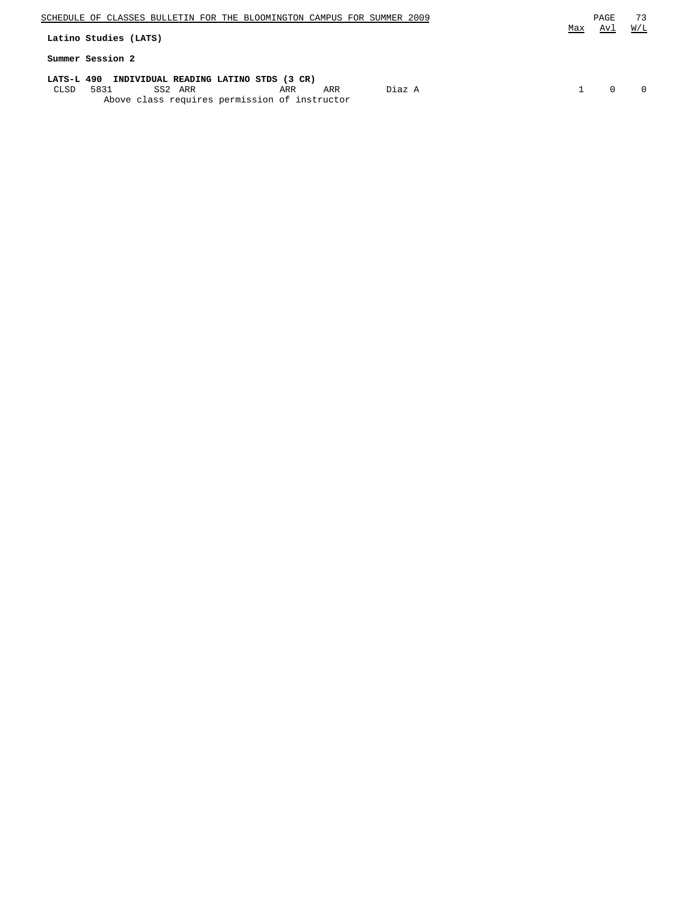## Latino Studies (LATS)

### Summer Session 2

**LATS-L 490 INDIVIDUAL READING LATINO STDS (3 CR)**

| | | | | | | | Max | Avl | W/L |
|---|---|---|---|---|---|---|---|---|---|
| CLSD | 5831 | SS2 | ARR | ARR | ARR | Diaz A | 1 | 0 | 0 |

Above class requires permission of instructor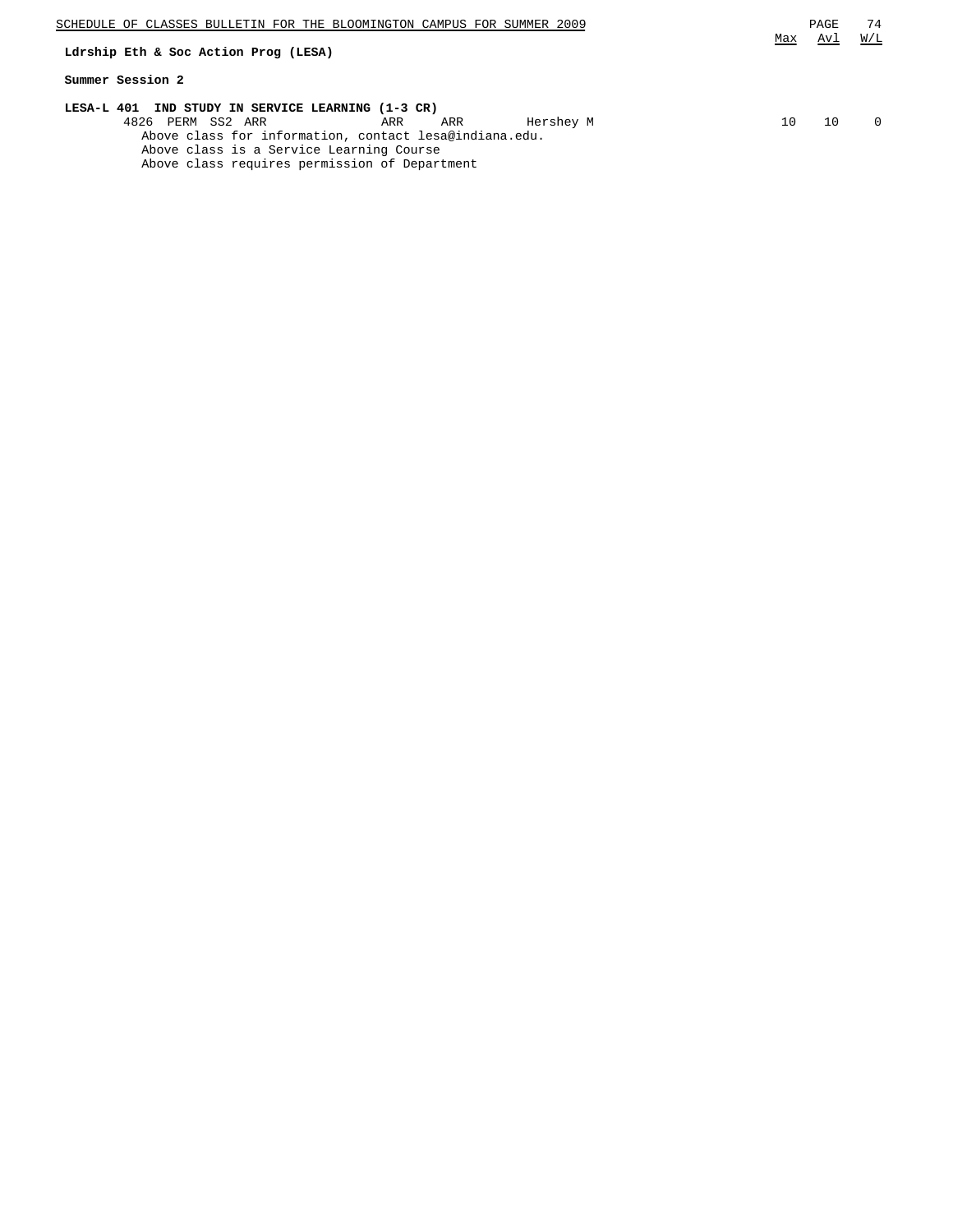**Ldrship Eth & Soc Action Prog (LESA)**

**Summer Session 2**

**LESA-L 401 IND STUDY IN SERVICE LEARNING (1-3 CR)**

| Class | Type | Session | Time | Days | Room | Instructor | Max | Avl | W/L |
|---|---|---|---|---|---|---|---|---|---|
| 4826 | PERM | SS2 | ARR | ARR | ARR | Hershey M | 10 | 10 | 0 |

Above class for information, contact lesa@indiana.edu.
Above class is a Service Learning Course
Above class requires permission of Department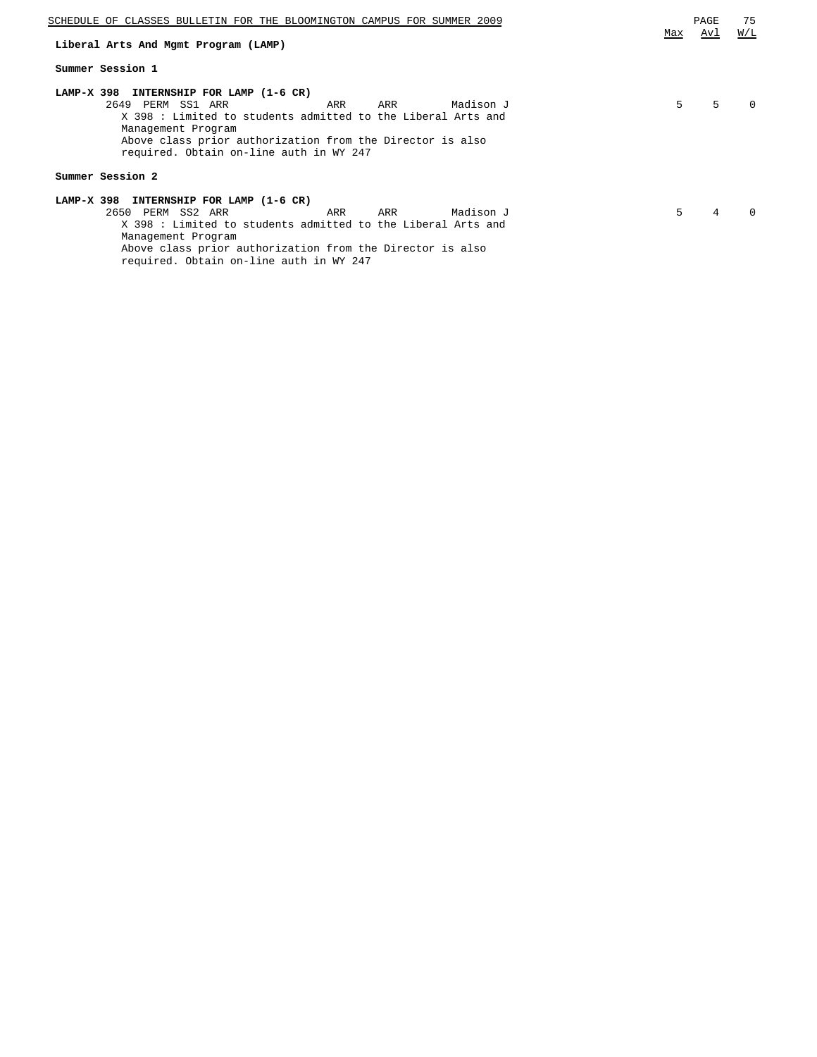## Liberal Arts And Mgmt Program (LAMP)

### Summer Session 1

**LAMP-X 398 INTERNSHIP FOR LAMP (1-6 CR)**

| Class | Type | Session | Days | Time | Room | Instructor | Max | Avl | W/L |
|---|---|---|---|---|---|---|---|---|---|
| 2649 | PERM | SS1 | ARR | ARR | ARR | Madison J | 5 | 5 | 0 |

X 398 : Limited to students admitted to the Liberal Arts and Management Program
Above class prior authorization from the Director is also required. Obtain on-line auth in WY 247

### Summer Session 2

**LAMP-X 398 INTERNSHIP FOR LAMP (1-6 CR)**

| Class | Type | Session | Days | Time | Room | Instructor | Max | Avl | W/L |
|---|---|---|---|---|---|---|---|---|---|
| 2650 | PERM | SS2 | ARR | ARR | ARR | Madison J | 5 | 4 | 0 |

X 398 : Limited to students admitted to the Liberal Arts and Management Program
Above class prior authorization from the Director is also required. Obtain on-line auth in WY 247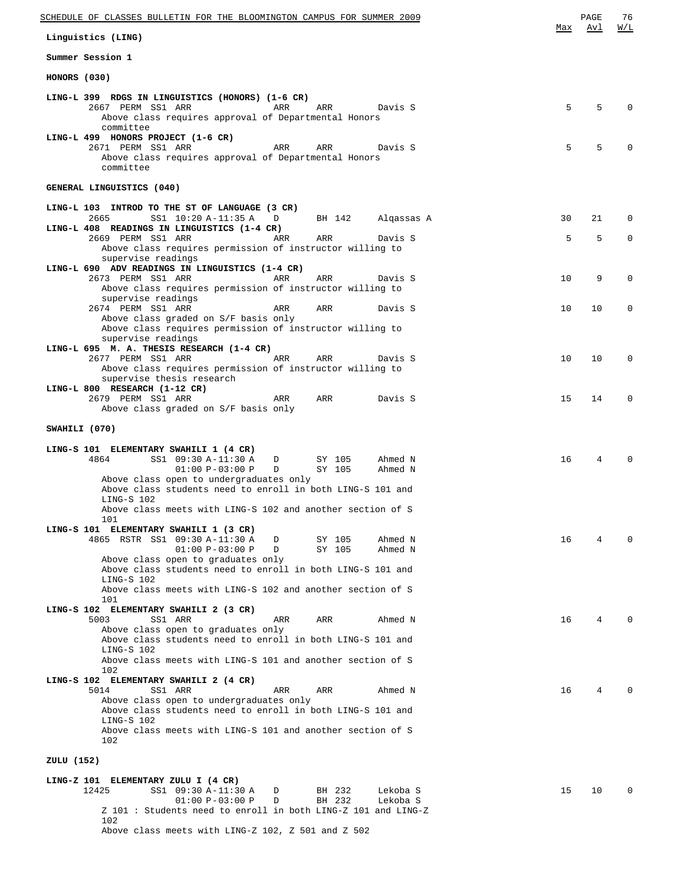# Linguistics (LING)

## Summer Session 1

### HONORS (030)

| Course / Class | Max | Avl | W/L |
|---|---|---|---|
| **LING-L 399 RDGS IN LINGUISTICS (HONORS) (1-6 CR)** | | | |
| 2667 PERM SS1 ARR ARR ARR Davis S | 5 | 5 | 0 |
| Above class requires approval of Departmental Honors committee | | | |
| **LING-L 499 HONORS PROJECT (1-6 CR)** | | | |
| 2671 PERM SS1 ARR ARR ARR Davis S | 5 | 5 | 0 |
| Above class requires approval of Departmental Honors committee | | | |

### GENERAL LINGUISTICS (040)

| Course / Class | Max | Avl | W/L |
|---|---|---|---|
| **LING-L 103 INTROD TO THE ST OF LANGUAGE (3 CR)** | | | |
| 2665 SS1 10:20 A-11:35 A D BH 142 Alqassas A | 30 | 21 | 0 |
| **LING-L 408 READINGS IN LINGUISTICS (1-4 CR)** | | | |
| 2669 PERM SS1 ARR ARR ARR Davis S | 5 | 5 | 0 |
| Above class requires permission of instructor willing to supervise readings | | | |
| **LING-L 690 ADV READINGS IN LINGUISTICS (1-4 CR)** | | | |
| 2673 PERM SS1 ARR ARR ARR Davis S | 10 | 9 | 0 |
| Above class requires permission of instructor willing to supervise readings | | | |
| 2674 PERM SS1 ARR ARR ARR Davis S | 10 | 10 | 0 |
| Above class graded on S/F basis only | | | |
| Above class requires permission of instructor willing to supervise readings | | | |
| **LING-L 695 M. A. THESIS RESEARCH (1-4 CR)** | | | |
| 2677 PERM SS1 ARR ARR ARR Davis S | 10 | 10 | 0 |
| Above class requires permission of instructor willing to supervise thesis research | | | |
| **LING-L 800 RESEARCH (1-12 CR)** | | | |
| 2679 PERM SS1 ARR ARR ARR Davis S | 15 | 14 | 0 |
| Above class graded on S/F basis only | | | |

### SWAHILI (070)

| Course / Class | Max | Avl | W/L |
|---|---|---|---|
| **LING-S 101 ELEMENTARY SWAHILI 1 (4 CR)** | | | |
| 4864 SS1 09:30 A-11:30 A D SY 105 Ahmed N | 16 | 4 | 0 |
| 01:00 P-03:00 P D SY 105 Ahmed N | | | |
| Above class open to undergraduates only | | | |
| Above class students need to enroll in both LING-S 101 and LING-S 102 | | | |
| Above class meets with LING-S 102 and another section of S 101 | | | |
| **LING-S 101 ELEMENTARY SWAHILI 1 (3 CR)** | | | |
| 4865 RSTR SS1 09:30 A-11:30 A D SY 105 Ahmed N | 16 | 4 | 0 |
| 01:00 P-03:00 P D SY 105 Ahmed N | | | |
| Above class open to graduates only | | | |
| Above class students need to enroll in both LING-S 101 and LING-S 102 | | | |
| Above class meets with LING-S 102 and another section of S 101 | | | |
| **LING-S 102 ELEMENTARY SWAHILI 2 (3 CR)** | | | |
| 5003 SS1 ARR ARR ARR Ahmed N | 16 | 4 | 0 |
| Above class open to graduates only | | | |
| Above class students need to enroll in both LING-S 101 and LING-S 102 | | | |
| Above class meets with LING-S 101 and another section of S 102 | | | |
| **LING-S 102 ELEMENTARY SWAHILI 2 (4 CR)** | | | |
| 5014 SS1 ARR ARR ARR Ahmed N | 16 | 4 | 0 |
| Above class open to undergraduates only | | | |
| Above class students need to enroll in both LING-S 101 and LING-S 102 | | | |
| Above class meets with LING-S 101 and another section of S 102 | | | |

### ZULU (152)

| Course / Class | Max | Avl | W/L |
|---|---|---|---|
| **LING-Z 101 ELEMENTARY ZULU I (4 CR)** | | | |
| 12425 SS1 09:30 A-11:30 A D BH 232 Lekoba S | 15 | 10 | 0 |
| 01:00 P-03:00 P D BH 232 Lekoba S | | | |
| Z 101 : Students need to enroll in both LING-Z 101 and LING-Z 102 | | | |
| Above class meets with LING-Z 102, Z 501 and Z 502 | | | |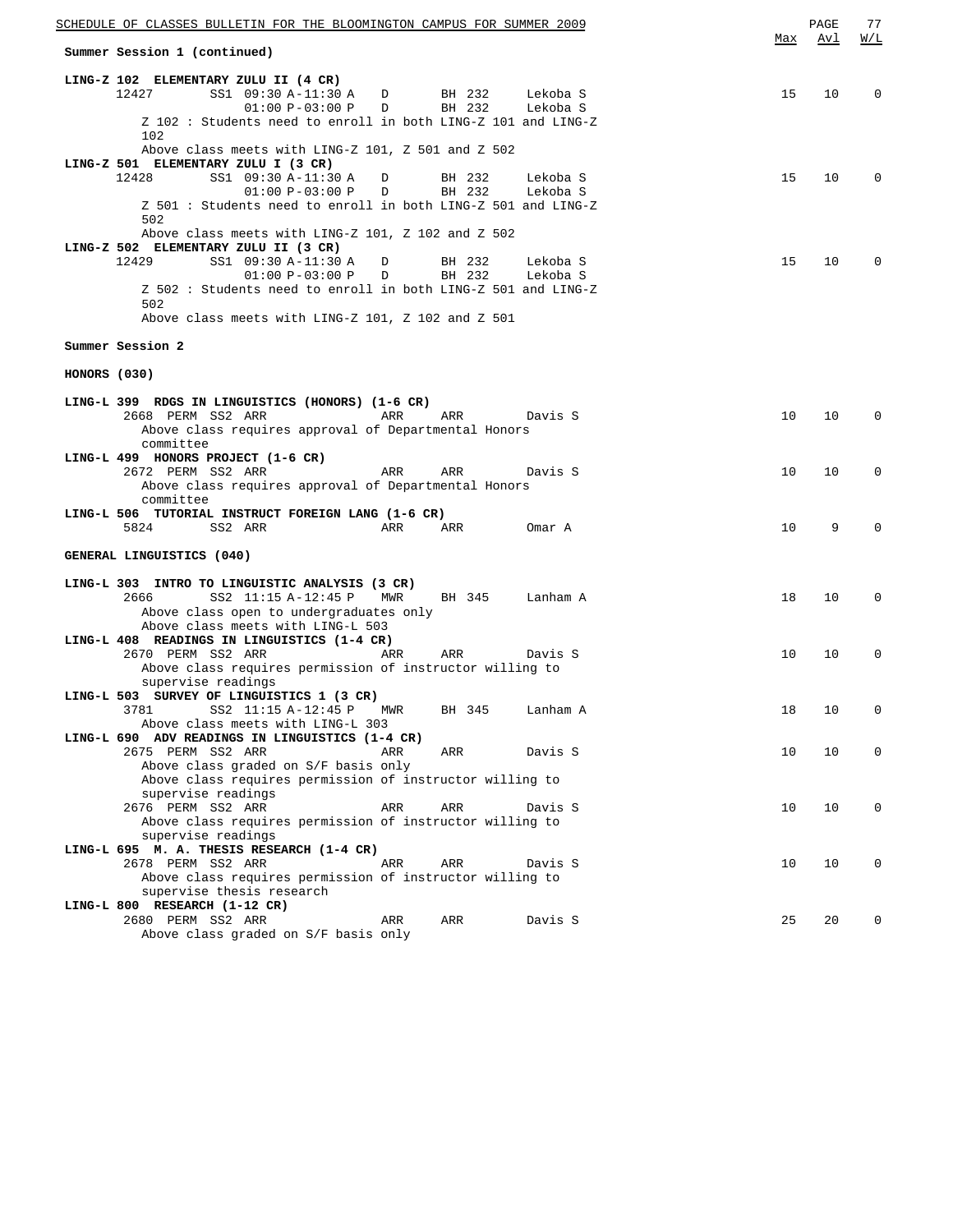**Summary Session 1 (continued)**

| | | | | | | Max | Avl | W/L |
|---|---|---|---|---|---|---|---|---|
| **LING-Z 102 ELEMENTARY ZULU II (4 CR)** | | | | | | | | |
| 12427 | SS1 09:30 A-11:30 A | D | BH 232 | Lekoba S | | 15 | 10 | 0 |
| | 01:00 P-03:00 P | D | BH 232 | Lekoba S | | | | |
| Z 102 : Students need to enroll in both LING-Z 101 and LING-Z 102 | | | | | | | | |
| Above class meets with LING-Z 101, Z 501 and Z 502 | | | | | | | | |
| **LING-Z 501 ELEMENTARY ZULU I (3 CR)** | | | | | | | | |
| 12428 | SS1 09:30 A-11:30 A | D | BH 232 | Lekoba S | | 15 | 10 | 0 |
| | 01:00 P-03:00 P | D | BH 232 | Lekoba S | | | | |
| Z 501 : Students need to enroll in both LING-Z 501 and LING-Z 502 | | | | | | | | |
| Above class meets with LING-Z 101, Z 102 and Z 502 | | | | | | | | |
| **LING-Z 502 ELEMENTARY ZULU II (3 CR)** | | | | | | | | |
| 12429 | SS1 09:30 A-11:30 A | D | BH 232 | Lekoba S | | 15 | 10 | 0 |
| | 01:00 P-03:00 P | D | BH 232 | Lekoba S | | | | |
| Z 502 : Students need to enroll in both LING-Z 501 and LING-Z 502 | | | | | | | | |
| Above class meets with LING-Z 101, Z 102 and Z 501 | | | | | | | | |

**Summer Session 2**

**HONORS (030)**

| | | | | | | Max | Avl | W/L |
|---|---|---|---|---|---|---|---|---|
| **LING-L 399 RDGS IN LINGUISTICS (HONORS) (1-6 CR)** | | | | | | | | |
| 2668 PERM | SS2 ARR | ARR | ARR | Davis S | | 10 | 10 | 0 |
| Above class requires approval of Departmental Honors committee | | | | | | | | |
| **LING-L 499 HONORS PROJECT (1-6 CR)** | | | | | | | | |
| 2672 PERM | SS2 ARR | ARR | ARR | Davis S | | 10 | 10 | 0 |
| Above class requires approval of Departmental Honors committee | | | | | | | | |
| **LING-L 506 TUTORIAL INSTRUCT FOREIGN LANG (1-6 CR)** | | | | | | | | |
| 5824 | SS2 ARR | ARR | ARR | Omar A | | 10 | 9 | 0 |

**GENERAL LINGUISTICS (040)**

| | | | | | | Max | Avl | W/L |
|---|---|---|---|---|---|---|---|---|
| **LING-L 303 INTRO TO LINGUISTIC ANALYSIS (3 CR)** | | | | | | | | |
| 2666 | SS2 11:15 A-12:45 P | MWR | BH 345 | Lanham A | | 18 | 10 | 0 |
| Above class open to undergraduates only | | | | | | | | |
| Above class meets with LING-L 503 | | | | | | | | |
| **LING-L 408 READINGS IN LINGUISTICS (1-4 CR)** | | | | | | | | |
| 2670 PERM | SS2 ARR | ARR | ARR | Davis S | | 10 | 10 | 0 |
| Above class requires permission of instructor willing to supervise readings | | | | | | | | |
| **LING-L 503 SURVEY OF LINGUISTICS 1 (3 CR)** | | | | | | | | |
| 3781 | SS2 11:15 A-12:45 P | MWR | BH 345 | Lanham A | | 18 | 10 | 0 |
| Above class meets with LING-L 303 | | | | | | | | |
| **LING-L 690 ADV READINGS IN LINGUISTICS (1-4 CR)** | | | | | | | | |
| 2675 PERM | SS2 ARR | ARR | ARR | Davis S | | 10 | 10 | 0 |
| Above class graded on S/F basis only | | | | | | | | |
| Above class requires permission of instructor willing to supervise readings | | | | | | | | |
| 2676 PERM | SS2 ARR | ARR | ARR | Davis S | | 10 | 10 | 0 |
| Above class requires permission of instructor willing to supervise readings | | | | | | | | |
| **LING-L 695 M. A. THESIS RESEARCH (1-4 CR)** | | | | | | | | |
| 2678 PERM | SS2 ARR | ARR | ARR | Davis S | | 10 | 10 | 0 |
| Above class requires permission of instructor willing to supervise thesis research | | | | | | | | |
| **LING-L 800 RESEARCH (1-12 CR)** | | | | | | | | |
| 2680 PERM | SS2 ARR | ARR | ARR | Davis S | | 25 | 20 | 0 |
| Above class graded on S/F basis only | | | | | | | | |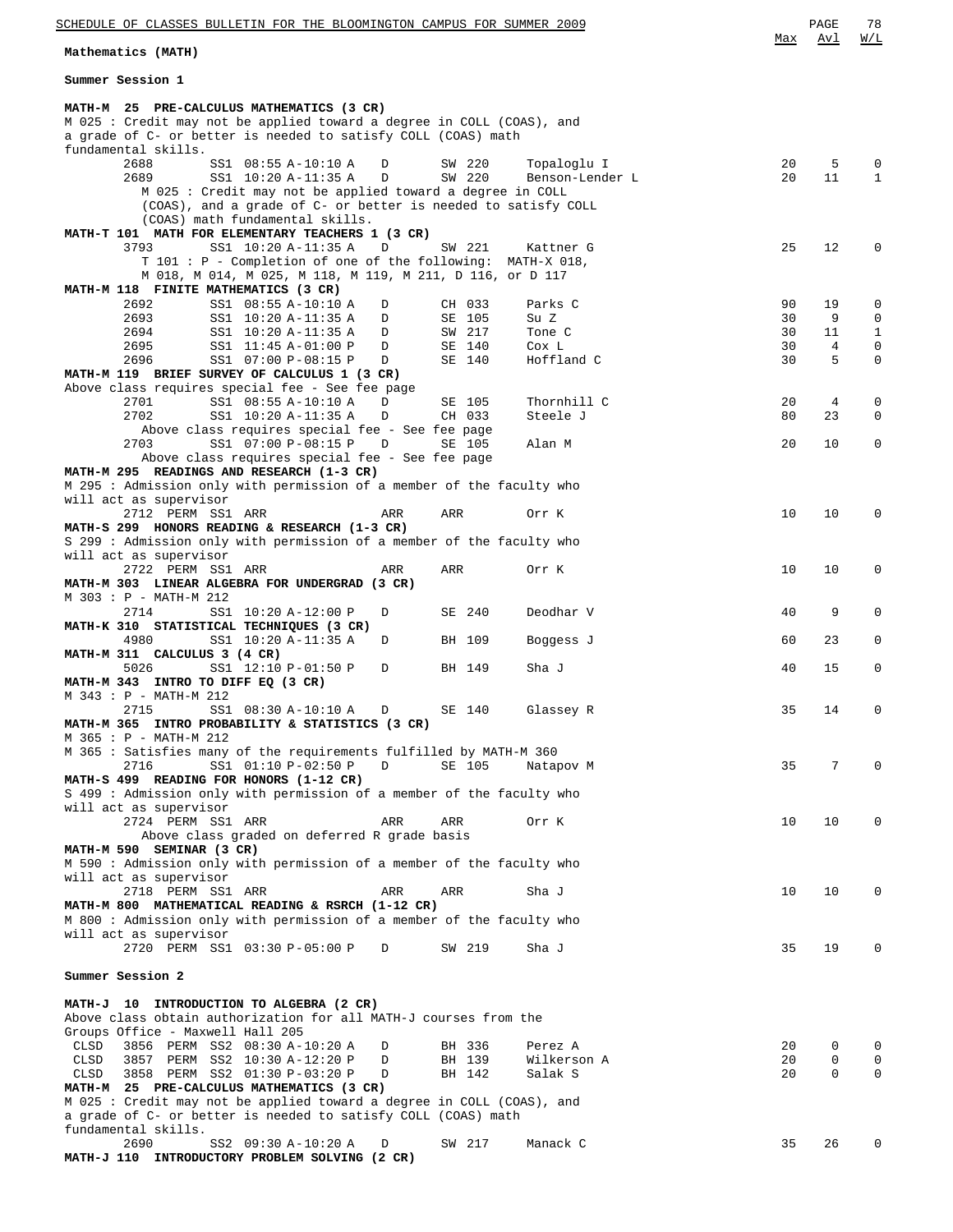**Mathematics (MATH)**

| | | | | | | Max | Avl | W/L |
|---|---|---|---|---|---|---|---|---|

**Summer Session 1**

**MATH-M 25 PRE-CALCULUS MATHEMATICS (3 CR)**
M 025 : Credit may not be applied toward a degree in COLL (COAS), and a grade of C- or better is needed to satisfy COLL (COAS) math fundamental skills.

| Class | Session/Time | Type | Room | Instructor | Max | Avl | W/L |
|---|---|---|---|---|---|---|---|
| 2688 | SS1 08:55 A-10:10 A | D | SW 220 | Topaloglu I | 20 | 5 | 0 |
| 2689 | SS1 10:20 A-11:35 A | D | SW 220 | Benson-Lender L | 20 | 11 | 1 |

M 025 : Credit may not be applied toward a degree in COLL (COAS), and a grade of C- or better is needed to satisfy COLL (COAS) math fundamental skills.

**MATH-T 101 MATH FOR ELEMENTARY TEACHERS 1 (3 CR)**

| Class | Session/Time | Type | Room | Instructor | Max | Avl | W/L |
|---|---|---|---|---|---|---|---|
| 3793 | SS1 10:20 A-11:35 A | D | SW 221 | Kattner G | 25 | 12 | 0 |

T 101 : P - Completion of one of the following: MATH-X 018, M 018, M 014, M 025, M 118, M 119, M 211, D 116, or D 117

**MATH-M 118 FINITE MATHEMATICS (3 CR)**

| Class | Session/Time | Type | Room | Instructor | Max | Avl | W/L |
|---|---|---|---|---|---|---|---|
| 2692 | SS1 08:55 A-10:10 A | D | CH 033 | Parks C | 90 | 19 | 0 |
| 2693 | SS1 10:20 A-11:35 A | D | SE 105 | Su Z | 30 | 9 | 0 |
| 2694 | SS1 10:20 A-11:35 A | D | SW 217 | Tone C | 30 | 11 | 1 |
| 2695 | SS1 11:45 A-01:00 P | D | SE 140 | Cox L | 30 | 4 | 0 |
| 2696 | SS1 07:00 P-08:15 P | D | SE 140 | Hoffland C | 30 | 5 | 0 |

**MATH-M 119 BRIEF SURVEY OF CALCULUS 1 (3 CR)**
Above class requires special fee - See fee page

| Class | Session/Time | Type | Room | Instructor | Max | Avl | W/L |
|---|---|---|---|---|---|---|---|
| 2701 | SS1 08:55 A-10:10 A | D | SE 105 | Thornhill C | 20 | 4 | 0 |
| 2702 | SS1 10:20 A-11:35 A | D | CH 033 | Steele J | 80 | 23 | 0 |

Above class requires special fee - See fee page

| Class | Session/Time | Type | Room | Instructor | Max | Avl | W/L |
|---|---|---|---|---|---|---|---|
| 2703 | SS1 07:00 P-08:15 P | D | SE 105 | Alan M | 20 | 10 | 0 |

Above class requires special fee - See fee page

**MATH-M 295 READINGS AND RESEARCH (1-3 CR)**
M 295 : Admission only with permission of a member of the faculty who will act as supervisor

| Class | Session/Time | Type | Room | Instructor | Max | Avl | W/L |
|---|---|---|---|---|---|---|---|
| 2712 PERM | SS1 ARR | ARR | ARR | Orr K | 10 | 10 | 0 |

**MATH-S 299 HONORS READING & RESEARCH (1-3 CR)**
S 299 : Admission only with permission of a member of the faculty who will act as supervisor

| Class | Session/Time | Type | Room | Instructor | Max | Avl | W/L |
|---|---|---|---|---|---|---|---|
| 2722 PERM | SS1 ARR | ARR | ARR | Orr K | 10 | 10 | 0 |

**MATH-M 303 LINEAR ALGEBRA FOR UNDERGRAD (3 CR)**
M 303 : P - MATH-M 212

| Class | Session/Time | Type | Room | Instructor | Max | Avl | W/L |
|---|---|---|---|---|---|---|---|
| 2714 | SS1 10:20 A-12:00 P | D | SE 240 | Deodhar V | 40 | 9 | 0 |

**MATH-K 310 STATISTICAL TECHNIQUES (3 CR)**

| Class | Session/Time | Type | Room | Instructor | Max | Avl | W/L |
|---|---|---|---|---|---|---|---|
| 4980 | SS1 10:20 A-11:35 A | D | BH 109 | Boggess J | 60 | 23 | 0 |

**MATH-M 311 CALCULUS 3 (4 CR)**

| Class | Session/Time | Type | Room | Instructor | Max | Avl | W/L |
|---|---|---|---|---|---|---|---|
| 5026 | SS1 12:10 P-01:50 P | D | BH 149 | Sha J | 40 | 15 | 0 |

**MATH-M 343 INTRO TO DIFF EQ (3 CR)**
M 343 : P - MATH-M 212

| Class | Session/Time | Type | Room | Instructor | Max | Avl | W/L |
|---|---|---|---|---|---|---|---|
| 2715 | SS1 08:30 A-10:10 A | D | SE 140 | Glassey R | 35 | 14 | 0 |

**MATH-M 365 INTRO PROBABILITY & STATISTICS (3 CR)**
M 365 : P - MATH-M 212
M 365 : Satisfies many of the requirements fulfilled by MATH-M 360

| Class | Session/Time | Type | Room | Instructor | Max | Avl | W/L |
|---|---|---|---|---|---|---|---|
| 2716 | SS1 01:10 P-02:50 P | D | SE 105 | Natapov M | 35 | 7 | 0 |

**MATH-S 499 READING FOR HONORS (1-12 CR)**
S 499 : Admission only with permission of a member of the faculty who will act as supervisor

| Class | Session/Time | Type | Room | Instructor | Max | Avl | W/L |
|---|---|---|---|---|---|---|---|
| 2724 PERM | SS1 ARR | ARR | ARR | Orr K | 10 | 10 | 0 |

Above class graded on deferred R grade basis

**MATH-M 590 SEMINAR (3 CR)**
M 590 : Admission only with permission of a member of the faculty who will act as supervisor

| Class | Session/Time | Type | Room | Instructor | Max | Avl | W/L |
|---|---|---|---|---|---|---|---|
| 2718 PERM | SS1 ARR | ARR | ARR | Sha J | 10 | 10 | 0 |

**MATH-M 800 MATHEMATICAL READING & RSRCH (1-12 CR)**
M 800 : Admission only with permission of a member of the faculty who will act as supervisor

| Class | Session/Time | Type | Room | Instructor | Max | Avl | W/L |
|---|---|---|---|---|---|---|---|
| 2720 PERM | SS1 03:30 P-05:00 P | D | SW 219 | Sha J | 35 | 19 | 0 |

**Summer Session 2**

**MATH-J 10 INTRODUCTION TO ALGEBRA (2 CR)**
Above class obtain authorization for all MATH-J courses from the Groups Office - Maxwell Hall 205

| Class | Session/Time | Type | Room | Instructor | Max | Avl | W/L |
|---|---|---|---|---|---|---|---|
| CLSD 3856 PERM | SS2 08:30 A-10:20 A | D | BH 336 | Perez A | 20 | 0 | 0 |
| CLSD 3857 PERM | SS2 10:30 A-12:20 P | D | BH 139 | Wilkerson A | 20 | 0 | 0 |
| CLSD 3858 PERM | SS2 01:30 P-03:20 P | D | BH 142 | Salak S | 20 | 0 | 0 |

**MATH-M 25 PRE-CALCULUS MATHEMATICS (3 CR)**
M 025 : Credit may not be applied toward a degree in COLL (COAS), and a grade of C- or better is needed to satisfy COLL (COAS) math fundamental skills.

| Class | Session/Time | Type | Room | Instructor | Max | Avl | W/L |
|---|---|---|---|---|---|---|---|
| 2690 | SS2 09:30 A-10:20 A | D | SW 217 | Manack C | 35 | 26 | 0 |

**MATH-J 110 INTRODUCTORY PROBLEM SOLVING (2 CR)**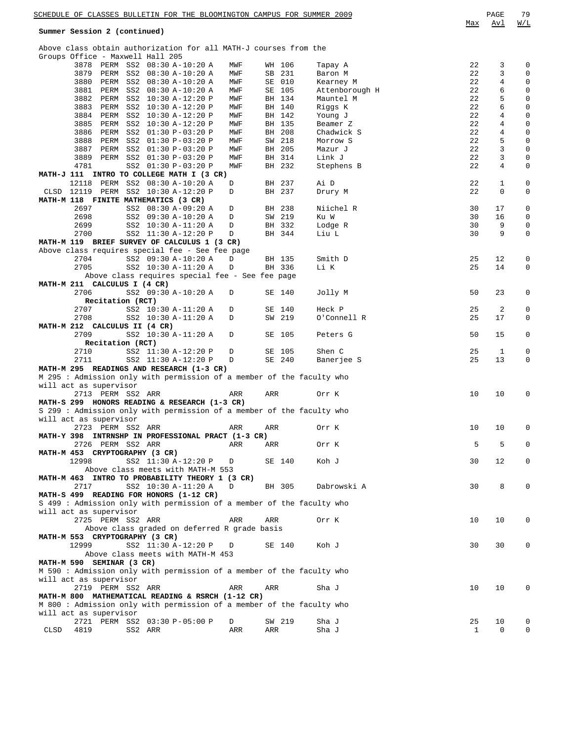**Summer Session 2 (continued)**

Above class obtain authorization for all MATH-J courses from the Groups Office - Maxwell Hall 205

| | Class | Perm | Session | Time | Days | Room | Instructor | Max | Avl | W/L |
|---|---|---|---|---|---|---|---|---|---|---|
| | 3878 | PERM | SS2 | 08:30 A-10:20 A | MWF | WH 106 | Tapay A | 22 | 3 | 0 |
| | 3879 | PERM | SS2 | 08:30 A-10:20 A | MWF | SB 231 | Baron M | 22 | 3 | 0 |
| | 3880 | PERM | SS2 | 08:30 A-10:20 A | MWF | SE 010 | Kearney M | 22 | 4 | 0 |
| | 3881 | PERM | SS2 | 08:30 A-10:20 A | MWF | SE 105 | Attenborough H | 22 | 6 | 0 |
| | 3882 | PERM | SS2 | 10:30 A-12:20 P | MWF | BH 134 | Mauntel M | 22 | 5 | 0 |
| | 3883 | PERM | SS2 | 10:30 A-12:20 P | MWF | BH 140 | Riggs K | 22 | 6 | 0 |
| | 3884 | PERM | SS2 | 10:30 A-12:20 P | MWF | BH 142 | Young J | 22 | 4 | 0 |
| | 3885 | PERM | SS2 | 10:30 A-12:20 P | MWF | BH 135 | Beamer Z | 22 | 4 | 0 |
| | 3886 | PERM | SS2 | 01:30 P-03:20 P | MWF | BH 208 | Chadwick S | 22 | 4 | 0 |
| | 3888 | PERM | SS2 | 01:30 P-03:20 P | MWF | SW 218 | Morrow S | 22 | 5 | 0 |
| | 3887 | PERM | SS2 | 01:30 P-03:20 P | MWF | BH 205 | Mazur J | 22 | 3 | 0 |
| | 3889 | PERM | SS2 | 01:30 P-03:20 P | MWF | BH 314 | Link J | 22 | 3 | 0 |
| | 4781 | | SS2 | 01:30 P-03:20 P | MWF | BH 232 | Stephens B | 22 | 4 | 0 |

**MATH-J 111 INTRO TO COLLEGE MATH I (3 CR)**

| | Class | Perm | Session | Time | Days | Room | Instructor | Max | Avl | W/L |
|---|---|---|---|---|---|---|---|---|---|---|
| | 12118 | PERM | SS2 | 08:30 A-10:20 A | D | BH 237 | Ai D | 22 | 1 | 0 |
| CLSD | 12119 | PERM | SS2 | 10:30 A-12:20 P | D | BH 237 | Drury M | 22 | 0 | 0 |

**MATH-M 118 FINITE MATHEMATICS (3 CR)**

| Class | Session | Time | Days | Room | Instructor | Max | Avl | W/L |
|---|---|---|---|---|---|---|---|---|
| 2697 | SS2 | 08:30 A-09:20 A | D | BH 238 | Niichel R | 30 | 17 | 0 |
| 2698 | SS2 | 09:30 A-10:20 A | D | SW 219 | Ku W | 30 | 16 | 0 |
| 2699 | SS2 | 10:30 A-11:20 A | D | BH 332 | Lodge R | 30 | 9 | 0 |
| 2700 | SS2 | 11:30 A-12:20 P | D | BH 344 | Liu L | 30 | 9 | 0 |

**MATH-M 119 BRIEF SURVEY OF CALCULUS 1 (3 CR)**

Above class requires special fee - See fee page

| Class | Session | Time | Days | Room | Instructor | Max | Avl | W/L |
|---|---|---|---|---|---|---|---|---|
| 2704 | SS2 | 09:30 A-10:20 A | D | BH 135 | Smith D | 25 | 12 | 0 |
| 2705 | SS2 | 10:30 A-11:20 A | D | BH 336 | Li K | 25 | 14 | 0 |

Above class requires special fee - See fee page

**MATH-M 211 CALCULUS I (4 CR)**

| Class | Session | Time | Days | Room | Instructor | Max | Avl | W/L |
|---|---|---|---|---|---|---|---|---|
| 2706 | SS2 | 09:30 A-10:20 A | D | SE 140 | Jolly M | 50 | 23 | 0 |
| Recitation (RCT) | | | | | | | | |
| 2707 | SS2 | 10:30 A-11:20 A | D | SE 140 | Heck P | 25 | 2 | 0 |
| 2708 | SS2 | 10:30 A-11:20 A | D | SW 219 | O'Connell R | 25 | 17 | 0 |

**MATH-M 212 CALCULUS II (4 CR)**

| Class | Session | Time | Days | Room | Instructor | Max | Avl | W/L |
|---|---|---|---|---|---|---|---|---|
| 2709 | SS2 | 10:30 A-11:20 A | D | SE 105 | Peters G | 50 | 15 | 0 |
| Recitation (RCT) | | | | | | | | |
| 2710 | SS2 | 11:30 A-12:20 P | D | SE 105 | Shen C | 25 | 1 | 0 |
| 2711 | SS2 | 11:30 A-12:20 P | D | SE 240 | Banerjee S | 25 | 13 | 0 |

**MATH-M 295 READINGS AND RESEARCH (1-3 CR)**

M 295 : Admission only with permission of a member of the faculty who will act as supervisor

| Class | Perm | Session | Time | Days | Room | Instructor | Max | Avl | W/L |
|---|---|---|---|---|---|---|---|---|---|
| 2713 | PERM | SS2 | ARR | ARR | ARR | Orr K | 10 | 10 | 0 |

**MATH-S 299 HONORS READING & RESEARCH (1-3 CR)**

S 299 : Admission only with permission of a member of the faculty who will act as supervisor

| Class | Perm | Session | Time | Days | Room | Instructor | Max | Avl | W/L |
|---|---|---|---|---|---|---|---|---|---|
| 2723 | PERM | SS2 | ARR | ARR | ARR | Orr K | 10 | 10 | 0 |

**MATH-Y 398 INTRNSHP IN PROFESSIONAL PRACT (1-3 CR)**

| Class | Perm | Session | Time | Days | Room | Instructor | Max | Avl | W/L |
|---|---|---|---|---|---|---|---|---|---|
| 2726 | PERM | SS2 | ARR | ARR | ARR | Orr K | 5 | 5 | 0 |

**MATH-M 453 CRYPTOGRAPHY (3 CR)**

| Class | Session | Time | Days | Room | Instructor | Max | Avl | W/L |
|---|---|---|---|---|---|---|---|---|
| 12998 | SS2 | 11:30 A-12:20 P | D | SE 140 | Koh J | 30 | 12 | 0 |

Above class meets with MATH-M 553

**MATH-M 463 INTRO TO PROBABILITY THEORY 1 (3 CR)**

| Class | Session | Time | Days | Room | Instructor | Max | Avl | W/L |
|---|---|---|---|---|---|---|---|---|
| 2717 | SS2 | 10:30 A-11:20 A | D | BH 305 | Dabrowski A | 30 | 8 | 0 |

**MATH-S 499 READING FOR HONORS (1-12 CR)**

S 499 : Admission only with permission of a member of the faculty who will act as supervisor

| Class | Perm | Session | Time | Days | Room | Instructor | Max | Avl | W/L |
|---|---|---|---|---|---|---|---|---|---|
| 2725 | PERM | SS2 | ARR | ARR | ARR | Orr K | 10 | 10 | 0 |

Above class graded on deferred R grade basis

**MATH-M 553 CRYPTOGRAPHY (3 CR)**

| Class | Session | Time | Days | Room | Instructor | Max | Avl | W/L |
|---|---|---|---|---|---|---|---|---|
| 12999 | SS2 | 11:30 A-12:20 P | D | SE 140 | Koh J | 30 | 30 | 0 |

Above class meets with MATH-M 453

**MATH-M 590 SEMINAR (3 CR)**

M 590 : Admission only with permission of a member of the faculty who will act as supervisor

| Class | Perm | Session | Time | Days | Room | Instructor | Max | Avl | W/L |
|---|---|---|---|---|---|---|---|---|---|
| 2719 | PERM | SS2 | ARR | ARR | ARR | Sha J | 10 | 10 | 0 |

**MATH-M 800 MATHEMATICAL READING & RSRCH (1-12 CR)**

M 800 : Admission only with permission of a member of the faculty who will act as supervisor

| | Class | Perm | Session | Time | Days | Room | Instructor | Max | Avl | W/L |
|---|---|---|---|---|---|---|---|---|---|---|
| | 2721 | PERM | SS2 | 03:30 P-05:00 P | D | SW 219 | Sha J | 25 | 10 | 0 |
| CLSD | 4819 | | SS2 | ARR | ARR | ARR | Sha J | 1 | 0 | 0 |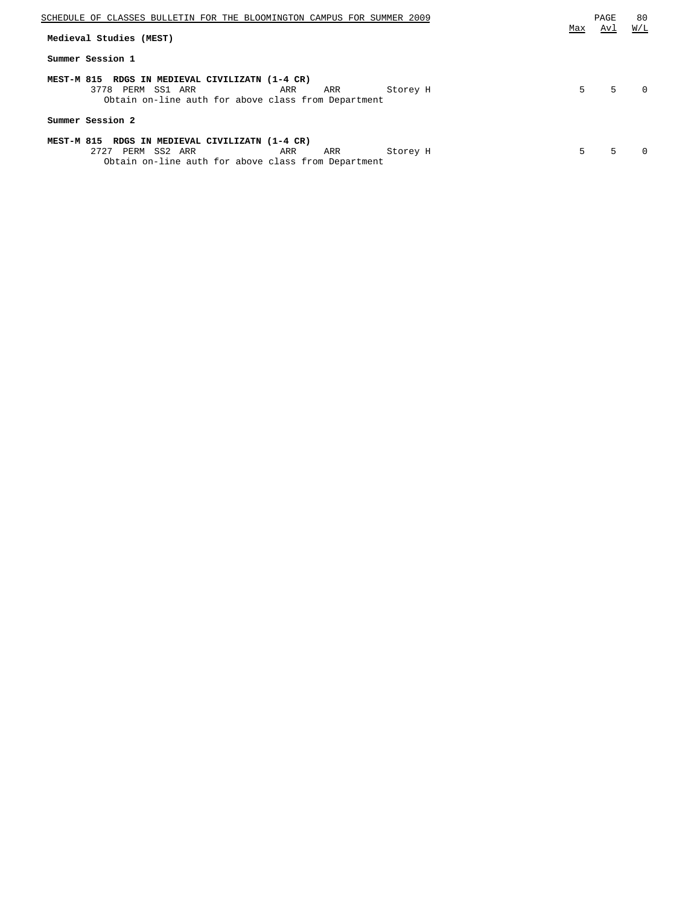## Medieval Studies (MEST)

### Summer Session 1

**MEST-M 815 RDGS IN MEDIEVAL CIVILIZATN (1-4 CR)**

| Class | Type | Session | Days | Time | Room | Instructor | Max | Avl | W/L |
|---|---|---|---|---|---|---|---|---|---|
| 3778 | PERM | SS1 | ARR | ARR | ARR | Storey H | 5 | 5 | 0 |

Obtain on-line auth for above class from Department

### Summer Session 2

**MEST-M 815 RDGS IN MEDIEVAL CIVILIZATN (1-4 CR)**

| Class | Type | Session | Days | Time | Room | Instructor | Max | Avl | W/L |
|---|---|---|---|---|---|---|---|---|---|
| 2727 | PERM | SS2 | ARR | ARR | ARR | Storey H | 5 | 5 | 0 |

Obtain on-line auth for above class from Department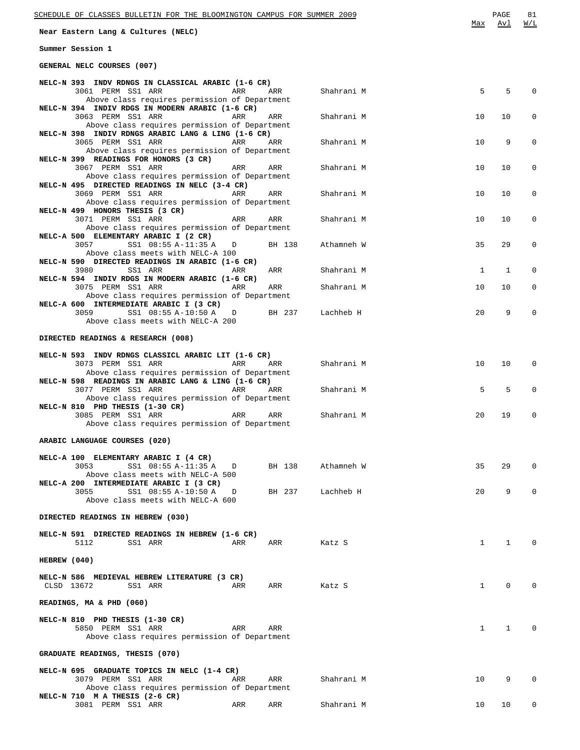## Near Eastern Lang & Cultures (NELC)

### Summer Session 1

#### GENERAL NELC COURSES (007)

| Course / Class | Session | Time | Days | Room | Instructor | Max | Avl | W/L |
|---|---|---|---|---|---|---|---|---|
| **NELC-N 393 INDV RDNGS IN CLASSICAL ARABIC (1-6 CR)** | | | | | | | | |
| 3061 PERM | SS1 | ARR | ARR | ARR | Shahrani M | 5 | 5 | 0 |
| Above class requires permission of Department | | | | | | | | |
| **NELC-N 394 INDIV RDGS IN MODERN ARABIC (1-6 CR)** | | | | | | | | |
| 3063 PERM | SS1 | ARR | ARR | ARR | Shahrani M | 10 | 10 | 0 |
| Above class requires permission of Department | | | | | | | | |
| **NELC-N 398 INDIV RDNGS ARABIC LANG & LING (1-6 CR)** | | | | | | | | |
| 3065 PERM | SS1 | ARR | ARR | ARR | Shahrani M | 10 | 9 | 0 |
| Above class requires permission of Department | | | | | | | | |
| **NELC-N 399 READINGS FOR HONORS (3 CR)** | | | | | | | | |
| 3067 PERM | SS1 | ARR | ARR | ARR | Shahrani M | 10 | 10 | 0 |
| Above class requires permission of Department | | | | | | | | |
| **NELC-N 495 DIRECTED READINGS IN NELC (3-4 CR)** | | | | | | | | |
| 3069 PERM | SS1 | ARR | ARR | ARR | Shahrani M | 10 | 10 | 0 |
| Above class requires permission of Department | | | | | | | | |
| **NELC-N 499 HONORS THESIS (3 CR)** | | | | | | | | |
| 3071 PERM | SS1 | ARR | ARR | ARR | Shahrani M | 10 | 10 | 0 |
| Above class requires permission of Department | | | | | | | | |
| **NELC-A 500 ELEMENTARY ARABIC I (2 CR)** | | | | | | | | |
| 3057 | SS1 | 08:55 A-11:35 A | D | BH 138 | Athamneh W | 35 | 29 | 0 |
| Above class meets with NELC-A 100 | | | | | | | | |
| **NELC-N 590 DIRECTED READINGS IN ARABIC (1-6 CR)** | | | | | | | | |
| 3980 | SS1 | ARR | ARR | ARR | Shahrani M | 1 | 1 | 0 |
| **NELC-N 594 INDIV RDGS IN MODERN ARABIC (1-6 CR)** | | | | | | | | |
| 3075 PERM | SS1 | ARR | ARR | ARR | Shahrani M | 10 | 10 | 0 |
| Above class requires permission of Department | | | | | | | | |
| **NELC-A 600 INTERMEDIATE ARABIC I (3 CR)** | | | | | | | | |
| 3059 | SS1 | 08:55 A-10:50 A | D | BH 237 | Lachheb H | 20 | 9 | 0 |
| Above class meets with NELC-A 200 | | | | | | | | |

#### DIRECTED READINGS & RESEARCH (008)

| Course / Class | Session | Time | Days | Room | Instructor | Max | Avl | W/L |
|---|---|---|---|---|---|---|---|---|
| **NELC-N 593 INDV RDNGS CLASSICL ARABIC LIT (1-6 CR)** | | | | | | | | |
| 3073 PERM | SS1 | ARR | ARR | ARR | Shahrani M | 10 | 10 | 0 |
| Above class requires permission of Department | | | | | | | | |
| **NELC-N 598 READINGS IN ARABIC LANG & LING (1-6 CR)** | | | | | | | | |
| 3077 PERM | SS1 | ARR | ARR | ARR | Shahrani M | 5 | 5 | 0 |
| Above class requires permission of Department | | | | | | | | |
| **NELC-N 810 PHD THESIS (1-30 CR)** | | | | | | | | |
| 3085 PERM | SS1 | ARR | ARR | ARR | Shahrani M | 20 | 19 | 0 |
| Above class requires permission of Department | | | | | | | | |

#### ARABIC LANGUAGE COURSES (020)

| Course / Class | Session | Time | Days | Room | Instructor | Max | Avl | W/L |
|---|---|---|---|---|---|---|---|---|
| **NELC-A 100 ELEMENTARY ARABIC I (4 CR)** | | | | | | | | |
| 3053 | SS1 | 08:55 A-11:35 A | D | BH 138 | Athamneh W | 35 | 29 | 0 |
| Above class meets with NELC-A 500 | | | | | | | | |
| **NELC-A 200 INTERMEDIATE ARABIC I (3 CR)** | | | | | | | | |
| 3055 | SS1 | 08:55 A-10:50 A | D | BH 237 | Lachheb H | 20 | 9 | 0 |
| Above class meets with NELC-A 600 | | | | | | | | |

#### DIRECTED READINGS IN HEBREW (030)

| Course / Class | Session | Time | Days | Room | Instructor | Max | Avl | W/L |
|---|---|---|---|---|---|---|---|---|
| **NELC-N 591 DIRECTED READINGS IN HEBREW (1-6 CR)** | | | | | | | | |
| 5112 | SS1 | ARR | ARR | ARR | Katz S | 1 | 1 | 0 |

#### HEBREW (040)

| Course / Class | Session | Time | Days | Room | Instructor | Max | Avl | W/L |
|---|---|---|---|---|---|---|---|---|
| **NELC-N 586 MEDIEVAL HEBREW LITERATURE (3 CR)** | | | | | | | | |
| CLSD 13672 | SS1 | ARR | ARR | ARR | Katz S | 1 | 0 | 0 |

#### READINGS, MA & PHD (060)

| Course / Class | Session | Time | Days | Room | Instructor | Max | Avl | W/L |
|---|---|---|---|---|---|---|---|---|
| **NELC-N 810 PHD THESIS (1-30 CR)** | | | | | | | | |
| 5850 PERM | SS1 | ARR | ARR | ARR | | 1 | 1 | 0 |
| Above class requires permission of Department | | | | | | | | |

#### GRADUATE READINGS, THESIS (070)

| Course / Class | Session | Time | Days | Room | Instructor | Max | Avl | W/L |
|---|---|---|---|---|---|---|---|---|
| **NELC-N 695 GRADUATE TOPICS IN NELC (1-4 CR)** | | | | | | | | |
| 3079 PERM | SS1 | ARR | ARR | ARR | Shahrani M | 10 | 9 | 0 |
| Above class requires permission of Department | | | | | | | | |
| **NELC-N 710 M A THESIS (2-6 CR)** | | | | | | | | |
| 3081 PERM | SS1 | ARR | ARR | ARR | Shahrani M | 10 | 10 | 0 |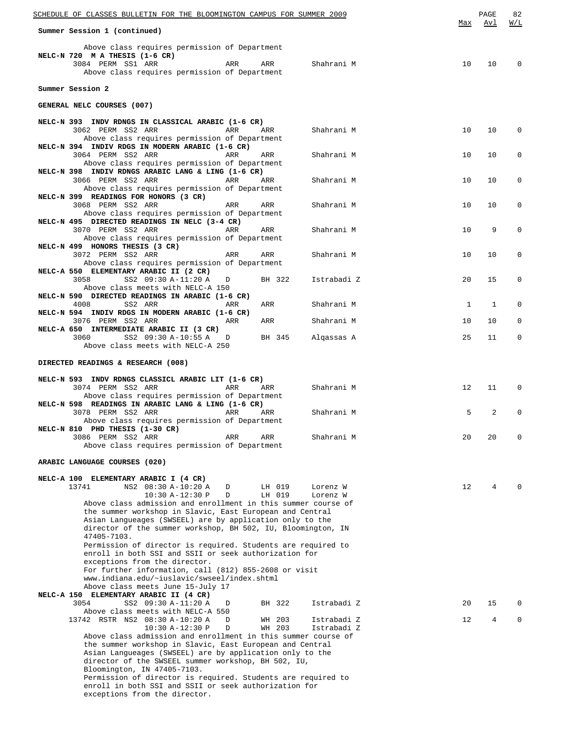Summer Session 1 (continued)

| | | | | | | Max | Avl | W/L |
|---|---|---|---|---|---|---|---|---|
| Above class requires permission of Department | | | | | | | | |
| **NELC-N 720 M A THESIS (1-6 CR)** | | | | | | | | |
| 3084 PERM | SS1 | ARR | ARR | ARR | Shahrani M | 10 | 10 | 0 |
| Above class requires permission of Department | | | | | | | | |

**Summer Session 2**

**GENERAL NELC COURSES (007)**

| | | | | | | Max | Avl | W/L |
|---|---|---|---|---|---|---|---|---|
| **NELC-N 393 INDV RDNGS IN CLASSICAL ARABIC (1-6 CR)** | | | | | | | | |
| 3062 PERM | SS2 | ARR | ARR | ARR | Shahrani M | 10 | 10 | 0 |
| Above class requires permission of Department | | | | | | | | |
| **NELC-N 394 INDIV RDGS IN MODERN ARABIC (1-6 CR)** | | | | | | | | |
| 3064 PERM | SS2 | ARR | ARR | ARR | Shahrani M | 10 | 10 | 0 |
| Above class requires permission of Department | | | | | | | | |
| **NELC-N 398 INDIV RDNGS ARABIC LANG & LING (1-6 CR)** | | | | | | | | |
| 3066 PERM | SS2 | ARR | ARR | ARR | Shahrani M | 10 | 10 | 0 |
| Above class requires permission of Department | | | | | | | | |
| **NELC-N 399 READINGS FOR HONORS (3 CR)** | | | | | | | | |
| 3068 PERM | SS2 | ARR | ARR | ARR | Shahrani M | 10 | 10 | 0 |
| Above class requires permission of Department | | | | | | | | |
| **NELC-N 495 DIRECTED READINGS IN NELC (3-4 CR)** | | | | | | | | |
| 3070 PERM | SS2 | ARR | ARR | ARR | Shahrani M | 10 | 9 | 0 |
| Above class requires permission of Department | | | | | | | | |
| **NELC-N 499 HONORS THESIS (3 CR)** | | | | | | | | |
| 3072 PERM | SS2 | ARR | ARR | ARR | Shahrani M | 10 | 10 | 0 |
| Above class requires permission of Department | | | | | | | | |
| **NELC-A 550 ELEMENTARY ARABIC II (2 CR)** | | | | | | | | |
| 3058 | SS2 | 09:30 A-11:20 A | D | BH 322 | Istrabadi Z | 20 | 15 | 0 |
| Above class meets with NELC-A 150 | | | | | | | | |
| **NELC-N 590 DIRECTED READINGS IN ARABIC (1-6 CR)** | | | | | | | | |
| 4008 | SS2 | ARR | ARR | ARR | Shahrani M | 1 | 1 | 0 |
| **NELC-N 594 INDIV RDGS IN MODERN ARABIC (1-6 CR)** | | | | | | | | |
| 3076 PERM | SS2 | ARR | ARR | ARR | Shahrani M | 10 | 10 | 0 |
| **NELC-A 650 INTERMEDIATE ARABIC II (3 CR)** | | | | | | | | |
| 3060 | SS2 | 09:30 A-10:55 A | D | BH 345 | Alqassas A | 25 | 11 | 0 |
| Above class meets with NELC-A 250 | | | | | | | | |

**DIRECTED READINGS & RESEARCH (008)**

| | | | | | | Max | Avl | W/L |
|---|---|---|---|---|---|---|---|---|
| **NELC-N 593 INDV RDNGS CLASSICL ARABIC LIT (1-6 CR)** | | | | | | | | |
| 3074 PERM | SS2 | ARR | ARR | ARR | Shahrani M | 12 | 11 | 0 |
| Above class requires permission of Department | | | | | | | | |
| **NELC-N 598 READINGS IN ARABIC LANG & LING (1-6 CR)** | | | | | | | | |
| 3078 PERM | SS2 | ARR | ARR | ARR | Shahrani M | 5 | 2 | 0 |
| Above class requires permission of Department | | | | | | | | |
| **NELC-N 810 PHD THESIS (1-30 CR)** | | | | | | | | |
| 3086 PERM | SS2 | ARR | ARR | ARR | Shahrani M | 20 | 20 | 0 |
| Above class requires permission of Department | | | | | | | | |

**ARABIC LANGUAGE COURSES (020)**

| | | | | | | Max | Avl | W/L |
|---|---|---|---|---|---|---|---|---|
| **NELC-A 100 ELEMENTARY ARABIC I (4 CR)** | | | | | | | | |
| 13741 | NS2 | 08:30 A-10:20 A | D | LH 019 | Lorenz W | 12 | 4 | 0 |
| | | 10:30 A-12:30 P | D | LH 019 | Lorenz W | | | |

Above class admission and enrollment in this summer course of the summer workshop in Slavic, East European and Central Asian Langueages (SWSEEL) are by application only to the director of the summer workshop, BH 502, IU, Bloomington, IN 47405-7103.
Permission of director is required. Students are required to enroll in both SSI and SSII or seek authorization for exceptions from the director.
For further information, call (812) 855-2608 or visit www.indiana.edu/~iuslavic/swseel/index.shtml
Above class meets June 15-July 17

| | | | | | | Max | Avl | W/L |
|---|---|---|---|---|---|---|---|---|
| **NELC-A 150 ELEMENTARY ARABIC II (4 CR)** | | | | | | | | |
| 3054 | SS2 | 09:30 A-11:20 A | D | BH 322 | Istrabadi Z | 20 | 15 | 0 |
| Above class meets with NELC-A 550 | | | | | | | | |
| 13742 RSTR | NS2 | 08:30 A-10:20 A | D | WH 203 | Istrabadi Z | 12 | 4 | 0 |
| | | 10:30 A-12:30 P | D | WH 203 | Istrabadi Z | | | |

Above class admission and enrollment in this summer course of the summer workshop in Slavic, East European and Central Asian Langueages (SWSEEL) are by application only to the director of the SWSEEL summer workshop, BH 502, IU, Bloomington, IN 47405-7103.
Permission of director is required. Students are required to enroll in both SSI and SSII or seek authorization for exceptions from the director.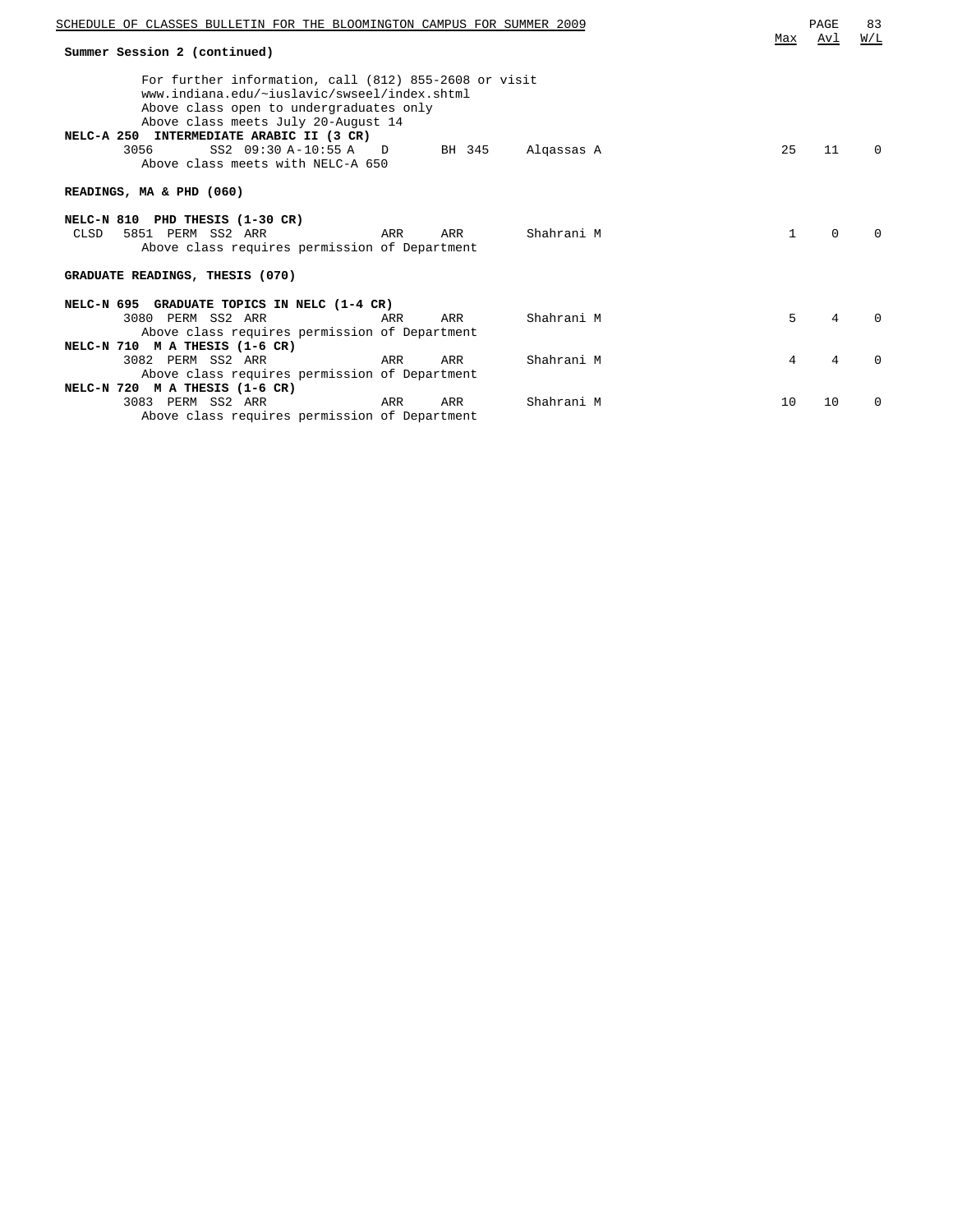**Summary Session 2 (continued)**

| | | | | | | | Max | Avl | W/L |
|---|---|---|---|---|---|---|---|---|---|
| For further information, call (812) 855-2608 or visit www.indiana.edu/~iuslavic/swseel/index.shtml | | | | | | | | | |
| Above class open to undergraduates only | | | | | | | | | |
| Above class meets July 20-August 14 | | | | | | | | | |
| **NELC-A 250 INTERMEDIATE ARABIC II (3 CR)** | | | | | | | | | |
| | 3056 | SS2 | 09:30 A-10:55 A | D | BH 345 | Alqassas A | 25 | 11 | 0 |
| Above class meets with NELC-A 650 | | | | | | | | | |

**READINGS, MA & PHD (060)**

| | | | | | | | Max | Avl | W/L |
|---|---|---|---|---|---|---|---|---|---|
| **NELC-N 810 PHD THESIS (1-30 CR)** | | | | | | | | | |
| CLSD | 5851 | PERM SS2 | ARR | ARR | ARR | Shahrani M | 1 | 0 | 0 |
| Above class requires permission of Department | | | | | | | | | |

**GRADUATE READINGS, THESIS (070)**

| | | | | | | | Max | Avl | W/L |
|---|---|---|---|---|---|---|---|---|---|
| **NELC-N 695 GRADUATE TOPICS IN NELC (1-4 CR)** | | | | | | | | | |
| | 3080 | PERM SS2 | ARR | ARR | ARR | Shahrani M | 5 | 4 | 0 |
| Above class requires permission of Department | | | | | | | | | |
| **NELC-N 710 M A THESIS (1-6 CR)** | | | | | | | | | |
| | 3082 | PERM SS2 | ARR | ARR | ARR | Shahrani M | 4 | 4 | 0 |
| Above class requires permission of Department | | | | | | | | | |
| **NELC-N 720 M A THESIS (1-6 CR)** | | | | | | | | | |
| | 3083 | PERM SS2 | ARR | ARR | ARR | Shahrani M | 10 | 10 | 0 |
| Above class requires permission of Department | | | | | | | | | |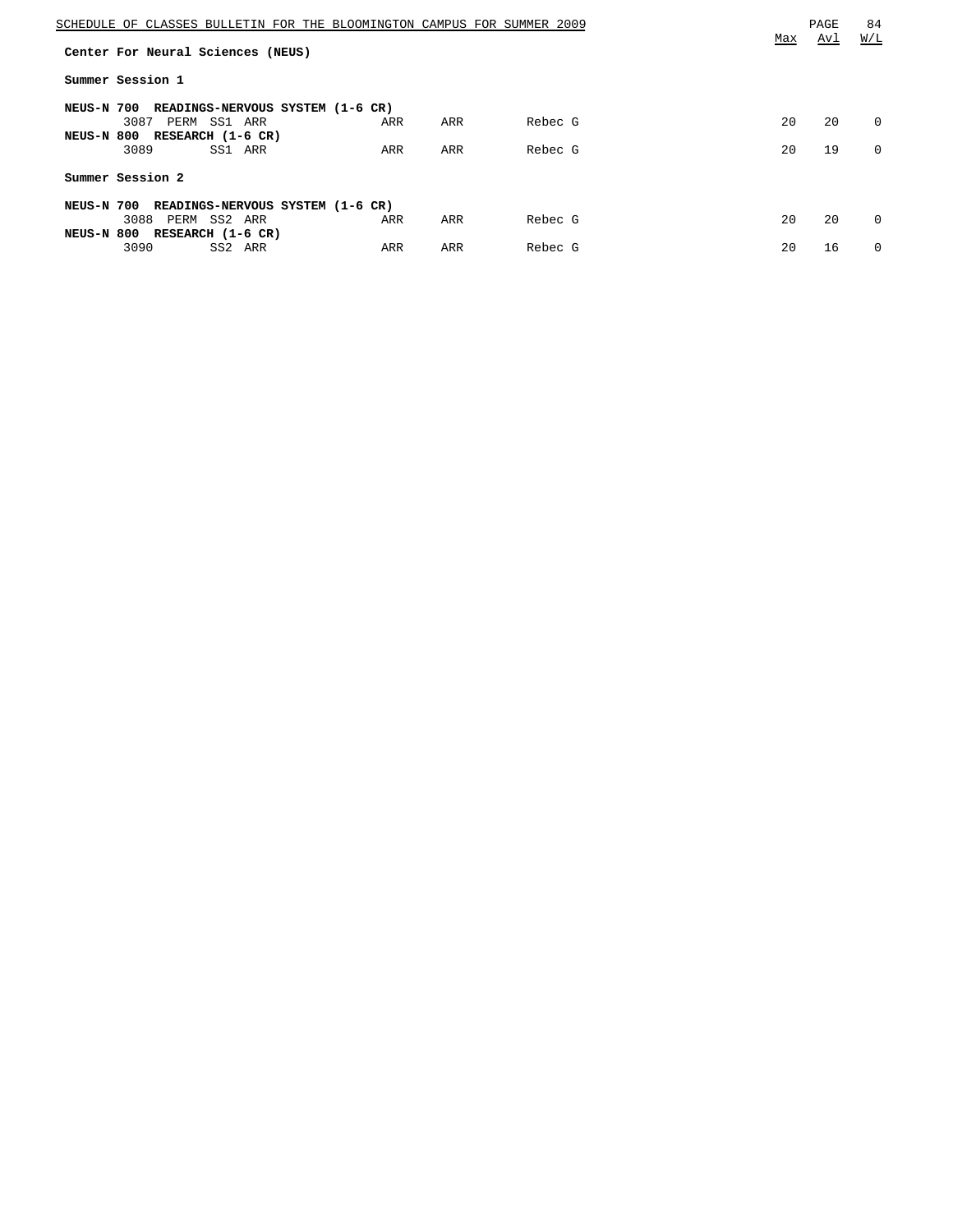## Center For Neural Sciences (NEUS)

### Summer Session 1

| Course | Class | Perm | Session | Time | Days | Place | Instructor | Max | Avl | W/L |
|---|---|---|---|---|---|---|---|---|---|---|
| **NEUS-N 700 READINGS-NERVOUS SYSTEM (1-6 CR)** | | | | | | | | | | |
| | 3087 | PERM | SS1 | ARR | ARR | ARR | Rebec G | 20 | 20 | 0 |
| **NEUS-N 800 RESEARCH (1-6 CR)** | | | | | | | | | | |
| | 3089 | | SS1 | ARR | ARR | ARR | Rebec G | 20 | 19 | 0 |

### Summer Session 2

| Course | Class | Perm | Session | Time | Days | Place | Instructor | Max | Avl | W/L |
|---|---|---|---|---|---|---|---|---|---|---|
| **NEUS-N 700 READINGS-NERVOUS SYSTEM (1-6 CR)** | | | | | | | | | | |
| | 3088 | PERM | SS2 | ARR | ARR | ARR | Rebec G | 20 | 20 | 0 |
| **NEUS-N 800 RESEARCH (1-6 CR)** | | | | | | | | | | |
| | 3090 | | SS2 | ARR | ARR | ARR | Rebec G | 20 | 16 | 0 |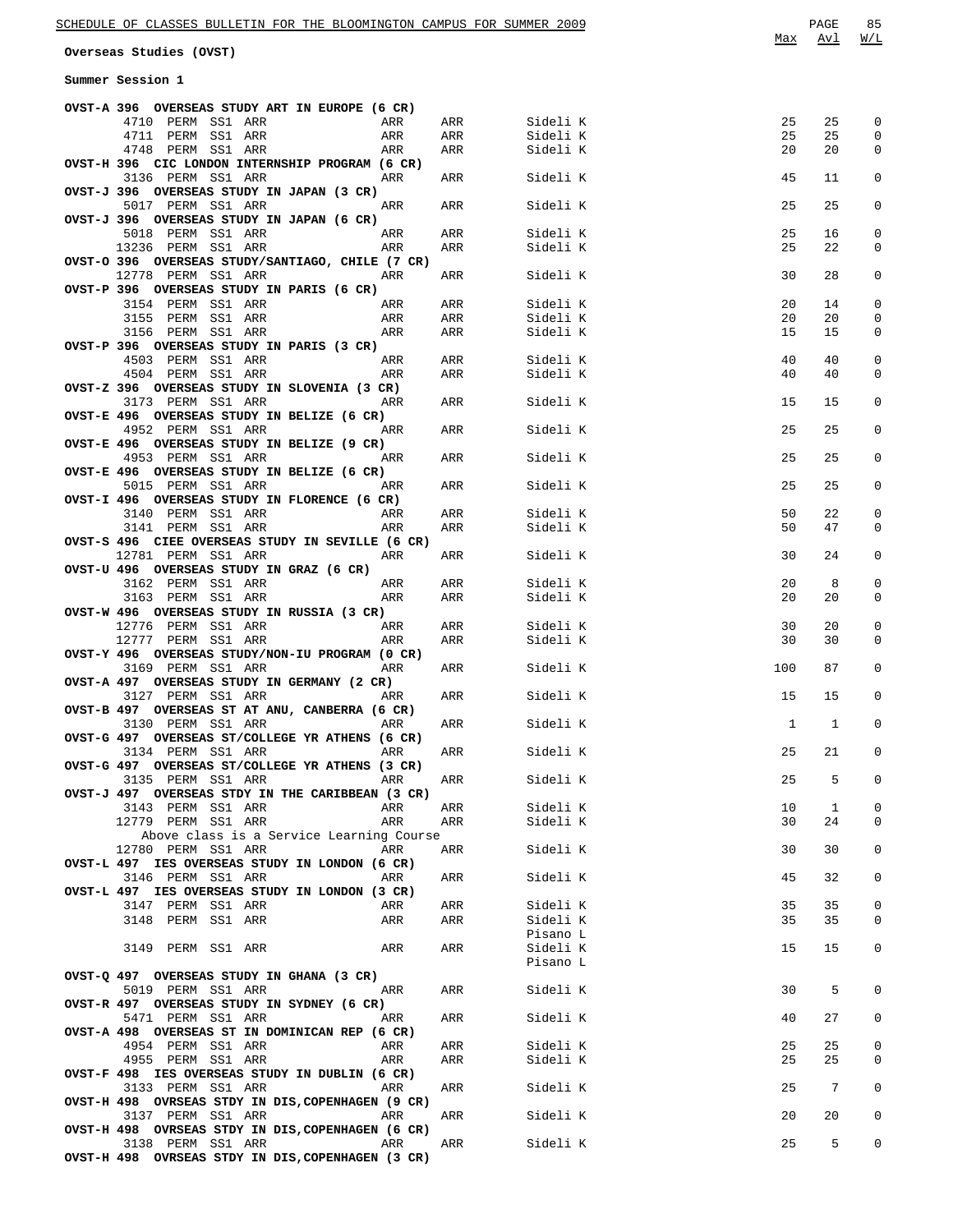## Overseas Studies (OVST)

### Summer Session 1

| Course / Class | Type | Session | Time | Days | Instructor | Max | Avl | W/L |
|---|---|---|---|---|---|---|---|---|
| **OVST-A 396 OVERSEAS STUDY ART IN EUROPE (6 CR)** | | | | | | | | |
| 4710 | PERM | SS1 | ARR | ARR | ARR Sideli K | 25 | 25 | 0 |
| 4711 | PERM | SS1 | ARR | ARR | ARR Sideli K | 25 | 25 | 0 |
| 4748 | PERM | SS1 | ARR | ARR | ARR Sideli K | 20 | 20 | 0 |
| **OVST-H 396 CIC LONDON INTERNSHIP PROGRAM (6 CR)** | | | | | | | | |
| 3136 | PERM | SS1 | ARR | ARR | ARR Sideli K | 45 | 11 | 0 |
| **OVST-J 396 OVERSEAS STUDY IN JAPAN (3 CR)** | | | | | | | | |
| 5017 | PERM | SS1 | ARR | ARR | ARR Sideli K | 25 | 25 | 0 |
| **OVST-J 396 OVERSEAS STUDY IN JAPAN (6 CR)** | | | | | | | | |
| 5018 | PERM | SS1 | ARR | ARR | ARR Sideli K | 25 | 16 | 0 |
| 13236 | PERM | SS1 | ARR | ARR | ARR Sideli K | 25 | 22 | 0 |
| **OVST-O 396 OVERSEAS STUDY/SANTIAGO, CHILE (7 CR)** | | | | | | | | |
| 12778 | PERM | SS1 | ARR | ARR | ARR Sideli K | 30 | 28 | 0 |
| **OVST-P 396 OVERSEAS STUDY IN PARIS (6 CR)** | | | | | | | | |
| 3154 | PERM | SS1 | ARR | ARR | ARR Sideli K | 20 | 14 | 0 |
| 3155 | PERM | SS1 | ARR | ARR | ARR Sideli K | 20 | 20 | 0 |
| 3156 | PERM | SS1 | ARR | ARR | ARR Sideli K | 15 | 15 | 0 |
| **OVST-P 396 OVERSEAS STUDY IN PARIS (3 CR)** | | | | | | | | |
| 4503 | PERM | SS1 | ARR | ARR | ARR Sideli K | 40 | 40 | 0 |
| 4504 | PERM | SS1 | ARR | ARR | ARR Sideli K | 40 | 40 | 0 |
| **OVST-Z 396 OVERSEAS STUDY IN SLOVENIA (3 CR)** | | | | | | | | |
| 3173 | PERM | SS1 | ARR | ARR | ARR Sideli K | 15 | 15 | 0 |
| **OVST-E 496 OVERSEAS STUDY IN BELIZE (6 CR)** | | | | | | | | |
| 4952 | PERM | SS1 | ARR | ARR | ARR Sideli K | 25 | 25 | 0 |
| **OVST-E 496 OVERSEAS STUDY IN BELIZE (9 CR)** | | | | | | | | |
| 4953 | PERM | SS1 | ARR | ARR | ARR Sideli K | 25 | 25 | 0 |
| **OVST-E 496 OVERSEAS STUDY IN BELIZE (6 CR)** | | | | | | | | |
| 5015 | PERM | SS1 | ARR | ARR | ARR Sideli K | 25 | 25 | 0 |
| **OVST-I 496 OVERSEAS STUDY IN FLORENCE (6 CR)** | | | | | | | | |
| 3140 | PERM | SS1 | ARR | ARR | ARR Sideli K | 50 | 22 | 0 |
| 3141 | PERM | SS1 | ARR | ARR | ARR Sideli K | 50 | 47 | 0 |
| **OVST-S 496 CIEE OVERSEAS STUDY IN SEVILLE (6 CR)** | | | | | | | | |
| 12781 | PERM | SS1 | ARR | ARR | ARR Sideli K | 30 | 24 | 0 |
| **OVST-U 496 OVERSEAS STUDY IN GRAZ (6 CR)** | | | | | | | | |
| 3162 | PERM | SS1 | ARR | ARR | ARR Sideli K | 20 | 8 | 0 |
| 3163 | PERM | SS1 | ARR | ARR | ARR Sideli K | 20 | 20 | 0 |
| **OVST-W 496 OVERSEAS STUDY IN RUSSIA (3 CR)** | | | | | | | | |
| 12776 | PERM | SS1 | ARR | ARR | ARR Sideli K | 30 | 20 | 0 |
| 12777 | PERM | SS1 | ARR | ARR | ARR Sideli K | 30 | 30 | 0 |
| **OVST-Y 496 OVERSEAS STUDY/NON-IU PROGRAM (0 CR)** | | | | | | | | |
| 3169 | PERM | SS1 | ARR | ARR | ARR Sideli K | 100 | 87 | 0 |
| **OVST-A 497 OVERSEAS STUDY IN GERMANY (2 CR)** | | | | | | | | |
| 3127 | PERM | SS1 | ARR | ARR | ARR Sideli K | 15 | 15 | 0 |
| **OVST-B 497 OVERSEAS ST AT ANU, CANBERRA (6 CR)** | | | | | | | | |
| 3130 | PERM | SS1 | ARR | ARR | ARR Sideli K | 1 | 1 | 0 |
| **OVST-G 497 OVERSEAS ST/COLLEGE YR ATHENS (6 CR)** | | | | | | | | |
| 3134 | PERM | SS1 | ARR | ARR | ARR Sideli K | 25 | 21 | 0 |
| **OVST-G 497 OVERSEAS ST/COLLEGE YR ATHENS (3 CR)** | | | | | | | | |
| 3135 | PERM | SS1 | ARR | ARR | ARR Sideli K | 25 | 5 | 0 |
| **OVST-J 497 OVERSEAS STDY IN THE CARIBBEAN (3 CR)** | | | | | | | | |
| 3143 | PERM | SS1 | ARR | ARR | ARR Sideli K | 10 | 1 | 0 |
| 12779 | PERM | SS1 | ARR | ARR | ARR Sideli K | 30 | 24 | 0 |
| Above class is a Service Learning Course | | | | | | | | |
| 12780 | PERM | SS1 | ARR | ARR | ARR Sideli K | 30 | 30 | 0 |
| **OVST-L 497 IES OVERSEAS STUDY IN LONDON (6 CR)** | | | | | | | | |
| 3146 | PERM | SS1 | ARR | ARR | ARR Sideli K | 45 | 32 | 0 |
| **OVST-L 497 IES OVERSEAS STUDY IN LONDON (3 CR)** | | | | | | | | |
| 3147 | PERM | SS1 | ARR | ARR | ARR Sideli K | 35 | 35 | 0 |
| 3148 | PERM | SS1 | ARR | ARR | ARR Sideli K, Pisano L | 35 | 35 | 0 |
| 3149 | PERM | SS1 | ARR | ARR | ARR Sideli K, Pisano L | 15 | 15 | 0 |
| **OVST-Q 497 OVERSEAS STUDY IN GHANA (3 CR)** | | | | | | | | |
| 5019 | PERM | SS1 | ARR | ARR | ARR Sideli K | 30 | 5 | 0 |
| **OVST-R 497 OVERSEAS STUDY IN SYDNEY (6 CR)** | | | | | | | | |
| 5471 | PERM | SS1 | ARR | ARR | ARR Sideli K | 40 | 27 | 0 |
| **OVST-A 498 OVERSEAS ST IN DOMINICAN REP (6 CR)** | | | | | | | | |
| 4954 | PERM | SS1 | ARR | ARR | ARR Sideli K | 25 | 25 | 0 |
| 4955 | PERM | SS1 | ARR | ARR | ARR Sideli K | 25 | 25 | 0 |
| **OVST-F 498 IES OVERSEAS STUDY IN DUBLIN (6 CR)** | | | | | | | | |
| 3133 | PERM | SS1 | ARR | ARR | ARR Sideli K | 25 | 7 | 0 |
| **OVST-H 498 OVRSEAS STDY IN DIS,COPENHAGEN (9 CR)** | | | | | | | | |
| 3137 | PERM | SS1 | ARR | ARR | ARR Sideli K | 20 | 20 | 0 |
| **OVST-H 498 OVRSEAS STDY IN DIS,COPENHAGEN (6 CR)** | | | | | | | | |
| 3138 | PERM | SS1 | ARR | ARR | ARR Sideli K | 25 | 5 | 0 |
| **OVST-H 498 OVRSEAS STDY IN DIS,COPENHAGEN (3 CR)** | | | | | | | | |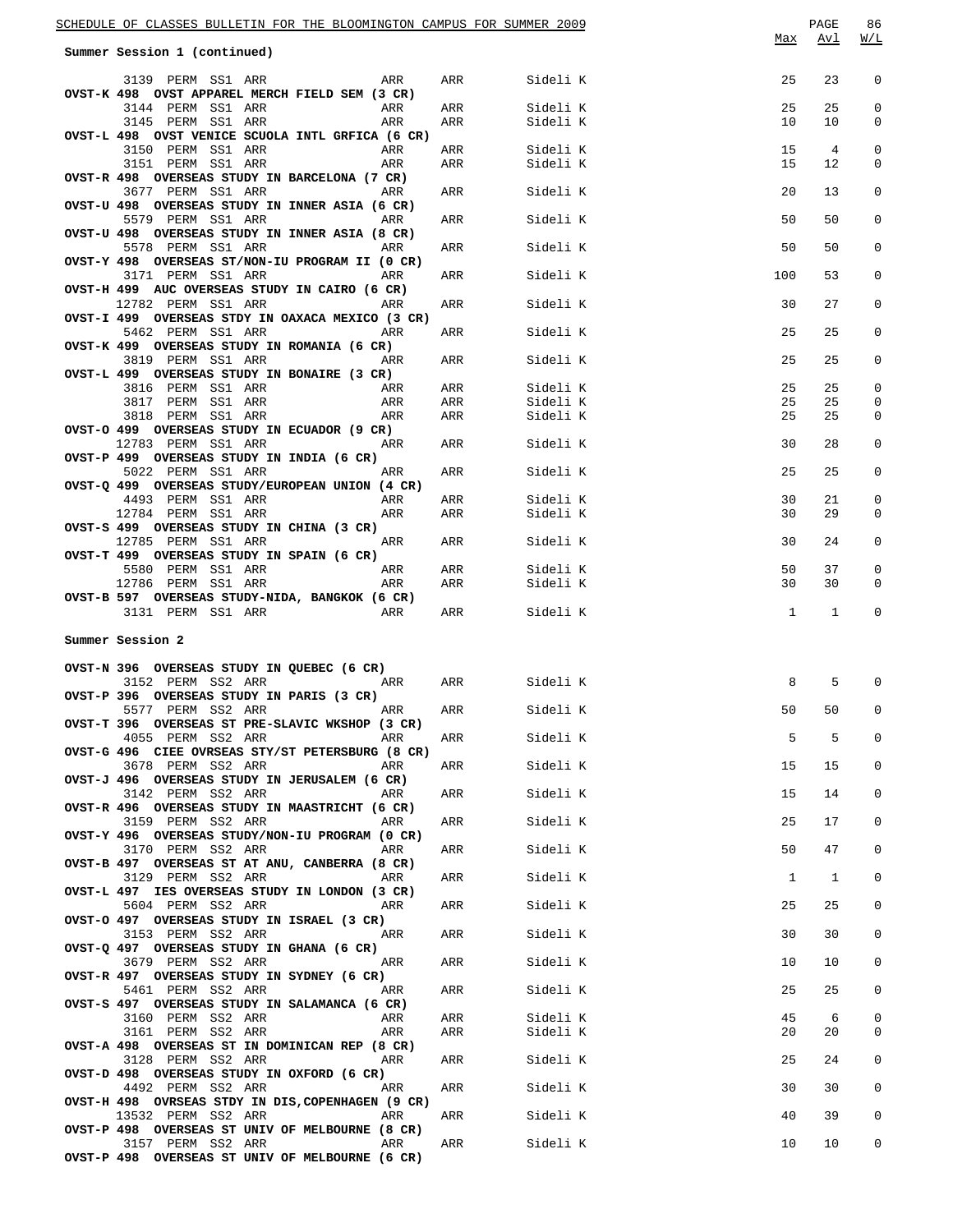**Summary Session 1 (continued)**

| | Max | Avl | W/L |
|---|---|---|---|
| 3139 PERM SS1 ARR ARR ARR Sideli K | 25 | 23 | 0 |
| **OVST-K 498 OVST APPAREL MERCH FIELD SEM (3 CR)** | | | |
| 3144 PERM SS1 ARR ARR ARR Sideli K | 25 | 25 | 0 |
| 3145 PERM SS1 ARR ARR ARR Sideli K | 10 | 10 | 0 |
| **OVST-L 498 OVST VENICE SCUOLA INTL GRFICA (6 CR)** | | | |
| 3150 PERM SS1 ARR ARR ARR Sideli K | 15 | 4 | 0 |
| 3151 PERM SS1 ARR ARR ARR Sideli K | 15 | 12 | 0 |
| **OVST-R 498 OVERSEAS STUDY IN BARCELONA (7 CR)** | | | |
| 3677 PERM SS1 ARR ARR ARR Sideli K | 20 | 13 | 0 |
| **OVST-U 498 OVERSEAS STUDY IN INNER ASIA (6 CR)** | | | |
| 5579 PERM SS1 ARR ARR ARR Sideli K | 50 | 50 | 0 |
| **OVST-U 498 OVERSEAS STUDY IN INNER ASIA (8 CR)** | | | |
| 5578 PERM SS1 ARR ARR ARR Sideli K | 50 | 50 | 0 |
| **OVST-Y 498 OVERSEAS ST/NON-IU PROGRAM II (0 CR)** | | | |
| 3171 PERM SS1 ARR ARR ARR Sideli K | 100 | 53 | 0 |
| **OVST-H 499 AUC OVERSEAS STUDY IN CAIRO (6 CR)** | | | |
| 12782 PERM SS1 ARR ARR ARR Sideli K | 30 | 27 | 0 |
| **OVST-I 499 OVERSEAS STDY IN OAXACA MEXICO (3 CR)** | | | |
| 5462 PERM SS1 ARR ARR ARR Sideli K | 25 | 25 | 0 |
| **OVST-K 499 OVERSEAS STUDY IN ROMANIA (6 CR)** | | | |
| 3819 PERM SS1 ARR ARR ARR Sideli K | 25 | 25 | 0 |
| **OVST-L 499 OVERSEAS STUDY IN BONAIRE (3 CR)** | | | |
| 3816 PERM SS1 ARR ARR ARR Sideli K | 25 | 25 | 0 |
| 3817 PERM SS1 ARR ARR ARR Sideli K | 25 | 25 | 0 |
| 3818 PERM SS1 ARR ARR ARR Sideli K | 25 | 25 | 0 |
| **OVST-O 499 OVERSEAS STUDY IN ECUADOR (9 CR)** | | | |
| 12783 PERM SS1 ARR ARR ARR Sideli K | 30 | 28 | 0 |
| **OVST-P 499 OVERSEAS STUDY IN INDIA (6 CR)** | | | |
| 5022 PERM SS1 ARR ARR ARR Sideli K | 25 | 25 | 0 |
| **OVST-Q 499 OVERSEAS STUDY/EUROPEAN UNION (4 CR)** | | | |
| 4493 PERM SS1 ARR ARR ARR Sideli K | 30 | 21 | 0 |
| 12784 PERM SS1 ARR ARR ARR Sideli K | 30 | 29 | 0 |
| **OVST-S 499 OVERSEAS STUDY IN CHINA (3 CR)** | | | |
| 12785 PERM SS1 ARR ARR ARR Sideli K | 30 | 24 | 0 |
| **OVST-T 499 OVERSEAS STUDY IN SPAIN (6 CR)** | | | |
| 5580 PERM SS1 ARR ARR ARR Sideli K | 50 | 37 | 0 |
| 12786 PERM SS1 ARR ARR ARR Sideli K | 30 | 30 | 0 |
| **OVST-B 597 OVERSEAS STUDY-NIDA, BANGKOK (6 CR)** | | | |
| 3131 PERM SS1 ARR ARR ARR Sideli K | 1 | 1 | 0 |

**Summer Session 2**

| | Max | Avl | W/L |
|---|---|---|---|
| **OVST-N 396 OVERSEAS STUDY IN QUEBEC (6 CR)** | | | |
| 3152 PERM SS2 ARR ARR ARR Sideli K | 8 | 5 | 0 |
| **OVST-P 396 OVERSEAS STUDY IN PARIS (3 CR)** | | | |
| 5577 PERM SS2 ARR ARR ARR Sideli K | 50 | 50 | 0 |
| **OVST-T 396 OVERSEAS ST PRE-SLAVIC WKSHOP (3 CR)** | | | |
| 4055 PERM SS2 ARR ARR ARR Sideli K | 5 | 5 | 0 |
| **OVST-G 496 CIEE OVRSEAS STY/ST PETERSBURG (8 CR)** | | | |
| 3678 PERM SS2 ARR ARR ARR Sideli K | 15 | 15 | 0 |
| **OVST-J 496 OVERSEAS STUDY IN JERUSALEM (6 CR)** | | | |
| 3142 PERM SS2 ARR ARR ARR Sideli K | 15 | 14 | 0 |
| **OVST-R 496 OVERSEAS STUDY IN MAASTRICHT (6 CR)** | | | |
| 3159 PERM SS2 ARR ARR ARR Sideli K | 25 | 17 | 0 |
| **OVST-Y 496 OVERSEAS STUDY/NON-IU PROGRAM (0 CR)** | | | |
| 3170 PERM SS2 ARR ARR ARR Sideli K | 50 | 47 | 0 |
| **OVST-B 497 OVERSEAS ST AT ANU, CANBERRA (8 CR)** | | | |
| 3129 PERM SS2 ARR ARR ARR Sideli K | 1 | 1 | 0 |
| **OVST-L 497 IES OVERSEAS STUDY IN LONDON (3 CR)** | | | |
| 5604 PERM SS2 ARR ARR ARR Sideli K | 25 | 25 | 0 |
| **OVST-O 497 OVERSEAS STUDY IN ISRAEL (3 CR)** | | | |
| 3153 PERM SS2 ARR ARR ARR Sideli K | 30 | 30 | 0 |
| **OVST-Q 497 OVERSEAS STUDY IN GHANA (6 CR)** | | | |
| 3679 PERM SS2 ARR ARR ARR Sideli K | 10 | 10 | 0 |
| **OVST-R 497 OVERSEAS STUDY IN SYDNEY (6 CR)** | | | |
| 5461 PERM SS2 ARR ARR ARR Sideli K | 25 | 25 | 0 |
| **OVST-S 497 OVERSEAS STUDY IN SALAMANCA (6 CR)** | | | |
| 3160 PERM SS2 ARR ARR ARR Sideli K | 45 | 6 | 0 |
| 3161 PERM SS2 ARR ARR ARR Sideli K | 20 | 20 | 0 |
| **OVST-A 498 OVERSEAS ST IN DOMINICAN REP (8 CR)** | | | |
| 3128 PERM SS2 ARR ARR ARR Sideli K | 25 | 24 | 0 |
| **OVST-D 498 OVERSEAS STUDY IN OXFORD (6 CR)** | | | |
| 4492 PERM SS2 ARR ARR ARR Sideli K | 30 | 30 | 0 |
| **OVST-H 498 OVRSEAS STDY IN DIS,COPENHAGEN (9 CR)** | | | |
| 13532 PERM SS2 ARR ARR ARR Sideli K | 40 | 39 | 0 |
| **OVST-P 498 OVERSEAS ST UNIV OF MELBOURNE (8 CR)** | | | |
| 3157 PERM SS2 ARR ARR ARR Sideli K | 10 | 10 | 0 |
| **OVST-P 498 OVERSEAS ST UNIV OF MELBOURNE (6 CR)** | | | |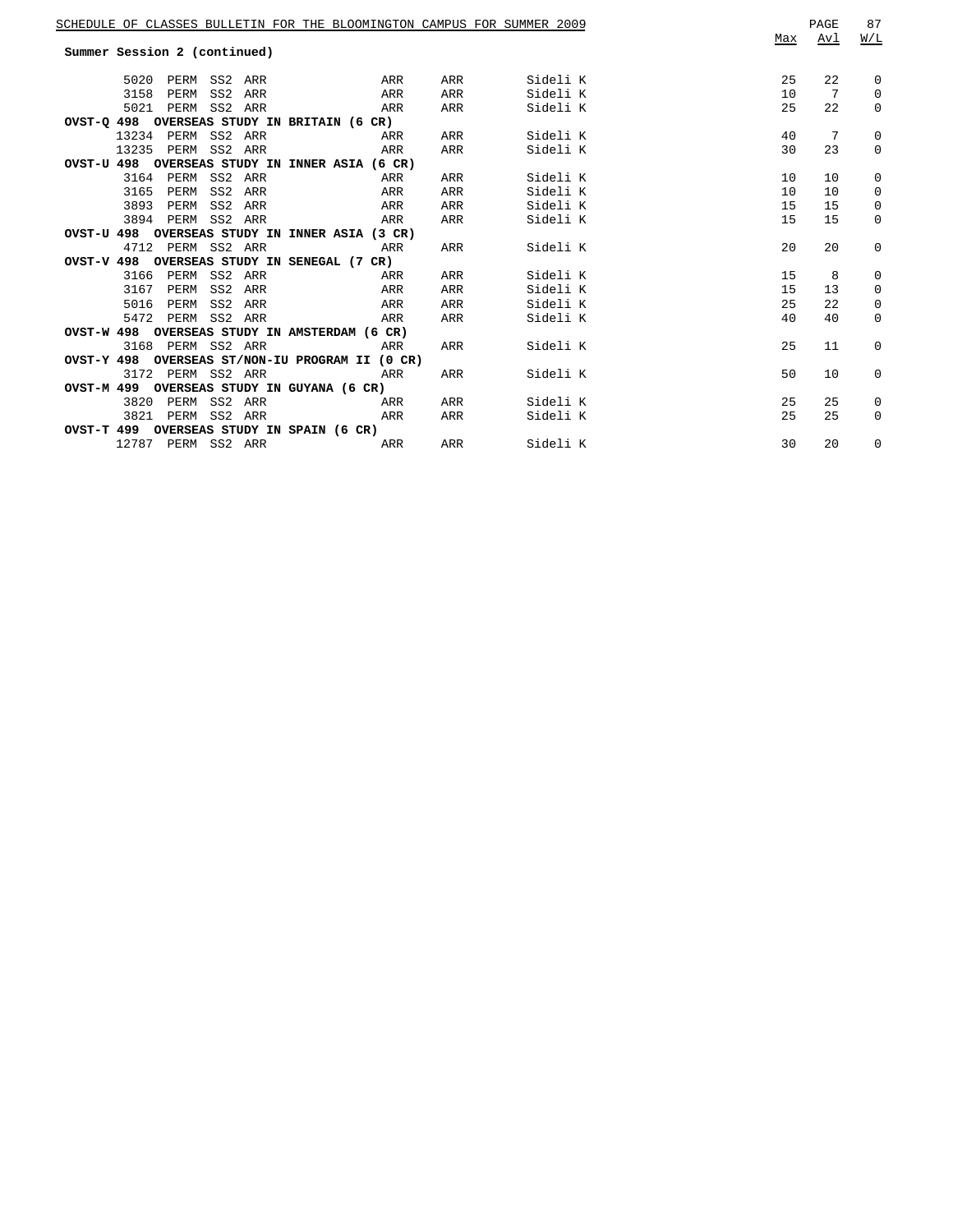**Summer Session 2 (continued)**

| | | | | | | | Max | Avl | W/L |
|---|---|---|---|---|---|---|---|---|---|
| 5020 | PERM | SS2 | ARR | ARR | ARR | Sideli K | 25 | 22 | 0 |
| 3158 | PERM | SS2 | ARR | ARR | ARR | Sideli K | 10 | 7 | 0 |
| 5021 | PERM | SS2 | ARR | ARR | ARR | Sideli K | 25 | 22 | 0 |
| **OVST-Q 498 OVERSEAS STUDY IN BRITAIN (6 CR)** | | | | | | | | | |
| 13234 | PERM | SS2 | ARR | ARR | ARR | Sideli K | 40 | 7 | 0 |
| 13235 | PERM | SS2 | ARR | ARR | ARR | Sideli K | 30 | 23 | 0 |
| **OVST-U 498 OVERSEAS STUDY IN INNER ASIA (6 CR)** | | | | | | | | | |
| 3164 | PERM | SS2 | ARR | ARR | ARR | Sideli K | 10 | 10 | 0 |
| 3165 | PERM | SS2 | ARR | ARR | ARR | Sideli K | 10 | 10 | 0 |
| 3893 | PERM | SS2 | ARR | ARR | ARR | Sideli K | 15 | 15 | 0 |
| 3894 | PERM | SS2 | ARR | ARR | ARR | Sideli K | 15 | 15 | 0 |
| **OVST-U 498 OVERSEAS STUDY IN INNER ASIA (3 CR)** | | | | | | | | | |
| 4712 | PERM | SS2 | ARR | ARR | ARR | Sideli K | 20 | 20 | 0 |
| **OVST-V 498 OVERSEAS STUDY IN SENEGAL (7 CR)** | | | | | | | | | |
| 3166 | PERM | SS2 | ARR | ARR | ARR | Sideli K | 15 | 8 | 0 |
| 3167 | PERM | SS2 | ARR | ARR | ARR | Sideli K | 15 | 13 | 0 |
| 5016 | PERM | SS2 | ARR | ARR | ARR | Sideli K | 25 | 22 | 0 |
| 5472 | PERM | SS2 | ARR | ARR | ARR | Sideli K | 40 | 40 | 0 |
| **OVST-W 498 OVERSEAS STUDY IN AMSTERDAM (6 CR)** | | | | | | | | | |
| 3168 | PERM | SS2 | ARR | ARR | ARR | Sideli K | 25 | 11 | 0 |
| **OVST-Y 498 OVERSEAS ST/NON-IU PROGRAM II (0 CR)** | | | | | | | | | |
| 3172 | PERM | SS2 | ARR | ARR | ARR | Sideli K | 50 | 10 | 0 |
| **OVST-M 499 OVERSEAS STUDY IN GUYANA (6 CR)** | | | | | | | | | |
| 3820 | PERM | SS2 | ARR | ARR | ARR | Sideli K | 25 | 25 | 0 |
| 3821 | PERM | SS2 | ARR | ARR | ARR | Sideli K | 25 | 25 | 0 |
| **OVST-T 499 OVERSEAS STUDY IN SPAIN (6 CR)** | | | | | | | | | |
| 12787 | PERM | SS2 | ARR | ARR | ARR | Sideli K | 30 | 20 | 0 |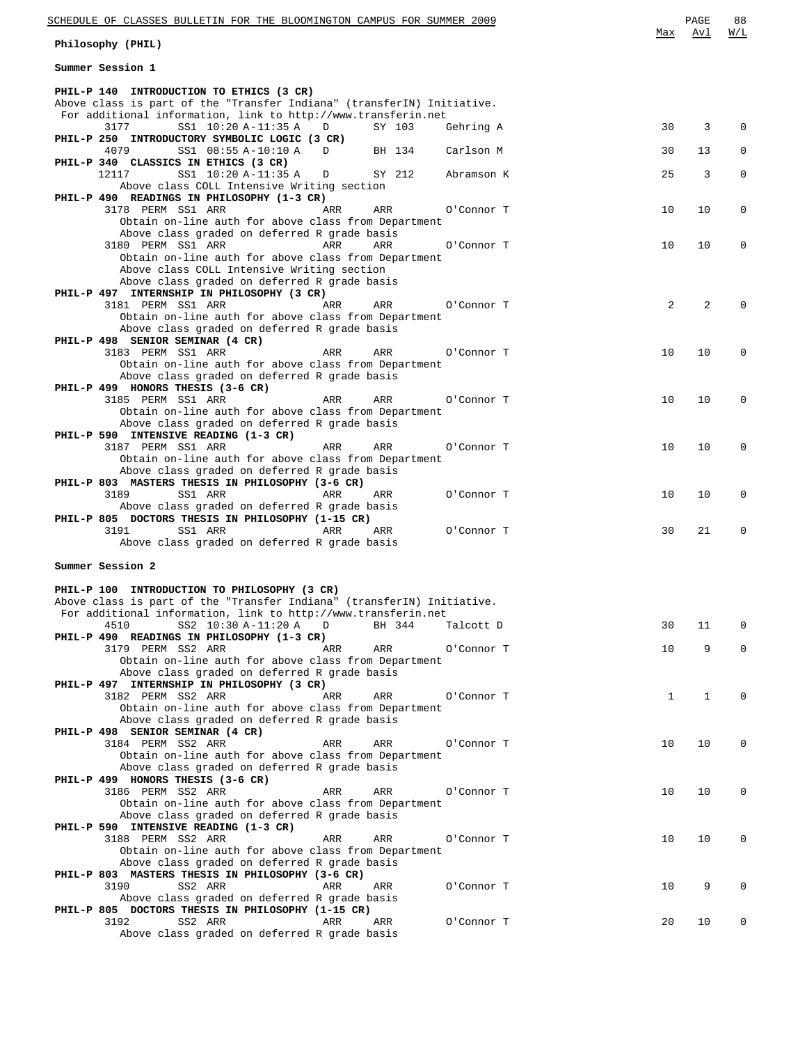## Philosophy (PHIL)

### Summer Session 1

| Course / Class | Session | Time | Days | Room | Instructor | Max | Avl | W/L |
|---|---|---|---|---|---|---|---|---|
| **PHIL-P 140 INTRODUCTION TO ETHICS (3 CR)** | | | | | | | | |
| Above class is part of the "Transfer Indiana" (transferIN) Initiative. For additional information, link to http://www.transferin.net | | | | | | | | |
| 3177 | SS1 | 10:20 A-11:35 A | D | SY 103 | Gehring A | 30 | 3 | 0 |
| **PHIL-P 250 INTRODUCTORY SYMBOLIC LOGIC (3 CR)** | | | | | | | | |
| 4079 | SS1 | 08:55 A-10:10 A | D | BH 134 | Carlson M | 30 | 13 | 0 |
| **PHIL-P 340 CLASSICS IN ETHICS (3 CR)** | | | | | | | | |
| 12117 | SS1 | 10:20 A-11:35 A | D | SY 212 | Abramson K | 25 | 3 | 0 |
| Above class COLL Intensive Writing section | | | | | | | | |
| **PHIL-P 490 READINGS IN PHILOSOPHY (1-3 CR)** | | | | | | | | |
| 3178 PERM | SS1 | ARR | ARR | ARR | O'Connor T | 10 | 10 | 0 |
| Obtain on-line auth for above class from Department. Above class graded on deferred R grade basis | | | | | | | | |
| 3180 PERM | SS1 | ARR | ARR | ARR | O'Connor T | 10 | 10 | 0 |
| Obtain on-line auth for above class from Department. Above class COLL Intensive Writing section. Above class graded on deferred R grade basis | | | | | | | | |
| **PHIL-P 497 INTERNSHIP IN PHILOSOPHY (3 CR)** | | | | | | | | |
| 3181 PERM | SS1 | ARR | ARR | ARR | O'Connor T | 2 | 2 | 0 |
| Obtain on-line auth for above class from Department. Above class graded on deferred R grade basis | | | | | | | | |
| **PHIL-P 498 SENIOR SEMINAR (4 CR)** | | | | | | | | |
| 3183 PERM | SS1 | ARR | ARR | ARR | O'Connor T | 10 | 10 | 0 |
| Obtain on-line auth for above class from Department. Above class graded on deferred R grade basis | | | | | | | | |
| **PHIL-P 499 HONORS THESIS (3-6 CR)** | | | | | | | | |
| 3185 PERM | SS1 | ARR | ARR | ARR | O'Connor T | 10 | 10 | 0 |
| Obtain on-line auth for above class from Department. Above class graded on deferred R grade basis | | | | | | | | |
| **PHIL-P 590 INTENSIVE READING (1-3 CR)** | | | | | | | | |
| 3187 PERM | SS1 | ARR | ARR | ARR | O'Connor T | 10 | 10 | 0 |
| Obtain on-line auth for above class from Department. Above class graded on deferred R grade basis | | | | | | | | |
| **PHIL-P 803 MASTERS THESIS IN PHILOSOPHY (3-6 CR)** | | | | | | | | |
| 3189 | SS1 | ARR | ARR | ARR | O'Connor T | 10 | 10 | 0 |
| Above class graded on deferred R grade basis | | | | | | | | |
| **PHIL-P 805 DOCTORS THESIS IN PHILOSOPHY (1-15 CR)** | | | | | | | | |
| 3191 | SS1 | ARR | ARR | ARR | O'Connor T | 30 | 21 | 0 |
| Above class graded on deferred R grade basis | | | | | | | | |

### Summer Session 2

| Course / Class | Session | Time | Days | Room | Instructor | Max | Avl | W/L |
|---|---|---|---|---|---|---|---|---|
| **PHIL-P 100 INTRODUCTION TO PHILOSOPHY (3 CR)** | | | | | | | | |
| Above class is part of the "Transfer Indiana" (transferIN) Initiative. For additional information, link to http://www.transferin.net | | | | | | | | |
| 4510 | SS2 | 10:30 A-11:20 A | D | BH 344 | Talcott D | 30 | 11 | 0 |
| **PHIL-P 490 READINGS IN PHILOSOPHY (1-3 CR)** | | | | | | | | |
| 3179 PERM | SS2 | ARR | ARR | ARR | O'Connor T | 10 | 9 | 0 |
| Obtain on-line auth for above class from Department. Above class graded on deferred R grade basis | | | | | | | | |
| **PHIL-P 497 INTERNSHIP IN PHILOSOPHY (3 CR)** | | | | | | | | |
| 3182 PERM | SS2 | ARR | ARR | ARR | O'Connor T | 1 | 1 | 0 |
| Obtain on-line auth for above class from Department. Above class graded on deferred R grade basis | | | | | | | | |
| **PHIL-P 498 SENIOR SEMINAR (4 CR)** | | | | | | | | |
| 3184 PERM | SS2 | ARR | ARR | ARR | O'Connor T | 10 | 10 | 0 |
| Obtain on-line auth for above class from Department. Above class graded on deferred R grade basis | | | | | | | | |
| **PHIL-P 499 HONORS THESIS (3-6 CR)** | | | | | | | | |
| 3186 PERM | SS2 | ARR | ARR | ARR | O'Connor T | 10 | 10 | 0 |
| Obtain on-line auth for above class from Department. Above class graded on deferred R grade basis | | | | | | | | |
| **PHIL-P 590 INTENSIVE READING (1-3 CR)** | | | | | | | | |
| 3188 PERM | SS2 | ARR | ARR | ARR | O'Connor T | 10 | 10 | 0 |
| Obtain on-line auth for above class from Department. Above class graded on deferred R grade basis | | | | | | | | |
| **PHIL-P 803 MASTERS THESIS IN PHILOSOPHY (3-6 CR)** | | | | | | | | |
| 3190 | SS2 | ARR | ARR | ARR | O'Connor T | 10 | 9 | 0 |
| Above class graded on deferred R grade basis | | | | | | | | |
| **PHIL-P 805 DOCTORS THESIS IN PHILOSOPHY (1-15 CR)** | | | | | | | | |
| 3192 | SS2 | ARR | ARR | ARR | O'Connor T | 20 | 10 | 0 |
| Above class graded on deferred R grade basis | | | | | | | | |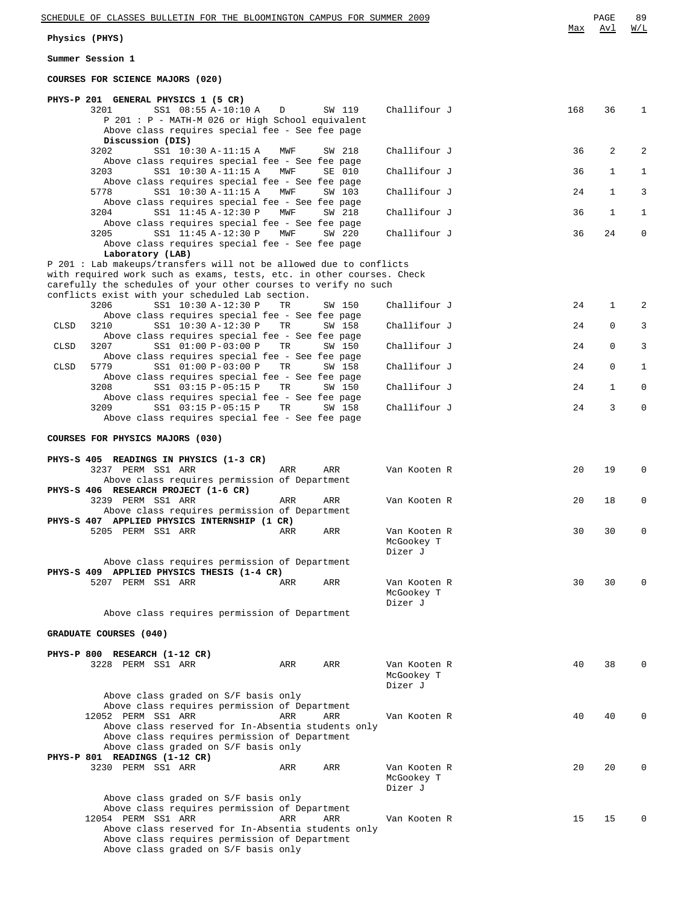# Physics (PHYS)

## Summer Session 1

### COURSES FOR SCIENCE MAJORS (020)

**PHYS-P 201 GENERAL PHYSICS 1 (5 CR)**

| Status | Class | Session/Time | Days | Room | Instructor | Max | Avl | W/L |
|---|---|---|---|---|---|---|---|---|
| | 3201 | SS1 08:55 A-10:10 A | D | SW 119 | Challifour J | 168 | 36 | 1 |

P 201 : P - MATH-M 026 or High School equivalent
Above class requires special fee - See fee page

**Discussion (DIS)**

| Status | Class | Session/Time | Days | Room | Instructor | Max | Avl | W/L |
|---|---|---|---|---|---|---|---|---|
| | 3202 | SS1 10:30 A-11:15 A | MWF | SW 218 | Challifour J | 36 | 2 | 2 |
| | 3203 | SS1 10:30 A-11:15 A | MWF | SE 010 | Challifour J | 36 | 1 | 1 |
| | 5778 | SS1 10:30 A-11:15 A | MWF | SW 103 | Challifour J | 24 | 1 | 3 |
| | 3204 | SS1 11:45 A-12:30 P | MWF | SW 218 | Challifour J | 36 | 1 | 1 |
| | 3205 | SS1 11:45 A-12:30 P | MWF | SW 220 | Challifour J | 36 | 24 | 0 |

Each class above requires special fee - See fee page

**Laboratory (LAB)**

P 201 : Lab makeups/transfers will not be allowed due to conflicts with required work such as exams, tests, etc. in other courses. Check carefully the schedules of your other courses to verify no such conflicts exist with your scheduled Lab section.

| Status | Class | Session/Time | Days | Room | Instructor | Max | Avl | W/L |
|---|---|---|---|---|---|---|---|---|
| | 3206 | SS1 10:30 A-12:30 P | TR | SW 150 | Challifour J | 24 | 1 | 2 |
| CLSD | 3210 | SS1 10:30 A-12:30 P | TR | SW 158 | Challifour J | 24 | 0 | 3 |
| CLSD | 3207 | SS1 01:00 P-03:00 P | TR | SW 150 | Challifour J | 24 | 0 | 3 |
| CLSD | 5779 | SS1 01:00 P-03:00 P | TR | SW 158 | Challifour J | 24 | 0 | 1 |
| | 3208 | SS1 03:15 P-05:15 P | TR | SW 150 | Challifour J | 24 | 1 | 0 |
| | 3209 | SS1 03:15 P-05:15 P | TR | SW 158 | Challifour J | 24 | 3 | 0 |

Each class above requires special fee - See fee page

### COURSES FOR PHYSICS MAJORS (030)

**PHYS-S 405 READINGS IN PHYSICS (1-3 CR)**

| Class | Session/Time | Days | Room | Instructor | Max | Avl | W/L |
|---|---|---|---|---|---|---|---|
| 3237 PERM | SS1 ARR | ARR | ARR | Van Kooten R | 20 | 19 | 0 |

Above class requires permission of Department

**PHYS-S 406 RESEARCH PROJECT (1-6 CR)**

| Class | Session/Time | Days | Room | Instructor | Max | Avl | W/L |
|---|---|---|---|---|---|---|---|
| 3239 PERM | SS1 ARR | ARR | ARR | Van Kooten R | 20 | 18 | 0 |

Above class requires permission of Department

**PHYS-S 407 APPLIED PHYSICS INTERNSHIP (1 CR)**

| Class | Session/Time | Days | Room | Instructor | Max | Avl | W/L |
|---|---|---|---|---|---|---|---|
| 5205 PERM | SS1 ARR | ARR | ARR | Van Kooten R, McGookey T, Dizer J | 30 | 30 | 0 |

Above class requires permission of Department

**PHYS-S 409 APPLIED PHYSICS THESIS (1-4 CR)**

| Class | Session/Time | Days | Room | Instructor | Max | Avl | W/L |
|---|---|---|---|---|---|---|---|
| 5207 PERM | SS1 ARR | ARR | ARR | Van Kooten R, McGookey T, Dizer J | 30 | 30 | 0 |

Above class requires permission of Department

### GRADUATE COURSES (040)

**PHYS-P 800 RESEARCH (1-12 CR)**

| Class | Session/Time | Days | Room | Instructor | Max | Avl | W/L |
|---|---|---|---|---|---|---|---|
| 3228 PERM | SS1 ARR | ARR | ARR | Van Kooten R, McGookey T, Dizer J | 40 | 38 | 0 |

Above class graded on S/F basis only
Above class requires permission of Department

| Class | Session/Time | Days | Room | Instructor | Max | Avl | W/L |
|---|---|---|---|---|---|---|---|
| 12052 PERM | SS1 ARR | ARR | ARR | Van Kooten R | 40 | 40 | 0 |

Above class reserved for In-Absentia students only
Above class requires permission of Department
Above class graded on S/F basis only

**PHYS-P 801 READINGS (1-12 CR)**

| Class | Session/Time | Days | Room | Instructor | Max | Avl | W/L |
|---|---|---|---|---|---|---|---|
| 3230 PERM | SS1 ARR | ARR | ARR | Van Kooten R, McGookey T, Dizer J | 20 | 20 | 0 |

Above class graded on S/F basis only
Above class requires permission of Department

| Class | Session/Time | Days | Room | Instructor | Max | Avl | W/L |
|---|---|---|---|---|---|---|---|
| 12054 PERM | SS1 ARR | ARR | ARR | Van Kooten R | 15 | 15 | 0 |

Above class reserved for In-Absentia students only
Above class requires permission of Department
Above class graded on S/F basis only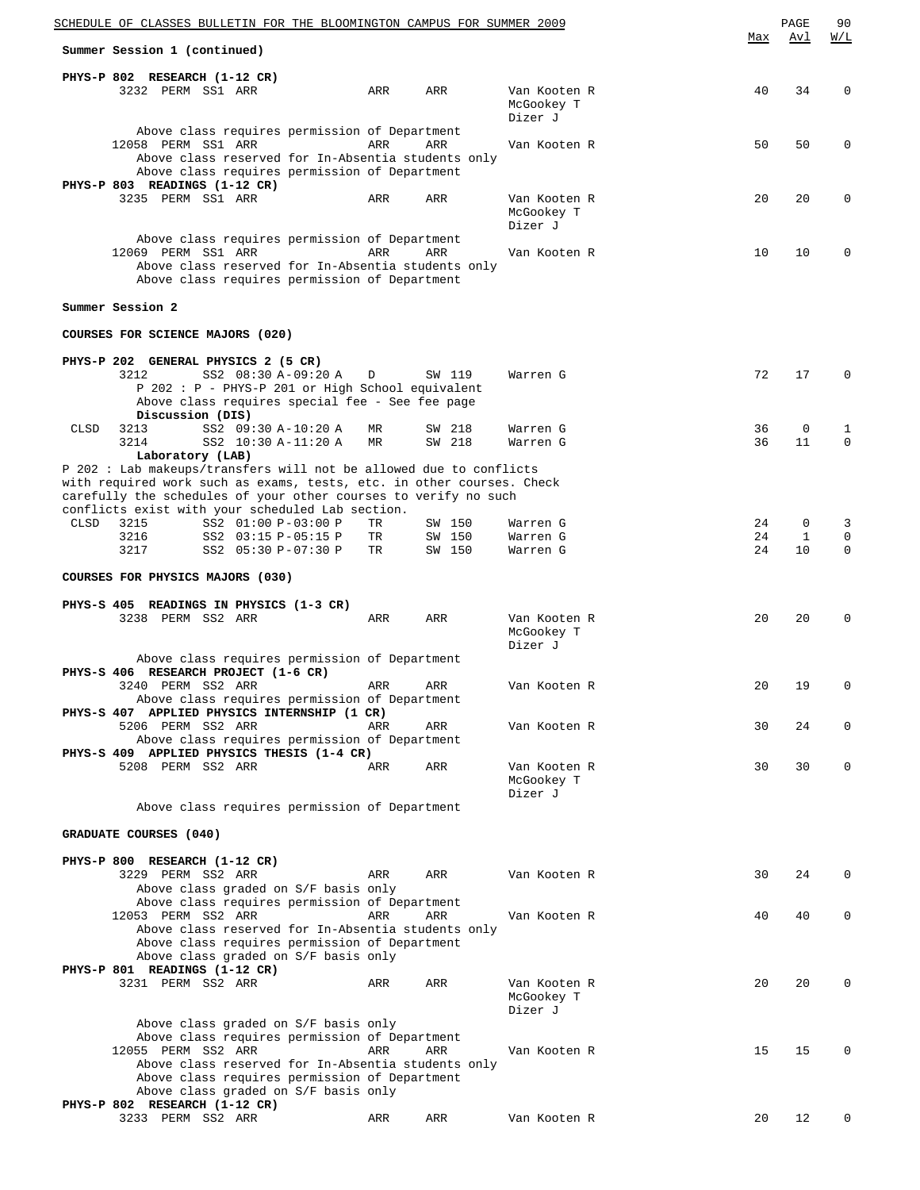**Summer Session 1 (continued)**

**PHYS-P 802 RESEARCH (1-12 CR)**

| | Class | | Session | Time | Days | Room | Instructor | Max | Avl | W/L |
|---|---|---|---|---|---|---|---|---|---|---|
| | 3232 | PERM | SS1 | ARR | ARR | ARR | Van Kooten R<br>McGookey T<br>Dizer J | 40 | 34 | 0 |

Above class requires permission of Department

| | Class | | Session | Time | Days | Room | Instructor | Max | Avl | W/L |
|---|---|---|---|---|---|---|---|---|---|---|
| | 12058 | PERM | SS1 | ARR | ARR | ARR | Van Kooten R | 50 | 50 | 0 |

Above class reserved for In-Absentia students only
Above class requires permission of Department

**PHYS-P 803 READINGS (1-12 CR)**

| | Class | | Session | Time | Days | Room | Instructor | Max | Avl | W/L |
|---|---|---|---|---|---|---|---|---|---|---|
| | 3235 | PERM | SS1 | ARR | ARR | ARR | Van Kooten R<br>McGookey T<br>Dizer J | 20 | 20 | 0 |

Above class requires permission of Department

| | Class | | Session | Time | Days | Room | Instructor | Max | Avl | W/L |
|---|---|---|---|---|---|---|---|---|---|---|
| | 12069 | PERM | SS1 | ARR | ARR | ARR | Van Kooten R | 10 | 10 | 0 |

Above class reserved for In-Absentia students only
Above class requires permission of Department

**Summer Session 2**

**COURSES FOR SCIENCE MAJORS (020)**

**PHYS-P 202 GENERAL PHYSICS 2 (5 CR)**

| | Class | | Session | Time | Days | Room | Instructor | Max | Avl | W/L |
|---|---|---|---|---|---|---|---|---|---|---|
| | 3212 | | SS2 | 08:30 A-09:20 A | D | SW 119 | Warren G | 72 | 17 | 0 |

P 202 : P - PHYS-P 201 or High School equivalent
Above class requires special fee - See fee page

**Discussion (DIS)**

| | Class | | Session | Time | Days | Room | Instructor | Max | Avl | W/L |
|---|---|---|---|---|---|---|---|---|---|---|
| CLSD | 3213 | | SS2 | 09:30 A-10:20 A | MR | SW 218 | Warren G | 36 | 0 | 1 |
| | 3214 | | SS2 | 10:30 A-11:20 A | MR | SW 218 | Warren G | 36 | 11 | 0 |

**Laboratory (LAB)**

P 202 : Lab makeups/transfers will not be allowed due to conflicts with required work such as exams, tests, etc. in other courses. Check carefully the schedules of your other courses to verify no such conflicts exist with your scheduled Lab section.

| | Class | | Session | Time | Days | Room | Instructor | Max | Avl | W/L |
|---|---|---|---|---|---|---|---|---|---|---|
| CLSD | 3215 | | SS2 | 01:00 P-03:00 P | TR | SW 150 | Warren G | 24 | 0 | 3 |
| | 3216 | | SS2 | 03:15 P-05:15 P | TR | SW 150 | Warren G | 24 | 1 | 0 |
| | 3217 | | SS2 | 05:30 P-07:30 P | TR | SW 150 | Warren G | 24 | 10 | 0 |

**COURSES FOR PHYSICS MAJORS (030)**

**PHYS-S 405 READINGS IN PHYSICS (1-3 CR)**

| | Class | | Session | Time | Days | Room | Instructor | Max | Avl | W/L |
|---|---|---|---|---|---|---|---|---|---|---|
| | 3238 | PERM | SS2 | ARR | ARR | ARR | Van Kooten R<br>McGookey T<br>Dizer J | 20 | 20 | 0 |

Above class requires permission of Department

**PHYS-S 406 RESEARCH PROJECT (1-6 CR)**

| | Class | | Session | Time | Days | Room | Instructor | Max | Avl | W/L |
|---|---|---|---|---|---|---|---|---|---|---|
| | 3240 | PERM | SS2 | ARR | ARR | ARR | Van Kooten R | 20 | 19 | 0 |

Above class requires permission of Department

**PHYS-S 407 APPLIED PHYSICS INTERNSHIP (1 CR)**

| | Class | | Session | Time | Days | Room | Instructor | Max | Avl | W/L |
|---|---|---|---|---|---|---|---|---|---|---|
| | 5206 | PERM | SS2 | ARR | ARR | ARR | Van Kooten R | 30 | 24 | 0 |

Above class requires permission of Department

**PHYS-S 409 APPLIED PHYSICS THESIS (1-4 CR)**

| | Class | | Session | Time | Days | Room | Instructor | Max | Avl | W/L |
|---|---|---|---|---|---|---|---|---|---|---|
| | 5208 | PERM | SS2 | ARR | ARR | ARR | Van Kooten R<br>McGookey T<br>Dizer J | 30 | 30 | 0 |

Above class requires permission of Department

**GRADUATE COURSES (040)**

**PHYS-P 800 RESEARCH (1-12 CR)**

| | Class | | Session | Time | Days | Room | Instructor | Max | Avl | W/L |
|---|---|---|---|---|---|---|---|---|---|---|
| | 3229 | PERM | SS2 | ARR | ARR | ARR | Van Kooten R | 30 | 24 | 0 |

Above class graded on S/F basis only
Above class requires permission of Department

| | Class | | Session | Time | Days | Room | Instructor | Max | Avl | W/L |
|---|---|---|---|---|---|---|---|---|---|---|
| | 12053 | PERM | SS2 | ARR | ARR | ARR | Van Kooten R | 40 | 40 | 0 |

Above class reserved for In-Absentia students only
Above class requires permission of Department
Above class graded on S/F basis only

**PHYS-P 801 READINGS (1-12 CR)**

| | Class | | Session | Time | Days | Room | Instructor | Max | Avl | W/L |
|---|---|---|---|---|---|---|---|---|---|---|
| | 3231 | PERM | SS2 | ARR | ARR | ARR | Van Kooten R<br>McGookey T<br>Dizer J | 20 | 20 | 0 |

Above class graded on S/F basis only
Above class requires permission of Department

| | Class | | Session | Time | Days | Room | Instructor | Max | Avl | W/L |
|---|---|---|---|---|---|---|---|---|---|---|
| | 12055 | PERM | SS2 | ARR | ARR | ARR | Van Kooten R | 15 | 15 | 0 |

Above class reserved for In-Absentia students only
Above class requires permission of Department
Above class graded on S/F basis only

**PHYS-P 802 RESEARCH (1-12 CR)**

| | Class | | Session | Time | Days | Room | Instructor | Max | Avl | W/L |
|---|---|---|---|---|---|---|---|---|---|---|
| | 3233 | PERM | SS2 | ARR | ARR | ARR | Van Kooten R | 20 | 12 | 0 |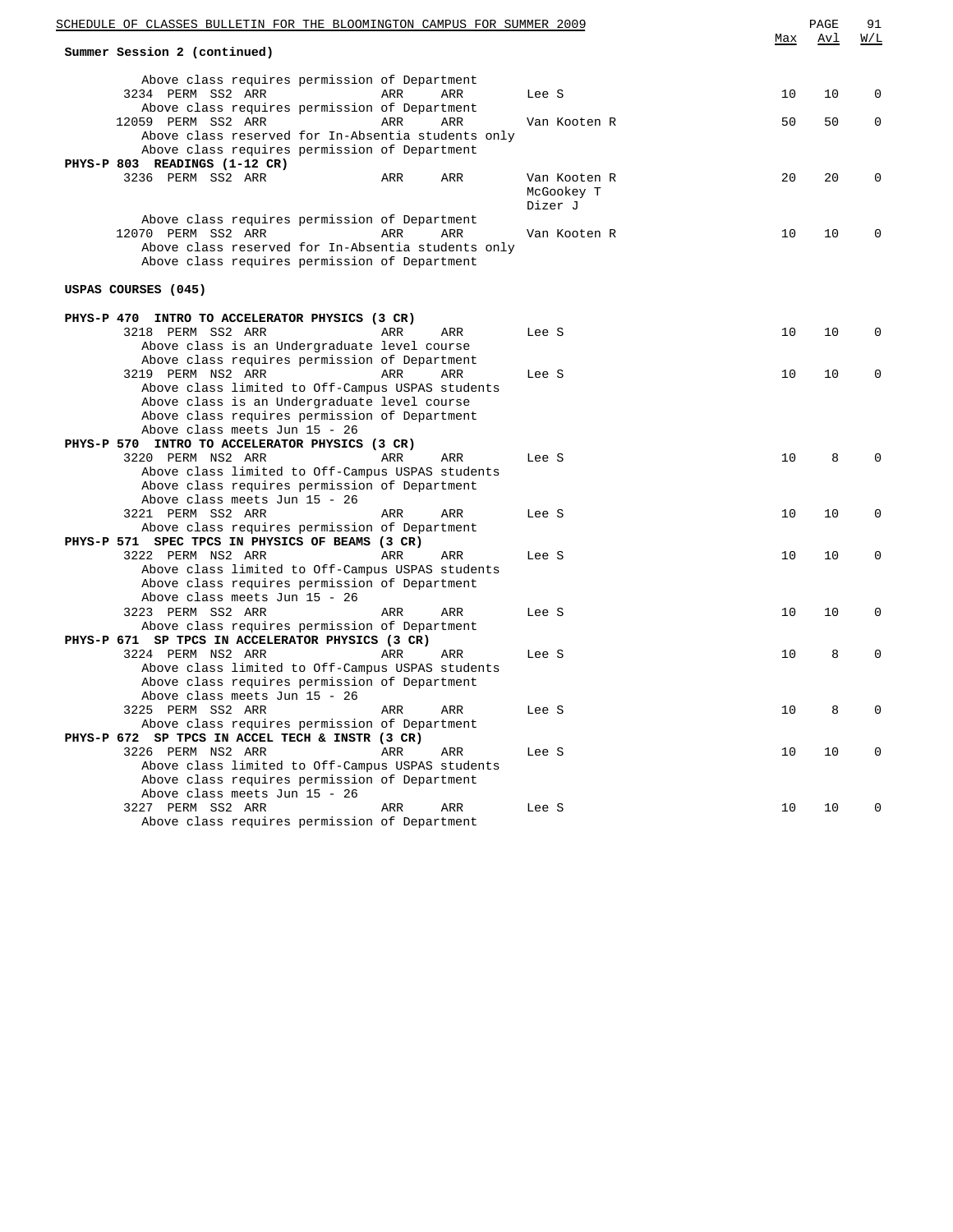**Summary Session 2 (continued)**

Above class requires permission of Department

| Class | Type | Session | Days | Time | Room | Instructor | Max | Avl | W/L |
|---|---|---|---|---|---|---|---|---|---|
| 3234 | PERM | SS2 | ARR | ARR | ARR | Lee S | 10 | 10 | 0 |

Above class requires permission of Department

| Class | Type | Session | Days | Time | Room | Instructor | Max | Avl | W/L |
|---|---|---|---|---|---|---|---|---|---|
| 12059 | PERM | SS2 | ARR | ARR | ARR | Van Kooten R | 50 | 50 | 0 |

Above class reserved for In-Absentia students only
Above class requires permission of Department

**PHYS-P 803 READINGS (1-12 CR)**

| Class | Type | Session | Days | Time | Room | Instructor | Max | Avl | W/L |
|---|---|---|---|---|---|---|---|---|---|
| 3236 | PERM | SS2 | ARR | ARR | ARR | Van Kooten R, McGookey T, Dizer J | 20 | 20 | 0 |

Above class requires permission of Department

| Class | Type | Session | Days | Time | Room | Instructor | Max | Avl | W/L |
|---|---|---|---|---|---|---|---|---|---|
| 12070 | PERM | SS2 | ARR | ARR | ARR | Van Kooten R | 10 | 10 | 0 |

Above class reserved for In-Absentia students only
Above class requires permission of Department

## USPAS COURSES (045)

**PHYS-P 470 INTRO TO ACCELERATOR PHYSICS (3 CR)**

| Class | Type | Session | Days | Time | Room | Instructor | Max | Avl | W/L |
|---|---|---|---|---|---|---|---|---|---|
| 3218 | PERM | SS2 | ARR | ARR | ARR | Lee S | 10 | 10 | 0 |

Above class is an Undergraduate level course
Above class requires permission of Department

| Class | Type | Session | Days | Time | Room | Instructor | Max | Avl | W/L |
|---|---|---|---|---|---|---|---|---|---|
| 3219 | PERM | NS2 | ARR | ARR | ARR | Lee S | 10 | 10 | 0 |

Above class limited to Off-Campus USPAS students
Above class is an Undergraduate level course
Above class requires permission of Department
Above class meets Jun 15 - 26

**PHYS-P 570 INTRO TO ACCELERATOR PHYSICS (3 CR)**

| Class | Type | Session | Days | Time | Room | Instructor | Max | Avl | W/L |
|---|---|---|---|---|---|---|---|---|---|
| 3220 | PERM | NS2 | ARR | ARR | ARR | Lee S | 10 | 8 | 0 |

Above class limited to Off-Campus USPAS students
Above class requires permission of Department
Above class meets Jun 15 - 26

| Class | Type | Session | Days | Time | Room | Instructor | Max | Avl | W/L |
|---|---|---|---|---|---|---|---|---|---|
| 3221 | PERM | SS2 | ARR | ARR | ARR | Lee S | 10 | 10 | 0 |

Above class requires permission of Department

**PHYS-P 571 SPEC TPCS IN PHYSICS OF BEAMS (3 CR)**

| Class | Type | Session | Days | Time | Room | Instructor | Max | Avl | W/L |
|---|---|---|---|---|---|---|---|---|---|
| 3222 | PERM | NS2 | ARR | ARR | ARR | Lee S | 10 | 10 | 0 |

Above class limited to Off-Campus USPAS students
Above class requires permission of Department
Above class meets Jun 15 - 26

| Class | Type | Session | Days | Time | Room | Instructor | Max | Avl | W/L |
|---|---|---|---|---|---|---|---|---|---|
| 3223 | PERM | SS2 | ARR | ARR | ARR | Lee S | 10 | 10 | 0 |

Above class requires permission of Department

**PHYS-P 671 SP TPCS IN ACCELERATOR PHYSICS (3 CR)**

| Class | Type | Session | Days | Time | Room | Instructor | Max | Avl | W/L |
|---|---|---|---|---|---|---|---|---|---|
| 3224 | PERM | NS2 | ARR | ARR | ARR | Lee S | 10 | 8 | 0 |

Above class limited to Off-Campus USPAS students
Above class requires permission of Department
Above class meets Jun 15 - 26

| Class | Type | Session | Days | Time | Room | Instructor | Max | Avl | W/L |
|---|---|---|---|---|---|---|---|---|---|
| 3225 | PERM | SS2 | ARR | ARR | ARR | Lee S | 10 | 8 | 0 |

Above class requires permission of Department

**PHYS-P 672 SP TPCS IN ACCEL TECH & INSTR (3 CR)**

| Class | Type | Session | Days | Time | Room | Instructor | Max | Avl | W/L |
|---|---|---|---|---|---|---|---|---|---|
| 3226 | PERM | NS2 | ARR | ARR | ARR | Lee S | 10 | 10 | 0 |

Above class limited to Off-Campus USPAS students
Above class requires permission of Department
Above class meets Jun 15 - 26

| Class | Type | Session | Days | Time | Room | Instructor | Max | Avl | W/L |
|---|---|---|---|---|---|---|---|---|---|
| 3227 | PERM | SS2 | ARR | ARR | ARR | Lee S | 10 | 10 | 0 |

Above class requires permission of Department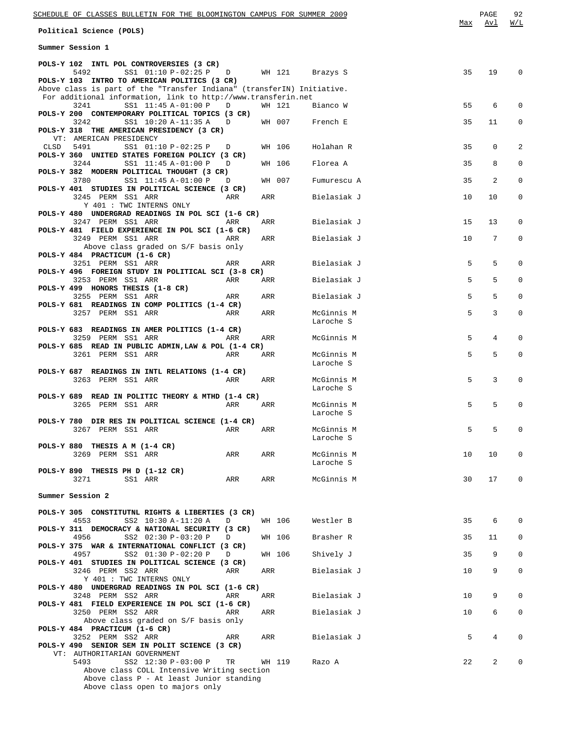## Political Science (POLS)

### Summer Session 1

| Course | Class | Perm | Session | Time | Days | Room | Instructor | Max | Avl | W/L |
|---|---|---|---|---|---|---|---|---|---|---|
| **POLS-Y 102 INTL POL CONTROVERSIES (3 CR)** | | | | | | | | | | |
| | 5492 | | SS1 | 01:10 P-02:25 P | D | WH 121 | Brazys S | 35 | 19 | 0 |
| **POLS-Y 103 INTRO TO AMERICAN POLITICS (3 CR)** | | | | | | | | | | |
| Above class is part of the "Transfer Indiana" (transferIN) Initiative. For additional information, link to http://www.transferin.net | | | | | | | | | | |
| | 3241 | | SS1 | 11:45 A-01:00 P | D | WH 121 | Bianco W | 55 | 6 | 0 |
| **POLS-Y 200 CONTEMPORARY POLITICAL TOPICS (3 CR)** | | | | | | | | | | |
| | 3242 | | SS1 | 10:20 A-11:35 A | D | WH 007 | French E | 35 | 11 | 0 |
| **POLS-Y 318 THE AMERICAN PRESIDENCY (3 CR)** | | | | | | | | | | |
| VT: AMERICAN PRESIDENCY | | | | | | | | | | |
| CLSD | 5491 | | SS1 | 01:10 P-02:25 P | D | WH 106 | Holahan R | 35 | 0 | 2 |
| **POLS-Y 360 UNITED STATES FOREIGN POLICY (3 CR)** | | | | | | | | | | |
| | 3244 | | SS1 | 11:45 A-01:00 P | D | WH 106 | Florea A | 35 | 8 | 0 |
| **POLS-Y 382 MODERN POLITICAL THOUGHT (3 CR)** | | | | | | | | | | |
| | 3780 | | SS1 | 11:45 A-01:00 P | D | WH 007 | Fumurescu A | 35 | 2 | 0 |
| **POLS-Y 401 STUDIES IN POLITICAL SCIENCE (3 CR)** | | | | | | | | | | |
| | 3245 | PERM | SS1 | ARR | ARR | ARR | Bielasiak J | 10 | 10 | 0 |
| Y 401 : TWC INTERNS ONLY | | | | | | | | | | |
| **POLS-Y 480 UNDERGRAD READINGS IN POL SCI (1-6 CR)** | | | | | | | | | | |
| | 3247 | PERM | SS1 | ARR | ARR | ARR | Bielasiak J | 15 | 13 | 0 |
| **POLS-Y 481 FIELD EXPERIENCE IN POL SCI (1-6 CR)** | | | | | | | | | | |
| | 3249 | PERM | SS1 | ARR | ARR | ARR | Bielasiak J | 10 | 7 | 0 |
| Above class graded on S/F basis only | | | | | | | | | | |
| **POLS-Y 484 PRACTICUM (1-6 CR)** | | | | | | | | | | |
| | 3251 | PERM | SS1 | ARR | ARR | ARR | Bielasiak J | 5 | 5 | 0 |
| **POLS-Y 496 FOREIGN STUDY IN POLITICAL SCI (3-8 CR)** | | | | | | | | | | |
| | 3253 | PERM | SS1 | ARR | ARR | ARR | Bielasiak J | 5 | 5 | 0 |
| **POLS-Y 499 HONORS THESIS (1-8 CR)** | | | | | | | | | | |
| | 3255 | PERM | SS1 | ARR | ARR | ARR | Bielasiak J | 5 | 5 | 0 |
| **POLS-Y 681 READINGS IN COMP POLITICS (1-4 CR)** | | | | | | | | | | |
| | 3257 | PERM | SS1 | ARR | ARR | ARR | McGinnis M<br>Laroche S | 5 | 3 | 0 |
| **POLS-Y 683 READINGS IN AMER POLITICS (1-4 CR)** | | | | | | | | | | |
| | 3259 | PERM | SS1 | ARR | ARR | ARR | McGinnis M | 5 | 4 | 0 |
| **POLS-Y 685 READ IN PUBLIC ADMIN,LAW & POL (1-4 CR)** | | | | | | | | | | |
| | 3261 | PERM | SS1 | ARR | ARR | ARR | McGinnis M<br>Laroche S | 5 | 5 | 0 |
| **POLS-Y 687 READINGS IN INTL RELATIONS (1-4 CR)** | | | | | | | | | | |
| | 3263 | PERM | SS1 | ARR | ARR | ARR | McGinnis M<br>Laroche S | 5 | 3 | 0 |
| **POLS-Y 689 READ IN POLITIC THEORY & MTHD (1-4 CR)** | | | | | | | | | | |
| | 3265 | PERM | SS1 | ARR | ARR | ARR | McGinnis M<br>Laroche S | 5 | 5 | 0 |
| **POLS-Y 780 DIR RES IN POLITICAL SCIENCE (1-4 CR)** | | | | | | | | | | |
| | 3267 | PERM | SS1 | ARR | ARR | ARR | McGinnis M<br>Laroche S | 5 | 5 | 0 |
| **POLS-Y 880 THESIS A M (1-4 CR)** | | | | | | | | | | |
| | 3269 | PERM | SS1 | ARR | ARR | ARR | McGinnis M<br>Laroche S | 10 | 10 | 0 |
| **POLS-Y 890 THESIS PH D (1-12 CR)** | | | | | | | | | | |
| | 3271 | | SS1 | ARR | ARR | ARR | McGinnis M | 30 | 17 | 0 |

### Summer Session 2

| Course | Class | Perm | Session | Time | Days | Room | Instructor | Max | Avl | W/L |
|---|---|---|---|---|---|---|---|---|---|---|
| **POLS-Y 305 CONSTITUTNL RIGHTS & LIBERTIES (3 CR)** | | | | | | | | | | |
| | 4553 | | SS2 | 10:30 A-11:20 A | D | WH 106 | Westler B | 35 | 6 | 0 |
| **POLS-Y 311 DEMOCRACY & NATIONAL SECURITY (3 CR)** | | | | | | | | | | |
| | 4956 | | SS2 | 02:30 P-03:20 P | D | WH 106 | Brasher R | 35 | 11 | 0 |
| **POLS-Y 375 WAR & INTERNATIONAL CONFLICT (3 CR)** | | | | | | | | | | |
| | 4957 | | SS2 | 01:30 P-02:20 P | D | WH 106 | Shively J | 35 | 9 | 0 |
| **POLS-Y 401 STUDIES IN POLITICAL SCIENCE (3 CR)** | | | | | | | | | | |
| | 3246 | PERM | SS2 | ARR | ARR | ARR | Bielasiak J | 10 | 9 | 0 |
| Y 401 : TWC INTERNS ONLY | | | | | | | | | | |
| **POLS-Y 480 UNDERGRAD READINGS IN POL SCI (1-6 CR)** | | | | | | | | | | |
| | 3248 | PERM | SS2 | ARR | ARR | ARR | Bielasiak J | 10 | 9 | 0 |
| **POLS-Y 481 FIELD EXPERIENCE IN POL SCI (1-6 CR)** | | | | | | | | | | |
| | 3250 | PERM | SS2 | ARR | ARR | ARR | Bielasiak J | 10 | 6 | 0 |
| Above class graded on S/F basis only | | | | | | | | | | |
| **POLS-Y 484 PRACTICUM (1-6 CR)** | | | | | | | | | | |
| | 3252 | PERM | SS2 | ARR | ARR | ARR | Bielasiak J | 5 | 4 | 0 |
| **POLS-Y 490 SENIOR SEM IN POLIT SCIENCE (3 CR)** | | | | | | | | | | |
| VT: AUTHORITARIAN GOVERNMENT | | | | | | | | | | |
| | 5493 | | SS2 | 12:30 P-03:00 P | TR | WH 119 | Razo A | 22 | 2 | 0 |
| Above class COLL Intensive Writing section<br>Above class P - At least Junior standing<br>Above class open to majors only | | | | | | | | | | |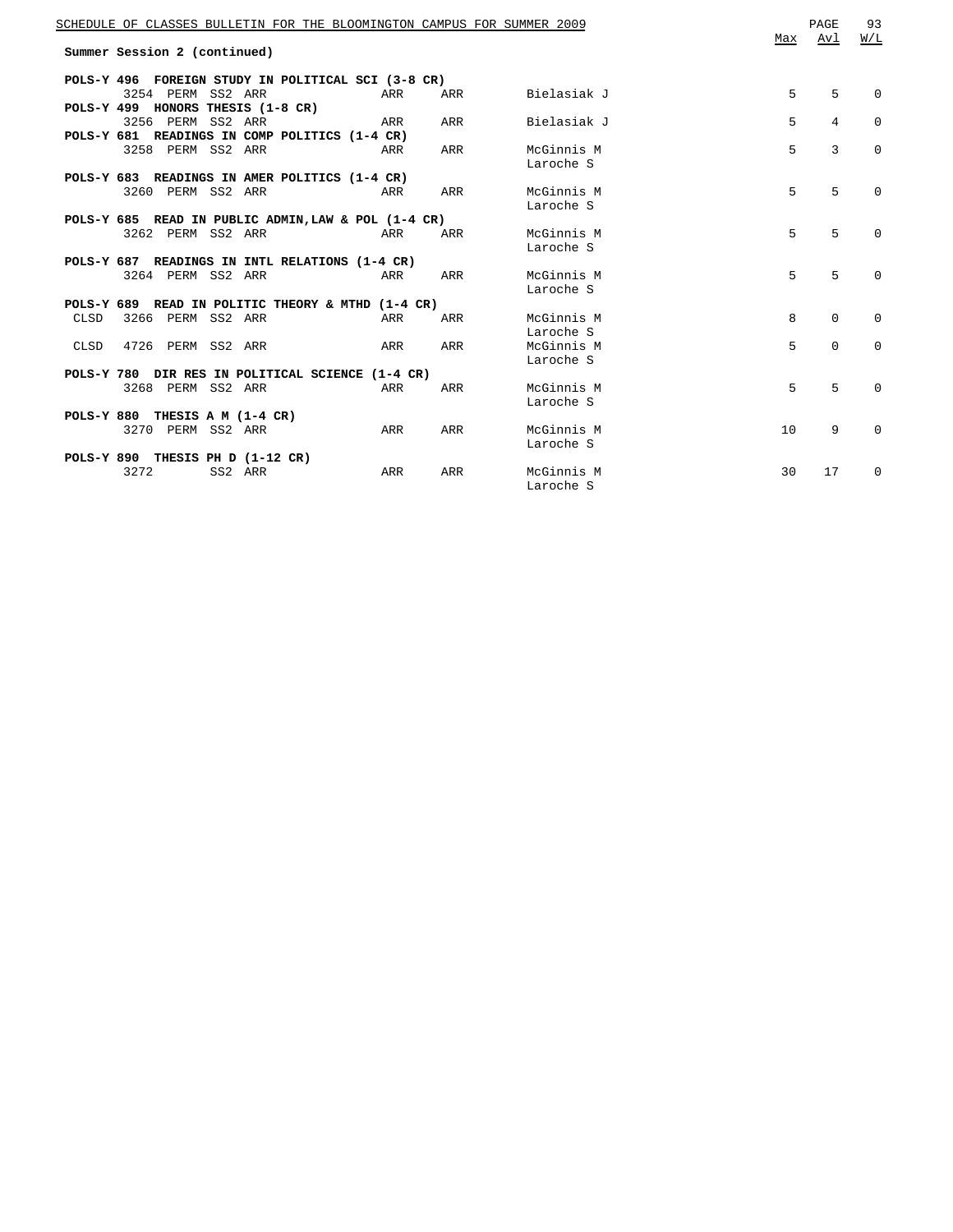**Summer Session 2 (continued)**

| Course / Class | Status | Class # | Perm | Session | Days | Time | Room | Instructor | Max | Avl | W/L |
|---|---|---|---|---|---|---|---|---|---|---|---|
| **POLS-Y 496 FOREIGN STUDY IN POLITICAL SCI (3-8 CR)** | | | | | | | | | | | |
| | | 3254 | PERM | SS2 | ARR | ARR | ARR | Bielasiak J | 5 | 5 | 0 |
| **POLS-Y 499 HONORS THESIS (1-8 CR)** | | | | | | | | | | | |
| | | 3256 | PERM | SS2 | ARR | ARR | ARR | Bielasiak J | 5 | 4 | 0 |
| **POLS-Y 681 READINGS IN COMP POLITICS (1-4 CR)** | | | | | | | | | | | |
| | | 3258 | PERM | SS2 | ARR | ARR | ARR | McGinnis M<br>Laroche S | 5 | 3 | 0 |
| **POLS-Y 683 READINGS IN AMER POLITICS (1-4 CR)** | | | | | | | | | | | |
| | | 3260 | PERM | SS2 | ARR | ARR | ARR | McGinnis M<br>Laroche S | 5 | 5 | 0 |
| **POLS-Y 685 READ IN PUBLIC ADMIN,LAW & POL (1-4 CR)** | | | | | | | | | | | |
| | | 3262 | PERM | SS2 | ARR | ARR | ARR | McGinnis M<br>Laroche S | 5 | 5 | 0 |
| **POLS-Y 687 READINGS IN INTL RELATIONS (1-4 CR)** | | | | | | | | | | | |
| | | 3264 | PERM | SS2 | ARR | ARR | ARR | McGinnis M<br>Laroche S | 5 | 5 | 0 |
| **POLS-Y 689 READ IN POLITIC THEORY & MTHD (1-4 CR)** | | | | | | | | | | | |
| | CLSD | 3266 | PERM | SS2 | ARR | ARR | ARR | McGinnis M<br>Laroche S | 8 | 0 | 0 |
| | CLSD | 4726 | PERM | SS2 | ARR | ARR | ARR | McGinnis M<br>Laroche S | 5 | 0 | 0 |
| **POLS-Y 780 DIR RES IN POLITICAL SCIENCE (1-4 CR)** | | | | | | | | | | | |
| | | 3268 | PERM | SS2 | ARR | ARR | ARR | McGinnis M<br>Laroche S | 5 | 5 | 0 |
| **POLS-Y 880 THESIS A M (1-4 CR)** | | | | | | | | | | | |
| | | 3270 | PERM | SS2 | ARR | ARR | ARR | McGinnis M<br>Laroche S | 10 | 9 | 0 |
| **POLS-Y 890 THESIS PH D (1-12 CR)** | | | | | | | | | | | |
| | | 3272 | | SS2 | ARR | ARR | ARR | McGinnis M<br>Laroche S | 30 | 17 | 0 |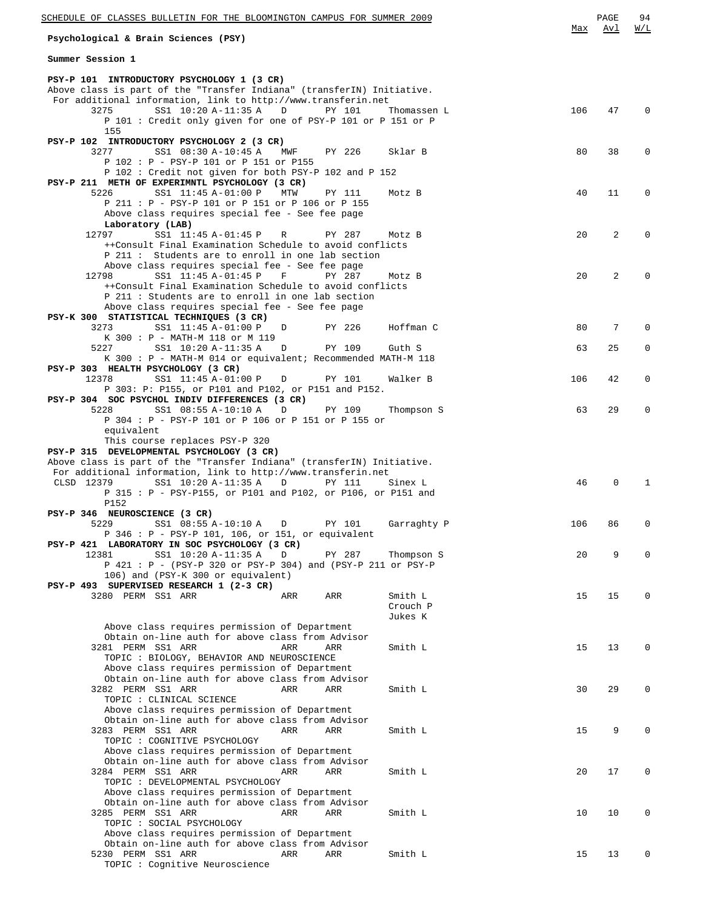## Psychological & Brain Sciences (PSY)

### Summer Session 1

| Class | Session | Time | Days | Room | Instructor | Max | Avl | W/L |
|---|---|---|---|---|---|---|---|---|
| **PSY-P 101 INTRODUCTORY PSYCHOLOGY 1 (3 CR)** | | | | | | | | |
| Above class is part of the "Transfer Indiana" (transferIN) Initiative. For additional information, link to http://www.transferin.net | | | | | | | | |
| 3275 | SS1 | 10:20 A-11:35 A | D | PY 101 | Thomassen L | 106 | 47 | 0 |
| P 101 : Credit only given for one of PSY-P 101 or P 151 or P 155 | | | | | | | | |
| **PSY-P 102 INTRODUCTORY PSYCHOLOGY 2 (3 CR)** | | | | | | | | |
| 3277 | SS1 | 08:30 A-10:45 A | MWF | PY 226 | Sklar B | 80 | 38 | 0 |
| P 102 : P - PSY-P 101 or P 151 or P155 | | | | | | | | |
| P 102 : Credit not given for both PSY-P 102 and P 152 | | | | | | | | |
| **PSY-P 211 METH OF EXPERIMNTL PSYCHOLOGY (3 CR)** | | | | | | | | |
| 5226 | SS1 | 11:45 A-01:00 P | MTW | PY 111 | Motz B | 40 | 11 | 0 |
| P 211 : P - PSY-P 101 or P 151 or P 106 or P 155 | | | | | | | | |
| Above class requires special fee - See fee page | | | | | | | | |
| Laboratory (LAB) | | | | | | | | |
| 12797 | SS1 | 11:45 A-01:45 P | R | PY 287 | Motz B | 20 | 2 | 0 |
| ++Consult Final Examination Schedule to avoid conflicts | | | | | | | | |
| P 211 : Students are to enroll in one lab section | | | | | | | | |
| Above class requires special fee - See fee page | | | | | | | | |
| 12798 | SS1 | 11:45 A-01:45 P | F | PY 287 | Motz B | 20 | 2 | 0 |
| ++Consult Final Examination Schedule to avoid conflicts | | | | | | | | |
| P 211 : Students are to enroll in one lab section | | | | | | | | |
| Above class requires special fee - See fee page | | | | | | | | |
| **PSY-K 300 STATISTICAL TECHNIQUES (3 CR)** | | | | | | | | |
| 3273 | SS1 | 11:45 A-01:00 P | D | PY 226 | Hoffman C | 80 | 7 | 0 |
| K 300 : P - MATH-M 118 or M 119 | | | | | | | | |
| 5227 | SS1 | 10:20 A-11:35 A | D | PY 109 | Guth S | 63 | 25 | 0 |
| K 300 : P - MATH-M 014 or equivalent; Recommended MATH-M 118 | | | | | | | | |
| **PSY-P 303 HEALTH PSYCHOLOGY (3 CR)** | | | | | | | | |
| 12378 | SS1 | 11:45 A-01:00 P | D | PY 101 | Walker B | 106 | 42 | 0 |
| P 303: P: P155, or P101 and P102, or P151 and P152. | | | | | | | | |
| **PSY-P 304 SOC PSYCHOL INDIV DIFFERENCES (3 CR)** | | | | | | | | |
| 5228 | SS1 | 08:55 A-10:10 A | D | PY 109 | Thompson S | 63 | 29 | 0 |
| P 304 : P - PSY-P 101 or P 106 or P 151 or P 155 or equivalent | | | | | | | | |
| This course replaces PSY-P 320 | | | | | | | | |
| **PSY-P 315 DEVELOPMENTAL PSYCHOLOGY (3 CR)** | | | | | | | | |
| Above class is part of the "Transfer Indiana" (transferIN) Initiative. For additional information, link to http://www.transferin.net | | | | | | | | |
| CLSD 12379 | SS1 | 10:20 A-11:35 A | D | PY 111 | Sinex L | 46 | 0 | 1 |
| P 315 : P - PSY-P155, or P101 and P102, or P106, or P151 and P152 | | | | | | | | |
| **PSY-P 346 NEUROSCIENCE (3 CR)** | | | | | | | | |
| 5229 | SS1 | 08:55 A-10:10 A | D | PY 101 | Garraghty P | 106 | 86 | 0 |
| P 346 : P - PSY-P 101, 106, or 151, or equivalent | | | | | | | | |
| **PSY-P 421 LABORATORY IN SOC PSYCHOLOGY (3 CR)** | | | | | | | | |
| 12381 | SS1 | 10:20 A-11:35 A | D | PY 287 | Thompson S | 20 | 9 | 0 |
| P 421 : P - (PSY-P 320 or PSY-P 304) and (PSY-P 211 or PSY-P 106) and (PSY-K 300 or equivalent) | | | | | | | | |
| **PSY-P 493 SUPERVISED RESEARCH 1 (2-3 CR)** | | | | | | | | |
| 3280 PERM | SS1 | ARR | ARR | ARR | Smith L, Crouch P, Jukes K | 15 | 15 | 0 |
| Above class requires permission of Department | | | | | | | | |
| Obtain on-line auth for above class from Advisor | | | | | | | | |
| 3281 PERM | SS1 | ARR | ARR | ARR | Smith L | 15 | 13 | 0 |
| TOPIC : BIOLOGY, BEHAVIOR AND NEUROSCIENCE | | | | | | | | |
| Above class requires permission of Department | | | | | | | | |
| Obtain on-line auth for above class from Advisor | | | | | | | | |
| 3282 PERM | SS1 | ARR | ARR | ARR | Smith L | 30 | 29 | 0 |
| TOPIC : CLINICAL SCIENCE | | | | | | | | |
| Above class requires permission of Department | | | | | | | | |
| Obtain on-line auth for above class from Advisor | | | | | | | | |
| 3283 PERM | SS1 | ARR | ARR | ARR | Smith L | 15 | 9 | 0 |
| TOPIC : COGNITIVE PSYCHOLOGY | | | | | | | | |
| Above class requires permission of Department | | | | | | | | |
| Obtain on-line auth for above class from Advisor | | | | | | | | |
| 3284 PERM | SS1 | ARR | ARR | ARR | Smith L | 20 | 17 | 0 |
| TOPIC : DEVELOPMENTAL PSYCHOLOGY | | | | | | | | |
| Above class requires permission of Department | | | | | | | | |
| Obtain on-line auth for above class from Advisor | | | | | | | | |
| 3285 PERM | SS1 | ARR | ARR | ARR | Smith L | 10 | 10 | 0 |
| TOPIC : SOCIAL PSYCHOLOGY | | | | | | | | |
| Above class requires permission of Department | | | | | | | | |
| Obtain on-line auth for above class from Advisor | | | | | | | | |
| 5230 PERM | SS1 | ARR | ARR | ARR | Smith L | 15 | 13 | 0 |
| TOPIC : Cognitive Neuroscience | | | | | | | | |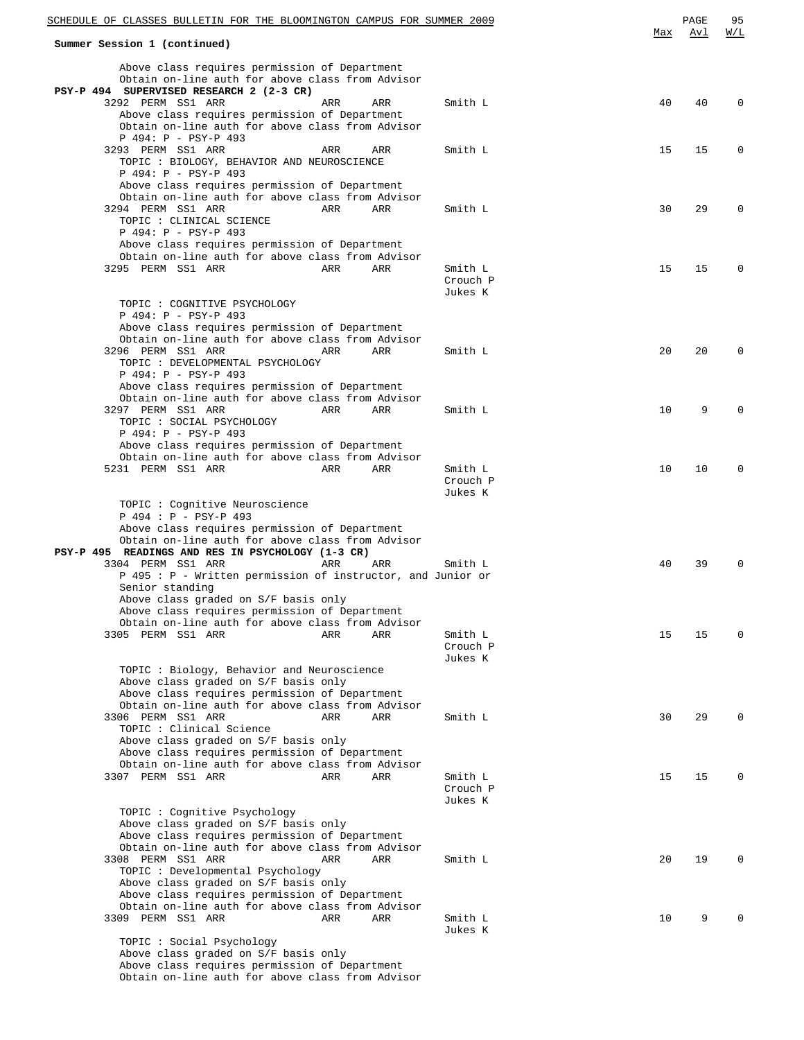Summary Session 1 (continued)

| | Max | Avl | W/L |
|---|---|---|---|

Above class requires permission of Department
Obtain on-line auth for above class from Advisor

**PSY-P 494 SUPERVISED RESEARCH 2 (2-3 CR)**

| Class | Days/Time | | Instructor | Max | Avl | W/L |
|---|---|---|---|---|---|---|
| 3292 PERM SS1 ARR | ARR | ARR | Smith L | 40 | 40 | 0 |

Above class requires permission of Department
Obtain on-line auth for above class from Advisor
P 494: P - PSY-P 493

| Class | Days/Time | | Instructor | Max | Avl | W/L |
|---|---|---|---|---|---|---|
| 3293 PERM SS1 ARR | ARR | ARR | Smith L | 15 | 15 | 0 |

TOPIC : BIOLOGY, BEHAVIOR AND NEUROSCIENCE
P 494: P - PSY-P 493
Above class requires permission of Department
Obtain on-line auth for above class from Advisor

| Class | Days/Time | | Instructor | Max | Avl | W/L |
|---|---|---|---|---|---|---|
| 3294 PERM SS1 ARR | ARR | ARR | Smith L | 30 | 29 | 0 |

TOPIC : CLINICAL SCIENCE
P 494: P - PSY-P 493
Above class requires permission of Department
Obtain on-line auth for above class from Advisor

| Class | Days/Time | | Instructor | Max | Avl | W/L |
|---|---|---|---|---|---|---|
| 3295 PERM SS1 ARR | ARR | ARR | Smith L, Crouch P, Jukes K | 15 | 15 | 0 |

TOPIC : COGNITIVE PSYCHOLOGY
P 494: P - PSY-P 493
Above class requires permission of Department
Obtain on-line auth for above class from Advisor

| Class | Days/Time | | Instructor | Max | Avl | W/L |
|---|---|---|---|---|---|---|
| 3296 PERM SS1 ARR | ARR | ARR | Smith L | 20 | 20 | 0 |

TOPIC : DEVELOPMENTAL PSYCHOLOGY
P 494: P - PSY-P 493
Above class requires permission of Department
Obtain on-line auth for above class from Advisor

| Class | Days/Time | | Instructor | Max | Avl | W/L |
|---|---|---|---|---|---|---|
| 3297 PERM SS1 ARR | ARR | ARR | Smith L | 10 | 9 | 0 |

TOPIC : SOCIAL PSYCHOLOGY
P 494: P - PSY-P 493
Above class requires permission of Department
Obtain on-line auth for above class from Advisor

| Class | Days/Time | | Instructor | Max | Avl | W/L |
|---|---|---|---|---|---|---|
| 5231 PERM SS1 ARR | ARR | ARR | Smith L, Crouch P, Jukes K | 10 | 10 | 0 |

TOPIC : Cognitive Neuroscience
P 494 : P - PSY-P 493
Above class requires permission of Department
Obtain on-line auth for above class from Advisor

**PSY-P 495 READINGS AND RES IN PSYCHOLOGY (1-3 CR)**

| Class | Days/Time | | Instructor | Max | Avl | W/L |
|---|---|---|---|---|---|---|
| 3304 PERM SS1 ARR | ARR | ARR | Smith L | 40 | 39 | 0 |

P 495 : P - Written permission of instructor, and Junior or Senior standing
Above class graded on S/F basis only
Above class requires permission of Department
Obtain on-line auth for above class from Advisor

| Class | Days/Time | | Instructor | Max | Avl | W/L |
|---|---|---|---|---|---|---|
| 3305 PERM SS1 ARR | ARR | ARR | Smith L, Crouch P, Jukes K | 15 | 15 | 0 |

TOPIC : Biology, Behavior and Neuroscience
Above class graded on S/F basis only
Above class requires permission of Department
Obtain on-line auth for above class from Advisor

| Class | Days/Time | | Instructor | Max | Avl | W/L |
|---|---|---|---|---|---|---|
| 3306 PERM SS1 ARR | ARR | ARR | Smith L | 30 | 29 | 0 |

TOPIC : Clinical Science
Above class graded on S/F basis only
Above class requires permission of Department
Obtain on-line auth for above class from Advisor

| Class | Days/Time | | Instructor | Max | Avl | W/L |
|---|---|---|---|---|---|---|
| 3307 PERM SS1 ARR | ARR | ARR | Smith L, Crouch P, Jukes K | 15 | 15 | 0 |

TOPIC : Cognitive Psychology
Above class graded on S/F basis only
Above class requires permission of Department
Obtain on-line auth for above class from Advisor

| Class | Days/Time | | Instructor | Max | Avl | W/L |
|---|---|---|---|---|---|---|
| 3308 PERM SS1 ARR | ARR | ARR | Smith L | 20 | 19 | 0 |

TOPIC : Developmental Psychology
Above class graded on S/F basis only
Above class requires permission of Department
Obtain on-line auth for above class from Advisor

| Class | Days/Time | | Instructor | Max | Avl | W/L |
|---|---|---|---|---|---|---|
| 3309 PERM SS1 ARR | ARR | ARR | Smith L, Jukes K | 10 | 9 | 0 |

TOPIC : Social Psychology
Above class graded on S/F basis only
Above class requires permission of Department
Obtain on-line auth for above class from Advisor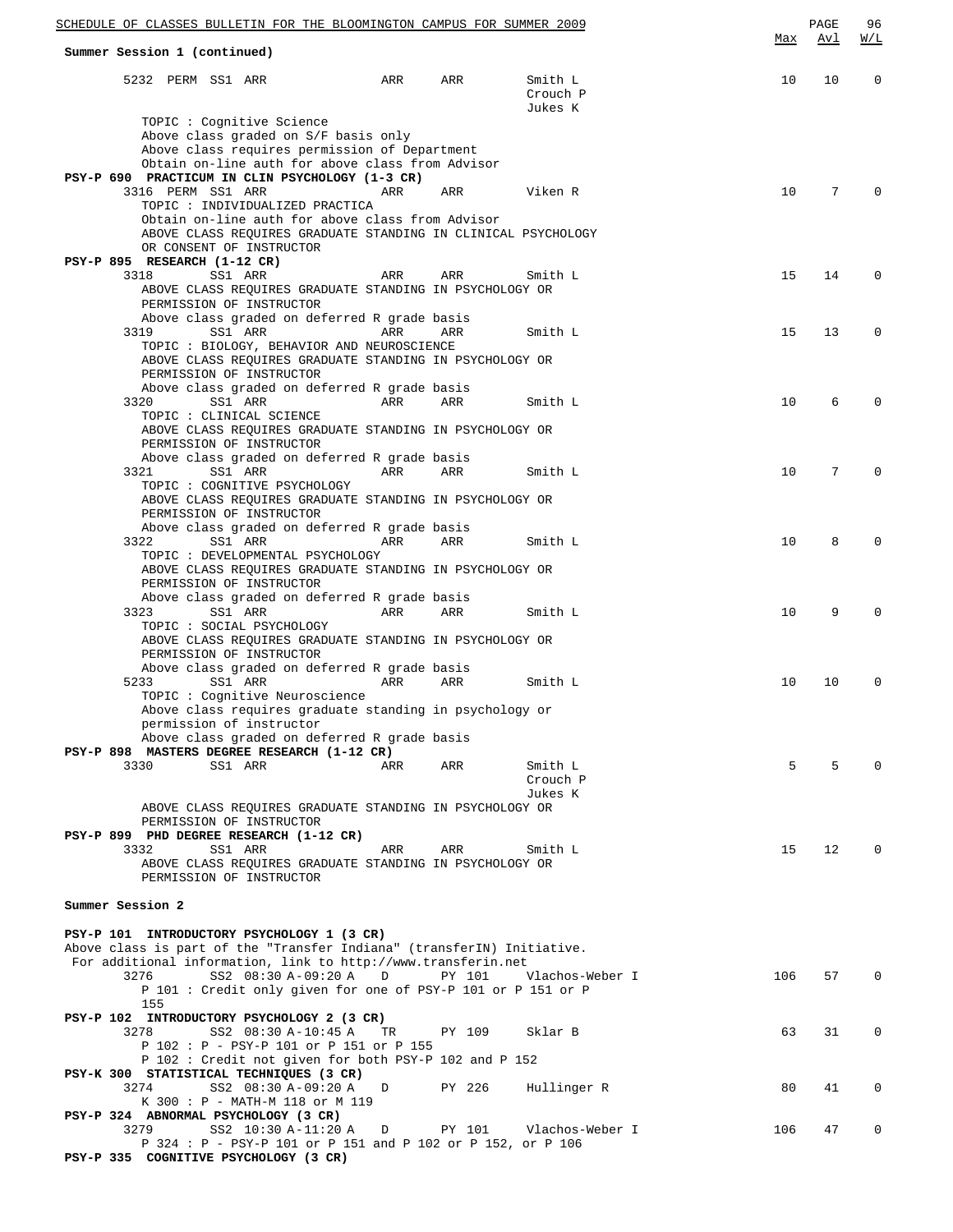**Summary Session 1 (continued)**

| | | | | | | Max | Avl | W/L |
|---|---|---|---|---|---|---|---|---|
| 5232 PERM SS1 ARR | | ARR | ARR | Smith L<br>Crouch P<br>Jukes K | | 10 | 10 | 0 |

TOPIC : Cognitive Science
Above class graded on S/F basis only
Above class requires permission of Department
Obtain on-line auth for above class from Advisor

**PSY-P 690 PRACTICUM IN CLIN PSYCHOLOGY (1-3 CR)**

| | | | | | Max | Avl | W/L |
|---|---|---|---|---|---|---|---|
| 3316 PERM SS1 ARR | ARR | ARR | Viken R | | 10 | 7 | 0 |

TOPIC : INDIVIDUALIZED PRACTICA
Obtain on-line auth for above class from Advisor
ABOVE CLASS REQUIRES GRADUATE STANDING IN CLINICAL PSYCHOLOGY OR CONSENT OF INSTRUCTOR

**PSY-P 895 RESEARCH (1-12 CR)**

| | | | | | Max | Avl | W/L |
|---|---|---|---|---|---|---|---|
| 3318 SS1 ARR | ARR | ARR | Smith L | | 15 | 14 | 0 |

ABOVE CLASS REQUIRES GRADUATE STANDING IN PSYCHOLOGY OR PERMISSION OF INSTRUCTOR
Above class graded on deferred R grade basis

| | | | | | Max | Avl | W/L |
|---|---|---|---|---|---|---|---|
| 3319 SS1 ARR | ARR | ARR | Smith L | | 15 | 13 | 0 |

TOPIC : BIOLOGY, BEHAVIOR AND NEUROSCIENCE
ABOVE CLASS REQUIRES GRADUATE STANDING IN PSYCHOLOGY OR PERMISSION OF INSTRUCTOR
Above class graded on deferred R grade basis

| | | | | | Max | Avl | W/L |
|---|---|---|---|---|---|---|---|
| 3320 SS1 ARR | ARR | ARR | Smith L | | 10 | 6 | 0 |

TOPIC : CLINICAL SCIENCE
ABOVE CLASS REQUIRES GRADUATE STANDING IN PSYCHOLOGY OR PERMISSION OF INSTRUCTOR
Above class graded on deferred R grade basis

| | | | | | Max | Avl | W/L |
|---|---|---|---|---|---|---|---|
| 3321 SS1 ARR | ARR | ARR | Smith L | | 10 | 7 | 0 |

TOPIC : COGNITIVE PSYCHOLOGY
ABOVE CLASS REQUIRES GRADUATE STANDING IN PSYCHOLOGY OR PERMISSION OF INSTRUCTOR
Above class graded on deferred R grade basis

| | | | | | Max | Avl | W/L |
|---|---|---|---|---|---|---|---|
| 3322 SS1 ARR | ARR | ARR | Smith L | | 10 | 8 | 0 |

TOPIC : DEVELOPMENTAL PSYCHOLOGY
ABOVE CLASS REQUIRES GRADUATE STANDING IN PSYCHOLOGY OR PERMISSION OF INSTRUCTOR
Above class graded on deferred R grade basis

| | | | | | Max | Avl | W/L |
|---|---|---|---|---|---|---|---|
| 3323 SS1 ARR | ARR | ARR | Smith L | | 10 | 9 | 0 |

TOPIC : SOCIAL PSYCHOLOGY
ABOVE CLASS REQUIRES GRADUATE STANDING IN PSYCHOLOGY OR PERMISSION OF INSTRUCTOR
Above class graded on deferred R grade basis

| | | | | | Max | Avl | W/L |
|---|---|---|---|---|---|---|---|
| 5233 SS1 ARR | ARR | ARR | Smith L | | 10 | 10 | 0 |

TOPIC : Cognitive Neuroscience
Above class requires graduate standing in psychology or permission of instructor
Above class graded on deferred R grade basis

**PSY-P 898 MASTERS DEGREE RESEARCH (1-12 CR)**

| | | | | | Max | Avl | W/L |
|---|---|---|---|---|---|---|---|
| 3330 SS1 ARR | ARR | ARR | Smith L<br>Crouch P<br>Jukes K | | 5 | 5 | 0 |

ABOVE CLASS REQUIRES GRADUATE STANDING IN PSYCHOLOGY OR PERMISSION OF INSTRUCTOR

**PSY-P 899 PHD DEGREE RESEARCH (1-12 CR)**

| | | | | | Max | Avl | W/L |
|---|---|---|---|---|---|---|---|
| 3332 SS1 ARR | ARR | ARR | Smith L | | 15 | 12 | 0 |

ABOVE CLASS REQUIRES GRADUATE STANDING IN PSYCHOLOGY OR PERMISSION OF INSTRUCTOR

**Summer Session 2**

**PSY-P 101 INTRODUCTORY PSYCHOLOGY 1 (3 CR)**
Above class is part of the "Transfer Indiana" (transferIN) Initiative.
For additional information, link to http://www.transferin.net

| | | | | | Max | Avl | W/L |
|---|---|---|---|---|---|---|---|
| 3276 SS2 08:30 A-09:20 A | D | PY 101 | Vlachos-Weber I | | 106 | 57 | 0 |

P 101 : Credit only given for one of PSY-P 101 or P 151 or P 155

**PSY-P 102 INTRODUCTORY PSYCHOLOGY 2 (3 CR)**

| | | | | | Max | Avl | W/L |
|---|---|---|---|---|---|---|---|
| 3278 SS2 08:30 A-10:45 A | TR | PY 109 | Sklar B | | 63 | 31 | 0 |

P 102 : P - PSY-P 101 or P 151 or P 155
P 102 : Credit not given for both PSY-P 102 and P 152

**PSY-K 300 STATISTICAL TECHNIQUES (3 CR)**

| | | | | | Max | Avl | W/L |
|---|---|---|---|---|---|---|---|
| 3274 SS2 08:30 A-09:20 A | D | PY 226 | Hullinger R | | 80 | 41 | 0 |

K 300 : P - MATH-M 118 or M 119

**PSY-P 324 ABNORMAL PSYCHOLOGY (3 CR)**

| | | | | | Max | Avl | W/L |
|---|---|---|---|---|---|---|---|
| 3279 SS2 10:30 A-11:20 A | D | PY 101 | Vlachos-Weber I | | 106 | 47 | 0 |

P 324 : P - PSY-P 101 or P 151 and P 102 or P 152, or P 106

**PSY-P 335 COGNITIVE PSYCHOLOGY (3 CR)**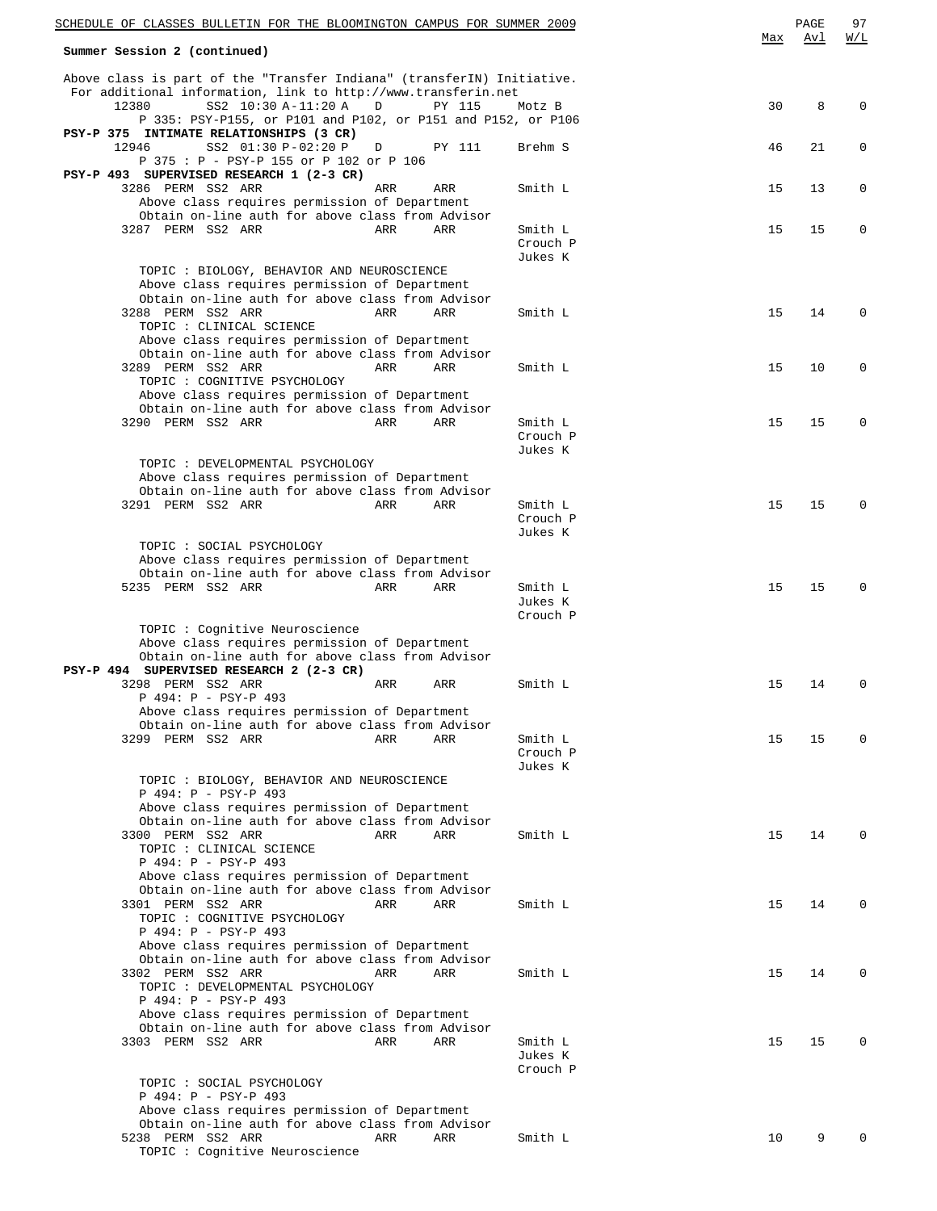Summer Session 2 (continued)

Above class is part of the "Transfer Indiana" (transferIN) Initiative.
For additional information, link to http://www.transferin.net

| Class | Session / Time | Days | Room | Instructor | Max | Avl | W/L |
|---|---|---|---|---|---|---|---|
| 12380 | SS2 10:30 A-11:20 A | D | PY 115 | Motz B | 30 | 8 | 0 |

P 335: PSY-P155, or P101 and P102, or P151 and P152, or P106

**PSY-P 375 INTIMATE RELATIONSHIPS (3 CR)**

| Class | Session / Time | Days | Room | Instructor | Max | Avl | W/L |
|---|---|---|---|---|---|---|---|
| 12946 | SS2 01:30 P-02:20 P | D | PY 111 | Brehm S | 46 | 21 | 0 |

P 375 : P - PSY-P 155 or P 102 or P 106

**PSY-P 493 SUPERVISED RESEARCH 1 (2-3 CR)**

| Class | Session / Time | Days | Room | Instructor | Max | Avl | W/L |
|---|---|---|---|---|---|---|---|
| 3286 PERM | SS2 ARR | ARR | ARR | Smith L | 15 | 13 | 0 |

Above class requires permission of Department
Obtain on-line auth for above class from Advisor

| Class | Session / Time | Days | Room | Instructor | Max | Avl | W/L |
|---|---|---|---|---|---|---|---|
| 3287 PERM | SS2 ARR | ARR | ARR | Smith L, Crouch P, Jukes K | 15 | 15 | 0 |

TOPIC : BIOLOGY, BEHAVIOR AND NEUROSCIENCE
Above class requires permission of Department
Obtain on-line auth for above class from Advisor

| Class | Session / Time | Days | Room | Instructor | Max | Avl | W/L |
|---|---|---|---|---|---|---|---|
| 3288 PERM | SS2 ARR | ARR | ARR | Smith L | 15 | 14 | 0 |

TOPIC : CLINICAL SCIENCE
Above class requires permission of Department
Obtain on-line auth for above class from Advisor

| Class | Session / Time | Days | Room | Instructor | Max | Avl | W/L |
|---|---|---|---|---|---|---|---|
| 3289 PERM | SS2 ARR | ARR | ARR | Smith L | 15 | 10 | 0 |

TOPIC : COGNITIVE PSYCHOLOGY
Above class requires permission of Department
Obtain on-line auth for above class from Advisor

| Class | Session / Time | Days | Room | Instructor | Max | Avl | W/L |
|---|---|---|---|---|---|---|---|
| 3290 PERM | SS2 ARR | ARR | ARR | Smith L, Crouch P, Jukes K | 15 | 15 | 0 |

TOPIC : DEVELOPMENTAL PSYCHOLOGY
Above class requires permission of Department
Obtain on-line auth for above class from Advisor

| Class | Session / Time | Days | Room | Instructor | Max | Avl | W/L |
|---|---|---|---|---|---|---|---|
| 3291 PERM | SS2 ARR | ARR | ARR | Smith L, Crouch P, Jukes K | 15 | 15 | 0 |

TOPIC : SOCIAL PSYCHOLOGY
Above class requires permission of Department
Obtain on-line auth for above class from Advisor

| Class | Session / Time | Days | Room | Instructor | Max | Avl | W/L |
|---|---|---|---|---|---|---|---|
| 5235 PERM | SS2 ARR | ARR | ARR | Smith L, Jukes K, Crouch P | 15 | 15 | 0 |

TOPIC : Cognitive Neuroscience
Above class requires permission of Department
Obtain on-line auth for above class from Advisor

**PSY-P 494 SUPERVISED RESEARCH 2 (2-3 CR)**

| Class | Session / Time | Days | Room | Instructor | Max | Avl | W/L |
|---|---|---|---|---|---|---|---|
| 3298 PERM | SS2 ARR | ARR | ARR | Smith L | 15 | 14 | 0 |

P 494: P - PSY-P 493
Above class requires permission of Department
Obtain on-line auth for above class from Advisor

| Class | Session / Time | Days | Room | Instructor | Max | Avl | W/L |
|---|---|---|---|---|---|---|---|
| 3299 PERM | SS2 ARR | ARR | ARR | Smith L, Crouch P, Jukes K | 15 | 15 | 0 |

TOPIC : BIOLOGY, BEHAVIOR AND NEUROSCIENCE
P 494: P - PSY-P 493
Above class requires permission of Department
Obtain on-line auth for above class from Advisor

| Class | Session / Time | Days | Room | Instructor | Max | Avl | W/L |
|---|---|---|---|---|---|---|---|
| 3300 PERM | SS2 ARR | ARR | ARR | Smith L | 15 | 14 | 0 |

TOPIC : CLINICAL SCIENCE
P 494: P - PSY-P 493
Above class requires permission of Department
Obtain on-line auth for above class from Advisor

| Class | Session / Time | Days | Room | Instructor | Max | Avl | W/L |
|---|---|---|---|---|---|---|---|
| 3301 PERM | SS2 ARR | ARR | ARR | Smith L | 15 | 14 | 0 |

TOPIC : COGNITIVE PSYCHOLOGY
P 494: P - PSY-P 493
Above class requires permission of Department
Obtain on-line auth for above class from Advisor

| Class | Session / Time | Days | Room | Instructor | Max | Avl | W/L |
|---|---|---|---|---|---|---|---|
| 3302 PERM | SS2 ARR | ARR | ARR | Smith L | 15 | 14 | 0 |

TOPIC : DEVELOPMENTAL PSYCHOLOGY
P 494: P - PSY-P 493
Above class requires permission of Department
Obtain on-line auth for above class from Advisor

| Class | Session / Time | Days | Room | Instructor | Max | Avl | W/L |
|---|---|---|---|---|---|---|---|
| 3303 PERM | SS2 ARR | ARR | ARR | Smith L, Jukes K, Crouch P | 15 | 15 | 0 |

TOPIC : SOCIAL PSYCHOLOGY
P 494: P - PSY-P 493
Above class requires permission of Department
Obtain on-line auth for above class from Advisor

| Class | Session / Time | Days | Room | Instructor | Max | Avl | W/L |
|---|---|---|---|---|---|---|---|
| 5238 PERM | SS2 ARR | ARR | ARR | Smith L | 10 | 9 | 0 |

TOPIC : Cognitive Neuroscience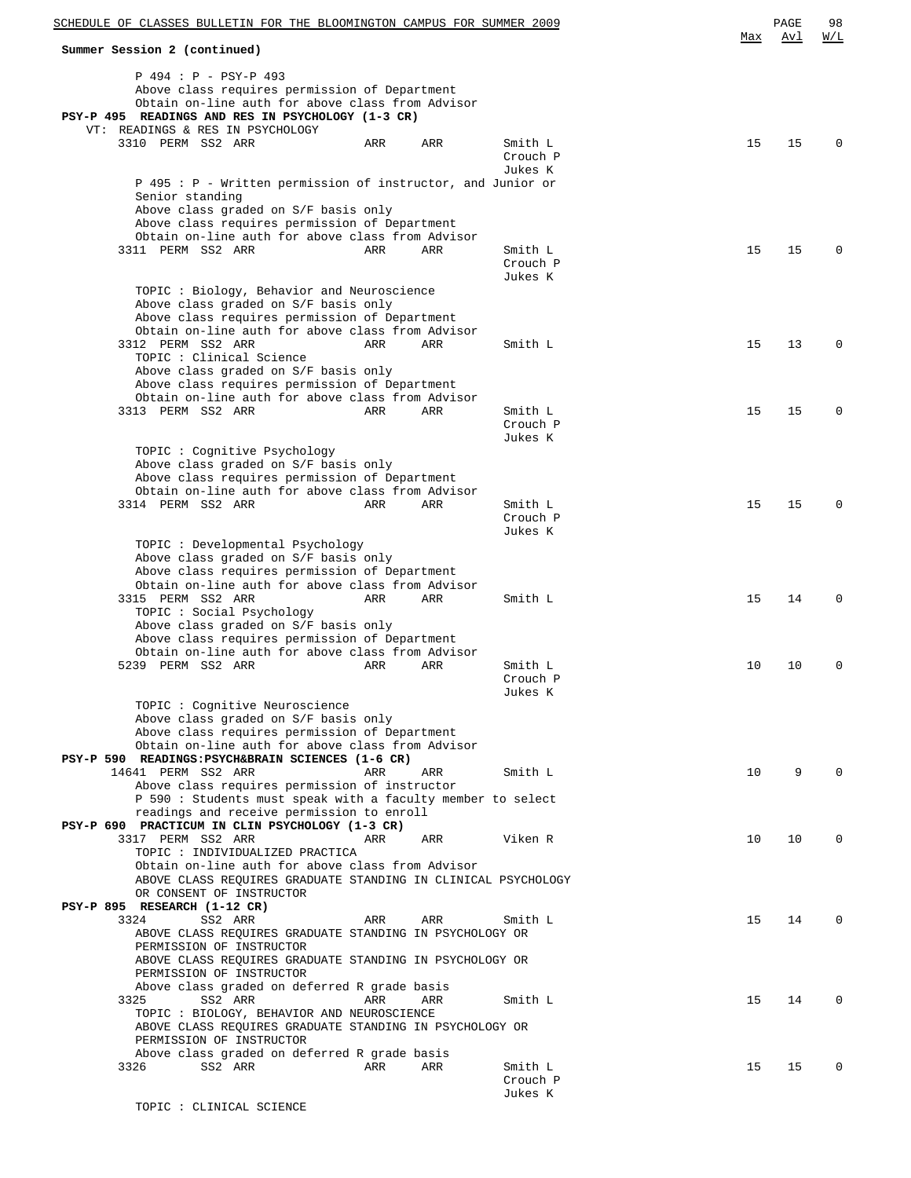**Summary Session 2 (continued)**

P 494 : P - PSY-P 493
Above class requires permission of Department
Obtain on-line auth for above class from Advisor

**PSY-P 495 READINGS AND RES IN PSYCHOLOGY (1-3 CR)**
VT: READINGS & RES IN PSYCHOLOGY

| Class | | Session | | | | Instructor | Max | Avl | W/L |
|---|---|---|---|---|---|---|---|---|---|
| 3310 | PERM | SS2 | ARR | ARR | ARR | Smith L, Crouch P, Jukes K | 15 | 15 | 0 |

P 495 : P - Written permission of instructor, and Junior or Senior standing
Above class graded on S/F basis only
Above class requires permission of Department
Obtain on-line auth for above class from Advisor

| Class | | Session | | | | Instructor | Max | Avl | W/L |
|---|---|---|---|---|---|---|---|---|---|
| 3311 | PERM | SS2 | ARR | ARR | ARR | Smith L, Crouch P, Jukes K | 15 | 15 | 0 |

TOPIC : Biology, Behavior and Neuroscience
Above class graded on S/F basis only
Above class requires permission of Department
Obtain on-line auth for above class from Advisor

| Class | | Session | | | | Instructor | Max | Avl | W/L |
|---|---|---|---|---|---|---|---|---|---|
| 3312 | PERM | SS2 | ARR | ARR | ARR | Smith L | 15 | 13 | 0 |

TOPIC : Clinical Science
Above class graded on S/F basis only
Above class requires permission of Department
Obtain on-line auth for above class from Advisor

| Class | | Session | | | | Instructor | Max | Avl | W/L |
|---|---|---|---|---|---|---|---|---|---|
| 3313 | PERM | SS2 | ARR | ARR | ARR | Smith L, Crouch P, Jukes K | 15 | 15 | 0 |

TOPIC : Cognitive Psychology
Above class graded on S/F basis only
Above class requires permission of Department
Obtain on-line auth for above class from Advisor

| Class | | Session | | | | Instructor | Max | Avl | W/L |
|---|---|---|---|---|---|---|---|---|---|
| 3314 | PERM | SS2 | ARR | ARR | ARR | Smith L, Crouch P, Jukes K | 15 | 15 | 0 |

TOPIC : Developmental Psychology
Above class graded on S/F basis only
Above class requires permission of Department
Obtain on-line auth for above class from Advisor

| Class | | Session | | | | Instructor | Max | Avl | W/L |
|---|---|---|---|---|---|---|---|---|---|
| 3315 | PERM | SS2 | ARR | ARR | ARR | Smith L | 15 | 14 | 0 |

TOPIC : Social Psychology
Above class graded on S/F basis only
Above class requires permission of Department
Obtain on-line auth for above class from Advisor

| Class | | Session | | | | Instructor | Max | Avl | W/L |
|---|---|---|---|---|---|---|---|---|---|
| 5239 | PERM | SS2 | ARR | ARR | ARR | Smith L, Crouch P, Jukes K | 10 | 10 | 0 |

TOPIC : Cognitive Neuroscience
Above class graded on S/F basis only
Above class requires permission of Department
Obtain on-line auth for above class from Advisor

**PSY-P 590 READINGS:PSYCH&BRAIN SCIENCES (1-6 CR)**

| Class | | Session | | | | Instructor | Max | Avl | W/L |
|---|---|---|---|---|---|---|---|---|---|
| 14641 | PERM | SS2 | ARR | ARR | ARR | Smith L | 10 | 9 | 0 |

Above class requires permission of instructor
P 590 : Students must speak with a faculty member to select readings and receive permission to enroll

**PSY-P 690 PRACTICUM IN CLIN PSYCHOLOGY (1-3 CR)**

| Class | | Session | | | | Instructor | Max | Avl | W/L |
|---|---|---|---|---|---|---|---|---|---|
| 3317 | PERM | SS2 | ARR | ARR | ARR | Viken R | 10 | 10 | 0 |

TOPIC : INDIVIDUALIZED PRACTICA
Obtain on-line auth for above class from Advisor
ABOVE CLASS REQUIRES GRADUATE STANDING IN CLINICAL PSYCHOLOGY OR CONSENT OF INSTRUCTOR

**PSY-P 895 RESEARCH (1-12 CR)**

| Class | | Session | | | | Instructor | Max | Avl | W/L |
|---|---|---|---|---|---|---|---|---|---|
| 3324 | | SS2 | ARR | ARR | ARR | Smith L | 15 | 14 | 0 |

ABOVE CLASS REQUIRES GRADUATE STANDING IN PSYCHOLOGY OR PERMISSION OF INSTRUCTOR
ABOVE CLASS REQUIRES GRADUATE STANDING IN PSYCHOLOGY OR PERMISSION OF INSTRUCTOR
Above class graded on deferred R grade basis

| Class | | Session | | | | Instructor | Max | Avl | W/L |
|---|---|---|---|---|---|---|---|---|---|
| 3325 | | SS2 | ARR | ARR | ARR | Smith L | 15 | 14 | 0 |

TOPIC : BIOLOGY, BEHAVIOR AND NEUROSCIENCE
ABOVE CLASS REQUIRES GRADUATE STANDING IN PSYCHOLOGY OR PERMISSION OF INSTRUCTOR
Above class graded on deferred R grade basis

| Class | | Session | | | | Instructor | Max | Avl | W/L |
|---|---|---|---|---|---|---|---|---|---|
| 3326 | | SS2 | ARR | ARR | ARR | Smith L, Crouch P, Jukes K | 15 | 15 | 0 |

TOPIC : CLINICAL SCIENCE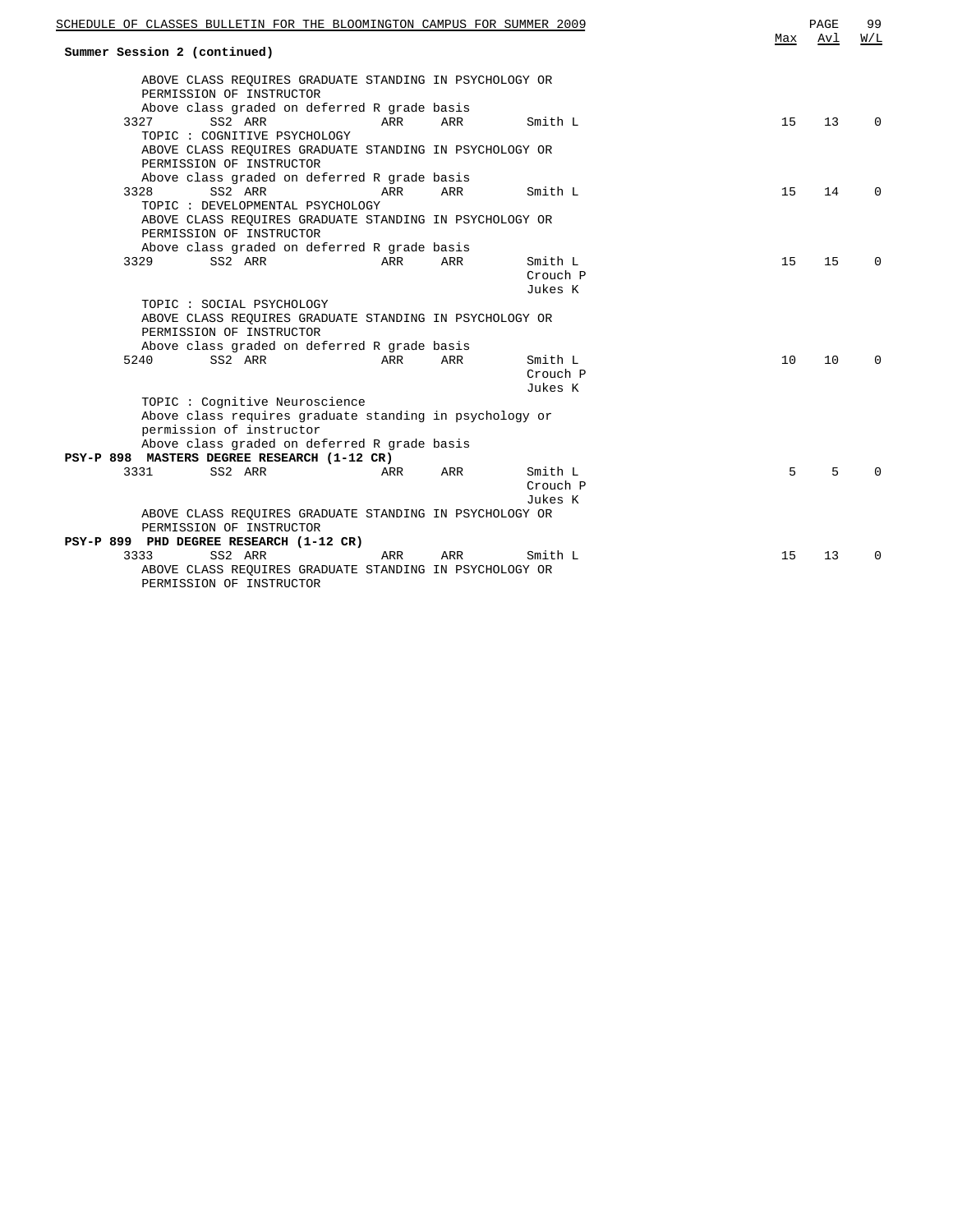**Summary Session 2 (continued)**

| Class | Session | Days | Time | Location | Instructor | Max | Avl | W/L |
|---|---|---|---|---|---|---|---|---|
| | | | | | | | | |

ABOVE CLASS REQUIRES GRADUATE STANDING IN PSYCHOLOGY OR PERMISSION OF INSTRUCTOR
Above class graded on deferred R grade basis

| Class | Session | | | Instructor | Max | Avl | W/L |
|---|---|---|---|---|---|---|---|
| 3327 | SS2 ARR | ARR | ARR | Smith L | 15 | 13 | 0 |

TOPIC : COGNITIVE PSYCHOLOGY
ABOVE CLASS REQUIRES GRADUATE STANDING IN PSYCHOLOGY OR PERMISSION OF INSTRUCTOR
Above class graded on deferred R grade basis

| Class | Session | | | Instructor | Max | Avl | W/L |
|---|---|---|---|---|---|---|---|
| 3328 | SS2 ARR | ARR | ARR | Smith L | 15 | 14 | 0 |

TOPIC : DEVELOPMENTAL PSYCHOLOGY
ABOVE CLASS REQUIRES GRADUATE STANDING IN PSYCHOLOGY OR PERMISSION OF INSTRUCTOR
Above class graded on deferred R grade basis

| Class | Session | | | Instructor | Max | Avl | W/L |
|---|---|---|---|---|---|---|---|
| 3329 | SS2 ARR | ARR | ARR | Smith L, Crouch P, Jukes K | 15 | 15 | 0 |

TOPIC : SOCIAL PSYCHOLOGY
ABOVE CLASS REQUIRES GRADUATE STANDING IN PSYCHOLOGY OR PERMISSION OF INSTRUCTOR
Above class graded on deferred R grade basis

| Class | Session | | | Instructor | Max | Avl | W/L |
|---|---|---|---|---|---|---|---|
| 5240 | SS2 ARR | ARR | ARR | Smith L, Crouch P, Jukes K | 10 | 10 | 0 |

TOPIC : Cognitive Neuroscience
Above class requires graduate standing in psychology or permission of instructor
Above class graded on deferred R grade basis

**PSY-P 898 MASTERS DEGREE RESEARCH (1-12 CR)**

| Class | Session | | | Instructor | Max | Avl | W/L |
|---|---|---|---|---|---|---|---|
| 3331 | SS2 ARR | ARR | ARR | Smith L, Crouch P, Jukes K | 5 | 5 | 0 |

ABOVE CLASS REQUIRES GRADUATE STANDING IN PSYCHOLOGY OR PERMISSION OF INSTRUCTOR

**PSY-P 899 PHD DEGREE RESEARCH (1-12 CR)**

| Class | Session | | | Instructor | Max | Avl | W/L |
|---|---|---|---|---|---|---|---|
| 3333 | SS2 ARR | ARR | ARR | Smith L | 15 | 13 | 0 |

ABOVE CLASS REQUIRES GRADUATE STANDING IN PSYCHOLOGY OR PERMISSION OF INSTRUCTOR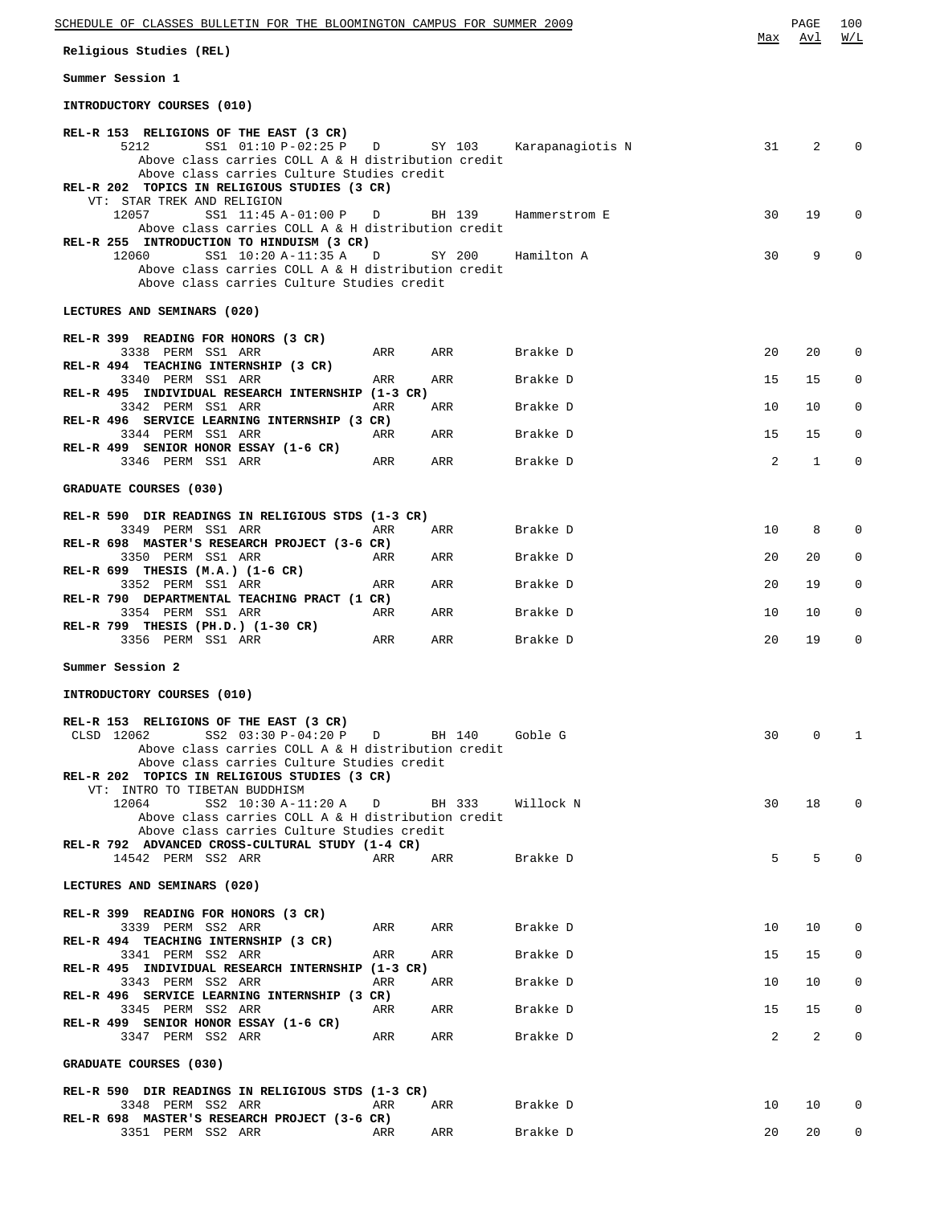## Religious Studies (REL)

### Summer Session 1

#### INTRODUCTORY COURSES (010)

| Course / Class | Session | Time | Days | Room | Instructor | Max | Avl | W/L |
|---|---|---|---|---|---|---|---|---|
| **REL-R 153 RELIGIONS OF THE EAST (3 CR)** | | | | | | | | |
| 5212 | SS1 | 01:10 P-02:25 P | D | SY 103 | Karapanagiotis N | 31 | 2 | 0 |
| Above class carries COLL A & H distribution credit | | | | | | | | |
| Above class carries Culture Studies credit | | | | | | | | |
| **REL-R 202 TOPICS IN RELIGIOUS STUDIES (3 CR)** | | | | | | | | |
| VT: STAR TREK AND RELIGION | | | | | | | | |
| 12057 | SS1 | 11:45 A-01:00 P | D | BH 139 | Hammerstrom E | 30 | 19 | 0 |
| Above class carries COLL A & H distribution credit | | | | | | | | |
| **REL-R 255 INTRODUCTION TO HINDUISM (3 CR)** | | | | | | | | |
| 12060 | SS1 | 10:20 A-11:35 A | D | SY 200 | Hamilton A | 30 | 9 | 0 |
| Above class carries COLL A & H distribution credit | | | | | | | | |
| Above class carries Culture Studies credit | | | | | | | | |

#### LECTURES AND SEMINARS (020)

| Course / Class | Session | Time | Days | Room | Instructor | Max | Avl | W/L |
|---|---|---|---|---|---|---|---|---|
| **REL-R 399 READING FOR HONORS (3 CR)** | | | | | | | | |
| 3338 PERM | SS1 | ARR | ARR | ARR | Brakke D | 20 | 20 | 0 |
| **REL-R 494 TEACHING INTERNSHIP (3 CR)** | | | | | | | | |
| 3340 PERM | SS1 | ARR | ARR | ARR | Brakke D | 15 | 15 | 0 |
| **REL-R 495 INDIVIDUAL RESEARCH INTERNSHIP (1-3 CR)** | | | | | | | | |
| 3342 PERM | SS1 | ARR | ARR | ARR | Brakke D | 10 | 10 | 0 |
| **REL-R 496 SERVICE LEARNING INTERNSHIP (3 CR)** | | | | | | | | |
| 3344 PERM | SS1 | ARR | ARR | ARR | Brakke D | 15 | 15 | 0 |
| **REL-R 499 SENIOR HONOR ESSAY (1-6 CR)** | | | | | | | | |
| 3346 PERM | SS1 | ARR | ARR | ARR | Brakke D | 2 | 1 | 0 |

#### GRADUATE COURSES (030)

| Course / Class | Session | Time | Days | Room | Instructor | Max | Avl | W/L |
|---|---|---|---|---|---|---|---|---|
| **REL-R 590 DIR READINGS IN RELIGIOUS STDS (1-3 CR)** | | | | | | | | |
| 3349 PERM | SS1 | ARR | ARR | ARR | Brakke D | 10 | 8 | 0 |
| **REL-R 698 MASTER'S RESEARCH PROJECT (3-6 CR)** | | | | | | | | |
| 3350 PERM | SS1 | ARR | ARR | ARR | Brakke D | 20 | 20 | 0 |
| **REL-R 699 THESIS (M.A.) (1-6 CR)** | | | | | | | | |
| 3352 PERM | SS1 | ARR | ARR | ARR | Brakke D | 20 | 19 | 0 |
| **REL-R 790 DEPARTMENTAL TEACHING PRACT (1 CR)** | | | | | | | | |
| 3354 PERM | SS1 | ARR | ARR | ARR | Brakke D | 10 | 10 | 0 |
| **REL-R 799 THESIS (PH.D.) (1-30 CR)** | | | | | | | | |
| 3356 PERM | SS1 | ARR | ARR | ARR | Brakke D | 20 | 19 | 0 |

### Summer Session 2

#### INTRODUCTORY COURSES (010)

| Course / Class | Session | Time | Days | Room | Instructor | Max | Avl | W/L |
|---|---|---|---|---|---|---|---|---|
| **REL-R 153 RELIGIONS OF THE EAST (3 CR)** | | | | | | | | |
| CLSD 12062 | SS2 | 03:30 P-04:20 P | D | BH 140 | Goble G | 30 | 0 | 1 |
| Above class carries COLL A & H distribution credit | | | | | | | | |
| Above class carries Culture Studies credit | | | | | | | | |
| **REL-R 202 TOPICS IN RELIGIOUS STUDIES (3 CR)** | | | | | | | | |
| VT: INTRO TO TIBETAN BUDDHISM | | | | | | | | |
| 12064 | SS2 | 10:30 A-11:20 A | D | BH 333 | Willock N | 30 | 18 | 0 |
| Above class carries COLL A & H distribution credit | | | | | | | | |
| Above class carries Culture Studies credit | | | | | | | | |
| **REL-R 792 ADVANCED CROSS-CULTURAL STUDY (1-4 CR)** | | | | | | | | |
| 14542 PERM | SS2 | ARR | ARR | ARR | Brakke D | 5 | 5 | 0 |

#### LECTURES AND SEMINARS (020)

| Course / Class | Session | Time | Days | Room | Instructor | Max | Avl | W/L |
|---|---|---|---|---|---|---|---|---|
| **REL-R 399 READING FOR HONORS (3 CR)** | | | | | | | | |
| 3339 PERM | SS2 | ARR | ARR | ARR | Brakke D | 10 | 10 | 0 |
| **REL-R 494 TEACHING INTERNSHIP (3 CR)** | | | | | | | | |
| 3341 PERM | SS2 | ARR | ARR | ARR | Brakke D | 15 | 15 | 0 |
| **REL-R 495 INDIVIDUAL RESEARCH INTERNSHIP (1-3 CR)** | | | | | | | | |
| 3343 PERM | SS2 | ARR | ARR | ARR | Brakke D | 10 | 10 | 0 |
| **REL-R 496 SERVICE LEARNING INTERNSHIP (3 CR)** | | | | | | | | |
| 3345 PERM | SS2 | ARR | ARR | ARR | Brakke D | 15 | 15 | 0 |
| **REL-R 499 SENIOR HONOR ESSAY (1-6 CR)** | | | | | | | | |
| 3347 PERM | SS2 | ARR | ARR | ARR | Brakke D | 2 | 2 | 0 |

#### GRADUATE COURSES (030)

| Course / Class | Session | Time | Days | Room | Instructor | Max | Avl | W/L |
|---|---|---|---|---|---|---|---|---|
| **REL-R 590 DIR READINGS IN RELIGIOUS STDS (1-3 CR)** | | | | | | | | |
| 3348 PERM | SS2 | ARR | ARR | ARR | Brakke D | 10 | 10 | 0 |
| **REL-R 698 MASTER'S RESEARCH PROJECT (3-6 CR)** | | | | | | | | |
| 3351 PERM | SS2 | ARR | ARR | ARR | Brakke D | 20 | 20 | 0 |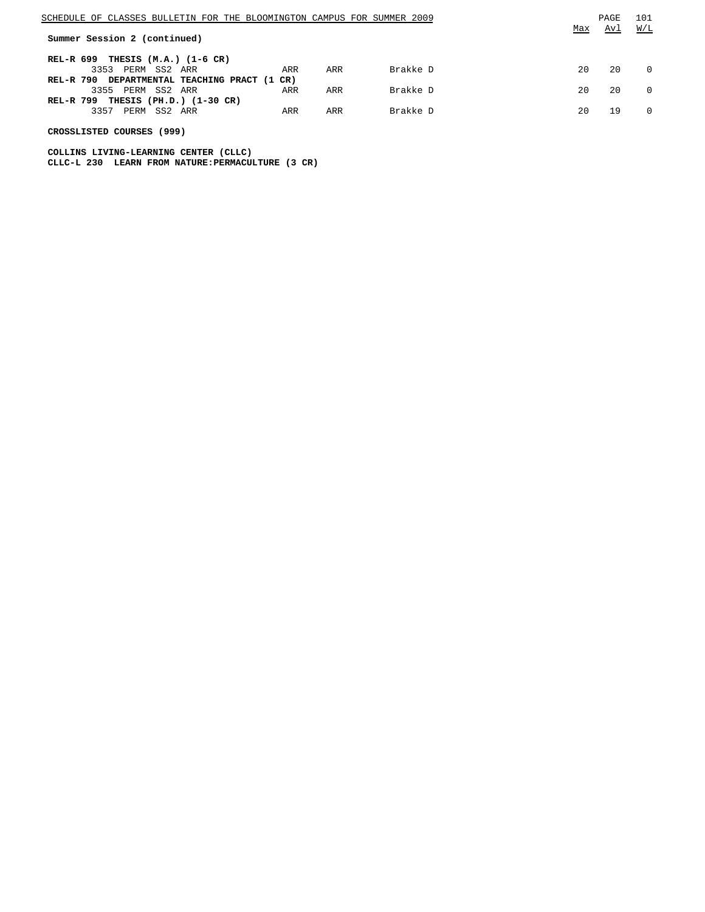**Summer Session 2 (continued)**

**REL-R 699 THESIS (M.A.) (1-6 CR)**

| | | | | | | | Max | Avl | W/L |
|---|---|---|---|---|---|---|---|---|---|
| 3353 | PERM | SS2 | ARR | ARR | ARR | Brakke D | 20 | 20 | 0 |

**REL-R 790 DEPARTMENTAL TEACHING PRACT (1 CR)**

| | | | | | | | Max | Avl | W/L |
|---|---|---|---|---|---|---|---|---|---|
| 3355 | PERM | SS2 | ARR | ARR | ARR | Brakke D | 20 | 20 | 0 |

**REL-R 799 THESIS (PH.D.) (1-30 CR)**

| | | | | | | | Max | Avl | W/L |
|---|---|---|---|---|---|---|---|---|---|
| 3357 | PERM | SS2 | ARR | ARR | ARR | Brakke D | 20 | 19 | 0 |

**CROSSLISTED COURSES (999)**

**COLLINS LIVING-LEARNING CENTER (CLLC)**
**CLLC-L 230 LEARN FROM NATURE:PERMACULTURE (3 CR)**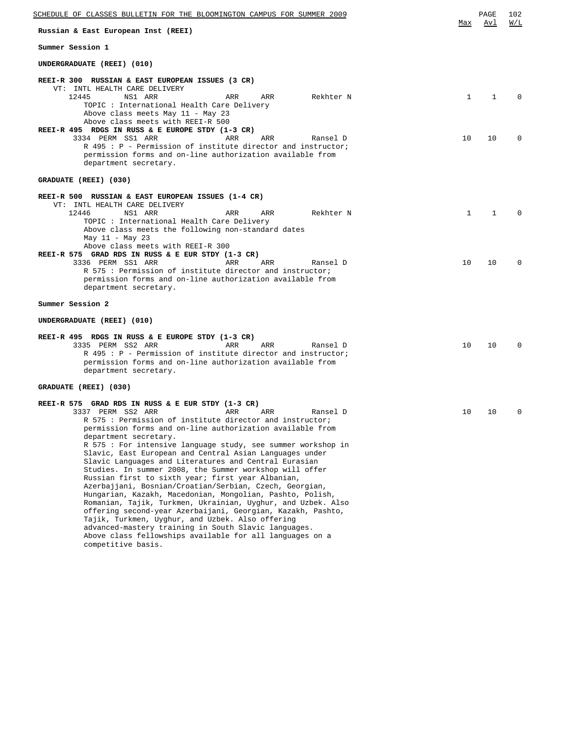## Russian & East European Inst (REEI)

### Summer Session 1

#### UNDERGRADUATE (REEI) (010)

**REEI-R 300 RUSSIAN & EAST EUROPEAN ISSUES (3 CR)**

VT: INTL HEALTH CARE DELIVERY

| Class | | | | | Instructor | Max | Avl | W/L |
|---|---|---|---|---|---|---|---|---|
| 12445 | NS1 | ARR | ARR | ARR | Rekhter N | 1 | 1 | 0 |

TOPIC : International Health Care Delivery
Above class meets May 11 - May 23
Above class meets with REEI-R 500

**REEI-R 495 RDGS IN RUSS & E EUROPE STDY (1-3 CR)**

| Class | | | | | Instructor | Max | Avl | W/L |
|---|---|---|---|---|---|---|---|---|
| 3334 PERM | SS1 | ARR | ARR | ARR | Ransel D | 10 | 10 | 0 |

R 495 : P - Permission of institute director and instructor; permission forms and on-line authorization available from department secretary.

#### GRADUATE (REEI) (030)

**REEI-R 500 RUSSIAN & EAST EUROPEAN ISSUES (1-4 CR)**

VT: INTL HEALTH CARE DELIVERY

| Class | | | | | Instructor | Max | Avl | W/L |
|---|---|---|---|---|---|---|---|---|
| 12446 | NS1 | ARR | ARR | ARR | Rekhter N | 1 | 1 | 0 |

TOPIC : International Health Care Delivery
Above class meets the following non-standard dates
May 11 - May 23
Above class meets with REEI-R 300

**REEI-R 575 GRAD RDS IN RUSS & E EUR STDY (1-3 CR)**

| Class | | | | | Instructor | Max | Avl | W/L |
|---|---|---|---|---|---|---|---|---|
| 3336 PERM | SS1 | ARR | ARR | ARR | Ransel D | 10 | 10 | 0 |

R 575 : Permission of institute director and instructor; permission forms and on-line authorization available from department secretary.

### Summer Session 2

#### UNDERGRADUATE (REEI) (010)

**REEI-R 495 RDGS IN RUSS & E EUROPE STDY (1-3 CR)**

| Class | | | | | Instructor | Max | Avl | W/L |
|---|---|---|---|---|---|---|---|---|
| 3335 PERM | SS2 | ARR | ARR | ARR | Ransel D | 10 | 10 | 0 |

R 495 : P - Permission of institute director and instructor; permission forms and on-line authorization available from department secretary.

#### GRADUATE (REEI) (030)

**REEI-R 575 GRAD RDS IN RUSS & E EUR STDY (1-3 CR)**

| Class | | | | | Instructor | Max | Avl | W/L |
|---|---|---|---|---|---|---|---|---|
| 3337 PERM | SS2 | ARR | ARR | ARR | Ransel D | 10 | 10 | 0 |

R 575 : Permission of institute director and instructor; permission forms and on-line authorization available from department secretary.
R 575 : For intensive language study, see summer workshop in Slavic, East European and Central Asian Languages under Slavic Languages and Literatures and Central Eurasian Studies. In summer 2008, the Summer workshop will offer Russian first to sixth year; first year Albanian, Azerbajjani, Bosnian/Croatian/Serbian, Czech, Georgian, Hungarian, Kazakh, Macedonian, Mongolian, Pashto, Polish, Romanian, Tajik, Turkmen, Ukrainian, Uyghur, and Uzbek. Also offering second-year Azerbaijani, Georgian, Kazakh, Pashto, Tajik, Turkmen, Uyghur, and Uzbek. Also offering advanced-mastery training in South Slavic languages.
Above class fellowships available for all languages on a competitive basis.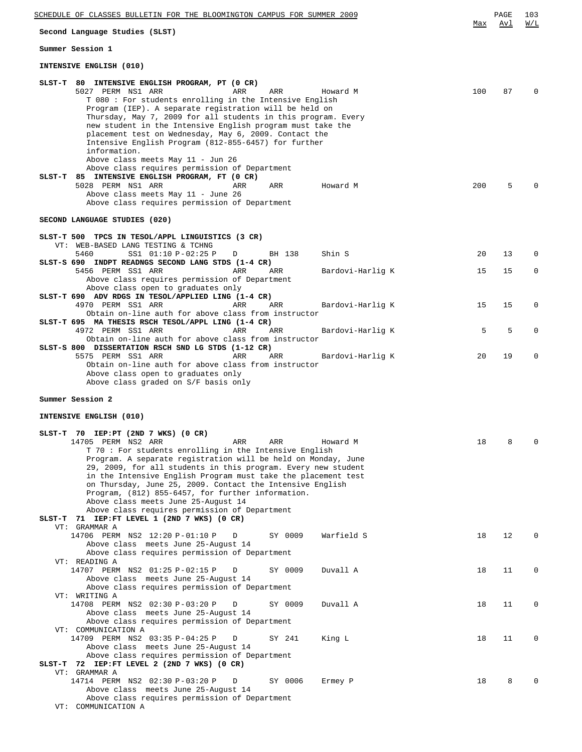## Second Language Studies (SLST)

### Summer Session 1

#### INTENSIVE ENGLISH (010)

| Course / Class | Time | Days | Room | Instructor | Max | Avl | W/L |
|---|---|---|---|---|---|---|---|
| **SLST-T 80 INTENSIVE ENGLISH PROGRAM, PT (0 CR)** | | | | | | | |
| 5027 PERM NS1 ARR | ARR | ARR | | Howard M | 100 | 87 | 0 |

T 080 : For students enrolling in the Intensive English Program (IEP). A separate registration will be held on Thursday, May 7, 2009 for all students in this program. Every new student in the Intensive English program must take the placement test on Wednesday, May 6, 2009. Contact the Intensive English Program (812-855-6457) for further information.
Above class meets May 11 - Jun 26
Above class requires permission of Department

| Course / Class | Time | Days | Room | Instructor | Max | Avl | W/L |
|---|---|---|---|---|---|---|---|
| **SLST-T 85 INTENSIVE ENGLISH PROGRAM, FT (0 CR)** | | | | | | | |
| 5028 PERM NS1 ARR | ARR | ARR | | Howard M | 200 | 5 | 0 |

Above class meets May 11 - June 26
Above class requires permission of Department

#### SECOND LANGUAGE STUDIES (020)

**SLST-T 500 TPCS IN TESOL/APPL LINGUISTICS (3 CR)**
VT: WEB-BASED LANG TESTING & TCHNG

| Class | Time | Days | Room | Instructor | Max | Avl | W/L |
|---|---|---|---|---|---|---|---|
| 5460 SS1 | 01:10 P-02:25 P | D | BH 138 | Shin S | 20 | 13 | 0 |

**SLST-S 690 INDPT READNGS SECOND LANG STDS (1-4 CR)**

| Class | Time | Days | Room | Instructor | Max | Avl | W/L |
|---|---|---|---|---|---|---|---|
| 5456 PERM SS1 | ARR | ARR | ARR | Bardovi-Harlig K | 15 | 15 | 0 |

Above class requires permission of Department
Above class open to graduates only

**SLST-T 690 ADV RDGS IN TESOL/APPLIED LING (1-4 CR)**

| Class | Time | Days | Room | Instructor | Max | Avl | W/L |
|---|---|---|---|---|---|---|---|
| 4970 PERM SS1 | ARR | ARR | ARR | Bardovi-Harlig K | 15 | 15 | 0 |

Obtain on-line auth for above class from instructor

**SLST-T 695 MA THESIS RSCH TESOL/APPL LING (1-4 CR)**

| Class | Time | Days | Room | Instructor | Max | Avl | W/L |
|---|---|---|---|---|---|---|---|
| 4972 PERM SS1 | ARR | ARR | ARR | Bardovi-Harlig K | 5 | 5 | 0 |

Obtain on-line auth for above class from instructor

**SLST-S 800 DISSERTATION RSCH SND LG STDS (1-12 CR)**

| Class | Time | Days | Room | Instructor | Max | Avl | W/L |
|---|---|---|---|---|---|---|---|
| 5575 PERM SS1 | ARR | ARR | ARR | Bardovi-Harlig K | 20 | 19 | 0 |

Obtain on-line auth for above class from instructor
Above class open to graduates only
Above class graded on S/F basis only

### Summer Session 2

#### INTENSIVE ENGLISH (010)

**SLST-T 70 IEP:PT (2ND 7 WKS) (0 CR)**

| Class | Time | Days | Room | Instructor | Max | Avl | W/L |
|---|---|---|---|---|---|---|---|
| 14705 PERM NS2 | ARR | ARR | ARR | Howard M | 18 | 8 | 0 |

T 70 : For students enrolling in the Intensive English Program. A separate registration will be held on Monday, June 29, 2009, for all students in this program. Every new student in the Intensive English Program must take the placement test on Thursday, June 25, 2009. Contact the Intensive English Program, (812) 855-6457, for further information.
Above class meets June 25-August 14
Above class requires permission of Department

**SLST-T 71 IEP:FT LEVEL 1 (2ND 7 WKS) (0 CR)**

| Class | Time | Days | Room | Instructor | Max | Avl | W/L |
|---|---|---|---|---|---|---|---|
| VT: GRAMMAR A | | | | | | | |
| 14706 PERM NS2 | 12:20 P-01:10 P | D | SY 0009 | Warfield S | 18 | 12 | 0 |
| VT: READING A | | | | | | | |
| 14707 PERM NS2 | 01:25 P-02:15 P | D | SY 0009 | Duvall A | 18 | 11 | 0 |
| VT: WRITING A | | | | | | | |
| 14708 PERM NS2 | 02:30 P-03:20 P | D | SY 0009 | Duvall A | 18 | 11 | 0 |
| VT: COMMUNICATION A | | | | | | | |
| 14709 PERM NS2 | 03:35 P-04:25 P | D | SY 241 | King L | 18 | 11 | 0 |

Each class above: Above class meets June 25-August 14; Above class requires permission of Department

**SLST-T 72 IEP:FT LEVEL 2 (2ND 7 WKS) (0 CR)**

| Class | Time | Days | Room | Instructor | Max | Avl | W/L |
|---|---|---|---|---|---|---|---|
| VT: GRAMMAR A | | | | | | | |
| 14714 PERM NS2 | 02:30 P-03:20 P | D | SY 0006 | Ermey P | 18 | 8 | 0 |

Above class meets June 25-August 14
Above class requires permission of Department

VT: COMMUNICATION A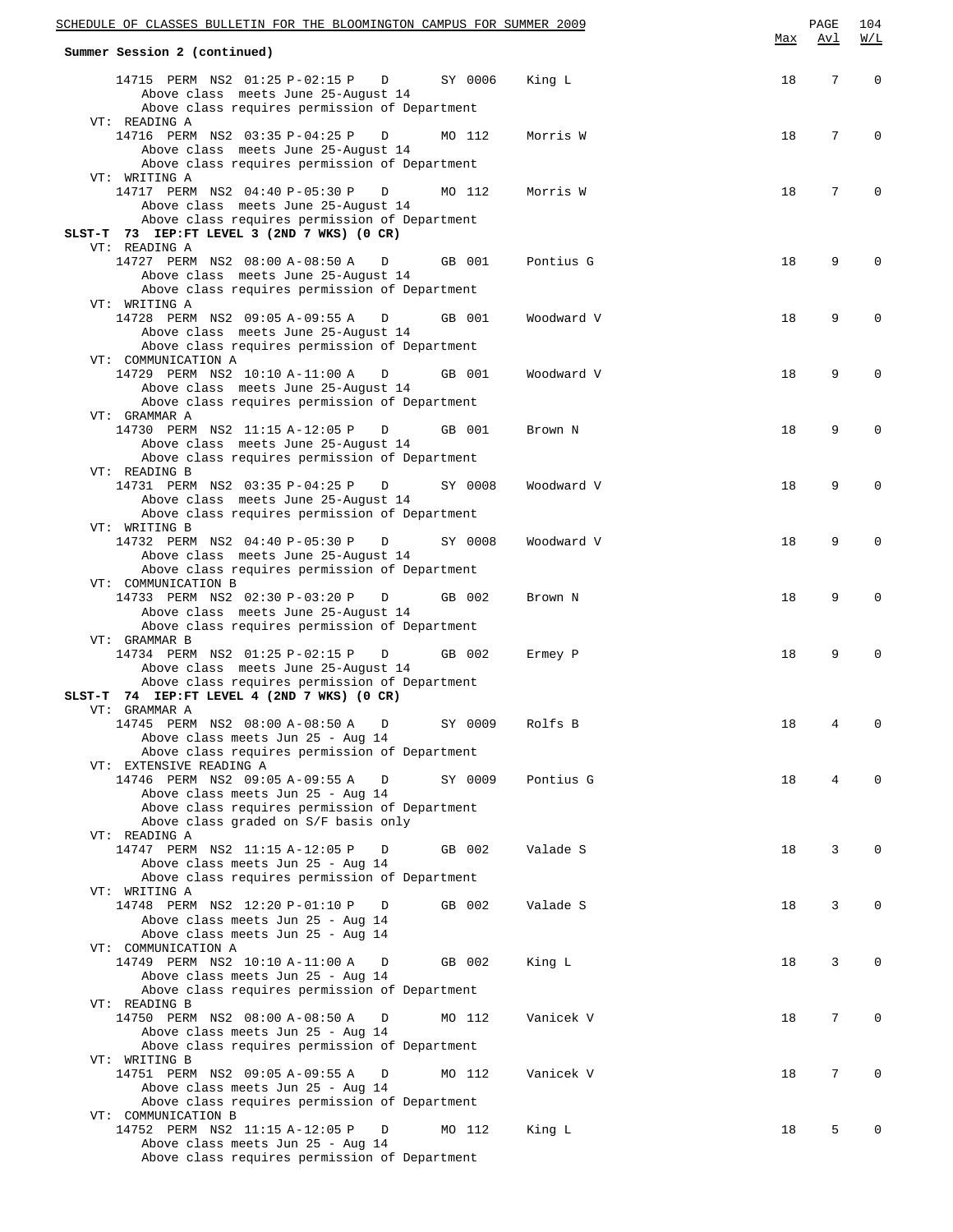**Summary Session 2 (continued)**

```
                                                                                   Max  Avl  W/L
     14715  PERM  NS2  01:25 P-02:15 P    D      SY 0006    King L                  18    7    0
          Above class  meets June 25-August 14
          Above class requires permission of Department
   VT: READING A
     14716  PERM  NS2  03:35 P-04:25 P    D      MO 112     Morris W                18    7    0
          Above class  meets June 25-August 14
          Above class requires permission of Department
   VT: WRITING A
     14717  PERM  NS2  04:40 P-05:30 P    D      MO 112     Morris W                18    7    0
          Above class  meets June 25-August 14
          Above class requires permission of Department
SLST-T  73  IEP:FT LEVEL 3 (2ND 7 WKS) (0 CR)
   VT: READING A
     14727  PERM  NS2  08:00 A-08:50 A    D      GB 001     Pontius G               18    9    0
          Above class  meets June 25-August 14
          Above class requires permission of Department
   VT: WRITING A
     14728  PERM  NS2  09:05 A-09:55 A    D      GB 001     Woodward V              18    9    0
          Above class  meets June 25-August 14
          Above class requires permission of Department
   VT: COMMUNICATION A
     14729  PERM  NS2  10:10 A-11:00 A    D      GB 001     Woodward V              18    9    0
          Above class  meets June 25-August 14
          Above class requires permission of Department
   VT: GRAMMAR A
     14730  PERM  NS2  11:15 A-12:05 P    D      GB 001     Brown N                 18    9    0
          Above class  meets June 25-August 14
          Above class requires permission of Department
   VT: READING B
     14731  PERM  NS2  03:35 P-04:25 P    D      SY 0008    Woodward V              18    9    0
          Above class  meets June 25-August 14
          Above class requires permission of Department
   VT: WRITING B
     14732  PERM  NS2  04:40 P-05:30 P    D      SY 0008    Woodward V              18    9    0
          Above class  meets June 25-August 14
          Above class requires permission of Department
   VT: COMMUNICATION B
     14733  PERM  NS2  02:30 P-03:20 P    D      GB 002     Brown N                 18    9    0
          Above class  meets June 25-August 14
          Above class requires permission of Department
   VT: GRAMMAR B
     14734  PERM  NS2  01:25 P-02:15 P    D      GB 002     Ermey P                 18    9    0
          Above class  meets June 25-August 14
          Above class requires permission of Department
SLST-T  74  IEP:FT LEVEL 4 (2ND 7 WKS) (0 CR)
   VT: GRAMMAR A
     14745  PERM  NS2  08:00 A-08:50 A    D      SY 0009    Rolfs B                 18    4    0
          Above class meets Jun 25 - Aug 14
          Above class requires permission of Department
   VT: EXTENSIVE READING A
     14746  PERM  NS2  09:05 A-09:55 A    D      SY 0009    Pontius G               18    4    0
          Above class meets Jun 25 - Aug 14
          Above class requires permission of Department
          Above class graded on S/F basis only
   VT: READING A
     14747  PERM  NS2  11:15 A-12:05 P    D      GB 002     Valade S                18    3    0
          Above class meets Jun 25 - Aug 14
          Above class requires permission of Department
   VT: WRITING A
     14748  PERM  NS2  12:20 P-01:10 P    D      GB 002     Valade S                18    3    0
          Above class meets Jun 25 - Aug 14
          Above class meets Jun 25 - Aug 14
   VT: COMMUNICATION A
     14749  PERM  NS2  10:10 A-11:00 A    D      GB 002     King L                  18    3    0
          Above class meets Jun 25 - Aug 14
          Above class requires permission of Department
   VT: READING B
     14750  PERM  NS2  08:00 A-08:50 A    D      MO 112     Vanicek V               18    7    0
          Above class meets Jun 25 - Aug 14
          Above class requires permission of Department
   VT: WRITING B
     14751  PERM  NS2  09:05 A-09:55 A    D      MO 112     Vanicek V               18    7    0
          Above class meets Jun 25 - Aug 14
          Above class requires permission of Department
   VT: COMMUNICATION B
     14752  PERM  NS2  11:15 A-12:05 P    D      MO 112     King L                  18    5    0
          Above class meets Jun 25 - Aug 14
          Above class requires permission of Department
```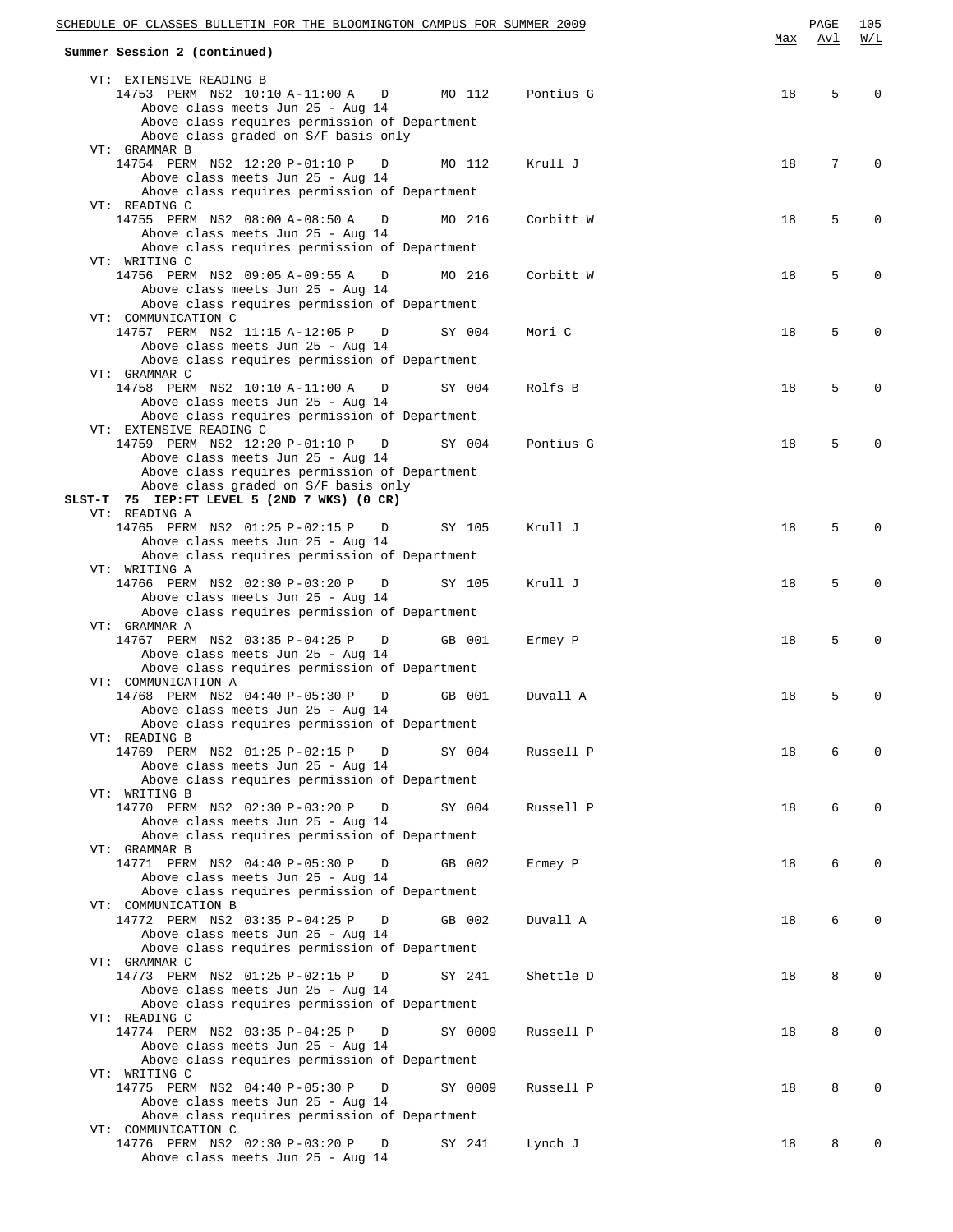**Summary Session 2 (continued)**

| | Max | Avl | W/L |
|---|---|---|---|
| VT: EXTENSIVE READING B | | | |
| 14753 PERM NS2 10:10 A-11:00 A D MO 112 Pontius G | 18 | 5 | 0 |
| Above class meets Jun 25 - Aug 14 | | | |
| Above class requires permission of Department | | | |
| Above class graded on S/F basis only | | | |
| VT: GRAMMAR B | | | |
| 14754 PERM NS2 12:20 P-01:10 P D MO 112 Krull J | 18 | 7 | 0 |
| Above class meets Jun 25 - Aug 14 | | | |
| Above class requires permission of Department | | | |
| VT: READING C | | | |
| 14755 PERM NS2 08:00 A-08:50 A D MO 216 Corbitt W | 18 | 5 | 0 |
| Above class meets Jun 25 - Aug 14 | | | |
| Above class requires permission of Department | | | |
| VT: WRITING C | | | |
| 14756 PERM NS2 09:05 A-09:55 A D MO 216 Corbitt W | 18 | 5 | 0 |
| Above class meets Jun 25 - Aug 14 | | | |
| Above class requires permission of Department | | | |
| VT: COMMUNICATION C | | | |
| 14757 PERM NS2 11:15 A-12:05 P D SY 004 Mori C | 18 | 5 | 0 |
| Above class meets Jun 25 - Aug 14 | | | |
| Above class requires permission of Department | | | |
| VT: GRAMMAR C | | | |
| 14758 PERM NS2 10:10 A-11:00 A D SY 004 Rolfs B | 18 | 5 | 0 |
| Above class meets Jun 25 - Aug 14 | | | |
| Above class requires permission of Department | | | |
| VT: EXTENSIVE READING C | | | |
| 14759 PERM NS2 12:20 P-01:10 P D SY 004 Pontius G | 18 | 5 | 0 |
| Above class meets Jun 25 - Aug 14 | | | |
| Above class requires permission of Department | | | |
| Above class graded on S/F basis only | | | |
| **SLST-T 75 IEP:FT LEVEL 5 (2ND 7 WKS) (0 CR)** | | | |
| VT: READING A | | | |
| 14765 PERM NS2 01:25 P-02:15 P D SY 105 Krull J | 18 | 5 | 0 |
| Above class meets Jun 25 - Aug 14 | | | |
| Above class requires permission of Department | | | |
| VT: WRITING A | | | |
| 14766 PERM NS2 02:30 P-03:20 P D SY 105 Krull J | 18 | 5 | 0 |
| Above class meets Jun 25 - Aug 14 | | | |
| Above class requires permission of Department | | | |
| VT: GRAMMAR A | | | |
| 14767 PERM NS2 03:35 P-04:25 P D GB 001 Ermey P | 18 | 5 | 0 |
| Above class meets Jun 25 - Aug 14 | | | |
| Above class requires permission of Department | | | |
| VT: COMMUNICATION A | | | |
| 14768 PERM NS2 04:40 P-05:30 P D GB 001 Duvall A | 18 | 5 | 0 |
| Above class meets Jun 25 - Aug 14 | | | |
| Above class requires permission of Department | | | |
| VT: READING B | | | |
| 14769 PERM NS2 01:25 P-02:15 P D SY 004 Russell P | 18 | 6 | 0 |
| Above class meets Jun 25 - Aug 14 | | | |
| Above class requires permission of Department | | | |
| VT: WRITING B | | | |
| 14770 PERM NS2 02:30 P-03:20 P D SY 004 Russell P | 18 | 6 | 0 |
| Above class meets Jun 25 - Aug 14 | | | |
| Above class requires permission of Department | | | |
| VT: GRAMMAR B | | | |
| 14771 PERM NS2 04:40 P-05:30 P D GB 002 Ermey P | 18 | 6 | 0 |
| Above class meets Jun 25 - Aug 14 | | | |
| Above class requires permission of Department | | | |
| VT: COMMUNICATION B | | | |
| 14772 PERM NS2 03:35 P-04:25 P D GB 002 Duvall A | 18 | 6 | 0 |
| Above class meets Jun 25 - Aug 14 | | | |
| Above class requires permission of Department | | | |
| VT: GRAMMAR C | | | |
| 14773 PERM NS2 01:25 P-02:15 P D SY 241 Shettle D | 18 | 8 | 0 |
| Above class meets Jun 25 - Aug 14 | | | |
| Above class requires permission of Department | | | |
| VT: READING C | | | |
| 14774 PERM NS2 03:35 P-04:25 P D SY 0009 Russell P | 18 | 8 | 0 |
| Above class meets Jun 25 - Aug 14 | | | |
| Above class requires permission of Department | | | |
| VT: WRITING C | | | |
| 14775 PERM NS2 04:40 P-05:30 P D SY 0009 Russell P | 18 | 8 | 0 |
| Above class meets Jun 25 - Aug 14 | | | |
| Above class requires permission of Department | | | |
| VT: COMMUNICATION C | | | |
| 14776 PERM NS2 02:30 P-03:20 P D SY 241 Lynch J | 18 | 8 | 0 |
| Above class meets Jun 25 - Aug 14 | | | |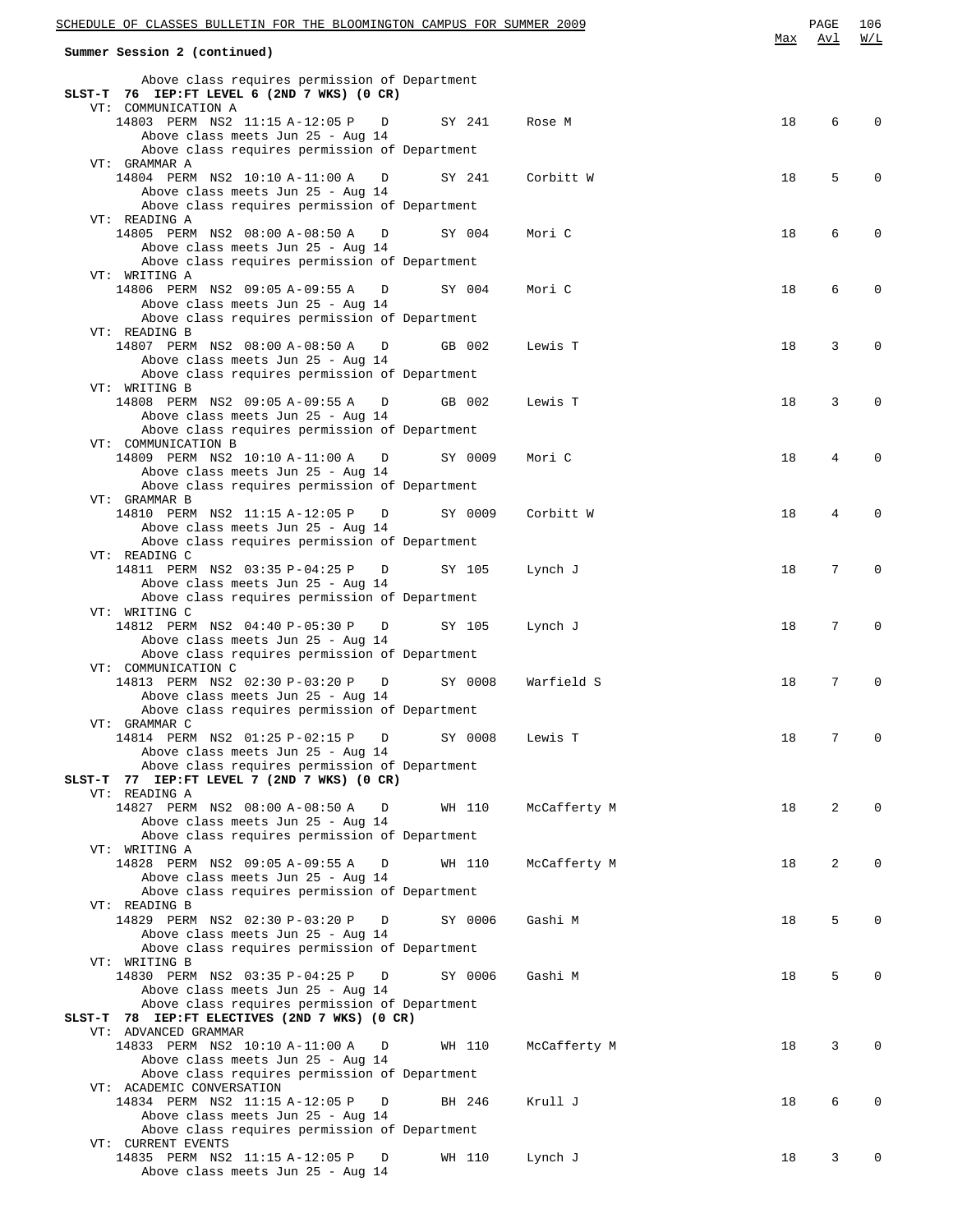**Summary Session 2 (continued)**

Above class requires permission of Department

**SLST-T 76 IEP:FT LEVEL 6 (2ND 7 WKS) (0 CR)**

| Class | Perm | Session | Time | Days | Room | Instructor | Max | Avl | W/L |
|---|---|---|---|---|---|---|---|---|---|
| VT: COMMUNICATION A | | | | | | | | | |
| 14803 | PERM | NS2 | 11:15 A-12:05 P | D | SY 241 | Rose M | 18 | 6 | 0 |
| Above class meets Jun 25 - Aug 14; Above class requires permission of Department | | | | | | | | | |
| VT: GRAMMAR A | | | | | | | | | |
| 14804 | PERM | NS2 | 10:10 A-11:00 A | D | SY 241 | Corbitt W | 18 | 5 | 0 |
| Above class meets Jun 25 - Aug 14; Above class requires permission of Department | | | | | | | | | |
| VT: READING A | | | | | | | | | |
| 14805 | PERM | NS2 | 08:00 A-08:50 A | D | SY 004 | Mori C | 18 | 6 | 0 |
| Above class meets Jun 25 - Aug 14; Above class requires permission of Department | | | | | | | | | |
| VT: WRITING A | | | | | | | | | |
| 14806 | PERM | NS2 | 09:05 A-09:55 A | D | SY 004 | Mori C | 18 | 6 | 0 |
| Above class meets Jun 25 - Aug 14; Above class requires permission of Department | | | | | | | | | |
| VT: READING B | | | | | | | | | |
| 14807 | PERM | NS2 | 08:00 A-08:50 A | D | GB 002 | Lewis T | 18 | 3 | 0 |
| Above class meets Jun 25 - Aug 14; Above class requires permission of Department | | | | | | | | | |
| VT: WRITING B | | | | | | | | | |
| 14808 | PERM | NS2 | 09:05 A-09:55 A | D | GB 002 | Lewis T | 18 | 3 | 0 |
| Above class meets Jun 25 - Aug 14; Above class requires permission of Department | | | | | | | | | |
| VT: COMMUNICATION B | | | | | | | | | |
| 14809 | PERM | NS2 | 10:10 A-11:00 A | D | SY 0009 | Mori C | 18 | 4 | 0 |
| Above class meets Jun 25 - Aug 14; Above class requires permission of Department | | | | | | | | | |
| VT: GRAMMAR B | | | | | | | | | |
| 14810 | PERM | NS2 | 11:15 A-12:05 P | D | SY 0009 | Corbitt W | 18 | 4 | 0 |
| Above class meets Jun 25 - Aug 14; Above class requires permission of Department | | | | | | | | | |
| VT: READING C | | | | | | | | | |
| 14811 | PERM | NS2 | 03:35 P-04:25 P | D | SY 105 | Lynch J | 18 | 7 | 0 |
| Above class meets Jun 25 - Aug 14; Above class requires permission of Department | | | | | | | | | |
| VT: WRITING C | | | | | | | | | |
| 14812 | PERM | NS2 | 04:40 P-05:30 P | D | SY 105 | Lynch J | 18 | 7 | 0 |
| Above class meets Jun 25 - Aug 14; Above class requires permission of Department | | | | | | | | | |
| VT: COMMUNICATION C | | | | | | | | | |
| 14813 | PERM | NS2 | 02:30 P-03:20 P | D | SY 0008 | Warfield S | 18 | 7 | 0 |
| Above class meets Jun 25 - Aug 14; Above class requires permission of Department | | | | | | | | | |
| VT: GRAMMAR C | | | | | | | | | |
| 14814 | PERM | NS2 | 01:25 P-02:15 P | D | SY 0008 | Lewis T | 18 | 7 | 0 |
| Above class meets Jun 25 - Aug 14; Above class requires permission of Department | | | | | | | | | |

**SLST-T 77 IEP:FT LEVEL 7 (2ND 7 WKS) (0 CR)**

| Class | Perm | Session | Time | Days | Room | Instructor | Max | Avl | W/L |
|---|---|---|---|---|---|---|---|---|---|
| VT: READING A | | | | | | | | | |
| 14827 | PERM | NS2 | 08:00 A-08:50 A | D | WH 110 | McCafferty M | 18 | 2 | 0 |
| Above class meets Jun 25 - Aug 14; Above class requires permission of Department | | | | | | | | | |
| VT: WRITING A | | | | | | | | | |
| 14828 | PERM | NS2 | 09:05 A-09:55 A | D | WH 110 | McCafferty M | 18 | 2 | 0 |
| Above class meets Jun 25 - Aug 14; Above class requires permission of Department | | | | | | | | | |
| VT: READING B | | | | | | | | | |
| 14829 | PERM | NS2 | 02:30 P-03:20 P | D | SY 0006 | Gashi M | 18 | 5 | 0 |
| Above class meets Jun 25 - Aug 14; Above class requires permission of Department | | | | | | | | | |
| VT: WRITING B | | | | | | | | | |
| 14830 | PERM | NS2 | 03:35 P-04:25 P | D | SY 0006 | Gashi M | 18 | 5 | 0 |
| Above class meets Jun 25 - Aug 14; Above class requires permission of Department | | | | | | | | | |

**SLST-T 78 IEP:FT ELECTIVES (2ND 7 WKS) (0 CR)**

| Class | Perm | Session | Time | Days | Room | Instructor | Max | Avl | W/L |
|---|---|---|---|---|---|---|---|---|---|
| VT: ADVANCED GRAMMAR | | | | | | | | | |
| 14833 | PERM | NS2 | 10:10 A-11:00 A | D | WH 110 | McCafferty M | 18 | 3 | 0 |
| Above class meets Jun 25 - Aug 14; Above class requires permission of Department | | | | | | | | | |
| VT: ACADEMIC CONVERSATION | | | | | | | | | |
| 14834 | PERM | NS2 | 11:15 A-12:05 P | D | BH 246 | Krull J | 18 | 6 | 0 |
| Above class meets Jun 25 - Aug 14; Above class requires permission of Department | | | | | | | | | |
| VT: CURRENT EVENTS | | | | | | | | | |
| 14835 | PERM | NS2 | 11:15 A-12:05 P | D | WH 110 | Lynch J | 18 | 3 | 0 |
| Above class meets Jun 25 - Aug 14 | | | | | | | | | |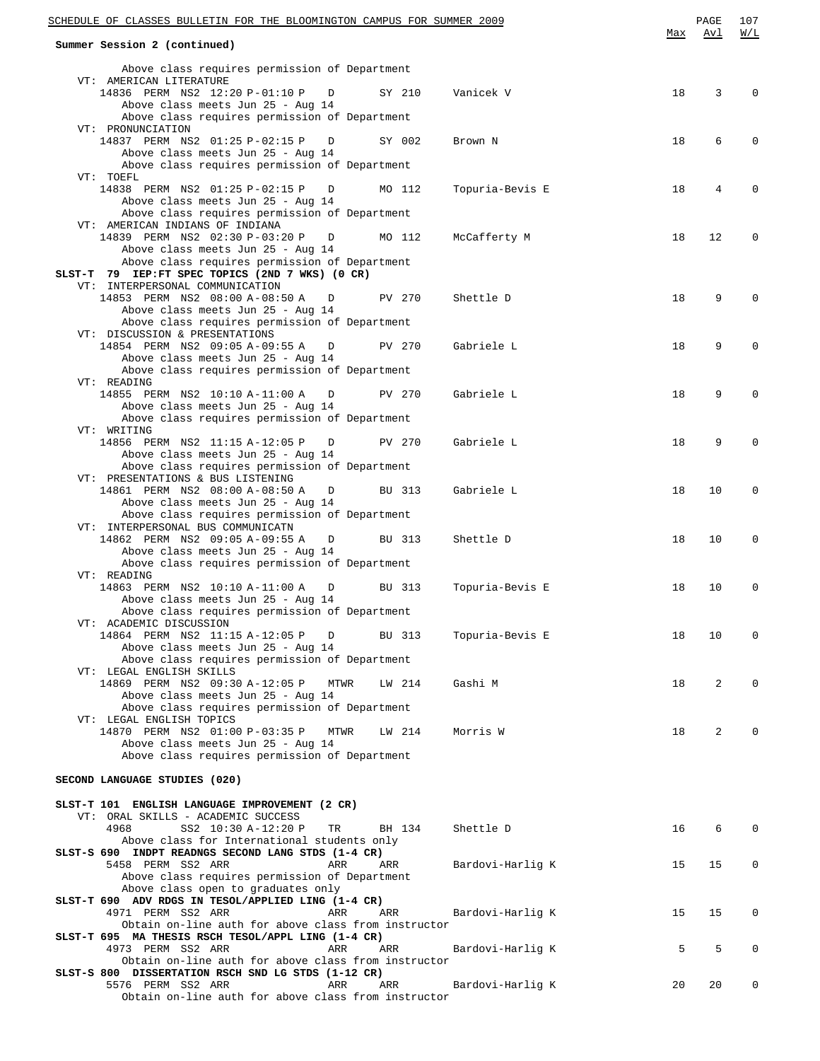**Summary Session 2 (continued)**

| | Max | Avl | W/L |
|---|---|---|---|
| Above class requires permission of Department | | | |
| VT: AMERICAN LITERATURE | | | |
| 14836 PERM NS2 12:20 P-01:10 P D SY 210 Vanicek V | 18 | 3 | 0 |
| Above class meets Jun 25 - Aug 14 | | | |
| Above class requires permission of Department | | | |
| VT: PRONUNCIATION | | | |
| 14837 PERM NS2 01:25 P-02:15 P D SY 002 Brown N | 18 | 6 | 0 |
| Above class meets Jun 25 - Aug 14 | | | |
| Above class requires permission of Department | | | |
| VT: TOEFL | | | |
| 14838 PERM NS2 01:25 P-02:15 P D MO 112 Topuria-Bevis E | 18 | 4 | 0 |
| Above class meets Jun 25 - Aug 14 | | | |
| Above class requires permission of Department | | | |
| VT: AMERICAN INDIANS OF INDIANA | | | |
| 14839 PERM NS2 02:30 P-03:20 P D MO 112 McCafferty M | 18 | 12 | 0 |
| Above class meets Jun 25 - Aug 14 | | | |
| Above class requires permission of Department | | | |
| **SLST-T 79 IEP:FT SPEC TOPICS (2ND 7 WKS) (0 CR)** | | | |
| VT: INTERPERSONAL COMMUNICATION | | | |
| 14853 PERM NS2 08:00 A-08:50 A D PV 270 Shettle D | 18 | 9 | 0 |
| Above class meets Jun 25 - Aug 14 | | | |
| Above class requires permission of Department | | | |
| VT: DISCUSSION & PRESENTATIONS | | | |
| 14854 PERM NS2 09:05 A-09:55 A D PV 270 Gabriele L | 18 | 9 | 0 |
| Above class meets Jun 25 - Aug 14 | | | |
| Above class requires permission of Department | | | |
| VT: READING | | | |
| 14855 PERM NS2 10:10 A-11:00 A D PV 270 Gabriele L | 18 | 9 | 0 |
| Above class meets Jun 25 - Aug 14 | | | |
| Above class requires permission of Department | | | |
| VT: WRITING | | | |
| 14856 PERM NS2 11:15 A-12:05 P D PV 270 Gabriele L | 18 | 9 | 0 |
| Above class meets Jun 25 - Aug 14 | | | |
| Above class requires permission of Department | | | |
| VT: PRESENTATIONS & BUS LISTENING | | | |
| 14861 PERM NS2 08:00 A-08:50 A D BU 313 Gabriele L | 18 | 10 | 0 |
| Above class meets Jun 25 - Aug 14 | | | |
| Above class requires permission of Department | | | |
| VT: INTERPERSONAL BUS COMMUNICATN | | | |
| 14862 PERM NS2 09:05 A-09:55 A D BU 313 Shettle D | 18 | 10 | 0 |
| Above class meets Jun 25 - Aug 14 | | | |
| Above class requires permission of Department | | | |
| VT: READING | | | |
| 14863 PERM NS2 10:10 A-11:00 A D BU 313 Topuria-Bevis E | 18 | 10 | 0 |
| Above class meets Jun 25 - Aug 14 | | | |
| Above class requires permission of Department | | | |
| VT: ACADEMIC DISCUSSION | | | |
| 14864 PERM NS2 11:15 A-12:05 P D BU 313 Topuria-Bevis E | 18 | 10 | 0 |
| Above class meets Jun 25 - Aug 14 | | | |
| Above class requires permission of Department | | | |
| VT: LEGAL ENGLISH SKILLS | | | |
| 14869 PERM NS2 09:30 A-12:05 P MTWR LW 214 Gashi M | 18 | 2 | 0 |
| Above class meets Jun 25 - Aug 14 | | | |
| Above class requires permission of Department | | | |
| VT: LEGAL ENGLISH TOPICS | | | |
| 14870 PERM NS2 01:00 P-03:35 P MTWR LW 214 Morris W | 18 | 2 | 0 |
| Above class meets Jun 25 - Aug 14 | | | |
| Above class requires permission of Department | | | |

**SECOND LANGUAGE STUDIES (020)**

| | Max | Avl | W/L |
|---|---|---|---|
| **SLST-T 101 ENGLISH LANGUAGE IMPROVEMENT (2 CR)** | | | |
| VT: ORAL SKILLS - ACADEMIC SUCCESS | | | |
| 4968 SS2 10:30 A-12:20 P TR BH 134 Shettle D | 16 | 6 | 0 |
| Above class for International students only | | | |
| **SLST-S 690 INDPT READNGS SECOND LANG STDS (1-4 CR)** | | | |
| 5458 PERM SS2 ARR ARR ARR Bardovi-Harlig K | 15 | 15 | 0 |
| Above class requires permission of Department | | | |
| Above class open to graduates only | | | |
| **SLST-T 690 ADV RDGS IN TESOL/APPLIED LING (1-4 CR)** | | | |
| 4971 PERM SS2 ARR ARR ARR Bardovi-Harlig K | 15 | 15 | 0 |
| Obtain on-line auth for above class from instructor | | | |
| **SLST-T 695 MA THESIS RSCH TESOL/APPL LING (1-4 CR)** | | | |
| 4973 PERM SS2 ARR ARR ARR Bardovi-Harlig K | 5 | 5 | 0 |
| Obtain on-line auth for above class from instructor | | | |
| **SLST-S 800 DISSERTATION RSCH SND LG STDS (1-12 CR)** | | | |
| 5576 PERM SS2 ARR ARR ARR Bardovi-Harlig K | 20 | 20 | 0 |
| Obtain on-line auth for above class from instructor | | | |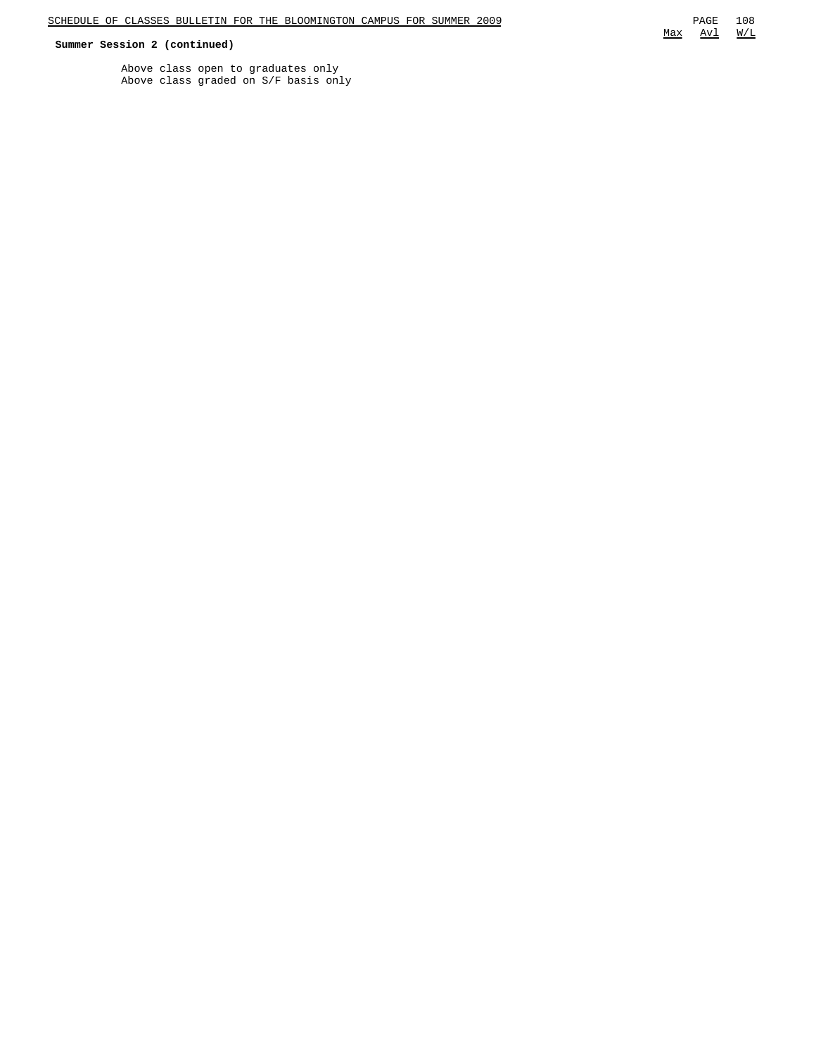**Summer Session 2 (continued)**

Above class open to graduates only
Above class graded on S/F basis only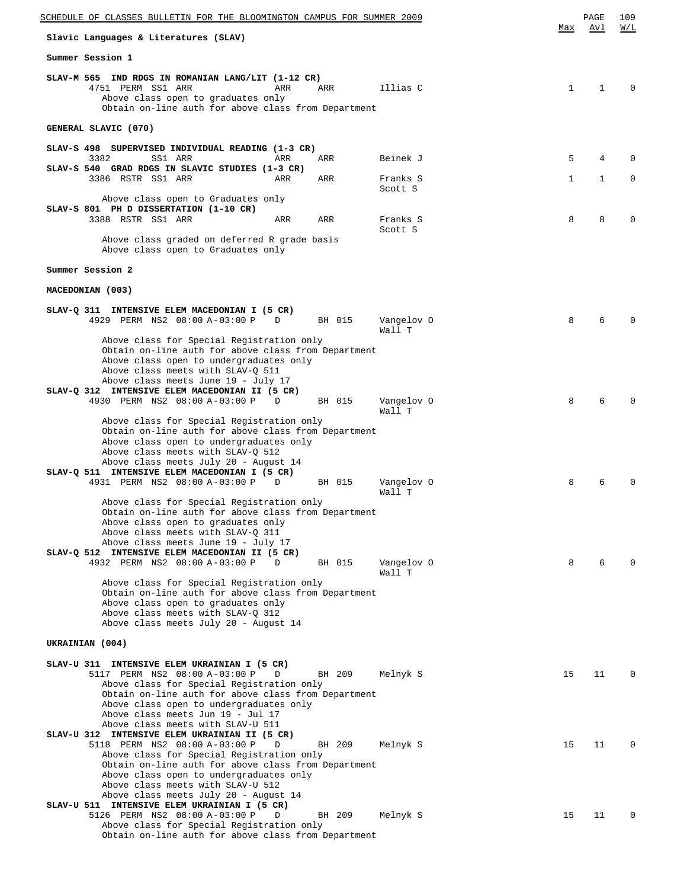## Slavic Languages & Literatures (SLAV)

### Summer Session 1

**SLAV-M 565 IND RDGS IN ROMANIAN LANG/LIT (1-12 CR)**

| Class | Restr | Session | Time | Days | Room | Instructor | Max | Avl | W/L |
|---|---|---|---|---|---|---|---|---|---|
| 4751 | PERM | SS1 | ARR | ARR | ARR | Illias C | 1 | 1 | 0 |

Above class open to graduates only
Obtain on-line auth for above class from Department

### GENERAL SLAVIC (070)

**SLAV-S 498 SUPERVISED INDIVIDUAL READING (1-3 CR)**

| Class | Restr | Session | Time | Days | Room | Instructor | Max | Avl | W/L |
|---|---|---|---|---|---|---|---|---|---|
| 3382 | | SS1 | ARR | ARR | ARR | Beinek J | 5 | 4 | 0 |

**SLAV-S 540 GRAD RDGS IN SLAVIC STUDIES (1-3 CR)**

| Class | Restr | Session | Time | Days | Room | Instructor | Max | Avl | W/L |
|---|---|---|---|---|---|---|---|---|---|
| 3386 | RSTR | SS1 | ARR | ARR | ARR | Franks S, Scott S | 1 | 1 | 0 |

Above class open to Graduates only

**SLAV-S 801 PH D DISSERTATION (1-10 CR)**

| Class | Restr | Session | Time | Days | Room | Instructor | Max | Avl | W/L |
|---|---|---|---|---|---|---|---|---|---|
| 3388 | RSTR | SS1 | ARR | ARR | ARR | Franks S, Scott S | 8 | 8 | 0 |

Above class graded on deferred R grade basis
Above class open to Graduates only

### Summer Session 2

### MACEDONIAN (003)

**SLAV-Q 311 INTENSIVE ELEM MACEDONIAN I (5 CR)**

| Class | Restr | Session | Time | Days | Room | Instructor | Max | Avl | W/L |
|---|---|---|---|---|---|---|---|---|---|
| 4929 | PERM | NS2 | 08:00 A-03:00 P | D | BH 015 | Vangelov O, Wall T | 8 | 6 | 0 |

Above class for Special Registration only
Obtain on-line auth for above class from Department
Above class open to undergraduates only
Above class meets with SLAV-Q 511
Above class meets June 19 - July 17

**SLAV-Q 312 INTENSIVE ELEM MACEDONIAN II (5 CR)**

| Class | Restr | Session | Time | Days | Room | Instructor | Max | Avl | W/L |
|---|---|---|---|---|---|---|---|---|---|
| 4930 | PERM | NS2 | 08:00 A-03:00 P | D | BH 015 | Vangelov O, Wall T | 8 | 6 | 0 |

Above class for Special Registration only
Obtain on-line auth for above class from Department
Above class open to undergraduates only
Above class meets with SLAV-Q 512
Above class meets July 20 - August 14

**SLAV-Q 511 INTENSIVE ELEM MACEDONIAN I (5 CR)**

| Class | Restr | Session | Time | Days | Room | Instructor | Max | Avl | W/L |
|---|---|---|---|---|---|---|---|---|---|
| 4931 | PERM | NS2 | 08:00 A-03:00 P | D | BH 015 | Vangelov O, Wall T | 8 | 6 | 0 |

Above class for Special Registration only
Obtain on-line auth for above class from Department
Above class open to graduates only
Above class meets with SLAV-Q 311
Above class meets June 19 - July 17

**SLAV-Q 512 INTENSIVE ELEM MACEDONIAN II (5 CR)**

| Class | Restr | Session | Time | Days | Room | Instructor | Max | Avl | W/L |
|---|---|---|---|---|---|---|---|---|---|
| 4932 | PERM | NS2 | 08:00 A-03:00 P | D | BH 015 | Vangelov O, Wall T | 8 | 6 | 0 |

Above class for Special Registration only
Obtain on-line auth for above class from Department
Above class open to graduates only
Above class meets with SLAV-Q 312
Above class meets July 20 - August 14

### UKRAINIAN (004)

**SLAV-U 311 INTENSIVE ELEM UKRAINIAN I (5 CR)**

| Class | Restr | Session | Time | Days | Room | Instructor | Max | Avl | W/L |
|---|---|---|---|---|---|---|---|---|---|
| 5117 | PERM | NS2 | 08:00 A-03:00 P | D | BH 209 | Melnyk S | 15 | 11 | 0 |

Above class for Special Registration only
Obtain on-line auth for above class from Department
Above class open to undergraduates only
Above class meets Jun 19 - Jul 17
Above class meets with SLAV-U 511

**SLAV-U 312 INTENSIVE ELEM UKRAINIAN II (5 CR)**

| Class | Restr | Session | Time | Days | Room | Instructor | Max | Avl | W/L |
|---|---|---|---|---|---|---|---|---|---|
| 5118 | PERM | NS2 | 08:00 A-03:00 P | D | BH 209 | Melnyk S | 15 | 11 | 0 |

Above class for Special Registration only
Obtain on-line auth for above class from Department
Above class open to undergraduates only
Above class meets with SLAV-U 512
Above class meets July 20 - August 14

**SLAV-U 511 INTENSIVE ELEM UKRAINIAN I (5 CR)**

| Class | Restr | Session | Time | Days | Room | Instructor | Max | Avl | W/L |
|---|---|---|---|---|---|---|---|---|---|
| 5126 | PERM | NS2 | 08:00 A-03:00 P | D | BH 209 | Melnyk S | 15 | 11 | 0 |

Above class for Special Registration only
Obtain on-line auth for above class from Department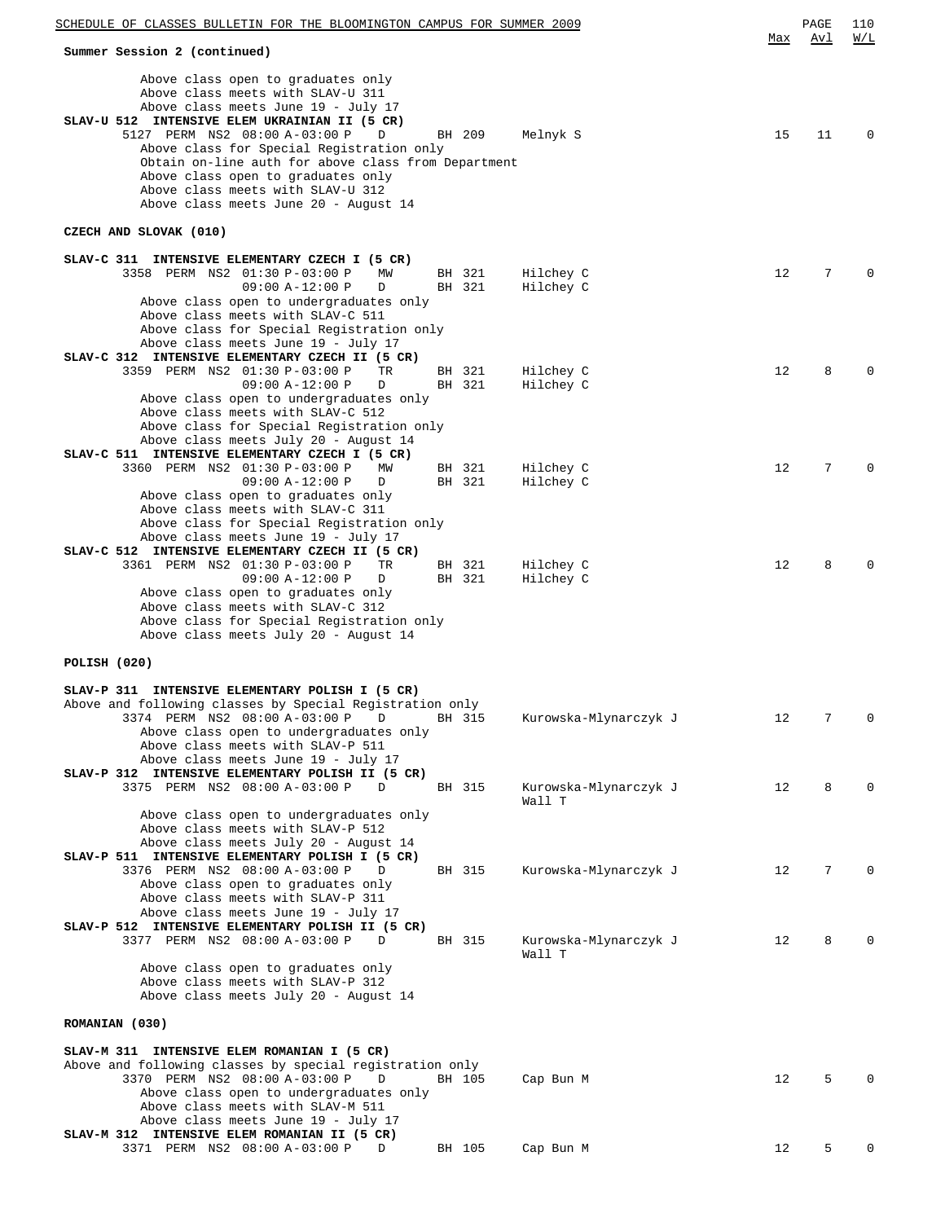Summary Session 2 (continued)

Above class open to graduates only
Above class meets with SLAV-U 311
Above class meets June 19 - July 17

**SLAV-U 512 INTENSIVE ELEM UKRAINIAN II (5 CR)**

| Class | Perm | Session | Time | Days | Room | Instructor | Max | Avl | W/L |
|---|---|---|---|---|---|---|---|---|---|
| 5127 | PERM | NS2 | 08:00 A-03:00 P | D | BH 209 | Melnyk S | 15 | 11 | 0 |

Above class for Special Registration only
Obtain on-line auth for above class from Department
Above class open to graduates only
Above class meets with SLAV-U 312
Above class meets June 20 - August 14

## CZECH AND SLOVAK (010)

**SLAV-C 311 INTENSIVE ELEMENTARY CZECH I (5 CR)**

| Class | Perm | Session | Time | Days | Room | Instructor | Max | Avl | W/L |
|---|---|---|---|---|---|---|---|---|---|
| 3358 | PERM | NS2 | 01:30 P-03:00 P | MW | BH 321 | Hilchey C | 12 | 7 | 0 |
| | | | 09:00 A-12:00 P | D | BH 321 | Hilchey C | | | |

Above class open to undergraduates only
Above class meets with SLAV-C 511
Above class for Special Registration only
Above class meets June 19 - July 17

**SLAV-C 312 INTENSIVE ELEMENTARY CZECH II (5 CR)**

| Class | Perm | Session | Time | Days | Room | Instructor | Max | Avl | W/L |
|---|---|---|---|---|---|---|---|---|---|
| 3359 | PERM | NS2 | 01:30 P-03:00 P | TR | BH 321 | Hilchey C | 12 | 8 | 0 |
| | | | 09:00 A-12:00 P | D | BH 321 | Hilchey C | | | |

Above class open to undergraduates only
Above class meets with SLAV-C 512
Above class for Special Registration only
Above class meets July 20 - August 14

**SLAV-C 511 INTENSIVE ELEMENTARY CZECH I (5 CR)**

| Class | Perm | Session | Time | Days | Room | Instructor | Max | Avl | W/L |
|---|---|---|---|---|---|---|---|---|---|
| 3360 | PERM | NS2 | 01:30 P-03:00 P | MW | BH 321 | Hilchey C | 12 | 7 | 0 |
| | | | 09:00 A-12:00 P | D | BH 321 | Hilchey C | | | |

Above class open to graduates only
Above class meets with SLAV-C 311
Above class for Special Registration only
Above class meets June 19 - July 17

**SLAV-C 512 INTENSIVE ELEMENTARY CZECH II (5 CR)**

| Class | Perm | Session | Time | Days | Room | Instructor | Max | Avl | W/L |
|---|---|---|---|---|---|---|---|---|---|
| 3361 | PERM | NS2 | 01:30 P-03:00 P | TR | BH 321 | Hilchey C | 12 | 8 | 0 |
| | | | 09:00 A-12:00 P | D | BH 321 | Hilchey C | | | |

Above class open to graduates only
Above class meets with SLAV-C 312
Above class for Special Registration only
Above class meets July 20 - August 14

## POLISH (020)

**SLAV-P 311 INTENSIVE ELEMENTARY POLISH I (5 CR)**

Above and following classes by Special Registration only

| Class | Perm | Session | Time | Days | Room | Instructor | Max | Avl | W/L |
|---|---|---|---|---|---|---|---|---|---|
| 3374 | PERM | NS2 | 08:00 A-03:00 P | D | BH 315 | Kurowska-Mlynarczyk J | 12 | 7 | 0 |

Above class open to undergraduates only
Above class meets with SLAV-P 511
Above class meets June 19 - July 17

**SLAV-P 312 INTENSIVE ELEMENTARY POLISH II (5 CR)**

| Class | Perm | Session | Time | Days | Room | Instructor | Max | Avl | W/L |
|---|---|---|---|---|---|---|---|---|---|
| 3375 | PERM | NS2 | 08:00 A-03:00 P | D | BH 315 | Kurowska-Mlynarczyk J<br>Wall T | 12 | 8 | 0 |

Above class open to undergraduates only
Above class meets with SLAV-P 512
Above class meets July 20 - August 14

**SLAV-P 511 INTENSIVE ELEMENTARY POLISH I (5 CR)**

| Class | Perm | Session | Time | Days | Room | Instructor | Max | Avl | W/L |
|---|---|---|---|---|---|---|---|---|---|
| 3376 | PERM | NS2 | 08:00 A-03:00 P | D | BH 315 | Kurowska-Mlynarczyk J | 12 | 7 | 0 |

Above class open to graduates only
Above class meets with SLAV-P 311
Above class meets June 19 - July 17

**SLAV-P 512 INTENSIVE ELEMENTARY POLISH II (5 CR)**

| Class | Perm | Session | Time | Days | Room | Instructor | Max | Avl | W/L |
|---|---|---|---|---|---|---|---|---|---|
| 3377 | PERM | NS2 | 08:00 A-03:00 P | D | BH 315 | Kurowska-Mlynarczyk J<br>Wall T | 12 | 8 | 0 |

Above class open to graduates only
Above class meets with SLAV-P 312
Above class meets July 20 - August 14

## ROMANIAN (030)

**SLAV-M 311 INTENSIVE ELEM ROMANIAN I (5 CR)**

Above and following classes by special registration only

| Class | Perm | Session | Time | Days | Room | Instructor | Max | Avl | W/L |
|---|---|---|---|---|---|---|---|---|---|
| 3370 | PERM | NS2 | 08:00 A-03:00 P | D | BH 105 | Cap Bun M | 12 | 5 | 0 |

Above class open to undergraduates only
Above class meets with SLAV-M 511
Above class meets June 19 - July 17

**SLAV-M 312 INTENSIVE ELEM ROMANIAN II (5 CR)**

| Class | Perm | Session | Time | Days | Room | Instructor | Max | Avl | W/L |
|---|---|---|---|---|---|---|---|---|---|
| 3371 | PERM | NS2 | 08:00 A-03:00 P | D | BH 105 | Cap Bun M | 12 | 5 | 0 |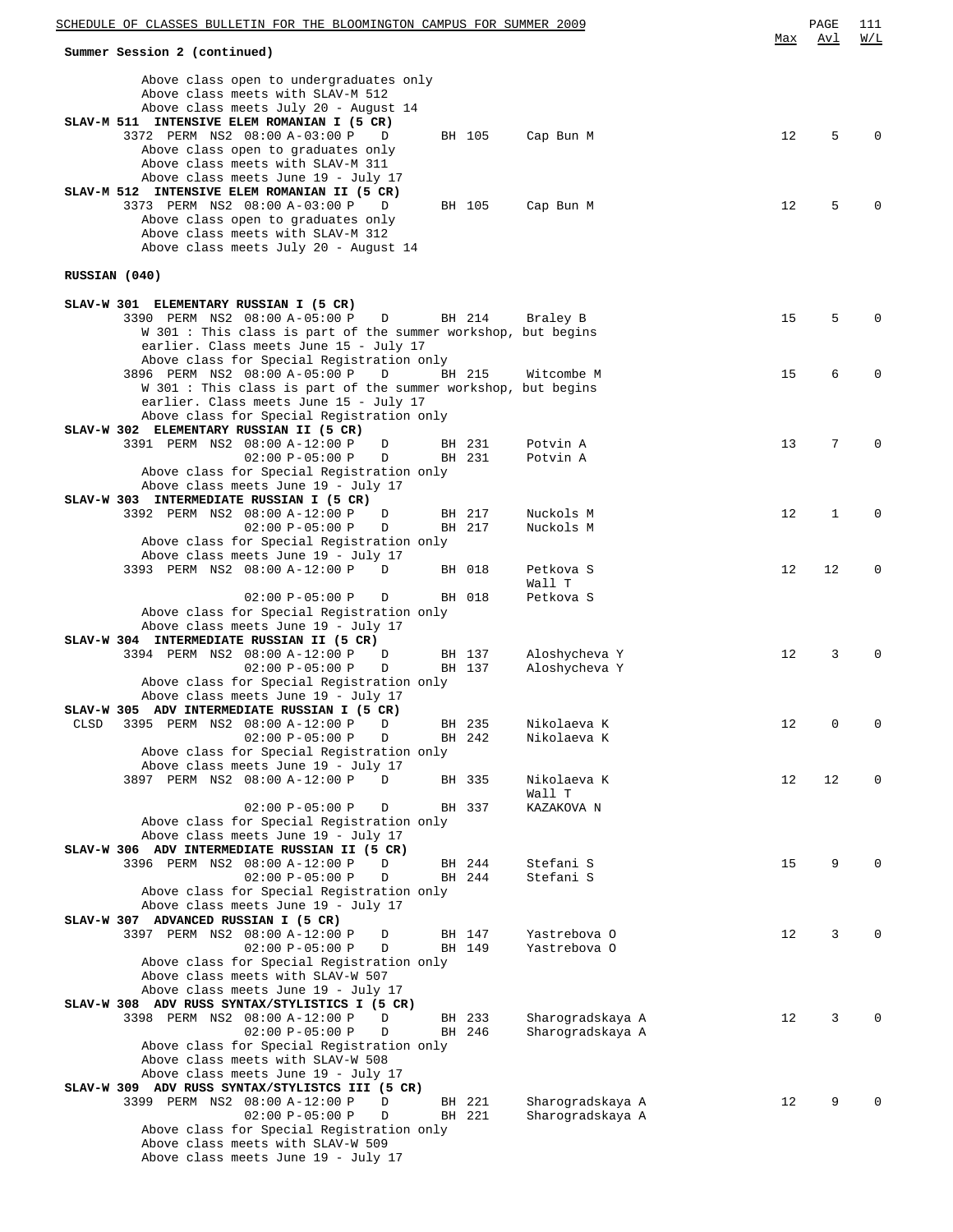**Summary Session 2 (continued)**

| | | | | | | Max | Avl | W/L |
|---|---|---|---|---|---|---|---|---|

Above class open to undergraduates only
Above class meets with SLAV-M 512
Above class meets July 20 - August 14

**SLAV-M 511 INTENSIVE ELEM ROMANIAN I (5 CR)**

| Class | Time | Days | Room | Instructor | Max | Avl | W/L |
|---|---|---|---|---|---|---|---|
| 3372 PERM NS2 | 08:00 A-03:00 P | D | BH 105 | Cap Bun M | 12 | 5 | 0 |

Above class open to graduates only
Above class meets with SLAV-M 311
Above class meets June 19 - July 17

**SLAV-M 512 INTENSIVE ELEM ROMANIAN II (5 CR)**

| Class | Time | Days | Room | Instructor | Max | Avl | W/L |
|---|---|---|---|---|---|---|---|
| 3373 PERM NS2 | 08:00 A-03:00 P | D | BH 105 | Cap Bun M | 12 | 5 | 0 |

Above class open to graduates only
Above class meets with SLAV-M 312
Above class meets July 20 - August 14

## RUSSIAN (040)

**SLAV-W 301 ELEMENTARY RUSSIAN I (5 CR)**

| Class | Time | Days | Room | Instructor | Max | Avl | W/L |
|---|---|---|---|---|---|---|---|
| 3390 PERM NS2 | 08:00 A-05:00 P | D | BH 214 | Braley B | 15 | 5 | 0 |

W 301 : This class is part of the summer workshop, but begins earlier. Class meets June 15 - July 17
Above class for Special Registration only

| Class | Time | Days | Room | Instructor | Max | Avl | W/L |
|---|---|---|---|---|---|---|---|
| 3896 PERM NS2 | 08:00 A-05:00 P | D | BH 215 | Witcombe M | 15 | 6 | 0 |

W 301 : This class is part of the summer workshop, but begins earlier. Class meets June 15 - July 17
Above class for Special Registration only

**SLAV-W 302 ELEMENTARY RUSSIAN II (5 CR)**

| Class | Time | Days | Room | Instructor | Max | Avl | W/L |
|---|---|---|---|---|---|---|---|
| 3391 PERM NS2 | 08:00 A-12:00 P | D | BH 231 | Potvin A | 13 | 7 | 0 |
| | 02:00 P-05:00 P | D | BH 231 | Potvin A | | | |

Above class for Special Registration only
Above class meets June 19 - July 17

**SLAV-W 303 INTERMEDIATE RUSSIAN I (5 CR)**

| Class | Time | Days | Room | Instructor | Max | Avl | W/L |
|---|---|---|---|---|---|---|---|
| 3392 PERM NS2 | 08:00 A-12:00 P | D | BH 217 | Nuckols M | 12 | 1 | 0 |
| | 02:00 P-05:00 P | D | BH 217 | Nuckols M | | | |

Above class for Special Registration only
Above class meets June 19 - July 17

| Class | Time | Days | Room | Instructor | Max | Avl | W/L |
|---|---|---|---|---|---|---|---|
| 3393 PERM NS2 | 08:00 A-12:00 P | D | BH 018 | Petkova S<br>Wall T | 12 | 12 | 0 |
| | 02:00 P-05:00 P | D | BH 018 | Petkova S | | | |

Above class for Special Registration only
Above class meets June 19 - July 17

**SLAV-W 304 INTERMEDIATE RUSSIAN II (5 CR)**

| Class | Time | Days | Room | Instructor | Max | Avl | W/L |
|---|---|---|---|---|---|---|---|
| 3394 PERM NS2 | 08:00 A-12:00 P | D | BH 137 | Aloshycheva Y | 12 | 3 | 0 |
| | 02:00 P-05:00 P | D | BH 137 | Aloshycheva Y | | | |

Above class for Special Registration only
Above class meets June 19 - July 17

**SLAV-W 305 ADV INTERMEDIATE RUSSIAN I (5 CR)**

| Class | Time | Days | Room | Instructor | Max | Avl | W/L |
|---|---|---|---|---|---|---|---|
| CLSD 3395 PERM NS2 | 08:00 A-12:00 P | D | BH 235 | Nikolaeva K | 12 | 0 | 0 |
| | 02:00 P-05:00 P | D | BH 242 | Nikolaeva K | | | |

Above class for Special Registration only
Above class meets June 19 - July 17

| Class | Time | Days | Room | Instructor | Max | Avl | W/L |
|---|---|---|---|---|---|---|---|
| 3897 PERM NS2 | 08:00 A-12:00 P | D | BH 335 | Nikolaeva K<br>Wall T | 12 | 12 | 0 |
| | 02:00 P-05:00 P | D | BH 337 | KAZAKOVA N | | | |

Above class for Special Registration only
Above class meets June 19 - July 17

**SLAV-W 306 ADV INTERMEDIATE RUSSIAN II (5 CR)**

| Class | Time | Days | Room | Instructor | Max | Avl | W/L |
|---|---|---|---|---|---|---|---|
| 3396 PERM NS2 | 08:00 A-12:00 P | D | BH 244 | Stefani S | 15 | 9 | 0 |
| | 02:00 P-05:00 P | D | BH 244 | Stefani S | | | |

Above class for Special Registration only
Above class meets June 19 - July 17

**SLAV-W 307 ADVANCED RUSSIAN I (5 CR)**

| Class | Time | Days | Room | Instructor | Max | Avl | W/L |
|---|---|---|---|---|---|---|---|
| 3397 PERM NS2 | 08:00 A-12:00 P | D | BH 147 | Yastrebova O | 12 | 3 | 0 |
| | 02:00 P-05:00 P | D | BH 149 | Yastrebova O | | | |

Above class for Special Registration only
Above class meets with SLAV-W 507
Above class meets June 19 - July 17

**SLAV-W 308 ADV RUSS SYNTAX/STYLISTICS I (5 CR)**

| Class | Time | Days | Room | Instructor | Max | Avl | W/L |
|---|---|---|---|---|---|---|---|
| 3398 PERM NS2 | 08:00 A-12:00 P | D | BH 233 | Sharogradskaya A | 12 | 3 | 0 |
| | 02:00 P-05:00 P | D | BH 246 | Sharogradskaya A | | | |

Above class for Special Registration only
Above class meets with SLAV-W 508
Above class meets June 19 - July 17

**SLAV-W 309 ADV RUSS SYNTAX/STYLISTCS III (5 CR)**

| Class | Time | Days | Room | Instructor | Max | Avl | W/L |
|---|---|---|---|---|---|---|---|
| 3399 PERM NS2 | 08:00 A-12:00 P | D | BH 221 | Sharogradskaya A | 12 | 9 | 0 |
| | 02:00 P-05:00 P | D | BH 221 | Sharogradskaya A | | | |

Above class for Special Registration only
Above class meets with SLAV-W 509
Above class meets June 19 - July 17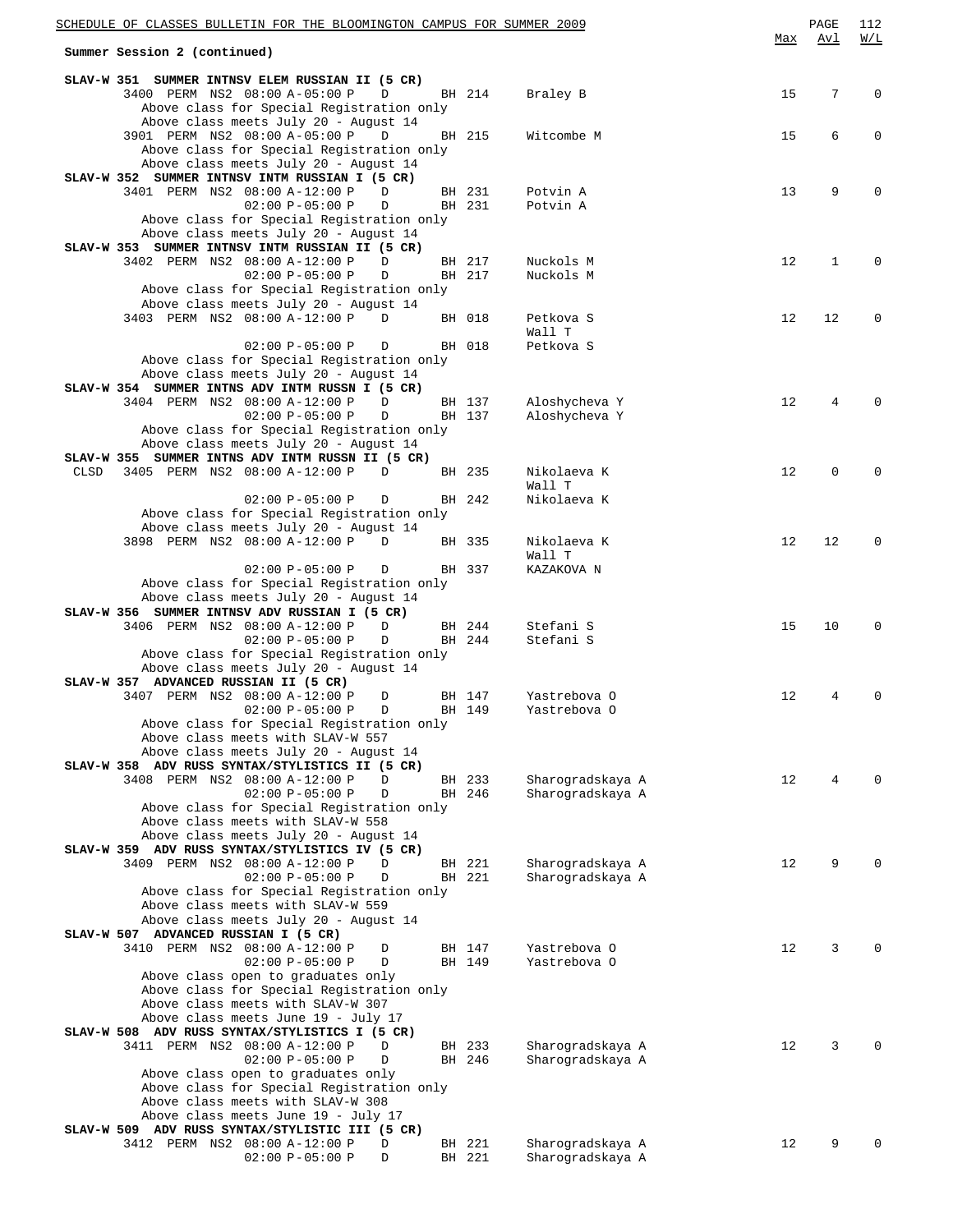**Summer Session 2 (continued)**

| | | | | | | | Max | Avl | W/L |
|---|---|---|---|---|---|---|---|---|---|
| **SLAV-W 351 SUMMER INTNSV ELEM RUSSIAN II (5 CR)** | | | | | | | | | |
| | 3400 PERM | NS2 | 08:00 A-05:00 P | D | BH 214 | Braley B | 15 | 7 | 0 |
| | Above class for Special Registration only | | | | | | | | |
| | Above class meets July 20 - August 14 | | | | | | | | |
| | 3901 PERM | NS2 | 08:00 A-05:00 P | D | BH 215 | Witcombe M | 15 | 6 | 0 |
| | Above class for Special Registration only | | | | | | | | |
| | Above class meets July 20 - August 14 | | | | | | | | |
| **SLAV-W 352 SUMMER INTNSV INTM RUSSIAN I (5 CR)** | | | | | | | | | |
| | 3401 PERM | NS2 | 08:00 A-12:00 P | D | BH 231 | Potvin A | 13 | 9 | 0 |
| | | | 02:00 P-05:00 P | D | BH 231 | Potvin A | | | |
| | Above class for Special Registration only | | | | | | | | |
| | Above class meets July 20 - August 14 | | | | | | | | |
| **SLAV-W 353 SUMMER INTNSV INTM RUSSIAN II (5 CR)** | | | | | | | | | |
| | 3402 PERM | NS2 | 08:00 A-12:00 P | D | BH 217 | Nuckols M | 12 | 1 | 0 |
| | | | 02:00 P-05:00 P | D | BH 217 | Nuckols M | | | |
| | Above class for Special Registration only | | | | | | | | |
| | Above class meets July 20 - August 14 | | | | | | | | |
| | 3403 PERM | NS2 | 08:00 A-12:00 P | D | BH 018 | Petkova S<br>Wall T | 12 | 12 | 0 |
| | | | 02:00 P-05:00 P | D | BH 018 | Petkova S | | | |
| | Above class for Special Registration only | | | | | | | | |
| | Above class meets July 20 - August 14 | | | | | | | | |
| **SLAV-W 354 SUMMER INTNS ADV INTM RUSSN I (5 CR)** | | | | | | | | | |
| | 3404 PERM | NS2 | 08:00 A-12:00 P | D | BH 137 | Aloshycheva Y | 12 | 4 | 0 |
| | | | 02:00 P-05:00 P | D | BH 137 | Aloshycheva Y | | | |
| | Above class for Special Registration only | | | | | | | | |
| | Above class meets July 20 - August 14 | | | | | | | | |
| **SLAV-W 355 SUMMER INTNS ADV INTM RUSSN II (5 CR)** | | | | | | | | | |
| CLSD | 3405 PERM | NS2 | 08:00 A-12:00 P | D | BH 235 | Nikolaeva K<br>Wall T | 12 | 0 | 0 |
| | | | 02:00 P-05:00 P | D | BH 242 | Nikolaeva K | | | |
| | Above class for Special Registration only | | | | | | | | |
| | Above class meets July 20 - August 14 | | | | | | | | |
| | 3898 PERM | NS2 | 08:00 A-12:00 P | D | BH 335 | Nikolaeva K<br>Wall T | 12 | 12 | 0 |
| | | | 02:00 P-05:00 P | D | BH 337 | KAZAKOVA N | | | |
| | Above class for Special Registration only | | | | | | | | |
| | Above class meets July 20 - August 14 | | | | | | | | |
| **SLAV-W 356 SUMMER INTNSV ADV RUSSIAN I (5 CR)** | | | | | | | | | |
| | 3406 PERM | NS2 | 08:00 A-12:00 P | D | BH 244 | Stefani S | 15 | 10 | 0 |
| | | | 02:00 P-05:00 P | D | BH 244 | Stefani S | | | |
| | Above class for Special Registration only | | | | | | | | |
| | Above class meets July 20 - August 14 | | | | | | | | |
| **SLAV-W 357 ADVANCED RUSSIAN II (5 CR)** | | | | | | | | | |
| | 3407 PERM | NS2 | 08:00 A-12:00 P | D | BH 147 | Yastrebova O | 12 | 4 | 0 |
| | | | 02:00 P-05:00 P | D | BH 149 | Yastrebova O | | | |
| | Above class for Special Registration only | | | | | | | | |
| | Above class meets with SLAV-W 557 | | | | | | | | |
| | Above class meets July 20 - August 14 | | | | | | | | |
| **SLAV-W 358 ADV RUSS SYNTAX/STYLISTICS II (5 CR)** | | | | | | | | | |
| | 3408 PERM | NS2 | 08:00 A-12:00 P | D | BH 233 | Sharogradskaya A | 12 | 4 | 0 |
| | | | 02:00 P-05:00 P | D | BH 246 | Sharogradskaya A | | | |
| | Above class for Special Registration only | | | | | | | | |
| | Above class meets with SLAV-W 558 | | | | | | | | |
| | Above class meets July 20 - August 14 | | | | | | | | |
| **SLAV-W 359 ADV RUSS SYNTAX/STYLISTICS IV (5 CR)** | | | | | | | | | |
| | 3409 PERM | NS2 | 08:00 A-12:00 P | D | BH 221 | Sharogradskaya A | 12 | 9 | 0 |
| | | | 02:00 P-05:00 P | D | BH 221 | Sharogradskaya A | | | |
| | Above class for Special Registration only | | | | | | | | |
| | Above class meets with SLAV-W 559 | | | | | | | | |
| | Above class meets July 20 - August 14 | | | | | | | | |
| **SLAV-W 507 ADVANCED RUSSIAN I (5 CR)** | | | | | | | | | |
| | 3410 PERM | NS2 | 08:00 A-12:00 P | D | BH 147 | Yastrebova O | 12 | 3 | 0 |
| | | | 02:00 P-05:00 P | D | BH 149 | Yastrebova O | | | |
| | Above class open to graduates only | | | | | | | | |
| | Above class for Special Registration only | | | | | | | | |
| | Above class meets with SLAV-W 307 | | | | | | | | |
| | Above class meets June 19 - July 17 | | | | | | | | |
| **SLAV-W 508 ADV RUSS SYNTAX/STYLISTICS I (5 CR)** | | | | | | | | | |
| | 3411 PERM | NS2 | 08:00 A-12:00 P | D | BH 233 | Sharogradskaya A | 12 | 3 | 0 |
| | | | 02:00 P-05:00 P | D | BH 246 | Sharogradskaya A | | | |
| | Above class open to graduates only | | | | | | | | |
| | Above class for Special Registration only | | | | | | | | |
| | Above class meets with SLAV-W 308 | | | | | | | | |
| | Above class meets June 19 - July 17 | | | | | | | | |
| **SLAV-W 509 ADV RUSS SYNTAX/STYLISTIC III (5 CR)** | | | | | | | | | |
| | 3412 PERM | NS2 | 08:00 A-12:00 P | D | BH 221 | Sharogradskaya A | 12 | 9 | 0 |
| | | | 02:00 P-05:00 P | D | BH 221 | Sharogradskaya A | | | |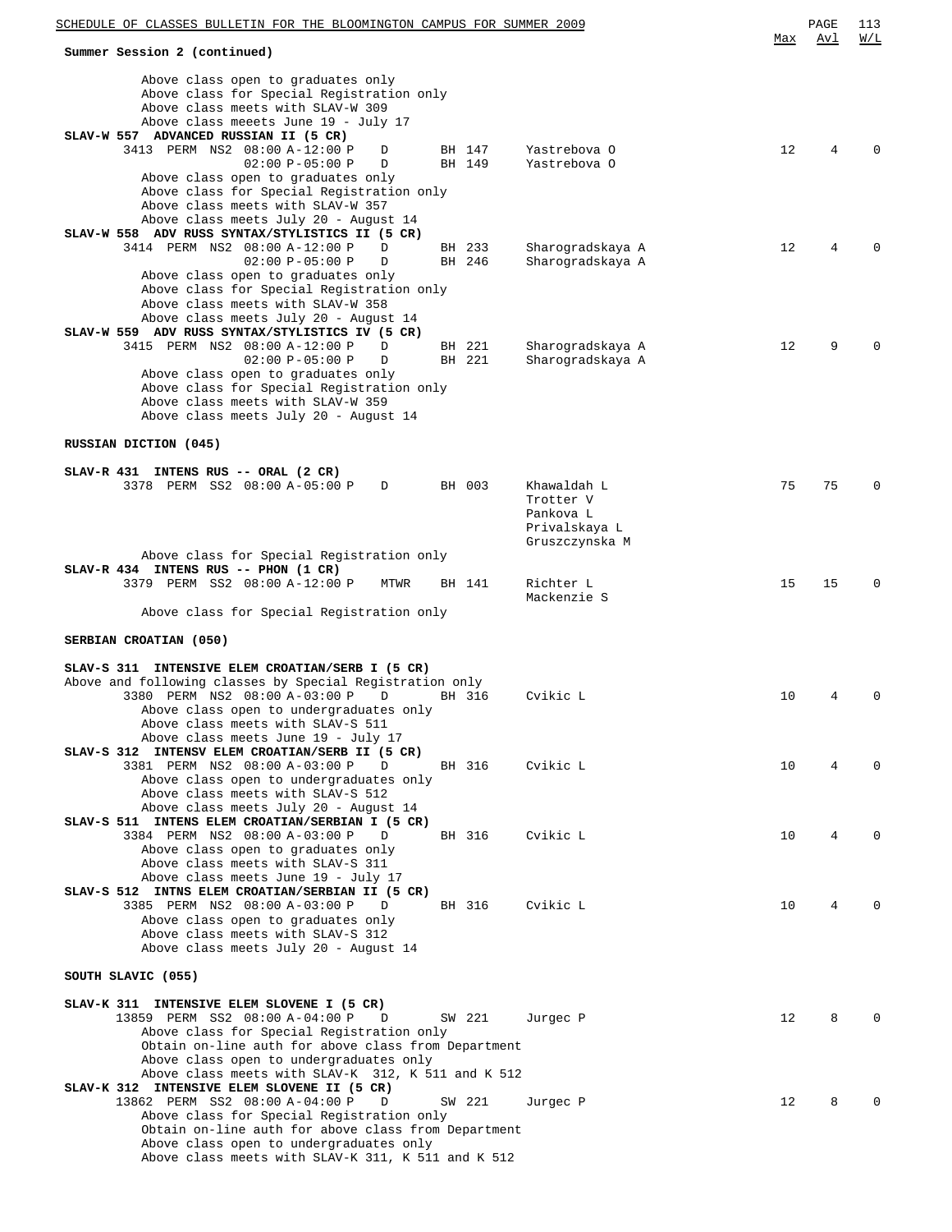**Summary Session 2 (continued)**

| | | | Max | Avl | W/L |
|---|---|---|---|---|---|

Above class open to graduates only
Above class for Special Registration only
Above class meets with SLAV-W 309
Above class meeets June 19 - July 17

**SLAV-W 557 ADVANCED RUSSIAN II (5 CR)**

| Class | Type | Session | Time | Days | Room | Instructor | Max | Avl | W/L |
|---|---|---|---|---|---|---|---|---|---|
| 3413 | PERM | NS2 | 08:00 A-12:00 P | D | BH 147 | Yastrebova O | 12 | 4 | 0 |
| | | | 02:00 P-05:00 P | D | BH 149 | Yastrebova O | | | |

Above class open to graduates only
Above class for Special Registration only
Above class meets with SLAV-W 357
Above class meets July 20 - August 14

**SLAV-W 558 ADV RUSS SYNTAX/STYLISTICS II (5 CR)**

| Class | Type | Session | Time | Days | Room | Instructor | Max | Avl | W/L |
|---|---|---|---|---|---|---|---|---|---|
| 3414 | PERM | NS2 | 08:00 A-12:00 P | D | BH 233 | Sharogradskaya A | 12 | 4 | 0 |
| | | | 02:00 P-05:00 P | D | BH 246 | Sharogradskaya A | | | |

Above class open to graduates only
Above class for Special Registration only
Above class meets with SLAV-W 358
Above class meets July 20 - August 14

**SLAV-W 559 ADV RUSS SYNTAX/STYLISTICS IV (5 CR)**

| Class | Type | Session | Time | Days | Room | Instructor | Max | Avl | W/L |
|---|---|---|---|---|---|---|---|---|---|
| 3415 | PERM | NS2 | 08:00 A-12:00 P | D | BH 221 | Sharogradskaya A | 12 | 9 | 0 |
| | | | 02:00 P-05:00 P | D | BH 221 | Sharogradskaya A | | | |

Above class open to graduates only
Above class for Special Registration only
Above class meets with SLAV-W 359
Above class meets July 20 - August 14

## RUSSIAN DICTION (045)

**SLAV-R 431 INTENS RUS -- ORAL (2 CR)**

| Class | Type | Session | Time | Days | Room | Instructor | Max | Avl | W/L |
|---|---|---|---|---|---|---|---|---|---|
| 3378 | PERM | SS2 | 08:00 A-05:00 P | D | BH 003 | Khawaldah L<br>Trotter V<br>Pankova L<br>Privalskaya L<br>Gruszczynska M | 75 | 75 | 0 |

Above class for Special Registration only

**SLAV-R 434 INTENS RUS -- PHON (1 CR)**

| Class | Type | Session | Time | Days | Room | Instructor | Max | Avl | W/L |
|---|---|---|---|---|---|---|---|---|---|
| 3379 | PERM | SS2 | 08:00 A-12:00 P | MTWR | BH 141 | Richter L<br>Mackenzie S | 15 | 15 | 0 |

Above class for Special Registration only

## SERBIAN CROATIAN (050)

**SLAV-S 311 INTENSIVE ELEM CROATIAN/SERB I (5 CR)**

Above and following classes by Special Registration only

| Class | Type | Session | Time | Days | Room | Instructor | Max | Avl | W/L |
|---|---|---|---|---|---|---|---|---|---|
| 3380 | PERM | NS2 | 08:00 A-03:00 P | D | BH 316 | Cvikic L | 10 | 4 | 0 |

Above class open to undergraduates only
Above class meets with SLAV-S 511
Above class meets June 19 - July 17

**SLAV-S 312 INTENSV ELEM CROATIAN/SERB II (5 CR)**

| Class | Type | Session | Time | Days | Room | Instructor | Max | Avl | W/L |
|---|---|---|---|---|---|---|---|---|---|
| 3381 | PERM | NS2 | 08:00 A-03:00 P | D | BH 316 | Cvikic L | 10 | 4 | 0 |

Above class open to undergraduates only
Above class meets with SLAV-S 512
Above class meets July 20 - August 14

**SLAV-S 511 INTENS ELEM CROATIAN/SERBIAN I (5 CR)**

| Class | Type | Session | Time | Days | Room | Instructor | Max | Avl | W/L |
|---|---|---|---|---|---|---|---|---|---|
| 3384 | PERM | NS2 | 08:00 A-03:00 P | D | BH 316 | Cvikic L | 10 | 4 | 0 |

Above class open to graduates only
Above class meets with SLAV-S 311
Above class meets June 19 - July 17

**SLAV-S 512 INTNS ELEM CROATIAN/SERBIAN II (5 CR)**

| Class | Type | Session | Time | Days | Room | Instructor | Max | Avl | W/L |
|---|---|---|---|---|---|---|---|---|---|
| 3385 | PERM | NS2 | 08:00 A-03:00 P | D | BH 316 | Cvikic L | 10 | 4 | 0 |

Above class open to graduates only
Above class meets with SLAV-S 312
Above class meets July 20 - August 14

## SOUTH SLAVIC (055)

**SLAV-K 311 INTENSIVE ELEM SLOVENE I (5 CR)**

| Class | Type | Session | Time | Days | Room | Instructor | Max | Avl | W/L |
|---|---|---|---|---|---|---|---|---|---|
| 13859 | PERM | SS2 | 08:00 A-04:00 P | D | SW 221 | Jurgec P | 12 | 8 | 0 |

Above class for Special Registration only
Obtain on-line auth for above class from Department
Above class open to undergraduates only
Above class meets with SLAV-K 312, K 511 and K 512

**SLAV-K 312 INTENSIVE ELEM SLOVENE II (5 CR)**

| Class | Type | Session | Time | Days | Room | Instructor | Max | Avl | W/L |
|---|---|---|---|---|---|---|---|---|---|
| 13862 | PERM | SS2 | 08:00 A-04:00 P | D | SW 221 | Jurgec P | 12 | 8 | 0 |

Above class for Special Registration only
Obtain on-line auth for above class from Department
Above class open to undergraduates only
Above class meets with SLAV-K 311, K 511 and K 512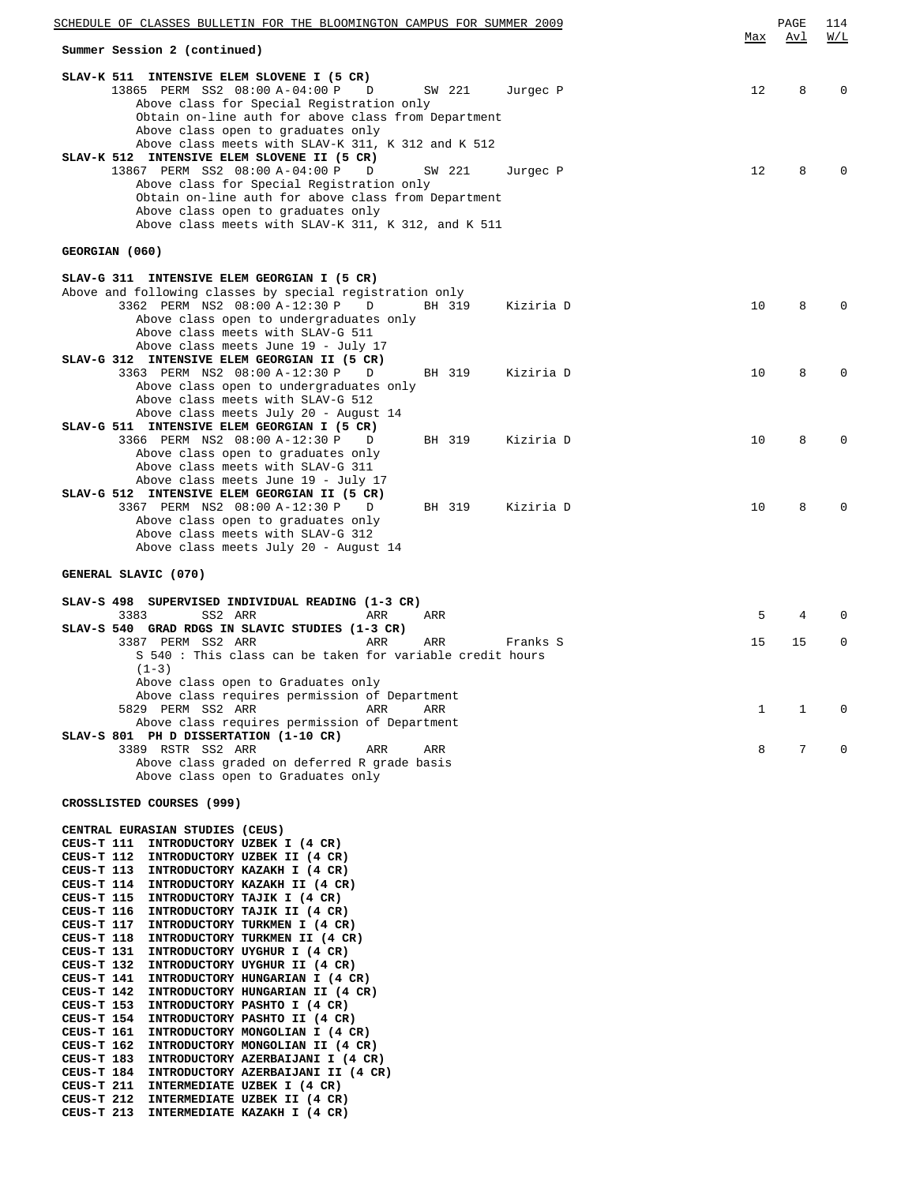Summary Session 2 (continued)

| | Max | Avl | W/L |
|---|---|---|---|
| **SLAV-K 511 INTENSIVE ELEM SLOVENE I (5 CR)** | | | |
| 13865 PERM SS2 08:00 A-04:00 P D SW 221 Jurgec P | 12 | 8 | 0 |
| Above class for Special Registration only | | | |
| Obtain on-line auth for above class from Department | | | |
| Above class open to graduates only | | | |
| Above class meets with SLAV-K 311, K 312 and K 512 | | | |
| **SLAV-K 512 INTENSIVE ELEM SLOVENE II (5 CR)** | | | |
| 13867 PERM SS2 08:00 A-04:00 P D SW 221 Jurgec P | 12 | 8 | 0 |
| Above class for Special Registration only | | | |
| Obtain on-line auth for above class from Department | | | |
| Above class open to graduates only | | | |
| Above class meets with SLAV-K 311, K 312, and K 511 | | | |

**GEORGIAN (060)**

| | Max | Avl | W/L |
|---|---|---|---|
| **SLAV-G 311 INTENSIVE ELEM GEORGIAN I (5 CR)** | | | |
| Above and following classes by special registration only | | | |
| 3362 PERM NS2 08:00 A-12:30 P D BH 319 Kiziria D | 10 | 8 | 0 |
| Above class open to undergraduates only | | | |
| Above class meets with SLAV-G 511 | | | |
| Above class meets June 19 - July 17 | | | |
| **SLAV-G 312 INTENSIVE ELEM GEORGIAN II (5 CR)** | | | |
| 3363 PERM NS2 08:00 A-12:30 P D BH 319 Kiziria D | 10 | 8 | 0 |
| Above class open to undergraduates only | | | |
| Above class meets with SLAV-G 512 | | | |
| Above class meets July 20 - August 14 | | | |
| **SLAV-G 511 INTENSIVE ELEM GEORGIAN I (5 CR)** | | | |
| 3366 PERM NS2 08:00 A-12:30 P D BH 319 Kiziria D | 10 | 8 | 0 |
| Above class open to graduates only | | | |
| Above class meets with SLAV-G 311 | | | |
| Above class meets June 19 - July 17 | | | |
| **SLAV-G 512 INTENSIVE ELEM GEORGIAN II (5 CR)** | | | |
| 3367 PERM NS2 08:00 A-12:30 P D BH 319 Kiziria D | 10 | 8 | 0 |
| Above class open to graduates only | | | |
| Above class meets with SLAV-G 312 | | | |
| Above class meets July 20 - August 14 | | | |

**GENERAL SLAVIC (070)**

| | Max | Avl | W/L |
|---|---|---|---|
| **SLAV-S 498 SUPERVISED INDIVIDUAL READING (1-3 CR)** | | | |
| 3383 SS2 ARR ARR ARR | 5 | 4 | 0 |
| **SLAV-S 540 GRAD RDGS IN SLAVIC STUDIES (1-3 CR)** | | | |
| 3387 PERM SS2 ARR ARR ARR Franks S | 15 | 15 | 0 |
| S 540 : This class can be taken for variable credit hours (1-3) | | | |
| Above class open to Graduates only | | | |
| Above class requires permission of Department | | | |
| 5829 PERM SS2 ARR ARR ARR | 1 | 1 | 0 |
| Above class requires permission of Department | | | |
| **SLAV-S 801 PH D DISSERTATION (1-10 CR)** | | | |
| 3389 RSTR SS2 ARR ARR ARR | 8 | 7 | 0 |
| Above class graded on deferred R grade basis | | | |
| Above class open to Graduates only | | | |

**CROSSLISTED COURSES (999)**

**CENTRAL EURASIAN STUDIES (CEUS)**

**CEUS-T 111 INTRODUCTORY UZBEK I (4 CR)**
**CEUS-T 112 INTRODUCTORY UZBEK II (4 CR)**
**CEUS-T 113 INTRODUCTORY KAZAKH I (4 CR)**
**CEUS-T 114 INTRODUCTORY KAZAKH II (4 CR)**
**CEUS-T 115 INTRODUCTORY TAJIK I (4 CR)**
**CEUS-T 116 INTRODUCTORY TAJIK II (4 CR)**
**CEUS-T 117 INTRODUCTORY TURKMEN I (4 CR)**
**CEUS-T 118 INTRODUCTORY TURKMEN II (4 CR)**
**CEUS-T 131 INTRODUCTORY UYGHUR I (4 CR)**
**CEUS-T 132 INTRODUCTORY UYGHUR II (4 CR)**
**CEUS-T 141 INTRODUCTORY HUNGARIAN I (4 CR)**
**CEUS-T 142 INTRODUCTORY HUNGARIAN II (4 CR)**
**CEUS-T 153 INTRODUCTORY PASHTO I (4 CR)**
**CEUS-T 154 INTRODUCTORY PASHTO II (4 CR)**
**CEUS-T 161 INTRODUCTORY MONGOLIAN I (4 CR)**
**CEUS-T 162 INTRODUCTORY MONGOLIAN II (4 CR)**
**CEUS-T 183 INTRODUCTORY AZERBAIJANI I (4 CR)**
**CEUS-T 184 INTRODUCTORY AZERBAIJANI II (4 CR)**
**CEUS-T 211 INTERMEDIATE UZBEK I (4 CR)**
**CEUS-T 212 INTERMEDIATE UZBEK II (4 CR)**
**CEUS-T 213 INTERMEDIATE KAZAKH I (4 CR)**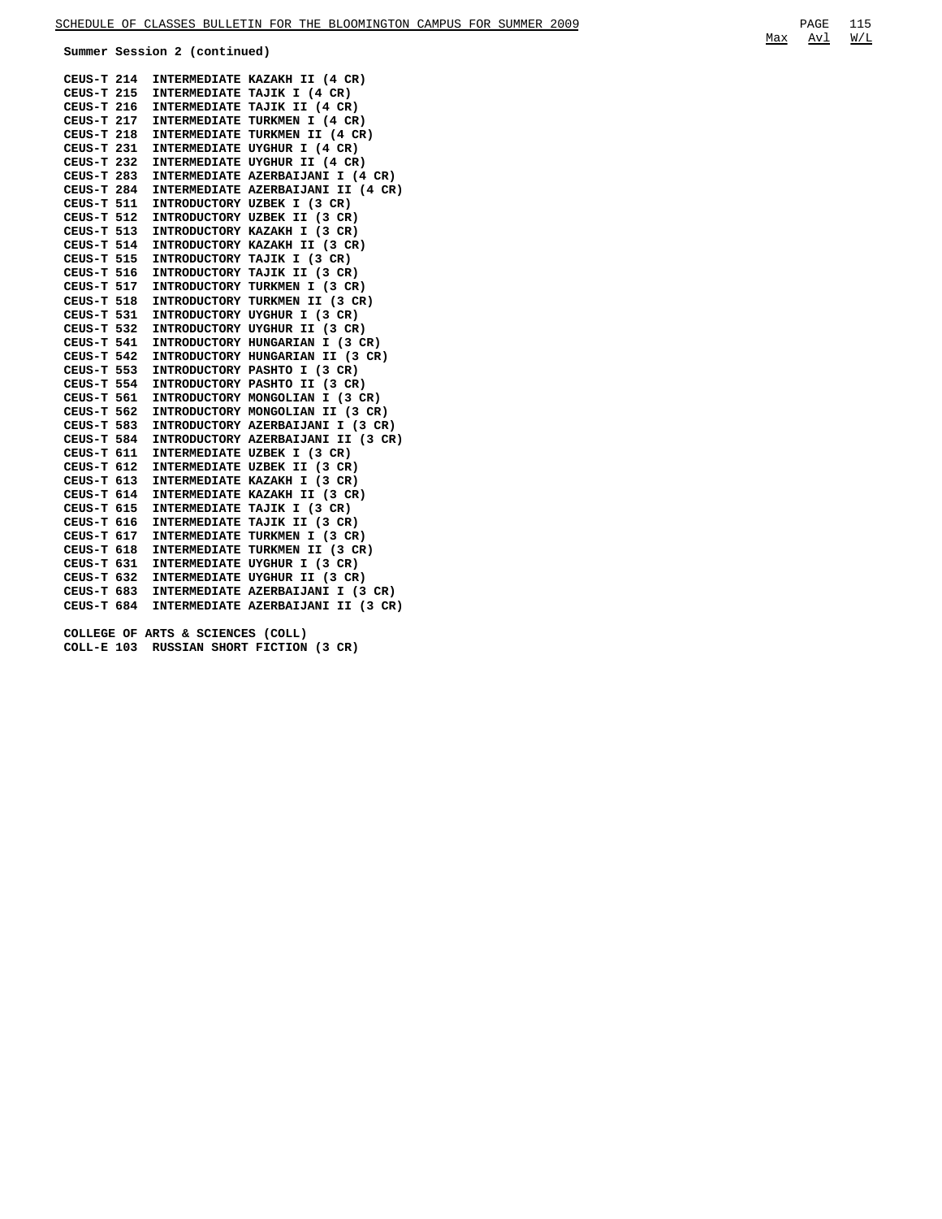**Summer Session 2 (continued)**

**CEUS-T 214 INTERMEDIATE KAZAKH II (4 CR)**
**CEUS-T 215 INTERMEDIATE TAJIK I (4 CR)**
**CEUS-T 216 INTERMEDIATE TAJIK II (4 CR)**
**CEUS-T 217 INTERMEDIATE TURKMEN I (4 CR)**
**CEUS-T 218 INTERMEDIATE TURKMEN II (4 CR)**
**CEUS-T 231 INTERMEDIATE UYGHUR I (4 CR)**
**CEUS-T 232 INTERMEDIATE UYGHUR II (4 CR)**
**CEUS-T 283 INTERMEDIATE AZERBAIJANI I (4 CR)**
**CEUS-T 284 INTERMEDIATE AZERBAIJANI II (4 CR)**
**CEUS-T 511 INTRODUCTORY UZBEK I (3 CR)**
**CEUS-T 512 INTRODUCTORY UZBEK II (3 CR)**
**CEUS-T 513 INTRODUCTORY KAZAKH I (3 CR)**
**CEUS-T 514 INTRODUCTORY KAZAKH II (3 CR)**
**CEUS-T 515 INTRODUCTORY TAJIK I (3 CR)**
**CEUS-T 516 INTRODUCTORY TAJIK II (3 CR)**
**CEUS-T 517 INTRODUCTORY TURKMEN I (3 CR)**
**CEUS-T 518 INTRODUCTORY TURKMEN II (3 CR)**
**CEUS-T 531 INTRODUCTORY UYGHUR I (3 CR)**
**CEUS-T 532 INTRODUCTORY UYGHUR II (3 CR)**
**CEUS-T 541 INTRODUCTORY HUNGARIAN I (3 CR)**
**CEUS-T 542 INTRODUCTORY HUNGARIAN II (3 CR)**
**CEUS-T 553 INTRODUCTORY PASHTO I (3 CR)**
**CEUS-T 554 INTRODUCTORY PASHTO II (3 CR)**
**CEUS-T 561 INTRODUCTORY MONGOLIAN I (3 CR)**
**CEUS-T 562 INTRODUCTORY MONGOLIAN II (3 CR)**
**CEUS-T 583 INTRODUCTORY AZERBAIJANI I (3 CR)**
**CEUS-T 584 INTRODUCTORY AZERBAIJANI II (3 CR)**
**CEUS-T 611 INTERMEDIATE UZBEK I (3 CR)**
**CEUS-T 612 INTERMEDIATE UZBEK II (3 CR)**
**CEUS-T 613 INTERMEDIATE KAZAKH I (3 CR)**
**CEUS-T 614 INTERMEDIATE KAZAKH II (3 CR)**
**CEUS-T 615 INTERMEDIATE TAJIK I (3 CR)**
**CEUS-T 616 INTERMEDIATE TAJIK II (3 CR)**
**CEUS-T 617 INTERMEDIATE TURKMEN I (3 CR)**
**CEUS-T 618 INTERMEDIATE TURKMEN II (3 CR)**
**CEUS-T 631 INTERMEDIATE UYGHUR I (3 CR)**
**CEUS-T 632 INTERMEDIATE UYGHUR II (3 CR)**
**CEUS-T 683 INTERMEDIATE AZERBAIJANI I (3 CR)**
**CEUS-T 684 INTERMEDIATE AZERBAIJANI II (3 CR)**

**COLLEGE OF ARTS & SCIENCES (COLL)**
**COLL-E 103 RUSSIAN SHORT FICTION (3 CR)**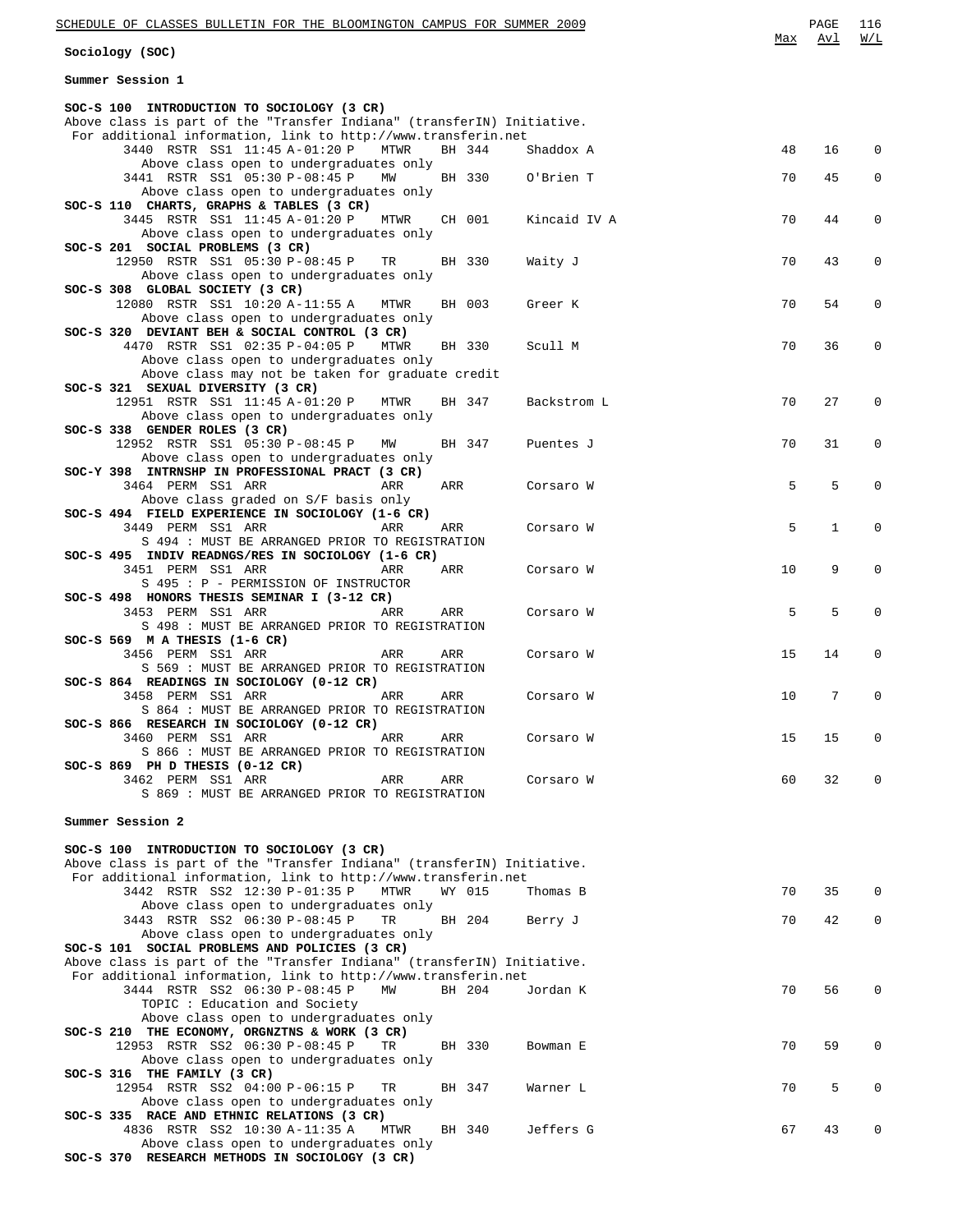## Sociology (SOC)

### Summer Session 1

**SOC-S 100 INTRODUCTION TO SOCIOLOGY (3 CR)**
Above class is part of the "Transfer Indiana" (transferIN) Initiative.
For additional information, link to http://www.transferin.net

| Class | Type | Session | Time | Days | Room | Instructor | Max | Avl | W/L |
|---|---|---|---|---|---|---|---|---|---|
| 3440 | RSTR | SS1 | 11:45 A-01:20 P | MTWR | BH 344 | Shaddox A | 48 | 16 | 0 |

Above class open to undergraduates only

| Class | Type | Session | Time | Days | Room | Instructor | Max | Avl | W/L |
|---|---|---|---|---|---|---|---|---|---|
| 3441 | RSTR | SS1 | 05:30 P-08:45 P | MW | BH 330 | O'Brien T | 70 | 45 | 0 |

Above class open to undergraduates only

**SOC-S 110 CHARTS, GRAPHS & TABLES (3 CR)**

| Class | Type | Session | Time | Days | Room | Instructor | Max | Avl | W/L |
|---|---|---|---|---|---|---|---|---|---|
| 3445 | RSTR | SS1 | 11:45 A-01:20 P | MTWR | CH 001 | Kincaid IV A | 70 | 44 | 0 |

Above class open to undergraduates only

**SOC-S 201 SOCIAL PROBLEMS (3 CR)**

| Class | Type | Session | Time | Days | Room | Instructor | Max | Avl | W/L |
|---|---|---|---|---|---|---|---|---|---|
| 12950 | RSTR | SS1 | 05:30 P-08:45 P | TR | BH 330 | Waity J | 70 | 43 | 0 |

Above class open to undergraduates only

**SOC-S 308 GLOBAL SOCIETY (3 CR)**

| Class | Type | Session | Time | Days | Room | Instructor | Max | Avl | W/L |
|---|---|---|---|---|---|---|---|---|---|
| 12080 | RSTR | SS1 | 10:20 A-11:55 A | MTWR | BH 003 | Greer K | 70 | 54 | 0 |

Above class open to undergraduates only

**SOC-S 320 DEVIANT BEH & SOCIAL CONTROL (3 CR)**

| Class | Type | Session | Time | Days | Room | Instructor | Max | Avl | W/L |
|---|---|---|---|---|---|---|---|---|---|
| 4470 | RSTR | SS1 | 02:35 P-04:05 P | MTWR | BH 330 | Scull M | 70 | 36 | 0 |

Above class open to undergraduates only
Above class may not be taken for graduate credit

**SOC-S 321 SEXUAL DIVERSITY (3 CR)**

| Class | Type | Session | Time | Days | Room | Instructor | Max | Avl | W/L |
|---|---|---|---|---|---|---|---|---|---|
| 12951 | RSTR | SS1 | 11:45 A-01:20 P | MTWR | BH 347 | Backstrom L | 70 | 27 | 0 |

Above class open to undergraduates only

**SOC-S 338 GENDER ROLES (3 CR)**

| Class | Type | Session | Time | Days | Room | Instructor | Max | Avl | W/L |
|---|---|---|---|---|---|---|---|---|---|
| 12952 | RSTR | SS1 | 05:30 P-08:45 P | MW | BH 347 | Puentes J | 70 | 31 | 0 |

Above class open to undergraduates only

**SOC-Y 398 INTRNSHP IN PROFESSIONAL PRACT (3 CR)**

| Class | Type | Session | Time | Days | Room | Instructor | Max | Avl | W/L |
|---|---|---|---|---|---|---|---|---|---|
| 3464 | PERM | SS1 | ARR | ARR | ARR | Corsaro W | 5 | 5 | 0 |

Above class graded on S/F basis only

**SOC-S 494 FIELD EXPERIENCE IN SOCIOLOGY (1-6 CR)**

| Class | Type | Session | Time | Days | Room | Instructor | Max | Avl | W/L |
|---|---|---|---|---|---|---|---|---|---|
| 3449 | PERM | SS1 | ARR | ARR | ARR | Corsaro W | 5 | 1 | 0 |

S 494 : MUST BE ARRANGED PRIOR TO REGISTRATION

**SOC-S 495 INDIV READNGS/RES IN SOCIOLOGY (1-6 CR)**

| Class | Type | Session | Time | Days | Room | Instructor | Max | Avl | W/L |
|---|---|---|---|---|---|---|---|---|---|
| 3451 | PERM | SS1 | ARR | ARR | ARR | Corsaro W | 10 | 9 | 0 |

S 495 : P - PERMISSION OF INSTRUCTOR

**SOC-S 498 HONORS THESIS SEMINAR I (3-12 CR)**

| Class | Type | Session | Time | Days | Room | Instructor | Max | Avl | W/L |
|---|---|---|---|---|---|---|---|---|---|
| 3453 | PERM | SS1 | ARR | ARR | ARR | Corsaro W | 5 | 5 | 0 |

S 498 : MUST BE ARRANGED PRIOR TO REGISTRATION

**SOC-S 569 M A THESIS (1-6 CR)**

| Class | Type | Session | Time | Days | Room | Instructor | Max | Avl | W/L |
|---|---|---|---|---|---|---|---|---|---|
| 3456 | PERM | SS1 | ARR | ARR | ARR | Corsaro W | 15 | 14 | 0 |

S 569 : MUST BE ARRANGED PRIOR TO REGISTRATION

**SOC-S 864 READINGS IN SOCIOLOGY (0-12 CR)**

| Class | Type | Session | Time | Days | Room | Instructor | Max | Avl | W/L |
|---|---|---|---|---|---|---|---|---|---|
| 3458 | PERM | SS1 | ARR | ARR | ARR | Corsaro W | 10 | 7 | 0 |

S 864 : MUST BE ARRANGED PRIOR TO REGISTRATION

**SOC-S 866 RESEARCH IN SOCIOLOGY (0-12 CR)**

| Class | Type | Session | Time | Days | Room | Instructor | Max | Avl | W/L |
|---|---|---|---|---|---|---|---|---|---|
| 3460 | PERM | SS1 | ARR | ARR | ARR | Corsaro W | 15 | 15 | 0 |

S 866 : MUST BE ARRANGED PRIOR TO REGISTRATION

**SOC-S 869 PH D THESIS (0-12 CR)**

| Class | Type | Session | Time | Days | Room | Instructor | Max | Avl | W/L |
|---|---|---|---|---|---|---|---|---|---|
| 3462 | PERM | SS1 | ARR | ARR | ARR | Corsaro W | 60 | 32 | 0 |

S 869 : MUST BE ARRANGED PRIOR TO REGISTRATION

### Summer Session 2

**SOC-S 100 INTRODUCTION TO SOCIOLOGY (3 CR)**
Above class is part of the "Transfer Indiana" (transferIN) Initiative.
For additional information, link to http://www.transferin.net

| Class | Type | Session | Time | Days | Room | Instructor | Max | Avl | W/L |
|---|---|---|---|---|---|---|---|---|---|
| 3442 | RSTR | SS2 | 12:30 P-01:35 P | MTWR | WY 015 | Thomas B | 70 | 35 | 0 |

Above class open to undergraduates only

| Class | Type | Session | Time | Days | Room | Instructor | Max | Avl | W/L |
|---|---|---|---|---|---|---|---|---|---|
| 3443 | RSTR | SS2 | 06:30 P-08:45 P | TR | BH 204 | Berry J | 70 | 42 | 0 |

Above class open to undergraduates only

**SOC-S 101 SOCIAL PROBLEMS AND POLICIES (3 CR)**
Above class is part of the "Transfer Indiana" (transferIN) Initiative.
For additional information, link to http://www.transferin.net

| Class | Type | Session | Time | Days | Room | Instructor | Max | Avl | W/L |
|---|---|---|---|---|---|---|---|---|---|
| 3444 | RSTR | SS2 | 06:30 P-08:45 P | MW | BH 204 | Jordan K | 70 | 56 | 0 |

TOPIC : Education and Society
Above class open to undergraduates only

**SOC-S 210 THE ECONOMY, ORGNZTNS & WORK (3 CR)**

| Class | Type | Session | Time | Days | Room | Instructor | Max | Avl | W/L |
|---|---|---|---|---|---|---|---|---|---|
| 12953 | RSTR | SS2 | 06:30 P-08:45 P | TR | BH 330 | Bowman E | 70 | 59 | 0 |

Above class open to undergraduates only

**SOC-S 316 THE FAMILY (3 CR)**

| Class | Type | Session | Time | Days | Room | Instructor | Max | Avl | W/L |
|---|---|---|---|---|---|---|---|---|---|
| 12954 | RSTR | SS2 | 04:00 P-06:15 P | TR | BH 347 | Warner L | 70 | 5 | 0 |

Above class open to undergraduates only

**SOC-S 335 RACE AND ETHNIC RELATIONS (3 CR)**

| Class | Type | Session | Time | Days | Room | Instructor | Max | Avl | W/L |
|---|---|---|---|---|---|---|---|---|---|
| 4836 | RSTR | SS2 | 10:30 A-11:35 A | MTWR | BH 340 | Jeffers G | 67 | 43 | 0 |

Above class open to undergraduates only

**SOC-S 370 RESEARCH METHODS IN SOCIOLOGY (3 CR)**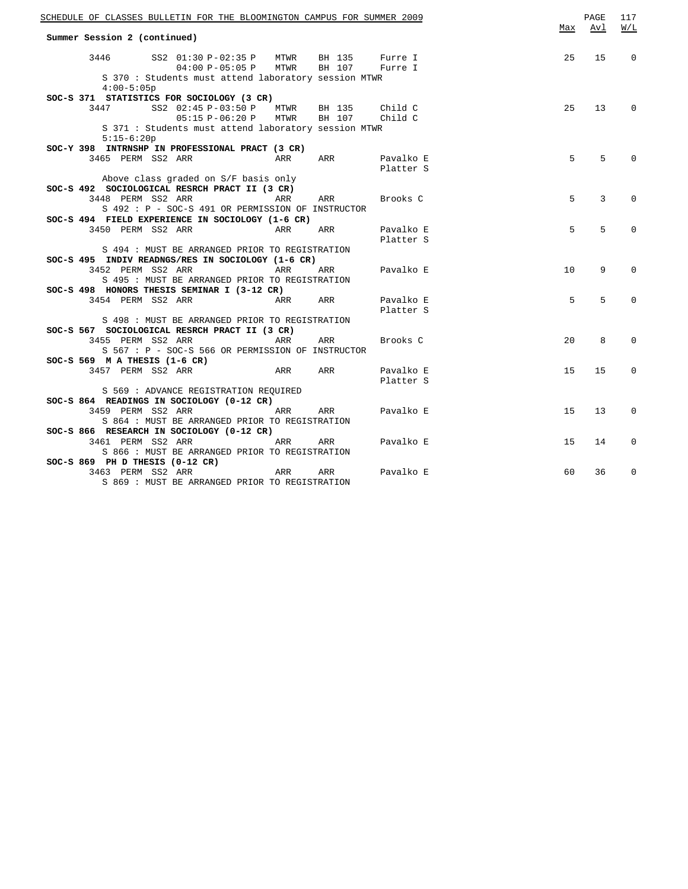**Summary Session 2 (continued)**

```
     3446         SS2 01:30 P-02:35 P   MTWR   BH 135    Furre I                          25   15    0
                      04:00 P-05:05 P   MTWR   BH 107    Furre I
          S 370 : Students must attend laboratory session MTWR
          4:00-5:05p
SOC-S 371  STATISTICS FOR SOCIOLOGY (3 CR)
     3447         SS2 02:45 P-03:50 P   MTWR   BH 135    Child C                          25   13    0
                      05:15 P-06:20 P   MTWR   BH 107    Child C
          S 371 : Students must attend laboratory session MTWR
          5:15-6:20p
SOC-Y 398  INTRNSHP IN PROFESSIONAL PRACT (3 CR)
     3465  PERM  SS2 ARR                ARR    ARR       Pavalko E                         5    5    0
                                                         Platter S
          Above class graded on S/F basis only
SOC-S 492  SOCIOLOGICAL RESRCH PRACT II (3 CR)
     3448  PERM  SS2 ARR                ARR    ARR       Brooks C                          5    3    0
          S 492 : P - SOC-S 491 OR PERMISSION OF INSTRUCTOR
SOC-S 494  FIELD EXPERIENCE IN SOCIOLOGY (1-6 CR)
     3450  PERM  SS2 ARR                ARR    ARR       Pavalko E                         5    5    0
                                                         Platter S
          S 494 : MUST BE ARRANGED PRIOR TO REGISTRATION
SOC-S 495  INDIV READNGS/RES IN SOCIOLOGY (1-6 CR)
     3452  PERM  SS2 ARR                ARR    ARR       Pavalko E                        10    9    0
          S 495 : MUST BE ARRANGED PRIOR TO REGISTRATION
SOC-S 498  HONORS THESIS SEMINAR I (3-12 CR)
     3454  PERM  SS2 ARR                ARR    ARR       Pavalko E                         5    5    0
                                                         Platter S
          S 498 : MUST BE ARRANGED PRIOR TO REGISTRATION
SOC-S 567  SOCIOLOGICAL RESRCH PRACT II (3 CR)
     3455  PERM  SS2 ARR                ARR    ARR       Brooks C                         20    8    0
          S 567 : P - SOC-S 566 OR PERMISSION OF INSTRUCTOR
SOC-S 569  M A THESIS (1-6 CR)
     3457  PERM  SS2 ARR                ARR    ARR       Pavalko E                        15   15    0
                                                         Platter S
          S 569 : ADVANCE REGISTRATION REQUIRED
SOC-S 864  READINGS IN SOCIOLOGY (0-12 CR)
     3459  PERM  SS2 ARR                ARR    ARR       Pavalko E                        15   13    0
          S 864 : MUST BE ARRANGED PRIOR TO REGISTRATION
SOC-S 866  RESEARCH IN SOCIOLOGY (0-12 CR)
     3461  PERM  SS2 ARR                ARR    ARR       Pavalko E                        15   14    0
          S 866 : MUST BE ARRANGED PRIOR TO REGISTRATION
SOC-S 869  PH D THESIS (0-12 CR)
     3463  PERM  SS2 ARR                ARR    ARR       Pavalko E                        60   36    0
          S 869 : MUST BE ARRANGED PRIOR TO REGISTRATION
```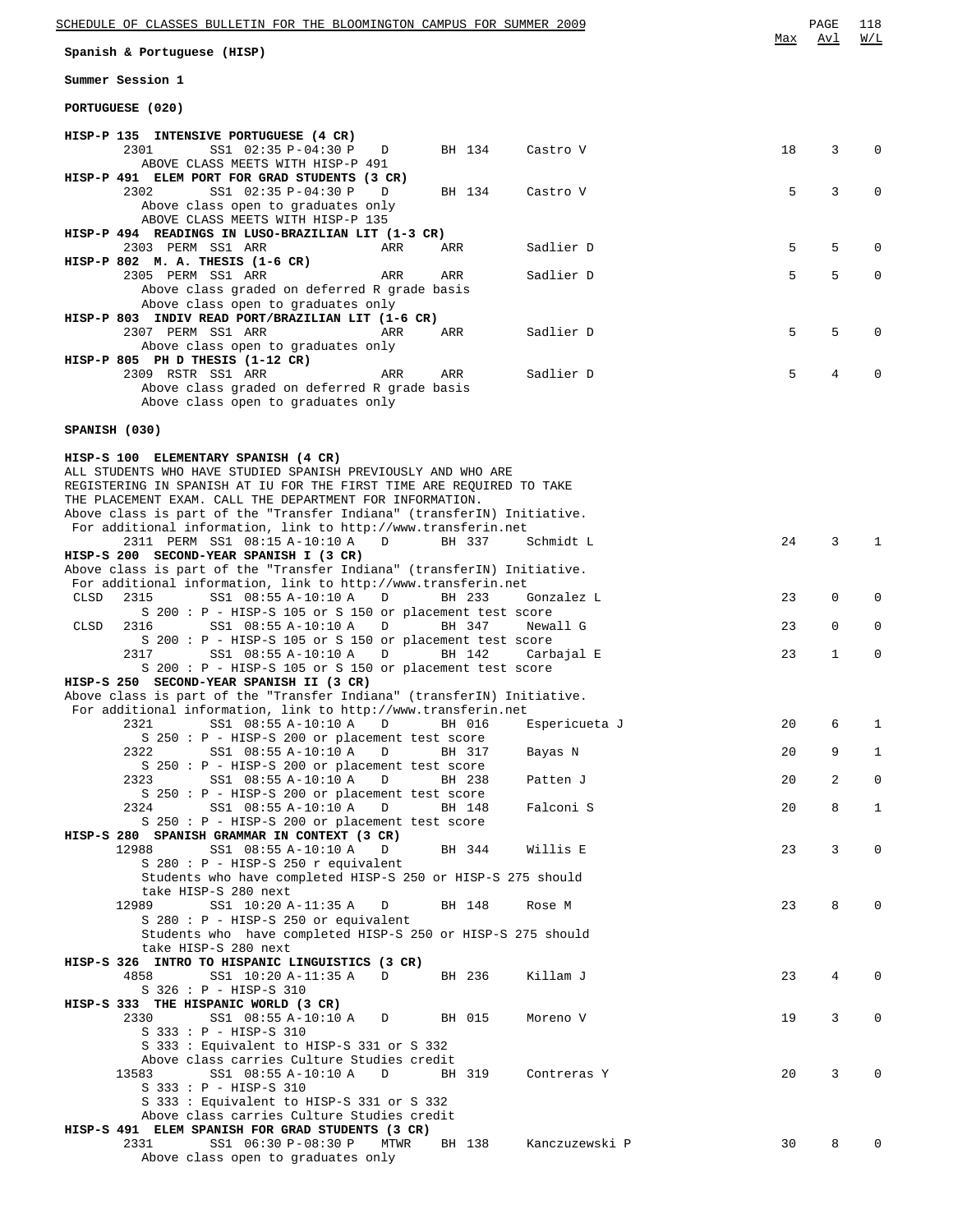## Spanish & Portuguese (HISP)

### Summer Session 1

### PORTUGUESE (020)

| Course / Class | Status | Session | Time | Days | Room | Instructor | Max | Avl | W/L |
|---|---|---|---|---|---|---|---|---|---|
| **HISP-P 135 INTENSIVE PORTUGUESE (4 CR)** | | | | | | | | | |
| 2301 | | SS1 | 02:35 P-04:30 P | D | BH 134 | Castro V | 18 | 3 | 0 |
| ABOVE CLASS MEETS WITH HISP-P 491 | | | | | | | | | |
| **HISP-P 491 ELEM PORT FOR GRAD STUDENTS (3 CR)** | | | | | | | | | |
| 2302 | | SS1 | 02:35 P-04:30 P | D | BH 134 | Castro V | 5 | 3 | 0 |
| Above class open to graduates only | | | | | | | | | |
| ABOVE CLASS MEETS WITH HISP-P 135 | | | | | | | | | |
| **HISP-P 494 READINGS IN LUSO-BRAZILIAN LIT (1-3 CR)** | | | | | | | | | |
| 2303 | PERM | SS1 | ARR | ARR | ARR | Sadlier D | 5 | 5 | 0 |
| **HISP-P 802 M. A. THESIS (1-6 CR)** | | | | | | | | | |
| 2305 | PERM | SS1 | ARR | ARR | ARR | Sadlier D | 5 | 5 | 0 |
| Above class graded on deferred R grade basis | | | | | | | | | |
| Above class open to graduates only | | | | | | | | | |
| **HISP-P 803 INDIV READ PORT/BRAZILIAN LIT (1-6 CR)** | | | | | | | | | |
| 2307 | PERM | SS1 | ARR | ARR | ARR | Sadlier D | 5 | 5 | 0 |
| Above class open to graduates only | | | | | | | | | |
| **HISP-P 805 PH D THESIS (1-12 CR)** | | | | | | | | | |
| 2309 | RSTR | SS1 | ARR | ARR | ARR | Sadlier D | 5 | 4 | 0 |
| Above class graded on deferred R grade basis | | | | | | | | | |
| Above class open to graduates only | | | | | | | | | |

### SPANISH (030)

| Course / Class | Status | Session | Time | Days | Room | Instructor | Max | Avl | W/L |
|---|---|---|---|---|---|---|---|---|---|
| **HISP-S 100 ELEMENTARY SPANISH (4 CR)** | | | | | | | | | |
| ALL STUDENTS WHO HAVE STUDIED SPANISH PREVIOUSLY AND WHO ARE REGISTERING IN SPANISH AT IU FOR THE FIRST TIME ARE REQUIRED TO TAKE THE PLACEMENT EXAM. CALL THE DEPARTMENT FOR INFORMATION. | | | | | | | | | |
| Above class is part of the "Transfer Indiana" (transferIN) Initiative. For additional information, link to http://www.transferin.net | | | | | | | | | |
| 2311 | PERM | SS1 | 08:15 A-10:10 A | D | BH 337 | Schmidt L | 24 | 3 | 1 |
| **HISP-S 200 SECOND-YEAR SPANISH I (3 CR)** | | | | | | | | | |
| Above class is part of the "Transfer Indiana" (transferIN) Initiative. For additional information, link to http://www.transferin.net | | | | | | | | | |
| 2315 | CLSD | SS1 | 08:55 A-10:10 A | D | BH 233 | Gonzalez L | 23 | 0 | 0 |
| S 200 : P - HISP-S 105 or S 150 or placement test score | | | | | | | | | |
| 2316 | CLSD | SS1 | 08:55 A-10:10 A | D | BH 347 | Newall G | 23 | 0 | 0 |
| S 200 : P - HISP-S 105 or S 150 or placement test score | | | | | | | | | |
| 2317 | | SS1 | 08:55 A-10:10 A | D | BH 142 | Carbajal E | 23 | 1 | 0 |
| S 200 : P - HISP-S 105 or S 150 or placement test score | | | | | | | | | |
| **HISP-S 250 SECOND-YEAR SPANISH II (3 CR)** | | | | | | | | | |
| Above class is part of the "Transfer Indiana" (transferIN) Initiative. For additional information, link to http://www.transferin.net | | | | | | | | | |
| 2321 | | SS1 | 08:55 A-10:10 A | D | BH 016 | Espericueta J | 20 | 6 | 1 |
| S 250 : P - HISP-S 200 or placement test score | | | | | | | | | |
| 2322 | | SS1 | 08:55 A-10:10 A | D | BH 317 | Bayas N | 20 | 9 | 1 |
| S 250 : P - HISP-S 200 or placement test score | | | | | | | | | |
| 2323 | | SS1 | 08:55 A-10:10 A | D | BH 238 | Patten J | 20 | 2 | 0 |
| S 250 : P - HISP-S 200 or placement test score | | | | | | | | | |
| 2324 | | SS1 | 08:55 A-10:10 A | D | BH 148 | Falconi S | 20 | 8 | 1 |
| S 250 : P - HISP-S 200 or placement test score | | | | | | | | | |
| **HISP-S 280 SPANISH GRAMMAR IN CONTEXT (3 CR)** | | | | | | | | | |
| 12988 | | SS1 | 08:55 A-10:10 A | D | BH 344 | Willis E | 23 | 3 | 0 |
| S 280 : P - HISP-S 250 r equivalent | | | | | | | | | |
| Students who have completed HISP-S 250 or HISP-S 275 should take HISP-S 280 next | | | | | | | | | |
| 12989 | | SS1 | 10:20 A-11:35 A | D | BH 148 | Rose M | 23 | 8 | 0 |
| S 280 : P - HISP-S 250 or equivalent | | | | | | | | | |
| Students who have completed HISP-S 250 or HISP-S 275 should take HISP-S 280 next | | | | | | | | | |
| **HISP-S 326 INTRO TO HISPANIC LINGUISTICS (3 CR)** | | | | | | | | | |
| 4858 | | SS1 | 10:20 A-11:35 A | D | BH 236 | Killam J | 23 | 4 | 0 |
| S 326 : P - HISP-S 310 | | | | | | | | | |
| **HISP-S 333 THE HISPANIC WORLD (3 CR)** | | | | | | | | | |
| 2330 | | SS1 | 08:55 A-10:10 A | D | BH 015 | Moreno V | 19 | 3 | 0 |
| S 333 : P - HISP-S 310 | | | | | | | | | |
| S 333 : Equivalent to HISP-S 331 or S 332 | | | | | | | | | |
| Above class carries Culture Studies credit | | | | | | | | | |
| 13583 | | SS1 | 08:55 A-10:10 A | D | BH 319 | Contreras Y | 20 | 3 | 0 |
| S 333 : P - HISP-S 310 | | | | | | | | | |
| S 333 : Equivalent to HISP-S 331 or S 332 | | | | | | | | | |
| Above class carries Culture Studies credit | | | | | | | | | |
| **HISP-S 491 ELEM SPANISH FOR GRAD STUDENTS (3 CR)** | | | | | | | | | |
| 2331 | | SS1 | 06:30 P-08:30 P | MTWR | BH 138 | Kanczuzewski P | 30 | 8 | 0 |
| Above class open to graduates only | | | | | | | | | |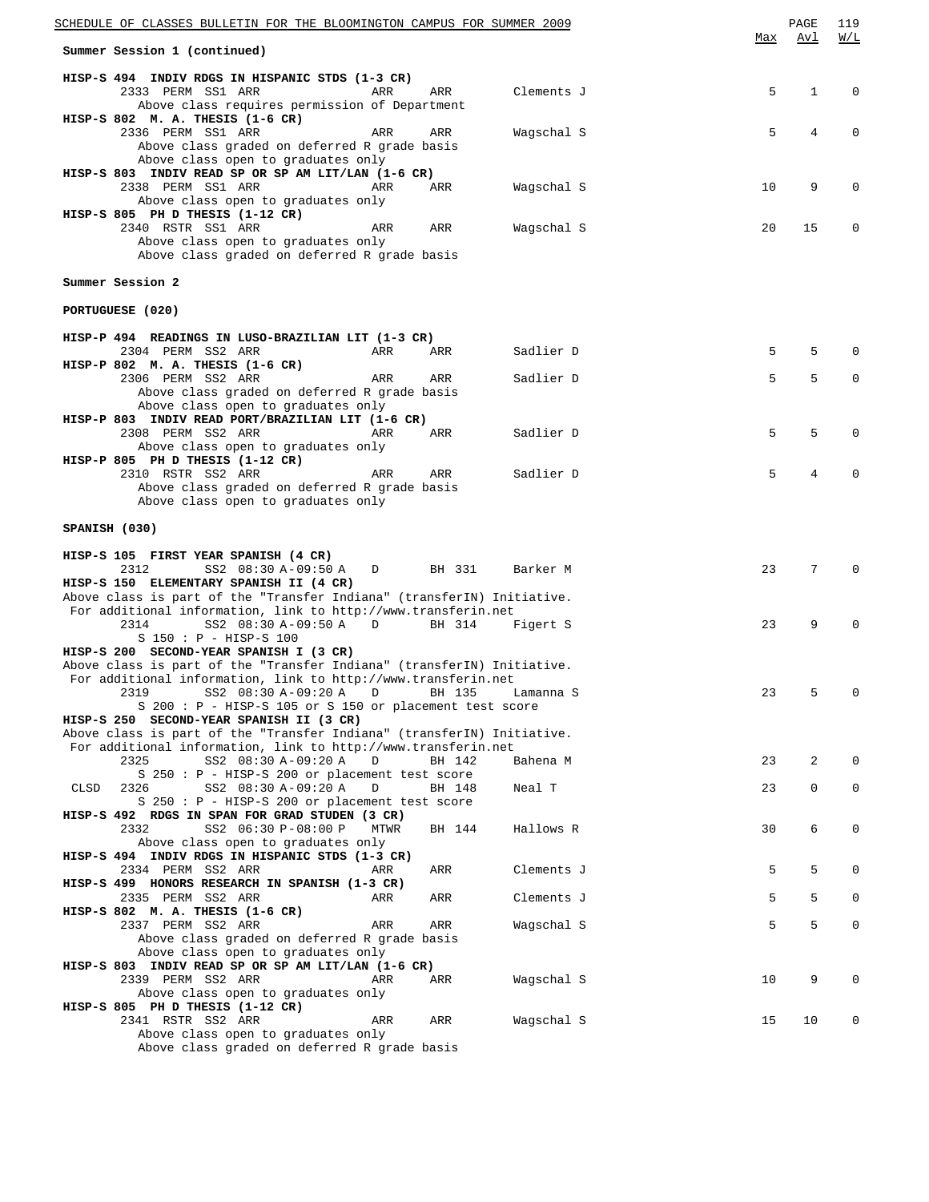Summer Session 1 (continued)

| Course / Class | Time | Days | Room | Instructor | Max | Avl | W/L |
|---|---|---|---|---|---|---|---|
| **HISP-S 494 INDIV RDGS IN HISPANIC STDS (1-3 CR)** | | | | | | | |
| 2333 PERM SS1 ARR | | ARR | ARR | Clements J | 5 | 1 | 0 |
| Above class requires permission of Department | | | | | | | |
| **HISP-S 802 M. A. THESIS (1-6 CR)** | | | | | | | |
| 2336 PERM SS1 ARR | | ARR | ARR | Wagschal S | 5 | 4 | 0 |
| Above class graded on deferred R grade basis | | | | | | | |
| Above class open to graduates only | | | | | | | |
| **HISP-S 803 INDIV READ SP OR SP AM LIT/LAN (1-6 CR)** | | | | | | | |
| 2338 PERM SS1 ARR | | ARR | ARR | Wagschal S | 10 | 9 | 0 |
| Above class open to graduates only | | | | | | | |
| **HISP-S 805 PH D THESIS (1-12 CR)** | | | | | | | |
| 2340 RSTR SS1 ARR | | ARR | ARR | Wagschal S | 20 | 15 | 0 |
| Above class open to graduates only | | | | | | | |
| Above class graded on deferred R grade basis | | | | | | | |

Summer Session 2

PORTUGUESE (020)

| Course / Class | Time | Days | Room | Instructor | Max | Avl | W/L |
|---|---|---|---|---|---|---|---|
| **HISP-P 494 READINGS IN LUSO-BRAZILIAN LIT (1-3 CR)** | | | | | | | |
| 2304 PERM SS2 ARR | | ARR | ARR | Sadlier D | 5 | 5 | 0 |
| **HISP-P 802 M. A. THESIS (1-6 CR)** | | | | | | | |
| 2306 PERM SS2 ARR | | ARR | ARR | Sadlier D | 5 | 5 | 0 |
| Above class graded on deferred R grade basis | | | | | | | |
| Above class open to graduates only | | | | | | | |
| **HISP-P 803 INDIV READ PORT/BRAZILIAN LIT (1-6 CR)** | | | | | | | |
| 2308 PERM SS2 ARR | | ARR | ARR | Sadlier D | 5 | 5 | 0 |
| Above class open to graduates only | | | | | | | |
| **HISP-P 805 PH D THESIS (1-12 CR)** | | | | | | | |
| 2310 RSTR SS2 ARR | | ARR | ARR | Sadlier D | 5 | 4 | 0 |
| Above class graded on deferred R grade basis | | | | | | | |
| Above class open to graduates only | | | | | | | |

SPANISH (030)

| Course / Class | Time | Days | Room | Instructor | Max | Avl | W/L |
|---|---|---|---|---|---|---|---|
| **HISP-S 105 FIRST YEAR SPANISH (4 CR)** | | | | | | | |
| 2312 SS2 | 08:30 A-09:50 A | D | BH 331 | Barker M | 23 | 7 | 0 |
| **HISP-S 150 ELEMENTARY SPANISH II (4 CR)** | | | | | | | |
| Above class is part of the "Transfer Indiana" (transferIN) Initiative. For additional information, link to http://www.transferin.net | | | | | | | |
| 2314 SS2 | 08:30 A-09:50 A | D | BH 314 | Figert S | 23 | 9 | 0 |
| S 150 : P - HISP-S 100 | | | | | | | |
| **HISP-S 200 SECOND-YEAR SPANISH I (3 CR)** | | | | | | | |
| Above class is part of the "Transfer Indiana" (transferIN) Initiative. For additional information, link to http://www.transferin.net | | | | | | | |
| 2319 SS2 | 08:30 A-09:20 A | D | BH 135 | Lamanna S | 23 | 5 | 0 |
| S 200 : P - HISP-S 105 or S 150 or placement test score | | | | | | | |
| **HISP-S 250 SECOND-YEAR SPANISH II (3 CR)** | | | | | | | |
| Above class is part of the "Transfer Indiana" (transferIN) Initiative. For additional information, link to http://www.transferin.net | | | | | | | |
| 2325 SS2 | 08:30 A-09:20 A | D | BH 142 | Bahena M | 23 | 2 | 0 |
| S 250 : P - HISP-S 200 or placement test score | | | | | | | |
| CLSD 2326 SS2 | 08:30 A-09:20 A | D | BH 148 | Neal T | 23 | 0 | 0 |
| S 250 : P - HISP-S 200 or placement test score | | | | | | | |
| **HISP-S 492 RDGS IN SPAN FOR GRAD STUDEN (3 CR)** | | | | | | | |
| 2332 SS2 | 06:30 P-08:00 P | MTWR | BH 144 | Hallows R | 30 | 6 | 0 |
| Above class open to graduates only | | | | | | | |
| **HISP-S 494 INDIV RDGS IN HISPANIC STDS (1-3 CR)** | | | | | | | |
| 2334 PERM SS2 ARR | | ARR | ARR | Clements J | 5 | 5 | 0 |
| **HISP-S 499 HONORS RESEARCH IN SPANISH (1-3 CR)** | | | | | | | |
| 2335 PERM SS2 ARR | | ARR | ARR | Clements J | 5 | 5 | 0 |
| **HISP-S 802 M. A. THESIS (1-6 CR)** | | | | | | | |
| 2337 PERM SS2 ARR | | ARR | ARR | Wagschal S | 5 | 5 | 0 |
| Above class graded on deferred R grade basis | | | | | | | |
| Above class open to graduates only | | | | | | | |
| **HISP-S 803 INDIV READ SP OR SP AM LIT/LAN (1-6 CR)** | | | | | | | |
| 2339 PERM SS2 ARR | | ARR | ARR | Wagschal S | 10 | 9 | 0 |
| Above class open to graduates only | | | | | | | |
| **HISP-S 805 PH D THESIS (1-12 CR)** | | | | | | | |
| 2341 RSTR SS2 ARR | | ARR | ARR | Wagschal S | 15 | 10 | 0 |
| Above class open to graduates only | | | | | | | |
| Above class graded on deferred R grade basis | | | | | | | |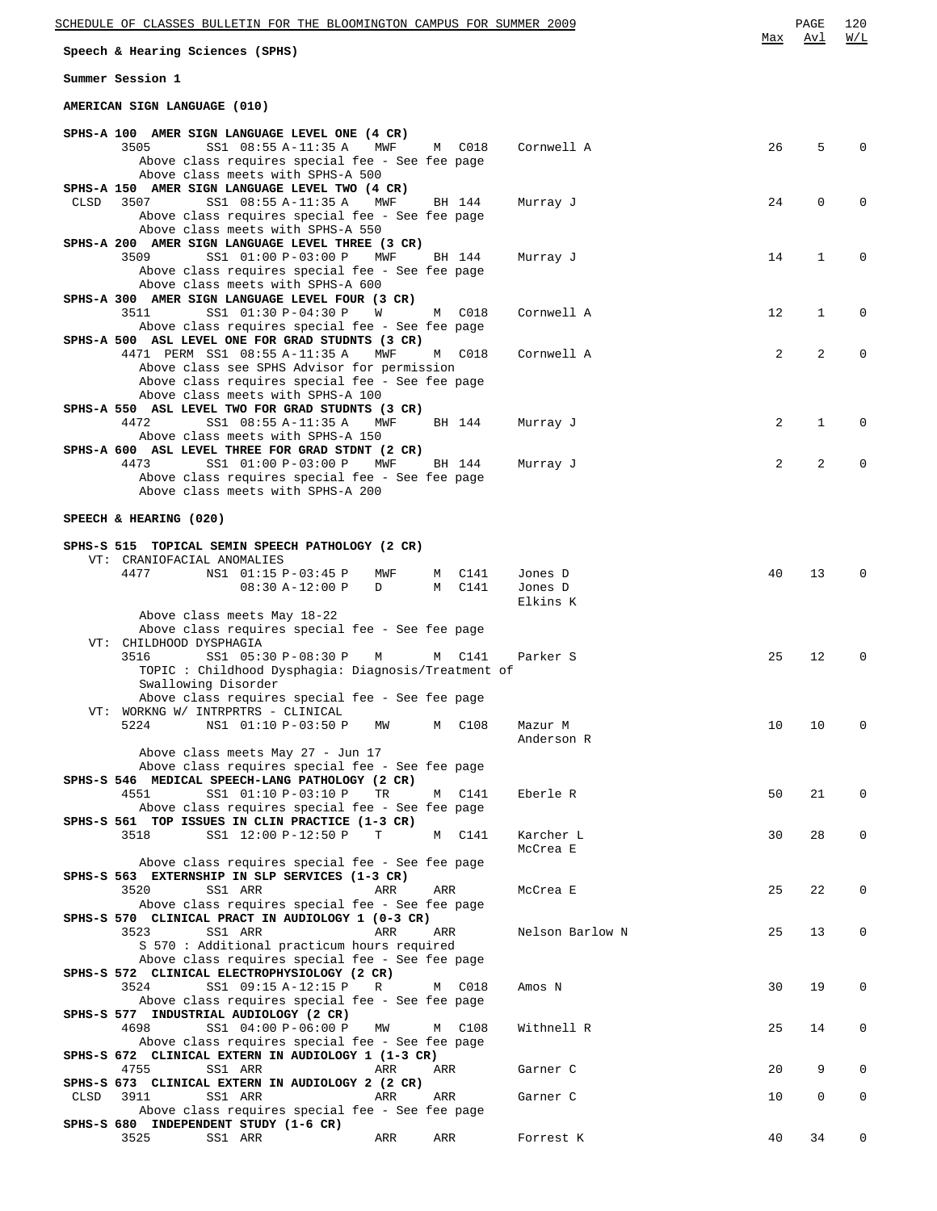## Speech & Hearing Sciences (SPHS)

### Summer Session 1

#### AMERICAN SIGN LANGUAGE (010)

| Course / Class | Time | Days | Room | Instructor | Max | Avl | W/L |
|---|---|---|---|---|---|---|---|
| **SPHS-A 100 AMER SIGN LANGUAGE LEVEL ONE (4 CR)** | | | | | | | |
| 3505 SS1 | 08:55 A-11:35 A | MWF | M C018 | Cornwell A | 26 | 5 | 0 |
| Above class requires special fee - See fee page | | | | | | | |
| Above class meets with SPHS-A 500 | | | | | | | |
| **SPHS-A 150 AMER SIGN LANGUAGE LEVEL TWO (4 CR)** | | | | | | | |
| CLSD 3507 SS1 | 08:55 A-11:35 A | MWF | BH 144 | Murray J | 24 | 0 | 0 |
| Above class requires special fee - See fee page | | | | | | | |
| Above class meets with SPHS-A 550 | | | | | | | |
| **SPHS-A 200 AMER SIGN LANGUAGE LEVEL THREE (3 CR)** | | | | | | | |
| 3509 SS1 | 01:00 P-03:00 P | MWF | BH 144 | Murray J | 14 | 1 | 0 |
| Above class requires special fee - See fee page | | | | | | | |
| Above class meets with SPHS-A 600 | | | | | | | |
| **SPHS-A 300 AMER SIGN LANGUAGE LEVEL FOUR (3 CR)** | | | | | | | |
| 3511 SS1 | 01:30 P-04:30 P | W | M C018 | Cornwell A | 12 | 1 | 0 |
| Above class requires special fee - See fee page | | | | | | | |
| **SPHS-A 500 ASL LEVEL ONE FOR GRAD STUDNTS (3 CR)** | | | | | | | |
| 4471 PERM SS1 | 08:55 A-11:35 A | MWF | M C018 | Cornwell A | 2 | 2 | 0 |
| Above class see SPHS Advisor for permission | | | | | | | |
| Above class requires special fee - See fee page | | | | | | | |
| Above class meets with SPHS-A 100 | | | | | | | |
| **SPHS-A 550 ASL LEVEL TWO FOR GRAD STUDNTS (3 CR)** | | | | | | | |
| 4472 SS1 | 08:55 A-11:35 A | MWF | BH 144 | Murray J | 2 | 1 | 0 |
| Above class meets with SPHS-A 150 | | | | | | | |
| **SPHS-A 600 ASL LEVEL THREE FOR GRAD STDNT (2 CR)** | | | | | | | |
| 4473 SS1 | 01:00 P-03:00 P | MWF | BH 144 | Murray J | 2 | 2 | 0 |
| Above class requires special fee - See fee page | | | | | | | |
| Above class meets with SPHS-A 200 | | | | | | | |

#### SPEECH & HEARING (020)

| Course / Class | Time | Days | Room | Instructor | Max | Avl | W/L |
|---|---|---|---|---|---|---|---|
| **SPHS-S 515 TOPICAL SEMIN SPEECH PATHOLOGY (2 CR)** | | | | | | | |
| VT: CRANIOFACIAL ANOMALIES | | | | | | | |
| 4477 NS1 | 01:15 P-03:45 P | MWF | M C141 | Jones D | 40 | 13 | 0 |
| | 08:30 A-12:00 P | D | M C141 | Jones D<br>Elkins K | | | |
| Above class meets May 18-22 | | | | | | | |
| Above class requires special fee - See fee page | | | | | | | |
| VT: CHILDHOOD DYSPHAGIA | | | | | | | |
| 3516 SS1 | 05:30 P-08:30 P | M | M C141 | Parker S | 25 | 12 | 0 |
| TOPIC : Childhood Dysphagia: Diagnosis/Treatment of Swallowing Disorder | | | | | | | |
| Above class requires special fee - See fee page | | | | | | | |
| VT: WORKNG W/ INTRPRTRS - CLINICAL | | | | | | | |
| 5224 NS1 | 01:10 P-03:50 P | MW | M C108 | Mazur M<br>Anderson R | 10 | 10 | 0 |
| Above class meets May 27 - Jun 17 | | | | | | | |
| Above class requires special fee - See fee page | | | | | | | |
| **SPHS-S 546 MEDICAL SPEECH-LANG PATHOLOGY (2 CR)** | | | | | | | |
| 4551 SS1 | 01:10 P-03:10 P | TR | M C141 | Eberle R | 50 | 21 | 0 |
| Above class requires special fee - See fee page | | | | | | | |
| **SPHS-S 561 TOP ISSUES IN CLIN PRACTICE (1-3 CR)** | | | | | | | |
| 3518 SS1 | 12:00 P-12:50 P | T | M C141 | Karcher L<br>McCrea E | 30 | 28 | 0 |
| Above class requires special fee - See fee page | | | | | | | |
| **SPHS-S 563 EXTERNSHIP IN SLP SERVICES (1-3 CR)** | | | | | | | |
| 3520 SS1 | ARR | ARR | ARR | McCrea E | 25 | 22 | 0 |
| Above class requires special fee - See fee page | | | | | | | |
| **SPHS-S 570 CLINICAL PRACT IN AUDIOLOGY 1 (0-3 CR)** | | | | | | | |
| 3523 SS1 | ARR | ARR | ARR | Nelson Barlow N | 25 | 13 | 0 |
| S 570 : Additional practicum hours required | | | | | | | |
| Above class requires special fee - See fee page | | | | | | | |
| **SPHS-S 572 CLINICAL ELECTROPHYSIOLOGY (2 CR)** | | | | | | | |
| 3524 SS1 | 09:15 A-12:15 P | R | M C018 | Amos N | 30 | 19 | 0 |
| Above class requires special fee - See fee page | | | | | | | |
| **SPHS-S 577 INDUSTRIAL AUDIOLOGY (2 CR)** | | | | | | | |
| 4698 SS1 | 04:00 P-06:00 P | MW | M C108 | Withnell R | 25 | 14 | 0 |
| Above class requires special fee - See fee page | | | | | | | |
| **SPHS-S 672 CLINICAL EXTERN IN AUDIOLOGY 1 (1-3 CR)** | | | | | | | |
| 4755 SS1 | ARR | ARR | ARR | Garner C | 20 | 9 | 0 |
| **SPHS-S 673 CLINICAL EXTERN IN AUDIOLOGY 2 (2 CR)** | | | | | | | |
| CLSD 3911 SS1 | ARR | ARR | ARR | Garner C | 10 | 0 | 0 |
| Above class requires special fee - See fee page | | | | | | | |
| **SPHS-S 680 INDEPENDENT STUDY (1-6 CR)** | | | | | | | |
| 3525 SS1 | ARR | ARR | ARR | Forrest K | 40 | 34 | 0 |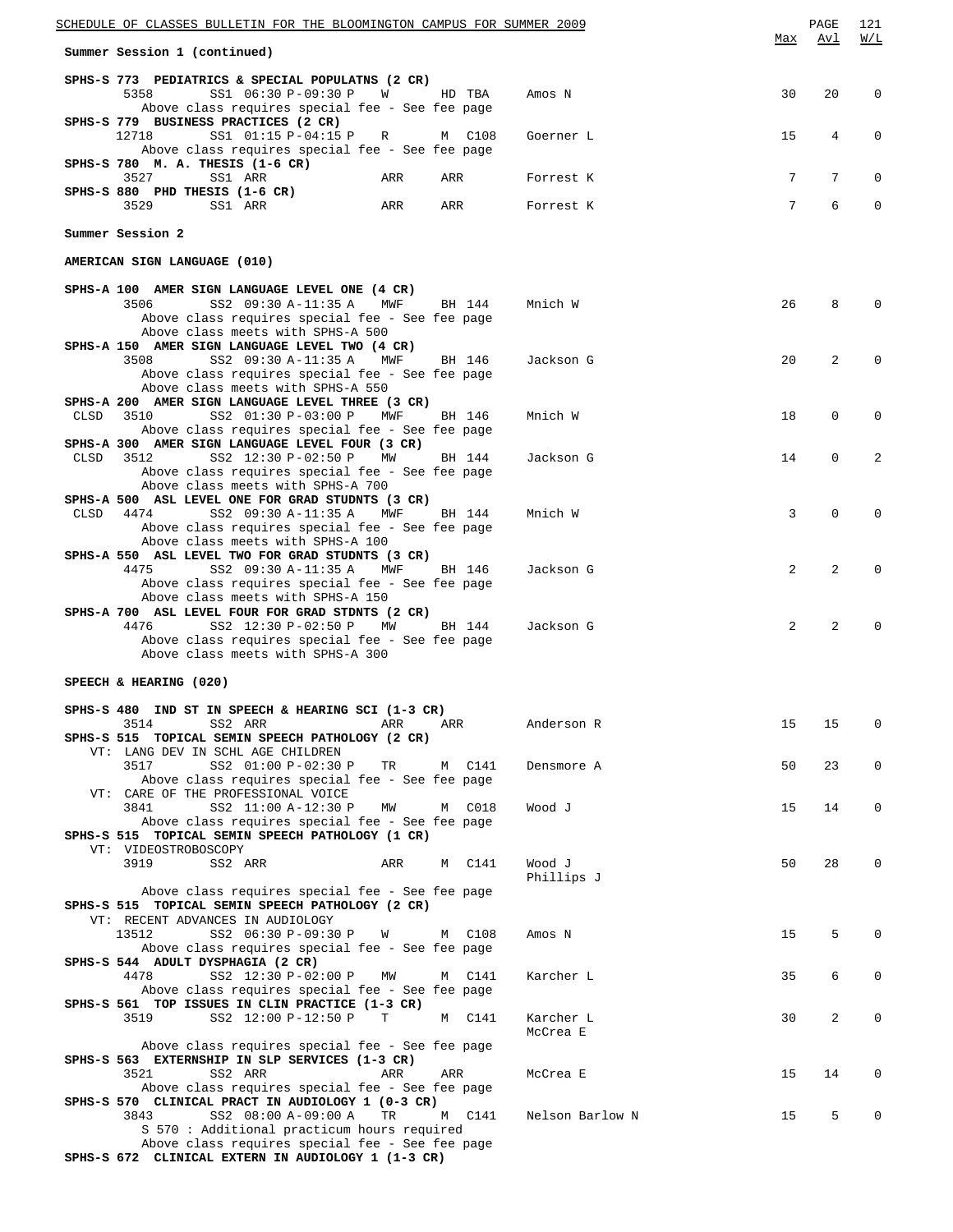Max | Avl | W/L

**Summer Session 1 (continued)**

**SPHS-S 773 PEDIATRICS & SPECIAL POPULATNS (2 CR)**

| | Class | Session/Time | Days | Room | Instructor | Max | Avl | W/L |
|---|---|---|---|---|---|---|---|---|
| | 5358 | SS1 06:30 P-09:30 P | W | HD TBA | Amos N | 30 | 20 | 0 |

Above class requires special fee - See fee page

**SPHS-S 779 BUSINESS PRACTICES (2 CR)**

| | Class | Session/Time | Days | Room | Instructor | Max | Avl | W/L |
|---|---|---|---|---|---|---|---|---|
| | 12718 | SS1 01:15 P-04:15 P | R | M C108 | Goerner L | 15 | 4 | 0 |

Above class requires special fee - See fee page

**SPHS-S 780 M. A. THESIS (1-6 CR)**

| | Class | Session/Time | Days | Room | Instructor | Max | Avl | W/L |
|---|---|---|---|---|---|---|---|---|
| | 3527 | SS1 ARR | ARR | ARR | Forrest K | 7 | 7 | 0 |

**SPHS-S 880 PHD THESIS (1-6 CR)**

| | Class | Session/Time | Days | Room | Instructor | Max | Avl | W/L |
|---|---|---|---|---|---|---|---|---|
| | 3529 | SS1 ARR | ARR | ARR | Forrest K | 7 | 6 | 0 |

## Summer Session 2

### AMERICAN SIGN LANGUAGE (010)

**SPHS-A 100 AMER SIGN LANGUAGE LEVEL ONE (4 CR)**

| | Class | Session/Time | Days | Room | Instructor | Max | Avl | W/L |
|---|---|---|---|---|---|---|---|---|
| | 3506 | SS2 09:30 A-11:35 A | MWF | BH 144 | Mnich W | 26 | 8 | 0 |

Above class requires special fee - See fee page
Above class meets with SPHS-A 500

**SPHS-A 150 AMER SIGN LANGUAGE LEVEL TWO (4 CR)**

| | Class | Session/Time | Days | Room | Instructor | Max | Avl | W/L |
|---|---|---|---|---|---|---|---|---|
| | 3508 | SS2 09:30 A-11:35 A | MWF | BH 146 | Jackson G | 20 | 2 | 0 |

Above class requires special fee - See fee page
Above class meets with SPHS-A 550

**SPHS-A 200 AMER SIGN LANGUAGE LEVEL THREE (3 CR)**

| | Class | Session/Time | Days | Room | Instructor | Max | Avl | W/L |
|---|---|---|---|---|---|---|---|---|
| CLSD | 3510 | SS2 01:30 P-03:00 P | MWF | BH 146 | Mnich W | 18 | 0 | 0 |

Above class requires special fee - See fee page

**SPHS-A 300 AMER SIGN LANGUAGE LEVEL FOUR (3 CR)**

| | Class | Session/Time | Days | Room | Instructor | Max | Avl | W/L |
|---|---|---|---|---|---|---|---|---|
| CLSD | 3512 | SS2 12:30 P-02:50 P | MW | BH 144 | Jackson G | 14 | 0 | 2 |

Above class requires special fee - See fee page
Above class meets with SPHS-A 700

**SPHS-A 500 ASL LEVEL ONE FOR GRAD STUDNTS (3 CR)**

| | Class | Session/Time | Days | Room | Instructor | Max | Avl | W/L |
|---|---|---|---|---|---|---|---|---|
| CLSD | 4474 | SS2 09:30 A-11:35 A | MWF | BH 144 | Mnich W | 3 | 0 | 0 |

Above class requires special fee - See fee page
Above class meets with SPHS-A 100

**SPHS-A 550 ASL LEVEL TWO FOR GRAD STUDNTS (3 CR)**

| | Class | Session/Time | Days | Room | Instructor | Max | Avl | W/L |
|---|---|---|---|---|---|---|---|---|
| | 4475 | SS2 09:30 A-11:35 A | MWF | BH 146 | Jackson G | 2 | 2 | 0 |

Above class requires special fee - See fee page
Above class meets with SPHS-A 150

**SPHS-A 700 ASL LEVEL FOUR FOR GRAD STDNTS (2 CR)**

| | Class | Session/Time | Days | Room | Instructor | Max | Avl | W/L |
|---|---|---|---|---|---|---|---|---|
| | 4476 | SS2 12:30 P-02:50 P | MW | BH 144 | Jackson G | 2 | 2 | 0 |

Above class requires special fee - See fee page
Above class meets with SPHS-A 300

### SPEECH & HEARING (020)

**SPHS-S 480 IND ST IN SPEECH & HEARING SCI (1-3 CR)**

| | Class | Session/Time | Days | Room | Instructor | Max | Avl | W/L |
|---|---|---|---|---|---|---|---|---|
| | 3514 | SS2 ARR | ARR | ARR | Anderson R | 15 | 15 | 0 |

**SPHS-S 515 TOPICAL SEMIN SPEECH PATHOLOGY (2 CR)**

VT: LANG DEV IN SCHL AGE CHILDREN

| | Class | Session/Time | Days | Room | Instructor | Max | Avl | W/L |
|---|---|---|---|---|---|---|---|---|
| | 3517 | SS2 01:00 P-02:30 P | TR | M C141 | Densmore A | 50 | 23 | 0 |

Above class requires special fee - See fee page

VT: CARE OF THE PROFESSIONAL VOICE

| | Class | Session/Time | Days | Room | Instructor | Max | Avl | W/L |
|---|---|---|---|---|---|---|---|---|
| | 3841 | SS2 11:00 A-12:30 P | MW | M C018 | Wood J | 15 | 14 | 0 |

Above class requires special fee - See fee page

**SPHS-S 515 TOPICAL SEMIN SPEECH PATHOLOGY (1 CR)**

VT: VIDEOSTROBOSCOPY

| | Class | Session/Time | Days | Room | Instructor | Max | Avl | W/L |
|---|---|---|---|---|---|---|---|---|
| | 3919 | SS2 ARR | ARR | M C141 | Wood J<br>Phillips J | 50 | 28 | 0 |

Above class requires special fee - See fee page

**SPHS-S 515 TOPICAL SEMIN SPEECH PATHOLOGY (2 CR)**

VT: RECENT ADVANCES IN AUDIOLOGY

| | Class | Session/Time | Days | Room | Instructor | Max | Avl | W/L |
|---|---|---|---|---|---|---|---|---|
| | 13512 | SS2 06:30 P-09:30 P | W | M C108 | Amos N | 15 | 5 | 0 |

Above class requires special fee - See fee page

**SPHS-S 544 ADULT DYSPHAGIA (2 CR)**

| | Class | Session/Time | Days | Room | Instructor | Max | Avl | W/L |
|---|---|---|---|---|---|---|---|---|
| | 4478 | SS2 12:30 P-02:00 P | MW | M C141 | Karcher L | 35 | 6 | 0 |

Above class requires special fee - See fee page

**SPHS-S 561 TOP ISSUES IN CLIN PRACTICE (1-3 CR)**

| | Class | Session/Time | Days | Room | Instructor | Max | Avl | W/L |
|---|---|---|---|---|---|---|---|---|
| | 3519 | SS2 12:00 P-12:50 P | T | M C141 | Karcher L<br>McCrea E | 30 | 2 | 0 |

Above class requires special fee - See fee page

**SPHS-S 563 EXTERNSHIP IN SLP SERVICES (1-3 CR)**

| | Class | Session/Time | Days | Room | Instructor | Max | Avl | W/L |
|---|---|---|---|---|---|---|---|---|
| | 3521 | SS2 ARR | ARR | ARR | McCrea E | 15 | 14 | 0 |

Above class requires special fee - See fee page

**SPHS-S 570 CLINICAL PRACT IN AUDIOLOGY 1 (0-3 CR)**

| | Class | Session/Time | Days | Room | Instructor | Max | Avl | W/L |
|---|---|---|---|---|---|---|---|---|
| | 3843 | SS2 08:00 A-09:00 A | TR | M C141 | Nelson Barlow N | 15 | 5 | 0 |

S 570 : Additional practicum hours required
Above class requires special fee - See fee page

**SPHS-S 672 CLINICAL EXTERN IN AUDIOLOGY 1 (1-3 CR)**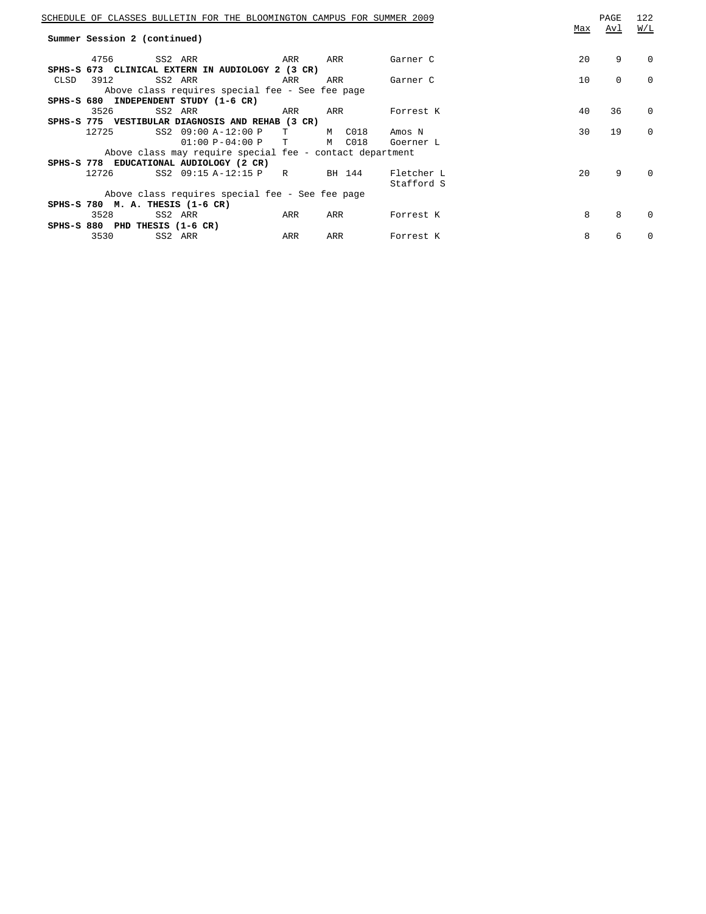## Summary Session 2 (continued)

| | Class | Session | Time | Days | Room | Instructor | Max | Avl | W/L |
|---|---|---|---|---|---|---|---|---|---|
| | 4756 | SS2 | ARR | ARR | ARR | Garner C | 20 | 9 | 0 |

**SPHS-S 673 CLINICAL EXTERN IN AUDIOLOGY 2 (3 CR)**

| | Class | Session | Time | Days | Room | Instructor | Max | Avl | W/L |
|---|---|---|---|---|---|---|---|---|---|
| CLSD | 3912 | SS2 | ARR | ARR | ARR | Garner C | 10 | 0 | 0 |

Above class requires special fee - See fee page

**SPHS-S 680 INDEPENDENT STUDY (1-6 CR)**

| | Class | Session | Time | Days | Room | Instructor | Max | Avl | W/L |
|---|---|---|---|---|---|---|---|---|---|
| | 3526 | SS2 | ARR | ARR | ARR | Forrest K | 40 | 36 | 0 |

**SPHS-S 775 VESTIBULAR DIAGNOSIS AND REHAB (3 CR)**

| | Class | Session | Time | Days | Room | Instructor | Max | Avl | W/L |
|---|---|---|---|---|---|---|---|---|---|
| | 12725 | SS2 | 09:00 A-12:00 P | T | M C018 | Amos N | 30 | 19 | 0 |
| | | | 01:00 P-04:00 P | T | M C018 | Goerner L | | | |

Above class may require special fee - contact department

**SPHS-S 778 EDUCATIONAL AUDIOLOGY (2 CR)**

| | Class | Session | Time | Days | Room | Instructor | Max | Avl | W/L |
|---|---|---|---|---|---|---|---|---|---|
| | 12726 | SS2 | 09:15 A-12:15 P | R | BH 144 | Fletcher L | 20 | 9 | 0 |
| | | | | | | Stafford S | | | |

Above class requires special fee - See fee page

**SPHS-S 780 M. A. THESIS (1-6 CR)**

| | Class | Session | Time | Days | Room | Instructor | Max | Avl | W/L |
|---|---|---|---|---|---|---|---|---|---|
| | 3528 | SS2 | ARR | ARR | ARR | Forrest K | 8 | 8 | 0 |

**SPHS-S 880 PHD THESIS (1-6 CR)**

| | Class | Session | Time | Days | Room | Instructor | Max | Avl | W/L |
|---|---|---|---|---|---|---|---|---|---|
| | 3530 | SS2 | ARR | ARR | ARR | Forrest K | 8 | 6 | 0 |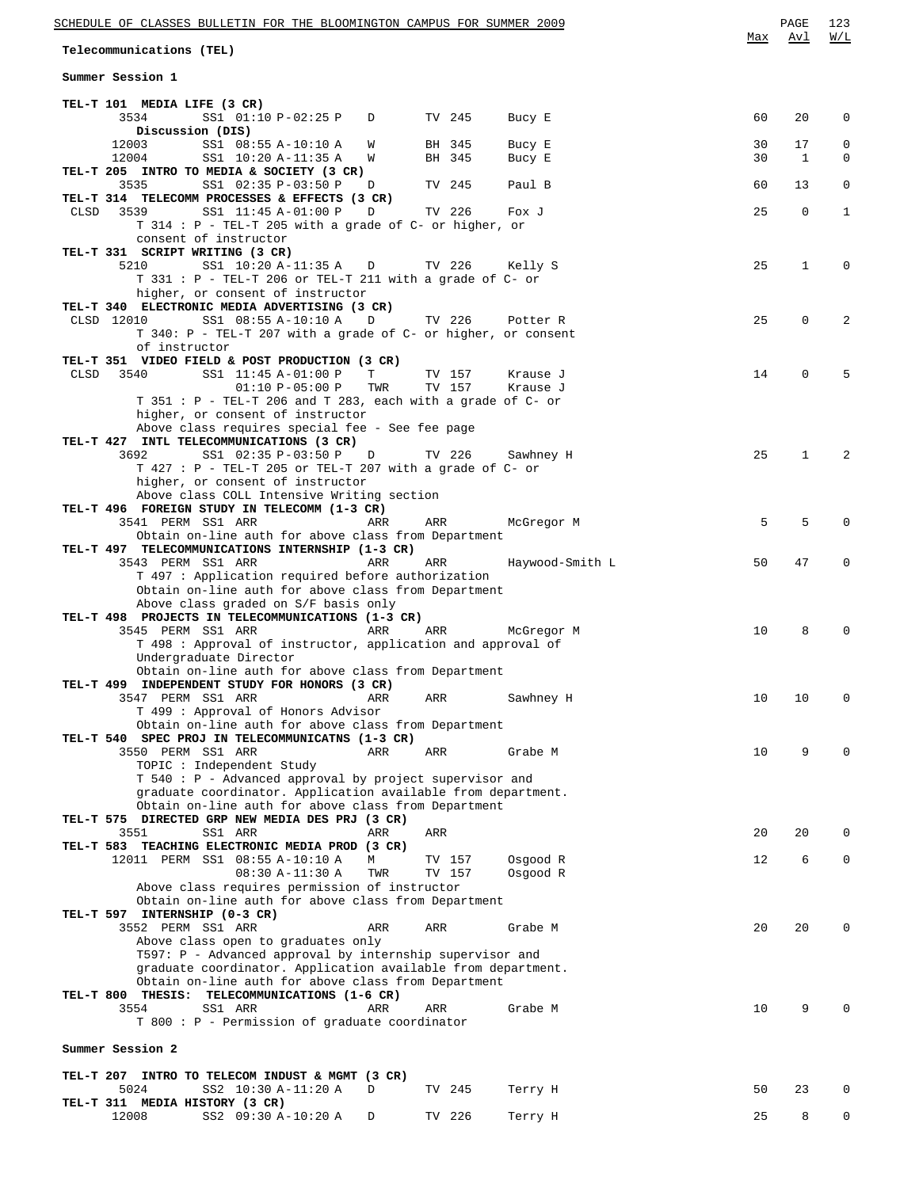## Telecommunications (TEL)

### Summer Session 1

| | | | | | | Max | Avl | W/L |
|---|---|---|---|---|---|---|---|---|
| **TEL-T 101 MEDIA LIFE (3 CR)** | | | | | | | | |
| 3534 | SS1 01:10 P-02:25 P | D | TV 245 | Bucy E | | 60 | 20 | 0 |
| Discussion (DIS) | | | | | | | | |
| 12003 | SS1 08:55 A-10:10 A | W | BH 345 | Bucy E | | 30 | 17 | 0 |
| 12004 | SS1 10:20 A-11:35 A | W | BH 345 | Bucy E | | 30 | 1 | 0 |
| **TEL-T 205 INTRO TO MEDIA & SOCIETY (3 CR)** | | | | | | | | |
| 3535 | SS1 02:35 P-03:50 P | D | TV 245 | Paul B | | 60 | 13 | 0 |
| **TEL-T 314 TELECOMM PROCESSES & EFFECTS (3 CR)** | | | | | | | | |
| CLSD 3539 | SS1 11:45 A-01:00 P | D | TV 226 | Fox J | | 25 | 0 | 1 |
| T 314 : P - TEL-T 205 with a grade of C- or higher, or consent of instructor | | | | | | | | |
| **TEL-T 331 SCRIPT WRITING (3 CR)** | | | | | | | | |
| 5210 | SS1 10:20 A-11:35 A | D | TV 226 | Kelly S | | 25 | 1 | 0 |
| T 331 : P - TEL-T 206 or TEL-T 211 with a grade of C- or higher, or consent of instructor | | | | | | | | |
| **TEL-T 340 ELECTRONIC MEDIA ADVERTISING (3 CR)** | | | | | | | | |
| CLSD 12010 | SS1 08:55 A-10:10 A | D | TV 226 | Potter R | | 25 | 0 | 2 |
| T 340: P - TEL-T 207 with a grade of C- or higher, or consent of instructor | | | | | | | | |
| **TEL-T 351 VIDEO FIELD & POST PRODUCTION (3 CR)** | | | | | | | | |
| CLSD 3540 | SS1 11:45 A-01:00 P | T | TV 157 | Krause J | | 14 | 0 | 5 |
| | 01:10 P-05:00 P | TWR | TV 157 | Krause J | | | | |
| T 351 : P - TEL-T 206 and T 283, each with a grade of C- or higher, or consent of instructor | | | | | | | | |
| Above class requires special fee - See fee page | | | | | | | | |
| **TEL-T 427 INTL TELECOMMUNICATIONS (3 CR)** | | | | | | | | |
| 3692 | SS1 02:35 P-03:50 P | D | TV 226 | Sawhney H | | 25 | 1 | 2 |
| T 427 : P - TEL-T 205 or TEL-T 207 with a grade of C- or higher, or consent of instructor | | | | | | | | |
| Above class COLL Intensive Writing section | | | | | | | | |
| **TEL-T 496 FOREIGN STUDY IN TELECOMM (1-3 CR)** | | | | | | | | |
| 3541 PERM | SS1 ARR | ARR | ARR | McGregor M | | 5 | 5 | 0 |
| Obtain on-line auth for above class from Department | | | | | | | | |
| **TEL-T 497 TELECOMMUNICATIONS INTERNSHIP (1-3 CR)** | | | | | | | | |
| 3543 PERM | SS1 ARR | ARR | ARR | Haywood-Smith L | | 50 | 47 | 0 |
| T 497 : Application required before authorization | | | | | | | | |
| Obtain on-line auth for above class from Department | | | | | | | | |
| Above class graded on S/F basis only | | | | | | | | |
| **TEL-T 498 PROJECTS IN TELECOMMUNICATIONS (1-3 CR)** | | | | | | | | |
| 3545 PERM | SS1 ARR | ARR | ARR | McGregor M | | 10 | 8 | 0 |
| T 498 : Approval of instructor, application and approval of Undergraduate Director | | | | | | | | |
| Obtain on-line auth for above class from Department | | | | | | | | |
| **TEL-T 499 INDEPENDENT STUDY FOR HONORS (3 CR)** | | | | | | | | |
| 3547 PERM | SS1 ARR | ARR | ARR | Sawhney H | | 10 | 10 | 0 |
| T 499 : Approval of Honors Advisor | | | | | | | | |
| Obtain on-line auth for above class from Department | | | | | | | | |
| **TEL-T 540 SPEC PROJ IN TELECOMMUNICATNS (1-3 CR)** | | | | | | | | |
| 3550 PERM | SS1 ARR | ARR | ARR | Grabe M | | 10 | 9 | 0 |
| TOPIC : Independent Study | | | | | | | | |
| T 540 : P - Advanced approval by project supervisor and graduate coordinator. Application available from department. | | | | | | | | |
| Obtain on-line auth for above class from Department | | | | | | | | |
| **TEL-T 575 DIRECTED GRP NEW MEDIA DES PRJ (3 CR)** | | | | | | | | |
| 3551 | SS1 ARR | ARR | ARR | | | 20 | 20 | 0 |
| **TEL-T 583 TEACHING ELECTRONIC MEDIA PROD (3 CR)** | | | | | | | | |
| 12011 PERM | SS1 08:55 A-10:10 A | M | TV 157 | Osgood R | | 12 | 6 | 0 |
| | 08:30 A-11:30 A | TWR | TV 157 | Osgood R | | | | |
| Above class requires permission of instructor | | | | | | | | |
| Obtain on-line auth for above class from Department | | | | | | | | |
| **TEL-T 597 INTERNSHIP (0-3 CR)** | | | | | | | | |
| 3552 PERM | SS1 ARR | ARR | ARR | Grabe M | | 20 | 20 | 0 |
| Above class open to graduates only | | | | | | | | |
| T597: P - Advanced approval by internship supervisor and graduate coordinator. Application available from department. | | | | | | | | |
| Obtain on-line auth for above class from Department | | | | | | | | |
| **TEL-T 800 THESIS: TELECOMMUNICATIONS (1-6 CR)** | | | | | | | | |
| 3554 | SS1 ARR | ARR | ARR | Grabe M | | 10 | 9 | 0 |
| T 800 : P - Permission of graduate coordinator | | | | | | | | |

### Summer Session 2

| | | | | | | Max | Avl | W/L |
|---|---|---|---|---|---|---|---|---|
| **TEL-T 207 INTRO TO TELECOM INDUST & MGMT (3 CR)** | | | | | | | | |
| 5024 | SS2 10:30 A-11:20 A | D | TV 245 | Terry H | | 50 | 23 | 0 |
| **TEL-T 311 MEDIA HISTORY (3 CR)** | | | | | | | | |
| 12008 | SS2 09:30 A-10:20 A | D | TV 226 | Terry H | | 25 | 8 | 0 |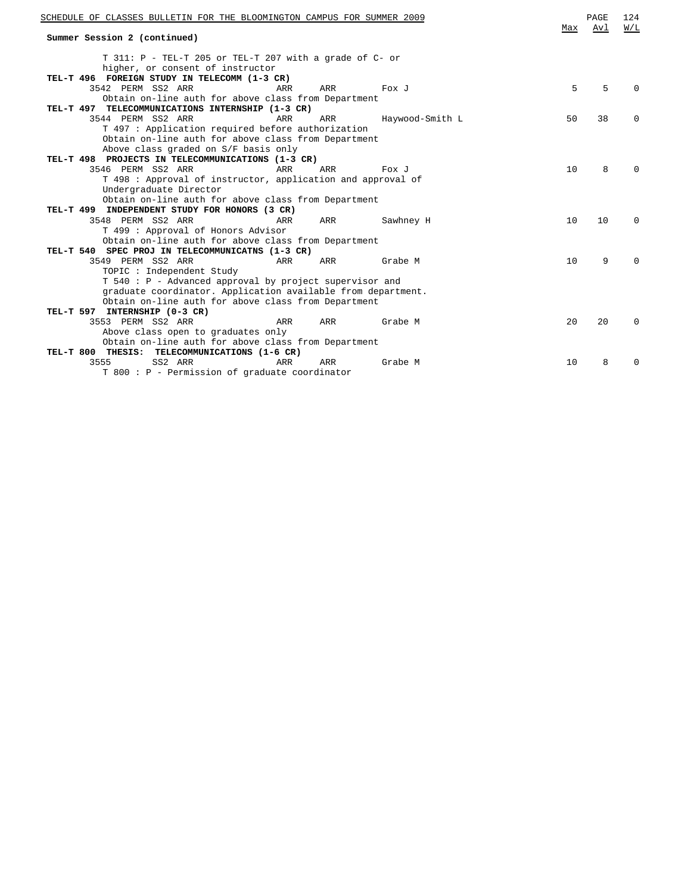**Summary Session 2 (continued)**

T 311: P - TEL-T 205 or TEL-T 207 with a grade of C- or higher, or consent of instructor

| | | | | | | | Max | Avl | W/L |
|---|---|---|---|---|---|---|---|---|---|
| **TEL-T 496 FOREIGN STUDY IN TELECOMM (1-3 CR)** | | | | | | | | | |
| 3542 | PERM | SS2 | ARR | ARR | ARR | Fox J | 5 | 5 | 0 |
| Obtain on-line auth for above class from Department | | | | | | | | | |
| **TEL-T 497 TELECOMMUNICATIONS INTERNSHIP (1-3 CR)** | | | | | | | | | |
| 3544 | PERM | SS2 | ARR | ARR | ARR | Haywood-Smith L | 50 | 38 | 0 |
| T 497 : Application required before authorization | | | | | | | | | |
| Obtain on-line auth for above class from Department | | | | | | | | | |
| Above class graded on S/F basis only | | | | | | | | | |
| **TEL-T 498 PROJECTS IN TELECOMMUNICATIONS (1-3 CR)** | | | | | | | | | |
| 3546 | PERM | SS2 | ARR | ARR | ARR | Fox J | 10 | 8 | 0 |
| T 498 : Approval of instructor, application and approval of Undergraduate Director | | | | | | | | | |
| Obtain on-line auth for above class from Department | | | | | | | | | |
| **TEL-T 499 INDEPENDENT STUDY FOR HONORS (3 CR)** | | | | | | | | | |
| 3548 | PERM | SS2 | ARR | ARR | ARR | Sawhney H | 10 | 10 | 0 |
| T 499 : Approval of Honors Advisor | | | | | | | | | |
| Obtain on-line auth for above class from Department | | | | | | | | | |
| **TEL-T 540 SPEC PROJ IN TELECOMMUNICATNS (1-3 CR)** | | | | | | | | | |
| 3549 | PERM | SS2 | ARR | ARR | ARR | Grabe M | 10 | 9 | 0 |
| TOPIC : Independent Study | | | | | | | | | |
| T 540 : P - Advanced approval by project supervisor and graduate coordinator. Application available from department. | | | | | | | | | |
| Obtain on-line auth for above class from Department | | | | | | | | | |
| **TEL-T 597 INTERNSHIP (0-3 CR)** | | | | | | | | | |
| 3553 | PERM | SS2 | ARR | ARR | ARR | Grabe M | 20 | 20 | 0 |
| Above class open to graduates only | | | | | | | | | |
| Obtain on-line auth for above class from Department | | | | | | | | | |
| **TEL-T 800 THESIS: TELECOMMUNICATIONS (1-6 CR)** | | | | | | | | | |
| 3555 | | SS2 | ARR | ARR | ARR | Grabe M | 10 | 8 | 0 |
| T 800 : P - Permission of graduate coordinator | | | | | | | | | |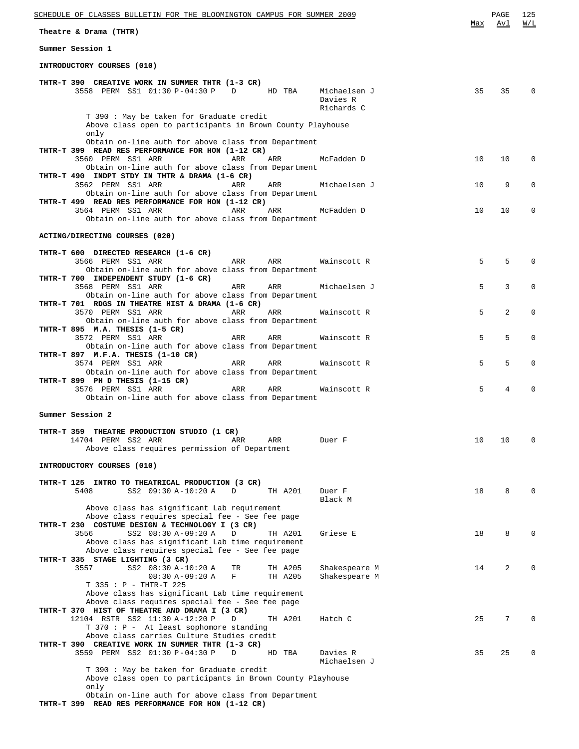Theatre & Drama (THTR)

## Summer Session 1

### INTRODUCTORY COURSES (010)

| Course | Class | Session | Time | Days | Room | Instructor | Max | Avl | W/L |
|---|---|---|---|---|---|---|---|---|---|
| **THTR-T 390 CREATIVE WORK IN SUMMER THTR (1-3 CR)** | | | | | | | | | |
| | 3558 PERM | SS1 | 01:30 P-04:30 P | D | HD TBA | Michaelsen J, Davies R, Richards C | 35 | 35 | 0 |
| T 390 : May be taken for Graduate credit. Above class open to participants in Brown County Playhouse only. Obtain on-line auth for above class from Department | | | | | | | | | |
| **THTR-T 399 READ RES PERFORMANCE FOR HON (1-12 CR)** | | | | | | | | | |
| | 3560 PERM | SS1 | ARR | ARR | ARR | McFadden D | 10 | 10 | 0 |
| Obtain on-line auth for above class from Department | | | | | | | | | |
| **THTR-T 490 INDPT STDY IN THTR & DRAMA (1-6 CR)** | | | | | | | | | |
| | 3562 PERM | SS1 | ARR | ARR | ARR | Michaelsen J | 10 | 9 | 0 |
| Obtain on-line auth for above class from Department | | | | | | | | | |
| **THTR-T 499 READ RES PERFORMANCE FOR HON (1-12 CR)** | | | | | | | | | |
| | 3564 PERM | SS1 | ARR | ARR | ARR | McFadden D | 10 | 10 | 0 |
| Obtain on-line auth for above class from Department | | | | | | | | | |

### ACTING/DIRECTING COURSES (020)

| Course | Class | Session | Time | Days | Room | Instructor | Max | Avl | W/L |
|---|---|---|---|---|---|---|---|---|---|
| **THTR-T 600 DIRECTED RESEARCH (1-6 CR)** | | | | | | | | | |
| | 3566 PERM | SS1 | ARR | ARR | ARR | Wainscott R | 5 | 5 | 0 |
| Obtain on-line auth for above class from Department | | | | | | | | | |
| **THTR-T 700 INDEPENDENT STUDY (1-6 CR)** | | | | | | | | | |
| | 3568 PERM | SS1 | ARR | ARR | ARR | Michaelsen J | 5 | 3 | 0 |
| Obtain on-line auth for above class from Department | | | | | | | | | |
| **THTR-T 701 RDGS IN THEATRE HIST & DRAMA (1-6 CR)** | | | | | | | | | |
| | 3570 PERM | SS1 | ARR | ARR | ARR | Wainscott R | 5 | 2 | 0 |
| Obtain on-line auth for above class from Department | | | | | | | | | |
| **THTR-T 895 M.A. THESIS (1-5 CR)** | | | | | | | | | |
| | 3572 PERM | SS1 | ARR | ARR | ARR | Wainscott R | 5 | 5 | 0 |
| Obtain on-line auth for above class from Department | | | | | | | | | |
| **THTR-T 897 M.F.A. THESIS (1-10 CR)** | | | | | | | | | |
| | 3574 PERM | SS1 | ARR | ARR | ARR | Wainscott R | 5 | 5 | 0 |
| Obtain on-line auth for above class from Department | | | | | | | | | |
| **THTR-T 899 PH D THESIS (1-15 CR)** | | | | | | | | | |
| | 3576 PERM | SS1 | ARR | ARR | ARR | Wainscott R | 5 | 4 | 0 |
| Obtain on-line auth for above class from Department | | | | | | | | | |

## Summer Session 2

| Course | Class | Session | Time | Days | Room | Instructor | Max | Avl | W/L |
|---|---|---|---|---|---|---|---|---|---|
| **THTR-T 359 THEATRE PRODUCTION STUDIO (1 CR)** | | | | | | | | | |
| | 14704 PERM | SS2 | ARR | ARR | ARR | Duer F | 10 | 10 | 0 |
| Above class requires permission of Department | | | | | | | | | |

### INTRODUCTORY COURSES (010)

| Course | Class | Session | Time | Days | Room | Instructor | Max | Avl | W/L |
|---|---|---|---|---|---|---|---|---|---|
| **THTR-T 125 INTRO TO THEATRICAL PRODUCTION (3 CR)** | | | | | | | | | |
| | 5408 | SS2 | 09:30 A-10:20 A | D | TH A201 | Duer F, Black M | 18 | 8 | 0 |
| Above class has significant Lab requirement. Above class requires special fee - See fee page | | | | | | | | | |
| **THTR-T 230 COSTUME DESIGN & TECHNOLOGY I (3 CR)** | | | | | | | | | |
| | 3556 | SS2 | 08:30 A-09:20 A | D | TH A201 | Griese E | 18 | 8 | 0 |
| Above class has significant Lab time requirement. Above class requires special fee - See fee page | | | | | | | | | |
| **THTR-T 335 STAGE LIGHTING (3 CR)** | | | | | | | | | |
| | 3557 | SS2 | 08:30 A-10:20 A | TR | TH A205 | Shakespeare M | 14 | 2 | 0 |
| | | | 08:30 A-09:20 A | F | TH A205 | Shakespeare M | | | |
| T 335 : P - THTR-T 225. Above class has significant Lab time requirement. Above class requires special fee - See fee page | | | | | | | | | |
| **THTR-T 370 HIST OF THEATRE AND DRAMA I (3 CR)** | | | | | | | | | |
| | 12104 RSTR | SS2 | 11:30 A-12:20 P | D | TH A201 | Hatch C | 25 | 7 | 0 |
| T 370 : P - At least sophomore standing. Above class carries Culture Studies credit | | | | | | | | | |
| **THTR-T 390 CREATIVE WORK IN SUMMER THTR (1-3 CR)** | | | | | | | | | |
| | 3559 PERM | SS2 | 01:30 P-04:30 P | D | HD TBA | Davies R, Michaelsen J | 35 | 25 | 0 |
| T 390 : May be taken for Graduate credit. Above class open to participants in Brown County Playhouse only. Obtain on-line auth for above class from Department | | | | | | | | | |
| **THTR-T 399 READ RES PERFORMANCE FOR HON (1-12 CR)** | | | | | | | | | |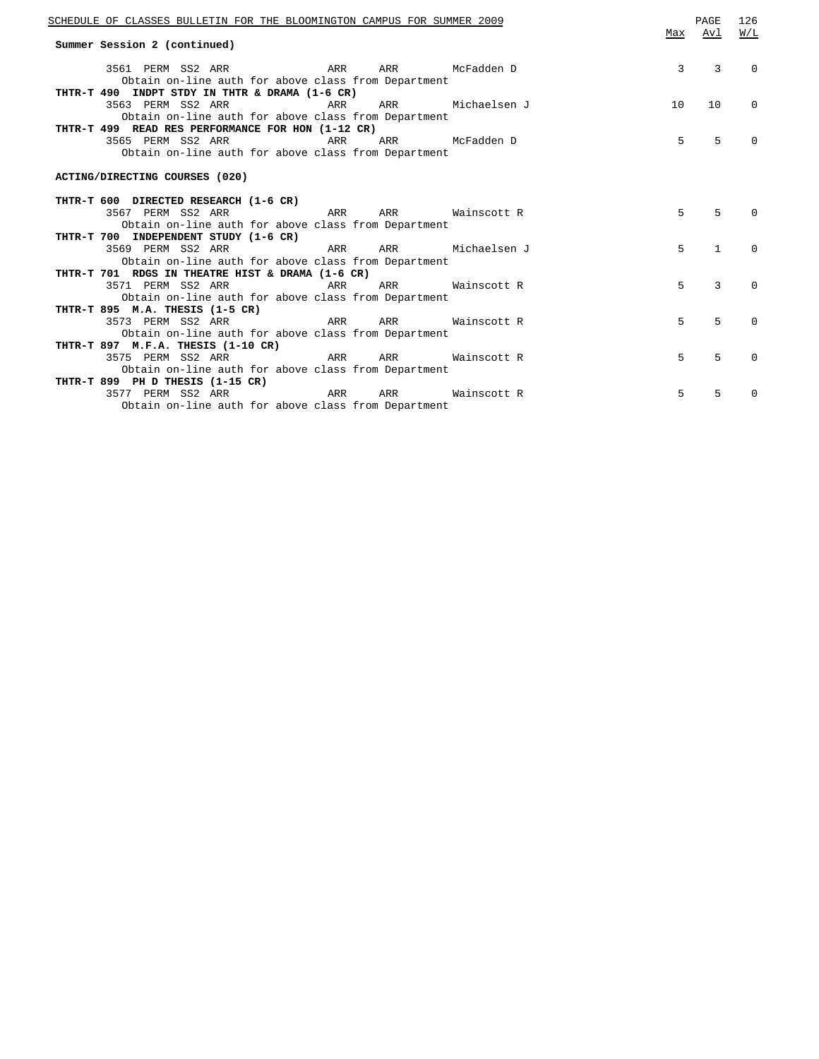**Summary Session 2 (continued)**

| Class | Type | Session | Days | Time | Room | Instructor | Max | Avl | W/L |
|---|---|---|---|---|---|---|---|---|---|
| 3561 | PERM | SS2 | ARR | ARR | ARR | McFadden D | 3 | 3 | 0 |
| | Obtain on-line auth for above class from Department | | | | | | | | |
| **THTR-T 490 INDPT STDY IN THTR & DRAMA (1-6 CR)** | | | | | | | | | |
| 3563 | PERM | SS2 | ARR | ARR | ARR | Michaelsen J | 10 | 10 | 0 |
| | Obtain on-line auth for above class from Department | | | | | | | | |
| **THTR-T 499 READ RES PERFORMANCE FOR HON (1-12 CR)** | | | | | | | | | |
| 3565 | PERM | SS2 | ARR | ARR | ARR | McFadden D | 5 | 5 | 0 |
| | Obtain on-line auth for above class from Department | | | | | | | | |

**ACTING/DIRECTING COURSES (020)**

| Class | Type | Session | Days | Time | Room | Instructor | Max | Avl | W/L |
|---|---|---|---|---|---|---|---|---|---|
| **THTR-T 600 DIRECTED RESEARCH (1-6 CR)** | | | | | | | | | |
| 3567 | PERM | SS2 | ARR | ARR | ARR | Wainscott R | 5 | 5 | 0 |
| | Obtain on-line auth for above class from Department | | | | | | | | |
| **THTR-T 700 INDEPENDENT STUDY (1-6 CR)** | | | | | | | | | |
| 3569 | PERM | SS2 | ARR | ARR | ARR | Michaelsen J | 5 | 1 | 0 |
| | Obtain on-line auth for above class from Department | | | | | | | | |
| **THTR-T 701 RDGS IN THEATRE HIST & DRAMA (1-6 CR)** | | | | | | | | | |
| 3571 | PERM | SS2 | ARR | ARR | ARR | Wainscott R | 5 | 3 | 0 |
| | Obtain on-line auth for above class from Department | | | | | | | | |
| **THTR-T 895 M.A. THESIS (1-5 CR)** | | | | | | | | | |
| 3573 | PERM | SS2 | ARR | ARR | ARR | Wainscott R | 5 | 5 | 0 |
| | Obtain on-line auth for above class from Department | | | | | | | | |
| **THTR-T 897 M.F.A. THESIS (1-10 CR)** | | | | | | | | | |
| 3575 | PERM | SS2 | ARR | ARR | ARR | Wainscott R | 5 | 5 | 0 |
| | Obtain on-line auth for above class from Department | | | | | | | | |
| **THTR-T 899 PH D THESIS (1-15 CR)** | | | | | | | | | |
| 3577 | PERM | SS2 | ARR | ARR | ARR | Wainscott R | 5 | 5 | 0 |
| | Obtain on-line auth for above class from Department | | | | | | | | |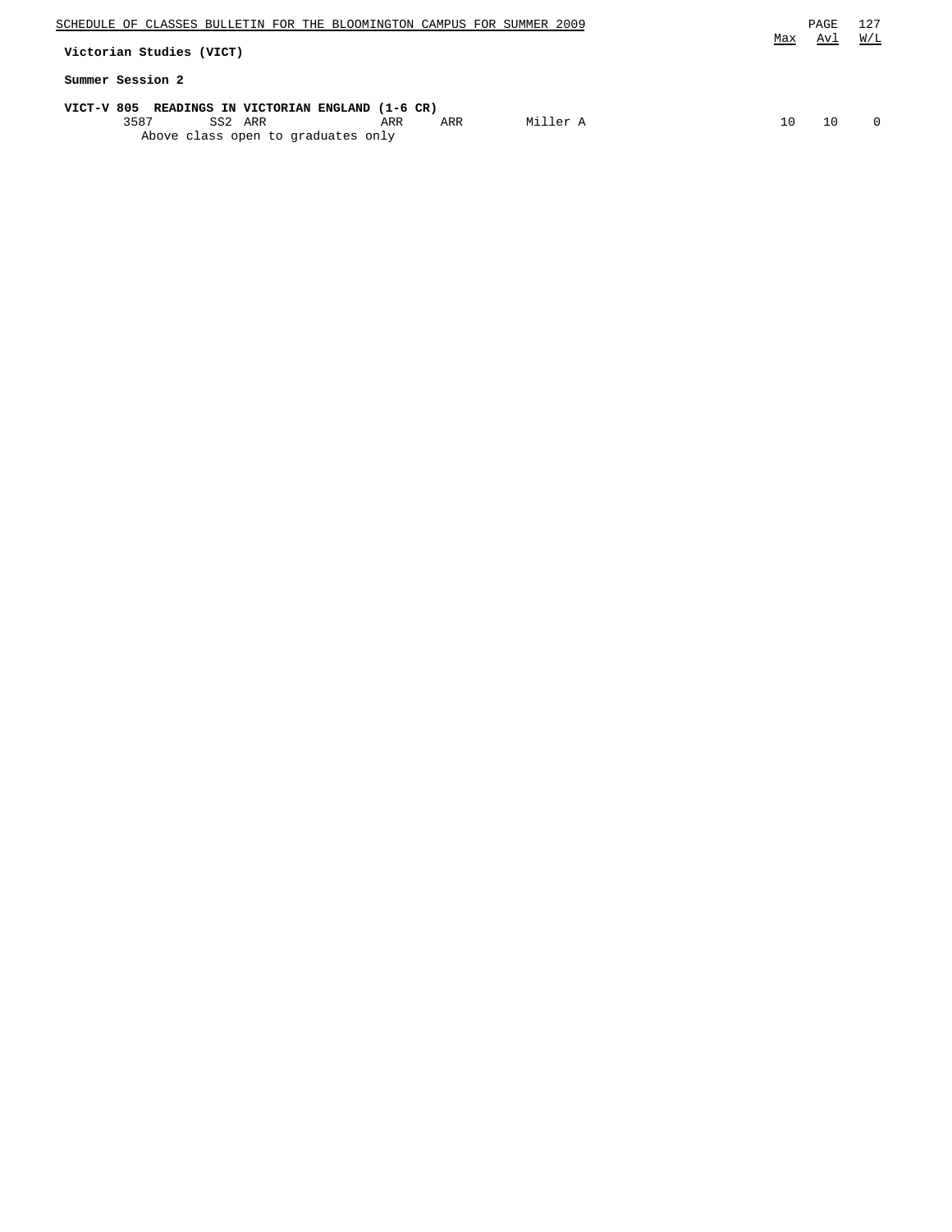## Victorian Studies (VICT)

### Summer Session 2

**VICT-V 805 READINGS IN VICTORIAN ENGLAND (1-6 CR)**

| | | | | | | Max | Avl | W/L |
|---|---|---|---|---|---|---|---|---|
| 3587 | SS2 | ARR | ARR | ARR | Miller A | 10 | 10 | 0 |

Above class open to graduates only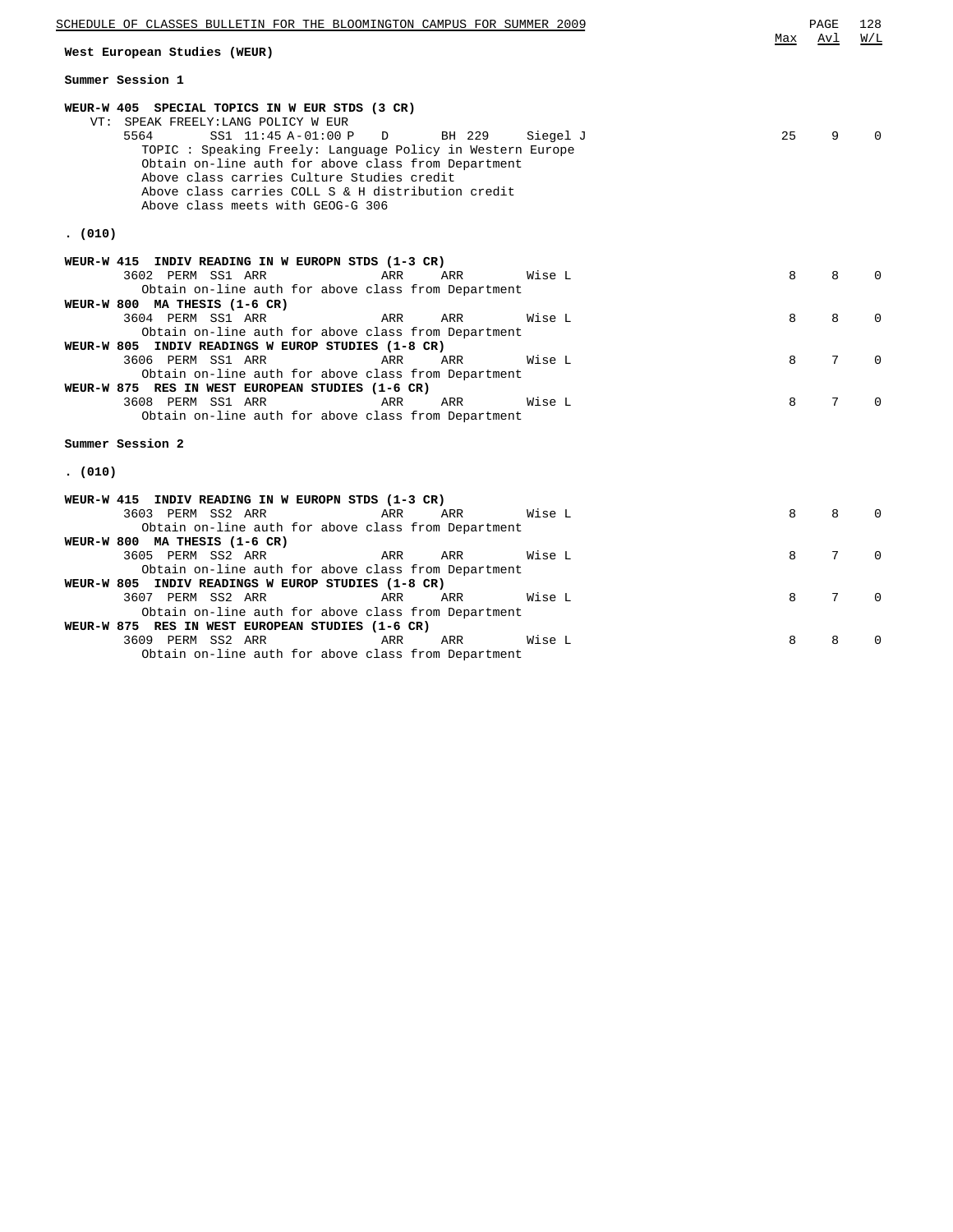## West European Studies (WEUR)

### Summer Session 1

**WEUR-W 405 SPECIAL TOPICS IN W EUR STDS (3 CR)**

VT: SPEAK FREELY:LANG POLICY W EUR

| Class | Session | Time | Days | Room | Instructor | Max | Avl | W/L |
|---|---|---|---|---|---|---|---|---|
| 5564 | SS1 | 11:45 A-01:00 P | D | BH 229 | Siegel J | 25 | 9 | 0 |

TOPIC : Speaking Freely: Language Policy in Western Europe
Obtain on-line auth for above class from Department
Above class carries Culture Studies credit
Above class carries COLL S & H distribution credit
Above class meets with GEOG-G 306

**. (010)**

**WEUR-W 415 INDIV READING IN W EUROPN STDS (1-3 CR)**

| Class | Session | Time | Days | Room | Instructor | Max | Avl | W/L |
|---|---|---|---|---|---|---|---|---|
| 3602 PERM | SS1 | ARR | ARR | ARR | Wise L | 8 | 8 | 0 |

Obtain on-line auth for above class from Department

**WEUR-W 800 MA THESIS (1-6 CR)**

| Class | Session | Time | Days | Room | Instructor | Max | Avl | W/L |
|---|---|---|---|---|---|---|---|---|
| 3604 PERM | SS1 | ARR | ARR | ARR | Wise L | 8 | 8 | 0 |

Obtain on-line auth for above class from Department

**WEUR-W 805 INDIV READINGS W EUROP STUDIES (1-8 CR)**

| Class | Session | Time | Days | Room | Instructor | Max | Avl | W/L |
|---|---|---|---|---|---|---|---|---|
| 3606 PERM | SS1 | ARR | ARR | ARR | Wise L | 8 | 7 | 0 |

Obtain on-line auth for above class from Department

**WEUR-W 875 RES IN WEST EUROPEAN STUDIES (1-6 CR)**

| Class | Session | Time | Days | Room | Instructor | Max | Avl | W/L |
|---|---|---|---|---|---|---|---|---|
| 3608 PERM | SS1 | ARR | ARR | ARR | Wise L | 8 | 7 | 0 |

Obtain on-line auth for above class from Department

### Summer Session 2

**. (010)**

**WEUR-W 415 INDIV READING IN W EUROPN STDS (1-3 CR)**

| Class | Session | Time | Days | Room | Instructor | Max | Avl | W/L |
|---|---|---|---|---|---|---|---|---|
| 3603 PERM | SS2 | ARR | ARR | ARR | Wise L | 8 | 8 | 0 |

Obtain on-line auth for above class from Department

**WEUR-W 800 MA THESIS (1-6 CR)**

| Class | Session | Time | Days | Room | Instructor | Max | Avl | W/L |
|---|---|---|---|---|---|---|---|---|
| 3605 PERM | SS2 | ARR | ARR | ARR | Wise L | 8 | 7 | 0 |

Obtain on-line auth for above class from Department

**WEUR-W 805 INDIV READINGS W EUROP STUDIES (1-8 CR)**

| Class | Session | Time | Days | Room | Instructor | Max | Avl | W/L |
|---|---|---|---|---|---|---|---|---|
| 3607 PERM | SS2 | ARR | ARR | ARR | Wise L | 8 | 7 | 0 |

Obtain on-line auth for above class from Department

**WEUR-W 875 RES IN WEST EUROPEAN STUDIES (1-6 CR)**

| Class | Session | Time | Days | Room | Instructor | Max | Avl | W/L |
|---|---|---|---|---|---|---|---|---|
| 3609 PERM | SS2 | ARR | ARR | ARR | Wise L | 8 | 8 | 0 |

Obtain on-line auth for above class from Department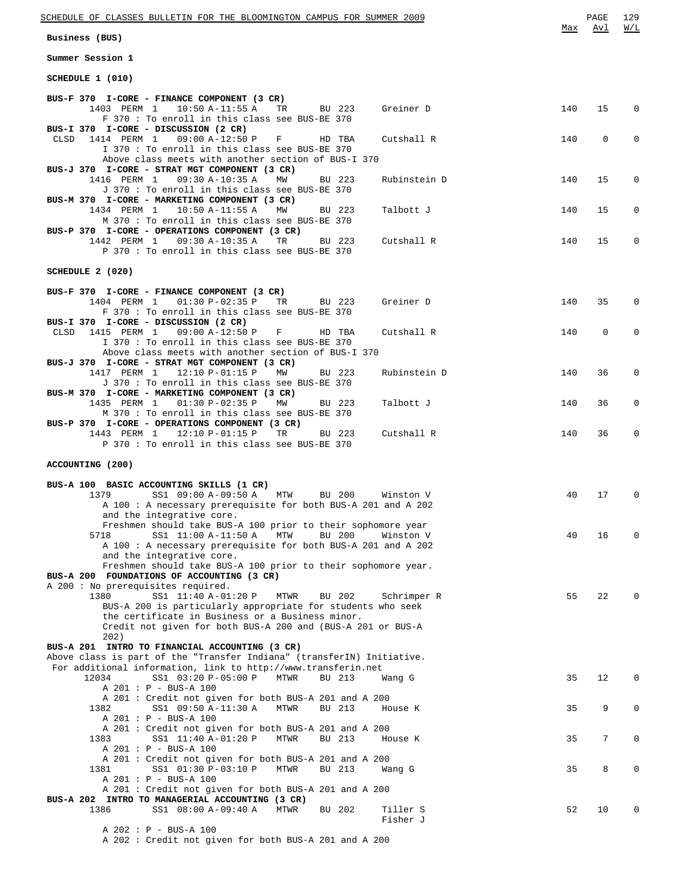## Business (BUS)

### Summer Session 1

### SCHEDULE 1 (010)

| | Max | Avl | W/L |
|---|---|---|---|
| **BUS-F 370 I-CORE - FINANCE COMPONENT (3 CR)** | | | |
| 1403 PERM 1 10:50 A-11:55 A TR BU 223 Greiner D | 140 | 15 | 0 |
| F 370 : To enroll in this class see BUS-BE 370 | | | |
| **BUS-I 370 I-CORE - DISCUSSION (2 CR)** | | | |
| CLSD 1414 PERM 1 09:00 A-12:50 P F HD TBA Cutshall R | 140 | 0 | 0 |
| I 370 : To enroll in this class see BUS-BE 370 | | | |
| Above class meets with another section of BUS-I 370 | | | |
| **BUS-J 370 I-CORE - STRAT MGT COMPONENT (3 CR)** | | | |
| 1416 PERM 1 09:30 A-10:35 A MW BU 223 Rubinstein D | 140 | 15 | 0 |
| J 370 : To enroll in this class see BUS-BE 370 | | | |
| **BUS-M 370 I-CORE - MARKETING COMPONENT (3 CR)** | | | |
| 1434 PERM 1 10:50 A-11:55 A MW BU 223 Talbott J | 140 | 15 | 0 |
| M 370 : To enroll in this class see BUS-BE 370 | | | |
| **BUS-P 370 I-CORE - OPERATIONS COMPONENT (3 CR)** | | | |
| 1442 PERM 1 09:30 A-10:35 A TR BU 223 Cutshall R | 140 | 15 | 0 |
| P 370 : To enroll in this class see BUS-BE 370 | | | |

### SCHEDULE 2 (020)

| | Max | Avl | W/L |
|---|---|---|---|
| **BUS-F 370 I-CORE - FINANCE COMPONENT (3 CR)** | | | |
| 1404 PERM 1 01:30 P-02:35 P TR BU 223 Greiner D | 140 | 35 | 0 |
| F 370 : To enroll in this class see BUS-BE 370 | | | |
| **BUS-I 370 I-CORE - DISCUSSION (2 CR)** | | | |
| CLSD 1415 PERM 1 09:00 A-12:50 P F HD TBA Cutshall R | 140 | 0 | 0 |
| I 370 : To enroll in this class see BUS-BE 370 | | | |
| Above class meets with another section of BUS-I 370 | | | |
| **BUS-J 370 I-CORE - STRAT MGT COMPONENT (3 CR)** | | | |
| 1417 PERM 1 12:10 P-01:15 P MW BU 223 Rubinstein D | 140 | 36 | 0 |
| J 370 : To enroll in this class see BUS-BE 370 | | | |
| **BUS-M 370 I-CORE - MARKETING COMPONENT (3 CR)** | | | |
| 1435 PERM 1 01:30 P-02:35 P MW BU 223 Talbott J | 140 | 36 | 0 |
| M 370 : To enroll in this class see BUS-BE 370 | | | |
| **BUS-P 370 I-CORE - OPERATIONS COMPONENT (3 CR)** | | | |
| 1443 PERM 1 12:10 P-01:15 P TR BU 223 Cutshall R | 140 | 36 | 0 |
| P 370 : To enroll in this class see BUS-BE 370 | | | |

### ACCOUNTING (200)

| | Max | Avl | W/L |
|---|---|---|---|
| **BUS-A 100 BASIC ACCOUNTING SKILLS (1 CR)** | | | |
| 1379 SS1 09:00 A-09:50 A MTW BU 200 Winston V | 40 | 17 | 0 |
| A 100 : A necessary prerequisite for both BUS-A 201 and A 202 and the integrative core. | | | |
| Freshmen should take BUS-A 100 prior to their sophomore year | | | |
| 5718 SS1 11:00 A-11:50 A MTW BU 200 Winston V | 40 | 16 | 0 |
| A 100 : A necessary prerequisite for both BUS-A 201 and A 202 and the integrative core. | | | |
| Freshmen should take BUS-A 100 prior to their sophomore year. | | | |
| **BUS-A 200 FOUNDATIONS OF ACCOUNTING (3 CR)** | | | |
| A 200 : No prerequisites required. | | | |
| 1380 SS1 11:40 A-01:20 P MTWR BU 202 Schrimper R | 55 | 22 | 0 |
| BUS-A 200 is particularly appropriate for students who seek the certificate in Business or a Business minor. | | | |
| Credit not given for both BUS-A 200 and (BUS-A 201 or BUS-A 202) | | | |
| **BUS-A 201 INTRO TO FINANCIAL ACCOUNTING (3 CR)** | | | |
| Above class is part of the "Transfer Indiana" (transferIN) Initiative. For additional information, link to http://www.transferin.net | | | |
| 12034 SS1 03:20 P-05:00 P MTWR BU 213 Wang G | 35 | 12 | 0 |
| A 201 : P - BUS-A 100 | | | |
| A 201 : Credit not given for both BUS-A 201 and A 200 | | | |
| 1382 SS1 09:50 A-11:30 A MTWR BU 213 House K | 35 | 9 | 0 |
| A 201 : P - BUS-A 100 | | | |
| A 201 : Credit not given for both BUS-A 201 and A 200 | | | |
| 1383 SS1 11:40 A-01:20 P MTWR BU 213 House K | 35 | 7 | 0 |
| A 201 : P - BUS-A 100 | | | |
| A 201 : Credit not given for both BUS-A 201 and A 200 | | | |
| 1381 SS1 01:30 P-03:10 P MTWR BU 213 Wang G | 35 | 8 | 0 |
| A 201 : P - BUS-A 100 | | | |
| A 201 : Credit not given for both BUS-A 201 and A 200 | | | |
| **BUS-A 202 INTRO TO MANAGERIAL ACCOUNTING (3 CR)** | | | |
| 1386 SS1 08:00 A-09:40 A MTWR BU 202 Tiller S, Fisher J | 52 | 10 | 0 |
| A 202 : P - BUS-A 100 | | | |
| A 202 : Credit not given for both BUS-A 201 and A 200 | | | |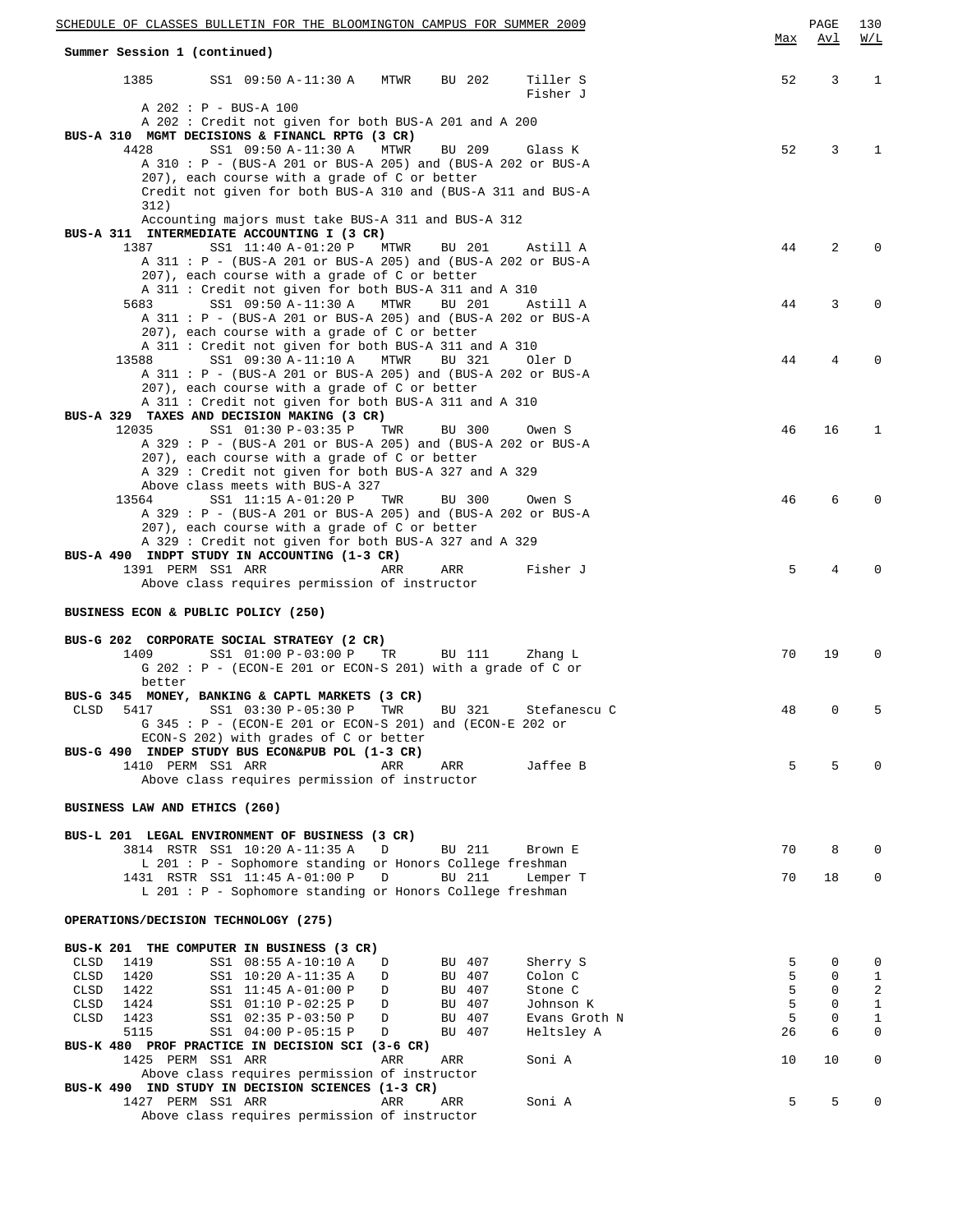Summer Session 1 (continued)

| | | | Max | Avl | W/L |
|---|---|---|---|---|---|
| 1385 SS1 09:50 A-11:30 A MTWR BU 202 | Tiller S, Fisher J | | 52 | 3 | 1 |

A 202 : P - BUS-A 100
A 202 : Credit not given for both BUS-A 201 and A 200

**BUS-A 310 MGMT DECISIONS & FINANCL RPTG (3 CR)**

| Class | Time | Days | Room | Instructor | Max | Avl | W/L |
|---|---|---|---|---|---|---|---|
| 4428 | SS1 09:50 A-11:30 A | MTWR | BU 209 | Glass K | 52 | 3 | 1 |

A 310 : P - (BUS-A 201 or BUS-A 205) and (BUS-A 202 or BUS-A 207), each course with a grade of C or better
Credit not given for both BUS-A 310 and (BUS-A 311 and BUS-A 312)
Accounting majors must take BUS-A 311 and BUS-A 312

**BUS-A 311 INTERMEDIATE ACCOUNTING I (3 CR)**

| Class | Time | Days | Room | Instructor | Max | Avl | W/L |
|---|---|---|---|---|---|---|---|
| 1387 | SS1 11:40 A-01:20 P | MTWR | BU 201 | Astill A | 44 | 2 | 0 |

A 311 : P - (BUS-A 201 or BUS-A 205) and (BUS-A 202 or BUS-A 207), each course with a grade of C or better
A 311 : Credit not given for both BUS-A 311 and A 310

| Class | Time | Days | Room | Instructor | Max | Avl | W/L |
|---|---|---|---|---|---|---|---|
| 5683 | SS1 09:50 A-11:30 A | MTWR | BU 201 | Astill A | 44 | 3 | 0 |

A 311 : P - (BUS-A 201 or BUS-A 205) and (BUS-A 202 or BUS-A 207), each course with a grade of C or better
A 311 : Credit not given for both BUS-A 311 and A 310

| Class | Time | Days | Room | Instructor | Max | Avl | W/L |
|---|---|---|---|---|---|---|---|
| 13588 | SS1 09:30 A-11:10 A | MTWR | BU 321 | Oler D | 44 | 4 | 0 |

A 311 : P - (BUS-A 201 or BUS-A 205) and (BUS-A 202 or BUS-A 207), each course with a grade of C or better
A 311 : Credit not given for both BUS-A 311 and A 310

**BUS-A 329 TAXES AND DECISION MAKING (3 CR)**

| Class | Time | Days | Room | Instructor | Max | Avl | W/L |
|---|---|---|---|---|---|---|---|
| 12035 | SS1 01:30 P-03:35 P | TWR | BU 300 | Owen S | 46 | 16 | 1 |

A 329 : P - (BUS-A 201 or BUS-A 205) and (BUS-A 202 or BUS-A 207), each course with a grade of C or better
A 329 : Credit not given for both BUS-A 327 and A 329
Above class meets with BUS-A 327

| Class | Time | Days | Room | Instructor | Max | Avl | W/L |
|---|---|---|---|---|---|---|---|
| 13564 | SS1 11:15 A-01:20 P | TWR | BU 300 | Owen S | 46 | 6 | 0 |

A 329 : P - (BUS-A 201 or BUS-A 205) and (BUS-A 202 or BUS-A 207), each course with a grade of C or better
A 329 : Credit not given for both BUS-A 327 and A 329

**BUS-A 490 INDPT STUDY IN ACCOUNTING (1-3 CR)**

| Class | Time | Days | Room | Instructor | Max | Avl | W/L |
|---|---|---|---|---|---|---|---|
| 1391 PERM | SS1 ARR | ARR | ARR | Fisher J | 5 | 4 | 0 |

Above class requires permission of instructor

## BUSINESS ECON & PUBLIC POLICY (250)

**BUS-G 202 CORPORATE SOCIAL STRATEGY (2 CR)**

| Class | Time | Days | Room | Instructor | Max | Avl | W/L |
|---|---|---|---|---|---|---|---|
| 1409 | SS1 01:00 P-03:00 P | TR | BU 111 | Zhang L | 70 | 19 | 0 |

G 202 : P - (ECON-E 201 or ECON-S 201) with a grade of C or better

**BUS-G 345 MONEY, BANKING & CAPTL MARKETS (3 CR)**

| Class | Time | Days | Room | Instructor | Max | Avl | W/L |
|---|---|---|---|---|---|---|---|
| CLSD 5417 | SS1 03:30 P-05:30 P | TWR | BU 321 | Stefanescu C | 48 | 0 | 5 |

G 345 : P - (ECON-E 201 or ECON-S 201) and (ECON-E 202 or ECON-S 202) with grades of C or better

**BUS-G 490 INDEP STUDY BUS ECON&PUB POL (1-3 CR)**

| Class | Time | Days | Room | Instructor | Max | Avl | W/L |
|---|---|---|---|---|---|---|---|
| 1410 PERM | SS1 ARR | ARR | ARR | Jaffee B | 5 | 5 | 0 |

Above class requires permission of instructor

## BUSINESS LAW AND ETHICS (260)

**BUS-L 201 LEGAL ENVIRONMENT OF BUSINESS (3 CR)**

| Class | Time | Days | Room | Instructor | Max | Avl | W/L |
|---|---|---|---|---|---|---|---|
| 3814 RSTR | SS1 10:20 A-11:35 A | D | BU 211 | Brown E | 70 | 8 | 0 |

L 201 : P - Sophomore standing or Honors College freshman

| Class | Time | Days | Room | Instructor | Max | Avl | W/L |
|---|---|---|---|---|---|---|---|
| 1431 RSTR | SS1 11:45 A-01:00 P | D | BU 211 | Lemper T | 70 | 18 | 0 |

L 201 : P - Sophomore standing or Honors College freshman

## OPERATIONS/DECISION TECHNOLOGY (275)

**BUS-K 201 THE COMPUTER IN BUSINESS (3 CR)**

| Class | Time | Days | Room | Instructor | Max | Avl | W/L |
|---|---|---|---|---|---|---|---|
| CLSD 1419 | SS1 08:55 A-10:10 A | D | BU 407 | Sherry S | 5 | 0 | 0 |
| CLSD 1420 | SS1 10:20 A-11:35 A | D | BU 407 | Colon C | 5 | 0 | 1 |
| CLSD 1422 | SS1 11:45 A-01:00 P | D | BU 407 | Stone C | 5 | 0 | 2 |
| CLSD 1424 | SS1 01:10 P-02:25 P | D | BU 407 | Johnson K | 5 | 0 | 1 |
| CLSD 1423 | SS1 02:35 P-03:50 P | D | BU 407 | Evans Groth N | 5 | 0 | 1 |
| 5115 | SS1 04:00 P-05:15 P | D | BU 407 | Heltsley A | 26 | 6 | 0 |

**BUS-K 480 PROF PRACTICE IN DECISION SCI (3-6 CR)**

| Class | Time | Days | Room | Instructor | Max | Avl | W/L |
|---|---|---|---|---|---|---|---|
| 1425 PERM | SS1 ARR | ARR | ARR | Soni A | 10 | 10 | 0 |

Above class requires permission of instructor

**BUS-K 490 IND STUDY IN DECISION SCIENCES (1-3 CR)**

| Class | Time | Days | Room | Instructor | Max | Avl | W/L |
|---|---|---|---|---|---|---|---|
| 1427 PERM | SS1 ARR | ARR | ARR | Soni A | 5 | 5 | 0 |

Above class requires permission of instructor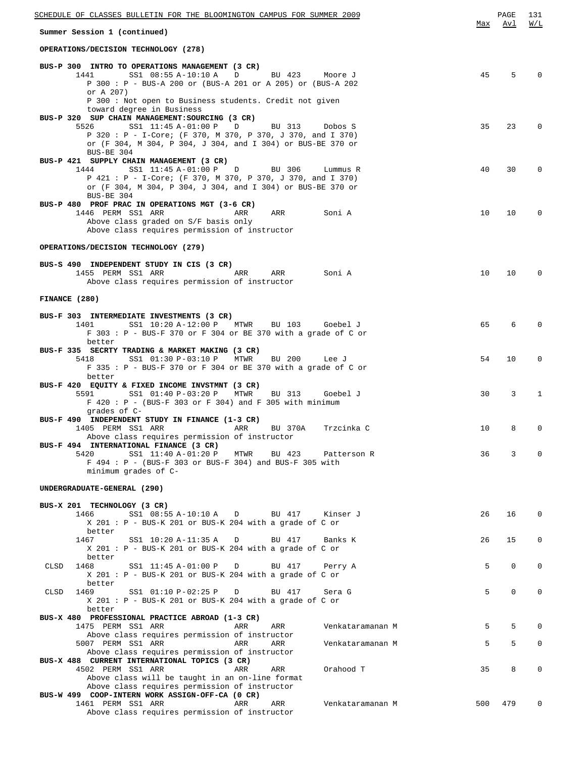## Summer Session 1 (continued)

### OPERATIONS/DECISION TECHNOLOGY (278)

| Course / Class | Session / Time | Days | Room | Instructor | Max | Avl | W/L |
|---|---|---|---|---|---|---|---|
| **BUS-P 300 INTRO TO OPERATIONS MANAGEMENT (3 CR)** | | | | | | | |
| 1441 | SS1 08:55 A-10:10 A | D | BU 423 | Moore J | 45 | 5 | 0 |
| P 300 : P - BUS-A 200 or (BUS-A 201 or A 205) or (BUS-A 202 or A 207) | | | | | | | |
| P 300 : Not open to Business students. Credit not given toward degree in Business | | | | | | | |
| **BUS-P 320 SUP CHAIN MANAGEMENT:SOURCING (3 CR)** | | | | | | | |
| 5526 | SS1 11:45 A-01:00 P | D | BU 313 | Dobos S | 35 | 23 | 0 |
| P 320 : P - I-Core; (F 370, M 370, P 370, J 370, and I 370) or (F 304, M 304, P 304, J 304, and I 304) or BUS-BE 370 or BUS-BE 304 | | | | | | | |
| **BUS-P 421 SUPPLY CHAIN MANAGEMENT (3 CR)** | | | | | | | |
| 1444 | SS1 11:45 A-01:00 P | D | BU 306 | Lummus R | 40 | 30 | 0 |
| P 421 : P - I-Core; (F 370, M 370, P 370, J 370, and I 370) or (F 304, M 304, P 304, J 304, and I 304) or BUS-BE 370 or BUS-BE 304 | | | | | | | |
| **BUS-P 480 PROF PRAC IN OPERATIONS MGT (3-6 CR)** | | | | | | | |
| 1446 PERM | SS1 ARR | ARR | ARR | Soni A | 10 | 10 | 0 |
| Above class graded on S/F basis only | | | | | | | |
| Above class requires permission of instructor | | | | | | | |

### OPERATIONS/DECISION TECHNOLOGY (279)

| Course / Class | Session / Time | Days | Room | Instructor | Max | Avl | W/L |
|---|---|---|---|---|---|---|---|
| **BUS-S 490 INDEPENDENT STUDY IN CIS (3 CR)** | | | | | | | |
| 1455 PERM | SS1 ARR | ARR | ARR | Soni A | 10 | 10 | 0 |
| Above class requires permission of instructor | | | | | | | |

### FINANCE (280)

| Course / Class | Session / Time | Days | Room | Instructor | Max | Avl | W/L |
|---|---|---|---|---|---|---|---|
| **BUS-F 303 INTERMEDIATE INVESTMENTS (3 CR)** | | | | | | | |
| 1401 | SS1 10:20 A-12:00 P | MTWR | BU 103 | Goebel J | 65 | 6 | 0 |
| F 303 : P - BUS-F 370 or F 304 or BE 370 with a grade of C or better | | | | | | | |
| **BUS-F 335 SECRTY TRADING & MARKET MAKING (3 CR)** | | | | | | | |
| 5418 | SS1 01:30 P-03:10 P | MTWR | BU 200 | Lee J | 54 | 10 | 0 |
| F 335 : P - BUS-F 370 or F 304 or BE 370 with a grade of C or better | | | | | | | |
| **BUS-F 420 EQUITY & FIXED INCOME INVSTMNT (3 CR)** | | | | | | | |
| 5591 | SS1 01:40 P-03:20 P | MTWR | BU 313 | Goebel J | 30 | 3 | 1 |
| F 420 : P - (BUS-F 303 or F 304) and F 305 with minimum grades of C- | | | | | | | |
| **BUS-F 490 INDEPENDENT STUDY IN FINANCE (1-3 CR)** | | | | | | | |
| 1405 PERM | SS1 ARR | ARR | BU 370A | Trzcinka C | 10 | 8 | 0 |
| Above class requires permission of instructor | | | | | | | |
| **BUS-F 494 INTERNATIONAL FINANCE (3 CR)** | | | | | | | |
| 5420 | SS1 11:40 A-01:20 P | MTWR | BU 423 | Patterson R | 36 | 3 | 0 |
| F 494 : P - (BUS-F 303 or BUS-F 304) and BUS-F 305 with minimum grades of C- | | | | | | | |

### UNDERGRADUATE-GENERAL (290)

| Course / Class | Session / Time | Days | Room | Instructor | Max | Avl | W/L |
|---|---|---|---|---|---|---|---|
| **BUS-X 201 TECHNOLOGY (3 CR)** | | | | | | | |
| 1466 | SS1 08:55 A-10:10 A | D | BU 417 | Kinser J | 26 | 16 | 0 |
| X 201 : P - BUS-K 201 or BUS-K 204 with a grade of C or better | | | | | | | |
| 1467 | SS1 10:20 A-11:35 A | D | BU 417 | Banks K | 26 | 15 | 0 |
| X 201 : P - BUS-K 201 or BUS-K 204 with a grade of C or better | | | | | | | |
| CLSD 1468 | SS1 11:45 A-01:00 P | D | BU 417 | Perry A | 5 | 0 | 0 |
| X 201 : P - BUS-K 201 or BUS-K 204 with a grade of C or better | | | | | | | |
| CLSD 1469 | SS1 01:10 P-02:25 P | D | BU 417 | Sera G | 5 | 0 | 0 |
| X 201 : P - BUS-K 201 or BUS-K 204 with a grade of C or better | | | | | | | |
| **BUS-X 480 PROFESSIONAL PRACTICE ABROAD (1-3 CR)** | | | | | | | |
| 1475 PERM | SS1 ARR | ARR | ARR | Venkataramanan M | 5 | 5 | 0 |
| Above class requires permission of instructor | | | | | | | |
| 5007 PERM | SS1 ARR | ARR | ARR | Venkataramanan M | 5 | 5 | 0 |
| Above class requires permission of instructor | | | | | | | |
| **BUS-X 488 CURRENT INTERNATIONAL TOPICS (3 CR)** | | | | | | | |
| 4502 PERM | SS1 ARR | ARR | ARR | Orahood T | 35 | 8 | 0 |
| Above class will be taught in an on-line format | | | | | | | |
| Above class requires permission of instructor | | | | | | | |
| **BUS-W 499 COOP-INTERN WORK ASSIGN-OFF-CA (0 CR)** | | | | | | | |
| 1461 PERM | SS1 ARR | ARR | ARR | Venkataramanan M | 500 | 479 | 0 |
| Above class requires permission of instructor | | | | | | | |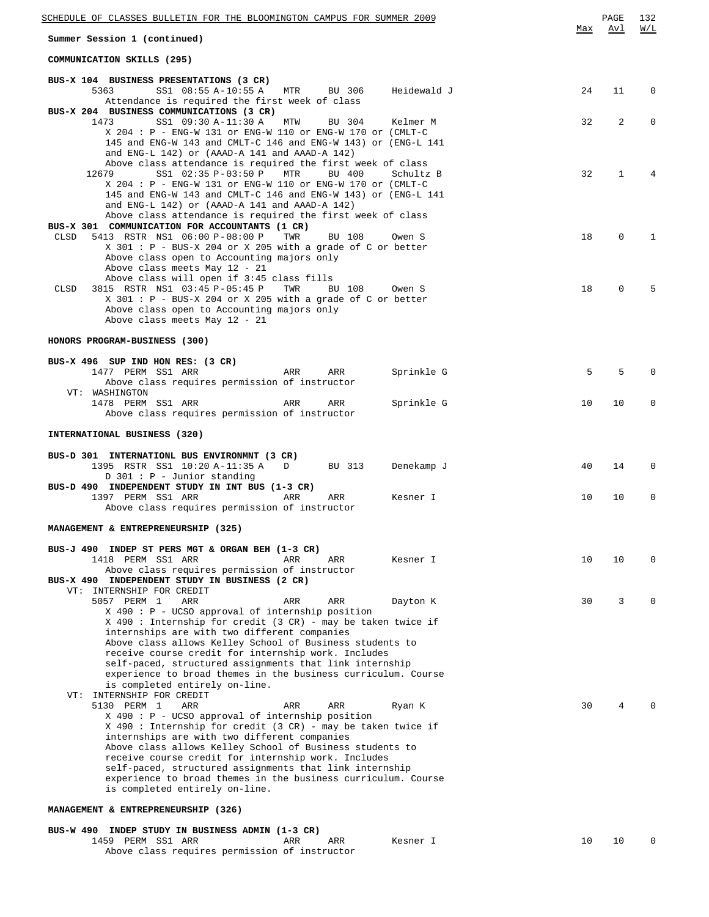Summer Session 1 (continued)

| | | | | | | Max | Avl | W/L |
|---|---|---|---|---|---|---|---|---|

### COMMUNICATION SKILLS (295)

**BUS-X 104 BUSINESS PRESENTATIONS (3 CR)**

```
     5363         SS1  08:55 A-10:55 A   MTR    BU 306      Heidewald J           24    11     0
        Attendance is required the first week of class
```

**BUS-X 204 BUSINESS COMMUNICATIONS (3 CR)**

```
     1473         SS1  09:30 A-11:30 A   MTW    BU 304      Kelmer M              32     2     0
        X 204 : P - ENG-W 131 or ENG-W 110 or ENG-W 170 or (CMLT-C
        145 and ENG-W 143 and CMLT-C 146 and ENG-W 143) or (ENG-L 141
        and ENG-L 142) or (AAAD-A 141 and AAAD-A 142)
        Above class attendance is required the first week of class
    12679         SS1  02:35 P-03:50 P   MTR    BU 400      Schultz B             32     1     4
        X 204 : P - ENG-W 131 or ENG-W 110 or ENG-W 170 or (CMLT-C
        145 and ENG-W 143 and CMLT-C 146 and ENG-W 143) or (ENG-L 141
        and ENG-L 142) or (AAAD-A 141 and AAAD-A 142)
        Above class attendance is required the first week of class
```

**BUS-X 301 COMMUNICATION FOR ACCOUNTANTS (1 CR)**

```
CLSD  5413  RSTR  NS1  06:00 P-08:00 P   TWR    BU 108      Owen S                18     0     1
        X 301 : P - BUS-X 204 or X 205 with a grade of C or better
        Above class open to Accounting majors only
        Above class meets May 12 - 21
        Above class will open if 3:45 class fills
CLSD  3815  RSTR  NS1  03:45 P-05:45 P   TWR    BU 108      Owen S                18     0     5
        X 301 : P - BUS-X 204 or X 205 with a grade of C or better
        Above class open to Accounting majors only
        Above class meets May 12 - 21
```

### HONORS PROGRAM-BUSINESS (300)

**BUS-X 496 SUP IND HON RES: (3 CR)**

```
     1477  PERM  SS1  ARR                ARR    ARR         Sprinkle G             5     5     0
        Above class requires permission of instructor
   VT: WASHINGTON
     1478  PERM  SS1  ARR                ARR    ARR         Sprinkle G            10    10     0
        Above class requires permission of instructor
```

### INTERNATIONAL BUSINESS (320)

**BUS-D 301 INTERNATIONL BUS ENVIRONMNT (3 CR)**

```
     1395  RSTR  SS1  10:20 A-11:35 A    D      BU 313      Denekamp J            40    14     0
        D 301 : P - Junior standing
```

**BUS-D 490 INDEPENDENT STUDY IN INT BUS (1-3 CR)**

```
     1397  PERM  SS1  ARR                ARR    ARR         Kesner I              10    10     0
        Above class requires permission of instructor
```

### MANAGEMENT & ENTREPRENEURSHIP (325)

**BUS-J 490 INDEP ST PERS MGT & ORGAN BEH (1-3 CR)**

```
     1418  PERM  SS1  ARR                ARR    ARR         Kesner I              10    10     0
        Above class requires permission of instructor
```

**BUS-X 490 INDEPENDENT STUDY IN BUSINESS (2 CR)**

```
   VT: INTERNSHIP FOR CREDIT
     5057  PERM  1    ARR                ARR    ARR         Dayton K              30     3     0
        X 490 : P - UCSO approval of internship position
        X 490 : Internship for credit (3 CR) - may be taken twice if
        internships are with two different companies
        Above class allows Kelley School of Business students to
        receive course credit for internship work. Includes
        self-paced, structured assignments that link internship
        experience to broad themes in the business curriculum. Course
        is completed entirely on-line.
   VT: INTERNSHIP FOR CREDIT
     5130  PERM  1    ARR                ARR    ARR         Ryan K                30     4     0
        X 490 : P - UCSO approval of internship position
        X 490 : Internship for credit (3 CR) - may be taken twice if
        internships are with two different companies
        Above class allows Kelley School of Business students to
        receive course credit for internship work. Includes
        self-paced, structured assignments that link internship
        experience to broad themes in the business curriculum. Course
        is completed entirely on-line.
```

### MANAGEMENT & ENTREPRENEURSHIP (326)

**BUS-W 490 INDEP STUDY IN BUSINESS ADMIN (1-3 CR)**

```
     1459  PERM  SS1  ARR                ARR    ARR         Kesner I              10    10     0
        Above class requires permission of instructor
```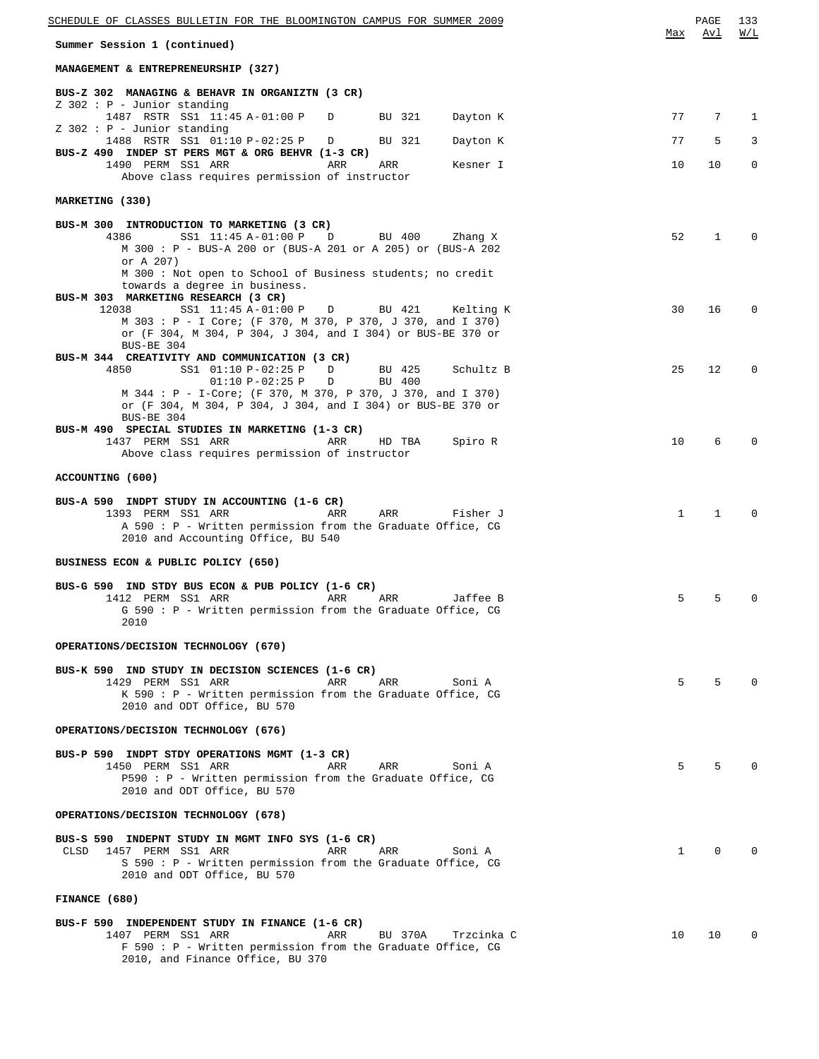**Summer Session 1 (continued)**

| | Max | Avl | W/L |
|---|---|---|---|

## MANAGEMENT & ENTREPRENEURSHIP (327)

**BUS-Z 302 MANAGING & BEHAVR IN ORGANIZTN (3 CR)**

```
Z 302 : P - Junior standing
  1487  RSTR  SS1  11:45 A-01:00 P   D    BU 321    Dayton K      77   7   1
Z 302 : P - Junior standing
  1488  RSTR  SS1  01:10 P-02:25 P   D    BU 321    Dayton K      77   5   3
```

**BUS-Z 490 INDEP ST PERS MGT & ORG BEHVR (1-3 CR)**

```
  1490  PERM  SS1  ARR               ARR  ARR       Kesner I      10  10   0
    Above class requires permission of instructor
```

## MARKETING (330)

**BUS-M 300 INTRODUCTION TO MARKETING (3 CR)**

```
  4386        SS1  11:45 A-01:00 P   D    BU 400    Zhang X       52   1   0
    M 300 : P - BUS-A 200 or (BUS-A 201 or A 205) or (BUS-A 202
    or A 207)
    M 300 : Not open to School of Business students; no credit
    towards a degree in business.
```

**BUS-M 303 MARKETING RESEARCH (3 CR)**

```
 12038        SS1  11:45 A-01:00 P   D    BU 421    Kelting K     30  16   0
    M 303 : P - I Core; (F 370, M 370, P 370, J 370, and I 370)
    or (F 304, M 304, P 304, J 304, and I 304) or BUS-BE 370 or
    BUS-BE 304
```

**BUS-M 344 CREATIVITY AND COMMUNICATION (3 CR)**

```
  4850        SS1  01:10 P-02:25 P   D    BU 425    Schultz B     25  12   0
                   01:10 P-02:25 P   D    BU 400
    M 344 : P - I-Core; (F 370, M 370, P 370, J 370, and I 370)
    or (F 304, M 304, P 304, J 304, and I 304) or BUS-BE 370 or
    BUS-BE 304
```

**BUS-M 490 SPECIAL STUDIES IN MARKETING (1-3 CR)**

```
  1437  PERM  SS1  ARR               ARR  HD TBA    Spiro R       10   6   0
    Above class requires permission of instructor
```

## ACCOUNTING (600)

**BUS-A 590 INDPT STUDY IN ACCOUNTING (1-6 CR)**

```
  1393  PERM  SS1  ARR               ARR  ARR       Fisher J       1   1   0
    A 590 : P - Written permission from the Graduate Office, CG
    2010 and Accounting Office, BU 540
```

## BUSINESS ECON & PUBLIC POLICY (650)

**BUS-G 590 IND STDY BUS ECON & PUB POLICY (1-6 CR)**

```
  1412  PERM  SS1  ARR               ARR  ARR       Jaffee B       5   5   0
    G 590 : P - Written permission from the Graduate Office, CG
    2010
```

## OPERATIONS/DECISION TECHNOLOGY (670)

**BUS-K 590 IND STUDY IN DECISION SCIENCES (1-6 CR)**

```
  1429  PERM  SS1  ARR               ARR  ARR       Soni A         5   5   0
    K 590 : P - Written permission from the Graduate Office, CG
    2010 and ODT Office, BU 570
```

## OPERATIONS/DECISION TECHNOLOGY (676)

**BUS-P 590 INDPT STDY OPERATIONS MGMT (1-3 CR)**

```
  1450  PERM  SS1  ARR               ARR  ARR       Soni A         5   5   0
    P590 : P - Written permission from the Graduate Office, CG
    2010 and ODT Office, BU 570
```

## OPERATIONS/DECISION TECHNOLOGY (678)

**BUS-S 590 INDEPNT STUDY IN MGMT INFO SYS (1-6 CR)**

```
 CLSD  1457  PERM  SS1  ARR          ARR  ARR       Soni A         1   0   0
    S 590 : P - Written permission from the Graduate Office, CG
    2010 and ODT Office, BU 570
```

## FINANCE (680)

**BUS-F 590 INDEPENDENT STUDY IN FINANCE (1-6 CR)**

```
  1407  PERM  SS1  ARR               ARR  BU 370A   Trzcinka C    10  10   0
    F 590 : P - Written permission from the Graduate Office, CG
    2010, and Finance Office, BU 370
```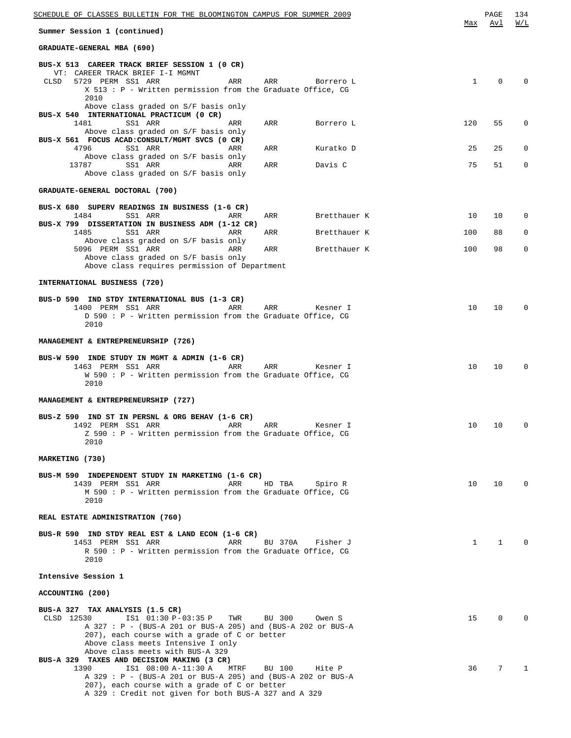**Summary Session 1 (continued)**

| | | | | | Max | Avl | W/L |
|---|---|---|---|---|---|---|---|

**GRADUATE-GENERAL MBA (690)**

**BUS-X 513 CAREER TRACK BRIEF SESSION 1 (0 CR)**
VT: CAREER TRACK BRIEF I-I MGMNT

| | | | | | Max | Avl | W/L |
|---|---|---|---|---|---|---|---|
| CLSD 5729 PERM SS1 ARR | ARR | ARR | Borrero L | | 1 | 0 | 0 |

X 513 : P - Written permission from the Graduate Office, CG 2010
Above class graded on S/F basis only

**BUS-X 540 INTERNATIONAL PRACTICUM (0 CR)**

| | | | | Max | Avl | W/L |
|---|---|---|---|---|---|---|
| 1481 SS1 ARR | ARR | ARR | Borrero L | 120 | 55 | 0 |

Above class graded on S/F basis only

**BUS-X 561 FOCUS ACAD:CONSULT/MGMT SVCS (0 CR)**

| | | | | Max | Avl | W/L |
|---|---|---|---|---|---|---|
| 4796 SS1 ARR | ARR | ARR | Kuratko D | 25 | 25 | 0 |

Above class graded on S/F basis only

| | | | | Max | Avl | W/L |
|---|---|---|---|---|---|---|
| 13787 SS1 ARR | ARR | ARR | Davis C | 75 | 51 | 0 |

Above class graded on S/F basis only

**GRADUATE-GENERAL DOCTORAL (700)**

**BUS-X 680 SUPERV READINGS IN BUSINESS (1-6 CR)**

| | | | | Max | Avl | W/L |
|---|---|---|---|---|---|---|
| 1484 SS1 ARR | ARR | ARR | Bretthauer K | 10 | 10 | 0 |

**BUS-X 799 DISSERTATION IN BUSINESS ADM (1-12 CR)**

| | | | | Max | Avl | W/L |
|---|---|---|---|---|---|---|
| 1485 SS1 ARR | ARR | ARR | Bretthauer K | 100 | 88 | 0 |

Above class graded on S/F basis only

| | | | | Max | Avl | W/L |
|---|---|---|---|---|---|---|
| 5096 PERM SS1 ARR | ARR | ARR | Bretthauer K | 100 | 98 | 0 |

Above class graded on S/F basis only
Above class requires permission of Department

**INTERNATIONAL BUSINESS (720)**

**BUS-D 590 IND STDY INTERNATIONAL BUS (1-3 CR)**

| | | | | Max | Avl | W/L |
|---|---|---|---|---|---|---|
| 1400 PERM SS1 ARR | ARR | ARR | Kesner I | 10 | 10 | 0 |

D 590 : P - Written permission from the Graduate Office, CG 2010

**MANAGEMENT & ENTREPRENEURSHIP (726)**

**BUS-W 590 INDE STUDY IN MGMT & ADMIN (1-6 CR)**

| | | | | Max | Avl | W/L |
|---|---|---|---|---|---|---|
| 1463 PERM SS1 ARR | ARR | ARR | Kesner I | 10 | 10 | 0 |

W 590 : P - Written permission from the Graduate Office, CG 2010

**MANAGEMENT & ENTREPRENEURSHIP (727)**

**BUS-Z 590 IND ST IN PERSNL & ORG BEHAV (1-6 CR)**

| | | | | Max | Avl | W/L |
|---|---|---|---|---|---|---|
| 1492 PERM SS1 ARR | ARR | ARR | Kesner I | 10 | 10 | 0 |

Z 590 : P - Written permission from the Graduate Office, CG 2010

**MARKETING (730)**

**BUS-M 590 INDEPENDENT STUDY IN MARKETING (1-6 CR)**

| | | | | Max | Avl | W/L |
|---|---|---|---|---|---|---|
| 1439 PERM SS1 ARR | ARR | HD TBA | Spiro R | 10 | 10 | 0 |

M 590 : P - Written permission from the Graduate Office, CG 2010

**REAL ESTATE ADMINISTRATION (760)**

**BUS-R 590 IND STDY REAL EST & LAND ECON (1-6 CR)**

| | | | | Max | Avl | W/L |
|---|---|---|---|---|---|---|
| 1453 PERM SS1 ARR | ARR | BU 370A | Fisher J | 1 | 1 | 0 |

R 590 : P - Written permission from the Graduate Office, CG 2010

**Intensive Session 1**

**ACCOUNTING (200)**

**BUS-A 327 TAX ANALYSIS (1.5 CR)**

| | | | | Max | Avl | W/L |
|---|---|---|---|---|---|---|
| CLSD 12530 IS1 01:30 P-03:35 P | TWR | BU 300 | Owen S | 15 | 0 | 0 |

A 327 : P - (BUS-A 201 or BUS-A 205) and (BUS-A 202 or BUS-A 207), each course with a grade of C or better
Above class meets Intensive I only
Above class meets with BUS-A 329

**BUS-A 329 TAXES AND DECISION MAKING (3 CR)**

| | | | | Max | Avl | W/L |
|---|---|---|---|---|---|---|
| 1390 IS1 08:00 A-11:30 A | MTRF | BU 100 | Hite P | 36 | 7 | 1 |

A 329 : P - (BUS-A 201 or BUS-A 205) and (BUS-A 202 or BUS-A 207), each course with a grade of C or better
A 329 : Credit not given for both BUS-A 327 and A 329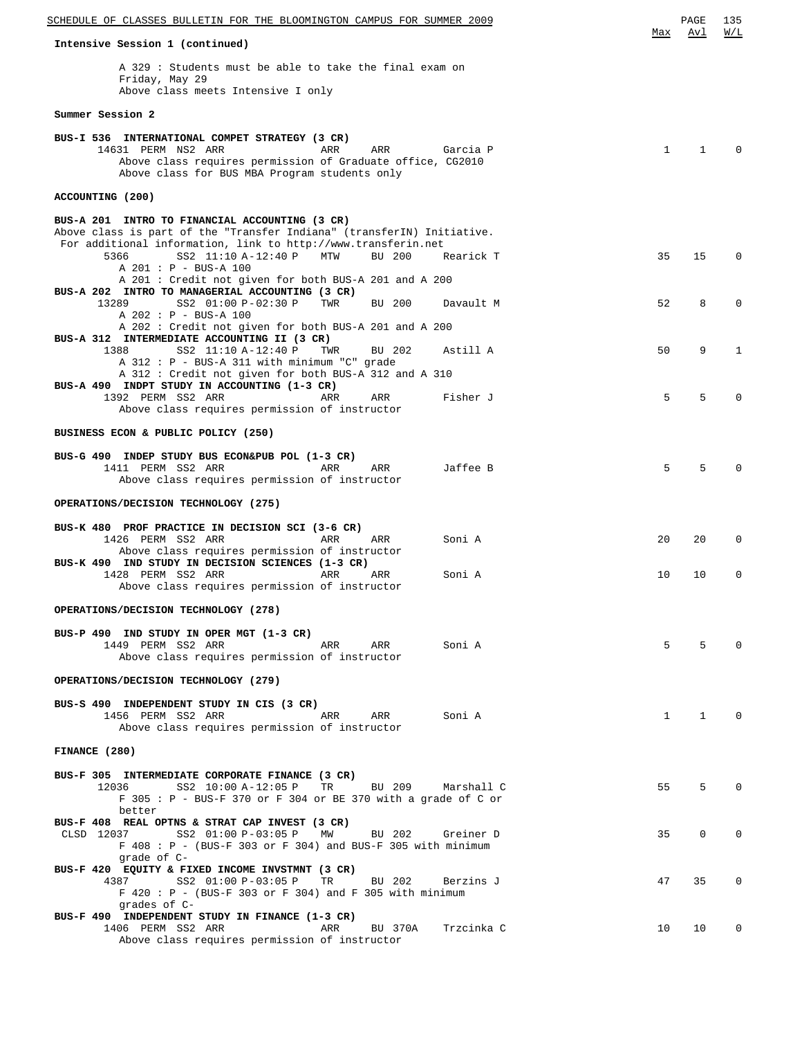Intensive Session 1 (continued)

A 329 : Students must be able to take the final exam on Friday, May 29
Above class meets Intensive I only

**Summer Session 2**

| Course / Class | Session | Time | Days | Room | Instructor | Max | Avl | W/L |
|---|---|---|---|---|---|---|---|---|
| **BUS-I 536 INTERNATIONAL COMPET STRATEGY (3 CR)** | | | | | | | | |
| 14631 PERM | NS2 | ARR | ARR | ARR | Garcia P | 1 | 1 | 0 |

Above class requires permission of Graduate office, CG2010
Above class for BUS MBA Program students only

**ACCOUNTING (200)**

**BUS-A 201 INTRO TO FINANCIAL ACCOUNTING (3 CR)**
Above class is part of the "Transfer Indiana" (transferIN) Initiative.
For additional information, link to http://www.transferin.net

| Class | Session | Time | Days | Room | Instructor | Max | Avl | W/L |
|---|---|---|---|---|---|---|---|---|
| 5366 | SS2 | 11:10 A-12:40 P | MTW | BU 200 | Rearick T | 35 | 15 | 0 |

A 201 : P - BUS-A 100
A 201 : Credit not given for both BUS-A 201 and A 200

**BUS-A 202 INTRO TO MANAGERIAL ACCOUNTING (3 CR)**

| Class | Session | Time | Days | Room | Instructor | Max | Avl | W/L |
|---|---|---|---|---|---|---|---|---|
| 13289 | SS2 | 01:00 P-02:30 P | TWR | BU 200 | Davault M | 52 | 8 | 0 |

A 202 : P - BUS-A 100
A 202 : Credit not given for both BUS-A 201 and A 200

**BUS-A 312 INTERMEDIATE ACCOUNTING II (3 CR)**

| Class | Session | Time | Days | Room | Instructor | Max | Avl | W/L |
|---|---|---|---|---|---|---|---|---|
| 1388 | SS2 | 11:10 A-12:40 P | TWR | BU 202 | Astill A | 50 | 9 | 1 |

A 312 : P - BUS-A 311 with minimum "C" grade
A 312 : Credit not given for both BUS-A 312 and A 310

**BUS-A 490 INDPT STUDY IN ACCOUNTING (1-3 CR)**

| Class | Session | Time | Days | Room | Instructor | Max | Avl | W/L |
|---|---|---|---|---|---|---|---|---|
| 1392 PERM | SS2 | ARR | ARR | ARR | Fisher J | 5 | 5 | 0 |

Above class requires permission of instructor

**BUSINESS ECON & PUBLIC POLICY (250)**

**BUS-G 490 INDEP STUDY BUS ECON&PUB POL (1-3 CR)**

| Class | Session | Time | Days | Room | Instructor | Max | Avl | W/L |
|---|---|---|---|---|---|---|---|---|
| 1411 PERM | SS2 | ARR | ARR | ARR | Jaffee B | 5 | 5 | 0 |

Above class requires permission of instructor

**OPERATIONS/DECISION TECHNOLOGY (275)**

**BUS-K 480 PROF PRACTICE IN DECISION SCI (3-6 CR)**

| Class | Session | Time | Days | Room | Instructor | Max | Avl | W/L |
|---|---|---|---|---|---|---|---|---|
| 1426 PERM | SS2 | ARR | ARR | ARR | Soni A | 20 | 20 | 0 |

Above class requires permission of instructor

**BUS-K 490 IND STUDY IN DECISION SCIENCES (1-3 CR)**

| Class | Session | Time | Days | Room | Instructor | Max | Avl | W/L |
|---|---|---|---|---|---|---|---|---|
| 1428 PERM | SS2 | ARR | ARR | ARR | Soni A | 10 | 10 | 0 |

Above class requires permission of instructor

**OPERATIONS/DECISION TECHNOLOGY (278)**

**BUS-P 490 IND STUDY IN OPER MGT (1-3 CR)**

| Class | Session | Time | Days | Room | Instructor | Max | Avl | W/L |
|---|---|---|---|---|---|---|---|---|
| 1449 PERM | SS2 | ARR | ARR | ARR | Soni A | 5 | 5 | 0 |

Above class requires permission of instructor

**OPERATIONS/DECISION TECHNOLOGY (279)**

**BUS-S 490 INDEPENDENT STUDY IN CIS (3 CR)**

| Class | Session | Time | Days | Room | Instructor | Max | Avl | W/L |
|---|---|---|---|---|---|---|---|---|
| 1456 PERM | SS2 | ARR | ARR | ARR | Soni A | 1 | 1 | 0 |

Above class requires permission of instructor

**FINANCE (280)**

**BUS-F 305 INTERMEDIATE CORPORATE FINANCE (3 CR)**

| Class | Session | Time | Days | Room | Instructor | Max | Avl | W/L |
|---|---|---|---|---|---|---|---|---|
| 12036 | SS2 | 10:00 A-12:05 P | TR | BU 209 | Marshall C | 55 | 5 | 0 |

F 305 : P - BUS-F 370 or F 304 or BE 370 with a grade of C or better

**BUS-F 408 REAL OPTNS & STRAT CAP INVEST (3 CR)**

| Class | Session | Time | Days | Room | Instructor | Max | Avl | W/L |
|---|---|---|---|---|---|---|---|---|
| CLSD 12037 | SS2 | 01:00 P-03:05 P | MW | BU 202 | Greiner D | 35 | 0 | 0 |

F 408 : P - (BUS-F 303 or F 304) and BUS-F 305 with minimum grade of C-

**BUS-F 420 EQUITY & FIXED INCOME INVSTMNT (3 CR)**

| Class | Session | Time | Days | Room | Instructor | Max | Avl | W/L |
|---|---|---|---|---|---|---|---|---|
| 4387 | SS2 | 01:00 P-03:05 P | TR | BU 202 | Berzins J | 47 | 35 | 0 |

F 420 : P - (BUS-F 303 or F 304) and F 305 with minimum grades of C-

**BUS-F 490 INDEPENDENT STUDY IN FINANCE (1-3 CR)**

| Class | Session | Time | Days | Room | Instructor | Max | Avl | W/L |
|---|---|---|---|---|---|---|---|---|
| 1406 PERM | SS2 | ARR | ARR | BU 370A | Trzcinka C | 10 | 10 | 0 |

Above class requires permission of instructor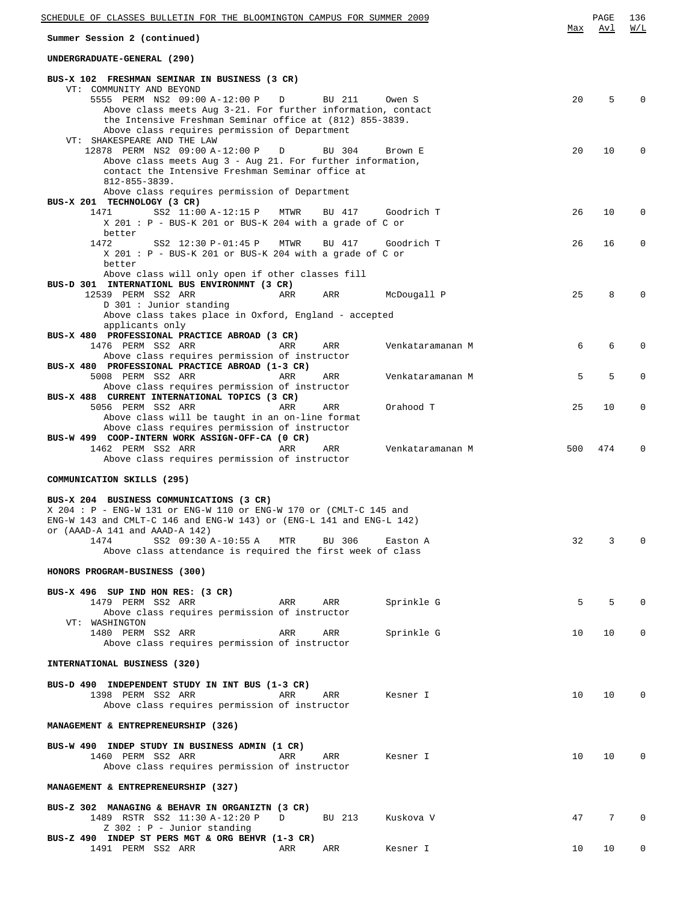Summer Session 2 (continued)

| | Max | Avl | W/L |
|---|---|---|---|

## UNDERGRADUATE-GENERAL (290)

**BUS-X 102 FRESHMAN SEMINAR IN BUSINESS (3 CR)**

VT: COMMUNITY AND BEYOND

| Class | Type | Session | Time | Days | Room | Instructor | Max | Avl | W/L |
|---|---|---|---|---|---|---|---|---|---|
| 5555 | PERM | NS2 | 09:00 A-12:00 P | D | BU 211 | Owen S | 20 | 5 | 0 |

Above class meets Aug 3-21. For further information, contact the Intensive Freshman Seminar office at (812) 855-3839.
Above class requires permission of Department

VT: SHAKESPEARE AND THE LAW

| Class | Type | Session | Time | Days | Room | Instructor | Max | Avl | W/L |
|---|---|---|---|---|---|---|---|---|---|
| 12878 | PERM | NS2 | 09:00 A-12:00 P | D | BU 304 | Brown E | 20 | 10 | 0 |

Above class meets Aug 3 - Aug 21. For further information, contact the Intensive Freshman Seminar office at 812-855-3839.
Above class requires permission of Department

**BUS-X 201 TECHNOLOGY (3 CR)**

| Class | Type | Session | Time | Days | Room | Instructor | Max | Avl | W/L |
|---|---|---|---|---|---|---|---|---|---|
| 1471 | | SS2 | 11:00 A-12:15 P | MTWR | BU 417 | Goodrich T | 26 | 10 | 0 |

X 201 : P - BUS-K 201 or BUS-K 204 with a grade of C or better

| Class | Type | Session | Time | Days | Room | Instructor | Max | Avl | W/L |
|---|---|---|---|---|---|---|---|---|---|
| 1472 | | SS2 | 12:30 P-01:45 P | MTWR | BU 417 | Goodrich T | 26 | 16 | 0 |

X 201 : P - BUS-K 201 or BUS-K 204 with a grade of C or better
Above class will only open if other classes fill

**BUS-D 301 INTERNATIONL BUS ENVIRONMNT (3 CR)**

| Class | Type | Session | Time | Days | Room | Instructor | Max | Avl | W/L |
|---|---|---|---|---|---|---|---|---|---|
| 12539 | PERM | SS2 | ARR | ARR | ARR | McDougall P | 25 | 8 | 0 |

D 301 : Junior standing
Above class takes place in Oxford, England - accepted applicants only

**BUS-X 480 PROFESSIONAL PRACTICE ABROAD (3 CR)**

| Class | Type | Session | Time | Days | Room | Instructor | Max | Avl | W/L |
|---|---|---|---|---|---|---|---|---|---|
| 1476 | PERM | SS2 | ARR | ARR | ARR | Venkataramanan M | 6 | 6 | 0 |

Above class requires permission of instructor

**BUS-X 480 PROFESSIONAL PRACTICE ABROAD (1-3 CR)**

| Class | Type | Session | Time | Days | Room | Instructor | Max | Avl | W/L |
|---|---|---|---|---|---|---|---|---|---|
| 5008 | PERM | SS2 | ARR | ARR | ARR | Venkataramanan M | 5 | 5 | 0 |

Above class requires permission of instructor

**BUS-X 488 CURRENT INTERNATIONAL TOPICS (3 CR)**

| Class | Type | Session | Time | Days | Room | Instructor | Max | Avl | W/L |
|---|---|---|---|---|---|---|---|---|---|
| 5056 | PERM | SS2 | ARR | ARR | ARR | Orahood T | 25 | 10 | 0 |

Above class will be taught in an on-line format
Above class requires permission of instructor

**BUS-W 499 COOP-INTERN WORK ASSIGN-OFF-CA (0 CR)**

| Class | Type | Session | Time | Days | Room | Instructor | Max | Avl | W/L |
|---|---|---|---|---|---|---|---|---|---|
| 1462 | PERM | SS2 | ARR | ARR | ARR | Venkataramanan M | 500 | 474 | 0 |

Above class requires permission of instructor

## COMMUNICATION SKILLS (295)

**BUS-X 204 BUSINESS COMMUNICATIONS (3 CR)**

X 204 : P - ENG-W 131 or ENG-W 110 or ENG-W 170 or (CMLT-C 145 and ENG-W 143 and CMLT-C 146 and ENG-W 143) or (ENG-L 141 and ENG-L 142) or (AAAD-A 141 and AAAD-A 142)

| Class | Type | Session | Time | Days | Room | Instructor | Max | Avl | W/L |
|---|---|---|---|---|---|---|---|---|---|
| 1474 | | SS2 | 09:30 A-10:55 A | MTR | BU 306 | Easton A | 32 | 3 | 0 |

Above class attendance is required the first week of class

## HONORS PROGRAM-BUSINESS (300)

**BUS-X 496 SUP IND HON RES: (3 CR)**

| Class | Type | Session | Time | Days | Room | Instructor | Max | Avl | W/L |
|---|---|---|---|---|---|---|---|---|---|
| 1479 | PERM | SS2 | ARR | ARR | ARR | Sprinkle G | 5 | 5 | 0 |

Above class requires permission of instructor

VT: WASHINGTON

| Class | Type | Session | Time | Days | Room | Instructor | Max | Avl | W/L |
|---|---|---|---|---|---|---|---|---|---|
| 1480 | PERM | SS2 | ARR | ARR | ARR | Sprinkle G | 10 | 10 | 0 |

Above class requires permission of instructor

## INTERNATIONAL BUSINESS (320)

**BUS-D 490 INDEPENDENT STUDY IN INT BUS (1-3 CR)**

| Class | Type | Session | Time | Days | Room | Instructor | Max | Avl | W/L |
|---|---|---|---|---|---|---|---|---|---|
| 1398 | PERM | SS2 | ARR | ARR | ARR | Kesner I | 10 | 10 | 0 |

Above class requires permission of instructor

## MANAGEMENT & ENTREPRENEURSHIP (326)

**BUS-W 490 INDEP STUDY IN BUSINESS ADMIN (1 CR)**

| Class | Type | Session | Time | Days | Room | Instructor | Max | Avl | W/L |
|---|---|---|---|---|---|---|---|---|---|
| 1460 | PERM | SS2 | ARR | ARR | ARR | Kesner I | 10 | 10 | 0 |

Above class requires permission of instructor

## MANAGEMENT & ENTREPRENEURSHIP (327)

**BUS-Z 302 MANAGING & BEHAVR IN ORGANIZTN (3 CR)**

| Class | Type | Session | Time | Days | Room | Instructor | Max | Avl | W/L |
|---|---|---|---|---|---|---|---|---|---|
| 1489 | RSTR | SS2 | 11:30 A-12:20 P | D | BU 213 | Kuskova V | 47 | 7 | 0 |

Z 302 : P - Junior standing

**BUS-Z 490 INDEP ST PERS MGT & ORG BEHVR (1-3 CR)**

| Class | Type | Session | Time | Days | Room | Instructor | Max | Avl | W/L |
|---|---|---|---|---|---|---|---|---|---|
| 1491 | PERM | SS2 | ARR | ARR | ARR | Kesner I | 10 | 10 | 0 |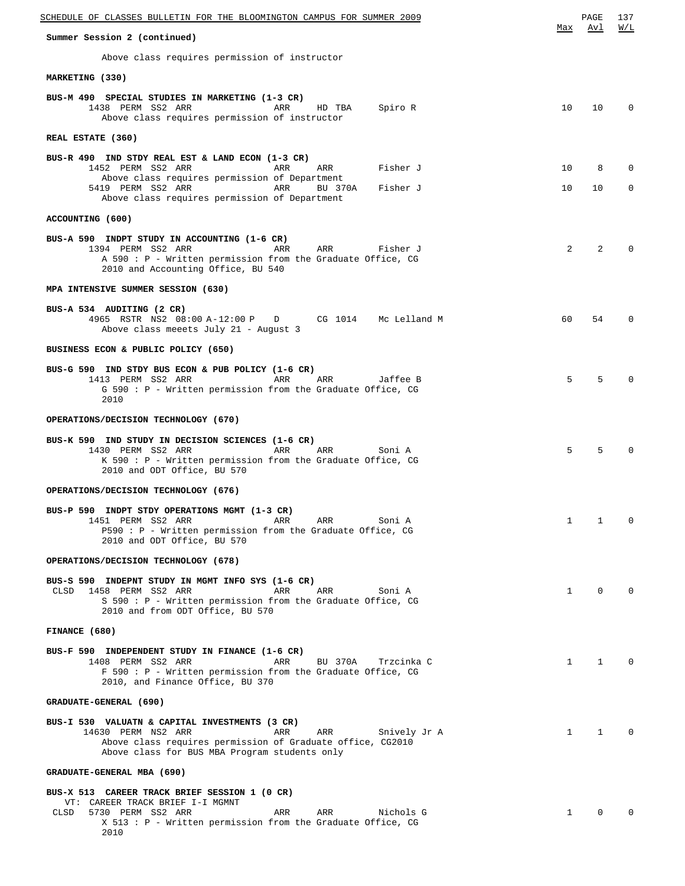Summary Session 2 (continued)

Above class requires permission of instructor

**MARKETING (330)**

**BUS-M 490 SPECIAL STUDIES IN MARKETING (1-3 CR)**

| | Class | Type | Session | Time | Days | Room | Instructor | Max | Avl | W/L |
|---|---|---|---|---|---|---|---|---|---|---|
| | 1438 | PERM | SS2 | ARR | ARR | HD TBA | Spiro R | 10 | 10 | 0 |

Above class requires permission of instructor

**REAL ESTATE (360)**

**BUS-R 490 IND STDY REAL EST & LAND ECON (1-3 CR)**

| | Class | Type | Session | Time | Days | Room | Instructor | Max | Avl | W/L |
|---|---|---|---|---|---|---|---|---|---|---|
| | 1452 | PERM | SS2 | ARR | ARR | ARR | Fisher J | 10 | 8 | 0 |
| | 5419 | PERM | SS2 | ARR | ARR | BU 370A | Fisher J | 10 | 10 | 0 |

Class 1452: Above class requires permission of Department
Class 5419: Above class requires permission of Department

**ACCOUNTING (600)**

**BUS-A 590 INDPT STUDY IN ACCOUNTING (1-6 CR)**

| | Class | Type | Session | Time | Days | Room | Instructor | Max | Avl | W/L |
|---|---|---|---|---|---|---|---|---|---|---|
| | 1394 | PERM | SS2 | ARR | ARR | ARR | Fisher J | 2 | 2 | 0 |

A 590 : P - Written permission from the Graduate Office, CG 2010 and Accounting Office, BU 540

**MPA INTENSIVE SUMMER SESSION (630)**

**BUS-A 534 AUDITING (2 CR)**

| | Class | Type | Session | Time | Days | Room | Instructor | Max | Avl | W/L |
|---|---|---|---|---|---|---|---|---|---|---|
| | 4965 | RSTR | NS2 | 08:00 A-12:00 P | D | CG 1014 | Mc Lelland M | 60 | 54 | 0 |

Above class meeets July 21 - August 3

**BUSINESS ECON & PUBLIC POLICY (650)**

**BUS-G 590 IND STDY BUS ECON & PUB POLICY (1-6 CR)**

| | Class | Type | Session | Time | Days | Room | Instructor | Max | Avl | W/L |
|---|---|---|---|---|---|---|---|---|---|---|
| | 1413 | PERM | SS2 | ARR | ARR | ARR | Jaffee B | 5 | 5 | 0 |

G 590 : P - Written permission from the Graduate Office, CG 2010

**OPERATIONS/DECISION TECHNOLOGY (670)**

**BUS-K 590 IND STUDY IN DECISION SCIENCES (1-6 CR)**

| | Class | Type | Session | Time | Days | Room | Instructor | Max | Avl | W/L |
|---|---|---|---|---|---|---|---|---|---|---|
| | 1430 | PERM | SS2 | ARR | ARR | ARR | Soni A | 5 | 5 | 0 |

K 590 : P - Written permission from the Graduate Office, CG 2010 and ODT Office, BU 570

**OPERATIONS/DECISION TECHNOLOGY (676)**

**BUS-P 590 INDPT STDY OPERATIONS MGMT (1-3 CR)**

| | Class | Type | Session | Time | Days | Room | Instructor | Max | Avl | W/L |
|---|---|---|---|---|---|---|---|---|---|---|
| | 1451 | PERM | SS2 | ARR | ARR | ARR | Soni A | 1 | 1 | 0 |

P590 : P - Written permission from the Graduate Office, CG 2010 and ODT Office, BU 570

**OPERATIONS/DECISION TECHNOLOGY (678)**

**BUS-S 590 INDEPNT STUDY IN MGMT INFO SYS (1-6 CR)**

| | Class | Type | Session | Time | Days | Room | Instructor | Max | Avl | W/L |
|---|---|---|---|---|---|---|---|---|---|---|
| CLSD | 1458 | PERM | SS2 | ARR | ARR | ARR | Soni A | 1 | 0 | 0 |

S 590 : P - Written permission from the Graduate Office, CG 2010 and from ODT Office, BU 570

**FINANCE (680)**

**BUS-F 590 INDEPENDENT STUDY IN FINANCE (1-6 CR)**

| | Class | Type | Session | Time | Days | Room | Instructor | Max | Avl | W/L |
|---|---|---|---|---|---|---|---|---|---|---|
| | 1408 | PERM | SS2 | ARR | ARR | BU 370A | Trzcinka C | 1 | 1 | 0 |

F 590 : P - Written permission from the Graduate Office, CG 2010, and Finance Office, BU 370

**GRADUATE-GENERAL (690)**

**BUS-I 530 VALUATN & CAPITAL INVESTMENTS (3 CR)**

| | Class | Type | Session | Time | Days | Room | Instructor | Max | Avl | W/L |
|---|---|---|---|---|---|---|---|---|---|---|
| | 14630 | PERM | NS2 | ARR | ARR | ARR | Snively Jr A | 1 | 1 | 0 |

Above class requires permission of Graduate office, CG2010
Above class for BUS MBA Program students only

**GRADUATE-GENERAL MBA (690)**

**BUS-X 513 CAREER TRACK BRIEF SESSION 1 (0 CR)**

VT: CAREER TRACK BRIEF I-I MGMNT

| | Class | Type | Session | Time | Days | Room | Instructor | Max | Avl | W/L |
|---|---|---|---|---|---|---|---|---|---|---|
| CLSD | 5730 | PERM | SS2 | ARR | ARR | ARR | Nichols G | 1 | 0 | 0 |

X 513 : P - Written permission from the Graduate Office, CG 2010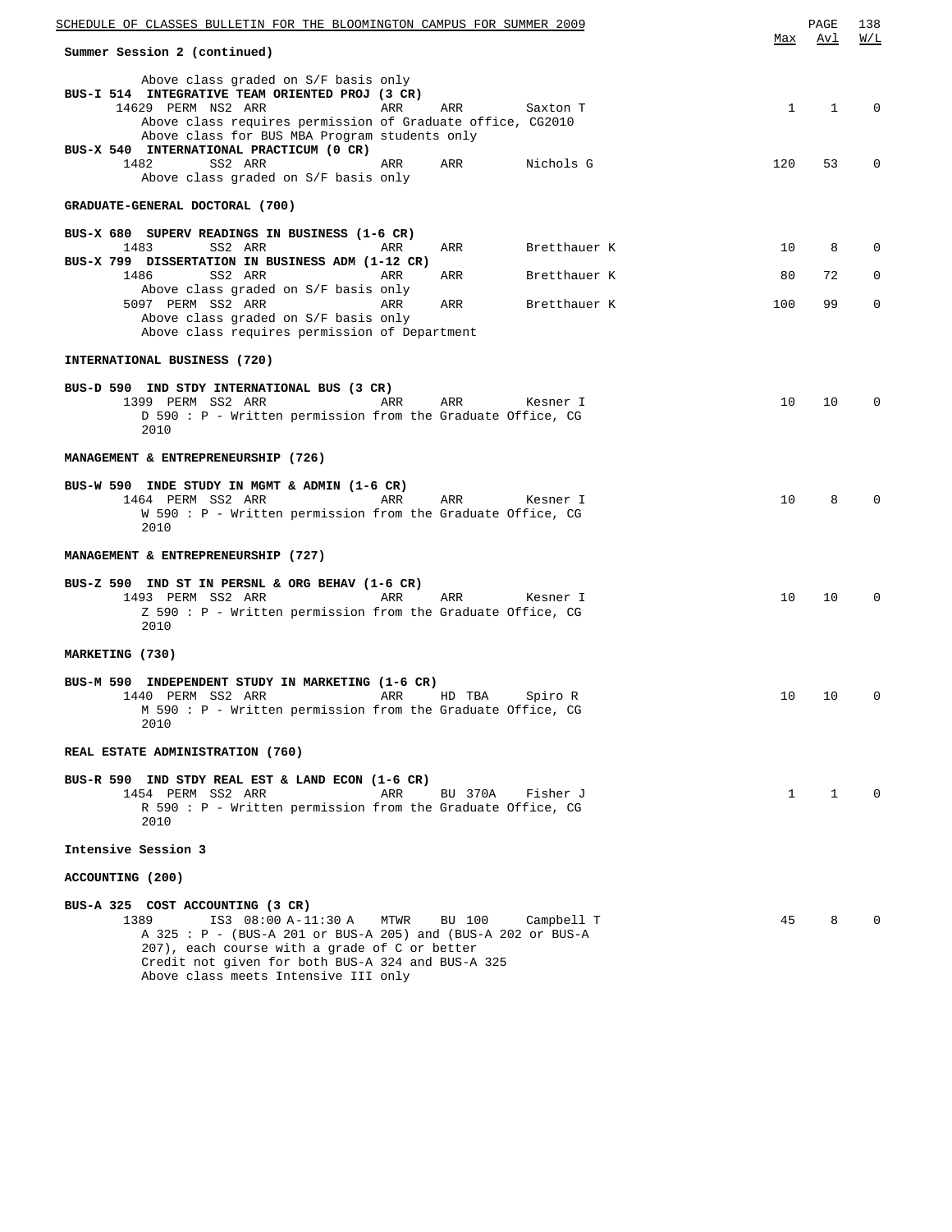Summer Session 2 (continued)

| | | | | | Max | Avl | W/L |
|---|---|---|---|---|---|---|---|
| Above class graded on S/F basis only | | | | | | | |
| **BUS-I 514 INTEGRATIVE TEAM ORIENTED PROJ (3 CR)** | | | | | | | |
| 14629 PERM NS2 ARR | ARR | ARR | Saxton T | | 1 | 1 | 0 |
| Above class requires permission of Graduate office, CG2010 | | | | | | | |
| Above class for BUS MBA Program students only | | | | | | | |
| **BUS-X 540 INTERNATIONAL PRACTICUM (0 CR)** | | | | | | | |
| 1482 SS2 ARR | ARR | ARR | Nichols G | | 120 | 53 | 0 |
| Above class graded on S/F basis only | | | | | | | |

**GRADUATE-GENERAL DOCTORAL (700)**

| | | | | Max | Avl | W/L |
|---|---|---|---|---|---|---|
| **BUS-X 680 SUPERV READINGS IN BUSINESS (1-6 CR)** | | | | | | |
| 1483 SS2 ARR | ARR | ARR | Bretthauer K | 10 | 8 | 0 |
| **BUS-X 799 DISSERTATION IN BUSINESS ADM (1-12 CR)** | | | | | | |
| 1486 SS2 ARR | ARR | ARR | Bretthauer K | 80 | 72 | 0 |
| Above class graded on S/F basis only | | | | | | |
| 5097 PERM SS2 ARR | ARR | ARR | Bretthauer K | 100 | 99 | 0 |
| Above class graded on S/F basis only | | | | | | |
| Above class requires permission of Department | | | | | | |

**INTERNATIONAL BUSINESS (720)**

| | | | | Max | Avl | W/L |
|---|---|---|---|---|---|---|
| **BUS-D 590 IND STDY INTERNATIONAL BUS (3 CR)** | | | | | | |
| 1399 PERM SS2 ARR | ARR | ARR | Kesner I | 10 | 10 | 0 |
| D 590 : P - Written permission from the Graduate Office, CG 2010 | | | | | | |

**MANAGEMENT & ENTREPRENEURSHIP (726)**

| | | | | Max | Avl | W/L |
|---|---|---|---|---|---|---|
| **BUS-W 590 INDE STUDY IN MGMT & ADMIN (1-6 CR)** | | | | | | |
| 1464 PERM SS2 ARR | ARR | ARR | Kesner I | 10 | 8 | 0 |
| W 590 : P - Written permission from the Graduate Office, CG 2010 | | | | | | |

**MANAGEMENT & ENTREPRENEURSHIP (727)**

| | | | | Max | Avl | W/L |
|---|---|---|---|---|---|---|
| **BUS-Z 590 IND ST IN PERSNL & ORG BEHAV (1-6 CR)** | | | | | | |
| 1493 PERM SS2 ARR | ARR | ARR | Kesner I | 10 | 10 | 0 |
| Z 590 : P - Written permission from the Graduate Office, CG 2010 | | | | | | |

**MARKETING (730)**

| | | | | Max | Avl | W/L |
|---|---|---|---|---|---|---|
| **BUS-M 590 INDEPENDENT STUDY IN MARKETING (1-6 CR)** | | | | | | |
| 1440 PERM SS2 ARR | ARR | HD TBA | Spiro R | 10 | 10 | 0 |
| M 590 : P - Written permission from the Graduate Office, CG 2010 | | | | | | |

**REAL ESTATE ADMINISTRATION (760)**

| | | | | Max | Avl | W/L |
|---|---|---|---|---|---|---|
| **BUS-R 590 IND STDY REAL EST & LAND ECON (1-6 CR)** | | | | | | |
| 1454 PERM SS2 ARR | ARR | BU 370A | Fisher J | 1 | 1 | 0 |
| R 590 : P - Written permission from the Graduate Office, CG 2010 | | | | | | |

**Intensive Session 3**

**ACCOUNTING (200)**

| | | | | Max | Avl | W/L |
|---|---|---|---|---|---|---|
| **BUS-A 325 COST ACCOUNTING (3 CR)** | | | | | | |
| 1389 IS3 08:00 A-11:30 A | MTWR | BU 100 | Campbell T | 45 | 8 | 0 |
| A 325 : P - (BUS-A 201 or BUS-A 205) and (BUS-A 202 or BUS-A 207), each course with a grade of C or better | | | | | | |
| Credit not given for both BUS-A 324 and BUS-A 325 | | | | | | |
| Above class meets Intensive III only | | | | | | |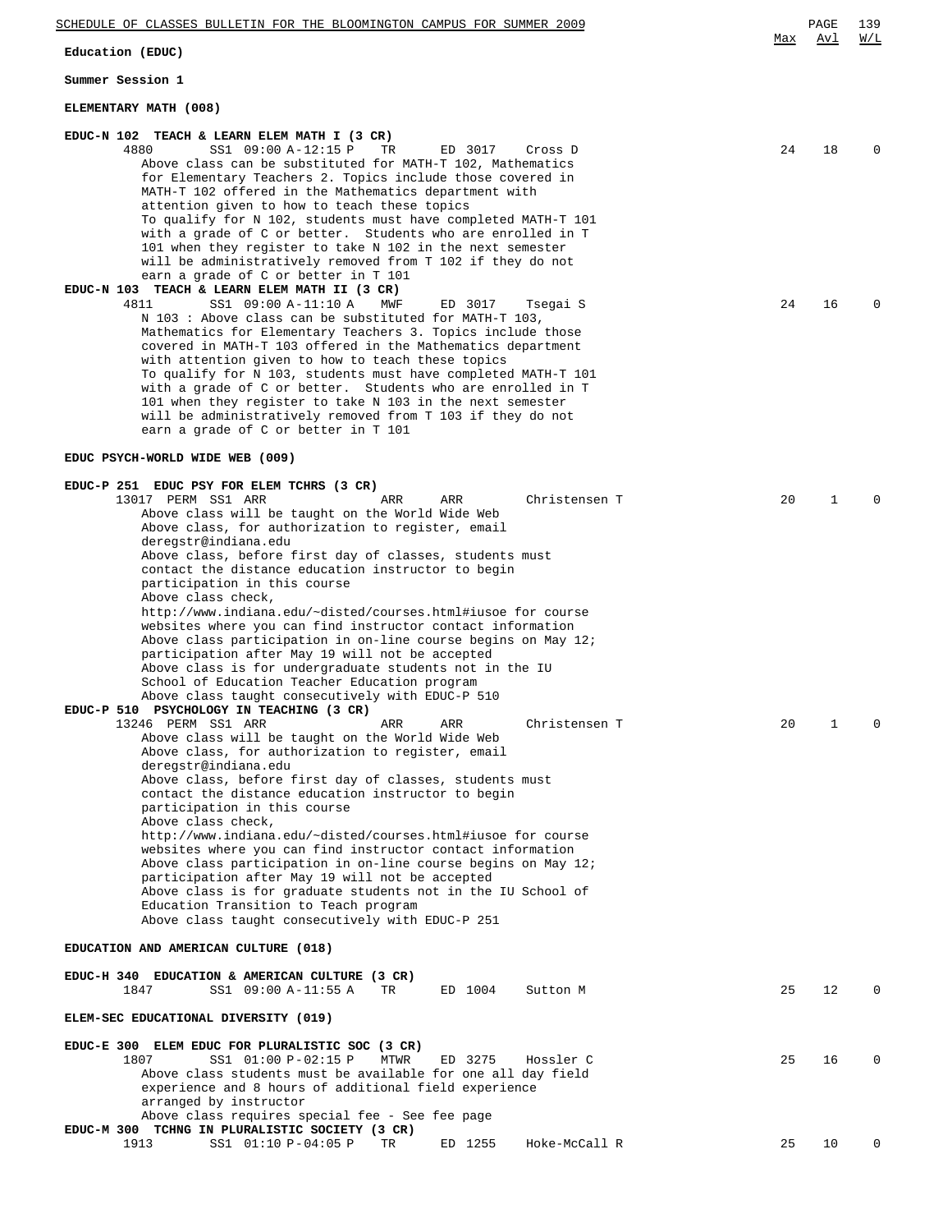**Education (EDUC)**

**Summer Session 1**

### ELEMENTARY MATH (008)

**EDUC-N 102 TEACH & LEARN ELEM MATH I (3 CR)**

| Class | | Time | Days | Room | Instructor | Max | Avl | W/L |
|---|---|---|---|---|---|---|---|---|
| 4880 | | SS1 09:00 A-12:15 P | TR | ED 3017 | Cross D | 24 | 18 | 0 |

Above class can be substituted for MATH-T 102, Mathematics for Elementary Teachers 2. Topics include those covered in MATH-T 102 offered in the Mathematics department with attention given to how to teach these topics
To qualify for N 102, students must have completed MATH-T 101 with a grade of C or better. Students who are enrolled in T 101 when they register to take N 102 in the next semester will be administratively removed from T 102 if they do not earn a grade of C or better in T 101

**EDUC-N 103 TEACH & LEARN ELEM MATH II (3 CR)**

| Class | | Time | Days | Room | Instructor | Max | Avl | W/L |
|---|---|---|---|---|---|---|---|---|
| 4811 | | SS1 09:00 A-11:10 A | MWF | ED 3017 | Tsegai S | 24 | 16 | 0 |

N 103 : Above class can be substituted for MATH-T 103, Mathematics for Elementary Teachers 3. Topics include those covered in MATH-T 103 offered in the Mathematics department with attention given to how to teach these topics
To qualify for N 103, students must have completed MATH-T 101 with a grade of C or better. Students who are enrolled in T 101 when they register to take N 103 in the next semester will be administratively removed from T 103 if they do not earn a grade of C or better in T 101

### EDUC PSYCH-WORLD WIDE WEB (009)

**EDUC-P 251 EDUC PSY FOR ELEM TCHRS (3 CR)**

| Class | | Time | Days | Room | Instructor | Max | Avl | W/L |
|---|---|---|---|---|---|---|---|---|
| 13017 | PERM | SS1 ARR | ARR | ARR | Christensen T | 20 | 1 | 0 |

Above class will be taught on the World Wide Web
Above class, for authorization to register, email deregstr@indiana.edu
Above class, before first day of classes, students must contact the distance education instructor to begin participation in this course
Above class check, http://www.indiana.edu/~disted/courses.html#iusoe for course websites where you can find instructor contact information
Above class participation in on-line course begins on May 12; participation after May 19 will not be accepted
Above class is for undergraduate students not in the IU School of Education Teacher Education program
Above class taught consecutively with EDUC-P 510

**EDUC-P 510 PSYCHOLOGY IN TEACHING (3 CR)**

| Class | | Time | Days | Room | Instructor | Max | Avl | W/L |
|---|---|---|---|---|---|---|---|---|
| 13246 | PERM | SS1 ARR | ARR | ARR | Christensen T | 20 | 1 | 0 |

Above class will be taught on the World Wide Web
Above class, for authorization to register, email deregstr@indiana.edu
Above class, before first day of classes, students must contact the distance education instructor to begin participation in this course
Above class check, http://www.indiana.edu/~disted/courses.html#iusoe for course websites where you can find instructor contact information
Above class participation in on-line course begins on May 12; participation after May 19 will not be accepted
Above class is for graduate students not in the IU School of Education Transition to Teach program
Above class taught consecutively with EDUC-P 251

### EDUCATION AND AMERICAN CULTURE (018)

**EDUC-H 340 EDUCATION & AMERICAN CULTURE (3 CR)**

| Class | | Time | Days | Room | Instructor | Max | Avl | W/L |
|---|---|---|---|---|---|---|---|---|
| 1847 | | SS1 09:00 A-11:55 A | TR | ED 1004 | Sutton M | 25 | 12 | 0 |

### ELEM-SEC EDUCATIONAL DIVERSITY (019)

**EDUC-E 300 ELEM EDUC FOR PLURALISTIC SOC (3 CR)**

| Class | | Time | Days | Room | Instructor | Max | Avl | W/L |
|---|---|---|---|---|---|---|---|---|
| 1807 | | SS1 01:00 P-02:15 P | MTWR | ED 3275 | Hossler C | 25 | 16 | 0 |

Above class students must be available for one all day field experience and 8 hours of additional field experience arranged by instructor
Above class requires special fee - See fee page

**EDUC-M 300 TCHNG IN PLURALISTIC SOCIETY (3 CR)**

| Class | | Time | Days | Room | Instructor | Max | Avl | W/L |
|---|---|---|---|---|---|---|---|---|
| 1913 | | SS1 01:10 P-04:05 P | TR | ED 1255 | Hoke-McCall R | 25 | 10 | 0 |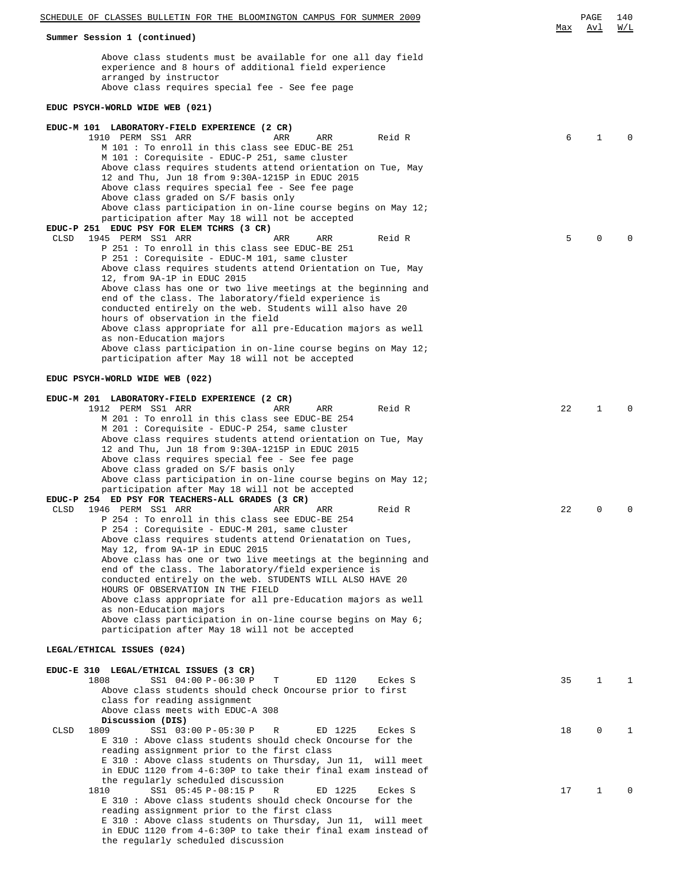**Summary Session 1 (continued)**

| | Max | Avl | W/L |
|---|---|---|---|

Above class students must be available for one all day field experience and 8 hours of additional field experience arranged by instructor
Above class requires special fee - See fee page

**EDUC PSYCH-WORLD WIDE WEB (021)**

**EDUC-M 101 LABORATORY-FIELD EXPERIENCE (2 CR)**

| | Class | Type | Session | Time | Days | Room | Instructor | Max | Avl | W/L |
|---|---|---|---|---|---|---|---|---|---|---|
| | 1910 | PERM | SS1 ARR | | ARR | ARR | Reid R | 6 | 1 | 0 |

M 101 : To enroll in this class see EDUC-BE 251
M 101 : Corequisite - EDUC-P 251, same cluster
Above class requires students attend orientation on Tue, May 12 and Thu, Jun 18 from 9:30A-1215P in EDUC 2015
Above class requires special fee - See fee page
Above class graded on S/F basis only
Above class participation in on-line course begins on May 12; participation after May 18 will not be accepted

**EDUC-P 251 EDUC PSY FOR ELEM TCHRS (3 CR)**

| | Class | Type | Session | Time | Days | Room | Instructor | Max | Avl | W/L |
|---|---|---|---|---|---|---|---|---|---|---|
| CLSD | 1945 | PERM | SS1 ARR | | ARR | ARR | Reid R | 5 | 0 | 0 |

P 251 : To enroll in this class see EDUC-BE 251
P 251 : Corequisite - EDUC-M 101, same cluster
Above class requires students attend Orientation on Tue, May 12, from 9A-1P in EDUC 2015
Above class has one or two live meetings at the beginning and end of the class. The laboratory/field experience is conducted entirely on the web. Students will also have 20 hours of observation in the field
Above class appropriate for all pre-Education majors as well as non-Education majors
Above class participation in on-line course begins on May 12; participation after May 18 will not be accepted

**EDUC PSYCH-WORLD WIDE WEB (022)**

**EDUC-M 201 LABORATORY-FIELD EXPERIENCE (2 CR)**

| | Class | Type | Session | Time | Days | Room | Instructor | Max | Avl | W/L |
|---|---|---|---|---|---|---|---|---|---|---|
| | 1912 | PERM | SS1 ARR | | ARR | ARR | Reid R | 22 | 1 | 0 |

M 201 : To enroll in this class see EDUC-BE 254
M 201 : Corequisite - EDUC-P 254, same cluster
Above class requires students attend orientation on Tue, May 12 and Thu, Jun 18 from 9:30A-1215P in EDUC 2015
Above class requires special fee - See fee page
Above class graded on S/F basis only
Above class participation in on-line course begins on May 12; participation after May 18 will not be accepted

**EDUC-P 254 ED PSY FOR TEACHERS-ALL GRADES (3 CR)**

| | Class | Type | Session | Time | Days | Room | Instructor | Max | Avl | W/L |
|---|---|---|---|---|---|---|---|---|---|---|
| CLSD | 1946 | PERM | SS1 ARR | | ARR | ARR | Reid R | 22 | 0 | 0 |

P 254 : To enroll in this class see EDUC-BE 254
P 254 : Corequisite - EDUC-M 201, same cluster
Above class requires students attend Orienatation on Tues, May 12, from 9A-1P in EDUC 2015
Above class has one or two live meetings at the beginning and end of the class. The laboratory/field experience is conducted entirely on the web. STUDENTS WILL ALSO HAVE 20 HOURS OF OBSERVATION IN THE FIELD
Above class appropriate for all pre-Education majors as well as non-Education majors
Above class participation in on-line course begins on May 6; participation after May 18 will not be accepted

**LEGAL/ETHICAL ISSUES (024)**

**EDUC-E 310 LEGAL/ETHICAL ISSUES (3 CR)**

| | Class | Session | Time | Days | Room | Instructor | Max | Avl | W/L |
|---|---|---|---|---|---|---|---|---|---|
| | 1808 | SS1 | 04:00 P-06:30 P | T | ED 1120 | Eckes S | 35 | 1 | 1 |

Above class students should check Oncourse prior to first class for reading assignment
Above class meets with EDUC-A 308

**Discussion (DIS)**

| | Class | Session | Time | Days | Room | Instructor | Max | Avl | W/L |
|---|---|---|---|---|---|---|---|---|---|
| CLSD | 1809 | SS1 | 03:00 P-05:30 P | R | ED 1225 | Eckes S | 18 | 0 | 1 |

E 310 : Above class students should check Oncourse for the reading assignment prior to the first class
E 310 : Above class students on Thursday, Jun 11, will meet in EDUC 1120 from 4-6:30P to take their final exam instead of the regularly scheduled discussion

| | Class | Session | Time | Days | Room | Instructor | Max | Avl | W/L |
|---|---|---|---|---|---|---|---|---|---|
| | 1810 | SS1 | 05:45 P-08:15 P | R | ED 1225 | Eckes S | 17 | 1 | 0 |

E 310 : Above class students should check Oncourse for the reading assignment prior to the first class
E 310 : Above class students on Thursday, Jun 11, will meet in EDUC 1120 from 4-6:30P to take their final exam instead of the regularly scheduled discussion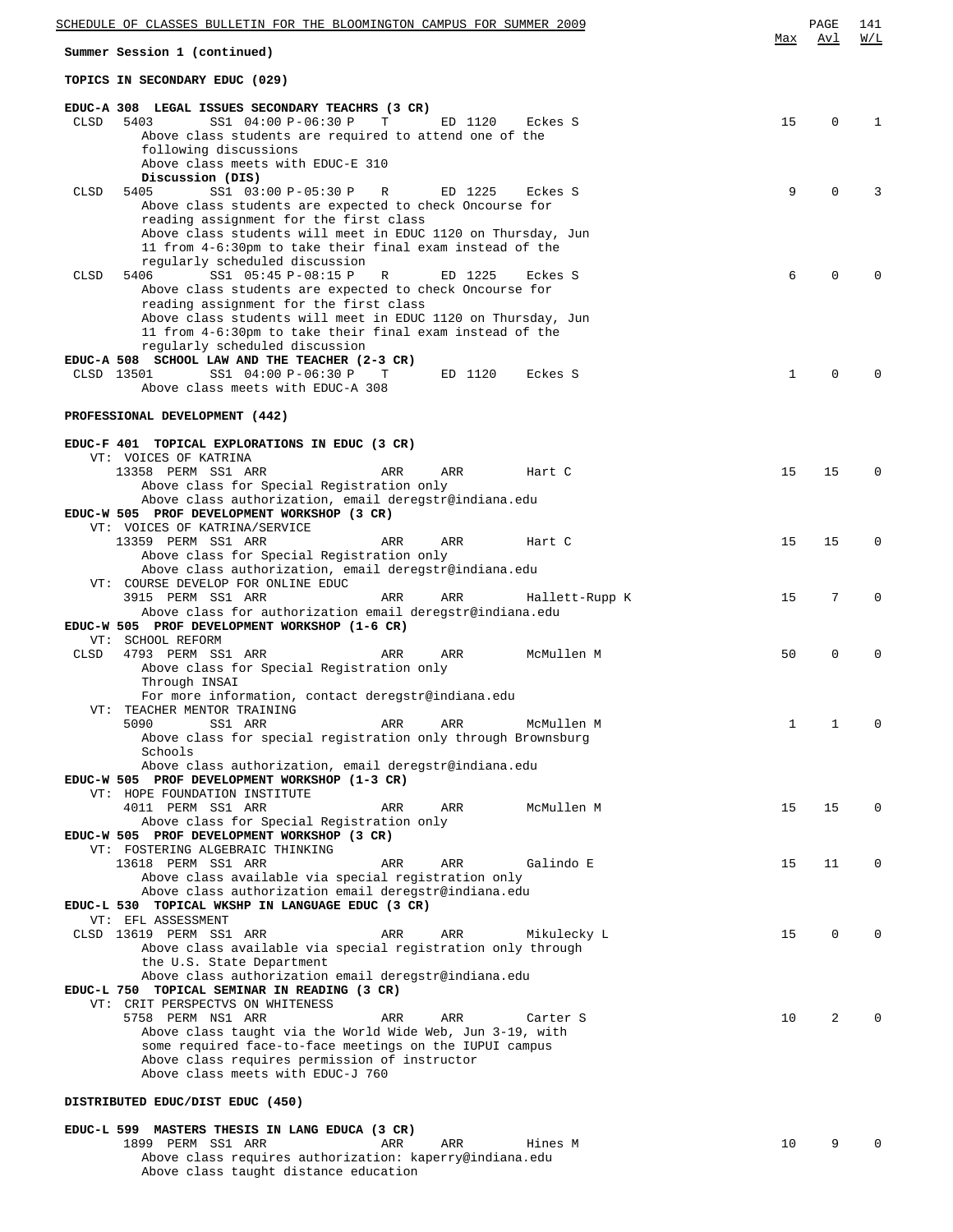Summer Session 1 (continued)

**TOPICS IN SECONDARY EDUC (029)**

**EDUC-A 308 LEGAL ISSUES SECONDARY TEACHRS (3 CR)**

| Status | Class | Session/Time | Days | Room | Instructor | Max | Avl | W/L |
|---|---|---|---|---|---|---|---|---|
| CLSD | 5403 | SS1 04:00 P-06:30 P | T | ED 1120 | Eckes S | 15 | 0 | 1 |

Above class students are required to attend one of the following discussions
Above class meets with EDUC-E 310

**Discussion (DIS)**

| Status | Class | Session/Time | Days | Room | Instructor | Max | Avl | W/L |
|---|---|---|---|---|---|---|---|---|
| CLSD | 5405 | SS1 03:00 P-05:30 P | R | ED 1225 | Eckes S | 9 | 0 | 3 |

Above class students are expected to check Oncourse for reading assignment for the first class
Above class students will meet in EDUC 1120 on Thursday, Jun 11 from 4-6:30pm to take their final exam instead of the regularly scheduled discussion

| Status | Class | Session/Time | Days | Room | Instructor | Max | Avl | W/L |
|---|---|---|---|---|---|---|---|---|
| CLSD | 5406 | SS1 05:45 P-08:15 P | R | ED 1225 | Eckes S | 6 | 0 | 0 |

Above class students are expected to check Oncourse for reading assignment for the first class
Above class students will meet in EDUC 1120 on Thursday, Jun 11 from 4-6:30pm to take their final exam instead of the regularly scheduled discussion

**EDUC-A 508 SCHOOL LAW AND THE TEACHER (2-3 CR)**

| Status | Class | Session/Time | Days | Room | Instructor | Max | Avl | W/L |
|---|---|---|---|---|---|---|---|---|
| CLSD | 13501 | SS1 04:00 P-06:30 P | T | ED 1120 | Eckes S | 1 | 0 | 0 |

Above class meets with EDUC-A 308

**PROFESSIONAL DEVELOPMENT (442)**

**EDUC-F 401 TOPICAL EXPLORATIONS IN EDUC (3 CR)**

VT: VOICES OF KATRINA

| Class | Session | Time | Days | Instructor | Max | Avl | W/L |
|---|---|---|---|---|---|---|---|
| 13358 PERM | SS1 | ARR | ARR ARR | Hart C | 15 | 15 | 0 |

Above class for Special Registration only
Above class authorization, email deregstr@indiana.edu

**EDUC-W 505 PROF DEVELOPMENT WORKSHOP (3 CR)**

VT: VOICES OF KATRINA/SERVICE

| Class | Session | Time | Days | Instructor | Max | Avl | W/L |
|---|---|---|---|---|---|---|---|
| 13359 PERM | SS1 | ARR | ARR ARR | Hart C | 15 | 15 | 0 |

Above class for Special Registration only
Above class authorization, email deregstr@indiana.edu

VT: COURSE DEVELOP FOR ONLINE EDUC

| Class | Session | Time | Days | Instructor | Max | Avl | W/L |
|---|---|---|---|---|---|---|---|
| 3915 PERM | SS1 | ARR | ARR ARR | Hallett-Rupp K | 15 | 7 | 0 |

Above class for authorization email deregstr@indiana.edu

**EDUC-W 505 PROF DEVELOPMENT WORKSHOP (1-6 CR)**

VT: SCHOOL REFORM

| Status | Class | Session | Time | Days | Instructor | Max | Avl | W/L |
|---|---|---|---|---|---|---|---|---|
| CLSD | 4793 PERM | SS1 | ARR | ARR ARR | McMullen M | 50 | 0 | 0 |

Above class for Special Registration only
Through INSAI
For more information, contact deregstr@indiana.edu

VT: TEACHER MENTOR TRAINING

| Class | Session | Time | Days | Instructor | Max | Avl | W/L |
|---|---|---|---|---|---|---|---|
| 5090 | SS1 | ARR | ARR ARR | McMullen M | 1 | 1 | 0 |

Above class for special registration only through Brownsburg Schools
Above class authorization, email deregstr@indiana.edu

**EDUC-W 505 PROF DEVELOPMENT WORKSHOP (1-3 CR)**

VT: HOPE FOUNDATION INSTITUTE

| Class | Session | Time | Days | Instructor | Max | Avl | W/L |
|---|---|---|---|---|---|---|---|
| 4011 PERM | SS1 | ARR | ARR ARR | McMullen M | 15 | 15 | 0 |

Above class for Special Registration only

**EDUC-W 505 PROF DEVELOPMENT WORKSHOP (3 CR)**

VT: FOSTERING ALGEBRAIC THINKING

| Class | Session | Time | Days | Instructor | Max | Avl | W/L |
|---|---|---|---|---|---|---|---|
| 13618 PERM | SS1 | ARR | ARR ARR | Galindo E | 15 | 11 | 0 |

Above class available via special registration only
Above class authorization email deregstr@indiana.edu

**EDUC-L 530 TOPICAL WKSHP IN LANGUAGE EDUC (3 CR)**

VT: EFL ASSESSMENT

| Status | Class | Session | Time | Days | Instructor | Max | Avl | W/L |
|---|---|---|---|---|---|---|---|---|
| CLSD | 13619 PERM | SS1 | ARR | ARR ARR | Mikulecky L | 15 | 0 | 0 |

Above class available via special registration only through the U.S. State Department
Above class authorization email deregstr@indiana.edu

**EDUC-L 750 TOPICAL SEMINAR IN READING (3 CR)**

VT: CRIT PERSPECTVS ON WHITENESS

| Class | Session | Time | Days | Instructor | Max | Avl | W/L |
|---|---|---|---|---|---|---|---|
| 5758 PERM | NS1 | ARR | ARR ARR | Carter S | 10 | 2 | 0 |

Above class taught via the World Wide Web, Jun 3-19, with some required face-to-face meetings on the IUPUI campus
Above class requires permission of instructor
Above class meets with EDUC-J 760

**DISTRIBUTED EDUC/DIST EDUC (450)**

**EDUC-L 599 MASTERS THESIS IN LANG EDUCA (3 CR)**

| Class | Session | Time | Days | Instructor | Max | Avl | W/L |
|---|---|---|---|---|---|---|---|
| 1899 PERM | SS1 | ARR | ARR ARR | Hines M | 10 | 9 | 0 |

Above class requires authorization: kaperry@indiana.edu
Above class taught distance education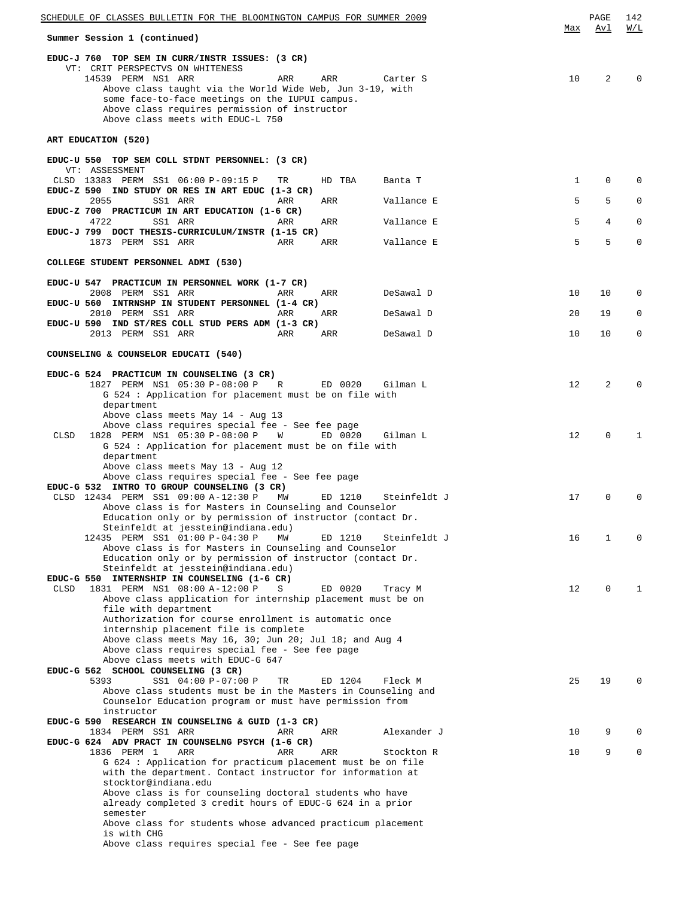**Summary Session 1 (continued)**

| | Max | Avl | W/L |
|---|---|---|---|

**EDUC-J 760 TOP SEM IN CURR/INSTR ISSUES: (3 CR)**
VT: CRIT PERSPECTVS ON WHITENESS

```
     14539 PERM NS1 ARR          ARR    ARR       Carter S          10    2    0
       Above class taught via the World Wide Web, Jun 3-19, with
       some face-to-face meetings on the IUPUI campus.
       Above class requires permission of instructor
       Above class meets with EDUC-L 750
```

### ART EDUCATION (520)

**EDUC-U 550 TOP SEM COLL STDNT PERSONNEL: (3 CR)**
VT: ASSESSMENT

```
CLSD 13383 PERM SS1 06:00 P-09:15 P  TR   HD TBA    Banta T            1    0    0
```

**EDUC-Z 590 IND STUDY OR RES IN ART EDUC (1-3 CR)**

```
     2055      SS1 ARR           ARR    ARR       Vallance E         5    5    0
```

**EDUC-Z 700 PRACTICUM IN ART EDUCATION (1-6 CR)**

```
     4722      SS1 ARR           ARR    ARR       Vallance E         5    4    0
```

**EDUC-J 799 DOCT THESIS-CURRICULUM/INSTR (1-15 CR)**

```
     1873 PERM SS1 ARR           ARR    ARR       Vallance E         5    5    0
```

### COLLEGE STUDENT PERSONNEL ADMI (530)

**EDUC-U 547 PRACTICUM IN PERSONNEL WORK (1-7 CR)**

```
     2008 PERM SS1 ARR           ARR    ARR       DeSawal D         10   10    0
```

**EDUC-U 560 INTRNSHP IN STUDENT PERSONNEL (1-4 CR)**

```
     2010 PERM SS1 ARR           ARR    ARR       DeSawal D         20   19    0
```

**EDUC-U 590 IND ST/RES COLL STUD PERS ADM (1-3 CR)**

```
     2013 PERM SS1 ARR           ARR    ARR       DeSawal D         10   10    0
```

### COUNSELING & COUNSELOR EDUCATI (540)

**EDUC-G 524 PRACTICUM IN COUNSELING (3 CR)**

```
     1827 PERM NS1 05:30 P-08:00 P  R    ED 0020   Gilman L          12    2    0
       G 524 : Application for placement must be on file with
       department
       Above class meets May 14 - Aug 13
       Above class requires special fee - See fee page
CLSD 1828 PERM NS1 05:30 P-08:00 P  W    ED 0020   Gilman L          12    0    1
       G 524 : Application for placement must be on file with
       department
       Above class meets May 13 - Aug 12
       Above class requires special fee - See fee page
```

**EDUC-G 532 INTRO TO GROUP COUNSELING (3 CR)**

```
CLSD 12434 PERM SS1 09:00 A-12:30 P  MW   ED 1210   Steinfeldt J      17    0    0
       Above class is for Masters in Counseling and Counselor
       Education only or by permission of instructor (contact Dr.
       Steinfeldt at jesstein@indiana.edu)
     12435 PERM SS1 01:00 P-04:30 P  MW   ED 1210   Steinfeldt J      16    1    0
       Above class is for Masters in Counseling and Counselor
       Education only or by permission of instructor (contact Dr.
       Steinfeldt at jesstein@indiana.edu)
```

**EDUC-G 550 INTERNSHIP IN COUNSELING (1-6 CR)**

```
CLSD 1831 PERM NS1 08:00 A-12:00 P  S    ED 0020   Tracy M           12    0    1
       Above class application for internship placement must be on
       file with department
       Authorization for course enrollment is automatic once
       internship placement file is complete
       Above class meets May 16, 30; Jun 20; Jul 18; and Aug 4
       Above class requires special fee - See fee page
       Above class meets with EDUC-G 647
```

**EDUC-G 562 SCHOOL COUNSELING (3 CR)**

```
     5393      SS1 04:00 P-07:00 P  TR   ED 1204   Fleck M           25   19    0
       Above class students must be in the Masters in Counseling and
       Counselor Education program or must have permission from
       instructor
```

**EDUC-G 590 RESEARCH IN COUNSELING & GUID (1-3 CR)**

```
     1834 PERM SS1 ARR           ARR    ARR       Alexander J       10    9    0
```

**EDUC-G 624 ADV PRACT IN COUNSELNG PSYCH (1-6 CR)**

```
     1836 PERM 1   ARR           ARR    ARR       Stockton R        10    9    0
       G 624 : Application for practicum placement must be on file
       with the department. Contact instructor for information at
       stocktor@indiana.edu
       Above class is for counseling doctoral students who have
       already completed 3 credit hours of EDUC-G 624 in a prior
       semester
       Above class for students whose advanced practicum placement
       is with CHG
       Above class requires special fee - See fee page
```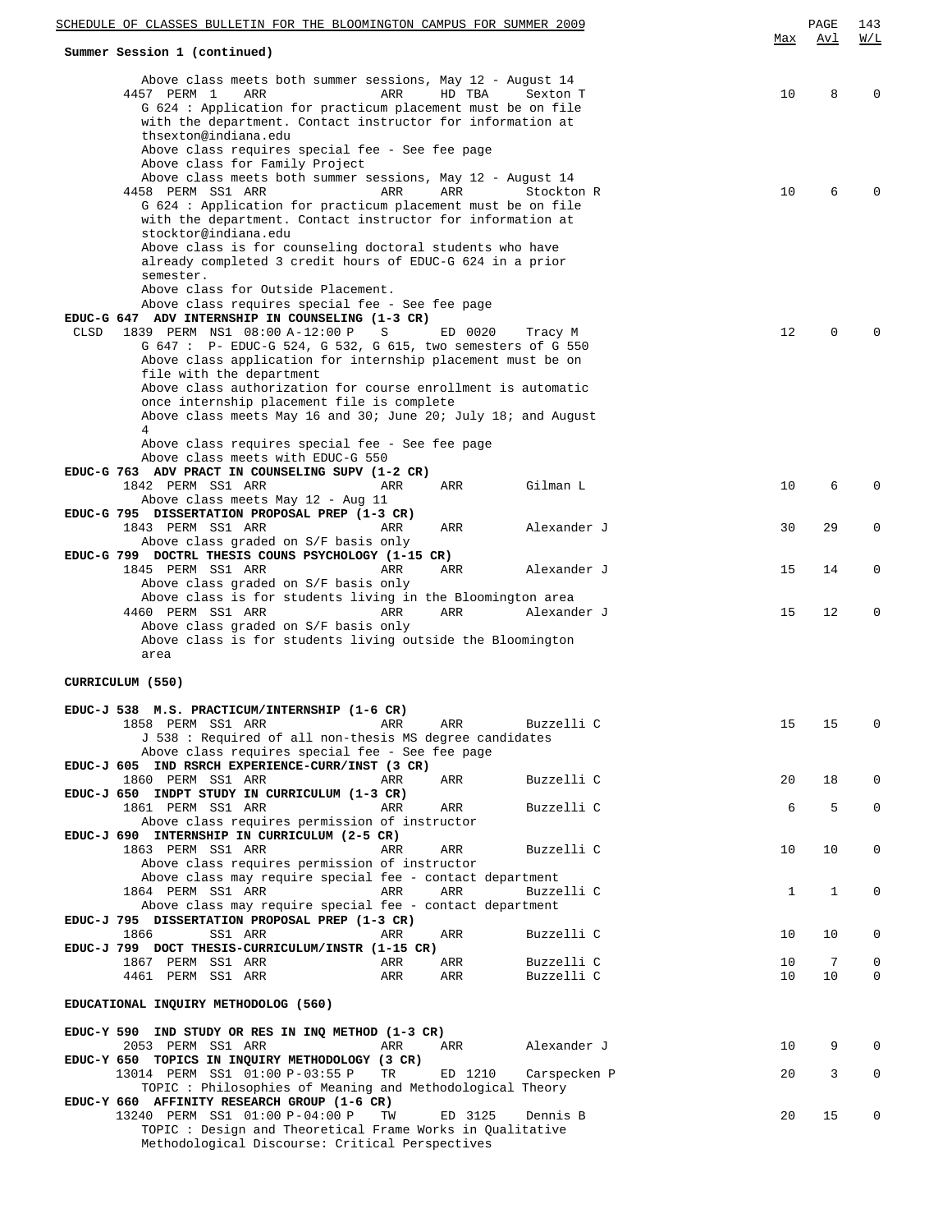**Summary Session 1 (continued)**

Above class meets both summer sessions, May 12 - August 14

| | Class | | Sess | Time | Days | Room | Instructor | Max | Avl | W/L |
|---|---|---|---|---|---|---|---|---|---|---|
| | 4457 | PERM | 1 | ARR | ARR | HD TBA | Sexton T | 10 | 8 | 0 |

G 624 : Application for practicum placement must be on file with the department. Contact instructor for information at thsexton@indiana.edu
Above class requires special fee - See fee page
Above class for Family Project
Above class meets both summer sessions, May 12 - August 14

| | Class | | Sess | Time | Days | Room | Instructor | Max | Avl | W/L |
|---|---|---|---|---|---|---|---|---|---|---|
| | 4458 | PERM | SS1 | ARR | ARR | ARR | Stockton R | 10 | 6 | 0 |

G 624 : Application for practicum placement must be on file with the department. Contact instructor for information at stocktor@indiana.edu
Above class is for counseling doctoral students who have already completed 3 credit hours of EDUC-G 624 in a prior semester.
Above class for Outside Placement.
Above class requires special fee - See fee page

**EDUC-G 647 ADV INTERNSHIP IN COUNSELING (1-3 CR)**

| | Class | | Sess | Time | Days | Room | Instructor | Max | Avl | W/L |
|---|---|---|---|---|---|---|---|---|---|---|
| CLSD | 1839 | PERM | NS1 | 08:00 A-12:00 P | S | ED 0020 | Tracy M | 12 | 0 | 0 |

G 647 : P- EDUC-G 524, G 532, G 615, two semesters of G 550
Above class application for internship placement must be on file with the department
Above class authorization for course enrollment is automatic once internship placement file is complete
Above class meets May 16 and 30; June 20; July 18; and August 4
Above class requires special fee - See fee page
Above class meets with EDUC-G 550

**EDUC-G 763 ADV PRACT IN COUNSELING SUPV (1-2 CR)**

| | Class | | Sess | Time | Days | Room | Instructor | Max | Avl | W/L |
|---|---|---|---|---|---|---|---|---|---|---|
| | 1842 | PERM | SS1 | ARR | ARR | ARR | Gilman L | 10 | 6 | 0 |

Above class meets May 12 - Aug 11

**EDUC-G 795 DISSERTATION PROPOSAL PREP (1-3 CR)**

| | Class | | Sess | Time | Days | Room | Instructor | Max | Avl | W/L |
|---|---|---|---|---|---|---|---|---|---|---|
| | 1843 | PERM | SS1 | ARR | ARR | ARR | Alexander J | 30 | 29 | 0 |

Above class graded on S/F basis only

**EDUC-G 799 DOCTRL THESIS COUNS PSYCHOLOGY (1-15 CR)**

| | Class | | Sess | Time | Days | Room | Instructor | Max | Avl | W/L |
|---|---|---|---|---|---|---|---|---|---|---|
| | 1845 | PERM | SS1 | ARR | ARR | ARR | Alexander J | 15 | 14 | 0 |

Above class graded on S/F basis only
Above class is for students living in the Bloomington area

| | Class | | Sess | Time | Days | Room | Instructor | Max | Avl | W/L |
|---|---|---|---|---|---|---|---|---|---|---|
| | 4460 | PERM | SS1 | ARR | ARR | ARR | Alexander J | 15 | 12 | 0 |

Above class graded on S/F basis only
Above class is for students living outside the Bloomington area

## CURRICULUM (550)

**EDUC-J 538 M.S. PRACTICUM/INTERNSHIP (1-6 CR)**

| | Class | | Sess | Time | Days | Room | Instructor | Max | Avl | W/L |
|---|---|---|---|---|---|---|---|---|---|---|
| | 1858 | PERM | SS1 | ARR | ARR | ARR | Buzzelli C | 15 | 15 | 0 |

J 538 : Required of all non-thesis MS degree candidates
Above class requires special fee - See fee page

**EDUC-J 605 IND RSRCH EXPERIENCE-CURR/INST (3 CR)**

| | Class | | Sess | Time | Days | Room | Instructor | Max | Avl | W/L |
|---|---|---|---|---|---|---|---|---|---|---|
| | 1860 | PERM | SS1 | ARR | ARR | ARR | Buzzelli C | 20 | 18 | 0 |

**EDUC-J 650 INDPT STUDY IN CURRICULUM (1-3 CR)**

| | Class | | Sess | Time | Days | Room | Instructor | Max | Avl | W/L |
|---|---|---|---|---|---|---|---|---|---|---|
| | 1861 | PERM | SS1 | ARR | ARR | ARR | Buzzelli C | 6 | 5 | 0 |

Above class requires permission of instructor

**EDUC-J 690 INTERNSHIP IN CURRICULUM (2-5 CR)**

| | Class | | Sess | Time | Days | Room | Instructor | Max | Avl | W/L |
|---|---|---|---|---|---|---|---|---|---|---|
| | 1863 | PERM | SS1 | ARR | ARR | ARR | Buzzelli C | 10 | 10 | 0 |

Above class requires permission of instructor
Above class may require special fee - contact department

| | Class | | Sess | Time | Days | Room | Instructor | Max | Avl | W/L |
|---|---|---|---|---|---|---|---|---|---|---|
| | 1864 | PERM | SS1 | ARR | ARR | ARR | Buzzelli C | 1 | 1 | 0 |

Above class may require special fee - contact department

**EDUC-J 795 DISSERTATION PROPOSAL PREP (1-3 CR)**

| | Class | | Sess | Time | Days | Room | Instructor | Max | Avl | W/L |
|---|---|---|---|---|---|---|---|---|---|---|
| | 1866 | | SS1 | ARR | ARR | ARR | Buzzelli C | 10 | 10 | 0 |

**EDUC-J 799 DOCT THESIS-CURRICULUM/INSTR (1-15 CR)**

| | Class | | Sess | Time | Days | Room | Instructor | Max | Avl | W/L |
|---|---|---|---|---|---|---|---|---|---|---|
| | 1867 | PERM | SS1 | ARR | ARR | ARR | Buzzelli C | 10 | 7 | 0 |
| | 4461 | PERM | SS1 | ARR | ARR | ARR | Buzzelli C | 10 | 10 | 0 |

## EDUCATIONAL INQUIRY METHODOLOG (560)

**EDUC-Y 590 IND STUDY OR RES IN INQ METHOD (1-3 CR)**

| | Class | | Sess | Time | Days | Room | Instructor | Max | Avl | W/L |
|---|---|---|---|---|---|---|---|---|---|---|
| | 2053 | PERM | SS1 | ARR | ARR | ARR | Alexander J | 10 | 9 | 0 |

**EDUC-Y 650 TOPICS IN INQUIRY METHODOLOGY (3 CR)**

| | Class | | Sess | Time | Days | Room | Instructor | Max | Avl | W/L |
|---|---|---|---|---|---|---|---|---|---|---|
| | 13014 | PERM | SS1 | 01:00 P-03:55 P | TR | ED 1210 | Carspecken P | 20 | 3 | 0 |

TOPIC : Philosophies of Meaning and Methodological Theory

**EDUC-Y 660 AFFINITY RESEARCH GROUP (1-6 CR)**

| | Class | | Sess | Time | Days | Room | Instructor | Max | Avl | W/L |
|---|---|---|---|---|---|---|---|---|---|---|
| | 13240 | PERM | SS1 | 01:00 P-04:00 P | TW | ED 3125 | Dennis B | 20 | 15 | 0 |

TOPIC : Design and Theoretical Frame Works in Qualitative Methodological Discourse: Critical Perspectives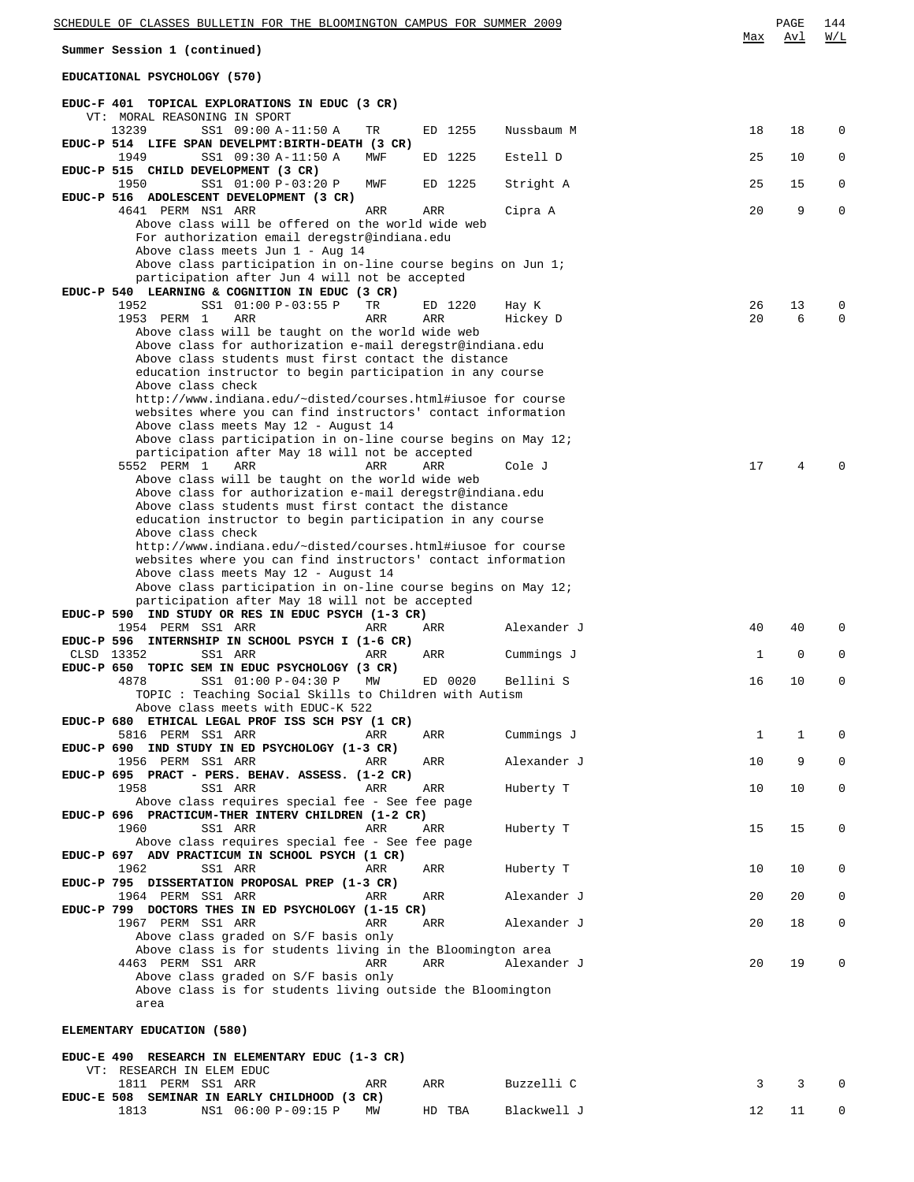Summary Session 1 (continued)

## EDUCATIONAL PSYCHOLOGY (570)

| Class | Session | Time | Days | Room | Instructor | Max | Avl | W/L |
|---|---|---|---|---|---|---|---|---|
| **EDUC-F 401 TOPICAL EXPLORATIONS IN EDUC (3 CR)** | | | | | | | | |
| VT: MORAL REASONING IN SPORT | | | | | | | | |
| 13239 | SS1 | 09:00 A-11:50 A | TR | ED 1255 | Nussbaum M | 18 | 18 | 0 |
| **EDUC-P 514 LIFE SPAN DEVELPMT:BIRTH-DEATH (3 CR)** | | | | | | | | |
| 1949 | SS1 | 09:30 A-11:50 A | MWF | ED 1225 | Estell D | 25 | 10 | 0 |
| **EDUC-P 515 CHILD DEVELOPMENT (3 CR)** | | | | | | | | |
| 1950 | SS1 | 01:00 P-03:20 P | MWF | ED 1225 | Stright A | 25 | 15 | 0 |
| **EDUC-P 516 ADOLESCENT DEVELOPMENT (3 CR)** | | | | | | | | |
| 4641 PERM | NS1 | ARR | ARR | ARR | Cipra A | 20 | 9 | 0 |
| **EDUC-P 540 LEARNING & COGNITION IN EDUC (3 CR)** | | | | | | | | |
| 1952 | SS1 | 01:00 P-03:55 P | TR | ED 1220 | Hay K | 26 | 13 | 0 |
| 1953 PERM | 1 | ARR | ARR | ARR | Hickey D | 20 | 6 | 0 |
| 5552 PERM | 1 | ARR | ARR | ARR | Cole J | 17 | 4 | 0 |
| **EDUC-P 590 IND STUDY OR RES IN EDUC PSYCH (1-3 CR)** | | | | | | | | |
| 1954 PERM | SS1 | ARR | ARR | ARR | Alexander J | 40 | 40 | 0 |
| **EDUC-P 596 INTERNSHIP IN SCHOOL PSYCH I (1-6 CR)** | | | | | | | | |
| CLSD 13352 | SS1 | ARR | ARR | ARR | Cummings J | 1 | 0 | 0 |
| **EDUC-P 650 TOPIC SEM IN EDUC PSYCHOLOGY (3 CR)** | | | | | | | | |
| 4878 | SS1 | 01:00 P-04:30 P | MW | ED 0020 | Bellini S | 16 | 10 | 0 |
| **EDUC-P 680 ETHICAL LEGAL PROF ISS SCH PSY (1 CR)** | | | | | | | | |
| 5816 PERM | SS1 | ARR | ARR | ARR | Cummings J | 1 | 1 | 0 |
| **EDUC-P 690 IND STUDY IN ED PSYCHOLOGY (1-3 CR)** | | | | | | | | |
| 1956 PERM | SS1 | ARR | ARR | ARR | Alexander J | 10 | 9 | 0 |
| **EDUC-P 695 PRACT - PERS. BEHAV. ASSESS. (1-2 CR)** | | | | | | | | |
| 1958 | SS1 | ARR | ARR | ARR | Huberty T | 10 | 10 | 0 |
| **EDUC-P 696 PRACTICUM-THER INTERV CHILDREN (1-2 CR)** | | | | | | | | |
| 1960 | SS1 | ARR | ARR | ARR | Huberty T | 15 | 15 | 0 |
| **EDUC-P 697 ADV PRACTICUM IN SCHOOL PSYCH (1 CR)** | | | | | | | | |
| 1962 | SS1 | ARR | ARR | ARR | Huberty T | 10 | 10 | 0 |
| **EDUC-P 795 DISSERTATION PROPOSAL PREP (1-3 CR)** | | | | | | | | |
| 1964 PERM | SS1 | ARR | ARR | ARR | Alexander J | 20 | 20 | 0 |
| **EDUC-P 799 DOCTORS THES IN ED PSYCHOLOGY (1-15 CR)** | | | | | | | | |
| 1967 PERM | SS1 | ARR | ARR | ARR | Alexander J | 20 | 18 | 0 |
| 4463 PERM | SS1 | ARR | ARR | ARR | Alexander J | 20 | 19 | 0 |

Notes:

- 4641: Above class will be offered on the world wide web. For authorization email deregstr@indiana.edu. Above class meets Jun 1 - Aug 14. Above class participation in on-line course begins on Jun 1; participation after Jun 4 will not be accepted
- 1953: Above class will be taught on the world wide web. Above class for authorization e-mail deregstr@indiana.edu. Above class students must first contact the distance education instructor to begin participation in any course. Above class check http://www.indiana.edu/~disted/courses.html#iusoe for course websites where you can find instructors' contact information. Above class meets May 12 - August 14. Above class participation in on-line course begins on May 12; participation after May 18 will not be accepted
- 5552: Above class will be taught on the world wide web. Above class for authorization e-mail deregstr@indiana.edu. Above class students must first contact the distance education instructor to begin participation in any course. Above class check http://www.indiana.edu/~disted/courses.html#iusoe for course websites where you can find instructors' contact information. Above class meets May 12 - August 14. Above class participation in on-line course begins on May 12; participation after May 18 will not be accepted
- 4878: TOPIC : Teaching Social Skills to Children with Autism. Above class meets with EDUC-K 522
- 1958: Above class requires special fee - See fee page
- 1960: Above class requires special fee - See fee page
- 1967: Above class graded on S/F basis only. Above class is for students living in the Bloomington area
- 4463: Above class graded on S/F basis only. Above class is for students living outside the Bloomington area

## ELEMENTARY EDUCATION (580)

| Class | Session | Time | Days | Room | Instructor | Max | Avl | W/L |
|---|---|---|---|---|---|---|---|---|
| **EDUC-E 490 RESEARCH IN ELEMENTARY EDUC (1-3 CR)** | | | | | | | | |
| VT: RESEARCH IN ELEM EDUC | | | | | | | | |
| 1811 PERM | SS1 | ARR | ARR | ARR | Buzzelli C | 3 | 3 | 0 |
| **EDUC-E 508 SEMINAR IN EARLY CHILDHOOD (3 CR)** | | | | | | | | |
| 1813 | NS1 | 06:00 P-09:15 P | MW | HD TBA | Blackwell J | 12 | 11 | 0 |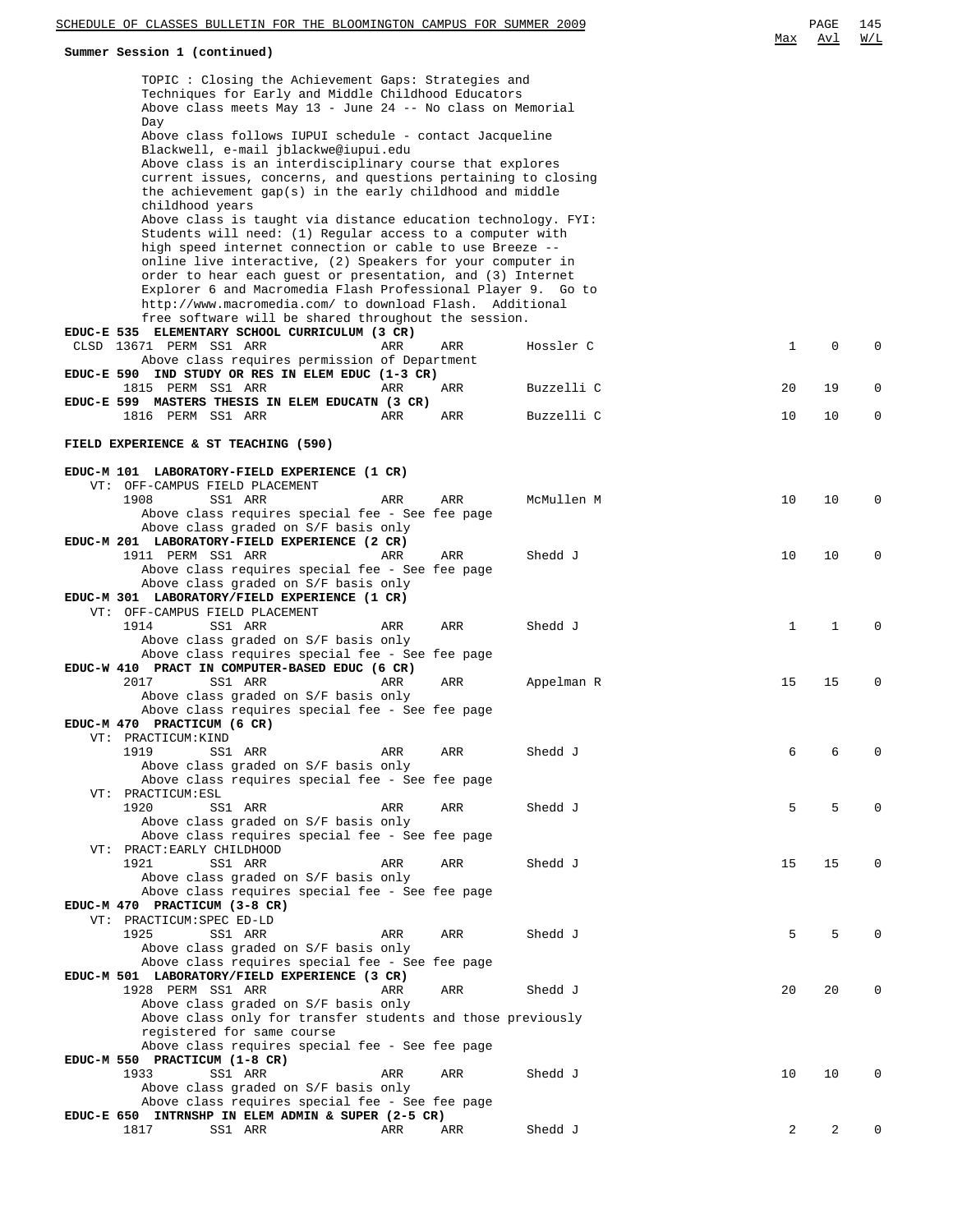**Summary Session 1 (continued)**

| | | | | | | Max | Avl | W/L |
|---|---|---|---|---|---|---|---|---|

TOPIC : Closing the Achievement Gaps: Strategies and Techniques for Early and Middle Childhood Educators
Above class meets May 13 - June 24 -- No class on Memorial Day
Above class follows IUPUI schedule - contact Jacqueline Blackwell, e-mail jblackwe@iupui.edu
Above class is an interdisciplinary course that explores current issues, concerns, and questions pertaining to closing the achievement gap(s) in the early childhood and middle childhood years
Above class is taught via distance education technology. FYI: Students will need: (1) Regular access to a computer with high speed internet connection or cable to use Breeze -- online live interactive, (2) Speakers for your computer in order to hear each guest or presentation, and (3) Internet Explorer 6 and Macromedia Flash Professional Player 9. Go to http://www.macromedia.com/ to download Flash. Additional free software will be shared throughout the session.

**EDUC-E 535 ELEMENTARY SCHOOL CURRICULUM (3 CR)**

| | | | | | | Max | Avl | W/L |
|---|---|---|---|---|---|---|---|---|
| CLSD 13671 PERM | SS1 ARR | ARR | ARR | Hossler C | | 1 | 0 | 0 |

Above class requires permission of Department

**EDUC-E 590 IND STUDY OR RES IN ELEM EDUC (1-3 CR)**

| | | | | | | Max | Avl | W/L |
|---|---|---|---|---|---|---|---|---|
| 1815 PERM | SS1 ARR | ARR | ARR | Buzzelli C | | 20 | 19 | 0 |

**EDUC-E 599 MASTERS THESIS IN ELEM EDUCATN (3 CR)**

| | | | | | | Max | Avl | W/L |
|---|---|---|---|---|---|---|---|---|
| 1816 PERM | SS1 ARR | ARR | ARR | Buzzelli C | | 10 | 10 | 0 |

## FIELD EXPERIENCE & ST TEACHING (590)

**EDUC-M 101 LABORATORY-FIELD EXPERIENCE (1 CR)**

VT: OFF-CAMPUS FIELD PLACEMENT

| | | | | | | Max | Avl | W/L |
|---|---|---|---|---|---|---|---|---|
| 1908 | SS1 ARR | ARR | ARR | McMullen M | | 10 | 10 | 0 |

Above class requires special fee - See fee page
Above class graded on S/F basis only

**EDUC-M 201 LABORATORY-FIELD EXPERIENCE (2 CR)**

| | | | | | | Max | Avl | W/L |
|---|---|---|---|---|---|---|---|---|
| 1911 PERM | SS1 ARR | ARR | ARR | Shedd J | | 10 | 10 | 0 |

Above class requires special fee - See fee page
Above class graded on S/F basis only

**EDUC-M 301 LABORATORY/FIELD EXPERIENCE (1 CR)**

VT: OFF-CAMPUS FIELD PLACEMENT

| | | | | | | Max | Avl | W/L |
|---|---|---|---|---|---|---|---|---|
| 1914 | SS1 ARR | ARR | ARR | Shedd J | | 1 | 1 | 0 |

Above class graded on S/F basis only
Above class requires special fee - See fee page

**EDUC-W 410 PRACT IN COMPUTER-BASED EDUC (6 CR)**

| | | | | | | Max | Avl | W/L |
|---|---|---|---|---|---|---|---|---|
| 2017 | SS1 ARR | ARR | ARR | Appelman R | | 15 | 15 | 0 |

Above class graded on S/F basis only
Above class requires special fee - See fee page

**EDUC-M 470 PRACTICUM (6 CR)**

VT: PRACTICUM:KIND

| | | | | | | Max | Avl | W/L |
|---|---|---|---|---|---|---|---|---|
| 1919 | SS1 ARR | ARR | ARR | Shedd J | | 6 | 6 | 0 |

Above class graded on S/F basis only
Above class requires special fee - See fee page

VT: PRACTICUM:ESL

| | | | | | | Max | Avl | W/L |
|---|---|---|---|---|---|---|---|---|
| 1920 | SS1 ARR | ARR | ARR | Shedd J | | 5 | 5 | 0 |

Above class graded on S/F basis only
Above class requires special fee - See fee page

VT: PRACT:EARLY CHILDHOOD

| | | | | | | Max | Avl | W/L |
|---|---|---|---|---|---|---|---|---|
| 1921 | SS1 ARR | ARR | ARR | Shedd J | | 15 | 15 | 0 |

Above class graded on S/F basis only
Above class requires special fee - See fee page

**EDUC-M 470 PRACTICUM (3-8 CR)**

VT: PRACTICUM:SPEC ED-LD

| | | | | | | Max | Avl | W/L |
|---|---|---|---|---|---|---|---|---|
| 1925 | SS1 ARR | ARR | ARR | Shedd J | | 5 | 5 | 0 |

Above class graded on S/F basis only
Above class requires special fee - See fee page

**EDUC-M 501 LABORATORY/FIELD EXPERIENCE (3 CR)**

| | | | | | | Max | Avl | W/L |
|---|---|---|---|---|---|---|---|---|
| 1928 PERM | SS1 ARR | ARR | ARR | Shedd J | | 20 | 20 | 0 |

Above class graded on S/F basis only
Above class only for transfer students and those previously registered for same course
Above class requires special fee - See fee page

**EDUC-M 550 PRACTICUM (1-8 CR)**

| | | | | | | Max | Avl | W/L |
|---|---|---|---|---|---|---|---|---|
| 1933 | SS1 ARR | ARR | ARR | Shedd J | | 10 | 10 | 0 |

Above class graded on S/F basis only
Above class requires special fee - See fee page

**EDUC-E 650 INTRNSHP IN ELEM ADMIN & SUPER (2-5 CR)**

| | | | | | | Max | Avl | W/L |
|---|---|---|---|---|---|---|---|---|
| 1817 | SS1 ARR | ARR | ARR | Shedd J | | 2 | 2 | 0 |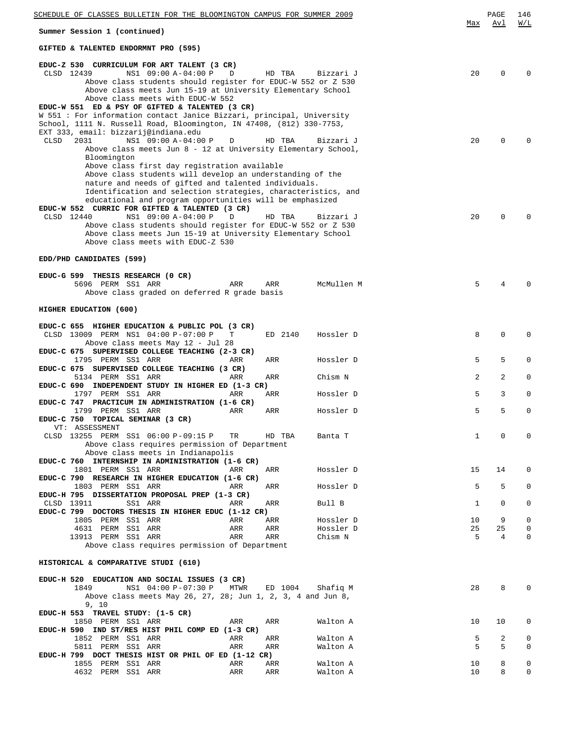**Summary Session 1 (continued)**

### GIFTED & TALENTED ENDORMNT PRO (595)

**EDUC-Z 530 CURRICULUM FOR ART TALENT (3 CR)**

| | Class | | Session | Time | Days | Room | Instructor | Max | Avl | W/L |
|---|---|---|---|---|---|---|---|---|---|---|
| CLSD | 12439 | | NS1 | 09:00 A-04:00 P | D | HD TBA | Bizzari J | 20 | 0 | 0 |

Above class students should register for EDUC-W 552 or Z 530
Above class meets Jun 15-19 at University Elementary School
Above class meets with EDUC-W 552

**EDUC-W 551 ED & PSY OF GIFTED & TALENTED (3 CR)**

W 551 : For information contact Janice Bizzari, principal, University School, 1111 N. Russell Road, Bloomington, IN 47408, (812) 330-7753, EXT 333, email: bizzarij@indiana.edu

| | Class | | Session | Time | Days | Room | Instructor | Max | Avl | W/L |
|---|---|---|---|---|---|---|---|---|---|---|
| CLSD | 2031 | | NS1 | 09:00 A-04:00 P | D | HD TBA | Bizzari J | 20 | 0 | 0 |

Above class meets Jun 8 - 12 at University Elementary School, Bloomington
Above class first day registration available
Above class students will develop an understanding of the nature and needs of gifted and talented individuals. Identification and selection strategies, characteristics, and educational and program opportunities will be emphasized

**EDUC-W 552 CURRIC FOR GIFTED & TALENTED (3 CR)**

| | Class | | Session | Time | Days | Room | Instructor | Max | Avl | W/L |
|---|---|---|---|---|---|---|---|---|---|---|
| CLSD | 12440 | | NS1 | 09:00 A-04:00 P | D | HD TBA | Bizzari J | 20 | 0 | 0 |

Above class students should register for EDUC-W 552 or Z 530
Above class meets Jun 15-19 at University Elementary School
Above class meets with EDUC-Z 530

### EDD/PHD CANDIDATES (599)

**EDUC-G 599 THESIS RESEARCH (0 CR)**

| | Class | | Session | Time | Days | Room | Instructor | Max | Avl | W/L |
|---|---|---|---|---|---|---|---|---|---|---|
| | 5696 | PERM | SS1 | ARR | ARR | ARR | McMullen M | 5 | 4 | 0 |

Above class graded on deferred R grade basis

### HIGHER EDUCATION (600)

**EDUC-C 655 HIGHER EDUCATION & PUBLIC POL (3 CR)**

| | Class | | Session | Time | Days | Room | Instructor | Max | Avl | W/L |
|---|---|---|---|---|---|---|---|---|---|---|
| CLSD | 13009 | PERM | NS1 | 04:00 P-07:00 P | T | ED 2140 | Hossler D | 8 | 0 | 0 |

Above class meets May 12 - Jul 28

**EDUC-C 675 SUPERVISED COLLEGE TEACHING (2-3 CR)**

| | Class | | Session | Time | Days | Room | Instructor | Max | Avl | W/L |
|---|---|---|---|---|---|---|---|---|---|---|
| | 1795 | PERM | SS1 | ARR | ARR | ARR | Hossler D | 5 | 5 | 0 |

**EDUC-C 675 SUPERVISED COLLEGE TEACHING (3 CR)**

| | Class | | Session | Time | Days | Room | Instructor | Max | Avl | W/L |
|---|---|---|---|---|---|---|---|---|---|---|
| | 5134 | PERM | SS1 | ARR | ARR | ARR | Chism N | 2 | 2 | 0 |

**EDUC-C 690 INDEPENDENT STUDY IN HIGHER ED (1-3 CR)**

| | Class | | Session | Time | Days | Room | Instructor | Max | Avl | W/L |
|---|---|---|---|---|---|---|---|---|---|---|
| | 1797 | PERM | SS1 | ARR | ARR | ARR | Hossler D | 5 | 3 | 0 |

**EDUC-C 747 PRACTICUM IN ADMINISTRATION (1-6 CR)**

| | Class | | Session | Time | Days | Room | Instructor | Max | Avl | W/L |
|---|---|---|---|---|---|---|---|---|---|---|
| | 1799 | PERM | SS1 | ARR | ARR | ARR | Hossler D | 5 | 5 | 0 |

**EDUC-C 750 TOPICAL SEMINAR (3 CR)**

VT: ASSESSMENT

| | Class | | Session | Time | Days | Room | Instructor | Max | Avl | W/L |
|---|---|---|---|---|---|---|---|---|---|---|
| CLSD | 13255 | PERM | SS1 | 06:00 P-09:15 P | TR | HD TBA | Banta T | 1 | 0 | 0 |

Above class requires permission of Department
Above class meets in Indianapolis

**EDUC-C 760 INTERNSHIP IN ADMINISTRATION (1-6 CR)**

| | Class | | Session | Time | Days | Room | Instructor | Max | Avl | W/L |
|---|---|---|---|---|---|---|---|---|---|---|
| | 1801 | PERM | SS1 | ARR | ARR | ARR | Hossler D | 15 | 14 | 0 |

**EDUC-C 790 RESEARCH IN HIGHER EDUCATION (1-6 CR)**

| | Class | | Session | Time | Days | Room | Instructor | Max | Avl | W/L |
|---|---|---|---|---|---|---|---|---|---|---|
| | 1803 | PERM | SS1 | ARR | ARR | ARR | Hossler D | 5 | 5 | 0 |

**EDUC-H 795 DISSERTATION PROPOSAL PREP (1-3 CR)**

| | Class | | Session | Time | Days | Room | Instructor | Max | Avl | W/L |
|---|---|---|---|---|---|---|---|---|---|---|
| CLSD | 13911 | | SS1 | ARR | ARR | ARR | Bull B | 1 | 0 | 0 |

**EDUC-C 799 DOCTORS THESIS IN HIGHER EDUC (1-12 CR)**

| | Class | | Session | Time | Days | Room | Instructor | Max | Avl | W/L |
|---|---|---|---|---|---|---|---|---|---|---|
| | 1805 | PERM | SS1 | ARR | ARR | ARR | Hossler D | 10 | 9 | 0 |
| | 4631 | PERM | SS1 | ARR | ARR | ARR | Hossler D | 25 | 25 | 0 |
| | 13913 | PERM | SS1 | ARR | ARR | ARR | Chism N | 5 | 4 | 0 |

Above class requires permission of Department

### HISTORICAL & COMPARATIVE STUDI (610)

**EDUC-H 520 EDUCATION AND SOCIAL ISSUES (3 CR)**

| | Class | | Session | Time | Days | Room | Instructor | Max | Avl | W/L |
|---|---|---|---|---|---|---|---|---|---|---|
| | 1849 | | NS1 | 04:00 P-07:30 P | MTWR | ED 1004 | Shafiq M | 28 | 8 | 0 |

Above class meets May 26, 27, 28; Jun 1, 2, 3, 4 and Jun 8, 9, 10

**EDUC-H 553 TRAVEL STUDY: (1-5 CR)**

| | Class | | Session | Time | Days | Room | Instructor | Max | Avl | W/L |
|---|---|---|---|---|---|---|---|---|---|---|
| | 1850 | PERM | SS1 | ARR | ARR | ARR | Walton A | 10 | 10 | 0 |

**EDUC-H 590 IND ST/RES HIST PHIL COMP ED (1-3 CR)**

| | Class | | Session | Time | Days | Room | Instructor | Max | Avl | W/L |
|---|---|---|---|---|---|---|---|---|---|---|
| | 1852 | PERM | SS1 | ARR | ARR | ARR | Walton A | 5 | 2 | 0 |
| | 5811 | PERM | SS1 | ARR | ARR | ARR | Walton A | 5 | 5 | 0 |

**EDUC-H 799 DOCT THESIS HIST OR PHIL OF ED (1-12 CR)**

| | Class | | Session | Time | Days | Room | Instructor | Max | Avl | W/L |
|---|---|---|---|---|---|---|---|---|---|---|
| | 1855 | PERM | SS1 | ARR | ARR | ARR | Walton A | 10 | 8 | 0 |
| | 4632 | PERM | SS1 | ARR | ARR | ARR | Walton A | 10 | 8 | 0 |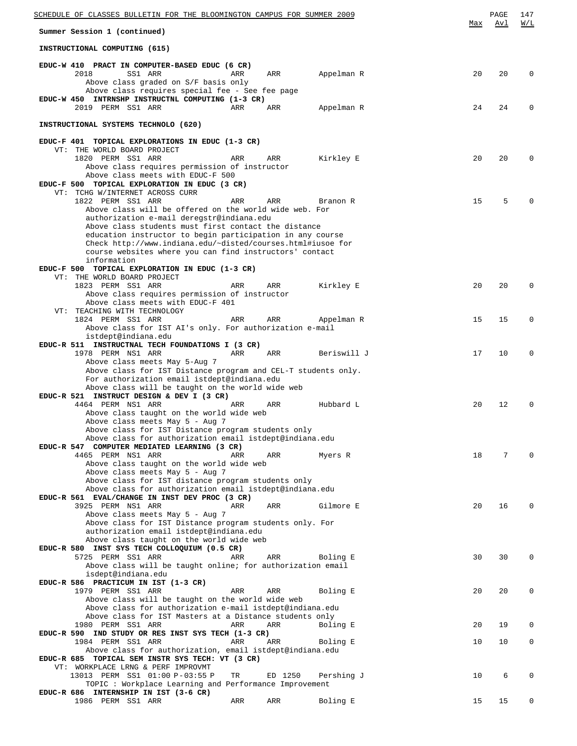**Summer Session 1 (continued)**

| | Max | Avl | W/L |
|---|---|---|---|

### INSTRUCTIONAL COMPUTING (615)

**EDUC-W 410 PRACT IN COMPUTER-BASED EDUC (6 CR)**

```
     2018       SS1 ARR             ARR     ARR       Appelman R          20   20   0
       Above class graded on S/F basis only
       Above class requires special fee - See fee page
```

**EDUC-W 450 INTRNSHP INSTRUCTNL COMPUTING (1-3 CR)**

```
     2019 PERM SS1 ARR              ARR     ARR       Appelman R          24   24   0
```

### INSTRUCTIONAL SYSTEMS TECHNOLO (620)

**EDUC-F 401 TOPICAL EXPLORATIONS IN EDUC (1-3 CR)**

```
  VT: THE WORLD BOARD PROJECT
     1820 PERM SS1 ARR              ARR     ARR       Kirkley E           20   20   0
       Above class requires permission of instructor
       Above class meets with EDUC-F 500
```

**EDUC-F 500 TOPICAL EXPLORATION IN EDUC (3 CR)**

```
  VT: TCHG W/INTERNET ACROSS CURR
     1822 PERM SS1 ARR              ARR     ARR       Branon R            15    5   0
       Above class will be offered on the world wide web. For
       authorization e-mail deregstr@indiana.edu
       Above class students must first contact the distance
       education instructor to begin participation in any course
       Check http://www.indiana.edu/~disted/courses.html#iusoe for
       course websites where you can find instructors' contact
       information
```

**EDUC-F 500 TOPICAL EXPLORATION IN EDUC (1-3 CR)**

```
  VT: THE WORLD BOARD PROJECT
     1823 PERM SS1 ARR              ARR     ARR       Kirkley E           20   20   0
       Above class requires permission of instructor
       Above class meets with EDUC-F 401
  VT: TEACHING WITH TECHNOLOGY
     1824 PERM SS1 ARR              ARR     ARR       Appelman R          15   15   0
       Above class for IST AI's only. For authorization e-mail
       istdept@indiana.edu
```

**EDUC-R 511 INSTRUCTNAL TECH FOUNDATIONS I (3 CR)**

```
     1978 PERM NS1 ARR              ARR     ARR       Beriswill J         17   10   0
       Above class meets May 5-Aug 7
       Above class for IST Distance program and CEL-T students only.
       For authorization email istdept@indiana.edu
       Above class will be taught on the world wide web
```

**EDUC-R 521 INSTRUCT DESIGN & DEV I (3 CR)**

```
     4464 PERM NS1 ARR              ARR     ARR       Hubbard L           20   12   0
       Above class taught on the world wide web
       Above class meets May 5 - Aug 7
       Above class for IST Distance program students only
       Above class for authorization email istdept@indiana.edu
```

**EDUC-R 547 COMPUTER MEDIATED LEARNING (3 CR)**

```
     4465 PERM NS1 ARR              ARR     ARR       Myers R             18    7   0
       Above class taught on the world wide web
       Above class meets May 5 - Aug 7
       Above class for IST distance program students only
       Above class for authorization email istdept@indiana.edu
```

**EDUC-R 561 EVAL/CHANGE IN INST DEV PROC (3 CR)**

```
     3925 PERM NS1 ARR              ARR     ARR       Gilmore E           20   16   0
       Above class meets May 5 - Aug 7
       Above class for IST Distance program students only. For
       authorization email istdept@indiana.edu
       Above class taught on the world wide web
```

**EDUC-R 580 INST SYS TECH COLLOQUIUM (0.5 CR)**

```
     5725 PERM SS1 ARR              ARR     ARR       Boling E            30   30   0
       Above class will be taught online; for authorization email
       isdept@indiana.edu
```

**EDUC-R 586 PRACTICUM IN IST (1-3 CR)**

```
     1979 PERM SS1 ARR              ARR     ARR       Boling E            20   20   0
       Above class will be taught on the world wide web
       Above class for authorization e-mail istdept@indiana.edu
       Above class for IST Masters at a Distance students only
     1980 PERM SS1 ARR              ARR     ARR       Boling E            20   19   0
```

**EDUC-R 590 IND STUDY OR RES INST SYS TECH (1-3 CR)**

```
     1984 PERM SS1 ARR              ARR     ARR       Boling E            10   10   0
       Above class for authorization, email istdept@indiana.edu
```

**EDUC-R 685 TOPICAL SEM INSTR SYS TECH: VT (3 CR)**

```
  VT: WORKPLACE LRNG & PERF IMPROVMT
     13013 PERM SS1 01:00 P-03:55 P  TR     ED 1250   Pershing J          10    6   0
       TOPIC : Workplace Learning and Performance Improvement
```

**EDUC-R 686 INTERNSHIP IN IST (3-6 CR)**

```
     1986 PERM SS1 ARR              ARR     ARR       Boling E            15   15   0
```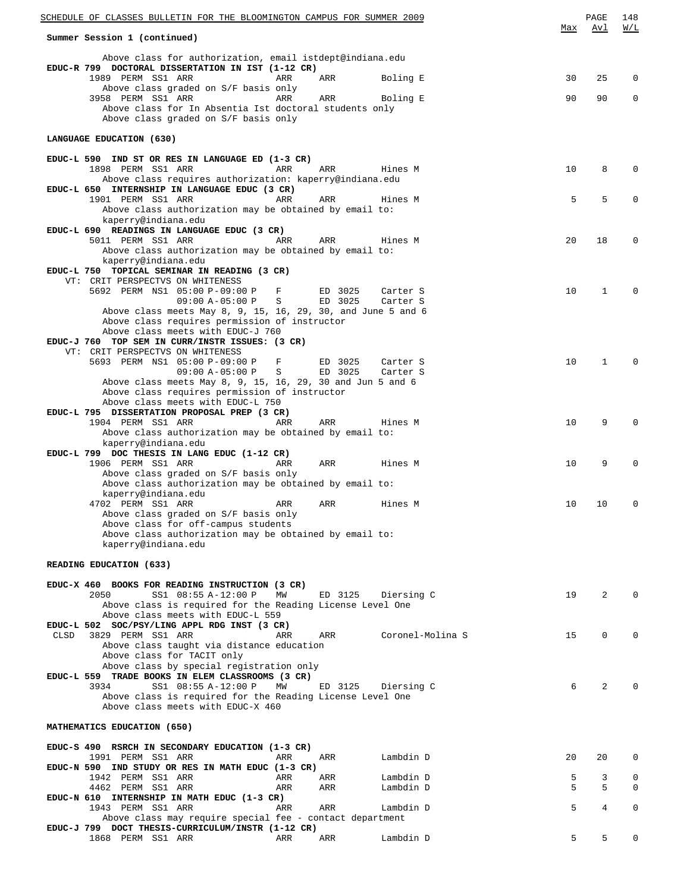Summary Session 1 (continued)

Above class for authorization, email istdept@indiana.edu

**EDUC-R 799 DOCTORAL DISSERTATION IN IST (1-12 CR)**

| Class | | Time | Days | Room | Instructor | Max | Avl | W/L |
|---|---|---|---|---|---|---|---|---|
| 1989 PERM SS1 | | ARR | ARR | | Boling E | 30 | 25 | 0 |

Above class graded on S/F basis only

| Class | | Time | Days | Room | Instructor | Max | Avl | W/L |
|---|---|---|---|---|---|---|---|---|
| 3958 PERM SS1 | | ARR | ARR | | Boling E | 90 | 90 | 0 |

Above class for In Absentia Ist doctoral students only
Above class graded on S/F basis only

## LANGUAGE EDUCATION (630)

**EDUC-L 590 IND ST OR RES IN LANGUAGE ED (1-3 CR)**

| Class | Time | Days | Room | Instructor | Max | Avl | W/L |
|---|---|---|---|---|---|---|---|
| 1898 PERM SS1 | ARR | ARR | | Hines M | 10 | 8 | 0 |

Above class requires authorization: kaperry@indiana.edu

**EDUC-L 650 INTERNSHIP IN LANGUAGE EDUC (3 CR)**

| Class | Time | Days | Room | Instructor | Max | Avl | W/L |
|---|---|---|---|---|---|---|---|
| 1901 PERM SS1 | ARR | ARR | | Hines M | 5 | 5 | 0 |

Above class authorization may be obtained by email to: kaperry@indiana.edu

**EDUC-L 690 READINGS IN LANGUAGE EDUC (3 CR)**

| Class | Time | Days | Room | Instructor | Max | Avl | W/L |
|---|---|---|---|---|---|---|---|
| 5011 PERM SS1 | ARR | ARR | | Hines M | 20 | 18 | 0 |

Above class authorization may be obtained by email to: kaperry@indiana.edu

**EDUC-L 750 TOPICAL SEMINAR IN READING (3 CR)**

VT: CRIT PERSPECTVS ON WHITENESS

| Class | Time | Days | Room | Instructor | Max | Avl | W/L |
|---|---|---|---|---|---|---|---|
| 5692 PERM NS1 | 05:00 P-09:00 P | F | ED 3025 | Carter S | 10 | 1 | 0 |
| | 09:00 A-05:00 P | S | ED 3025 | Carter S | | | |

Above class meets May 8, 9, 15, 16, 29, 30, and June 5 and 6
Above class requires permission of instructor
Above class meets with EDUC-J 760

**EDUC-J 760 TOP SEM IN CURR/INSTR ISSUES: (3 CR)**

VT: CRIT PERSPECTVS ON WHITENESS

| Class | Time | Days | Room | Instructor | Max | Avl | W/L |
|---|---|---|---|---|---|---|---|
| 5693 PERM NS1 | 05:00 P-09:00 P | F | ED 3025 | Carter S | 10 | 1 | 0 |
| | 09:00 A-05:00 P | S | ED 3025 | Carter S | | | |

Above class meets May 8, 9, 15, 16, 29, 30 and Jun 5 and 6
Above class requires permission of instructor
Above class meets with EDUC-L 750

**EDUC-L 795 DISSERTATION PROPOSAL PREP (3 CR)**

| Class | Time | Days | Room | Instructor | Max | Avl | W/L |
|---|---|---|---|---|---|---|---|
| 1904 PERM SS1 | ARR | ARR | | Hines M | 10 | 9 | 0 |

Above class authorization may be obtained by email to: kaperry@indiana.edu

**EDUC-L 799 DOC THESIS IN LANG EDUC (1-12 CR)**

| Class | Time | Days | Room | Instructor | Max | Avl | W/L |
|---|---|---|---|---|---|---|---|
| 1906 PERM SS1 | ARR | ARR | | Hines M | 10 | 9 | 0 |

Above class graded on S/F basis only
Above class authorization may be obtained by email to: kaperry@indiana.edu

| Class | Time | Days | Room | Instructor | Max | Avl | W/L |
|---|---|---|---|---|---|---|---|
| 4702 PERM SS1 | ARR | ARR | | Hines M | 10 | 10 | 0 |

Above class graded on S/F basis only
Above class for off-campus students
Above class authorization may be obtained by email to: kaperry@indiana.edu

## READING EDUCATION (633)

**EDUC-X 460 BOOKS FOR READING INSTRUCTION (3 CR)**

| Class | Time | Days | Room | Instructor | Max | Avl | W/L |
|---|---|---|---|---|---|---|---|
| 2050 SS1 | 08:55 A-12:00 P | MW | ED 3125 | Diersing C | 19 | 2 | 0 |

Above class is required for the Reading License Level One
Above class meets with EDUC-L 559

**EDUC-L 502 SOC/PSY/LING APPL RDG INST (3 CR)**

| Class | Time | Days | Room | Instructor | Max | Avl | W/L |
|---|---|---|---|---|---|---|---|
| CLSD 3829 PERM SS1 | ARR | ARR | | Coronel-Molina S | 15 | 0 | 0 |

Above class taught via distance education
Above class for TACIT only
Above class by special registration only

**EDUC-L 559 TRADE BOOKS IN ELEM CLASSROOMS (3 CR)**

| Class | Time | Days | Room | Instructor | Max | Avl | W/L |
|---|---|---|---|---|---|---|---|
| 3934 SS1 | 08:55 A-12:00 P | MW | ED 3125 | Diersing C | 6 | 2 | 0 |

Above class is required for the Reading License Level One
Above class meets with EDUC-X 460

## MATHEMATICS EDUCATION (650)

**EDUC-S 490 RSRCH IN SECONDARY EDUCATION (1-3 CR)**

| Class | Time | Days | Room | Instructor | Max | Avl | W/L |
|---|---|---|---|---|---|---|---|
| 1991 PERM SS1 | ARR | ARR | | Lambdin D | 20 | 20 | 0 |

**EDUC-N 590 IND STUDY OR RES IN MATH EDUC (1-3 CR)**

| Class | Time | Days | Room | Instructor | Max | Avl | W/L |
|---|---|---|---|---|---|---|---|
| 1942 PERM SS1 | ARR | ARR | | Lambdin D | 5 | 3 | 0 |
| 4462 PERM SS1 | ARR | ARR | | Lambdin D | 5 | 5 | 0 |

**EDUC-N 610 INTERNSHIP IN MATH EDUC (1-3 CR)**

| Class | Time | Days | Room | Instructor | Max | Avl | W/L |
|---|---|---|---|---|---|---|---|
| 1943 PERM SS1 | ARR | ARR | | Lambdin D | 5 | 4 | 0 |

Above class may require special fee - contact department

**EDUC-J 799 DOCT THESIS-CURRICULUM/INSTR (1-12 CR)**

| Class | Time | Days | Room | Instructor | Max | Avl | W/L |
|---|---|---|---|---|---|---|---|
| 1868 PERM SS1 | ARR | ARR | | Lambdin D | 5 | 5 | 0 |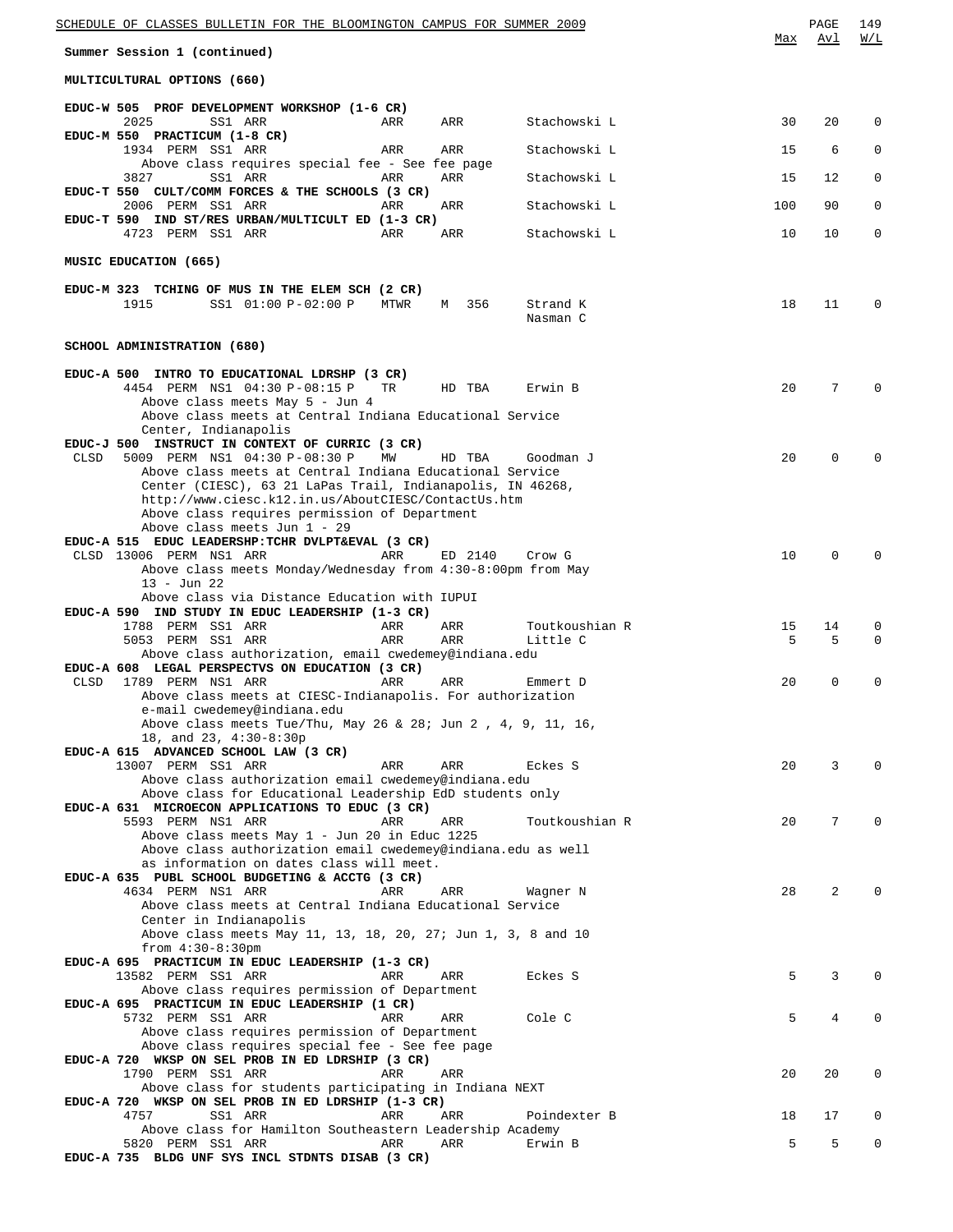SCHEDULE OF CLASSES BULLETIN FOR THE BLOOMINGTON CAMPUS FOR SUMMER 2009

**Summer Session 1 (continued)**

## MULTICULTURAL OPTIONS (660)

```
                                                                                 Max   Avl   W/L
EDUC-W 505  PROF DEVELOPMENT WORKSHOP (1-6 CR)
      2025        SS1 ARR              ARR     ARR         Stachowski L          30    20     0
EDUC-M 550  PRACTICUM (1-8 CR)
      1934  PERM  SS1 ARR              ARR     ARR         Stachowski L          15     6     0
        Above class requires special fee - See fee page
      3827        SS1 ARR              ARR     ARR         Stachowski L          15    12     0
EDUC-T 550  CULT/COMM FORCES & THE SCHOOLS (3 CR)
      2006  PERM  SS1 ARR              ARR     ARR         Stachowski L         100    90     0
EDUC-T 590  IND ST/RES URBAN/MULTICULT ED (1-3 CR)
      4723  PERM  SS1 ARR              ARR     ARR         Stachowski L          10    10     0
```

## MUSIC EDUCATION (665)

```
EDUC-M 323  TCHING OF MUS IN THE ELEM SCH (2 CR)
      1915        SS1 01:00 P-02:00 P  MTWR    M  356      Strand K              18    11     0
                                                           Nasman C
```

## SCHOOL ADMINISTRATION (680)

```
EDUC-A 500  INTRO TO EDUCATIONAL LDRSHP (3 CR)
      4454  PERM  NS1 04:30 P-08:15 P  TR      HD TBA      Erwin B               20     7     0
        Above class meets May 5 - Jun 4
        Above class meets at Central Indiana Educational Service
        Center, Indianapolis
EDUC-J 500  INSTRUCT IN CONTEXT OF CURRIC (3 CR)
 CLSD 5009  PERM  NS1 04:30 P-08:30 P  MW      HD TBA      Goodman J             20     0     0
        Above class meets at Central Indiana Educational Service
        Center (CIESC), 63 21 LaPas Trail, Indianapolis, IN 46268,
        http://www.ciesc.k12.in.us/AboutCIESC/ContactUs.htm
        Above class requires permission of Department
        Above class meets Jun 1 - 29
EDUC-A 515  EDUC LEADERSHP:TCHR DVLPT&EVAL (3 CR)
 CLSD 13006 PERM  NS1 ARR              ARR     ED 2140     Crow G                10     0     0
        Above class meets Monday/Wednesday from 4:30-8:00pm from May
        13 - Jun 22
        Above class via Distance Education with IUPUI
EDUC-A 590  IND STUDY IN EDUC LEADERSHIP (1-3 CR)
      1788  PERM  SS1 ARR              ARR     ARR         Toutkoushian R        15    14     0
      5053  PERM  SS1 ARR              ARR     ARR         Little C               5     5     0
        Above class authorization, email cwedemey@indiana.edu
EDUC-A 608  LEGAL PERSPECTVS ON EDUCATION (3 CR)
 CLSD 1789  PERM  NS1 ARR              ARR     ARR         Emmert D              20     0     0
        Above class meets at CIESC-Indianapolis. For authorization
        e-mail cwedemey@indiana.edu
        Above class meets Tue/Thu, May 26 & 28; Jun 2 , 4, 9, 11, 16,
        18, and 23, 4:30-8:30p
EDUC-A 615  ADVANCED SCHOOL LAW (3 CR)
      13007 PERM  SS1 ARR              ARR     ARR         Eckes S               20     3     0
        Above class authorization email cwedemey@indiana.edu
        Above class for Educational Leadership EdD students only
EDUC-A 631  MICROECON APPLICATIONS TO EDUC (3 CR)
      5593  PERM  NS1 ARR              ARR     ARR         Toutkoushian R        20     7     0
        Above class meets May 1 - Jun 20 in Educ 1225
        Above class authorization email cwedemey@indiana.edu as well
        as information on dates class will meet.
EDUC-A 635  PUBL SCHOOL BUDGETING & ACCTG (3 CR)
      4634  PERM  NS1 ARR              ARR     ARR         Wagner N              28     2     0
        Above class meets at Central Indiana Educational Service
        Center in Indianapolis
        Above class meets May 11, 13, 18, 20, 27; Jun 1, 3, 8 and 10
        from 4:30-8:30pm
EDUC-A 695  PRACTICUM IN EDUC LEADERSHIP (1-3 CR)
      13582 PERM  SS1 ARR              ARR     ARR         Eckes S                5     3     0
        Above class requires permission of Department
EDUC-A 695  PRACTICUM IN EDUC LEADERSHIP (1 CR)
      5732  PERM  SS1 ARR              ARR     ARR         Cole C                 5     4     0
        Above class requires permission of Department
        Above class requires special fee - See fee page
EDUC-A 720  WKSP ON SEL PROB IN ED LDRSHIP (3 CR)
      1790  PERM  SS1 ARR              ARR     ARR                               20    20     0
        Above class for students participating in Indiana NEXT
EDUC-A 720  WKSP ON SEL PROB IN ED LDRSHIP (1-3 CR)
      4757        SS1 ARR              ARR     ARR         Poindexter B          18    17     0
        Above class for Hamilton Southeastern Leadership Academy
      5820  PERM  SS1 ARR              ARR     ARR         Erwin B                5     5     0
EDUC-A 735  BLDG UNF SYS INCL STDNTS DISAB (3 CR)
```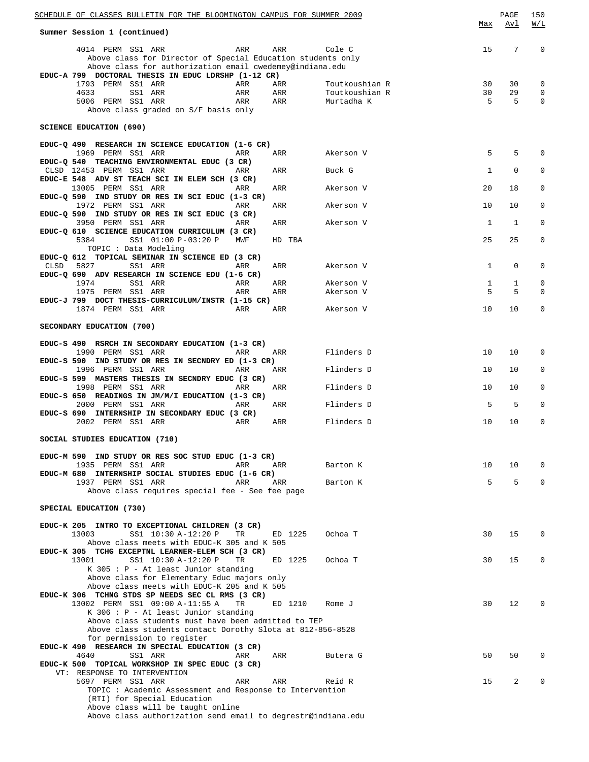Summer Session 1 (continued)

| | Max | Avl | W/L |
|---|---|---|---|
| 4014 PERM SS1 ARR ARR ARR Cole C | 15 | 7 | 0 |
| Above class for Director of Special Education students only | | | |
| Above class for authorization email cwedemey@indiana.edu | | | |
| **EDUC-A 799 DOCTORAL THESIS IN EDUC LDRSHP (1-12 CR)** | | | |
| 1793 PERM SS1 ARR ARR ARR Toutkoushian R | 30 | 30 | 0 |
| 4633 SS1 ARR ARR ARR Toutkoushian R | 30 | 29 | 0 |
| 5006 PERM SS1 ARR ARR ARR Murtadha K | 5 | 5 | 0 |
| Above class graded on S/F basis only | | | |

**SCIENCE EDUCATION (690)**

| | Max | Avl | W/L |
|---|---|---|---|
| **EDUC-Q 490 RESEARCH IN SCIENCE EDUCATION (1-6 CR)** | | | |
| 1969 PERM SS1 ARR ARR ARR Akerson V | 5 | 5 | 0 |
| **EDUC-Q 540 TEACHING ENVIRONMENTAL EDUC (3 CR)** | | | |
| CLSD 12453 PERM SS1 ARR ARR ARR Buck G | 1 | 0 | 0 |
| **EDUC-E 548 ADV ST TEACH SCI IN ELEM SCH (3 CR)** | | | |
| 13005 PERM SS1 ARR ARR ARR Akerson V | 20 | 18 | 0 |
| **EDUC-Q 590 IND STUDY OR RES IN SCI EDUC (1-3 CR)** | | | |
| 1972 PERM SS1 ARR ARR ARR Akerson V | 10 | 10 | 0 |
| **EDUC-Q 590 IND STUDY OR RES IN SCI EDUC (3 CR)** | | | |
| 3950 PERM SS1 ARR ARR ARR Akerson V | 1 | 1 | 0 |
| **EDUC-Q 610 SCIENCE EDUCATION CURRICULUM (3 CR)** | | | |
| 5384 SS1 01:00 P-03:20 P MWF HD TBA | 25 | 25 | 0 |
| TOPIC : Data Modeling | | | |
| **EDUC-Q 612 TOPICAL SEMINAR IN SCIENCE ED (3 CR)** | | | |
| CLSD 5827 SS1 ARR ARR ARR Akerson V | 1 | 0 | 0 |
| **EDUC-Q 690 ADV RESEARCH IN SCIENCE EDU (1-6 CR)** | | | |
| 1974 SS1 ARR ARR ARR Akerson V | 1 | 1 | 0 |
| 1975 PERM SS1 ARR ARR ARR Akerson V | 5 | 5 | 0 |
| **EDUC-J 799 DOCT THESIS-CURRICULUM/INSTR (1-15 CR)** | | | |
| 1874 PERM SS1 ARR ARR ARR Akerson V | 10 | 10 | 0 |

**SECONDARY EDUCATION (700)**

| | Max | Avl | W/L |
|---|---|---|---|
| **EDUC-S 490 RSRCH IN SECONDARY EDUCATION (1-3 CR)** | | | |
| 1990 PERM SS1 ARR ARR ARR Flinders D | 10 | 10 | 0 |
| **EDUC-S 590 IND STUDY OR RES IN SECNDRY ED (1-3 CR)** | | | |
| 1996 PERM SS1 ARR ARR ARR Flinders D | 10 | 10 | 0 |
| **EDUC-S 599 MASTERS THESIS IN SECNDRY EDUC (3 CR)** | | | |
| 1998 PERM SS1 ARR ARR ARR Flinders D | 10 | 10 | 0 |
| **EDUC-S 650 READINGS IN JM/M/I EDUCATION (1-3 CR)** | | | |
| 2000 PERM SS1 ARR ARR ARR Flinders D | 5 | 5 | 0 |
| **EDUC-S 690 INTERNSHIP IN SECONDARY EDUC (3 CR)** | | | |
| 2002 PERM SS1 ARR ARR ARR Flinders D | 10 | 10 | 0 |

**SOCIAL STUDIES EDUCATION (710)**

| | Max | Avl | W/L |
|---|---|---|---|
| **EDUC-M 590 IND STUDY OR RES SOC STUD EDUC (1-3 CR)** | | | |
| 1935 PERM SS1 ARR ARR ARR Barton K | 10 | 10 | 0 |
| **EDUC-M 680 INTERNSHIP SOCIAL STUDIES EDUC (1-6 CR)** | | | |
| 1937 PERM SS1 ARR ARR ARR Barton K | 5 | 5 | 0 |
| Above class requires special fee - See fee page | | | |

**SPECIAL EDUCATION (730)**

| | Max | Avl | W/L |
|---|---|---|---|
| **EDUC-K 205 INTRO TO EXCEPTIONAL CHILDREN (3 CR)** | | | |
| 13003 SS1 10:30 A-12:20 P TR ED 1225 Ochoa T | 30 | 15 | 0 |
| Above class meets with EDUC-K 305 and K 505 | | | |
| **EDUC-K 305 TCHG EXCEPTNL LEARNER-ELEM SCH (3 CR)** | | | |
| 13001 SS1 10:30 A-12:20 P TR ED 1225 Ochoa T | 30 | 15 | 0 |
| K 305 : P - At least Junior standing | | | |
| Above class for Elementary Educ majors only | | | |
| Above class meets with EDUC-K 205 and K 505 | | | |
| **EDUC-K 306 TCHNG STDS SP NEEDS SEC CL RMS (3 CR)** | | | |
| 13002 PERM SS1 09:00 A-11:55 A TR ED 1210 Rome J | 30 | 12 | 0 |
| K 306 : P - At least Junior standing | | | |
| Above class students must have been admitted to TEP | | | |
| Above class students contact Dorothy Slota at 812-856-8528 for permission to register | | | |
| **EDUC-K 490 RESEARCH IN SPECIAL EDUCATION (3 CR)** | | | |
| 4640 SS1 ARR ARR ARR Butera G | 50 | 50 | 0 |
| **EDUC-K 500 TOPICAL WORKSHOP IN SPEC EDUC (3 CR)** | | | |
| VT: RESPONSE TO INTERVENTION | | | |
| 5697 PERM SS1 ARR ARR ARR Reid R | 15 | 2 | 0 |
| TOPIC : Academic Assessment and Response to Intervention (RTI) for Special Education | | | |
| Above class will be taught online | | | |
| Above class authorization send email to degrestr@indiana.edu | | | |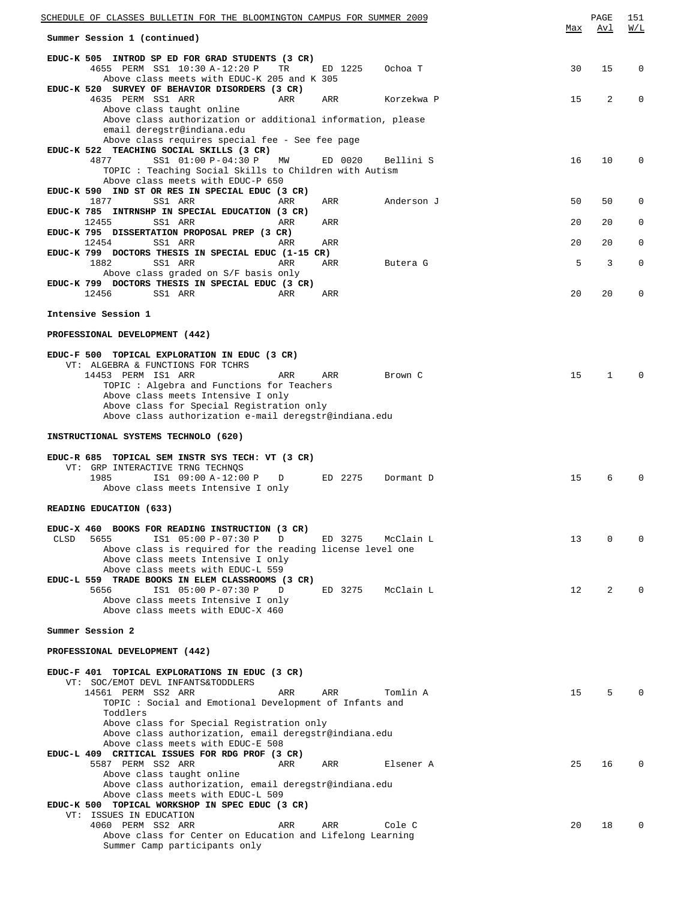**Summer Session 1 (continued)**

| Course / Class | Session | Time | Days | Room | Instructor | Max | Avl | W/L |
|---|---|---|---|---|---|---|---|---|
| **EDUC-K 505 INTROD SP ED FOR GRAD STUDENTS (3 CR)** | | | | | | | | |
| 4655 PERM | SS1 | 10:30 A-12:20 P | TR | ED 1225 | Ochoa T | 30 | 15 | 0 |
| Above class meets with EDUC-K 205 and K 305 | | | | | | | | |
| **EDUC-K 520 SURVEY OF BEHAVIOR DISORDERS (3 CR)** | | | | | | | | |
| 4635 PERM | SS1 | ARR | ARR | ARR | Korzekwa P | 15 | 2 | 0 |
| Above class taught online | | | | | | | | |
| Above class authorization or additional information, please email deregstr@indiana.edu | | | | | | | | |
| Above class requires special fee - See fee page | | | | | | | | |
| **EDUC-K 522 TEACHING SOCIAL SKILLS (3 CR)** | | | | | | | | |
| 4877 | SS1 | 01:00 P-04:30 P | MW | ED 0020 | Bellini S | 16 | 10 | 0 |
| TOPIC : Teaching Social Skills to Children with Autism | | | | | | | | |
| Above class meets with EDUC-P 650 | | | | | | | | |
| **EDUC-K 590 IND ST OR RES IN SPECIAL EDUC (3 CR)** | | | | | | | | |
| 1877 | SS1 | ARR | ARR | ARR | Anderson J | 50 | 50 | 0 |
| **EDUC-K 785 INTRNSHP IN SPECIAL EDUCATION (3 CR)** | | | | | | | | |
| 12455 | SS1 | ARR | ARR | ARR | | 20 | 20 | 0 |
| **EDUC-K 795 DISSERTATION PROPOSAL PREP (3 CR)** | | | | | | | | |
| 12454 | SS1 | ARR | ARR | ARR | | 20 | 20 | 0 |
| **EDUC-K 799 DOCTORS THESIS IN SPECIAL EDUC (1-15 CR)** | | | | | | | | |
| 1882 | SS1 | ARR | ARR | ARR | Butera G | 5 | 3 | 0 |
| Above class graded on S/F basis only | | | | | | | | |
| **EDUC-K 799 DOCTORS THESIS IN SPECIAL EDUC (3 CR)** | | | | | | | | |
| 12456 | SS1 | ARR | ARR | ARR | | 20 | 20 | 0 |

**Intensive Session 1**

**PROFESSIONAL DEVELOPMENT (442)**

| Course / Class | Session | Time | Days | Room | Instructor | Max | Avl | W/L |
|---|---|---|---|---|---|---|---|---|
| **EDUC-F 500 TOPICAL EXPLORATION IN EDUC (3 CR)** | | | | | | | | |
| VT: ALGEBRA & FUNCTIONS FOR TCHRS | | | | | | | | |
| 14453 PERM | IS1 | ARR | ARR | ARR | Brown C | 15 | 1 | 0 |
| TOPIC : Algebra and Functions for Teachers | | | | | | | | |
| Above class meets Intensive I only | | | | | | | | |
| Above class for Special Registration only | | | | | | | | |
| Above class authorization e-mail deregstr@indiana.edu | | | | | | | | |

**INSTRUCTIONAL SYSTEMS TECHNOLO (620)**

| Course / Class | Session | Time | Days | Room | Instructor | Max | Avl | W/L |
|---|---|---|---|---|---|---|---|---|
| **EDUC-R 685 TOPICAL SEM INSTR SYS TECH: VT (3 CR)** | | | | | | | | |
| VT: GRP INTERACTIVE TRNG TECHNQS | | | | | | | | |
| 1985 | IS1 | 09:00 A-12:00 P | D | ED 2275 | Dormant D | 15 | 6 | 0 |
| Above class meets Intensive I only | | | | | | | | |

**READING EDUCATION (633)**

| Course / Class | Session | Time | Days | Room | Instructor | Max | Avl | W/L |
|---|---|---|---|---|---|---|---|---|
| **EDUC-X 460 BOOKS FOR READING INSTRUCTION (3 CR)** | | | | | | | | |
| CLSD 5655 | IS1 | 05:00 P-07:30 P | D | ED 3275 | McClain L | 13 | 0 | 0 |
| Above class is required for the reading license level one | | | | | | | | |
| Above class meets Intensive I only | | | | | | | | |
| Above class meets with EDUC-L 559 | | | | | | | | |
| **EDUC-L 559 TRADE BOOKS IN ELEM CLASSROOMS (3 CR)** | | | | | | | | |
| 5656 | IS1 | 05:00 P-07:30 P | D | ED 3275 | McClain L | 12 | 2 | 0 |
| Above class meets Intensive I only | | | | | | | | |
| Above class meets with EDUC-X 460 | | | | | | | | |

**Summer Session 2**

**PROFESSIONAL DEVELOPMENT (442)**

| Course / Class | Session | Time | Days | Room | Instructor | Max | Avl | W/L |
|---|---|---|---|---|---|---|---|---|
| **EDUC-F 401 TOPICAL EXPLORATIONS IN EDUC (3 CR)** | | | | | | | | |
| VT: SOC/EMOT DEVL INFANTS&TODDLERS | | | | | | | | |
| 14561 PERM | SS2 | ARR | ARR | ARR | Tomlin A | 15 | 5 | 0 |
| TOPIC : Social and Emotional Development of Infants and Toddlers | | | | | | | | |
| Above class for Special Registration only | | | | | | | | |
| Above class authorization, email deregstr@indiana.edu | | | | | | | | |
| Above class meets with EDUC-E 508 | | | | | | | | |
| **EDUC-L 409 CRITICAL ISSUES FOR RDG PROF (3 CR)** | | | | | | | | |
| 5587 PERM | SS2 | ARR | ARR | ARR | Elsener A | 25 | 16 | 0 |
| Above class taught online | | | | | | | | |
| Above class authorization, email deregstr@indiana.edu | | | | | | | | |
| Above class meets with EDUC-L 509 | | | | | | | | |
| **EDUC-K 500 TOPICAL WORKSHOP IN SPEC EDUC (3 CR)** | | | | | | | | |
| VT: ISSUES IN EDUCATION | | | | | | | | |
| 4060 PERM | SS2 | ARR | ARR | ARR | Cole C | 20 | 18 | 0 |
| Above class for Center on Education and Lifelong Learning Summer Camp participants only | | | | | | | | |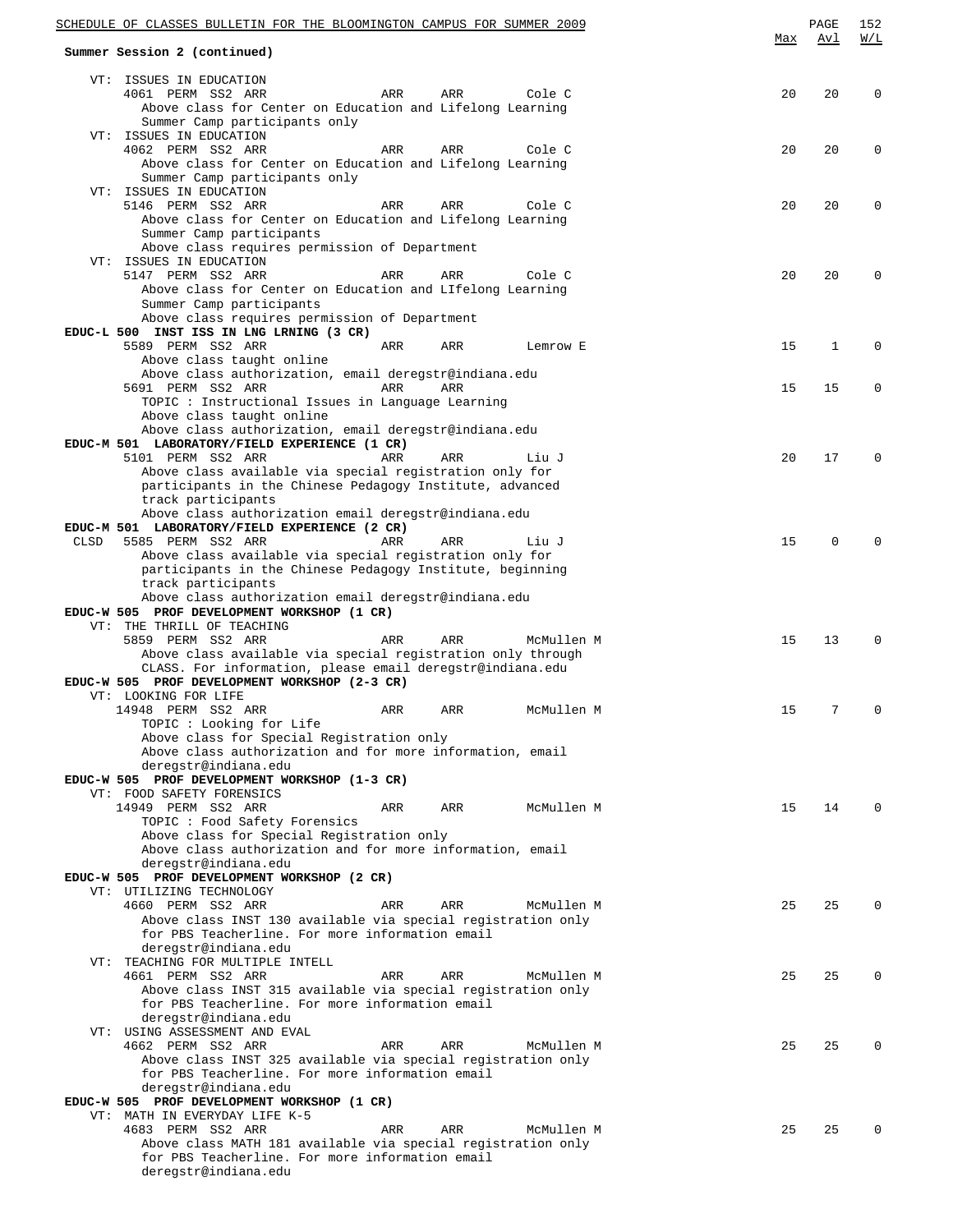Summary Session 2 (continued)

| | Max | Avl | W/L |
|---|---|---|---|
| VT: ISSUES IN EDUCATION | | | |
| 4061 PERM SS2 ARR ARR ARR Cole C | 20 | 20 | 0 |
| Above class for Center on Education and Lifelong Learning Summer Camp participants only | | | |
| VT: ISSUES IN EDUCATION | | | |
| 4062 PERM SS2 ARR ARR ARR Cole C | 20 | 20 | 0 |
| Above class for Center on Education and Lifelong Learning Summer Camp participants only | | | |
| VT: ISSUES IN EDUCATION | | | |
| 5146 PERM SS2 ARR ARR ARR Cole C | 20 | 20 | 0 |
| Above class for Center on Education and Lifelong Learning Summer Camp participants. Above class requires permission of Department | | | |
| VT: ISSUES IN EDUCATION | | | |
| 5147 PERM SS2 ARR ARR ARR Cole C | 20 | 20 | 0 |
| Above class for Center on Education and LIfelong Learning Summer Camp participants. Above class requires permission of Department | | | |
| **EDUC-L 500 INST ISS IN LNG LRNING (3 CR)** | | | |
| 5589 PERM SS2 ARR ARR ARR Lemrow E | 15 | 1 | 0 |
| Above class taught online. Above class authorization, email deregstr@indiana.edu | | | |
| 5691 PERM SS2 ARR ARR ARR | 15 | 15 | 0 |
| TOPIC : Instructional Issues in Language Learning. Above class taught online. Above class authorization, email deregstr@indiana.edu | | | |
| **EDUC-M 501 LABORATORY/FIELD EXPERIENCE (1 CR)** | | | |
| 5101 PERM SS2 ARR ARR ARR Liu J | 20 | 17 | 0 |
| Above class available via special registration only for participants in the Chinese Pedagogy Institute, advanced track participants. Above class authorization email deregstr@indiana.edu | | | |
| **EDUC-M 501 LABORATORY/FIELD EXPERIENCE (2 CR)** | | | |
| CLSD 5585 PERM SS2 ARR ARR ARR Liu J | 15 | 0 | 0 |
| Above class available via special registration only for participants in the Chinese Pedagogy Institute, beginning track participants. Above class authorization email deregstr@indiana.edu | | | |
| **EDUC-W 505 PROF DEVELOPMENT WORKSHOP (1 CR)** | | | |
| VT: THE THRILL OF TEACHING | | | |
| 5859 PERM SS2 ARR ARR ARR McMullen M | 15 | 13 | 0 |
| Above class available via special registration only through CLASS. For information, please email deregstr@indiana.edu | | | |
| **EDUC-W 505 PROF DEVELOPMENT WORKSHOP (2-3 CR)** | | | |
| VT: LOOKING FOR LIFE | | | |
| 14948 PERM SS2 ARR ARR ARR McMullen M | 15 | 7 | 0 |
| TOPIC : Looking for Life. Above class for Special Registration only. Above class authorization and for more information, email deregstr@indiana.edu | | | |
| **EDUC-W 505 PROF DEVELOPMENT WORKSHOP (1-3 CR)** | | | |
| VT: FOOD SAFETY FORENSICS | | | |
| 14949 PERM SS2 ARR ARR ARR McMullen M | 15 | 14 | 0 |
| TOPIC : Food Safety Forensics. Above class for Special Registration only. Above class authorization and for more information, email deregstr@indiana.edu | | | |
| **EDUC-W 505 PROF DEVELOPMENT WORKSHOP (2 CR)** | | | |
| VT: UTILIZING TECHNOLOGY | | | |
| 4660 PERM SS2 ARR ARR ARR McMullen M | 25 | 25 | 0 |
| Above class INST 130 available via special registration only for PBS Teacherline. For more information email deregstr@indiana.edu | | | |
| VT: TEACHING FOR MULTIPLE INTELL | | | |
| 4661 PERM SS2 ARR ARR ARR McMullen M | 25 | 25 | 0 |
| Above class INST 315 available via special registration only for PBS Teacherline. For more information email deregstr@indiana.edu | | | |
| VT: USING ASSESSMENT AND EVAL | | | |
| 4662 PERM SS2 ARR ARR ARR McMullen M | 25 | 25 | 0 |
| Above class INST 325 available via special registration only for PBS Teacherline. For more information email deregstr@indiana.edu | | | |
| **EDUC-W 505 PROF DEVELOPMENT WORKSHOP (1 CR)** | | | |
| VT: MATH IN EVERYDAY LIFE K-5 | | | |
| 4683 PERM SS2 ARR ARR ARR McMullen M | 25 | 25 | 0 |
| Above class MATH 181 available via special registration only for PBS Teacherline. For more information email deregstr@indiana.edu | | | |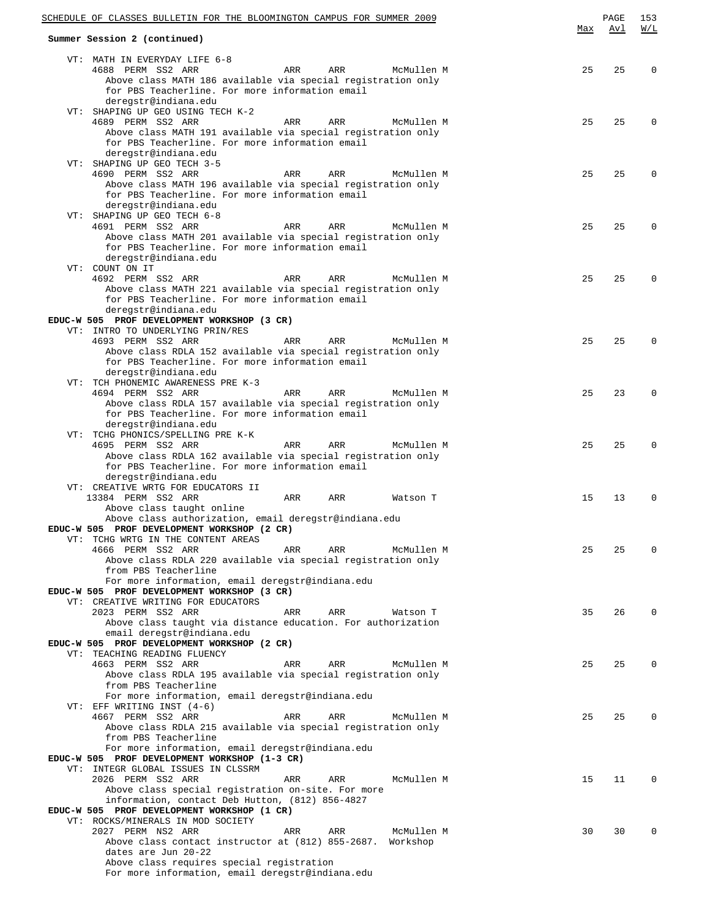**Summary Session 2 (continued)**

| | Max | Avl | W/L |
|---|---|---|---|
| VT: MATH IN EVERYDAY LIFE 6-8 | | | |
| 4688 PERM SS2 ARR ARR ARR McMullen M | 25 | 25 | 0 |
| Above class MATH 186 available via special registration only for PBS Teacherline. For more information email deregstr@indiana.edu | | | |
| VT: SHAPING UP GEO USING TECH K-2 | | | |
| 4689 PERM SS2 ARR ARR ARR McMullen M | 25 | 25 | 0 |
| Above class MATH 191 available via special registration only for PBS Teacherline. For more information email deregstr@indiana.edu | | | |
| VT: SHAPING UP GEO TECH 3-5 | | | |
| 4690 PERM SS2 ARR ARR ARR McMullen M | 25 | 25 | 0 |
| Above class MATH 196 available via special registration only for PBS Teacherline. For more information email deregstr@indiana.edu | | | |
| VT: SHAPING UP GEO TECH 6-8 | | | |
| 4691 PERM SS2 ARR ARR ARR McMullen M | 25 | 25 | 0 |
| Above class MATH 201 available via special registration only for PBS Teacherline. For more information email deregstr@indiana.edu | | | |
| VT: COUNT ON IT | | | |
| 4692 PERM SS2 ARR ARR ARR McMullen M | 25 | 25 | 0 |
| Above class MATH 221 available via special registration only for PBS Teacherline. For more information email deregstr@indiana.edu | | | |
| **EDUC-W 505 PROF DEVELOPMENT WORKSHOP (3 CR)** | | | |
| VT: INTRO TO UNDERLYING PRIN/RES | | | |
| 4693 PERM SS2 ARR ARR ARR McMullen M | 25 | 25 | 0 |
| Above class RDLA 152 available via special registration only for PBS Teacherline. For more information email deregstr@indiana.edu | | | |
| VT: TCH PHONEMIC AWARENESS PRE K-3 | | | |
| 4694 PERM SS2 ARR ARR ARR McMullen M | 25 | 23 | 0 |
| Above class RDLA 157 available via special registration only for PBS Teacherline. For more information email deregstr@indiana.edu | | | |
| VT: TCHG PHONICS/SPELLING PRE K-K | | | |
| 4695 PERM SS2 ARR ARR ARR McMullen M | 25 | 25 | 0 |
| Above class RDLA 162 available via special registration only for PBS Teacherline. For more information email deregstr@indiana.edu | | | |
| VT: CREATIVE WRTG FOR EDUCATORS II | | | |
| 13384 PERM SS2 ARR ARR ARR Watson T | 15 | 13 | 0 |
| Above class taught online. Above class authorization, email deregstr@indiana.edu | | | |
| **EDUC-W 505 PROF DEVELOPMENT WORKSHOP (2 CR)** | | | |
| VT: TCHG WRTG IN THE CONTENT AREAS | | | |
| 4666 PERM SS2 ARR ARR ARR McMullen M | 25 | 25 | 0 |
| Above class RDLA 220 available via special registration only from PBS Teacherline. For more information, email deregstr@indiana.edu | | | |
| **EDUC-W 505 PROF DEVELOPMENT WORKSHOP (3 CR)** | | | |
| VT: CREATIVE WRITING FOR EDUCATORS | | | |
| 2023 PERM SS2 ARR ARR ARR Watson T | 35 | 26 | 0 |
| Above class taught via distance education. For authorization email deregstr@indiana.edu | | | |
| **EDUC-W 505 PROF DEVELOPMENT WORKSHOP (2 CR)** | | | |
| VT: TEACHING READING FLUENCY | | | |
| 4663 PERM SS2 ARR ARR ARR McMullen M | 25 | 25 | 0 |
| Above class RDLA 195 available via special registration only from PBS Teacherline. For more information, email deregstr@indiana.edu | | | |
| VT: EFF WRITING INST (4-6) | | | |
| 4667 PERM SS2 ARR ARR ARR McMullen M | 25 | 25 | 0 |
| Above class RDLA 215 available via special registration only from PBS Teacherline. For more information, email deregstr@indiana.edu | | | |
| **EDUC-W 505 PROF DEVELOPMENT WORKSHOP (1-3 CR)** | | | |
| VT: INTEGR GLOBAL ISSUES IN CLSSRM | | | |
| 2026 PERM SS2 ARR ARR ARR McMullen M | 15 | 11 | 0 |
| Above class special registration on-site. For more information, contact Deb Hutton, (812) 856-4827 | | | |
| **EDUC-W 505 PROF DEVELOPMENT WORKSHOP (1 CR)** | | | |
| VT: ROCKS/MINERALS IN MOD SOCIETY | | | |
| 2027 PERM NS2 ARR ARR ARR McMullen M | 30 | 30 | 0 |
| Above class contact instructor at (812) 855-2687. Workshop dates are Jun 20-22. Above class requires special registration. For more information, email deregstr@indiana.edu | | | |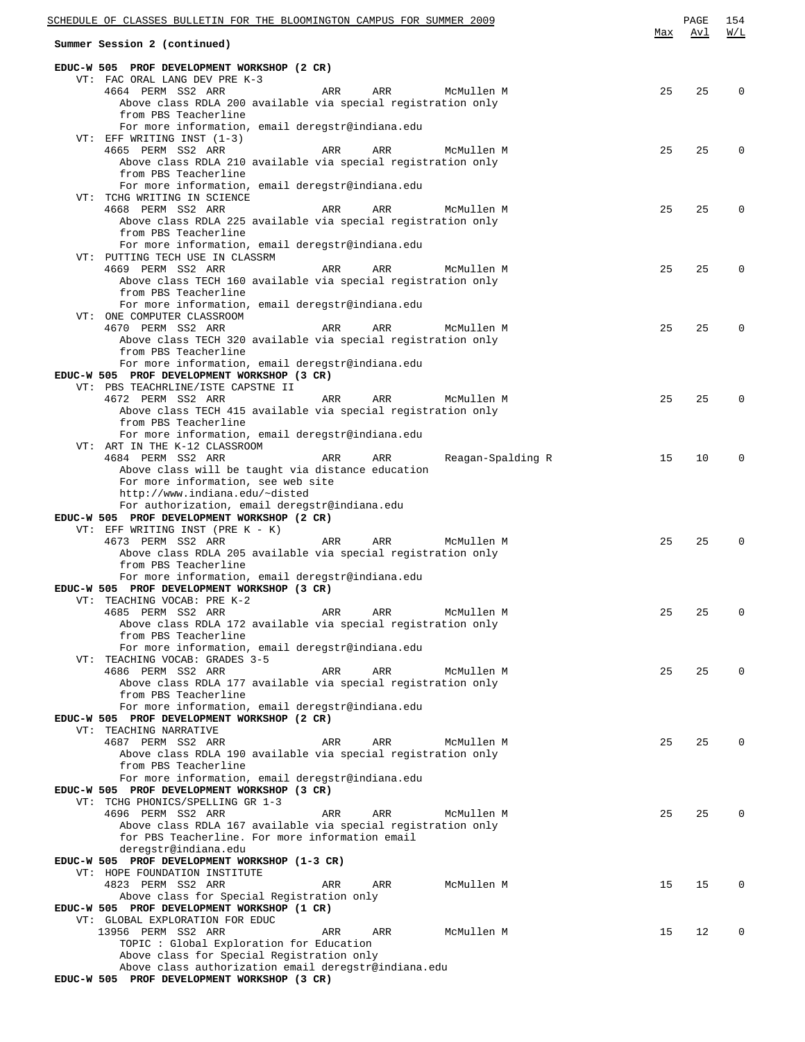**Summary Session 2 (continued)**

| | Max | Avl | W/L |
|---|---|---|---|
| **EDUC-W 505 PROF DEVELOPMENT WORKSHOP (2 CR)** | | | |
| VT: FAC ORAL LANG DEV PRE K-3 | | | |
| 4664 PERM SS2 ARR ARR ARR McMullen M | 25 | 25 | 0 |
| Above class RDLA 200 available via special registration only from PBS Teacherline For more information, email deregstr@indiana.edu | | | |
| VT: EFF WRITING INST (1-3) | | | |
| 4665 PERM SS2 ARR ARR ARR McMullen M | 25 | 25 | 0 |
| Above class RDLA 210 available via special registration only from PBS Teacherline For more information, email deregstr@indiana.edu | | | |
| VT: TCHG WRITING IN SCIENCE | | | |
| 4668 PERM SS2 ARR ARR ARR McMullen M | 25 | 25 | 0 |
| Above class RDLA 225 available via special registration only from PBS Teacherline For more information, email deregstr@indiana.edu | | | |
| VT: PUTTING TECH USE IN CLASSRM | | | |
| 4669 PERM SS2 ARR ARR ARR McMullen M | 25 | 25 | 0 |
| Above class TECH 160 available via special registration only from PBS Teacherline For more information, email deregstr@indiana.edu | | | |
| VT: ONE COMPUTER CLASSROOM | | | |
| 4670 PERM SS2 ARR ARR ARR McMullen M | 25 | 25 | 0 |
| Above class TECH 320 available via special registration only from PBS Teacherline For more information, email deregstr@indiana.edu | | | |
| **EDUC-W 505 PROF DEVELOPMENT WORKSHOP (3 CR)** | | | |
| VT: PBS TEACHRLINE/ISTE CAPSTNE II | | | |
| 4672 PERM SS2 ARR ARR ARR McMullen M | 25 | 25 | 0 |
| Above class TECH 415 available via special registration only from PBS Teacherline For more information, email deregstr@indiana.edu | | | |
| VT: ART IN THE K-12 CLASSROOM | | | |
| 4684 PERM SS2 ARR ARR ARR Reagan-Spalding R | 15 | 10 | 0 |
| Above class will be taught via distance education For more information, see web site http://www.indiana.edu/~disted For authorization, email deregstr@indiana.edu | | | |
| **EDUC-W 505 PROF DEVELOPMENT WORKSHOP (2 CR)** | | | |
| VT: EFF WRITING INST (PRE K - K) | | | |
| 4673 PERM SS2 ARR ARR ARR McMullen M | 25 | 25 | 0 |
| Above class RDLA 205 available via special registration only from PBS Teacherline For more information, email deregstr@indiana.edu | | | |
| **EDUC-W 505 PROF DEVELOPMENT WORKSHOP (3 CR)** | | | |
| VT: TEACHING VOCAB: PRE K-2 | | | |
| 4685 PERM SS2 ARR ARR ARR McMullen M | 25 | 25 | 0 |
| Above class RDLA 172 available via special registration only from PBS Teacherline For more information, email deregstr@indiana.edu | | | |
| VT: TEACHING VOCAB: GRADES 3-5 | | | |
| 4686 PERM SS2 ARR ARR ARR McMullen M | 25 | 25 | 0 |
| Above class RDLA 177 available via special registration only from PBS Teacherline For more information, email deregstr@indiana.edu | | | |
| **EDUC-W 505 PROF DEVELOPMENT WORKSHOP (2 CR)** | | | |
| VT: TEACHING NARRATIVE | | | |
| 4687 PERM SS2 ARR ARR ARR McMullen M | 25 | 25 | 0 |
| Above class RDLA 190 available via special registration only from PBS Teacherline For more information, email deregstr@indiana.edu | | | |
| **EDUC-W 505 PROF DEVELOPMENT WORKSHOP (3 CR)** | | | |
| VT: TCHG PHONICS/SPELLING GR 1-3 | | | |
| 4696 PERM SS2 ARR ARR ARR McMullen M | 25 | 25 | 0 |
| Above class RDLA 167 available via special registration only for PBS Teacherline. For more information email deregstr@indiana.edu | | | |
| **EDUC-W 505 PROF DEVELOPMENT WORKSHOP (1-3 CR)** | | | |
| VT: HOPE FOUNDATION INSTITUTE | | | |
| 4823 PERM SS2 ARR ARR ARR McMullen M | 15 | 15 | 0 |
| Above class for Special Registration only | | | |
| **EDUC-W 505 PROF DEVELOPMENT WORKSHOP (1 CR)** | | | |
| VT: GLOBAL EXPLORATION FOR EDUC | | | |
| 13956 PERM SS2 ARR ARR ARR McMullen M | 15 | 12 | 0 |
| TOPIC : Global Exploration for Education Above class for Special Registration only Above class authorization email deregstr@indiana.edu | | | |
| **EDUC-W 505 PROF DEVELOPMENT WORKSHOP (3 CR)** | | | |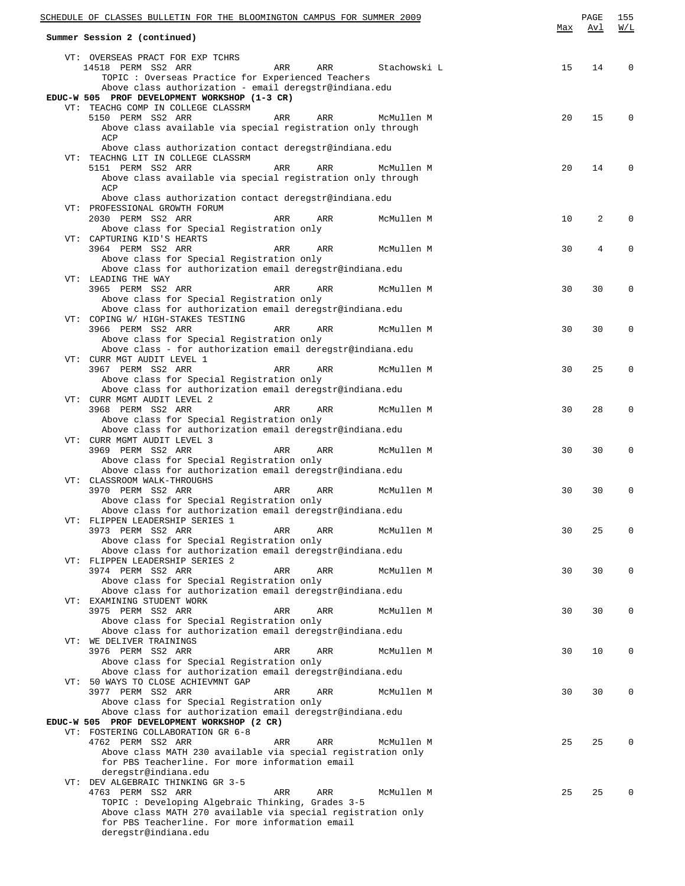**Summary Session 2 (continued)**

| | Max | Avl | W/L |
|---|---|---|---|
| VT: OVERSEAS PRACT FOR EXP TCHRS | | | |
| 14518 PERM SS2 ARR ARR ARR Stachowski L | 15 | 14 | 0 |
| TOPIC : Overseas Practice for Experienced Teachers | | | |
| Above class authorization - email deregstr@indiana.edu | | | |
| **EDUC-W 505 PROF DEVELOPMENT WORKSHOP (1-3 CR)** | | | |
| VT: TEACHG COMP IN COLLEGE CLASSRM | | | |
| 5150 PERM SS2 ARR ARR ARR McMullen M | 20 | 15 | 0 |
| Above class available via special registration only through ACP | | | |
| Above class authorization contact deregstr@indiana.edu | | | |
| VT: TEACHNG LIT IN COLLEGE CLASSRM | | | |
| 5151 PERM SS2 ARR ARR ARR McMullen M | 20 | 14 | 0 |
| Above class available via special registration only through ACP | | | |
| Above class authorization contact deregstr@indiana.edu | | | |
| VT: PROFESSIONAL GROWTH FORUM | | | |
| 2030 PERM SS2 ARR ARR ARR McMullen M | 10 | 2 | 0 |
| Above class for Special Registration only | | | |
| VT: CAPTURING KID'S HEARTS | | | |
| 3964 PERM SS2 ARR ARR ARR McMullen M | 30 | 4 | 0 |
| Above class for Special Registration only | | | |
| Above class for authorization email deregstr@indiana.edu | | | |
| VT: LEADING THE WAY | | | |
| 3965 PERM SS2 ARR ARR ARR McMullen M | 30 | 30 | 0 |
| Above class for Special Registration only | | | |
| Above class for authorization email deregstr@indiana.edu | | | |
| VT: COPING W/ HIGH-STAKES TESTING | | | |
| 3966 PERM SS2 ARR ARR ARR McMullen M | 30 | 30 | 0 |
| Above class for Special Registration only | | | |
| Above class - for authorization email deregstr@indiana.edu | | | |
| VT: CURR MGT AUDIT LEVEL 1 | | | |
| 3967 PERM SS2 ARR ARR ARR McMullen M | 30 | 25 | 0 |
| Above class for Special Registration only | | | |
| Above class for authorization email deregstr@indiana.edu | | | |
| VT: CURR MGMT AUDIT LEVEL 2 | | | |
| 3968 PERM SS2 ARR ARR ARR McMullen M | 30 | 28 | 0 |
| Above class for Special Registration only | | | |
| Above class for authorization email deregstr@indiana.edu | | | |
| VT: CURR MGMT AUDIT LEVEL 3 | | | |
| 3969 PERM SS2 ARR ARR ARR McMullen M | 30 | 30 | 0 |
| Above class for Special Registration only | | | |
| Above class for authorization email deregstr@indiana.edu | | | |
| VT: CLASSROOM WALK-THROUGHS | | | |
| 3970 PERM SS2 ARR ARR ARR McMullen M | 30 | 30 | 0 |
| Above class for Special Registration only | | | |
| Above class for authorization email deregstr@indiana.edu | | | |
| VT: FLIPPEN LEADERSHIP SERIES 1 | | | |
| 3973 PERM SS2 ARR ARR ARR McMullen M | 30 | 25 | 0 |
| Above class for Special Registration only | | | |
| Above class for authorization email deregstr@indiana.edu | | | |
| VT: FLIPPEN LEADERSHIP SERIES 2 | | | |
| 3974 PERM SS2 ARR ARR ARR McMullen M | 30 | 30 | 0 |
| Above class for Special Registration only | | | |
| Above class for authorization email deregstr@indiana.edu | | | |
| VT: EXAMINING STUDENT WORK | | | |
| 3975 PERM SS2 ARR ARR ARR McMullen M | 30 | 30 | 0 |
| Above class for Special Registration only | | | |
| Above class for authorization email deregstr@indiana.edu | | | |
| VT: WE DELIVER TRAININGS | | | |
| 3976 PERM SS2 ARR ARR ARR McMullen M | 30 | 10 | 0 |
| Above class for Special Registration only | | | |
| Above class for authorization email deregstr@indiana.edu | | | |
| VT: 50 WAYS TO CLOSE ACHIEVMNT GAP | | | |
| 3977 PERM SS2 ARR ARR ARR McMullen M | 30 | 30 | 0 |
| Above class for Special Registration only | | | |
| Above class for authorization email deregstr@indiana.edu | | | |
| **EDUC-W 505 PROF DEVELOPMENT WORKSHOP (2 CR)** | | | |
| VT: FOSTERING COLLABORATION GR 6-8 | | | |
| 4762 PERM SS2 ARR ARR ARR McMullen M | 25 | 25 | 0 |
| Above class MATH 230 available via special registration only for PBS Teacherline. For more information email deregstr@indiana.edu | | | |
| VT: DEV ALGEBRAIC THINKING GR 3-5 | | | |
| 4763 PERM SS2 ARR ARR ARR McMullen M | 25 | 25 | 0 |
| TOPIC : Developing Algebraic Thinking, Grades 3-5 | | | |
| Above class MATH 270 available via special registration only for PBS Teacherline. For more information email deregstr@indiana.edu | | | |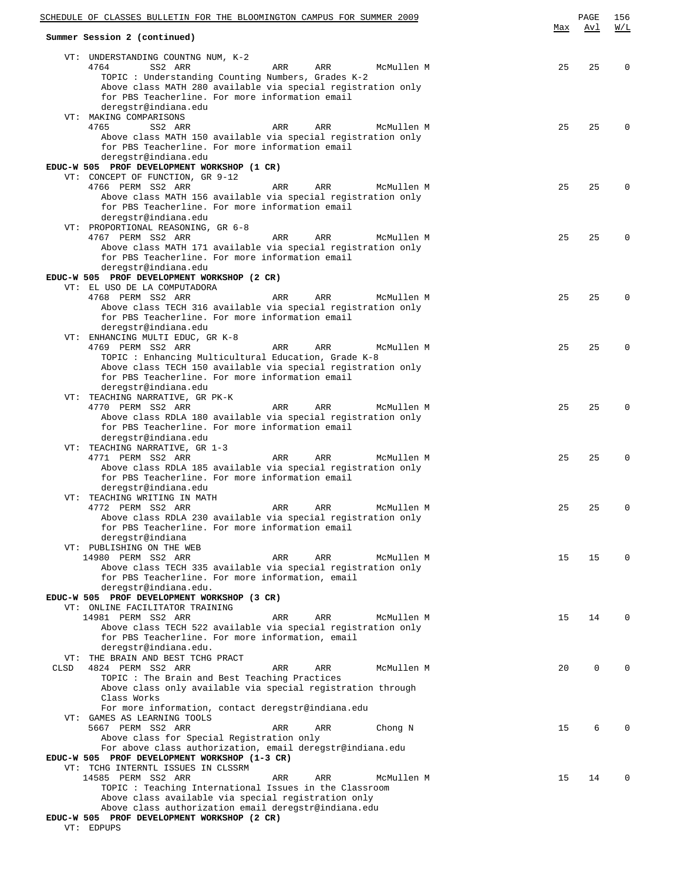Summer Session 2 (continued)

| | Max | Avl | W/L |
|---|---|---|---|
| VT: UNDERSTANDING COUNTNG NUM, K-2 | | | |
| 4764 SS2 ARR ARR ARR McMullen M | 25 | 25 | 0 |
| TOPIC : Understanding Counting Numbers, Grades K-2 Above class MATH 280 available via special registration only for PBS Teacherline. For more information email deregstr@indiana.edu | | | |
| VT: MAKING COMPARISONS | | | |
| 4765 SS2 ARR ARR ARR McMullen M | 25 | 25 | 0 |
| Above class MATH 150 available via special registration only for PBS Teacherline. For more information email deregstr@indiana.edu | | | |

**EDUC-W 505 PROF DEVELOPMENT WORKSHOP (1 CR)**

| | Max | Avl | W/L |
|---|---|---|---|
| VT: CONCEPT OF FUNCTION, GR 9-12 | | | |
| 4766 PERM SS2 ARR ARR ARR McMullen M | 25 | 25 | 0 |
| Above class MATH 156 available via special registration only for PBS Teacherline. For more information email deregstr@indiana.edu | | | |
| VT: PROPORTIONAL REASONING, GR 6-8 | | | |
| 4767 PERM SS2 ARR ARR ARR McMullen M | 25 | 25 | 0 |
| Above class MATH 171 available via special registration only for PBS Teacherline. For more information email deregstr@indiana.edu | | | |

**EDUC-W 505 PROF DEVELOPMENT WORKSHOP (2 CR)**

| | Max | Avl | W/L |
|---|---|---|---|
| VT: EL USO DE LA COMPUTADORA | | | |
| 4768 PERM SS2 ARR ARR ARR McMullen M | 25 | 25 | 0 |
| Above class TECH 316 available via special registration only for PBS Teacherline. For more information email deregstr@indiana.edu | | | |
| VT: ENHANCING MULTI EDUC, GR K-8 | | | |
| 4769 PERM SS2 ARR ARR ARR McMullen M | 25 | 25 | 0 |
| TOPIC : Enhancing Multicultural Education, Grade K-8 Above class TECH 150 available via special registration only for PBS Teacherline. For more information email deregstr@indiana.edu | | | |
| VT: TEACHING NARRATIVE, GR PK-K | | | |
| 4770 PERM SS2 ARR ARR ARR McMullen M | 25 | 25 | 0 |
| Above class RDLA 180 available via special registration only for PBS Teacherline. For more information email deregstr@indiana.edu | | | |
| VT: TEACHING NARRATIVE, GR 1-3 | | | |
| 4771 PERM SS2 ARR ARR ARR McMullen M | 25 | 25 | 0 |
| Above class RDLA 185 available via special registration only for PBS Teacherline. For more information email deregstr@indiana.edu | | | |
| VT: TEACHING WRITING IN MATH | | | |
| 4772 PERM SS2 ARR ARR ARR McMullen M | 25 | 25 | 0 |
| Above class RDLA 230 available via special registration only for PBS Teacherline. For more information email deregstr@indiana | | | |
| VT: PUBLISHING ON THE WEB | | | |
| 14980 PERM SS2 ARR ARR ARR McMullen M | 15 | 15 | 0 |
| Above class TECH 335 available via special registration only for PBS Teacherline. For more information, email deregstr@indiana.edu. | | | |

**EDUC-W 505 PROF DEVELOPMENT WORKSHOP (3 CR)**

| | Max | Avl | W/L |
|---|---|---|---|
| VT: ONLINE FACILITATOR TRAINING | | | |
| 14981 PERM SS2 ARR ARR ARR McMullen M | 15 | 14 | 0 |
| Above class TECH 522 available via special registration only for PBS Teacherline. For more information, email deregstr@indiana.edu. | | | |
| VT: THE BRAIN AND BEST TCHG PRACT | | | |
| CLSD 4824 PERM SS2 ARR ARR ARR McMullen M | 20 | 0 | 0 |
| TOPIC : The Brain and Best Teaching Practices Above class only available via special registration through Class Works For more information, contact deregstr@indiana.edu | | | |
| VT: GAMES AS LEARNING TOOLS | | | |
| 5667 PERM SS2 ARR ARR ARR Chong N | 15 | 6 | 0 |
| Above class for Special Registration only For above class authorization, email deregstr@indiana.edu | | | |

**EDUC-W 505 PROF DEVELOPMENT WORKSHOP (1-3 CR)**

| | Max | Avl | W/L |
|---|---|---|---|
| VT: TCHG INTERNTL ISSUES IN CLSSRM | | | |
| 14585 PERM SS2 ARR ARR ARR McMullen M | 15 | 14 | 0 |
| TOPIC : Teaching International Issues in the Classroom Above class available via special registration only Above class authorization email deregstr@indiana.edu | | | |

**EDUC-W 505 PROF DEVELOPMENT WORKSHOP (2 CR)**

VT: EDPUPS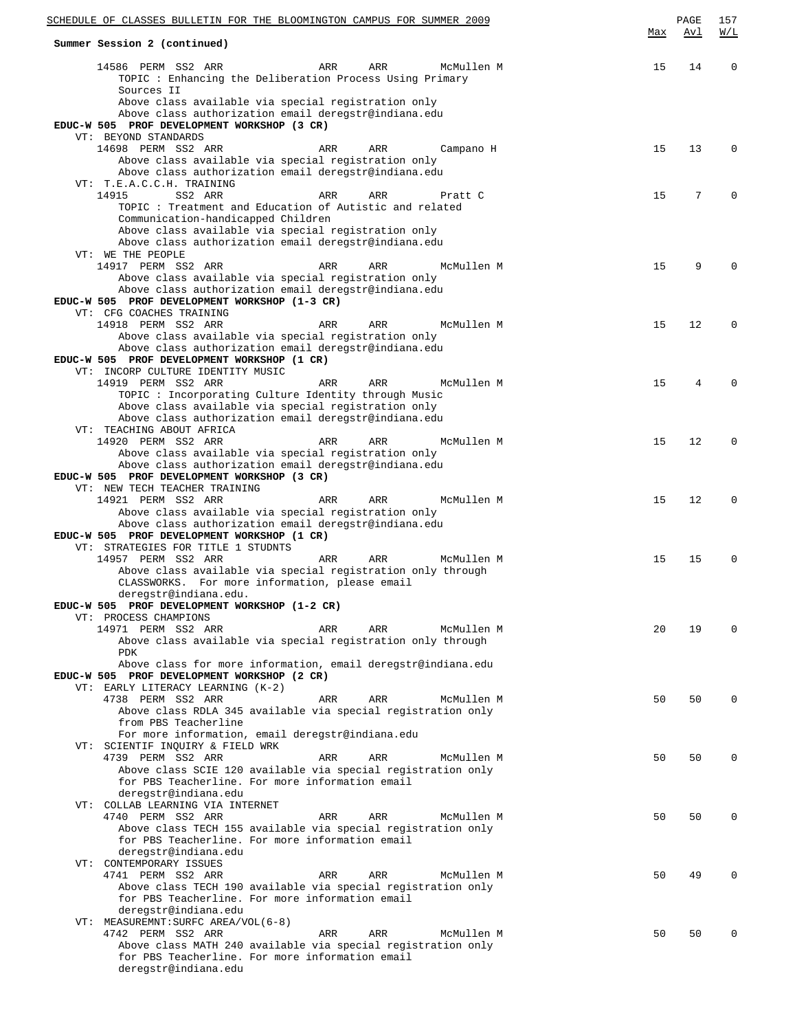Summary Session 2 (continued)

| Class | | Days | Time | Instructor | Max | Avl | W/L |
|---|---|---|---|---|---|---|---|
| 14586 PERM SS2 | ARR | ARR | ARR | McMullen M | 15 | 14 | 0 |

TOPIC : Enhancing the Deliberation Process Using Primary Sources II
Above class available via special registration only
Above class authorization email deregstr@indiana.edu

**EDUC-W 505 PROF DEVELOPMENT WORKSHOP (3 CR)**

VT: BEYOND STANDARDS

| Class | | Days | Time | Instructor | Max | Avl | W/L |
|---|---|---|---|---|---|---|---|
| 14698 PERM SS2 | ARR | ARR | ARR | Campano H | 15 | 13 | 0 |

Above class available via special registration only
Above class authorization email deregstr@indiana.edu

VT: T.E.A.C.C.H. TRAINING

| Class | | Days | Time | Instructor | Max | Avl | W/L |
|---|---|---|---|---|---|---|---|
| 14915 SS2 | ARR | ARR | ARR | Pratt C | 15 | 7 | 0 |

TOPIC : Treatment and Education of Autistic and related Communication-handicapped Children
Above class available via special registration only
Above class authorization email deregstr@indiana.edu

VT: WE THE PEOPLE

| Class | | Days | Time | Instructor | Max | Avl | W/L |
|---|---|---|---|---|---|---|---|
| 14917 PERM SS2 | ARR | ARR | ARR | McMullen M | 15 | 9 | 0 |

Above class available via special registration only
Above class authorization email deregstr@indiana.edu

**EDUC-W 505 PROF DEVELOPMENT WORKSHOP (1-3 CR)**

VT: CFG COACHES TRAINING

| Class | | Days | Time | Instructor | Max | Avl | W/L |
|---|---|---|---|---|---|---|---|
| 14918 PERM SS2 | ARR | ARR | ARR | McMullen M | 15 | 12 | 0 |

Above class available via special registration only
Above class authorization email deregstr@indiana.edu

**EDUC-W 505 PROF DEVELOPMENT WORKSHOP (1 CR)**

VT: INCORP CULTURE IDENTITY MUSIC

| Class | | Days | Time | Instructor | Max | Avl | W/L |
|---|---|---|---|---|---|---|---|
| 14919 PERM SS2 | ARR | ARR | ARR | McMullen M | 15 | 4 | 0 |

TOPIC : Incorporating Culture Identity through Music
Above class available via special registration only
Above class authorization email deregstr@indiana.edu

VT: TEACHING ABOUT AFRICA

| Class | | Days | Time | Instructor | Max | Avl | W/L |
|---|---|---|---|---|---|---|---|
| 14920 PERM SS2 | ARR | ARR | ARR | McMullen M | 15 | 12 | 0 |

Above class available via special registration only
Above class authorization email deregstr@indiana.edu

**EDUC-W 505 PROF DEVELOPMENT WORKSHOP (3 CR)**

VT: NEW TECH TEACHER TRAINING

| Class | | Days | Time | Instructor | Max | Avl | W/L |
|---|---|---|---|---|---|---|---|
| 14921 PERM SS2 | ARR | ARR | ARR | McMullen M | 15 | 12 | 0 |

Above class available via special registration only
Above class authorization email deregstr@indiana.edu

**EDUC-W 505 PROF DEVELOPMENT WORKSHOP (1 CR)**

VT: STRATEGIES FOR TITLE 1 STUDNTS

| Class | | Days | Time | Instructor | Max | Avl | W/L |
|---|---|---|---|---|---|---|---|
| 14957 PERM SS2 | ARR | ARR | ARR | McMullen M | 15 | 15 | 0 |

Above class available via special registration only through CLASSWORKS. For more information, please email deregstr@indiana.edu.

**EDUC-W 505 PROF DEVELOPMENT WORKSHOP (1-2 CR)**

VT: PROCESS CHAMPIONS

| Class | | Days | Time | Instructor | Max | Avl | W/L |
|---|---|---|---|---|---|---|---|
| 14971 PERM SS2 | ARR | ARR | ARR | McMullen M | 20 | 19 | 0 |

Above class available via special registration only through PDK
Above class for more information, email deregstr@indiana.edu

**EDUC-W 505 PROF DEVELOPMENT WORKSHOP (2 CR)**

VT: EARLY LITERACY LEARNING (K-2)

| Class | | Days | Time | Instructor | Max | Avl | W/L |
|---|---|---|---|---|---|---|---|
| 4738 PERM SS2 | ARR | ARR | ARR | McMullen M | 50 | 50 | 0 |

Above class RDLA 345 available via special registration only from PBS Teacherline
For more information, email deregstr@indiana.edu

VT: SCIENTIF INQUIRY & FIELD WRK

| Class | | Days | Time | Instructor | Max | Avl | W/L |
|---|---|---|---|---|---|---|---|
| 4739 PERM SS2 | ARR | ARR | ARR | McMullen M | 50 | 50 | 0 |

Above class SCIE 120 available via special registration only for PBS Teacherline. For more information email deregstr@indiana.edu

VT: COLLAB LEARNING VIA INTERNET

| Class | | Days | Time | Instructor | Max | Avl | W/L |
|---|---|---|---|---|---|---|---|
| 4740 PERM SS2 | ARR | ARR | ARR | McMullen M | 50 | 50 | 0 |

Above class TECH 155 available via special registration only for PBS Teacherline. For more information email deregstr@indiana.edu

VT: CONTEMPORARY ISSUES

| Class | | Days | Time | Instructor | Max | Avl | W/L |
|---|---|---|---|---|---|---|---|
| 4741 PERM SS2 | ARR | ARR | ARR | McMullen M | 50 | 49 | 0 |

Above class TECH 190 available via special registration only for PBS Teacherline. For more information email deregstr@indiana.edu

VT: MEASUREMNT:SURFC AREA/VOL(6-8)

| Class | | Days | Time | Instructor | Max | Avl | W/L |
|---|---|---|---|---|---|---|---|
| 4742 PERM SS2 | ARR | ARR | ARR | McMullen M | 50 | 50 | 0 |

Above class MATH 240 available via special registration only for PBS Teacherline. For more information email deregstr@indiana.edu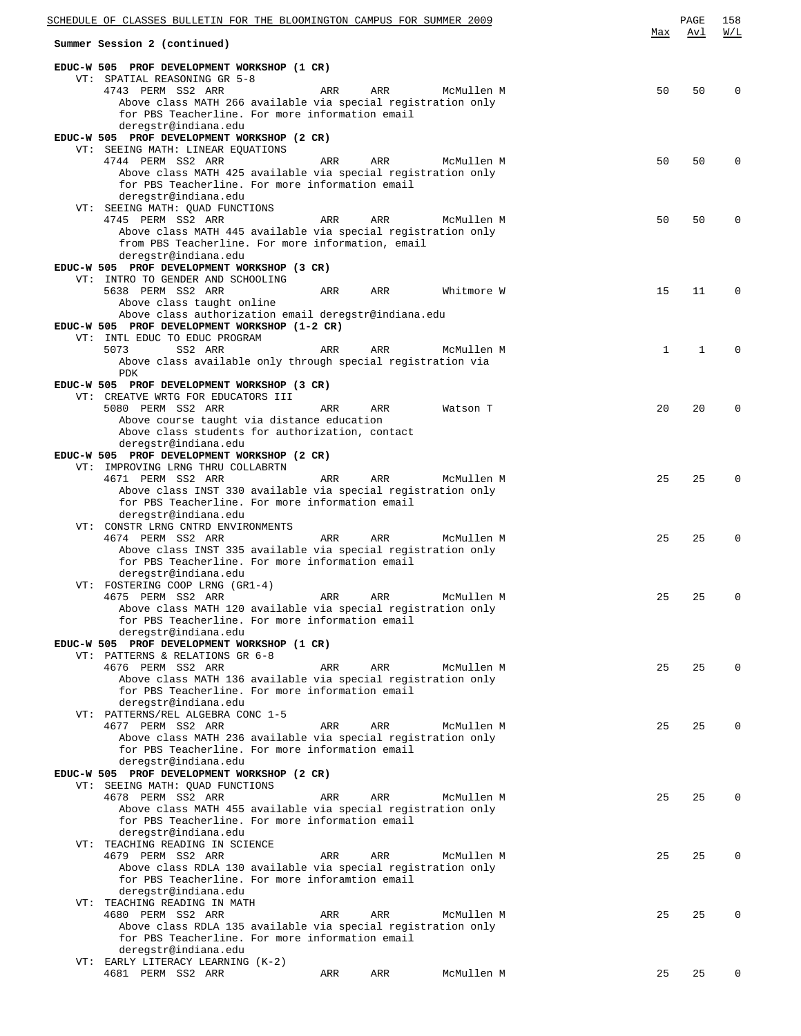**Summary Session 2 (continued)**

| | Max | Avl | W/L |
|---|---|---|---|
| **EDUC-W 505 PROF DEVELOPMENT WORKSHOP (1 CR)** | | | |
| VT: SPATIAL REASONING GR 5-8 | | | |
| 4743 PERM SS2 ARR ARR ARR McMullen M | 50 | 50 | 0 |
| Above class MATH 266 available via special registration only for PBS Teacherline. For more information email deregstr@indiana.edu | | | |
| **EDUC-W 505 PROF DEVELOPMENT WORKSHOP (2 CR)** | | | |
| VT: SEEING MATH: LINEAR EQUATIONS | | | |
| 4744 PERM SS2 ARR ARR ARR McMullen M | 50 | 50 | 0 |
| Above class MATH 425 available via special registration only for PBS Teacherline. For more information email deregstr@indiana.edu | | | |
| VT: SEEING MATH: QUAD FUNCTIONS | | | |
| 4745 PERM SS2 ARR ARR ARR McMullen M | 50 | 50 | 0 |
| Above class MATH 445 available via special registration only from PBS Teacherline. For more information, email deregstr@indiana.edu | | | |
| **EDUC-W 505 PROF DEVELOPMENT WORKSHOP (3 CR)** | | | |
| VT: INTRO TO GENDER AND SCHOOLING | | | |
| 5638 PERM SS2 ARR ARR ARR Whitmore W | 15 | 11 | 0 |
| Above class taught online | | | |
| Above class authorization email deregstr@indiana.edu | | | |
| **EDUC-W 505 PROF DEVELOPMENT WORKSHOP (1-2 CR)** | | | |
| VT: INTL EDUC TO EDUC PROGRAM | | | |
| 5073 SS2 ARR ARR ARR McMullen M | 1 | 1 | 0 |
| Above class available only through special registration via PDK | | | |
| **EDUC-W 505 PROF DEVELOPMENT WORKSHOP (3 CR)** | | | |
| VT: CREATVE WRTG FOR EDUCATORS III | | | |
| 5080 PERM SS2 ARR ARR ARR Watson T | 20 | 20 | 0 |
| Above course taught via distance education | | | |
| Above class students for authorization, contact deregstr@indiana.edu | | | |
| **EDUC-W 505 PROF DEVELOPMENT WORKSHOP (2 CR)** | | | |
| VT: IMPROVING LRNG THRU COLLABRTN | | | |
| 4671 PERM SS2 ARR ARR ARR McMullen M | 25 | 25 | 0 |
| Above class INST 330 available via special registration only for PBS Teacherline. For more information email deregstr@indiana.edu | | | |
| VT: CONSTR LRNG CNTRD ENVIRONMENTS | | | |
| 4674 PERM SS2 ARR ARR ARR McMullen M | 25 | 25 | 0 |
| Above class INST 335 available via special registration only for PBS Teacherline. For more information email deregstr@indiana.edu | | | |
| VT: FOSTERING COOP LRNG (GR1-4) | | | |
| 4675 PERM SS2 ARR ARR ARR McMullen M | 25 | 25 | 0 |
| Above class MATH 120 available via special registration only for PBS Teacherline. For more information email deregstr@indiana.edu | | | |
| **EDUC-W 505 PROF DEVELOPMENT WORKSHOP (1 CR)** | | | |
| VT: PATTERNS & RELATIONS GR 6-8 | | | |
| 4676 PERM SS2 ARR ARR ARR McMullen M | 25 | 25 | 0 |
| Above class MATH 136 available via special registration only for PBS Teacherline. For more information email deregstr@indiana.edu | | | |
| VT: PATTERNS/REL ALGEBRA CONC 1-5 | | | |
| 4677 PERM SS2 ARR ARR ARR McMullen M | 25 | 25 | 0 |
| Above class MATH 236 available via special registration only for PBS Teacherline. For more information email deregstr@indiana.edu | | | |
| **EDUC-W 505 PROF DEVELOPMENT WORKSHOP (2 CR)** | | | |
| VT: SEEING MATH: QUAD FUNCTIONS | | | |
| 4678 PERM SS2 ARR ARR ARR McMullen M | 25 | 25 | 0 |
| Above class MATH 455 available via special registration only for PBS Teacherline. For more information email deregstr@indiana.edu | | | |
| VT: TEACHING READING IN SCIENCE | | | |
| 4679 PERM SS2 ARR ARR ARR McMullen M | 25 | 25 | 0 |
| Above class RDLA 130 available via special registration only for PBS Teacherline. For more inforamtion email deregstr@indiana.edu | | | |
| VT: TEACHING READING IN MATH | | | |
| 4680 PERM SS2 ARR ARR ARR McMullen M | 25 | 25 | 0 |
| Above class RDLA 135 available via special registration only for PBS Teacherline. For more information email deregstr@indiana.edu | | | |
| VT: EARLY LITERACY LEARNING (K-2) | | | |
| 4681 PERM SS2 ARR ARR ARR McMullen M | 25 | 25 | 0 |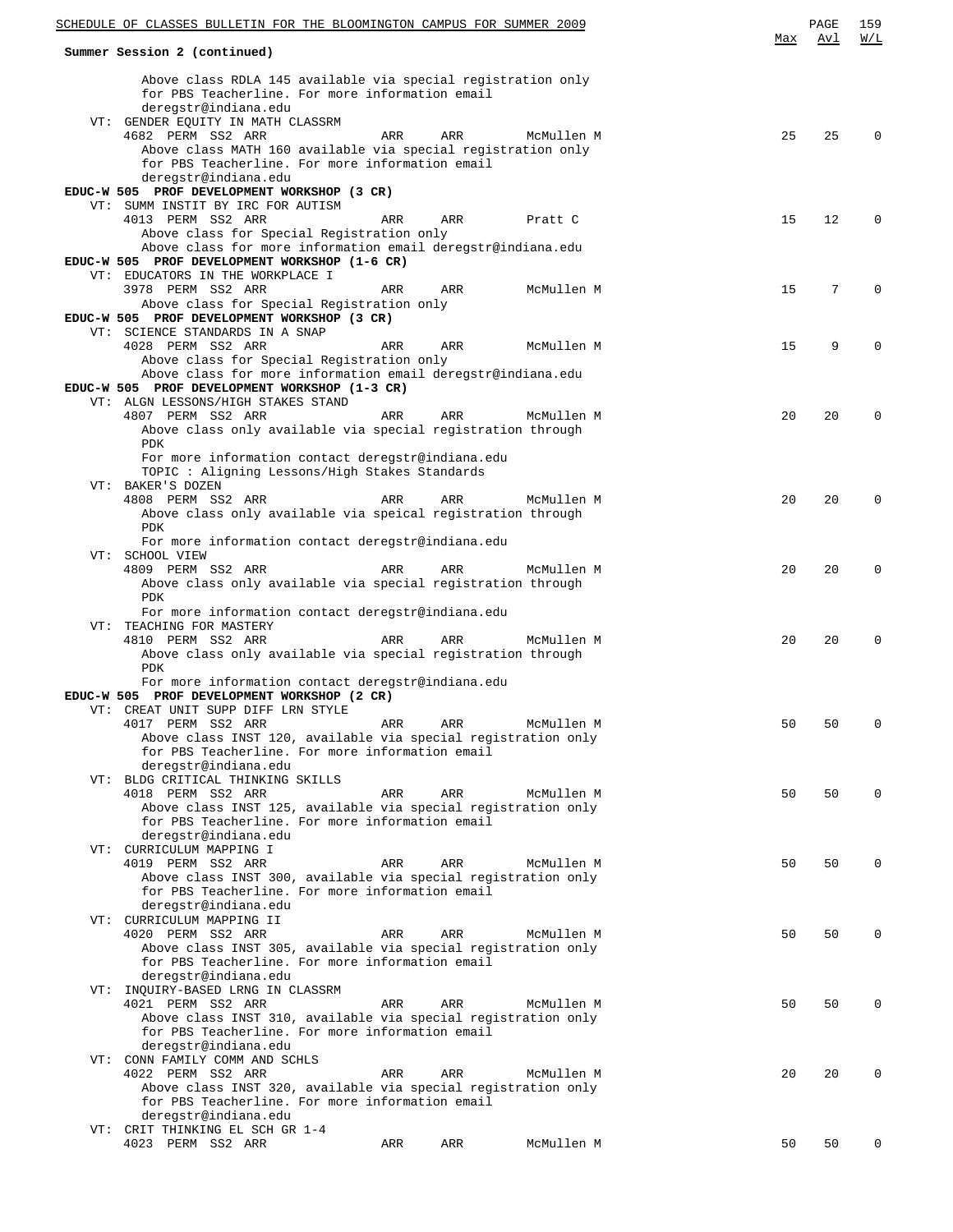Summer Session 2 (continued)

Above class RDLA 145 available via special registration only for PBS Teacherline. For more information email deregstr@indiana.edu

| | Max | Avl | W/L |
|---|---|---|---|
| VT: GENDER EQUITY IN MATH CLASSRM | | | |
| 4682 PERM SS2 ARR ARR ARR McMullen M | 25 | 25 | 0 |

Above class MATH 160 available via special registration only for PBS Teacherline. For more information email deregstr@indiana.edu

**EDUC-W 505 PROF DEVELOPMENT WORKSHOP (3 CR)**

| | Max | Avl | W/L |
|---|---|---|---|
| VT: SUMM INSTIT BY IRC FOR AUTISM | | | |
| 4013 PERM SS2 ARR ARR ARR Pratt C | 15 | 12 | 0 |

Above class for Special Registration only
Above class for more information email deregstr@indiana.edu

**EDUC-W 505 PROF DEVELOPMENT WORKSHOP (1-6 CR)**

| | Max | Avl | W/L |
|---|---|---|---|
| VT: EDUCATORS IN THE WORKPLACE I | | | |
| 3978 PERM SS2 ARR ARR ARR McMullen M | 15 | 7 | 0 |

Above class for Special Registration only

**EDUC-W 505 PROF DEVELOPMENT WORKSHOP (3 CR)**

| | Max | Avl | W/L |
|---|---|---|---|
| VT: SCIENCE STANDARDS IN A SNAP | | | |
| 4028 PERM SS2 ARR ARR ARR McMullen M | 15 | 9 | 0 |

Above class for Special Registration only
Above class for more information email deregstr@indiana.edu

**EDUC-W 505 PROF DEVELOPMENT WORKSHOP (1-3 CR)**

| | Max | Avl | W/L |
|---|---|---|---|
| VT: ALGN LESSONS/HIGH STAKES STAND | | | |
| 4807 PERM SS2 ARR ARR ARR McMullen M | 20 | 20 | 0 |

Above class only available via special registration through PDK
For more information contact deregstr@indiana.edu
TOPIC : Aligning Lessons/High Stakes Standards

| | Max | Avl | W/L |
|---|---|---|---|
| VT: BAKER'S DOZEN | | | |
| 4808 PERM SS2 ARR ARR ARR McMullen M | 20 | 20 | 0 |

Above class only available via speical registration through PDK
For more information contact deregstr@indiana.edu

| | Max | Avl | W/L |
|---|---|---|---|
| VT: SCHOOL VIEW | | | |
| 4809 PERM SS2 ARR ARR ARR McMullen M | 20 | 20 | 0 |

Above class only available via special registration through PDK
For more information contact deregstr@indiana.edu

| | Max | Avl | W/L |
|---|---|---|---|
| VT: TEACHING FOR MASTERY | | | |
| 4810 PERM SS2 ARR ARR ARR McMullen M | 20 | 20 | 0 |

Above class only available via special registration through PDK
For more information contact deregstr@indiana.edu

**EDUC-W 505 PROF DEVELOPMENT WORKSHOP (2 CR)**

| | Max | Avl | W/L |
|---|---|---|---|
| VT: CREAT UNIT SUPP DIFF LRN STYLE | | | |
| 4017 PERM SS2 ARR ARR ARR McMullen M | 50 | 50 | 0 |

Above class INST 120, available via special registration only for PBS Teacherline. For more information email deregstr@indiana.edu

| | Max | Avl | W/L |
|---|---|---|---|
| VT: BLDG CRITICAL THINKING SKILLS | | | |
| 4018 PERM SS2 ARR ARR ARR McMullen M | 50 | 50 | 0 |

Above class INST 125, available via special registration only for PBS Teacherline. For more information email deregstr@indiana.edu

| | Max | Avl | W/L |
|---|---|---|---|
| VT: CURRICULUM MAPPING I | | | |
| 4019 PERM SS2 ARR ARR ARR McMullen M | 50 | 50 | 0 |

Above class INST 300, available via special registration only for PBS Teacherline. For more information email deregstr@indiana.edu

| | Max | Avl | W/L |
|---|---|---|---|
| VT: CURRICULUM MAPPING II | | | |
| 4020 PERM SS2 ARR ARR ARR McMullen M | 50 | 50 | 0 |

Above class INST 305, available via special registration only for PBS Teacherline. For more information email deregstr@indiana.edu

| | Max | Avl | W/L |
|---|---|---|---|
| VT: INQUIRY-BASED LRNG IN CLASSRM | | | |
| 4021 PERM SS2 ARR ARR ARR McMullen M | 50 | 50 | 0 |

Above class INST 310, available via special registration only for PBS Teacherline. For more information email deregstr@indiana.edu

| | Max | Avl | W/L |
|---|---|---|---|
| VT: CONN FAMILY COMM AND SCHLS | | | |
| 4022 PERM SS2 ARR ARR ARR McMullen M | 20 | 20 | 0 |

Above class INST 320, available via special registration only for PBS Teacherline. For more information email deregstr@indiana.edu

| | Max | Avl | W/L |
|---|---|---|---|
| VT: CRIT THINKING EL SCH GR 1-4 | | | |
| 4023 PERM SS2 ARR ARR ARR McMullen M | 50 | 50 | 0 |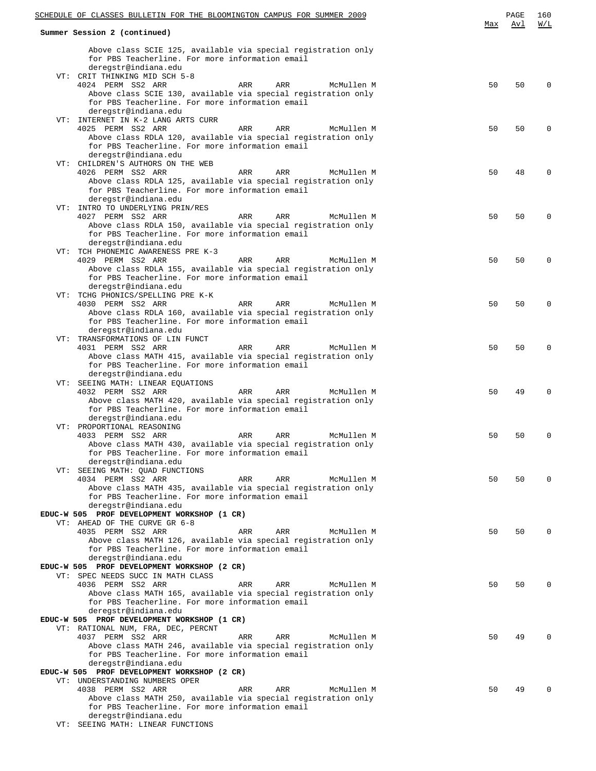Summary Session 2 (continued)

| | Max | Avl | W/L |
|---|---|---|---|
| Above class SCIE 125, available via special registration only for PBS Teacherline. For more information email deregstr@indiana.edu | | | |
| VT: CRIT THINKING MID SCH 5-8 | | | |
| 4024 PERM SS2 ARR ARR ARR McMullen M | 50 | 50 | 0 |
| Above class SCIE 130, available via special registration only for PBS Teacherline. For more information email deregstr@indiana.edu | | | |
| VT: INTERNET IN K-2 LANG ARTS CURR | | | |
| 4025 PERM SS2 ARR ARR ARR McMullen M | 50 | 50 | 0 |
| Above class RDLA 120, available via special registration only for PBS Teacherline. For more information email deregstr@indiana.edu | | | |
| VT: CHILDREN'S AUTHORS ON THE WEB | | | |
| 4026 PERM SS2 ARR ARR ARR McMullen M | 50 | 48 | 0 |
| Above class RDLA 125, available via special registration only for PBS Teacherline. For more information email deregstr@indiana.edu | | | |
| VT: INTRO TO UNDERLYING PRIN/RES | | | |
| 4027 PERM SS2 ARR ARR ARR McMullen M | 50 | 50 | 0 |
| Above class RDLA 150, available via special registration only for PBS Teacherline. For more information email deregstr@indiana.edu | | | |
| VT: TCH PHONEMIC AWARENESS PRE K-3 | | | |
| 4029 PERM SS2 ARR ARR ARR McMullen M | 50 | 50 | 0 |
| Above class RDLA 155, available via special registration only for PBS Teacherline. For more information email deregstr@indiana.edu | | | |
| VT: TCHG PHONICS/SPELLING PRE K-K | | | |
| 4030 PERM SS2 ARR ARR ARR McMullen M | 50 | 50 | 0 |
| Above class RDLA 160, available via special registration only for PBS Teacherline. For more information email deregstr@indiana.edu | | | |
| VT: TRANSFORMATIONS OF LIN FUNCT | | | |
| 4031 PERM SS2 ARR ARR ARR McMullen M | 50 | 50 | 0 |
| Above class MATH 415, available via special registration only for PBS Teacherline. For more information email deregstr@indiana.edu | | | |
| VT: SEEING MATH: LINEAR EQUATIONS | | | |
| 4032 PERM SS2 ARR ARR ARR McMullen M | 50 | 49 | 0 |
| Above class MATH 420, available via special registration only for PBS Teacherline. For more information email deregstr@indiana.edu | | | |
| VT: PROPORTIONAL REASONING | | | |
| 4033 PERM SS2 ARR ARR ARR McMullen M | 50 | 50 | 0 |
| Above class MATH 430, available via special registration only for PBS Teacherline. For more information email deregstr@indiana.edu | | | |
| VT: SEEING MATH: QUAD FUNCTIONS | | | |
| 4034 PERM SS2 ARR ARR ARR McMullen M | 50 | 50 | 0 |
| Above class MATH 435, available via special registration only for PBS Teacherline. For more information email deregstr@indiana.edu | | | |
| **EDUC-W 505 PROF DEVELOPMENT WORKSHOP (1 CR)** | | | |
| VT: AHEAD OF THE CURVE GR 6-8 | | | |
| 4035 PERM SS2 ARR ARR ARR McMullen M | 50 | 50 | 0 |
| Above class MATH 126, available via special registration only for PBS Teacherline. For more information email deregstr@indiana.edu | | | |
| **EDUC-W 505 PROF DEVELOPMENT WORKSHOP (2 CR)** | | | |
| VT: SPEC NEEDS SUCC IN MATH CLASS | | | |
| 4036 PERM SS2 ARR ARR ARR McMullen M | 50 | 50 | 0 |
| Above class MATH 165, available via special registration only for PBS Teacherline. For more information email deregstr@indiana.edu | | | |
| **EDUC-W 505 PROF DEVELOPMENT WORKSHOP (1 CR)** | | | |
| VT: RATIONAL NUM, FRA, DEC, PERCNT | | | |
| 4037 PERM SS2 ARR ARR ARR McMullen M | 50 | 49 | 0 |
| Above class MATH 246, available via special registration only for PBS Teacherline. For more information email deregstr@indiana.edu | | | |
| **EDUC-W 505 PROF DEVELOPMENT WORKSHOP (2 CR)** | | | |
| VT: UNDERSTANDING NUMBERS OPER | | | |
| 4038 PERM SS2 ARR ARR ARR McMullen M | 50 | 49 | 0 |
| Above class MATH 250, available via special registration only for PBS Teacherline. For more information email deregstr@indiana.edu | | | |
| VT: SEEING MATH: LINEAR FUNCTIONS | | | |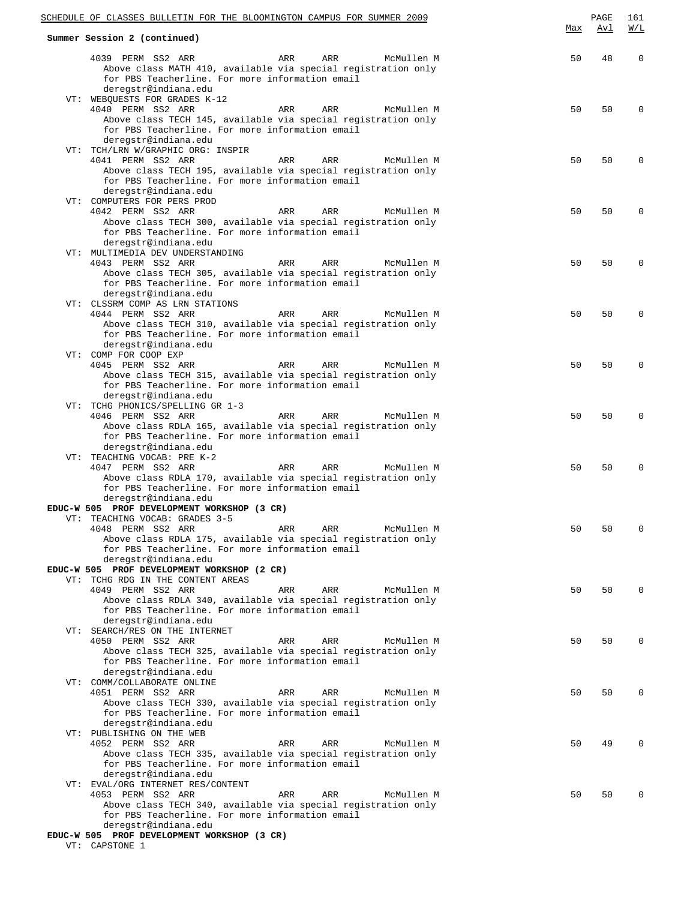**Summary Session 2 (continued)**

| | Max | Avl | W/L |
|---|---|---|---|
| 4039 PERM SS2 ARR ARR ARR McMullen M | 50 | 48 | 0 |
| Above class MATH 410, available via special registration only for PBS Teacherline. For more information email deregstr@indiana.edu | | | |
| VT: WEBQUESTS FOR GRADES K-12 | | | |
| 4040 PERM SS2 ARR ARR ARR McMullen M | 50 | 50 | 0 |
| Above class TECH 145, available via special registration only for PBS Teacherline. For more information email deregstr@indiana.edu | | | |
| VT: TCH/LRN W/GRAPHIC ORG: INSPIR | | | |
| 4041 PERM SS2 ARR ARR ARR McMullen M | 50 | 50 | 0 |
| Above class TECH 195, available via special registration only for PBS Teacherline. For more information email deregstr@indiana.edu | | | |
| VT: COMPUTERS FOR PERS PROD | | | |
| 4042 PERM SS2 ARR ARR ARR McMullen M | 50 | 50 | 0 |
| Above class TECH 300, available via special registration only for PBS Teacherline. For more information email deregstr@indiana.edu | | | |
| VT: MULTIMEDIA DEV UNDERSTANDING | | | |
| 4043 PERM SS2 ARR ARR ARR McMullen M | 50 | 50 | 0 |
| Above class TECH 305, available via special registration only for PBS Teacherline. For more information email deregstr@indiana.edu | | | |
| VT: CLSSRM COMP AS LRN STATIONS | | | |
| 4044 PERM SS2 ARR ARR ARR McMullen M | 50 | 50 | 0 |
| Above class TECH 310, available via special registration only for PBS Teacherline. For more information email deregstr@indiana.edu | | | |
| VT: COMP FOR COOP EXP | | | |
| 4045 PERM SS2 ARR ARR ARR McMullen M | 50 | 50 | 0 |
| Above class TECH 315, available via special registration only for PBS Teacherline. For more information email deregstr@indiana.edu | | | |
| VT: TCHG PHONICS/SPELLING GR 1-3 | | | |
| 4046 PERM SS2 ARR ARR ARR McMullen M | 50 | 50 | 0 |
| Above class RDLA 165, available via special registration only for PBS Teacherline. For more information email deregstr@indiana.edu | | | |
| VT: TEACHING VOCAB: PRE K-2 | | | |
| 4047 PERM SS2 ARR ARR ARR McMullen M | 50 | 50 | 0 |
| Above class RDLA 170, available via special registration only for PBS Teacherline. For more information email deregstr@indiana.edu | | | |
| **EDUC-W 505 PROF DEVELOPMENT WORKSHOP (3 CR)** | | | |
| VT: TEACHING VOCAB: GRADES 3-5 | | | |
| 4048 PERM SS2 ARR ARR ARR McMullen M | 50 | 50 | 0 |
| Above class RDLA 175, available via special registration only for PBS Teacherline. For more information email deregstr@indiana.edu | | | |
| **EDUC-W 505 PROF DEVELOPMENT WORKSHOP (2 CR)** | | | |
| VT: TCHG RDG IN THE CONTENT AREAS | | | |
| 4049 PERM SS2 ARR ARR ARR McMullen M | 50 | 50 | 0 |
| Above class RDLA 340, available via special registration only for PBS Teacherline. For more information email deregstr@indiana.edu | | | |
| VT: SEARCH/RES ON THE INTERNET | | | |
| 4050 PERM SS2 ARR ARR ARR McMullen M | 50 | 50 | 0 |
| Above class TECH 325, available via special registration only for PBS Teacherline. For more information email deregstr@indiana.edu | | | |
| VT: COMM/COLLABORATE ONLINE | | | |
| 4051 PERM SS2 ARR ARR ARR McMullen M | 50 | 50 | 0 |
| Above class TECH 330, available via special registration only for PBS Teacherline. For more information email deregstr@indiana.edu | | | |
| VT: PUBLISHING ON THE WEB | | | |
| 4052 PERM SS2 ARR ARR ARR McMullen M | 50 | 49 | 0 |
| Above class TECH 335, available via special registration only for PBS Teacherline. For more information email deregstr@indiana.edu | | | |
| VT: EVAL/ORG INTERNET RES/CONTENT | | | |
| 4053 PERM SS2 ARR ARR ARR McMullen M | 50 | 50 | 0 |
| Above class TECH 340, available via special registration only for PBS Teacherline. For more information email deregstr@indiana.edu | | | |
| **EDUC-W 505 PROF DEVELOPMENT WORKSHOP (3 CR)** | | | |
| VT: CAPSTONE 1 | | | |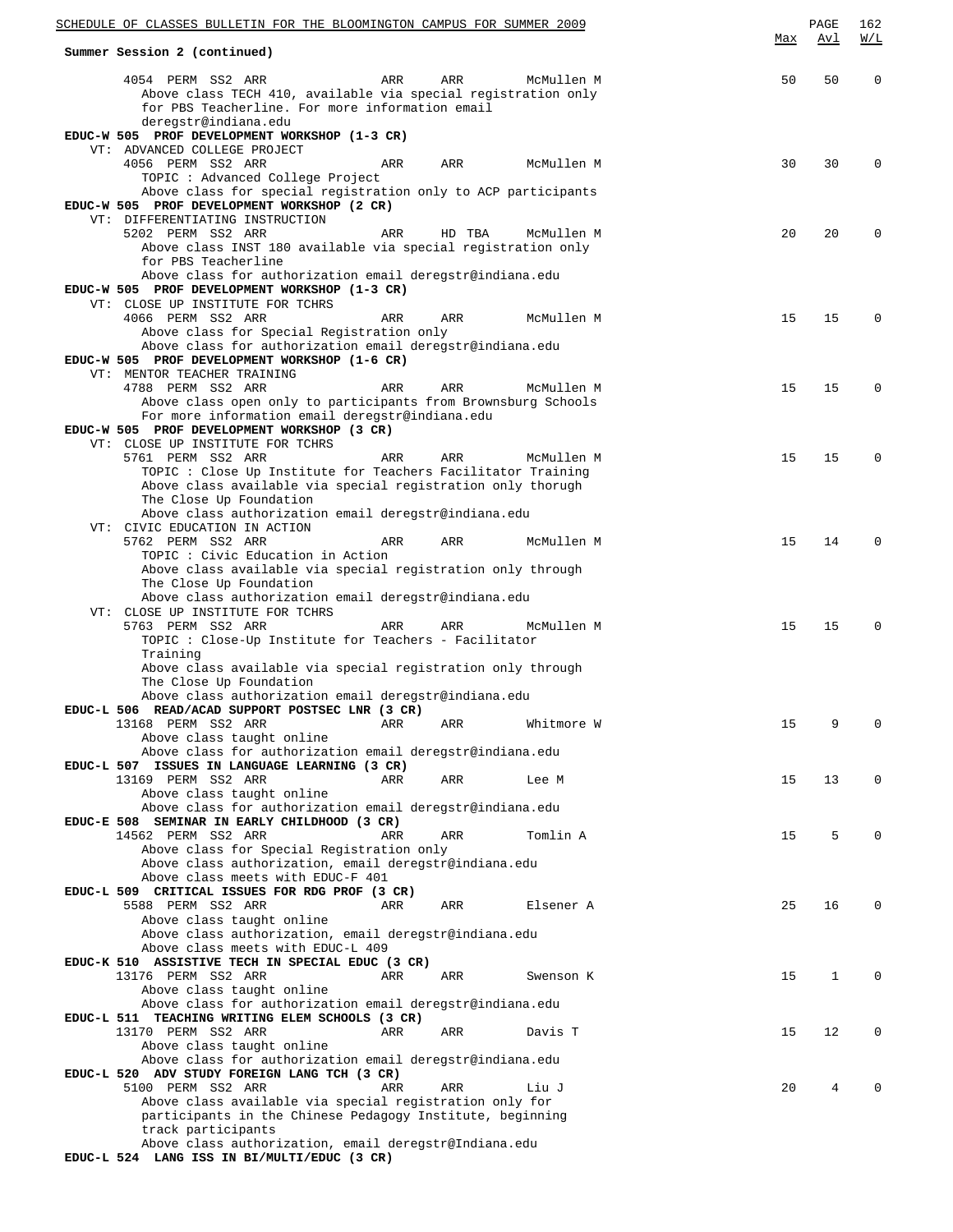Summary Session 2 (continued)

| | Max | Avl | W/L |
|---|---|---|---|
| 4054 PERM SS2 ARR ARR ARR McMullen M | 50 | 50 | 0 |

Above class TECH 410, available via special registration only for PBS Teacherline. For more information email deregstr@indiana.edu

**EDUC-W 505 PROF DEVELOPMENT WORKSHOP (1-3 CR)**

VT: ADVANCED COLLEGE PROJECT

| | Max | Avl | W/L |
|---|---|---|---|
| 4056 PERM SS2 ARR ARR ARR McMullen M | 30 | 30 | 0 |

TOPIC : Advanced College Project
Above class for special registration only to ACP participants

**EDUC-W 505 PROF DEVELOPMENT WORKSHOP (2 CR)**

VT: DIFFERENTIATING INSTRUCTION

| | Max | Avl | W/L |
|---|---|---|---|
| 5202 PERM SS2 ARR ARR HD TBA McMullen M | 20 | 20 | 0 |

Above class INST 180 available via special registration only for PBS Teacherline
Above class for authorization email deregstr@indiana.edu

**EDUC-W 505 PROF DEVELOPMENT WORKSHOP (1-3 CR)**

VT: CLOSE UP INSTITUTE FOR TCHRS

| | Max | Avl | W/L |
|---|---|---|---|
| 4066 PERM SS2 ARR ARR ARR McMullen M | 15 | 15 | 0 |

Above class for Special Registration only
Above class for authorization email deregstr@indiana.edu

**EDUC-W 505 PROF DEVELOPMENT WORKSHOP (1-6 CR)**

VT: MENTOR TEACHER TRAINING

| | Max | Avl | W/L |
|---|---|---|---|
| 4788 PERM SS2 ARR ARR ARR McMullen M | 15 | 15 | 0 |

Above class open only to participants from Brownsburg Schools
For more information email deregstr@indiana.edu

**EDUC-W 505 PROF DEVELOPMENT WORKSHOP (3 CR)**

VT: CLOSE UP INSTITUTE FOR TCHRS

| | Max | Avl | W/L |
|---|---|---|---|
| 5761 PERM SS2 ARR ARR ARR McMullen M | 15 | 15 | 0 |

TOPIC : Close Up Institute for Teachers Facilitator Training
Above class available via special registration only thorugh The Close Up Foundation
Above class authorization email deregstr@indiana.edu

VT: CIVIC EDUCATION IN ACTION

| | Max | Avl | W/L |
|---|---|---|---|
| 5762 PERM SS2 ARR ARR ARR McMullen M | 15 | 14 | 0 |

TOPIC : Civic Education in Action
Above class available via special registration only through The Close Up Foundation
Above class authorization email deregstr@indiana.edu

VT: CLOSE UP INSTITUTE FOR TCHRS

| | Max | Avl | W/L |
|---|---|---|---|
| 5763 PERM SS2 ARR ARR ARR McMullen M | 15 | 15 | 0 |

TOPIC : Close-Up Institute for Teachers - Facilitator Training
Above class available via special registration only through The Close Up Foundation
Above class authorization email deregstr@indiana.edu

**EDUC-L 506 READ/ACAD SUPPORT POSTSEC LNR (3 CR)**

| | Max | Avl | W/L |
|---|---|---|---|
| 13168 PERM SS2 ARR ARR ARR Whitmore W | 15 | 9 | 0 |

Above class taught online
Above class for authorization email deregstr@indiana.edu

**EDUC-L 507 ISSUES IN LANGUAGE LEARNING (3 CR)**

| | Max | Avl | W/L |
|---|---|---|---|
| 13169 PERM SS2 ARR ARR ARR Lee M | 15 | 13 | 0 |

Above class taught online
Above class for authorization email deregstr@indiana.edu

**EDUC-E 508 SEMINAR IN EARLY CHILDHOOD (3 CR)**

| | Max | Avl | W/L |
|---|---|---|---|
| 14562 PERM SS2 ARR ARR ARR Tomlin A | 15 | 5 | 0 |

Above class for Special Registration only
Above class authorization, email deregstr@indiana.edu
Above class meets with EDUC-F 401

**EDUC-L 509 CRITICAL ISSUES FOR RDG PROF (3 CR)**

| | Max | Avl | W/L |
|---|---|---|---|
| 5588 PERM SS2 ARR ARR ARR Elsener A | 25 | 16 | 0 |

Above class taught online
Above class authorization, email deregstr@indiana.edu
Above class meets with EDUC-L 409

**EDUC-K 510 ASSISTIVE TECH IN SPECIAL EDUC (3 CR)**

| | Max | Avl | W/L |
|---|---|---|---|
| 13176 PERM SS2 ARR ARR ARR Swenson K | 15 | 1 | 0 |

Above class taught online
Above class for authorization email deregstr@indiana.edu

**EDUC-L 511 TEACHING WRITING ELEM SCHOOLS (3 CR)**

| | Max | Avl | W/L |
|---|---|---|---|
| 13170 PERM SS2 ARR ARR ARR Davis T | 15 | 12 | 0 |

Above class taught online
Above class for authorization email deregstr@indiana.edu

**EDUC-L 520 ADV STUDY FOREIGN LANG TCH (3 CR)**

| | Max | Avl | W/L |
|---|---|---|---|
| 5100 PERM SS2 ARR ARR ARR Liu J | 20 | 4 | 0 |

Above class available via special registration only for participants in the Chinese Pedagogy Institute, beginning track participants
Above class authorization, email deregstr@Indiana.edu

**EDUC-L 524 LANG ISS IN BI/MULTI/EDUC (3 CR)**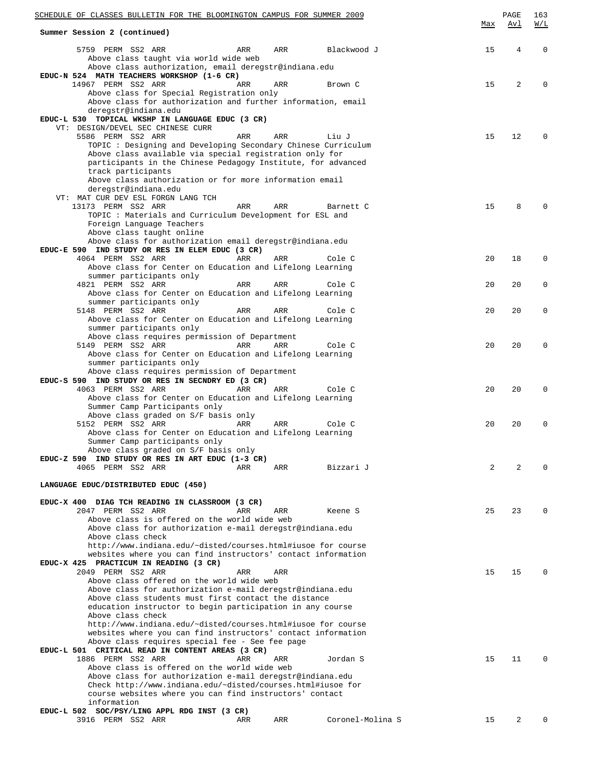**Summer Session 2 (continued)**

| Class | | | | | Instructor | Max | Avl | W/L |
|---|---|---|---|---|---|---|---|---|
| 5759 PERM SS2 ARR | | ARR | ARR | | Blackwood J | 15 | 4 | 0 |

Above class taught via world wide web
Above class authorization, email deregstr@indiana.edu

**EDUC-N 524 MATH TEACHERS WORKSHOP (1-6 CR)**

| Class | | | Instructor | Max | Avl | W/L |
|---|---|---|---|---|---|---|
| 14967 PERM SS2 ARR | ARR | ARR | Brown C | 15 | 2 | 0 |

Above class for Special Registration only
Above class for authorization and further information, email deregstr@indiana.edu

**EDUC-L 530 TOPICAL WKSHP IN LANGUAGE EDUC (3 CR)**

VT: DESIGN/DEVEL SEC CHINESE CURR

| Class | | | Instructor | Max | Avl | W/L |
|---|---|---|---|---|---|---|
| 5586 PERM SS2 ARR | ARR | ARR | Liu J | 15 | 12 | 0 |

TOPIC : Designing and Developing Secondary Chinese Curriculum
Above class available via special registration only for participants in the Chinese Pedagogy Institute, for advanced track participants
Above class authorization or for more information email deregstr@indiana.edu

VT: MAT CUR DEV ESL FORGN LANG TCH

| Class | | | Instructor | Max | Avl | W/L |
|---|---|---|---|---|---|---|
| 13173 PERM SS2 ARR | ARR | ARR | Barnett C | 15 | 8 | 0 |

TOPIC : Materials and Curriculum Development for ESL and Foreign Language Teachers
Above class taught online
Above class for authorization email deregstr@indiana.edu

**EDUC-E 590 IND STUDY OR RES IN ELEM EDUC (3 CR)**

| Class | | | Instructor | Max | Avl | W/L |
|---|---|---|---|---|---|---|
| 4064 PERM SS2 ARR | ARR | ARR | Cole C | 20 | 18 | 0 |

Above class for Center on Education and Lifelong Learning summer participants only

| Class | | | Instructor | Max | Avl | W/L |
|---|---|---|---|---|---|---|
| 4821 PERM SS2 ARR | ARR | ARR | Cole C | 20 | 20 | 0 |

Above class for Center on Education and Lifelong Learning summer participants only

| Class | | | Instructor | Max | Avl | W/L |
|---|---|---|---|---|---|---|
| 5148 PERM SS2 ARR | ARR | ARR | Cole C | 20 | 20 | 0 |

Above class for Center on Education and Lifelong Learning summer participants only
Above class requires permission of Department

| Class | | | Instructor | Max | Avl | W/L |
|---|---|---|---|---|---|---|
| 5149 PERM SS2 ARR | ARR | ARR | Cole C | 20 | 20 | 0 |

Above class for Center on Education and Lifelong Learning summer participants only
Above class requires permission of Department

**EDUC-S 590 IND STUDY OR RES IN SECNDRY ED (3 CR)**

| Class | | | Instructor | Max | Avl | W/L |
|---|---|---|---|---|---|---|
| 4063 PERM SS2 ARR | ARR | ARR | Cole C | 20 | 20 | 0 |

Above class for Center on Education and Lifelong Learning Summer Camp Participants only
Above class graded on S/F basis only

| Class | | | Instructor | Max | Avl | W/L |
|---|---|---|---|---|---|---|
| 5152 PERM SS2 ARR | ARR | ARR | Cole C | 20 | 20 | 0 |

Above class for Center on Education and Lifelong Learning Summer Camp participants only
Above class graded on S/F basis only

**EDUC-Z 590 IND STUDY OR RES IN ART EDUC (1-3 CR)**

| Class | | | Instructor | Max | Avl | W/L |
|---|---|---|---|---|---|---|
| 4065 PERM SS2 ARR | ARR | ARR | Bizzari J | 2 | 2 | 0 |

## LANGUAGE EDUC/DISTRIBUTED EDUC (450)

**EDUC-X 400 DIAG TCH READING IN CLASSROOM (3 CR)**

| Class | | | Instructor | Max | Avl | W/L |
|---|---|---|---|---|---|---|
| 2047 PERM SS2 ARR | ARR | ARR | Keene S | 25 | 23 | 0 |

Above class is offered on the world wide web
Above class for authorization e-mail deregstr@indiana.edu
Above class check http://www.indiana.edu/~disted/courses.html#iusoe for course websites where you can find instructors' contact information

**EDUC-X 425 PRACTICUM IN READING (3 CR)**

| Class | | | Instructor | Max | Avl | W/L |
|---|---|---|---|---|---|---|
| 2049 PERM SS2 ARR | ARR | ARR | | 15 | 15 | 0 |

Above class offered on the world wide web
Above class for authorization e-mail deregstr@indiana.edu
Above class students must first contact the distance education instructor to begin participation in any course
Above class check http://www.indiana.edu/~disted/courses.html#iusoe for course websites where you can find instructors' contact information
Above class requires special fee - See fee page

**EDUC-L 501 CRITICAL READ IN CONTENT AREAS (3 CR)**

| Class | | | Instructor | Max | Avl | W/L |
|---|---|---|---|---|---|---|
| 1886 PERM SS2 ARR | ARR | ARR | Jordan S | 15 | 11 | 0 |

Above class is offered on the world wide web
Above class for authorization e-mail deregstr@indiana.edu
Check http://www.indiana.edu/~disted/courses.html#iusoe for course websites where you can find instructors' contact information

**EDUC-L 502 SOC/PSY/LING APPL RDG INST (3 CR)**

| Class | | | Instructor | Max | Avl | W/L |
|---|---|---|---|---|---|---|
| 3916 PERM SS2 ARR | ARR | ARR | Coronel-Molina S | 15 | 2 | 0 |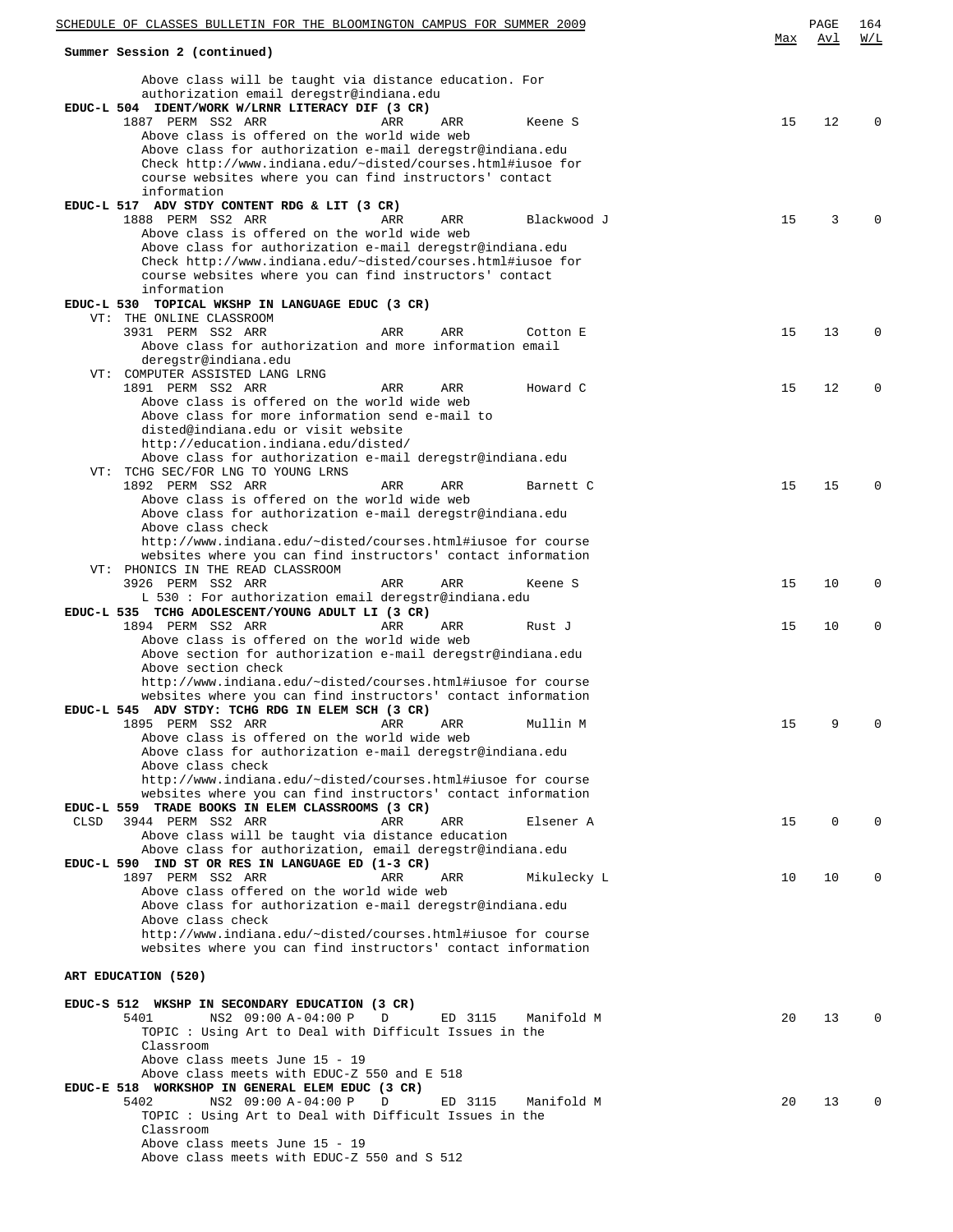Summary Session 2 (continued)

| | Max | Avl | W/L |
|---|---|---|---|
| Above class will be taught via distance education. For authorization email deregstr@indiana.edu | | | |
| **EDUC-L 504 IDENT/WORK W/LRNR LITERACY DIF (3 CR)** | | | |
| 1887 PERM SS2 ARR ARR ARR Keene S | 15 | 12 | 0 |
| Above class is offered on the world wide web<br>Above class for authorization e-mail deregstr@indiana.edu<br>Check http://www.indiana.edu/~disted/courses.html#iusoe for course websites where you can find instructors' contact information | | | |
| **EDUC-L 517 ADV STDY CONTENT RDG & LIT (3 CR)** | | | |
| 1888 PERM SS2 ARR ARR ARR Blackwood J | 15 | 3 | 0 |
| Above class is offered on the world wide web<br>Above class for authorization e-mail deregstr@indiana.edu<br>Check http://www.indiana.edu/~disted/courses.html#iusoe for course websites where you can find instructors' contact information | | | |
| **EDUC-L 530 TOPICAL WKSHP IN LANGUAGE EDUC (3 CR)** | | | |
| VT: THE ONLINE CLASSROOM | | | |
| 3931 PERM SS2 ARR ARR ARR Cotton E | 15 | 13 | 0 |
| Above class for authorization and more information email deregstr@indiana.edu | | | |
| VT: COMPUTER ASSISTED LANG LRNG | | | |
| 1891 PERM SS2 ARR ARR ARR Howard C | 15 | 12 | 0 |
| Above class is offered on the world wide web<br>Above class for more information send e-mail to disted@indiana.edu or visit website http://education.indiana.edu/disted/<br>Above class for authorization e-mail deregstr@indiana.edu | | | |
| VT: TCHG SEC/FOR LNG TO YOUNG LRNS | | | |
| 1892 PERM SS2 ARR ARR ARR Barnett C | 15 | 15 | 0 |
| Above class is offered on the world wide web<br>Above class for authorization e-mail deregstr@indiana.edu<br>Above class check http://www.indiana.edu/~disted/courses.html#iusoe for course websites where you can find instructors' contact information | | | |
| VT: PHONICS IN THE READ CLASSROOM | | | |
| 3926 PERM SS2 ARR ARR ARR Keene S | 15 | 10 | 0 |
| L 530 : For authorization email deregstr@indiana.edu | | | |
| **EDUC-L 535 TCHG ADOLESCENT/YOUNG ADULT LI (3 CR)** | | | |
| 1894 PERM SS2 ARR ARR ARR Rust J | 15 | 10 | 0 |
| Above class is offered on the world wide web<br>Above section for authorization e-mail deregstr@indiana.edu<br>Above section check http://www.indiana.edu/~disted/courses.html#iusoe for course websites where you can find instructors' contact information | | | |
| **EDUC-L 545 ADV STDY: TCHG RDG IN ELEM SCH (3 CR)** | | | |
| 1895 PERM SS2 ARR ARR ARR Mullin M | 15 | 9 | 0 |
| Above class is offered on the world wide web<br>Above class for authorization e-mail deregstr@indiana.edu<br>Above class check http://www.indiana.edu/~disted/courses.html#iusoe for course websites where you can find instructors' contact information | | | |
| **EDUC-L 559 TRADE BOOKS IN ELEM CLASSROOMS (3 CR)** | | | |
| CLSD 3944 PERM SS2 ARR ARR ARR Elsener A | 15 | 0 | 0 |
| Above class will be taught via distance education<br>Above class for authorization, email deregstr@indiana.edu | | | |
| **EDUC-L 590 IND ST OR RES IN LANGUAGE ED (1-3 CR)** | | | |
| 1897 PERM SS2 ARR ARR ARR Mikulecky L | 10 | 10 | 0 |
| Above class offered on the world wide web<br>Above class for authorization e-mail deregstr@indiana.edu<br>Above class check http://www.indiana.edu/~disted/courses.html#iusoe for course websites where you can find instructors' contact information | | | |

## ART EDUCATION (520)

| | Max | Avl | W/L |
|---|---|---|---|
| **EDUC-S 512 WKSHP IN SECONDARY EDUCATION (3 CR)** | | | |
| 5401 NS2 09:00 A-04:00 P D ED 3115 Manifold M | 20 | 13 | 0 |
| TOPIC : Using Art to Deal with Difficult Issues in the Classroom<br>Above class meets June 15 - 19<br>Above class meets with EDUC-Z 550 and E 518 | | | |
| **EDUC-E 518 WORKSHOP IN GENERAL ELEM EDUC (3 CR)** | | | |
| 5402 NS2 09:00 A-04:00 P D ED 3115 Manifold M | 20 | 13 | 0 |
| TOPIC : Using Art to Deal with Difficult Issues in the Classroom<br>Above class meets June 15 - 19<br>Above class meets with EDUC-Z 550 and S 512 | | | |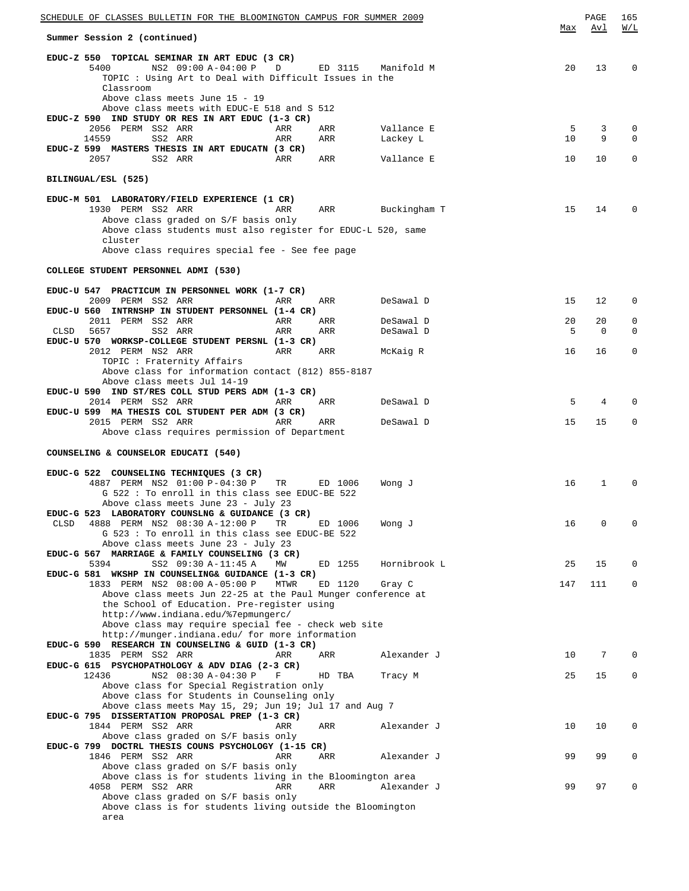Summary Session 2 (continued)

| | Max | Avl | W/L |
|---|---|---|---|
| **EDUC-Z 550 TOPICAL SEMINAR IN ART EDUC (3 CR)** | | | |
| 5400 NS2 09:00 A-04:00 P D ED 3115 Manifold M | 20 | 13 | 0 |
| TOPIC : Using Art to Deal with Difficult Issues in the Classroom | | | |
| Above class meets June 15 - 19 | | | |
| Above class meets with EDUC-E 518 and S 512 | | | |
| **EDUC-Z 590 IND STUDY OR RES IN ART EDUC (1-3 CR)** | | | |
| 2056 PERM SS2 ARR ARR ARR Vallance E | 5 | 3 | 0 |
| 14559 SS2 ARR ARR ARR Lackey L | 10 | 9 | 0 |
| **EDUC-Z 599 MASTERS THESIS IN ART EDUCATN (3 CR)** | | | |
| 2057 SS2 ARR ARR ARR Vallance E | 10 | 10 | 0 |

**BILINGUAL/ESL (525)**

| | Max | Avl | W/L |
|---|---|---|---|
| **EDUC-M 501 LABORATORY/FIELD EXPERIENCE (1 CR)** | | | |
| 1930 PERM SS2 ARR ARR ARR Buckingham T | 15 | 14 | 0 |
| Above class graded on S/F basis only | | | |
| Above class students must also register for EDUC-L 520, same cluster | | | |
| Above class requires special fee - See fee page | | | |

**COLLEGE STUDENT PERSONNEL ADMI (530)**

| | Max | Avl | W/L |
|---|---|---|---|
| **EDUC-U 547 PRACTICUM IN PERSONNEL WORK (1-7 CR)** | | | |
| 2009 PERM SS2 ARR ARR ARR DeSawal D | 15 | 12 | 0 |
| **EDUC-U 560 INTRNSHP IN STUDENT PERSONNEL (1-4 CR)** | | | |
| 2011 PERM SS2 ARR ARR ARR DeSawal D | 20 | 20 | 0 |
| CLSD 5657 SS2 ARR ARR ARR DeSawal D | 5 | 0 | 0 |
| **EDUC-U 570 WORKSP-COLLEGE STUDENT PERSNL (1-3 CR)** | | | |
| 2012 PERM NS2 ARR ARR ARR McKaig R | 16 | 16 | 0 |
| TOPIC : Fraternity Affairs | | | |
| Above class for information contact (812) 855-8187 | | | |
| Above class meets Jul 14-19 | | | |
| **EDUC-U 590 IND ST/RES COLL STUD PERS ADM (1-3 CR)** | | | |
| 2014 PERM SS2 ARR ARR ARR DeSawal D | 5 | 4 | 0 |
| **EDUC-U 599 MA THESIS COL STUDENT PER ADM (3 CR)** | | | |
| 2015 PERM SS2 ARR ARR ARR DeSawal D | 15 | 15 | 0 |
| Above class requires permission of Department | | | |

**COUNSELING & COUNSELOR EDUCATI (540)**

| | Max | Avl | W/L |
|---|---|---|---|
| **EDUC-G 522 COUNSELING TECHNIQUES (3 CR)** | | | |
| 4887 PERM NS2 01:00 P-04:30 P TR ED 1006 Wong J | 16 | 1 | 0 |
| G 522 : To enroll in this class see EDUC-BE 522 | | | |
| Above class meets June 23 - July 23 | | | |
| **EDUC-G 523 LABORATORY COUNSLNG & GUIDANCE (3 CR)** | | | |
| CLSD 4888 PERM NS2 08:30 A-12:00 P TR ED 1006 Wong J | 16 | 0 | 0 |
| G 523 : To enroll in this class see EDUC-BE 522 | | | |
| Above class meets June 23 - July 23 | | | |
| **EDUC-G 567 MARRIAGE & FAMILY COUNSELING (3 CR)** | | | |
| 5394 SS2 09:30 A-11:45 A MW ED 1255 Hornibrook L | 25 | 15 | 0 |
| **EDUC-G 581 WKSHP IN COUNSELING& GUIDANCE (1-3 CR)** | | | |
| 1833 PERM NS2 08:00 A-05:00 P MTWR ED 1120 Gray C | 147 | 111 | 0 |
| Above class meets Jun 22-25 at the Paul Munger conference at the School of Education. Pre-register using http://www.indiana.edu/%7epmungerc/ | | | |
| Above class may require special fee - check web site http://munger.indiana.edu/ for more information | | | |
| **EDUC-G 590 RESEARCH IN COUNSELING & GUID (1-3 CR)** | | | |
| 1835 PERM SS2 ARR ARR ARR Alexander J | 10 | 7 | 0 |
| **EDUC-G 615 PSYCHOPATHOLOGY & ADV DIAG (2-3 CR)** | | | |
| 12436 NS2 08:30 A-04:30 P F HD TBA Tracy M | 25 | 15 | 0 |
| Above class for Special Registration only | | | |
| Above class for Students in Counseling only | | | |
| Above class meets May 15, 29; Jun 19; Jul 17 and Aug 7 | | | |
| **EDUC-G 795 DISSERTATION PROPOSAL PREP (1-3 CR)** | | | |
| 1844 PERM SS2 ARR ARR ARR Alexander J | 10 | 10 | 0 |
| Above class graded on S/F basis only | | | |
| **EDUC-G 799 DOCTRL THESIS COUNS PSYCHOLOGY (1-15 CR)** | | | |
| 1846 PERM SS2 ARR ARR ARR Alexander J | 99 | 99 | 0 |
| Above class graded on S/F basis only | | | |
| Above class is for students living in the Bloomington area | | | |
| 4058 PERM SS2 ARR ARR ARR Alexander J | 99 | 97 | 0 |
| Above class graded on S/F basis only | | | |
| Above class is for students living outside the Bloomington area | | | |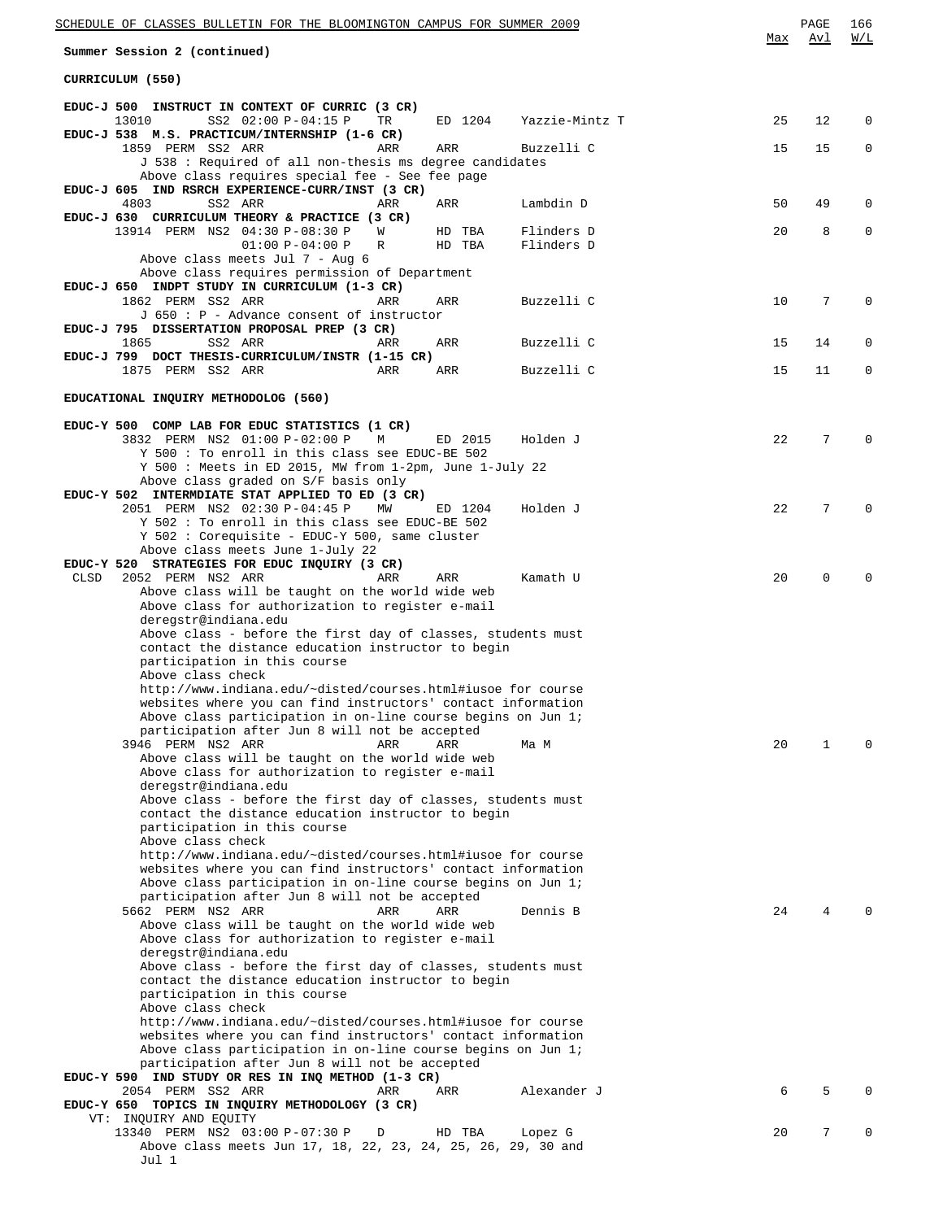Summer Session 2 (continued)

## CURRICULUM (550)

| Course / Class | Time | Days | Room | Instructor | Max | Avl | W/L |
|---|---|---|---|---|---|---|---|
| **EDUC-J 500 INSTRUCT IN CONTEXT OF CURRIC (3 CR)** | | | | | | | |
| 13010 SS2 | 02:00 P-04:15 P | TR | ED 1204 | Yazzie-Mintz T | 25 | 12 | 0 |
| **EDUC-J 538 M.S. PRACTICUM/INTERNSHIP (1-6 CR)** | | | | | | | |
| 1859 PERM SS2 | ARR | ARR | ARR | Buzzelli C | 15 | 15 | 0 |
| J 538 : Required of all non-thesis ms degree candidates; Above class requires special fee - See fee page | | | | | | | |
| **EDUC-J 605 IND RSRCH EXPERIENCE-CURR/INST (3 CR)** | | | | | | | |
| 4803 SS2 | ARR | ARR | ARR | Lambdin D | 50 | 49 | 0 |
| **EDUC-J 630 CURRICULUM THEORY & PRACTICE (3 CR)** | | | | | | | |
| 13914 PERM NS2 | 04:30 P-08:30 P | W | HD TBA | Flinders D | 20 | 8 | 0 |
| | 01:00 P-04:00 P | R | HD TBA | Flinders D | | | |
| Above class meets Jul 7 - Aug 6; Above class requires permission of Department | | | | | | | |
| **EDUC-J 650 INDPT STUDY IN CURRICULUM (1-3 CR)** | | | | | | | |
| 1862 PERM SS2 | ARR | ARR | ARR | Buzzelli C | 10 | 7 | 0 |
| J 650 : P - Advance consent of instructor | | | | | | | |
| **EDUC-J 795 DISSERTATION PROPOSAL PREP (3 CR)** | | | | | | | |
| 1865 SS2 | ARR | ARR | ARR | Buzzelli C | 15 | 14 | 0 |
| **EDUC-J 799 DOCT THESIS-CURRICULUM/INSTR (1-15 CR)** | | | | | | | |
| 1875 PERM SS2 | ARR | ARR | ARR | Buzzelli C | 15 | 11 | 0 |

## EDUCATIONAL INQUIRY METHODOLOG (560)

| Course / Class | Time | Days | Room | Instructor | Max | Avl | W/L |
|---|---|---|---|---|---|---|---|
| **EDUC-Y 500 COMP LAB FOR EDUC STATISTICS (1 CR)** | | | | | | | |
| 3832 PERM NS2 | 01:00 P-02:00 P | M | ED 2015 | Holden J | 22 | 7 | 0 |
| Y 500 : To enroll in this class see EDUC-BE 502; Y 500 : Meets in ED 2015, MW from 1-2pm, June 1-July 22; Above class graded on S/F basis only | | | | | | | |
| **EDUC-Y 502 INTERMDIATE STAT APPLIED TO ED (3 CR)** | | | | | | | |
| 2051 PERM NS2 | 02:30 P-04:45 P | MW | ED 1204 | Holden J | 22 | 7 | 0 |
| Y 502 : To enroll in this class see EDUC-BE 502; Y 502 : Corequisite - EDUC-Y 500, same cluster; Above class meets June 1-July 22 | | | | | | | |
| **EDUC-Y 520 STRATEGIES FOR EDUC INQUIRY (3 CR)** | | | | | | | |
| CLSD 2052 PERM NS2 | ARR | ARR | ARR | Kamath U | 20 | 0 | 0 |
| Above class will be taught on the world wide web; Above class for authorization to register e-mail deregstr@indiana.edu; Above class - before the first day of classes, students must contact the distance education instructor to begin participation in this course; Above class check http://www.indiana.edu/~disted/courses.html#iusoe for course websites where you can find instructors' contact information; Above class participation in on-line course begins on Jun 1; participation after Jun 8 will not be accepted | | | | | | | |
| 3946 PERM NS2 | ARR | ARR | ARR | Ma M | 20 | 1 | 0 |
| Above class will be taught on the world wide web; Above class for authorization to register e-mail deregstr@indiana.edu; Above class - before the first day of classes, students must contact the distance education instructor to begin participation in this course; Above class check http://www.indiana.edu/~disted/courses.html#iusoe for course websites where you can find instructors' contact information; Above class participation in on-line course begins on Jun 1; participation after Jun 8 will not be accepted | | | | | | | |
| 5662 PERM NS2 | ARR | ARR | ARR | Dennis B | 24 | 4 | 0 |
| Above class will be taught on the world wide web; Above class for authorization to register e-mail deregstr@indiana.edu; Above class - before the first day of classes, students must contact the distance education instructor to begin participation in this course; Above class check http://www.indiana.edu/~disted/courses.html#iusoe for course websites where you can find instructors' contact information; Above class participation in on-line course begins on Jun 1; participation after Jun 8 will not be accepted | | | | | | | |
| **EDUC-Y 590 IND STUDY OR RES IN INQ METHOD (1-3 CR)** | | | | | | | |
| 2054 PERM SS2 | ARR | ARR | ARR | Alexander J | 6 | 5 | 0 |
| **EDUC-Y 650 TOPICS IN INQUIRY METHODOLOGY (3 CR)** | | | | | | | |
| VT: INQUIRY AND EQUITY | | | | | | | |
| 13340 PERM NS2 | 03:00 P-07:30 P | D | HD TBA | Lopez G | 20 | 7 | 0 |
| Above class meets Jun 17, 18, 22, 23, 24, 25, 26, 29, 30 and Jul 1 | | | | | | | |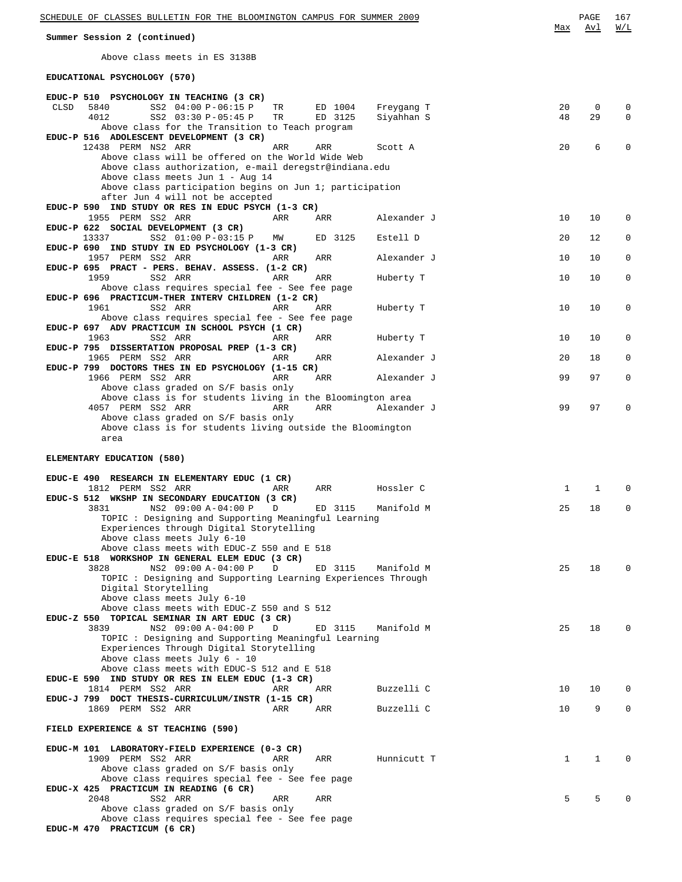**Summary Session 2 (continued)**

Above class meets in ES 3138B

## EDUCATIONAL PSYCHOLOGY (570)

| Course / Class | Session/Time | Days | Room | Instructor | Max | Avl | W/L |
|---|---|---|---|---|---|---|---|
| **EDUC-P 510 PSYCHOLOGY IN TEACHING (3 CR)** | | | | | | | |
| CLSD 5840 | SS2 04:00 P-06:15 P | TR | ED 1004 | Freygang T | 20 | 0 | 0 |
| 4012 | SS2 03:30 P-05:45 P | TR | ED 3125 | Siyahhan S | 48 | 29 | 0 |
| Above class for the Transition to Teach program | | | | | | | |
| **EDUC-P 516 ADOLESCENT DEVELOPMENT (3 CR)** | | | | | | | |
| 12438 PERM | NS2 ARR | ARR | ARR | Scott A | 20 | 6 | 0 |
| Above class will be offered on the World Wide Web; Above class authorization, e-mail deregstr@indiana.edu; Above class meets Jun 1 - Aug 14; Above class participation begins on Jun 1; participation after Jun 4 will not be accepted | | | | | | | |
| **EDUC-P 590 IND STUDY OR RES IN EDUC PSYCH (1-3 CR)** | | | | | | | |
| 1955 PERM | SS2 ARR | ARR | ARR | Alexander J | 10 | 10 | 0 |
| **EDUC-P 622 SOCIAL DEVELOPMENT (3 CR)** | | | | | | | |
| 13337 | SS2 01:00 P-03:15 P | MW | ED 3125 | Estell D | 20 | 12 | 0 |
| **EDUC-P 690 IND STUDY IN ED PSYCHOLOGY (1-3 CR)** | | | | | | | |
| 1957 PERM | SS2 ARR | ARR | ARR | Alexander J | 10 | 10 | 0 |
| **EDUC-P 695 PRACT - PERS. BEHAV. ASSESS. (1-2 CR)** | | | | | | | |
| 1959 | SS2 ARR | ARR | ARR | Huberty T | 10 | 10 | 0 |
| Above class requires special fee - See fee page | | | | | | | |
| **EDUC-P 696 PRACTICUM-THER INTERV CHILDREN (1-2 CR)** | | | | | | | |
| 1961 | SS2 ARR | ARR | ARR | Huberty T | 10 | 10 | 0 |
| Above class requires special fee - See fee page | | | | | | | |
| **EDUC-P 697 ADV PRACTICUM IN SCHOOL PSYCH (1 CR)** | | | | | | | |
| 1963 | SS2 ARR | ARR | ARR | Huberty T | 10 | 10 | 0 |
| **EDUC-P 795 DISSERTATION PROPOSAL PREP (1-3 CR)** | | | | | | | |
| 1965 PERM | SS2 ARR | ARR | ARR | Alexander J | 20 | 18 | 0 |
| **EDUC-P 799 DOCTORS THES IN ED PSYCHOLOGY (1-15 CR)** | | | | | | | |
| 1966 PERM | SS2 ARR | ARR | ARR | Alexander J | 99 | 97 | 0 |
| Above class graded on S/F basis only; Above class is for students living in the Bloomington area | | | | | | | |
| 4057 PERM | SS2 ARR | ARR | ARR | Alexander J | 99 | 97 | 0 |
| Above class graded on S/F basis only; Above class is for students living outside the Bloomington area | | | | | | | |

## ELEMENTARY EDUCATION (580)

| Course / Class | Session/Time | Days | Room | Instructor | Max | Avl | W/L |
|---|---|---|---|---|---|---|---|
| **EDUC-E 490 RESEARCH IN ELEMENTARY EDUC (1 CR)** | | | | | | | |
| 1812 PERM | SS2 ARR | ARR | ARR | Hossler C | 1 | 1 | 0 |
| **EDUC-S 512 WKSHP IN SECONDARY EDUCATION (3 CR)** | | | | | | | |
| 3831 | NS2 09:00 A-04:00 P | D | ED 3115 | Manifold M | 25 | 18 | 0 |
| TOPIC : Designing and Supporting Meaningful Learning Experiences through Digital Storytelling; Above class meets July 6-10; Above class meets with EDUC-Z 550 and E 518 | | | | | | | |
| **EDUC-E 518 WORKSHOP IN GENERAL ELEM EDUC (3 CR)** | | | | | | | |
| 3828 | NS2 09:00 A-04:00 P | D | ED 3115 | Manifold M | 25 | 18 | 0 |
| TOPIC : Designing and Supporting Learning Experiences Through Digital Storytelling; Above class meets July 6-10; Above class meets with EDUC-Z 550 and S 512 | | | | | | | |
| **EDUC-Z 550 TOPICAL SEMINAR IN ART EDUC (3 CR)** | | | | | | | |
| 3839 | NS2 09:00 A-04:00 P | D | ED 3115 | Manifold M | 25 | 18 | 0 |
| TOPIC : Designing and Supporting Meaningful Learning Experiences Through Digital Storytelling; Above class meets July 6 - 10; Above class meets with EDUC-S 512 and E 518 | | | | | | | |
| **EDUC-E 590 IND STUDY OR RES IN ELEM EDUC (1-3 CR)** | | | | | | | |
| 1814 PERM | SS2 ARR | ARR | ARR | Buzzelli C | 10 | 10 | 0 |
| **EDUC-J 799 DOCT THESIS-CURRICULUM/INSTR (1-15 CR)** | | | | | | | |
| 1869 PERM | SS2 ARR | ARR | ARR | Buzzelli C | 10 | 9 | 0 |

## FIELD EXPERIENCE & ST TEACHING (590)

| Course / Class | Session/Time | Days | Room | Instructor | Max | Avl | W/L |
|---|---|---|---|---|---|---|---|
| **EDUC-M 101 LABORATORY-FIELD EXPERIENCE (0-3 CR)** | | | | | | | |
| 1909 PERM | SS2 ARR | ARR | ARR | Hunnicutt T | 1 | 1 | 0 |
| Above class graded on S/F basis only; Above class requires special fee - See fee page | | | | | | | |
| **EDUC-X 425 PRACTICUM IN READING (6 CR)** | | | | | | | |
| 2048 | SS2 ARR | ARR | ARR | | 5 | 5 | 0 |
| Above class graded on S/F basis only; Above class requires special fee - See fee page | | | | | | | |
| **EDUC-M 470 PRACTICUM (6 CR)** | | | | | | | |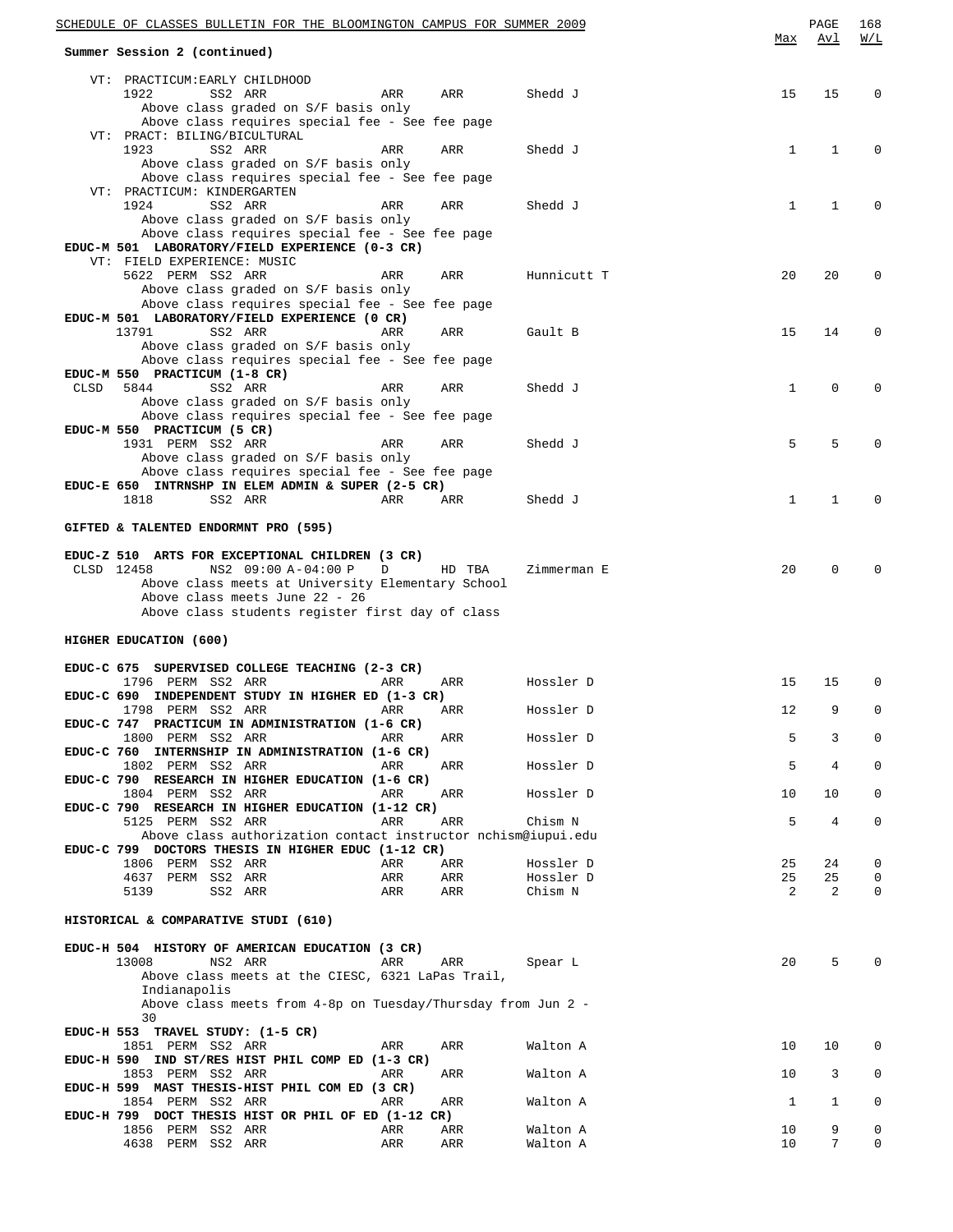**Summary Session 2 (continued)**

| | | | | | | Max | Avl | W/L |
|---|---|---|---|---|---|---|---|---|
| VT: PRACTICUM:EARLY CHILDHOOD | | | | | | | | |
| 1922 | SS2 ARR | ARR | ARR | Shedd J | | 15 | 15 | 0 |
| Above class graded on S/F basis only | | | | | | | | |
| Above class requires special fee - See fee page | | | | | | | | |
| VT: PRACT: BILING/BICULTURAL | | | | | | | | |
| 1923 | SS2 ARR | ARR | ARR | Shedd J | | 1 | 1 | 0 |
| Above class graded on S/F basis only | | | | | | | | |
| Above class requires special fee - See fee page | | | | | | | | |
| VT: PRACTICUM: KINDERGARTEN | | | | | | | | |
| 1924 | SS2 ARR | ARR | ARR | Shedd J | | 1 | 1 | 0 |
| Above class graded on S/F basis only | | | | | | | | |
| Above class requires special fee - See fee page | | | | | | | | |
| **EDUC-M 501 LABORATORY/FIELD EXPERIENCE (0-3 CR)** | | | | | | | | |
| VT: FIELD EXPERIENCE: MUSIC | | | | | | | | |
| 5622 | PERM SS2 ARR | ARR | ARR | Hunnicutt T | | 20 | 20 | 0 |
| Above class graded on S/F basis only | | | | | | | | |
| Above class requires special fee - See fee page | | | | | | | | |
| **EDUC-M 501 LABORATORY/FIELD EXPERIENCE (0 CR)** | | | | | | | | |
| 13791 | SS2 ARR | ARR | ARR | Gault B | | 15 | 14 | 0 |
| Above class graded on S/F basis only | | | | | | | | |
| Above class requires special fee - See fee page | | | | | | | | |
| **EDUC-M 550 PRACTICUM (1-8 CR)** | | | | | | | | |
| CLSD 5844 | SS2 ARR | ARR | ARR | Shedd J | | 1 | 0 | 0 |
| Above class graded on S/F basis only | | | | | | | | |
| Above class requires special fee - See fee page | | | | | | | | |
| **EDUC-M 550 PRACTICUM (5 CR)** | | | | | | | | |
| 1931 | PERM SS2 ARR | ARR | ARR | Shedd J | | 5 | 5 | 0 |
| Above class graded on S/F basis only | | | | | | | | |
| Above class requires special fee - See fee page | | | | | | | | |
| **EDUC-E 650 INTRNSHP IN ELEM ADMIN & SUPER (2-5 CR)** | | | | | | | | |
| 1818 | SS2 ARR | ARR | ARR | Shedd J | | 1 | 1 | 0 |

**GIFTED & TALENTED ENDORMNT PRO (595)**

| | | | | | | Max | Avl | W/L |
|---|---|---|---|---|---|---|---|---|
| **EDUC-Z 510 ARTS FOR EXCEPTIONAL CHILDREN (3 CR)** | | | | | | | | |
| CLSD 12458 | NS2 09:00 A-04:00 P | D | HD TBA | Zimmerman E | | 20 | 0 | 0 |
| Above class meets at University Elementary School | | | | | | | | |
| Above class meets June 22 - 26 | | | | | | | | |
| Above class students register first day of class | | | | | | | | |

**HIGHER EDUCATION (600)**

| | | | | | | Max | Avl | W/L |
|---|---|---|---|---|---|---|---|---|
| **EDUC-C 675 SUPERVISED COLLEGE TEACHING (2-3 CR)** | | | | | | | | |
| 1796 | PERM SS2 ARR | ARR | ARR | Hossler D | | 15 | 15 | 0 |
| **EDUC-C 690 INDEPENDENT STUDY IN HIGHER ED (1-3 CR)** | | | | | | | | |
| 1798 | PERM SS2 ARR | ARR | ARR | Hossler D | | 12 | 9 | 0 |
| **EDUC-C 747 PRACTICUM IN ADMINISTRATION (1-6 CR)** | | | | | | | | |
| 1800 | PERM SS2 ARR | ARR | ARR | Hossler D | | 5 | 3 | 0 |
| **EDUC-C 760 INTERNSHIP IN ADMINISTRATION (1-6 CR)** | | | | | | | | |
| 1802 | PERM SS2 ARR | ARR | ARR | Hossler D | | 5 | 4 | 0 |
| **EDUC-C 790 RESEARCH IN HIGHER EDUCATION (1-6 CR)** | | | | | | | | |
| 1804 | PERM SS2 ARR | ARR | ARR | Hossler D | | 10 | 10 | 0 |
| **EDUC-C 790 RESEARCH IN HIGHER EDUCATION (1-12 CR)** | | | | | | | | |
| 5125 | PERM SS2 ARR | ARR | ARR | Chism N | | 5 | 4 | 0 |
| Above class authorization contact instructor nchism@iupui.edu | | | | | | | | |
| **EDUC-C 799 DOCTORS THESIS IN HIGHER EDUC (1-12 CR)** | | | | | | | | |
| 1806 | PERM SS2 ARR | ARR | ARR | Hossler D | | 25 | 24 | 0 |
| 4637 | PERM SS2 ARR | ARR | ARR | Hossler D | | 25 | 25 | 0 |
| 5139 | SS2 ARR | ARR | ARR | Chism N | | 2 | 2 | 0 |

**HISTORICAL & COMPARATIVE STUDI (610)**

| | | | | | | Max | Avl | W/L |
|---|---|---|---|---|---|---|---|---|
| **EDUC-H 504 HISTORY OF AMERICAN EDUCATION (3 CR)** | | | | | | | | |
| 13008 | NS2 ARR | ARR | ARR | Spear L | | 20 | 5 | 0 |
| Above class meets at the CIESC, 6321 LaPas Trail, Indianapolis | | | | | | | | |
| Above class meets from 4-8p on Tuesday/Thursday from Jun 2 - 30 | | | | | | | | |
| **EDUC-H 553 TRAVEL STUDY: (1-5 CR)** | | | | | | | | |
| 1851 | PERM SS2 ARR | ARR | ARR | Walton A | | 10 | 10 | 0 |
| **EDUC-H 590 IND ST/RES HIST PHIL COMP ED (1-3 CR)** | | | | | | | | |
| 1853 | PERM SS2 ARR | ARR | ARR | Walton A | | 10 | 3 | 0 |
| **EDUC-H 599 MAST THESIS-HIST PHIL COM ED (3 CR)** | | | | | | | | |
| 1854 | PERM SS2 ARR | ARR | ARR | Walton A | | 1 | 1 | 0 |
| **EDUC-H 799 DOCT THESIS HIST OR PHIL OF ED (1-12 CR)** | | | | | | | | |
| 1856 | PERM SS2 ARR | ARR | ARR | Walton A | | 10 | 9 | 0 |
| 4638 | PERM SS2 ARR | ARR | ARR | Walton A | | 10 | 7 | 0 |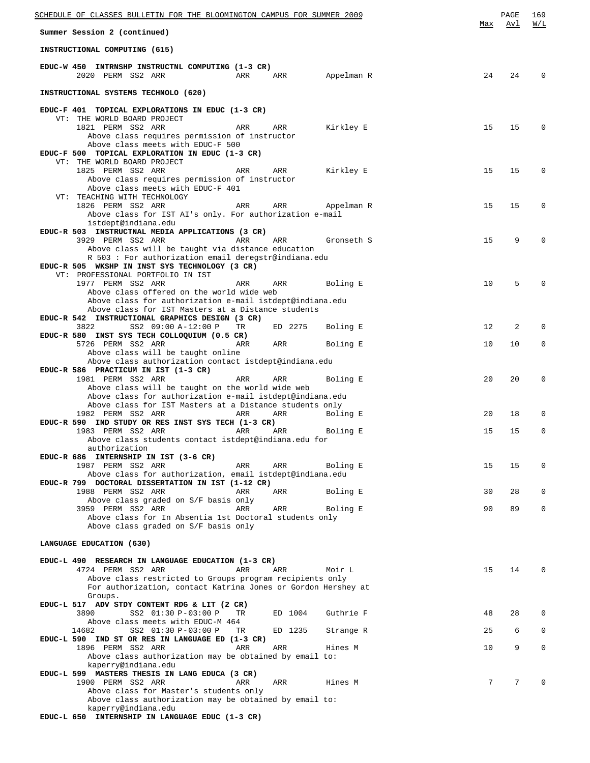Summer Session 2 (continued)

| | Max | Avl | W/L |
|---|---|---|---|

## INSTRUCTIONAL COMPUTING (615)

**EDUC-W 450 INTRNSHP INSTRUCTNL COMPUTING (1-3 CR)**

```
     2020 PERM SS2 ARR              ARR     ARR      Appelman R          24   24    0
```

## INSTRUCTIONAL SYSTEMS TECHNOLO (620)

**EDUC-F 401 TOPICAL EXPLORATIONS IN EDUC (1-3 CR)**

```
  VT: THE WORLD BOARD PROJECT
     1821 PERM SS2 ARR              ARR     ARR      Kirkley E           15   15    0
       Above class requires permission of instructor
       Above class meets with EDUC-F 500
```

**EDUC-F 500 TOPICAL EXPLORATION IN EDUC (1-3 CR)**

```
  VT: THE WORLD BOARD PROJECT
     1825 PERM SS2 ARR              ARR     ARR      Kirkley E           15   15    0
       Above class requires permission of instructor
       Above class meets with EDUC-F 401
  VT: TEACHING WITH TECHNOLOGY
     1826 PERM SS2 ARR              ARR     ARR      Appelman R          15   15    0
       Above class for IST AI's only. For authorization e-mail
       istdept@indiana.edu
```

**EDUC-R 503 INSTRUCTNAL MEDIA APPLICATIONS (3 CR)**

```
     3929 PERM SS2 ARR              ARR     ARR      Gronseth S          15    9    0
       Above class will be taught via distance education
       R 503 : For authorization email deregstr@indiana.edu
```

**EDUC-R 505 WKSHP IN INST SYS TECHNOLOGY (3 CR)**

```
  VT: PROFESSIONAL PORTFOLIO IN IST
     1977 PERM SS2 ARR              ARR     ARR      Boling E            10    5    0
       Above class offered on the world wide web
       Above class for authorization e-mail istdept@indiana.edu
       Above class for IST Masters at a Distance students
```

**EDUC-R 542 INSTRUCTIONAL GRAPHICS DESIGN (3 CR)**

```
     3822      SS2 09:00 A-12:00 P  TR      ED 2275  Boling E            12    2    0
```

**EDUC-R 580 INST SYS TECH COLLOQUIUM (0.5 CR)**

```
     5726 PERM SS2 ARR              ARR     ARR      Boling E            10   10    0
       Above class will be taught online
       Above class authorization contact istdept@indiana.edu
```

**EDUC-R 586 PRACTICUM IN IST (1-3 CR)**

```
     1981 PERM SS2 ARR              ARR     ARR      Boling E            20   20    0
       Above class will be taught on the world wide web
       Above class for authorization e-mail istdept@indiana.edu
       Above class for IST Masters at a Distance students only
     1982 PERM SS2 ARR              ARR     ARR      Boling E            20   18    0
```

**EDUC-R 590 IND STUDY OR RES INST SYS TECH (1-3 CR)**

```
     1983 PERM SS2 ARR              ARR     ARR      Boling E            15   15    0
       Above class students contact istdept@indiana.edu for
       authorization
```

**EDUC-R 686 INTERNSHIP IN IST (3-6 CR)**

```
     1987 PERM SS2 ARR              ARR     ARR      Boling E            15   15    0
       Above class for authorization, email istdept@indiana.edu
```

**EDUC-R 799 DOCTORAL DISSERTATION IN IST (1-12 CR)**

```
     1988 PERM SS2 ARR              ARR     ARR      Boling E            30   28    0
       Above class graded on S/F basis only
     3959 PERM SS2 ARR              ARR     ARR      Boling E            90   89    0
       Above class for In Absentia 1st Doctoral students only
       Above class graded on S/F basis only
```

## LANGUAGE EDUCATION (630)

**EDUC-L 490 RESEARCH IN LANGUAGE EDUCATION (1-3 CR)**

```
     4724 PERM SS2 ARR              ARR     ARR      Moir L              15   14    0
       Above class restricted to Groups program recipients only
       For authorization, contact Katrina Jones or Gordon Hershey at
       Groups.
```

**EDUC-L 517 ADV STDY CONTENT RDG & LIT (2 CR)**

```
     3890      SS2 01:30 P-03:00 P  TR      ED 1004  Guthrie F           48   28    0
       Above class meets with EDUC-M 464
    14682      SS2 01:30 P-03:00 P  TR      ED 1235  Strange R           25    6    0
```

**EDUC-L 590 IND ST OR RES IN LANGUAGE ED (1-3 CR)**

```
     1896 PERM SS2 ARR              ARR     ARR      Hines M             10    9    0
       Above class authorization may be obtained by email to:
       kaperry@indiana.edu
```

**EDUC-L 599 MASTERS THESIS IN LANG EDUCA (3 CR)**

```
     1900 PERM SS2 ARR              ARR     ARR      Hines M              7    7    0
       Above class for Master's students only
       Above class authorization may be obtained by email to:
       kaperry@indiana.edu
```

**EDUC-L 650 INTERNSHIP IN LANGUAGE EDUC (1-3 CR)**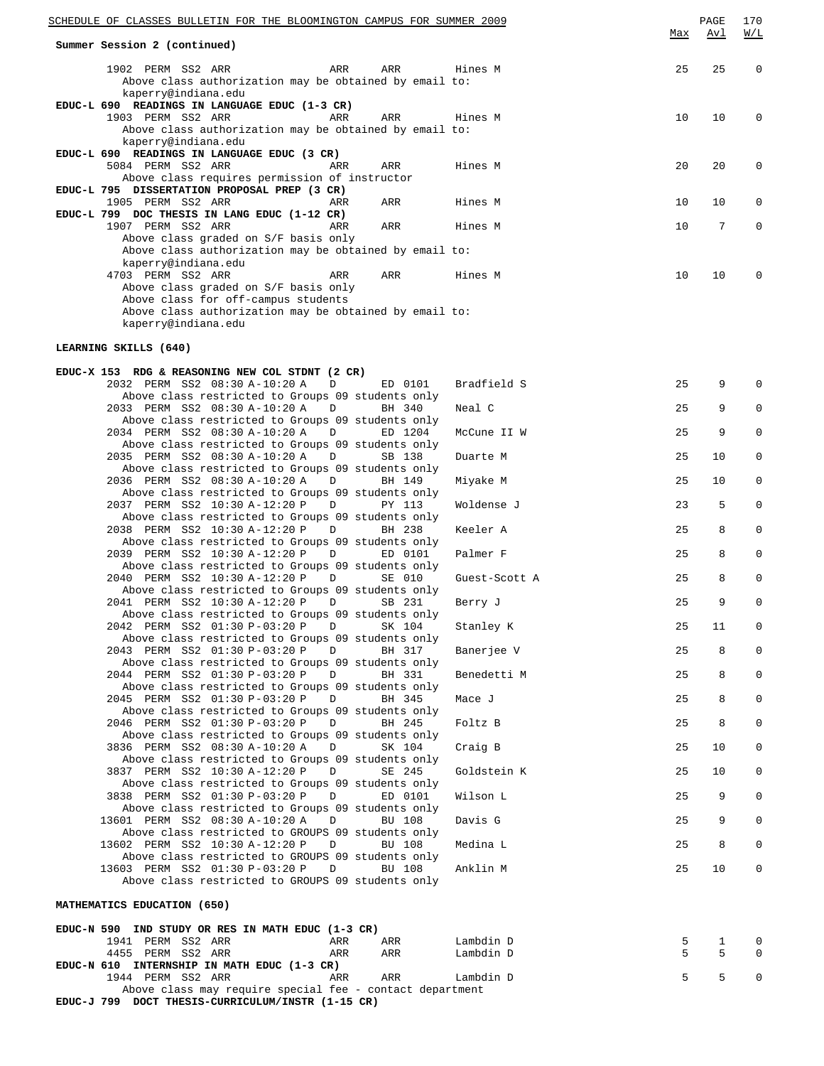Summary Session 2 (continued)

```
                                                                              Max   Avl   W/L
     1902  PERM  SS2  ARR              ARR      ARR       Hines M              25    25     0
       Above class authorization may be obtained by email to:
       kaperry@indiana.edu
EDUC-L 690  READINGS IN LANGUAGE EDUC (1-3 CR)
     1903  PERM  SS2  ARR              ARR      ARR       Hines M              10    10     0
       Above class authorization may be obtained by email to:
       kaperry@indiana.edu
EDUC-L 690  READINGS IN LANGUAGE EDUC (3 CR)
     5084  PERM  SS2  ARR              ARR      ARR       Hines M              20    20     0
       Above class requires permission of instructor
EDUC-L 795  DISSERTATION PROPOSAL PREP (3 CR)
     1905  PERM  SS2  ARR              ARR      ARR       Hines M              10    10     0
EDUC-L 799  DOC THESIS IN LANG EDUC (1-12 CR)
     1907  PERM  SS2  ARR              ARR      ARR       Hines M              10     7     0
       Above class graded on S/F basis only
       Above class authorization may be obtained by email to:
       kaperry@indiana.edu
     4703  PERM  SS2  ARR              ARR      ARR       Hines M              10    10     0
       Above class graded on S/F basis only
       Above class for off-campus students
       Above class authorization may be obtained by email to:
       kaperry@indiana.edu
```

**LEARNING SKILLS (640)**

```
EDUC-X 153  RDG & REASONING NEW COL STDNT (2 CR)
     2032  PERM  SS2  08:30 A-10:20 A   D       ED 0101   Bradfield S          25     9     0
       Above class restricted to Groups 09 students only
     2033  PERM  SS2  08:30 A-10:20 A   D       BH 340    Neal C               25     9     0
       Above class restricted to Groups 09 students only
     2034  PERM  SS2  08:30 A-10:20 A   D       ED 1204   McCune II W          25     9     0
       Above class restricted to Groups 09 students only
     2035  PERM  SS2  08:30 A-10:20 A   D       SB 138    Duarte M             25    10     0
       Above class restricted to Groups 09 students only
     2036  PERM  SS2  08:30 A-10:20 A   D       BH 149    Miyake M             25    10     0
       Above class restricted to Groups 09 students only
     2037  PERM  SS2  10:30 A-12:20 P   D       PY 113    Woldense J           23     5     0
       Above class restricted to Groups 09 students only
     2038  PERM  SS2  10:30 A-12:20 P   D       BH 238    Keeler A             25     8     0
       Above class restricted to Groups 09 students only
     2039  PERM  SS2  10:30 A-12:20 P   D       ED 0101   Palmer F             25     8     0
       Above class restricted to Groups 09 students only
     2040  PERM  SS2  10:30 A-12:20 P   D       SE 010    Guest-Scott A        25     8     0
       Above class restricted to Groups 09 students only
     2041  PERM  SS2  10:30 A-12:20 P   D       SB 231    Berry J              25     9     0
       Above class restricted to Groups 09 students only
     2042  PERM  SS2  01:30 P-03:20 P   D       SK 104    Stanley K            25    11     0
       Above class restricted to Groups 09 students only
     2043  PERM  SS2  01:30 P-03:20 P   D       BH 317    Banerjee V           25     8     0
       Above class restricted to Groups 09 students only
     2044  PERM  SS2  01:30 P-03:20 P   D       BH 331    Benedetti M          25     8     0
       Above class restricted to Groups 09 students only
     2045  PERM  SS2  01:30 P-03:20 P   D       BH 345    Mace J               25     8     0
       Above class restricted to Groups 09 students only
     2046  PERM  SS2  01:30 P-03:20 P   D       BH 245    Foltz B              25     8     0
       Above class restricted to Groups 09 students only
     3836  PERM  SS2  08:30 A-10:20 A   D       SK 104    Craig B              25    10     0
       Above class restricted to Groups 09 students only
     3837  PERM  SS2  10:30 A-12:20 P   D       SE 245    Goldstein K          25    10     0
       Above class restricted to Groups 09 students only
     3838  PERM  SS2  01:30 P-03:20 P   D       ED 0101   Wilson L             25     9     0
       Above class restricted to Groups 09 students only
    13601  PERM  SS2  08:30 A-10:20 A   D       BU 108    Davis G              25     9     0
       Above class restricted to GROUPS 09 students only
    13602  PERM  SS2  10:30 A-12:20 P   D       BU 108    Medina L             25     8     0
       Above class restricted to GROUPS 09 students only
    13603  PERM  SS2  01:30 P-03:20 P   D       BU 108    Anklin M             25    10     0
       Above class restricted to GROUPS 09 students only
```

**MATHEMATICS EDUCATION (650)**

```
EDUC-N 590  IND STUDY OR RES IN MATH EDUC (1-3 CR)
     1941  PERM  SS2  ARR              ARR      ARR       Lambdin D             5     1     0
     4455  PERM  SS2  ARR              ARR      ARR       Lambdin D             5     5     0
EDUC-N 610  INTERNSHIP IN MATH EDUC (1-3 CR)
     1944  PERM  SS2  ARR              ARR      ARR       Lambdin D             5     5     0
       Above class may require special fee - contact department
EDUC-J 799  DOCT THESIS-CURRICULUM/INSTR (1-15 CR)
```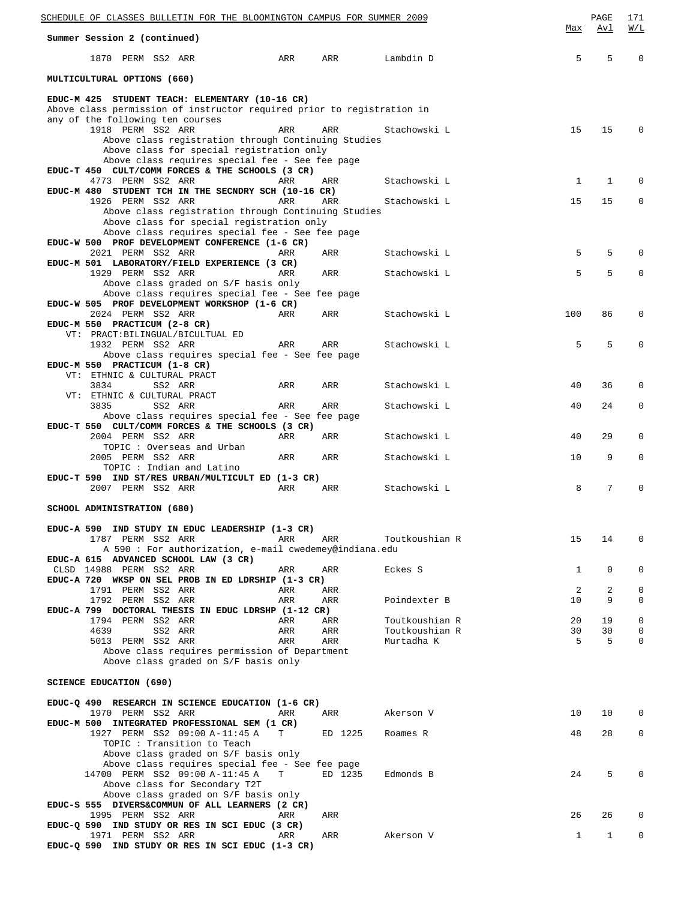Summer Session 2 (continued)

| | | | | | Max | Avl | W/L |
|---|---|---|---|---|---|---|---|
| 1870 PERM SS2 ARR | ARR | ARR | Lambdin D | | 5 | 5 | 0 |

## MULTICULTURAL OPTIONS (660)

**EDUC-M 425 STUDENT TEACH: ELEMENTARY (10-16 CR)**
Above class permission of instructor required prior to registration in any of the following ten courses

| | | | | Max | Avl | W/L |
|---|---|---|---|---|---|---|
| 1918 PERM SS2 ARR | ARR | ARR | Stachowski L | 15 | 15 | 0 |

Above class registration through Continuing Studies
Above class for special registration only
Above class requires special fee - See fee page

**EDUC-T 450 CULT/COMM FORCES & THE SCHOOLS (3 CR)**

| | | | | Max | Avl | W/L |
|---|---|---|---|---|---|---|
| 4773 PERM SS2 ARR | ARR | ARR | Stachowski L | 1 | 1 | 0 |

**EDUC-M 480 STUDENT TCH IN THE SECNDRY SCH (10-16 CR)**

| | | | | Max | Avl | W/L |
|---|---|---|---|---|---|---|
| 1926 PERM SS2 ARR | ARR | ARR | Stachowski L | 15 | 15 | 0 |

Above class registration through Continuing Studies
Above class for special registration only
Above class requires special fee - See fee page

**EDUC-W 500 PROF DEVELOPMENT CONFERENCE (1-6 CR)**

| | | | | Max | Avl | W/L |
|---|---|---|---|---|---|---|
| 2021 PERM SS2 ARR | ARR | ARR | Stachowski L | 5 | 5 | 0 |

**EDUC-M 501 LABORATORY/FIELD EXPERIENCE (3 CR)**

| | | | | Max | Avl | W/L |
|---|---|---|---|---|---|---|
| 1929 PERM SS2 ARR | ARR | ARR | Stachowski L | 5 | 5 | 0 |

Above class graded on S/F basis only
Above class requires special fee - See fee page

**EDUC-W 505 PROF DEVELOPMENT WORKSHOP (1-6 CR)**

| | | | | Max | Avl | W/L |
|---|---|---|---|---|---|---|
| 2024 PERM SS2 ARR | ARR | ARR | Stachowski L | 100 | 86 | 0 |

**EDUC-M 550 PRACTICUM (2-8 CR)**
VT: PRACT:BILINGUAL/BICULTUAL ED

| | | | | Max | Avl | W/L |
|---|---|---|---|---|---|---|
| 1932 PERM SS2 ARR | ARR | ARR | Stachowski L | 5 | 5 | 0 |

Above class requires special fee - See fee page

**EDUC-M 550 PRACTICUM (1-8 CR)**

| | | | | Max | Avl | W/L |
|---|---|---|---|---|---|---|
| VT: ETHNIC & CULTURAL PRACT | | | | | | |
| 3834 SS2 ARR | ARR | ARR | Stachowski L | 40 | 36 | 0 |
| VT: ETHNIC & CULTURAL PRACT | | | | | | |
| 3835 SS2 ARR | ARR | ARR | Stachowski L | 40 | 24 | 0 |

Above class requires special fee - See fee page

**EDUC-T 550 CULT/COMM FORCES & THE SCHOOLS (3 CR)**

| | | | | Max | Avl | W/L |
|---|---|---|---|---|---|---|
| 2004 PERM SS2 ARR | ARR | ARR | Stachowski L | 40 | 29 | 0 |
| TOPIC : Overseas and Urban | | | | | | |
| 2005 PERM SS2 ARR | ARR | ARR | Stachowski L | 10 | 9 | 0 |
| TOPIC : Indian and Latino | | | | | | |

**EDUC-T 590 IND ST/RES URBAN/MULTICULT ED (1-3 CR)**

| | | | | Max | Avl | W/L |
|---|---|---|---|---|---|---|
| 2007 PERM SS2 ARR | ARR | ARR | Stachowski L | 8 | 7 | 0 |

## SCHOOL ADMINISTRATION (680)

**EDUC-A 590 IND STUDY IN EDUC LEADERSHIP (1-3 CR)**

| | | | | Max | Avl | W/L |
|---|---|---|---|---|---|---|
| 1787 PERM SS2 ARR | ARR | ARR | Toutkoushian R | 15 | 14 | 0 |

A 590 : For authorization, e-mail cwedemey@indiana.edu

**EDUC-A 615 ADVANCED SCHOOL LAW (3 CR)**

| | | | | Max | Avl | W/L |
|---|---|---|---|---|---|---|
| CLSD 14988 PERM SS2 ARR | ARR | ARR | Eckes S | 1 | 0 | 0 |

**EDUC-A 720 WKSP ON SEL PROB IN ED LDRSHIP (1-3 CR)**

| | | | | Max | Avl | W/L |
|---|---|---|---|---|---|---|
| 1791 PERM SS2 ARR | ARR | ARR | | 2 | 2 | 0 |
| 1792 PERM SS2 ARR | ARR | ARR | Poindexter B | 10 | 9 | 0 |

**EDUC-A 799 DOCTORAL THESIS IN EDUC LDRSHP (1-12 CR)**

| | | | | Max | Avl | W/L |
|---|---|---|---|---|---|---|
| 1794 PERM SS2 ARR | ARR | ARR | Toutkoushian R | 20 | 19 | 0 |
| 4639 SS2 ARR | ARR | ARR | Toutkoushian R | 30 | 30 | 0 |
| 5013 PERM SS2 ARR | ARR | ARR | Murtadha K | 5 | 5 | 0 |

Above class requires permission of Department
Above class graded on S/F basis only

## SCIENCE EDUCATION (690)

**EDUC-Q 490 RESEARCH IN SCIENCE EDUCATION (1-6 CR)**

| | | | | Max | Avl | W/L |
|---|---|---|---|---|---|---|
| 1970 PERM SS2 ARR | ARR | ARR | Akerson V | 10 | 10 | 0 |

**EDUC-M 500 INTEGRATED PROFESSIONAL SEM (1 CR)**

| | | | | Max | Avl | W/L |
|---|---|---|---|---|---|---|
| 1927 PERM SS2 09:00 A-11:45 A | T | ED 1225 | Roames R | 48 | 28 | 0 |

TOPIC : Transition to Teach
Above class graded on S/F basis only
Above class requires special fee - See fee page

| | | | | Max | Avl | W/L |
|---|---|---|---|---|---|---|
| 14700 PERM SS2 09:00 A-11:45 A | T | ED 1235 | Edmonds B | 24 | 5 | 0 |

Above class for Secondary T2T
Above class graded on S/F basis only

**EDUC-S 555 DIVERS&COMMUN OF ALL LEARNERS (2 CR)**

| | | | | Max | Avl | W/L |
|---|---|---|---|---|---|---|
| 1995 PERM SS2 ARR | ARR | ARR | | 26 | 26 | 0 |

**EDUC-Q 590 IND STUDY OR RES IN SCI EDUC (3 CR)**

| | | | | Max | Avl | W/L |
|---|---|---|---|---|---|---|
| 1971 PERM SS2 ARR | ARR | ARR | Akerson V | 1 | 1 | 0 |

**EDUC-Q 590 IND STUDY OR RES IN SCI EDUC (1-3 CR)**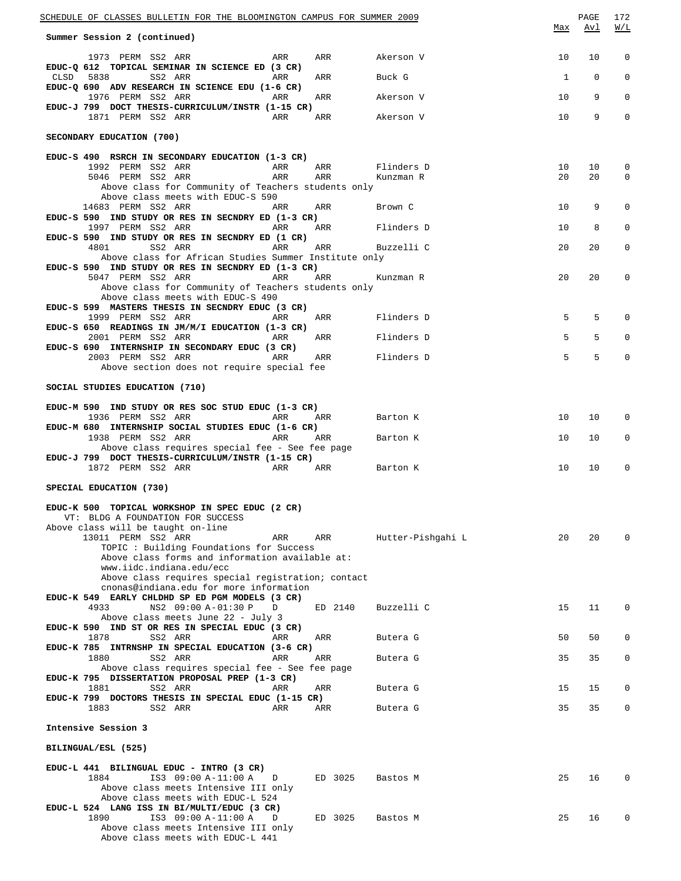Summer Session 2 (continued)

| | | | | | | Max | Avl | W/L |
|---|---|---|---|---|---|---|---|---|
| 1973 PERM | SS2 ARR | ARR | ARR | | Akerson V | 10 | 10 | 0 |

**EDUC-Q 612 TOPICAL SEMINAR IN SCIENCE ED (3 CR)**

| | | | | | | | | |
|---|---|---|---|---|---|---|---|---|
| CLSD 5838 | SS2 ARR | ARR | ARR | | Buck G | 1 | 0 | 0 |

**EDUC-Q 690 ADV RESEARCH IN SCIENCE EDU (1-6 CR)**

| | | | | | | | | |
|---|---|---|---|---|---|---|---|---|
| 1976 PERM | SS2 ARR | ARR | ARR | | Akerson V | 10 | 9 | 0 |

**EDUC-J 799 DOCT THESIS-CURRICULUM/INSTR (1-15 CR)**

| | | | | | | | | |
|---|---|---|---|---|---|---|---|---|
| 1871 PERM | SS2 ARR | ARR | ARR | | Akerson V | 10 | 9 | 0 |

## SECONDARY EDUCATION (700)

**EDUC-S 490 RSRCH IN SECONDARY EDUCATION (1-3 CR)**

| | | | | | | | | |
|---|---|---|---|---|---|---|---|---|
| 1992 PERM | SS2 ARR | ARR | ARR | | Flinders D | 10 | 10 | 0 |
| 5046 PERM | SS2 ARR | ARR | ARR | | Kunzman R | 20 | 20 | 0 |

Above class for Community of Teachers students only
Above class meets with EDUC-S 590

| | | | | | | | | |
|---|---|---|---|---|---|---|---|---|
| 14683 PERM | SS2 ARR | ARR | ARR | | Brown C | 10 | 9 | 0 |

**EDUC-S 590 IND STUDY OR RES IN SECNDRY ED (1-3 CR)**

| | | | | | | | | |
|---|---|---|---|---|---|---|---|---|
| 1997 PERM | SS2 ARR | ARR | ARR | | Flinders D | 10 | 8 | 0 |

**EDUC-S 590 IND STUDY OR RES IN SECNDRY ED (1 CR)**

| | | | | | | | | |
|---|---|---|---|---|---|---|---|---|
| 4801 | SS2 ARR | ARR | ARR | | Buzzelli C | 20 | 20 | 0 |

Above class for African Studies Summer Institute only

**EDUC-S 590 IND STUDY OR RES IN SECNDRY ED (1-3 CR)**

| | | | | | | | | |
|---|---|---|---|---|---|---|---|---|
| 5047 PERM | SS2 ARR | ARR | ARR | | Kunzman R | 20 | 20 | 0 |

Above class for Community of Teachers students only
Above class meets with EDUC-S 490

**EDUC-S 599 MASTERS THESIS IN SECNDRY EDUC (3 CR)**

| | | | | | | | | |
|---|---|---|---|---|---|---|---|---|
| 1999 PERM | SS2 ARR | ARR | ARR | | Flinders D | 5 | 5 | 0 |

**EDUC-S 650 READINGS IN JM/M/I EDUCATION (1-3 CR)**

| | | | | | | | | |
|---|---|---|---|---|---|---|---|---|
| 2001 PERM | SS2 ARR | ARR | ARR | | Flinders D | 5 | 5 | 0 |

**EDUC-S 690 INTERNSHIP IN SECONDARY EDUC (3 CR)**

| | | | | | | | | |
|---|---|---|---|---|---|---|---|---|
| 2003 PERM | SS2 ARR | ARR | ARR | | Flinders D | 5 | 5 | 0 |

Above section does not require special fee

## SOCIAL STUDIES EDUCATION (710)

**EDUC-M 590 IND STUDY OR RES SOC STUD EDUC (1-3 CR)**

| | | | | | | | | |
|---|---|---|---|---|---|---|---|---|
| 1936 PERM | SS2 ARR | ARR | ARR | | Barton K | 10 | 10 | 0 |

**EDUC-M 680 INTERNSHIP SOCIAL STUDIES EDUC (1-6 CR)**

| | | | | | | | | |
|---|---|---|---|---|---|---|---|---|
| 1938 PERM | SS2 ARR | ARR | ARR | | Barton K | 10 | 10 | 0 |

Above class requires special fee - See fee page

**EDUC-J 799 DOCT THESIS-CURRICULUM/INSTR (1-15 CR)**

| | | | | | | | | |
|---|---|---|---|---|---|---|---|---|
| 1872 PERM | SS2 ARR | ARR | ARR | | Barton K | 10 | 10 | 0 |

## SPECIAL EDUCATION (730)

**EDUC-K 500 TOPICAL WORKSHOP IN SPEC EDUC (2 CR)**
VT: BLDG A FOUNDATION FOR SUCCESS
Above class will be taught on-line

| | | | | | | | | |
|---|---|---|---|---|---|---|---|---|
| 13011 PERM | SS2 ARR | ARR | ARR | | Hutter-Pishgahi L | 20 | 20 | 0 |

TOPIC : Building Foundations for Success
Above class forms and information available at:
www.iidc.indiana.edu/ecc
Above class requires special registration; contact
cnonas@indiana.edu for more information

**EDUC-K 549 EARLY CHLDHD SP ED PGM MODELS (3 CR)**

| | | | | | | | | |
|---|---|---|---|---|---|---|---|---|
| 4933 | NS2 09:00 A-01:30 P | D | ED 2140 | | Buzzelli C | 15 | 11 | 0 |

Above class meets June 22 - July 3

**EDUC-K 590 IND ST OR RES IN SPECIAL EDUC (3 CR)**

| | | | | | | | | |
|---|---|---|---|---|---|---|---|---|
| 1878 | SS2 ARR | ARR | ARR | | Butera G | 50 | 50 | 0 |

**EDUC-K 785 INTRNSHP IN SPECIAL EDUCATION (3-6 CR)**

| | | | | | | | | |
|---|---|---|---|---|---|---|---|---|
| 1880 | SS2 ARR | ARR | ARR | | Butera G | 35 | 35 | 0 |

Above class requires special fee - See fee page

**EDUC-K 795 DISSERTATION PROPOSAL PREP (1-3 CR)**

| | | | | | | | | |
|---|---|---|---|---|---|---|---|---|
| 1881 | SS2 ARR | ARR | ARR | | Butera G | 15 | 15 | 0 |

**EDUC-K 799 DOCTORS THESIS IN SPECIAL EDUC (1-15 CR)**

| | | | | | | | | |
|---|---|---|---|---|---|---|---|---|
| 1883 | SS2 ARR | ARR | ARR | | Butera G | 35 | 35 | 0 |

# Intensive Session 3

## BILINGUAL/ESL (525)

**EDUC-L 441 BILINGUAL EDUC - INTRO (3 CR)**

| | | | | | | | | |
|---|---|---|---|---|---|---|---|---|
| 1884 | IS3 09:00 A-11:00 A | D | ED 3025 | | Bastos M | 25 | 16 | 0 |

Above class meets Intensive III only
Above class meets with EDUC-L 524

**EDUC-L 524 LANG ISS IN BI/MULTI/EDUC (3 CR)**

| | | | | | | | | |
|---|---|---|---|---|---|---|---|---|
| 1890 | IS3 09:00 A-11:00 A | D | ED 3025 | | Bastos M | 25 | 16 | 0 |

Above class meets Intensive III only
Above class meets with EDUC-L 441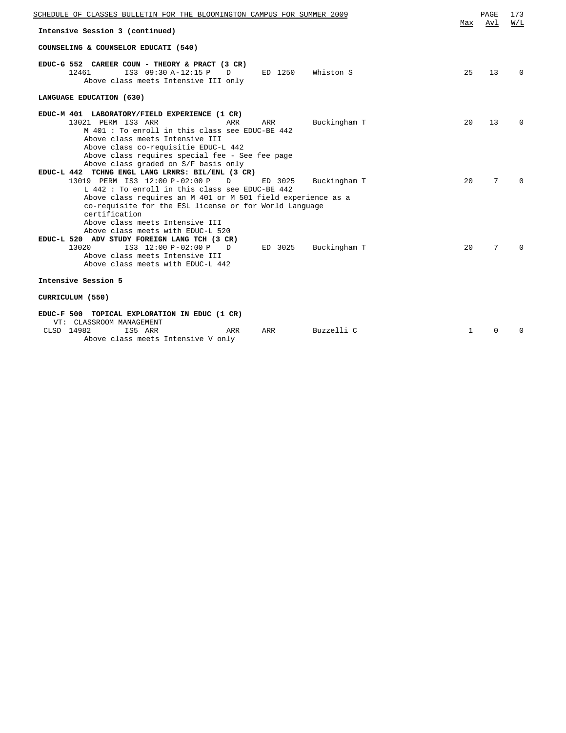## Intensive Session 3 (continued)

### COUNSELING & COUNSELOR EDUCATI (540)

**EDUC-G 552 CAREER COUN - THEORY & PRACT (3 CR)**

| | Class | | Session | Time | Days | Room | Instructor | Max | Avl | W/L |
|---|---|---|---|---|---|---|---|---|---|---|
| | 12461 | | IS3 | 09:30 A-12:15 P | D | ED 1250 | Whiston S | 25 | 13 | 0 |

Above class meets Intensive III only

### LANGUAGE EDUCATION (630)

**EDUC-M 401 LABORATORY/FIELD EXPERIENCE (1 CR)**

| | Class | | Session | Time | Days | Room | Instructor | Max | Avl | W/L |
|---|---|---|---|---|---|---|---|---|---|---|
| | 13021 | PERM | IS3 | ARR | ARR | ARR | Buckingham T | 20 | 13 | 0 |

M 401 : To enroll in this class see EDUC-BE 442
Above class meets Intensive III
Above class co-requisitie EDUC-L 442
Above class requires special fee - See fee page
Above class graded on S/F basis only

**EDUC-L 442 TCHNG ENGL LANG LRNRS: BIL/ENL (3 CR)**

| | Class | | Session | Time | Days | Room | Instructor | Max | Avl | W/L |
|---|---|---|---|---|---|---|---|---|---|---|
| | 13019 | PERM | IS3 | 12:00 P-02:00 P | D | ED 3025 | Buckingham T | 20 | 7 | 0 |

L 442 : To enroll in this class see EDUC-BE 442
Above class requires an M 401 or M 501 field experience as a co-requisite for the ESL license or for World Language certification
Above class meets Intensive III
Above class meets with EDUC-L 520

**EDUC-L 520 ADV STUDY FOREIGN LANG TCH (3 CR)**

| | Class | | Session | Time | Days | Room | Instructor | Max | Avl | W/L |
|---|---|---|---|---|---|---|---|---|---|---|
| | 13020 | | IS3 | 12:00 P-02:00 P | D | ED 3025 | Buckingham T | 20 | 7 | 0 |

Above class meets Intensive III
Above class meets with EDUC-L 442

## Intensive Session 5

### CURRICULUM (550)

**EDUC-F 500 TOPICAL EXPLORATION IN EDUC (1 CR)**

VT: CLASSROOM MANAGEMENT

| | Class | | Session | Time | Days | Room | Instructor | Max | Avl | W/L |
|---|---|---|---|---|---|---|---|---|---|---|
| CLSD | 14982 | | IS5 | ARR | ARR | ARR | Buzzelli C | 1 | 0 | 0 |

Above class meets Intensive V only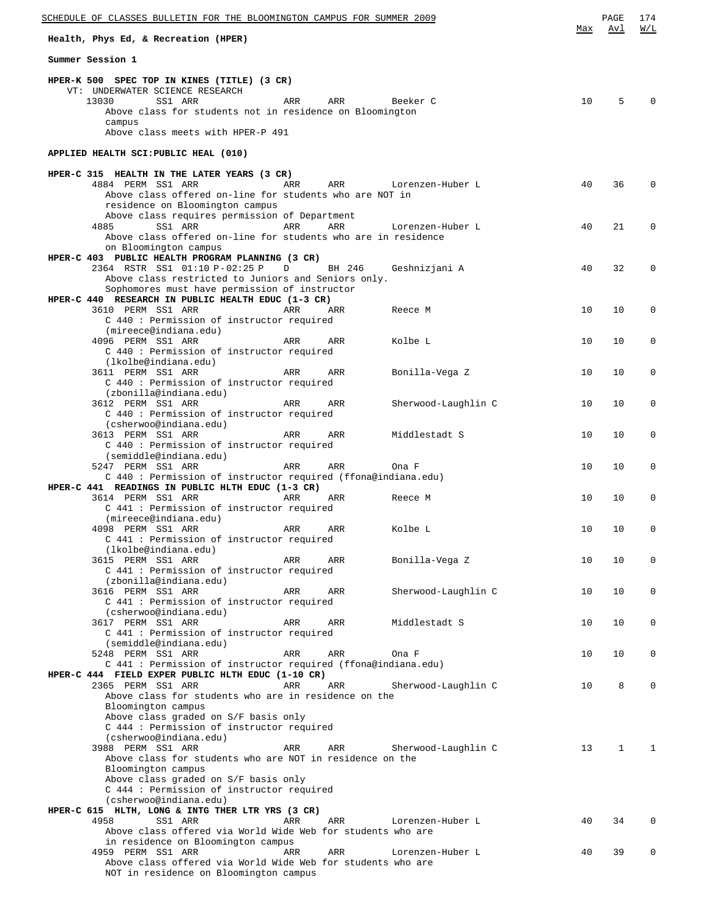## Health, Phys Ed, & Recreation (HPER)

### Summer Session 1

**HPER-K 500 SPEC TOP IN KINES (TITLE) (3 CR)**
VT: UNDERWATER SCIENCE RESEARCH

| Class | Restr | Session | Time | Days | Room | Instructor | Max | Avl | W/L |
|---|---|---|---|---|---|---|---|---|---|
| 13030 | | SS1 | ARR | ARR | ARR | Beeker C | 10 | 5 | 0 |

Above class for students not in residence on Bloomington campus
Above class meets with HPER-P 491

### APPLIED HEALTH SCI:PUBLIC HEAL (010)

**HPER-C 315 HEALTH IN THE LATER YEARS (3 CR)**

| Class | Restr | Session | Time | Days | Room | Instructor | Max | Avl | W/L |
|---|---|---|---|---|---|---|---|---|---|
| 4884 | PERM | SS1 | ARR | ARR | ARR | Lorenzen-Huber L | 40 | 36 | 0 |

Above class offered on-line for students who are NOT in residence on Bloomington campus
Above class requires permission of Department

| Class | Restr | Session | Time | Days | Room | Instructor | Max | Avl | W/L |
|---|---|---|---|---|---|---|---|---|---|
| 4885 | | SS1 | ARR | ARR | ARR | Lorenzen-Huber L | 40 | 21 | 0 |

Above class offered on-line for students who are in residence on Bloomington campus

**HPER-C 403 PUBLIC HEALTH PROGRAM PLANNING (3 CR)**

| Class | Restr | Session | Time | Days | Room | Instructor | Max | Avl | W/L |
|---|---|---|---|---|---|---|---|---|---|
| 2364 | RSTR | SS1 | 01:10 P-02:25 P | D | BH 246 | Geshnizjani A | 40 | 32 | 0 |

Above class restricted to Juniors and Seniors only.
Sophomores must have permission of instructor

**HPER-C 440 RESEARCH IN PUBLIC HEALTH EDUC (1-3 CR)**

| Class | Restr | Session | Time | Days | Room | Instructor | Max | Avl | W/L |
|---|---|---|---|---|---|---|---|---|---|
| 3610 | PERM | SS1 | ARR | ARR | ARR | Reece M | 10 | 10 | 0 |

C 440 : Permission of instructor required (mireece@indiana.edu)

| Class | Restr | Session | Time | Days | Room | Instructor | Max | Avl | W/L |
|---|---|---|---|---|---|---|---|---|---|
| 4096 | PERM | SS1 | ARR | ARR | ARR | Kolbe L | 10 | 10 | 0 |

C 440 : Permission of instructor required (lkolbe@indiana.edu)

| Class | Restr | Session | Time | Days | Room | Instructor | Max | Avl | W/L |
|---|---|---|---|---|---|---|---|---|---|
| 3611 | PERM | SS1 | ARR | ARR | ARR | Bonilla-Vega Z | 10 | 10 | 0 |

C 440 : Permission of instructor required (zbonilla@indiana.edu)

| Class | Restr | Session | Time | Days | Room | Instructor | Max | Avl | W/L |
|---|---|---|---|---|---|---|---|---|---|
| 3612 | PERM | SS1 | ARR | ARR | ARR | Sherwood-Laughlin C | 10 | 10 | 0 |

C 440 : Permission of instructor required (csherwoo@indiana.edu)

| Class | Restr | Session | Time | Days | Room | Instructor | Max | Avl | W/L |
|---|---|---|---|---|---|---|---|---|---|
| 3613 | PERM | SS1 | ARR | ARR | ARR | Middlestadt S | 10 | 10 | 0 |

C 440 : Permission of instructor required (semiddle@indiana.edu)

| Class | Restr | Session | Time | Days | Room | Instructor | Max | Avl | W/L |
|---|---|---|---|---|---|---|---|---|---|
| 5247 | PERM | SS1 | ARR | ARR | ARR | Ona F | 10 | 10 | 0 |

C 440 : Permission of instructor required (ffona@indiana.edu)

**HPER-C 441 READINGS IN PUBLIC HLTH EDUC (1-3 CR)**

| Class | Restr | Session | Time | Days | Room | Instructor | Max | Avl | W/L |
|---|---|---|---|---|---|---|---|---|---|
| 3614 | PERM | SS1 | ARR | ARR | ARR | Reece M | 10 | 10 | 0 |

C 441 : Permission of instructor required (mireece@indiana.edu)

| Class | Restr | Session | Time | Days | Room | Instructor | Max | Avl | W/L |
|---|---|---|---|---|---|---|---|---|---|
| 4098 | PERM | SS1 | ARR | ARR | ARR | Kolbe L | 10 | 10 | 0 |

C 441 : Permission of instructor required (lkolbe@indiana.edu)

| Class | Restr | Session | Time | Days | Room | Instructor | Max | Avl | W/L |
|---|---|---|---|---|---|---|---|---|---|
| 3615 | PERM | SS1 | ARR | ARR | ARR | Bonilla-Vega Z | 10 | 10 | 0 |

C 441 : Permission of instructor required (zbonilla@indiana.edu)

| Class | Restr | Session | Time | Days | Room | Instructor | Max | Avl | W/L |
|---|---|---|---|---|---|---|---|---|---|
| 3616 | PERM | SS1 | ARR | ARR | ARR | Sherwood-Laughlin C | 10 | 10 | 0 |

C 441 : Permission of instructor required (csherwoo@indiana.edu)

| Class | Restr | Session | Time | Days | Room | Instructor | Max | Avl | W/L |
|---|---|---|---|---|---|---|---|---|---|
| 3617 | PERM | SS1 | ARR | ARR | ARR | Middlestadt S | 10 | 10 | 0 |

C 441 : Permission of instructor required (semiddle@indiana.edu)

| Class | Restr | Session | Time | Days | Room | Instructor | Max | Avl | W/L |
|---|---|---|---|---|---|---|---|---|---|
| 5248 | PERM | SS1 | ARR | ARR | ARR | Ona F | 10 | 10 | 0 |

C 441 : Permission of instructor required (ffona@indiana.edu)

**HPER-C 444 FIELD EXPER PUBLIC HLTH EDUC (1-10 CR)**

| Class | Restr | Session | Time | Days | Room | Instructor | Max | Avl | W/L |
|---|---|---|---|---|---|---|---|---|---|
| 2365 | PERM | SS1 | ARR | ARR | ARR | Sherwood-Laughlin C | 10 | 8 | 0 |

Above class for students who are in residence on the Bloomington campus
Above class graded on S/F basis only
C 444 : Permission of instructor required (csherwoo@indiana.edu)

| Class | Restr | Session | Time | Days | Room | Instructor | Max | Avl | W/L |
|---|---|---|---|---|---|---|---|---|---|
| 3988 | PERM | SS1 | ARR | ARR | ARR | Sherwood-Laughlin C | 13 | 1 | 1 |

Above class for students who are NOT in residence on the Bloomington campus
Above class graded on S/F basis only
C 444 : Permission of instructor required (csherwoo@indiana.edu)

**HPER-C 615 HLTH, LONG & INTG THER LTR YRS (3 CR)**

| Class | Restr | Session | Time | Days | Room | Instructor | Max | Avl | W/L |
|---|---|---|---|---|---|---|---|---|---|
| 4958 | | SS1 | ARR | ARR | ARR | Lorenzen-Huber L | 40 | 34 | 0 |

Above class offered via World Wide Web for students who are in residence on Bloomington campus

| Class | Restr | Session | Time | Days | Room | Instructor | Max | Avl | W/L |
|---|---|---|---|---|---|---|---|---|---|
| 4959 | PERM | SS1 | ARR | ARR | ARR | Lorenzen-Huber L | 40 | 39 | 0 |

Above class offered via World Wide Web for students who are NOT in residence on Bloomington campus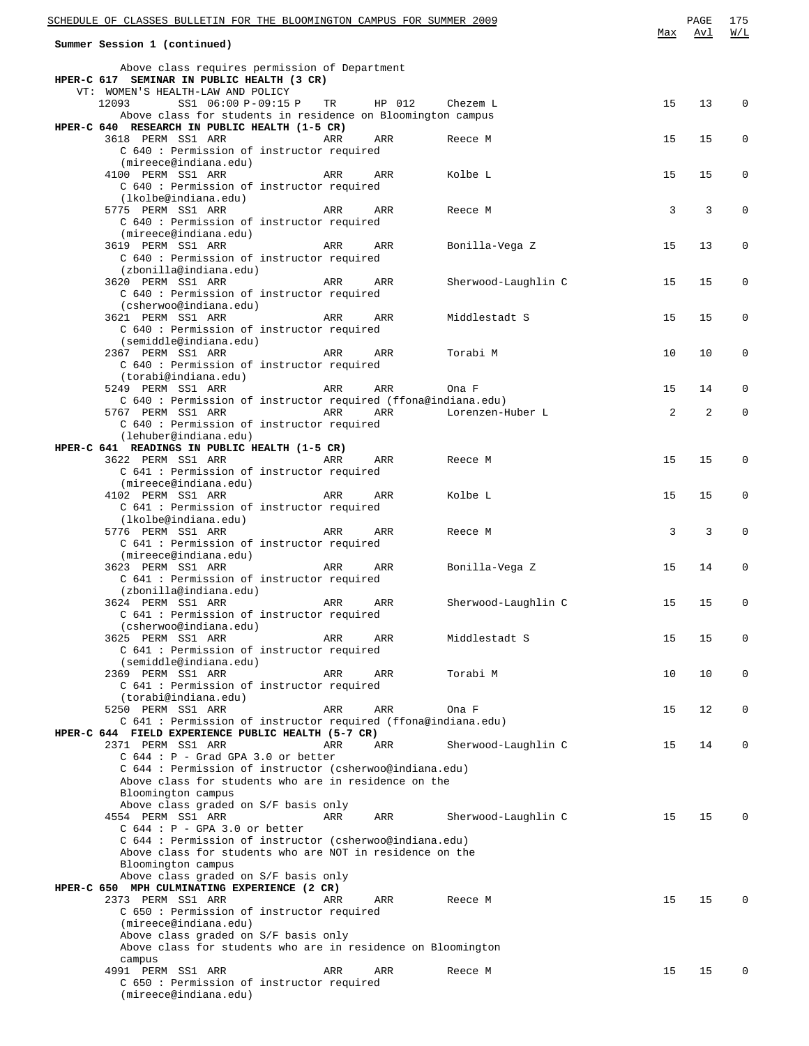**Summer Session 1 (continued)**

Above class requires permission of Department

**HPER-C 617 SEMINAR IN PUBLIC HEALTH (3 CR)**

VT: WOMEN'S HEALTH-LAW AND POLICY

| Class | Session | Time | Days | Room | Instructor | Max | Avl | W/L |
|---|---|---|---|---|---|---|---|---|
| 12093 | SS1 | 06:00 P-09:15 P | TR | HP 012 | Chezem L | 15 | 13 | 0 |

Above class for students in residence on Bloomington campus

**HPER-C 640 RESEARCH IN PUBLIC HEALTH (1-5 CR)**

| Class | Type | Session | Time | Days | Instructor | Max | Avl | W/L |
|---|---|---|---|---|---|---|---|---|
| 3618 | PERM | SS1 | ARR | ARR | Reece M | 15 | 15 | 0 |
| | C 640 : Permission of instructor required (mireece@indiana.edu) | | | | | | | |
| 4100 | PERM | SS1 | ARR | ARR | Kolbe L | 15 | 15 | 0 |
| | C 640 : Permission of instructor required (lkolbe@indiana.edu) | | | | | | | |
| 5775 | PERM | SS1 | ARR | ARR | Reece M | 3 | 3 | 0 |
| | C 640 : Permission of instructor required (mireece@indiana.edu) | | | | | | | |
| 3619 | PERM | SS1 | ARR | ARR | Bonilla-Vega Z | 15 | 13 | 0 |
| | C 640 : Permission of instructor required (zbonilla@indiana.edu) | | | | | | | |
| 3620 | PERM | SS1 | ARR | ARR | Sherwood-Laughlin C | 15 | 15 | 0 |
| | C 640 : Permission of instructor required (csherwoo@indiana.edu) | | | | | | | |
| 3621 | PERM | SS1 | ARR | ARR | Middlestadt S | 15 | 15 | 0 |
| | C 640 : Permission of instructor required (semiddle@indiana.edu) | | | | | | | |
| 2367 | PERM | SS1 | ARR | ARR | Torabi M | 10 | 10 | 0 |
| | C 640 : Permission of instructor required (torabi@indiana.edu) | | | | | | | |
| 5249 | PERM | SS1 | ARR | ARR | Ona F | 15 | 14 | 0 |
| | C 640 : Permission of instructor required (ffona@indiana.edu) | | | | | | | |
| 5767 | PERM | SS1 | ARR | ARR | Lorenzen-Huber L | 2 | 2 | 0 |
| | C 640 : Permission of instructor required (lehuber@indiana.edu) | | | | | | | |

**HPER-C 641 READINGS IN PUBLIC HEALTH (1-5 CR)**

| Class | Type | Session | Time | Days | Instructor | Max | Avl | W/L |
|---|---|---|---|---|---|---|---|---|
| 3622 | PERM | SS1 | ARR | ARR | Reece M | 15 | 15 | 0 |
| | C 641 : Permission of instructor required (mireece@indiana.edu) | | | | | | | |
| 4102 | PERM | SS1 | ARR | ARR | Kolbe L | 15 | 15 | 0 |
| | C 641 : Permission of instructor required (lkolbe@indiana.edu) | | | | | | | |
| 5776 | PERM | SS1 | ARR | ARR | Reece M | 3 | 3 | 0 |
| | C 641 : Permission of instructor required (mireece@indiana.edu) | | | | | | | |
| 3623 | PERM | SS1 | ARR | ARR | Bonilla-Vega Z | 15 | 14 | 0 |
| | C 641 : Permission of instructor required (zbonilla@indiana.edu) | | | | | | | |
| 3624 | PERM | SS1 | ARR | ARR | Sherwood-Laughlin C | 15 | 15 | 0 |
| | C 641 : Permission of instructor required (csherwoo@indiana.edu) | | | | | | | |
| 3625 | PERM | SS1 | ARR | ARR | Middlestadt S | 15 | 15 | 0 |
| | C 641 : Permission of instructor required (semiddle@indiana.edu) | | | | | | | |
| 2369 | PERM | SS1 | ARR | ARR | Torabi M | 10 | 10 | 0 |
| | C 641 : Permission of instructor required (torabi@indiana.edu) | | | | | | | |
| 5250 | PERM | SS1 | ARR | ARR | Ona F | 15 | 12 | 0 |
| | C 641 : Permission of instructor required (ffona@indiana.edu) | | | | | | | |

**HPER-C 644 FIELD EXPERIENCE PUBLIC HEALTH (5-7 CR)**

| Class | Type | Session | Time | Days | Instructor | Max | Avl | W/L |
|---|---|---|---|---|---|---|---|---|
| 2371 | PERM | SS1 | ARR | ARR | Sherwood-Laughlin C | 15 | 14 | 0 |
| | C 644 : P - Grad GPA 3.0 or better; C 644 : Permission of instructor (csherwoo@indiana.edu); Above class for students who are in residence on the Bloomington campus; Above class graded on S/F basis only | | | | | | | |
| 4554 | PERM | SS1 | ARR | ARR | Sherwood-Laughlin C | 15 | 15 | 0 |
| | C 644 : P - GPA 3.0 or better; C 644 : Permission of instructor (csherwoo@indiana.edu); Above class for students who are NOT in residence on the Bloomington campus; Above class graded on S/F basis only | | | | | | | |

**HPER-C 650 MPH CULMINATING EXPERIENCE (2 CR)**

| Class | Type | Session | Time | Days | Instructor | Max | Avl | W/L |
|---|---|---|---|---|---|---|---|---|
| 2373 | PERM | SS1 | ARR | ARR | Reece M | 15 | 15 | 0 |
| | C 650 : Permission of instructor required (mireece@indiana.edu); Above class graded on S/F basis only; Above class for students who are in residence on Bloomington campus | | | | | | | |
| 4991 | PERM | SS1 | ARR | ARR | Reece M | 15 | 15 | 0 |
| | C 650 : Permission of instructor required (mireece@indiana.edu) | | | | | | | |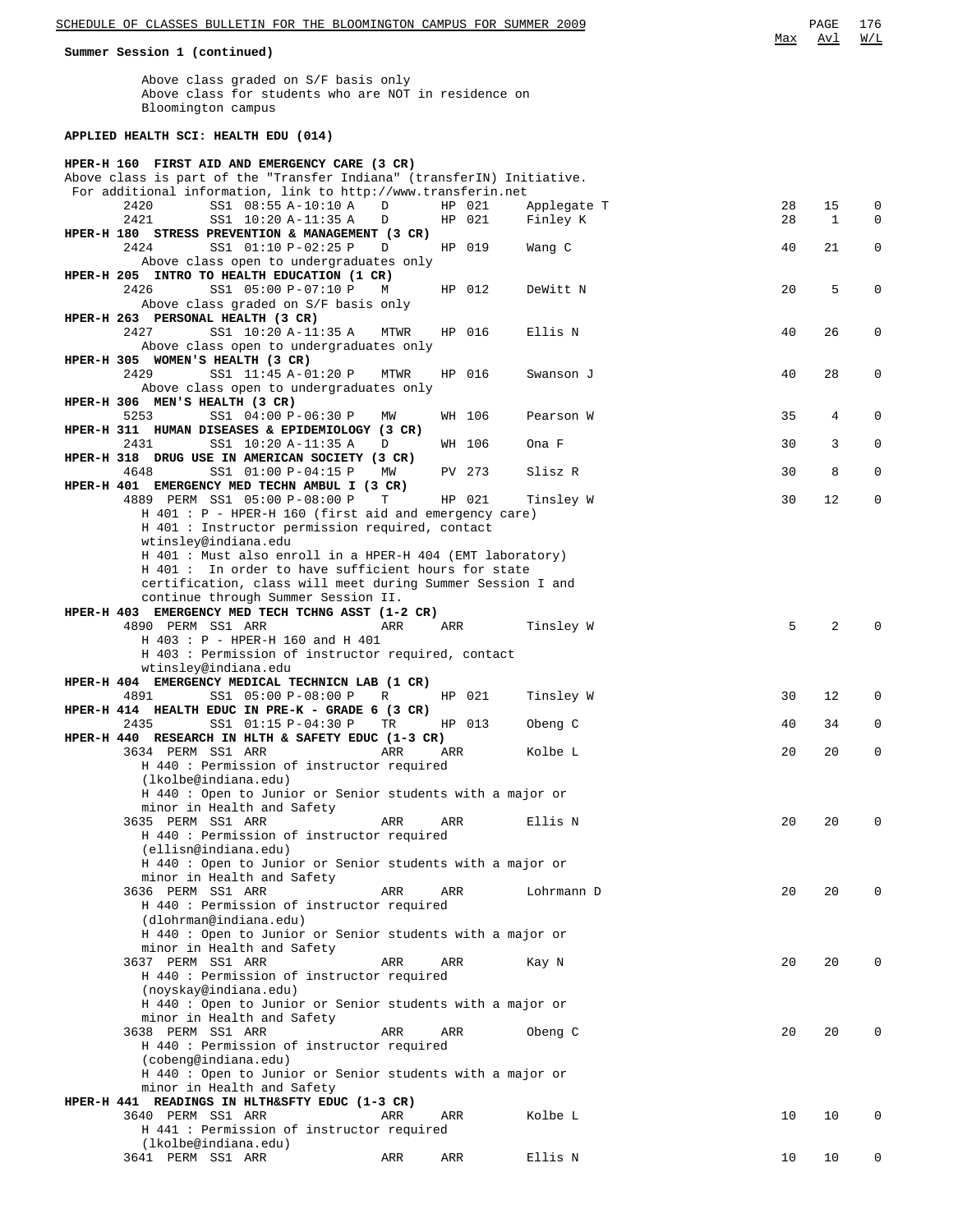**Summary Session 1 (continued)**

Above class graded on S/F basis only
Above class for students who are NOT in residence on Bloomington campus

## APPLIED HEALTH SCI: HEALTH EDU (014)

| Class | Perm | Session | Time | Days | Room | Instructor | Max | Avl | W/L |
|---|---|---|---|---|---|---|---|---|---|
| **HPER-H 160 FIRST AID AND EMERGENCY CARE (3 CR)** | | | | | | | | | |
| Above class is part of the "Transfer Indiana" (transferIN) Initiative. For additional information, link to http://www.transferin.net | | | | | | | | | |
| 2420 | | SS1 | 08:55 A-10:10 A | D | HP 021 | Applegate T | 28 | 15 | 0 |
| 2421 | | SS1 | 10:20 A-11:35 A | D | HP 021 | Finley K | 28 | 1 | 0 |
| **HPER-H 180 STRESS PREVENTION & MANAGEMENT (3 CR)** | | | | | | | | | |
| 2424 | | SS1 | 01:10 P-02:25 P | D | HP 019 | Wang C | 40 | 21 | 0 |
| Above class open to undergraduates only | | | | | | | | | |
| **HPER-H 205 INTRO TO HEALTH EDUCATION (1 CR)** | | | | | | | | | |
| 2426 | | SS1 | 05:00 P-07:10 P | M | HP 012 | DeWitt N | 20 | 5 | 0 |
| Above class graded on S/F basis only | | | | | | | | | |
| **HPER-H 263 PERSONAL HEALTH (3 CR)** | | | | | | | | | |
| 2427 | | SS1 | 10:20 A-11:35 A | MTWR | HP 016 | Ellis N | 40 | 26 | 0 |
| Above class open to undergraduates only | | | | | | | | | |
| **HPER-H 305 WOMEN'S HEALTH (3 CR)** | | | | | | | | | |
| 2429 | | SS1 | 11:45 A-01:20 P | MTWR | HP 016 | Swanson J | 40 | 28 | 0 |
| Above class open to undergraduates only | | | | | | | | | |
| **HPER-H 306 MEN'S HEALTH (3 CR)** | | | | | | | | | |
| 5253 | | SS1 | 04:00 P-06:30 P | MW | WH 106 | Pearson W | 35 | 4 | 0 |
| **HPER-H 311 HUMAN DISEASES & EPIDEMIOLOGY (3 CR)** | | | | | | | | | |
| 2431 | | SS1 | 10:20 A-11:35 A | D | WH 106 | Ona F | 30 | 3 | 0 |
| **HPER-H 318 DRUG USE IN AMERICAN SOCIETY (3 CR)** | | | | | | | | | |
| 4648 | | SS1 | 01:00 P-04:15 P | MW | PV 273 | Slisz R | 30 | 8 | 0 |
| **HPER-H 401 EMERGENCY MED TECHN AMBUL I (3 CR)** | | | | | | | | | |
| 4889 | PERM | SS1 | 05:00 P-08:00 P | T | HP 021 | Tinsley W | 30 | 12 | 0 |
| H 401 : P - HPER-H 160 (first aid and emergency care) | | | | | | | | | |
| H 401 : Instructor permission required, contact wtinsley@indiana.edu | | | | | | | | | |
| H 401 : Must also enroll in a HPER-H 404 (EMT laboratory) | | | | | | | | | |
| H 401 : In order to have sufficient hours for state certification, class will meet during Summer Session I and continue through Summer Session II. | | | | | | | | | |
| **HPER-H 403 EMERGENCY MED TECH TCHNG ASST (1-2 CR)** | | | | | | | | | |
| 4890 | PERM | SS1 | ARR | ARR | ARR | Tinsley W | 5 | 2 | 0 |
| H 403 : P - HPER-H 160 and H 401 | | | | | | | | | |
| H 403 : Permission of instructor required, contact wtinsley@indiana.edu | | | | | | | | | |
| **HPER-H 404 EMERGENCY MEDICAL TECHNICN LAB (1 CR)** | | | | | | | | | |
| 4891 | | SS1 | 05:00 P-08:00 P | R | HP 021 | Tinsley W | 30 | 12 | 0 |
| **HPER-H 414 HEALTH EDUC IN PRE-K - GRADE 6 (3 CR)** | | | | | | | | | |
| 2435 | | SS1 | 01:15 P-04:30 P | TR | HP 013 | Obeng C | 40 | 34 | 0 |
| **HPER-H 440 RESEARCH IN HLTH & SAFETY EDUC (1-3 CR)** | | | | | | | | | |
| 3634 | PERM | SS1 | ARR | ARR | ARR | Kolbe L | 20 | 20 | 0 |
| H 440 : Permission of instructor required (lkolbe@indiana.edu) | | | | | | | | | |
| H 440 : Open to Junior or Senior students with a major or minor in Health and Safety | | | | | | | | | |
| 3635 | PERM | SS1 | ARR | ARR | ARR | Ellis N | 20 | 20 | 0 |
| H 440 : Permission of instructor required (ellisn@indiana.edu) | | | | | | | | | |
| H 440 : Open to Junior or Senior students with a major or minor in Health and Safety | | | | | | | | | |
| 3636 | PERM | SS1 | ARR | ARR | ARR | Lohrmann D | 20 | 20 | 0 |
| H 440 : Permission of instructor required (dlohrman@indiana.edu) | | | | | | | | | |
| H 440 : Open to Junior or Senior students with a major or minor in Health and Safety | | | | | | | | | |
| 3637 | PERM | SS1 | ARR | ARR | ARR | Kay N | 20 | 20 | 0 |
| H 440 : Permission of instructor required (noyskay@indiana.edu) | | | | | | | | | |
| H 440 : Open to Junior or Senior students with a major or minor in Health and Safety | | | | | | | | | |
| 3638 | PERM | SS1 | ARR | ARR | ARR | Obeng C | 20 | 20 | 0 |
| H 440 : Permission of instructor required (cobeng@indiana.edu) | | | | | | | | | |
| H 440 : Open to Junior or Senior students with a major or minor in Health and Safety | | | | | | | | | |
| **HPER-H 441 READINGS IN HLTH&SFTY EDUC (1-3 CR)** | | | | | | | | | |
| 3640 | PERM | SS1 | ARR | ARR | ARR | Kolbe L | 10 | 10 | 0 |
| H 441 : Permission of instructor required (lkolbe@indiana.edu) | | | | | | | | | |
| 3641 | PERM | SS1 | ARR | ARR | ARR | Ellis N | 10 | 10 | 0 |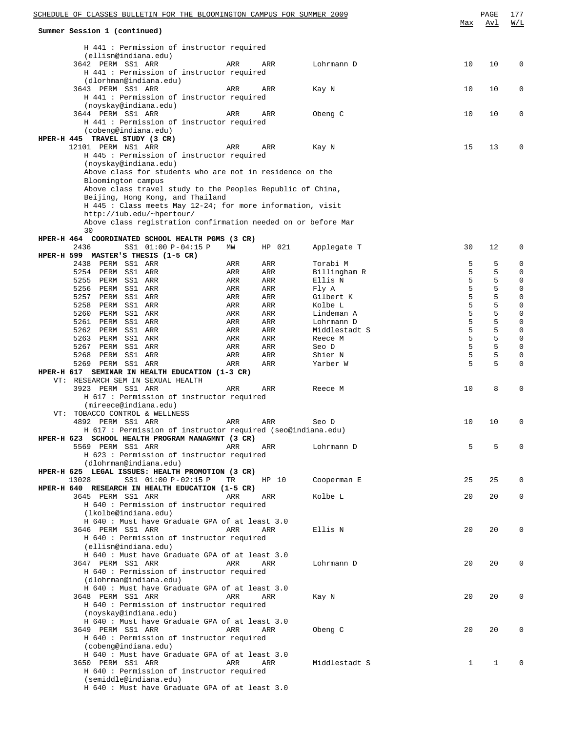**Summary Session 1 (continued)**

| Class | Perm | Sess | Time | Days | Room | Instructor | Max | Avl | W/L |
|---|---|---|---|---|---|---|---|---|---|
| H 441 : Permission of instructor required (ellisn@indiana.edu) | | | | | | | | | |
| 3642 | PERM | SS1 | ARR | ARR | ARR | Lohrmann D | 10 | 10 | 0 |
| H 441 : Permission of instructor required (dlorhman@indiana.edu) | | | | | | | | | |
| 3643 | PERM | SS1 | ARR | ARR | ARR | Kay N | 10 | 10 | 0 |
| H 441 : Permission of instructor required (noyskay@indiana.edu) | | | | | | | | | |
| 3644 | PERM | SS1 | ARR | ARR | ARR | Obeng C | 10 | 10 | 0 |
| H 441 : Permission of instructor required (cobeng@indiana.edu) | | | | | | | | | |

**HPER-H 445 TRAVEL STUDY (3 CR)**

| Class | Perm | Sess | Time | Days | Room | Instructor | Max | Avl | W/L |
|---|---|---|---|---|---|---|---|---|---|
| 12101 | PERM | NS1 | ARR | ARR | ARR | Kay N | 15 | 13 | 0 |

H 445 : Permission of instructor required (noyskay@indiana.edu)
Above class for students who are not in residence on the Bloomington campus
Above class travel study to the Peoples Republic of China, Beijing, Hong Kong, and Thailand
H 445 : Class meets May 12-24; for more information, visit http://iub.edu/~hpertour/
Above class registration confirmation needed on or before Mar 30

**HPER-H 464 COORDINATED SCHOOL HEALTH PGMS (3 CR)**

| Class | Perm | Sess | Time | Days | Room | Instructor | Max | Avl | W/L |
|---|---|---|---|---|---|---|---|---|---|
| 2436 | | SS1 | 01:00 P-04:15 P | MW | HP 021 | Applegate T | 30 | 12 | 0 |

**HPER-H 599 MASTER'S THESIS (1-5 CR)**

| Class | Perm | Sess | Time | Days | Room | Instructor | Max | Avl | W/L |
|---|---|---|---|---|---|---|---|---|---|
| 2438 | PERM | SS1 | ARR | ARR | ARR | Torabi M | 5 | 5 | 0 |
| 5254 | PERM | SS1 | ARR | ARR | ARR | Billingham R | 5 | 5 | 0 |
| 5255 | PERM | SS1 | ARR | ARR | ARR | Ellis N | 5 | 5 | 0 |
| 5256 | PERM | SS1 | ARR | ARR | ARR | Fly A | 5 | 5 | 0 |
| 5257 | PERM | SS1 | ARR | ARR | ARR | Gilbert K | 5 | 5 | 0 |
| 5258 | PERM | SS1 | ARR | ARR | ARR | Kolbe L | 5 | 5 | 0 |
| 5260 | PERM | SS1 | ARR | ARR | ARR | Lindeman A | 5 | 5 | 0 |
| 5261 | PERM | SS1 | ARR | ARR | ARR | Lohrmann D | 5 | 5 | 0 |
| 5262 | PERM | SS1 | ARR | ARR | ARR | Middlestadt S | 5 | 5 | 0 |
| 5263 | PERM | SS1 | ARR | ARR | ARR | Reece M | 5 | 5 | 0 |
| 5267 | PERM | SS1 | ARR | ARR | ARR | Seo D | 5 | 5 | 0 |
| 5268 | PERM | SS1 | ARR | ARR | ARR | Shier N | 5 | 5 | 0 |
| 5269 | PERM | SS1 | ARR | ARR | ARR | Yarber W | 5 | 5 | 0 |

**HPER-H 617 SEMINAR IN HEALTH EDUCATION (1-3 CR)**

VT: RESEARCH SEM IN SEXUAL HEALTH

| Class | Perm | Sess | Time | Days | Room | Instructor | Max | Avl | W/L |
|---|---|---|---|---|---|---|---|---|---|
| 3923 | PERM | SS1 | ARR | ARR | ARR | Reece M | 10 | 8 | 0 |

H 617 : Permission of instructor required (mireece@indiana.edu)

VT: TOBACCO CONTROL & WELLNESS

| Class | Perm | Sess | Time | Days | Room | Instructor | Max | Avl | W/L |
|---|---|---|---|---|---|---|---|---|---|
| 4892 | PERM | SS1 | ARR | ARR | ARR | Seo D | 10 | 10 | 0 |

H 617 : Permission of instructor required (seo@indiana.edu)

**HPER-H 623 SCHOOL HEALTH PROGRAM MANAGMNT (3 CR)**

| Class | Perm | Sess | Time | Days | Room | Instructor | Max | Avl | W/L |
|---|---|---|---|---|---|---|---|---|---|
| 5569 | PERM | SS1 | ARR | ARR | ARR | Lohrmann D | 5 | 5 | 0 |

H 623 : Permission of instructor required (dlohrman@indiana.edu)

**HPER-H 625 LEGAL ISSUES: HEALTH PROMOTION (3 CR)**

| Class | Perm | Sess | Time | Days | Room | Instructor | Max | Avl | W/L |
|---|---|---|---|---|---|---|---|---|---|
| 13028 | | SS1 | 01:00 P-02:15 P | TR | HP 10 | Cooperman E | 25 | 25 | 0 |

**HPER-H 640 RESEARCH IN HEALTH EDUCATION (1-5 CR)**

| Class | Perm | Sess | Time | Days | Room | Instructor | Max | Avl | W/L |
|---|---|---|---|---|---|---|---|---|---|
| 3645 | PERM | SS1 | ARR | ARR | ARR | Kolbe L | 20 | 20 | 0 |
| H 640 : Permission of instructor required (lkolbe@indiana.edu); H 640 : Must have Graduate GPA of at least 3.0 | | | | | | | | | |
| 3646 | PERM | SS1 | ARR | ARR | ARR | Ellis N | 20 | 20 | 0 |
| H 640 : Permission of instructor required (ellisn@indiana.edu); H 640 : Must have Graduate GPA of at least 3.0 | | | | | | | | | |
| 3647 | PERM | SS1 | ARR | ARR | ARR | Lohrmann D | 20 | 20 | 0 |
| H 640 : Permission of instructor required (dlohrman@indiana.edu); H 640 : Must have Graduate GPA of at least 3.0 | | | | | | | | | |
| 3648 | PERM | SS1 | ARR | ARR | ARR | Kay N | 20 | 20 | 0 |
| H 640 : Permission of instructor required (noyskay@indiana.edu); H 640 : Must have Graduate GPA of at least 3.0 | | | | | | | | | |
| 3649 | PERM | SS1 | ARR | ARR | ARR | Obeng C | 20 | 20 | 0 |
| H 640 : Permission of instructor required (cobeng@indiana.edu); H 640 : Must have Graduate GPA of at least 3.0 | | | | | | | | | |
| 3650 | PERM | SS1 | ARR | ARR | ARR | Middlestadt S | 1 | 1 | 0 |
| H 640 : Permission of instructor required (semiddle@indiana.edu); H 640 : Must have Graduate GPA of at least 3.0 | | | | | | | | | |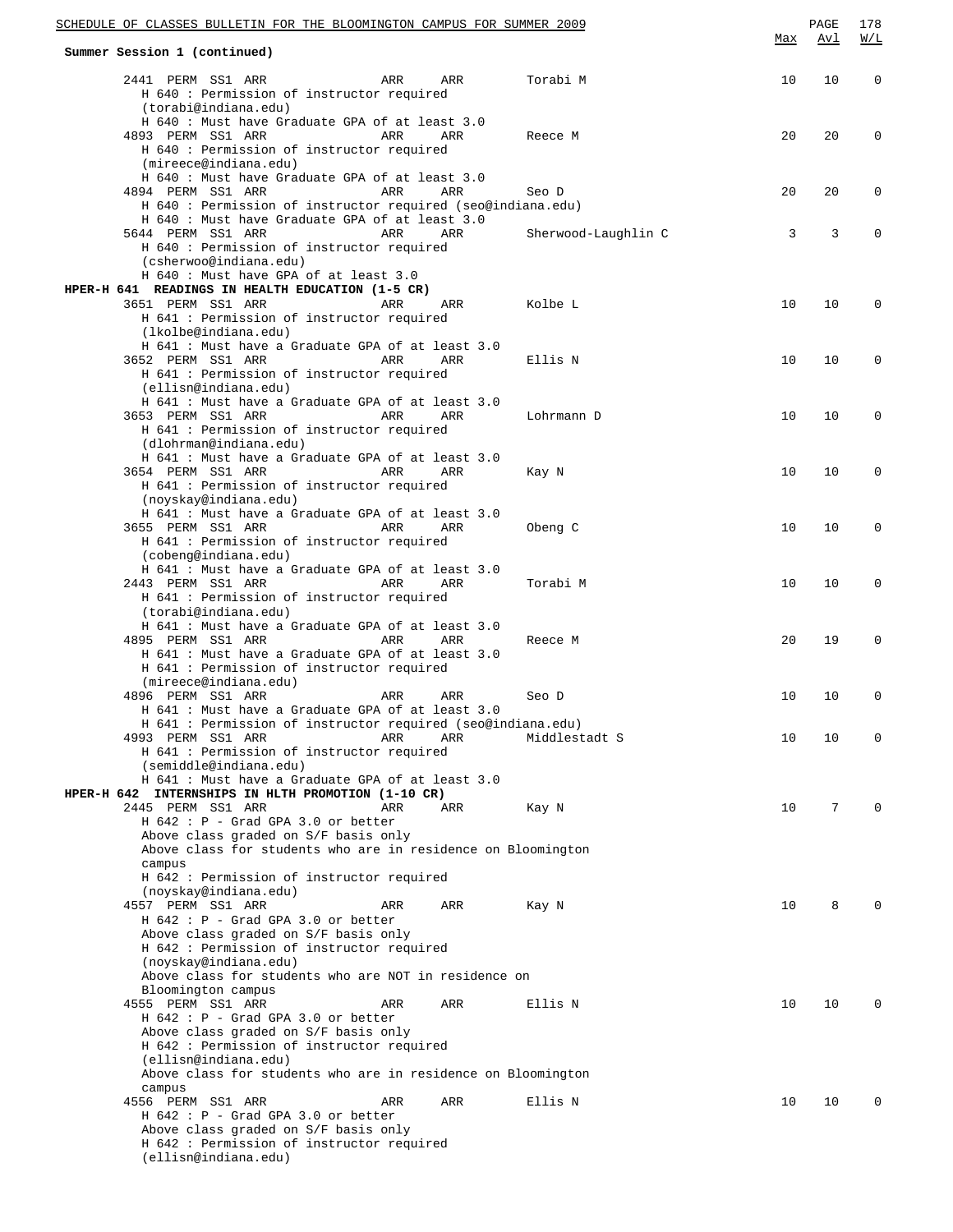Summer Session 1 (continued)

| | Max | Avl | W/L |
|---|---|---|---|
| 2441 PERM SS1 ARR ARR ARR Torabi M | 10 | 10 | 0 |
| H 640 : Permission of instructor required (torabi@indiana.edu) | | | |
| H 640 : Must have Graduate GPA of at least 3.0 | | | |
| 4893 PERM SS1 ARR ARR ARR Reece M | 20 | 20 | 0 |
| H 640 : Permission of instructor required (mireece@indiana.edu) | | | |
| H 640 : Must have Graduate GPA of at least 3.0 | | | |
| 4894 PERM SS1 ARR ARR ARR Seo D | 20 | 20 | 0 |
| H 640 : Permission of instructor required (seo@indiana.edu) | | | |
| H 640 : Must have Graduate GPA of at least 3.0 | | | |
| 5644 PERM SS1 ARR ARR ARR Sherwood-Laughlin C | 3 | 3 | 0 |
| H 640 : Permission of instructor required (csherwoo@indiana.edu) | | | |
| H 640 : Must have GPA of at least 3.0 | | | |

**HPER-H 641 READINGS IN HEALTH EDUCATION (1-5 CR)**

| | Max | Avl | W/L |
|---|---|---|---|
| 3651 PERM SS1 ARR ARR ARR Kolbe L | 10 | 10 | 0 |
| H 641 : Permission of instructor required (lkolbe@indiana.edu) | | | |
| H 641 : Must have a Graduate GPA of at least 3.0 | | | |
| 3652 PERM SS1 ARR ARR ARR Ellis N | 10 | 10 | 0 |
| H 641 : Permission of instructor required (ellisn@indiana.edu) | | | |
| H 641 : Must have a Graduate GPA of at least 3.0 | | | |
| 3653 PERM SS1 ARR ARR ARR Lohrmann D | 10 | 10 | 0 |
| H 641 : Permission of instructor required (dlohrman@indiana.edu) | | | |
| H 641 : Must have a Graduate GPA of at least 3.0 | | | |
| 3654 PERM SS1 ARR ARR ARR Kay N | 10 | 10 | 0 |
| H 641 : Permission of instructor required (noyskay@indiana.edu) | | | |
| H 641 : Must have a Graduate GPA of at least 3.0 | | | |
| 3655 PERM SS1 ARR ARR ARR Obeng C | 10 | 10 | 0 |
| H 641 : Permission of instructor required (cobeng@indiana.edu) | | | |
| H 641 : Must have a Graduate GPA of at least 3.0 | | | |
| 2443 PERM SS1 ARR ARR ARR Torabi M | 10 | 10 | 0 |
| H 641 : Permission of instructor required (torabi@indiana.edu) | | | |
| H 641 : Must have a Graduate GPA of at least 3.0 | | | |
| 4895 PERM SS1 ARR ARR ARR Reece M | 20 | 19 | 0 |
| H 641 : Must have a Graduate GPA of at least 3.0 | | | |
| H 641 : Permission of instructor required (mireece@indiana.edu) | | | |
| 4896 PERM SS1 ARR ARR ARR Seo D | 10 | 10 | 0 |
| H 641 : Must have a Graduate GPA of at least 3.0 | | | |
| H 641 : Permission of instructor required (seo@indiana.edu) | | | |
| 4993 PERM SS1 ARR ARR ARR Middlestadt S | 10 | 10 | 0 |
| H 641 : Permission of instructor required (semiddle@indiana.edu) | | | |
| H 641 : Must have a Graduate GPA of at least 3.0 | | | |

**HPER-H 642 INTERNSHIPS IN HLTH PROMOTION (1-10 CR)**

| | Max | Avl | W/L |
|---|---|---|---|
| 2445 PERM SS1 ARR ARR ARR Kay N | 10 | 7 | 0 |
| H 642 : P - Grad GPA 3.0 or better | | | |
| Above class graded on S/F basis only | | | |
| Above class for students who are in residence on Bloomington campus | | | |
| H 642 : Permission of instructor required (noyskay@indiana.edu) | | | |
| 4557 PERM SS1 ARR ARR ARR Kay N | 10 | 8 | 0 |
| H 642 : P - Grad GPA 3.0 or better | | | |
| Above class graded on S/F basis only | | | |
| H 642 : Permission of instructor required (noyskay@indiana.edu) | | | |
| Above class for students who are NOT in residence on Bloomington campus | | | |
| 4555 PERM SS1 ARR ARR ARR Ellis N | 10 | 10 | 0 |
| H 642 : P - Grad GPA 3.0 or better | | | |
| Above class graded on S/F basis only | | | |
| H 642 : Permission of instructor required (ellisn@indiana.edu) | | | |
| Above class for students who are in residence on Bloomington campus | | | |
| 4556 PERM SS1 ARR ARR ARR Ellis N | 10 | 10 | 0 |
| H 642 : P - Grad GPA 3.0 or better | | | |
| Above class graded on S/F basis only | | | |
| H 642 : Permission of instructor required (ellisn@indiana.edu) | | | |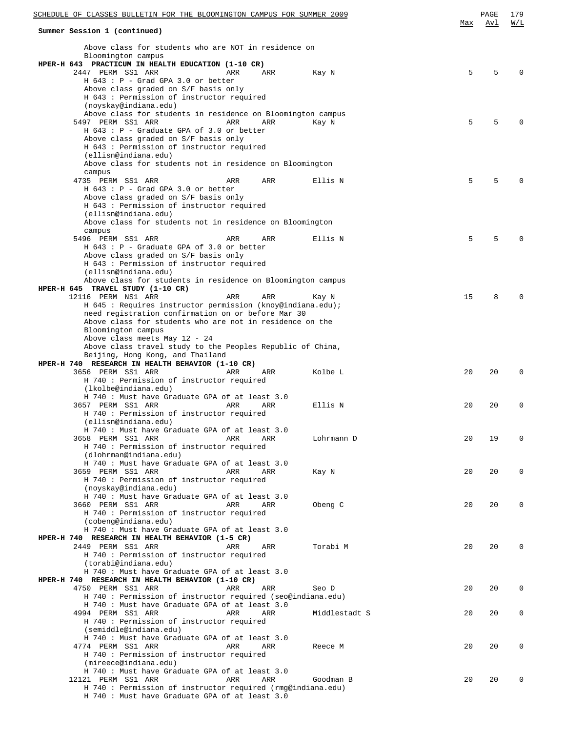**Summary Session 1 (continued)**

Above class for students who are NOT in residence on Bloomington campus

**HPER-H 643 PRACTICUM IN HEALTH EDUCATION (1-10 CR)**

| Class | Type | Session | Days | Time | Room | Instructor | Max | Avl | W/L |
|---|---|---|---|---|---|---|---|---|---|
| 2447 | PERM | SS1 | ARR | ARR | ARR | Kay N | 5 | 5 | 0 |

H 643 : P - Grad GPA 3.0 or better
Above class graded on S/F basis only
H 643 : Permission of instructor required (noyskay@indiana.edu)
Above class for students in residence on Bloomington campus

| Class | Type | Session | Days | Time | Room | Instructor | Max | Avl | W/L |
|---|---|---|---|---|---|---|---|---|---|
| 5497 | PERM | SS1 | ARR | ARR | ARR | Kay N | 5 | 5 | 0 |

H 643 : P - Graduate GPA of 3.0 or better
Above class graded on S/F basis only
H 643 : Permission of instructor required (ellisn@indiana.edu)
Above class for students not in residence on Bloomington campus

| Class | Type | Session | Days | Time | Room | Instructor | Max | Avl | W/L |
|---|---|---|---|---|---|---|---|---|---|
| 4735 | PERM | SS1 | ARR | ARR | ARR | Ellis N | 5 | 5 | 0 |

H 643 : P - Grad GPA 3.0 or better
Above class graded on S/F basis only
H 643 : Permission of instructor required (ellisn@indiana.edu)
Above class for students not in residence on Bloomington campus

| Class | Type | Session | Days | Time | Room | Instructor | Max | Avl | W/L |
|---|---|---|---|---|---|---|---|---|---|
| 5496 | PERM | SS1 | ARR | ARR | ARR | Ellis N | 5 | 5 | 0 |

H 643 : P - Graduate GPA of 3.0 or better
Above class graded on S/F basis only
H 643 : Permission of instructor required (ellisn@indiana.edu)
Above class for students in residence on Bloomington campus

**HPER-H 645 TRAVEL STUDY (1-10 CR)**

| Class | Type | Session | Days | Time | Room | Instructor | Max | Avl | W/L |
|---|---|---|---|---|---|---|---|---|---|
| 12116 | PERM | NS1 | ARR | ARR | ARR | Kay N | 15 | 8 | 0 |

H 645 : Requires instructor permission (knoy@indiana.edu); need registration confirmation on or before Mar 30
Above class for students who are not in residence on the Bloomington campus
Above class meets May 12 - 24
Above class travel study to the Peoples Republic of China, Beijing, Hong Kong, and Thailand

**HPER-H 740 RESEARCH IN HEALTH BEHAVIOR (1-10 CR)**

| Class | Type | Session | Days | Time | Room | Instructor | Max | Avl | W/L |
|---|---|---|---|---|---|---|---|---|---|
| 3656 | PERM | SS1 | ARR | ARR | ARR | Kolbe L | 20 | 20 | 0 |

H 740 : Permission of instructor required (lkolbe@indiana.edu)
H 740 : Must have Graduate GPA of at least 3.0

| Class | Type | Session | Days | Time | Room | Instructor | Max | Avl | W/L |
|---|---|---|---|---|---|---|---|---|---|
| 3657 | PERM | SS1 | ARR | ARR | ARR | Ellis N | 20 | 20 | 0 |

H 740 : Permission of instructor required (ellisn@indiana.edu)
H 740 : Must have Graduate GPA of at least 3.0

| Class | Type | Session | Days | Time | Room | Instructor | Max | Avl | W/L |
|---|---|---|---|---|---|---|---|---|---|
| 3658 | PERM | SS1 | ARR | ARR | ARR | Lohrmann D | 20 | 19 | 0 |

H 740 : Permission of instructor required (dlohrman@indiana.edu)
H 740 : Must have Graduate GPA of at least 3.0

| Class | Type | Session | Days | Time | Room | Instructor | Max | Avl | W/L |
|---|---|---|---|---|---|---|---|---|---|
| 3659 | PERM | SS1 | ARR | ARR | ARR | Kay N | 20 | 20 | 0 |

H 740 : Permission of instructor required (noyskay@indiana.edu)
H 740 : Must have Graduate GPA of at least 3.0

| Class | Type | Session | Days | Time | Room | Instructor | Max | Avl | W/L |
|---|---|---|---|---|---|---|---|---|---|
| 3660 | PERM | SS1 | ARR | ARR | ARR | Obeng C | 20 | 20 | 0 |

H 740 : Permission of instructor required (cobeng@indiana.edu)
H 740 : Must have Graduate GPA of at least 3.0

**HPER-H 740 RESEARCH IN HEALTH BEHAVIOR (1-5 CR)**

| Class | Type | Session | Days | Time | Room | Instructor | Max | Avl | W/L |
|---|---|---|---|---|---|---|---|---|---|
| 2449 | PERM | SS1 | ARR | ARR | ARR | Torabi M | 20 | 20 | 0 |

H 740 : Permission of instructor required (torabi@indiana.edu)
H 740 : Must have Graduate GPA of at least 3.0

**HPER-H 740 RESEARCH IN HEALTH BEHAVIOR (1-10 CR)**

| Class | Type | Session | Days | Time | Room | Instructor | Max | Avl | W/L |
|---|---|---|---|---|---|---|---|---|---|
| 4750 | PERM | SS1 | ARR | ARR | ARR | Seo D | 20 | 20 | 0 |

H 740 : Permission of instructor required (seo@indiana.edu)
H 740 : Must have Graduate GPA of at least 3.0

| Class | Type | Session | Days | Time | Room | Instructor | Max | Avl | W/L |
|---|---|---|---|---|---|---|---|---|---|
| 4994 | PERM | SS1 | ARR | ARR | ARR | Middlestadt S | 20 | 20 | 0 |

H 740 : Permission of instructor required (semiddle@indiana.edu)
H 740 : Must have Graduate GPA of at least 3.0

| Class | Type | Session | Days | Time | Room | Instructor | Max | Avl | W/L |
|---|---|---|---|---|---|---|---|---|---|
| 4774 | PERM | SS1 | ARR | ARR | ARR | Reece M | 20 | 20 | 0 |

H 740 : Permission of instructor required (mireece@indiana.edu)
H 740 : Must have Graduate GPA of at least 3.0

| Class | Type | Session | Days | Time | Room | Instructor | Max | Avl | W/L |
|---|---|---|---|---|---|---|---|---|---|
| 12121 | PERM | SS1 | ARR | ARR | ARR | Goodman B | 20 | 20 | 0 |

H 740 : Permission of instructor required (rmg@indiana.edu)
H 740 : Must have Graduate GPA of at least 3.0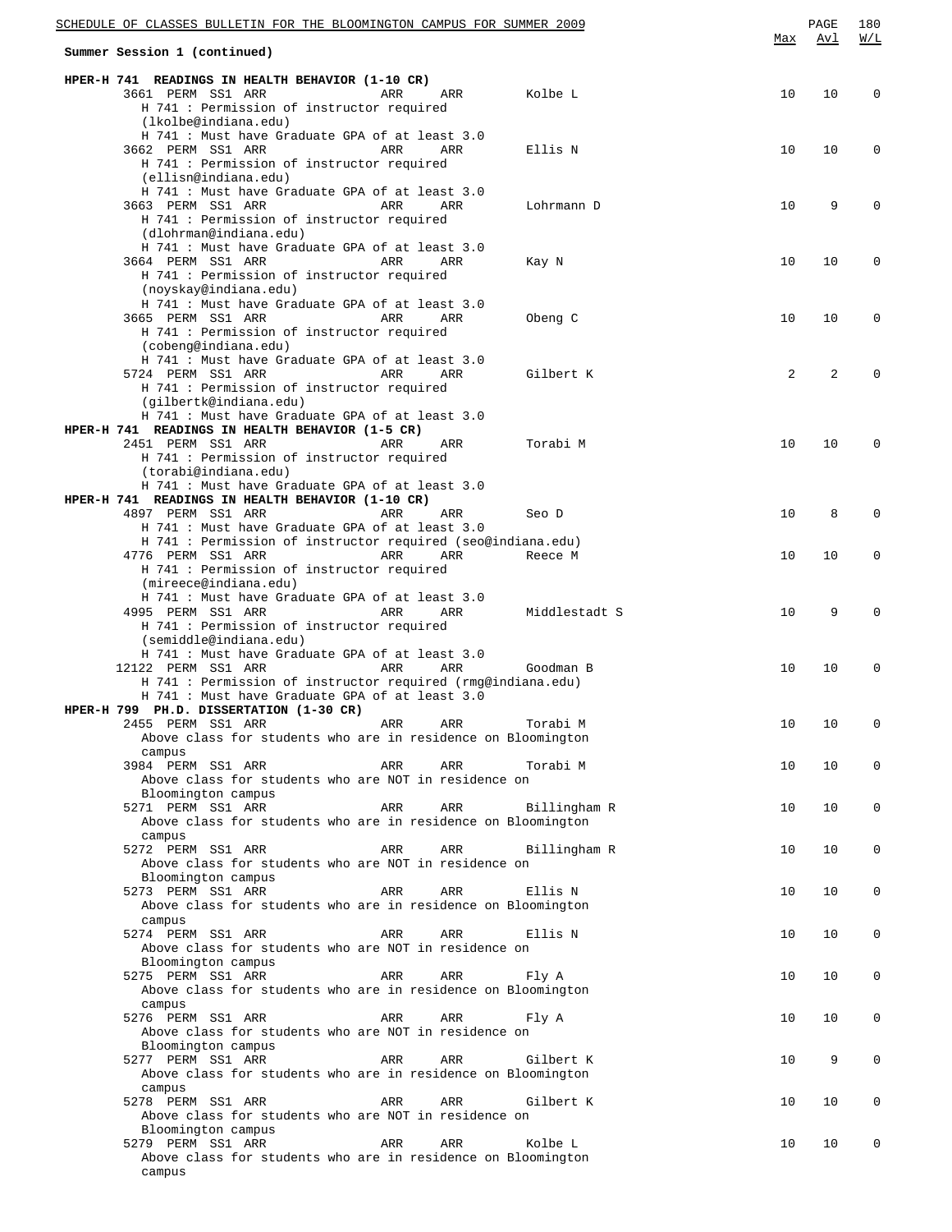**Summary Session 1 (continued)**

| Course / Section | Max | Avl | W/L |
|---|---|---|---|
| **HPER-H 741 READINGS IN HEALTH BEHAVIOR (1-10 CR)** | | | |
| 3661 PERM SS1 ARR ARR ARR Kolbe L<br>H 741 : Permission of instructor required (lkolbe@indiana.edu)<br>H 741 : Must have Graduate GPA of at least 3.0 | 10 | 10 | 0 |
| 3662 PERM SS1 ARR ARR ARR Ellis N<br>H 741 : Permission of instructor required (ellisn@indiana.edu)<br>H 741 : Must have Graduate GPA of at least 3.0 | 10 | 10 | 0 |
| 3663 PERM SS1 ARR ARR ARR Lohrmann D<br>H 741 : Permission of instructor required (dlohrman@indiana.edu)<br>H 741 : Must have Graduate GPA of at least 3.0 | 10 | 9 | 0 |
| 3664 PERM SS1 ARR ARR ARR Kay N<br>H 741 : Permission of instructor required (noyskay@indiana.edu)<br>H 741 : Must have Graduate GPA of at least 3.0 | 10 | 10 | 0 |
| 3665 PERM SS1 ARR ARR ARR Obeng C<br>H 741 : Permission of instructor required (cobeng@indiana.edu)<br>H 741 : Must have Graduate GPA of at least 3.0 | 10 | 10 | 0 |
| 5724 PERM SS1 ARR ARR ARR Gilbert K<br>H 741 : Permission of instructor required (gilbertk@indiana.edu)<br>H 741 : Must have Graduate GPA of at least 3.0 | 2 | 2 | 0 |
| **HPER-H 741 READINGS IN HEALTH BEHAVIOR (1-5 CR)** | | | |
| 2451 PERM SS1 ARR ARR ARR Torabi M<br>H 741 : Permission of instructor required (torabi@indiana.edu)<br>H 741 : Must have Graduate GPA of at least 3.0 | 10 | 10 | 0 |
| **HPER-H 741 READINGS IN HEALTH BEHAVIOR (1-10 CR)** | | | |
| 4897 PERM SS1 ARR ARR ARR Seo D<br>H 741 : Must have Graduate GPA of at least 3.0<br>H 741 : Permission of instructor required (seo@indiana.edu) | 10 | 8 | 0 |
| 4776 PERM SS1 ARR ARR ARR Reece M<br>H 741 : Permission of instructor required (mireece@indiana.edu)<br>H 741 : Must have Graduate GPA of at least 3.0 | 10 | 10 | 0 |
| 4995 PERM SS1 ARR ARR ARR Middlestadt S<br>H 741 : Permission of instructor required (semiddle@indiana.edu)<br>H 741 : Must have Graduate GPA of at least 3.0 | 10 | 9 | 0 |
| 12122 PERM SS1 ARR ARR ARR Goodman B<br>H 741 : Permission of instructor required (rmg@indiana.edu)<br>H 741 : Must have Graduate GPA of at least 3.0 | 10 | 10 | 0 |
| **HPER-H 799 PH.D. DISSERTATION (1-30 CR)** | | | |
| 2455 PERM SS1 ARR ARR ARR Torabi M<br>Above class for students who are in residence on Bloomington campus | 10 | 10 | 0 |
| 3984 PERM SS1 ARR ARR ARR Torabi M<br>Above class for students who are NOT in residence on Bloomington campus | 10 | 10 | 0 |
| 5271 PERM SS1 ARR ARR ARR Billingham R<br>Above class for students who are in residence on Bloomington campus | 10 | 10 | 0 |
| 5272 PERM SS1 ARR ARR ARR Billingham R<br>Above class for students who are NOT in residence on Bloomington campus | 10 | 10 | 0 |
| 5273 PERM SS1 ARR ARR ARR Ellis N<br>Above class for students who are in residence on Bloomington campus | 10 | 10 | 0 |
| 5274 PERM SS1 ARR ARR ARR Ellis N<br>Above class for students who are NOT in residence on Bloomington campus | 10 | 10 | 0 |
| 5275 PERM SS1 ARR ARR ARR Fly A<br>Above class for students who are in residence on Bloomington campus | 10 | 10 | 0 |
| 5276 PERM SS1 ARR ARR ARR Fly A<br>Above class for students who are NOT in residence on Bloomington campus | 10 | 10 | 0 |
| 5277 PERM SS1 ARR ARR ARR Gilbert K<br>Above class for students who are in residence on Bloomington campus | 10 | 9 | 0 |
| 5278 PERM SS1 ARR ARR ARR Gilbert K<br>Above class for students who are NOT in residence on Bloomington campus | 10 | 10 | 0 |
| 5279 PERM SS1 ARR ARR ARR Kolbe L<br>Above class for students who are in residence on Bloomington campus | 10 | 10 | 0 |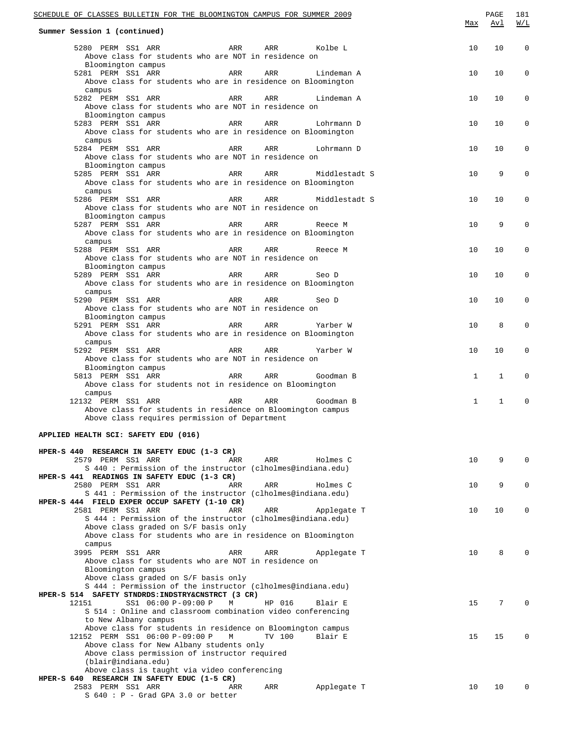**Summary Session 1 (continued)**

| | Max | Avl | W/L |
|---|---|---|---|
| 5280 PERM SS1 ARR ARR ARR Kolbe L | 10 | 10 | 0 |
| Above class for students who are NOT in residence on Bloomington campus | | | |
| 5281 PERM SS1 ARR ARR ARR Lindeman A | 10 | 10 | 0 |
| Above class for students who are in residence on Bloomington campus | | | |
| 5282 PERM SS1 ARR ARR ARR Lindeman A | 10 | 10 | 0 |
| Above class for students who are NOT in residence on Bloomington campus | | | |
| 5283 PERM SS1 ARR ARR ARR Lohrmann D | 10 | 10 | 0 |
| Above class for students who are in residence on Bloomington campus | | | |
| 5284 PERM SS1 ARR ARR ARR Lohrmann D | 10 | 10 | 0 |
| Above class for students who are NOT in residence on Bloomington campus | | | |
| 5285 PERM SS1 ARR ARR ARR Middlestadt S | 10 | 9 | 0 |
| Above class for students who are in residence on Bloomington campus | | | |
| 5286 PERM SS1 ARR ARR ARR Middlestadt S | 10 | 10 | 0 |
| Above class for students who are NOT in residence on Bloomington campus | | | |
| 5287 PERM SS1 ARR ARR ARR Reece M | 10 | 9 | 0 |
| Above class for students who are in residence on Bloomington campus | | | |
| 5288 PERM SS1 ARR ARR ARR Reece M | 10 | 10 | 0 |
| Above class for students who are NOT in residence on Bloomington campus | | | |
| 5289 PERM SS1 ARR ARR ARR Seo D | 10 | 10 | 0 |
| Above class for students who are in residence on Bloomington campus | | | |
| 5290 PERM SS1 ARR ARR ARR Seo D | 10 | 10 | 0 |
| Above class for students who are NOT in residence on Bloomington campus | | | |
| 5291 PERM SS1 ARR ARR ARR Yarber W | 10 | 8 | 0 |
| Above class for students who are in residence on Bloomington campus | | | |
| 5292 PERM SS1 ARR ARR ARR Yarber W | 10 | 10 | 0 |
| Above class for students who are NOT in residence on Bloomington campus | | | |
| 5813 PERM SS1 ARR ARR ARR Goodman B | 1 | 1 | 0 |
| Above class for students not in residence on Bloomington campus | | | |
| 12132 PERM SS1 ARR ARR ARR Goodman B | 1 | 1 | 0 |
| Above class for students in residence on Bloomington campus | | | |
| Above class requires permission of Department | | | |

**APPLIED HEALTH SCI: SAFETY EDU (016)**

| | Max | Avl | W/L |
|---|---|---|---|
| **HPER-S 440 RESEARCH IN SAFETY EDUC (1-3 CR)** | | | |
| 2579 PERM SS1 ARR ARR ARR Holmes C | 10 | 9 | 0 |
| S 440 : Permission of the instructor (clholmes@indiana.edu) | | | |
| **HPER-S 441 READINGS IN SAFETY EDUC (1-3 CR)** | | | |
| 2580 PERM SS1 ARR ARR ARR Holmes C | 10 | 9 | 0 |
| S 441 : Permission of the instructor (clholmes@indiana.edu) | | | |
| **HPER-S 444 FIELD EXPER OCCUP SAFETY (1-10 CR)** | | | |
| 2581 PERM SS1 ARR ARR ARR Applegate T | 10 | 10 | 0 |
| S 444 : Permission of the instructor (clholmes@indiana.edu) | | | |
| Above class graded on S/F basis only | | | |
| Above class for students who are in residence on Bloomington campus | | | |
| 3995 PERM SS1 ARR ARR ARR Applegate T | 10 | 8 | 0 |
| Above class for students who are NOT in residence on Bloomington campus | | | |
| Above class graded on S/F basis only | | | |
| S 444 : Permission of the instructor (clholmes@indiana.edu) | | | |
| **HPER-S 514 SAFETY STNDRDS:INDSTRY&CNSTRCT (3 CR)** | | | |
| 12151 SS1 06:00 P-09:00 P M HP 016 Blair E | 15 | 7 | 0 |
| S 514 : Online and classroom combination video conferencing to New Albany campus | | | |
| Above class for students in residence on Bloomington campus | | | |
| 12152 PERM SS1 06:00 P-09:00 P M TV 100 Blair E | 15 | 15 | 0 |
| Above class for New Albany students only | | | |
| Above class permission of instructor required (blair@indiana.edu) | | | |
| Above class is taught via video conferencing | | | |
| **HPER-S 640 RESEARCH IN SAFETY EDUC (1-5 CR)** | | | |
| 2583 PERM SS1 ARR ARR ARR Applegate T | 10 | 10 | 0 |
| S 640 : P - Grad GPA 3.0 or better | | | |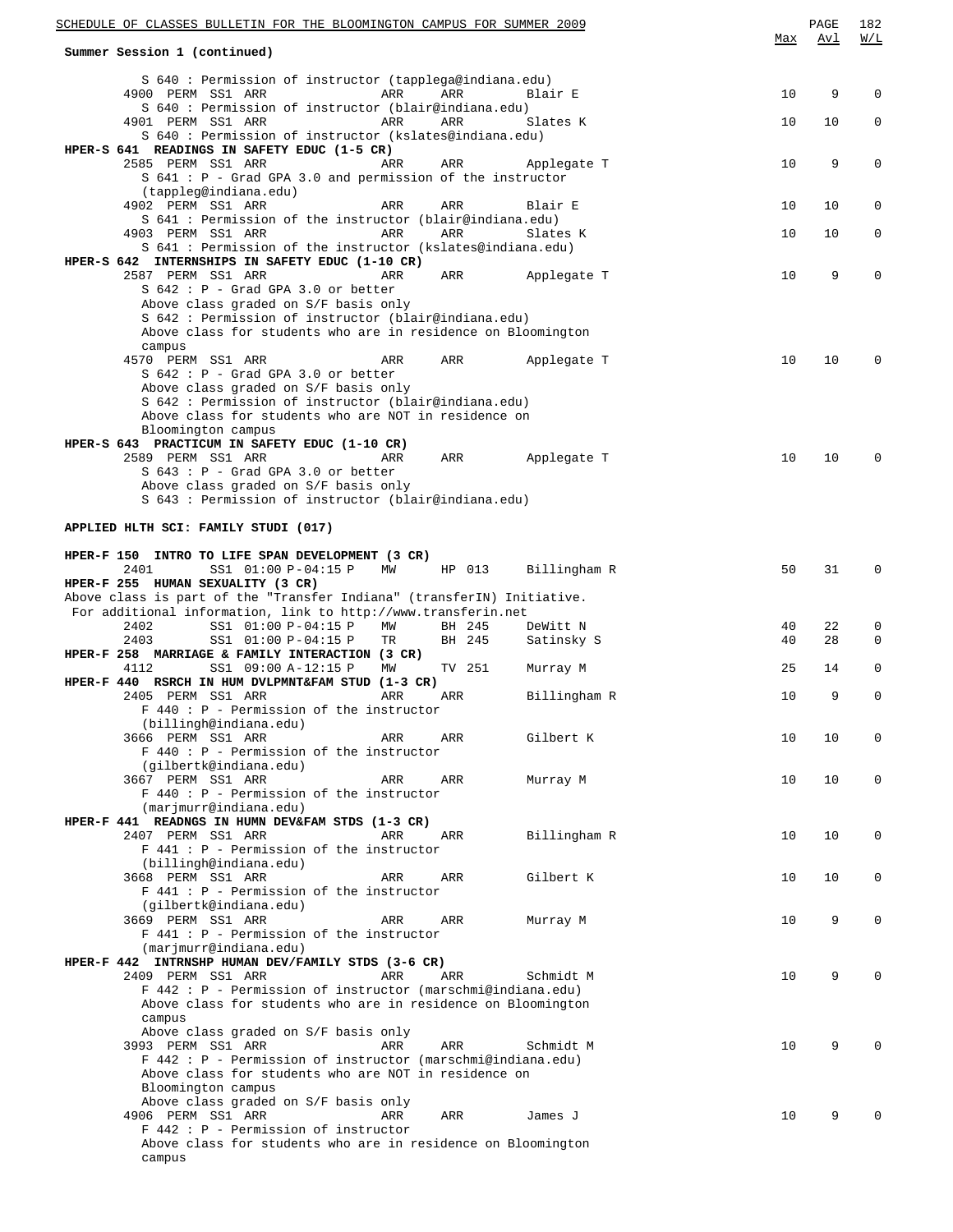**Summary Session 1 (continued)**

```
                                                                          Max   Avl   W/L
        S 640 : Permission of instructor (tapplega@indiana.edu)
      4900  PERM  SS1  ARR              ARR     ARR       Blair E          10     9     0
        S 640 : Permission of instructor (blair@indiana.edu)
      4901  PERM  SS1  ARR              ARR     ARR       Slates K         10    10     0
        S 640 : Permission of instructor (kslates@indiana.edu)
HPER-S 641  READINGS IN SAFETY EDUC (1-5 CR)
      2585  PERM  SS1  ARR              ARR     ARR       Applegate T      10     9     0
        S 641 : P - Grad GPA 3.0 and permission of the instructor
        (tappleg@indiana.edu)
      4902  PERM  SS1  ARR              ARR     ARR       Blair E          10    10     0
        S 641 : Permission of the instructor (blair@indiana.edu)
      4903  PERM  SS1  ARR              ARR     ARR       Slates K         10    10     0
        S 641 : Permission of the instructor (kslates@indiana.edu)
HPER-S 642  INTERNSHIPS IN SAFETY EDUC (1-10 CR)
      2587  PERM  SS1  ARR              ARR     ARR       Applegate T      10     9     0
        S 642 : P - Grad GPA 3.0 or better
        Above class graded on S/F basis only
        S 642 : Permission of instructor (blair@indiana.edu)
        Above class for students who are in residence on Bloomington
        campus
      4570  PERM  SS1  ARR              ARR     ARR       Applegate T      10    10     0
        S 642 : P - Grad GPA 3.0 or better
        Above class graded on S/F basis only
        S 642 : Permission of instructor (blair@indiana.edu)
        Above class for students who are NOT in residence on
        Bloomington campus
HPER-S 643  PRACTICUM IN SAFETY EDUC (1-10 CR)
      2589  PERM  SS1  ARR              ARR     ARR       Applegate T      10    10     0
        S 643 : P - Grad GPA 3.0 or better
        Above class graded on S/F basis only
        S 643 : Permission of instructor (blair@indiana.edu)
```

**APPLIED HLTH SCI: FAMILY STUDI (017)**

```
HPER-F 150  INTRO TO LIFE SPAN DEVELOPMENT (3 CR)
      2401        SS1  01:00 P-04:15 P  MW      HP 013    Billingham R     50    31     0
HPER-F 255  HUMAN SEXUALITY (3 CR)
Above class is part of the "Transfer Indiana" (transferIN) Initiative.
 For additional information, link to http://www.transferin.net
      2402        SS1  01:00 P-04:15 P  MW      BH 245    DeWitt N         40    22     0
      2403        SS1  01:00 P-04:15 P  TR      BH 245    Satinsky S       40    28     0
HPER-F 258  MARRIAGE & FAMILY INTERACTION (3 CR)
      4112        SS1  09:00 A-12:15 P  MW      TV 251    Murray M         25    14     0
HPER-F 440  RSRCH IN HUM DVLPMNT&FAM STUD (1-3 CR)
      2405  PERM  SS1  ARR              ARR     ARR       Billingham R     10     9     0
        F 440 : P - Permission of the instructor
        (billingh@indiana.edu)
      3666  PERM  SS1  ARR              ARR     ARR       Gilbert K        10    10     0
        F 440 : P - Permission of the instructor
        (gilbertk@indiana.edu)
      3667  PERM  SS1  ARR              ARR     ARR       Murray M         10    10     0
        F 440 : P - Permission of the instructor
        (marjmurr@indiana.edu)
HPER-F 441  READNGS IN HUMN DEV&FAM STDS (1-3 CR)
      2407  PERM  SS1  ARR              ARR     ARR       Billingham R     10    10     0
        F 441 : P - Permission of the instructor
        (billingh@indiana.edu)
      3668  PERM  SS1  ARR              ARR     ARR       Gilbert K        10    10     0
        F 441 : P - Permission of the instructor
        (gilbertk@indiana.edu)
      3669  PERM  SS1  ARR              ARR     ARR       Murray M         10     9     0
        F 441 : P - Permission of the instructor
        (marjmurr@indiana.edu)
HPER-F 442  INTRNSHP HUMAN DEV/FAMILY STDS (3-6 CR)
      2409  PERM  SS1  ARR              ARR     ARR       Schmidt M        10     9     0
        F 442 : P - Permission of instructor (marschmi@indiana.edu)
        Above class for students who are in residence on Bloomington
        campus
        Above class graded on S/F basis only
      3993  PERM  SS1  ARR              ARR     ARR       Schmidt M        10     9     0
        F 442 : P - Permission of instructor (marschmi@indiana.edu)
        Above class for students who are NOT in residence on
        Bloomington campus
        Above class graded on S/F basis only
      4906  PERM  SS1  ARR              ARR     ARR       James J          10     9     0
        F 442 : P - Permission of instructor
        Above class for students who are in residence on Bloomington
        campus
```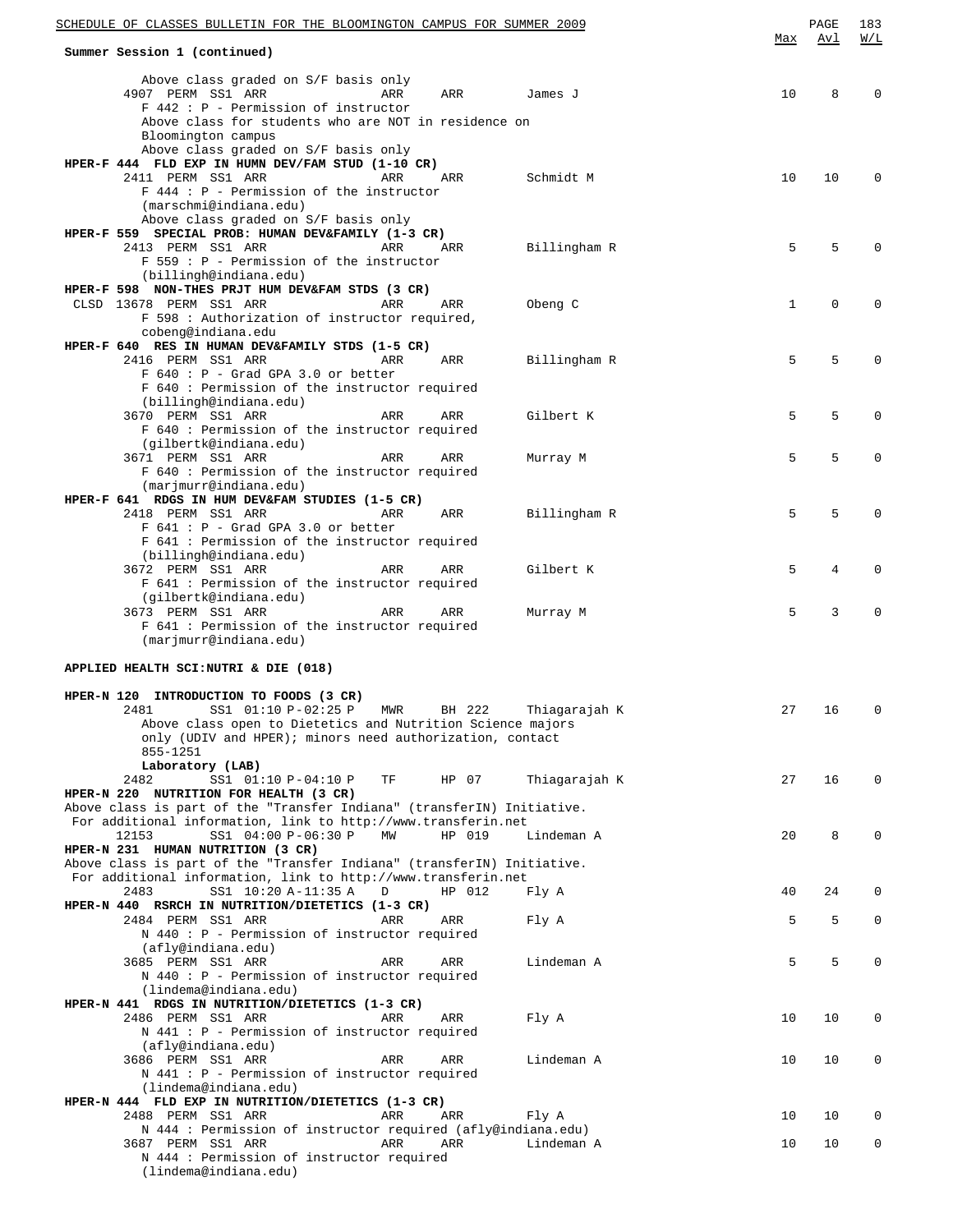**Summary Session 1 (continued)**

Above class graded on S/F basis only

| Course/Section | Time | Days | Room | Instructor | Max | Avl | W/L |
|---|---|---|---|---|---|---|---|
| 4907 PERM SS1 ARR | ARR | ARR | | James J | 10 | 8 | 0 |

F 442 : P - Permission of instructor
Above class for students who are NOT in residence on Bloomington campus
Above class graded on S/F basis only

**HPER-F 444 FLD EXP IN HUMN DEV/FAM STUD (1-10 CR)**

| Course/Section | Time | Days | Room | Instructor | Max | Avl | W/L |
|---|---|---|---|---|---|---|---|
| 2411 PERM SS1 ARR | ARR | ARR | | Schmidt M | 10 | 10 | 0 |

F 444 : P - Permission of the instructor (marschmi@indiana.edu)
Above class graded on S/F basis only

**HPER-F 559 SPECIAL PROB: HUMAN DEV&FAMILY (1-3 CR)**

| Course/Section | Time | Days | Room | Instructor | Max | Avl | W/L |
|---|---|---|---|---|---|---|---|
| 2413 PERM SS1 ARR | ARR | ARR | | Billingham R | 5 | 5 | 0 |

F 559 : P - Permission of the instructor (billingh@indiana.edu)

**HPER-F 598 NON-THES PRJT HUM DEV&FAM STDS (3 CR)**

| Course/Section | Time | Days | Room | Instructor | Max | Avl | W/L |
|---|---|---|---|---|---|---|---|
| CLSD 13678 PERM SS1 ARR | ARR | ARR | | Obeng C | 1 | 0 | 0 |

F 598 : Authorization of instructor required, cobeng@indiana.edu

**HPER-F 640 RES IN HUMAN DEV&FAMILY STDS (1-5 CR)**

| Course/Section | Time | Days | Room | Instructor | Max | Avl | W/L |
|---|---|---|---|---|---|---|---|
| 2416 PERM SS1 ARR | ARR | ARR | | Billingham R | 5 | 5 | 0 |

F 640 : P - Grad GPA 3.0 or better
F 640 : Permission of the instructor required (billingh@indiana.edu)

| Course/Section | Time | Days | Room | Instructor | Max | Avl | W/L |
|---|---|---|---|---|---|---|---|
| 3670 PERM SS1 ARR | ARR | ARR | | Gilbert K | 5 | 5 | 0 |

F 640 : Permission of the instructor required (gilbertk@indiana.edu)

| Course/Section | Time | Days | Room | Instructor | Max | Avl | W/L |
|---|---|---|---|---|---|---|---|
| 3671 PERM SS1 ARR | ARR | ARR | | Murray M | 5 | 5 | 0 |

F 640 : Permission of the instructor required (marjmurr@indiana.edu)

**HPER-F 641 RDGS IN HUM DEV&FAM STUDIES (1-5 CR)**

| Course/Section | Time | Days | Room | Instructor | Max | Avl | W/L |
|---|---|---|---|---|---|---|---|
| 2418 PERM SS1 ARR | ARR | ARR | | Billingham R | 5 | 5 | 0 |

F 641 : P - Grad GPA 3.0 or better
F 641 : Permission of the instructor required (billingh@indiana.edu)

| Course/Section | Time | Days | Room | Instructor | Max | Avl | W/L |
|---|---|---|---|---|---|---|---|
| 3672 PERM SS1 ARR | ARR | ARR | | Gilbert K | 5 | 4 | 0 |

F 641 : Permission of the instructor required (gilbertk@indiana.edu)

| Course/Section | Time | Days | Room | Instructor | Max | Avl | W/L |
|---|---|---|---|---|---|---|---|
| 3673 PERM SS1 ARR | ARR | ARR | | Murray M | 5 | 3 | 0 |

F 641 : Permission of the instructor required (marjmurr@indiana.edu)

## APPLIED HEALTH SCI:NUTRI & DIE (018)

**HPER-N 120 INTRODUCTION TO FOODS (3 CR)**

| Course/Section | Time | Days | Room | Instructor | Max | Avl | W/L |
|---|---|---|---|---|---|---|---|
| 2481 SS1 | 01:10 P-02:25 P | MWR | BH 222 | Thiagarajah K | 27 | 16 | 0 |

Above class open to Dietetics and Nutrition Science majors only (UDIV and HPER); minors need authorization, contact 855-1251

**Laboratory (LAB)**

| Course/Section | Time | Days | Room | Instructor | Max | Avl | W/L |
|---|---|---|---|---|---|---|---|
| 2482 SS1 | 01:10 P-04:10 P | TF | HP 07 | Thiagarajah K | 27 | 16 | 0 |

**HPER-N 220 NUTRITION FOR HEALTH (3 CR)**

Above class is part of the "Transfer Indiana" (transferIN) Initiative.
For additional information, link to http://www.transferin.net

| Course/Section | Time | Days | Room | Instructor | Max | Avl | W/L |
|---|---|---|---|---|---|---|---|
| 12153 SS1 | 04:00 P-06:30 P | MW | HP 019 | Lindeman A | 20 | 8 | 0 |

**HPER-N 231 HUMAN NUTRITION (3 CR)**

Above class is part of the "Transfer Indiana" (transferIN) Initiative.
For additional information, link to http://www.transferin.net

| Course/Section | Time | Days | Room | Instructor | Max | Avl | W/L |
|---|---|---|---|---|---|---|---|
| 2483 SS1 | 10:20 A-11:35 A | D | HP 012 | Fly A | 40 | 24 | 0 |

**HPER-N 440 RSRCH IN NUTRITION/DIETETICS (1-3 CR)**

| Course/Section | Time | Days | Room | Instructor | Max | Avl | W/L |
|---|---|---|---|---|---|---|---|
| 2484 PERM SS1 ARR | ARR | ARR | | Fly A | 5 | 5 | 0 |

N 440 : P - Permission of instructor required (afly@indiana.edu)

| Course/Section | Time | Days | Room | Instructor | Max | Avl | W/L |
|---|---|---|---|---|---|---|---|
| 3685 PERM SS1 ARR | ARR | ARR | | Lindeman A | 5 | 5 | 0 |

N 440 : P - Permission of instructor required (lindema@indiana.edu)

**HPER-N 441 RDGS IN NUTRITION/DIETETICS (1-3 CR)**

| Course/Section | Time | Days | Room | Instructor | Max | Avl | W/L |
|---|---|---|---|---|---|---|---|
| 2486 PERM SS1 ARR | ARR | ARR | | Fly A | 10 | 10 | 0 |

N 441 : P - Permission of instructor required (afly@indiana.edu)

| Course/Section | Time | Days | Room | Instructor | Max | Avl | W/L |
|---|---|---|---|---|---|---|---|
| 3686 PERM SS1 ARR | ARR | ARR | | Lindeman A | 10 | 10 | 0 |

N 441 : P - Permission of instructor required (lindema@indiana.edu)

**HPER-N 444 FLD EXP IN NUTRITION/DIETETICS (1-3 CR)**

| Course/Section | Time | Days | Room | Instructor | Max | Avl | W/L |
|---|---|---|---|---|---|---|---|
| 2488 PERM SS1 ARR | ARR | ARR | | Fly A | 10 | 10 | 0 |

N 444 : Permission of instructor required (afly@indiana.edu)

| Course/Section | Time | Days | Room | Instructor | Max | Avl | W/L |
|---|---|---|---|---|---|---|---|
| 3687 PERM SS1 ARR | ARR | ARR | | Lindeman A | 10 | 10 | 0 |

N 444 : Permission of instructor required (lindema@indiana.edu)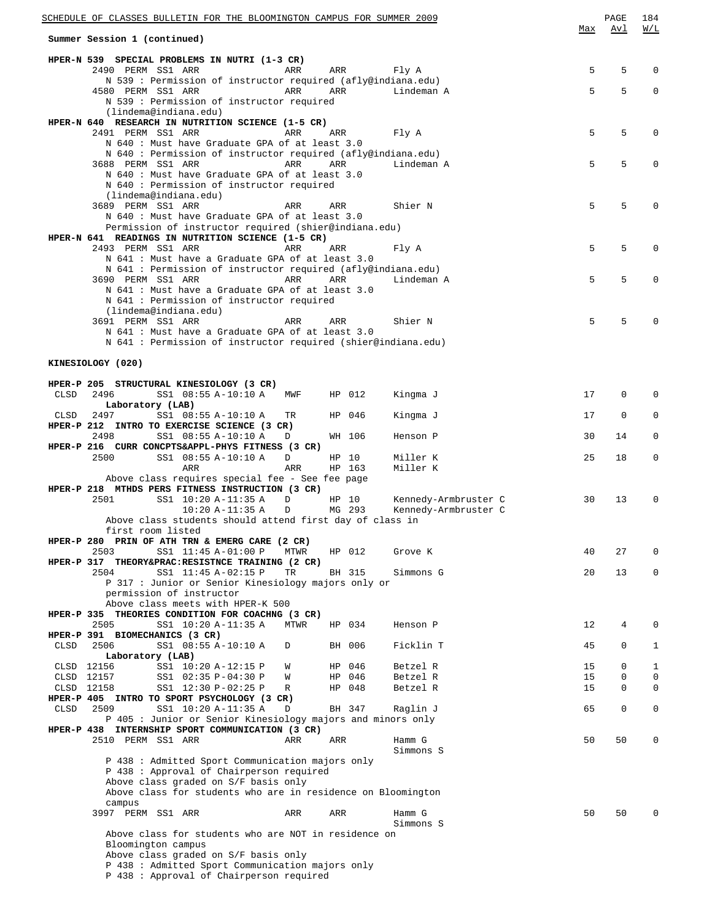**Summary Session 1 (continued)**

| | Max | Avl | W/L |
|---|---|---|---|

**HPER-N 539 SPECIAL PROBLEMS IN NUTRI (1-3 CR)**

```
     2490 PERM SS1 ARR              ARR    ARR       Fly A                        5    5    0
          N 539 : Permission of instructor required (afly@indiana.edu)
     4580 PERM SS1 ARR              ARR    ARR       Lindeman A                   5    5    0
          N 539 : Permission of instructor required
          (lindema@indiana.edu)
```

**HPER-N 640 RESEARCH IN NUTRITION SCIENCE (1-5 CR)**

```
     2491 PERM SS1 ARR              ARR    ARR       Fly A                        5    5    0
          N 640 : Must have Graduate GPA of at least 3.0
          N 640 : Permission of instructor required (afly@indiana.edu)
     3688 PERM SS1 ARR              ARR    ARR       Lindeman A                   5    5    0
          N 640 : Must have Graduate GPA of at least 3.0
          N 640 : Permission of instructor required
          (lindema@indiana.edu)
     3689 PERM SS1 ARR              ARR    ARR       Shier N                      5    5    0
          N 640 : Must have Graduate GPA of at least 3.0
          Permission of instructor required (shier@indiana.edu)
```

**HPER-N 641 READINGS IN NUTRITION SCIENCE (1-5 CR)**

```
     2493 PERM SS1 ARR              ARR    ARR       Fly A                        5    5    0
          N 641 : Must have a Graduate GPA of at least 3.0
          N 641 : Permission of instructor required (afly@indiana.edu)
     3690 PERM SS1 ARR              ARR    ARR       Lindeman A                   5    5    0
          N 641 : Must have a Graduate GPA of at least 3.0
          N 641 : Permission of instructor required
          (lindema@indiana.edu)
     3691 PERM SS1 ARR              ARR    ARR       Shier N                      5    5    0
          N 641 : Must have a Graduate GPA of at least 3.0
          N 641 : Permission of instructor required (shier@indiana.edu)
```

## KINESIOLOGY (020)

**HPER-P 205 STRUCTURAL KINESIOLOGY (3 CR)**

```
CLSD 2496      SS1 08:55 A-10:10 A  MWF    HP 012    Kingma J                    17    0    0
     Laboratory (LAB)
CLSD 2497      SS1 08:55 A-10:10 A  TR     HP 046    Kingma J                    17    0    0
```

**HPER-P 212 INTRO TO EXERCISE SCIENCE (3 CR)**

```
     2498      SS1 08:55 A-10:10 A  D      WH 106    Henson P                    30   14    0
```

**HPER-P 216 CURR CONCPTS&APPL-PHYS FITNESS (3 CR)**

```
     2500      SS1 08:55 A-10:10 A  D      HP 10     Miller K                    25   18    0
                   ARR              ARR    HP 163    Miller K
          Above class requires special fee - See fee page
```

**HPER-P 218 MTHDS PERS FITNESS INSTRUCTION (3 CR)**

```
     2501      SS1 10:20 A-11:35 A  D      HP 10     Kennedy-Armbruster C        30   13    0
                   10:20 A-11:35 A  D      MG 293    Kennedy-Armbruster C
          Above class students should attend first day of class in
          first room listed
```

**HPER-P 280 PRIN OF ATH TRN & EMERG CARE (2 CR)**

```
     2503      SS1 11:45 A-01:00 P  MTWR   HP 012    Grove K                     40   27    0
```

**HPER-P 317 THEORY&PRAC:RESISTNCE TRAINING (2 CR)**

```
     2504      SS1 11:45 A-02:15 P  TR     BH 315    Simmons G                   20   13    0
          P 317 : Junior or Senior Kinesiology majors only or
          permission of instructor
          Above class meets with HPER-K 500
```

**HPER-P 335 THEORIES CONDITION FOR COACHNG (3 CR)**

```
     2505      SS1 10:20 A-11:35 A  MTWR   HP 034    Henson P                    12    4    0
```

**HPER-P 391 BIOMECHANICS (3 CR)**

```
CLSD 2506      SS1 08:55 A-10:10 A  D      BH 006    Ficklin T                   45    0    1
     Laboratory (LAB)
CLSD 12156     SS1 10:20 A-12:15 P  W      HP 046    Betzel R                    15    0    1
CLSD 12157     SS1 02:35 P-04:30 P  W      HP 046    Betzel R                    15    0    0
CLSD 12158     SS1 12:30 P-02:25 P  R      HP 048    Betzel R                    15    0    0
```

**HPER-P 405 INTRO TO SPORT PSYCHOLOGY (3 CR)**

```
CLSD 2509      SS1 10:20 A-11:35 A  D      BH 347    Raglin J                    65    0    0
          P 405 : Junior or Senior Kinesiology majors and minors only
```

**HPER-P 438 INTERNSHIP SPORT COMMUNICATION (3 CR)**

```
     2510 PERM SS1 ARR              ARR    ARR       Hamm G                      50   50    0
                                                     Simmons S
          P 438 : Admitted Sport Communication majors only
          P 438 : Approval of Chairperson required
          Above class graded on S/F basis only
          Above class for students who are in residence on Bloomington
          campus
     3997 PERM SS1 ARR              ARR    ARR       Hamm G                      50   50    0
                                                     Simmons S
          Above class for students who are NOT in residence on
          Bloomington campus
          Above class graded on S/F basis only
          P 438 : Admitted Sport Communication majors only
          P 438 : Approval of Chairperson required
```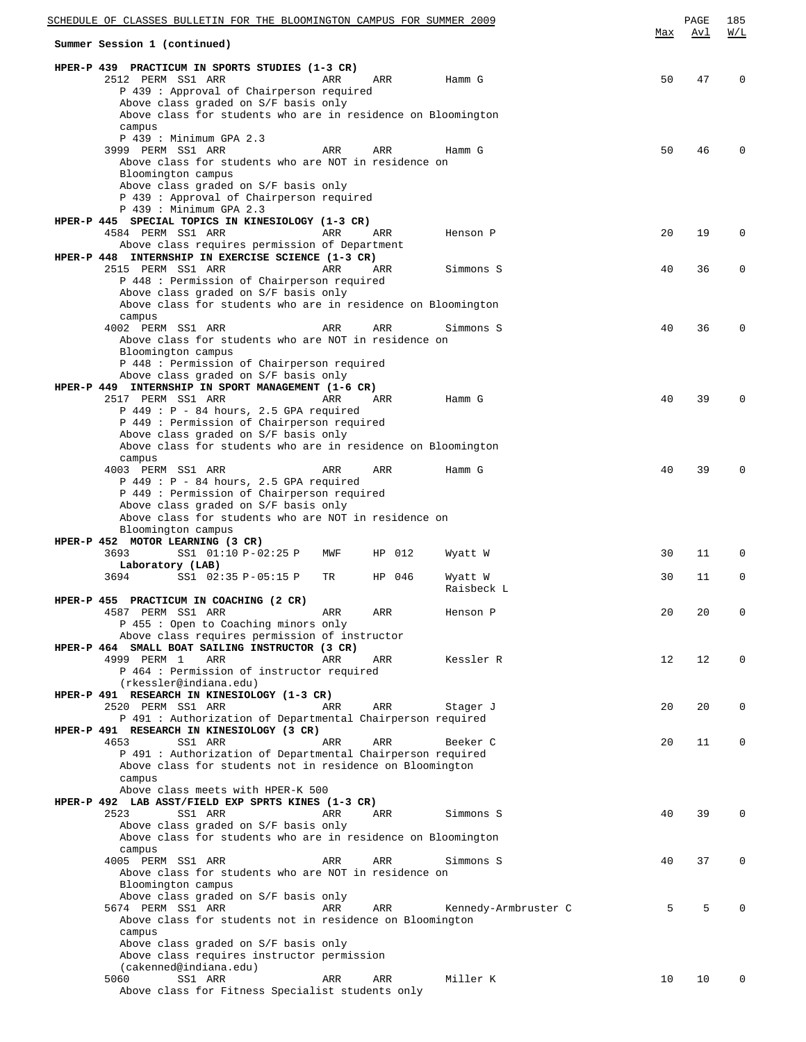**Summary Session 1 (continued)**

| | Max | Avl | W/L |
|---|---|---|---|
| **HPER-P 439 PRACTICUM IN SPORTS STUDIES (1-3 CR)** | | | |
| 2512 PERM SS1 ARR ARR ARR Hamm G | 50 | 47 | 0 |
| P 439 : Approval of Chairperson required<br>Above class graded on S/F basis only<br>Above class for students who are in residence on Bloomington campus<br>P 439 : Minimum GPA 2.3 | | | |
| 3999 PERM SS1 ARR ARR ARR Hamm G | 50 | 46 | 0 |
| Above class for students who are NOT in residence on Bloomington campus<br>Above class graded on S/F basis only<br>P 439 : Approval of Chairperson required<br>P 439 : Minimum GPA 2.3 | | | |
| **HPER-P 445 SPECIAL TOPICS IN KINESIOLOGY (1-3 CR)** | | | |
| 4584 PERM SS1 ARR ARR ARR Henson P | 20 | 19 | 0 |
| Above class requires permission of Department | | | |
| **HPER-P 448 INTERNSHIP IN EXERCISE SCIENCE (1-3 CR)** | | | |
| 2515 PERM SS1 ARR ARR ARR Simmons S | 40 | 36 | 0 |
| P 448 : Permission of Chairperson required<br>Above class graded on S/F basis only<br>Above class for students who are in residence on Bloomington campus | | | |
| 4002 PERM SS1 ARR ARR ARR Simmons S | 40 | 36 | 0 |
| Above class for students who are NOT in residence on Bloomington campus<br>P 448 : Permission of Chairperson required<br>Above class graded on S/F basis only | | | |
| **HPER-P 449 INTERNSHIP IN SPORT MANAGEMENT (1-6 CR)** | | | |
| 2517 PERM SS1 ARR ARR ARR Hamm G | 40 | 39 | 0 |
| P 449 : P - 84 hours, 2.5 GPA required<br>P 449 : Permission of Chairperson required<br>Above class graded on S/F basis only<br>Above class for students who are in residence on Bloomington campus | | | |
| 4003 PERM SS1 ARR ARR ARR Hamm G | 40 | 39 | 0 |
| P 449 : P - 84 hours, 2.5 GPA required<br>P 449 : Permission of Chairperson required<br>Above class graded on S/F basis only<br>Above class for students who are NOT in residence on Bloomington campus | | | |
| **HPER-P 452 MOTOR LEARNING (3 CR)** | | | |
| 3693 SS1 01:10 P-02:25 P MWF HP 012 Wyatt W | 30 | 11 | 0 |
| **Laboratory (LAB)** | | | |
| 3694 SS1 02:35 P-05:15 P TR HP 046 Wyatt W, Raisbeck L | 30 | 11 | 0 |
| **HPER-P 455 PRACTICUM IN COACHING (2 CR)** | | | |
| 4587 PERM SS1 ARR ARR ARR Henson P | 20 | 20 | 0 |
| P 455 : Open to Coaching minors only<br>Above class requires permission of instructor | | | |
| **HPER-P 464 SMALL BOAT SAILING INSTRUCTOR (3 CR)** | | | |
| 4999 PERM 1 ARR ARR ARR Kessler R | 12 | 12 | 0 |
| P 464 : Permission of instructor required (rkessler@indiana.edu) | | | |
| **HPER-P 491 RESEARCH IN KINESIOLOGY (1-3 CR)** | | | |
| 2520 PERM SS1 ARR ARR ARR Stager J | 20 | 20 | 0 |
| P 491 : Authorization of Departmental Chairperson required | | | |
| **HPER-P 491 RESEARCH IN KINESIOLOGY (3 CR)** | | | |
| 4653 SS1 ARR ARR ARR Beeker C | 20 | 11 | 0 |
| P 491 : Authorization of Departmental Chairperson required<br>Above class for students not in residence on Bloomington campus<br>Above class meets with HPER-K 500 | | | |
| **HPER-P 492 LAB ASST/FIELD EXP SPRTS KINES (1-3 CR)** | | | |
| 2523 SS1 ARR ARR ARR Simmons S | 40 | 39 | 0 |
| Above class graded on S/F basis only<br>Above class for students who are in residence on Bloomington campus | | | |
| 4005 PERM SS1 ARR ARR ARR Simmons S | 40 | 37 | 0 |
| Above class for students who are NOT in residence on Bloomington campus<br>Above class graded on S/F basis only | | | |
| 5674 PERM SS1 ARR ARR ARR Kennedy-Armbruster C | 5 | 5 | 0 |
| Above class for students not in residence on Bloomington campus<br>Above class graded on S/F basis only<br>Above class requires instructor permission (cakenned@indiana.edu) | | | |
| 5060 SS1 ARR ARR ARR Miller K | 10 | 10 | 0 |
| Above class for Fitness Specialist students only | | | |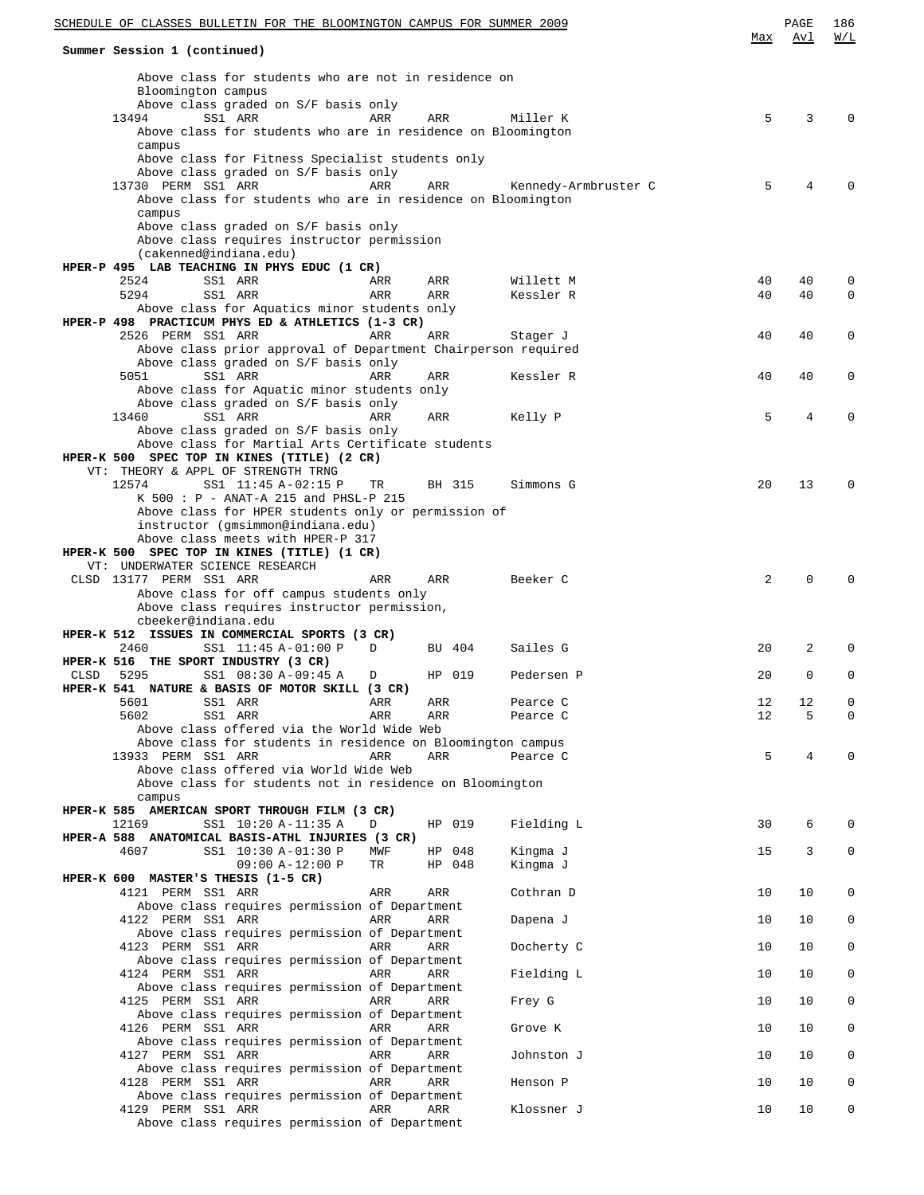**Summary Session 1 (continued)**

| | | | | | | | Max | Avl | W/L |
|---|---|---|---|---|---|---|---|---|---|
| Above class for students who are not in residence on Bloomington campus | | | | | | | | | |
| Above class graded on S/F basis only | | | | | | | | | |
| 13494 | SS1 | ARR | ARR | ARR | Miller K | | 5 | 3 | 0 |
| Above class for students who are in residence on Bloomington campus | | | | | | | | | |
| Above class for Fitness Specialist students only | | | | | | | | | |
| Above class graded on S/F basis only | | | | | | | | | |
| 13730 PERM | SS1 | ARR | ARR | ARR | Kennedy-Armbruster C | | 5 | 4 | 0 |
| Above class for students who are in residence on Bloomington campus | | | | | | | | | |
| Above class graded on S/F basis only | | | | | | | | | |
| Above class requires instructor permission (cakenned@indiana.edu) | | | | | | | | | |

**HPER-P 495 LAB TEACHING IN PHYS EDUC (1 CR)**

| | | | | | | Max | Avl | W/L |
|---|---|---|---|---|---|---|---|---|
| 2524 | SS1 | ARR | ARR | ARR | Willett M | 40 | 40 | 0 |
| 5294 | SS1 | ARR | ARR | ARR | Kessler R | 40 | 40 | 0 |
| Above class for Aquatics minor students only | | | | | | | | |

**HPER-P 498 PRACTICUM PHYS ED & ATHLETICS (1-3 CR)**

| | | | | | | Max | Avl | W/L |
|---|---|---|---|---|---|---|---|---|
| 2526 PERM | SS1 | ARR | ARR | ARR | Stager J | 40 | 40 | 0 |
| Above class prior approval of Department Chairperson required | | | | | | | | |
| Above class graded on S/F basis only | | | | | | | | |
| 5051 | SS1 | ARR | ARR | ARR | Kessler R | 40 | 40 | 0 |
| Above class for Aquatic minor students only | | | | | | | | |
| Above class graded on S/F basis only | | | | | | | | |
| 13460 | SS1 | ARR | ARR | ARR | Kelly P | 5 | 4 | 0 |
| Above class graded on S/F basis only | | | | | | | | |
| Above class for Martial Arts Certificate students | | | | | | | | |

**HPER-K 500 SPEC TOP IN KINES (TITLE) (2 CR)**

VT: THEORY & APPL OF STRENGTH TRNG

| | | | | | | Max | Avl | W/L |
|---|---|---|---|---|---|---|---|---|
| 12574 | SS1 | 11:45 A-02:15 P | TR | BH 315 | Simmons G | 20 | 13 | 0 |
| K 500 : P - ANAT-A 215 and PHSL-P 215 | | | | | | | | |
| Above class for HPER students only or permission of instructor (gmsimmon@indiana.edu) | | | | | | | | |
| Above class meets with HPER-P 317 | | | | | | | | |

**HPER-K 500 SPEC TOP IN KINES (TITLE) (1 CR)**

VT: UNDERWATER SCIENCE RESEARCH

| | | | | | | Max | Avl | W/L |
|---|---|---|---|---|---|---|---|---|
| CLSD 13177 PERM | SS1 | ARR | ARR | ARR | Beeker C | 2 | 0 | 0 |
| Above class for off campus students only | | | | | | | | |
| Above class requires instructor permission, cbeeker@indiana.edu | | | | | | | | |

**HPER-K 512 ISSUES IN COMMERCIAL SPORTS (3 CR)**

| | | | | | | Max | Avl | W/L |
|---|---|---|---|---|---|---|---|---|
| 2460 | SS1 | 11:45 A-01:00 P | D | BU 404 | Sailes G | 20 | 2 | 0 |

**HPER-K 516 THE SPORT INDUSTRY (3 CR)**

| | | | | | | Max | Avl | W/L |
|---|---|---|---|---|---|---|---|---|
| CLSD 5295 | SS1 | 08:30 A-09:45 A | D | HP 019 | Pedersen P | 20 | 0 | 0 |

**HPER-K 541 NATURE & BASIS OF MOTOR SKILL (3 CR)**

| | | | | | | Max | Avl | W/L |
|---|---|---|---|---|---|---|---|---|
| 5601 | SS1 | ARR | ARR | ARR | Pearce C | 12 | 12 | 0 |
| 5602 | SS1 | ARR | ARR | ARR | Pearce C | 12 | 5 | 0 |
| Above class offered via the World Wide Web | | | | | | | | |
| Above class for students in residence on Bloomington campus | | | | | | | | |
| 13933 PERM | SS1 | ARR | ARR | ARR | Pearce C | 5 | 4 | 0 |
| Above class offered via World Wide Web | | | | | | | | |
| Above class for students not in residence on Bloomington campus | | | | | | | | |

**HPER-K 585 AMERICAN SPORT THROUGH FILM (3 CR)**

| | | | | | | Max | Avl | W/L |
|---|---|---|---|---|---|---|---|---|
| 12169 | SS1 | 10:20 A-11:35 A | D | HP 019 | Fielding L | 30 | 6 | 0 |

**HPER-A 588 ANATOMICAL BASIS-ATHL INJURIES (3 CR)**

| | | | | | | Max | Avl | W/L |
|---|---|---|---|---|---|---|---|---|
| 4607 | SS1 | 10:30 A-01:30 P | MWF | HP 048 | Kingma J | 15 | 3 | 0 |
| | | 09:00 A-12:00 P | TR | HP 048 | Kingma J | | | |

**HPER-K 600 MASTER'S THESIS (1-5 CR)**

| | | | | | | Max | Avl | W/L |
|---|---|---|---|---|---|---|---|---|
| 4121 PERM | SS1 | ARR | ARR | ARR | Cothran D | 10 | 10 | 0 |
| Above class requires permission of Department | | | | | | | | |
| 4122 PERM | SS1 | ARR | ARR | ARR | Dapena J | 10 | 10 | 0 |
| Above class requires permission of Department | | | | | | | | |
| 4123 PERM | SS1 | ARR | ARR | ARR | Docherty C | 10 | 10 | 0 |
| Above class requires permission of Department | | | | | | | | |
| 4124 PERM | SS1 | ARR | ARR | ARR | Fielding L | 10 | 10 | 0 |
| Above class requires permission of Department | | | | | | | | |
| 4125 PERM | SS1 | ARR | ARR | ARR | Frey G | 10 | 10 | 0 |
| Above class requires permission of Department | | | | | | | | |
| 4126 PERM | SS1 | ARR | ARR | ARR | Grove K | 10 | 10 | 0 |
| Above class requires permission of Department | | | | | | | | |
| 4127 PERM | SS1 | ARR | ARR | ARR | Johnston J | 10 | 10 | 0 |
| Above class requires permission of Department | | | | | | | | |
| 4128 PERM | SS1 | ARR | ARR | ARR | Henson P | 10 | 10 | 0 |
| Above class requires permission of Department | | | | | | | | |
| 4129 PERM | SS1 | ARR | ARR | ARR | Klossner J | 10 | 10 | 0 |
| Above class requires permission of Department | | | | | | | | |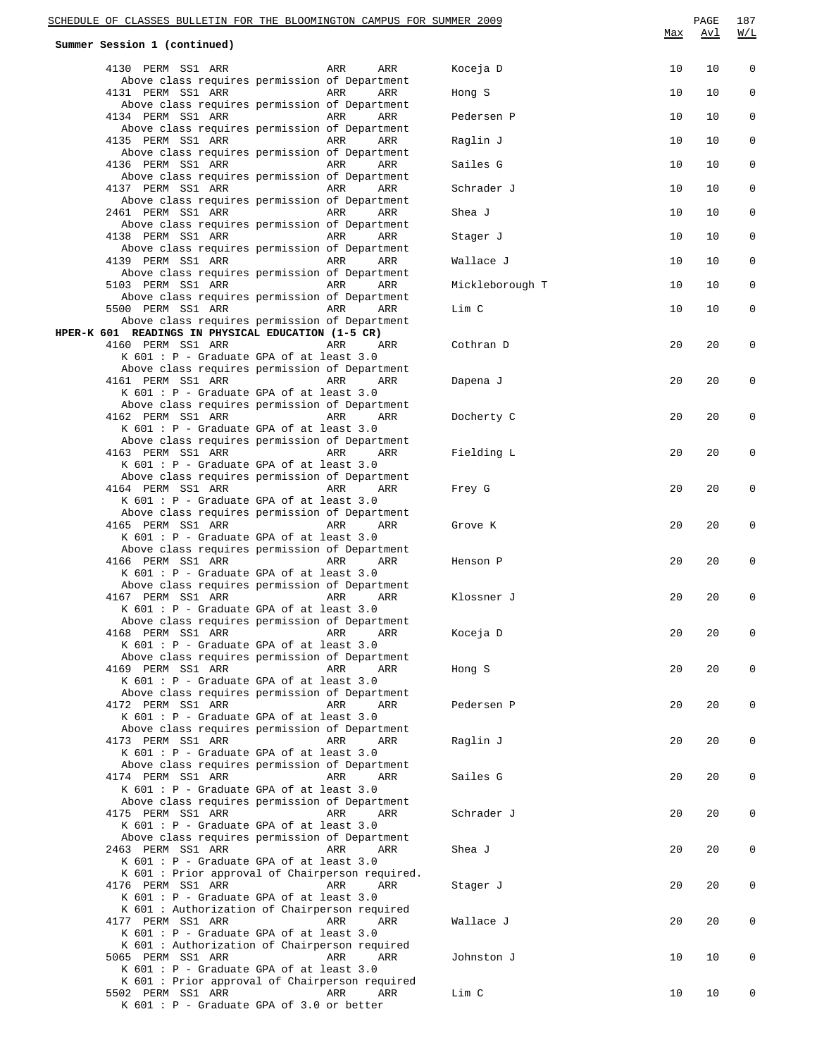**Summer Session 1 (continued)**

| | | | | Max | Avl | W/L |
|---|---|---|---|---|---|---|
| 4130 PERM SS1 ARR | ARR | ARR | Koceja D | 10 | 10 | 0 |
| Above class requires permission of Department | | | | | | |
| 4131 PERM SS1 ARR | ARR | ARR | Hong S | 10 | 10 | 0 |
| Above class requires permission of Department | | | | | | |
| 4134 PERM SS1 ARR | ARR | ARR | Pedersen P | 10 | 10 | 0 |
| Above class requires permission of Department | | | | | | |
| 4135 PERM SS1 ARR | ARR | ARR | Raglin J | 10 | 10 | 0 |
| Above class requires permission of Department | | | | | | |
| 4136 PERM SS1 ARR | ARR | ARR | Sailes G | 10 | 10 | 0 |
| Above class requires permission of Department | | | | | | |
| 4137 PERM SS1 ARR | ARR | ARR | Schrader J | 10 | 10 | 0 |
| Above class requires permission of Department | | | | | | |
| 2461 PERM SS1 ARR | ARR | ARR | Shea J | 10 | 10 | 0 |
| Above class requires permission of Department | | | | | | |
| 4138 PERM SS1 ARR | ARR | ARR | Stager J | 10 | 10 | 0 |
| Above class requires permission of Department | | | | | | |
| 4139 PERM SS1 ARR | ARR | ARR | Wallace J | 10 | 10 | 0 |
| Above class requires permission of Department | | | | | | |
| 5103 PERM SS1 ARR | ARR | ARR | Mickleborough T | 10 | 10 | 0 |
| Above class requires permission of Department | | | | | | |
| 5500 PERM SS1 ARR | ARR | ARR | Lim C | 10 | 10 | 0 |
| Above class requires permission of Department | | | | | | |

**HPER-K 601 READINGS IN PHYSICAL EDUCATION (1-5 CR)**

| | | | | Max | Avl | W/L |
|---|---|---|---|---|---|---|
| 4160 PERM SS1 ARR | ARR | ARR | Cothran D | 20 | 20 | 0 |
| K 601 : P - Graduate GPA of at least 3.0 | | | | | | |
| Above class requires permission of Department | | | | | | |
| 4161 PERM SS1 ARR | ARR | ARR | Dapena J | 20 | 20 | 0 |
| K 601 : P - Graduate GPA of at least 3.0 | | | | | | |
| Above class requires permission of Department | | | | | | |
| 4162 PERM SS1 ARR | ARR | ARR | Docherty C | 20 | 20 | 0 |
| K 601 : P - Graduate GPA of at least 3.0 | | | | | | |
| Above class requires permission of Department | | | | | | |
| 4163 PERM SS1 ARR | ARR | ARR | Fielding L | 20 | 20 | 0 |
| K 601 : P - Graduate GPA of at least 3.0 | | | | | | |
| Above class requires permission of Department | | | | | | |
| 4164 PERM SS1 ARR | ARR | ARR | Frey G | 20 | 20 | 0 |
| K 601 : P - Graduate GPA of at least 3.0 | | | | | | |
| Above class requires permission of Department | | | | | | |
| 4165 PERM SS1 ARR | ARR | ARR | Grove K | 20 | 20 | 0 |
| K 601 : P - Graduate GPA of at least 3.0 | | | | | | |
| Above class requires permission of Department | | | | | | |
| 4166 PERM SS1 ARR | ARR | ARR | Henson P | 20 | 20 | 0 |
| K 601 : P - Graduate GPA of at least 3.0 | | | | | | |
| Above class requires permission of Department | | | | | | |
| 4167 PERM SS1 ARR | ARR | ARR | Klossner J | 20 | 20 | 0 |
| K 601 : P - Graduate GPA of at least 3.0 | | | | | | |
| Above class requires permission of Department | | | | | | |
| 4168 PERM SS1 ARR | ARR | ARR | Koceja D | 20 | 20 | 0 |
| K 601 : P - Graduate GPA of at least 3.0 | | | | | | |
| Above class requires permission of Department | | | | | | |
| 4169 PERM SS1 ARR | ARR | ARR | Hong S | 20 | 20 | 0 |
| K 601 : P - Graduate GPA of at least 3.0 | | | | | | |
| Above class requires permission of Department | | | | | | |
| 4172 PERM SS1 ARR | ARR | ARR | Pedersen P | 20 | 20 | 0 |
| K 601 : P - Graduate GPA of at least 3.0 | | | | | | |
| Above class requires permission of Department | | | | | | |
| 4173 PERM SS1 ARR | ARR | ARR | Raglin J | 20 | 20 | 0 |
| K 601 : P - Graduate GPA of at least 3.0 | | | | | | |
| Above class requires permission of Department | | | | | | |
| 4174 PERM SS1 ARR | ARR | ARR | Sailes G | 20 | 20 | 0 |
| K 601 : P - Graduate GPA of at least 3.0 | | | | | | |
| Above class requires permission of Department | | | | | | |
| 4175 PERM SS1 ARR | ARR | ARR | Schrader J | 20 | 20 | 0 |
| K 601 : P - Graduate GPA of at least 3.0 | | | | | | |
| Above class requires permission of Department | | | | | | |
| 2463 PERM SS1 ARR | ARR | ARR | Shea J | 20 | 20 | 0 |
| K 601 : P - Graduate GPA of at least 3.0 | | | | | | |
| K 601 : Prior approval of Chairperson required. | | | | | | |
| 4176 PERM SS1 ARR | ARR | ARR | Stager J | 20 | 20 | 0 |
| K 601 : P - Graduate GPA of at least 3.0 | | | | | | |
| K 601 : Authorization of Chairperson required | | | | | | |
| 4177 PERM SS1 ARR | ARR | ARR | Wallace J | 20 | 20 | 0 |
| K 601 : P - Graduate GPA of at least 3.0 | | | | | | |
| K 601 : Authorization of Chairperson required | | | | | | |
| 5065 PERM SS1 ARR | ARR | ARR | Johnston J | 10 | 10 | 0 |
| K 601 : P - Graduate GPA of at least 3.0 | | | | | | |
| K 601 : Prior approval of Chairperson required | | | | | | |
| 5502 PERM SS1 ARR | ARR | ARR | Lim C | 10 | 10 | 0 |
| K 601 : P - Graduate GPA of 3.0 or better | | | | | | |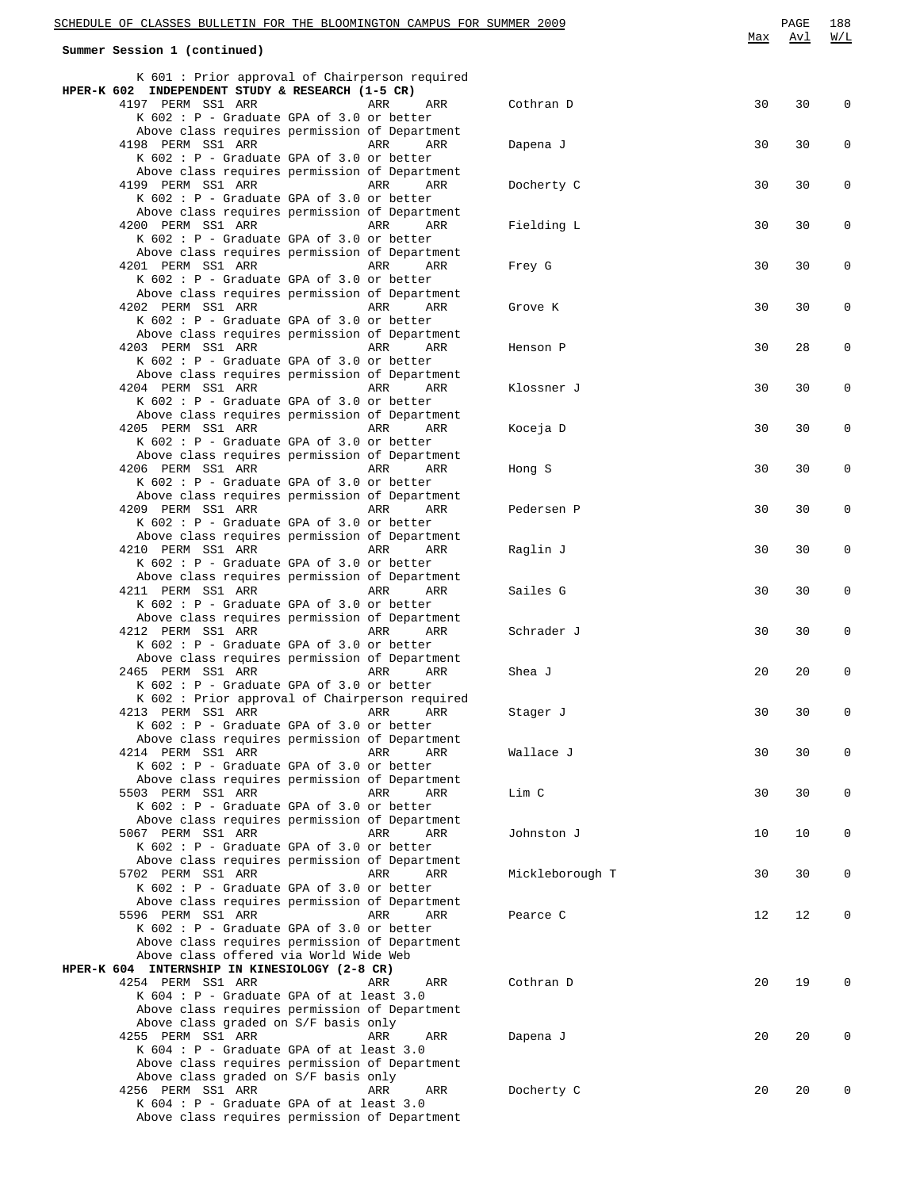Summary Session 1 (continued)

| | | | | Max | Avl | W/L |
|---|---|---|---|---|---|---|
| K 601 : Prior approval of Chairperson required | | | | | | |
| **HPER-K 602 INDEPENDENT STUDY & RESEARCH (1-5 CR)** | | | | | | |
| 4197 PERM SS1 ARR | ARR | ARR | Cothran D | 30 | 30 | 0 |
| K 602 : P - Graduate GPA of 3.0 or better<br>Above class requires permission of Department | | | | | | |
| 4198 PERM SS1 ARR | ARR | ARR | Dapena J | 30 | 30 | 0 |
| K 602 : P - Graduate GPA of 3.0 or better<br>Above class requires permission of Department | | | | | | |
| 4199 PERM SS1 ARR | ARR | ARR | Docherty C | 30 | 30 | 0 |
| K 602 : P - Graduate GPA of 3.0 or better<br>Above class requires permission of Department | | | | | | |
| 4200 PERM SS1 ARR | ARR | ARR | Fielding L | 30 | 30 | 0 |
| K 602 : P - Graduate GPA of 3.0 or better<br>Above class requires permission of Department | | | | | | |
| 4201 PERM SS1 ARR | ARR | ARR | Frey G | 30 | 30 | 0 |
| K 602 : P - Graduate GPA of 3.0 or better<br>Above class requires permission of Department | | | | | | |
| 4202 PERM SS1 ARR | ARR | ARR | Grove K | 30 | 30 | 0 |
| K 602 : P - Graduate GPA of 3.0 or better<br>Above class requires permission of Department | | | | | | |
| 4203 PERM SS1 ARR | ARR | ARR | Henson P | 30 | 28 | 0 |
| K 602 : P - Graduate GPA of 3.0 or better<br>Above class requires permission of Department | | | | | | |
| 4204 PERM SS1 ARR | ARR | ARR | Klossner J | 30 | 30 | 0 |
| K 602 : P - Graduate GPA of 3.0 or better<br>Above class requires permission of Department | | | | | | |
| 4205 PERM SS1 ARR | ARR | ARR | Koceja D | 30 | 30 | 0 |
| K 602 : P - Graduate GPA of 3.0 or better<br>Above class requires permission of Department | | | | | | |
| 4206 PERM SS1 ARR | ARR | ARR | Hong S | 30 | 30 | 0 |
| K 602 : P - Graduate GPA of 3.0 or better<br>Above class requires permission of Department | | | | | | |
| 4209 PERM SS1 ARR | ARR | ARR | Pedersen P | 30 | 30 | 0 |
| K 602 : P - Graduate GPA of 3.0 or better<br>Above class requires permission of Department | | | | | | |
| 4210 PERM SS1 ARR | ARR | ARR | Raglin J | 30 | 30 | 0 |
| K 602 : P - Graduate GPA of 3.0 or better<br>Above class requires permission of Department | | | | | | |
| 4211 PERM SS1 ARR | ARR | ARR | Sailes G | 30 | 30 | 0 |
| K 602 : P - Graduate GPA of 3.0 or better<br>Above class requires permission of Department | | | | | | |
| 4212 PERM SS1 ARR | ARR | ARR | Schrader J | 30 | 30 | 0 |
| K 602 : P - Graduate GPA of 3.0 or better<br>Above class requires permission of Department | | | | | | |
| 2465 PERM SS1 ARR | ARR | ARR | Shea J | 20 | 20 | 0 |
| K 602 : P - Graduate GPA of 3.0 or better<br>K 602 : Prior approval of Chairperson required | | | | | | |
| 4213 PERM SS1 ARR | ARR | ARR | Stager J | 30 | 30 | 0 |
| K 602 : P - Graduate GPA of 3.0 or better<br>Above class requires permission of Department | | | | | | |
| 4214 PERM SS1 ARR | ARR | ARR | Wallace J | 30 | 30 | 0 |
| K 602 : P - Graduate GPA of 3.0 or better<br>Above class requires permission of Department | | | | | | |
| 5503 PERM SS1 ARR | ARR | ARR | Lim C | 30 | 30 | 0 |
| K 602 : P - Graduate GPA of 3.0 or better<br>Above class requires permission of Department | | | | | | |
| 5067 PERM SS1 ARR | ARR | ARR | Johnston J | 10 | 10 | 0 |
| K 602 : P - Graduate GPA of 3.0 or better<br>Above class requires permission of Department | | | | | | |
| 5702 PERM SS1 ARR | ARR | ARR | Mickleborough T | 30 | 30 | 0 |
| K 602 : P - Graduate GPA of 3.0 or better<br>Above class requires permission of Department | | | | | | |
| 5596 PERM SS1 ARR | ARR | ARR | Pearce C | 12 | 12 | 0 |
| K 602 : P - Graduate GPA of 3.0 or better<br>Above class requires permission of Department<br>Above class offered via World Wide Web | | | | | | |
| **HPER-K 604 INTERNSHIP IN KINESIOLOGY (2-8 CR)** | | | | | | |
| 4254 PERM SS1 ARR | ARR | ARR | Cothran D | 20 | 19 | 0 |
| K 604 : P - Graduate GPA of at least 3.0<br>Above class requires permission of Department<br>Above class graded on S/F basis only | | | | | | |
| 4255 PERM SS1 ARR | ARR | ARR | Dapena J | 20 | 20 | 0 |
| K 604 : P - Graduate GPA of at least 3.0<br>Above class requires permission of Department<br>Above class graded on S/F basis only | | | | | | |
| 4256 PERM SS1 ARR | ARR | ARR | Docherty C | 20 | 20 | 0 |
| K 604 : P - Graduate GPA of at least 3.0<br>Above class requires permission of Department | | | | | | |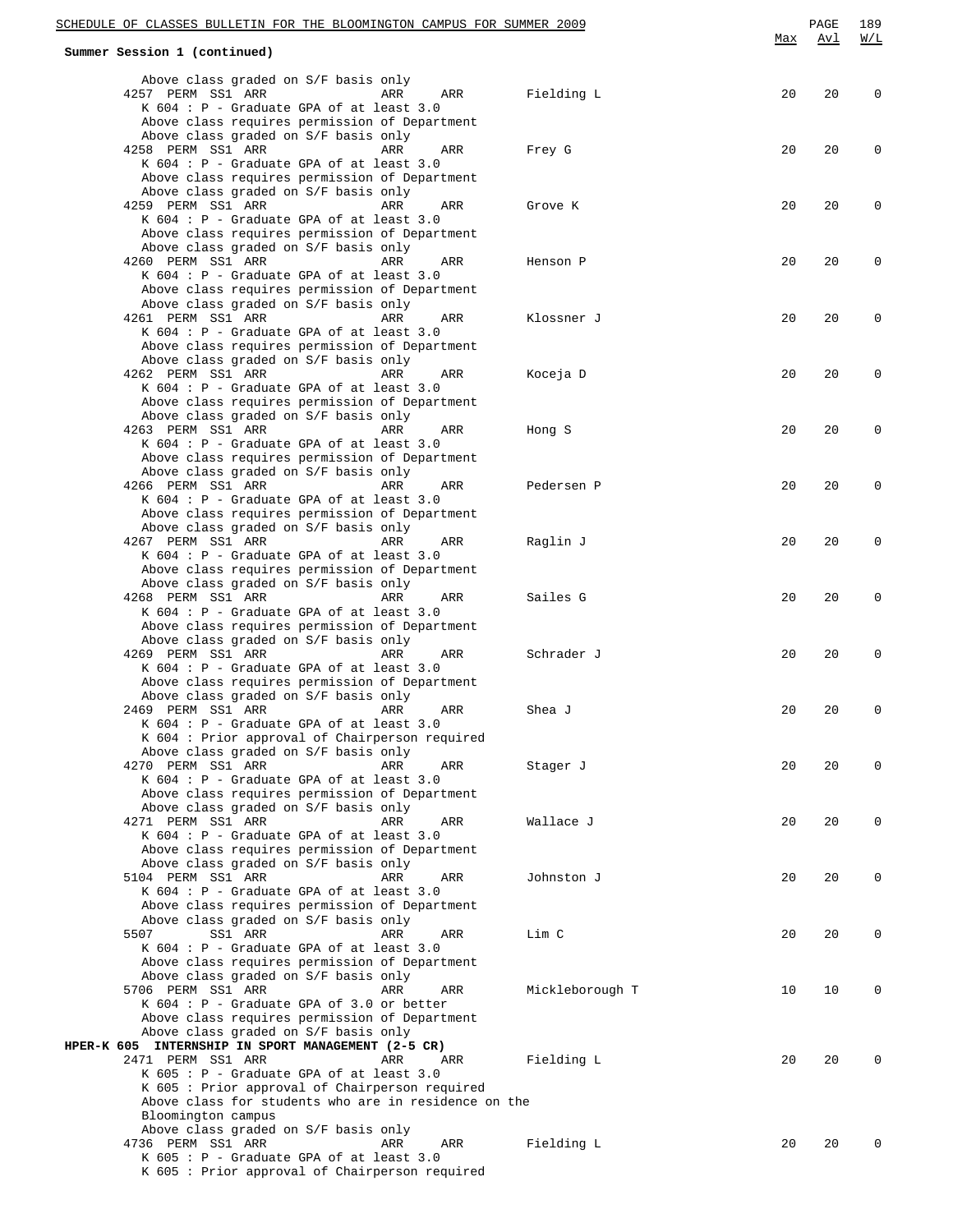**Summary Session 1 (continued)**

| | | | | | Max | Avl | W/L |
|---|---|---|---|---|---|---|---|
| Above class graded on S/F basis only | | | | | | | |
| 4257 PERM SS1 ARR | ARR | ARR | Fielding L | | 20 | 20 | 0 |
| K 604 : P - Graduate GPA of at least 3.0 | | | | | | | |
| Above class requires permission of Department | | | | | | | |
| Above class graded on S/F basis only | | | | | | | |
| 4258 PERM SS1 ARR | ARR | ARR | Frey G | | 20 | 20 | 0 |
| K 604 : P - Graduate GPA of at least 3.0 | | | | | | | |
| Above class requires permission of Department | | | | | | | |
| Above class graded on S/F basis only | | | | | | | |
| 4259 PERM SS1 ARR | ARR | ARR | Grove K | | 20 | 20 | 0 |
| K 604 : P - Graduate GPA of at least 3.0 | | | | | | | |
| Above class requires permission of Department | | | | | | | |
| Above class graded on S/F basis only | | | | | | | |
| 4260 PERM SS1 ARR | ARR | ARR | Henson P | | 20 | 20 | 0 |
| K 604 : P - Graduate GPA of at least 3.0 | | | | | | | |
| Above class requires permission of Department | | | | | | | |
| Above class graded on S/F basis only | | | | | | | |
| 4261 PERM SS1 ARR | ARR | ARR | Klossner J | | 20 | 20 | 0 |
| K 604 : P - Graduate GPA of at least 3.0 | | | | | | | |
| Above class requires permission of Department | | | | | | | |
| Above class graded on S/F basis only | | | | | | | |
| 4262 PERM SS1 ARR | ARR | ARR | Koceja D | | 20 | 20 | 0 |
| K 604 : P - Graduate GPA of at least 3.0 | | | | | | | |
| Above class requires permission of Department | | | | | | | |
| Above class graded on S/F basis only | | | | | | | |
| 4263 PERM SS1 ARR | ARR | ARR | Hong S | | 20 | 20 | 0 |
| K 604 : P - Graduate GPA of at least 3.0 | | | | | | | |
| Above class requires permission of Department | | | | | | | |
| Above class graded on S/F basis only | | | | | | | |
| 4266 PERM SS1 ARR | ARR | ARR | Pedersen P | | 20 | 20 | 0 |
| K 604 : P - Graduate GPA of at least 3.0 | | | | | | | |
| Above class requires permission of Department | | | | | | | |
| Above class graded on S/F basis only | | | | | | | |
| 4267 PERM SS1 ARR | ARR | ARR | Raglin J | | 20 | 20 | 0 |
| K 604 : P - Graduate GPA of at least 3.0 | | | | | | | |
| Above class requires permission of Department | | | | | | | |
| Above class graded on S/F basis only | | | | | | | |
| 4268 PERM SS1 ARR | ARR | ARR | Sailes G | | 20 | 20 | 0 |
| K 604 : P - Graduate GPA of at least 3.0 | | | | | | | |
| Above class requires permission of Department | | | | | | | |
| Above class graded on S/F basis only | | | | | | | |
| 4269 PERM SS1 ARR | ARR | ARR | Schrader J | | 20 | 20 | 0 |
| K 604 : P - Graduate GPA of at least 3.0 | | | | | | | |
| Above class requires permission of Department | | | | | | | |
| Above class graded on S/F basis only | | | | | | | |
| 2469 PERM SS1 ARR | ARR | ARR | Shea J | | 20 | 20 | 0 |
| K 604 : P - Graduate GPA of at least 3.0 | | | | | | | |
| K 604 : Prior approval of Chairperson required | | | | | | | |
| Above class graded on S/F basis only | | | | | | | |
| 4270 PERM SS1 ARR | ARR | ARR | Stager J | | 20 | 20 | 0 |
| K 604 : P - Graduate GPA of at least 3.0 | | | | | | | |
| Above class requires permission of Department | | | | | | | |
| Above class graded on S/F basis only | | | | | | | |
| 4271 PERM SS1 ARR | ARR | ARR | Wallace J | | 20 | 20 | 0 |
| K 604 : P - Graduate GPA of at least 3.0 | | | | | | | |
| Above class requires permission of Department | | | | | | | |
| Above class graded on S/F basis only | | | | | | | |
| 5104 PERM SS1 ARR | ARR | ARR | Johnston J | | 20 | 20 | 0 |
| K 604 : P - Graduate GPA of at least 3.0 | | | | | | | |
| Above class requires permission of Department | | | | | | | |
| Above class graded on S/F basis only | | | | | | | |
| 5507 SS1 ARR | ARR | ARR | Lim C | | 20 | 20 | 0 |
| K 604 : P - Graduate GPA of at least 3.0 | | | | | | | |
| Above class requires permission of Department | | | | | | | |
| Above class graded on S/F basis only | | | | | | | |
| 5706 PERM SS1 ARR | ARR | ARR | Mickleborough T | | 10 | 10 | 0 |
| K 604 : P - Graduate GPA of 3.0 or better | | | | | | | |
| Above class requires permission of Department | | | | | | | |
| Above class graded on S/F basis only | | | | | | | |

**HPER-K 605 INTERNSHIP IN SPORT MANAGEMENT (2-5 CR)**

| | | | | | Max | Avl | W/L |
|---|---|---|---|---|---|---|---|
| 2471 PERM SS1 ARR | ARR | ARR | Fielding L | | 20 | 20 | 0 |
| K 605 : P - Graduate GPA of at least 3.0 | | | | | | | |
| K 605 : Prior approval of Chairperson required | | | | | | | |
| Above class for students who are in residence on the Bloomington campus | | | | | | | |
| Above class graded on S/F basis only | | | | | | | |
| 4736 PERM SS1 ARR | ARR | ARR | Fielding L | | 20 | 20 | 0 |
| K 605 : P - Graduate GPA of at least 3.0 | | | | | | | |
| K 605 : Prior approval of Chairperson required | | | | | | | |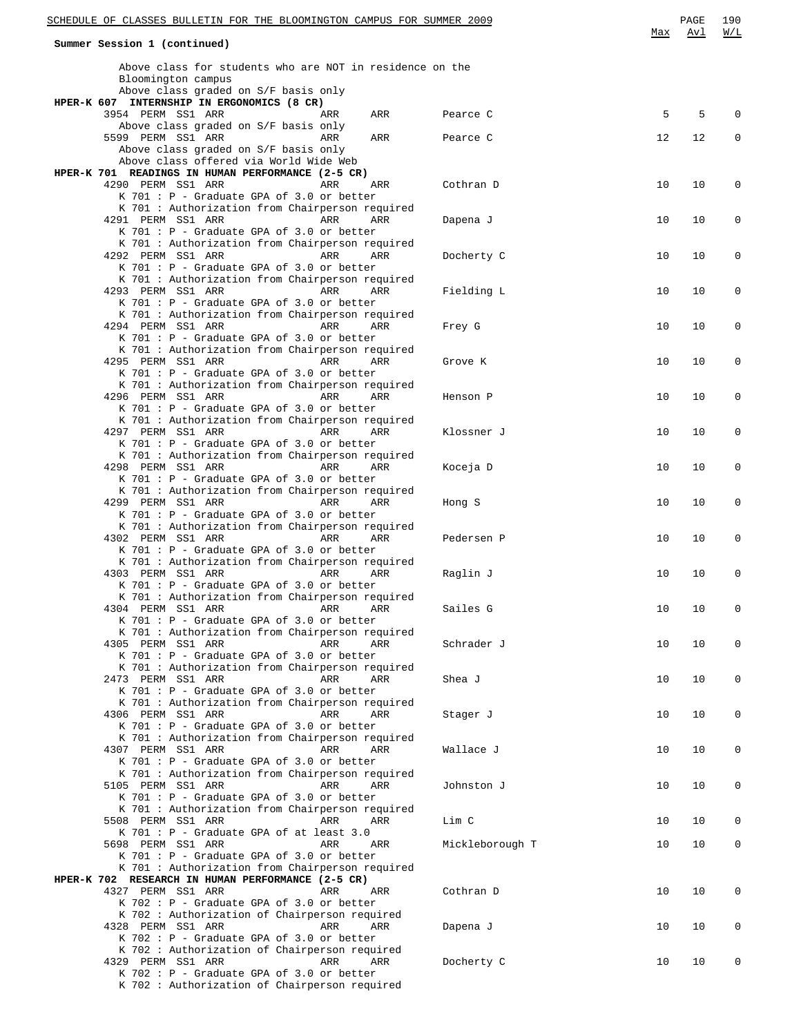**Summary Session 1 (continued)**

Above class for students who are NOT in residence on the Bloomington campus
Above class graded on S/F basis only

**HPER-K 607 INTERNSHIP IN ERGONOMICS (8 CR)**

| Class | Type | Session | Time | Days | Room | Instructor | Max | Avl | W/L |
|---|---|---|---|---|---|---|---|---|---|
| 3954 | PERM | SS1 | ARR | ARR | ARR | Pearce C | 5 | 5 | 0 |

Above class graded on S/F basis only

| Class | Type | Session | Time | Days | Room | Instructor | Max | Avl | W/L |
|---|---|---|---|---|---|---|---|---|---|
| 5599 | PERM | SS1 | ARR | ARR | ARR | Pearce C | 12 | 12 | 0 |

Above class graded on S/F basis only
Above class offered via World Wide Web

**HPER-K 701 READINGS IN HUMAN PERFORMANCE (2-5 CR)**

| Class | Type | Session | Time | Days | Room | Instructor | Max | Avl | W/L |
|---|---|---|---|---|---|---|---|---|---|
| 4290 | PERM | SS1 | ARR | ARR | ARR | Cothran D | 10 | 10 | 0 |
| 4291 | PERM | SS1 | ARR | ARR | ARR | Dapena J | 10 | 10 | 0 |
| 4292 | PERM | SS1 | ARR | ARR | ARR | Docherty C | 10 | 10 | 0 |
| 4293 | PERM | SS1 | ARR | ARR | ARR | Fielding L | 10 | 10 | 0 |
| 4294 | PERM | SS1 | ARR | ARR | ARR | Frey G | 10 | 10 | 0 |
| 4295 | PERM | SS1 | ARR | ARR | ARR | Grove K | 10 | 10 | 0 |
| 4296 | PERM | SS1 | ARR | ARR | ARR | Henson P | 10 | 10 | 0 |
| 4297 | PERM | SS1 | ARR | ARR | ARR | Klossner J | 10 | 10 | 0 |
| 4298 | PERM | SS1 | ARR | ARR | ARR | Koceja D | 10 | 10 | 0 |
| 4299 | PERM | SS1 | ARR | ARR | ARR | Hong S | 10 | 10 | 0 |
| 4302 | PERM | SS1 | ARR | ARR | ARR | Pedersen P | 10 | 10 | 0 |
| 4303 | PERM | SS1 | ARR | ARR | ARR | Raglin J | 10 | 10 | 0 |
| 4304 | PERM | SS1 | ARR | ARR | ARR | Sailes G | 10 | 10 | 0 |
| 4305 | PERM | SS1 | ARR | ARR | ARR | Schrader J | 10 | 10 | 0 |
| 2473 | PERM | SS1 | ARR | ARR | ARR | Shea J | 10 | 10 | 0 |
| 4306 | PERM | SS1 | ARR | ARR | ARR | Stager J | 10 | 10 | 0 |
| 4307 | PERM | SS1 | ARR | ARR | ARR | Wallace J | 10 | 10 | 0 |
| 5105 | PERM | SS1 | ARR | ARR | ARR | Johnston J | 10 | 10 | 0 |

Each of the sections above (4290 through 5105):
K 701 : P - Graduate GPA of 3.0 or better
K 701 : Authorization from Chairperson required

| Class | Type | Session | Time | Days | Room | Instructor | Max | Avl | W/L |
|---|---|---|---|---|---|---|---|---|---|
| 5508 | PERM | SS1 | ARR | ARR | ARR | Lim C | 10 | 10 | 0 |

K 701 : P - Graduate GPA of at least 3.0

| Class | Type | Session | Time | Days | Room | Instructor | Max | Avl | W/L |
|---|---|---|---|---|---|---|---|---|---|
| 5698 | PERM | SS1 | ARR | ARR | ARR | Mickleborough T | 10 | 10 | 0 |

K 701 : P - Graduate GPA of 3.0 or better
K 701 : Authorization from Chairperson required

**HPER-K 702 RESEARCH IN HUMAN PERFORMANCE (2-5 CR)**

| Class | Type | Session | Time | Days | Room | Instructor | Max | Avl | W/L |
|---|---|---|---|---|---|---|---|---|---|
| 4327 | PERM | SS1 | ARR | ARR | ARR | Cothran D | 10 | 10 | 0 |
| 4328 | PERM | SS1 | ARR | ARR | ARR | Dapena J | 10 | 10 | 0 |
| 4329 | PERM | SS1 | ARR | ARR | ARR | Docherty C | 10 | 10 | 0 |

Each of the sections above (4327 through 4329):
K 702 : P - Graduate GPA of 3.0 or better
K 702 : Authorization of Chairperson required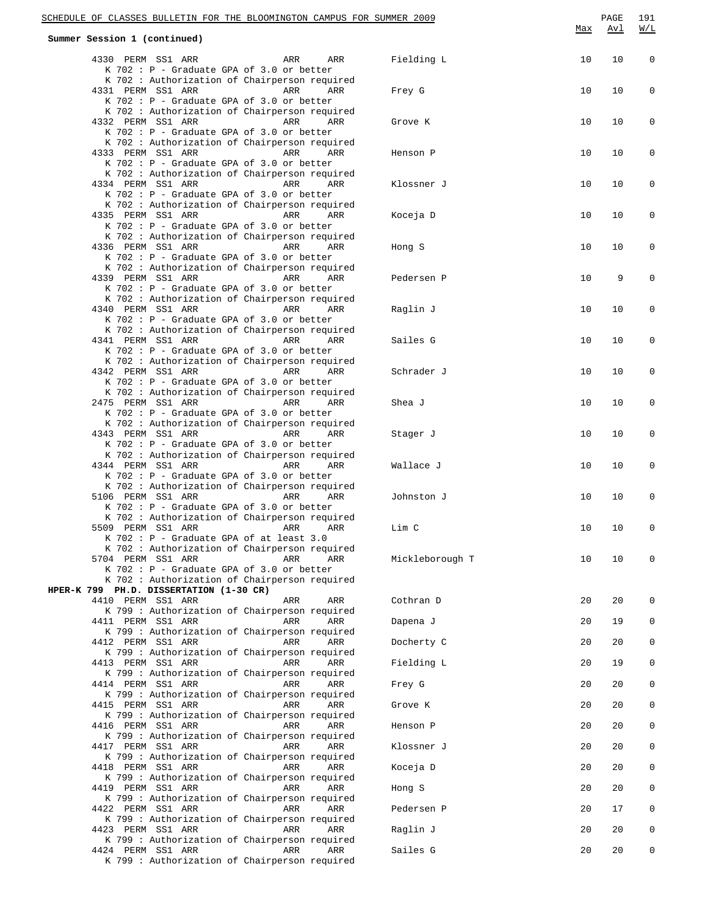Summer Session 1 (continued)

| Class | Type | Session | Days/Time | Room | Time | Instructor | Max | Avl | W/L |
|---|---|---|---|---|---|---|---|---|---|
| 4330 | PERM | SS1 | ARR | ARR | ARR | Fielding L | 10 | 10 | 0 |
| K 702 : P - Graduate GPA of 3.0 or better | | | | | | | | | |
| K 702 : Authorization of Chairperson required | | | | | | | | | |
| 4331 | PERM | SS1 | ARR | ARR | ARR | Frey G | 10 | 10 | 0 |
| K 702 : P - Graduate GPA of 3.0 or better | | | | | | | | | |
| K 702 : Authorization of Chairperson required | | | | | | | | | |
| 4332 | PERM | SS1 | ARR | ARR | ARR | Grove K | 10 | 10 | 0 |
| K 702 : P - Graduate GPA of 3.0 or better | | | | | | | | | |
| K 702 : Authorization of Chairperson required | | | | | | | | | |
| 4333 | PERM | SS1 | ARR | ARR | ARR | Henson P | 10 | 10 | 0 |
| K 702 : P - Graduate GPA of 3.0 or better | | | | | | | | | |
| K 702 : Authorization of Chairperson required | | | | | | | | | |
| 4334 | PERM | SS1 | ARR | ARR | ARR | Klossner J | 10 | 10 | 0 |
| K 702 : P - Graduate GPA of 3.0 or better | | | | | | | | | |
| K 702 : Authorization of Chairperson required | | | | | | | | | |
| 4335 | PERM | SS1 | ARR | ARR | ARR | Koceja D | 10 | 10 | 0 |
| K 702 : P - Graduate GPA of 3.0 or better | | | | | | | | | |
| K 702 : Authorization of Chairperson required | | | | | | | | | |
| 4336 | PERM | SS1 | ARR | ARR | ARR | Hong S | 10 | 10 | 0 |
| K 702 : P - Graduate GPA of 3.0 or better | | | | | | | | | |
| K 702 : Authorization of Chairperson required | | | | | | | | | |
| 4339 | PERM | SS1 | ARR | ARR | ARR | Pedersen P | 10 | 9 | 0 |
| K 702 : P - Graduate GPA of 3.0 or better | | | | | | | | | |
| K 702 : Authorization of Chairperson required | | | | | | | | | |
| 4340 | PERM | SS1 | ARR | ARR | ARR | Raglin J | 10 | 10 | 0 |
| K 702 : P - Graduate GPA of 3.0 or better | | | | | | | | | |
| K 702 : Authorization of Chairperson required | | | | | | | | | |
| 4341 | PERM | SS1 | ARR | ARR | ARR | Sailes G | 10 | 10 | 0 |
| K 702 : P - Graduate GPA of 3.0 or better | | | | | | | | | |
| K 702 : Authorization of Chairperson required | | | | | | | | | |
| 4342 | PERM | SS1 | ARR | ARR | ARR | Schrader J | 10 | 10 | 0 |
| K 702 : P - Graduate GPA of 3.0 or better | | | | | | | | | |
| K 702 : Authorization of Chairperson required | | | | | | | | | |
| 2475 | PERM | SS1 | ARR | ARR | ARR | Shea J | 10 | 10 | 0 |
| K 702 : P - Graduate GPA of 3.0 or better | | | | | | | | | |
| K 702 : Authorization of Chairperson required | | | | | | | | | |
| 4343 | PERM | SS1 | ARR | ARR | ARR | Stager J | 10 | 10 | 0 |
| K 702 : P - Graduate GPA of 3.0 or better | | | | | | | | | |
| K 702 : Authorization of Chairperson required | | | | | | | | | |
| 4344 | PERM | SS1 | ARR | ARR | ARR | Wallace J | 10 | 10 | 0 |
| K 702 : P - Graduate GPA of 3.0 or better | | | | | | | | | |
| K 702 : Authorization of Chairperson required | | | | | | | | | |
| 5106 | PERM | SS1 | ARR | ARR | ARR | Johnston J | 10 | 10 | 0 |
| K 702 : P - Graduate GPA of 3.0 or better | | | | | | | | | |
| K 702 : Authorization of Chairperson required | | | | | | | | | |
| 5509 | PERM | SS1 | ARR | ARR | ARR | Lim C | 10 | 10 | 0 |
| K 702 : P - Graduate GPA of at least 3.0 | | | | | | | | | |
| K 702 : Authorization of Chairperson required | | | | | | | | | |
| 5704 | PERM | SS1 | ARR | ARR | ARR | Mickleborough T | 10 | 10 | 0 |
| K 702 : P - Graduate GPA of 3.0 or better | | | | | | | | | |
| K 702 : Authorization of Chairperson required | | | | | | | | | |
| **HPER-K 799 PH.D. DISSERTATION (1-30 CR)** | | | | | | | | | |
| 4410 | PERM | SS1 | ARR | ARR | ARR | Cothran D | 20 | 20 | 0 |
| K 799 : Authorization of Chairperson required | | | | | | | | | |
| 4411 | PERM | SS1 | ARR | ARR | ARR | Dapena J | 20 | 19 | 0 |
| K 799 : Authorization of Chairperson required | | | | | | | | | |
| 4412 | PERM | SS1 | ARR | ARR | ARR | Docherty C | 20 | 20 | 0 |
| K 799 : Authorization of Chairperson required | | | | | | | | | |
| 4413 | PERM | SS1 | ARR | ARR | ARR | Fielding L | 20 | 19 | 0 |
| K 799 : Authorization of Chairperson required | | | | | | | | | |
| 4414 | PERM | SS1 | ARR | ARR | ARR | Frey G | 20 | 20 | 0 |
| K 799 : Authorization of Chairperson required | | | | | | | | | |
| 4415 | PERM | SS1 | ARR | ARR | ARR | Grove K | 20 | 20 | 0 |
| K 799 : Authorization of Chairperson required | | | | | | | | | |
| 4416 | PERM | SS1 | ARR | ARR | ARR | Henson P | 20 | 20 | 0 |
| K 799 : Authorization of Chairperson required | | | | | | | | | |
| 4417 | PERM | SS1 | ARR | ARR | ARR | Klossner J | 20 | 20 | 0 |
| K 799 : Authorization of Chairperson required | | | | | | | | | |
| 4418 | PERM | SS1 | ARR | ARR | ARR | Koceja D | 20 | 20 | 0 |
| K 799 : Authorization of Chairperson required | | | | | | | | | |
| 4419 | PERM | SS1 | ARR | ARR | ARR | Hong S | 20 | 20 | 0 |
| K 799 : Authorization of Chairperson required | | | | | | | | | |
| 4422 | PERM | SS1 | ARR | ARR | ARR | Pedersen P | 20 | 17 | 0 |
| K 799 : Authorization of Chairperson required | | | | | | | | | |
| 4423 | PERM | SS1 | ARR | ARR | ARR | Raglin J | 20 | 20 | 0 |
| K 799 : Authorization of Chairperson required | | | | | | | | | |
| 4424 | PERM | SS1 | ARR | ARR | ARR | Sailes G | 20 | 20 | 0 |
| K 799 : Authorization of Chairperson required | | | | | | | | | |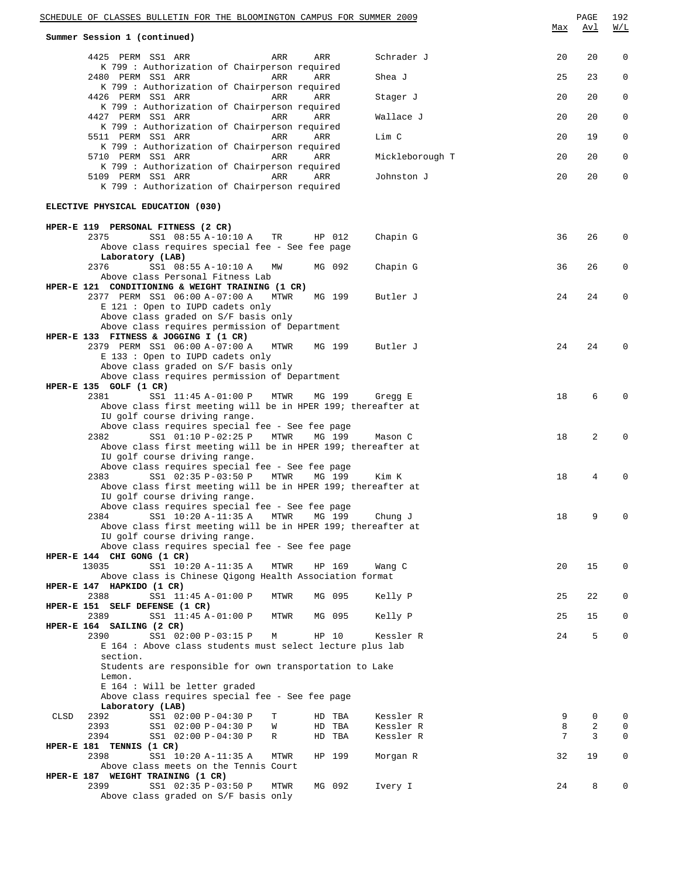**Summary Session 1 (continued)**

| Class | | | Time | Days | Room | Instructor | Max | Avl | W/L |
|---|---|---|---|---|---|---|---|---|---|
| 4425 | PERM | SS1 | ARR | ARR | ARR | Schrader J | 20 | 20 | 0 |

K 799 : Authorization of Chairperson required

| Class | | | Time | Days | Room | Instructor | Max | Avl | W/L |
|---|---|---|---|---|---|---|---|---|---|
| 2480 | PERM | SS1 | ARR | ARR | ARR | Shea J | 25 | 23 | 0 |

K 799 : Authorization of Chairperson required

| Class | | | Time | Days | Room | Instructor | Max | Avl | W/L |
|---|---|---|---|---|---|---|---|---|---|
| 4426 | PERM | SS1 | ARR | ARR | ARR | Stager J | 20 | 20 | 0 |

K 799 : Authorization of Chairperson required

| Class | | | Time | Days | Room | Instructor | Max | Avl | W/L |
|---|---|---|---|---|---|---|---|---|---|
| 4427 | PERM | SS1 | ARR | ARR | ARR | Wallace J | 20 | 20 | 0 |

K 799 : Authorization of Chairperson required

| Class | | | Time | Days | Room | Instructor | Max | Avl | W/L |
|---|---|---|---|---|---|---|---|---|---|
| 5511 | PERM | SS1 | ARR | ARR | ARR | Lim C | 20 | 19 | 0 |

K 799 : Authorization of Chairperson required

| Class | | | Time | Days | Room | Instructor | Max | Avl | W/L |
|---|---|---|---|---|---|---|---|---|---|
| 5710 | PERM | SS1 | ARR | ARR | ARR | Mickleborough T | 20 | 20 | 0 |

K 799 : Authorization of Chairperson required

| Class | | | Time | Days | Room | Instructor | Max | Avl | W/L |
|---|---|---|---|---|---|---|---|---|---|
| 5109 | PERM | SS1 | ARR | ARR | ARR | Johnston J | 20 | 20 | 0 |

K 799 : Authorization of Chairperson required

## ELECTIVE PHYSICAL EDUCATION (030)

**HPER-E 119 PERSONAL FITNESS (2 CR)**

| Class | | Time | Days | Room | Instructor | Max | Avl | W/L |
|---|---|---|---|---|---|---|---|---|
| 2375 | SS1 | 08:55 A-10:10 A | TR | HP 012 | Chapin G | 36 | 26 | 0 |

Above class requires special fee - See fee page

**Laboratory (LAB)**

| Class | | Time | Days | Room | Instructor | Max | Avl | W/L |
|---|---|---|---|---|---|---|---|---|
| 2376 | SS1 | 08:55 A-10:10 A | MW | MG 092 | Chapin G | 36 | 26 | 0 |

Above class Personal Fitness Lab

**HPER-E 121 CONDITIONING & WEIGHT TRAINING (1 CR)**

| Class | | | Time | Days | Room | Instructor | Max | Avl | W/L |
|---|---|---|---|---|---|---|---|---|---|
| 2377 | PERM | SS1 | 06:00 A-07:00 A | MTWR | MG 199 | Butler J | 24 | 24 | 0 |

E 121 : Open to IUPD cadets only
Above class graded on S/F basis only
Above class requires permission of Department

**HPER-E 133 FITNESS & JOGGING I (1 CR)**

| Class | | | Time | Days | Room | Instructor | Max | Avl | W/L |
|---|---|---|---|---|---|---|---|---|---|
| 2379 | PERM | SS1 | 06:00 A-07:00 A | MTWR | MG 199 | Butler J | 24 | 24 | 0 |

E 133 : Open to IUPD cadets only
Above class graded on S/F basis only
Above class requires permission of Department

**HPER-E 135 GOLF (1 CR)**

| Class | | Time | Days | Room | Instructor | Max | Avl | W/L |
|---|---|---|---|---|---|---|---|---|
| 2381 | SS1 | 11:45 A-01:00 P | MTWR | MG 199 | Gregg E | 18 | 6 | 0 |

Above class first meeting will be in HPER 199; thereafter at IU golf course driving range.
Above class requires special fee - See fee page

| Class | | Time | Days | Room | Instructor | Max | Avl | W/L |
|---|---|---|---|---|---|---|---|---|
| 2382 | SS1 | 01:10 P-02:25 P | MTWR | MG 199 | Mason C | 18 | 2 | 0 |

Above class first meeting will be in HPER 199; thereafter at IU golf course driving range.
Above class requires special fee - See fee page

| Class | | Time | Days | Room | Instructor | Max | Avl | W/L |
|---|---|---|---|---|---|---|---|---|
| 2383 | SS1 | 02:35 P-03:50 P | MTWR | MG 199 | Kim K | 18 | 4 | 0 |

Above class first meeting will be in HPER 199; thereafter at IU golf course driving range.
Above class requires special fee - See fee page

| Class | | Time | Days | Room | Instructor | Max | Avl | W/L |
|---|---|---|---|---|---|---|---|---|
| 2384 | SS1 | 10:20 A-11:35 A | MTWR | MG 199 | Chung J | 18 | 9 | 0 |

Above class first meeting will be in HPER 199; thereafter at IU golf course driving range.
Above class requires special fee - See fee page

**HPER-E 144 CHI GONG (1 CR)**

| Class | | Time | Days | Room | Instructor | Max | Avl | W/L |
|---|---|---|---|---|---|---|---|---|
| 13035 | SS1 | 10:20 A-11:35 A | MTWR | HP 169 | Wang C | 20 | 15 | 0 |

Above class is Chinese Qigong Health Association format

**HPER-E 147 HAPKIDO (1 CR)**

| Class | | Time | Days | Room | Instructor | Max | Avl | W/L |
|---|---|---|---|---|---|---|---|---|
| 2388 | SS1 | 11:45 A-01:00 P | MTWR | MG 095 | Kelly P | 25 | 22 | 0 |

**HPER-E 151 SELF DEFENSE (1 CR)**

| Class | | Time | Days | Room | Instructor | Max | Avl | W/L |
|---|---|---|---|---|---|---|---|---|
| 2389 | SS1 | 11:45 A-01:00 P | MTWR | MG 095 | Kelly P | 25 | 15 | 0 |

**HPER-E 164 SAILING (2 CR)**

| Class | | Time | Days | Room | Instructor | Max | Avl | W/L |
|---|---|---|---|---|---|---|---|---|
| 2390 | SS1 | 02:00 P-03:15 P | M | HP 10 | Kessler R | 24 | 5 | 0 |

E 164 : Above class students must select lecture plus lab section.
Students are responsible for own transportation to Lake Lemon.
E 164 : Will be letter graded
Above class requires special fee - See fee page

**Laboratory (LAB)**

| | Class | | Time | Days | Room | Instructor | Max | Avl | W/L |
|---|---|---|---|---|---|---|---|---|---|
| CLSD | 2392 | SS1 | 02:00 P-04:30 P | T | HD TBA | Kessler R | 9 | 0 | 0 |
| | 2393 | SS1 | 02:00 P-04:30 P | W | HD TBA | Kessler R | 8 | 2 | 0 |
| | 2394 | SS1 | 02:00 P-04:30 P | R | HD TBA | Kessler R | 7 | 3 | 0 |

**HPER-E 181 TENNIS (1 CR)**

| Class | | Time | Days | Room | Instructor | Max | Avl | W/L |
|---|---|---|---|---|---|---|---|---|
| 2398 | SS1 | 10:20 A-11:35 A | MTWR | HP 199 | Morgan R | 32 | 19 | 0 |

Above class meets on the Tennis Court

**HPER-E 187 WEIGHT TRAINING (1 CR)**

| Class | | Time | Days | Room | Instructor | Max | Avl | W/L |
|---|---|---|---|---|---|---|---|---|
| 2399 | SS1 | 02:35 P-03:50 P | MTWR | MG 092 | Ivery I | 24 | 8 | 0 |

Above class graded on S/F basis only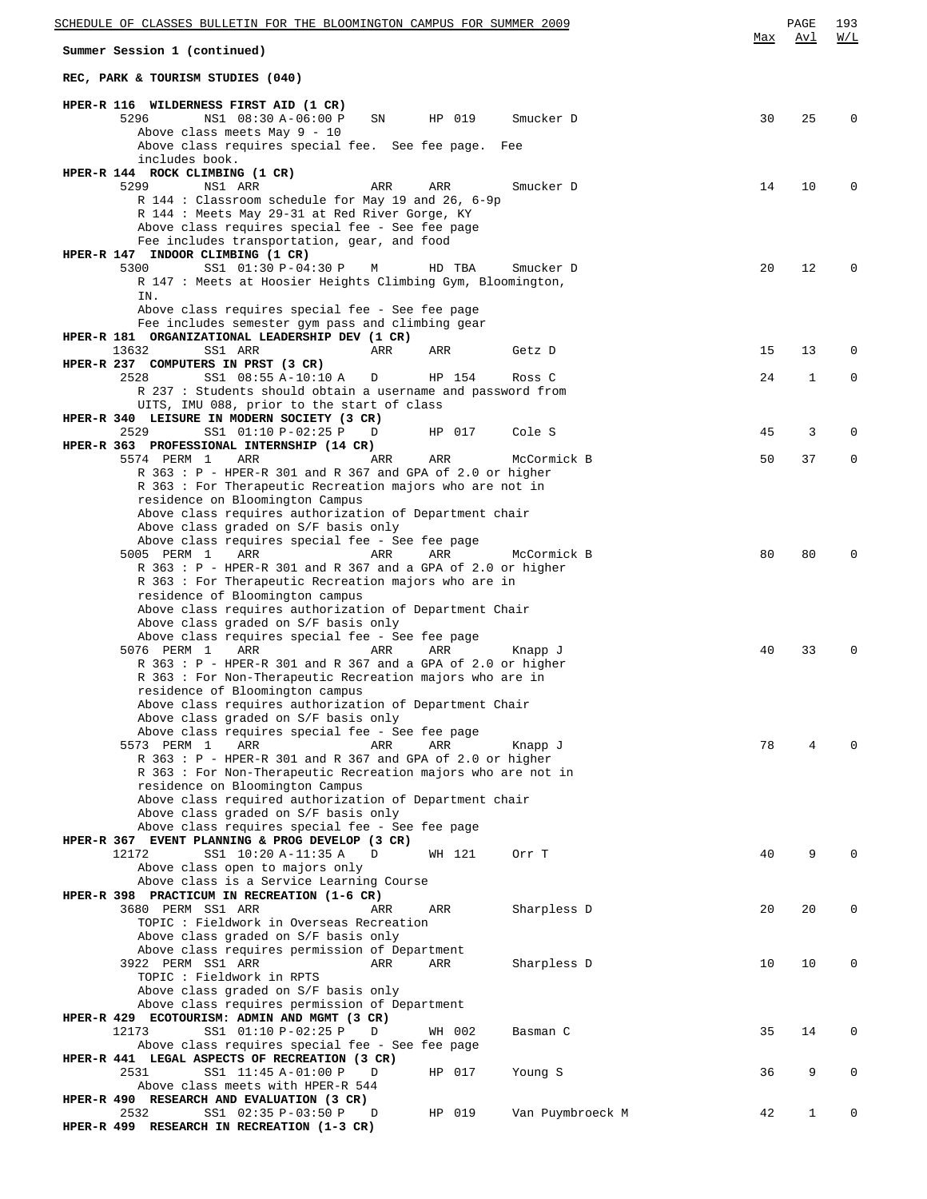Summary Session 1 (continued)

## REC, PARK & TOURISM STUDIES (040)

**HPER-R 116 WILDERNESS FIRST AID (1 CR)**

| Class | Session | Time | Days | Room | Instructor | Max | Avl | W/L |
|---|---|---|---|---|---|---|---|---|
| 5296 | NS1 | 08:30 A-06:00 P | SN | HP 019 | Smucker D | 30 | 25 | 0 |

Above class meets May 9 - 10
Above class requires special fee. See fee page. Fee includes book.

**HPER-R 144 ROCK CLIMBING (1 CR)**

| Class | Session | Time | Days | Room | Instructor | Max | Avl | W/L |
|---|---|---|---|---|---|---|---|---|
| 5299 | NS1 | ARR | ARR | ARR | Smucker D | 14 | 10 | 0 |

R 144 : Classroom schedule for May 19 and 26, 6-9p
R 144 : Meets May 29-31 at Red River Gorge, KY
Above class requires special fee - See fee page
Fee includes transportation, gear, and food

**HPER-R 147 INDOOR CLIMBING (1 CR)**

| Class | Session | Time | Days | Room | Instructor | Max | Avl | W/L |
|---|---|---|---|---|---|---|---|---|
| 5300 | SS1 | 01:30 P-04:30 P | M | HD TBA | Smucker D | 20 | 12 | 0 |

R 147 : Meets at Hoosier Heights Climbing Gym, Bloomington, IN.
Above class requires special fee - See fee page
Fee includes semester gym pass and climbing gear

**HPER-R 181 ORGANIZATIONAL LEADERSHIP DEV (1 CR)**

| Class | Session | Time | Days | Room | Instructor | Max | Avl | W/L |
|---|---|---|---|---|---|---|---|---|
| 13632 | SS1 | ARR | ARR | ARR | Getz D | 15 | 13 | 0 |

**HPER-R 237 COMPUTERS IN PRST (3 CR)**

| Class | Session | Time | Days | Room | Instructor | Max | Avl | W/L |
|---|---|---|---|---|---|---|---|---|
| 2528 | SS1 | 08:55 A-10:10 A | D | HP 154 | Ross C | 24 | 1 | 0 |

R 237 : Students should obtain a username and password from UITS, IMU 088, prior to the start of class

**HPER-R 340 LEISURE IN MODERN SOCIETY (3 CR)**

| Class | Session | Time | Days | Room | Instructor | Max | Avl | W/L |
|---|---|---|---|---|---|---|---|---|
| 2529 | SS1 | 01:10 P-02:25 P | D | HP 017 | Cole S | 45 | 3 | 0 |

**HPER-R 363 PROFESSIONAL INTERNSHIP (14 CR)**

| Class | Session | Time | Days | Room | Instructor | Max | Avl | W/L |
|---|---|---|---|---|---|---|---|---|
| 5574 PERM | 1 | ARR | ARR | ARR | McCormick B | 50 | 37 | 0 |

R 363 : P - HPER-R 301 and R 367 and GPA of 2.0 or higher
R 363 : For Therapeutic Recreation majors who are not in residence on Bloomington Campus
Above class requires authorization of Department chair
Above class graded on S/F basis only
Above class requires special fee - See fee page

| Class | Session | Time | Days | Room | Instructor | Max | Avl | W/L |
|---|---|---|---|---|---|---|---|---|
| 5005 PERM | 1 | ARR | ARR | ARR | McCormick B | 80 | 80 | 0 |

R 363 : P - HPER-R 301 and R 367 and a GPA of 2.0 or higher
R 363 : For Therapeutic Recreation majors who are in residence of Bloomington campus
Above class requires authorization of Department Chair
Above class graded on S/F basis only
Above class requires special fee - See fee page

| Class | Session | Time | Days | Room | Instructor | Max | Avl | W/L |
|---|---|---|---|---|---|---|---|---|
| 5076 PERM | 1 | ARR | ARR | ARR | Knapp J | 40 | 33 | 0 |

R 363 : P - HPER-R 301 and R 367 and a GPA of 2.0 or higher
R 363 : For Non-Therapeutic Recreation majors who are in residence of Bloomington campus
Above class requires authorization of Department Chair
Above class graded on S/F basis only
Above class requires special fee - See fee page

| Class | Session | Time | Days | Room | Instructor | Max | Avl | W/L |
|---|---|---|---|---|---|---|---|---|
| 5573 PERM | 1 | ARR | ARR | ARR | Knapp J | 78 | 4 | 0 |

R 363 : P - HPER-R 301 and R 367 and GPA of 2.0 or higher
R 363 : For Non-Therapeutic Recreation majors who are not in residence on Bloomington Campus
Above class required authorization of Department chair
Above class graded on S/F basis only
Above class requires special fee - See fee page

**HPER-R 367 EVENT PLANNING & PROG DEVELOP (3 CR)**

| Class | Session | Time | Days | Room | Instructor | Max | Avl | W/L |
|---|---|---|---|---|---|---|---|---|
| 12172 | SS1 | 10:20 A-11:35 A | D | WH 121 | Orr T | 40 | 9 | 0 |

Above class open to majors only
Above class is a Service Learning Course

**HPER-R 398 PRACTICUM IN RECREATION (1-6 CR)**

| Class | Session | Time | Days | Room | Instructor | Max | Avl | W/L |
|---|---|---|---|---|---|---|---|---|
| 3680 PERM | SS1 | ARR | ARR | ARR | Sharpless D | 20 | 20 | 0 |

TOPIC : Fieldwork in Overseas Recreation
Above class graded on S/F basis only
Above class requires permission of Department

| Class | Session | Time | Days | Room | Instructor | Max | Avl | W/L |
|---|---|---|---|---|---|---|---|---|
| 3922 PERM | SS1 | ARR | ARR | ARR | Sharpless D | 10 | 10 | 0 |

TOPIC : Fieldwork in RPTS
Above class graded on S/F basis only
Above class requires permission of Department

**HPER-R 429 ECOTOURISM: ADMIN AND MGMT (3 CR)**

| Class | Session | Time | Days | Room | Instructor | Max | Avl | W/L |
|---|---|---|---|---|---|---|---|---|
| 12173 | SS1 | 01:10 P-02:25 P | D | WH 002 | Basman C | 35 | 14 | 0 |

Above class requires special fee - See fee page

**HPER-R 441 LEGAL ASPECTS OF RECREATION (3 CR)**

| Class | Session | Time | Days | Room | Instructor | Max | Avl | W/L |
|---|---|---|---|---|---|---|---|---|
| 2531 | SS1 | 11:45 A-01:00 P | D | HP 017 | Young S | 36 | 9 | 0 |

Above class meets with HPER-R 544

**HPER-R 490 RESEARCH AND EVALUATION (3 CR)**

| Class | Session | Time | Days | Room | Instructor | Max | Avl | W/L |
|---|---|---|---|---|---|---|---|---|
| 2532 | SS1 | 02:35 P-03:50 P | D | HP 019 | Van Puymbroeck M | 42 | 1 | 0 |

**HPER-R 499 RESEARCH IN RECREATION (1-3 CR)**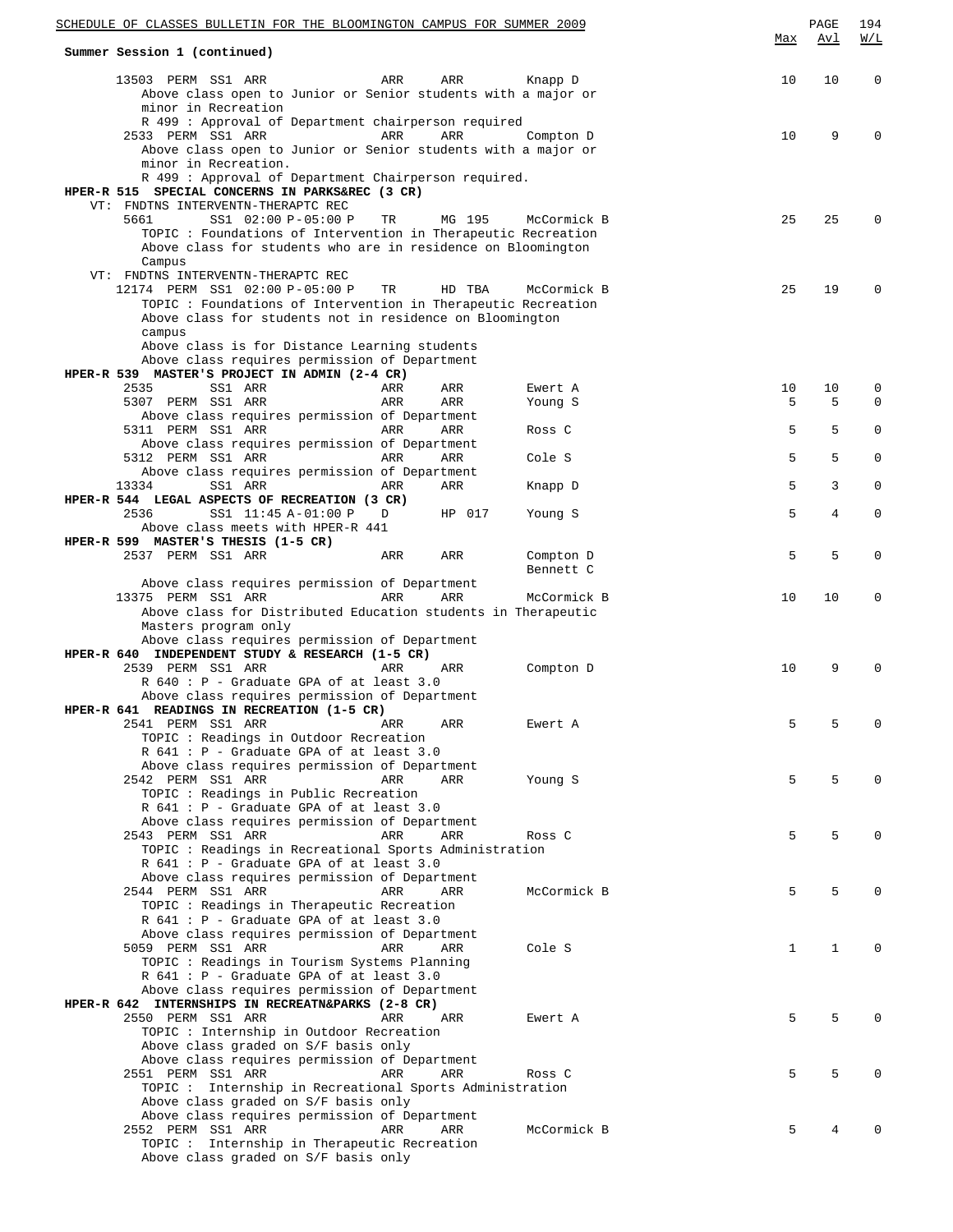Summary Session 1 (continued)

| Class | Perm | Session | Time | Days | Room | Instructor | Max | Avl | W/L |
|---|---|---|---|---|---|---|---|---|---|
| 13503 | PERM | SS1 | ARR | ARR | ARR | Knapp D | 10 | 10 | 0 |

Above class open to Junior or Senior students with a major or minor in Recreation
R 499 : Approval of Department chairperson required

| Class | Perm | Session | Time | Days | Room | Instructor | Max | Avl | W/L |
|---|---|---|---|---|---|---|---|---|---|
| 2533 | PERM | SS1 | ARR | ARR | ARR | Compton D | 10 | 9 | 0 |

Above class open to Junior or Senior students with a major or minor in Recreation.
R 499 : Approval of Department Chairperson required.

**HPER-R 515 SPECIAL CONCERNS IN PARKS&REC (3 CR)**

VT: FNDTNS INTERVENTN-THERAPTC REC

| Class | Perm | Session | Time | Days | Room | Instructor | Max | Avl | W/L |
|---|---|---|---|---|---|---|---|---|---|
| 5661 | | SS1 | 02:00 P-05:00 P | TR | MG 195 | McCormick B | 25 | 25 | 0 |

TOPIC : Foundations of Intervention in Therapeutic Recreation
Above class for students who are in residence on Bloomington Campus

VT: FNDTNS INTERVENTN-THERAPTC REC

| Class | Perm | Session | Time | Days | Room | Instructor | Max | Avl | W/L |
|---|---|---|---|---|---|---|---|---|---|
| 12174 | PERM | SS1 | 02:00 P-05:00 P | TR | HD TBA | McCormick B | 25 | 19 | 0 |

TOPIC : Foundations of Intervention in Therapeutic Recreation
Above class for students not in residence on Bloomington campus
Above class is for Distance Learning students
Above class requires permission of Department

**HPER-R 539 MASTER'S PROJECT IN ADMIN (2-4 CR)**

| Class | Perm | Session | Time | Days | Room | Instructor | Max | Avl | W/L |
|---|---|---|---|---|---|---|---|---|---|
| 2535 | | SS1 | ARR | ARR | ARR | Ewert A | 10 | 10 | 0 |
| 5307 | PERM | SS1 | ARR | ARR | ARR | Young S | 5 | 5 | 0 |

Above class requires permission of Department

| Class | Perm | Session | Time | Days | Room | Instructor | Max | Avl | W/L |
|---|---|---|---|---|---|---|---|---|---|
| 5311 | PERM | SS1 | ARR | ARR | ARR | Ross C | 5 | 5 | 0 |

Above class requires permission of Department

| Class | Perm | Session | Time | Days | Room | Instructor | Max | Avl | W/L |
|---|---|---|---|---|---|---|---|---|---|
| 5312 | PERM | SS1 | ARR | ARR | ARR | Cole S | 5 | 5 | 0 |

Above class requires permission of Department

| Class | Perm | Session | Time | Days | Room | Instructor | Max | Avl | W/L |
|---|---|---|---|---|---|---|---|---|---|
| 13334 | | SS1 | ARR | ARR | ARR | Knapp D | 5 | 3 | 0 |

**HPER-R 544 LEGAL ASPECTS OF RECREATION (3 CR)**

| Class | Perm | Session | Time | Days | Room | Instructor | Max | Avl | W/L |
|---|---|---|---|---|---|---|---|---|---|
| 2536 | | SS1 | 11:45 A-01:00 P | D | HP 017 | Young S | 5 | 4 | 0 |

Above class meets with HPER-R 441

**HPER-R 599 MASTER'S THESIS (1-5 CR)**

| Class | Perm | Session | Time | Days | Room | Instructor | Max | Avl | W/L |
|---|---|---|---|---|---|---|---|---|---|
| 2537 | PERM | SS1 | ARR | ARR | ARR | Compton D, Bennett C | 5 | 5 | 0 |

Above class requires permission of Department

| Class | Perm | Session | Time | Days | Room | Instructor | Max | Avl | W/L |
|---|---|---|---|---|---|---|---|---|---|
| 13375 | PERM | SS1 | ARR | ARR | ARR | McCormick B | 10 | 10 | 0 |

Above class for Distributed Education students in Therapeutic Masters program only
Above class requires permission of Department

**HPER-R 640 INDEPENDENT STUDY & RESEARCH (1-5 CR)**

| Class | Perm | Session | Time | Days | Room | Instructor | Max | Avl | W/L |
|---|---|---|---|---|---|---|---|---|---|
| 2539 | PERM | SS1 | ARR | ARR | ARR | Compton D | 10 | 9 | 0 |

R 640 : P - Graduate GPA of at least 3.0
Above class requires permission of Department

**HPER-R 641 READINGS IN RECREATION (1-5 CR)**

| Class | Perm | Session | Time | Days | Room | Instructor | Max | Avl | W/L |
|---|---|---|---|---|---|---|---|---|---|
| 2541 | PERM | SS1 | ARR | ARR | ARR | Ewert A | 5 | 5 | 0 |

TOPIC : Readings in Outdoor Recreation
R 641 : P - Graduate GPA of at least 3.0
Above class requires permission of Department

| Class | Perm | Session | Time | Days | Room | Instructor | Max | Avl | W/L |
|---|---|---|---|---|---|---|---|---|---|
| 2542 | PERM | SS1 | ARR | ARR | ARR | Young S | 5 | 5 | 0 |

TOPIC : Readings in Public Recreation
R 641 : P - Graduate GPA of at least 3.0
Above class requires permission of Department

| Class | Perm | Session | Time | Days | Room | Instructor | Max | Avl | W/L |
|---|---|---|---|---|---|---|---|---|---|
| 2543 | PERM | SS1 | ARR | ARR | ARR | Ross C | 5 | 5 | 0 |

TOPIC : Readings in Recreational Sports Administration
R 641 : P - Graduate GPA of at least 3.0
Above class requires permission of Department

| Class | Perm | Session | Time | Days | Room | Instructor | Max | Avl | W/L |
|---|---|---|---|---|---|---|---|---|---|
| 2544 | PERM | SS1 | ARR | ARR | ARR | McCormick B | 5 | 5 | 0 |

TOPIC : Readings in Therapeutic Recreation
R 641 : P - Graduate GPA of at least 3.0
Above class requires permission of Department

| Class | Perm | Session | Time | Days | Room | Instructor | Max | Avl | W/L |
|---|---|---|---|---|---|---|---|---|---|
| 5059 | PERM | SS1 | ARR | ARR | ARR | Cole S | 1 | 1 | 0 |

TOPIC : Readings in Tourism Systems Planning
R 641 : P - Graduate GPA of at least 3.0
Above class requires permission of Department

**HPER-R 642 INTERNSHIPS IN RECREATN&PARKS (2-8 CR)**

| Class | Perm | Session | Time | Days | Room | Instructor | Max | Avl | W/L |
|---|---|---|---|---|---|---|---|---|---|
| 2550 | PERM | SS1 | ARR | ARR | ARR | Ewert A | 5 | 5 | 0 |

TOPIC : Internship in Outdoor Recreation
Above class graded on S/F basis only
Above class requires permission of Department

| Class | Perm | Session | Time | Days | Room | Instructor | Max | Avl | W/L |
|---|---|---|---|---|---|---|---|---|---|
| 2551 | PERM | SS1 | ARR | ARR | ARR | Ross C | 5 | 5 | 0 |

TOPIC : Internship in Recreational Sports Administration
Above class graded on S/F basis only
Above class requires permission of Department

| Class | Perm | Session | Time | Days | Room | Instructor | Max | Avl | W/L |
|---|---|---|---|---|---|---|---|---|---|
| 2552 | PERM | SS1 | ARR | ARR | ARR | McCormick B | 5 | 4 | 0 |

TOPIC : Internship in Therapeutic Recreation
Above class graded on S/F basis only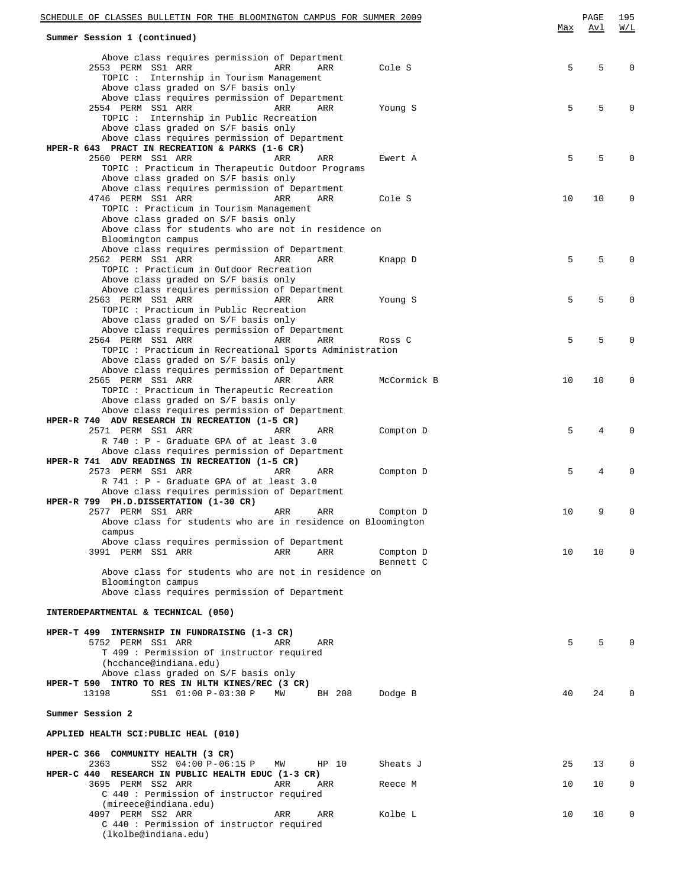**Summary Session 1 (continued)**

| | Max | Avl | W/L |
|---|---|---|---|
| Above class requires permission of Department | | | |
| 2553 PERM SS1 ARR ARR ARR Cole S | 5 | 5 | 0 |
| TOPIC : Internship in Tourism Management<br>Above class graded on S/F basis only<br>Above class requires permission of Department | | | |
| 2554 PERM SS1 ARR ARR ARR Young S | 5 | 5 | 0 |
| TOPIC : Internship in Public Recreation<br>Above class graded on S/F basis only<br>Above class requires permission of Department | | | |

**HPER-R 643 PRACT IN RECREATION & PARKS (1-6 CR)**

| | Max | Avl | W/L |
|---|---|---|---|
| 2560 PERM SS1 ARR ARR ARR Ewert A | 5 | 5 | 0 |
| TOPIC : Practicum in Therapeutic Outdoor Programs<br>Above class graded on S/F basis only<br>Above class requires permission of Department | | | |
| 4746 PERM SS1 ARR ARR ARR Cole S | 10 | 10 | 0 |
| TOPIC : Practicum in Tourism Management<br>Above class graded on S/F basis only<br>Above class for students who are not in residence on Bloomington campus<br>Above class requires permission of Department | | | |
| 2562 PERM SS1 ARR ARR ARR Knapp D | 5 | 5 | 0 |
| TOPIC : Practicum in Outdoor Recreation<br>Above class graded on S/F basis only<br>Above class requires permission of Department | | | |
| 2563 PERM SS1 ARR ARR ARR Young S | 5 | 5 | 0 |
| TOPIC : Practicum in Public Recreation<br>Above class graded on S/F basis only<br>Above class requires permission of Department | | | |
| 2564 PERM SS1 ARR ARR ARR Ross C | 5 | 5 | 0 |
| TOPIC : Practicum in Recreational Sports Administration<br>Above class graded on S/F basis only<br>Above class requires permission of Department | | | |
| 2565 PERM SS1 ARR ARR ARR McCormick B | 10 | 10 | 0 |
| TOPIC : Practicum in Therapeutic Recreation<br>Above class graded on S/F basis only<br>Above class requires permission of Department | | | |

**HPER-R 740 ADV RESEARCH IN RECREATION (1-5 CR)**

| | Max | Avl | W/L |
|---|---|---|---|
| 2571 PERM SS1 ARR ARR ARR Compton D | 5 | 4 | 0 |
| R 740 : P - Graduate GPA of at least 3.0<br>Above class requires permission of Department | | | |

**HPER-R 741 ADV READINGS IN RECREATION (1-5 CR)**

| | Max | Avl | W/L |
|---|---|---|---|
| 2573 PERM SS1 ARR ARR ARR Compton D | 5 | 4 | 0 |
| R 741 : P - Graduate GPA of at least 3.0<br>Above class requires permission of Department | | | |

**HPER-R 799 PH.D.DISSERTATION (1-30 CR)**

| | Max | Avl | W/L |
|---|---|---|---|
| 2577 PERM SS1 ARR ARR ARR Compton D | 10 | 9 | 0 |
| Above class for students who are in residence on Bloomington campus<br>Above class requires permission of Department | | | |
| 3991 PERM SS1 ARR ARR ARR Compton D, Bennett C | 10 | 10 | 0 |
| Above class for students who are not in residence on Bloomington campus<br>Above class requires permission of Department | | | |

**INTERDEPARTMENTAL & TECHNICAL (050)**

**HPER-T 499 INTERNSHIP IN FUNDRAISING (1-3 CR)**

| | Max | Avl | W/L |
|---|---|---|---|
| 5752 PERM SS1 ARR ARR ARR | 5 | 5 | 0 |
| T 499 : Permission of instructor required (hcchance@indiana.edu)<br>Above class graded on S/F basis only | | | |

**HPER-T 590 INTRO TO RES IN HLTH KINES/REC (3 CR)**

| | Max | Avl | W/L |
|---|---|---|---|
| 13198 SS1 01:00 P-03:30 P MW BH 208 Dodge B | 40 | 24 | 0 |

**Summer Session 2**

**APPLIED HEALTH SCI:PUBLIC HEAL (010)**

**HPER-C 366 COMMUNITY HEALTH (3 CR)**

| | Max | Avl | W/L |
|---|---|---|---|
| 2363 SS2 04:00 P-06:15 P MW HP 10 Sheats J | 25 | 13 | 0 |

**HPER-C 440 RESEARCH IN PUBLIC HEALTH EDUC (1-3 CR)**

| | Max | Avl | W/L |
|---|---|---|---|
| 3695 PERM SS2 ARR ARR ARR Reece M | 10 | 10 | 0 |
| C 440 : Permission of instructor required (mireece@indiana.edu) | | | |
| 4097 PERM SS2 ARR ARR ARR Kolbe L | 10 | 10 | 0 |
| C 440 : Permission of instructor required (lkolbe@indiana.edu) | | | |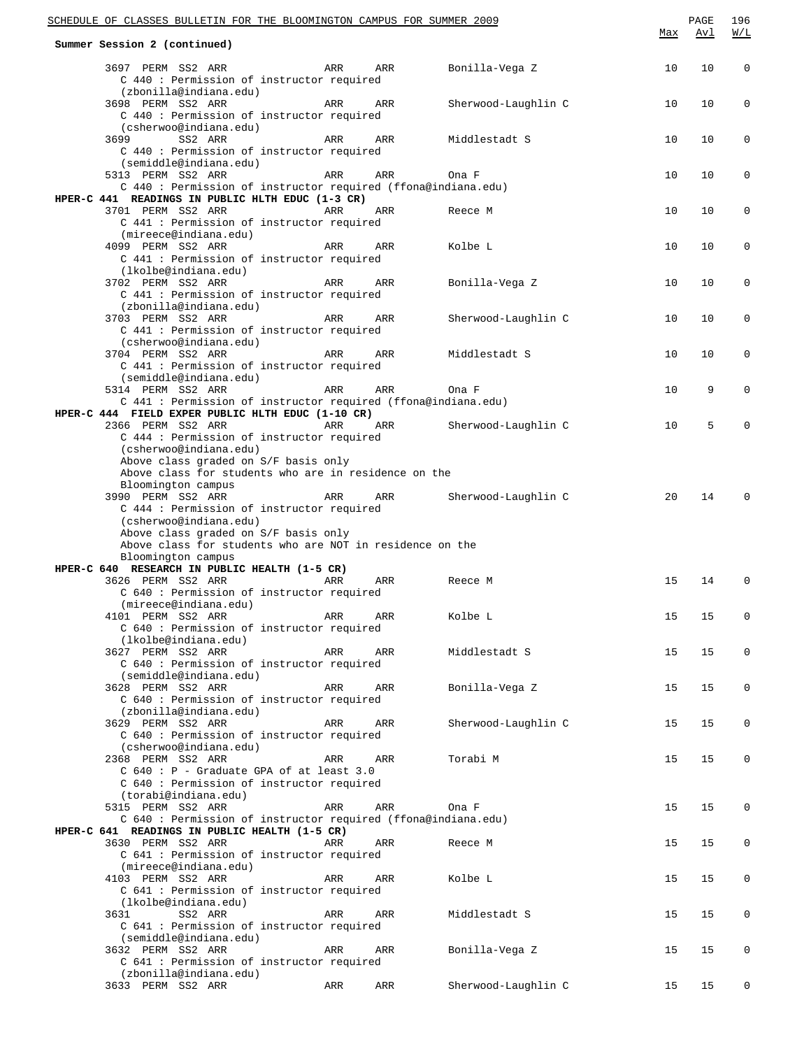Summary Session 2 (continued)

| Class | Perm | Session | Days | Time | Room | Instructor | Max | Avl | W/L |
|---|---|---|---|---|---|---|---|---|---|
| 3697 | PERM | SS2 | ARR | ARR | ARR | Bonilla-Vega Z | 10 | 10 | 0 |

C 440 : Permission of instructor required (zbonilla@indiana.edu)

| Class | Perm | Session | Days | Time | Room | Instructor | Max | Avl | W/L |
|---|---|---|---|---|---|---|---|---|---|
| 3698 | PERM | SS2 | ARR | ARR | ARR | Sherwood-Laughlin C | 10 | 10 | 0 |

C 440 : Permission of instructor required (csherwoo@indiana.edu)

| Class | Perm | Session | Days | Time | Room | Instructor | Max | Avl | W/L |
|---|---|---|---|---|---|---|---|---|---|
| 3699 | | SS2 | ARR | ARR | ARR | Middlestadt S | 10 | 10 | 0 |

C 440 : Permission of instructor required (semiddle@indiana.edu)

| Class | Perm | Session | Days | Time | Room | Instructor | Max | Avl | W/L |
|---|---|---|---|---|---|---|---|---|---|
| 5313 | PERM | SS2 | ARR | ARR | ARR | Ona F | 10 | 10 | 0 |

C 440 : Permission of instructor required (ffona@indiana.edu)

**HPER-C 441 READINGS IN PUBLIC HLTH EDUC (1-3 CR)**

| Class | Perm | Session | Days | Time | Room | Instructor | Max | Avl | W/L |
|---|---|---|---|---|---|---|---|---|---|
| 3701 | PERM | SS2 | ARR | ARR | ARR | Reece M | 10 | 10 | 0 |

C 441 : Permission of instructor required (mireece@indiana.edu)

| Class | Perm | Session | Days | Time | Room | Instructor | Max | Avl | W/L |
|---|---|---|---|---|---|---|---|---|---|
| 4099 | PERM | SS2 | ARR | ARR | ARR | Kolbe L | 10 | 10 | 0 |

C 441 : Permission of instructor required (lkolbe@indiana.edu)

| Class | Perm | Session | Days | Time | Room | Instructor | Max | Avl | W/L |
|---|---|---|---|---|---|---|---|---|---|
| 3702 | PERM | SS2 | ARR | ARR | ARR | Bonilla-Vega Z | 10 | 10 | 0 |

C 441 : Permission of instructor required (zbonilla@indiana.edu)

| Class | Perm | Session | Days | Time | Room | Instructor | Max | Avl | W/L |
|---|---|---|---|---|---|---|---|---|---|
| 3703 | PERM | SS2 | ARR | ARR | ARR | Sherwood-Laughlin C | 10 | 10 | 0 |

C 441 : Permission of instructor required (csherwoo@indiana.edu)

| Class | Perm | Session | Days | Time | Room | Instructor | Max | Avl | W/L |
|---|---|---|---|---|---|---|---|---|---|
| 3704 | PERM | SS2 | ARR | ARR | ARR | Middlestadt S | 10 | 10 | 0 |

C 441 : Permission of instructor required (semiddle@indiana.edu)

| Class | Perm | Session | Days | Time | Room | Instructor | Max | Avl | W/L |
|---|---|---|---|---|---|---|---|---|---|
| 5314 | PERM | SS2 | ARR | ARR | ARR | Ona F | 10 | 9 | 0 |

C 441 : Permission of instructor required (ffona@indiana.edu)

**HPER-C 444 FIELD EXPER PUBLIC HLTH EDUC (1-10 CR)**

| Class | Perm | Session | Days | Time | Room | Instructor | Max | Avl | W/L |
|---|---|---|---|---|---|---|---|---|---|
| 2366 | PERM | SS2 | ARR | ARR | ARR | Sherwood-Laughlin C | 10 | 5 | 0 |

C 444 : Permission of instructor required (csherwoo@indiana.edu)
Above class graded on S/F basis only
Above class for students who are in residence on the Bloomington campus

| Class | Perm | Session | Days | Time | Room | Instructor | Max | Avl | W/L |
|---|---|---|---|---|---|---|---|---|---|
| 3990 | PERM | SS2 | ARR | ARR | ARR | Sherwood-Laughlin C | 20 | 14 | 0 |

C 444 : Permission of instructor required (csherwoo@indiana.edu)
Above class graded on S/F basis only
Above class for students who are NOT in residence on the Bloomington campus

**HPER-C 640 RESEARCH IN PUBLIC HEALTH (1-5 CR)**

| Class | Perm | Session | Days | Time | Room | Instructor | Max | Avl | W/L |
|---|---|---|---|---|---|---|---|---|---|
| 3626 | PERM | SS2 | ARR | ARR | ARR | Reece M | 15 | 14 | 0 |

C 640 : Permission of instructor required (mireece@indiana.edu)

| Class | Perm | Session | Days | Time | Room | Instructor | Max | Avl | W/L |
|---|---|---|---|---|---|---|---|---|---|
| 4101 | PERM | SS2 | ARR | ARR | ARR | Kolbe L | 15 | 15 | 0 |

C 640 : Permission of instructor required (lkolbe@indiana.edu)

| Class | Perm | Session | Days | Time | Room | Instructor | Max | Avl | W/L |
|---|---|---|---|---|---|---|---|---|---|
| 3627 | PERM | SS2 | ARR | ARR | ARR | Middlestadt S | 15 | 15 | 0 |

C 640 : Permission of instructor required (semiddle@indiana.edu)

| Class | Perm | Session | Days | Time | Room | Instructor | Max | Avl | W/L |
|---|---|---|---|---|---|---|---|---|---|
| 3628 | PERM | SS2 | ARR | ARR | ARR | Bonilla-Vega Z | 15 | 15 | 0 |

C 640 : Permission of instructor required (zbonilla@indiana.edu)

| Class | Perm | Session | Days | Time | Room | Instructor | Max | Avl | W/L |
|---|---|---|---|---|---|---|---|---|---|
| 3629 | PERM | SS2 | ARR | ARR | ARR | Sherwood-Laughlin C | 15 | 15 | 0 |

C 640 : Permission of instructor required (csherwoo@indiana.edu)

| Class | Perm | Session | Days | Time | Room | Instructor | Max | Avl | W/L |
|---|---|---|---|---|---|---|---|---|---|
| 2368 | PERM | SS2 | ARR | ARR | ARR | Torabi M | 15 | 15 | 0 |

C 640 : P - Graduate GPA of at least 3.0
C 640 : Permission of instructor required (torabi@indiana.edu)

| Class | Perm | Session | Days | Time | Room | Instructor | Max | Avl | W/L |
|---|---|---|---|---|---|---|---|---|---|
| 5315 | PERM | SS2 | ARR | ARR | ARR | Ona F | 15 | 15 | 0 |

C 640 : Permission of instructor required (ffona@indiana.edu)

**HPER-C 641 READINGS IN PUBLIC HEALTH (1-5 CR)**

| Class | Perm | Session | Days | Time | Room | Instructor | Max | Avl | W/L |
|---|---|---|---|---|---|---|---|---|---|
| 3630 | PERM | SS2 | ARR | ARR | ARR | Reece M | 15 | 15 | 0 |

C 641 : Permission of instructor required (mireece@indiana.edu)

| Class | Perm | Session | Days | Time | Room | Instructor | Max | Avl | W/L |
|---|---|---|---|---|---|---|---|---|---|
| 4103 | PERM | SS2 | ARR | ARR | ARR | Kolbe L | 15 | 15 | 0 |

C 641 : Permission of instructor required (lkolbe@indiana.edu)

| Class | Perm | Session | Days | Time | Room | Instructor | Max | Avl | W/L |
|---|---|---|---|---|---|---|---|---|---|
| 3631 | | SS2 | ARR | ARR | ARR | Middlestadt S | 15 | 15 | 0 |

C 641 : Permission of instructor required (semiddle@indiana.edu)

| Class | Perm | Session | Days | Time | Room | Instructor | Max | Avl | W/L |
|---|---|---|---|---|---|---|---|---|---|
| 3632 | PERM | SS2 | ARR | ARR | ARR | Bonilla-Vega Z | 15 | 15 | 0 |

C 641 : Permission of instructor required (zbonilla@indiana.edu)

| Class | Perm | Session | Days | Time | Room | Instructor | Max | Avl | W/L |
|---|---|---|---|---|---|---|---|---|---|
| 3633 | PERM | SS2 | ARR | ARR | ARR | Sherwood-Laughlin C | 15 | 15 | 0 |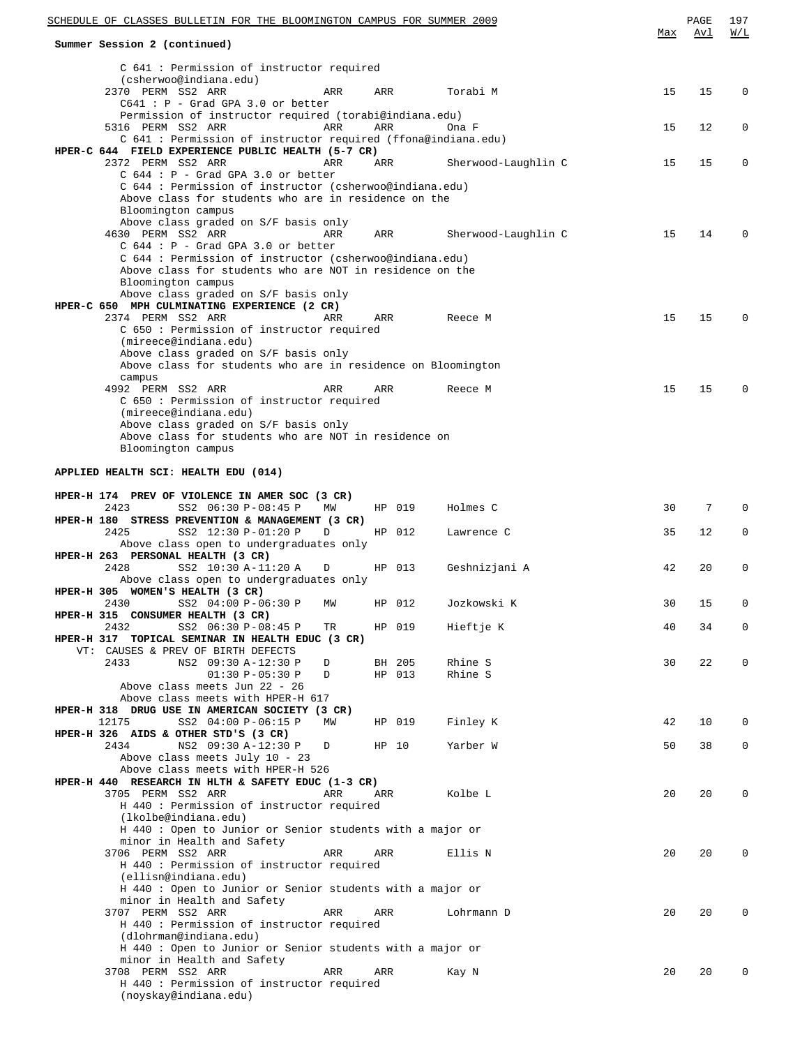Summer Session 2 (continued)

```
                                                                          Max  Avl  W/L
       C 641 : Permission of instructor required
       (csherwoo@indiana.edu)
   2370  PERM  SS2  ARR              ARR    ARR       Torabi M              15   15    0
       C641 : P - Grad GPA 3.0 or better
       Permission of instructor required (torabi@indiana.edu)
   5316  PERM  SS2  ARR              ARR    ARR       Ona F                 15   12    0
       C 641 : Permission of instructor required (ffona@indiana.edu)
HPER-C 644  FIELD EXPERIENCE PUBLIC HEALTH (5-7 CR)
   2372  PERM  SS2  ARR              ARR    ARR       Sherwood-Laughlin C   15   15    0
       C 644 : P - Grad GPA 3.0 or better
       C 644 : Permission of instructor (csherwoo@indiana.edu)
       Above class for students who are in residence on the
       Bloomington campus
       Above class graded on S/F basis only
   4630  PERM  SS2  ARR              ARR    ARR       Sherwood-Laughlin C   15   14    0
       C 644 : P - Grad GPA 3.0 or better
       C 644 : Permission of instructor (csherwoo@indiana.edu)
       Above class for students who are NOT in residence on the
       Bloomington campus
       Above class graded on S/F basis only
HPER-C 650  MPH CULMINATING EXPERIENCE (2 CR)
   2374  PERM  SS2  ARR              ARR    ARR       Reece M               15   15    0
       C 650 : Permission of instructor required
       (mireece@indiana.edu)
       Above class graded on S/F basis only
       Above class for students who are in residence on Bloomington
       campus
   4992  PERM  SS2  ARR              ARR    ARR       Reece M               15   15    0
       C 650 : Permission of instructor required
       (mireece@indiana.edu)
       Above class graded on S/F basis only
       Above class for students who are NOT in residence on
       Bloomington campus

APPLIED HEALTH SCI: HEALTH EDU (014)

HPER-H 174  PREV OF VIOLENCE IN AMER SOC (3 CR)
   2423         SS2  06:30 P-08:45 P   MW     HP 019    Holmes C              30    7    0
HPER-H 180  STRESS PREVENTION & MANAGEMENT (3 CR)
   2425         SS2  12:30 P-01:20 P   D      HP 012    Lawrence C            35   12    0
       Above class open to undergraduates only
HPER-H 263  PERSONAL HEALTH (3 CR)
   2428         SS2  10:30 A-11:20 A   D      HP 013    Geshnizjani A         42   20    0
       Above class open to undergraduates only
HPER-H 305  WOMEN'S HEALTH (3 CR)
   2430         SS2  04:00 P-06:30 P   MW     HP 012    Jozkowski K           30   15    0
HPER-H 315  CONSUMER HEALTH (3 CR)
   2432         SS2  06:30 P-08:45 P   TR     HP 019    Hieftje K             40   34    0
HPER-H 317  TOPICAL SEMINAR IN HEALTH EDUC (3 CR)
  VT: CAUSES & PREV OF BIRTH DEFECTS
   2433         NS2  09:30 A-12:30 P   D      BH 205    Rhine S               30   22    0
                     01:30 P-05:30 P   D      HP 013    Rhine S
       Above class meets Jun 22 - 26
       Above class meets with HPER-H 617
HPER-H 318  DRUG USE IN AMERICAN SOCIETY (3 CR)
  12175         SS2  04:00 P-06:15 P   MW     HP 019    Finley K              42   10    0
HPER-H 326  AIDS & OTHER STD'S (3 CR)
   2434         NS2  09:30 A-12:30 P   D      HP 10     Yarber W              50   38    0
       Above class meets July 10 - 23
       Above class meets with HPER-H 526
HPER-H 440  RESEARCH IN HLTH & SAFETY EDUC (1-3 CR)
   3705  PERM  SS2  ARR              ARR    ARR       Kolbe L               20   20    0
       H 440 : Permission of instructor required
       (lkolbe@indiana.edu)
       H 440 : Open to Junior or Senior students with a major or
       minor in Health and Safety
   3706  PERM  SS2  ARR              ARR    ARR       Ellis N               20   20    0
       H 440 : Permission of instructor required
       (ellisn@indiana.edu)
       H 440 : Open to Junior or Senior students with a major or
       minor in Health and Safety
   3707  PERM  SS2  ARR              ARR    ARR       Lohrmann D            20   20    0
       H 440 : Permission of instructor required
       (dlohrman@indiana.edu)
       H 440 : Open to Junior or Senior students with a major or
       minor in Health and Safety
   3708  PERM  SS2  ARR              ARR    ARR       Kay N                 20   20    0
       H 440 : Permission of instructor required
       (noyskay@indiana.edu)
```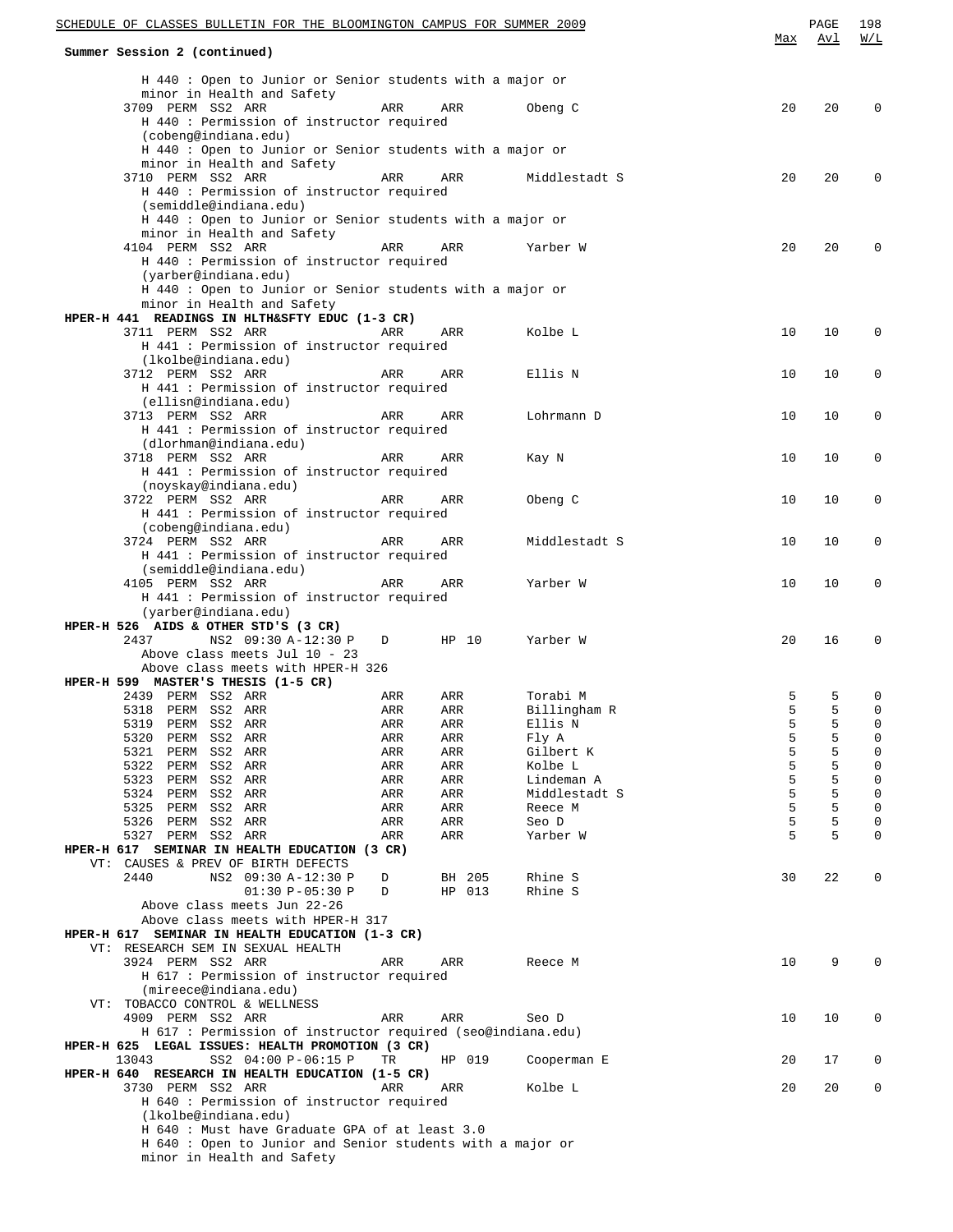Summary Session 2 (continued)

```
                                                                              Max   Avl   W/L
        H 440 : Open to Junior or Senior students with a major or
        minor in Health and Safety
     3709 PERM SS2 ARR              ARR     ARR       Obeng C                   20    20     0
        H 440 : Permission of instructor required
        (cobeng@indiana.edu)
        H 440 : Open to Junior or Senior students with a major or
        minor in Health and Safety
     3710 PERM SS2 ARR              ARR     ARR       Middlestadt S             20    20     0
        H 440 : Permission of instructor required
        (semiddle@indiana.edu)
        H 440 : Open to Junior or Senior students with a major or
        minor in Health and Safety
     4104 PERM SS2 ARR              ARR     ARR       Yarber W                  20    20     0
        H 440 : Permission of instructor required
        (yarber@indiana.edu)
        H 440 : Open to Junior or Senior students with a major or
        minor in Health and Safety
HPER-H 441  READINGS IN HLTH&SFTY EDUC (1-3 CR)
     3711 PERM SS2 ARR              ARR     ARR       Kolbe L                   10    10     0
        H 441 : Permission of instructor required
        (lkolbe@indiana.edu)
     3712 PERM SS2 ARR              ARR     ARR       Ellis N                   10    10     0
        H 441 : Permission of instructor required
        (ellisn@indiana.edu)
     3713 PERM SS2 ARR              ARR     ARR       Lohrmann D                10    10     0
        H 441 : Permission of instructor required
        (dlorhman@indiana.edu)
     3718 PERM SS2 ARR              ARR     ARR       Kay N                     10    10     0
        H 441 : Permission of instructor required
        (noyskay@indiana.edu)
     3722 PERM SS2 ARR              ARR     ARR       Obeng C                   10    10     0
        H 441 : Permission of instructor required
        (cobeng@indiana.edu)
     3724 PERM SS2 ARR              ARR     ARR       Middlestadt S             10    10     0
        H 441 : Permission of instructor required
        (semiddle@indiana.edu)
     4105 PERM SS2 ARR              ARR     ARR       Yarber W                  10    10     0
        H 441 : Permission of instructor required
        (yarber@indiana.edu)
HPER-H 526  AIDS & OTHER STD'S (3 CR)
     2437      NS2 09:30 A-12:30 P  D       HP 10     Yarber W                  20    16     0
        Above class meets Jul 10 - 23
        Above class meets with HPER-H 326
HPER-H 599  MASTER'S THESIS (1-5 CR)
     2439 PERM SS2 ARR              ARR     ARR       Torabi M                   5     5     0
     5318 PERM SS2 ARR              ARR     ARR       Billingham R               5     5     0
     5319 PERM SS2 ARR              ARR     ARR       Ellis N                    5     5     0
     5320 PERM SS2 ARR              ARR     ARR       Fly A                      5     5     0
     5321 PERM SS2 ARR              ARR     ARR       Gilbert K                  5     5     0
     5322 PERM SS2 ARR              ARR     ARR       Kolbe L                    5     5     0
     5323 PERM SS2 ARR              ARR     ARR       Lindeman A                 5     5     0
     5324 PERM SS2 ARR              ARR     ARR       Middlestadt S              5     5     0
     5325 PERM SS2 ARR              ARR     ARR       Reece M                    5     5     0
     5326 PERM SS2 ARR              ARR     ARR       Seo D                      5     5     0
     5327 PERM SS2 ARR              ARR     ARR       Yarber W                   5     5     0
HPER-H 617  SEMINAR IN HEALTH EDUCATION (3 CR)
   VT: CAUSES & PREV OF BIRTH DEFECTS
     2440      NS2 09:30 A-12:30 P  D       BH 205    Rhine S                   30    22     0
                   01:30 P-05:30 P  D       HP 013    Rhine S
        Above class meets Jun 22-26
        Above class meets with HPER-H 317
HPER-H 617  SEMINAR IN HEALTH EDUCATION (1-3 CR)
   VT: RESEARCH SEM IN SEXUAL HEALTH
     3924 PERM SS2 ARR              ARR     ARR       Reece M                   10     9     0
        H 617 : Permission of instructor required
        (mireece@indiana.edu)
   VT: TOBACCO CONTROL & WELLNESS
     4909 PERM SS2 ARR              ARR     ARR       Seo D                     10    10     0
        H 617 : Permission of instructor required (seo@indiana.edu)
HPER-H 625  LEGAL ISSUES: HEALTH PROMOTION (3 CR)
    13043      SS2 04:00 P-06:15 P  TR      HP 019    Cooperman E               20    17     0
HPER-H 640  RESEARCH IN HEALTH EDUCATION (1-5 CR)
     3730 PERM SS2 ARR              ARR     ARR       Kolbe L                   20    20     0
        H 640 : Permission of instructor required
        (lkolbe@indiana.edu)
        H 640 : Must have Graduate GPA of at least 3.0
        H 640 : Open to Junior and Senior students with a major or
        minor in Health and Safety
```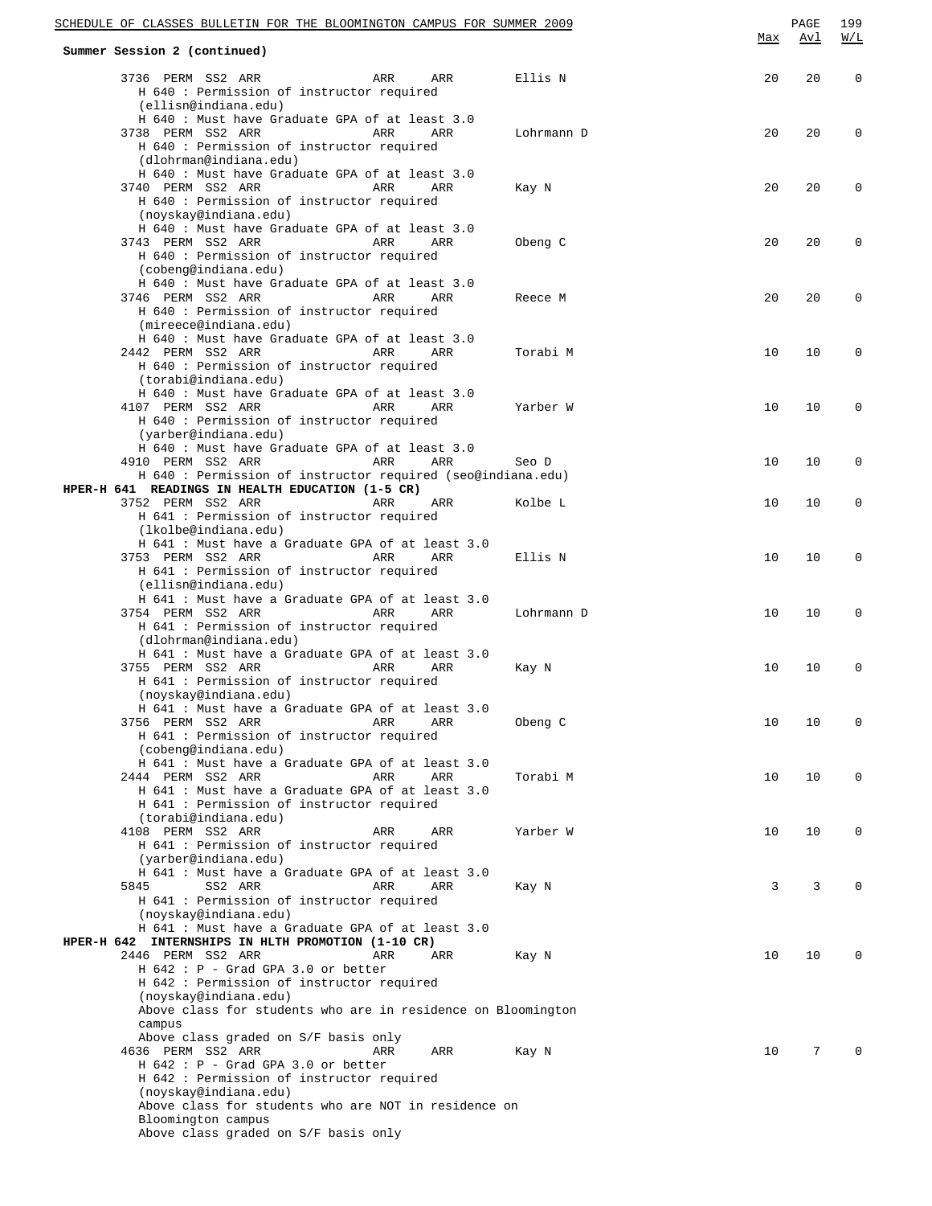Summer Session 2 (continued)

| Class | Perm | Session | Days | Time | Room | Instructor | Max | Avl | W/L |
|---|---|---|---|---|---|---|---|---|---|
| 3736 | PERM | SS2 | ARR | ARR | ARR | Ellis N | 20 | 20 | 0 |

H 640 : Permission of instructor required (ellisn@indiana.edu)
H 640 : Must have Graduate GPA of at least 3.0

| Class | Perm | Session | Days | Time | Room | Instructor | Max | Avl | W/L |
|---|---|---|---|---|---|---|---|---|---|
| 3738 | PERM | SS2 | ARR | ARR | ARR | Lohrmann D | 20 | 20 | 0 |

H 640 : Permission of instructor required (dlohrman@indiana.edu)
H 640 : Must have Graduate GPA of at least 3.0

| Class | Perm | Session | Days | Time | Room | Instructor | Max | Avl | W/L |
|---|---|---|---|---|---|---|---|---|---|
| 3740 | PERM | SS2 | ARR | ARR | ARR | Kay N | 20 | 20 | 0 |

H 640 : Permission of instructor required (noyskay@indiana.edu)
H 640 : Must have Graduate GPA of at least 3.0

| Class | Perm | Session | Days | Time | Room | Instructor | Max | Avl | W/L |
|---|---|---|---|---|---|---|---|---|---|
| 3743 | PERM | SS2 | ARR | ARR | ARR | Obeng C | 20 | 20 | 0 |

H 640 : Permission of instructor required (cobeng@indiana.edu)
H 640 : Must have Graduate GPA of at least 3.0

| Class | Perm | Session | Days | Time | Room | Instructor | Max | Avl | W/L |
|---|---|---|---|---|---|---|---|---|---|
| 3746 | PERM | SS2 | ARR | ARR | ARR | Reece M | 20 | 20 | 0 |

H 640 : Permission of instructor required (mireece@indiana.edu)
H 640 : Must have Graduate GPA of at least 3.0

| Class | Perm | Session | Days | Time | Room | Instructor | Max | Avl | W/L |
|---|---|---|---|---|---|---|---|---|---|
| 2442 | PERM | SS2 | ARR | ARR | ARR | Torabi M | 10 | 10 | 0 |

H 640 : Permission of instructor required (torabi@indiana.edu)
H 640 : Must have Graduate GPA of at least 3.0

| Class | Perm | Session | Days | Time | Room | Instructor | Max | Avl | W/L |
|---|---|---|---|---|---|---|---|---|---|
| 4107 | PERM | SS2 | ARR | ARR | ARR | Yarber W | 10 | 10 | 0 |

H 640 : Permission of instructor required (yarber@indiana.edu)
H 640 : Must have Graduate GPA of at least 3.0

| Class | Perm | Session | Days | Time | Room | Instructor | Max | Avl | W/L |
|---|---|---|---|---|---|---|---|---|---|
| 4910 | PERM | SS2 | ARR | ARR | ARR | Seo D | 10 | 10 | 0 |

H 640 : Permission of instructor required (seo@indiana.edu)

## HPER-H 641 READINGS IN HEALTH EDUCATION (1-5 CR)

| Class | Perm | Session | Days | Time | Room | Instructor | Max | Avl | W/L |
|---|---|---|---|---|---|---|---|---|---|
| 3752 | PERM | SS2 | ARR | ARR | ARR | Kolbe L | 10 | 10 | 0 |

H 641 : Permission of instructor required (lkolbe@indiana.edu)
H 641 : Must have a Graduate GPA of at least 3.0

| Class | Perm | Session | Days | Time | Room | Instructor | Max | Avl | W/L |
|---|---|---|---|---|---|---|---|---|---|
| 3753 | PERM | SS2 | ARR | ARR | ARR | Ellis N | 10 | 10 | 0 |

H 641 : Permission of instructor required (ellisn@indiana.edu)
H 641 : Must have a Graduate GPA of at least 3.0

| Class | Perm | Session | Days | Time | Room | Instructor | Max | Avl | W/L |
|---|---|---|---|---|---|---|---|---|---|
| 3754 | PERM | SS2 | ARR | ARR | ARR | Lohrmann D | 10 | 10 | 0 |

H 641 : Permission of instructor required (dlohrman@indiana.edu)
H 641 : Must have a Graduate GPA of at least 3.0

| Class | Perm | Session | Days | Time | Room | Instructor | Max | Avl | W/L |
|---|---|---|---|---|---|---|---|---|---|
| 3755 | PERM | SS2 | ARR | ARR | ARR | Kay N | 10 | 10 | 0 |

H 641 : Permission of instructor required (noyskay@indiana.edu)
H 641 : Must have a Graduate GPA of at least 3.0

| Class | Perm | Session | Days | Time | Room | Instructor | Max | Avl | W/L |
|---|---|---|---|---|---|---|---|---|---|
| 3756 | PERM | SS2 | ARR | ARR | ARR | Obeng C | 10 | 10 | 0 |

H 641 : Permission of instructor required (cobeng@indiana.edu)
H 641 : Must have a Graduate GPA of at least 3.0

| Class | Perm | Session | Days | Time | Room | Instructor | Max | Avl | W/L |
|---|---|---|---|---|---|---|---|---|---|
| 2444 | PERM | SS2 | ARR | ARR | ARR | Torabi M | 10 | 10 | 0 |

H 641 : Must have a Graduate GPA of at least 3.0
H 641 : Permission of instructor required (torabi@indiana.edu)

| Class | Perm | Session | Days | Time | Room | Instructor | Max | Avl | W/L |
|---|---|---|---|---|---|---|---|---|---|
| 4108 | PERM | SS2 | ARR | ARR | ARR | Yarber W | 10 | 10 | 0 |

H 641 : Permission of instructor required (yarber@indiana.edu)
H 641 : Must have a Graduate GPA of at least 3.0

| Class | Perm | Session | Days | Time | Room | Instructor | Max | Avl | W/L |
|---|---|---|---|---|---|---|---|---|---|
| 5845 | | SS2 | ARR | ARR | ARR | Kay N | 3 | 3 | 0 |

H 641 : Permission of instructor required (noyskay@indiana.edu)
H 641 : Must have a Graduate GPA of at least 3.0

## HPER-H 642 INTERNSHIPS IN HLTH PROMOTION (1-10 CR)

| Class | Perm | Session | Days | Time | Room | Instructor | Max | Avl | W/L |
|---|---|---|---|---|---|---|---|---|---|
| 2446 | PERM | SS2 | ARR | ARR | ARR | Kay N | 10 | 10 | 0 |

H 642 : P - Grad GPA 3.0 or better
H 642 : Permission of instructor required (noyskay@indiana.edu)
Above class for students who are in residence on Bloomington campus
Above class graded on S/F basis only

| Class | Perm | Session | Days | Time | Room | Instructor | Max | Avl | W/L |
|---|---|---|---|---|---|---|---|---|---|
| 4636 | PERM | SS2 | ARR | ARR | ARR | Kay N | 10 | 7 | 0 |

H 642 : P - Grad GPA 3.0 or better
H 642 : Permission of instructor required (noyskay@indiana.edu)
Above class for students who are NOT in residence on Bloomington campus
Above class graded on S/F basis only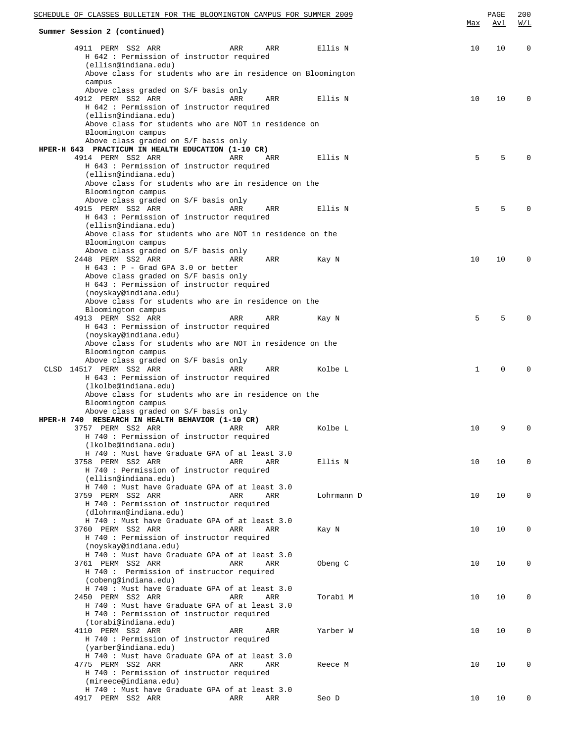**Summary Session 2 (continued)**

| Class | | | | | | Instructor | Max | Avl | W/L |
|---|---|---|---|---|---|---|---|---|---|
| 4911 | PERM | SS2 | ARR | ARR | ARR | Ellis N | 10 | 10 | 0 |

H 642 : Permission of instructor required (ellisn@indiana.edu)
Above class for students who are in residence on Bloomington campus
Above class graded on S/F basis only

| Class | | | | | | Instructor | Max | Avl | W/L |
|---|---|---|---|---|---|---|---|---|---|
| 4912 | PERM | SS2 | ARR | ARR | ARR | Ellis N | 10 | 10 | 0 |

H 642 : Permission of instructor required (ellisn@indiana.edu)
Above class for students who are NOT in residence on Bloomington campus
Above class graded on S/F basis only

**HPER-H 643 PRACTICUM IN HEALTH EDUCATION (1-10 CR)**

| Class | | | | | | Instructor | Max | Avl | W/L |
|---|---|---|---|---|---|---|---|---|---|
| 4914 | PERM | SS2 | ARR | ARR | ARR | Ellis N | 5 | 5 | 0 |

H 643 : Permission of instructor required (ellisn@indiana.edu)
Above class for students who are in residence on the Bloomington campus
Above class graded on S/F basis only

| Class | | | | | | Instructor | Max | Avl | W/L |
|---|---|---|---|---|---|---|---|---|---|
| 4915 | PERM | SS2 | ARR | ARR | ARR | Ellis N | 5 | 5 | 0 |

H 643 : Permission of instructor required (ellisn@indiana.edu)
Above class for students who are NOT in residence on the Bloomington campus
Above class graded on S/F basis only

| Class | | | | | | Instructor | Max | Avl | W/L |
|---|---|---|---|---|---|---|---|---|---|
| 2448 | PERM | SS2 | ARR | ARR | ARR | Kay N | 10 | 10 | 0 |

H 643 : P - Grad GPA 3.0 or better
Above class graded on S/F basis only
H 643 : Permission of instructor required (noyskay@indiana.edu)
Above class for students who are in residence on the Bloomington campus

| Class | | | | | | Instructor | Max | Avl | W/L |
|---|---|---|---|---|---|---|---|---|---|
| 4913 | PERM | SS2 | ARR | ARR | ARR | Kay N | 5 | 5 | 0 |

H 643 : Permission of instructor required (noyskay@indiana.edu)
Above class for students who are NOT in residence on the Bloomington campus
Above class graded on S/F basis only

| Class | | | | | | Instructor | Max | Avl | W/L |
|---|---|---|---|---|---|---|---|---|---|
| CLSD 14517 | PERM | SS2 | ARR | ARR | ARR | Kolbe L | 1 | 0 | 0 |

H 643 : Permission of instructor required (lkolbe@indiana.edu)
Above class for students who are in residence on the Bloomington campus
Above class graded on S/F basis only

**HPER-H 740 RESEARCH IN HEALTH BEHAVIOR (1-10 CR)**

| Class | | | | | | Instructor | Max | Avl | W/L |
|---|---|---|---|---|---|---|---|---|---|
| 3757 | PERM | SS2 | ARR | ARR | ARR | Kolbe L | 10 | 9 | 0 |

H 740 : Permission of instructor required (lkolbe@indiana.edu)
H 740 : Must have Graduate GPA of at least 3.0

| Class | | | | | | Instructor | Max | Avl | W/L |
|---|---|---|---|---|---|---|---|---|---|
| 3758 | PERM | SS2 | ARR | ARR | ARR | Ellis N | 10 | 10 | 0 |

H 740 : Permission of instructor required (ellisn@indiana.edu)
H 740 : Must have Graduate GPA of at least 3.0

| Class | | | | | | Instructor | Max | Avl | W/L |
|---|---|---|---|---|---|---|---|---|---|
| 3759 | PERM | SS2 | ARR | ARR | ARR | Lohrmann D | 10 | 10 | 0 |

H 740 : Permission of instructor required (dlohrman@indiana.edu)
H 740 : Must have Graduate GPA of at least 3.0

| Class | | | | | | Instructor | Max | Avl | W/L |
|---|---|---|---|---|---|---|---|---|---|
| 3760 | PERM | SS2 | ARR | ARR | ARR | Kay N | 10 | 10 | 0 |

H 740 : Permission of instructor required (noyskay@indiana.edu)
H 740 : Must have Graduate GPA of at least 3.0

| Class | | | | | | Instructor | Max | Avl | W/L |
|---|---|---|---|---|---|---|---|---|---|
| 3761 | PERM | SS2 | ARR | ARR | ARR | Obeng C | 10 | 10 | 0 |

H 740 : Permission of instructor required (cobeng@indiana.edu)
H 740 : Must have Graduate GPA of at least 3.0

| Class | | | | | | Instructor | Max | Avl | W/L |
|---|---|---|---|---|---|---|---|---|---|
| 2450 | PERM | SS2 | ARR | ARR | ARR | Torabi M | 10 | 10 | 0 |

H 740 : Must have Graduate GPA of at least 3.0
H 740 : Permission of instructor required (torabi@indiana.edu)

| Class | | | | | | Instructor | Max | Avl | W/L |
|---|---|---|---|---|---|---|---|---|---|
| 4110 | PERM | SS2 | ARR | ARR | ARR | Yarber W | 10 | 10 | 0 |

H 740 : Permission of instructor required (yarber@indiana.edu)
H 740 : Must have Graduate GPA of at least 3.0

| Class | | | | | | Instructor | Max | Avl | W/L |
|---|---|---|---|---|---|---|---|---|---|
| 4775 | PERM | SS2 | ARR | ARR | ARR | Reece M | 10 | 10 | 0 |

H 740 : Permission of instructor required (mireece@indiana.edu)
H 740 : Must have Graduate GPA of at least 3.0

| Class | | | | | | Instructor | Max | Avl | W/L |
|---|---|---|---|---|---|---|---|---|---|
| 4917 | PERM | SS2 | ARR | ARR | ARR | Seo D | 10 | 10 | 0 |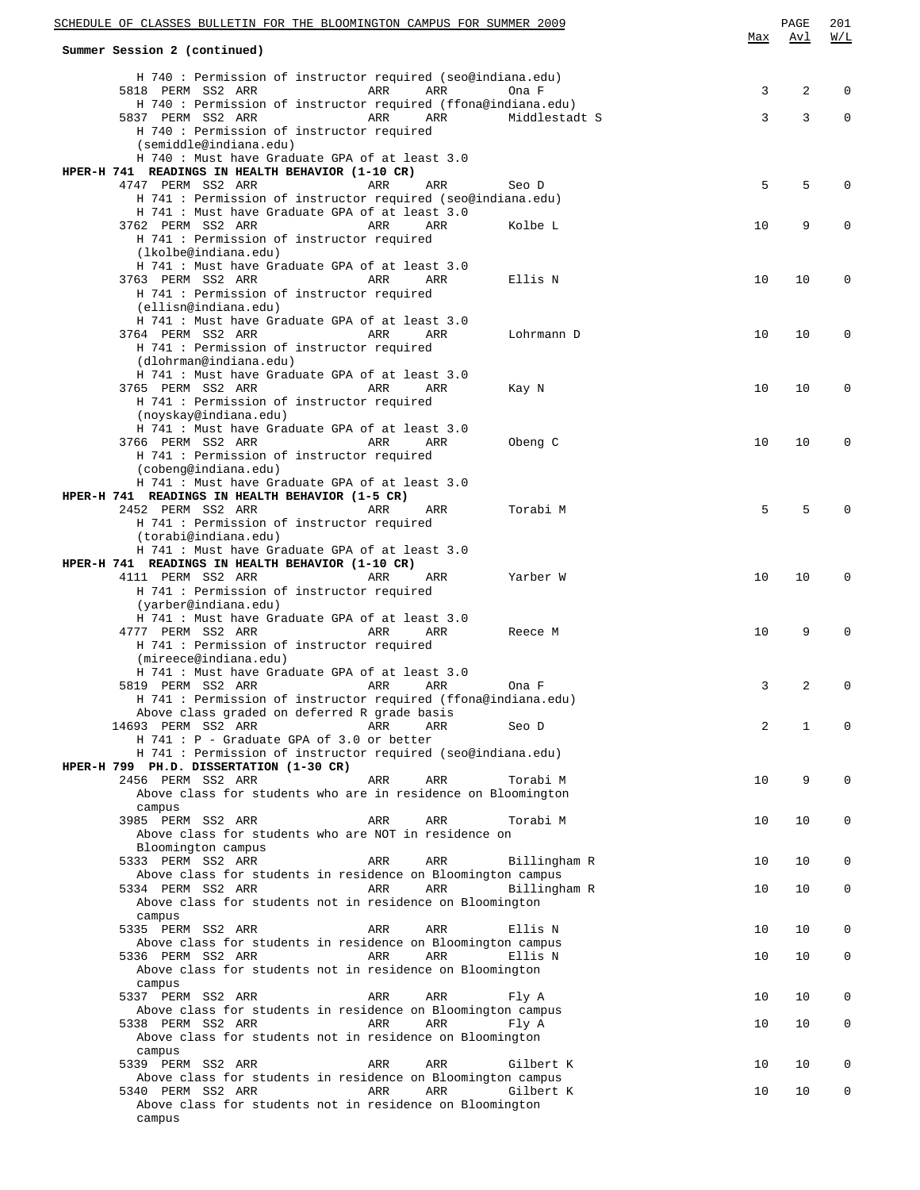**Summary Session 2 (continued)**

```
                                                                          Max  Avl  W/L
   H 740 : Permission of instructor required (seo@indiana.edu)
 5818  PERM SS2 ARR              ARR    ARR      Ona F                      3    2    0
   H 740 : Permission of instructor required (ffona@indiana.edu)
 5837  PERM SS2 ARR              ARR    ARR      Middlestadt S              3    3    0
   H 740 : Permission of instructor required
   (semiddle@indiana.edu)
   H 740 : Must have Graduate GPA of at least 3.0
HPER-H 741  READINGS IN HEALTH BEHAVIOR (1-10 CR)
 4747  PERM SS2 ARR              ARR    ARR      Seo D                      5    5    0
   H 741 : Permission of instructor required (seo@indiana.edu)
   H 741 : Must have Graduate GPA of at least 3.0
 3762  PERM SS2 ARR              ARR    ARR      Kolbe L                   10    9    0
   H 741 : Permission of instructor required
   (lkolbe@indiana.edu)
   H 741 : Must have Graduate GPA of at least 3.0
 3763  PERM SS2 ARR              ARR    ARR      Ellis N                   10   10    0
   H 741 : Permission of instructor required
   (ellisn@indiana.edu)
   H 741 : Must have Graduate GPA of at least 3.0
 3764  PERM SS2 ARR              ARR    ARR      Lohrmann D                10   10    0
   H 741 : Permission of instructor required
   (dlohrman@indiana.edu)
   H 741 : Must have Graduate GPA of at least 3.0
 3765  PERM SS2 ARR              ARR    ARR      Kay N                     10   10    0
   H 741 : Permission of instructor required
   (noyskay@indiana.edu)
   H 741 : Must have Graduate GPA of at least 3.0
 3766  PERM SS2 ARR              ARR    ARR      Obeng C                   10   10    0
   H 741 : Permission of instructor required
   (cobeng@indiana.edu)
   H 741 : Must have Graduate GPA of at least 3.0
HPER-H 741  READINGS IN HEALTH BEHAVIOR (1-5 CR)
 2452  PERM SS2 ARR              ARR    ARR      Torabi M                   5    5    0
   H 741 : Permission of instructor required
   (torabi@indiana.edu)
   H 741 : Must have Graduate GPA of at least 3.0
HPER-H 741  READINGS IN HEALTH BEHAVIOR (1-10 CR)
 4111  PERM SS2 ARR              ARR    ARR      Yarber W                  10   10    0
   H 741 : Permission of instructor required
   (yarber@indiana.edu)
   H 741 : Must have Graduate GPA of at least 3.0
 4777  PERM SS2 ARR              ARR    ARR      Reece M                   10    9    0
   H 741 : Permission of instructor required
   (mireece@indiana.edu)
   H 741 : Must have Graduate GPA of at least 3.0
 5819  PERM SS2 ARR              ARR    ARR      Ona F                      3    2    0
   H 741 : Permission of instructor required (ffona@indiana.edu)
   Above class graded on deferred R grade basis
14693  PERM SS2 ARR              ARR    ARR      Seo D                      2    1    0
   H 741 : P - Graduate GPA of 3.0 or better
   H 741 : Permission of instructor required (seo@indiana.edu)
HPER-H 799  PH.D. DISSERTATION (1-30 CR)
 2456  PERM SS2 ARR              ARR    ARR      Torabi M                  10    9    0
   Above class for students who are in residence on Bloomington
   campus
 3985  PERM SS2 ARR              ARR    ARR      Torabi M                  10   10    0
   Above class for students who are NOT in residence on
   Bloomington campus
 5333  PERM SS2 ARR              ARR    ARR      Billingham R              10   10    0
   Above class for students in residence on Bloomington campus
 5334  PERM SS2 ARR              ARR    ARR      Billingham R              10   10    0
   Above class for students not in residence on Bloomington
   campus
 5335  PERM SS2 ARR              ARR    ARR      Ellis N                   10   10    0
   Above class for students in residence on Bloomington campus
 5336  PERM SS2 ARR              ARR    ARR      Ellis N                   10   10    0
   Above class for students not in residence on Bloomington
   campus
 5337  PERM SS2 ARR              ARR    ARR      Fly A                     10   10    0
   Above class for students in residence on Bloomington campus
 5338  PERM SS2 ARR              ARR    ARR      Fly A                     10   10    0
   Above class for students not in residence on Bloomington
   campus
 5339  PERM SS2 ARR              ARR    ARR      Gilbert K                 10   10    0
   Above class for students in residence on Bloomington campus
 5340  PERM SS2 ARR              ARR    ARR      Gilbert K                 10   10    0
   Above class for students not in residence on Bloomington
   campus
```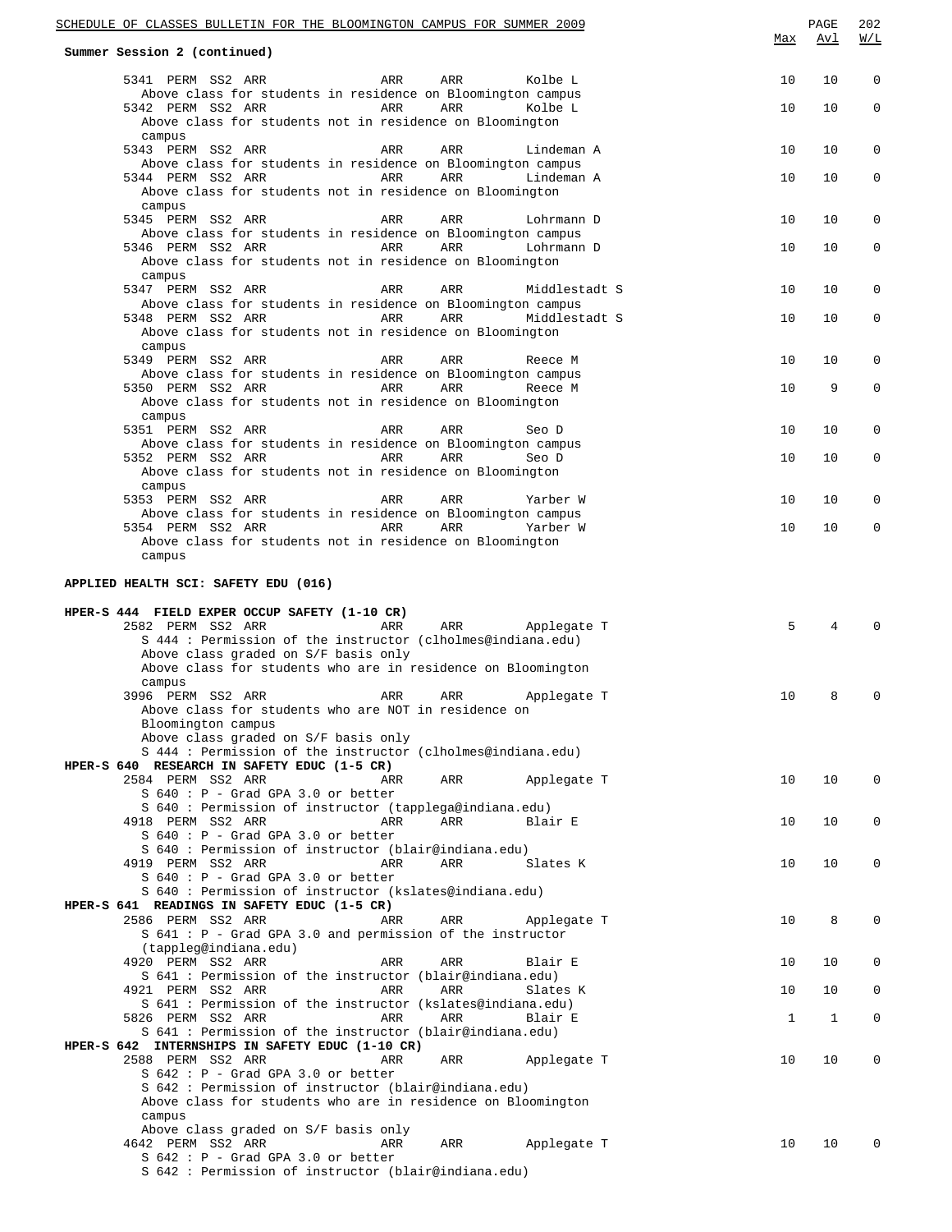**Summary Session 2 (continued)**

| Class | | | | | | Instructor | Max | Avl | W/L |
|---|---|---|---|---|---|---|---|---|---|
| 5341 | PERM | SS2 | ARR | ARR | ARR | Kolbe L | 10 | 10 | 0 |
| | Above class for students in residence on Bloomington campus | | | | | | | | |
| 5342 | PERM | SS2 | ARR | ARR | ARR | Kolbe L | 10 | 10 | 0 |
| | Above class for students not in residence on Bloomington campus | | | | | | | | |
| 5343 | PERM | SS2 | ARR | ARR | ARR | Lindeman A | 10 | 10 | 0 |
| | Above class for students in residence on Bloomington campus | | | | | | | | |
| 5344 | PERM | SS2 | ARR | ARR | ARR | Lindeman A | 10 | 10 | 0 |
| | Above class for students not in residence on Bloomington campus | | | | | | | | |
| 5345 | PERM | SS2 | ARR | ARR | ARR | Lohrmann D | 10 | 10 | 0 |
| | Above class for students in residence on Bloomington campus | | | | | | | | |
| 5346 | PERM | SS2 | ARR | ARR | ARR | Lohrmann D | 10 | 10 | 0 |
| | Above class for students not in residence on Bloomington campus | | | | | | | | |
| 5347 | PERM | SS2 | ARR | ARR | ARR | Middlestadt S | 10 | 10 | 0 |
| | Above class for students in residence on Bloomington campus | | | | | | | | |
| 5348 | PERM | SS2 | ARR | ARR | ARR | Middlestadt S | 10 | 10 | 0 |
| | Above class for students not in residence on Bloomington campus | | | | | | | | |
| 5349 | PERM | SS2 | ARR | ARR | ARR | Reece M | 10 | 10 | 0 |
| | Above class for students in residence on Bloomington campus | | | | | | | | |
| 5350 | PERM | SS2 | ARR | ARR | ARR | Reece M | 10 | 9 | 0 |
| | Above class for students not in residence on Bloomington campus | | | | | | | | |
| 5351 | PERM | SS2 | ARR | ARR | ARR | Seo D | 10 | 10 | 0 |
| | Above class for students in residence on Bloomington campus | | | | | | | | |
| 5352 | PERM | SS2 | ARR | ARR | ARR | Seo D | 10 | 10 | 0 |
| | Above class for students not in residence on Bloomington campus | | | | | | | | |
| 5353 | PERM | SS2 | ARR | ARR | ARR | Yarber W | 10 | 10 | 0 |
| | Above class for students in residence on Bloomington campus | | | | | | | | |
| 5354 | PERM | SS2 | ARR | ARR | ARR | Yarber W | 10 | 10 | 0 |
| | Above class for students not in residence on Bloomington campus | | | | | | | | |

## APPLIED HEALTH SCI: SAFETY EDU (016)

### HPER-S 444 FIELD EXPER OCCUP SAFETY (1-10 CR)

| Class | | | | | | Instructor | Max | Avl | W/L |
|---|---|---|---|---|---|---|---|---|---|
| 2582 | PERM | SS2 | ARR | ARR | ARR | Applegate T | 5 | 4 | 0 |
| | S 444 : Permission of the instructor (clholmes@indiana.edu)<br>Above class graded on S/F basis only<br>Above class for students who are in residence on Bloomington campus | | | | | | | | |
| 3996 | PERM | SS2 | ARR | ARR | ARR | Applegate T | 10 | 8 | 0 |
| | Above class for students who are NOT in residence on Bloomington campus<br>Above class graded on S/F basis only<br>S 444 : Permission of the instructor (clholmes@indiana.edu) | | | | | | | | |

### HPER-S 640 RESEARCH IN SAFETY EDUC (1-5 CR)

| Class | | | | | | Instructor | Max | Avl | W/L |
|---|---|---|---|---|---|---|---|---|---|
| 2584 | PERM | SS2 | ARR | ARR | ARR | Applegate T | 10 | 10 | 0 |
| | S 640 : P - Grad GPA 3.0 or better<br>S 640 : Permission of instructor (tapplega@indiana.edu) | | | | | | | | |
| 4918 | PERM | SS2 | ARR | ARR | ARR | Blair E | 10 | 10 | 0 |
| | S 640 : P - Grad GPA 3.0 or better<br>S 640 : Permission of instructor (blair@indiana.edu) | | | | | | | | |
| 4919 | PERM | SS2 | ARR | ARR | ARR | Slates K | 10 | 10 | 0 |
| | S 640 : P - Grad GPA 3.0 or better<br>S 640 : Permission of instructor (kslates@indiana.edu) | | | | | | | | |

### HPER-S 641 READINGS IN SAFETY EDUC (1-5 CR)

| Class | | | | | | Instructor | Max | Avl | W/L |
|---|---|---|---|---|---|---|---|---|---|
| 2586 | PERM | SS2 | ARR | ARR | ARR | Applegate T | 10 | 8 | 0 |
| | S 641 : P - Grad GPA 3.0 and permission of the instructor (tappleg@indiana.edu) | | | | | | | | |
| 4920 | PERM | SS2 | ARR | ARR | ARR | Blair E | 10 | 10 | 0 |
| | S 641 : Permission of the instructor (blair@indiana.edu) | | | | | | | | |
| 4921 | PERM | SS2 | ARR | ARR | ARR | Slates K | 10 | 10 | 0 |
| | S 641 : Permission of the instructor (kslates@indiana.edu) | | | | | | | | |
| 5826 | PERM | SS2 | ARR | ARR | ARR | Blair E | 1 | 1 | 0 |
| | S 641 : Permission of the instructor (blair@indiana.edu) | | | | | | | | |

### HPER-S 642 INTERNSHIPS IN SAFETY EDUC (1-10 CR)

| Class | | | | | | Instructor | Max | Avl | W/L |
|---|---|---|---|---|---|---|---|---|---|
| 2588 | PERM | SS2 | ARR | ARR | ARR | Applegate T | 10 | 10 | 0 |
| | S 642 : P - Grad GPA 3.0 or better<br>S 642 : Permission of instructor (blair@indiana.edu)<br>Above class for students who are in residence on Bloomington campus<br>Above class graded on S/F basis only | | | | | | | | |
| 4642 | PERM | SS2 | ARR | ARR | ARR | Applegate T | 10 | 10 | 0 |
| | S 642 : P - Grad GPA 3.0 or better<br>S 642 : Permission of instructor (blair@indiana.edu) | | | | | | | | |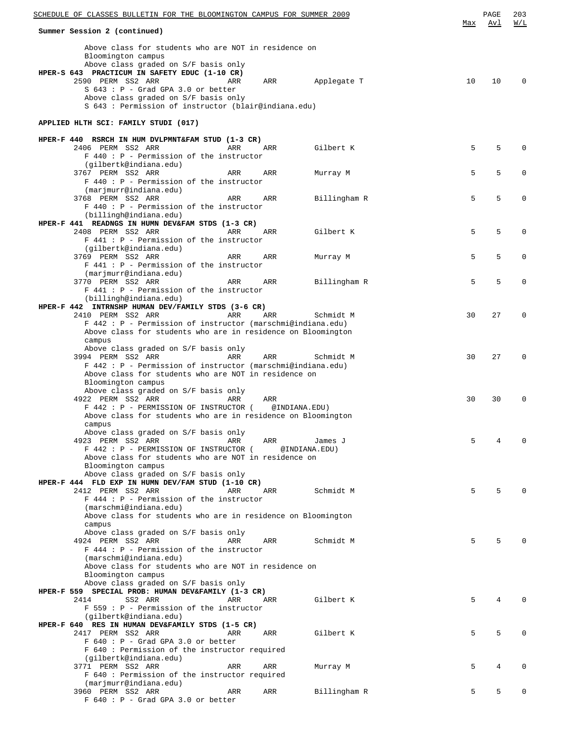**Summary Session 2 (continued)**

| | Max | Avl | W/L |
|---|---|---|---|
| Above class for students who are NOT in residence on Bloomington campus<br>Above class graded on S/F basis only | | | |
| **HPER-S 643 PRACTICUM IN SAFETY EDUC (1-10 CR)** | | | |
| 2590 PERM SS2 ARR ARR ARR Applegate T<br>S 643 : P - Grad GPA 3.0 or better<br>Above class graded on S/F basis only<br>S 643 : Permission of instructor (blair@indiana.edu) | 10 | 10 | 0 |

**APPLIED HLTH SCI: FAMILY STUDI (017)**

| | Max | Avl | W/L |
|---|---|---|---|
| **HPER-F 440 RSRCH IN HUM DVLPMNT&FAM STUD (1-3 CR)** | | | |
| 2406 PERM SS2 ARR ARR ARR Gilbert K<br>F 440 : P - Permission of the instructor (gilbertk@indiana.edu) | 5 | 5 | 0 |
| 3767 PERM SS2 ARR ARR ARR Murray M<br>F 440 : P - Permission of the instructor (marjmurr@indiana.edu) | 5 | 5 | 0 |
| 3768 PERM SS2 ARR ARR ARR Billingham R<br>F 440 : P - Permission of the instructor (billingh@indiana.edu) | 5 | 5 | 0 |
| **HPER-F 441 READNGS IN HUMN DEV&FAM STDS (1-3 CR)** | | | |
| 2408 PERM SS2 ARR ARR ARR Gilbert K<br>F 441 : P - Permission of the instructor (gilbertk@indiana.edu) | 5 | 5 | 0 |
| 3769 PERM SS2 ARR ARR ARR Murray M<br>F 441 : P - Permission of the instructor (marjmurr@indiana.edu) | 5 | 5 | 0 |
| 3770 PERM SS2 ARR ARR ARR Billingham R<br>F 441 : P - Permission of the instructor (billingh@indiana.edu) | 5 | 5 | 0 |
| **HPER-F 442 INTRNSHP HUMAN DEV/FAMILY STDS (3-6 CR)** | | | |
| 2410 PERM SS2 ARR ARR ARR Schmidt M<br>F 442 : P - Permission of instructor (marschmi@indiana.edu)<br>Above class for students who are in residence on Bloomington campus<br>Above class graded on S/F basis only | 30 | 27 | 0 |
| 3994 PERM SS2 ARR ARR ARR Schmidt M<br>F 442 : P - Permission of instructor (marschmi@indiana.edu)<br>Above class for students who are NOT in residence on Bloomington campus<br>Above class graded on S/F basis only | 30 | 27 | 0 |
| 4922 PERM SS2 ARR ARR ARR<br>F 442 : P - PERMISSION OF INSTRUCTOR ( @INDIANA.EDU)<br>Above class for students who are in residence on Bloomington campus<br>Above class graded on S/F basis only | 30 | 30 | 0 |
| 4923 PERM SS2 ARR ARR ARR James J<br>F 442 : P - PERMISSION OF INSTRUCTOR ( @INDIANA.EDU)<br>Above class for students who are NOT in residence on Bloomington campus<br>Above class graded on S/F basis only | 5 | 4 | 0 |
| **HPER-F 444 FLD EXP IN HUMN DEV/FAM STUD (1-10 CR)** | | | |
| 2412 PERM SS2 ARR ARR ARR Schmidt M<br>F 444 : P - Permission of the instructor (marschmi@indiana.edu)<br>Above class for students who are in residence on Bloomington campus<br>Above class graded on S/F basis only | 5 | 5 | 0 |
| 4924 PERM SS2 ARR ARR ARR Schmidt M<br>F 444 : P - Permission of the instructor (marschmi@indiana.edu)<br>Above class for students who are NOT in residence on Bloomington campus<br>Above class graded on S/F basis only | 5 | 5 | 0 |
| **HPER-F 559 SPECIAL PROB: HUMAN DEV&FAMILY (1-3 CR)** | | | |
| 2414 SS2 ARR ARR ARR Gilbert K<br>F 559 : P - Permission of the instructor (gilbertk@indiana.edu) | 5 | 4 | 0 |
| **HPER-F 640 RES IN HUMAN DEV&FAMILY STDS (1-5 CR)** | | | |
| 2417 PERM SS2 ARR ARR ARR Gilbert K<br>F 640 : P - Grad GPA 3.0 or better<br>F 640 : Permission of the instructor required (gilbertk@indiana.edu) | 5 | 5 | 0 |
| 3771 PERM SS2 ARR ARR ARR Murray M<br>F 640 : Permission of the instructor required (marjmurr@indiana.edu) | 5 | 4 | 0 |
| 3960 PERM SS2 ARR ARR ARR Billingham R<br>F 640 : P - Grad GPA 3.0 or better | 5 | 5 | 0 |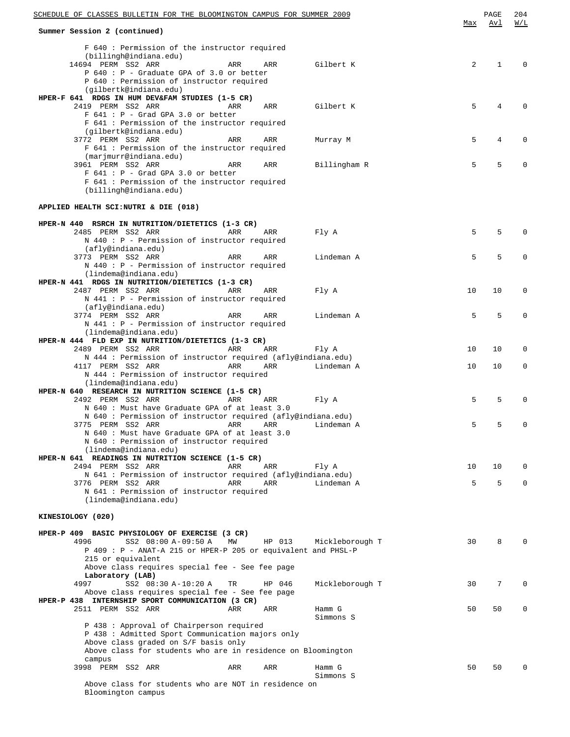**Summary Session 2 (continued)**

| | Max | Avl | W/L |
|---|---|---|---|
| F 640 : Permission of the instructor required (billingh@indiana.edu) | | | |
| 14694 PERM SS2 ARR ARR ARR Gilbert K | 2 | 1 | 0 |
| P 640 : P - Graduate GPA of 3.0 or better<br>P 640 : Permission of instructor required (gilbertk@indiana.edu) | | | |
| **HPER-F 641 RDGS IN HUM DEV&FAM STUDIES (1-5 CR)** | | | |
| 2419 PERM SS2 ARR ARR ARR Gilbert K | 5 | 4 | 0 |
| F 641 : P - Grad GPA 3.0 or better<br>F 641 : Permission of the instructor required (gilbertk@indiana.edu) | | | |
| 3772 PERM SS2 ARR ARR ARR Murray M | 5 | 4 | 0 |
| F 641 : Permission of the instructor required (marjmurr@indiana.edu) | | | |
| 3961 PERM SS2 ARR ARR ARR Billingham R | 5 | 5 | 0 |
| F 641 : P - Grad GPA 3.0 or better<br>F 641 : Permission of the instructor required (billingh@indiana.edu) | | | |

**APPLIED HEALTH SCI:NUTRI & DIE (018)**

| | Max | Avl | W/L |
|---|---|---|---|
| **HPER-N 440 RSRCH IN NUTRITION/DIETETICS (1-3 CR)** | | | |
| 2485 PERM SS2 ARR ARR ARR Fly A | 5 | 5 | 0 |
| N 440 : P - Permission of instructor required (afly@indiana.edu) | | | |
| 3773 PERM SS2 ARR ARR ARR Lindeman A | 5 | 5 | 0 |
| N 440 : P - Permission of instructor required (lindema@indiana.edu) | | | |
| **HPER-N 441 RDGS IN NUTRITION/DIETETICS (1-3 CR)** | | | |
| 2487 PERM SS2 ARR ARR ARR Fly A | 10 | 10 | 0 |
| N 441 : P - Permission of instructor required (afly@indiana.edu) | | | |
| 3774 PERM SS2 ARR ARR ARR Lindeman A | 5 | 5 | 0 |
| N 441 : P - Permission of instructor required (lindema@indiana.edu) | | | |
| **HPER-N 444 FLD EXP IN NUTRITION/DIETETICS (1-3 CR)** | | | |
| 2489 PERM SS2 ARR ARR ARR Fly A | 10 | 10 | 0 |
| N 444 : Permission of instructor required (afly@indiana.edu) | | | |
| 4117 PERM SS2 ARR ARR ARR Lindeman A | 10 | 10 | 0 |
| N 444 : Permission of instructor required (lindema@indiana.edu) | | | |
| **HPER-N 640 RESEARCH IN NUTRITION SCIENCE (1-5 CR)** | | | |
| 2492 PERM SS2 ARR ARR ARR Fly A | 5 | 5 | 0 |
| N 640 : Must have Graduate GPA of at least 3.0<br>N 640 : Permission of instructor required (afly@indiana.edu) | | | |
| 3775 PERM SS2 ARR ARR ARR Lindeman A | 5 | 5 | 0 |
| N 640 : Must have Graduate GPA of at least 3.0<br>N 640 : Permission of instructor required (lindema@indiana.edu) | | | |
| **HPER-N 641 READINGS IN NUTRITION SCIENCE (1-5 CR)** | | | |
| 2494 PERM SS2 ARR ARR ARR Fly A | 10 | 10 | 0 |
| N 641 : Permission of instructor required (afly@indiana.edu) | | | |
| 3776 PERM SS2 ARR ARR ARR Lindeman A | 5 | 5 | 0 |
| N 641 : Permission of instructor required (lindema@indiana.edu) | | | |

**KINESIOLOGY (020)**

| | Max | Avl | W/L |
|---|---|---|---|
| **HPER-P 409 BASIC PHYSIOLOGY OF EXERCISE (3 CR)** | | | |
| 4996 SS2 08:00 A-09:50 A MW HP 013 Mickleborough T | 30 | 8 | 0 |
| P 409 : P - ANAT-A 215 or HPER-P 205 or equivalent and PHSL-P 215 or equivalent<br>Above class requires special fee - See fee page | | | |
| **Laboratory (LAB)** | | | |
| 4997 SS2 08:30 A-10:20 A TR HP 046 Mickleborough T | 30 | 7 | 0 |
| Above class requires special fee - See fee page | | | |
| **HPER-P 438 INTERNSHIP SPORT COMMUNICATION (3 CR)** | | | |
| 2511 PERM SS2 ARR ARR ARR Hamm G, Simmons S | 50 | 50 | 0 |
| P 438 : Approval of Chairperson required<br>P 438 : Admitted Sport Communication majors only<br>Above class graded on S/F basis only<br>Above class for students who are in residence on Bloomington campus | | | |
| 3998 PERM SS2 ARR ARR ARR Hamm G, Simmons S | 50 | 50 | 0 |
| Above class for students who are NOT in residence on Bloomington campus | | | |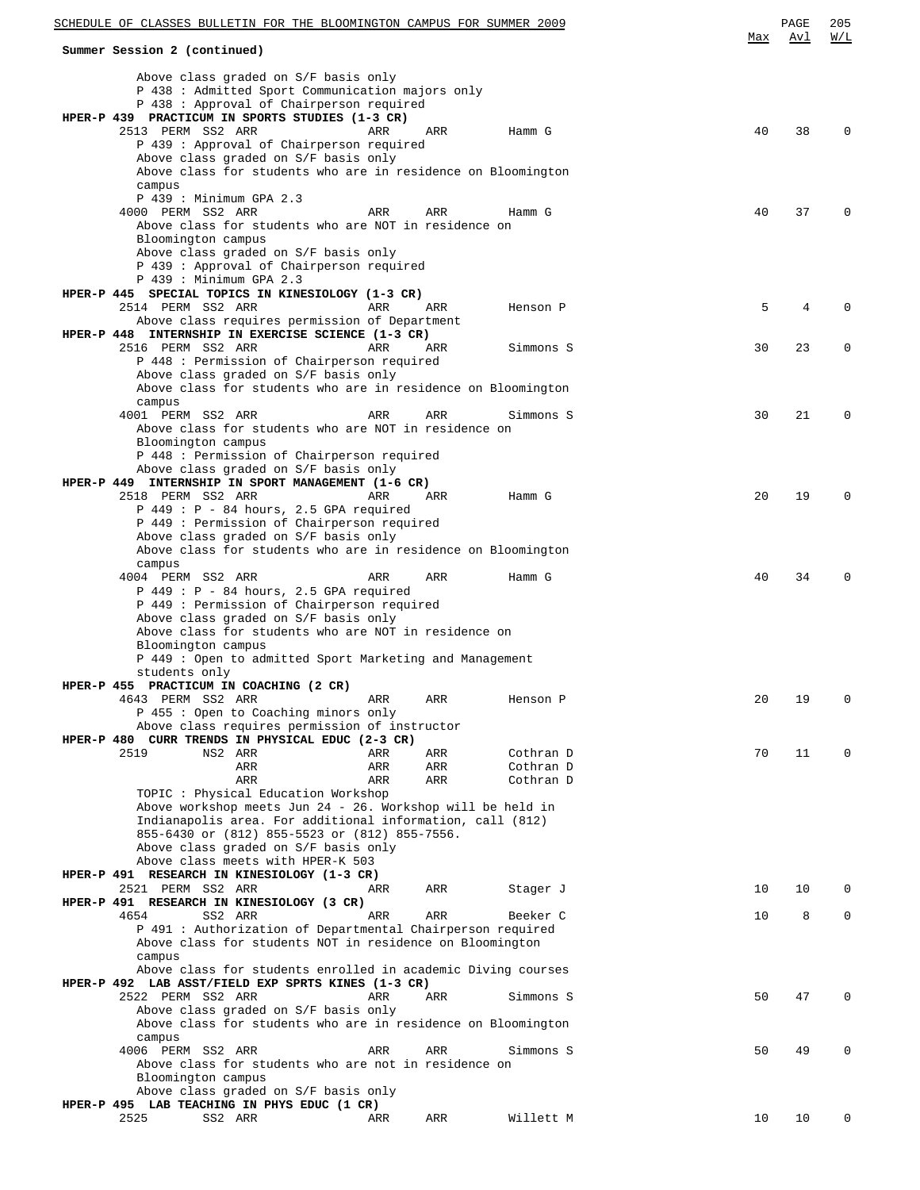**Summary Session 2 (continued)**

| | | Max | Avl | W/L |
|---|---|---|---|---|

Above class graded on S/F basis only
P 438 : Admitted Sport Communication majors only
P 438 : Approval of Chairperson required

**HPER-P 439 PRACTICUM IN SPORTS STUDIES (1-3 CR)**

| Class | Perm | Session | Time | Days | Room | Instructor | Max | Avl | W/L |
|---|---|---|---|---|---|---|---|---|---|
| 2513 | PERM | SS2 | ARR | ARR | ARR | Hamm G | 40 | 38 | 0 |

P 439 : Approval of Chairperson required
Above class graded on S/F basis only
Above class for students who are in residence on Bloomington campus
P 439 : Minimum GPA 2.3

| Class | Perm | Session | Time | Days | Room | Instructor | Max | Avl | W/L |
|---|---|---|---|---|---|---|---|---|---|
| 4000 | PERM | SS2 | ARR | ARR | ARR | Hamm G | 40 | 37 | 0 |

Above class for students who are NOT in residence on Bloomington campus
Above class graded on S/F basis only
P 439 : Approval of Chairperson required
P 439 : Minimum GPA 2.3

**HPER-P 445 SPECIAL TOPICS IN KINESIOLOGY (1-3 CR)**

| Class | Perm | Session | Time | Days | Room | Instructor | Max | Avl | W/L |
|---|---|---|---|---|---|---|---|---|---|
| 2514 | PERM | SS2 | ARR | ARR | ARR | Henson P | 5 | 4 | 0 |

Above class requires permission of Department

**HPER-P 448 INTERNSHIP IN EXERCISE SCIENCE (1-3 CR)**

| Class | Perm | Session | Time | Days | Room | Instructor | Max | Avl | W/L |
|---|---|---|---|---|---|---|---|---|---|
| 2516 | PERM | SS2 | ARR | ARR | ARR | Simmons S | 30 | 23 | 0 |

P 448 : Permission of Chairperson required
Above class graded on S/F basis only
Above class for students who are in residence on Bloomington campus

| Class | Perm | Session | Time | Days | Room | Instructor | Max | Avl | W/L |
|---|---|---|---|---|---|---|---|---|---|
| 4001 | PERM | SS2 | ARR | ARR | ARR | Simmons S | 30 | 21 | 0 |

Above class for students who are NOT in residence on Bloomington campus
P 448 : Permission of Chairperson required
Above class graded on S/F basis only

**HPER-P 449 INTERNSHIP IN SPORT MANAGEMENT (1-6 CR)**

| Class | Perm | Session | Time | Days | Room | Instructor | Max | Avl | W/L |
|---|---|---|---|---|---|---|---|---|---|
| 2518 | PERM | SS2 | ARR | ARR | ARR | Hamm G | 20 | 19 | 0 |

P 449 : P - 84 hours, 2.5 GPA required
P 449 : Permission of Chairperson required
Above class graded on S/F basis only
Above class for students who are in residence on Bloomington campus

| Class | Perm | Session | Time | Days | Room | Instructor | Max | Avl | W/L |
|---|---|---|---|---|---|---|---|---|---|
| 4004 | PERM | SS2 | ARR | ARR | ARR | Hamm G | 40 | 34 | 0 |

P 449 : P - 84 hours, 2.5 GPA required
P 449 : Permission of Chairperson required
Above class graded on S/F basis only
Above class for students who are NOT in residence on Bloomington campus
P 449 : Open to admitted Sport Marketing and Management students only

**HPER-P 455 PRACTICUM IN COACHING (2 CR)**

| Class | Perm | Session | Time | Days | Room | Instructor | Max | Avl | W/L |
|---|---|---|---|---|---|---|---|---|---|
| 4643 | PERM | SS2 | ARR | ARR | ARR | Henson P | 20 | 19 | 0 |

P 455 : Open to Coaching minors only
Above class requires permission of instructor

**HPER-P 480 CURR TRENDS IN PHYSICAL EDUC (2-3 CR)**

| Class | Perm | Session | Time | Days | Room | Instructor | Max | Avl | W/L |
|---|---|---|---|---|---|---|---|---|---|
| 2519 | | NS2 | ARR | ARR | ARR | Cothran D | 70 | 11 | 0 |
| | | | ARR | ARR | ARR | Cothran D | | | |
| | | | ARR | ARR | ARR | Cothran D | | | |

TOPIC : Physical Education Workshop
Above workshop meets Jun 24 - 26. Workshop will be held in Indianapolis area. For additional information, call (812) 855-6430 or (812) 855-5523 or (812) 855-7556.
Above class graded on S/F basis only
Above class meets with HPER-K 503

**HPER-P 491 RESEARCH IN KINESIOLOGY (1-3 CR)**

| Class | Perm | Session | Time | Days | Room | Instructor | Max | Avl | W/L |
|---|---|---|---|---|---|---|---|---|---|
| 2521 | PERM | SS2 | ARR | ARR | ARR | Stager J | 10 | 10 | 0 |

**HPER-P 491 RESEARCH IN KINESIOLOGY (3 CR)**

| Class | Perm | Session | Time | Days | Room | Instructor | Max | Avl | W/L |
|---|---|---|---|---|---|---|---|---|---|
| 4654 | | SS2 | ARR | ARR | ARR | Beeker C | 10 | 8 | 0 |

P 491 : Authorization of Departmental Chairperson required
Above class for students NOT in residence on Bloomington campus
Above class for students enrolled in academic Diving courses

**HPER-P 492 LAB ASST/FIELD EXP SPRTS KINES (1-3 CR)**

| Class | Perm | Session | Time | Days | Room | Instructor | Max | Avl | W/L |
|---|---|---|---|---|---|---|---|---|---|
| 2522 | PERM | SS2 | ARR | ARR | ARR | Simmons S | 50 | 47 | 0 |

Above class graded on S/F basis only
Above class for students who are in residence on Bloomington campus

| Class | Perm | Session | Time | Days | Room | Instructor | Max | Avl | W/L |
|---|---|---|---|---|---|---|---|---|---|
| 4006 | PERM | SS2 | ARR | ARR | ARR | Simmons S | 50 | 49 | 0 |

Above class for students who are not in residence on Bloomington campus
Above class graded on S/F basis only

**HPER-P 495 LAB TEACHING IN PHYS EDUC (1 CR)**

| Class | Perm | Session | Time | Days | Room | Instructor | Max | Avl | W/L |
|---|---|---|---|---|---|---|---|---|---|
| 2525 | | SS2 | ARR | ARR | ARR | Willett M | 10 | 10 | 0 |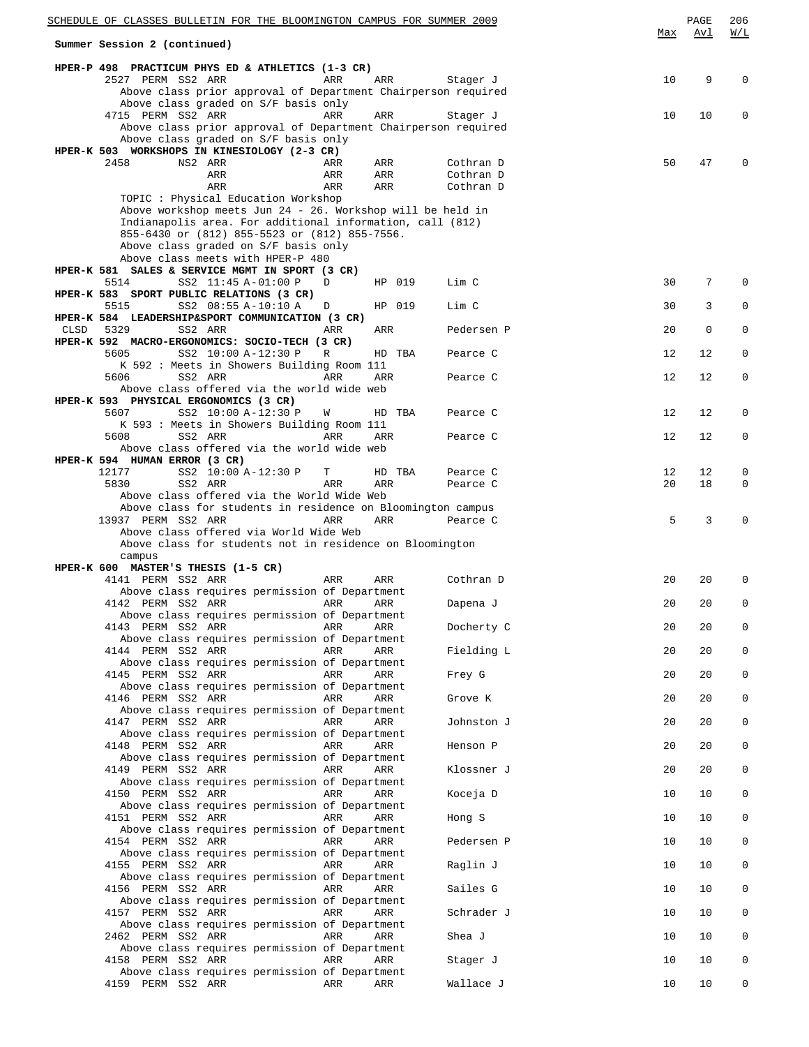Summer Session 2 (continued)

| | Max | Avl | W/L |
|---|---|---|---|
| **HPER-P 498 PRACTICUM PHYS ED & ATHLETICS (1-3 CR)** | | | |
| 2527 PERM SS2 ARR ARR ARR Stager J | 10 | 9 | 0 |
| Above class prior approval of Department Chairperson required<br>Above class graded on S/F basis only | | | |
| 4715 PERM SS2 ARR ARR ARR Stager J | 10 | 10 | 0 |
| Above class prior approval of Department Chairperson required<br>Above class graded on S/F basis only | | | |
| **HPER-K 503 WORKSHOPS IN KINESIOLOGY (2-3 CR)** | | | |
| 2458 NS2 ARR ARR ARR Cothran D<br>ARR ARR ARR Cothran D<br>ARR ARR ARR Cothran D | 50 | 47 | 0 |
| TOPIC : Physical Education Workshop<br>Above workshop meets Jun 24 - 26. Workshop will be held in Indianapolis area. For additional information, call (812) 855-6430 or (812) 855-5523 or (812) 855-7556.<br>Above class graded on S/F basis only<br>Above class meets with HPER-P 480 | | | |
| **HPER-K 581 SALES & SERVICE MGMT IN SPORT (3 CR)** | | | |
| 5514 SS2 11:45 A-01:00 P D HP 019 Lim C | 30 | 7 | 0 |
| **HPER-K 583 SPORT PUBLIC RELATIONS (3 CR)** | | | |
| 5515 SS2 08:55 A-10:10 A D HP 019 Lim C | 30 | 3 | 0 |
| **HPER-K 584 LEADERSHIP&SPORT COMMUNICATION (3 CR)** | | | |
| CLSD 5329 SS2 ARR ARR ARR Pedersen P | 20 | 0 | 0 |
| **HPER-K 592 MACRO-ERGONOMICS: SOCIO-TECH (3 CR)** | | | |
| 5605 SS2 10:00 A-12:30 P R HD TBA Pearce C | 12 | 12 | 0 |
| K 592 : Meets in Showers Building Room 111 | | | |
| 5606 SS2 ARR ARR ARR Pearce C | 12 | 12 | 0 |
| Above class offered via the world wide web | | | |
| **HPER-K 593 PHYSICAL ERGONOMICS (3 CR)** | | | |
| 5607 SS2 10:00 A-12:30 P W HD TBA Pearce C | 12 | 12 | 0 |
| K 593 : Meets in Showers Building Room 111 | | | |
| 5608 SS2 ARR ARR ARR Pearce C | 12 | 12 | 0 |
| Above class offered via the world wide web | | | |
| **HPER-K 594 HUMAN ERROR (3 CR)** | | | |
| 12177 SS2 10:00 A-12:30 P T HD TBA Pearce C | 12 | 12 | 0 |
| 5830 SS2 ARR ARR ARR Pearce C | 20 | 18 | 0 |
| Above class offered via the World Wide Web<br>Above class for students in residence on Bloomington campus | | | |
| 13937 PERM SS2 ARR ARR ARR Pearce C | 5 | 3 | 0 |
| Above class offered via World Wide Web<br>Above class for students not in residence on Bloomington campus | | | |
| **HPER-K 600 MASTER'S THESIS (1-5 CR)** | | | |
| 4141 PERM SS2 ARR ARR ARR Cothran D | 20 | 20 | 0 |
| Above class requires permission of Department | | | |
| 4142 PERM SS2 ARR ARR ARR Dapena J | 20 | 20 | 0 |
| Above class requires permission of Department | | | |
| 4143 PERM SS2 ARR ARR ARR Docherty C | 20 | 20 | 0 |
| Above class requires permission of Department | | | |
| 4144 PERM SS2 ARR ARR ARR Fielding L | 20 | 20 | 0 |
| Above class requires permission of Department | | | |
| 4145 PERM SS2 ARR ARR ARR Frey G | 20 | 20 | 0 |
| Above class requires permission of Department | | | |
| 4146 PERM SS2 ARR ARR ARR Grove K | 20 | 20 | 0 |
| Above class requires permission of Department | | | |
| 4147 PERM SS2 ARR ARR ARR Johnston J | 20 | 20 | 0 |
| Above class requires permission of Department | | | |
| 4148 PERM SS2 ARR ARR ARR Henson P | 20 | 20 | 0 |
| Above class requires permission of Department | | | |
| 4149 PERM SS2 ARR ARR ARR Klossner J | 20 | 20 | 0 |
| Above class requires permission of Department | | | |
| 4150 PERM SS2 ARR ARR ARR Koceja D | 10 | 10 | 0 |
| Above class requires permission of Department | | | |
| 4151 PERM SS2 ARR ARR ARR Hong S | 10 | 10 | 0 |
| Above class requires permission of Department | | | |
| 4154 PERM SS2 ARR ARR ARR Pedersen P | 10 | 10 | 0 |
| Above class requires permission of Department | | | |
| 4155 PERM SS2 ARR ARR ARR Raglin J | 10 | 10 | 0 |
| Above class requires permission of Department | | | |
| 4156 PERM SS2 ARR ARR ARR Sailes G | 10 | 10 | 0 |
| Above class requires permission of Department | | | |
| 4157 PERM SS2 ARR ARR ARR Schrader J | 10 | 10 | 0 |
| Above class requires permission of Department | | | |
| 2462 PERM SS2 ARR ARR ARR Shea J | 10 | 10 | 0 |
| Above class requires permission of Department | | | |
| 4158 PERM SS2 ARR ARR ARR Stager J | 10 | 10 | 0 |
| Above class requires permission of Department | | | |
| 4159 PERM SS2 ARR ARR ARR Wallace J | 10 | 10 | 0 |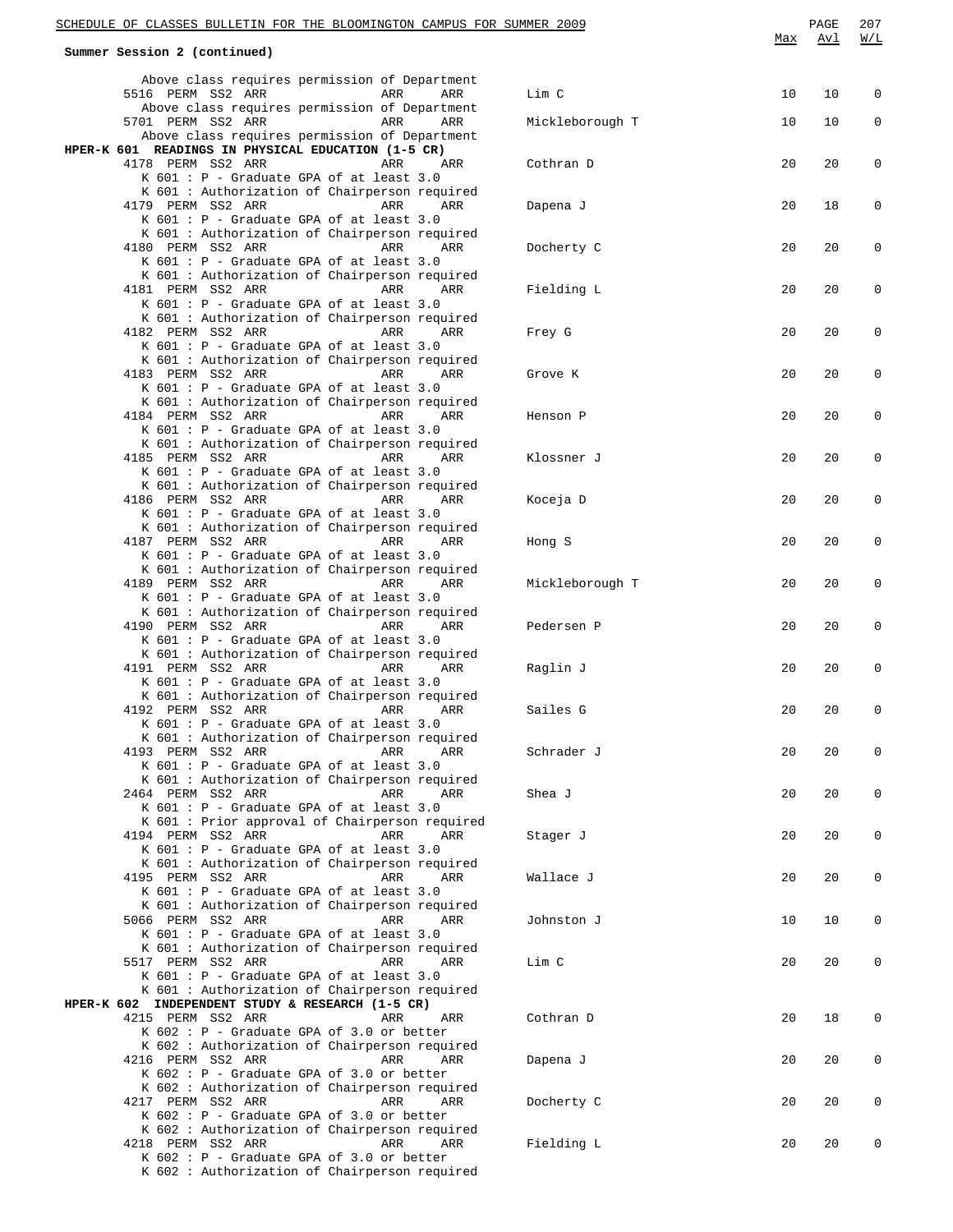**Summary Session 2 (continued)**

Above class requires permission of Department

| Class | | | | | Instructor | Max | Avl | W/L |
|---|---|---|---|---|---|---|---|---|
| 5516 | PERM | SS2 | ARR | ARR ARR | Lim C | 10 | 10 | 0 |

Above class requires permission of Department

| Class | | | | | Instructor | Max | Avl | W/L |
|---|---|---|---|---|---|---|---|---|
| 5701 | PERM | SS2 | ARR | ARR ARR | Mickleborough T | 10 | 10 | 0 |

Above class requires permission of Department

## HPER-K 601 READINGS IN PHYSICAL EDUCATION (1-5 CR)

| Class | | | | | Instructor | Max | Avl | W/L |
|---|---|---|---|---|---|---|---|---|
| 4178 | PERM | SS2 | ARR | ARR ARR | Cothran D | 20 | 20 | 0 |
| K 601 : P - Graduate GPA of at least 3.0 | | | | | | | | |
| K 601 : Authorization of Chairperson required | | | | | | | | |
| 4179 | PERM | SS2 | ARR | ARR ARR | Dapena J | 20 | 18 | 0 |
| K 601 : P - Graduate GPA of at least 3.0 | | | | | | | | |
| K 601 : Authorization of Chairperson required | | | | | | | | |
| 4180 | PERM | SS2 | ARR | ARR ARR | Docherty C | 20 | 20 | 0 |
| K 601 : P - Graduate GPA of at least 3.0 | | | | | | | | |
| K 601 : Authorization of Chairperson required | | | | | | | | |
| 4181 | PERM | SS2 | ARR | ARR ARR | Fielding L | 20 | 20 | 0 |
| K 601 : P - Graduate GPA of at least 3.0 | | | | | | | | |
| K 601 : Authorization of Chairperson required | | | | | | | | |
| 4182 | PERM | SS2 | ARR | ARR ARR | Frey G | 20 | 20 | 0 |
| K 601 : P - Graduate GPA of at least 3.0 | | | | | | | | |
| K 601 : Authorization of Chairperson required | | | | | | | | |
| 4183 | PERM | SS2 | ARR | ARR ARR | Grove K | 20 | 20 | 0 |
| K 601 : P - Graduate GPA of at least 3.0 | | | | | | | | |
| K 601 : Authorization of Chairperson required | | | | | | | | |
| 4184 | PERM | SS2 | ARR | ARR ARR | Henson P | 20 | 20 | 0 |
| K 601 : P - Graduate GPA of at least 3.0 | | | | | | | | |
| K 601 : Authorization of Chairperson required | | | | | | | | |
| 4185 | PERM | SS2 | ARR | ARR ARR | Klossner J | 20 | 20 | 0 |
| K 601 : P - Graduate GPA of at least 3.0 | | | | | | | | |
| K 601 : Authorization of Chairperson required | | | | | | | | |
| 4186 | PERM | SS2 | ARR | ARR ARR | Koceja D | 20 | 20 | 0 |
| K 601 : P - Graduate GPA of at least 3.0 | | | | | | | | |
| K 601 : Authorization of Chairperson required | | | | | | | | |
| 4187 | PERM | SS2 | ARR | ARR ARR | Hong S | 20 | 20 | 0 |
| K 601 : P - Graduate GPA of at least 3.0 | | | | | | | | |
| K 601 : Authorization of Chairperson required | | | | | | | | |
| 4189 | PERM | SS2 | ARR | ARR ARR | Mickleborough T | 20 | 20 | 0 |
| K 601 : P - Graduate GPA of at least 3.0 | | | | | | | | |
| K 601 : Authorization of Chairperson required | | | | | | | | |
| 4190 | PERM | SS2 | ARR | ARR ARR | Pedersen P | 20 | 20 | 0 |
| K 601 : P - Graduate GPA of at least 3.0 | | | | | | | | |
| K 601 : Authorization of Chairperson required | | | | | | | | |
| 4191 | PERM | SS2 | ARR | ARR ARR | Raglin J | 20 | 20 | 0 |
| K 601 : P - Graduate GPA of at least 3.0 | | | | | | | | |
| K 601 : Authorization of Chairperson required | | | | | | | | |
| 4192 | PERM | SS2 | ARR | ARR ARR | Sailes G | 20 | 20 | 0 |
| K 601 : P - Graduate GPA of at least 3.0 | | | | | | | | |
| K 601 : Authorization of Chairperson required | | | | | | | | |
| 4193 | PERM | SS2 | ARR | ARR ARR | Schrader J | 20 | 20 | 0 |
| K 601 : P - Graduate GPA of at least 3.0 | | | | | | | | |
| K 601 : Authorization of Chairperson required | | | | | | | | |
| 2464 | PERM | SS2 | ARR | ARR ARR | Shea J | 20 | 20 | 0 |
| K 601 : P - Graduate GPA of at least 3.0 | | | | | | | | |
| K 601 : Prior approval of Chairperson required | | | | | | | | |
| 4194 | PERM | SS2 | ARR | ARR ARR | Stager J | 20 | 20 | 0 |
| K 601 : P - Graduate GPA of at least 3.0 | | | | | | | | |
| K 601 : Authorization of Chairperson required | | | | | | | | |
| 4195 | PERM | SS2 | ARR | ARR ARR | Wallace J | 20 | 20 | 0 |
| K 601 : P - Graduate GPA of at least 3.0 | | | | | | | | |
| K 601 : Authorization of Chairperson required | | | | | | | | |
| 5066 | PERM | SS2 | ARR | ARR ARR | Johnston J | 10 | 10 | 0 |
| K 601 : P - Graduate GPA of at least 3.0 | | | | | | | | |
| K 601 : Authorization of Chairperson required | | | | | | | | |
| 5517 | PERM | SS2 | ARR | ARR ARR | Lim C | 20 | 20 | 0 |
| K 601 : P - Graduate GPA of at least 3.0 | | | | | | | | |
| K 601 : Authorization of Chairperson required | | | | | | | | |

## HPER-K 602 INDEPENDENT STUDY & RESEARCH (1-5 CR)

| Class | | | | | Instructor | Max | Avl | W/L |
|---|---|---|---|---|---|---|---|---|
| 4215 | PERM | SS2 | ARR | ARR ARR | Cothran D | 20 | 18 | 0 |
| K 602 : P - Graduate GPA of 3.0 or better | | | | | | | | |
| K 602 : Authorization of Chairperson required | | | | | | | | |
| 4216 | PERM | SS2 | ARR | ARR ARR | Dapena J | 20 | 20 | 0 |
| K 602 : P - Graduate GPA of 3.0 or better | | | | | | | | |
| K 602 : Authorization of Chairperson required | | | | | | | | |
| 4217 | PERM | SS2 | ARR | ARR ARR | Docherty C | 20 | 20 | 0 |
| K 602 : P - Graduate GPA of 3.0 or better | | | | | | | | |
| K 602 : Authorization of Chairperson required | | | | | | | | |
| 4218 | PERM | SS2 | ARR | ARR ARR | Fielding L | 20 | 20 | 0 |
| K 602 : P - Graduate GPA of 3.0 or better | | | | | | | | |
| K 602 : Authorization of Chairperson required | | | | | | | | |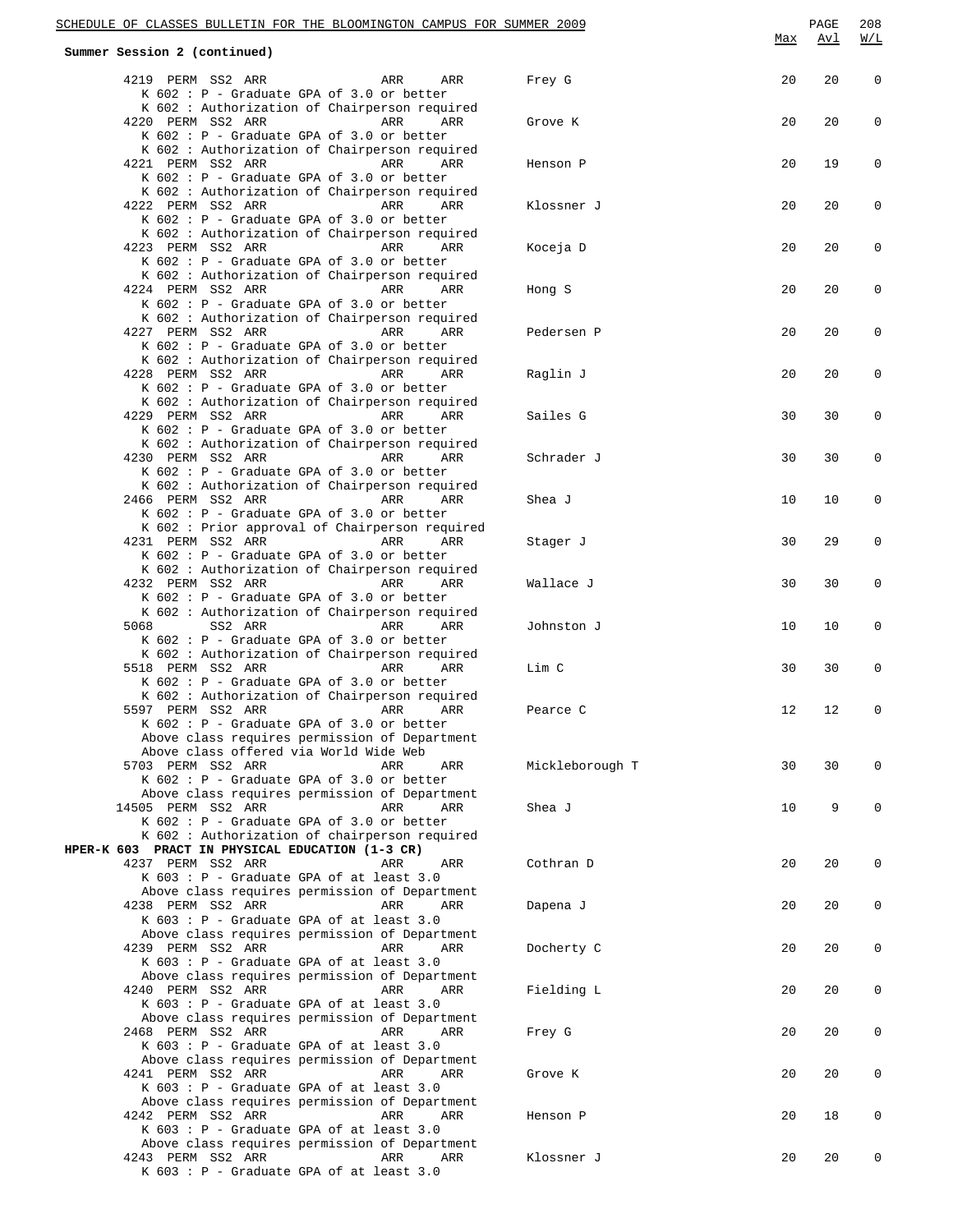**Summer Session 2 (continued)**

| | | | | | Max | Avl | W/L |
|---|---|---|---|---|---|---|---|
| 4219 PERM SS2 ARR | ARR | ARR | Frey G | | 20 | 20 | 0 |

K 602 : P - Graduate GPA of 3.0 or better
K 602 : Authorization of Chairperson required

| | | | | Max | Avl | W/L |
|---|---|---|---|---|---|---|
| 4220 PERM SS2 ARR | ARR | ARR | Grove K | 20 | 20 | 0 |

K 602 : P - Graduate GPA of 3.0 or better
K 602 : Authorization of Chairperson required

| | | | | Max | Avl | W/L |
|---|---|---|---|---|---|---|
| 4221 PERM SS2 ARR | ARR | ARR | Henson P | 20 | 19 | 0 |

K 602 : P - Graduate GPA of 3.0 or better
K 602 : Authorization of Chairperson required

| | | | | Max | Avl | W/L |
|---|---|---|---|---|---|---|
| 4222 PERM SS2 ARR | ARR | ARR | Klossner J | 20 | 20 | 0 |

K 602 : P - Graduate GPA of 3.0 or better
K 602 : Authorization of Chairperson required

| | | | | Max | Avl | W/L |
|---|---|---|---|---|---|---|
| 4223 PERM SS2 ARR | ARR | ARR | Koceja D | 20 | 20 | 0 |

K 602 : P - Graduate GPA of 3.0 or better
K 602 : Authorization of Chairperson required

| | | | | Max | Avl | W/L |
|---|---|---|---|---|---|---|
| 4224 PERM SS2 ARR | ARR | ARR | Hong S | 20 | 20 | 0 |

K 602 : P - Graduate GPA of 3.0 or better
K 602 : Authorization of Chairperson required

| | | | | Max | Avl | W/L |
|---|---|---|---|---|---|---|
| 4227 PERM SS2 ARR | ARR | ARR | Pedersen P | 20 | 20 | 0 |

K 602 : P - Graduate GPA of 3.0 or better
K 602 : Authorization of Chairperson required

| | | | | Max | Avl | W/L |
|---|---|---|---|---|---|---|
| 4228 PERM SS2 ARR | ARR | ARR | Raglin J | 20 | 20 | 0 |

K 602 : P - Graduate GPA of 3.0 or better
K 602 : Authorization of Chairperson required

| | | | | Max | Avl | W/L |
|---|---|---|---|---|---|---|
| 4229 PERM SS2 ARR | ARR | ARR | Sailes G | 30 | 30 | 0 |

K 602 : P - Graduate GPA of 3.0 or better
K 602 : Authorization of Chairperson required

| | | | | Max | Avl | W/L |
|---|---|---|---|---|---|---|
| 4230 PERM SS2 ARR | ARR | ARR | Schrader J | 30 | 30 | 0 |

K 602 : P - Graduate GPA of 3.0 or better
K 602 : Authorization of Chairperson required

| | | | | Max | Avl | W/L |
|---|---|---|---|---|---|---|
| 2466 PERM SS2 ARR | ARR | ARR | Shea J | 10 | 10 | 0 |

K 602 : P - Graduate GPA of 3.0 or better
K 602 : Prior approval of Chairperson required

| | | | | Max | Avl | W/L |
|---|---|---|---|---|---|---|
| 4231 PERM SS2 ARR | ARR | ARR | Stager J | 30 | 29 | 0 |

K 602 : P - Graduate GPA of 3.0 or better
K 602 : Authorization of Chairperson required

| | | | | Max | Avl | W/L |
|---|---|---|---|---|---|---|
| 4232 PERM SS2 ARR | ARR | ARR | Wallace J | 30 | 30 | 0 |

K 602 : P - Graduate GPA of 3.0 or better
K 602 : Authorization of Chairperson required

| | | | | Max | Avl | W/L |
|---|---|---|---|---|---|---|
| 5068 SS2 ARR | ARR | ARR | Johnston J | 10 | 10 | 0 |

K 602 : P - Graduate GPA of 3.0 or better
K 602 : Authorization of Chairperson required

| | | | | Max | Avl | W/L |
|---|---|---|---|---|---|---|
| 5518 PERM SS2 ARR | ARR | ARR | Lim C | 30 | 30 | 0 |

K 602 : P - Graduate GPA of 3.0 or better
K 602 : Authorization of Chairperson required

| | | | | Max | Avl | W/L |
|---|---|---|---|---|---|---|
| 5597 PERM SS2 ARR | ARR | ARR | Pearce C | 12 | 12 | 0 |

K 602 : P - Graduate GPA of 3.0 or better
Above class requires permission of Department
Above class offered via World Wide Web

| | | | | Max | Avl | W/L |
|---|---|---|---|---|---|---|
| 5703 PERM SS2 ARR | ARR | ARR | Mickleborough T | 30 | 30 | 0 |

K 602 : P - Graduate GPA of 3.0 or better
Above class requires permission of Department

| | | | | Max | Avl | W/L |
|---|---|---|---|---|---|---|
| 14505 PERM SS2 ARR | ARR | ARR | Shea J | 10 | 9 | 0 |

K 602 : P - Graduate GPA of 3.0 or better
K 602 : Authorization of chairperson required

**HPER-K 603 PRACT IN PHYSICAL EDUCATION (1-3 CR)**

| | | | | Max | Avl | W/L |
|---|---|---|---|---|---|---|
| 4237 PERM SS2 ARR | ARR | ARR | Cothran D | 20 | 20 | 0 |

K 603 : P - Graduate GPA of at least 3.0
Above class requires permission of Department

| | | | | Max | Avl | W/L |
|---|---|---|---|---|---|---|
| 4238 PERM SS2 ARR | ARR | ARR | Dapena J | 20 | 20 | 0 |

K 603 : P - Graduate GPA of at least 3.0
Above class requires permission of Department

| | | | | Max | Avl | W/L |
|---|---|---|---|---|---|---|
| 4239 PERM SS2 ARR | ARR | ARR | Docherty C | 20 | 20 | 0 |

K 603 : P - Graduate GPA of at least 3.0
Above class requires permission of Department

| | | | | Max | Avl | W/L |
|---|---|---|---|---|---|---|
| 4240 PERM SS2 ARR | ARR | ARR | Fielding L | 20 | 20 | 0 |

K 603 : P - Graduate GPA of at least 3.0
Above class requires permission of Department

| | | | | Max | Avl | W/L |
|---|---|---|---|---|---|---|
| 2468 PERM SS2 ARR | ARR | ARR | Frey G | 20 | 20 | 0 |

K 603 : P - Graduate GPA of at least 3.0
Above class requires permission of Department

| | | | | Max | Avl | W/L |
|---|---|---|---|---|---|---|
| 4241 PERM SS2 ARR | ARR | ARR | Grove K | 20 | 20 | 0 |

K 603 : P - Graduate GPA of at least 3.0
Above class requires permission of Department

| | | | | Max | Avl | W/L |
|---|---|---|---|---|---|---|
| 4242 PERM SS2 ARR | ARR | ARR | Henson P | 20 | 18 | 0 |

K 603 : P - Graduate GPA of at least 3.0
Above class requires permission of Department

| | | | | Max | Avl | W/L |
|---|---|---|---|---|---|---|
| 4243 PERM SS2 ARR | ARR | ARR | Klossner J | 20 | 20 | 0 |

K 603 : P - Graduate GPA of at least 3.0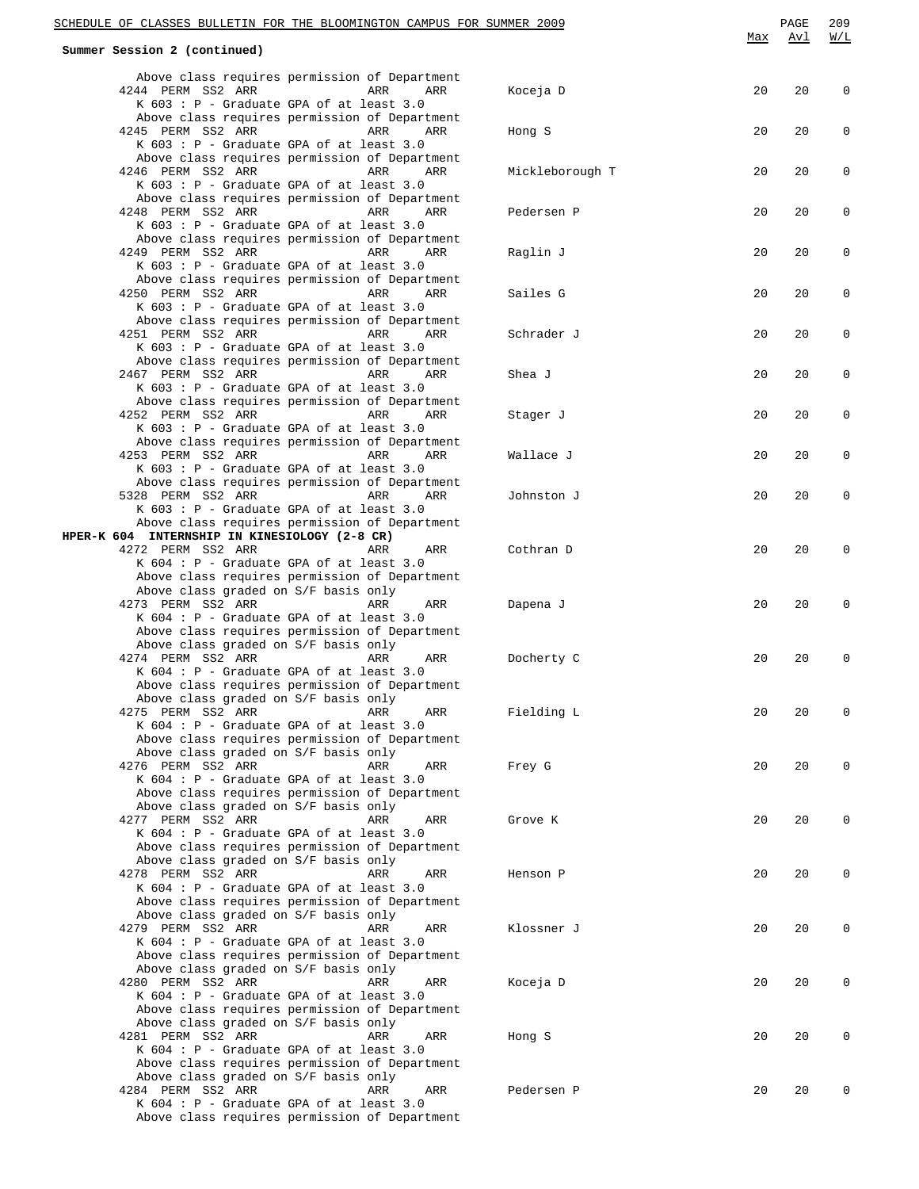**Summary Session 2 (continued)**

| | | | | | Max | Avl | W/L |
|---|---|---|---|---|---|---|---|
| Above class requires permission of Department | | | | | | | |
| 4244 PERM SS2 ARR | ARR | ARR | Koceja D | | 20 | 20 | 0 |
| K 603 : P - Graduate GPA of at least 3.0 | | | | | | | |
| Above class requires permission of Department | | | | | | | |
| 4245 PERM SS2 ARR | ARR | ARR | Hong S | | 20 | 20 | 0 |
| K 603 : P - Graduate GPA of at least 3.0 | | | | | | | |
| Above class requires permission of Department | | | | | | | |
| 4246 PERM SS2 ARR | ARR | ARR | Mickleborough T | | 20 | 20 | 0 |
| K 603 : P - Graduate GPA of at least 3.0 | | | | | | | |
| Above class requires permission of Department | | | | | | | |
| 4248 PERM SS2 ARR | ARR | ARR | Pedersen P | | 20 | 20 | 0 |
| K 603 : P - Graduate GPA of at least 3.0 | | | | | | | |
| Above class requires permission of Department | | | | | | | |
| 4249 PERM SS2 ARR | ARR | ARR | Raglin J | | 20 | 20 | 0 |
| K 603 : P - Graduate GPA of at least 3.0 | | | | | | | |
| Above class requires permission of Department | | | | | | | |
| 4250 PERM SS2 ARR | ARR | ARR | Sailes G | | 20 | 20 | 0 |
| K 603 : P - Graduate GPA of at least 3.0 | | | | | | | |
| Above class requires permission of Department | | | | | | | |
| 4251 PERM SS2 ARR | ARR | ARR | Schrader J | | 20 | 20 | 0 |
| K 603 : P - Graduate GPA of at least 3.0 | | | | | | | |
| Above class requires permission of Department | | | | | | | |
| 2467 PERM SS2 ARR | ARR | ARR | Shea J | | 20 | 20 | 0 |
| K 603 : P - Graduate GPA of at least 3.0 | | | | | | | |
| Above class requires permission of Department | | | | | | | |
| 4252 PERM SS2 ARR | ARR | ARR | Stager J | | 20 | 20 | 0 |
| K 603 : P - Graduate GPA of at least 3.0 | | | | | | | |
| Above class requires permission of Department | | | | | | | |
| 4253 PERM SS2 ARR | ARR | ARR | Wallace J | | 20 | 20 | 0 |
| K 603 : P - Graduate GPA of at least 3.0 | | | | | | | |
| Above class requires permission of Department | | | | | | | |
| 5328 PERM SS2 ARR | ARR | ARR | Johnston J | | 20 | 20 | 0 |
| K 603 : P - Graduate GPA of at least 3.0 | | | | | | | |
| Above class requires permission of Department | | | | | | | |

**HPER-K 604 INTERNSHIP IN KINESIOLOGY (2-8 CR)**

| | | | | Max | Avl | W/L |
|---|---|---|---|---|---|---|
| 4272 PERM SS2 ARR | ARR | ARR | Cothran D | 20 | 20 | 0 |
| K 604 : P - Graduate GPA of at least 3.0 | | | | | | |
| Above class requires permission of Department | | | | | | |
| Above class graded on S/F basis only | | | | | | |
| 4273 PERM SS2 ARR | ARR | ARR | Dapena J | 20 | 20 | 0 |
| K 604 : P - Graduate GPA of at least 3.0 | | | | | | |
| Above class requires permission of Department | | | | | | |
| Above class graded on S/F basis only | | | | | | |
| 4274 PERM SS2 ARR | ARR | ARR | Docherty C | 20 | 20 | 0 |
| K 604 : P - Graduate GPA of at least 3.0 | | | | | | |
| Above class requires permission of Department | | | | | | |
| Above class graded on S/F basis only | | | | | | |
| 4275 PERM SS2 ARR | ARR | ARR | Fielding L | 20 | 20 | 0 |
| K 604 : P - Graduate GPA of at least 3.0 | | | | | | |
| Above class requires permission of Department | | | | | | |
| Above class graded on S/F basis only | | | | | | |
| 4276 PERM SS2 ARR | ARR | ARR | Frey G | 20 | 20 | 0 |
| K 604 : P - Graduate GPA of at least 3.0 | | | | | | |
| Above class requires permission of Department | | | | | | |
| Above class graded on S/F basis only | | | | | | |
| 4277 PERM SS2 ARR | ARR | ARR | Grove K | 20 | 20 | 0 |
| K 604 : P - Graduate GPA of at least 3.0 | | | | | | |
| Above class requires permission of Department | | | | | | |
| Above class graded on S/F basis only | | | | | | |
| 4278 PERM SS2 ARR | ARR | ARR | Henson P | 20 | 20 | 0 |
| K 604 : P - Graduate GPA of at least 3.0 | | | | | | |
| Above class requires permission of Department | | | | | | |
| Above class graded on S/F basis only | | | | | | |
| 4279 PERM SS2 ARR | ARR | ARR | Klossner J | 20 | 20 | 0 |
| K 604 : P - Graduate GPA of at least 3.0 | | | | | | |
| Above class requires permission of Department | | | | | | |
| Above class graded on S/F basis only | | | | | | |
| 4280 PERM SS2 ARR | ARR | ARR | Koceja D | 20 | 20 | 0 |
| K 604 : P - Graduate GPA of at least 3.0 | | | | | | |
| Above class requires permission of Department | | | | | | |
| Above class graded on S/F basis only | | | | | | |
| 4281 PERM SS2 ARR | ARR | ARR | Hong S | 20 | 20 | 0 |
| K 604 : P - Graduate GPA of at least 3.0 | | | | | | |
| Above class requires permission of Department | | | | | | |
| Above class graded on S/F basis only | | | | | | |
| 4284 PERM SS2 ARR | ARR | ARR | Pedersen P | 20 | 20 | 0 |
| K 604 : P - Graduate GPA of at least 3.0 | | | | | | |
| Above class requires permission of Department | | | | | | |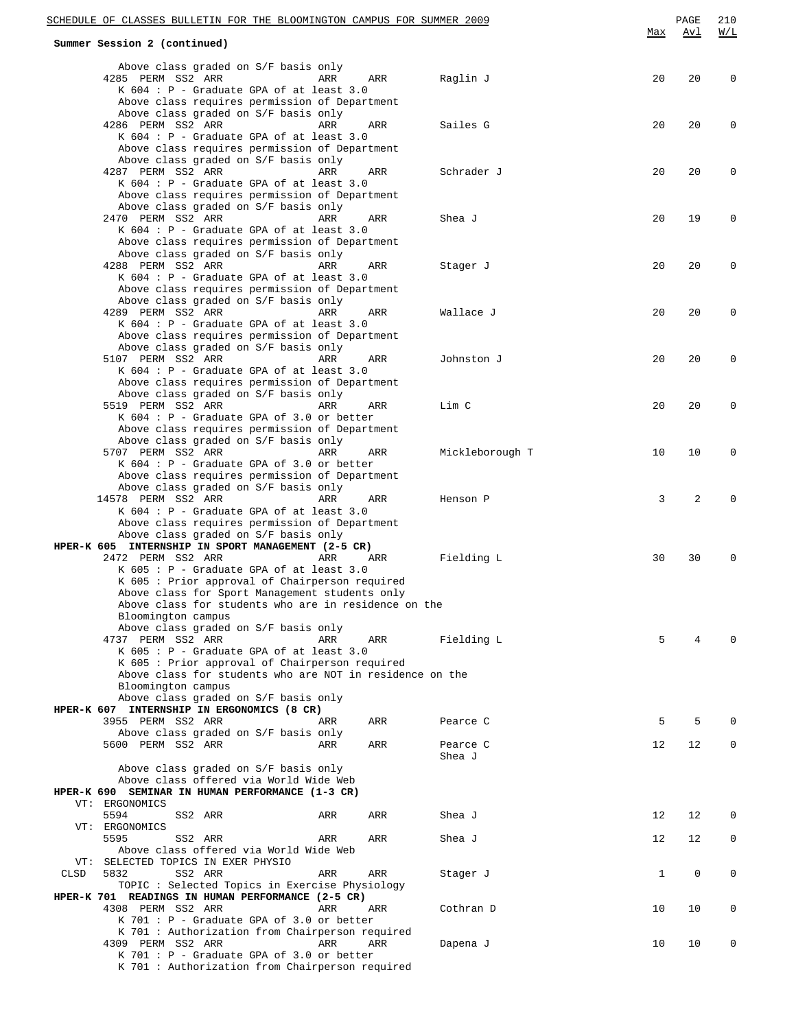**Summer Session 2 (continued)**

Above class graded on S/F basis only

| Class | | Session | Time | Days | Room | Instructor | Max | Avl | W/L |
|---|---|---|---|---|---|---|---|---|---|
| 4285 | PERM | SS2 | ARR | ARR | ARR | Raglin J | 20 | 20 | 0 |

K 604 : P - Graduate GPA of at least 3.0
Above class requires permission of Department
Above class graded on S/F basis only

| Class | | Session | Time | Days | Room | Instructor | Max | Avl | W/L |
|---|---|---|---|---|---|---|---|---|---|
| 4286 | PERM | SS2 | ARR | ARR | ARR | Sailes G | 20 | 20 | 0 |

K 604 : P - Graduate GPA of at least 3.0
Above class requires permission of Department
Above class graded on S/F basis only

| Class | | Session | Time | Days | Room | Instructor | Max | Avl | W/L |
|---|---|---|---|---|---|---|---|---|---|
| 4287 | PERM | SS2 | ARR | ARR | ARR | Schrader J | 20 | 20 | 0 |

K 604 : P - Graduate GPA of at least 3.0
Above class requires permission of Department
Above class graded on S/F basis only

| Class | | Session | Time | Days | Room | Instructor | Max | Avl | W/L |
|---|---|---|---|---|---|---|---|---|---|
| 2470 | PERM | SS2 | ARR | ARR | ARR | Shea J | 20 | 19 | 0 |

K 604 : P - Graduate GPA of at least 3.0
Above class requires permission of Department
Above class graded on S/F basis only

| Class | | Session | Time | Days | Room | Instructor | Max | Avl | W/L |
|---|---|---|---|---|---|---|---|---|---|
| 4288 | PERM | SS2 | ARR | ARR | ARR | Stager J | 20 | 20 | 0 |

K 604 : P - Graduate GPA of at least 3.0
Above class requires permission of Department
Above class graded on S/F basis only

| Class | | Session | Time | Days | Room | Instructor | Max | Avl | W/L |
|---|---|---|---|---|---|---|---|---|---|
| 4289 | PERM | SS2 | ARR | ARR | ARR | Wallace J | 20 | 20 | 0 |

K 604 : P - Graduate GPA of at least 3.0
Above class requires permission of Department
Above class graded on S/F basis only

| Class | | Session | Time | Days | Room | Instructor | Max | Avl | W/L |
|---|---|---|---|---|---|---|---|---|---|
| 5107 | PERM | SS2 | ARR | ARR | ARR | Johnston J | 20 | 20 | 0 |

K 604 : P - Graduate GPA of at least 3.0
Above class requires permission of Department
Above class graded on S/F basis only

| Class | | Session | Time | Days | Room | Instructor | Max | Avl | W/L |
|---|---|---|---|---|---|---|---|---|---|
| 5519 | PERM | SS2 | ARR | ARR | ARR | Lim C | 20 | 20 | 0 |

K 604 : P - Graduate GPA of 3.0 or better
Above class requires permission of Department
Above class graded on S/F basis only

| Class | | Session | Time | Days | Room | Instructor | Max | Avl | W/L |
|---|---|---|---|---|---|---|---|---|---|
| 5707 | PERM | SS2 | ARR | ARR | ARR | Mickleborough T | 10 | 10 | 0 |

K 604 : P - Graduate GPA of 3.0 or better
Above class requires permission of Department
Above class graded on S/F basis only

| Class | | Session | Time | Days | Room | Instructor | Max | Avl | W/L |
|---|---|---|---|---|---|---|---|---|---|
| 14578 | PERM | SS2 | ARR | ARR | ARR | Henson P | 3 | 2 | 0 |

K 604 : P - Graduate GPA of at least 3.0
Above class requires permission of Department
Above class graded on S/F basis only

**HPER-K 605 INTERNSHIP IN SPORT MANAGEMENT (2-5 CR)**

| Class | | Session | Time | Days | Room | Instructor | Max | Avl | W/L |
|---|---|---|---|---|---|---|---|---|---|
| 2472 | PERM | SS2 | ARR | ARR | ARR | Fielding L | 30 | 30 | 0 |

K 605 : P - Graduate GPA of at least 3.0
K 605 : Prior approval of Chairperson required
Above class for Sport Management students only
Above class for students who are in residence on the Bloomington campus
Above class graded on S/F basis only

| Class | | Session | Time | Days | Room | Instructor | Max | Avl | W/L |
|---|---|---|---|---|---|---|---|---|---|
| 4737 | PERM | SS2 | ARR | ARR | ARR | Fielding L | 5 | 4 | 0 |

K 605 : P - Graduate GPA of at least 3.0
K 605 : Prior approval of Chairperson required
Above class for students who are NOT in residence on the Bloomington campus
Above class graded on S/F basis only

**HPER-K 607 INTERNSHIP IN ERGONOMICS (8 CR)**

| Class | | Session | Time | Days | Room | Instructor | Max | Avl | W/L |
|---|---|---|---|---|---|---|---|---|---|
| 3955 | PERM | SS2 | ARR | ARR | ARR | Pearce C | 5 | 5 | 0 |

Above class graded on S/F basis only

| Class | | Session | Time | Days | Room | Instructor | Max | Avl | W/L |
|---|---|---|---|---|---|---|---|---|---|
| 5600 | PERM | SS2 | ARR | ARR | ARR | Pearce C, Shea J | 12 | 12 | 0 |

Above class graded on S/F basis only
Above class offered via World Wide Web

**HPER-K 690 SEMINAR IN HUMAN PERFORMANCE (1-3 CR)**

VT: ERGONOMICS

| Class | | Session | Time | Days | Room | Instructor | Max | Avl | W/L |
|---|---|---|---|---|---|---|---|---|---|
| 5594 | | SS2 | ARR | ARR | ARR | Shea J | 12 | 12 | 0 |

VT: ERGONOMICS

| Class | | Session | Time | Days | Room | Instructor | Max | Avl | W/L |
|---|---|---|---|---|---|---|---|---|---|
| 5595 | | SS2 | ARR | ARR | ARR | Shea J | 12 | 12 | 0 |

Above class offered via World Wide Web

VT: SELECTED TOPICS IN EXER PHYSIO

| Class | | Session | Time | Days | Room | Instructor | Max | Avl | W/L |
|---|---|---|---|---|---|---|---|---|---|
| CLSD 5832 | | SS2 | ARR | ARR | ARR | Stager J | 1 | 0 | 0 |

TOPIC : Selected Topics in Exercise Physiology

**HPER-K 701 READINGS IN HUMAN PERFORMANCE (2-5 CR)**

| Class | | Session | Time | Days | Room | Instructor | Max | Avl | W/L |
|---|---|---|---|---|---|---|---|---|---|
| 4308 | PERM | SS2 | ARR | ARR | ARR | Cothran D | 10 | 10 | 0 |

K 701 : P - Graduate GPA of 3.0 or better
K 701 : Authorization from Chairperson required

| Class | | Session | Time | Days | Room | Instructor | Max | Avl | W/L |
|---|---|---|---|---|---|---|---|---|---|
| 4309 | PERM | SS2 | ARR | ARR | ARR | Dapena J | 10 | 10 | 0 |

K 701 : P - Graduate GPA of 3.0 or better
K 701 : Authorization from Chairperson required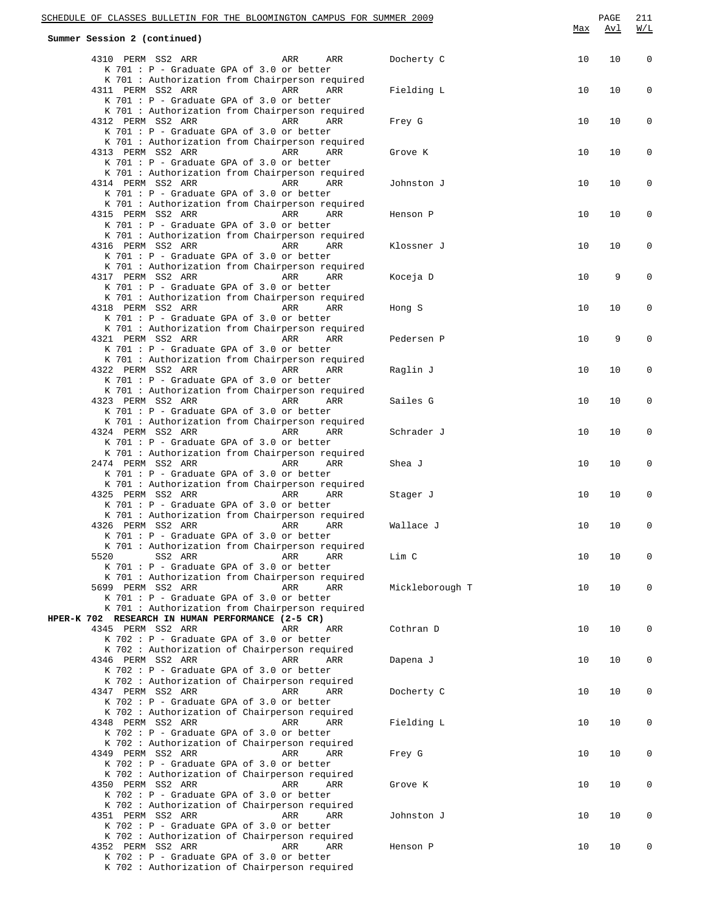**Summer Session 2 (continued)**

| | | | | | | Max | Avl | W/L |
|---|---|---|---|---|---|---|---|---|
| 4310 PERM | SS2 | ARR | ARR | ARR | Docherty C | 10 | 10 | 0 |
| K 701 : P - Graduate GPA of 3.0 or better | | | | | | | | |
| K 701 : Authorization from Chairperson required | | | | | | | | |
| 4311 PERM | SS2 | ARR | ARR | ARR | Fielding L | 10 | 10 | 0 |
| K 701 : P - Graduate GPA of 3.0 or better | | | | | | | | |
| K 701 : Authorization from Chairperson required | | | | | | | | |
| 4312 PERM | SS2 | ARR | ARR | ARR | Frey G | 10 | 10 | 0 |
| K 701 : P - Graduate GPA of 3.0 or better | | | | | | | | |
| K 701 : Authorization from Chairperson required | | | | | | | | |
| 4313 PERM | SS2 | ARR | ARR | ARR | Grove K | 10 | 10 | 0 |
| K 701 : P - Graduate GPA of 3.0 or better | | | | | | | | |
| K 701 : Authorization from Chairperson required | | | | | | | | |
| 4314 PERM | SS2 | ARR | ARR | ARR | Johnston J | 10 | 10 | 0 |
| K 701 : P - Graduate GPA of 3.0 or better | | | | | | | | |
| K 701 : Authorization from Chairperson required | | | | | | | | |
| 4315 PERM | SS2 | ARR | ARR | ARR | Henson P | 10 | 10 | 0 |
| K 701 : P - Graduate GPA of 3.0 or better | | | | | | | | |
| K 701 : Authorization from Chairperson required | | | | | | | | |
| 4316 PERM | SS2 | ARR | ARR | ARR | Klossner J | 10 | 10 | 0 |
| K 701 : P - Graduate GPA of 3.0 or better | | | | | | | | |
| K 701 : Authorization from Chairperson required | | | | | | | | |
| 4317 PERM | SS2 | ARR | ARR | ARR | Koceja D | 10 | 9 | 0 |
| K 701 : P - Graduate GPA of 3.0 or better | | | | | | | | |
| K 701 : Authorization from Chairperson required | | | | | | | | |
| 4318 PERM | SS2 | ARR | ARR | ARR | Hong S | 10 | 10 | 0 |
| K 701 : P - Graduate GPA of 3.0 or better | | | | | | | | |
| K 701 : Authorization from Chairperson required | | | | | | | | |
| 4321 PERM | SS2 | ARR | ARR | ARR | Pedersen P | 10 | 9 | 0 |
| K 701 : P - Graduate GPA of 3.0 or better | | | | | | | | |
| K 701 : Authorization from Chairperson required | | | | | | | | |
| 4322 PERM | SS2 | ARR | ARR | ARR | Raglin J | 10 | 10 | 0 |
| K 701 : P - Graduate GPA of 3.0 or better | | | | | | | | |
| K 701 : Authorization from Chairperson required | | | | | | | | |
| 4323 PERM | SS2 | ARR | ARR | ARR | Sailes G | 10 | 10 | 0 |
| K 701 : P - Graduate GPA of 3.0 or better | | | | | | | | |
| K 701 : Authorization from Chairperson required | | | | | | | | |
| 4324 PERM | SS2 | ARR | ARR | ARR | Schrader J | 10 | 10 | 0 |
| K 701 : P - Graduate GPA of 3.0 or better | | | | | | | | |
| K 701 : Authorization from Chairperson required | | | | | | | | |
| 2474 PERM | SS2 | ARR | ARR | ARR | Shea J | 10 | 10 | 0 |
| K 701 : P - Graduate GPA of 3.0 or better | | | | | | | | |
| K 701 : Authorization from Chairperson required | | | | | | | | |
| 4325 PERM | SS2 | ARR | ARR | ARR | Stager J | 10 | 10 | 0 |
| K 701 : P - Graduate GPA of 3.0 or better | | | | | | | | |
| K 701 : Authorization from Chairperson required | | | | | | | | |
| 4326 PERM | SS2 | ARR | ARR | ARR | Wallace J | 10 | 10 | 0 |
| K 701 : P - Graduate GPA of 3.0 or better | | | | | | | | |
| K 701 : Authorization from Chairperson required | | | | | | | | |
| 5520 | SS2 | ARR | ARR | ARR | Lim C | 10 | 10 | 0 |
| K 701 : P - Graduate GPA of 3.0 or better | | | | | | | | |
| K 701 : Authorization from Chairperson required | | | | | | | | |
| 5699 PERM | SS2 | ARR | ARR | ARR | Mickleborough T | 10 | 10 | 0 |
| K 701 : P - Graduate GPA of 3.0 or better | | | | | | | | |
| K 701 : Authorization from Chairperson required | | | | | | | | |

**HPER-K 702 RESEARCH IN HUMAN PERFORMANCE (2-5 CR)**

| | | | | | | Max | Avl | W/L |
|---|---|---|---|---|---|---|---|---|
| 4345 PERM | SS2 | ARR | ARR | ARR | Cothran D | 10 | 10 | 0 |
| K 702 : P - Graduate GPA of 3.0 or better | | | | | | | | |
| K 702 : Authorization of Chairperson required | | | | | | | | |
| 4346 PERM | SS2 | ARR | ARR | ARR | Dapena J | 10 | 10 | 0 |
| K 702 : P - Graduate GPA of 3.0 or better | | | | | | | | |
| K 702 : Authorization of Chairperson required | | | | | | | | |
| 4347 PERM | SS2 | ARR | ARR | ARR | Docherty C | 10 | 10 | 0 |
| K 702 : P - Graduate GPA of 3.0 or better | | | | | | | | |
| K 702 : Authorization of Chairperson required | | | | | | | | |
| 4348 PERM | SS2 | ARR | ARR | ARR | Fielding L | 10 | 10 | 0 |
| K 702 : P - Graduate GPA of 3.0 or better | | | | | | | | |
| K 702 : Authorization of Chairperson required | | | | | | | | |
| 4349 PERM | SS2 | ARR | ARR | ARR | Frey G | 10 | 10 | 0 |
| K 702 : P - Graduate GPA of 3.0 or better | | | | | | | | |
| K 702 : Authorization of Chairperson required | | | | | | | | |
| 4350 PERM | SS2 | ARR | ARR | ARR | Grove K | 10 | 10 | 0 |
| K 702 : P - Graduate GPA of 3.0 or better | | | | | | | | |
| K 702 : Authorization of Chairperson required | | | | | | | | |
| 4351 PERM | SS2 | ARR | ARR | ARR | Johnston J | 10 | 10 | 0 |
| K 702 : P - Graduate GPA of 3.0 or better | | | | | | | | |
| K 702 : Authorization of Chairperson required | | | | | | | | |
| 4352 PERM | SS2 | ARR | ARR | ARR | Henson P | 10 | 10 | 0 |
| K 702 : P - Graduate GPA of 3.0 or better | | | | | | | | |
| K 702 : Authorization of Chairperson required | | | | | | | | |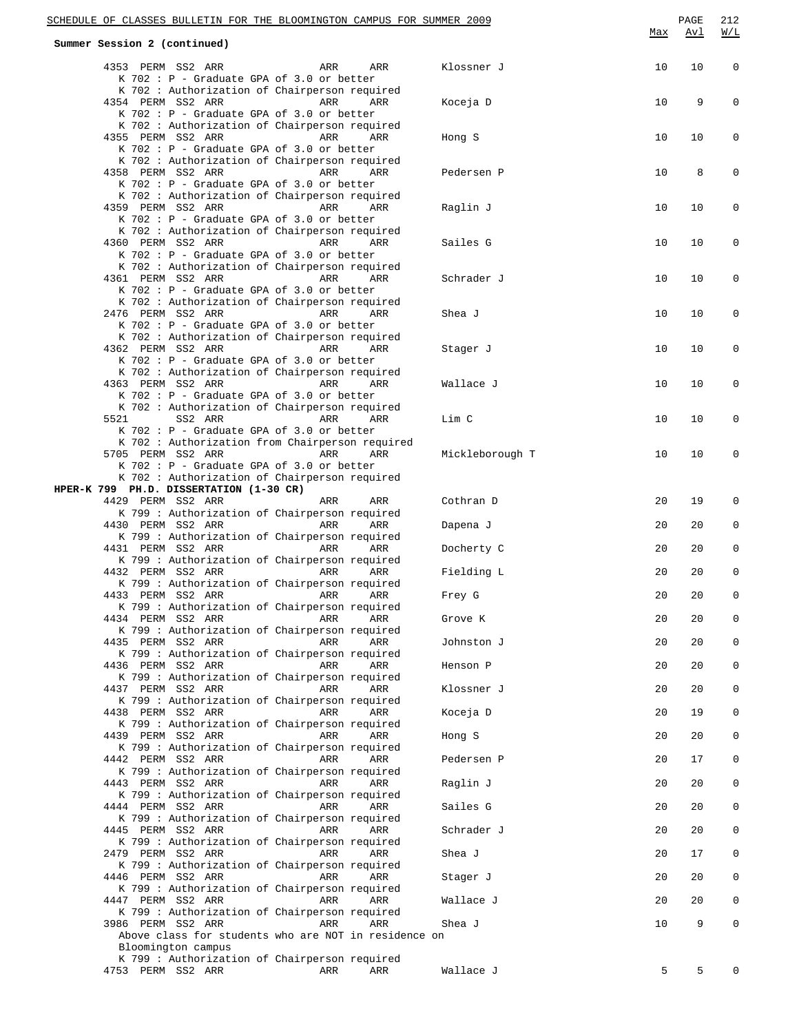Summary Session 2 (continued)

| | Max | Avl | W/L |
|---|---|---|---|
| 4353 PERM SS2 ARR ARR ARR Klossner J | 10 | 10 | 0 |
| K 702 : P - Graduate GPA of 3.0 or better | | | |
| K 702 : Authorization of Chairperson required | | | |
| 4354 PERM SS2 ARR ARR ARR Koceja D | 10 | 9 | 0 |
| K 702 : P - Graduate GPA of 3.0 or better | | | |
| K 702 : Authorization of Chairperson required | | | |
| 4355 PERM SS2 ARR ARR ARR Hong S | 10 | 10 | 0 |
| K 702 : P - Graduate GPA of 3.0 or better | | | |
| K 702 : Authorization of Chairperson required | | | |
| 4358 PERM SS2 ARR ARR ARR Pedersen P | 10 | 8 | 0 |
| K 702 : P - Graduate GPA of 3.0 or better | | | |
| K 702 : Authorization of Chairperson required | | | |
| 4359 PERM SS2 ARR ARR ARR Raglin J | 10 | 10 | 0 |
| K 702 : P - Graduate GPA of 3.0 or better | | | |
| K 702 : Authorization of Chairperson required | | | |
| 4360 PERM SS2 ARR ARR ARR Sailes G | 10 | 10 | 0 |
| K 702 : P - Graduate GPA of 3.0 or better | | | |
| K 702 : Authorization of Chairperson required | | | |
| 4361 PERM SS2 ARR ARR ARR Schrader J | 10 | 10 | 0 |
| K 702 : P - Graduate GPA of 3.0 or better | | | |
| K 702 : Authorization of Chairperson required | | | |
| 2476 PERM SS2 ARR ARR ARR Shea J | 10 | 10 | 0 |
| K 702 : P - Graduate GPA of 3.0 or better | | | |
| K 702 : Authorization of Chairperson required | | | |
| 4362 PERM SS2 ARR ARR ARR Stager J | 10 | 10 | 0 |
| K 702 : P - Graduate GPA of 3.0 or better | | | |
| K 702 : Authorization of Chairperson required | | | |
| 4363 PERM SS2 ARR ARR ARR Wallace J | 10 | 10 | 0 |
| K 702 : P - Graduate GPA of 3.0 or better | | | |
| K 702 : Authorization of Chairperson required | | | |
| 5521 SS2 ARR ARR ARR Lim C | 10 | 10 | 0 |
| K 702 : P - Graduate GPA of 3.0 or better | | | |
| K 702 : Authorization from Chairperson required | | | |
| 5705 PERM SS2 ARR ARR ARR Mickleborough T | 10 | 10 | 0 |
| K 702 : P - Graduate GPA of 3.0 or better | | | |
| K 702 : Authorization of Chairperson required | | | |

**HPER-K 799 PH.D. DISSERTATION (1-30 CR)**

| | Max | Avl | W/L |
|---|---|---|---|
| 4429 PERM SS2 ARR ARR ARR Cothran D | 20 | 19 | 0 |
| K 799 : Authorization of Chairperson required | | | |
| 4430 PERM SS2 ARR ARR ARR Dapena J | 20 | 20 | 0 |
| K 799 : Authorization of Chairperson required | | | |
| 4431 PERM SS2 ARR ARR ARR Docherty C | 20 | 20 | 0 |
| K 799 : Authorization of Chairperson required | | | |
| 4432 PERM SS2 ARR ARR ARR Fielding L | 20 | 20 | 0 |
| K 799 : Authorization of Chairperson required | | | |
| 4433 PERM SS2 ARR ARR ARR Frey G | 20 | 20 | 0 |
| K 799 : Authorization of Chairperson required | | | |
| 4434 PERM SS2 ARR ARR ARR Grove K | 20 | 20 | 0 |
| K 799 : Authorization of Chairperson required | | | |
| 4435 PERM SS2 ARR ARR ARR Johnston J | 20 | 20 | 0 |
| K 799 : Authorization of Chairperson required | | | |
| 4436 PERM SS2 ARR ARR ARR Henson P | 20 | 20 | 0 |
| K 799 : Authorization of Chairperson required | | | |
| 4437 PERM SS2 ARR ARR ARR Klossner J | 20 | 20 | 0 |
| K 799 : Authorization of Chairperson required | | | |
| 4438 PERM SS2 ARR ARR ARR Koceja D | 20 | 19 | 0 |
| K 799 : Authorization of Chairperson required | | | |
| 4439 PERM SS2 ARR ARR ARR Hong S | 20 | 20 | 0 |
| K 799 : Authorization of Chairperson required | | | |
| 4442 PERM SS2 ARR ARR ARR Pedersen P | 20 | 17 | 0 |
| K 799 : Authorization of Chairperson required | | | |
| 4443 PERM SS2 ARR ARR ARR Raglin J | 20 | 20 | 0 |
| K 799 : Authorization of Chairperson required | | | |
| 4444 PERM SS2 ARR ARR ARR Sailes G | 20 | 20 | 0 |
| K 799 : Authorization of Chairperson required | | | |
| 4445 PERM SS2 ARR ARR ARR Schrader J | 20 | 20 | 0 |
| K 799 : Authorization of Chairperson required | | | |
| 2479 PERM SS2 ARR ARR ARR Shea J | 20 | 17 | 0 |
| K 799 : Authorization of Chairperson required | | | |
| 4446 PERM SS2 ARR ARR ARR Stager J | 20 | 20 | 0 |
| K 799 : Authorization of Chairperson required | | | |
| 4447 PERM SS2 ARR ARR ARR Wallace J | 20 | 20 | 0 |
| K 799 : Authorization of Chairperson required | | | |
| 3986 PERM SS2 ARR ARR ARR Shea J | 10 | 9 | 0 |
| Above class for students who are NOT in residence on Bloomington campus | | | |
| K 799 : Authorization of Chairperson required | | | |
| 4753 PERM SS2 ARR ARR ARR Wallace J | 5 | 5 | 0 |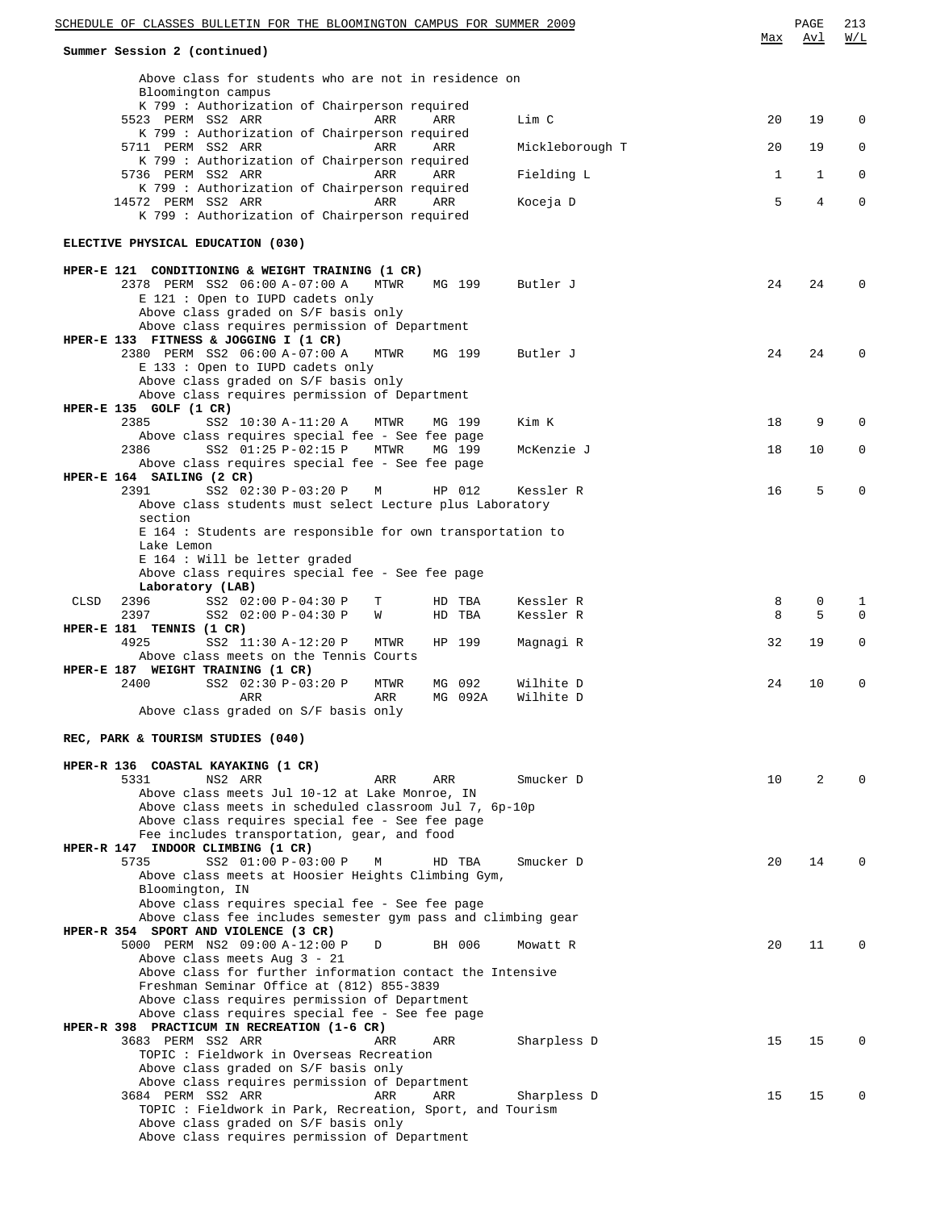**Summary Session 2 (continued)**

| | Class | | Session | Time | Days | Room | Instructor | Max | Avl | W/L |
|---|---|---|---|---|---|---|---|---|---|---|
| | | | | | | | | | | |

Above class for students who are not in residence on Bloomington campus
K 799 : Authorization of Chairperson required

| Class | | Session | Time | Days | Room | Instructor | Max | Avl | W/L |
|---|---|---|---|---|---|---|---|---|---|
| 5523 | PERM | SS2 | ARR | ARR | ARR | Lim C | 20 | 19 | 0 |

K 799 : Authorization of Chairperson required

| Class | | Session | Time | Days | Room | Instructor | Max | Avl | W/L |
|---|---|---|---|---|---|---|---|---|---|
| 5711 | PERM | SS2 | ARR | ARR | ARR | Mickleborough T | 20 | 19 | 0 |

K 799 : Authorization of Chairperson required

| Class | | Session | Time | Days | Room | Instructor | Max | Avl | W/L |
|---|---|---|---|---|---|---|---|---|---|
| 5736 | PERM | SS2 | ARR | ARR | ARR | Fielding L | 1 | 1 | 0 |

K 799 : Authorization of Chairperson required

| Class | | Session | Time | Days | Room | Instructor | Max | Avl | W/L |
|---|---|---|---|---|---|---|---|---|---|
| 14572 | PERM | SS2 | ARR | ARR | ARR | Koceja D | 5 | 4 | 0 |

K 799 : Authorization of Chairperson required

## ELECTIVE PHYSICAL EDUCATION (030)

**HPER-E 121 CONDITIONING & WEIGHT TRAINING (1 CR)**

| Class | | Session | Time | Days | Room | Instructor | Max | Avl | W/L |
|---|---|---|---|---|---|---|---|---|---|
| 2378 | PERM | SS2 | 06:00 A-07:00 A | MTWR | MG 199 | Butler J | 24 | 24 | 0 |

E 121 : Open to IUPD cadets only
Above class graded on S/F basis only
Above class requires permission of Department

**HPER-E 133 FITNESS & JOGGING I (1 CR)**

| Class | | Session | Time | Days | Room | Instructor | Max | Avl | W/L |
|---|---|---|---|---|---|---|---|---|---|
| 2380 | PERM | SS2 | 06:00 A-07:00 A | MTWR | MG 199 | Butler J | 24 | 24 | 0 |

E 133 : Open to IUPD cadets only
Above class graded on S/F basis only
Above class requires permission of Department

**HPER-E 135 GOLF (1 CR)**

| Class | | Session | Time | Days | Room | Instructor | Max | Avl | W/L |
|---|---|---|---|---|---|---|---|---|---|
| 2385 | | SS2 | 10:30 A-11:20 A | MTWR | MG 199 | Kim K | 18 | 9 | 0 |

Above class requires special fee - See fee page

| Class | | Session | Time | Days | Room | Instructor | Max | Avl | W/L |
|---|---|---|---|---|---|---|---|---|---|
| 2386 | | SS2 | 01:25 P-02:15 P | MTWR | MG 199 | McKenzie J | 18 | 10 | 0 |

Above class requires special fee - See fee page

**HPER-E 164 SAILING (2 CR)**

| Class | | Session | Time | Days | Room | Instructor | Max | Avl | W/L |
|---|---|---|---|---|---|---|---|---|---|
| 2391 | | SS2 | 02:30 P-03:20 P | M | HP 012 | Kessler R | 16 | 5 | 0 |

Above class students must select Lecture plus Laboratory section
E 164 : Students are responsible for own transportation to Lake Lemon
E 164 : Will be letter graded
Above class requires special fee - See fee page

**Laboratory (LAB)**

| | Class | Session | Time | Days | Room | Instructor | Max | Avl | W/L |
|---|---|---|---|---|---|---|---|---|---|
| CLSD | 2396 | SS2 | 02:00 P-04:30 P | T | HD TBA | Kessler R | 8 | 0 | 1 |
| | 2397 | SS2 | 02:00 P-04:30 P | W | HD TBA | Kessler R | 8 | 5 | 0 |

**HPER-E 181 TENNIS (1 CR)**

| Class | | Session | Time | Days | Room | Instructor | Max | Avl | W/L |
|---|---|---|---|---|---|---|---|---|---|
| 4925 | | SS2 | 11:30 A-12:20 P | MTWR | HP 199 | Magnagi R | 32 | 19 | 0 |

Above class meets on the Tennis Courts

**HPER-E 187 WEIGHT TRAINING (1 CR)**

| Class | | Session | Time | Days | Room | Instructor | Max | Avl | W/L |
|---|---|---|---|---|---|---|---|---|---|
| 2400 | | SS2 | 02:30 P-03:20 P | MTWR | MG 092 | Wilhite D | 24 | 10 | 0 |
| | | | ARR | ARR | MG 092A | Wilhite D | | | |

Above class graded on S/F basis only

## REC, PARK & TOURISM STUDIES (040)

**HPER-R 136 COASTAL KAYAKING (1 CR)**

| Class | | Session | Time | Days | Room | Instructor | Max | Avl | W/L |
|---|---|---|---|---|---|---|---|---|---|
| 5331 | | NS2 | ARR | ARR | ARR | Smucker D | 10 | 2 | 0 |

Above class meets Jul 10-12 at Lake Monroe, IN
Above class meets in scheduled classroom Jul 7, 6p-10p
Above class requires special fee - See fee page
Fee includes transportation, gear, and food

**HPER-R 147 INDOOR CLIMBING (1 CR)**

| Class | | Session | Time | Days | Room | Instructor | Max | Avl | W/L |
|---|---|---|---|---|---|---|---|---|---|
| 5735 | | SS2 | 01:00 P-03:00 P | M | HD TBA | Smucker D | 20 | 14 | 0 |

Above class meets at Hoosier Heights Climbing Gym, Bloomington, IN
Above class requires special fee - See fee page
Above class fee includes semester gym pass and climbing gear

**HPER-R 354 SPORT AND VIOLENCE (3 CR)**

| Class | | Session | Time | Days | Room | Instructor | Max | Avl | W/L |
|---|---|---|---|---|---|---|---|---|---|
| 5000 | PERM | NS2 | 09:00 A-12:00 P | D | BH 006 | Mowatt R | 20 | 11 | 0 |

Above class meets Aug 3 - 21
Above class for further information contact the Intensive Freshman Seminar Office at (812) 855-3839
Above class requires permission of Department
Above class requires special fee - See fee page

**HPER-R 398 PRACTICUM IN RECREATION (1-6 CR)**

| Class | | Session | Time | Days | Room | Instructor | Max | Avl | W/L |
|---|---|---|---|---|---|---|---|---|---|
| 3683 | PERM | SS2 | ARR | ARR | ARR | Sharpless D | 15 | 15 | 0 |

TOPIC : Fieldwork in Overseas Recreation
Above class graded on S/F basis only
Above class requires permission of Department

| Class | | Session | Time | Days | Room | Instructor | Max | Avl | W/L |
|---|---|---|---|---|---|---|---|---|---|
| 3684 | PERM | SS2 | ARR | ARR | ARR | Sharpless D | 15 | 15 | 0 |

TOPIC : Fieldwork in Park, Recreation, Sport, and Tourism
Above class graded on S/F basis only
Above class requires permission of Department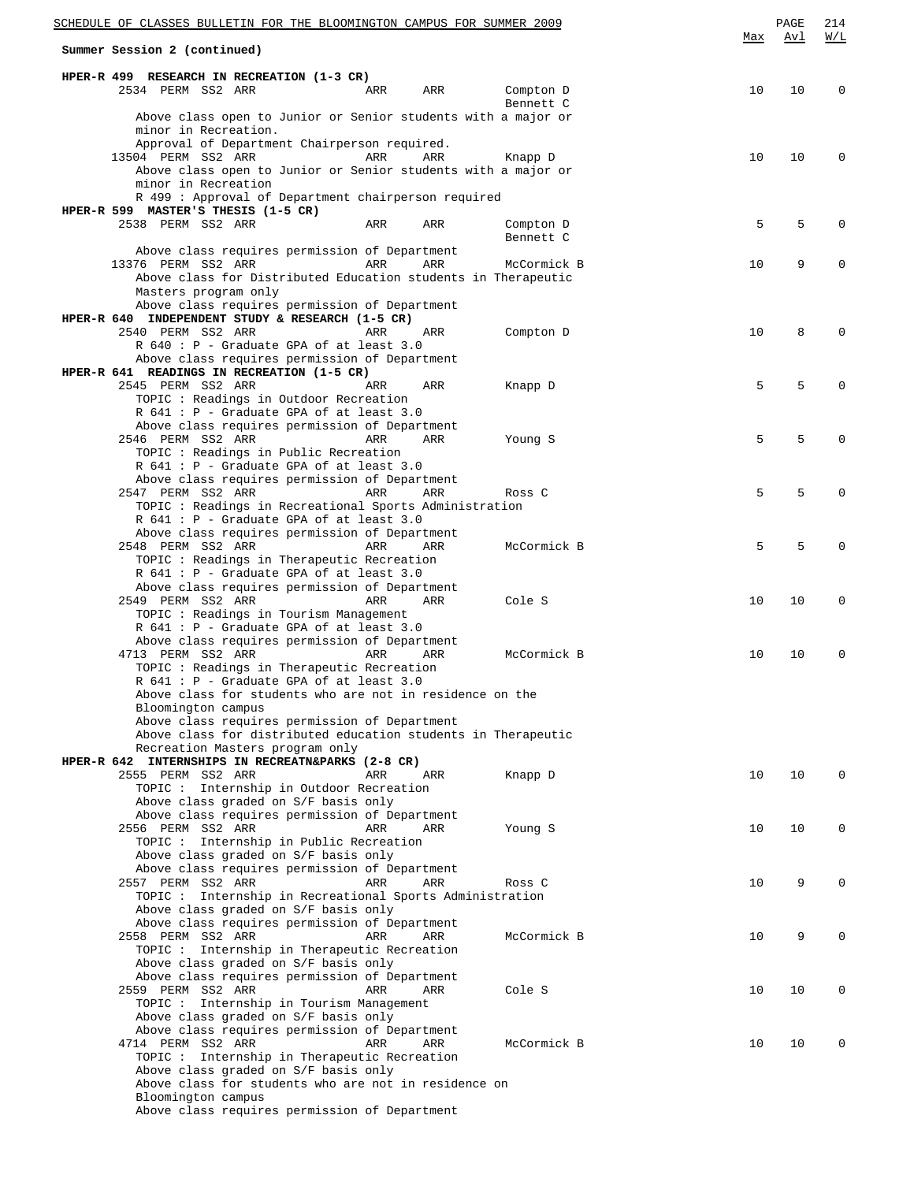Summary Session 2 (continued)

| | | | | | Max | Avl | W/L |
|---|---|---|---|---|---|---|---|
| **HPER-R 499 RESEARCH IN RECREATION (1-3 CR)** | | | | | | | |
| 2534 PERM SS2 ARR | ARR | ARR | Compton D<br>Bennett C | | 10 | 10 | 0 |
| Above class open to Junior or Senior students with a major or minor in Recreation.<br>Approval of Department Chairperson required. | | | | | | | |
| 13504 PERM SS2 ARR | ARR | ARR | Knapp D | | 10 | 10 | 0 |
| Above class open to Junior or Senior students with a major or minor in Recreation<br>R 499 : Approval of Department chairperson required | | | | | | | |
| **HPER-R 599 MASTER'S THESIS (1-5 CR)** | | | | | | | |
| 2538 PERM SS2 ARR | ARR | ARR | Compton D<br>Bennett C | | 5 | 5 | 0 |
| Above class requires permission of Department | | | | | | | |
| 13376 PERM SS2 ARR | ARR | ARR | McCormick B | | 10 | 9 | 0 |
| Above class for Distributed Education students in Therapeutic Masters program only<br>Above class requires permission of Department | | | | | | | |
| **HPER-R 640 INDEPENDENT STUDY & RESEARCH (1-5 CR)** | | | | | | | |
| 2540 PERM SS2 ARR | ARR | ARR | Compton D | | 10 | 8 | 0 |
| R 640 : P - Graduate GPA of at least 3.0<br>Above class requires permission of Department | | | | | | | |
| **HPER-R 641 READINGS IN RECREATION (1-5 CR)** | | | | | | | |
| 2545 PERM SS2 ARR | ARR | ARR | Knapp D | | 5 | 5 | 0 |
| TOPIC : Readings in Outdoor Recreation<br>R 641 : P - Graduate GPA of at least 3.0<br>Above class requires permission of Department | | | | | | | |
| 2546 PERM SS2 ARR | ARR | ARR | Young S | | 5 | 5 | 0 |
| TOPIC : Readings in Public Recreation<br>R 641 : P - Graduate GPA of at least 3.0<br>Above class requires permission of Department | | | | | | | |
| 2547 PERM SS2 ARR | ARR | ARR | Ross C | | 5 | 5 | 0 |
| TOPIC : Readings in Recreational Sports Administration<br>R 641 : P - Graduate GPA of at least 3.0<br>Above class requires permission of Department | | | | | | | |
| 2548 PERM SS2 ARR | ARR | ARR | McCormick B | | 5 | 5 | 0 |
| TOPIC : Readings in Therapeutic Recreation<br>R 641 : P - Graduate GPA of at least 3.0<br>Above class requires permission of Department | | | | | | | |
| 2549 PERM SS2 ARR | ARR | ARR | Cole S | | 10 | 10 | 0 |
| TOPIC : Readings in Tourism Management<br>R 641 : P - Graduate GPA of at least 3.0<br>Above class requires permission of Department | | | | | | | |
| 4713 PERM SS2 ARR | ARR | ARR | McCormick B | | 10 | 10 | 0 |
| TOPIC : Readings in Therapeutic Recreation<br>R 641 : P - Graduate GPA of at least 3.0<br>Above class for students who are not in residence on the Bloomington campus<br>Above class requires permission of Department<br>Above class for distributed education students in Therapeutic Recreation Masters program only | | | | | | | |
| **HPER-R 642 INTERNSHIPS IN RECREATN&PARKS (2-8 CR)** | | | | | | | |
| 2555 PERM SS2 ARR | ARR | ARR | Knapp D | | 10 | 10 | 0 |
| TOPIC : Internship in Outdoor Recreation<br>Above class graded on S/F basis only<br>Above class requires permission of Department | | | | | | | |
| 2556 PERM SS2 ARR | ARR | ARR | Young S | | 10 | 10 | 0 |
| TOPIC : Internship in Public Recreation<br>Above class graded on S/F basis only<br>Above class requires permission of Department | | | | | | | |
| 2557 PERM SS2 ARR | ARR | ARR | Ross C | | 10 | 9 | 0 |
| TOPIC : Internship in Recreational Sports Administration<br>Above class graded on S/F basis only<br>Above class requires permission of Department | | | | | | | |
| 2558 PERM SS2 ARR | ARR | ARR | McCormick B | | 10 | 9 | 0 |
| TOPIC : Internship in Therapeutic Recreation<br>Above class graded on S/F basis only<br>Above class requires permission of Department | | | | | | | |
| 2559 PERM SS2 ARR | ARR | ARR | Cole S | | 10 | 10 | 0 |
| TOPIC : Internship in Tourism Management<br>Above class graded on S/F basis only<br>Above class requires permission of Department | | | | | | | |
| 4714 PERM SS2 ARR | ARR | ARR | McCormick B | | 10 | 10 | 0 |
| TOPIC : Internship in Therapeutic Recreation<br>Above class graded on S/F basis only<br>Above class for students who are not in residence on Bloomington campus<br>Above class requires permission of Department | | | | | | | |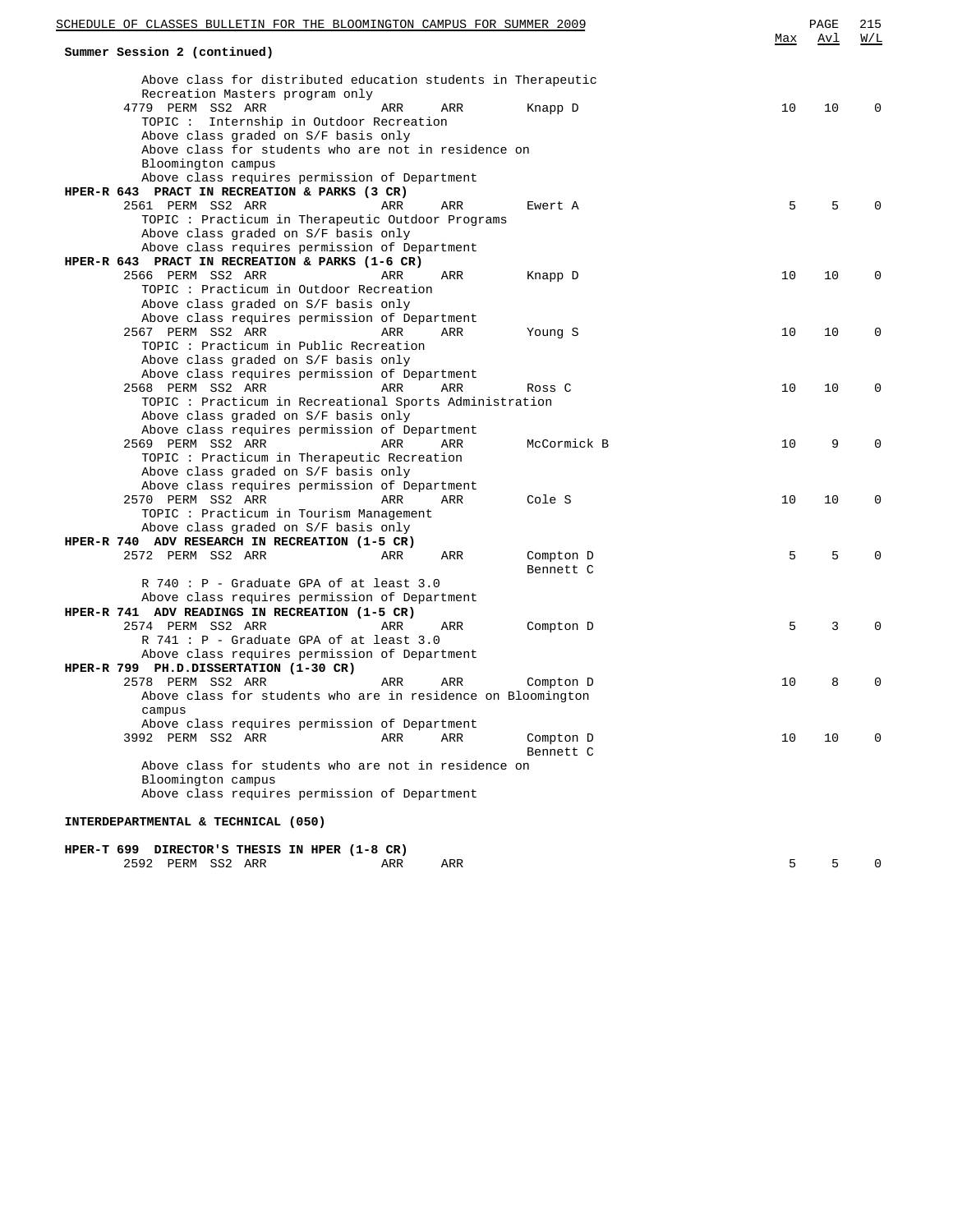**Summary Session 2 (continued)**

| | | | | | Max | Avl | W/L |
|---|---|---|---|---|---|---|---|
| Above class for distributed education students in Therapeutic Recreation Masters program only | | | | | | | |
| 4779 PERM SS2 ARR | ARR | ARR | Knapp D | | 10 | 10 | 0 |
| TOPIC : Internship in Outdoor Recreation | | | | | | | |
| Above class graded on S/F basis only | | | | | | | |
| Above class for students who are not in residence on Bloomington campus | | | | | | | |
| Above class requires permission of Department | | | | | | | |
| **HPER-R 643 PRACT IN RECREATION & PARKS (3 CR)** | | | | | | | |
| 2561 PERM SS2 ARR | ARR | ARR | Ewert A | | 5 | 5 | 0 |
| TOPIC : Practicum in Therapeutic Outdoor Programs | | | | | | | |
| Above class graded on S/F basis only | | | | | | | |
| Above class requires permission of Department | | | | | | | |
| **HPER-R 643 PRACT IN RECREATION & PARKS (1-6 CR)** | | | | | | | |
| 2566 PERM SS2 ARR | ARR | ARR | Knapp D | | 10 | 10 | 0 |
| TOPIC : Practicum in Outdoor Recreation | | | | | | | |
| Above class graded on S/F basis only | | | | | | | |
| Above class requires permission of Department | | | | | | | |
| 2567 PERM SS2 ARR | ARR | ARR | Young S | | 10 | 10 | 0 |
| TOPIC : Practicum in Public Recreation | | | | | | | |
| Above class graded on S/F basis only | | | | | | | |
| Above class requires permission of Department | | | | | | | |
| 2568 PERM SS2 ARR | ARR | ARR | Ross C | | 10 | 10 | 0 |
| TOPIC : Practicum in Recreational Sports Administration | | | | | | | |
| Above class graded on S/F basis only | | | | | | | |
| Above class requires permission of Department | | | | | | | |
| 2569 PERM SS2 ARR | ARR | ARR | McCormick B | | 10 | 9 | 0 |
| TOPIC : Practicum in Therapeutic Recreation | | | | | | | |
| Above class graded on S/F basis only | | | | | | | |
| Above class requires permission of Department | | | | | | | |
| 2570 PERM SS2 ARR | ARR | ARR | Cole S | | 10 | 10 | 0 |
| TOPIC : Practicum in Tourism Management | | | | | | | |
| Above class graded on S/F basis only | | | | | | | |
| **HPER-R 740 ADV RESEARCH IN RECREATION (1-5 CR)** | | | | | | | |
| 2572 PERM SS2 ARR | ARR | ARR | Compton D<br>Bennett C | | 5 | 5 | 0 |
| R 740 : P - Graduate GPA of at least 3.0 | | | | | | | |
| Above class requires permission of Department | | | | | | | |
| **HPER-R 741 ADV READINGS IN RECREATION (1-5 CR)** | | | | | | | |
| 2574 PERM SS2 ARR | ARR | ARR | Compton D | | 5 | 3 | 0 |
| R 741 : P - Graduate GPA of at least 3.0 | | | | | | | |
| Above class requires permission of Department | | | | | | | |
| **HPER-R 799 PH.D.DISSERTATION (1-30 CR)** | | | | | | | |
| 2578 PERM SS2 ARR | ARR | ARR | Compton D | | 10 | 8 | 0 |
| Above class for students who are in residence on Bloomington campus | | | | | | | |
| Above class requires permission of Department | | | | | | | |
| 3992 PERM SS2 ARR | ARR | ARR | Compton D<br>Bennett C | | 10 | 10 | 0 |
| Above class for students who are not in residence on Bloomington campus | | | | | | | |
| Above class requires permission of Department | | | | | | | |

**INTERDEPARTMENTAL & TECHNICAL (050)**

| | | | | | Max | Avl | W/L |
|---|---|---|---|---|---|---|---|
| **HPER-T 699 DIRECTOR'S THESIS IN HPER (1-8 CR)** | | | | | | | |
| 2592 PERM SS2 ARR | ARR | ARR | | | 5 | 5 | 0 |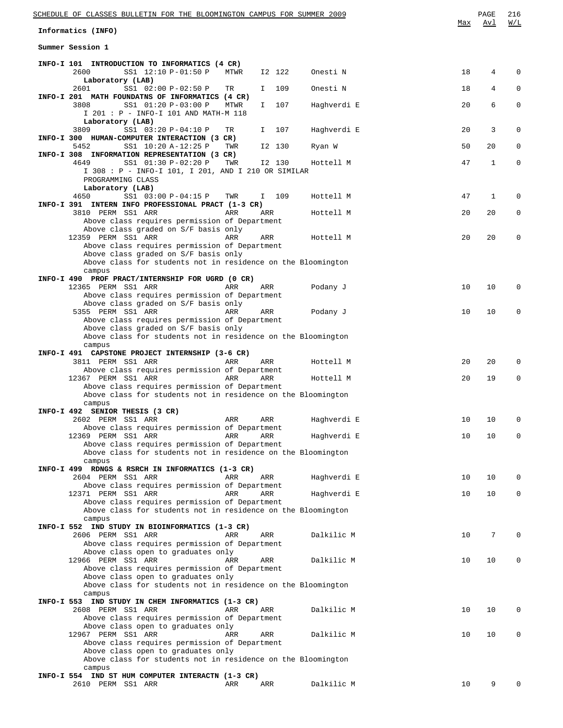## Informatics (INFO)

### Summer Session 1

| Course/Class | Session | Time | Days | Room | Instructor | Max | Avl | W/L |
|---|---|---|---|---|---|---|---|---|
| **INFO-I 101 INTRODUCTION TO INFORMATICS (4 CR)** | | | | | | | | |
| 2600 | SS1 | 12:10 P-01:50 P | MTWR | I2 122 | Onesti N | 18 | 4 | 0 |
| **Laboratory (LAB)** | | | | | | | | |
| 2601 | SS1 | 02:00 P-02:50 P | TR | I 109 | Onesti N | 18 | 4 | 0 |
| **INFO-I 201 MATH FOUNDATNS OF INFORMATICS (4 CR)** | | | | | | | | |
| 3808 | SS1 | 01:20 P-03:00 P | MTWR | I 107 | Haghverdi E | 20 | 6 | 0 |
| I 201 : P - INFO-I 101 AND MATH-M 118 | | | | | | | | |
| **Laboratory (LAB)** | | | | | | | | |
| 3809 | SS1 | 03:20 P-04:10 P | TR | I 107 | Haghverdi E | 20 | 3 | 0 |
| **INFO-I 300 HUMAN-COMPUTER INTERACTION (3 CR)** | | | | | | | | |
| 5452 | SS1 | 10:20 A-12:25 P | TWR | I2 130 | Ryan W | 50 | 20 | 0 |
| **INFO-I 308 INFORMATION REPRESENTATION (3 CR)** | | | | | | | | |
| 4649 | SS1 | 01:30 P-02:20 P | TWR | I2 130 | Hottell M | 47 | 1 | 0 |
| I 308 : P - INFO-I 101, I 201, AND I 210 OR SIMILAR PROGRAMMING CLASS | | | | | | | | |
| **Laboratory (LAB)** | | | | | | | | |
| 4650 | SS1 | 03:00 P-04:15 P | TWR | I 109 | Hottell M | 47 | 1 | 0 |
| **INFO-I 391 INTERN INFO PROFESSIONAL PRACT (1-3 CR)** | | | | | | | | |
| 3810 PERM | SS1 | ARR | ARR | ARR | Hottell M | 20 | 20 | 0 |
| Above class requires permission of Department | | | | | | | | |
| Above class graded on S/F basis only | | | | | | | | |
| 12359 PERM | SS1 | ARR | ARR | ARR | Hottell M | 20 | 20 | 0 |
| Above class requires permission of Department | | | | | | | | |
| Above class graded on S/F basis only | | | | | | | | |
| Above class for students not in residence on the Bloomington campus | | | | | | | | |
| **INFO-I 490 PROF PRACT/INTERNSHIP FOR UGRD (0 CR)** | | | | | | | | |
| 12365 PERM | SS1 | ARR | ARR | ARR | Podany J | 10 | 10 | 0 |
| Above class requires permission of Department | | | | | | | | |
| Above class graded on S/F basis only | | | | | | | | |
| 5355 PERM | SS1 | ARR | ARR | ARR | Podany J | 10 | 10 | 0 |
| Above class requires permission of Department | | | | | | | | |
| Above class graded on S/F basis only | | | | | | | | |
| Above class for students not in residence on the Bloomington campus | | | | | | | | |
| **INFO-I 491 CAPSTONE PROJECT INTERNSHIP (3-6 CR)** | | | | | | | | |
| 3811 PERM | SS1 | ARR | ARR | ARR | Hottell M | 20 | 20 | 0 |
| Above class requires permission of Department | | | | | | | | |
| 12367 PERM | SS1 | ARR | ARR | ARR | Hottell M | 20 | 19 | 0 |
| Above class requires permission of Department | | | | | | | | |
| Above class for students not in residence on the Bloomington campus | | | | | | | | |
| **INFO-I 492 SENIOR THESIS (3 CR)** | | | | | | | | |
| 2602 PERM | SS1 | ARR | ARR | ARR | Haghverdi E | 10 | 10 | 0 |
| Above class requires permission of Department | | | | | | | | |
| 12369 PERM | SS1 | ARR | ARR | ARR | Haghverdi E | 10 | 10 | 0 |
| Above class requires permission of Department | | | | | | | | |
| Above class for students not in residence on the Bloomington campus | | | | | | | | |
| **INFO-I 499 RDNGS & RSRCH IN INFORMATICS (1-3 CR)** | | | | | | | | |
| 2604 PERM | SS1 | ARR | ARR | ARR | Haghverdi E | 10 | 10 | 0 |
| Above class requires permission of Department | | | | | | | | |
| 12371 PERM | SS1 | ARR | ARR | ARR | Haghverdi E | 10 | 10 | 0 |
| Above class requires permission of Department | | | | | | | | |
| Above class for students not in residence on the Bloomington campus | | | | | | | | |
| **INFO-I 552 IND STUDY IN BIOINFORMATICS (1-3 CR)** | | | | | | | | |
| 2606 PERM | SS1 | ARR | ARR | ARR | Dalkilic M | 10 | 7 | 0 |
| Above class requires permission of Department | | | | | | | | |
| Above class open to graduates only | | | | | | | | |
| 12966 PERM | SS1 | ARR | ARR | ARR | Dalkilic M | 10 | 10 | 0 |
| Above class requires permission of Department | | | | | | | | |
| Above class open to graduates only | | | | | | | | |
| Above class for students not in residence on the Bloomington campus | | | | | | | | |
| **INFO-I 553 IND STUDY IN CHEM INFORMATICS (1-3 CR)** | | | | | | | | |
| 2608 PERM | SS1 | ARR | ARR | ARR | Dalkilic M | 10 | 10 | 0 |
| Above class requires permission of Department | | | | | | | | |
| Above class open to graduates only | | | | | | | | |
| 12967 PERM | SS1 | ARR | ARR | ARR | Dalkilic M | 10 | 10 | 0 |
| Above class requires permission of Department | | | | | | | | |
| Above class open to graduates only | | | | | | | | |
| Above class for students not in residence on the Bloomington campus | | | | | | | | |
| **INFO-I 554 IND ST HUM COMPUTER INTERACTN (1-3 CR)** | | | | | | | | |
| 2610 PERM | SS1 | ARR | ARR | ARR | Dalkilic M | 10 | 9 | 0 |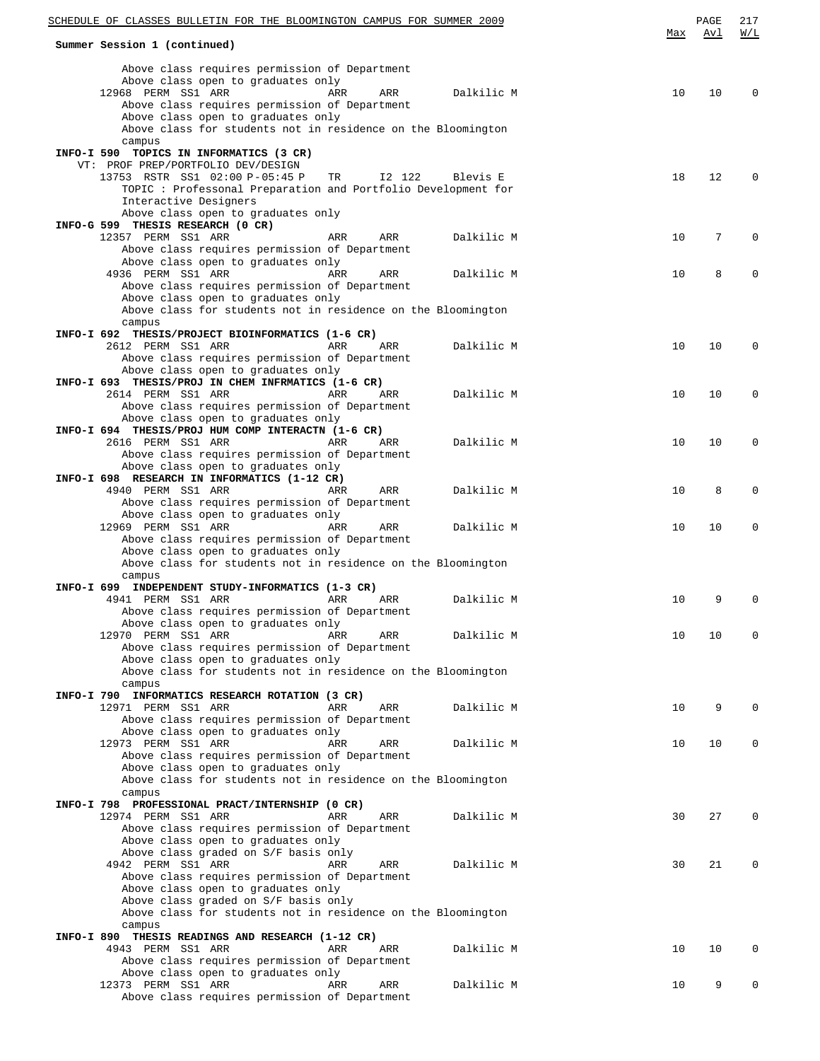Summary: **Summer Session 1 (continued)**

| Class | | | | | | | Max | Avl | W/L |
|---|---|---|---|---|---|---|---|---|---|
| | Above class requires permission of Department | | | | | | | | |
| | Above class open to graduates only | | | | | | | | |
| 12968 | PERM SS1 ARR | | ARR | ARR | Dalkilic M | | 10 | 10 | 0 |
| | Above class requires permission of Department | | | | | | | | |
| | Above class open to graduates only | | | | | | | | |
| | Above class for students not in residence on the Bloomington campus | | | | | | | | |

**INFO-I 590 TOPICS IN INFORMATICS (3 CR)**
VT: PROF PREP/PORTFOLIO DEV/DESIGN

| Class | Type | Time | Days | Room | Instructor | Max | Avl | W/L |
|---|---|---|---|---|---|---|---|---|
| 13753 | RSTR SS1 | 02:00 P-05:45 P | TR | I2 122 | Blevis E | 18 | 12 | 0 |

TOPIC : Professonal Preparation and Portfolio Development for Interactive Designers
Above class open to graduates only

**INFO-G 599 THESIS RESEARCH (0 CR)**

| Class | Type | Time | Days | Room | Instructor | Max | Avl | W/L |
|---|---|---|---|---|---|---|---|---|
| 12357 | PERM SS1 | ARR | ARR | ARR | Dalkilic M | 10 | 7 | 0 |
| 4936 | PERM SS1 | ARR | ARR | ARR | Dalkilic M | 10 | 8 | 0 |

- 12357: Above class requires permission of Department; Above class open to graduates only
- 4936: Above class requires permission of Department; Above class open to graduates only; Above class for students not in residence on the Bloomington campus

**INFO-I 692 THESIS/PROJECT BIOINFORMATICS (1-6 CR)**

| Class | Type | Time | Days | Room | Instructor | Max | Avl | W/L |
|---|---|---|---|---|---|---|---|---|
| 2612 | PERM SS1 | ARR | ARR | ARR | Dalkilic M | 10 | 10 | 0 |

Above class requires permission of Department
Above class open to graduates only

**INFO-I 693 THESIS/PROJ IN CHEM INFRMATICS (1-6 CR)**

| Class | Type | Time | Days | Room | Instructor | Max | Avl | W/L |
|---|---|---|---|---|---|---|---|---|
| 2614 | PERM SS1 | ARR | ARR | ARR | Dalkilic M | 10 | 10 | 0 |

Above class requires permission of Department
Above class open to graduates only

**INFO-I 694 THESIS/PROJ HUM COMP INTERACTN (1-6 CR)**

| Class | Type | Time | Days | Room | Instructor | Max | Avl | W/L |
|---|---|---|---|---|---|---|---|---|
| 2616 | PERM SS1 | ARR | ARR | ARR | Dalkilic M | 10 | 10 | 0 |

Above class requires permission of Department
Above class open to graduates only

**INFO-I 698 RESEARCH IN INFORMATICS (1-12 CR)**

| Class | Type | Time | Days | Room | Instructor | Max | Avl | W/L |
|---|---|---|---|---|---|---|---|---|
| 4940 | PERM SS1 | ARR | ARR | ARR | Dalkilic M | 10 | 8 | 0 |
| 12969 | PERM SS1 | ARR | ARR | ARR | Dalkilic M | 10 | 10 | 0 |

- 4940: Above class requires permission of Department; Above class open to graduates only
- 12969: Above class requires permission of Department; Above class open to graduates only; Above class for students not in residence on the Bloomington campus

**INFO-I 699 INDEPENDENT STUDY-INFORMATICS (1-3 CR)**

| Class | Type | Time | Days | Room | Instructor | Max | Avl | W/L |
|---|---|---|---|---|---|---|---|---|
| 4941 | PERM SS1 | ARR | ARR | ARR | Dalkilic M | 10 | 9 | 0 |
| 12970 | PERM SS1 | ARR | ARR | ARR | Dalkilic M | 10 | 10 | 0 |

- 4941: Above class requires permission of Department; Above class open to graduates only
- 12970: Above class requires permission of Department; Above class open to graduates only; Above class for students not in residence on the Bloomington campus

**INFO-I 790 INFORMATICS RESEARCH ROTATION (3 CR)**

| Class | Type | Time | Days | Room | Instructor | Max | Avl | W/L |
|---|---|---|---|---|---|---|---|---|
| 12971 | PERM SS1 | ARR | ARR | ARR | Dalkilic M | 10 | 9 | 0 |
| 12973 | PERM SS1 | ARR | ARR | ARR | Dalkilic M | 10 | 10 | 0 |

- 12971: Above class requires permission of Department; Above class open to graduates only
- 12973: Above class requires permission of Department; Above class open to graduates only; Above class for students not in residence on the Bloomington campus

**INFO-I 798 PROFESSIONAL PRACT/INTERNSHIP (0 CR)**

| Class | Type | Time | Days | Room | Instructor | Max | Avl | W/L |
|---|---|---|---|---|---|---|---|---|
| 12974 | PERM SS1 | ARR | ARR | ARR | Dalkilic M | 30 | 27 | 0 |
| 4942 | PERM SS1 | ARR | ARR | ARR | Dalkilic M | 30 | 21 | 0 |

- 12974: Above class requires permission of Department; Above class open to graduates only; Above class graded on S/F basis only
- 4942: Above class requires permission of Department; Above class open to graduates only; Above class graded on S/F basis only; Above class for students not in residence on the Bloomington campus

**INFO-I 890 THESIS READINGS AND RESEARCH (1-12 CR)**

| Class | Type | Time | Days | Room | Instructor | Max | Avl | W/L |
|---|---|---|---|---|---|---|---|---|
| 4943 | PERM SS1 | ARR | ARR | ARR | Dalkilic M | 10 | 10 | 0 |
| 12373 | PERM SS1 | ARR | ARR | ARR | Dalkilic M | 10 | 9 | 0 |

- 4943: Above class requires permission of Department; Above class open to graduates only
- 12373: Above class requires permission of Department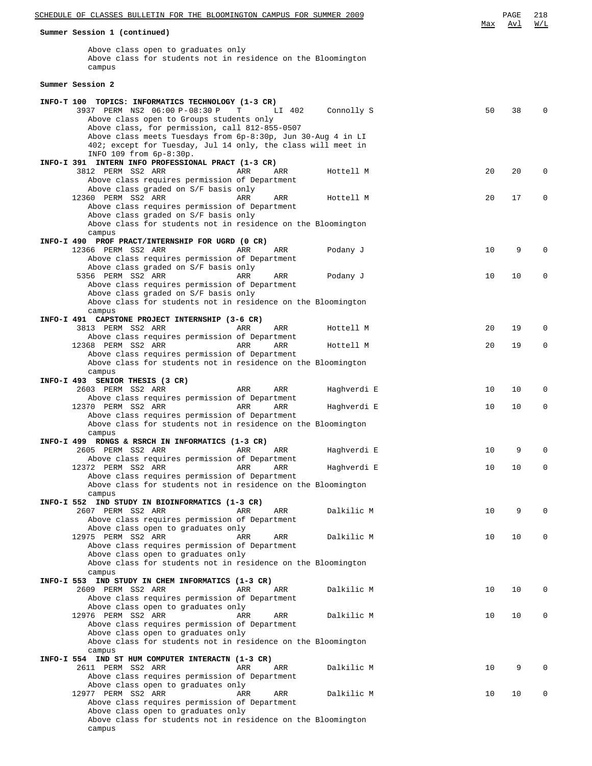Summary: **Summer Session 1 (continued)**

Above class open to graduates only
Above class for students not in residence on the Bloomington campus

**Summer Session 2**

| Course / Class | Max | Avl | W/L |
|---|---|---|---|
| **INFO-T 100 TOPICS: INFORMATICS TECHNOLOGY (1-3 CR)** | | | |
| 3937 PERM NS2 06:00 P-08:30 P T LI 402 Connolly S | 50 | 38 | 0 |
| Above class open to Groups students only<br>Above class, for permission, call 812-855-0507<br>Above class meets Tuesdays from 6p-8:30p, Jun 30-Aug 4 in LI 402; except for Tuesday, Jul 14 only, the class will meet in INFO 109 from 6p-8:30p. | | | |
| **INFO-I 391 INTERN INFO PROFESSIONAL PRACT (1-3 CR)** | | | |
| 3812 PERM SS2 ARR ARR ARR Hottell M | 20 | 20 | 0 |
| Above class requires permission of Department<br>Above class graded on S/F basis only | | | |
| 12360 PERM SS2 ARR ARR ARR Hottell M | 20 | 17 | 0 |
| Above class requires permission of Department<br>Above class graded on S/F basis only<br>Above class for students not in residence on the Bloomington campus | | | |
| **INFO-I 490 PROF PRACT/INTERNSHIP FOR UGRD (0 CR)** | | | |
| 12366 PERM SS2 ARR ARR ARR Podany J | 10 | 9 | 0 |
| Above class requires permission of Department<br>Above class graded on S/F basis only | | | |
| 5356 PERM SS2 ARR ARR ARR Podany J | 10 | 10 | 0 |
| Above class requires permission of Department<br>Above class graded on S/F basis only<br>Above class for students not in residence on the Bloomington campus | | | |
| **INFO-I 491 CAPSTONE PROJECT INTERNSHIP (3-6 CR)** | | | |
| 3813 PERM SS2 ARR ARR ARR Hottell M | 20 | 19 | 0 |
| Above class requires permission of Department | | | |
| 12368 PERM SS2 ARR ARR ARR Hottell M | 20 | 19 | 0 |
| Above class requires permission of Department<br>Above class for students not in residence on the Bloomington campus | | | |
| **INFO-I 493 SENIOR THESIS (3 CR)** | | | |
| 2603 PERM SS2 ARR ARR ARR Haghverdi E | 10 | 10 | 0 |
| Above class requires permission of Department | | | |
| 12370 PERM SS2 ARR ARR ARR Haghverdi E | 10 | 10 | 0 |
| Above class requires permission of Department<br>Above class for students not in residence on the Bloomington campus | | | |
| **INFO-I 499 RDNGS & RSRCH IN INFORMATICS (1-3 CR)** | | | |
| 2605 PERM SS2 ARR ARR ARR Haghverdi E | 10 | 9 | 0 |
| Above class requires permission of Department | | | |
| 12372 PERM SS2 ARR ARR ARR Haghverdi E | 10 | 10 | 0 |
| Above class requires permission of Department<br>Above class for students not in residence on the Bloomington campus | | | |
| **INFO-I 552 IND STUDY IN BIOINFORMATICS (1-3 CR)** | | | |
| 2607 PERM SS2 ARR ARR ARR Dalkilic M | 10 | 9 | 0 |
| Above class requires permission of Department<br>Above class open to graduates only | | | |
| 12975 PERM SS2 ARR ARR ARR Dalkilic M | 10 | 10 | 0 |
| Above class requires permission of Department<br>Above class open to graduates only<br>Above class for students not in residence on the Bloomington campus | | | |
| **INFO-I 553 IND STUDY IN CHEM INFORMATICS (1-3 CR)** | | | |
| 2609 PERM SS2 ARR ARR ARR Dalkilic M | 10 | 10 | 0 |
| Above class requires permission of Department<br>Above class open to graduates only | | | |
| 12976 PERM SS2 ARR ARR ARR Dalkilic M | 10 | 10 | 0 |
| Above class requires permission of Department<br>Above class open to graduates only<br>Above class for students not in residence on the Bloomington campus | | | |
| **INFO-I 554 IND ST HUM COMPUTER INTERACTN (1-3 CR)** | | | |
| 2611 PERM SS2 ARR ARR ARR Dalkilic M | 10 | 9 | 0 |
| Above class requires permission of Department<br>Above class open to graduates only | | | |
| 12977 PERM SS2 ARR ARR ARR Dalkilic M | 10 | 10 | 0 |
| Above class requires permission of Department<br>Above class open to graduates only<br>Above class for students not in residence on the Bloomington campus | | | |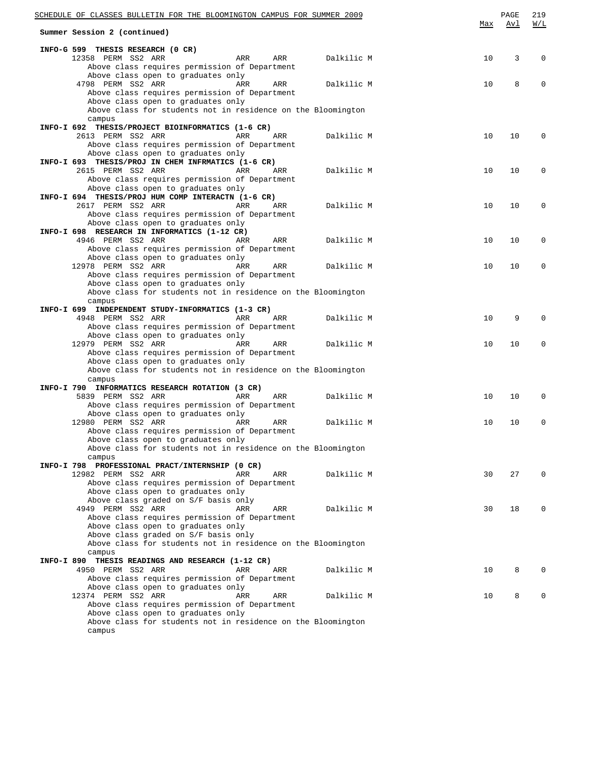Summary Session 2 (continued)

| | | | | | Max | Avl | W/L |
|---|---|---|---|---|---|---|---|
| **INFO-G 599 THESIS RESEARCH (0 CR)** | | | | | | | |
| 12358 PERM SS2 ARR | ARR | ARR | Dalkilic M | | 10 | 3 | 0 |
| Above class requires permission of Department | | | | | | | |
| Above class open to graduates only | | | | | | | |
| 4798 PERM SS2 ARR | ARR | ARR | Dalkilic M | | 10 | 8 | 0 |
| Above class requires permission of Department | | | | | | | |
| Above class open to graduates only | | | | | | | |
| Above class for students not in residence on the Bloomington campus | | | | | | | |
| **INFO-I 692 THESIS/PROJECT BIOINFORMATICS (1-6 CR)** | | | | | | | |
| 2613 PERM SS2 ARR | ARR | ARR | Dalkilic M | | 10 | 10 | 0 |
| Above class requires permission of Department | | | | | | | |
| Above class open to graduates only | | | | | | | |
| **INFO-I 693 THESIS/PROJ IN CHEM INFRMATICS (1-6 CR)** | | | | | | | |
| 2615 PERM SS2 ARR | ARR | ARR | Dalkilic M | | 10 | 10 | 0 |
| Above class requires permission of Department | | | | | | | |
| Above class open to graduates only | | | | | | | |
| **INFO-I 694 THESIS/PROJ HUM COMP INTERACTN (1-6 CR)** | | | | | | | |
| 2617 PERM SS2 ARR | ARR | ARR | Dalkilic M | | 10 | 10 | 0 |
| Above class requires permission of Department | | | | | | | |
| Above class open to graduates only | | | | | | | |
| **INFO-I 698 RESEARCH IN INFORMATICS (1-12 CR)** | | | | | | | |
| 4946 PERM SS2 ARR | ARR | ARR | Dalkilic M | | 10 | 10 | 0 |
| Above class requires permission of Department | | | | | | | |
| Above class open to graduates only | | | | | | | |
| 12978 PERM SS2 ARR | ARR | ARR | Dalkilic M | | 10 | 10 | 0 |
| Above class requires permission of Department | | | | | | | |
| Above class open to graduates only | | | | | | | |
| Above class for students not in residence on the Bloomington campus | | | | | | | |
| **INFO-I 699 INDEPENDENT STUDY-INFORMATICS (1-3 CR)** | | | | | | | |
| 4948 PERM SS2 ARR | ARR | ARR | Dalkilic M | | 10 | 9 | 0 |
| Above class requires permission of Department | | | | | | | |
| Above class open to graduates only | | | | | | | |
| 12979 PERM SS2 ARR | ARR | ARR | Dalkilic M | | 10 | 10 | 0 |
| Above class requires permission of Department | | | | | | | |
| Above class open to graduates only | | | | | | | |
| Above class for students not in residence on the Bloomington campus | | | | | | | |
| **INFO-I 790 INFORMATICS RESEARCH ROTATION (3 CR)** | | | | | | | |
| 5839 PERM SS2 ARR | ARR | ARR | Dalkilic M | | 10 | 10 | 0 |
| Above class requires permission of Department | | | | | | | |
| Above class open to graduates only | | | | | | | |
| 12980 PERM SS2 ARR | ARR | ARR | Dalkilic M | | 10 | 10 | 0 |
| Above class requires permission of Department | | | | | | | |
| Above class open to graduates only | | | | | | | |
| Above class for students not in residence on the Bloomington campus | | | | | | | |
| **INFO-I 798 PROFESSIONAL PRACT/INTERNSHIP (0 CR)** | | | | | | | |
| 12982 PERM SS2 ARR | ARR | ARR | Dalkilic M | | 30 | 27 | 0 |
| Above class requires permission of Department | | | | | | | |
| Above class open to graduates only | | | | | | | |
| Above class graded on S/F basis only | | | | | | | |
| 4949 PERM SS2 ARR | ARR | ARR | Dalkilic M | | 30 | 18 | 0 |
| Above class requires permission of Department | | | | | | | |
| Above class open to graduates only | | | | | | | |
| Above class graded on S/F basis only | | | | | | | |
| Above class for students not in residence on the Bloomington campus | | | | | | | |
| **INFO-I 890 THESIS READINGS AND RESEARCH (1-12 CR)** | | | | | | | |
| 4950 PERM SS2 ARR | ARR | ARR | Dalkilic M | | 10 | 8 | 0 |
| Above class requires permission of Department | | | | | | | |
| Above class open to graduates only | | | | | | | |
| 12374 PERM SS2 ARR | ARR | ARR | Dalkilic M | | 10 | 8 | 0 |
| Above class requires permission of Department | | | | | | | |
| Above class open to graduates only | | | | | | | |
| Above class for students not in residence on the Bloomington campus | | | | | | | |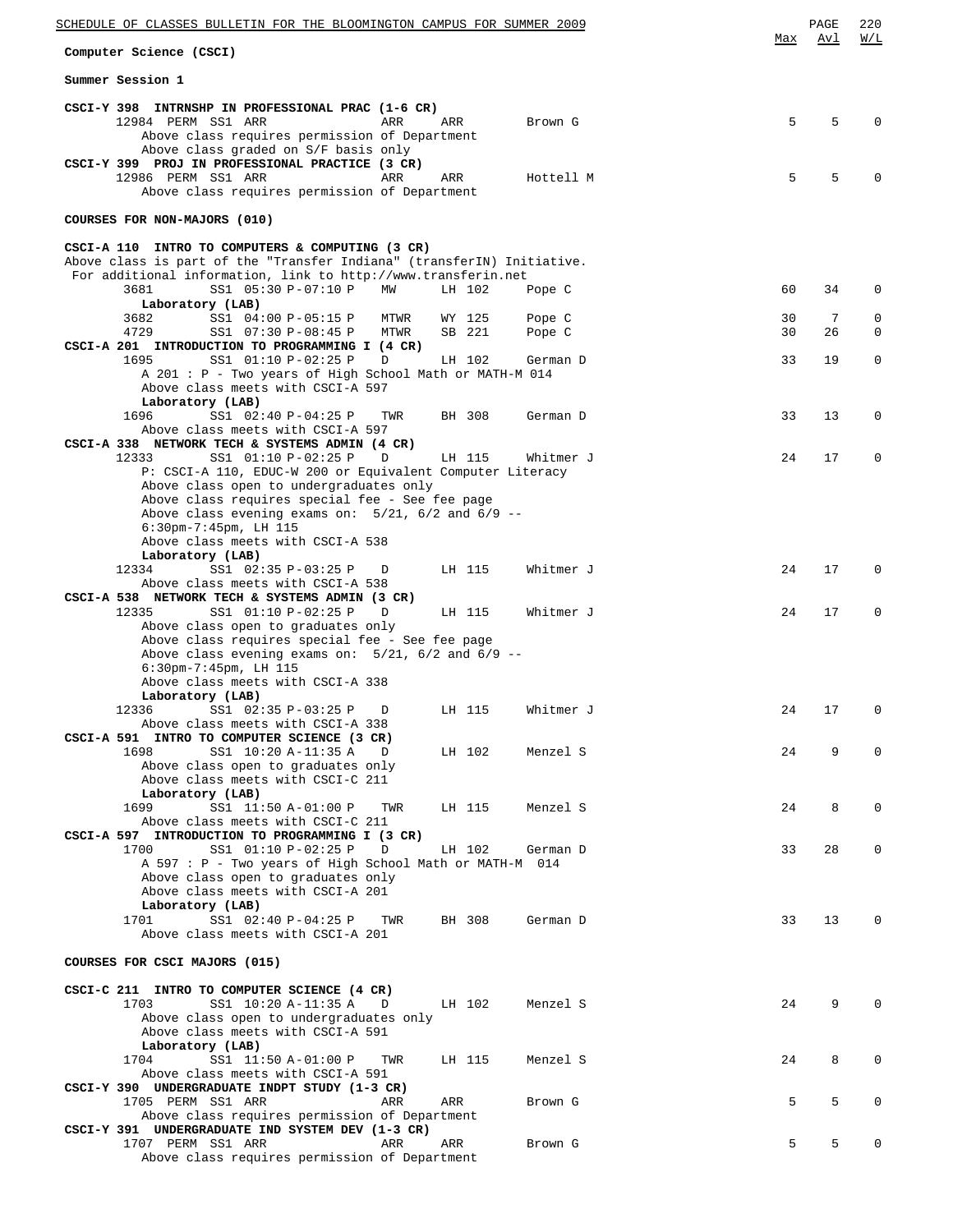## Computer Science (CSCI)

### Summer Session 1

| | | | | | | Max | Avl | W/L |
|---|---|---|---|---|---|---|---|---|

**CSCI-Y 398 INTRNSHP IN PROFESSIONAL PRAC (1-6 CR)**

| Class | Session | Time | Days | Room | Instructor | Max | Avl | W/L |
|---|---|---|---|---|---|---|---|---|
| 12984 PERM | SS1 | ARR | ARR | ARR | Brown G | 5 | 5 | 0 |

Above class requires permission of Department
Above class graded on S/F basis only

**CSCI-Y 399 PROJ IN PROFESSIONAL PRACTICE (3 CR)**

| Class | Session | Time | Days | Room | Instructor | Max | Avl | W/L |
|---|---|---|---|---|---|---|---|---|
| 12986 PERM | SS1 | ARR | ARR | ARR | Hottell M | 5 | 5 | 0 |

Above class requires permission of Department

### COURSES FOR NON-MAJORS (010)

**CSCI-A 110 INTRO TO COMPUTERS & COMPUTING (3 CR)**
Above class is part of the "Transfer Indiana" (transferIN) Initiative.
For additional information, link to http://www.transferin.net

| Class | Session | Time | Days | Room | Instructor | Max | Avl | W/L |
|---|---|---|---|---|---|---|---|---|
| 3681 | SS1 | 05:30 P-07:10 P | MW | LH 102 | Pope C | 60 | 34 | 0 |
| **Laboratory (LAB)** | | | | | | | | |
| 3682 | SS1 | 04:00 P-05:15 P | MTWR | WY 125 | Pope C | 30 | 7 | 0 |
| 4729 | SS1 | 07:30 P-08:45 P | MTWR | SB 221 | Pope C | 30 | 26 | 0 |

**CSCI-A 201 INTRODUCTION TO PROGRAMMING I (4 CR)**

| Class | Session | Time | Days | Room | Instructor | Max | Avl | W/L |
|---|---|---|---|---|---|---|---|---|
| 1695 | SS1 | 01:10 P-02:25 P | D | LH 102 | German D | 33 | 19 | 0 |

A 201 : P - Two years of High School Math or MATH-M 014
Above class meets with CSCI-A 597

| Class | Session | Time | Days | Room | Instructor | Max | Avl | W/L |
|---|---|---|---|---|---|---|---|---|
| **Laboratory (LAB)** | | | | | | | | |
| 1696 | SS1 | 02:40 P-04:25 P | TWR | BH 308 | German D | 33 | 13 | 0 |

Above class meets with CSCI-A 597

**CSCI-A 338 NETWORK TECH & SYSTEMS ADMIN (4 CR)**

| Class | Session | Time | Days | Room | Instructor | Max | Avl | W/L |
|---|---|---|---|---|---|---|---|---|
| 12333 | SS1 | 01:10 P-02:25 P | D | LH 115 | Whitmer J | 24 | 17 | 0 |

P: CSCI-A 110, EDUC-W 200 or Equivalent Computer Literacy
Above class open to undergraduates only
Above class requires special fee - See fee page
Above class evening exams on: 5/21, 6/2 and 6/9 -- 6:30pm-7:45pm, LH 115
Above class meets with CSCI-A 538

| Class | Session | Time | Days | Room | Instructor | Max | Avl | W/L |
|---|---|---|---|---|---|---|---|---|
| **Laboratory (LAB)** | | | | | | | | |
| 12334 | SS1 | 02:35 P-03:25 P | D | LH 115 | Whitmer J | 24 | 17 | 0 |

Above class meets with CSCI-A 538

**CSCI-A 538 NETWORK TECH & SYSTEMS ADMIN (3 CR)**

| Class | Session | Time | Days | Room | Instructor | Max | Avl | W/L |
|---|---|---|---|---|---|---|---|---|
| 12335 | SS1 | 01:10 P-02:25 P | D | LH 115 | Whitmer J | 24 | 17 | 0 |

Above class open to graduates only
Above class requires special fee - See fee page
Above class evening exams on: 5/21, 6/2 and 6/9 -- 6:30pm-7:45pm, LH 115
Above class meets with CSCI-A 338

| Class | Session | Time | Days | Room | Instructor | Max | Avl | W/L |
|---|---|---|---|---|---|---|---|---|
| **Laboratory (LAB)** | | | | | | | | |
| 12336 | SS1 | 02:35 P-03:25 P | D | LH 115 | Whitmer J | 24 | 17 | 0 |

Above class meets with CSCI-A 338

**CSCI-A 591 INTRO TO COMPUTER SCIENCE (3 CR)**

| Class | Session | Time | Days | Room | Instructor | Max | Avl | W/L |
|---|---|---|---|---|---|---|---|---|
| 1698 | SS1 | 10:20 A-11:35 A | D | LH 102 | Menzel S | 24 | 9 | 0 |

Above class open to graduates only
Above class meets with CSCI-C 211

| Class | Session | Time | Days | Room | Instructor | Max | Avl | W/L |
|---|---|---|---|---|---|---|---|---|
| **Laboratory (LAB)** | | | | | | | | |
| 1699 | SS1 | 11:50 A-01:00 P | TWR | LH 115 | Menzel S | 24 | 8 | 0 |

Above class meets with CSCI-C 211

**CSCI-A 597 INTRODUCTION TO PROGRAMMING I (3 CR)**

| Class | Session | Time | Days | Room | Instructor | Max | Avl | W/L |
|---|---|---|---|---|---|---|---|---|
| 1700 | SS1 | 01:10 P-02:25 P | D | LH 102 | German D | 33 | 28 | 0 |

A 597 : P - Two years of High School Math or MATH-M 014
Above class open to graduates only
Above class meets with CSCI-A 201

| Class | Session | Time | Days | Room | Instructor | Max | Avl | W/L |
|---|---|---|---|---|---|---|---|---|
| **Laboratory (LAB)** | | | | | | | | |
| 1701 | SS1 | 02:40 P-04:25 P | TWR | BH 308 | German D | 33 | 13 | 0 |

Above class meets with CSCI-A 201

### COURSES FOR CSCI MAJORS (015)

**CSCI-C 211 INTRO TO COMPUTER SCIENCE (4 CR)**

| Class | Session | Time | Days | Room | Instructor | Max | Avl | W/L |
|---|---|---|---|---|---|---|---|---|
| 1703 | SS1 | 10:20 A-11:35 A | D | LH 102 | Menzel S | 24 | 9 | 0 |

Above class open to undergraduates only
Above class meets with CSCI-A 591

| Class | Session | Time | Days | Room | Instructor | Max | Avl | W/L |
|---|---|---|---|---|---|---|---|---|
| **Laboratory (LAB)** | | | | | | | | |
| 1704 | SS1 | 11:50 A-01:00 P | TWR | LH 115 | Menzel S | 24 | 8 | 0 |

Above class meets with CSCI-A 591

**CSCI-Y 390 UNDERGRADUATE INDPT STUDY (1-3 CR)**

| Class | Session | Time | Days | Room | Instructor | Max | Avl | W/L |
|---|---|---|---|---|---|---|---|---|
| 1705 PERM | SS1 | ARR | ARR | ARR | Brown G | 5 | 5 | 0 |

Above class requires permission of Department

**CSCI-Y 391 UNDERGRADUATE IND SYSTEM DEV (1-3 CR)**

| Class | Session | Time | Days | Room | Instructor | Max | Avl | W/L |
|---|---|---|---|---|---|---|---|---|
| 1707 PERM | SS1 | ARR | ARR | ARR | Brown G | 5 | 5 | 0 |

Above class requires permission of Department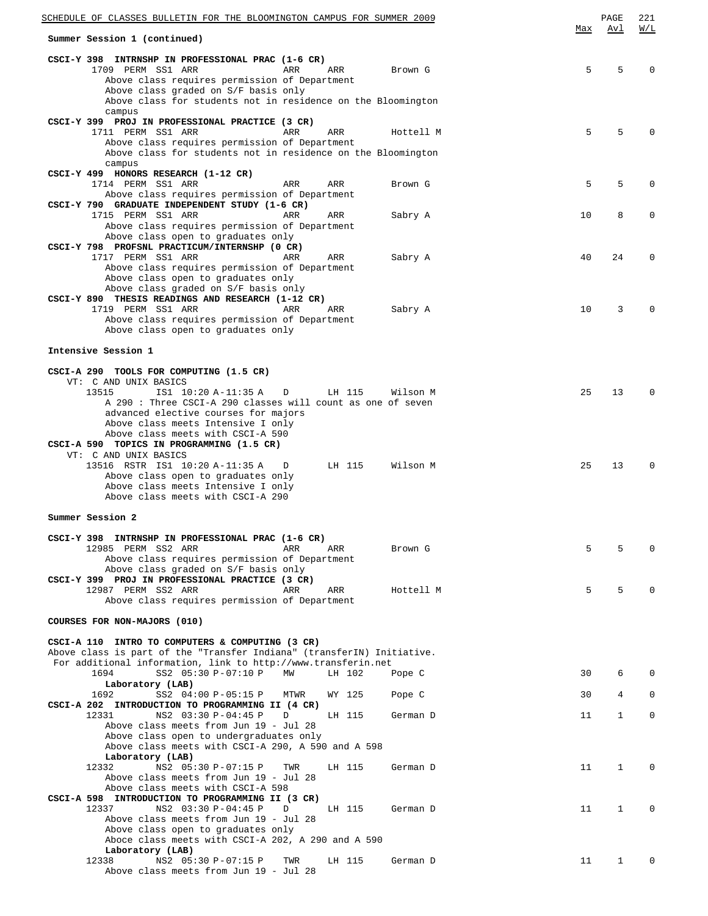Summer Session 1 (continued)

| | Max | Avl | W/L |
|---|---|---|---|
| **CSCI-Y 398 INTRNSHP IN PROFESSIONAL PRAC (1-6 CR)** | | | |
| 1709 PERM SS1 ARR ARR ARR Brown G | 5 | 5 | 0 |
| Above class requires permission of Department<br>Above class graded on S/F basis only<br>Above class for students not in residence on the Bloomington campus | | | |
| **CSCI-Y 399 PROJ IN PROFESSIONAL PRACTICE (3 CR)** | | | |
| 1711 PERM SS1 ARR ARR ARR Hottell M | 5 | 5 | 0 |
| Above class requires permission of Department<br>Above class for students not in residence on the Bloomington campus | | | |
| **CSCI-Y 499 HONORS RESEARCH (1-12 CR)** | | | |
| 1714 PERM SS1 ARR ARR ARR Brown G | 5 | 5 | 0 |
| Above class requires permission of Department | | | |
| **CSCI-Y 790 GRADUATE INDEPENDENT STUDY (1-6 CR)** | | | |
| 1715 PERM SS1 ARR ARR ARR Sabry A | 10 | 8 | 0 |
| Above class requires permission of Department<br>Above class open to graduates only | | | |
| **CSCI-Y 798 PROFSNL PRACTICUM/INTERNSHP (0 CR)** | | | |
| 1717 PERM SS1 ARR ARR ARR Sabry A | 40 | 24 | 0 |
| Above class requires permission of Department<br>Above class open to graduates only<br>Above class graded on S/F basis only | | | |
| **CSCI-Y 890 THESIS READINGS AND RESEARCH (1-12 CR)** | | | |
| 1719 PERM SS1 ARR ARR ARR Sabry A | 10 | 3 | 0 |
| Above class requires permission of Department<br>Above class open to graduates only | | | |

**Intensive Session 1**

| | Max | Avl | W/L |
|---|---|---|---|
| **CSCI-A 290 TOOLS FOR COMPUTING (1.5 CR)** | | | |
| VT: C AND UNIX BASICS | | | |
| 13515 IS1 10:20 A-11:35 A D LH 115 Wilson M | 25 | 13 | 0 |
| A 290 : Three CSCI-A 290 classes will count as one of seven advanced elective courses for majors<br>Above class meets Intensive I only<br>Above class meets with CSCI-A 590 | | | |
| **CSCI-A 590 TOPICS IN PROGRAMMING (1.5 CR)** | | | |
| VT: C AND UNIX BASICS | | | |
| 13516 RSTR IS1 10:20 A-11:35 A D LH 115 Wilson M | 25 | 13 | 0 |
| Above class open to graduates only<br>Above class meets Intensive I only<br>Above class meets with CSCI-A 290 | | | |

**Summer Session 2**

| | Max | Avl | W/L |
|---|---|---|---|
| **CSCI-Y 398 INTRNSHP IN PROFESSIONAL PRAC (1-6 CR)** | | | |
| 12985 PERM SS2 ARR ARR ARR Brown G | 5 | 5 | 0 |
| Above class requires permission of Department<br>Above class graded on S/F basis only | | | |
| **CSCI-Y 399 PROJ IN PROFESSIONAL PRACTICE (3 CR)** | | | |
| 12987 PERM SS2 ARR ARR ARR Hottell M | 5 | 5 | 0 |
| Above class requires permission of Department | | | |

**COURSES FOR NON-MAJORS (010)**

| | Max | Avl | W/L |
|---|---|---|---|
| **CSCI-A 110 INTRO TO COMPUTERS & COMPUTING (3 CR)** | | | |
| Above class is part of the "Transfer Indiana" (transferIN) Initiative. For additional information, link to http://www.transferin.net | | | |
| 1694 SS2 05:30 P-07:10 P MW LH 102 Pope C | 30 | 6 | 0 |
| **Laboratory (LAB)** | | | |
| 1692 SS2 04:00 P-05:15 P MTWR WY 125 Pope C | 30 | 4 | 0 |
| **CSCI-A 202 INTRODUCTION TO PROGRAMMING II (4 CR)** | | | |
| 12331 NS2 03:30 P-04:45 P D LH 115 German D | 11 | 1 | 0 |
| Above class meets from Jun 19 - Jul 28<br>Above class open to undergraduates only<br>Above class meets with CSCI-A 290, A 590 and A 598 | | | |
| **Laboratory (LAB)** | | | |
| 12332 NS2 05:30 P-07:15 P TWR LH 115 German D | 11 | 1 | 0 |
| Above class meets from Jun 19 - Jul 28<br>Above class meets with CSCI-A 598 | | | |
| **CSCI-A 598 INTRODUCTION TO PROGRAMMING II (3 CR)** | | | |
| 12337 NS2 03:30 P-04:45 P D LH 115 German D | 11 | 1 | 0 |
| Above class meets from Jun 19 - Jul 28<br>Above class open to graduates only<br>Aboce class meets with CSCI-A 202, A 290 and A 590 | | | |
| **Laboratory (LAB)** | | | |
| 12338 NS2 05:30 P-07:15 P TWR LH 115 German D | 11 | 1 | 0 |
| Above class meets from Jun 19 - Jul 28 | | | |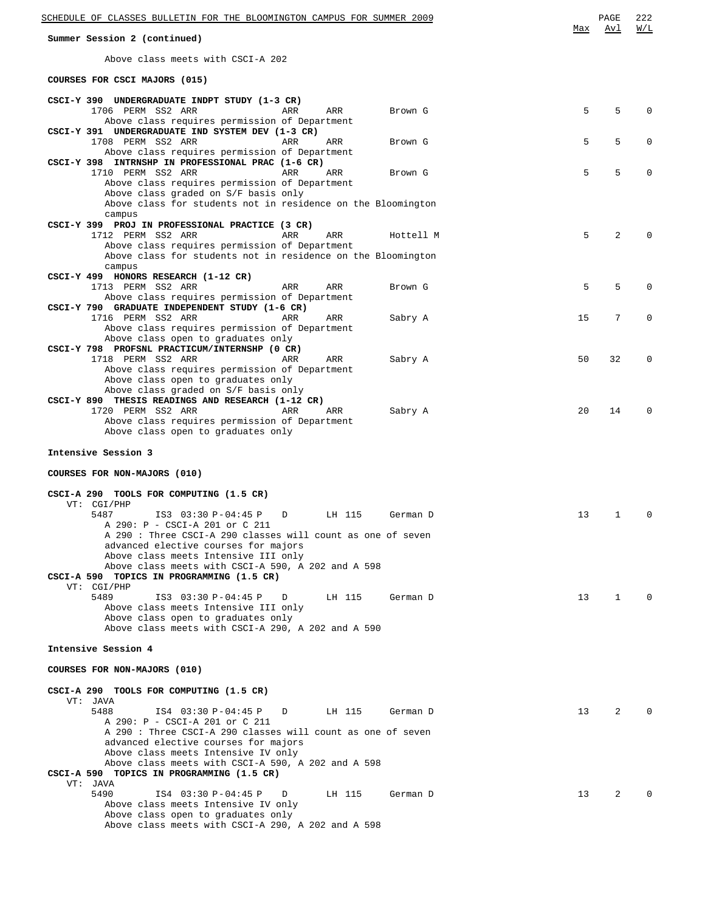**Summary Session 2 (continued)**

Above class meets with CSCI-A 202

**COURSES FOR CSCI MAJORS (015)**

| Course | | | | | Max | Avl | W/L |
|---|---|---|---|---|---|---|---|
| **CSCI-Y 390 UNDERGRADUATE INDPT STUDY (1-3 CR)** | | | | | | | |
| 1706 PERM SS2 ARR | ARR | ARR | Brown G | | 5 | 5 | 0 |
| Above class requires permission of Department | | | | | | | |
| **CSCI-Y 391 UNDERGRADUATE IND SYSTEM DEV (1-3 CR)** | | | | | | | |
| 1708 PERM SS2 ARR | ARR | ARR | Brown G | | 5 | 5 | 0 |
| Above class requires permission of Department | | | | | | | |
| **CSCI-Y 398 INTRNSHP IN PROFESSIONAL PRAC (1-6 CR)** | | | | | | | |
| 1710 PERM SS2 ARR | ARR | ARR | Brown G | | 5 | 5 | 0 |
| Above class requires permission of Department | | | | | | | |
| Above class graded on S/F basis only | | | | | | | |
| Above class for students not in residence on the Bloomington campus | | | | | | | |
| **CSCI-Y 399 PROJ IN PROFESSIONAL PRACTICE (3 CR)** | | | | | | | |
| 1712 PERM SS2 ARR | ARR | ARR | Hottell M | | 5 | 2 | 0 |
| Above class requires permission of Department | | | | | | | |
| Above class for students not in residence on the Bloomington campus | | | | | | | |
| **CSCI-Y 499 HONORS RESEARCH (1-12 CR)** | | | | | | | |
| 1713 PERM SS2 ARR | ARR | ARR | Brown G | | 5 | 5 | 0 |
| Above class requires permission of Department | | | | | | | |
| **CSCI-Y 790 GRADUATE INDEPENDENT STUDY (1-6 CR)** | | | | | | | |
| 1716 PERM SS2 ARR | ARR | ARR | Sabry A | | 15 | 7 | 0 |
| Above class requires permission of Department | | | | | | | |
| Above class open to graduates only | | | | | | | |
| **CSCI-Y 798 PROFSNL PRACTICUM/INTERNSHP (0 CR)** | | | | | | | |
| 1718 PERM SS2 ARR | ARR | ARR | Sabry A | | 50 | 32 | 0 |
| Above class requires permission of Department | | | | | | | |
| Above class open to graduates only | | | | | | | |
| Above class graded on S/F basis only | | | | | | | |
| **CSCI-Y 890 THESIS READINGS AND RESEARCH (1-12 CR)** | | | | | | | |
| 1720 PERM SS2 ARR | ARR | ARR | Sabry A | | 20 | 14 | 0 |
| Above class requires permission of Department | | | | | | | |
| Above class open to graduates only | | | | | | | |

**Intensive Session 3**

**COURSES FOR NON-MAJORS (010)**

| Course | | | | | Max | Avl | W/L |
|---|---|---|---|---|---|---|---|
| **CSCI-A 290 TOOLS FOR COMPUTING (1.5 CR)** | | | | | | | |
| VT: CGI/PHP | | | | | | | |
| 5487 IS3 | 03:30 P-04:45 P | D | LH 115 | German D | 13 | 1 | 0 |
| A 290: P - CSCI-A 201 or C 211 | | | | | | | |
| A 290 : Three CSCI-A 290 classes will count as one of seven advanced elective courses for majors | | | | | | | |
| Above class meets Intensive III only | | | | | | | |
| Above class meets with CSCI-A 590, A 202 and A 598 | | | | | | | |
| **CSCI-A 590 TOPICS IN PROGRAMMING (1.5 CR)** | | | | | | | |
| VT: CGI/PHP | | | | | | | |
| 5489 IS3 | 03:30 P-04:45 P | D | LH 115 | German D | 13 | 1 | 0 |
| Above class meets Intensive III only | | | | | | | |
| Above class open to graduates only | | | | | | | |
| Above class meets with CSCI-A 290, A 202 and A 590 | | | | | | | |

**Intensive Session 4**

**COURSES FOR NON-MAJORS (010)**

| Course | | | | | Max | Avl | W/L |
|---|---|---|---|---|---|---|---|
| **CSCI-A 290 TOOLS FOR COMPUTING (1.5 CR)** | | | | | | | |
| VT: JAVA | | | | | | | |
| 5488 IS4 | 03:30 P-04:45 P | D | LH 115 | German D | 13 | 2 | 0 |
| A 290: P - CSCI-A 201 or C 211 | | | | | | | |
| A 290 : Three CSCI-A 290 classes will count as one of seven advanced elective courses for majors | | | | | | | |
| Above class meets Intensive IV only | | | | | | | |
| Above class meets with CSCI-A 590, A 202 and A 598 | | | | | | | |
| **CSCI-A 590 TOPICS IN PROGRAMMING (1.5 CR)** | | | | | | | |
| VT: JAVA | | | | | | | |
| 5490 IS4 | 03:30 P-04:45 P | D | LH 115 | German D | 13 | 2 | 0 |
| Above class meets Intensive IV only | | | | | | | |
| Above class open to graduates only | | | | | | | |
| Above class meets with CSCI-A 290, A 202 and A 598 | | | | | | | |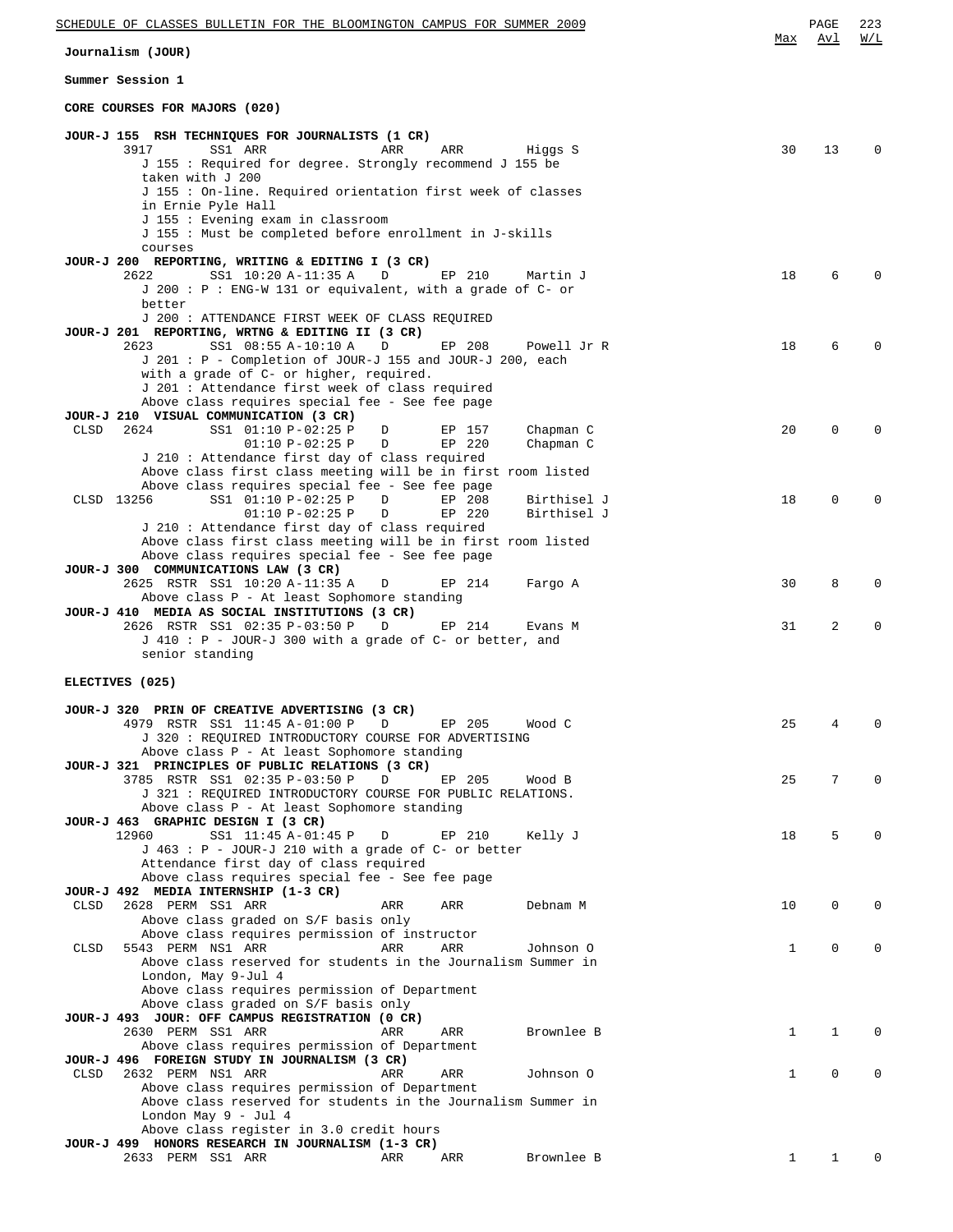## Journalism (JOUR)

### Summer Session 1

#### CORE COURSES FOR MAJORS (020)

```
                                                                              Max  Avl  W/L
JOUR-J 155  RSH TECHNIQUES FOR JOURNALISTS (1 CR)
       3917         SS1 ARR              ARR     ARR        Higgs S            30   13    0
         J 155 : Required for degree. Strongly recommend J 155 be
         taken with J 200
         J 155 : On-line. Required orientation first week of classes
         in Ernie Pyle Hall
         J 155 : Evening exam in classroom
         J 155 : Must be completed before enrollment in J-skills
         courses
JOUR-J 200  REPORTING, WRITING & EDITING I (3 CR)
       2622         SS1 10:20 A-11:35 A   D      EP 210     Martin J           18    6    0
         J 200 : P : ENG-W 131 or equivalent, with a grade of C- or
         better
         J 200 : ATTENDANCE FIRST WEEK OF CLASS REQUIRED
JOUR-J 201  REPORTING, WRTNG & EDITING II (3 CR)
       2623         SS1 08:55 A-10:10 A   D      EP 208     Powell Jr R        18    6    0
         J 201 : P - Completion of JOUR-J 155 and JOUR-J 200, each
         with a grade of C- or higher, required.
         J 201 : Attendance first week of class required
         Above class requires special fee - See fee page
JOUR-J 210  VISUAL COMMUNICATION (3 CR)
  CLSD 2624         SS1 01:10 P-02:25 P   D      EP 157     Chapman C          20    0    0
                        01:10 P-02:25 P   D      EP 220     Chapman C
         J 210 : Attendance first day of class required
         Above class first class meeting will be in first room listed
         Above class requires special fee - See fee page
  CLSD 13256        SS1 01:10 P-02:25 P   D      EP 208     Birthisel J        18    0    0
                        01:10 P-02:25 P   D      EP 220     Birthisel J
         J 210 : Attendance first day of class required
         Above class first class meeting will be in first room listed
         Above class requires special fee - See fee page
JOUR-J 300  COMMUNICATIONS LAW (3 CR)
       2625  RSTR  SS1 10:20 A-11:35 A   D      EP 214     Fargo A            30    8    0
         Above class P - At least Sophomore standing
JOUR-J 410  MEDIA AS SOCIAL INSTITUTIONS (3 CR)
       2626  RSTR  SS1 02:35 P-03:50 P   D      EP 214     Evans M            31    2    0
         J 410 : P - JOUR-J 300 with a grade of C- or better, and
         senior standing
```

#### ELECTIVES (025)

```
JOUR-J 320  PRIN OF CREATIVE ADVERTISING (3 CR)
       4979  RSTR  SS1 11:45 A-01:00 P   D      EP 205     Wood C             25    4    0
         J 320 : REQUIRED INTRODUCTORY COURSE FOR ADVERTISING
         Above class P - At least Sophomore standing
JOUR-J 321  PRINCIPLES OF PUBLIC RELATIONS (3 CR)
       3785  RSTR  SS1 02:35 P-03:50 P   D      EP 205     Wood B             25    7    0
         J 321 : REQUIRED INTRODUCTORY COURSE FOR PUBLIC RELATIONS.
         Above class P - At least Sophomore standing
JOUR-J 463  GRAPHIC DESIGN I (3 CR)
       12960        SS1 11:45 A-01:45 P   D      EP 210     Kelly J            18    5    0
         J 463 : P - JOUR-J 210 with a grade of C- or better
         Attendance first day of class required
         Above class requires special fee - See fee page
JOUR-J 492  MEDIA INTERNSHIP (1-3 CR)
  CLSD 2628  PERM  SS1 ARR              ARR     ARR        Debnam M           10    0    0
         Above class graded on S/F basis only
         Above class requires permission of instructor
  CLSD 5543  PERM  NS1 ARR              ARR     ARR        Johnson O           1    0    0
         Above class reserved for students in the Journalism Summer in
         London, May 9-Jul 4
         Above class requires permission of Department
         Above class graded on S/F basis only
JOUR-J 493  JOUR: OFF CAMPUS REGISTRATION (0 CR)
       2630  PERM  SS1 ARR              ARR     ARR        Brownlee B          1    1    0
         Above class requires permission of Department
JOUR-J 496  FOREIGN STUDY IN JOURNALISM (3 CR)
  CLSD 2632  PERM  NS1 ARR              ARR     ARR        Johnson O           1    0    0
         Above class requires permission of Department
         Above class reserved for students in the Journalism Summer in
         London May 9 - Jul 4
         Above class register in 3.0 credit hours
JOUR-J 499  HONORS RESEARCH IN JOURNALISM (1-3 CR)
       2633  PERM  SS1 ARR              ARR     ARR        Brownlee B          1    1    0
```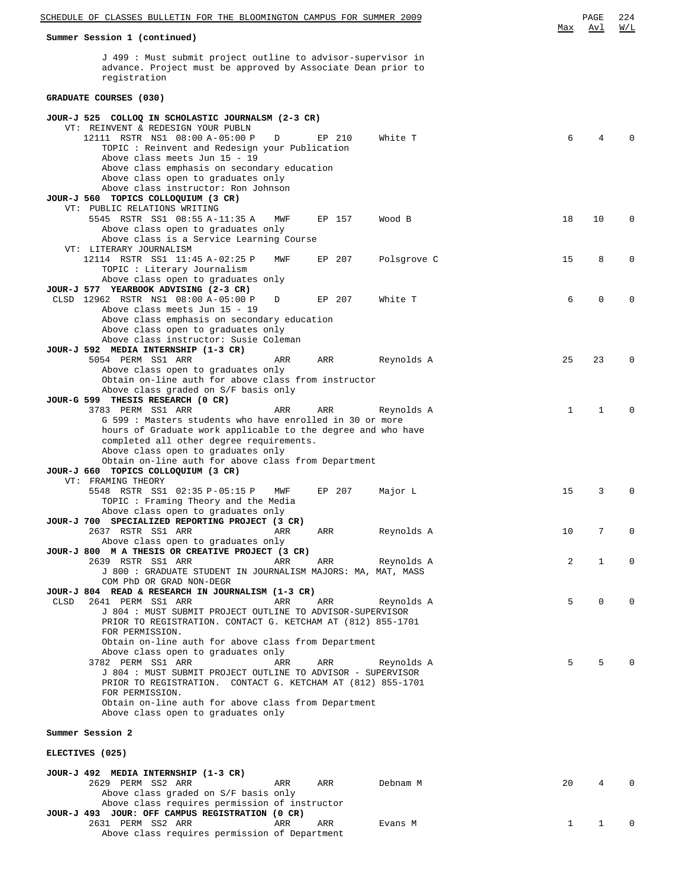**Summary Session 1 (continued)**

J 499 : Must submit project outline to advisor-supervisor in advance. Project must be approved by Associate Dean prior to registration

## GRADUATE COURSES (030)

```
                                                                          Max  Avl  W/L
JOUR-J 525  COLLOQ IN SCHOLASTIC JOURNALSM (2-3 CR)
    VT: REINVENT & REDESIGN YOUR PUBLN
      12111  RSTR  NS1  08:00 A-05:00 P   D     EP 210    White T          6    4    0
        TOPIC : Reinvent and Redesign your Publication
        Above class meets Jun 15 - 19
        Above class emphasis on secondary education
        Above class open to graduates only
        Above class instructor: Ron Johnson
JOUR-J 560  TOPICS COLLOQUIUM (3 CR)
    VT: PUBLIC RELATIONS WRITING
       5545  RSTR  SS1  08:55 A-11:35 A   MWF   EP 157    Wood B          18   10    0
        Above class open to graduates only
        Above class is a Service Learning Course
    VT: LITERARY JOURNALISM
      12114  RSTR  SS1  11:45 A-02:25 P   MWF   EP 207    Polsgrove C     15    8    0
        TOPIC : Literary Journalism
        Above class open to graduates only
JOUR-J 577  YEARBOOK ADVISING (2-3 CR)
 CLSD 12962  RSTR  NS1  08:00 A-05:00 P   D     EP 207    White T          6    0    0
        Above class meets Jun 15 - 19
        Above class emphasis on secondary education
        Above class open to graduates only
        Above class instructor: Susie Coleman
JOUR-J 592  MEDIA INTERNSHIP (1-3 CR)
       5054  PERM  SS1  ARR               ARR   ARR       Reynolds A      25   23    0
        Above class open to graduates only
        Obtain on-line auth for above class from instructor
        Above class graded on S/F basis only
JOUR-G 599  THESIS RESEARCH (0 CR)
       3783  PERM  SS1  ARR               ARR   ARR       Reynolds A       1    1    0
        G 599 : Masters students who have enrolled in 30 or more
        hours of Graduate work applicable to the degree and who have
        completed all other degree requirements.
        Above class open to graduates only
        Obtain on-line auth for above class from Department
JOUR-J 660  TOPICS COLLOQUIUM (3 CR)
    VT: FRAMING THEORY
       5548  RSTR  SS1  02:35 P-05:15 P   MWF   EP 207    Major L         15    3    0
        TOPIC : Framing Theory and the Media
        Above class open to graduates only
JOUR-J 700  SPECIALIZED REPORTING PROJECT (3 CR)
       2637  RSTR  SS1  ARR               ARR   ARR       Reynolds A      10    7    0
        Above class open to graduates only
JOUR-J 800  M A THESIS OR CREATIVE PROJECT (3 CR)
       2639  RSTR  SS1  ARR               ARR   ARR       Reynolds A       2    1    0
        J 800 : GRADUATE STUDENT IN JOURNALISM MAJORS: MA, MAT, MASS
        COM PhD OR GRAD NON-DEGR
JOUR-J 804  READ & RESEARCH IN JOURNALISM (1-3 CR)
 CLSD  2641  PERM  SS1  ARR               ARR   ARR       Reynolds A       5    0    0
        J 804 : MUST SUBMIT PROJECT OUTLINE TO ADVISOR-SUPERVISOR
        PRIOR TO REGISTRATION. CONTACT G. KETCHAM AT (812) 855-1701
        FOR PERMISSION.
        Obtain on-line auth for above class from Department
        Above class open to graduates only
       3782  PERM  SS1  ARR               ARR   ARR       Reynolds A       5    5    0
        J 804 : MUST SUBMIT PROJECT OUTLINE TO ADVISOR - SUPERVISOR
        PRIOR TO REGISTRATION.  CONTACT G. KETCHAM AT (812) 855-1701
        FOR PERMISSION.
        Obtain on-line auth for above class from Department
        Above class open to graduates only
```

**Summer Session 2**

## ELECTIVES (025)

```
JOUR-J 492  MEDIA INTERNSHIP (1-3 CR)
       2629  PERM  SS2  ARR               ARR   ARR       Debnam M        20    4    0
        Above class graded on S/F basis only
        Above class requires permission of instructor
JOUR-J 493  JOUR: OFF CAMPUS REGISTRATION (0 CR)
       2631  PERM  SS2  ARR               ARR   ARR       Evans M          1    1    0
        Above class requires permission of Department
```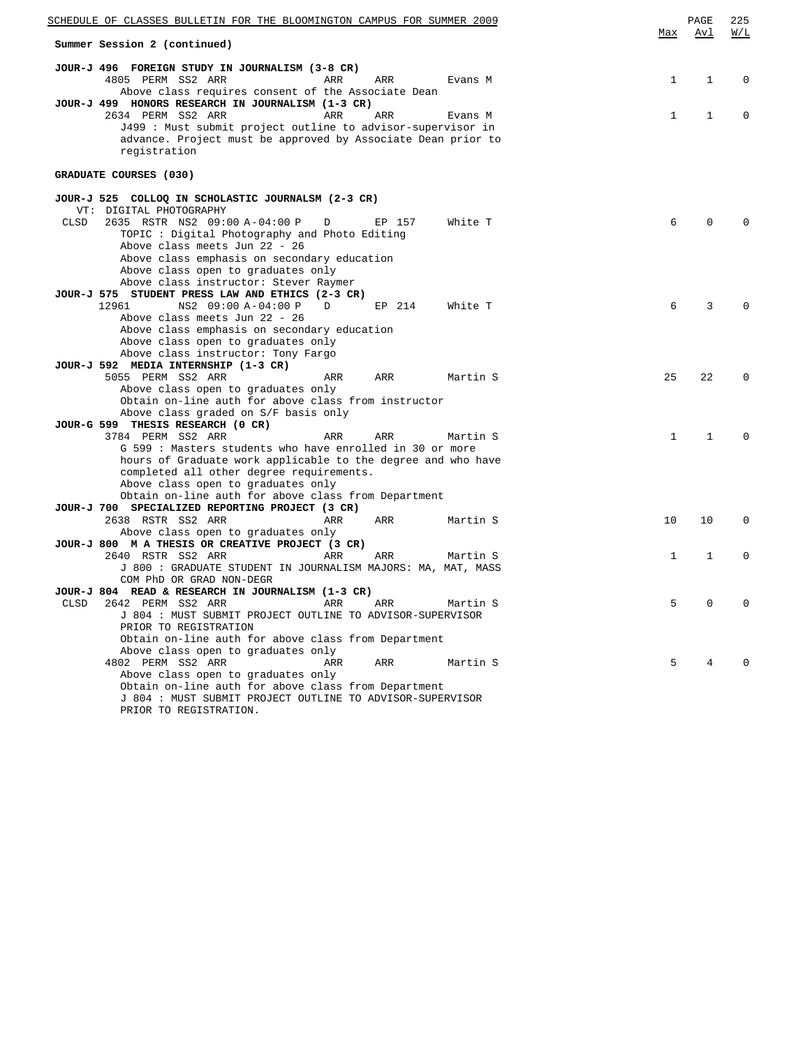**Summary Session 2 (continued)**

**JOUR-J 496 FOREIGN STUDY IN JOURNALISM (3-8 CR)**

| | Class | Type | Session | Time | Days | Room | Instructor | Max | Avl | W/L |
|---|---|---|---|---|---|---|---|---|---|---|
| | 4805 | PERM | SS2 | ARR | ARR | ARR | Evans M | 1 | 1 | 0 |

Above class requires consent of the Associate Dean

**JOUR-J 499 HONORS RESEARCH IN JOURNALISM (1-3 CR)**

| | Class | Type | Session | Time | Days | Room | Instructor | Max | Avl | W/L |
|---|---|---|---|---|---|---|---|---|---|---|
| | 2634 | PERM | SS2 | ARR | ARR | ARR | Evans M | 1 | 1 | 0 |

J499 : Must submit project outline to advisor-supervisor in advance. Project must be approved by Associate Dean prior to registration

**GRADUATE COURSES (030)**

**JOUR-J 525 COLLOQ IN SCHOLASTIC JOURNALSM (2-3 CR)**

VT: DIGITAL PHOTOGRAPHY

| | Class | Type | Session | Time | Days | Room | Instructor | Max | Avl | W/L |
|---|---|---|---|---|---|---|---|---|---|---|
| CLSD | 2635 | RSTR | NS2 | 09:00 A-04:00 P | D | EP 157 | White T | 6 | 0 | 0 |

TOPIC : Digital Photography and Photo Editing
Above class meets Jun 22 - 26
Above class emphasis on secondary education
Above class open to graduates only
Above class instructor: Stever Raymer

**JOUR-J 575 STUDENT PRESS LAW AND ETHICS (2-3 CR)**

| | Class | Type | Session | Time | Days | Room | Instructor | Max | Avl | W/L |
|---|---|---|---|---|---|---|---|---|---|---|
| | 12961 | | NS2 | 09:00 A-04:00 P | D | EP 214 | White T | 6 | 3 | 0 |

Above class meets Jun 22 - 26
Above class emphasis on secondary education
Above class open to graduates only
Above class instructor: Tony Fargo

**JOUR-J 592 MEDIA INTERNSHIP (1-3 CR)**

| | Class | Type | Session | Time | Days | Room | Instructor | Max | Avl | W/L |
|---|---|---|---|---|---|---|---|---|---|---|
| | 5055 | PERM | SS2 | ARR | ARR | ARR | Martin S | 25 | 22 | 0 |

Above class open to graduates only
Obtain on-line auth for above class from instructor
Above class graded on S/F basis only

**JOUR-G 599 THESIS RESEARCH (0 CR)**

| | Class | Type | Session | Time | Days | Room | Instructor | Max | Avl | W/L |
|---|---|---|---|---|---|---|---|---|---|---|
| | 3784 | PERM | SS2 | ARR | ARR | ARR | Martin S | 1 | 1 | 0 |

G 599 : Masters students who have enrolled in 30 or more hours of Graduate work applicable to the degree and who have completed all other degree requirements.
Above class open to graduates only
Obtain on-line auth for above class from Department

**JOUR-J 700 SPECIALIZED REPORTING PROJECT (3 CR)**

| | Class | Type | Session | Time | Days | Room | Instructor | Max | Avl | W/L |
|---|---|---|---|---|---|---|---|---|---|---|
| | 2638 | RSTR | SS2 | ARR | ARR | ARR | Martin S | 10 | 10 | 0 |

Above class open to graduates only

**JOUR-J 800 M A THESIS OR CREATIVE PROJECT (3 CR)**

| | Class | Type | Session | Time | Days | Room | Instructor | Max | Avl | W/L |
|---|---|---|---|---|---|---|---|---|---|---|
| | 2640 | RSTR | SS2 | ARR | ARR | ARR | Martin S | 1 | 1 | 0 |

J 800 : GRADUATE STUDENT IN JOURNALISM MAJORS: MA, MAT, MASS COM PhD OR GRAD NON-DEGR

**JOUR-J 804 READ & RESEARCH IN JOURNALISM (1-3 CR)**

| | Class | Type | Session | Time | Days | Room | Instructor | Max | Avl | W/L |
|---|---|---|---|---|---|---|---|---|---|---|
| CLSD | 2642 | PERM | SS2 | ARR | ARR | ARR | Martin S | 5 | 0 | 0 |

J 804 : MUST SUBMIT PROJECT OUTLINE TO ADVISOR-SUPERVISOR PRIOR TO REGISTRATION
Obtain on-line auth for above class from Department
Above class open to graduates only

| | Class | Type | Session | Time | Days | Room | Instructor | Max | Avl | W/L |
|---|---|---|---|---|---|---|---|---|---|---|
| | 4802 | PERM | SS2 | ARR | ARR | ARR | Martin S | 5 | 4 | 0 |

Above class open to graduates only
Obtain on-line auth for above class from Department
J 804 : MUST SUBMIT PROJECT OUTLINE TO ADVISOR-SUPERVISOR PRIOR TO REGISTRATION.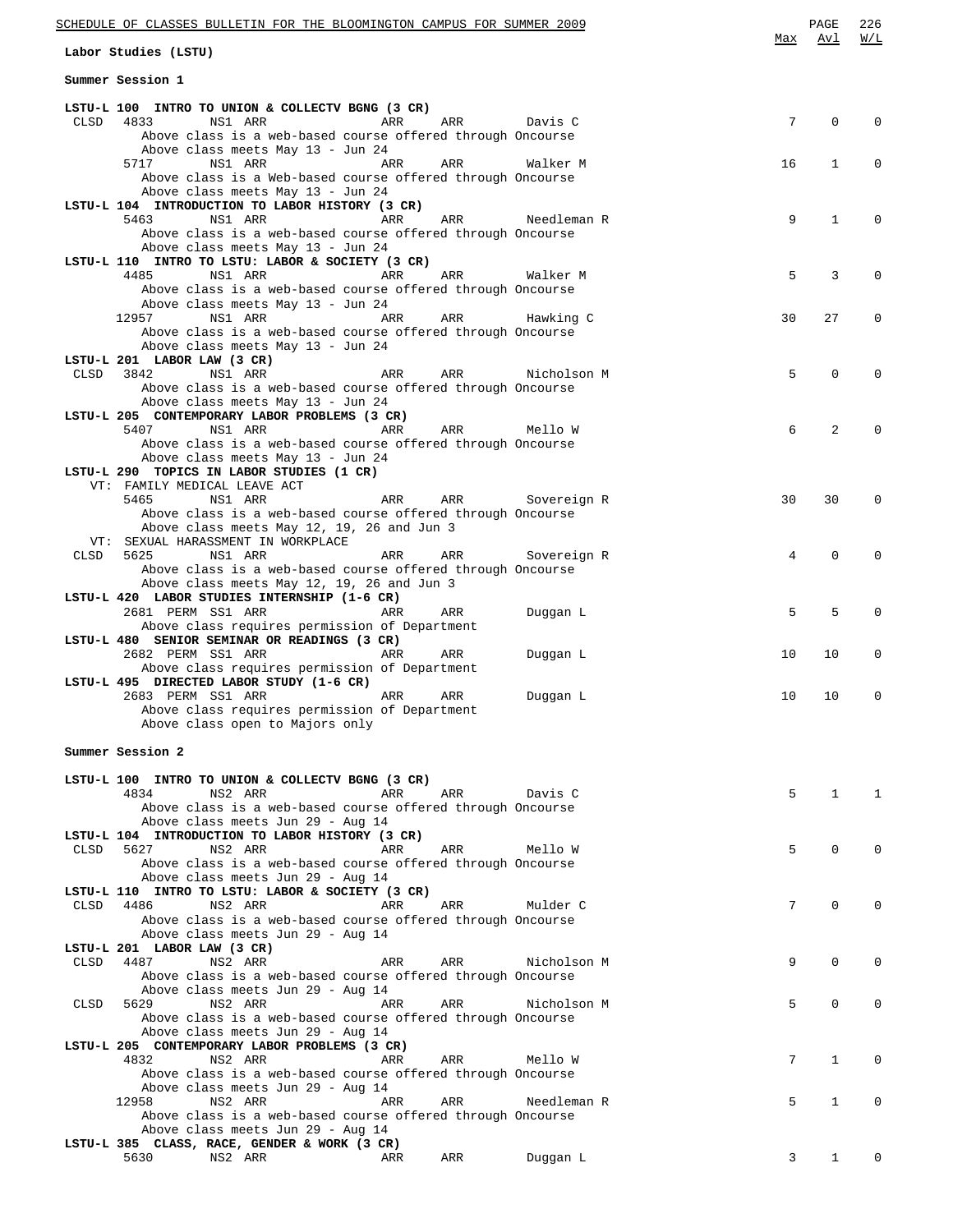## Labor Studies (LSTU)

### Summer Session 1

| Course / Class | Status | Class # | Session | Days | Time | Instructor | Max | Avl | W/L |
|---|---|---|---|---|---|---|---|---|---|
| **LSTU-L 100 INTRO TO UNION & COLLECTV BGNG (3 CR)** | | | | | | | | | |
| | CLSD | 4833 | NS1 ARR | ARR | ARR | Davis C | 7 | 0 | 0 |
| Above class is a web-based course offered through Oncourse; Above class meets May 13 - Jun 24 | | | | | | | | | |
| | | 5717 | NS1 ARR | ARR | ARR | Walker M | 16 | 1 | 0 |
| Above class is a Web-based course offered through Oncourse; Above class meets May 13 - Jun 24 | | | | | | | | | |
| **LSTU-L 104 INTRODUCTION TO LABOR HISTORY (3 CR)** | | | | | | | | | |
| | | 5463 | NS1 ARR | ARR | ARR | Needleman R | 9 | 1 | 0 |
| Above class is a web-based course offered through Oncourse; Above class meets May 13 - Jun 24 | | | | | | | | | |
| **LSTU-L 110 INTRO TO LSTU: LABOR & SOCIETY (3 CR)** | | | | | | | | | |
| | | 4485 | NS1 ARR | ARR | ARR | Walker M | 5 | 3 | 0 |
| Above class is a web-based course offered through Oncourse; Above class meets May 13 - Jun 24 | | | | | | | | | |
| | | 12957 | NS1 ARR | ARR | ARR | Hawking C | 30 | 27 | 0 |
| Above class is a web-based course offered through Oncourse; Above class meets May 13 - Jun 24 | | | | | | | | | |
| **LSTU-L 201 LABOR LAW (3 CR)** | | | | | | | | | |
| | CLSD | 3842 | NS1 ARR | ARR | ARR | Nicholson M | 5 | 0 | 0 |
| Above class is a web-based course offered through Oncourse; Above class meets May 13 - Jun 24 | | | | | | | | | |
| **LSTU-L 205 CONTEMPORARY LABOR PROBLEMS (3 CR)** | | | | | | | | | |
| | | 5407 | NS1 ARR | ARR | ARR | Mello W | 6 | 2 | 0 |
| Above class is a web-based course offered through Oncourse; Above class meets May 13 - Jun 24 | | | | | | | | | |
| **LSTU-L 290 TOPICS IN LABOR STUDIES (1 CR)** | | | | | | | | | |
| VT: FAMILY MEDICAL LEAVE ACT | | | | | | | | | |
| | | 5465 | NS1 ARR | ARR | ARR | Sovereign R | 30 | 30 | 0 |
| Above class is a web-based course offered through Oncourse; Above class meets May 12, 19, 26 and Jun 3 | | | | | | | | | |
| VT: SEXUAL HARASSMENT IN WORKPLACE | | | | | | | | | |
| | CLSD | 5625 | NS1 ARR | ARR | ARR | Sovereign R | 4 | 0 | 0 |
| Above class is a web-based course offered through Oncourse; Above class meets May 12, 19, 26 and Jun 3 | | | | | | | | | |
| **LSTU-L 420 LABOR STUDIES INTERNSHIP (1-6 CR)** | | | | | | | | | |
| | | 2681 PERM | SS1 ARR | ARR | ARR | Duggan L | 5 | 5 | 0 |
| Above class requires permission of Department | | | | | | | | | |
| **LSTU-L 480 SENIOR SEMINAR OR READINGS (3 CR)** | | | | | | | | | |
| | | 2682 PERM | SS1 ARR | ARR | ARR | Duggan L | 10 | 10 | 0 |
| Above class requires permission of Department | | | | | | | | | |
| **LSTU-L 495 DIRECTED LABOR STUDY (1-6 CR)** | | | | | | | | | |
| | | 2683 PERM | SS1 ARR | ARR | ARR | Duggan L | 10 | 10 | 0 |
| Above class requires permission of Department; Above class open to Majors only | | | | | | | | | |

### Summer Session 2

| Course / Class | Status | Class # | Session | Days | Time | Instructor | Max | Avl | W/L |
|---|---|---|---|---|---|---|---|---|---|
| **LSTU-L 100 INTRO TO UNION & COLLECTV BGNG (3 CR)** | | | | | | | | | |
| | | 4834 | NS2 ARR | ARR | ARR | Davis C | 5 | 1 | 1 |
| Above class is a web-based course offered through Oncourse; Above class meets Jun 29 - Aug 14 | | | | | | | | | |
| **LSTU-L 104 INTRODUCTION TO LABOR HISTORY (3 CR)** | | | | | | | | | |
| | CLSD | 5627 | NS2 ARR | ARR | ARR | Mello W | 5 | 0 | 0 |
| Above class is a web-based course offered through Oncourse; Above class meets Jun 29 - Aug 14 | | | | | | | | | |
| **LSTU-L 110 INTRO TO LSTU: LABOR & SOCIETY (3 CR)** | | | | | | | | | |
| | CLSD | 4486 | NS2 ARR | ARR | ARR | Mulder C | 7 | 0 | 0 |
| Above class is a web-based course offered through Oncourse; Above class meets Jun 29 - Aug 14 | | | | | | | | | |
| **LSTU-L 201 LABOR LAW (3 CR)** | | | | | | | | | |
| | CLSD | 4487 | NS2 ARR | ARR | ARR | Nicholson M | 9 | 0 | 0 |
| Above class is a web-based course offered through Oncourse; Above class meets Jun 29 - Aug 14 | | | | | | | | | |
| | CLSD | 5629 | NS2 ARR | ARR | ARR | Nicholson M | 5 | 0 | 0 |
| Above class is a web-based course offered through Oncourse; Above class meets Jun 29 - Aug 14 | | | | | | | | | |
| **LSTU-L 205 CONTEMPORARY LABOR PROBLEMS (3 CR)** | | | | | | | | | |
| | | 4832 | NS2 ARR | ARR | ARR | Mello W | 7 | 1 | 0 |
| Above class is a web-based course offered through Oncourse; Above class meets Jun 29 - Aug 14 | | | | | | | | | |
| | | 12958 | NS2 ARR | ARR | ARR | Needleman R | 5 | 1 | 0 |
| Above class is a web-based course offered through Oncourse; Above class meets Jun 29 - Aug 14 | | | | | | | | | |
| **LSTU-L 385 CLASS, RACE, GENDER & WORK (3 CR)** | | | | | | | | | |
| | | 5630 | NS2 ARR | ARR | ARR | Duggan L | 3 | 1 | 0 |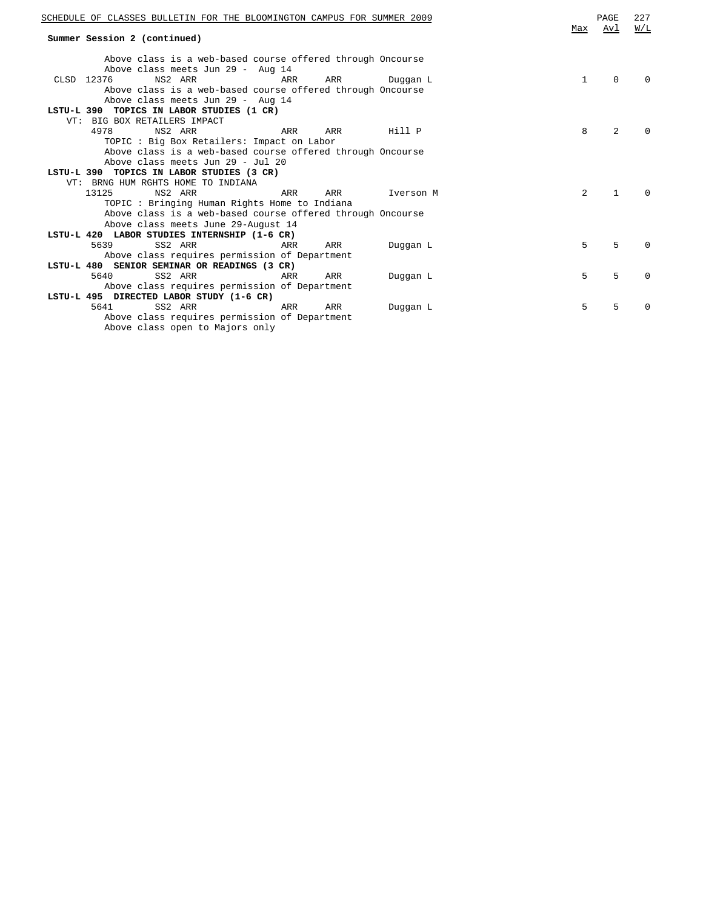**Summary Session 2 (continued)**

| | | | | | | Max | Avl | W/L |
|---|---|---|---|---|---|---|---|---|
| Above class is a web-based course offered through Oncourse | | | | | | | | |
| Above class meets Jun 29 - Aug 14 | | | | | | | | |
| CLSD 12376 | NS2 ARR | ARR | ARR | Duggan L | | 1 | 0 | 0 |
| Above class is a web-based course offered through Oncourse | | | | | | | | |
| Above class meets Jun 29 - Aug 14 | | | | | | | | |

**LSTU-L 390 TOPICS IN LABOR STUDIES (1 CR)**

VT: BIG BOX RETAILERS IMPACT

| | | | | | Max | Avl | W/L |
|---|---|---|---|---|---|---|---|
| 4978 | NS2 ARR | ARR | ARR | Hill P | 8 | 2 | 0 |

TOPIC : Big Box Retailers: Impact on Labor
Above class is a web-based course offered through Oncourse
Above class meets Jun 29 - Jul 20

**LSTU-L 390 TOPICS IN LABOR STUDIES (3 CR)**

VT: BRNG HUM RGHTS HOME TO INDIANA

| | | | | | Max | Avl | W/L |
|---|---|---|---|---|---|---|---|
| 13125 | NS2 ARR | ARR | ARR | Iverson M | 2 | 1 | 0 |

TOPIC : Bringing Human Rights Home to Indiana
Above class is a web-based course offered through Oncourse
Above class meets June 29-August 14

**LSTU-L 420 LABOR STUDIES INTERNSHIP (1-6 CR)**

| | | | | | Max | Avl | W/L |
|---|---|---|---|---|---|---|---|
| 5639 | SS2 ARR | ARR | ARR | Duggan L | 5 | 5 | 0 |

Above class requires permission of Department

**LSTU-L 480 SENIOR SEMINAR OR READINGS (3 CR)**

| | | | | | Max | Avl | W/L |
|---|---|---|---|---|---|---|---|
| 5640 | SS2 ARR | ARR | ARR | Duggan L | 5 | 5 | 0 |

Above class requires permission of Department

**LSTU-L 495 DIRECTED LABOR STUDY (1-6 CR)**

| | | | | | Max | Avl | W/L |
|---|---|---|---|---|---|---|---|
| 5641 | SS2 ARR | ARR | ARR | Duggan L | 5 | 5 | 0 |

Above class requires permission of Department
Above class open to Majors only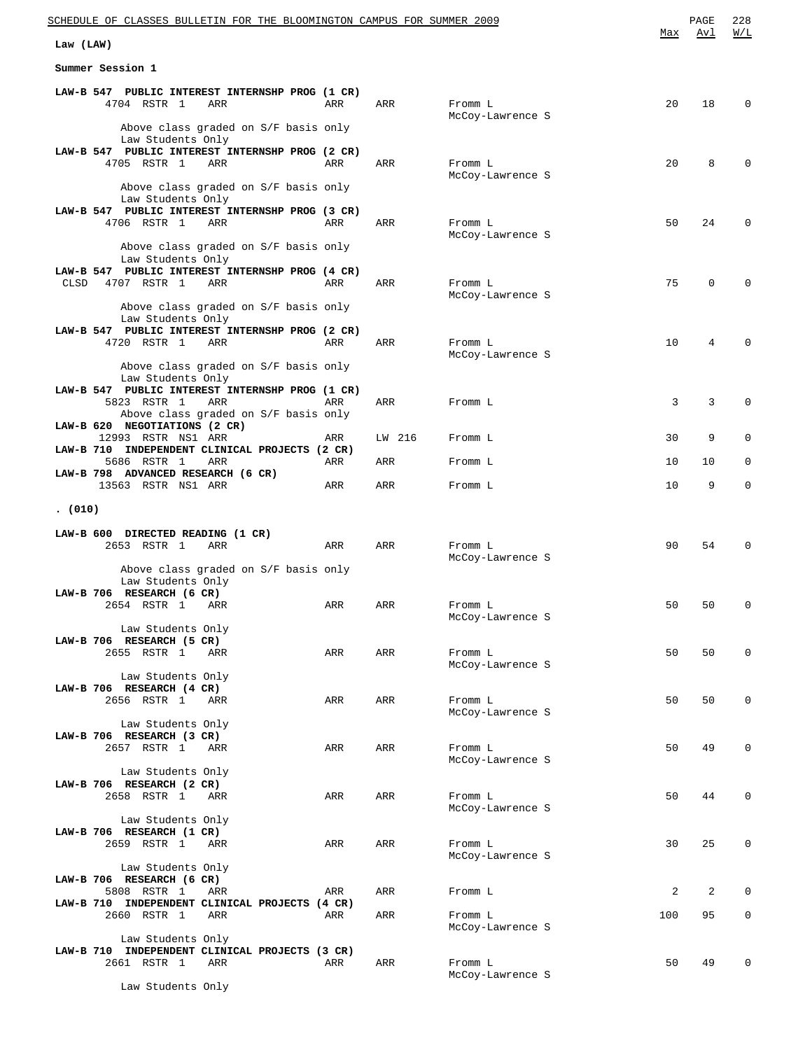## Law (LAW)

### Summer Session 1

| Course | Status | Class # | Type | Section | Days | Time | Room | Instructor | Max | Avl | W/L |
|---|---|---|---|---|---|---|---|---|---|---|---|
| **LAW-B 547 PUBLIC INTEREST INTERNSHP PROG (1 CR)** | | | | | | | | | | | |
| | | 4704 | RSTR | 1 | ARR | ARR | ARR | Fromm L, McCoy-Lawrence S | 20 | 18 | 0 |
| | | Above class graded on S/F basis only; Law Students Only | | | | | | | | | |
| **LAW-B 547 PUBLIC INTEREST INTERNSHP PROG (2 CR)** | | | | | | | | | | | |
| | | 4705 | RSTR | 1 | ARR | ARR | ARR | Fromm L, McCoy-Lawrence S | 20 | 8 | 0 |
| | | Above class graded on S/F basis only; Law Students Only | | | | | | | | | |
| **LAW-B 547 PUBLIC INTEREST INTERNSHP PROG (3 CR)** | | | | | | | | | | | |
| | | 4706 | RSTR | 1 | ARR | ARR | ARR | Fromm L, McCoy-Lawrence S | 50 | 24 | 0 |
| | | Above class graded on S/F basis only; Law Students Only | | | | | | | | | |
| **LAW-B 547 PUBLIC INTEREST INTERNSHP PROG (4 CR)** | | | | | | | | | | | |
| | CLSD | 4707 | RSTR | 1 | ARR | ARR | ARR | Fromm L, McCoy-Lawrence S | 75 | 0 | 0 |
| | | Above class graded on S/F basis only; Law Students Only | | | | | | | | | |
| **LAW-B 547 PUBLIC INTEREST INTERNSHP PROG (2 CR)** | | | | | | | | | | | |
| | | 4720 | RSTR | 1 | ARR | ARR | ARR | Fromm L, McCoy-Lawrence S | 10 | 4 | 0 |
| | | Above class graded on S/F basis only; Law Students Only | | | | | | | | | |
| **LAW-B 547 PUBLIC INTEREST INTERNSHP PROG (1 CR)** | | | | | | | | | | | |
| | | 5823 | RSTR | 1 | ARR | ARR | ARR | Fromm L | 3 | 3 | 0 |
| | | Above class graded on S/F basis only | | | | | | | | | |
| **LAW-B 620 NEGOTIATIONS (2 CR)** | | | | | | | | | | | |
| | | 12993 | RSTR | NS1 | ARR | ARR | LW 216 | Fromm L | 30 | 9 | 0 |
| **LAW-B 710 INDEPENDENT CLINICAL PROJECTS (2 CR)** | | | | | | | | | | | |
| | | 5686 | RSTR | 1 | ARR | ARR | ARR | Fromm L | 10 | 10 | 0 |
| **LAW-B 798 ADVANCED RESEARCH (6 CR)** | | | | | | | | | | | |
| | | 13563 | RSTR | NS1 | ARR | ARR | ARR | Fromm L | 10 | 9 | 0 |

### . (010)

| Course | Status | Class # | Type | Section | Days | Time | Room | Instructor | Max | Avl | W/L |
|---|---|---|---|---|---|---|---|---|---|---|---|
| **LAW-B 600 DIRECTED READING (1 CR)** | | | | | | | | | | | |
| | | 2653 | RSTR | 1 | ARR | ARR | ARR | Fromm L, McCoy-Lawrence S | 90 | 54 | 0 |
| | | Above class graded on S/F basis only; Law Students Only | | | | | | | | | |
| **LAW-B 706 RESEARCH (6 CR)** | | | | | | | | | | | |
| | | 2654 | RSTR | 1 | ARR | ARR | ARR | Fromm L, McCoy-Lawrence S | 50 | 50 | 0 |
| | | Law Students Only | | | | | | | | | |
| **LAW-B 706 RESEARCH (5 CR)** | | | | | | | | | | | |
| | | 2655 | RSTR | 1 | ARR | ARR | ARR | Fromm L, McCoy-Lawrence S | 50 | 50 | 0 |
| | | Law Students Only | | | | | | | | | |
| **LAW-B 706 RESEARCH (4 CR)** | | | | | | | | | | | |
| | | 2656 | RSTR | 1 | ARR | ARR | ARR | Fromm L, McCoy-Lawrence S | 50 | 50 | 0 |
| | | Law Students Only | | | | | | | | | |
| **LAW-B 706 RESEARCH (3 CR)** | | | | | | | | | | | |
| | | 2657 | RSTR | 1 | ARR | ARR | ARR | Fromm L, McCoy-Lawrence S | 50 | 49 | 0 |
| | | Law Students Only | | | | | | | | | |
| **LAW-B 706 RESEARCH (2 CR)** | | | | | | | | | | | |
| | | 2658 | RSTR | 1 | ARR | ARR | ARR | Fromm L, McCoy-Lawrence S | 50 | 44 | 0 |
| | | Law Students Only | | | | | | | | | |
| **LAW-B 706 RESEARCH (1 CR)** | | | | | | | | | | | |
| | | 2659 | RSTR | 1 | ARR | ARR | ARR | Fromm L, McCoy-Lawrence S | 30 | 25 | 0 |
| | | Law Students Only | | | | | | | | | |
| **LAW-B 706 RESEARCH (6 CR)** | | | | | | | | | | | |
| | | 5808 | RSTR | 1 | ARR | ARR | ARR | Fromm L | 2 | 2 | 0 |
| **LAW-B 710 INDEPENDENT CLINICAL PROJECTS (4 CR)** | | | | | | | | | | | |
| | | 2660 | RSTR | 1 | ARR | ARR | ARR | Fromm L, McCoy-Lawrence S | 100 | 95 | 0 |
| | | Law Students Only | | | | | | | | | |
| **LAW-B 710 INDEPENDENT CLINICAL PROJECTS (3 CR)** | | | | | | | | | | | |
| | | 2661 | RSTR | 1 | ARR | ARR | ARR | Fromm L, McCoy-Lawrence S | 50 | 49 | 0 |
| | | Law Students Only | | | | | | | | | |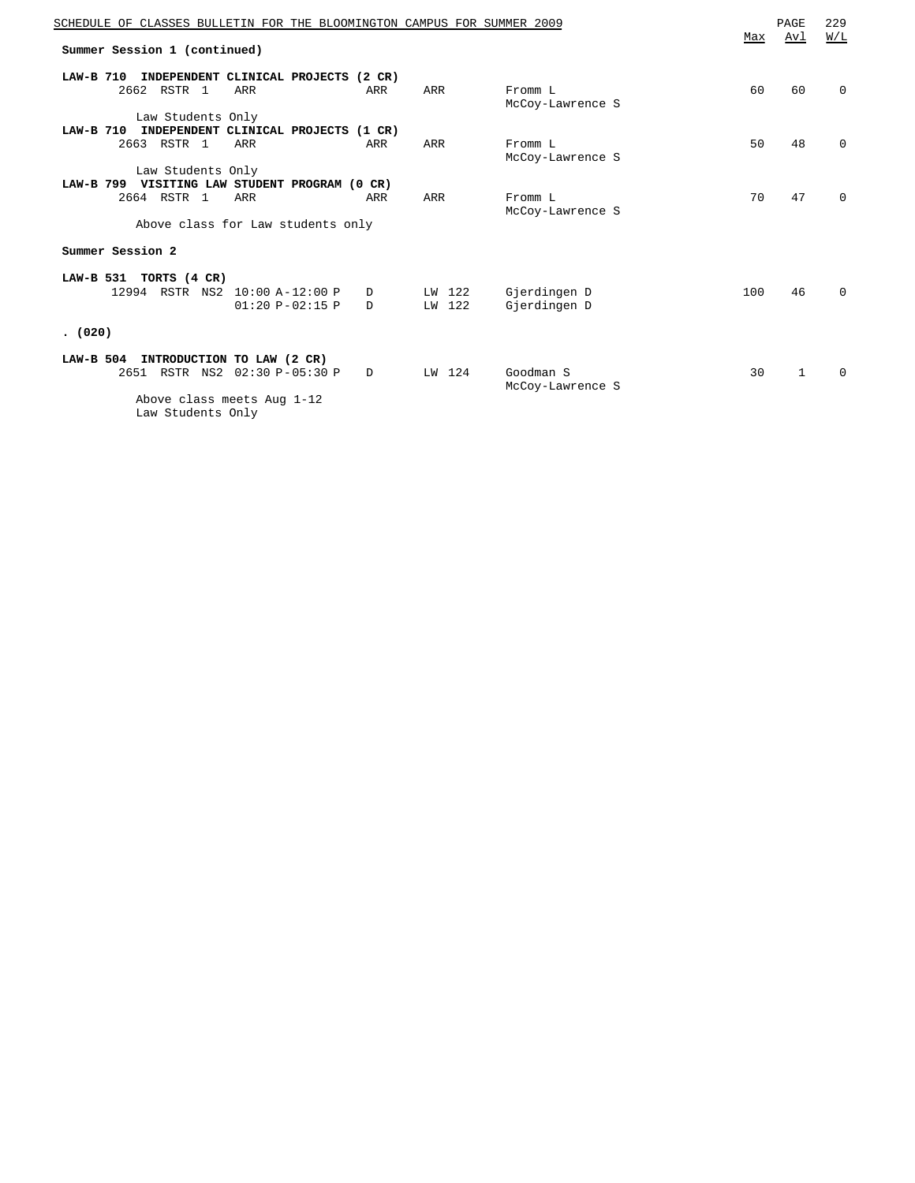**Summer Session 1 (continued)**

| Course | Class | Status | Session | Time | Days | Room | Instructor | Max | Avl | W/L |
|---|---|---|---|---|---|---|---|---|---|---|
| **LAW-B 710 INDEPENDENT CLINICAL PROJECTS (2 CR)** | | | | | | | | | | |
| | 2662 | RSTR | 1 | ARR | ARR | ARR | Fromm L<br>McCoy-Lawrence S | 60 | 60 | 0 |
| | Law Students Only | | | | | | | | | |
| **LAW-B 710 INDEPENDENT CLINICAL PROJECTS (1 CR)** | | | | | | | | | | |
| | 2663 | RSTR | 1 | ARR | ARR | ARR | Fromm L<br>McCoy-Lawrence S | 50 | 48 | 0 |
| | Law Students Only | | | | | | | | | |
| **LAW-B 799 VISITING LAW STUDENT PROGRAM (0 CR)** | | | | | | | | | | |
| | 2664 | RSTR | 1 | ARR | ARR | ARR | Fromm L<br>McCoy-Lawrence S | 70 | 47 | 0 |
| | Above class for Law students only | | | | | | | | | |

**Summer Session 2**

| Course | Class | Status | Session | Time | Days | Room | Instructor | Max | Avl | W/L |
|---|---|---|---|---|---|---|---|---|---|---|
| **LAW-B 531 TORTS (4 CR)** | | | | | | | | | | |
| | 12994 | RSTR | NS2 | 10:00 A-12:00 P | D | LW 122 | Gjerdingen D | 100 | 46 | 0 |
| | | | | 01:20 P-02:15 P | D | LW 122 | Gjerdingen D | | | |

**. (020)**

| Course | Class | Status | Session | Time | Days | Room | Instructor | Max | Avl | W/L |
|---|---|---|---|---|---|---|---|---|---|---|
| **LAW-B 504 INTRODUCTION TO LAW (2 CR)** | | | | | | | | | | |
| | 2651 | RSTR | NS2 | 02:30 P-05:30 P | D | LW 124 | Goodman S<br>McCoy-Lawrence S | 30 | 1 | 0 |
| | Above class meets Aug 1-12<br>Law Students Only | | | | | | | | | |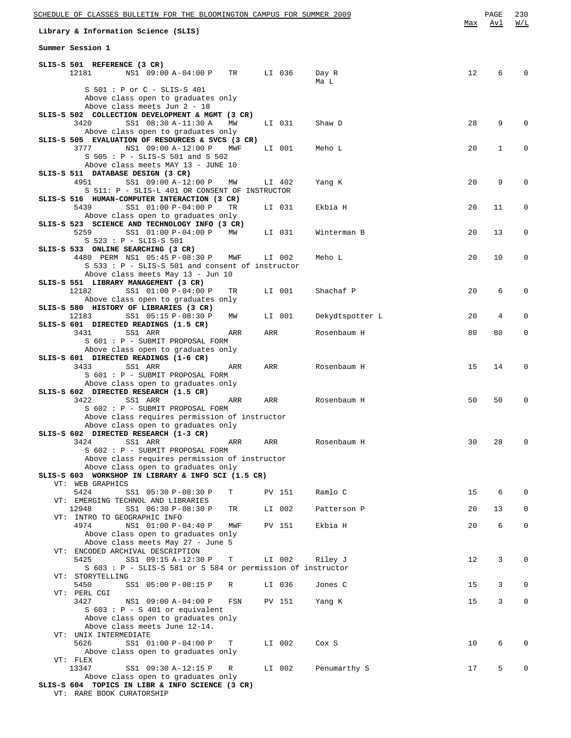## Library & Information Science (SLIS)

### Summer Session 1

| Course / Class | Session | Time | Days | Room | Instructor | Max | Avl | W/L |
|---|---|---|---|---|---|---|---|---|
| **SLIS-S 501 REFERENCE (3 CR)** | | | | | | | | |
| 12181 | NS1 | 09:00 A-04:00 P | TR | LI 036 | Day R; Ma L | 12 | 6 | 0 |
| S 501 : P or C - SLIS-S 401 | | | | | | | | |
| Above class open to graduates only | | | | | | | | |
| Above class meets Jun 2 - 18 | | | | | | | | |
| **SLIS-S 502 COLLECTION DEVELOPMENT & MGMT (3 CR)** | | | | | | | | |
| 3420 | SS1 | 08:30 A-11:30 A | MW | LI 031 | Shaw D | 28 | 9 | 0 |
| Above class open to graduates only | | | | | | | | |
| **SLIS-S 505 EVALUATION OF RESOURCES & SVCS (3 CR)** | | | | | | | | |
| 3777 | NS1 | 09:00 A-12:00 P | MWF | LI 001 | Meho L | 20 | 1 | 0 |
| S 505 : P - SLIS-S 501 and S 502 | | | | | | | | |
| Above class meets MAY 13 - JUNE 10 | | | | | | | | |
| **SLIS-S 511 DATABASE DESIGN (3 CR)** | | | | | | | | |
| 4951 | SS1 | 09:00 A-12:00 P | MW | LI 402 | Yang K | 20 | 9 | 0 |
| S 511: P - SLIS-L 401 OR CONSENT OF INSTRUCTOR | | | | | | | | |
| **SLIS-S 516 HUMAN-COMPUTER INTERACTION (3 CR)** | | | | | | | | |
| 5439 | SS1 | 01:00 P-04:00 P | TR | LI 031 | Ekbia H | 20 | 11 | 0 |
| Above class open to graduates only | | | | | | | | |
| **SLIS-S 523 SCIENCE AND TECHNOLOGY INFO (3 CR)** | | | | | | | | |
| 5259 | SS1 | 01:00 P-04:00 P | MW | LI 031 | Winterman B | 20 | 13 | 0 |
| S 523 : P - SLIS-S 501 | | | | | | | | |
| **SLIS-S 533 ONLINE SEARCHING (3 CR)** | | | | | | | | |
| 4480 PERM | NS1 | 05:45 P-08:30 P | MWF | LI 002 | Meho L | 20 | 10 | 0 |
| S 533 : P - SLIS-S 501 and consent of instructor | | | | | | | | |
| Above class meets May 13 - Jun 10 | | | | | | | | |
| **SLIS-S 551 LIBRARY MANAGEMENT (3 CR)** | | | | | | | | |
| 12182 | SS1 | 01:00 P-04:00 P | TR | LI 001 | Shachaf P | 20 | 6 | 0 |
| Above class open to graduates only | | | | | | | | |
| **SLIS-S 580 HISTORY OF LIBRARIES (3 CR)** | | | | | | | | |
| 12183 | SS1 | 05:15 P-08:30 P | MW | LI 001 | Dekydtspotter L | 20 | 4 | 0 |
| **SLIS-S 601 DIRECTED READINGS (1.5 CR)** | | | | | | | | |
| 3431 | SS1 | ARR | ARR | ARR | Rosenbaum H | 80 | 80 | 0 |
| S 601 : P - SUBMIT PROPOSAL FORM | | | | | | | | |
| Above class open to graduates only | | | | | | | | |
| **SLIS-S 601 DIRECTED READINGS (1-6 CR)** | | | | | | | | |
| 3433 | SS1 | ARR | ARR | ARR | Rosenbaum H | 15 | 14 | 0 |
| S 601 : P - SUBMIT PROPOSAL FORM | | | | | | | | |
| Above class open to graduates only | | | | | | | | |
| **SLIS-S 602 DIRECTED RESEARCH (1.5 CR)** | | | | | | | | |
| 3422 | SS1 | ARR | ARR | ARR | Rosenbaum H | 50 | 50 | 0 |
| S 602 : P - SUBMIT PROPOSAL FORM | | | | | | | | |
| Above class requires permission of instructor | | | | | | | | |
| Above class open to graduates only | | | | | | | | |
| **SLIS-S 602 DIRECTED RESEARCH (1-3 CR)** | | | | | | | | |
| 3424 | SS1 | ARR | ARR | ARR | Rosenbaum H | 30 | 28 | 0 |
| S 602 : P - SUBMIT PROPOSAL FORM | | | | | | | | |
| Above class requires permission of instructor | | | | | | | | |
| Above class open to graduates only | | | | | | | | |
| **SLIS-S 603 WORKSHOP IN LIBRARY & INFO SCI (1.5 CR)** | | | | | | | | |
| VT: WEB GRAPHICS | | | | | | | | |
| 5424 | SS1 | 05:30 P-08:30 P | T | PV 151 | Ramlo C | 15 | 6 | 0 |
| VT: EMERGING TECHNOL AND LIBRARIES | | | | | | | | |
| 12948 | SS1 | 06:30 P-08:30 P | TR | LI 002 | Patterson P | 20 | 13 | 0 |
| VT: INTRO TO GEOGRAPHIC INFO | | | | | | | | |
| 4974 | NS1 | 01:00 P-04:40 P | MWF | PV 151 | Ekbia H | 20 | 6 | 0 |
| Above class open to graduates only | | | | | | | | |
| Above class meets May 27 - June 5 | | | | | | | | |
| VT: ENCODED ARCHIVAL DESCRIPTION | | | | | | | | |
| 5425 | SS1 | 09:15 A-12:30 P | T | LI 002 | Riley J | 12 | 3 | 0 |
| S 603 : P - SLIS-S 581 or S 584 or permission of instructor | | | | | | | | |
| VT: STORYTELLING | | | | | | | | |
| 5450 | SS1 | 05:00 P-08:15 P | R | LI 036 | Jones C | 15 | 3 | 0 |
| VT: PERL CGI | | | | | | | | |
| 3427 | NS1 | 09:00 A-04:00 P | FSN | PV 151 | Yang K | 15 | 3 | 0 |
| S 603 : P - S 401 or equivalent | | | | | | | | |
| Above class open to graduates only | | | | | | | | |
| Above class meets June 12-14. | | | | | | | | |
| VT: UNIX INTERMEDIATE | | | | | | | | |
| 5626 | SS1 | 01:00 P-04:00 P | T | LI 002 | Cox S | 10 | 6 | 0 |
| Above class open to graduates only | | | | | | | | |
| VT: FLEX | | | | | | | | |
| 13347 | SS1 | 09:30 A-12:15 P | R | LI 002 | Penumarthy S | 17 | 5 | 0 |
| Above class open to graduates only | | | | | | | | |
| **SLIS-S 604 TOPICS IN LIBR & INFO SCIENCE (3 CR)** | | | | | | | | |
| VT: RARE BOOK CURATORSHIP | | | | | | | | |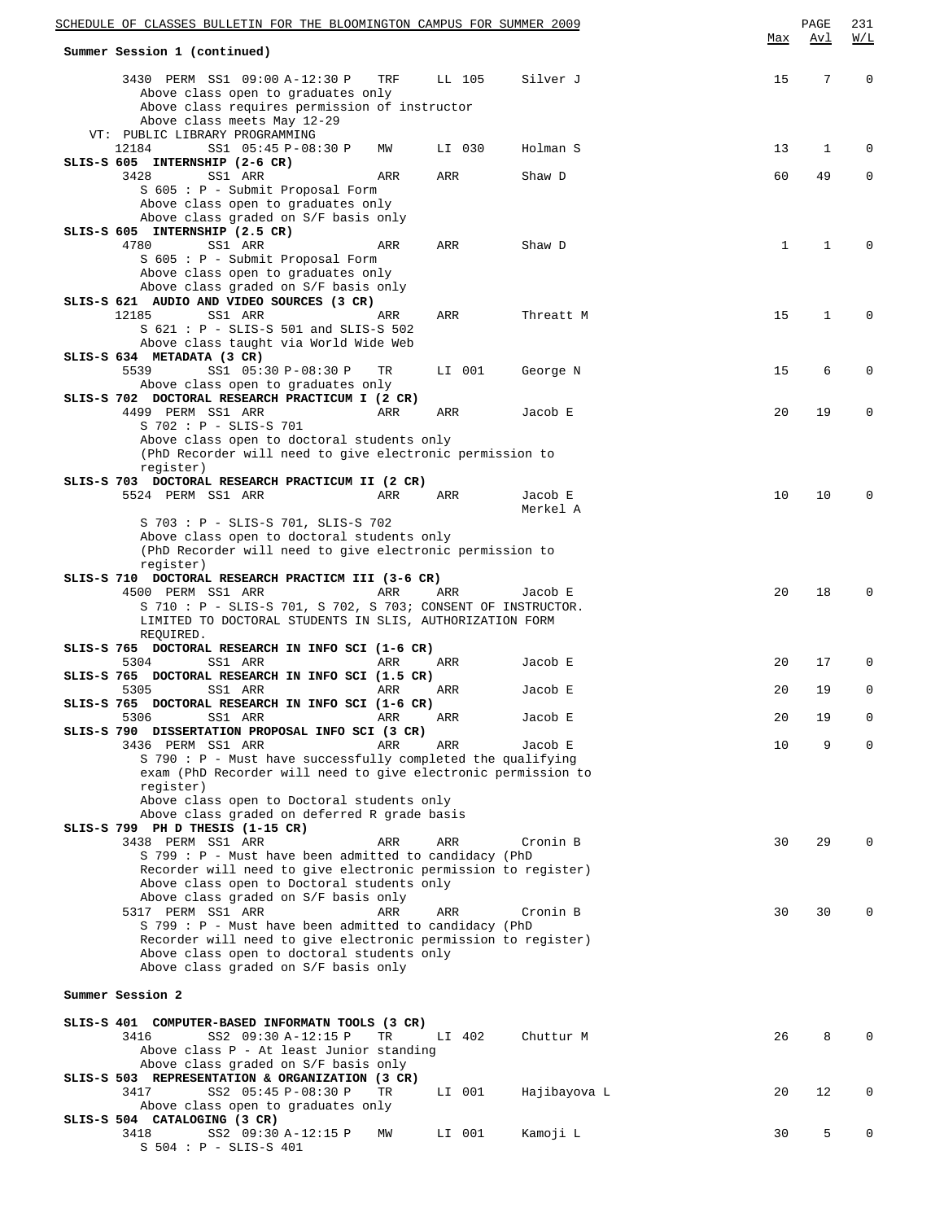**Summary Session 1 (continued)**

| | | | | | | Max | Avl | W/L |
|---|---|---|---|---|---|---|---|---|
| 3430 PERM | SS1 | 09:00 A-12:30 P | TRF | LL 105 | Silver J | 15 | 7 | 0 |

Above class open to graduates only
Above class requires permission of instructor
Above class meets May 12-29

VT: PUBLIC LIBRARY PROGRAMMING

| | | | | | | Max | Avl | W/L |
|---|---|---|---|---|---|---|---|---|
| 12184 | SS1 | 05:45 P-08:30 P | MW | LI 030 | Holman S | 13 | 1 | 0 |

**SLIS-S 605 INTERNSHIP (2-6 CR)**

| | | | | | | Max | Avl | W/L |
|---|---|---|---|---|---|---|---|---|
| 3428 | SS1 | ARR | ARR | ARR | Shaw D | 60 | 49 | 0 |

S 605 : P - Submit Proposal Form
Above class open to graduates only
Above class graded on S/F basis only

**SLIS-S 605 INTERNSHIP (2.5 CR)**

| | | | | | | Max | Avl | W/L |
|---|---|---|---|---|---|---|---|---|
| 4780 | SS1 | ARR | ARR | ARR | Shaw D | 1 | 1 | 0 |

S 605 : P - Submit Proposal Form
Above class open to graduates only
Above class graded on S/F basis only

**SLIS-S 621 AUDIO AND VIDEO SOURCES (3 CR)**

| | | | | | | Max | Avl | W/L |
|---|---|---|---|---|---|---|---|---|
| 12185 | SS1 | ARR | ARR | ARR | Threatt M | 15 | 1 | 0 |

S 621 : P - SLIS-S 501 and SLIS-S 502
Above class taught via World Wide Web

**SLIS-S 634 METADATA (3 CR)**

| | | | | | | Max | Avl | W/L |
|---|---|---|---|---|---|---|---|---|
| 5539 | SS1 | 05:30 P-08:30 P | TR | LI 001 | George N | 15 | 6 | 0 |

Above class open to graduates only

**SLIS-S 702 DOCTORAL RESEARCH PRACTICUM I (2 CR)**

| | | | | | | Max | Avl | W/L |
|---|---|---|---|---|---|---|---|---|
| 4499 PERM | SS1 | ARR | ARR | ARR | Jacob E | 20 | 19 | 0 |

S 702 : P - SLIS-S 701
Above class open to doctoral students only
(PhD Recorder will need to give electronic permission to register)

**SLIS-S 703 DOCTORAL RESEARCH PRACTICUM II (2 CR)**

| | | | | | | Max | Avl | W/L |
|---|---|---|---|---|---|---|---|---|
| 5524 PERM | SS1 | ARR | ARR | ARR | Jacob E, Merkel A | 10 | 10 | 0 |

S 703 : P - SLIS-S 701, SLIS-S 702
Above class open to doctoral students only
(PhD Recorder will need to give electronic permission to register)

**SLIS-S 710 DOCTORAL RESEARCH PRACTICM III (3-6 CR)**

| | | | | | | Max | Avl | W/L |
|---|---|---|---|---|---|---|---|---|
| 4500 PERM | SS1 | ARR | ARR | ARR | Jacob E | 20 | 18 | 0 |

S 710 : P - SLIS-S 701, S 702, S 703; CONSENT OF INSTRUCTOR. LIMITED TO DOCTORAL STUDENTS IN SLIS, AUTHORIZATION FORM REQUIRED.

**SLIS-S 765 DOCTORAL RESEARCH IN INFO SCI (1-6 CR)**

| | | | | | | Max | Avl | W/L |
|---|---|---|---|---|---|---|---|---|
| 5304 | SS1 | ARR | ARR | ARR | Jacob E | 20 | 17 | 0 |

**SLIS-S 765 DOCTORAL RESEARCH IN INFO SCI (1.5 CR)**

| | | | | | | Max | Avl | W/L |
|---|---|---|---|---|---|---|---|---|
| 5305 | SS1 | ARR | ARR | ARR | Jacob E | 20 | 19 | 0 |

**SLIS-S 765 DOCTORAL RESEARCH IN INFO SCI (1-6 CR)**

| | | | | | | Max | Avl | W/L |
|---|---|---|---|---|---|---|---|---|
| 5306 | SS1 | ARR | ARR | ARR | Jacob E | 20 | 19 | 0 |

**SLIS-S 790 DISSERTATION PROPOSAL INFO SCI (3 CR)**

| | | | | | | Max | Avl | W/L |
|---|---|---|---|---|---|---|---|---|
| 3436 PERM | SS1 | ARR | ARR | ARR | Jacob E | 10 | 9 | 0 |

S 790 : P - Must have successfully completed the qualifying exam (PhD Recorder will need to give electronic permission to register)
Above class open to Doctoral students only
Above class graded on deferred R grade basis

**SLIS-S 799 PH D THESIS (1-15 CR)**

| | | | | | | Max | Avl | W/L |
|---|---|---|---|---|---|---|---|---|
| 3438 PERM | SS1 | ARR | ARR | ARR | Cronin B | 30 | 29 | 0 |

S 799 : P - Must have been admitted to candidacy (PhD Recorder will need to give electronic permission to register)
Above class open to Doctoral students only
Above class graded on S/F basis only

| | | | | | | Max | Avl | W/L |
|---|---|---|---|---|---|---|---|---|
| 5317 PERM | SS1 | ARR | ARR | ARR | Cronin B | 30 | 30 | 0 |

S 799 : P - Must have been admitted to candidacy (PhD Recorder will need to give electronic permission to register)
Above class open to doctoral students only
Above class graded on S/F basis only

**Summer Session 2**

**SLIS-S 401 COMPUTER-BASED INFORMATN TOOLS (3 CR)**

| | | | | | | Max | Avl | W/L |
|---|---|---|---|---|---|---|---|---|
| 3416 | SS2 | 09:30 A-12:15 P | TR | LI 402 | Chuttur M | 26 | 8 | 0 |

Above class P - At least Junior standing
Above class graded on S/F basis only

**SLIS-S 503 REPRESENTATION & ORGANIZATION (3 CR)**

| | | | | | | Max | Avl | W/L |
|---|---|---|---|---|---|---|---|---|
| 3417 | SS2 | 05:45 P-08:30 P | TR | LI 001 | Hajibayova L | 20 | 12 | 0 |

Above class open to graduates only

**SLIS-S 504 CATALOGING (3 CR)**

| | | | | | | Max | Avl | W/L |
|---|---|---|---|---|---|---|---|---|
| 3418 | SS2 | 09:30 A-12:15 P | MW | LI 001 | Kamoji L | 30 | 5 | 0 |

S 504 : P - SLIS-S 401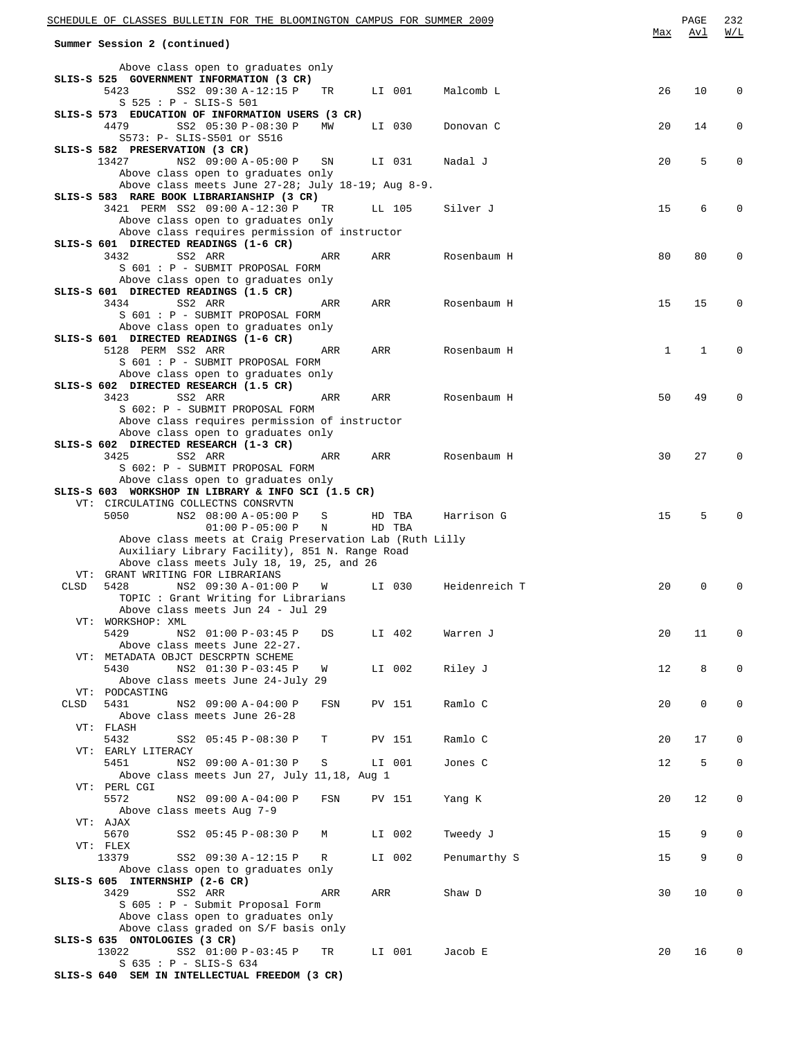Summary Session 2 (continued)

| | Max | Avl | W/L |
|---|---|---|---|

```
      Above class open to graduates only
SLIS-S 525  GOVERNMENT INFORMATION (3 CR)
     5423        SS2 09:30 A-12:15 P   TR      LI 001     Malcomb L                26    10     0
      S 525 : P - SLIS-S 501
SLIS-S 573  EDUCATION OF INFORMATION USERS (3 CR)
     4479        SS2 05:30 P-08:30 P   MW      LI 030     Donovan C                20    14     0
      S573: P- SLIS-S501 or S516
SLIS-S 582  PRESERVATION (3 CR)
    13427        NS2 09:00 A-05:00 P   SN      LI 031     Nadal J                  20     5     0
      Above class open to graduates only
      Above class meets June 27-28; July 18-19; Aug 8-9.
SLIS-S 583  RARE BOOK LIBRARIANSHIP (3 CR)
     3421 PERM  SS2 09:00 A-12:30 P   TR      LL 105     Silver J                 15     6     0
      Above class open to graduates only
      Above class requires permission of instructor
SLIS-S 601  DIRECTED READINGS (1-6 CR)
     3432        SS2 ARR               ARR     ARR        Rosenbaum H              80    80     0
      S 601 : P - SUBMIT PROPOSAL FORM
      Above class open to graduates only
SLIS-S 601  DIRECTED READINGS (1.5 CR)
     3434        SS2 ARR               ARR     ARR        Rosenbaum H              15    15     0
      S 601 : P - SUBMIT PROPOSAL FORM
      Above class open to graduates only
SLIS-S 601  DIRECTED READINGS (1-6 CR)
     5128 PERM  SS2 ARR               ARR     ARR        Rosenbaum H               1     1     0
      S 601 : P - SUBMIT PROPOSAL FORM
      Above class open to graduates only
SLIS-S 602  DIRECTED RESEARCH (1.5 CR)
     3423        SS2 ARR               ARR     ARR        Rosenbaum H              50    49     0
      S 602: P - SUBMIT PROPOSAL FORM
      Above class requires permission of instructor
      Above class open to graduates only
SLIS-S 602  DIRECTED RESEARCH (1-3 CR)
     3425        SS2 ARR               ARR     ARR        Rosenbaum H              30    27     0
      S 602: P - SUBMIT PROPOSAL FORM
      Above class open to graduates only
SLIS-S 603  WORKSHOP IN LIBRARY & INFO SCI (1.5 CR)
   VT: CIRCULATING COLLECTNS CONSRVTN
     5050        NS2 08:00 A-05:00 P   S       HD TBA     Harrison G               15     5     0
                     01:00 P-05:00 P   N       HD TBA
      Above class meets at Craig Preservation Lab (Ruth Lilly
      Auxiliary Library Facility), 851 N. Range Road
      Above class meets July 18, 19, 25, and 26
   VT: GRANT WRITING FOR LIBRARIANS
 CLSD  5428      NS2 09:30 A-01:00 P   W       LI 030     Heidenreich T            20     0     0
      TOPIC : Grant Writing for Librarians
      Above class meets Jun 24 - Jul 29
   VT: WORKSHOP: XML
     5429        NS2 01:00 P-03:45 P   DS      LI 402     Warren J                 20    11     0
      Above class meets June 22-27.
   VT: METADATA OBJCT DESCRPTN SCHEME
     5430        NS2 01:30 P-03:45 P   W       LI 002     Riley J                  12     8     0
      Above class meets June 24-July 29
   VT: PODCASTING
 CLSD  5431      NS2 09:00 A-04:00 P   FSN     PV 151     Ramlo C                  20     0     0
      Above class meets June 26-28
   VT: FLASH
     5432        SS2 05:45 P-08:30 P   T       PV 151     Ramlo C                  20    17     0
   VT: EARLY LITERACY
     5451        NS2 09:00 A-01:30 P   S       LI 001     Jones C                  12     5     0
      Above class meets Jun 27, July 11,18, Aug 1
   VT: PERL CGI
     5572        NS2 09:00 A-04:00 P   FSN     PV 151     Yang K                   20    12     0
      Above class meets Aug 7-9
   VT: AJAX
     5670        SS2 05:45 P-08:30 P   M       LI 002     Tweedy J                 15     9     0
   VT: FLEX
    13379        SS2 09:30 A-12:15 P   R       LI 002     Penumarthy S             15     9     0
      Above class open to graduates only
SLIS-S 605  INTERNSHIP (2-6 CR)
     3429        SS2 ARR               ARR     ARR        Shaw D                   30    10     0
      S 605 : P - Submit Proposal Form
      Above class open to graduates only
      Above class graded on S/F basis only
SLIS-S 635  ONTOLOGIES (3 CR)
    13022        SS2 01:00 P-03:45 P   TR      LI 001     Jacob E                  20    16     0
      S 635 : P - SLIS-S 634
SLIS-S 640  SEM IN INTELLECTUAL FREEDOM (3 CR)
```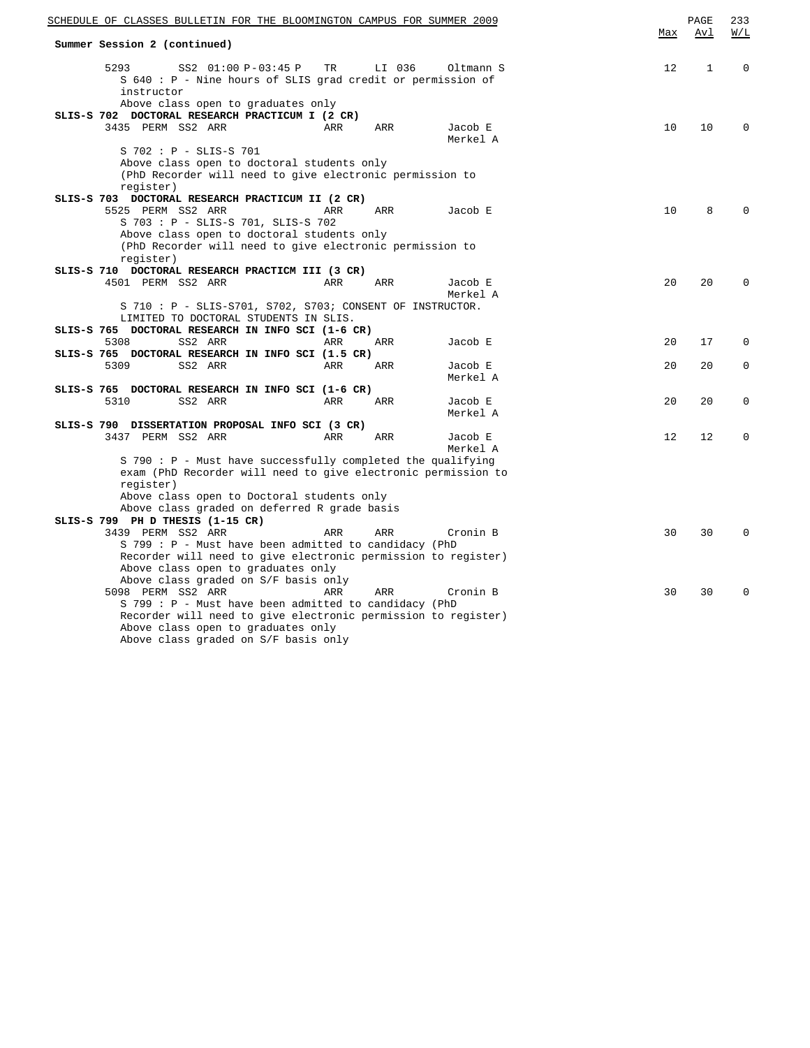**Summer Session 2 (continued)**

| | | | | | | | Max | Avl | W/L |
|---|---|---|---|---|---|---|---|---|---|
| 5293 | | SS2 01:00 P-03:45 P | TR | LI 036 | Oltmann S | | 12 | 1 | 0 |

S 640 : P - Nine hours of SLIS grad credit or permission of instructor
Above class open to graduates only

**SLIS-S 702 DOCTORAL RESEARCH PRACTICUM I (2 CR)**

| | | | | | | Max | Avl | W/L |
|---|---|---|---|---|---|---|---|---|
| 3435 | PERM | SS2 ARR | ARR | ARR | Jacob E<br>Merkel A | 10 | 10 | 0 |

S 702 : P - SLIS-S 701
Above class open to doctoral students only
(PhD Recorder will need to give electronic permission to register)

**SLIS-S 703 DOCTORAL RESEARCH PRACTICUM II (2 CR)**

| | | | | | | Max | Avl | W/L |
|---|---|---|---|---|---|---|---|---|
| 5525 | PERM | SS2 ARR | ARR | ARR | Jacob E | 10 | 8 | 0 |

S 703 : P - SLIS-S 701, SLIS-S 702
Above class open to doctoral students only
(PhD Recorder will need to give electronic permission to register)

**SLIS-S 710 DOCTORAL RESEARCH PRACTICM III (3 CR)**

| | | | | | | Max | Avl | W/L |
|---|---|---|---|---|---|---|---|---|
| 4501 | PERM | SS2 ARR | ARR | ARR | Jacob E<br>Merkel A | 20 | 20 | 0 |

S 710 : P - SLIS-S701, S702, S703; CONSENT OF INSTRUCTOR.
LIMITED TO DOCTORAL STUDENTS IN SLIS.

**SLIS-S 765 DOCTORAL RESEARCH IN INFO SCI (1-6 CR)**

| | | | | | | Max | Avl | W/L |
|---|---|---|---|---|---|---|---|---|
| 5308 | | SS2 ARR | ARR | ARR | Jacob E | 20 | 17 | 0 |

**SLIS-S 765 DOCTORAL RESEARCH IN INFO SCI (1.5 CR)**

| | | | | | | Max | Avl | W/L |
|---|---|---|---|---|---|---|---|---|
| 5309 | | SS2 ARR | ARR | ARR | Jacob E<br>Merkel A | 20 | 20 | 0 |

**SLIS-S 765 DOCTORAL RESEARCH IN INFO SCI (1-6 CR)**

| | | | | | | Max | Avl | W/L |
|---|---|---|---|---|---|---|---|---|
| 5310 | | SS2 ARR | ARR | ARR | Jacob E<br>Merkel A | 20 | 20 | 0 |

**SLIS-S 790 DISSERTATION PROPOSAL INFO SCI (3 CR)**

| | | | | | | Max | Avl | W/L |
|---|---|---|---|---|---|---|---|---|
| 3437 | PERM | SS2 ARR | ARR | ARR | Jacob E<br>Merkel A | 12 | 12 | 0 |

S 790 : P - Must have successfully completed the qualifying exam (PhD Recorder will need to give electronic permission to register)
Above class open to Doctoral students only
Above class graded on deferred R grade basis

**SLIS-S 799 PH D THESIS (1-15 CR)**

| | | | | | | Max | Avl | W/L |
|---|---|---|---|---|---|---|---|---|
| 3439 | PERM | SS2 ARR | ARR | ARR | Cronin B | 30 | 30 | 0 |

S 799 : P - Must have been admitted to candidacy (PhD Recorder will need to give electronic permission to register)
Above class open to graduates only
Above class graded on S/F basis only

| | | | | | | Max | Avl | W/L |
|---|---|---|---|---|---|---|---|---|
| 5098 | PERM | SS2 ARR | ARR | ARR | Cronin B | 30 | 30 | 0 |

S 799 : P - Must have been admitted to candidacy (PhD Recorder will need to give electronic permission to register)
Above class open to graduates only
Above class graded on S/F basis only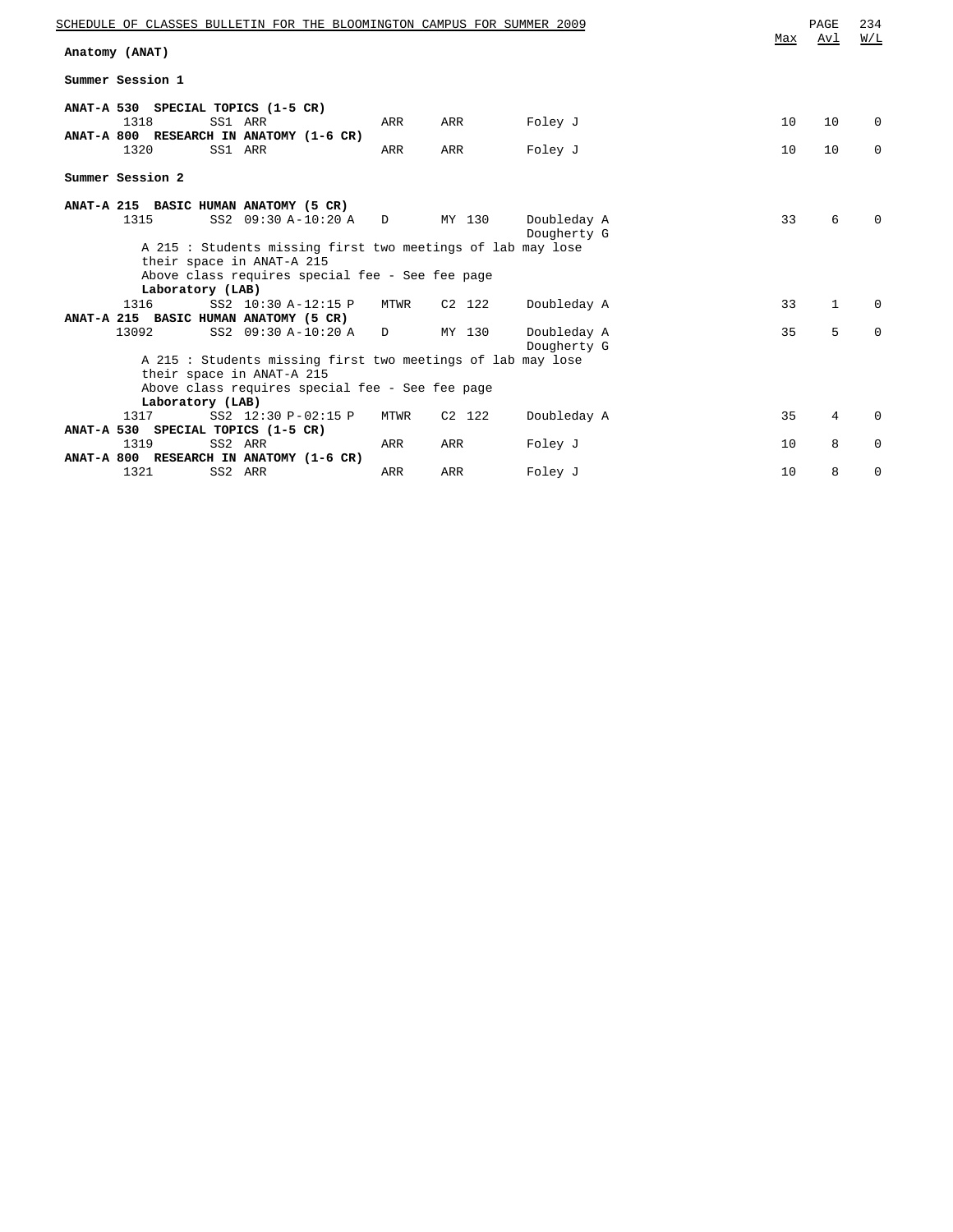# Anatomy (ANAT)

## Summer Session 1

**ANAT-A 530 SPECIAL TOPICS (1-5 CR)**

| Class | Session | Time | Days | Room | Instructor | Max | Avl | W/L |
|---|---|---|---|---|---|---|---|---|
| 1318 | SS1 | ARR | ARR | ARR | Foley J | 10 | 10 | 0 |

**ANAT-A 800 RESEARCH IN ANATOMY (1-6 CR)**

| Class | Session | Time | Days | Room | Instructor | Max | Avl | W/L |
|---|---|---|---|---|---|---|---|---|
| 1320 | SS1 | ARR | ARR | ARR | Foley J | 10 | 10 | 0 |

## Summer Session 2

**ANAT-A 215 BASIC HUMAN ANATOMY (5 CR)**

| Class | Session | Time | Days | Room | Instructor | Max | Avl | W/L |
|---|---|---|---|---|---|---|---|---|
| 1315 | SS2 | 09:30 A-10:20 A | D | MY 130 | Doubleday A, Dougherty G | 33 | 6 | 0 |

A 215 : Students missing first two meetings of lab may lose their space in ANAT-A 215

Above class requires special fee - See fee page

**Laboratory (LAB)**

| Class | Session | Time | Days | Room | Instructor | Max | Avl | W/L |
|---|---|---|---|---|---|---|---|---|
| 1316 | SS2 | 10:30 A-12:15 P | MTWR | C2 122 | Doubleday A | 33 | 1 | 0 |

**ANAT-A 215 BASIC HUMAN ANATOMY (5 CR)**

| Class | Session | Time | Days | Room | Instructor | Max | Avl | W/L |
|---|---|---|---|---|---|---|---|---|
| 13092 | SS2 | 09:30 A-10:20 A | D | MY 130 | Doubleday A, Dougherty G | 35 | 5 | 0 |

A 215 : Students missing first two meetings of lab may lose their space in ANAT-A 215

Above class requires special fee - See fee page

**Laboratory (LAB)**

| Class | Session | Time | Days | Room | Instructor | Max | Avl | W/L |
|---|---|---|---|---|---|---|---|---|
| 1317 | SS2 | 12:30 P-02:15 P | MTWR | C2 122 | Doubleday A | 35 | 4 | 0 |

**ANAT-A 530 SPECIAL TOPICS (1-5 CR)**

| Class | Session | Time | Days | Room | Instructor | Max | Avl | W/L |
|---|---|---|---|---|---|---|---|---|
| 1319 | SS2 | ARR | ARR | ARR | Foley J | 10 | 8 | 0 |

**ANAT-A 800 RESEARCH IN ANATOMY (1-6 CR)**

| Class | Session | Time | Days | Room | Instructor | Max | Avl | W/L |
|---|---|---|---|---|---|---|---|---|
| 1321 | SS2 | ARR | ARR | ARR | Foley J | 10 | 8 | 0 |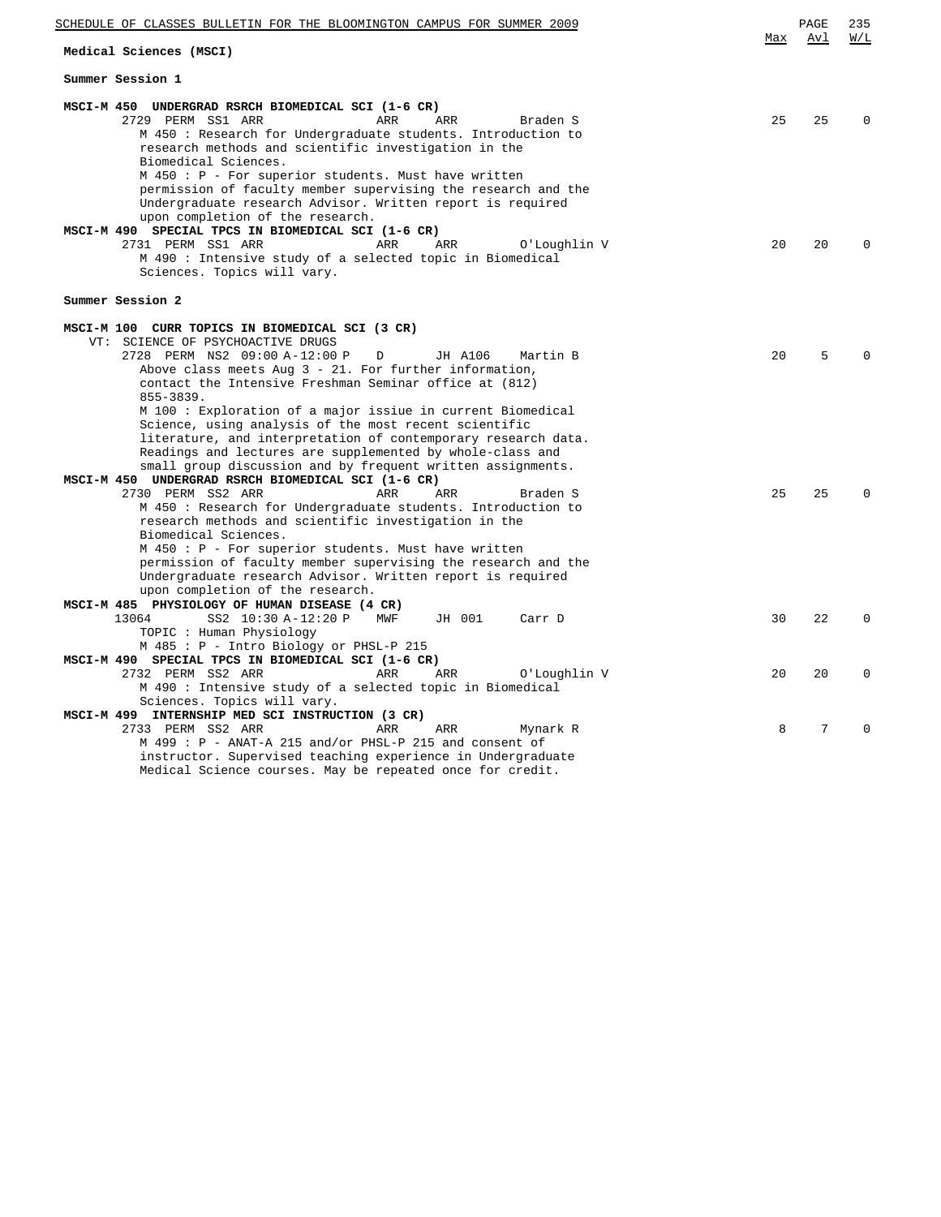## Medical Sciences (MSCI)

### Summer Session 1

**MSCI-M 450 UNDERGRAD RSRCH BIOMEDICAL SCI (1-6 CR)**

| Section | | Session | Time | Days | Room | Instructor | Max | Avl | W/L |
|---|---|---|---|---|---|---|---|---|---|
| 2729 | PERM | SS1 | ARR | ARR | ARR | Braden S | 25 | 25 | 0 |

M 450 : Research for Undergraduate students. Introduction to research methods and scientific investigation in the Biomedical Sciences.
M 450 : P - For superior students. Must have written permission of faculty member supervising the research and the Undergraduate research Advisor. Written report is required upon completion of the research.

**MSCI-M 490 SPECIAL TPCS IN BIOMEDICAL SCI (1-6 CR)**

| Section | | Session | Time | Days | Room | Instructor | Max | Avl | W/L |
|---|---|---|---|---|---|---|---|---|---|
| 2731 | PERM | SS1 | ARR | ARR | ARR | O'Loughlin V | 20 | 20 | 0 |

M 490 : Intensive study of a selected topic in Biomedical Sciences. Topics will vary.

### Summer Session 2

**MSCI-M 100 CURR TOPICS IN BIOMEDICAL SCI (3 CR)**

VT: SCIENCE OF PSYCHOACTIVE DRUGS

| Section | | Session | Time | Days | Room | Instructor | Max | Avl | W/L |
|---|---|---|---|---|---|---|---|---|---|
| 2728 | PERM | NS2 | 09:00 A-12:00 P | D | JH A106 | Martin B | 20 | 5 | 0 |

Above class meets Aug 3 - 21. For further information, contact the Intensive Freshman Seminar office at (812) 855-3839.
M 100 : Exploration of a major issiue in current Biomedical Science, using analysis of the most recent scientific literature, and interpretation of contemporary research data. Readings and lectures are supplemented by whole-class and small group discussion and by frequent written assignments.

**MSCI-M 450 UNDERGRAD RSRCH BIOMEDICAL SCI (1-6 CR)**

| Section | | Session | Time | Days | Room | Instructor | Max | Avl | W/L |
|---|---|---|---|---|---|---|---|---|---|
| 2730 | PERM | SS2 | ARR | ARR | ARR | Braden S | 25 | 25 | 0 |

M 450 : Research for Undergraduate students. Introduction to research methods and scientific investigation in the Biomedical Sciences.
M 450 : P - For superior students. Must have written permission of faculty member supervising the research and the Undergraduate research Advisor. Written report is required upon completion of the research.

**MSCI-M 485 PHYSIOLOGY OF HUMAN DISEASE (4 CR)**

| Section | | Session | Time | Days | Room | Instructor | Max | Avl | W/L |
|---|---|---|---|---|---|---|---|---|---|
| 13064 | | SS2 | 10:30 A-12:20 P | MWF | JH 001 | Carr D | 30 | 22 | 0 |

TOPIC : Human Physiology
M 485 : P - Intro Biology or PHSL-P 215

**MSCI-M 490 SPECIAL TPCS IN BIOMEDICAL SCI (1-6 CR)**

| Section | | Session | Time | Days | Room | Instructor | Max | Avl | W/L |
|---|---|---|---|---|---|---|---|---|---|
| 2732 | PERM | SS2 | ARR | ARR | ARR | O'Loughlin V | 20 | 20 | 0 |

M 490 : Intensive study of a selected topic in Biomedical Sciences. Topics will vary.

**MSCI-M 499 INTERNSHIP MED SCI INSTRUCTION (3 CR)**

| Section | | Session | Time | Days | Room | Instructor | Max | Avl | W/L |
|---|---|---|---|---|---|---|---|---|---|
| 2733 | PERM | SS2 | ARR | ARR | ARR | Mynark R | 8 | 7 | 0 |

M 499 : P - ANAT-A 215 and/or PHSL-P 215 and consent of instructor. Supervised teaching experience in Undergraduate Medical Science courses. May be repeated once for credit.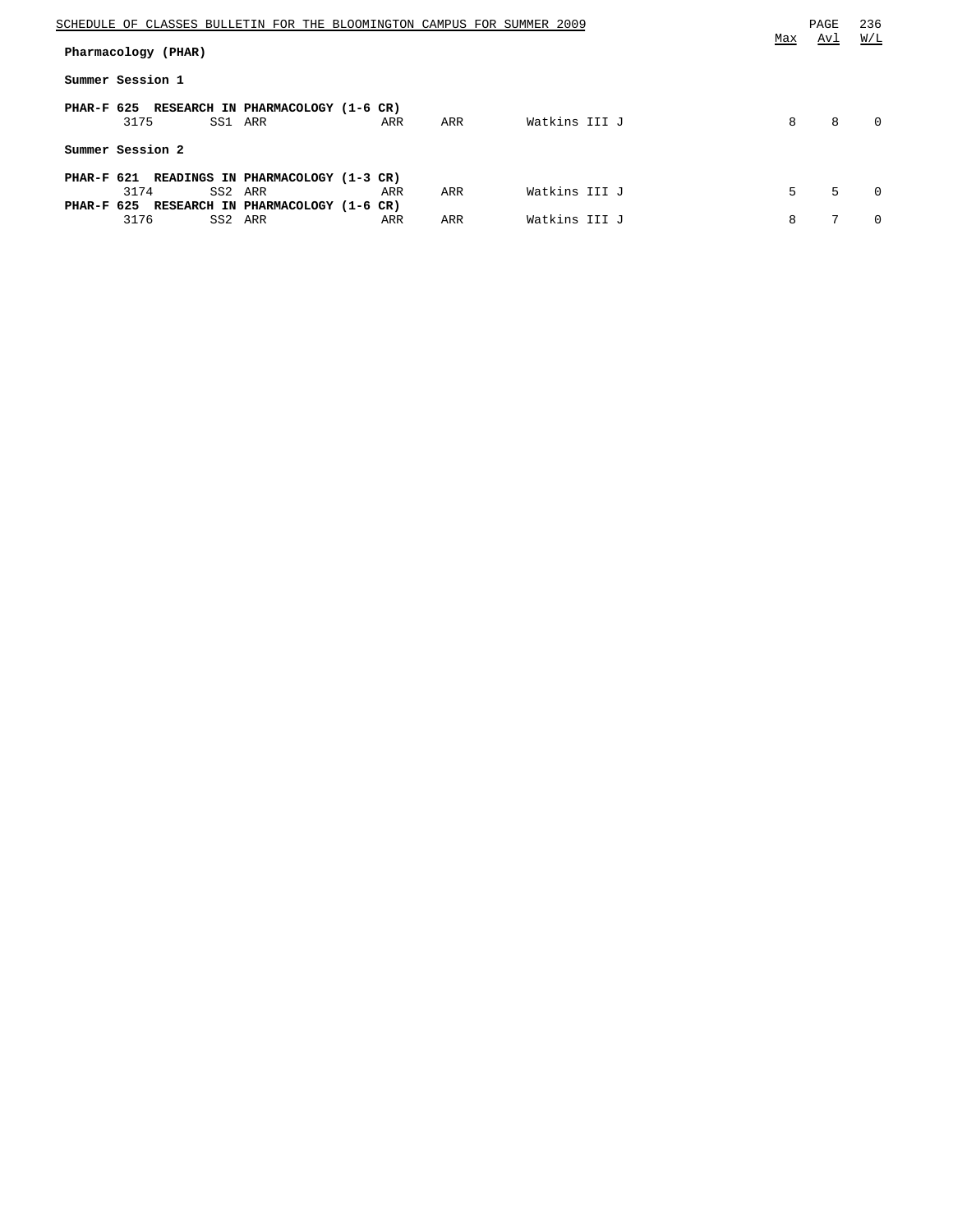## Pharmacology (PHAR)

### Summer Session 1

**PHAR-F 625 RESEARCH IN PHARMACOLOGY (1-6 CR)**

| Class | Session | Days | Time | Room | Instructor | Max | Avl | W/L |
|---|---|---|---|---|---|---|---|---|
| 3175 | SS1 | ARR | ARR | ARR | Watkins III J | 8 | 8 | 0 |

### Summer Session 2

**PHAR-F 621 READINGS IN PHARMACOLOGY (1-3 CR)**

| Class | Session | Days | Time | Room | Instructor | Max | Avl | W/L |
|---|---|---|---|---|---|---|---|---|
| 3174 | SS2 | ARR | ARR | ARR | Watkins III J | 5 | 5 | 0 |

**PHAR-F 625 RESEARCH IN PHARMACOLOGY (1-6 CR)**

| Class | Session | Days | Time | Room | Instructor | Max | Avl | W/L |
|---|---|---|---|---|---|---|---|---|
| 3176 | SS2 | ARR | ARR | ARR | Watkins III J | 8 | 7 | 0 |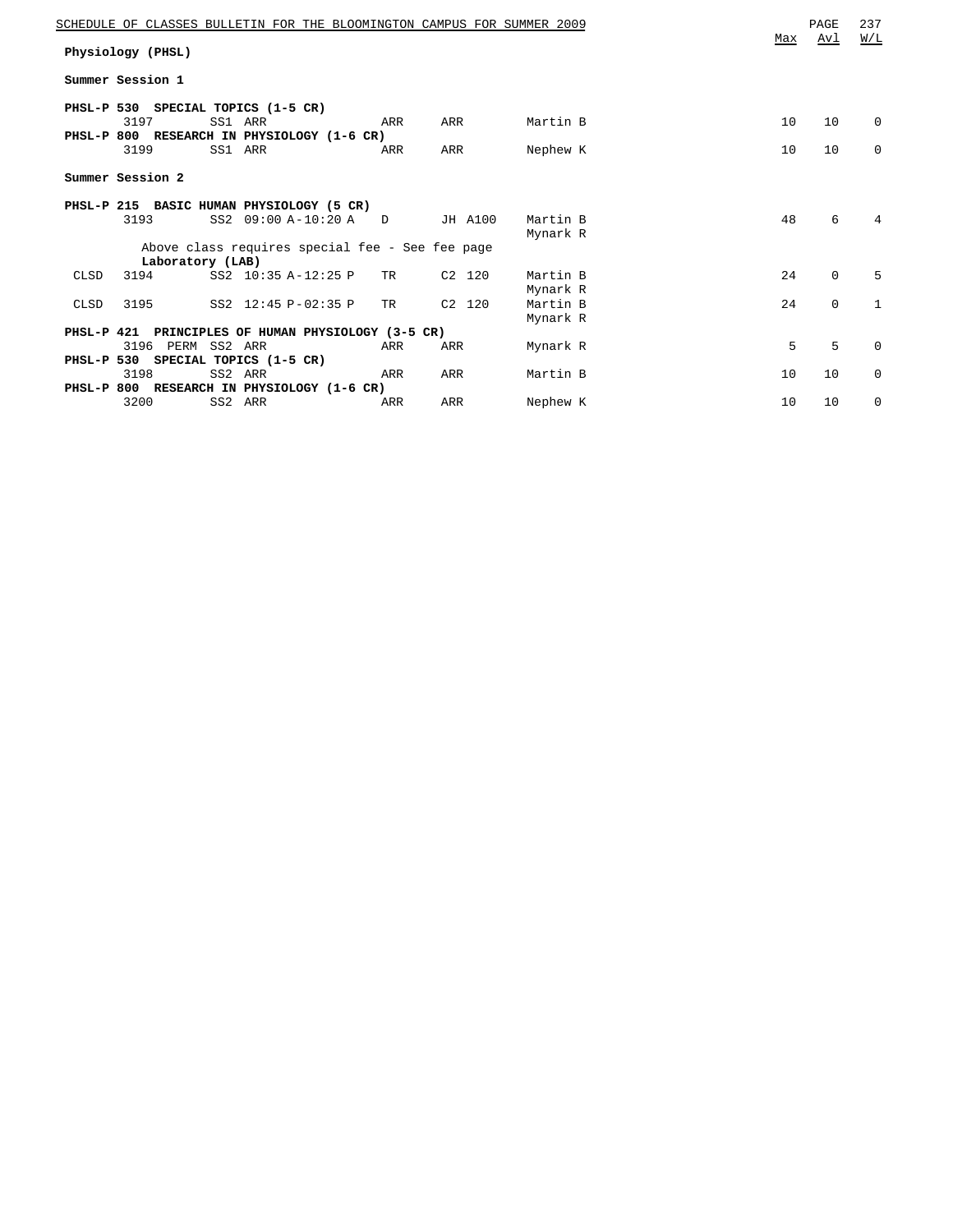## Physiology (PHSL)

### Summer Session 1

| | Class | | Session/Time | Days | Room | Instructor | Max | Avl | W/L |
|---|---|---|---|---|---|---|---|---|---|
| **PHSL-P 530 SPECIAL TOPICS (1-5 CR)** | | | | | | | | | |
| | 3197 | | SS1 ARR | ARR | ARR | Martin B | 10 | 10 | 0 |
| **PHSL-P 800 RESEARCH IN PHYSIOLOGY (1-6 CR)** | | | | | | | | | |
| | 3199 | | SS1 ARR | ARR | ARR | Nephew K | 10 | 10 | 0 |

### Summer Session 2

| | Class | | Session/Time | Days | Room | Instructor | Max | Avl | W/L |
|---|---|---|---|---|---|---|---|---|---|
| **PHSL-P 215 BASIC HUMAN PHYSIOLOGY (5 CR)** | | | | | | | | | |
| | 3193 | | SS2 09:00 A-10:20 A | D | JH A100 | Martin B<br>Mynark R | 48 | 6 | 4 |
| | Above class requires special fee - See fee page | | | | | | | | |
| | **Laboratory (LAB)** | | | | | | | | |
| CLSD | 3194 | | SS2 10:35 A-12:25 P | TR | C2 120 | Martin B<br>Mynark R | 24 | 0 | 5 |
| CLSD | 3195 | | SS2 12:45 P-02:35 P | TR | C2 120 | Martin B<br>Mynark R | 24 | 0 | 1 |
| **PHSL-P 421 PRINCIPLES OF HUMAN PHYSIOLOGY (3-5 CR)** | | | | | | | | | |
| | 3196 | PERM | SS2 ARR | ARR | ARR | Mynark R | 5 | 5 | 0 |
| **PHSL-P 530 SPECIAL TOPICS (1-5 CR)** | | | | | | | | | |
| | 3198 | | SS2 ARR | ARR | ARR | Martin B | 10 | 10 | 0 |
| **PHSL-P 800 RESEARCH IN PHYSIOLOGY (1-6 CR)** | | | | | | | | | |
| | 3200 | | SS2 ARR | ARR | ARR | Nephew K | 10 | 10 | 0 |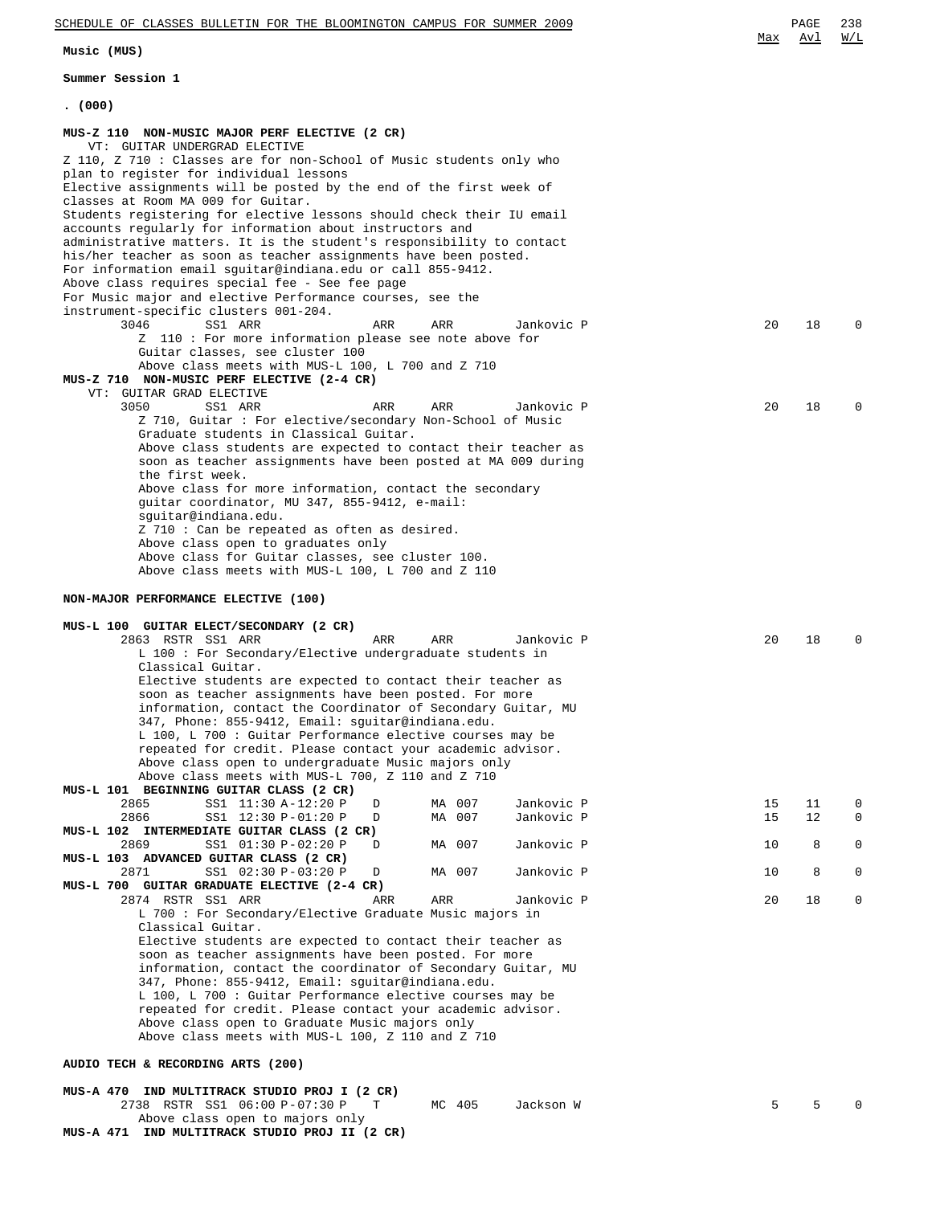Max | Avl | W/L

**Music (MUS)**

**Summer Session 1**

**. (000)**

**MUS-Z 110 NON-MUSIC MAJOR PERF ELECTIVE (2 CR)**

VT: GUITAR UNDERGRAD ELECTIVE

Z 110, Z 710 : Classes are for non-School of Music students only who plan to register for individual lessons
Elective assignments will be posted by the end of the first week of classes at Room MA 009 for Guitar.
Students registering for elective lessons should check their IU email accounts regularly for information about instructors and administrative matters. It is the student's responsibility to contact his/her teacher as soon as teacher assignments have been posted.
For information email sguitar@indiana.edu or call 855-9412.
Above class requires special fee - See fee page
For Music major and elective Performance courses, see the instrument-specific clusters 001-204.

| Class | | Session | Time | Days | Room | Instructor | Max | Avl | W/L |
|---|---|---|---|---|---|---|---|---|---|
| 3046 | | SS1 | ARR | ARR | ARR | Jankovic P | 20 | 18 | 0 |

Z 110 : For more information please see note above for Guitar classes, see cluster 100
Above class meets with MUS-L 100, L 700 and Z 710

**MUS-Z 710 NON-MUSIC PERF ELECTIVE (2-4 CR)**

VT: GUITAR GRAD ELECTIVE

| Class | | Session | Time | Days | Room | Instructor | Max | Avl | W/L |
|---|---|---|---|---|---|---|---|---|---|
| 3050 | | SS1 | ARR | ARR | ARR | Jankovic P | 20 | 18 | 0 |

Z 710, Guitar : For elective/secondary Non-School of Music Graduate students in Classical Guitar.
Above class students are expected to contact their teacher as soon as teacher assignments have been posted at MA 009 during the first week.
Above class for more information, contact the secondary guitar coordinator, MU 347, 855-9412, e-mail: sguitar@indiana.edu.
Z 710 : Can be repeated as often as desired.
Above class open to graduates only
Above class for Guitar classes, see cluster 100.
Above class meets with MUS-L 100, L 700 and Z 110

**NON-MAJOR PERFORMANCE ELECTIVE (100)**

**MUS-L 100 GUITAR ELECT/SECONDARY (2 CR)**

| Class | | Session | Time | Days | Room | Instructor | Max | Avl | W/L |
|---|---|---|---|---|---|---|---|---|---|
| 2863 | RSTR | SS1 | ARR | ARR | ARR | Jankovic P | 20 | 18 | 0 |

L 100 : For Secondary/Elective undergraduate students in Classical Guitar.
Elective students are expected to contact their teacher as soon as teacher assignments have been posted. For more information, contact the Coordinator of Secondary Guitar, MU 347, Phone: 855-9412, Email: sguitar@indiana.edu.
L 100, L 700 : Guitar Performance elective courses may be repeated for credit. Please contact your academic advisor.
Above class open to undergraduate Music majors only
Above class meets with MUS-L 700, Z 110 and Z 710

**MUS-L 101 BEGINNING GUITAR CLASS (2 CR)**

| Class | | Session | Time | Days | Room | Instructor | Max | Avl | W/L |
|---|---|---|---|---|---|---|---|---|---|
| 2865 | | SS1 | 11:30 A-12:20 P | D | MA 007 | Jankovic P | 15 | 11 | 0 |
| 2866 | | SS1 | 12:30 P-01:20 P | D | MA 007 | Jankovic P | 15 | 12 | 0 |

**MUS-L 102 INTERMEDIATE GUITAR CLASS (2 CR)**

| Class | | Session | Time | Days | Room | Instructor | Max | Avl | W/L |
|---|---|---|---|---|---|---|---|---|---|
| 2869 | | SS1 | 01:30 P-02:20 P | D | MA 007 | Jankovic P | 10 | 8 | 0 |

**MUS-L 103 ADVANCED GUITAR CLASS (2 CR)**

| Class | | Session | Time | Days | Room | Instructor | Max | Avl | W/L |
|---|---|---|---|---|---|---|---|---|---|
| 2871 | | SS1 | 02:30 P-03:20 P | D | MA 007 | Jankovic P | 10 | 8 | 0 |

**MUS-L 700 GUITAR GRADUATE ELECTIVE (2-4 CR)**

| Class | | Session | Time | Days | Room | Instructor | Max | Avl | W/L |
|---|---|---|---|---|---|---|---|---|---|
| 2874 | RSTR | SS1 | ARR | ARR | ARR | Jankovic P | 20 | 18 | 0 |

L 700 : For Secondary/Elective Graduate Music majors in Classical Guitar.
Elective students are expected to contact their teacher as soon as teacher assignments have been posted. For more information, contact the coordinator of Secondary Guitar, MU 347, Phone: 855-9412, Email: sguitar@indiana.edu.
L 100, L 700 : Guitar Performance elective courses may be repeated for credit. Please contact your academic advisor.
Above class open to Graduate Music majors only
Above class meets with MUS-L 100, Z 110 and Z 710

**AUDIO TECH & RECORDING ARTS (200)**

**MUS-A 470 IND MULTITRACK STUDIO PROJ I (2 CR)**

| Class | | Session | Time | Days | Room | Instructor | Max | Avl | W/L |
|---|---|---|---|---|---|---|---|---|---|
| 2738 | RSTR | SS1 | 06:00 P-07:30 P | T | MC 405 | Jackson W | 5 | 5 | 0 |

Above class open to majors only

**MUS-A 471 IND MULTITRACK STUDIO PROJ II (2 CR)**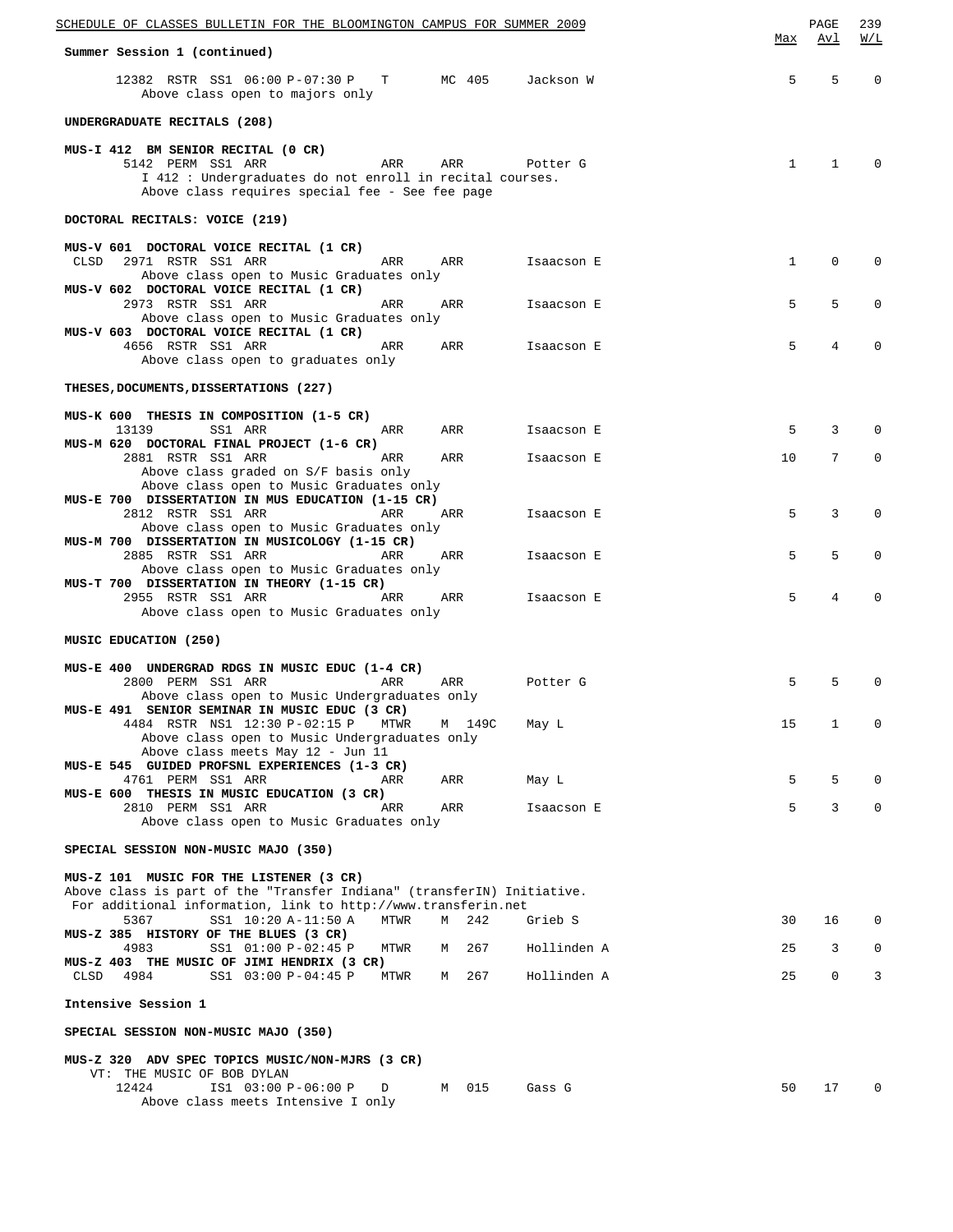Summer Session 1 (continued)

| | Max | Avl | W/L |
|---|---|---|---|
| 12382 RSTR SS1 06:00 P-07:30 P T MC 405 Jackson W | 5 | 5 | 0 |
| Above class open to majors only | | | |

**UNDERGRADUATE RECITALS (208)**

| | Max | Avl | W/L |
|---|---|---|---|
| **MUS-I 412 BM SENIOR RECITAL (0 CR)** | | | |
| 5142 PERM SS1 ARR ARR ARR Potter G | 1 | 1 | 0 |
| I 412 : Undergraduates do not enroll in recital courses. | | | |
| Above class requires special fee - See fee page | | | |

**DOCTORAL RECITALS: VOICE (219)**

| | Max | Avl | W/L |
|---|---|---|---|
| **MUS-V 601 DOCTORAL VOICE RECITAL (1 CR)** | | | |
| CLSD 2971 RSTR SS1 ARR ARR ARR Isaacson E | 1 | 0 | 0 |
| Above class open to Music Graduates only | | | |
| **MUS-V 602 DOCTORAL VOICE RECITAL (1 CR)** | | | |
| 2973 RSTR SS1 ARR ARR ARR Isaacson E | 5 | 5 | 0 |
| Above class open to Music Graduates only | | | |
| **MUS-V 603 DOCTORAL VOICE RECITAL (1 CR)** | | | |
| 4656 RSTR SS1 ARR ARR ARR Isaacson E | 5 | 4 | 0 |
| Above class open to graduates only | | | |

**THESES,DOCUMENTS,DISSERTATIONS (227)**

| | Max | Avl | W/L |
|---|---|---|---|
| **MUS-K 600 THESIS IN COMPOSITION (1-5 CR)** | | | |
| 13139 SS1 ARR ARR ARR Isaacson E | 5 | 3 | 0 |
| **MUS-M 620 DOCTORAL FINAL PROJECT (1-6 CR)** | | | |
| 2881 RSTR SS1 ARR ARR ARR Isaacson E | 10 | 7 | 0 |
| Above class graded on S/F basis only | | | |
| Above class open to Music Graduates only | | | |
| **MUS-E 700 DISSERTATION IN MUS EDUCATION (1-15 CR)** | | | |
| 2812 RSTR SS1 ARR ARR ARR Isaacson E | 5 | 3 | 0 |
| Above class open to Music Graduates only | | | |
| **MUS-M 700 DISSERTATION IN MUSICOLOGY (1-15 CR)** | | | |
| 2885 RSTR SS1 ARR ARR ARR Isaacson E | 5 | 5 | 0 |
| Above class open to Music Graduates only | | | |
| **MUS-T 700 DISSERTATION IN THEORY (1-15 CR)** | | | |
| 2955 RSTR SS1 ARR ARR ARR Isaacson E | 5 | 4 | 0 |
| Above class open to Music Graduates only | | | |

**MUSIC EDUCATION (250)**

| | Max | Avl | W/L |
|---|---|---|---|
| **MUS-E 400 UNDERGRAD RDGS IN MUSIC EDUC (1-4 CR)** | | | |
| 2800 PERM SS1 ARR ARR ARR Potter G | 5 | 5 | 0 |
| Above class open to Music Undergraduates only | | | |
| **MUS-E 491 SENIOR SEMINAR IN MUSIC EDUC (3 CR)** | | | |
| 4484 RSTR NS1 12:30 P-02:15 P MTWR M 149C May L | 15 | 1 | 0 |
| Above class open to Music Undergraduates only | | | |
| Above class meets May 12 - Jun 11 | | | |
| **MUS-E 545 GUIDED PROFSNL EXPERIENCES (1-3 CR)** | | | |
| 4761 PERM SS1 ARR ARR ARR May L | 5 | 5 | 0 |
| **MUS-E 600 THESIS IN MUSIC EDUCATION (3 CR)** | | | |
| 2810 PERM SS1 ARR ARR ARR Isaacson E | 5 | 3 | 0 |
| Above class open to Music Graduates only | | | |

**SPECIAL SESSION NON-MUSIC MAJO (350)**

| | Max | Avl | W/L |
|---|---|---|---|
| **MUS-Z 101 MUSIC FOR THE LISTENER (3 CR)** | | | |
| Above class is part of the "Transfer Indiana" (transferIN) Initiative. | | | |
| For additional information, link to http://www.transferin.net | | | |
| 5367 SS1 10:20 A-11:50 A MTWR M 242 Grieb S | 30 | 16 | 0 |
| **MUS-Z 385 HISTORY OF THE BLUES (3 CR)** | | | |
| 4983 SS1 01:00 P-02:45 P MTWR M 267 Hollinden A | 25 | 3 | 0 |
| **MUS-Z 403 THE MUSIC OF JIMI HENDRIX (3 CR)** | | | |
| CLSD 4984 SS1 03:00 P-04:45 P MTWR M 267 Hollinden A | 25 | 0 | 3 |

**Intensive Session 1**

**SPECIAL SESSION NON-MUSIC MAJO (350)**

| | Max | Avl | W/L |
|---|---|---|---|
| **MUS-Z 320 ADV SPEC TOPICS MUSIC/NON-MJRS (3 CR)** | | | |
| VT: THE MUSIC OF BOB DYLAN | | | |
| 12424 IS1 03:00 P-06:00 P D M 015 Gass G | 50 | 17 | 0 |
| Above class meets Intensive I only | | | |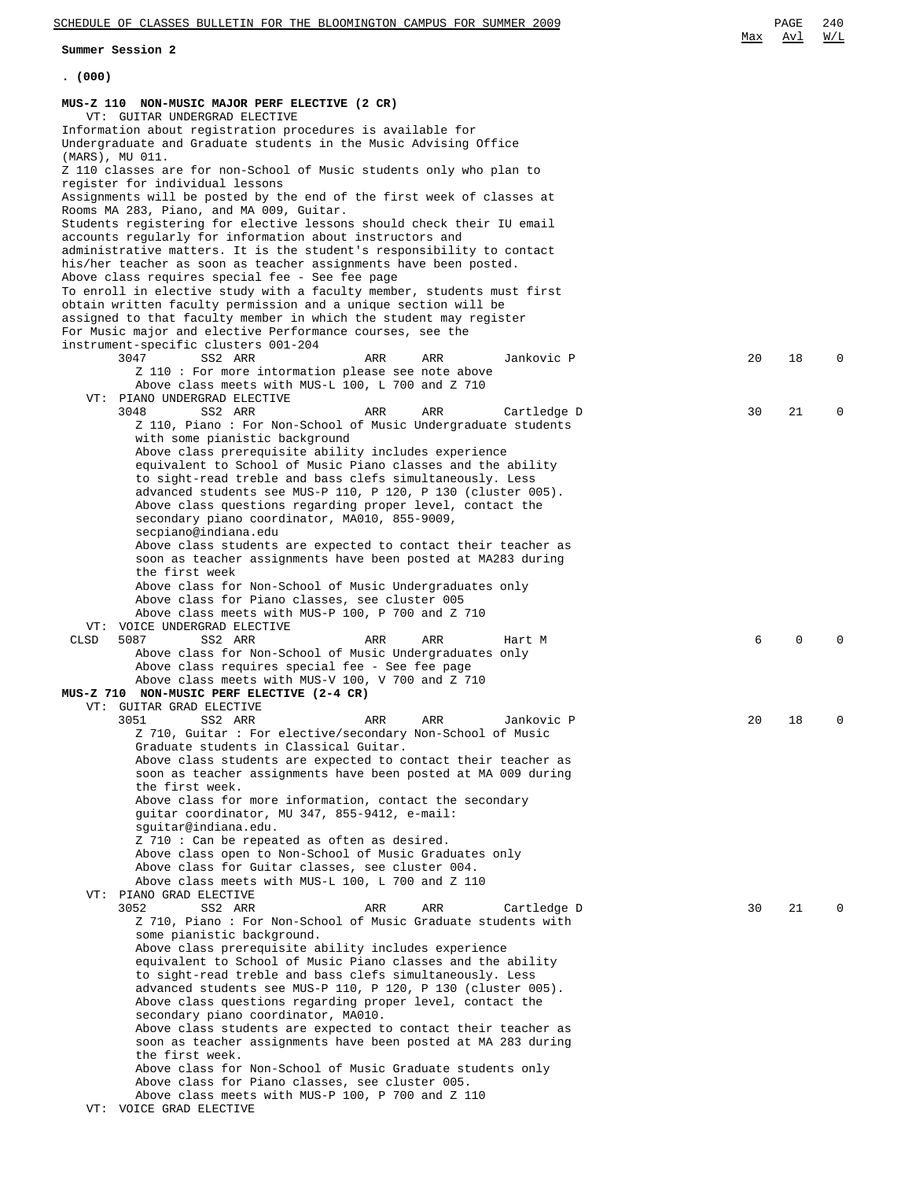**Summer Session 2**

**. (000)**

**MUS-Z 110 NON-MUSIC MAJOR PERF ELECTIVE (2 CR)**

VT: GUITAR UNDERGRAD ELECTIVE

Information about registration procedures is available for Undergraduate and Graduate students in the Music Advising Office (MARS), MU 011.
Z 110 classes are for non-School of Music students only who plan to register for individual lessons
Assignments will be posted by the end of the first week of classes at Rooms MA 283, Piano, and MA 009, Guitar.
Students registering for elective lessons should check their IU email accounts regularly for information about instructors and administrative matters. It is the student's responsibility to contact his/her teacher as soon as teacher assignments have been posted.
Above class requires special fee - See fee page
To enroll in elective study with a faculty member, students must first obtain written faculty permission and a unique section will be assigned to that faculty member in which the student may register
For Music major and elective Performance courses, see the instrument-specific clusters 001-204

| | Class | Session | Time | Days | Room | Instructor | Max | Avl | W/L |
|---|---|---|---|---|---|---|---|---|---|
| | 3047 | SS2 ARR | ARR | ARR | | Jankovic P | 20 | 18 | 0 |

Z 110 : For more intormation please see note above
Above class meets with MUS-L 100, L 700 and Z 710

VT: PIANO UNDERGRAD ELECTIVE

| | Class | Session | Time | Days | Room | Instructor | Max | Avl | W/L |
|---|---|---|---|---|---|---|---|---|---|
| | 3048 | SS2 ARR | ARR | ARR | | Cartledge D | 30 | 21 | 0 |

Z 110, Piano : For Non-School of Music Undergraduate students with some pianistic background
Above class prerequisite ability includes experience equivalent to School of Music Piano classes and the ability to sight-read treble and bass clefs simultaneously. Less advanced students see MUS-P 110, P 120, P 130 (cluster 005).
Above class questions regarding proper level, contact the secondary piano coordinator, MA010, 855-9009, secpiano@indiana.edu
Above class students are expected to contact their teacher as soon as teacher assignments have been posted at MA283 during the first week
Above class for Non-School of Music Undergraduates only
Above class for Piano classes, see cluster 005
Above class meets with MUS-P 100, P 700 and Z 710

VT: VOICE UNDERGRAD ELECTIVE

| | Class | Session | Time | Days | Room | Instructor | Max | Avl | W/L |
|---|---|---|---|---|---|---|---|---|---|
| CLSD | 5087 | SS2 ARR | ARR | ARR | | Hart M | 6 | 0 | 0 |

Above class for Non-School of Music Undergraduates only
Above class requires special fee - See fee page
Above class meets with MUS-V 100, V 700 and Z 710

**MUS-Z 710 NON-MUSIC PERF ELECTIVE (2-4 CR)**

VT: GUITAR GRAD ELECTIVE

| | Class | Session | Time | Days | Room | Instructor | Max | Avl | W/L |
|---|---|---|---|---|---|---|---|---|---|
| | 3051 | SS2 ARR | ARR | ARR | | Jankovic P | 20 | 18 | 0 |

Z 710, Guitar : For elective/secondary Non-School of Music Graduate students in Classical Guitar.
Above class students are expected to contact their teacher as soon as teacher assignments have been posted at MA 009 during the first week.
Above class for more information, contact the secondary guitar coordinator, MU 347, 855-9412, e-mail: sguitar@indiana.edu.
Z 710 : Can be repeated as often as desired.
Above class open to Non-School of Music Graduates only
Above class for Guitar classes, see cluster 004.
Above class meets with MUS-L 100, L 700 and Z 110

VT: PIANO GRAD ELECTIVE

| | Class | Session | Time | Days | Room | Instructor | Max | Avl | W/L |
|---|---|---|---|---|---|---|---|---|---|
| | 3052 | SS2 ARR | ARR | ARR | | Cartledge D | 30 | 21 | 0 |

Z 710, Piano : For Non-School of Music Graduate students with some pianistic background.
Above class prerequisite ability includes experience equivalent to School of Music Piano classes and the ability to sight-read treble and bass clefs simultaneously. Less advanced students see MUS-P 110, P 120, P 130 (cluster 005).
Above class questions regarding proper level, contact the secondary piano coordinator, MA010.
Above class students are expected to contact their teacher as soon as teacher assignments have been posted at MA 283 during the first week.
Above class for Non-School of Music Graduate students only
Above class for Piano classes, see cluster 005.
Above class meets with MUS-P 100, P 700 and Z 110

VT: VOICE GRAD ELECTIVE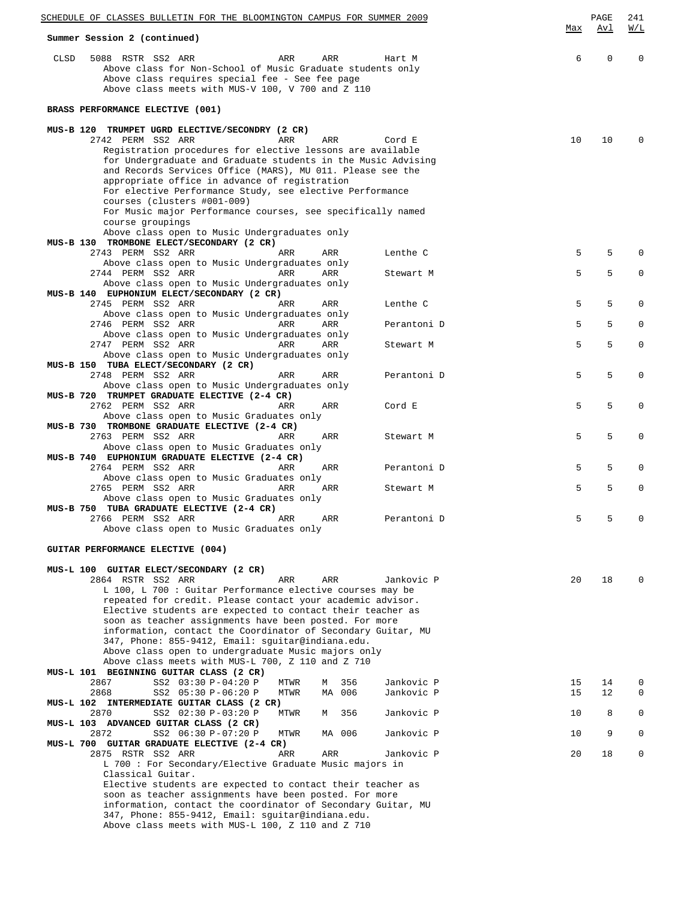Summer Session 2 (continued)

| | | | | | Max | Avl | W/L |
|---|---|---|---|---|---|---|---|
| CLSD | 5088 RSTR SS2 ARR | ARR | ARR | Hart M | 6 | 0 | 0 |

Above class for Non-School of Music Graduate students only
Above class requires special fee - See fee page
Above class meets with MUS-V 100, V 700 and Z 110

**BRASS PERFORMANCE ELECTIVE (001)**

**MUS-B 120 TRUMPET UGRD ELECTIVE/SECONDRY (2 CR)**

| | | | | Max | Avl | W/L |
|---|---|---|---|---|---|---|
| 2742 PERM SS2 ARR | ARR | ARR | Cord E | 10 | 10 | 0 |

Registration procedures for elective lessons are available for Undergraduate and Graduate students in the Music Advising and Records Services Office (MARS), MU 011. Please see the appropriate office in advance of registration
For elective Performance Study, see elective Performance courses (clusters #001-009)
For Music major Performance courses, see specifically named course groupings
Above class open to Music Undergraduates only

**MUS-B 130 TROMBONE ELECT/SECONDARY (2 CR)**

| | | | | Max | Avl | W/L |
|---|---|---|---|---|---|---|
| 2743 PERM SS2 ARR | ARR | ARR | Lenthe C | 5 | 5 | 0 |

Above class open to Music Undergraduates only

| | | | | Max | Avl | W/L |
|---|---|---|---|---|---|---|
| 2744 PERM SS2 ARR | ARR | ARR | Stewart M | 5 | 5 | 0 |

Above class open to Music Undergraduates only

**MUS-B 140 EUPHONIUM ELECT/SECONDARY (2 CR)**

| | | | | Max | Avl | W/L |
|---|---|---|---|---|---|---|
| 2745 PERM SS2 ARR | ARR | ARR | Lenthe C | 5 | 5 | 0 |

Above class open to Music Undergraduates only

| | | | | Max | Avl | W/L |
|---|---|---|---|---|---|---|
| 2746 PERM SS2 ARR | ARR | ARR | Perantoni D | 5 | 5 | 0 |

Above class open to Music Undergraduates only

| | | | | Max | Avl | W/L |
|---|---|---|---|---|---|---|
| 2747 PERM SS2 ARR | ARR | ARR | Stewart M | 5 | 5 | 0 |

Above class open to Music Undergraduates only

**MUS-B 150 TUBA ELECT/SECONDARY (2 CR)**

| | | | | Max | Avl | W/L |
|---|---|---|---|---|---|---|
| 2748 PERM SS2 ARR | ARR | ARR | Perantoni D | 5 | 5 | 0 |

Above class open to Music Undergraduates only

**MUS-B 720 TRUMPET GRADUATE ELECTIVE (2-4 CR)**

| | | | | Max | Avl | W/L |
|---|---|---|---|---|---|---|
| 2762 PERM SS2 ARR | ARR | ARR | Cord E | 5 | 5 | 0 |

Above class open to Music Graduates only

**MUS-B 730 TROMBONE GRADUATE ELECTIVE (2-4 CR)**

| | | | | Max | Avl | W/L |
|---|---|---|---|---|---|---|
| 2763 PERM SS2 ARR | ARR | ARR | Stewart M | 5 | 5 | 0 |

Above class open to Music Graduates only

**MUS-B 740 EUPHONIUM GRADUATE ELECTIVE (2-4 CR)**

| | | | | Max | Avl | W/L |
|---|---|---|---|---|---|---|
| 2764 PERM SS2 ARR | ARR | ARR | Perantoni D | 5 | 5 | 0 |

Above class open to Music Graduates only

| | | | | Max | Avl | W/L |
|---|---|---|---|---|---|---|
| 2765 PERM SS2 ARR | ARR | ARR | Stewart M | 5 | 5 | 0 |

Above class open to Music Graduates only

**MUS-B 750 TUBA GRADUATE ELECTIVE (2-4 CR)**

| | | | | Max | Avl | W/L |
|---|---|---|---|---|---|---|
| 2766 PERM SS2 ARR | ARR | ARR | Perantoni D | 5 | 5 | 0 |

Above class open to Music Graduates only

**GUITAR PERFORMANCE ELECTIVE (004)**

**MUS-L 100 GUITAR ELECT/SECONDARY (2 CR)**

| | | | | Max | Avl | W/L |
|---|---|---|---|---|---|---|
| 2864 RSTR SS2 ARR | ARR | ARR | Jankovic P | 20 | 18 | 0 |

L 100, L 700 : Guitar Performance elective courses may be repeated for credit. Please contact your academic advisor.
Elective students are expected to contact their teacher as soon as teacher assignments have been posted. For more information, contact the Coordinator of Secondary Guitar, MU 347, Phone: 855-9412, Email: sguitar@indiana.edu.
Above class open to undergraduate Music majors only
Above class meets with MUS-L 700, Z 110 and Z 710

**MUS-L 101 BEGINNING GUITAR CLASS (2 CR)**

| | | | | | Max | Avl | W/L |
|---|---|---|---|---|---|---|---|
| 2867 | SS2 03:30 P-04:20 P | MTWR | M 356 | Jankovic P | 15 | 14 | 0 |
| 2868 | SS2 05:30 P-06:20 P | MTWR | MA 006 | Jankovic P | 15 | 12 | 0 |

**MUS-L 102 INTERMEDIATE GUITAR CLASS (2 CR)**

| | | | | | Max | Avl | W/L |
|---|---|---|---|---|---|---|---|
| 2870 | SS2 02:30 P-03:20 P | MTWR | M 356 | Jankovic P | 10 | 8 | 0 |

**MUS-L 103 ADVANCED GUITAR CLASS (2 CR)**

| | | | | | Max | Avl | W/L |
|---|---|---|---|---|---|---|---|
| 2872 | SS2 06:30 P-07:20 P | MTWR | MA 006 | Jankovic P | 10 | 9 | 0 |

**MUS-L 700 GUITAR GRADUATE ELECTIVE (2-4 CR)**

| | | | | Max | Avl | W/L |
|---|---|---|---|---|---|---|
| 2875 RSTR SS2 ARR | ARR | ARR | Jankovic P | 20 | 18 | 0 |

L 700 : For Secondary/Elective Graduate Music majors in Classical Guitar.
Elective students are expected to contact their teacher as soon as teacher assignments have been posted. For more information, contact the coordinator of Secondary Guitar, MU 347, Phone: 855-9412, Email: sguitar@indiana.edu.
Above class meets with MUS-L 100, Z 110 and Z 710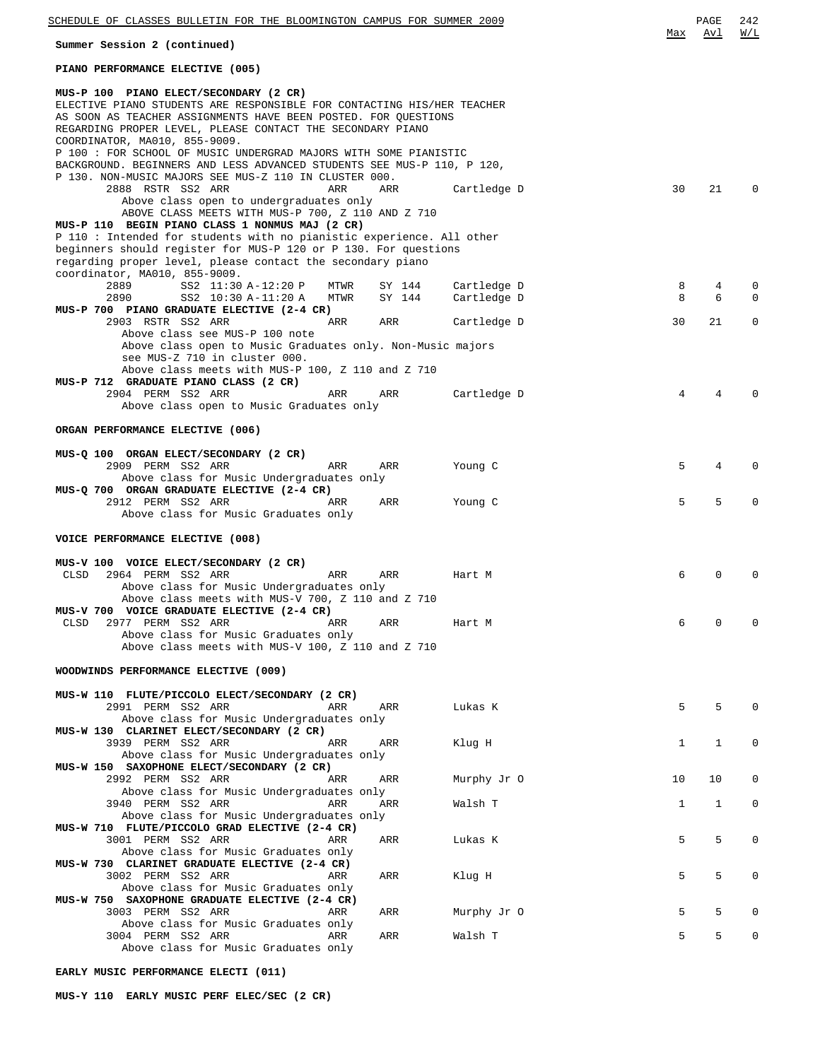**Summary Session 2 (continued)**

## PIANO PERFORMANCE ELECTIVE (005)

**MUS-P 100 PIANO ELECT/SECONDARY (2 CR)**

ELECTIVE PIANO STUDENTS ARE RESPONSIBLE FOR CONTACTING HIS/HER TEACHER AS SOON AS TEACHER ASSIGNMENTS HAVE BEEN POSTED. FOR QUESTIONS REGARDING PROPER LEVEL, PLEASE CONTACT THE SECONDARY PIANO COORDINATOR, MA010, 855-9009.

P 100 : FOR SCHOOL OF MUSIC UNDERGRAD MAJORS WITH SOME PIANISTIC BACKGROUND. BEGINNERS AND LESS ADVANCED STUDENTS SEE MUS-P 110, P 120, P 130. NON-MUSIC MAJORS SEE MUS-Z 110 IN CLUSTER 000.

| | Class | Type | Session | Time | Days | Room | Instructor | Max | Avl | W/L |
|---|---|---|---|---|---|---|---|---|---|---|
| | 2888 | RSTR | SS2 | ARR | ARR | ARR | Cartledge D | 30 | 21 | 0 |

Above class open to undergraduates only
ABOVE CLASS MEETS WITH MUS-P 700, Z 110 AND Z 710

**MUS-P 110 BEGIN PIANO CLASS 1 NONMUS MAJ (2 CR)**

P 110 : Intended for students with no pianistic experience. All other beginners should register for MUS-P 120 or P 130. For questions regarding proper level, please contact the secondary piano coordinator, MA010, 855-9009.

| | Class | Type | Session | Time | Days | Room | Instructor | Max | Avl | W/L |
|---|---|---|---|---|---|---|---|---|---|---|
| | 2889 | | SS2 | 11:30 A-12:20 P | MTWR | SY 144 | Cartledge D | 8 | 4 | 0 |
| | 2890 | | SS2 | 10:30 A-11:20 A | MTWR | SY 144 | Cartledge D | 8 | 6 | 0 |

**MUS-P 700 PIANO GRADUATE ELECTIVE (2-4 CR)**

| | Class | Type | Session | Time | Days | Room | Instructor | Max | Avl | W/L |
|---|---|---|---|---|---|---|---|---|---|---|
| | 2903 | RSTR | SS2 | ARR | ARR | ARR | Cartledge D | 30 | 21 | 0 |

Above class see MUS-P 100 note
Above class open to Music Graduates only. Non-Music majors see MUS-Z 710 in cluster 000.
Above class meets with MUS-P 100, Z 110 and Z 710

**MUS-P 712 GRADUATE PIANO CLASS (2 CR)**

| | Class | Type | Session | Time | Days | Room | Instructor | Max | Avl | W/L |
|---|---|---|---|---|---|---|---|---|---|---|
| | 2904 | PERM | SS2 | ARR | ARR | ARR | Cartledge D | 4 | 4 | 0 |

Above class open to Music Graduates only

## ORGAN PERFORMANCE ELECTIVE (006)

**MUS-Q 100 ORGAN ELECT/SECONDARY (2 CR)**

| | Class | Type | Session | Time | Days | Room | Instructor | Max | Avl | W/L |
|---|---|---|---|---|---|---|---|---|---|---|
| | 2909 | PERM | SS2 | ARR | ARR | ARR | Young C | 5 | 4 | 0 |

Above class for Music Undergraduates only

**MUS-Q 700 ORGAN GRADUATE ELECTIVE (2-4 CR)**

| | Class | Type | Session | Time | Days | Room | Instructor | Max | Avl | W/L |
|---|---|---|---|---|---|---|---|---|---|---|
| | 2912 | PERM | SS2 | ARR | ARR | ARR | Young C | 5 | 5 | 0 |

Above class for Music Graduates only

## VOICE PERFORMANCE ELECTIVE (008)

**MUS-V 100 VOICE ELECT/SECONDARY (2 CR)**

| | Class | Type | Session | Time | Days | Room | Instructor | Max | Avl | W/L |
|---|---|---|---|---|---|---|---|---|---|---|
| CLSD | 2964 | PERM | SS2 | ARR | ARR | ARR | Hart M | 6 | 0 | 0 |

Above class for Music Undergraduates only
Above class meets with MUS-V 700, Z 110 and Z 710

**MUS-V 700 VOICE GRADUATE ELECTIVE (2-4 CR)**

| | Class | Type | Session | Time | Days | Room | Instructor | Max | Avl | W/L |
|---|---|---|---|---|---|---|---|---|---|---|
| CLSD | 2977 | PERM | SS2 | ARR | ARR | ARR | Hart M | 6 | 0 | 0 |

Above class for Music Graduates only
Above class meets with MUS-V 100, Z 110 and Z 710

## WOODWINDS PERFORMANCE ELECTIVE (009)

**MUS-W 110 FLUTE/PICCOLO ELECT/SECONDARY (2 CR)**

| | Class | Type | Session | Time | Days | Room | Instructor | Max | Avl | W/L |
|---|---|---|---|---|---|---|---|---|---|---|
| | 2991 | PERM | SS2 | ARR | ARR | ARR | Lukas K | 5 | 5 | 0 |

Above class for Music Undergraduates only

**MUS-W 130 CLARINET ELECT/SECONDARY (2 CR)**

| | Class | Type | Session | Time | Days | Room | Instructor | Max | Avl | W/L |
|---|---|---|---|---|---|---|---|---|---|---|
| | 3939 | PERM | SS2 | ARR | ARR | ARR | Klug H | 1 | 1 | 0 |

Above class for Music Undergraduates only

**MUS-W 150 SAXOPHONE ELECT/SECONDARY (2 CR)**

| | Class | Type | Session | Time | Days | Room | Instructor | Max | Avl | W/L |
|---|---|---|---|---|---|---|---|---|---|---|
| | 2992 | PERM | SS2 | ARR | ARR | ARR | Murphy Jr O | 10 | 10 | 0 |
| | 3940 | PERM | SS2 | ARR | ARR | ARR | Walsh T | 1 | 1 | 0 |

(2992) Above class for Music Undergraduates only
(3940) Above class for Music Undergraduates only

**MUS-W 710 FLUTE/PICCOLO GRAD ELECTIVE (2-4 CR)**

| | Class | Type | Session | Time | Days | Room | Instructor | Max | Avl | W/L |
|---|---|---|---|---|---|---|---|---|---|---|
| | 3001 | PERM | SS2 | ARR | ARR | ARR | Lukas K | 5 | 5 | 0 |

Above class for Music Graduates only

**MUS-W 730 CLARINET GRADUATE ELECTIVE (2-4 CR)**

| | Class | Type | Session | Time | Days | Room | Instructor | Max | Avl | W/L |
|---|---|---|---|---|---|---|---|---|---|---|
| | 3002 | PERM | SS2 | ARR | ARR | ARR | Klug H | 5 | 5 | 0 |

Above class for Music Graduates only

**MUS-W 750 SAXOPHONE GRADUATE ELECTIVE (2-4 CR)**

| | Class | Type | Session | Time | Days | Room | Instructor | Max | Avl | W/L |
|---|---|---|---|---|---|---|---|---|---|---|
| | 3003 | PERM | SS2 | ARR | ARR | ARR | Murphy Jr O | 5 | 5 | 0 |
| | 3004 | PERM | SS2 | ARR | ARR | ARR | Walsh T | 5 | 5 | 0 |

(3003) Above class for Music Graduates only
(3004) Above class for Music Graduates only

## EARLY MUSIC PERFORMANCE ELECTI (011)

**MUS-Y 110 EARLY MUSIC PERF ELEC/SEC (2 CR)**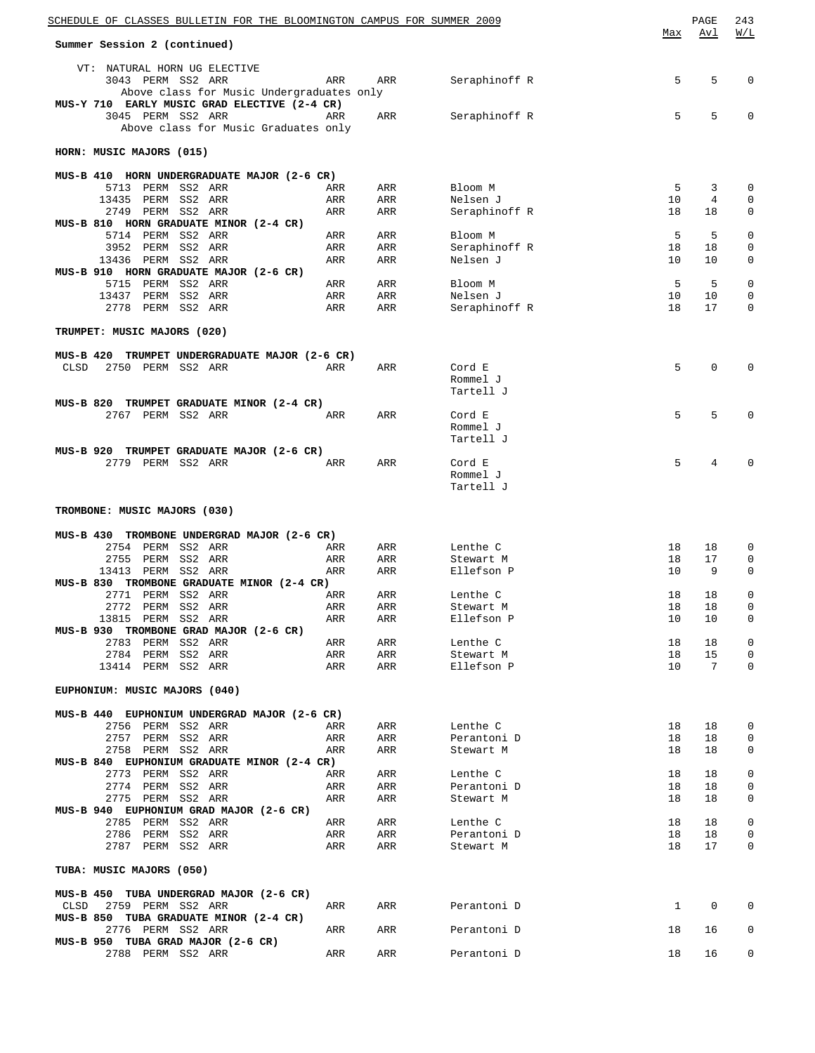Summer Session 2 (continued)

| | | | | | Max | Avl | W/L |
|---|---|---|---|---|---|---|---|
| **VT: NATURAL HORN UG ELECTIVE** | | | | | | | |
| 3043 PERM SS2 ARR | ARR | ARR | Seraphinoff R | | 5 | 5 | 0 |
| Above class for Music Undergraduates only | | | | | | | |
| **MUS-Y 710 EARLY MUSIC GRAD ELECTIVE (2-4 CR)** | | | | | | | |
| 3045 PERM SS2 ARR | ARR | ARR | Seraphinoff R | | 5 | 5 | 0 |
| Above class for Music Graduates only | | | | | | | |

**HORN: MUSIC MAJORS (015)**

| | | | | Max | Avl | W/L |
|---|---|---|---|---|---|---|
| **MUS-B 410 HORN UNDERGRADUATE MAJOR (2-6 CR)** | | | | | | |
| 5713 PERM SS2 ARR | ARR | ARR | Bloom M | 5 | 3 | 0 |
| 13435 PERM SS2 ARR | ARR | ARR | Nelsen J | 10 | 4 | 0 |
| 2749 PERM SS2 ARR | ARR | ARR | Seraphinoff R | 18 | 18 | 0 |
| **MUS-B 810 HORN GRADUATE MINOR (2-4 CR)** | | | | | | |
| 5714 PERM SS2 ARR | ARR | ARR | Bloom M | 5 | 5 | 0 |
| 3952 PERM SS2 ARR | ARR | ARR | Seraphinoff R | 18 | 18 | 0 |
| 13436 PERM SS2 ARR | ARR | ARR | Nelsen J | 10 | 10 | 0 |
| **MUS-B 910 HORN GRADUATE MAJOR (2-6 CR)** | | | | | | |
| 5715 PERM SS2 ARR | ARR | ARR | Bloom M | 5 | 5 | 0 |
| 13437 PERM SS2 ARR | ARR | ARR | Nelsen J | 10 | 10 | 0 |
| 2778 PERM SS2 ARR | ARR | ARR | Seraphinoff R | 18 | 17 | 0 |

**TRUMPET: MUSIC MAJORS (020)**

| | | | | Max | Avl | W/L |
|---|---|---|---|---|---|---|
| **MUS-B 420 TRUMPET UNDERGRADUATE MAJOR (2-6 CR)** | | | | | | |
| CLSD 2750 PERM SS2 ARR | ARR | ARR | Cord E<br>Rommel J<br>Tartell J | 5 | 0 | 0 |
| **MUS-B 820 TRUMPET GRADUATE MINOR (2-4 CR)** | | | | | | |
| 2767 PERM SS2 ARR | ARR | ARR | Cord E<br>Rommel J<br>Tartell J | 5 | 5 | 0 |
| **MUS-B 920 TRUMPET GRADUATE MAJOR (2-6 CR)** | | | | | | |
| 2779 PERM SS2 ARR | ARR | ARR | Cord E<br>Rommel J<br>Tartell J | 5 | 4 | 0 |

**TROMBONE: MUSIC MAJORS (030)**

| | | | | Max | Avl | W/L |
|---|---|---|---|---|---|---|
| **MUS-B 430 TROMBONE UNDERGRAD MAJOR (2-6 CR)** | | | | | | |
| 2754 PERM SS2 ARR | ARR | ARR | Lenthe C | 18 | 18 | 0 |
| 2755 PERM SS2 ARR | ARR | ARR | Stewart M | 18 | 17 | 0 |
| 13413 PERM SS2 ARR | ARR | ARR | Ellefson P | 10 | 9 | 0 |
| **MUS-B 830 TROMBONE GRADUATE MINOR (2-4 CR)** | | | | | | |
| 2771 PERM SS2 ARR | ARR | ARR | Lenthe C | 18 | 18 | 0 |
| 2772 PERM SS2 ARR | ARR | ARR | Stewart M | 18 | 18 | 0 |
| 13815 PERM SS2 ARR | ARR | ARR | Ellefson P | 10 | 10 | 0 |
| **MUS-B 930 TROMBONE GRAD MAJOR (2-6 CR)** | | | | | | |
| 2783 PERM SS2 ARR | ARR | ARR | Lenthe C | 18 | 18 | 0 |
| 2784 PERM SS2 ARR | ARR | ARR | Stewart M | 18 | 15 | 0 |
| 13414 PERM SS2 ARR | ARR | ARR | Ellefson P | 10 | 7 | 0 |

**EUPHONIUM: MUSIC MAJORS (040)**

| | | | | Max | Avl | W/L |
|---|---|---|---|---|---|---|
| **MUS-B 440 EUPHONIUM UNDERGRAD MAJOR (2-6 CR)** | | | | | | |
| 2756 PERM SS2 ARR | ARR | ARR | Lenthe C | 18 | 18 | 0 |
| 2757 PERM SS2 ARR | ARR | ARR | Perantoni D | 18 | 18 | 0 |
| 2758 PERM SS2 ARR | ARR | ARR | Stewart M | 18 | 18 | 0 |
| **MUS-B 840 EUPHONIUM GRADUATE MINOR (2-4 CR)** | | | | | | |
| 2773 PERM SS2 ARR | ARR | ARR | Lenthe C | 18 | 18 | 0 |
| 2774 PERM SS2 ARR | ARR | ARR | Perantoni D | 18 | 18 | 0 |
| 2775 PERM SS2 ARR | ARR | ARR | Stewart M | 18 | 18 | 0 |
| **MUS-B 940 EUPHONIUM GRAD MAJOR (2-6 CR)** | | | | | | |
| 2785 PERM SS2 ARR | ARR | ARR | Lenthe C | 18 | 18 | 0 |
| 2786 PERM SS2 ARR | ARR | ARR | Perantoni D | 18 | 18 | 0 |
| 2787 PERM SS2 ARR | ARR | ARR | Stewart M | 18 | 17 | 0 |

**TUBA: MUSIC MAJORS (050)**

| | | | | Max | Avl | W/L |
|---|---|---|---|---|---|---|
| **MUS-B 450 TUBA UNDERGRAD MAJOR (2-6 CR)** | | | | | | |
| CLSD 2759 PERM SS2 ARR | ARR | ARR | Perantoni D | 1 | 0 | 0 |
| **MUS-B 850 TUBA GRADUATE MINOR (2-4 CR)** | | | | | | |
| 2776 PERM SS2 ARR | ARR | ARR | Perantoni D | 18 | 16 | 0 |
| **MUS-B 950 TUBA GRAD MAJOR (2-6 CR)** | | | | | | |
| 2788 PERM SS2 ARR | ARR | ARR | Perantoni D | 18 | 16 | 0 |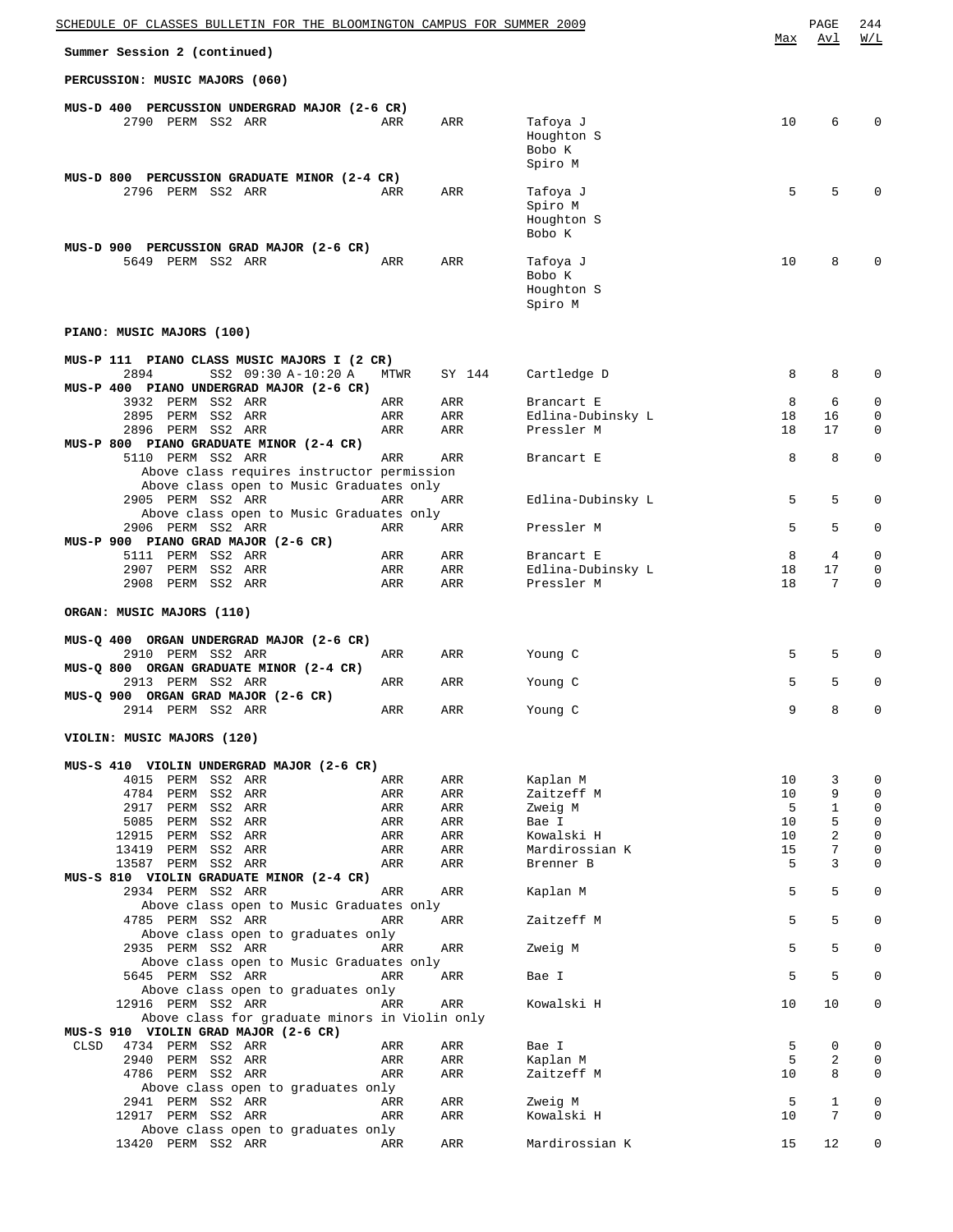Summary Session 2 (continued)

## PERCUSSION: MUSIC MAJORS (060)

### MUS-D 400 PERCUSSION UNDERGRAD MAJOR (2-6 CR)

| | Class | Perm | Session | Time | Days | Room | Instructor | Max | Avl | W/L |
|---|---|---|---|---|---|---|---|---|---|---|
| | 2790 | PERM | SS2 | ARR | ARR | ARR | Tafoya J<br>Houghton S<br>Bobo K<br>Spiro M | 10 | 6 | 0 |

### MUS-D 800 PERCUSSION GRADUATE MINOR (2-4 CR)

| | Class | Perm | Session | Time | Days | Room | Instructor | Max | Avl | W/L |
|---|---|---|---|---|---|---|---|---|---|---|
| | 2796 | PERM | SS2 | ARR | ARR | ARR | Tafoya J<br>Spiro M<br>Houghton S<br>Bobo K | 5 | 5 | 0 |

### MUS-D 900 PERCUSSION GRAD MAJOR (2-6 CR)

| | Class | Perm | Session | Time | Days | Room | Instructor | Max | Avl | W/L |
|---|---|---|---|---|---|---|---|---|---|---|
| | 5649 | PERM | SS2 | ARR | ARR | ARR | Tafoya J<br>Bobo K<br>Houghton S<br>Spiro M | 10 | 8 | 0 |

## PIANO: MUSIC MAJORS (100)

### MUS-P 111 PIANO CLASS MUSIC MAJORS I (2 CR)

| | Class | Perm | Session | Time | Days | Room | Instructor | Max | Avl | W/L |
|---|---|---|---|---|---|---|---|---|---|---|
| | 2894 | | SS2 | 09:30 A-10:20 A | MTWR | SY 144 | Cartledge D | 8 | 8 | 0 |

### MUS-P 400 PIANO UNDERGRAD MAJOR (2-6 CR)

| | Class | Perm | Session | Time | Days | Room | Instructor | Max | Avl | W/L |
|---|---|---|---|---|---|---|---|---|---|---|
| | 3932 | PERM | SS2 | ARR | ARR | ARR | Brancart E | 8 | 6 | 0 |
| | 2895 | PERM | SS2 | ARR | ARR | ARR | Edlina-Dubinsky L | 18 | 16 | 0 |
| | 2896 | PERM | SS2 | ARR | ARR | ARR | Pressler M | 18 | 17 | 0 |

### MUS-P 800 PIANO GRADUATE MINOR (2-4 CR)

| | Class | Perm | Session | Time | Days | Room | Instructor | Max | Avl | W/L |
|---|---|---|---|---|---|---|---|---|---|---|
| | 5110 | PERM | SS2 | ARR | ARR | ARR | Brancart E | 8 | 8 | 0 |
| | Above class requires instructor permission<br>Above class open to Music Graduates only | | | | | | | | | |
| | 2905 | PERM | SS2 | ARR | ARR | ARR | Edlina-Dubinsky L | 5 | 5 | 0 |
| | Above class open to Music Graduates only | | | | | | | | | |
| | 2906 | PERM | SS2 | ARR | ARR | ARR | Pressler M | 5 | 5 | 0 |

### MUS-P 900 PIANO GRAD MAJOR (2-6 CR)

| | Class | Perm | Session | Time | Days | Room | Instructor | Max | Avl | W/L |
|---|---|---|---|---|---|---|---|---|---|---|
| | 5111 | PERM | SS2 | ARR | ARR | ARR | Brancart E | 8 | 4 | 0 |
| | 2907 | PERM | SS2 | ARR | ARR | ARR | Edlina-Dubinsky L | 18 | 17 | 0 |
| | 2908 | PERM | SS2 | ARR | ARR | ARR | Pressler M | 18 | 7 | 0 |

## ORGAN: MUSIC MAJORS (110)

### MUS-Q 400 ORGAN UNDERGRAD MAJOR (2-6 CR)

| | Class | Perm | Session | Time | Days | Room | Instructor | Max | Avl | W/L |
|---|---|---|---|---|---|---|---|---|---|---|
| | 2910 | PERM | SS2 | ARR | ARR | ARR | Young C | 5 | 5 | 0 |

### MUS-Q 800 ORGAN GRADUATE MINOR (2-4 CR)

| | Class | Perm | Session | Time | Days | Room | Instructor | Max | Avl | W/L |
|---|---|---|---|---|---|---|---|---|---|---|
| | 2913 | PERM | SS2 | ARR | ARR | ARR | Young C | 5 | 5 | 0 |

### MUS-Q 900 ORGAN GRAD MAJOR (2-6 CR)

| | Class | Perm | Session | Time | Days | Room | Instructor | Max | Avl | W/L |
|---|---|---|---|---|---|---|---|---|---|---|
| | 2914 | PERM | SS2 | ARR | ARR | ARR | Young C | 9 | 8 | 0 |

## VIOLIN: MUSIC MAJORS (120)

### MUS-S 410 VIOLIN UNDERGRAD MAJOR (2-6 CR)

| | Class | Perm | Session | Time | Days | Room | Instructor | Max | Avl | W/L |
|---|---|---|---|---|---|---|---|---|---|---|
| | 4015 | PERM | SS2 | ARR | ARR | ARR | Kaplan M | 10 | 3 | 0 |
| | 4784 | PERM | SS2 | ARR | ARR | ARR | Zaitzeff M | 10 | 9 | 0 |
| | 2917 | PERM | SS2 | ARR | ARR | ARR | Zweig M | 5 | 1 | 0 |
| | 5085 | PERM | SS2 | ARR | ARR | ARR | Bae I | 10 | 5 | 0 |
| | 12915 | PERM | SS2 | ARR | ARR | ARR | Kowalski H | 10 | 2 | 0 |
| | 13419 | PERM | SS2 | ARR | ARR | ARR | Mardirossian K | 15 | 7 | 0 |
| | 13587 | PERM | SS2 | ARR | ARR | ARR | Brenner B | 5 | 3 | 0 |

### MUS-S 810 VIOLIN GRADUATE MINOR (2-4 CR)

| | Class | Perm | Session | Time | Days | Room | Instructor | Max | Avl | W/L |
|---|---|---|---|---|---|---|---|---|---|---|
| | 2934 | PERM | SS2 | ARR | ARR | ARR | Kaplan M | 5 | 5 | 0 |
| | Above class open to Music Graduates only | | | | | | | | | |
| | 4785 | PERM | SS2 | ARR | ARR | ARR | Zaitzeff M | 5 | 5 | 0 |
| | Above class open to graduates only | | | | | | | | | |
| | 2935 | PERM | SS2 | ARR | ARR | ARR | Zweig M | 5 | 5 | 0 |
| | Above class open to Music Graduates only | | | | | | | | | |
| | 5645 | PERM | SS2 | ARR | ARR | ARR | Bae I | 5 | 5 | 0 |
| | Above class open to graduates only | | | | | | | | | |
| | 12916 | PERM | SS2 | ARR | ARR | ARR | Kowalski H | 10 | 10 | 0 |
| | Above class for graduate minors in Violin only | | | | | | | | | |

### MUS-S 910 VIOLIN GRAD MAJOR (2-6 CR)

| | Class | Perm | Session | Time | Days | Room | Instructor | Max | Avl | W/L |
|---|---|---|---|---|---|---|---|---|---|---|
| CLSD | 4734 | PERM | SS2 | ARR | ARR | ARR | Bae I | 5 | 0 | 0 |
| | 2940 | PERM | SS2 | ARR | ARR | ARR | Kaplan M | 5 | 2 | 0 |
| | 4786 | PERM | SS2 | ARR | ARR | ARR | Zaitzeff M | 10 | 8 | 0 |
| | Above class open to graduates only | | | | | | | | | |
| | 2941 | PERM | SS2 | ARR | ARR | ARR | Zweig M | 5 | 1 | 0 |
| | 12917 | PERM | SS2 | ARR | ARR | ARR | Kowalski H | 10 | 7 | 0 |
| | Above class open to graduates only | | | | | | | | | |
| | 13420 | PERM | SS2 | ARR | ARR | ARR | Mardirossian K | 15 | 12 | 0 |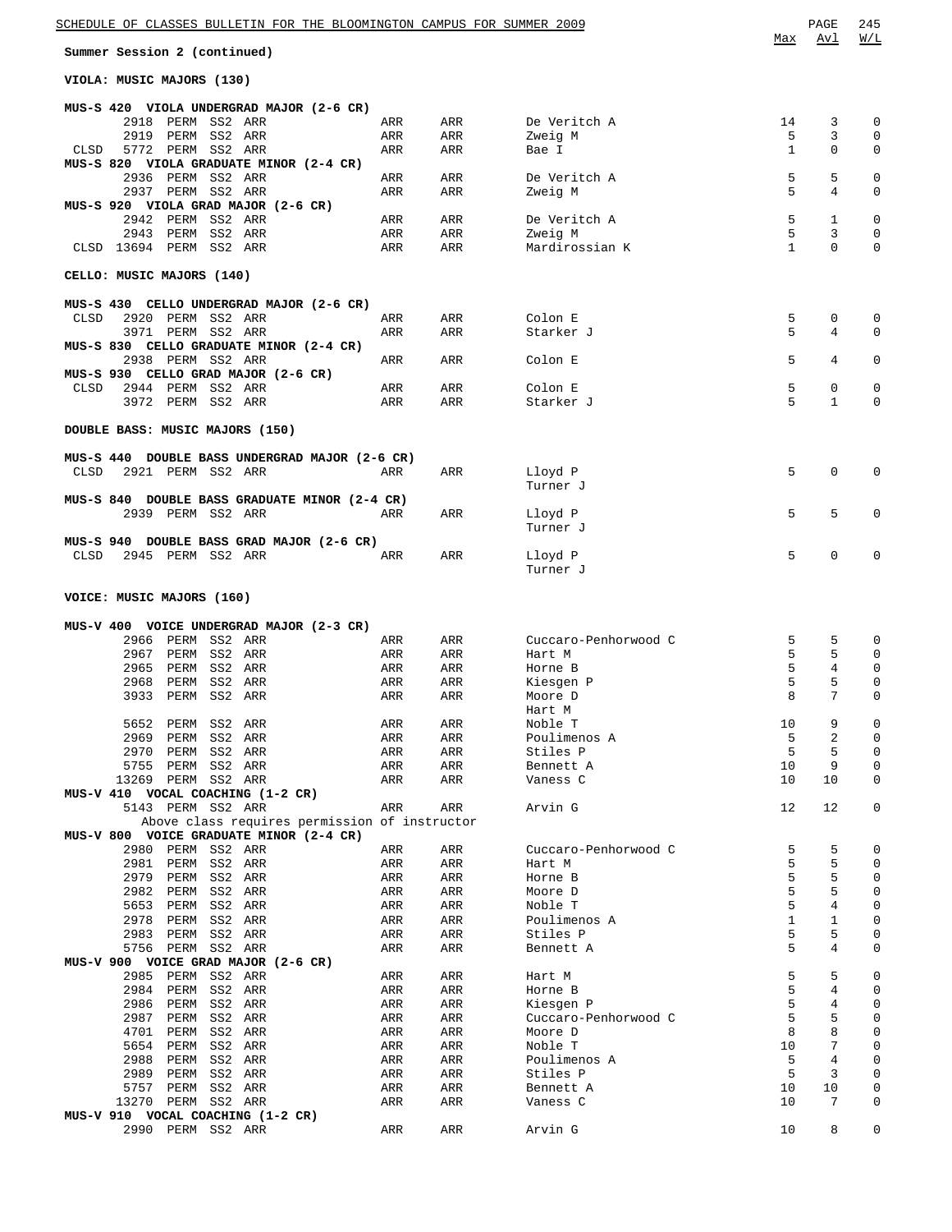Summer Session 2 (continued)

## VIOLA: MUSIC MAJORS (130)

| Status | Class # | Type | Session | Days | Time | Room | Instructor | Max | Avl | W/L |
|---|---|---|---|---|---|---|---|---|---|---|
| **MUS-S 420 VIOLA UNDERGRAD MAJOR (2-6 CR)** | | | | | | | | | | |
| | 2918 | PERM | SS2 | ARR | ARR | ARR | De Veritch A | 14 | 3 | 0 |
| | 2919 | PERM | SS2 | ARR | ARR | ARR | Zweig M | 5 | 3 | 0 |
| CLSD | 5772 | PERM | SS2 | ARR | ARR | ARR | Bae I | 1 | 0 | 0 |
| **MUS-S 820 VIOLA GRADUATE MINOR (2-4 CR)** | | | | | | | | | | |
| | 2936 | PERM | SS2 | ARR | ARR | ARR | De Veritch A | 5 | 5 | 0 |
| | 2937 | PERM | SS2 | ARR | ARR | ARR | Zweig M | 5 | 4 | 0 |
| **MUS-S 920 VIOLA GRAD MAJOR (2-6 CR)** | | | | | | | | | | |
| | 2942 | PERM | SS2 | ARR | ARR | ARR | De Veritch A | 5 | 1 | 0 |
| | 2943 | PERM | SS2 | ARR | ARR | ARR | Zweig M | 5 | 3 | 0 |
| CLSD | 13694 | PERM | SS2 | ARR | ARR | ARR | Mardirossian K | 1 | 0 | 0 |

## CELLO: MUSIC MAJORS (140)

| Status | Class # | Type | Session | Days | Time | Room | Instructor | Max | Avl | W/L |
|---|---|---|---|---|---|---|---|---|---|---|
| **MUS-S 430 CELLO UNDERGRAD MAJOR (2-6 CR)** | | | | | | | | | | |
| CLSD | 2920 | PERM | SS2 | ARR | ARR | ARR | Colon E | 5 | 0 | 0 |
| | 3971 | PERM | SS2 | ARR | ARR | ARR | Starker J | 5 | 4 | 0 |
| **MUS-S 830 CELLO GRADUATE MINOR (2-4 CR)** | | | | | | | | | | |
| | 2938 | PERM | SS2 | ARR | ARR | ARR | Colon E | 5 | 4 | 0 |
| **MUS-S 930 CELLO GRAD MAJOR (2-6 CR)** | | | | | | | | | | |
| CLSD | 2944 | PERM | SS2 | ARR | ARR | ARR | Colon E | 5 | 0 | 0 |
| | 3972 | PERM | SS2 | ARR | ARR | ARR | Starker J | 5 | 1 | 0 |

## DOUBLE BASS: MUSIC MAJORS (150)

| Status | Class # | Type | Session | Days | Time | Room | Instructor | Max | Avl | W/L |
|---|---|---|---|---|---|---|---|---|---|---|
| **MUS-S 440 DOUBLE BASS UNDERGRAD MAJOR (2-6 CR)** | | | | | | | | | | |
| CLSD | 2921 | PERM | SS2 | ARR | ARR | ARR | Lloyd P<br>Turner J | 5 | 0 | 0 |
| **MUS-S 840 DOUBLE BASS GRADUATE MINOR (2-4 CR)** | | | | | | | | | | |
| | 2939 | PERM | SS2 | ARR | ARR | ARR | Lloyd P<br>Turner J | 5 | 5 | 0 |
| **MUS-S 940 DOUBLE BASS GRAD MAJOR (2-6 CR)** | | | | | | | | | | |
| CLSD | 2945 | PERM | SS2 | ARR | ARR | ARR | Lloyd P<br>Turner J | 5 | 0 | 0 |

## VOICE: MUSIC MAJORS (160)

| Status | Class # | Type | Session | Days | Time | Room | Instructor | Max | Avl | W/L |
|---|---|---|---|---|---|---|---|---|---|---|
| **MUS-V 400 VOICE UNDERGRAD MAJOR (2-3 CR)** | | | | | | | | | | |
| | 2966 | PERM | SS2 | ARR | ARR | ARR | Cuccaro-Penhorwood C | 5 | 5 | 0 |
| | 2967 | PERM | SS2 | ARR | ARR | ARR | Hart M | 5 | 5 | 0 |
| | 2965 | PERM | SS2 | ARR | ARR | ARR | Horne B | 5 | 4 | 0 |
| | 2968 | PERM | SS2 | ARR | ARR | ARR | Kiesgen P | 5 | 5 | 0 |
| | 3933 | PERM | SS2 | ARR | ARR | ARR | Moore D<br>Hart M | 8 | 7 | 0 |
| | 5652 | PERM | SS2 | ARR | ARR | ARR | Noble T | 10 | 9 | 0 |
| | 2969 | PERM | SS2 | ARR | ARR | ARR | Poulimenos A | 5 | 2 | 0 |
| | 2970 | PERM | SS2 | ARR | ARR | ARR | Stiles P | 5 | 5 | 0 |
| | 5755 | PERM | SS2 | ARR | ARR | ARR | Bennett A | 10 | 9 | 0 |
| | 13269 | PERM | SS2 | ARR | ARR | ARR | Vaness C | 10 | 10 | 0 |
| **MUS-V 410 VOCAL COACHING (1-2 CR)** | | | | | | | | | | |
| | 5143 | PERM | SS2 | ARR | ARR | ARR | Arvin G | 12 | 12 | 0 |
| | Above class requires permission of instructor | | | | | | | | | |
| **MUS-V 800 VOICE GRADUATE MINOR (2-4 CR)** | | | | | | | | | | |
| | 2980 | PERM | SS2 | ARR | ARR | ARR | Cuccaro-Penhorwood C | 5 | 5 | 0 |
| | 2981 | PERM | SS2 | ARR | ARR | ARR | Hart M | 5 | 5 | 0 |
| | 2979 | PERM | SS2 | ARR | ARR | ARR | Horne B | 5 | 5 | 0 |
| | 2982 | PERM | SS2 | ARR | ARR | ARR | Moore D | 5 | 5 | 0 |
| | 5653 | PERM | SS2 | ARR | ARR | ARR | Noble T | 5 | 4 | 0 |
| | 2978 | PERM | SS2 | ARR | ARR | ARR | Poulimenos A | 1 | 1 | 0 |
| | 2983 | PERM | SS2 | ARR | ARR | ARR | Stiles P | 5 | 5 | 0 |
| | 5756 | PERM | SS2 | ARR | ARR | ARR | Bennett A | 5 | 4 | 0 |
| **MUS-V 900 VOICE GRAD MAJOR (2-6 CR)** | | | | | | | | | | |
| | 2985 | PERM | SS2 | ARR | ARR | ARR | Hart M | 5 | 5 | 0 |
| | 2984 | PERM | SS2 | ARR | ARR | ARR | Horne B | 5 | 4 | 0 |
| | 2986 | PERM | SS2 | ARR | ARR | ARR | Kiesgen P | 5 | 4 | 0 |
| | 2987 | PERM | SS2 | ARR | ARR | ARR | Cuccaro-Penhorwood C | 5 | 5 | 0 |
| | 4701 | PERM | SS2 | ARR | ARR | ARR | Moore D | 8 | 8 | 0 |
| | 5654 | PERM | SS2 | ARR | ARR | ARR | Noble T | 10 | 7 | 0 |
| | 2988 | PERM | SS2 | ARR | ARR | ARR | Poulimenos A | 5 | 4 | 0 |
| | 2989 | PERM | SS2 | ARR | ARR | ARR | Stiles P | 5 | 3 | 0 |
| | 5757 | PERM | SS2 | ARR | ARR | ARR | Bennett A | 10 | 10 | 0 |
| | 13270 | PERM | SS2 | ARR | ARR | ARR | Vaness C | 10 | 7 | 0 |
| **MUS-V 910 VOCAL COACHING (1-2 CR)** | | | | | | | | | | |
| | 2990 | PERM | SS2 | ARR | ARR | ARR | Arvin G | 10 | 8 | 0 |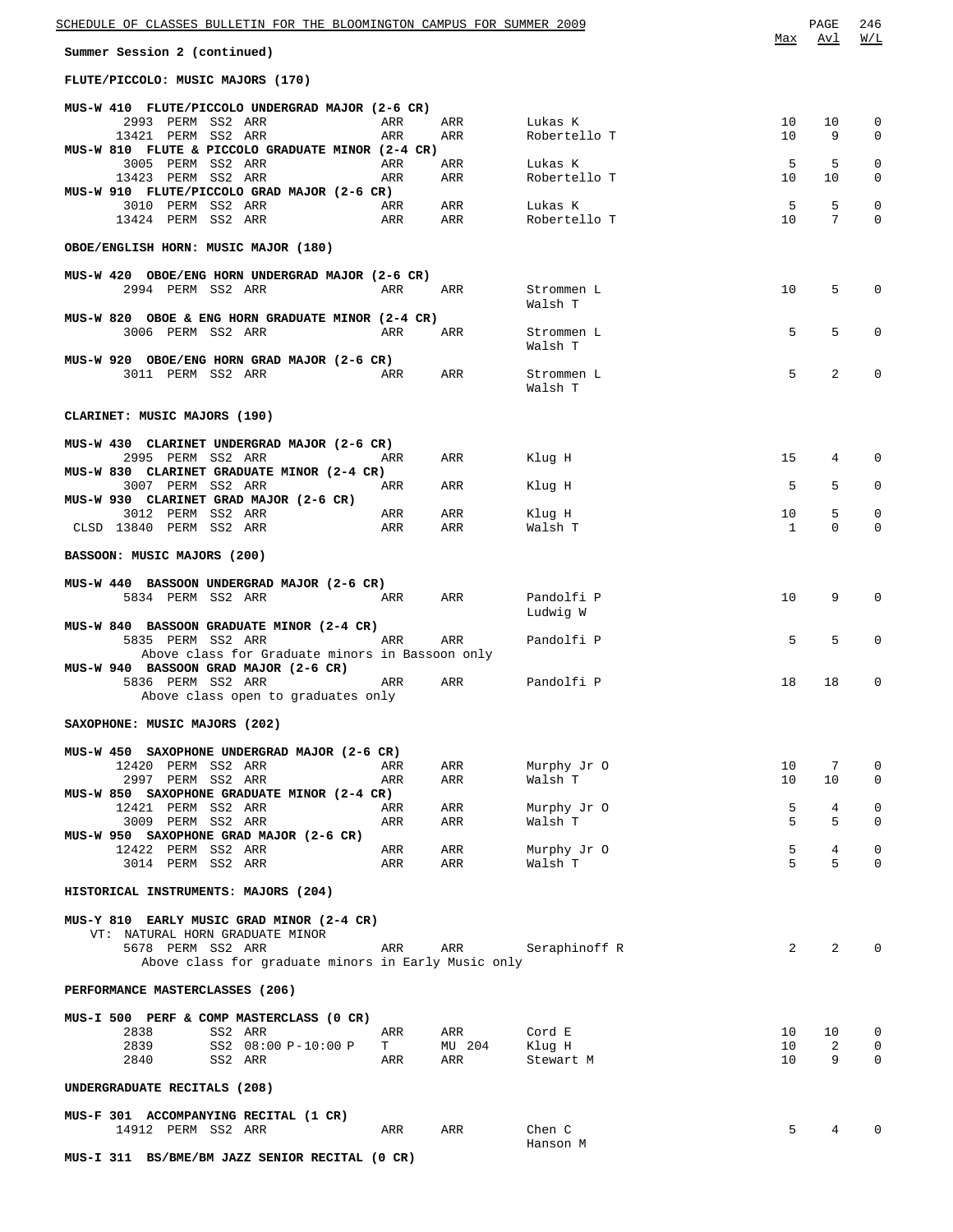**Summer Session 2 (continued)**

## FLUTE/PICCOLO: MUSIC MAJORS (170)

**MUS-W 410 FLUTE/PICCOLO UNDERGRAD MAJOR (2-6 CR)**

| Class | | Session | Time | Days | Room | Instructor | Max | Avl | W/L |
|---|---|---|---|---|---|---|---|---|---|
| 2993 | PERM | SS2 | ARR | ARR | ARR | Lukas K | 10 | 10 | 0 |
| 13421 | PERM | SS2 | ARR | ARR | ARR | Robertello T | 10 | 9 | 0 |

**MUS-W 810 FLUTE & PICCOLO GRADUATE MINOR (2-4 CR)**

| Class | | Session | Time | Days | Room | Instructor | Max | Avl | W/L |
|---|---|---|---|---|---|---|---|---|---|
| 3005 | PERM | SS2 | ARR | ARR | ARR | Lukas K | 5 | 5 | 0 |
| 13423 | PERM | SS2 | ARR | ARR | ARR | Robertello T | 10 | 10 | 0 |

**MUS-W 910 FLUTE/PICCOLO GRAD MAJOR (2-6 CR)**

| Class | | Session | Time | Days | Room | Instructor | Max | Avl | W/L |
|---|---|---|---|---|---|---|---|---|---|
| 3010 | PERM | SS2 | ARR | ARR | ARR | Lukas K | 5 | 5 | 0 |
| 13424 | PERM | SS2 | ARR | ARR | ARR | Robertello T | 10 | 7 | 0 |

## OBOE/ENGLISH HORN: MUSIC MAJOR (180)

**MUS-W 420 OBOE/ENG HORN UNDERGRAD MAJOR (2-6 CR)**

| Class | | Session | Time | Days | Room | Instructor | Max | Avl | W/L |
|---|---|---|---|---|---|---|---|---|---|
| 2994 | PERM | SS2 | ARR | ARR | ARR | Strommen L; Walsh T | 10 | 5 | 0 |

**MUS-W 820 OBOE & ENG HORN GRADUATE MINOR (2-4 CR)**

| Class | | Session | Time | Days | Room | Instructor | Max | Avl | W/L |
|---|---|---|---|---|---|---|---|---|---|
| 3006 | PERM | SS2 | ARR | ARR | ARR | Strommen L; Walsh T | 5 | 5 | 0 |

**MUS-W 920 OBOE/ENG HORN GRAD MAJOR (2-6 CR)**

| Class | | Session | Time | Days | Room | Instructor | Max | Avl | W/L |
|---|---|---|---|---|---|---|---|---|---|
| 3011 | PERM | SS2 | ARR | ARR | ARR | Strommen L; Walsh T | 5 | 2 | 0 |

## CLARINET: MUSIC MAJORS (190)

**MUS-W 430 CLARINET UNDERGRAD MAJOR (2-6 CR)**

| Class | | Session | Time | Days | Room | Instructor | Max | Avl | W/L |
|---|---|---|---|---|---|---|---|---|---|
| 2995 | PERM | SS2 | ARR | ARR | ARR | Klug H | 15 | 4 | 0 |

**MUS-W 830 CLARINET GRADUATE MINOR (2-4 CR)**

| Class | | Session | Time | Days | Room | Instructor | Max | Avl | W/L |
|---|---|---|---|---|---|---|---|---|---|
| 3007 | PERM | SS2 | ARR | ARR | ARR | Klug H | 5 | 5 | 0 |

**MUS-W 930 CLARINET GRAD MAJOR (2-6 CR)**

| Class | | Session | Time | Days | Room | Instructor | Max | Avl | W/L |
|---|---|---|---|---|---|---|---|---|---|
| 3012 | PERM | SS2 | ARR | ARR | ARR | Klug H | 10 | 5 | 0 |
| CLSD 13840 | PERM | SS2 | ARR | ARR | ARR | Walsh T | 1 | 0 | 0 |

## BASSOON: MUSIC MAJORS (200)

**MUS-W 440 BASSOON UNDERGRAD MAJOR (2-6 CR)**

| Class | | Session | Time | Days | Room | Instructor | Max | Avl | W/L |
|---|---|---|---|---|---|---|---|---|---|
| 5834 | PERM | SS2 | ARR | ARR | ARR | Pandolfi P; Ludwig W | 10 | 9 | 0 |

**MUS-W 840 BASSOON GRADUATE MINOR (2-4 CR)**

| Class | | Session | Time | Days | Room | Instructor | Max | Avl | W/L |
|---|---|---|---|---|---|---|---|---|---|
| 5835 | PERM | SS2 | ARR | ARR | ARR | Pandolfi P | 5 | 5 | 0 |

Above class for Graduate minors in Bassoon only

**MUS-W 940 BASSOON GRAD MAJOR (2-6 CR)**

| Class | | Session | Time | Days | Room | Instructor | Max | Avl | W/L |
|---|---|---|---|---|---|---|---|---|---|
| 5836 | PERM | SS2 | ARR | ARR | ARR | Pandolfi P | 18 | 18 | 0 |

Above class open to graduates only

## SAXOPHONE: MUSIC MAJORS (202)

**MUS-W 450 SAXOPHONE UNDERGRAD MAJOR (2-6 CR)**

| Class | | Session | Time | Days | Room | Instructor | Max | Avl | W/L |
|---|---|---|---|---|---|---|---|---|---|
| 12420 | PERM | SS2 | ARR | ARR | ARR | Murphy Jr O | 10 | 7 | 0 |
| 2997 | PERM | SS2 | ARR | ARR | ARR | Walsh T | 10 | 10 | 0 |

**MUS-W 850 SAXOPHONE GRADUATE MINOR (2-4 CR)**

| Class | | Session | Time | Days | Room | Instructor | Max | Avl | W/L |
|---|---|---|---|---|---|---|---|---|---|
| 12421 | PERM | SS2 | ARR | ARR | ARR | Murphy Jr O | 5 | 4 | 0 |
| 3009 | PERM | SS2 | ARR | ARR | ARR | Walsh T | 5 | 5 | 0 |

**MUS-W 950 SAXOPHONE GRAD MAJOR (2-6 CR)**

| Class | | Session | Time | Days | Room | Instructor | Max | Avl | W/L |
|---|---|---|---|---|---|---|---|---|---|
| 12422 | PERM | SS2 | ARR | ARR | ARR | Murphy Jr O | 5 | 4 | 0 |
| 3014 | PERM | SS2 | ARR | ARR | ARR | Walsh T | 5 | 5 | 0 |

## HISTORICAL INSTRUMENTS: MAJORS (204)

**MUS-Y 810 EARLY MUSIC GRAD MINOR (2-4 CR)**

VT: NATURAL HORN GRADUATE MINOR

| Class | | Session | Time | Days | Room | Instructor | Max | Avl | W/L |
|---|---|---|---|---|---|---|---|---|---|
| 5678 | PERM | SS2 | ARR | ARR | ARR | Seraphinoff R | 2 | 2 | 0 |

Above class for graduate minors in Early Music only

## PERFORMANCE MASTERCLASSES (206)

**MUS-I 500 PERF & COMP MASTERCLASS (0 CR)**

| Class | | Session | Time | Days | Room | Instructor | Max | Avl | W/L |
|---|---|---|---|---|---|---|---|---|---|
| 2838 | | SS2 | ARR | ARR | ARR | Cord E | 10 | 10 | 0 |
| 2839 | | SS2 | 08:00 P-10:00 P | T | MU 204 | Klug H | 10 | 2 | 0 |
| 2840 | | SS2 | ARR | ARR | ARR | Stewart M | 10 | 9 | 0 |

## UNDERGRADUATE RECITALS (208)

**MUS-F 301 ACCOMPANYING RECITAL (1 CR)**

| Class | | Session | Time | Days | Room | Instructor | Max | Avl | W/L |
|---|---|---|---|---|---|---|---|---|---|
| 14912 | PERM | SS2 | ARR | ARR | ARR | Chen C; Hanson M | 5 | 4 | 0 |

**MUS-I 311 BS/BME/BM JAZZ SENIOR RECITAL (0 CR)**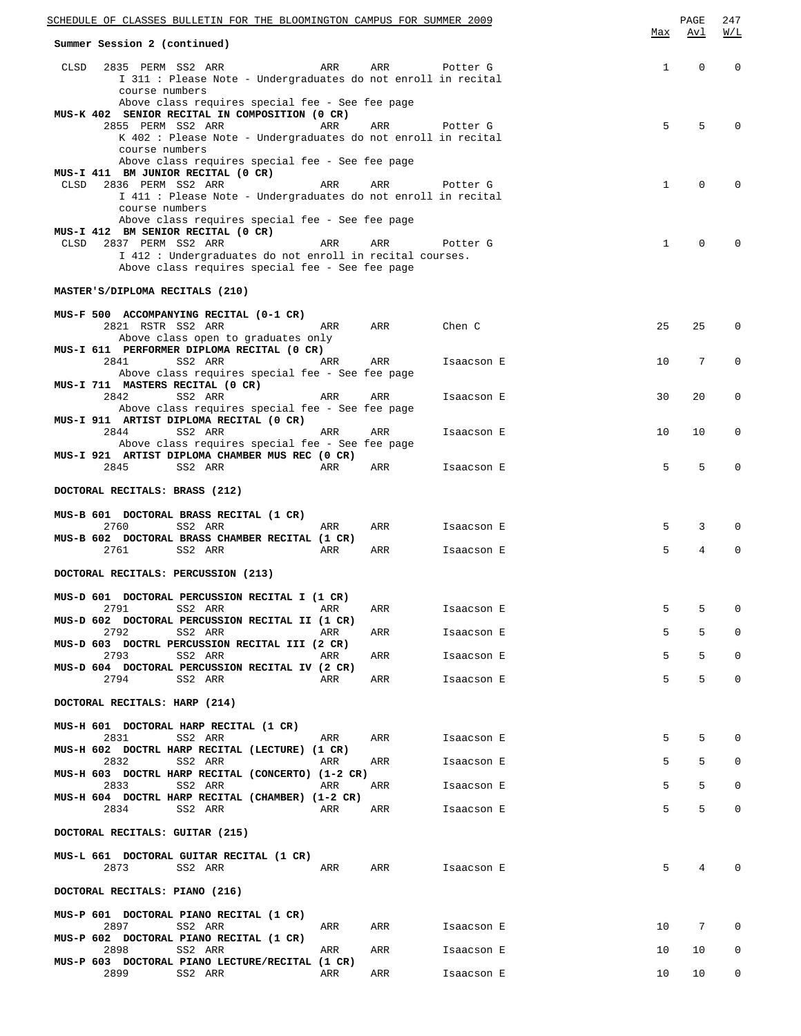Summer Session 2 (continued)

| | Max | Avl | W/L |
|---|---|---|---|
| CLSD 2835 PERM SS2 ARR ARR ARR Potter G | 1 | 0 | 0 |
| I 311 : Please Note - Undergraduates do not enroll in recital course numbers | | | |
| Above class requires special fee - See fee page | | | |
| **MUS-K 402 SENIOR RECITAL IN COMPOSITION (0 CR)** | | | |
| 2855 PERM SS2 ARR ARR ARR Potter G | 5 | 5 | 0 |
| K 402 : Please Note - Undergraduates do not enroll in recital course numbers | | | |
| Above class requires special fee - See fee page | | | |
| **MUS-I 411 BM JUNIOR RECITAL (0 CR)** | | | |
| CLSD 2836 PERM SS2 ARR ARR ARR Potter G | 1 | 0 | 0 |
| I 411 : Please Note - Undergraduates do not enroll in recital course numbers | | | |
| Above class requires special fee - See fee page | | | |
| **MUS-I 412 BM SENIOR RECITAL (0 CR)** | | | |
| CLSD 2837 PERM SS2 ARR ARR ARR Potter G | 1 | 0 | 0 |
| I 412 : Undergraduates do not enroll in recital courses. | | | |
| Above class requires special fee - See fee page | | | |

**MASTER'S/DIPLOMA RECITALS (210)**

| | Max | Avl | W/L |
|---|---|---|---|
| **MUS-F 500 ACCOMPANYING RECITAL (0-1 CR)** | | | |
| 2821 RSTR SS2 ARR ARR ARR Chen C | 25 | 25 | 0 |
| Above class open to graduates only | | | |
| **MUS-I 611 PERFORMER DIPLOMA RECITAL (0 CR)** | | | |
| 2841 SS2 ARR ARR ARR Isaacson E | 10 | 7 | 0 |
| Above class requires special fee - See fee page | | | |
| **MUS-I 711 MASTERS RECITAL (0 CR)** | | | |
| 2842 SS2 ARR ARR ARR Isaacson E | 30 | 20 | 0 |
| Above class requires special fee - See fee page | | | |
| **MUS-I 911 ARTIST DIPLOMA RECITAL (0 CR)** | | | |
| 2844 SS2 ARR ARR ARR Isaacson E | 10 | 10 | 0 |
| Above class requires special fee - See fee page | | | |
| **MUS-I 921 ARTIST DIPLOMA CHAMBER MUS REC (0 CR)** | | | |
| 2845 SS2 ARR ARR ARR Isaacson E | 5 | 5 | 0 |

**DOCTORAL RECITALS: BRASS (212)**

| | Max | Avl | W/L |
|---|---|---|---|
| **MUS-B 601 DOCTORAL BRASS RECITAL (1 CR)** | | | |
| 2760 SS2 ARR ARR ARR Isaacson E | 5 | 3 | 0 |
| **MUS-B 602 DOCTORAL BRASS CHAMBER RECITAL (1 CR)** | | | |
| 2761 SS2 ARR ARR ARR Isaacson E | 5 | 4 | 0 |

**DOCTORAL RECITALS: PERCUSSION (213)**

| | Max | Avl | W/L |
|---|---|---|---|
| **MUS-D 601 DOCTORAL PERCUSSION RECITAL I (1 CR)** | | | |
| 2791 SS2 ARR ARR ARR Isaacson E | 5 | 5 | 0 |
| **MUS-D 602 DOCTORAL PERCUSSION RECITAL II (1 CR)** | | | |
| 2792 SS2 ARR ARR ARR Isaacson E | 5 | 5 | 0 |
| **MUS-D 603 DOCTRL PERCUSSION RECITAL III (2 CR)** | | | |
| 2793 SS2 ARR ARR ARR Isaacson E | 5 | 5 | 0 |
| **MUS-D 604 DOCTORAL PERCUSSION RECITAL IV (2 CR)** | | | |
| 2794 SS2 ARR ARR ARR Isaacson E | 5 | 5 | 0 |

**DOCTORAL RECITALS: HARP (214)**

| | Max | Avl | W/L |
|---|---|---|---|
| **MUS-H 601 DOCTORAL HARP RECITAL (1 CR)** | | | |
| 2831 SS2 ARR ARR ARR Isaacson E | 5 | 5 | 0 |
| **MUS-H 602 DOCTRL HARP RECITAL (LECTURE) (1 CR)** | | | |
| 2832 SS2 ARR ARR ARR Isaacson E | 5 | 5 | 0 |
| **MUS-H 603 DOCTRL HARP RECITAL (CONCERTO) (1-2 CR)** | | | |
| 2833 SS2 ARR ARR ARR Isaacson E | 5 | 5 | 0 |
| **MUS-H 604 DOCTRL HARP RECITAL (CHAMBER) (1-2 CR)** | | | |
| 2834 SS2 ARR ARR ARR Isaacson E | 5 | 5 | 0 |

**DOCTORAL RECITALS: GUITAR (215)**

| | Max | Avl | W/L |
|---|---|---|---|
| **MUS-L 661 DOCTORAL GUITAR RECITAL (1 CR)** | | | |
| 2873 SS2 ARR ARR ARR Isaacson E | 5 | 4 | 0 |

**DOCTORAL RECITALS: PIANO (216)**

| | Max | Avl | W/L |
|---|---|---|---|
| **MUS-P 601 DOCTORAL PIANO RECITAL (1 CR)** | | | |
| 2897 SS2 ARR ARR ARR Isaacson E | 10 | 7 | 0 |
| **MUS-P 602 DOCTORAL PIANO RECITAL (1 CR)** | | | |
| 2898 SS2 ARR ARR ARR Isaacson E | 10 | 10 | 0 |
| **MUS-P 603 DOCTORAL PIANO LECTURE/RECITAL (1 CR)** | | | |
| 2899 SS2 ARR ARR ARR Isaacson E | 10 | 10 | 0 |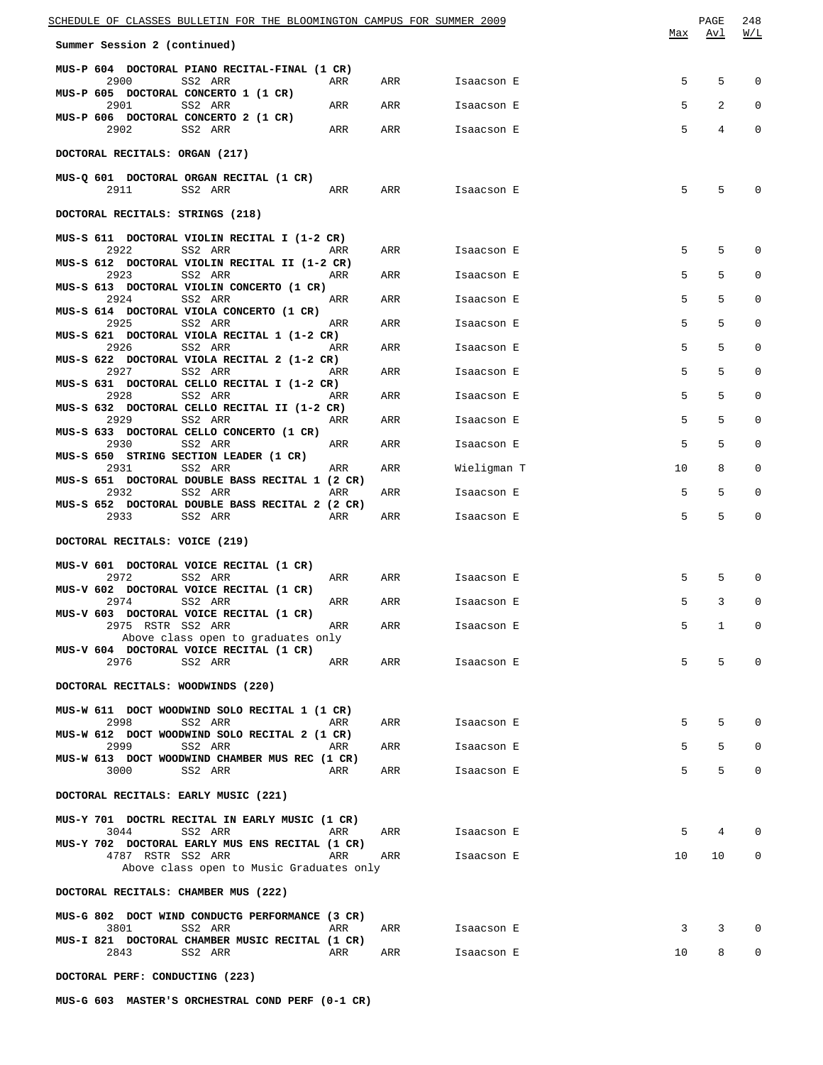Summer Session 2 (continued)

| | | | | | | Max | Avl | W/L |
|---|---|---|---|---|---|---|---|---|
| **MUS-P 604 DOCTORAL PIANO RECITAL-FINAL (1 CR)** | | | | | | | | |
| 2900 | | SS2 ARR | ARR | ARR | Isaacson E | 5 | 5 | 0 |
| **MUS-P 605 DOCTORAL CONCERTO 1 (1 CR)** | | | | | | | | |
| 2901 | | SS2 ARR | ARR | ARR | Isaacson E | 5 | 2 | 0 |
| **MUS-P 606 DOCTORAL CONCERTO 2 (1 CR)** | | | | | | | | |
| 2902 | | SS2 ARR | ARR | ARR | Isaacson E | 5 | 4 | 0 |

**DOCTORAL RECITALS: ORGAN (217)**

| | | | | | | Max | Avl | W/L |
|---|---|---|---|---|---|---|---|---|
| **MUS-Q 601 DOCTORAL ORGAN RECITAL (1 CR)** | | | | | | | | |
| 2911 | | SS2 ARR | ARR | ARR | Isaacson E | 5 | 5 | 0 |

**DOCTORAL RECITALS: STRINGS (218)**

| | | | | | | Max | Avl | W/L |
|---|---|---|---|---|---|---|---|---|
| **MUS-S 611 DOCTORAL VIOLIN RECITAL I (1-2 CR)** | | | | | | | | |
| 2922 | | SS2 ARR | ARR | ARR | Isaacson E | 5 | 5 | 0 |
| **MUS-S 612 DOCTORAL VIOLIN RECITAL II (1-2 CR)** | | | | | | | | |
| 2923 | | SS2 ARR | ARR | ARR | Isaacson E | 5 | 5 | 0 |
| **MUS-S 613 DOCTORAL VIOLIN CONCERTO (1 CR)** | | | | | | | | |
| 2924 | | SS2 ARR | ARR | ARR | Isaacson E | 5 | 5 | 0 |
| **MUS-S 614 DOCTORAL VIOLA CONCERTO (1 CR)** | | | | | | | | |
| 2925 | | SS2 ARR | ARR | ARR | Isaacson E | 5 | 5 | 0 |
| **MUS-S 621 DOCTORAL VIOLA RECITAL 1 (1-2 CR)** | | | | | | | | |
| 2926 | | SS2 ARR | ARR | ARR | Isaacson E | 5 | 5 | 0 |
| **MUS-S 622 DOCTORAL VIOLA RECITAL 2 (1-2 CR)** | | | | | | | | |
| 2927 | | SS2 ARR | ARR | ARR | Isaacson E | 5 | 5 | 0 |
| **MUS-S 631 DOCTORAL CELLO RECITAL I (1-2 CR)** | | | | | | | | |
| 2928 | | SS2 ARR | ARR | ARR | Isaacson E | 5 | 5 | 0 |
| **MUS-S 632 DOCTORAL CELLO RECITAL II (1-2 CR)** | | | | | | | | |
| 2929 | | SS2 ARR | ARR | ARR | Isaacson E | 5 | 5 | 0 |
| **MUS-S 633 DOCTORAL CELLO CONCERTO (1 CR)** | | | | | | | | |
| 2930 | | SS2 ARR | ARR | ARR | Isaacson E | 5 | 5 | 0 |
| **MUS-S 650 STRING SECTION LEADER (1 CR)** | | | | | | | | |
| 2931 | | SS2 ARR | ARR | ARR | Wieligman T | 10 | 8 | 0 |
| **MUS-S 651 DOCTORAL DOUBLE BASS RECITAL 1 (2 CR)** | | | | | | | | |
| 2932 | | SS2 ARR | ARR | ARR | Isaacson E | 5 | 5 | 0 |
| **MUS-S 652 DOCTORAL DOUBLE BASS RECITAL 2 (2 CR)** | | | | | | | | |
| 2933 | | SS2 ARR | ARR | ARR | Isaacson E | 5 | 5 | 0 |

**DOCTORAL RECITALS: VOICE (219)**

| | | | | | | Max | Avl | W/L |
|---|---|---|---|---|---|---|---|---|
| **MUS-V 601 DOCTORAL VOICE RECITAL (1 CR)** | | | | | | | | |
| 2972 | | SS2 ARR | ARR | ARR | Isaacson E | 5 | 5 | 0 |
| **MUS-V 602 DOCTORAL VOICE RECITAL (1 CR)** | | | | | | | | |
| 2974 | | SS2 ARR | ARR | ARR | Isaacson E | 5 | 3 | 0 |
| **MUS-V 603 DOCTORAL VOICE RECITAL (1 CR)** | | | | | | | | |
| 2975 | RSTR | SS2 ARR | ARR | ARR | Isaacson E | 5 | 1 | 0 |
| | Above class open to graduates only | | | | | | | |
| **MUS-V 604 DOCTORAL VOICE RECITAL (1 CR)** | | | | | | | | |
| 2976 | | SS2 ARR | ARR | ARR | Isaacson E | 5 | 5 | 0 |

**DOCTORAL RECITALS: WOODWINDS (220)**

| | | | | | | Max | Avl | W/L |
|---|---|---|---|---|---|---|---|---|
| **MUS-W 611 DOCT WOODWIND SOLO RECITAL 1 (1 CR)** | | | | | | | | |
| 2998 | | SS2 ARR | ARR | ARR | Isaacson E | 5 | 5 | 0 |
| **MUS-W 612 DOCT WOODWIND SOLO RECITAL 2 (1 CR)** | | | | | | | | |
| 2999 | | SS2 ARR | ARR | ARR | Isaacson E | 5 | 5 | 0 |
| **MUS-W 613 DOCT WOODWIND CHAMBER MUS REC (1 CR)** | | | | | | | | |
| 3000 | | SS2 ARR | ARR | ARR | Isaacson E | 5 | 5 | 0 |

**DOCTORAL RECITALS: EARLY MUSIC (221)**

| | | | | | | Max | Avl | W/L |
|---|---|---|---|---|---|---|---|---|
| **MUS-Y 701 DOCTRL RECITAL IN EARLY MUSIC (1 CR)** | | | | | | | | |
| 3044 | | SS2 ARR | ARR | ARR | Isaacson E | 5 | 4 | 0 |
| **MUS-Y 702 DOCTORAL EARLY MUS ENS RECITAL (1 CR)** | | | | | | | | |
| 4787 | RSTR | SS2 ARR | ARR | ARR | Isaacson E | 10 | 10 | 0 |
| | Above class open to Music Graduates only | | | | | | | |

**DOCTORAL RECITALS: CHAMBER MUS (222)**

| | | | | | | Max | Avl | W/L |
|---|---|---|---|---|---|---|---|---|
| **MUS-G 802 DOCT WIND CONDUCTG PERFORMANCE (3 CR)** | | | | | | | | |
| 3801 | | SS2 ARR | ARR | ARR | Isaacson E | 3 | 3 | 0 |
| **MUS-I 821 DOCTORAL CHAMBER MUSIC RECITAL (1 CR)** | | | | | | | | |
| 2843 | | SS2 ARR | ARR | ARR | Isaacson E | 10 | 8 | 0 |

**DOCTORAL PERF: CONDUCTING (223)**

**MUS-G 603 MASTER'S ORCHESTRAL COND PERF (0-1 CR)**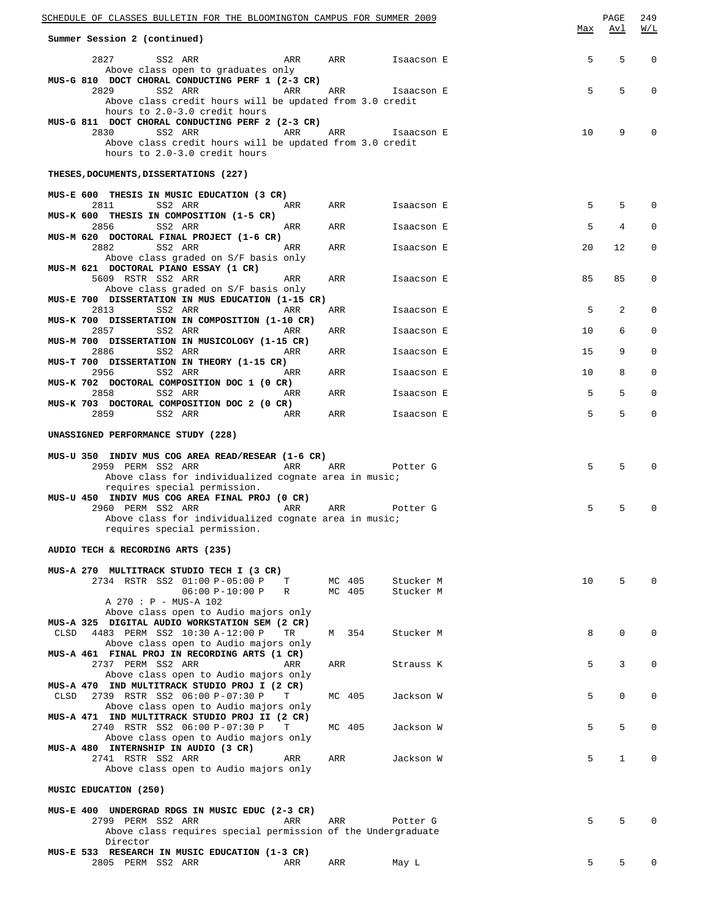Summary Session 2 (continued)

| | | | | | | Max | Avl | W/L |
|---|---|---|---|---|---|---|---|---|
| 2827 | SS2 ARR | ARR | ARR | Isaacson E | | 5 | 5 | 0 |

Above class open to graduates only

**MUS-G 810 DOCT CHORAL CONDUCTING PERF 1 (2-3 CR)**

| | | | | | Max | Avl | W/L |
|---|---|---|---|---|---|---|---|
| 2829 | SS2 ARR | ARR | ARR | Isaacson E | 5 | 5 | 0 |

Above class credit hours will be updated from 3.0 credit hours to 2.0-3.0 credit hours

**MUS-G 811 DOCT CHORAL CONDUCTING PERF 2 (2-3 CR)**

| | | | | | Max | Avl | W/L |
|---|---|---|---|---|---|---|---|
| 2830 | SS2 ARR | ARR | ARR | Isaacson E | 10 | 9 | 0 |

Above class credit hours will be updated from 3.0 credit hours to 2.0-3.0 credit hours

## THESES,DOCUMENTS,DISSERTATIONS (227)

**MUS-E 600 THESIS IN MUSIC EDUCATION (3 CR)**
2811 SS2 ARR ARR ARR Isaacson E — Max 5, Avl 5, W/L 0

**MUS-K 600 THESIS IN COMPOSITION (1-5 CR)**
2856 SS2 ARR ARR ARR Isaacson E — Max 5, Avl 4, W/L 0

**MUS-M 620 DOCTORAL FINAL PROJECT (1-6 CR)**
2882 SS2 ARR ARR ARR Isaacson E — Max 20, Avl 12, W/L 0
Above class graded on S/F basis only

**MUS-M 621 DOCTORAL PIANO ESSAY (1 CR)**
5609 RSTR SS2 ARR ARR ARR Isaacson E — Max 85, Avl 85, W/L 0
Above class graded on S/F basis only

**MUS-E 700 DISSERTATION IN MUS EDUCATION (1-15 CR)**
2813 SS2 ARR ARR ARR Isaacson E — Max 5, Avl 2, W/L 0

**MUS-K 700 DISSERTATION IN COMPOSITION (1-10 CR)**
2857 SS2 ARR ARR ARR Isaacson E — Max 10, Avl 6, W/L 0

**MUS-M 700 DISSERTATION IN MUSICOLOGY (1-15 CR)**
2886 SS2 ARR ARR ARR Isaacson E — Max 15, Avl 9, W/L 0

**MUS-T 700 DISSERTATION IN THEORY (1-15 CR)**
2956 SS2 ARR ARR ARR Isaacson E — Max 10, Avl 8, W/L 0

**MUS-K 702 DOCTORAL COMPOSITION DOC 1 (0 CR)**
2858 SS2 ARR ARR ARR Isaacson E — Max 5, Avl 5, W/L 0

**MUS-K 703 DOCTORAL COMPOSITION DOC 2 (0 CR)**
2859 SS2 ARR ARR ARR Isaacson E — Max 5, Avl 5, W/L 0

## UNASSIGNED PERFORMANCE STUDY (228)

**MUS-U 350 INDIV MUS COG AREA READ/RESEAR (1-6 CR)**
2959 PERM SS2 ARR ARR ARR Potter G — Max 5, Avl 5, W/L 0
Above class for individualized cognate area in music; requires special permission.

**MUS-U 450 INDIV MUS COG AREA FINAL PROJ (0 CR)**
2960 PERM SS2 ARR ARR ARR Potter G — Max 5, Avl 5, W/L 0
Above class for individualized cognate area in music; requires special permission.

## AUDIO TECH & RECORDING ARTS (235)

**MUS-A 270 MULTITRACK STUDIO TECH I (3 CR)**
2734 RSTR SS2 01:00 P-05:00 P T MC 405 Stucker M — Max 10, Avl 5, W/L 0
06:00 P-10:00 P R MC 405 Stucker M
A 270 : P - MUS-A 102
Above class open to Audio majors only

**MUS-A 325 DIGITAL AUDIO WORKSTATION SEM (2 CR)**
CLSD 4483 PERM SS2 10:30 A-12:00 P TR M 354 Stucker M — Max 8, Avl 0, W/L 0
Above class open to Audio majors only

**MUS-A 461 FINAL PROJ IN RECORDING ARTS (1 CR)**
2737 PERM SS2 ARR ARR ARR Strauss K — Max 5, Avl 3, W/L 0
Above class open to Audio majors only

**MUS-A 470 IND MULTITRACK STUDIO PROJ I (2 CR)**
CLSD 2739 RSTR SS2 06:00 P-07:30 P T MC 405 Jackson W — Max 5, Avl 0, W/L 0
Above class open to Audio majors only

**MUS-A 471 IND MULTITRACK STUDIO PROJ II (2 CR)**
2740 RSTR SS2 06:00 P-07:30 P T MC 405 Jackson W — Max 5, Avl 5, W/L 0
Above class open to Audio majors only

**MUS-A 480 INTERNSHIP IN AUDIO (3 CR)**
2741 RSTR SS2 ARR ARR ARR Jackson W — Max 5, Avl 1, W/L 0
Above class open to Audio majors only

## MUSIC EDUCATION (250)

**MUS-E 400 UNDERGRAD RDGS IN MUSIC EDUC (2-3 CR)**
2799 PERM SS2 ARR ARR ARR Potter G — Max 5, Avl 5, W/L 0
Above class requires special permission of the Undergraduate Director

**MUS-E 533 RESEARCH IN MUSIC EDUCATION (1-3 CR)**
2805 PERM SS2 ARR ARR ARR May L — Max 5, Avl 5, W/L 0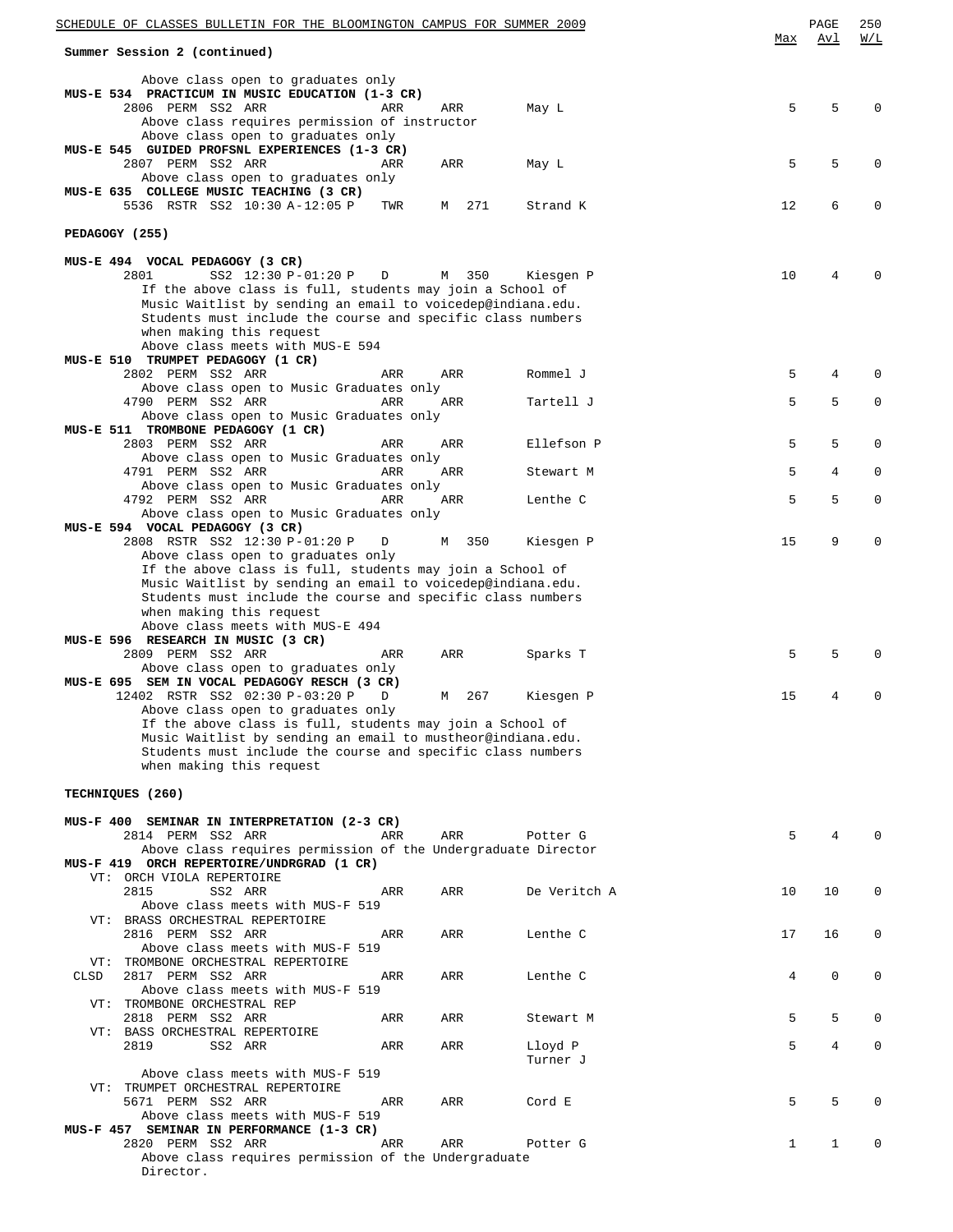Summary Session 2 (continued)

Above class open to graduates only

**MUS-E 534 PRACTICUM IN MUSIC EDUCATION (1-3 CR)**

| Class | Type | Session | Time | Days | Room | Instructor | Max | Avl | W/L |
|---|---|---|---|---|---|---|---|---|---|
| 2806 | PERM | SS2 | ARR | ARR | ARR | May L | 5 | 5 | 0 |

Above class requires permission of instructor
Above class open to graduates only

**MUS-E 545 GUIDED PROFSNL EXPERIENCES (1-3 CR)**

| Class | Type | Session | Time | Days | Room | Instructor | Max | Avl | W/L |
|---|---|---|---|---|---|---|---|---|---|
| 2807 | PERM | SS2 | ARR | ARR | ARR | May L | 5 | 5 | 0 |

Above class open to graduates only

**MUS-E 635 COLLEGE MUSIC TEACHING (3 CR)**

| Class | Type | Session | Time | Days | Room | Instructor | Max | Avl | W/L |
|---|---|---|---|---|---|---|---|---|---|
| 5536 | RSTR | SS2 | 10:30 A-12:05 P | TWR | M 271 | Strand K | 12 | 6 | 0 |

## PEDAGOGY (255)

**MUS-E 494 VOCAL PEDAGOGY (3 CR)**

| Class | Type | Session | Time | Days | Room | Instructor | Max | Avl | W/L |
|---|---|---|---|---|---|---|---|---|---|
| 2801 | | SS2 | 12:30 P-01:20 P | D | M 350 | Kiesgen P | 10 | 4 | 0 |

If the above class is full, students may join a School of Music Waitlist by sending an email to voicedep@indiana.edu. Students must include the course and specific class numbers when making this request
Above class meets with MUS-E 594

**MUS-E 510 TRUMPET PEDAGOGY (1 CR)**

| Class | Type | Session | Time | Days | Room | Instructor | Max | Avl | W/L |
|---|---|---|---|---|---|---|---|---|---|
| 2802 | PERM | SS2 | ARR | ARR | ARR | Rommel J | 5 | 4 | 0 |

Above class open to Music Graduates only

| Class | Type | Session | Time | Days | Room | Instructor | Max | Avl | W/L |
|---|---|---|---|---|---|---|---|---|---|
| 4790 | PERM | SS2 | ARR | ARR | ARR | Tartell J | 5 | 5 | 0 |

Above class open to Music Graduates only

**MUS-E 511 TROMBONE PEDAGOGY (1 CR)**

| Class | Type | Session | Time | Days | Room | Instructor | Max | Avl | W/L |
|---|---|---|---|---|---|---|---|---|---|
| 2803 | PERM | SS2 | ARR | ARR | ARR | Ellefson P | 5 | 5 | 0 |

Above class open to Music Graduates only

| Class | Type | Session | Time | Days | Room | Instructor | Max | Avl | W/L |
|---|---|---|---|---|---|---|---|---|---|
| 4791 | PERM | SS2 | ARR | ARR | ARR | Stewart M | 5 | 4 | 0 |

Above class open to Music Graduates only

| Class | Type | Session | Time | Days | Room | Instructor | Max | Avl | W/L |
|---|---|---|---|---|---|---|---|---|---|
| 4792 | PERM | SS2 | ARR | ARR | ARR | Lenthe C | 5 | 5 | 0 |

Above class open to Music Graduates only

**MUS-E 594 VOCAL PEDAGOGY (3 CR)**

| Class | Type | Session | Time | Days | Room | Instructor | Max | Avl | W/L |
|---|---|---|---|---|---|---|---|---|---|
| 2808 | RSTR | SS2 | 12:30 P-01:20 P | D | M 350 | Kiesgen P | 15 | 9 | 0 |

Above class open to graduates only
If the above class is full, students may join a School of Music Waitlist by sending an email to voicedep@indiana.edu. Students must include the course and specific class numbers when making this request
Above class meets with MUS-E 494

**MUS-E 596 RESEARCH IN MUSIC (3 CR)**

| Class | Type | Session | Time | Days | Room | Instructor | Max | Avl | W/L |
|---|---|---|---|---|---|---|---|---|---|
| 2809 | PERM | SS2 | ARR | ARR | ARR | Sparks T | 5 | 5 | 0 |

Above class open to graduates only

**MUS-E 695 SEM IN VOCAL PEDAGOGY RESCH (3 CR)**

| Class | Type | Session | Time | Days | Room | Instructor | Max | Avl | W/L |
|---|---|---|---|---|---|---|---|---|---|
| 12402 | RSTR | SS2 | 02:30 P-03:20 P | D | M 267 | Kiesgen P | 15 | 4 | 0 |

Above class open to graduates only
If the above class is full, students may join a School of Music Waitlist by sending an email to mustheor@indiana.edu. Students must include the course and specific class numbers when making this request

## TECHNIQUES (260)

**MUS-F 400 SEMINAR IN INTERPRETATION (2-3 CR)**

| Class | Type | Session | Time | Days | Room | Instructor | Max | Avl | W/L |
|---|---|---|---|---|---|---|---|---|---|
| 2814 | PERM | SS2 | ARR | ARR | ARR | Potter G | 5 | 4 | 0 |

Above class requires permission of the Undergraduate Director

**MUS-F 419 ORCH REPERTOIRE/UNDRGRAD (1 CR)**

VT: ORCH VIOLA REPERTOIRE

| Class | Type | Session | Time | Days | Room | Instructor | Max | Avl | W/L |
|---|---|---|---|---|---|---|---|---|---|
| 2815 | | SS2 | ARR | ARR | ARR | De Veritch A | 10 | 10 | 0 |

Above class meets with MUS-F 519

VT: BRASS ORCHESTRAL REPERTOIRE

| Class | Type | Session | Time | Days | Room | Instructor | Max | Avl | W/L |
|---|---|---|---|---|---|---|---|---|---|
| 2816 | PERM | SS2 | ARR | ARR | ARR | Lenthe C | 17 | 16 | 0 |

Above class meets with MUS-F 519

VT: TROMBONE ORCHESTRAL REPERTOIRE

| Class | Type | Session | Time | Days | Room | Instructor | Max | Avl | W/L |
|---|---|---|---|---|---|---|---|---|---|
| CLSD 2817 | PERM | SS2 | ARR | ARR | ARR | Lenthe C | 4 | 0 | 0 |

Above class meets with MUS-F 519

VT: TROMBONE ORCHESTRAL REP

| Class | Type | Session | Time | Days | Room | Instructor | Max | Avl | W/L |
|---|---|---|---|---|---|---|---|---|---|
| 2818 | PERM | SS2 | ARR | ARR | ARR | Stewart M | 5 | 5 | 0 |

VT: BASS ORCHESTRAL REPERTOIRE

| Class | Type | Session | Time | Days | Room | Instructor | Max | Avl | W/L |
|---|---|---|---|---|---|---|---|---|---|
| 2819 | | SS2 | ARR | ARR | ARR | Lloyd P, Turner J | 5 | 4 | 0 |

Above class meets with MUS-F 519

VT: TRUMPET ORCHESTRAL REPERTOIRE

| Class | Type | Session | Time | Days | Room | Instructor | Max | Avl | W/L |
|---|---|---|---|---|---|---|---|---|---|
| 5671 | PERM | SS2 | ARR | ARR | ARR | Cord E | 5 | 5 | 0 |

Above class meets with MUS-F 519

**MUS-F 457 SEMINAR IN PERFORMANCE (1-3 CR)**

| Class | Type | Session | Time | Days | Room | Instructor | Max | Avl | W/L |
|---|---|---|---|---|---|---|---|---|---|
| 2820 | PERM | SS2 | ARR | ARR | ARR | Potter G | 1 | 1 | 0 |

Above class requires permission of the Undergraduate Director.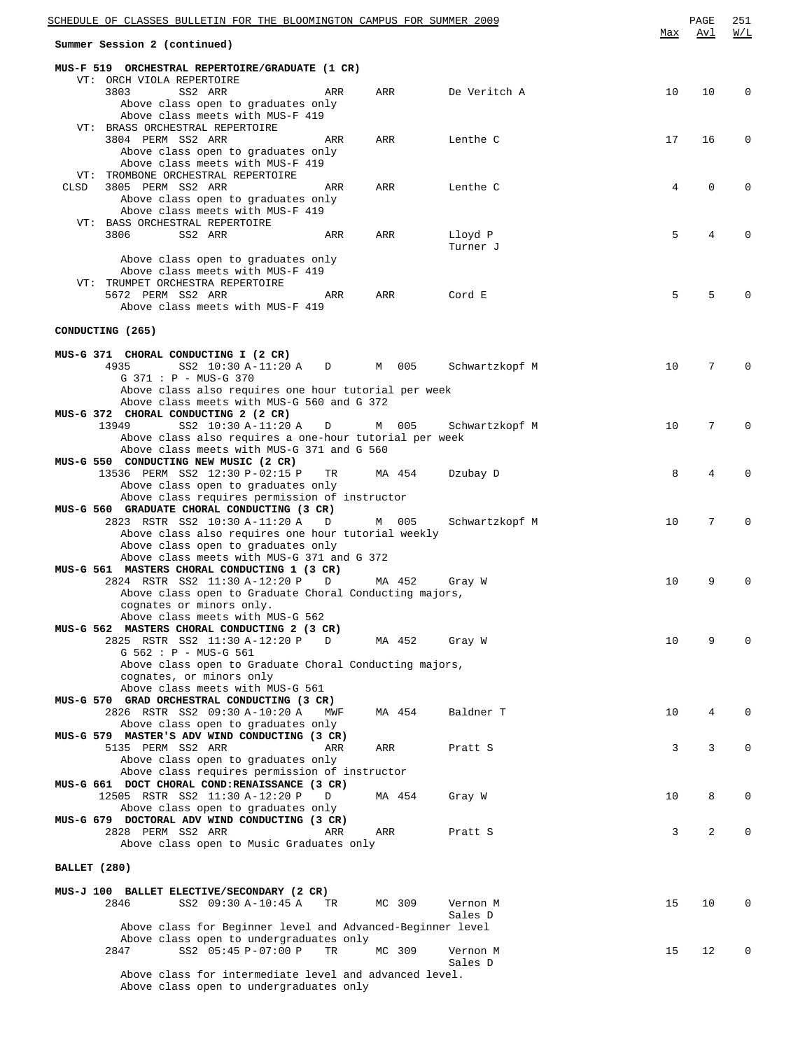Summer Session 2 (continued)

| | | | | | | Max | Avl | W/L |
|---|---|---|---|---|---|---|---|---|

**MUS-F 519 ORCHESTRAL REPERTOIRE/GRADUATE (1 CR)**

VT: ORCH VIOLA REPERTOIRE

| Class | Session | Time | Days | Room | Instructor | Max | Avl | W/L |
|---|---|---|---|---|---|---|---|---|
| 3803 | SS2 ARR | ARR | ARR | | De Veritch A | 10 | 10 | 0 |

Above class open to graduates only
Above class meets with MUS-F 419

VT: BRASS ORCHESTRAL REPERTOIRE

| Class | Session | Time | Days | Room | Instructor | Max | Avl | W/L |
|---|---|---|---|---|---|---|---|---|
| 3804 PERM | SS2 ARR | ARR | ARR | | Lenthe C | 17 | 16 | 0 |

Above class open to graduates only
Above class meets with MUS-F 419

VT: TROMBONE ORCHESTRAL REPERTOIRE

| Class | Session | Time | Days | Room | Instructor | Max | Avl | W/L |
|---|---|---|---|---|---|---|---|---|
| CLSD 3805 PERM | SS2 ARR | ARR | ARR | | Lenthe C | 4 | 0 | 0 |

Above class open to graduates only
Above class meets with MUS-F 419

VT: BASS ORCHESTRAL REPERTOIRE

| Class | Session | Time | Days | Room | Instructor | Max | Avl | W/L |
|---|---|---|---|---|---|---|---|---|
| 3806 | SS2 ARR | ARR | ARR | | Lloyd P<br>Turner J | 5 | 4 | 0 |

Above class open to graduates only
Above class meets with MUS-F 419

VT: TRUMPET ORCHESTRA REPERTOIRE

| Class | Session | Time | Days | Room | Instructor | Max | Avl | W/L |
|---|---|---|---|---|---|---|---|---|
| 5672 PERM | SS2 ARR | ARR | ARR | | Cord E | 5 | 5 | 0 |

Above class meets with MUS-F 419

## CONDUCTING (265)

**MUS-G 371 CHORAL CONDUCTING I (2 CR)**

| Class | Session | Time | Days | Room | Instructor | Max | Avl | W/L |
|---|---|---|---|---|---|---|---|---|
| 4935 | SS2 | 10:30 A-11:20 A | D | M 005 | Schwartzkopf M | 10 | 7 | 0 |

G 371 : P - MUS-G 370
Above class also requires one hour tutorial per week
Above class meets with MUS-G 560 and G 372

**MUS-G 372 CHORAL CONDUCTING 2 (2 CR)**

| Class | Session | Time | Days | Room | Instructor | Max | Avl | W/L |
|---|---|---|---|---|---|---|---|---|
| 13949 | SS2 | 10:30 A-11:20 A | D | M 005 | Schwartzkopf M | 10 | 7 | 0 |

Above class also requires a one-hour tutorial per week
Above class meets with MUS-G 371 and G 560

**MUS-G 550 CONDUCTING NEW MUSIC (2 CR)**

| Class | Session | Time | Days | Room | Instructor | Max | Avl | W/L |
|---|---|---|---|---|---|---|---|---|
| 13536 PERM | SS2 | 12:30 P-02:15 P | TR | MA 454 | Dzubay D | 8 | 4 | 0 |

Above class open to graduates only
Above class requires permission of instructor

**MUS-G 560 GRADUATE CHORAL CONDUCTING (3 CR)**

| Class | Session | Time | Days | Room | Instructor | Max | Avl | W/L |
|---|---|---|---|---|---|---|---|---|
| 2823 RSTR | SS2 | 10:30 A-11:20 A | D | M 005 | Schwartzkopf M | 10 | 7 | 0 |

Above class also requires one hour tutorial weekly
Above class open to graduates only
Above class meets with MUS-G 371 and G 372

**MUS-G 561 MASTERS CHORAL CONDUCTING 1 (3 CR)**

| Class | Session | Time | Days | Room | Instructor | Max | Avl | W/L |
|---|---|---|---|---|---|---|---|---|
| 2824 RSTR | SS2 | 11:30 A-12:20 P | D | MA 452 | Gray W | 10 | 9 | 0 |

Above class open to Graduate Choral Conducting majors, cognates or minors only.
Above class meets with MUS-G 562

**MUS-G 562 MASTERS CHORAL CONDUCTING 2 (3 CR)**

| Class | Session | Time | Days | Room | Instructor | Max | Avl | W/L |
|---|---|---|---|---|---|---|---|---|
| 2825 RSTR | SS2 | 11:30 A-12:20 P | D | MA 452 | Gray W | 10 | 9 | 0 |

G 562 : P - MUS-G 561
Above class open to Graduate Choral Conducting majors, cognates, or minors only
Above class meets with MUS-G 561

**MUS-G 570 GRAD ORCHESTRAL CONDUCTING (3 CR)**

| Class | Session | Time | Days | Room | Instructor | Max | Avl | W/L |
|---|---|---|---|---|---|---|---|---|
| 2826 RSTR | SS2 | 09:30 A-10:20 A | MWF | MA 454 | Baldner T | 10 | 4 | 0 |

Above class open to graduates only

**MUS-G 579 MASTER'S ADV WIND CONDUCTING (3 CR)**

| Class | Session | Time | Days | Room | Instructor | Max | Avl | W/L |
|---|---|---|---|---|---|---|---|---|
| 5135 PERM | SS2 ARR | ARR | ARR | | Pratt S | 3 | 3 | 0 |

Above class open to graduates only
Above class requires permission of instructor

**MUS-G 661 DOCT CHORAL COND:RENAISSANCE (3 CR)**

| Class | Session | Time | Days | Room | Instructor | Max | Avl | W/L |
|---|---|---|---|---|---|---|---|---|
| 12505 RSTR | SS2 | 11:30 A-12:20 P | D | MA 454 | Gray W | 10 | 8 | 0 |

Above class open to graduates only

**MUS-G 679 DOCTORAL ADV WIND CONDUCTING (3 CR)**

| Class | Session | Time | Days | Room | Instructor | Max | Avl | W/L |
|---|---|---|---|---|---|---|---|---|
| 2828 PERM | SS2 ARR | ARR | ARR | | Pratt S | 3 | 2 | 0 |

Above class open to Music Graduates only

## BALLET (280)

**MUS-J 100 BALLET ELECTIVE/SECONDARY (2 CR)**

| Class | Session | Time | Days | Room | Instructor | Max | Avl | W/L |
|---|---|---|---|---|---|---|---|---|
| 2846 | SS2 | 09:30 A-10:45 A | TR | MC 309 | Vernon M<br>Sales D | 15 | 10 | 0 |

Above class for Beginner level and Advanced-Beginner level
Above class open to undergraduates only

| Class | Session | Time | Days | Room | Instructor | Max | Avl | W/L |
|---|---|---|---|---|---|---|---|---|
| 2847 | SS2 | 05:45 P-07:00 P | TR | MC 309 | Vernon M<br>Sales D | 15 | 12 | 0 |

Above class for intermediate level and advanced level.
Above class open to undergraduates only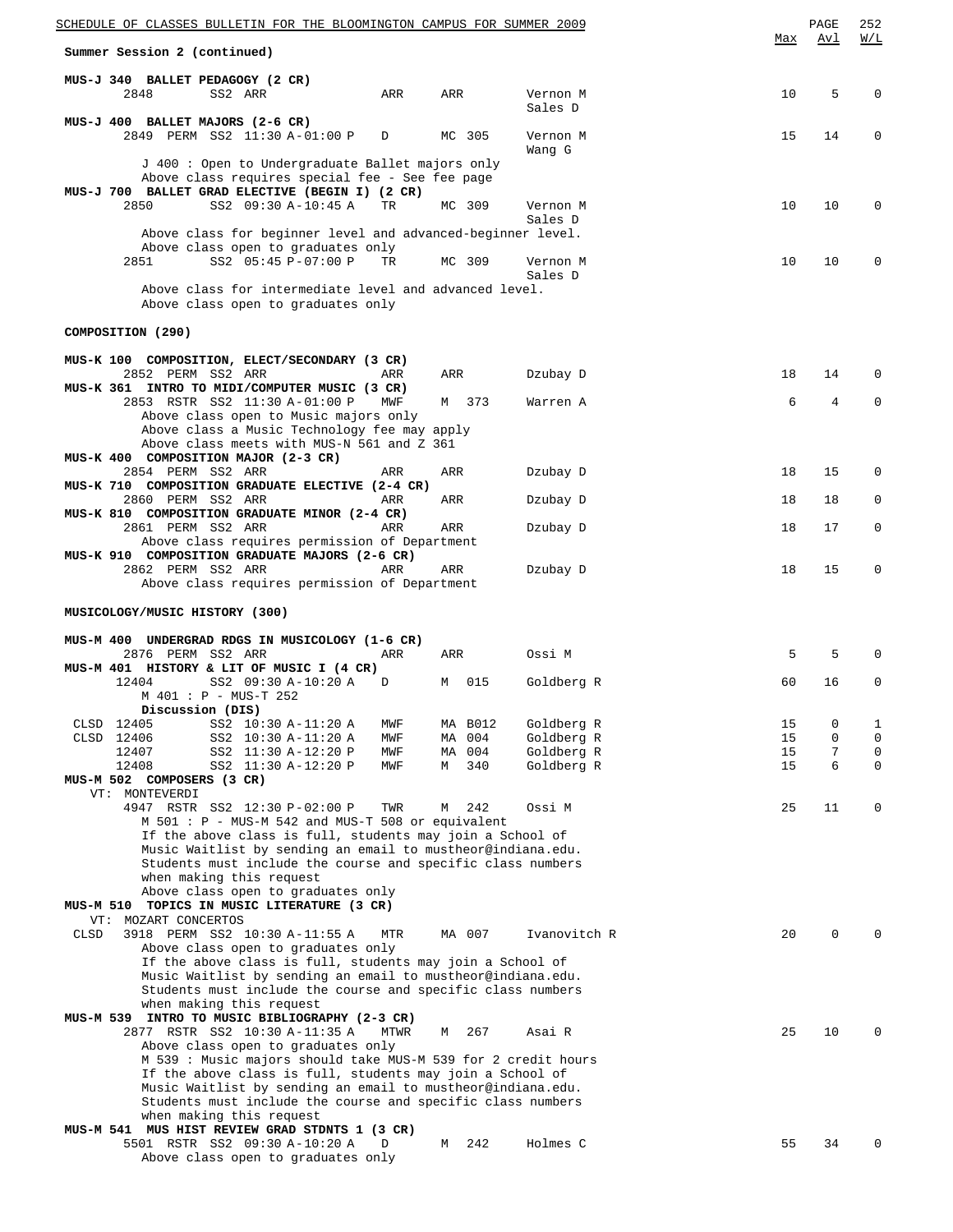**Summer Session 2 (continued)**

**MUS-J 340 BALLET PEDAGOGY (2 CR)**

| Class | Flags | Session | Time | Days | Room | Instructor | Max | Avl | W/L |
|---|---|---|---|---|---|---|---|---|---|
| 2848 | | SS2 | ARR | ARR | ARR | Vernon M, Sales D | 10 | 5 | 0 |

**MUS-J 400 BALLET MAJORS (2-6 CR)**

| Class | Flags | Session | Time | Days | Room | Instructor | Max | Avl | W/L |
|---|---|---|---|---|---|---|---|---|---|
| 2849 | PERM | SS2 | 11:30 A-01:00 P | D | MC 305 | Vernon M, Wang G | 15 | 14 | 0 |

J 400 : Open to Undergraduate Ballet majors only
Above class requires special fee - See fee page

**MUS-J 700 BALLET GRAD ELECTIVE (BEGIN I) (2 CR)**

| Class | Flags | Session | Time | Days | Room | Instructor | Max | Avl | W/L |
|---|---|---|---|---|---|---|---|---|---|
| 2850 | | SS2 | 09:30 A-10:45 A | TR | MC 309 | Vernon M, Sales D | 10 | 10 | 0 |

Above class for beginner level and advanced-beginner level.
Above class open to graduates only

| Class | Flags | Session | Time | Days | Room | Instructor | Max | Avl | W/L |
|---|---|---|---|---|---|---|---|---|---|
| 2851 | | SS2 | 05:45 P-07:00 P | TR | MC 309 | Vernon M, Sales D | 10 | 10 | 0 |

Above class for intermediate level and advanced level.
Above class open to graduates only

## COMPOSITION (290)

**MUS-K 100 COMPOSITION, ELECT/SECONDARY (3 CR)**

| Class | Flags | Session | Time | Days | Room | Instructor | Max | Avl | W/L |
|---|---|---|---|---|---|---|---|---|---|
| 2852 | PERM | SS2 | ARR | ARR | ARR | Dzubay D | 18 | 14 | 0 |

**MUS-K 361 INTRO TO MIDI/COMPUTER MUSIC (3 CR)**

| Class | Flags | Session | Time | Days | Room | Instructor | Max | Avl | W/L |
|---|---|---|---|---|---|---|---|---|---|
| 2853 | RSTR | SS2 | 11:30 A-01:00 P | MWF | M 373 | Warren A | 6 | 4 | 0 |

Above class open to Music majors only
Above class a Music Technology fee may apply
Above class meets with MUS-N 561 and Z 361

**MUS-K 400 COMPOSITION MAJOR (2-3 CR)**

| Class | Flags | Session | Time | Days | Room | Instructor | Max | Avl | W/L |
|---|---|---|---|---|---|---|---|---|---|
| 2854 | PERM | SS2 | ARR | ARR | ARR | Dzubay D | 18 | 15 | 0 |

**MUS-K 710 COMPOSITION GRADUATE ELECTIVE (2-4 CR)**

| Class | Flags | Session | Time | Days | Room | Instructor | Max | Avl | W/L |
|---|---|---|---|---|---|---|---|---|---|
| 2860 | PERM | SS2 | ARR | ARR | ARR | Dzubay D | 18 | 18 | 0 |

**MUS-K 810 COMPOSITION GRADUATE MINOR (2-4 CR)**

| Class | Flags | Session | Time | Days | Room | Instructor | Max | Avl | W/L |
|---|---|---|---|---|---|---|---|---|---|
| 2861 | PERM | SS2 | ARR | ARR | ARR | Dzubay D | 18 | 17 | 0 |

Above class requires permission of Department

**MUS-K 910 COMPOSITION GRADUATE MAJORS (2-6 CR)**

| Class | Flags | Session | Time | Days | Room | Instructor | Max | Avl | W/L |
|---|---|---|---|---|---|---|---|---|---|
| 2862 | PERM | SS2 | ARR | ARR | ARR | Dzubay D | 18 | 15 | 0 |

Above class requires permission of Department

## MUSICOLOGY/MUSIC HISTORY (300)

**MUS-M 400 UNDERGRAD RDGS IN MUSICOLOGY (1-6 CR)**

| Class | Flags | Session | Time | Days | Room | Instructor | Max | Avl | W/L |
|---|---|---|---|---|---|---|---|---|---|
| 2876 | PERM | SS2 | ARR | ARR | ARR | Ossi M | 5 | 5 | 0 |

**MUS-M 401 HISTORY & LIT OF MUSIC I (4 CR)**

| Class | Flags | Session | Time | Days | Room | Instructor | Max | Avl | W/L |
|---|---|---|---|---|---|---|---|---|---|
| 12404 | | SS2 | 09:30 A-10:20 A | D | M 015 | Goldberg R | 60 | 16 | 0 |

M 401 : P - MUS-T 252

**Discussion (DIS)**

| Class | Flags | Session | Time | Days | Room | Instructor | Max | Avl | W/L |
|---|---|---|---|---|---|---|---|---|---|
| 12405 | CLSD | SS2 | 10:30 A-11:20 A | MWF | MA B012 | Goldberg R | 15 | 0 | 1 |
| 12406 | CLSD | SS2 | 10:30 A-11:20 A | MWF | MA 004 | Goldberg R | 15 | 0 | 0 |
| 12407 | | SS2 | 11:30 A-12:20 P | MWF | MA 004 | Goldberg R | 15 | 7 | 0 |
| 12408 | | SS2 | 11:30 A-12:20 P | MWF | M 340 | Goldberg R | 15 | 6 | 0 |

**MUS-M 502 COMPOSERS (3 CR)**

VT: MONTEVERDI

| Class | Flags | Session | Time | Days | Room | Instructor | Max | Avl | W/L |
|---|---|---|---|---|---|---|---|---|---|
| 4947 | RSTR | SS2 | 12:30 P-02:00 P | TWR | M 242 | Ossi M | 25 | 11 | 0 |

M 501 : P - MUS-M 542 and MUS-T 508 or equivalent
If the above class is full, students may join a School of Music Waitlist by sending an email to mustheor@indiana.edu. Students must include the course and specific class numbers when making this request
Above class open to graduates only

**MUS-M 510 TOPICS IN MUSIC LITERATURE (3 CR)**

VT: MOZART CONCERTOS

| Class | Flags | Session | Time | Days | Room | Instructor | Max | Avl | W/L |
|---|---|---|---|---|---|---|---|---|---|
| 3918 | CLSD PERM | SS2 | 10:30 A-11:55 A | MTR | MA 007 | Ivanovitch R | 20 | 0 | 0 |

Above class open to graduates only
If the above class is full, students may join a School of Music Waitlist by sending an email to mustheor@indiana.edu. Students must include the course and specific class numbers when making this request

**MUS-M 539 INTRO TO MUSIC BIBLIOGRAPHY (2-3 CR)**

| Class | Flags | Session | Time | Days | Room | Instructor | Max | Avl | W/L |
|---|---|---|---|---|---|---|---|---|---|
| 2877 | RSTR | SS2 | 10:30 A-11:35 A | MTWR | M 267 | Asai R | 25 | 10 | 0 |

Above class open to graduates only
M 539 : Music majors should take MUS-M 539 for 2 credit hours
If the above class is full, students may join a School of Music Waitlist by sending an email to mustheor@indiana.edu. Students must include the course and specific class numbers when making this request

**MUS-M 541 MUS HIST REVIEW GRAD STDNTS 1 (3 CR)**

| Class | Flags | Session | Time | Days | Room | Instructor | Max | Avl | W/L |
|---|---|---|---|---|---|---|---|---|---|
| 5501 | RSTR | SS2 | 09:30 A-10:20 A | D | M 242 | Holmes C | 55 | 34 | 0 |

Above class open to graduates only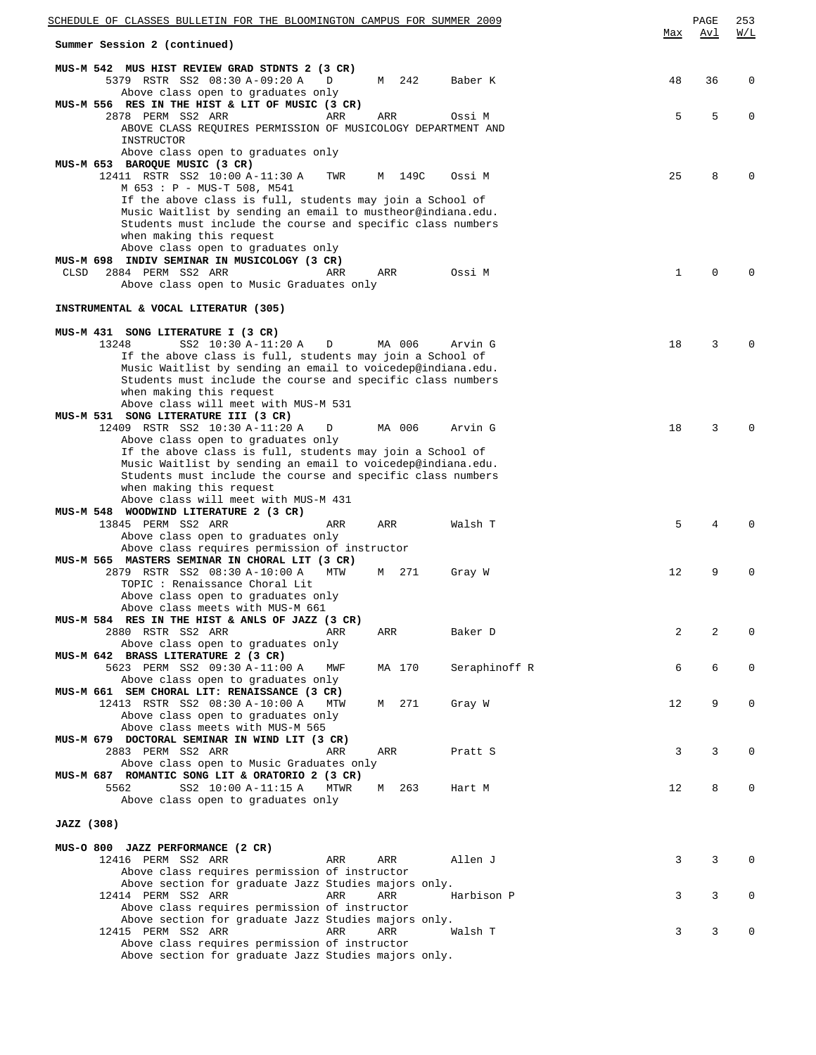Summary Session 2 (continued)

| | Max | Avl | W/L |
|---|---|---|---|
| **MUS-M 542 MUS HIST REVIEW GRAD STDNTS 2 (3 CR)** | | | |
| 5379 RSTR SS2 08:30 A-09:20 A D M 242 Baber K | 48 | 36 | 0 |
| Above class open to graduates only | | | |
| **MUS-M 556 RES IN THE HIST & LIT OF MUSIC (3 CR)** | | | |
| 2878 PERM SS2 ARR ARR ARR Ossi M | 5 | 5 | 0 |
| ABOVE CLASS REQUIRES PERMISSION OF MUSICOLOGY DEPARTMENT AND INSTRUCTOR | | | |
| Above class open to graduates only | | | |
| **MUS-M 653 BAROQUE MUSIC (3 CR)** | | | |
| 12411 RSTR SS2 10:00 A-11:30 A TWR M 149C Ossi M | 25 | 8 | 0 |
| M 653 : P - MUS-T 508, M541 | | | |
| If the above class is full, students may join a School of Music Waitlist by sending an email to mustheor@indiana.edu. Students must include the course and specific class numbers when making this request | | | |
| Above class open to graduates only | | | |
| **MUS-M 698 INDIV SEMINAR IN MUSICOLOGY (3 CR)** | | | |
| CLSD 2884 PERM SS2 ARR ARR ARR Ossi M | 1 | 0 | 0 |
| Above class open to Music Graduates only | | | |

**INSTRUMENTAL & VOCAL LITERATUR (305)**

| | Max | Avl | W/L |
|---|---|---|---|
| **MUS-M 431 SONG LITERATURE I (3 CR)** | | | |
| 13248 SS2 10:30 A-11:20 A D MA 006 Arvin G | 18 | 3 | 0 |
| If the above class is full, students may join a School of Music Waitlist by sending an email to voicedep@indiana.edu. Students must include the course and specific class numbers when making this request | | | |
| Above class will meet with MUS-M 531 | | | |
| **MUS-M 531 SONG LITERATURE III (3 CR)** | | | |
| 12409 RSTR SS2 10:30 A-11:20 A D MA 006 Arvin G | 18 | 3 | 0 |
| Above class open to graduates only | | | |
| If the above class is full, students may join a School of Music Waitlist by sending an email to voicedep@indiana.edu. Students must include the course and specific class numbers when making this request | | | |
| Above class will meet with MUS-M 431 | | | |
| **MUS-M 548 WOODWIND LITERATURE 2 (3 CR)** | | | |
| 13845 PERM SS2 ARR ARR ARR Walsh T | 5 | 4 | 0 |
| Above class open to graduates only | | | |
| Above class requires permission of instructor | | | |
| **MUS-M 565 MASTERS SEMINAR IN CHORAL LIT (3 CR)** | | | |
| 2879 RSTR SS2 08:30 A-10:00 A MTW M 271 Gray W | 12 | 9 | 0 |
| TOPIC : Renaissance Choral Lit | | | |
| Above class open to graduates only | | | |
| Above class meets with MUS-M 661 | | | |
| **MUS-M 584 RES IN THE HIST & ANLS OF JAZZ (3 CR)** | | | |
| 2880 RSTR SS2 ARR ARR ARR Baker D | 2 | 2 | 0 |
| Above class open to graduates only | | | |
| **MUS-M 642 BRASS LITERATURE 2 (3 CR)** | | | |
| 5623 PERM SS2 09:30 A-11:00 A MWF MA 170 Seraphinoff R | 6 | 6 | 0 |
| Above class open to graduates only | | | |
| **MUS-M 661 SEM CHORAL LIT: RENAISSANCE (3 CR)** | | | |
| 12413 RSTR SS2 08:30 A-10:00 A MTW M 271 Gray W | 12 | 9 | 0 |
| Above class open to graduates only | | | |
| Above class meets with MUS-M 565 | | | |
| **MUS-M 679 DOCTORAL SEMINAR IN WIND LIT (3 CR)** | | | |
| 2883 PERM SS2 ARR ARR ARR Pratt S | 3 | 3 | 0 |
| Above class open to Music Graduates only | | | |
| **MUS-M 687 ROMANTIC SONG LIT & ORATORIO 2 (3 CR)** | | | |
| 5562 SS2 10:00 A-11:15 A MTWR M 263 Hart M | 12 | 8 | 0 |
| Above class open to graduates only | | | |

**JAZZ (308)**

| | Max | Avl | W/L |
|---|---|---|---|
| **MUS-O 800 JAZZ PERFORMANCE (2 CR)** | | | |
| 12416 PERM SS2 ARR ARR ARR Allen J | 3 | 3 | 0 |
| Above class requires permission of instructor | | | |
| Above section for graduate Jazz Studies majors only. | | | |
| 12414 PERM SS2 ARR ARR ARR Harbison P | 3 | 3 | 0 |
| Above class requires permission of instructor | | | |
| Above section for graduate Jazz Studies majors only. | | | |
| 12415 PERM SS2 ARR ARR ARR Walsh T | 3 | 3 | 0 |
| Above class requires permission of instructor | | | |
| Above section for graduate Jazz Studies majors only. | | | |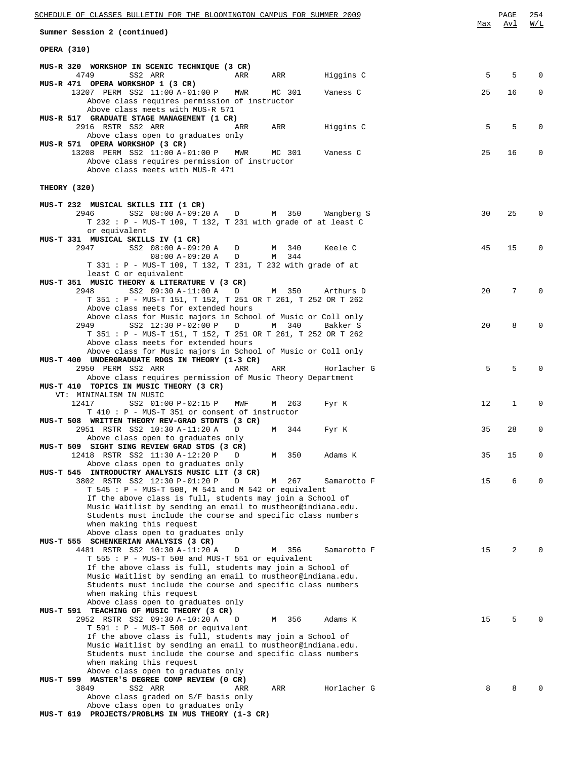Summer Session 2 (continued)

| | | | | | | Max | Avl | W/L |
|---|---|---|---|---|---|---|---|---|

## OPERA (310)

**MUS-R 320 WORKSHOP IN SCENIC TECHNIQUE (3 CR)**

```
4749        SS2 ARR             ARR    ARR      Higgins C          5    5    0
```

**MUS-R 471 OPERA WORKSHOP 1 (3 CR)**

```
13207 PERM  SS2 11:00 A-01:00 P  MWR    MC 301   Vaness C          25   16    0
   Above class requires permission of instructor
   Above class meets with MUS-R 571
```

**MUS-R 517 GRADUATE STAGE MANAGEMENT (1 CR)**

```
2916 RSTR SS2 ARR               ARR    ARR      Higgins C          5    5    0
   Above class open to graduates only
```

**MUS-R 571 OPERA WORKSHOP (3 CR)**

```
13208 PERM  SS2 11:00 A-01:00 P  MWR    MC 301   Vaness C          25   16    0
   Above class requires permission of instructor
   Above class meets with MUS-R 471
```

## THEORY (320)

**MUS-T 232 MUSICAL SKILLS III (1 CR)**

```
2946        SS2 08:00 A-09:20 A  D      M  350   Wangberg S        30   25    0
   T 232 : P - MUS-T 109, T 132, T 231 with grade of at least C
   or equivalent
```

**MUS-T 331 MUSICAL SKILLS IV (1 CR)**

```
2947        SS2 08:00 A-09:20 A  D      M  340   Keele C           45   15    0
                08:00 A-09:20 A  D      M  344
   T 331 : P - MUS-T 109, T 132, T 231, T 232 with grade of at
   least C or equivalent
```

**MUS-T 351 MUSIC THEORY & LITERATURE V (3 CR)**

```
2948        SS2 09:30 A-11:00 A  D      M  350   Arthurs D         20    7    0
   T 351 : P - MUS-T 151, T 152, T 251 OR T 261, T 252 OR T 262
   Above class meets for extended hours
   Above class for Music majors in School of Music or Coll only
2949        SS2 12:30 P-02:00 P  D      M  340   Bakker S          20    8    0
   T 351 : P - MUS-T 151, T 152, T 251 OR T 261, T 252 OR T 262
   Above class meets for extended hours
   Above class for Music majors in School of Music or Coll only
```

**MUS-T 400 UNDERGRADUATE RDGS IN THEORY (1-3 CR)**

```
2950 PERM SS2 ARR               ARR    ARR      Horlacher G        5    5    0
   Above class requires permission of Music Theory Department
```

**MUS-T 410 TOPICS IN MUSIC THEORY (3 CR)**

```
VT: MINIMALISM IN MUSIC
12417       SS2 01:00 P-02:15 P  MWF    M  263   Fyr K             12    1    0
   T 410 : P - MUS-T 351 or consent of instructor
```

**MUS-T 508 WRITTEN THEORY REV-GRAD STDNTS (3 CR)**

```
2951 RSTR SS2 10:30 A-11:20 A   D      M  344   Fyr K             35   28    0
   Above class open to graduates only
```

**MUS-T 509 SIGHT SING REVIEW GRAD STDS (3 CR)**

```
12418 RSTR SS2 11:30 A-12:20 P  D      M  350   Adams K           35   15    0
   Above class open to graduates only
```

**MUS-T 545 INTRODUCTRY ANALYSIS MUSIC LIT (3 CR)**

```
3802 RSTR SS2 12:30 P-01:20 P   D      M  267   Samarotto F       15    6    0
   T 545 : P - MUS-T 508, M 541 and M 542 or equivalent
   If the above class is full, students may join a School of
   Music Waitlist by sending an email to mustheor@indiana.edu.
   Students must include the course and specific class numbers
   when making this request
   Above class open to graduates only
```

**MUS-T 555 SCHENKERIAN ANALYSIS (3 CR)**

```
4481 RSTR SS2 10:30 A-11:20 A   D      M  356   Samarotto F       15    2    0
   T 555 : P - MUS-T 508 and MUS-T 551 or equivalent
   If the above class is full, students may join a School of
   Music Waitlist by sending an email to mustheor@indiana.edu.
   Students must include the course and specific class numbers
   when making this request
   Above class open to graduates only
```

**MUS-T 591 TEACHING OF MUSIC THEORY (3 CR)**

```
2952 RSTR SS2 09:30 A-10:20 A   D      M  356   Adams K           15    5    0
   T 591 : P - MUS-T 508 or equivalent
   If the above class is full, students may join a School of
   Music Waitlist by sending an email to mustheor@indiana.edu.
   Students must include the course and specific class numbers
   when making this request
   Above class open to graduates only
```

**MUS-T 599 MASTER'S DEGREE COMP REVIEW (0 CR)**

```
3849        SS2 ARR             ARR    ARR      Horlacher G        8    8    0
   Above class graded on S/F basis only
   Above class open to graduates only
```

**MUS-T 619 PROJECTS/PROBLMS IN MUS THEORY (1-3 CR)**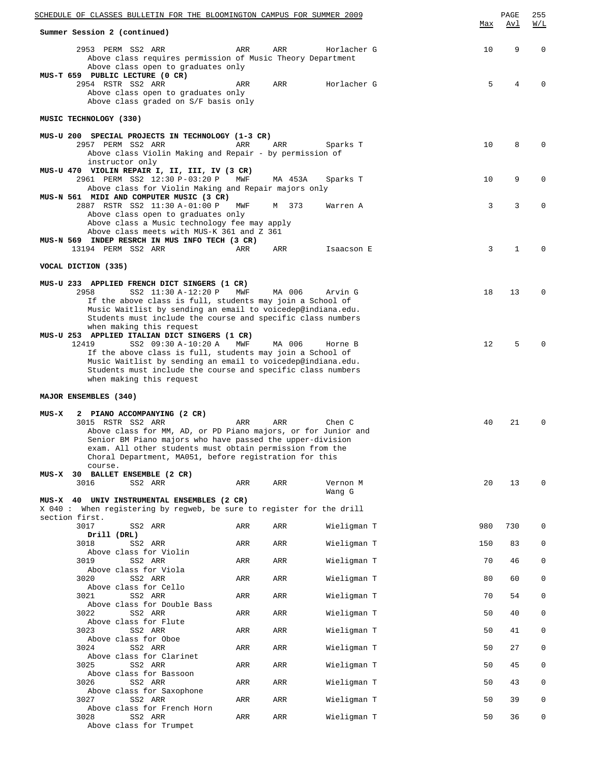**Summary Session 2 (continued)**

| | Max | Avl | W/L |
|---|---|---|---|
| 2953 PERM SS2 ARR ARR ARR Horlacher G | 10 | 9 | 0 |
| Above class requires permission of Music Theory Department<br>Above class open to graduates only | | | |
| **MUS-T 659 PUBLIC LECTURE (0 CR)** | | | |
| 2954 RSTR SS2 ARR ARR ARR Horlacher G | 5 | 4 | 0 |
| Above class open to graduates only<br>Above class graded on S/F basis only | | | |

**MUSIC TECHNOLOGY (330)**

| | Max | Avl | W/L |
|---|---|---|---|
| **MUS-U 200 SPECIAL PROJECTS IN TECHNOLOGY (1-3 CR)** | | | |
| 2957 PERM SS2 ARR ARR ARR Sparks T | 10 | 8 | 0 |
| Above class Violin Making and Repair - by permission of instructor only | | | |
| **MUS-U 470 VIOLIN REPAIR I, II, III, IV (3 CR)** | | | |
| 2961 PERM SS2 12:30 P-03:20 P MWF MA 453A Sparks T | 10 | 9 | 0 |
| Above class for Violin Making and Repair majors only | | | |
| **MUS-N 561 MIDI AND COMPUTER MUSIC (3 CR)** | | | |
| 2887 RSTR SS2 11:30 A-01:00 P MWF M 373 Warren A | 3 | 3 | 0 |
| Above class open to graduates only<br>Above class a Music technology fee may apply<br>Above class meets with MUS-K 361 and Z 361 | | | |
| **MUS-N 569 INDEP RESRCH IN MUS INFO TECH (3 CR)** | | | |
| 13194 PERM SS2 ARR ARR ARR Isaacson E | 3 | 1 | 0 |

**VOCAL DICTION (335)**

| | Max | Avl | W/L |
|---|---|---|---|
| **MUS-U 233 APPLIED FRENCH DICT SINGERS (1 CR)** | | | |
| 2958 SS2 11:30 A-12:20 P MWF MA 006 Arvin G | 18 | 13 | 0 |
| If the above class is full, students may join a School of Music Waitlist by sending an email to voicedep@indiana.edu. Students must include the course and specific class numbers when making this request | | | |
| **MUS-U 253 APPLIED ITALIAN DICT SINGERS (1 CR)** | | | |
| 12419 SS2 09:30 A-10:20 A MWF MA 006 Horne B | 12 | 5 | 0 |
| If the above class is full, students may join a School of Music Waitlist by sending an email to voicedep@indiana.edu. Students must include the course and specific class numbers when making this request | | | |

**MAJOR ENSEMBLES (340)**

| | Max | Avl | W/L |
|---|---|---|---|
| **MUS-X 2 PIANO ACCOMPANYING (2 CR)** | | | |
| 3015 RSTR SS2 ARR ARR ARR Chen C | 40 | 21 | 0 |
| Above class for MM, AD, or PD Piano majors, or for Junior and Senior BM Piano majors who have passed the upper-division exam. All other students must obtain permission from the Choral Department, MA051, before registration for this course. | | | |
| **MUS-X 30 BALLET ENSEMBLE (2 CR)** | | | |
| 3016 SS2 ARR ARR ARR Vernon M, Wang G | 20 | 13 | 0 |
| **MUS-X 40 UNIV INSTRUMENTAL ENSEMBLES (2 CR)** | | | |
| X 040 : When registering by regweb, be sure to register for the drill section first. | | | |
| 3017 SS2 ARR ARR ARR Wieligman T | 980 | 730 | 0 |
| Drill (DRL) | | | |
| 3018 SS2 ARR ARR ARR Wieligman T | 150 | 83 | 0 |
| Above class for Violin | | | |
| 3019 SS2 ARR ARR ARR Wieligman T | 70 | 46 | 0 |
| Above class for Viola | | | |
| 3020 SS2 ARR ARR ARR Wieligman T | 80 | 60 | 0 |
| Above class for Cello | | | |
| 3021 SS2 ARR ARR ARR Wieligman T | 70 | 54 | 0 |
| Above class for Double Bass | | | |
| 3022 SS2 ARR ARR ARR Wieligman T | 50 | 40 | 0 |
| Above class for Flute | | | |
| 3023 SS2 ARR ARR ARR Wieligman T | 50 | 41 | 0 |
| Above class for Oboe | | | |
| 3024 SS2 ARR ARR ARR Wieligman T | 50 | 27 | 0 |
| Above class for Clarinet | | | |
| 3025 SS2 ARR ARR ARR Wieligman T | 50 | 45 | 0 |
| Above class for Bassoon | | | |
| 3026 SS2 ARR ARR ARR Wieligman T | 50 | 43 | 0 |
| Above class for Saxophone | | | |
| 3027 SS2 ARR ARR ARR Wieligman T | 50 | 39 | 0 |
| Above class for French Horn | | | |
| 3028 SS2 ARR ARR ARR Wieligman T | 50 | 36 | 0 |
| Above class for Trumpet | | | |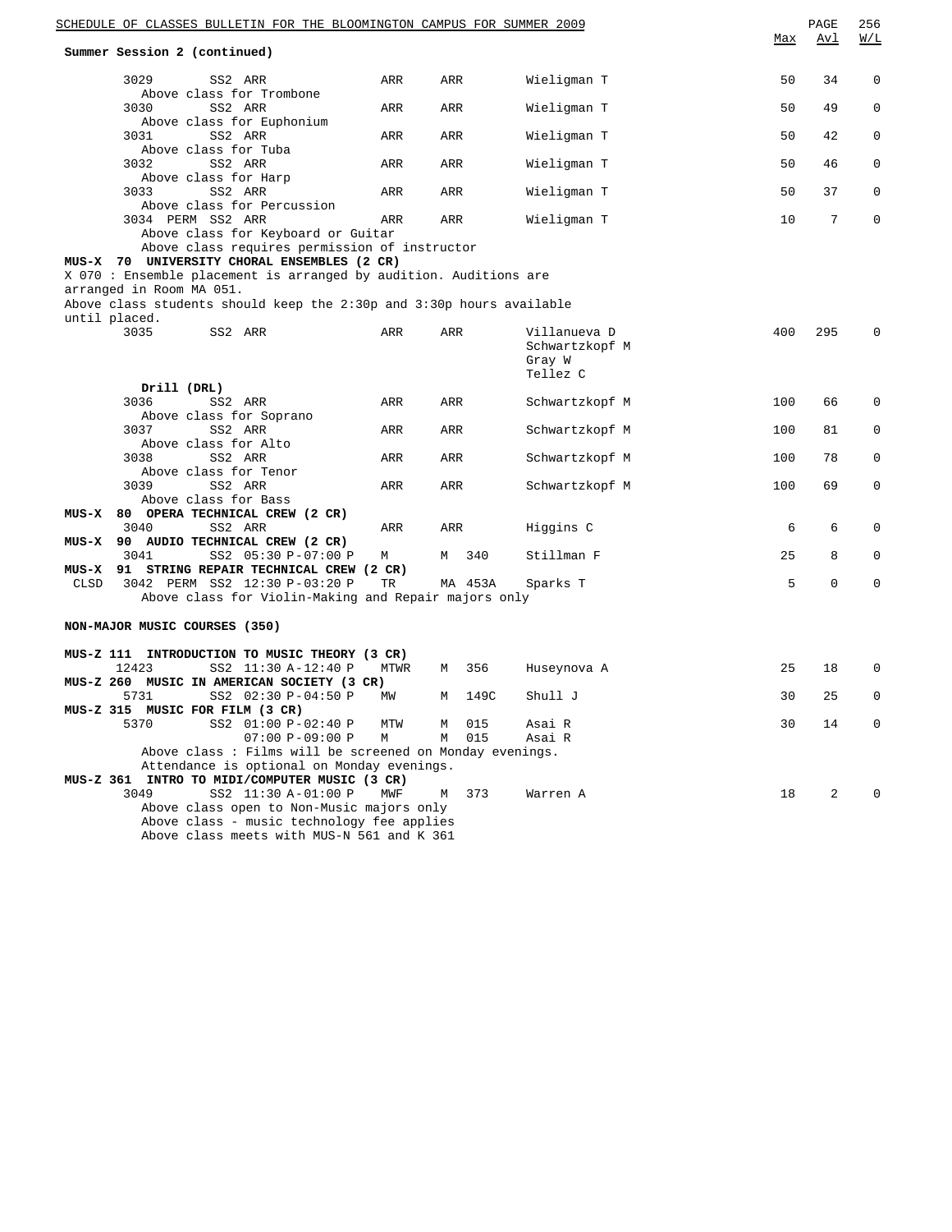**Summer Session 2 (continued)**

| | Class | | Session | Time | Days | Room | Instructor | Max | Avl | W/L |
|---|---|---|---|---|---|---|---|---|---|---|
| | 3029 | | SS2 | ARR | ARR | ARR | Wieligman T | 50 | 34 | 0 |
| | Above class for Trombone | | | | | | | | | |
| | 3030 | | SS2 | ARR | ARR | ARR | Wieligman T | 50 | 49 | 0 |
| | Above class for Euphonium | | | | | | | | | |
| | 3031 | | SS2 | ARR | ARR | ARR | Wieligman T | 50 | 42 | 0 |
| | Above class for Tuba | | | | | | | | | |
| | 3032 | | SS2 | ARR | ARR | ARR | Wieligman T | 50 | 46 | 0 |
| | Above class for Harp | | | | | | | | | |
| | 3033 | | SS2 | ARR | ARR | ARR | Wieligman T | 50 | 37 | 0 |
| | Above class for Percussion | | | | | | | | | |
| | 3034 | PERM | SS2 | ARR | ARR | ARR | Wieligman T | 10 | 7 | 0 |
| | Above class for Keyboard or Guitar | | | | | | | | | |
| | Above class requires permission of instructor | | | | | | | | | |

**MUS-X 70 UNIVERSITY CHORAL ENSEMBLES (2 CR)**

X 070 : Ensemble placement is arranged by audition. Auditions are arranged in Room MA 051.
Above class students should keep the 2:30p and 3:30p hours available until placed.

| | Class | | Session | Time | Days | Room | Instructor | Max | Avl | W/L |
|---|---|---|---|---|---|---|---|---|---|---|
| | 3035 | | SS2 | ARR | ARR | ARR | Villanueva D, Schwartzkopf M, Gray W, Tellez C | 400 | 295 | 0 |

**Drill (DRL)**

| | Class | | Session | Time | Days | Room | Instructor | Max | Avl | W/L |
|---|---|---|---|---|---|---|---|---|---|---|
| | 3036 | | SS2 | ARR | ARR | ARR | Schwartzkopf M | 100 | 66 | 0 |
| | Above class for Soprano | | | | | | | | | |
| | 3037 | | SS2 | ARR | ARR | ARR | Schwartzkopf M | 100 | 81 | 0 |
| | Above class for Alto | | | | | | | | | |
| | 3038 | | SS2 | ARR | ARR | ARR | Schwartzkopf M | 100 | 78 | 0 |
| | Above class for Tenor | | | | | | | | | |
| | 3039 | | SS2 | ARR | ARR | ARR | Schwartzkopf M | 100 | 69 | 0 |
| | Above class for Bass | | | | | | | | | |

**MUS-X 80 OPERA TECHNICAL CREW (2 CR)**

| | Class | | Session | Time | Days | Room | Instructor | Max | Avl | W/L |
|---|---|---|---|---|---|---|---|---|---|---|
| | 3040 | | SS2 | ARR | ARR | ARR | Higgins C | 6 | 6 | 0 |

**MUS-X 90 AUDIO TECHNICAL CREW (2 CR)**

| | Class | | Session | Time | Days | Room | Instructor | Max | Avl | W/L |
|---|---|---|---|---|---|---|---|---|---|---|
| | 3041 | | SS2 | 05:30 P-07:00 P | M | M 340 | Stillman F | 25 | 8 | 0 |

**MUS-X 91 STRING REPAIR TECHNICAL CREW (2 CR)**

| | Class | | Session | Time | Days | Room | Instructor | Max | Avl | W/L |
|---|---|---|---|---|---|---|---|---|---|---|
| CLSD | 3042 | PERM | SS2 | 12:30 P-03:20 P | TR | MA 453A | Sparks T | 5 | 0 | 0 |
| | Above class for Violin-Making and Repair majors only | | | | | | | | | |

**NON-MAJOR MUSIC COURSES (350)**

**MUS-Z 111 INTRODUCTION TO MUSIC THEORY (3 CR)**

| | Class | | Session | Time | Days | Room | Instructor | Max | Avl | W/L |
|---|---|---|---|---|---|---|---|---|---|---|
| | 12423 | | SS2 | 11:30 A-12:40 P | MTWR | M 356 | Huseynova A | 25 | 18 | 0 |

**MUS-Z 260 MUSIC IN AMERICAN SOCIETY (3 CR)**

| | Class | | Session | Time | Days | Room | Instructor | Max | Avl | W/L |
|---|---|---|---|---|---|---|---|---|---|---|
| | 5731 | | SS2 | 02:30 P-04:50 P | MW | M 149C | Shull J | 30 | 25 | 0 |

**MUS-Z 315 MUSIC FOR FILM (3 CR)**

| | Class | | Session | Time | Days | Room | Instructor | Max | Avl | W/L |
|---|---|---|---|---|---|---|---|---|---|---|
| | 5370 | | SS2 | 01:00 P-02:40 P | MTW | M 015 | Asai R | 30 | 14 | 0 |
| | | | | 07:00 P-09:00 P | M | M 015 | Asai R | | | |
| | Above class : Films will be screened on Monday evenings. Attendance is optional on Monday evenings. | | | | | | | | | |

**MUS-Z 361 INTRO TO MIDI/COMPUTER MUSIC (3 CR)**

| | Class | | Session | Time | Days | Room | Instructor | Max | Avl | W/L |
|---|---|---|---|---|---|---|---|---|---|---|
| | 3049 | | SS2 | 11:30 A-01:00 P | MWF | M 373 | Warren A | 18 | 2 | 0 |
| | Above class open to Non-Music majors only | | | | | | | | | |
| | Above class - music technology fee applies | | | | | | | | | |
| | Above class meets with MUS-N 561 and K 361 | | | | | | | | | |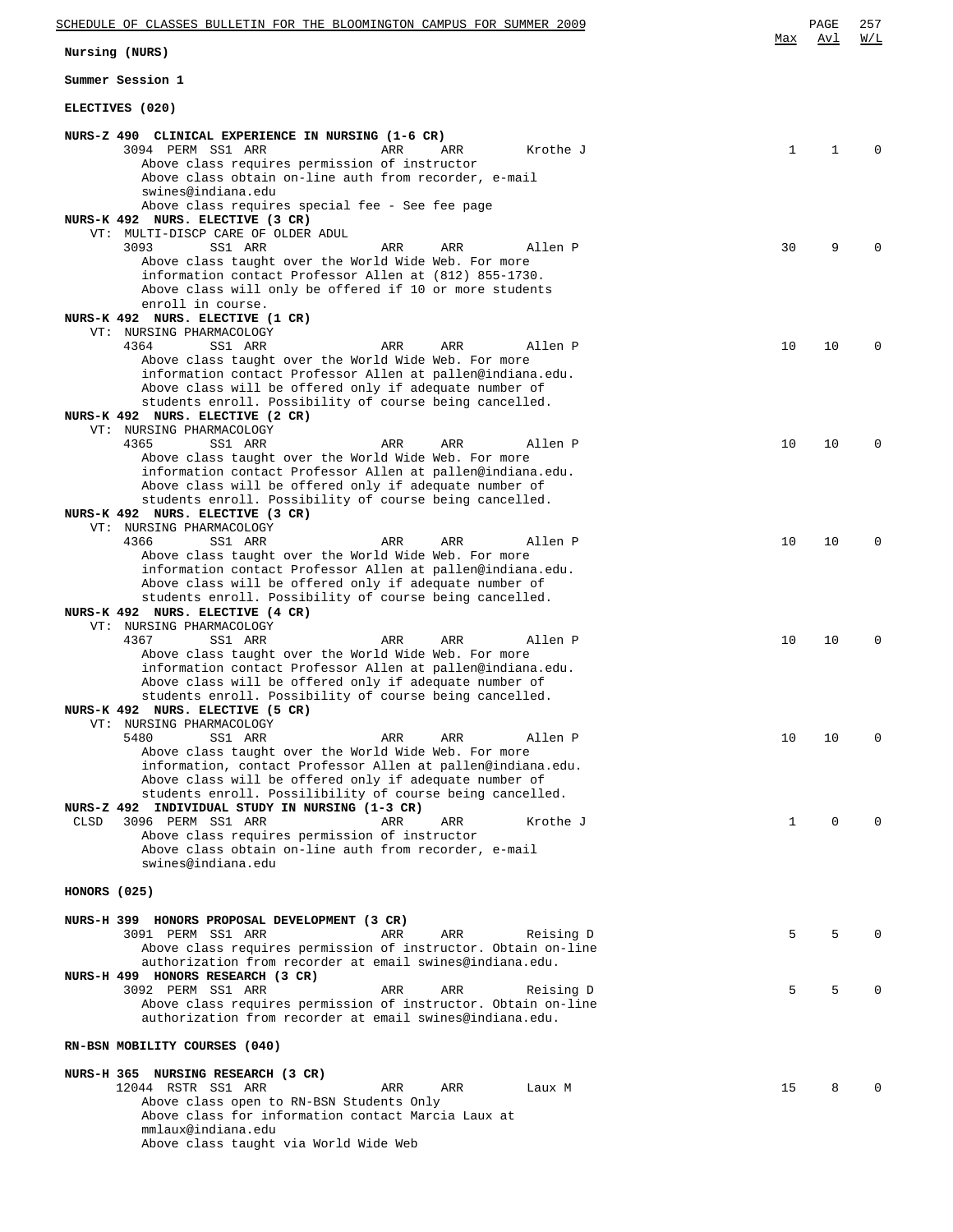## Nursing (NURS)

### Summer Session 1

#### ELECTIVES (020)

| Course / Class | | | | | Max | Avl | W/L |
|---|---|---|---|---|---|---|---|
| **NURS-Z 490 CLINICAL EXPERIENCE IN NURSING (1-6 CR)** | | | | | | | |
| 3094 PERM SS1 ARR | ARR | ARR | Krothe J | | 1 | 1 | 0 |
| **NURS-K 492 NURS. ELECTIVE (3 CR)** VT: MULTI-DISCP CARE OF OLDER ADUL | | | | | | | |
| 3093 SS1 ARR | ARR | ARR | Allen P | | 30 | 9 | 0 |
| **NURS-K 492 NURS. ELECTIVE (1 CR)** VT: NURSING PHARMACOLOGY | | | | | | | |
| 4364 SS1 ARR | ARR | ARR | Allen P | | 10 | 10 | 0 |
| **NURS-K 492 NURS. ELECTIVE (2 CR)** VT: NURSING PHARMACOLOGY | | | | | | | |
| 4365 SS1 ARR | ARR | ARR | Allen P | | 10 | 10 | 0 |
| **NURS-K 492 NURS. ELECTIVE (3 CR)** VT: NURSING PHARMACOLOGY | | | | | | | |
| 4366 SS1 ARR | ARR | ARR | Allen P | | 10 | 10 | 0 |
| **NURS-K 492 NURS. ELECTIVE (4 CR)** VT: NURSING PHARMACOLOGY | | | | | | | |
| 4367 SS1 ARR | ARR | ARR | Allen P | | 10 | 10 | 0 |
| **NURS-K 492 NURS. ELECTIVE (5 CR)** VT: NURSING PHARMACOLOGY | | | | | | | |
| 5480 SS1 ARR | ARR | ARR | Allen P | | 10 | 10 | 0 |
| **NURS-Z 492 INDIVIDUAL STUDY IN NURSING (1-3 CR)** | | | | | | | |
| CLSD 3096 PERM SS1 ARR | ARR | ARR | Krothe J | | 1 | 0 | 0 |

Notes:

- **NURS-Z 490 (3094):** Above class requires permission of instructor. Above class obtain on-line auth from recorder, e-mail swines@indiana.edu. Above class requires special fee - See fee page
- **NURS-K 492 (3093):** Above class taught over the World Wide Web. For more information contact Professor Allen at (812) 855-1730. Above class will only be offered if 10 or more students enroll in course.
- **NURS-K 492 (4364, 4365, 4366, 4367):** Above class taught over the World Wide Web. For more information contact Professor Allen at pallen@indiana.edu. Above class will be offered only if adequate number of students enroll. Possibility of course being cancelled.
- **NURS-K 492 (5480):** Above class taught over the World Wide Web. For more information, contact Professor Allen at pallen@indiana.edu. Above class will be offered only if adequate number of students enroll. Possilibility of course being cancelled.
- **NURS-Z 492 (3096):** Above class requires permission of instructor. Above class obtain on-line auth from recorder, e-mail swines@indiana.edu

#### HONORS (025)

| Course / Class | | | | | Max | Avl | W/L |
|---|---|---|---|---|---|---|---|
| **NURS-H 399 HONORS PROPOSAL DEVELOPMENT (3 CR)** | | | | | | | |
| 3091 PERM SS1 ARR | ARR | ARR | Reising D | | 5 | 5 | 0 |
| **NURS-H 499 HONORS RESEARCH (3 CR)** | | | | | | | |
| 3092 PERM SS1 ARR | ARR | ARR | Reising D | | 5 | 5 | 0 |

Notes:

- **NURS-H 399 (3091):** Above class requires permission of instructor. Obtain on-line authorization from recorder at email swines@indiana.edu.
- **NURS-H 499 (3092):** Above class requires permission of instructor. Obtain on-line authorization from recorder at email swines@indiana.edu.

#### RN-BSN MOBILITY COURSES (040)

| Course / Class | | | | | Max | Avl | W/L |
|---|---|---|---|---|---|---|---|
| **NURS-H 365 NURSING RESEARCH (3 CR)** | | | | | | | |
| 12044 RSTR SS1 ARR | ARR | ARR | Laux M | | 15 | 8 | 0 |

Notes:

- **NURS-H 365 (12044):** Above class open to RN-BSN Students Only. Above class for information contact Marcia Laux at mmlaux@indiana.edu. Above class taught via World Wide Web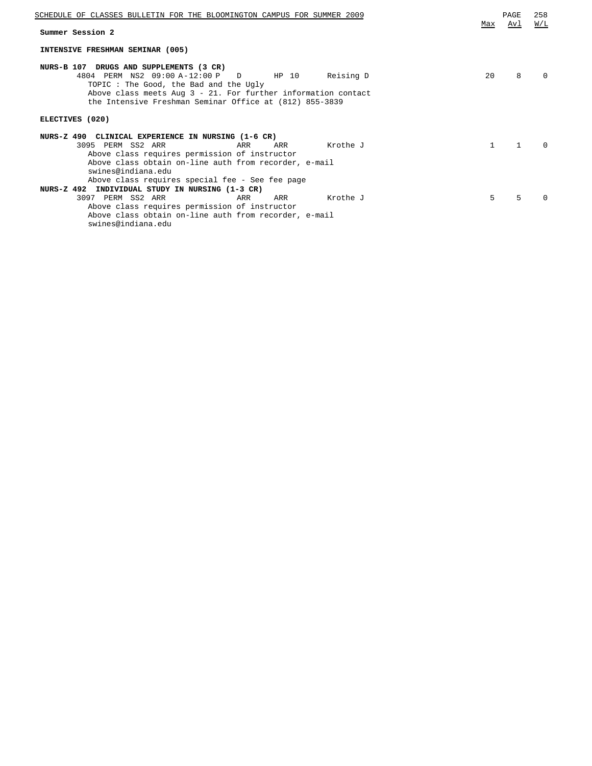**Summary Session 2**

**INTENSIVE FRESHMAN SEMINAR (005)**

| | Max | Avl | W/L |
|---|---|---|---|
| **NURS-B 107 DRUGS AND SUPPLEMENTS (3 CR)** | | | |
| 4804 PERM NS2 09:00 A-12:00 P D HP 10 Reising D | 20 | 8 | 0 |
| TOPIC : The Good, the Bad and the Ugly | | | |
| Above class meets Aug 3 - 21. For further information contact the Intensive Freshman Seminar Office at (812) 855-3839 | | | |

**ELECTIVES (020)**

| | Max | Avl | W/L |
|---|---|---|---|
| **NURS-Z 490 CLINICAL EXPERIENCE IN NURSING (1-6 CR)** | | | |
| 3095 PERM SS2 ARR ARR ARR Krothe J | 1 | 1 | 0 |
| Above class requires permission of instructor | | | |
| Above class obtain on-line auth from recorder, e-mail swines@indiana.edu | | | |
| Above class requires special fee - See fee page | | | |
| **NURS-Z 492 INDIVIDUAL STUDY IN NURSING (1-3 CR)** | | | |
| 3097 PERM SS2 ARR ARR ARR Krothe J | 5 | 5 | 0 |
| Above class requires permission of instructor | | | |
| Above class obtain on-line auth from recorder, e-mail swines@indiana.edu | | | |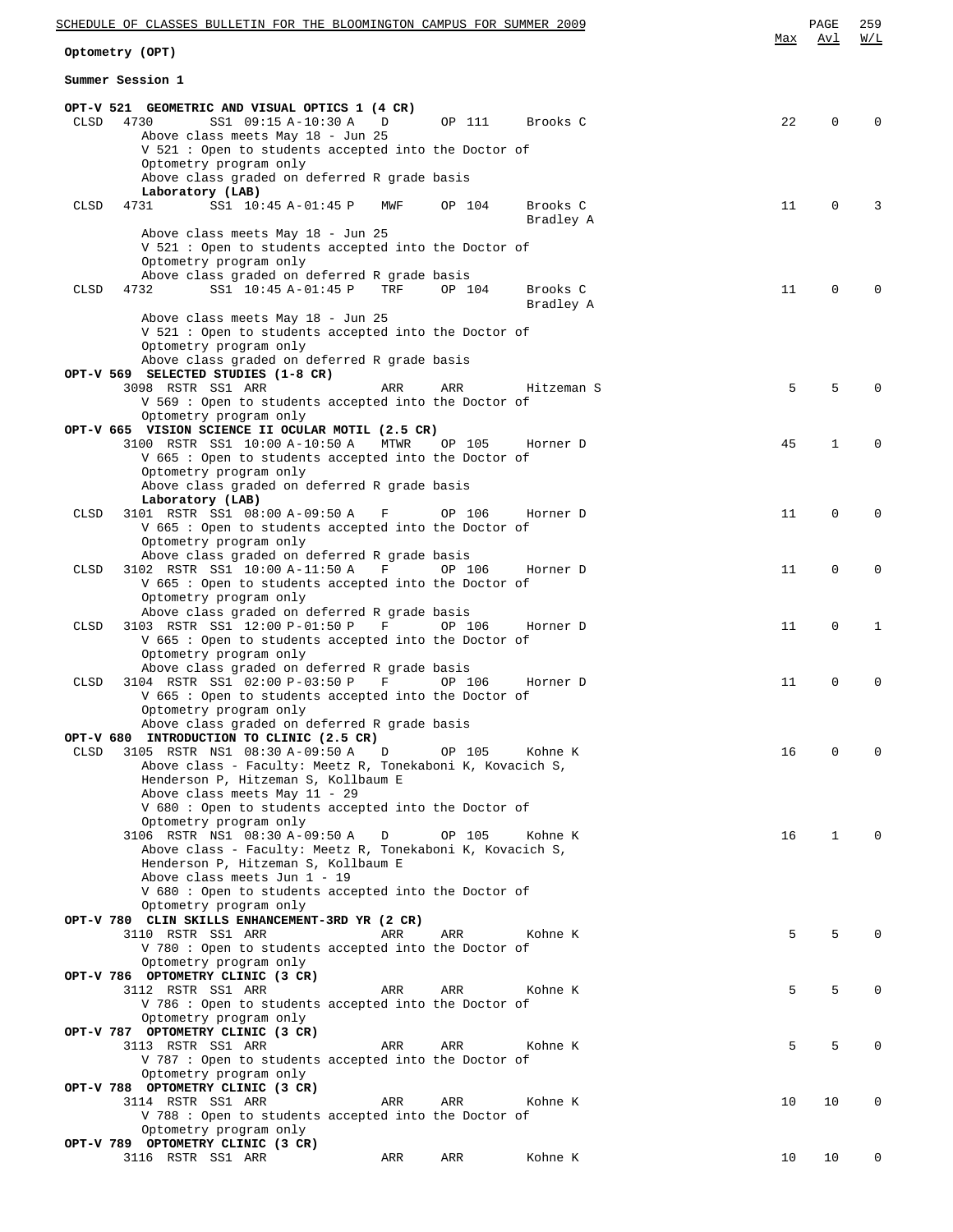## Optometry (OPT)

### Summer Session 1

**OPT-V 521 GEOMETRIC AND VISUAL OPTICS 1 (4 CR)**

| | Class | | Time | Days | Room | Instructor | Max | Avl | W/L |
|---|---|---|---|---|---|---|---|---|---|
| CLSD | 4730 | SS1 | 09:15 A-10:30 A | D | OP 111 | Brooks C | 22 | 0 | 0 |

Above class meets May 18 - Jun 25
V 521 : Open to students accepted into the Doctor of Optometry program only
Above class graded on deferred R grade basis

**Laboratory (LAB)**

| | Class | | Time | Days | Room | Instructor | Max | Avl | W/L |
|---|---|---|---|---|---|---|---|---|---|
| CLSD | 4731 | SS1 | 10:45 A-01:45 P | MWF | OP 104 | Brooks C, Bradley A | 11 | 0 | 3 |

Above class meets May 18 - Jun 25
V 521 : Open to students accepted into the Doctor of Optometry program only
Above class graded on deferred R grade basis

| | Class | | Time | Days | Room | Instructor | Max | Avl | W/L |
|---|---|---|---|---|---|---|---|---|---|
| CLSD | 4732 | SS1 | 10:45 A-01:45 P | TRF | OP 104 | Brooks C, Bradley A | 11 | 0 | 0 |

Above class meets May 18 - Jun 25
V 521 : Open to students accepted into the Doctor of Optometry program only
Above class graded on deferred R grade basis

**OPT-V 569 SELECTED STUDIES (1-8 CR)**

| | Class | | Time | Days | Room | Instructor | Max | Avl | W/L |
|---|---|---|---|---|---|---|---|---|---|
| | 3098 RSTR | SS1 | ARR | ARR | ARR | Hitzeman S | 5 | 5 | 0 |

V 569 : Open to students accepted into the Doctor of Optometry program only

**OPT-V 665 VISION SCIENCE II OCULAR MOTIL (2.5 CR)**

| | Class | | Time | Days | Room | Instructor | Max | Avl | W/L |
|---|---|---|---|---|---|---|---|---|---|
| | 3100 RSTR | SS1 | 10:00 A-10:50 A | MTWR | OP 105 | Horner D | 45 | 1 | 0 |

V 665 : Open to students accepted into the Doctor of Optometry program only
Above class graded on deferred R grade basis

**Laboratory (LAB)**

| | Class | | Time | Days | Room | Instructor | Max | Avl | W/L |
|---|---|---|---|---|---|---|---|---|---|
| CLSD | 3101 RSTR | SS1 | 08:00 A-09:50 A | F | OP 106 | Horner D | 11 | 0 | 0 |

V 665 : Open to students accepted into the Doctor of Optometry program only
Above class graded on deferred R grade basis

| | Class | | Time | Days | Room | Instructor | Max | Avl | W/L |
|---|---|---|---|---|---|---|---|---|---|
| CLSD | 3102 RSTR | SS1 | 10:00 A-11:50 A | F | OP 106 | Horner D | 11 | 0 | 0 |

V 665 : Open to students accepted into the Doctor of Optometry program only
Above class graded on deferred R grade basis

| | Class | | Time | Days | Room | Instructor | Max | Avl | W/L |
|---|---|---|---|---|---|---|---|---|---|
| CLSD | 3103 RSTR | SS1 | 12:00 P-01:50 P | F | OP 106 | Horner D | 11 | 0 | 1 |

V 665 : Open to students accepted into the Doctor of Optometry program only
Above class graded on deferred R grade basis

| | Class | | Time | Days | Room | Instructor | Max | Avl | W/L |
|---|---|---|---|---|---|---|---|---|---|
| CLSD | 3104 RSTR | SS1 | 02:00 P-03:50 P | F | OP 106 | Horner D | 11 | 0 | 0 |

V 665 : Open to students accepted into the Doctor of Optometry program only
Above class graded on deferred R grade basis

**OPT-V 680 INTRODUCTION TO CLINIC (2.5 CR)**

| | Class | | Time | Days | Room | Instructor | Max | Avl | W/L |
|---|---|---|---|---|---|---|---|---|---|
| CLSD | 3105 RSTR | NS1 | 08:30 A-09:50 A | D | OP 105 | Kohne K | 16 | 0 | 0 |

Above class - Faculty: Meetz R, Tonekaboni K, Kovacich S, Henderson P, Hitzeman S, Kollbaum E
Above class meets May 11 - 29
V 680 : Open to students accepted into the Doctor of Optometry program only

| | Class | | Time | Days | Room | Instructor | Max | Avl | W/L |
|---|---|---|---|---|---|---|---|---|---|
| | 3106 RSTR | NS1 | 08:30 A-09:50 A | D | OP 105 | Kohne K | 16 | 1 | 0 |

Above class - Faculty: Meetz R, Tonekaboni K, Kovacich S, Henderson P, Hitzeman S, Kollbaum E
Above class meets Jun 1 - 19
V 680 : Open to students accepted into the Doctor of Optometry program only

**OPT-V 780 CLIN SKILLS ENHANCEMENT-3RD YR (2 CR)**

| | Class | | Time | Days | Room | Instructor | Max | Avl | W/L |
|---|---|---|---|---|---|---|---|---|---|
| | 3110 RSTR | SS1 | ARR | ARR | ARR | Kohne K | 5 | 5 | 0 |

V 780 : Open to students accepted into the Doctor of Optometry program only

**OPT-V 786 OPTOMETRY CLINIC (3 CR)**

| | Class | | Time | Days | Room | Instructor | Max | Avl | W/L |
|---|---|---|---|---|---|---|---|---|---|
| | 3112 RSTR | SS1 | ARR | ARR | ARR | Kohne K | 5 | 5 | 0 |

V 786 : Open to students accepted into the Doctor of Optometry program only

**OPT-V 787 OPTOMETRY CLINIC (3 CR)**

| | Class | | Time | Days | Room | Instructor | Max | Avl | W/L |
|---|---|---|---|---|---|---|---|---|---|
| | 3113 RSTR | SS1 | ARR | ARR | ARR | Kohne K | 5 | 5 | 0 |

V 787 : Open to students accepted into the Doctor of Optometry program only

**OPT-V 788 OPTOMETRY CLINIC (3 CR)**

| | Class | | Time | Days | Room | Instructor | Max | Avl | W/L |
|---|---|---|---|---|---|---|---|---|---|
| | 3114 RSTR | SS1 | ARR | ARR | ARR | Kohne K | 10 | 10 | 0 |

V 788 : Open to students accepted into the Doctor of Optometry program only

**OPT-V 789 OPTOMETRY CLINIC (3 CR)**

| | Class | | Time | Days | Room | Instructor | Max | Avl | W/L |
|---|---|---|---|---|---|---|---|---|---|
| | 3116 RSTR | SS1 | ARR | ARR | ARR | Kohne K | 10 | 10 | 0 |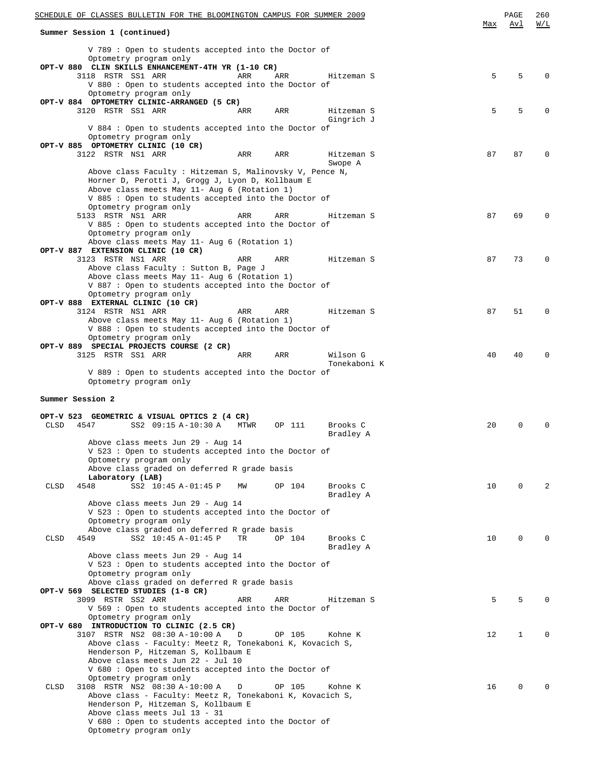Summer Session 1 (continued)

| | | | | | Max | Avl | W/L |
|---|---|---|---|---|---|---|---|
| V 789 : Open to students accepted into the Doctor of Optometry program only | | | | | | | |

**OPT-V 880 CLIN SKILLS ENHANCEMENT-4TH YR (1-10 CR)**

| Class | Session | Time | Days | Room | Instructor | Max | Avl | W/L |
|---|---|---|---|---|---|---|---|---|
| 3118 RSTR | SS1 | ARR | ARR | ARR | Hitzeman S | 5 | 5 | 0 |

V 880 : Open to students accepted into the Doctor of Optometry program only

**OPT-V 884 OPTOMETRY CLINIC-ARRANGED (5 CR)**

| Class | Session | Time | Days | Room | Instructor | Max | Avl | W/L |
|---|---|---|---|---|---|---|---|---|
| 3120 RSTR | SS1 | ARR | ARR | ARR | Hitzeman S, Gingrich J | 5 | 5 | 0 |

V 884 : Open to students accepted into the Doctor of Optometry program only

**OPT-V 885 OPTOMETRY CLINIC (10 CR)**

| Class | Session | Time | Days | Room | Instructor | Max | Avl | W/L |
|---|---|---|---|---|---|---|---|---|
| 3122 RSTR | NS1 | ARR | ARR | ARR | Hitzeman S, Swope A | 87 | 87 | 0 |

Above class Faculty : Hitzeman S, Malinovsky V, Pence N, Horner D, Perotti J, Grogg J, Lyon D, Kollbaum E
Above class meets May 11- Aug 6 (Rotation 1)
V 885 : Open to students accepted into the Doctor of Optometry program only

| Class | Session | Time | Days | Room | Instructor | Max | Avl | W/L |
|---|---|---|---|---|---|---|---|---|
| 5133 RSTR | NS1 | ARR | ARR | ARR | Hitzeman S | 87 | 69 | 0 |

V 885 : Open to students accepted into the Doctor of Optometry program only
Above class meets May 11- Aug 6 (Rotation 1)

**OPT-V 887 EXTENSION CLINIC (10 CR)**

| Class | Session | Time | Days | Room | Instructor | Max | Avl | W/L |
|---|---|---|---|---|---|---|---|---|
| 3123 RSTR | NS1 | ARR | ARR | ARR | Hitzeman S | 87 | 73 | 0 |

Above class Faculty : Sutton B, Page J
Above class meets May 11- Aug 6 (Rotation 1)
V 887 : Open to students accepted into the Doctor of Optometry program only

**OPT-V 888 EXTERNAL CLINIC (10 CR)**

| Class | Session | Time | Days | Room | Instructor | Max | Avl | W/L |
|---|---|---|---|---|---|---|---|---|
| 3124 RSTR | NS1 | ARR | ARR | ARR | Hitzeman S | 87 | 51 | 0 |

Above class meets May 11- Aug 6 (Rotation 1)
V 888 : Open to students accepted into the Doctor of Optometry program only

**OPT-V 889 SPECIAL PROJECTS COURSE (2 CR)**

| Class | Session | Time | Days | Room | Instructor | Max | Avl | W/L |
|---|---|---|---|---|---|---|---|---|
| 3125 RSTR | SS1 | ARR | ARR | ARR | Wilson G, Tonekaboni K | 40 | 40 | 0 |

V 889 : Open to students accepted into the Doctor of Optometry program only

## Summer Session 2

**OPT-V 523 GEOMETRIC & VISUAL OPTICS 2 (4 CR)**

| Class | Session | Time | Days | Room | Instructor | Max | Avl | W/L |
|---|---|---|---|---|---|---|---|---|
| CLSD 4547 | SS2 | 09:15 A-10:30 A | MTWR | OP 111 | Brooks C, Bradley A | 20 | 0 | 0 |

Above class meets Jun 29 - Aug 14
V 523 : Open to students accepted into the Doctor of Optometry program only
Above class graded on deferred R grade basis

**Laboratory (LAB)**

| Class | Session | Time | Days | Room | Instructor | Max | Avl | W/L |
|---|---|---|---|---|---|---|---|---|
| CLSD 4548 | SS2 | 10:45 A-01:45 P | MW | OP 104 | Brooks C, Bradley A | 10 | 0 | 2 |

Above class meets Jun 29 - Aug 14
V 523 : Open to students accepted into the Doctor of Optometry program only
Above class graded on deferred R grade basis

| Class | Session | Time | Days | Room | Instructor | Max | Avl | W/L |
|---|---|---|---|---|---|---|---|---|
| CLSD 4549 | SS2 | 10:45 A-01:45 P | TR | OP 104 | Brooks C, Bradley A | 10 | 0 | 0 |

Above class meets Jun 29 - Aug 14
V 523 : Open to students accepted into the Doctor of Optometry program only
Above class graded on deferred R grade basis

**OPT-V 569 SELECTED STUDIES (1-8 CR)**

| Class | Session | Time | Days | Room | Instructor | Max | Avl | W/L |
|---|---|---|---|---|---|---|---|---|
| 3099 RSTR | SS2 | ARR | ARR | ARR | Hitzeman S | 5 | 5 | 0 |

V 569 : Open to students accepted into the Doctor of Optometry program only

**OPT-V 680 INTRODUCTION TO CLINIC (2.5 CR)**

| Class | Session | Time | Days | Room | Instructor | Max | Avl | W/L |
|---|---|---|---|---|---|---|---|---|
| 3107 RSTR | NS2 | 08:30 A-10:00 A | D | OP 105 | Kohne K | 12 | 1 | 0 |

Above class - Faculty: Meetz R, Tonekaboni K, Kovacich S, Henderson P, Hitzeman S, Kollbaum E
Above class meets Jun 22 - Jul 10
V 680 : Open to students accepted into the Doctor of Optometry program only

| Class | Session | Time | Days | Room | Instructor | Max | Avl | W/L |
|---|---|---|---|---|---|---|---|---|
| CLSD 3108 RSTR | NS2 | 08:30 A-10:00 A | D | OP 105 | Kohne K | 16 | 0 | 0 |

Above class - Faculty: Meetz R, Tonekaboni K, Kovacich S, Henderson P, Hitzeman S, Kollbaum E
Above class meets Jul 13 - 31
V 680 : Open to students accepted into the Doctor of Optometry program only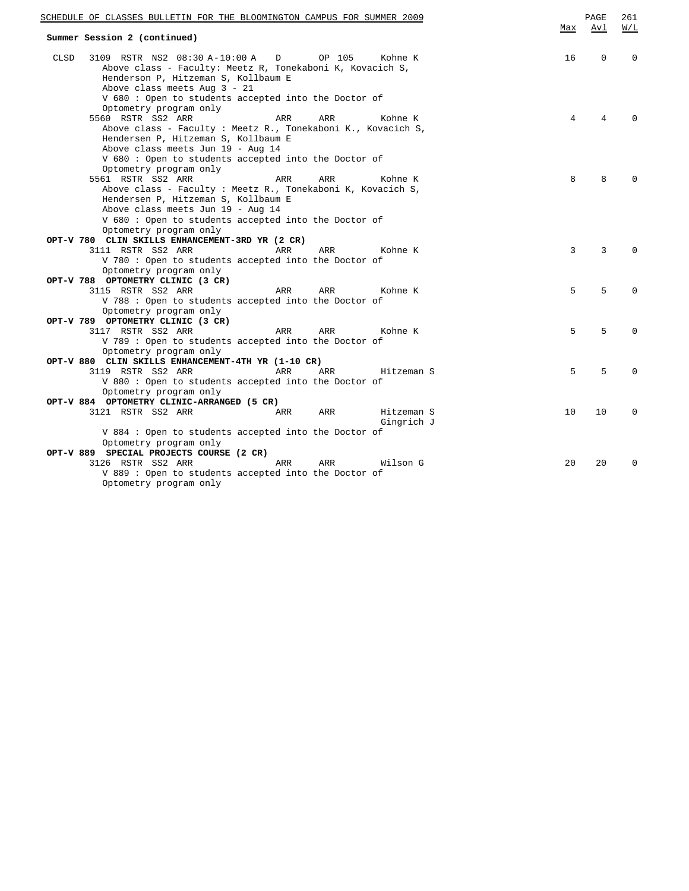**Summer Session 2 (continued)**

| | | Max | Avl | W/L |
|---|---|---|---|---|
| CLSD | 3109 RSTR NS2 08:30 A-10:00 A D OP 105 Kohne K | 16 | 0 | 0 |
| | Above class - Faculty: Meetz R, Tonekaboni K, Kovacich S, Henderson P, Hitzeman S, Kollbaum E | | | |
| | Above class meets Aug 3 - 21 | | | |
| | V 680 : Open to students accepted into the Doctor of Optometry program only | | | |
| | 5560 RSTR SS2 ARR ARR ARR Kohne K | 4 | 4 | 0 |
| | Above class - Faculty : Meetz R., Tonekaboni K., Kovacich S, Hendersen P, Hitzeman S, Kollbaum E | | | |
| | Above class meets Jun 19 - Aug 14 | | | |
| | V 680 : Open to students accepted into the Doctor of Optometry program only | | | |
| | 5561 RSTR SS2 ARR ARR ARR Kohne K | 8 | 8 | 0 |
| | Above class - Faculty : Meetz R., Tonekaboni K, Kovacich S, Hendersen P, Hitzeman S, Kollbaum E | | | |
| | Above class meets Jun 19 - Aug 14 | | | |
| | V 680 : Open to students accepted into the Doctor of Optometry program only | | | |
| **OPT-V 780 CLIN SKILLS ENHANCEMENT-3RD YR (2 CR)** | | | | |
| | 3111 RSTR SS2 ARR ARR ARR Kohne K | 3 | 3 | 0 |
| | V 780 : Open to students accepted into the Doctor of Optometry program only | | | |
| **OPT-V 788 OPTOMETRY CLINIC (3 CR)** | | | | |
| | 3115 RSTR SS2 ARR ARR ARR Kohne K | 5 | 5 | 0 |
| | V 788 : Open to students accepted into the Doctor of Optometry program only | | | |
| **OPT-V 789 OPTOMETRY CLINIC (3 CR)** | | | | |
| | 3117 RSTR SS2 ARR ARR ARR Kohne K | 5 | 5 | 0 |
| | V 789 : Open to students accepted into the Doctor of Optometry program only | | | |
| **OPT-V 880 CLIN SKILLS ENHANCEMENT-4TH YR (1-10 CR)** | | | | |
| | 3119 RSTR SS2 ARR ARR ARR Hitzeman S | 5 | 5 | 0 |
| | V 880 : Open to students accepted into the Doctor of Optometry program only | | | |
| **OPT-V 884 OPTOMETRY CLINIC-ARRANGED (5 CR)** | | | | |
| | 3121 RSTR SS2 ARR ARR ARR Hitzeman S, Gingrich J | 10 | 10 | 0 |
| | V 884 : Open to students accepted into the Doctor of Optometry program only | | | |
| **OPT-V 889 SPECIAL PROJECTS COURSE (2 CR)** | | | | |
| | 3126 RSTR SS2 ARR ARR ARR Wilson G | 20 | 20 | 0 |
| | V 889 : Open to students accepted into the Doctor of Optometry program only | | | |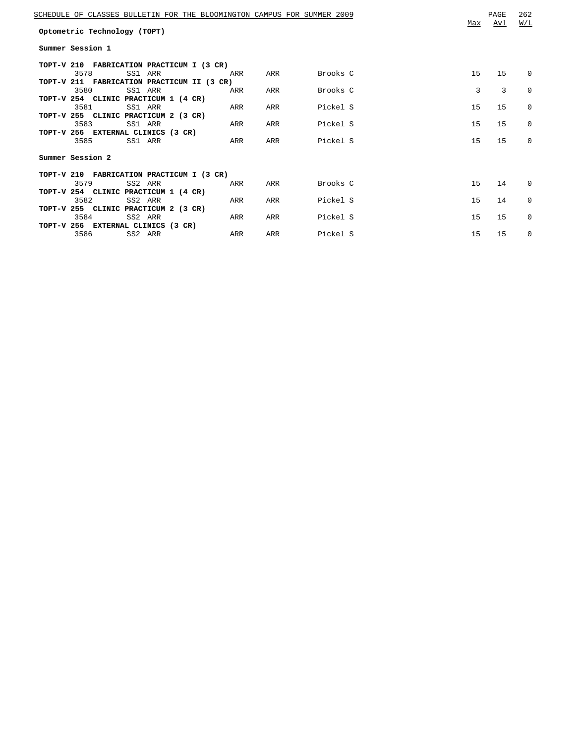## Optometric Technology (TOPT)

### Summer Session 1

| Course / Class # | Session | Days/Time | | | Instructor | Max | Avl | W/L |
|---|---|---|---|---|---|---|---|---|
| **TOPT-V 210 FABRICATION PRACTICUM I (3 CR)** | | | | | | | | |
| 3578 | SS1 | ARR | ARR | ARR | Brooks C | 15 | 15 | 0 |
| **TOPT-V 211 FABRICATION PRACTICUM II (3 CR)** | | | | | | | | |
| 3580 | SS1 | ARR | ARR | ARR | Brooks C | 3 | 3 | 0 |
| **TOPT-V 254 CLINIC PRACTICUM 1 (4 CR)** | | | | | | | | |
| 3581 | SS1 | ARR | ARR | ARR | Pickel S | 15 | 15 | 0 |
| **TOPT-V 255 CLINIC PRACTICUM 2 (3 CR)** | | | | | | | | |
| 3583 | SS1 | ARR | ARR | ARR | Pickel S | 15 | 15 | 0 |
| **TOPT-V 256 EXTERNAL CLINICS (3 CR)** | | | | | | | | |
| 3585 | SS1 | ARR | ARR | ARR | Pickel S | 15 | 15 | 0 |

### Summer Session 2

| Course / Class # | Session | Days/Time | | | Instructor | Max | Avl | W/L |
|---|---|---|---|---|---|---|---|---|
| **TOPT-V 210 FABRICATION PRACTICUM I (3 CR)** | | | | | | | | |
| 3579 | SS2 | ARR | ARR | ARR | Brooks C | 15 | 14 | 0 |
| **TOPT-V 254 CLINIC PRACTICUM 1 (4 CR)** | | | | | | | | |
| 3582 | SS2 | ARR | ARR | ARR | Pickel S | 15 | 14 | 0 |
| **TOPT-V 255 CLINIC PRACTICUM 2 (3 CR)** | | | | | | | | |
| 3584 | SS2 | ARR | ARR | ARR | Pickel S | 15 | 15 | 0 |
| **TOPT-V 256 EXTERNAL CLINICS (3 CR)** | | | | | | | | |
| 3586 | SS2 | ARR | ARR | ARR | Pickel S | 15 | 15 | 0 |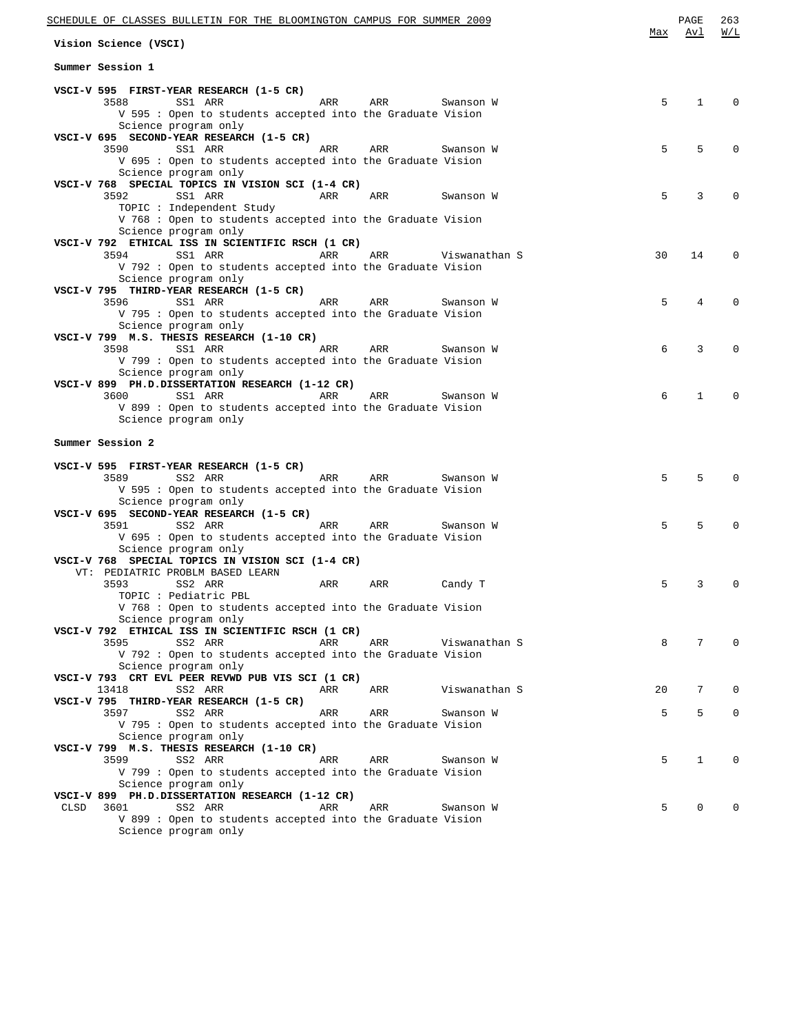## Vision Science (VSCI)

### Summer Session 1

| Course / Class | Session | Days | Time | Room | Instructor | Max | Avl | W/L |
|---|---|---|---|---|---|---|---|---|
| **VSCI-V 595 FIRST-YEAR RESEARCH (1-5 CR)** | | | | | | | | |
| 3588 | SS1 | ARR | ARR | ARR | Swanson W | 5 | 1 | 0 |
| V 595 : Open to students accepted into the Graduate Vision Science program only | | | | | | | | |
| **VSCI-V 695 SECOND-YEAR RESEARCH (1-5 CR)** | | | | | | | | |
| 3590 | SS1 | ARR | ARR | ARR | Swanson W | 5 | 5 | 0 |
| V 695 : Open to students accepted into the Graduate Vision Science program only | | | | | | | | |
| **VSCI-V 768 SPECIAL TOPICS IN VISION SCI (1-4 CR)** | | | | | | | | |
| 3592 | SS1 | ARR | ARR | ARR | Swanson W | 5 | 3 | 0 |
| TOPIC : Independent Study | | | | | | | | |
| V 768 : Open to students accepted into the Graduate Vision Science program only | | | | | | | | |
| **VSCI-V 792 ETHICAL ISS IN SCIENTIFIC RSCH (1 CR)** | | | | | | | | |
| 3594 | SS1 | ARR | ARR | ARR | Viswanathan S | 30 | 14 | 0 |
| V 792 : Open to students accepted into the Graduate Vision Science program only | | | | | | | | |
| **VSCI-V 795 THIRD-YEAR RESEARCH (1-5 CR)** | | | | | | | | |
| 3596 | SS1 | ARR | ARR | ARR | Swanson W | 5 | 4 | 0 |
| V 795 : Open to students accepted into the Graduate Vision Science program only | | | | | | | | |
| **VSCI-V 799 M.S. THESIS RESEARCH (1-10 CR)** | | | | | | | | |
| 3598 | SS1 | ARR | ARR | ARR | Swanson W | 6 | 3 | 0 |
| V 799 : Open to students accepted into the Graduate Vision Science program only | | | | | | | | |
| **VSCI-V 899 PH.D.DISSERTATION RESEARCH (1-12 CR)** | | | | | | | | |
| 3600 | SS1 | ARR | ARR | ARR | Swanson W | 6 | 1 | 0 |
| V 899 : Open to students accepted into the Graduate Vision Science program only | | | | | | | | |

### Summer Session 2

| Course / Class | Session | Days | Time | Room | Instructor | Max | Avl | W/L |
|---|---|---|---|---|---|---|---|---|
| **VSCI-V 595 FIRST-YEAR RESEARCH (1-5 CR)** | | | | | | | | |
| 3589 | SS2 | ARR | ARR | ARR | Swanson W | 5 | 5 | 0 |
| V 595 : Open to students accepted into the Graduate Vision Science program only | | | | | | | | |
| **VSCI-V 695 SECOND-YEAR RESEARCH (1-5 CR)** | | | | | | | | |
| 3591 | SS2 | ARR | ARR | ARR | Swanson W | 5 | 5 | 0 |
| V 695 : Open to students accepted into the Graduate Vision Science program only | | | | | | | | |
| **VSCI-V 768 SPECIAL TOPICS IN VISION SCI (1-4 CR)** | | | | | | | | |
| VT: PEDIATRIC PROBLM BASED LEARN | | | | | | | | |
| 3593 | SS2 | ARR | ARR | ARR | Candy T | 5 | 3 | 0 |
| TOPIC : Pediatric PBL | | | | | | | | |
| V 768 : Open to students accepted into the Graduate Vision Science program only | | | | | | | | |
| **VSCI-V 792 ETHICAL ISS IN SCIENTIFIC RSCH (1 CR)** | | | | | | | | |
| 3595 | SS2 | ARR | ARR | ARR | Viswanathan S | 8 | 7 | 0 |
| V 792 : Open to students accepted into the Graduate Vision Science program only | | | | | | | | |
| **VSCI-V 793 CRT EVL PEER REVWD PUB VIS SCI (1 CR)** | | | | | | | | |
| 13418 | SS2 | ARR | ARR | ARR | Viswanathan S | 20 | 7 | 0 |
| **VSCI-V 795 THIRD-YEAR RESEARCH (1-5 CR)** | | | | | | | | |
| 3597 | SS2 | ARR | ARR | ARR | Swanson W | 5 | 5 | 0 |
| V 795 : Open to students accepted into the Graduate Vision Science program only | | | | | | | | |
| **VSCI-V 799 M.S. THESIS RESEARCH (1-10 CR)** | | | | | | | | |
| 3599 | SS2 | ARR | ARR | ARR | Swanson W | 5 | 1 | 0 |
| V 799 : Open to students accepted into the Graduate Vision Science program only | | | | | | | | |
| **VSCI-V 899 PH.D.DISSERTATION RESEARCH (1-12 CR)** | | | | | | | | |
| CLSD 3601 | SS2 | ARR | ARR | ARR | Swanson W | 5 | 0 | 0 |
| V 899 : Open to students accepted into the Graduate Vision Science program only | | | | | | | | |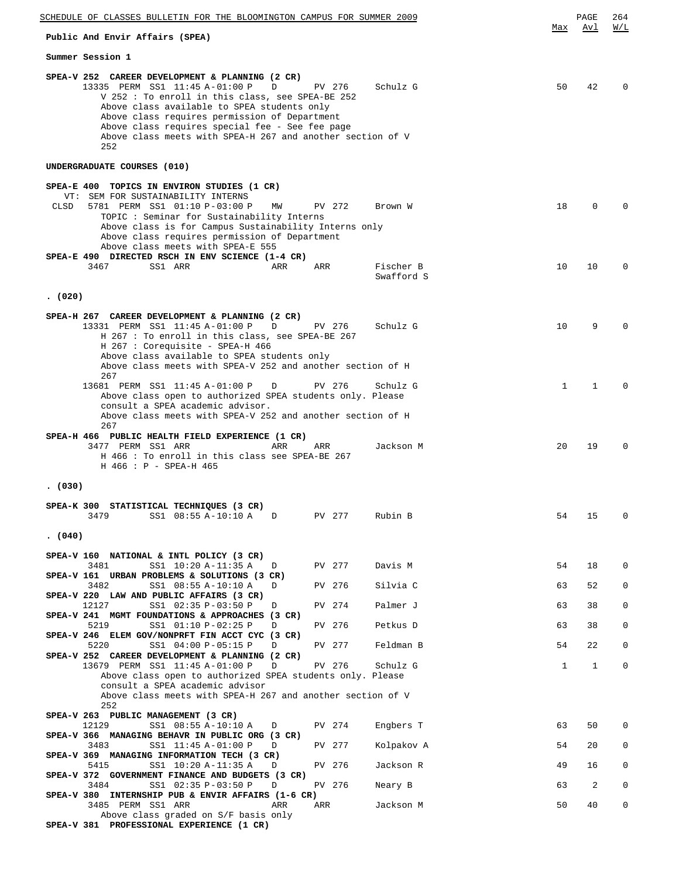## Public And Envir Affairs (SPEA)

### Summer Session 1

**SPEA-V 252 CAREER DEVELOPMENT & PLANNING (2 CR)**

| Class | Perm | Session | Time | Days | Room | Instructor | Max | Avl | W/L |
|---|---|---|---|---|---|---|---|---|---|
| 13335 | PERM | SS1 | 11:45 A-01:00 P | D | PV 276 | Schulz G | 50 | 42 | 0 |

V 252 : To enroll in this class, see SPEA-BE 252
Above class available to SPEA students only
Above class requires permission of Department
Above class requires special fee - See fee page
Above class meets with SPEA-H 267 and another section of V 252

### UNDERGRADUATE COURSES (010)

**SPEA-E 400 TOPICS IN ENVIRON STUDIES (1 CR)**
VT: SEM FOR SUSTAINABILITY INTERNS

| Class | Perm | Session | Time | Days | Room | Instructor | Max | Avl | W/L |
|---|---|---|---|---|---|---|---|---|---|
| CLSD 5781 | PERM | SS1 | 01:10 P-03:00 P | MW | PV 272 | Brown W | 18 | 0 | 0 |

TOPIC : Seminar for Sustainability Interns
Above class is for Campus Sustainability Interns only
Above class requires permission of Department
Above class meets with SPEA-E 555

**SPEA-E 490 DIRECTED RSCH IN ENV SCIENCE (1-4 CR)**

| Class | Perm | Session | Time | Days | Room | Instructor | Max | Avl | W/L |
|---|---|---|---|---|---|---|---|---|---|
| 3467 | | SS1 | ARR | ARR | ARR | Fischer B, Swafford S | 10 | 10 | 0 |

### . (020)

**SPEA-H 267 CAREER DEVELOPMENT & PLANNING (2 CR)**

| Class | Perm | Session | Time | Days | Room | Instructor | Max | Avl | W/L |
|---|---|---|---|---|---|---|---|---|---|
| 13331 | PERM | SS1 | 11:45 A-01:00 P | D | PV 276 | Schulz G | 10 | 9 | 0 |

H 267 : To enroll in this class, see SPEA-BE 267
H 267 : Corequisite - SPEA-H 466
Above class available to SPEA students only
Above class meets with SPEA-V 252 and another section of H 267

| Class | Perm | Session | Time | Days | Room | Instructor | Max | Avl | W/L |
|---|---|---|---|---|---|---|---|---|---|
| 13681 | PERM | SS1 | 11:45 A-01:00 P | D | PV 276 | Schulz G | 1 | 1 | 0 |

Above class open to authorized SPEA students only. Please consult a SPEA academic advisor.
Above class meets with SPEA-V 252 and another section of H 267

**SPEA-H 466 PUBLIC HEALTH FIELD EXPERIENCE (1 CR)**

| Class | Perm | Session | Time | Days | Room | Instructor | Max | Avl | W/L |
|---|---|---|---|---|---|---|---|---|---|
| 3477 | PERM | SS1 | ARR | ARR | ARR | Jackson M | 20 | 19 | 0 |

H 466 : To enroll in this class see SPEA-BE 267
H 466 : P - SPEA-H 465

### . (030)

**SPEA-K 300 STATISTICAL TECHNIQUES (3 CR)**

| Class | Perm | Session | Time | Days | Room | Instructor | Max | Avl | W/L |
|---|---|---|---|---|---|---|---|---|---|
| 3479 | | SS1 | 08:55 A-10:10 A | D | PV 277 | Rubin B | 54 | 15 | 0 |

### . (040)

| Course / Class | Perm | Session | Time | Days | Room | Instructor | Max | Avl | W/L |
|---|---|---|---|---|---|---|---|---|---|
| **SPEA-V 160 NATIONAL & INTL POLICY (3 CR)** | | | | | | | | | |
| 3481 | | SS1 | 10:20 A-11:35 A | D | PV 277 | Davis M | 54 | 18 | 0 |
| **SPEA-V 161 URBAN PROBLEMS & SOLUTIONS (3 CR)** | | | | | | | | | |
| 3482 | | SS1 | 08:55 A-10:10 A | D | PV 276 | Silvia C | 63 | 52 | 0 |
| **SPEA-V 220 LAW AND PUBLIC AFFAIRS (3 CR)** | | | | | | | | | |
| 12127 | | SS1 | 02:35 P-03:50 P | D | PV 274 | Palmer J | 63 | 38 | 0 |
| **SPEA-V 241 MGMT FOUNDATIONS & APPROACHES (3 CR)** | | | | | | | | | |
| 5219 | | SS1 | 01:10 P-02:25 P | D | PV 276 | Petkus D | 63 | 38 | 0 |
| **SPEA-V 246 ELEM GOV/NONPRFT FIN ACCT CYC (3 CR)** | | | | | | | | | |
| 5220 | | SS1 | 04:00 P-05:15 P | D | PV 277 | Feldman B | 54 | 22 | 0 |
| **SPEA-V 252 CAREER DEVELOPMENT & PLANNING (2 CR)** | | | | | | | | | |
| 13679 | PERM | SS1 | 11:45 A-01:00 P | D | PV 276 | Schulz G | 1 | 1 | 0 |

Above class open to authorized SPEA students only. Please consult a SPEA academic advisor
Above class meets with SPEA-H 267 and another section of V 252

| Course / Class | Perm | Session | Time | Days | Room | Instructor | Max | Avl | W/L |
|---|---|---|---|---|---|---|---|---|---|
| **SPEA-V 263 PUBLIC MANAGEMENT (3 CR)** | | | | | | | | | |
| 12129 | | SS1 | 08:55 A-10:10 A | D | PV 274 | Engbers T | 63 | 50 | 0 |
| **SPEA-V 366 MANAGING BEHAVR IN PUBLIC ORG (3 CR)** | | | | | | | | | |
| 3483 | | SS1 | 11:45 A-01:00 P | D | PV 277 | Kolpakov A | 54 | 20 | 0 |
| **SPEA-V 369 MANAGING INFORMATION TECH (3 CR)** | | | | | | | | | |
| 5415 | | SS1 | 10:20 A-11:35 A | D | PV 276 | Jackson R | 49 | 16 | 0 |
| **SPEA-V 372 GOVERNMENT FINANCE AND BUDGETS (3 CR)** | | | | | | | | | |
| 3484 | | SS1 | 02:35 P-03:50 P | D | PV 276 | Neary B | 63 | 2 | 0 |
| **SPEA-V 380 INTERNSHIP PUB & ENVIR AFFAIRS (1-6 CR)** | | | | | | | | | |
| 3485 | PERM | SS1 | ARR | ARR | ARR | Jackson M | 50 | 40 | 0 |

Above class graded on S/F basis only

**SPEA-V 381 PROFESSIONAL EXPERIENCE (1 CR)**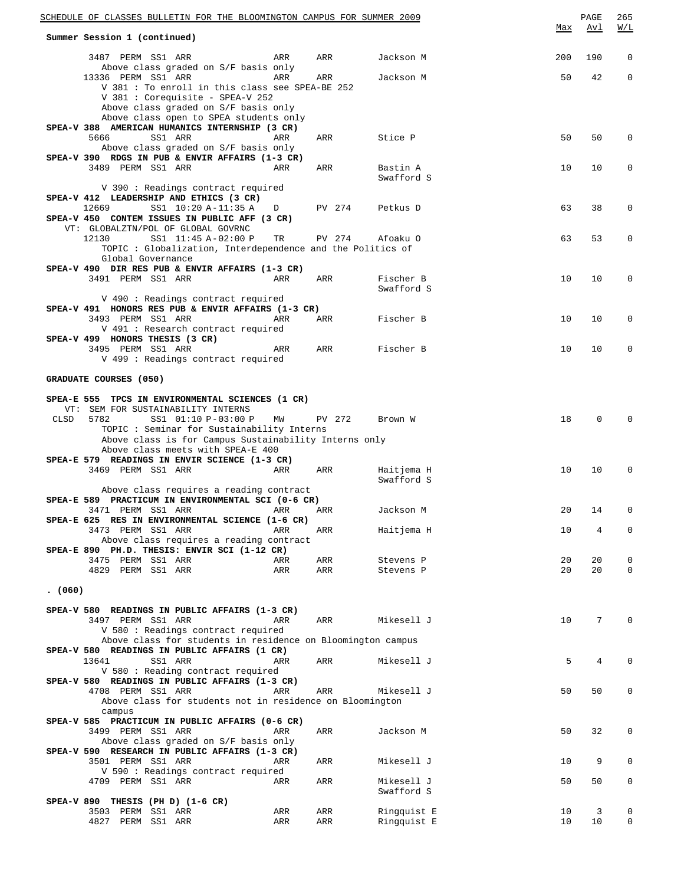Summer Session 1 (continued)

| | | | | | Max | Avl | W/L |
|---|---|---|---|---|---|---|---|
| 3487 PERM SS1 ARR | ARR | ARR | Jackson M | | 200 | 190 | 0 |

Above class graded on S/F basis only

| | | | | | Max | Avl | W/L |
|---|---|---|---|---|---|---|---|
| 13336 PERM SS1 ARR | ARR | ARR | Jackson M | | 50 | 42 | 0 |

V 381 : To enroll in this class see SPEA-BE 252
V 381 : Corequisite - SPEA-V 252
Above class graded on S/F basis only
Above class open to SPEA students only

**SPEA-V 388 AMERICAN HUMANICS INTERNSHIP (3 CR)**

| | | | | | Max | Avl | W/L |
|---|---|---|---|---|---|---|---|
| 5666 SS1 ARR | ARR | ARR | Stice P | | 50 | 50 | 0 |

Above class graded on S/F basis only

**SPEA-V 390 RDGS IN PUB & ENVIR AFFAIRS (1-3 CR)**

| | | | | | Max | Avl | W/L |
|---|---|---|---|---|---|---|---|
| 3489 PERM SS1 ARR | ARR | ARR | Bastin A, Swafford S | | 10 | 10 | 0 |

V 390 : Readings contract required

**SPEA-V 412 LEADERSHIP AND ETHICS (3 CR)**

| | | | | | Max | Avl | W/L |
|---|---|---|---|---|---|---|---|
| 12669 SS1 10:20 A-11:35 A | D | PV 274 | Petkus D | | 63 | 38 | 0 |

**SPEA-V 450 CONTEM ISSUES IN PUBLIC AFF (3 CR)**
VT: GLOBALZTN/POL OF GLOBAL GOVRNC

| | | | | | Max | Avl | W/L |
|---|---|---|---|---|---|---|---|
| 12130 SS1 11:45 A-02:00 P | TR | PV 274 | Afoaku O | | 63 | 53 | 0 |

TOPIC : Globalization, Interdependence and the Politics of Global Governance

**SPEA-V 490 DIR RES PUB & ENVIR AFFAIRS (1-3 CR)**

| | | | | | Max | Avl | W/L |
|---|---|---|---|---|---|---|---|
| 3491 PERM SS1 ARR | ARR | ARR | Fischer B, Swafford S | | 10 | 10 | 0 |

V 490 : Readings contract required

**SPEA-V 491 HONORS RES PUB & ENVIR AFFAIRS (1-3 CR)**

| | | | | | Max | Avl | W/L |
|---|---|---|---|---|---|---|---|
| 3493 PERM SS1 ARR | ARR | ARR | Fischer B | | 10 | 10 | 0 |

V 491 : Research contract required

**SPEA-V 499 HONORS THESIS (3 CR)**

| | | | | | Max | Avl | W/L |
|---|---|---|---|---|---|---|---|
| 3495 PERM SS1 ARR | ARR | ARR | Fischer B | | 10 | 10 | 0 |

V 499 : Readings contract required

**GRADUATE COURSES (050)**

**SPEA-E 555 TPCS IN ENVIRONMENTAL SCIENCES (1 CR)**
VT: SEM FOR SUSTAINABILITY INTERNS

| | | | | | Max | Avl | W/L |
|---|---|---|---|---|---|---|---|
| CLSD 5782 SS1 01:10 P-03:00 P | MW | PV 272 | Brown W | | 18 | 0 | 0 |

TOPIC : Seminar for Sustainability Interns
Above class is for Campus Sustainability Interns only
Above class meets with SPEA-E 400

**SPEA-E 579 READINGS IN ENVIR SCIENCE (1-3 CR)**

| | | | | | Max | Avl | W/L |
|---|---|---|---|---|---|---|---|
| 3469 PERM SS1 ARR | ARR | ARR | Haitjema H, Swafford S | | 10 | 10 | 0 |

Above class requires a reading contract

**SPEA-E 589 PRACTICUM IN ENVIRONMENTAL SCI (0-6 CR)**

| | | | | | Max | Avl | W/L |
|---|---|---|---|---|---|---|---|
| 3471 PERM SS1 ARR | ARR | ARR | Jackson M | | 20 | 14 | 0 |

**SPEA-E 625 RES IN ENVIRONMENTAL SCIENCE (1-6 CR)**

| | | | | | Max | Avl | W/L |
|---|---|---|---|---|---|---|---|
| 3473 PERM SS1 ARR | ARR | ARR | Haitjema H | | 10 | 4 | 0 |

Above class requires a reading contract

**SPEA-E 890 PH.D. THESIS: ENVIR SCI (1-12 CR)**

| | | | | | Max | Avl | W/L |
|---|---|---|---|---|---|---|---|
| 3475 PERM SS1 ARR | ARR | ARR | Stevens P | | 20 | 20 | 0 |
| 4829 PERM SS1 ARR | ARR | ARR | Stevens P | | 20 | 20 | 0 |

**. (060)**

**SPEA-V 580 READINGS IN PUBLIC AFFAIRS (1-3 CR)**

| | | | | | Max | Avl | W/L |
|---|---|---|---|---|---|---|---|
| 3497 PERM SS1 ARR | ARR | ARR | Mikesell J | | 10 | 7 | 0 |

V 580 : Readings contract required
Above class for students in residence on Bloomington campus

**SPEA-V 580 READINGS IN PUBLIC AFFAIRS (1 CR)**

| | | | | | Max | Avl | W/L |
|---|---|---|---|---|---|---|---|
| 13641 SS1 ARR | ARR | ARR | Mikesell J | | 5 | 4 | 0 |

V 580 : Reading contract required

**SPEA-V 580 READINGS IN PUBLIC AFFAIRS (1-3 CR)**

| | | | | | Max | Avl | W/L |
|---|---|---|---|---|---|---|---|
| 4708 PERM SS1 ARR | ARR | ARR | Mikesell J | | 50 | 50 | 0 |

Above class for students not in residence on Bloomington campus

**SPEA-V 585 PRACTICUM IN PUBLIC AFFAIRS (0-6 CR)**

| | | | | | Max | Avl | W/L |
|---|---|---|---|---|---|---|---|
| 3499 PERM SS1 ARR | ARR | ARR | Jackson M | | 50 | 32 | 0 |

Above class graded on S/F basis only

**SPEA-V 590 RESEARCH IN PUBLIC AFFAIRS (1-3 CR)**

| | | | | | Max | Avl | W/L |
|---|---|---|---|---|---|---|---|
| 3501 PERM SS1 ARR | ARR | ARR | Mikesell J | | 10 | 9 | 0 |

V 590 : Readings contract required

| | | | | | Max | Avl | W/L |
|---|---|---|---|---|---|---|---|
| 4709 PERM SS1 ARR | ARR | ARR | Mikesell J, Swafford S | | 50 | 50 | 0 |

**SPEA-V 890 THESIS (PH D) (1-6 CR)**

| | | | | | Max | Avl | W/L |
|---|---|---|---|---|---|---|---|
| 3503 PERM SS1 ARR | ARR | ARR | Ringquist E | | 10 | 3 | 0 |
| 4827 PERM SS1 ARR | ARR | ARR | Ringquist E | | 10 | 10 | 0 |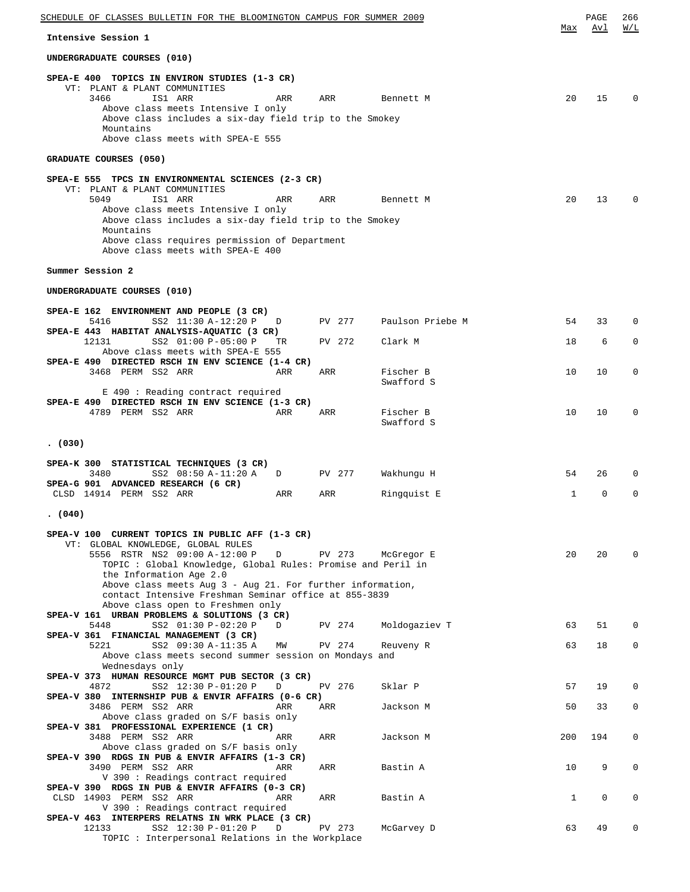Intensive Session 1

**UNDERGRADUATE COURSES (010)**

**SPEA-E 400 TOPICS IN ENVIRON STUDIES (1-3 CR)**
VT: PLANT & PLANT COMMUNITIES

| Class | Status | Session | Time | Days | Room | Instructor | Max | Avl | W/L |
|---|---|---|---|---|---|---|---|---|---|
| 3466 | | IS1 | ARR | ARR | ARR | Bennett M | 20 | 15 | 0 |

Above class meets Intensive I only
Above class includes a six-day field trip to the Smokey Mountains
Above class meets with SPEA-E 555

**GRADUATE COURSES (050)**

**SPEA-E 555 TPCS IN ENVIRONMENTAL SCIENCES (2-3 CR)**
VT: PLANT & PLANT COMMUNITIES

| Class | Status | Session | Time | Days | Room | Instructor | Max | Avl | W/L |
|---|---|---|---|---|---|---|---|---|---|
| 5049 | | IS1 | ARR | ARR | ARR | Bennett M | 20 | 13 | 0 |

Above class meets Intensive I only
Above class includes a six-day field trip to the Smokey Mountains
Above class requires permission of Department
Above class meets with SPEA-E 400

Summer Session 2

**UNDERGRADUATE COURSES (010)**

| Class | Status | Session | Time | Days | Room | Instructor | Max | Avl | W/L |
|---|---|---|---|---|---|---|---|---|---|
| **SPEA-E 162 ENVIRONMENT AND PEOPLE (3 CR)** | | | | | | | | | |
| 5416 | | SS2 | 11:30 A-12:20 P | D | PV 277 | Paulson Priebe M | 54 | 33 | 0 |
| **SPEA-E 443 HABITAT ANALYSIS-AQUATIC (3 CR)** | | | | | | | | | |
| 12131 | | SS2 | 01:00 P-05:00 P | TR | PV 272 | Clark M | 18 | 6 | 0 |
| Above class meets with SPEA-E 555 | | | | | | | | | |
| **SPEA-E 490 DIRECTED RSCH IN ENV SCIENCE (1-4 CR)** | | | | | | | | | |
| 3468 | PERM | SS2 | ARR | ARR | ARR | Fischer B, Swafford S | 10 | 10 | 0 |
| E 490 : Reading contract required | | | | | | | | | |
| **SPEA-E 490 DIRECTED RSCH IN ENV SCIENCE (1-3 CR)** | | | | | | | | | |
| 4789 | PERM | SS2 | ARR | ARR | ARR | Fischer B, Swafford S | 10 | 10 | 0 |

**. (030)**

| Class | Status | Session | Time | Days | Room | Instructor | Max | Avl | W/L |
|---|---|---|---|---|---|---|---|---|---|
| **SPEA-K 300 STATISTICAL TECHNIQUES (3 CR)** | | | | | | | | | |
| 3480 | | SS2 | 08:50 A-11:20 A | D | PV 277 | Wakhungu H | 54 | 26 | 0 |
| **SPEA-G 901 ADVANCED RESEARCH (6 CR)** | | | | | | | | | |
| 14914 | CLSD PERM | SS2 | ARR | ARR | ARR | Ringquist E | 1 | 0 | 0 |

**. (040)**

**SPEA-V 100 CURRENT TOPICS IN PUBLIC AFF (1-3 CR)**
VT: GLOBAL KNOWLEDGE, GLOBAL RULES

| Class | Status | Session | Time | Days | Room | Instructor | Max | Avl | W/L |
|---|---|---|---|---|---|---|---|---|---|
| 5556 | RSTR | NS2 | 09:00 A-12:00 P | D | PV 273 | McGregor E | 20 | 20 | 0 |
| TOPIC : Global Knowledge, Global Rules: Promise and Peril in the Information Age 2.0 | | | | | | | | | |
| Above class meets Aug 3 - Aug 21. For further information, contact Intensive Freshman Seminar office at 855-3839 | | | | | | | | | |
| Above class open to Freshmen only | | | | | | | | | |
| **SPEA-V 161 URBAN PROBLEMS & SOLUTIONS (3 CR)** | | | | | | | | | |
| 5448 | | SS2 | 01:30 P-02:20 P | D | PV 274 | Moldogaziev T | 63 | 51 | 0 |
| **SPEA-V 361 FINANCIAL MANAGEMENT (3 CR)** | | | | | | | | | |
| 5221 | | SS2 | 09:30 A-11:35 A | MW | PV 274 | Reuveny R | 63 | 18 | 0 |
| Above class meets second summer session on Mondays and Wednesdays only | | | | | | | | | |
| **SPEA-V 373 HUMAN RESOURCE MGMT PUB SECTOR (3 CR)** | | | | | | | | | |
| 4872 | | SS2 | 12:30 P-01:20 P | D | PV 276 | Sklar P | 57 | 19 | 0 |
| **SPEA-V 380 INTERNSHIP PUB & ENVIR AFFAIRS (0-6 CR)** | | | | | | | | | |
| 3486 | PERM | SS2 | ARR | ARR | ARR | Jackson M | 50 | 33 | 0 |
| Above class graded on S/F basis only | | | | | | | | | |
| **SPEA-V 381 PROFESSIONAL EXPERIENCE (1 CR)** | | | | | | | | | |
| 3488 | PERM | SS2 | ARR | ARR | ARR | Jackson M | 200 | 194 | 0 |
| Above class graded on S/F basis only | | | | | | | | | |
| **SPEA-V 390 RDGS IN PUB & ENVIR AFFAIRS (1-3 CR)** | | | | | | | | | |
| 3490 | PERM | SS2 | ARR | ARR | ARR | Bastin A | 10 | 9 | 0 |
| V 390 : Readings contract required | | | | | | | | | |
| **SPEA-V 390 RDGS IN PUB & ENVIR AFFAIRS (0-3 CR)** | | | | | | | | | |
| 14903 | CLSD PERM | SS2 | ARR | ARR | ARR | Bastin A | 1 | 0 | 0 |
| V 390 : Readings contract required | | | | | | | | | |
| **SPEA-V 463 INTERPERS RELATNS IN WRK PLACE (3 CR)** | | | | | | | | | |
| 12133 | | SS2 | 12:30 P-01:20 P | D | PV 273 | McGarvey D | 63 | 49 | 0 |
| TOPIC : Interpersonal Relations in the Workplace | | | | | | | | | |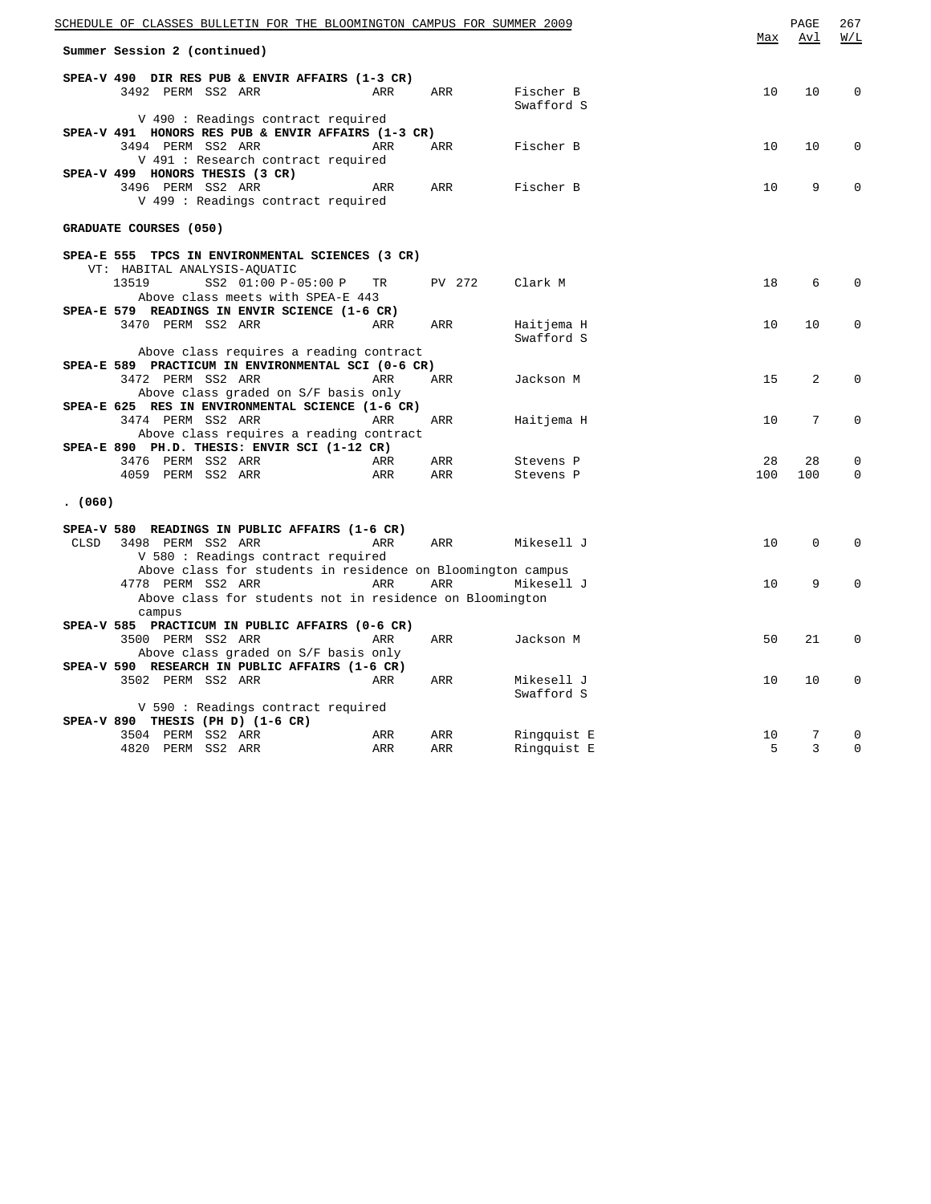Summer Session 2 (continued)

| | Max | Avl | W/L |
|---|---|---|---|
| **SPEA-V 490 DIR RES PUB & ENVIR AFFAIRS (1-3 CR)** | | | |
| 3492 PERM SS2 ARR ARR ARR Fischer B / Swafford S | 10 | 10 | 0 |
| V 490 : Readings contract required | | | |
| **SPEA-V 491 HONORS RES PUB & ENVIR AFFAIRS (1-3 CR)** | | | |
| 3494 PERM SS2 ARR ARR ARR Fischer B | 10 | 10 | 0 |
| V 491 : Research contract required | | | |
| **SPEA-V 499 HONORS THESIS (3 CR)** | | | |
| 3496 PERM SS2 ARR ARR ARR Fischer B | 10 | 9 | 0 |
| V 499 : Readings contract required | | | |

**GRADUATE COURSES (050)**

| | Max | Avl | W/L |
|---|---|---|---|
| **SPEA-E 555 TPCS IN ENVIRONMENTAL SCIENCES (3 CR)** | | | |
| VT: HABITAL ANALYSIS-AQUATIC | | | |
| 13519 SS2 01:00 P-05:00 P TR PV 272 Clark M | 18 | 6 | 0 |
| Above class meets with SPEA-E 443 | | | |
| **SPEA-E 579 READINGS IN ENVIR SCIENCE (1-6 CR)** | | | |
| 3470 PERM SS2 ARR ARR ARR Haitjema H / Swafford S | 10 | 10 | 0 |
| Above class requires a reading contract | | | |
| **SPEA-E 589 PRACTICUM IN ENVIRONMENTAL SCI (0-6 CR)** | | | |
| 3472 PERM SS2 ARR ARR ARR Jackson M | 15 | 2 | 0 |
| Above class graded on S/F basis only | | | |
| **SPEA-E 625 RES IN ENVIRONMENTAL SCIENCE (1-6 CR)** | | | |
| 3474 PERM SS2 ARR ARR ARR Haitjema H | 10 | 7 | 0 |
| Above class requires a reading contract | | | |
| **SPEA-E 890 PH.D. THESIS: ENVIR SCI (1-12 CR)** | | | |
| 3476 PERM SS2 ARR ARR ARR Stevens P | 28 | 28 | 0 |
| 4059 PERM SS2 ARR ARR ARR Stevens P | 100 | 100 | 0 |

**. (060)**

| | Max | Avl | W/L |
|---|---|---|---|
| **SPEA-V 580 READINGS IN PUBLIC AFFAIRS (1-6 CR)** | | | |
| CLSD 3498 PERM SS2 ARR ARR ARR Mikesell J | 10 | 0 | 0 |
| V 580 : Readings contract required | | | |
| Above class for students in residence on Bloomington campus | | | |
| 4778 PERM SS2 ARR ARR ARR Mikesell J | 10 | 9 | 0 |
| Above class for students not in residence on Bloomington campus | | | |
| **SPEA-V 585 PRACTICUM IN PUBLIC AFFAIRS (0-6 CR)** | | | |
| 3500 PERM SS2 ARR ARR ARR Jackson M | 50 | 21 | 0 |
| Above class graded on S/F basis only | | | |
| **SPEA-V 590 RESEARCH IN PUBLIC AFFAIRS (1-6 CR)** | | | |
| 3502 PERM SS2 ARR ARR ARR Mikesell J / Swafford S | 10 | 10 | 0 |
| V 590 : Readings contract required | | | |
| **SPEA-V 890 THESIS (PH D) (1-6 CR)** | | | |
| 3504 PERM SS2 ARR ARR ARR Ringquist E | 10 | 7 | 0 |
| 4820 PERM SS2 ARR ARR ARR Ringquist E | 5 | 3 | 0 |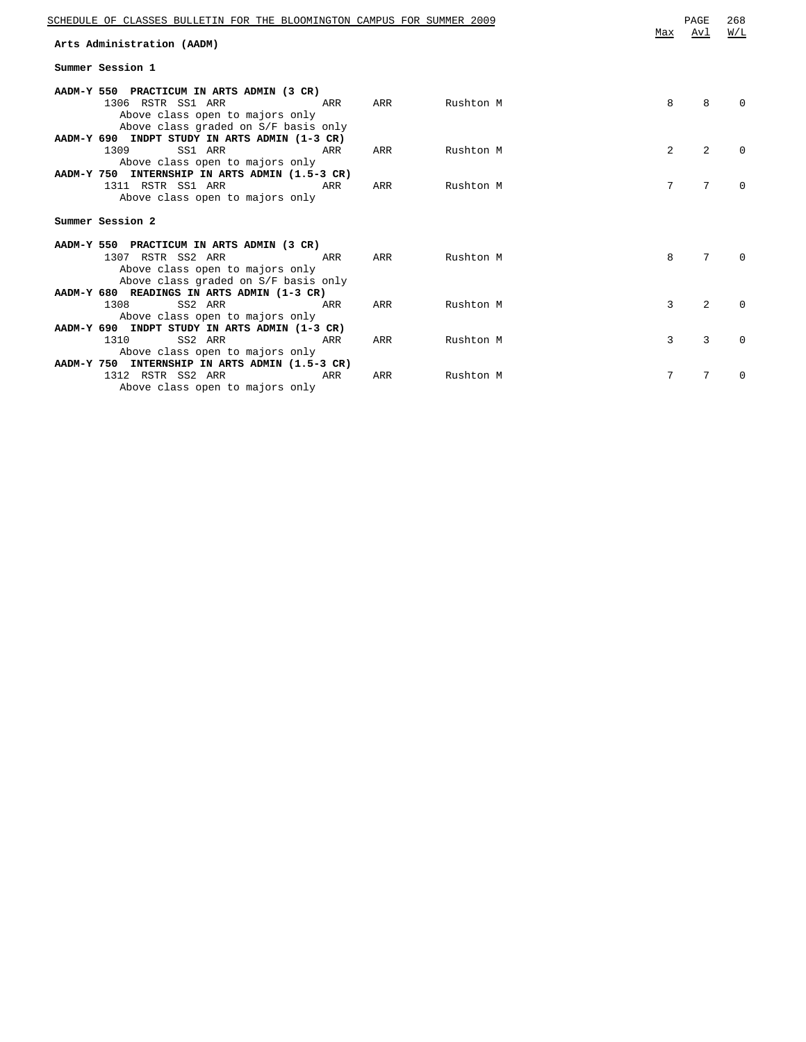## Arts Administration (AADM)

### Summer Session 1

| Course / Class | | Session | | | | Instructor | Max | Avl | W/L |
|---|---|---|---|---|---|---|---|---|---|
| **AADM-Y 550 PRACTICUM IN ARTS ADMIN (3 CR)** | | | | | | | | | |
| 1306 | RSTR | SS1 | ARR | ARR | ARR | Rushton M | 8 | 8 | 0 |
| Above class open to majors only | | | | | | | | | |
| Above class graded on S/F basis only | | | | | | | | | |
| **AADM-Y 690 INDPT STUDY IN ARTS ADMIN (1-3 CR)** | | | | | | | | | |
| 1309 | | SS1 | ARR | ARR | ARR | Rushton M | 2 | 2 | 0 |
| Above class open to majors only | | | | | | | | | |
| **AADM-Y 750 INTERNSHIP IN ARTS ADMIN (1.5-3 CR)** | | | | | | | | | |
| 1311 | RSTR | SS1 | ARR | ARR | ARR | Rushton M | 7 | 7 | 0 |
| Above class open to majors only | | | | | | | | | |

### Summer Session 2

| Course / Class | | Session | | | | Instructor | Max | Avl | W/L |
|---|---|---|---|---|---|---|---|---|---|
| **AADM-Y 550 PRACTICUM IN ARTS ADMIN (3 CR)** | | | | | | | | | |
| 1307 | RSTR | SS2 | ARR | ARR | ARR | Rushton M | 8 | 7 | 0 |
| Above class open to majors only | | | | | | | | | |
| Above class graded on S/F basis only | | | | | | | | | |
| **AADM-Y 680 READINGS IN ARTS ADMIN (1-3 CR)** | | | | | | | | | |
| 1308 | | SS2 | ARR | ARR | ARR | Rushton M | 3 | 2 | 0 |
| Above class open to majors only | | | | | | | | | |
| **AADM-Y 690 INDPT STUDY IN ARTS ADMIN (1-3 CR)** | | | | | | | | | |
| 1310 | | SS2 | ARR | ARR | ARR | Rushton M | 3 | 3 | 0 |
| Above class open to majors only | | | | | | | | | |
| **AADM-Y 750 INTERNSHIP IN ARTS ADMIN (1.5-3 CR)** | | | | | | | | | |
| 1312 | RSTR | SS2 | ARR | ARR | ARR | Rushton M | 7 | 7 | 0 |
| Above class open to majors only | | | | | | | | | |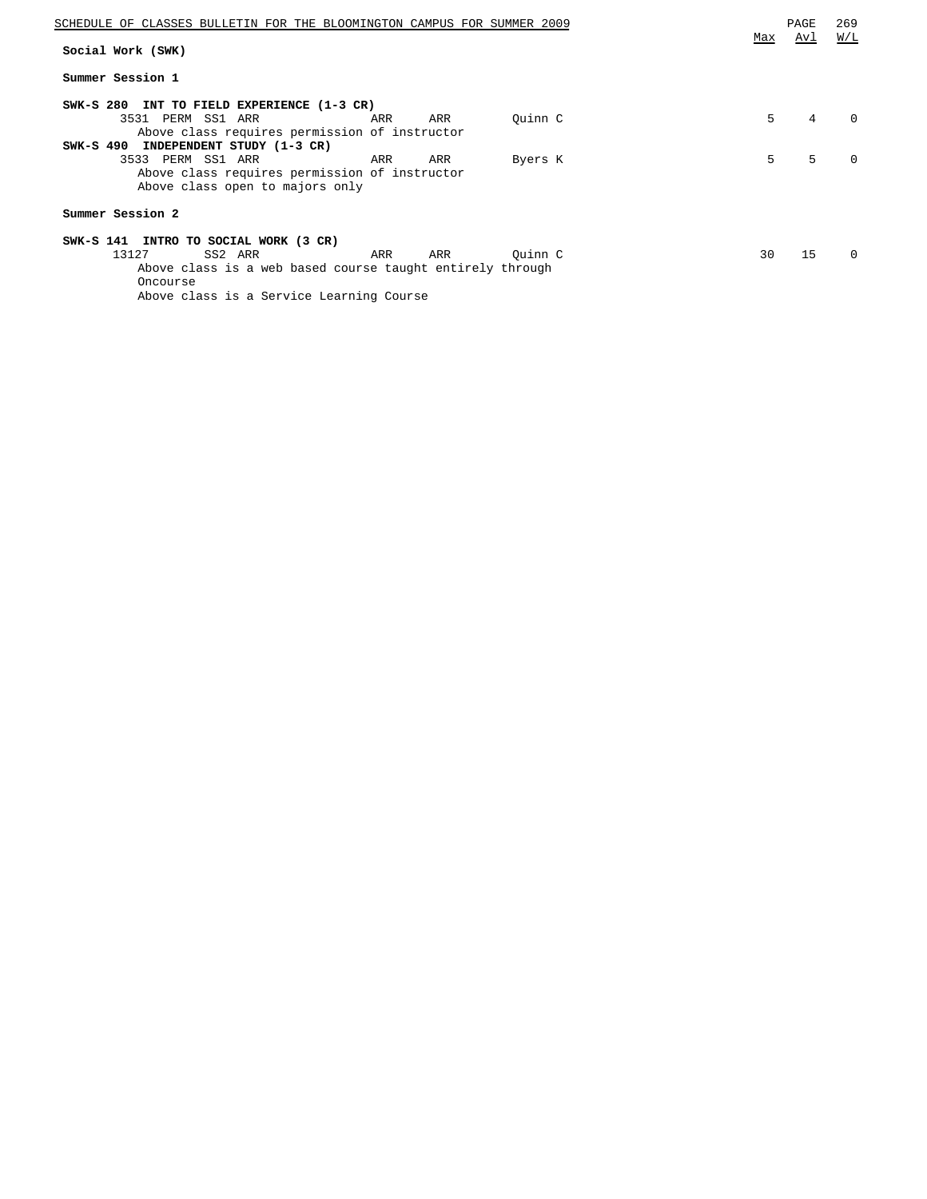## Social Work (SWK)

### Summer Session 1

**SWK-S 280 INT TO FIELD EXPERIENCE (1-3 CR)**

| Class | Type | Session | Time | Days | Room | Bldg | Instructor | Max | Avl | W/L |
|---|---|---|---|---|---|---|---|---|---|---|
| 3531 | PERM | SS1 | ARR | | ARR | ARR | Quinn C | 5 | 4 | 0 |

Above class requires permission of instructor

**SWK-S 490 INDEPENDENT STUDY (1-3 CR)**

| Class | Type | Session | Time | Days | Room | Bldg | Instructor | Max | Avl | W/L |
|---|---|---|---|---|---|---|---|---|---|---|
| 3533 | PERM | SS1 | ARR | | ARR | ARR | Byers K | 5 | 5 | 0 |

Above class requires permission of instructor
Above class open to majors only

### Summer Session 2

**SWK-S 141 INTRO TO SOCIAL WORK (3 CR)**

| Class | Type | Session | Time | Days | Room | Bldg | Instructor | Max | Avl | W/L |
|---|---|---|---|---|---|---|---|---|---|---|
| 13127 | | SS2 | ARR | | ARR | ARR | Quinn C | 30 | 15 | 0 |

Above class is a web based course taught entirely through Oncourse
Above class is a Service Learning Course